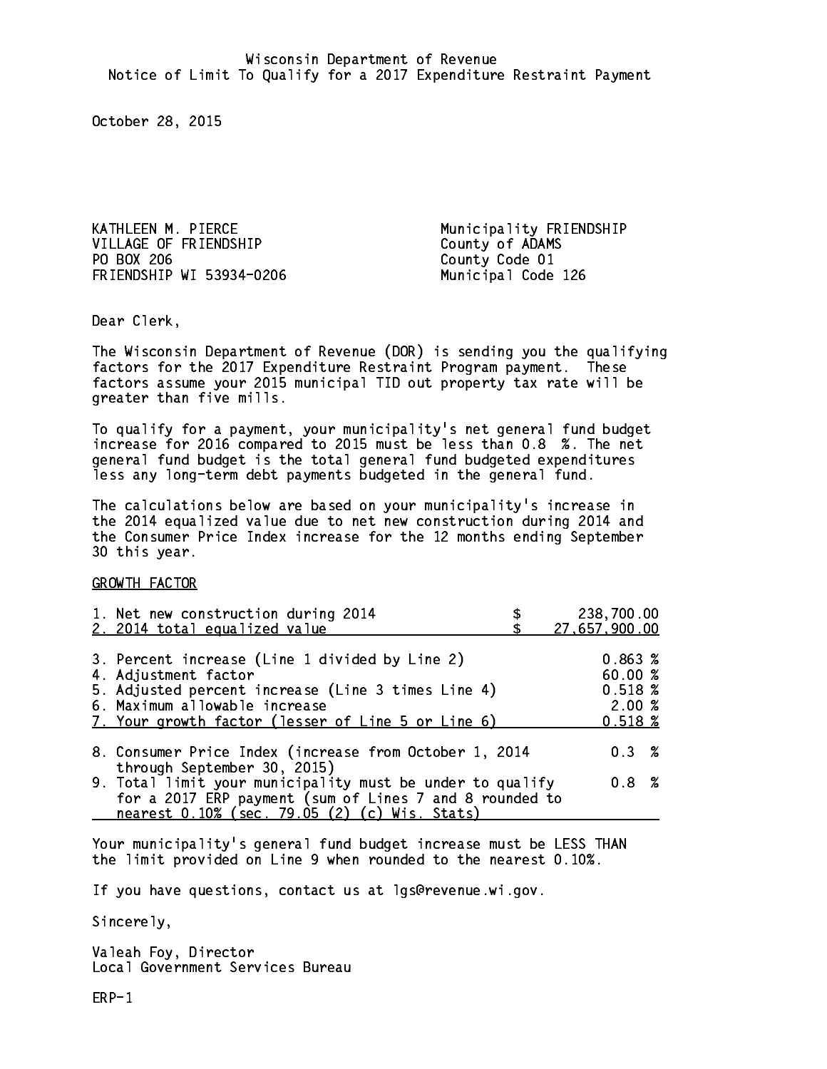Wisconsin Department of Revenue
Notice of Limit To Qualify for a 2017 Expenditure Restraint Payment

October 28, 2015

KATHLEEN M. PIERCE
VILLAGE OF FRIENDSHIP
PO BOX 206
FRIENDSHIP WI 53934-0206

Municipality FRIENDSHIP
County of ADAMS
County Code 01
Municipal Code 126

Dear Clerk,

The Wisconsin Department of Revenue (DOR) is sending you the qualifying factors for the 2017 Expenditure Restraint Program payment. These factors assume your 2015 municipal TID out property tax rate will be greater than five mills.

To qualify for a payment, your municipality's net general fund budget increase for 2016 compared to 2015 must be less than 0.8 %. The net general fund budget is the total general fund budgeted expenditures less any long-term debt payments budgeted in the general fund.

The calculations below are based on your municipality's increase in the 2014 equalized value due to net new construction during 2014 and the Consumer Price Index increase for the 12 months ending September 30 this year.

GROWTH FACTOR

| | |
|---|---|
| 1. Net new construction during 2014 | $ 238,700.00 |
| 2. 2014 total equalized value | $ 27,657,900.00 |
| 3. Percent increase (Line 1 divided by Line 2) | 0.863 % |
| 4. Adjustment factor | 60.00 % |
| 5. Adjusted percent increase (Line 3 times Line 4) | 0.518 % |
| 6. Maximum allowable increase | 2.00 % |
| 7. Your growth factor (lesser of Line 5 or Line 6) | 0.518 % |
| 8. Consumer Price Index (increase from October 1, 2014 through September 30, 2015) | 0.3 % |
| 9. Total limit your municipality must be under to qualify for a 2017 ERP payment (sum of Lines 7 and 8 rounded to nearest 0.10% (sec. 79.05 (2) (c) Wis. Stats) | 0.8 % |

Your municipality's general fund budget increase must be LESS THAN the limit provided on Line 9 when rounded to the nearest 0.10%.

If you have questions, contact us at lgs@revenue.wi.gov.

Sincerely,

Valeah Foy, Director
Local Government Services Bureau

ERP-1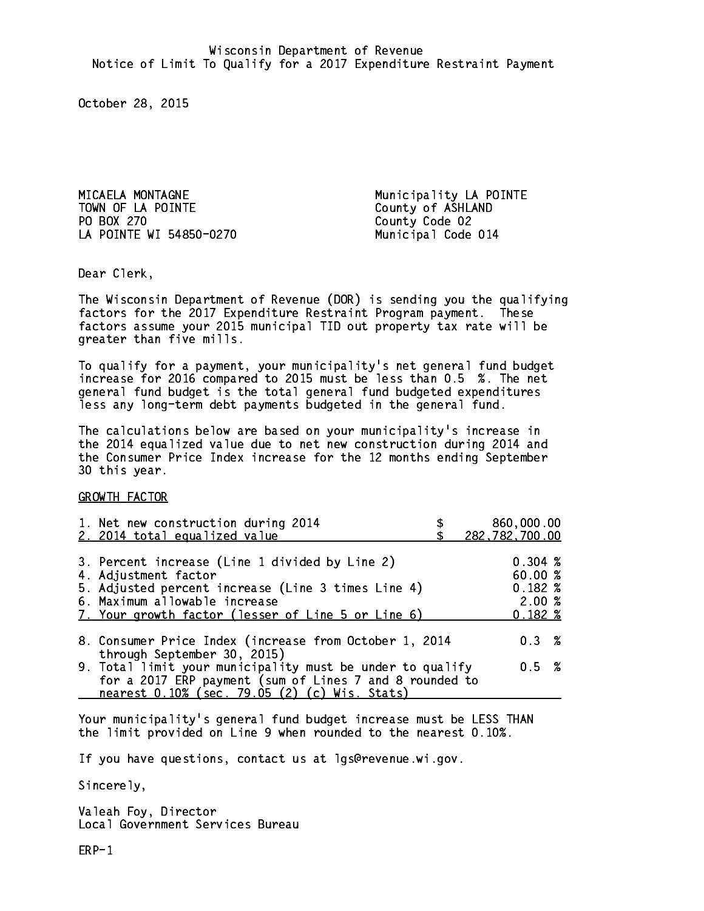Wisconsin Department of Revenue
Notice of Limit To Qualify for a 2017 Expenditure Restraint Payment

October 28, 2015

MICAELA MONTAGNE
TOWN OF LA POINTE
PO BOX 270
LA POINTE WI 54850-0270

Municipality LA POINTE
County of ASHLAND
County Code 02
Municipal Code 014

Dear Clerk,

The Wisconsin Department of Revenue (DOR) is sending you the qualifying factors for the 2017 Expenditure Restraint Program payment. These factors assume your 2015 municipal TID out property tax rate will be greater than five mills.

To qualify for a payment, your municipality's net general fund budget increase for 2016 compared to 2015 must be less than 0.5 %. The net general fund budget is the total general fund budgeted expenditures less any long-term debt payments budgeted in the general fund.

The calculations below are based on your municipality's increase in the 2014 equalized value due to net new construction during 2014 and the Consumer Price Index increase for the 12 months ending September 30 this year.

GROWTH FACTOR

| | |
|---|---|
| 1. Net new construction during 2014 | $ 860,000.00 |
| 2. 2014 total equalized value | $ 282,782,700.00 |
| 3. Percent increase (Line 1 divided by Line 2) | 0.304 % |
| 4. Adjustment factor | 60.00 % |
| 5. Adjusted percent increase (Line 3 times Line 4) | 0.182 % |
| 6. Maximum allowable increase | 2.00 % |
| 7. Your growth factor (lesser of Line 5 or Line 6) | 0.182 % |
| 8. Consumer Price Index (increase from October 1, 2014 through September 30, 2015) | 0.3 % |
| 9. Total limit your municipality must be under to qualify for a 2017 ERP payment (sum of Lines 7 and 8 rounded to nearest 0.10% (sec. 79.05 (2) (c) Wis. Stats) | 0.5 % |

Your municipality's general fund budget increase must be LESS THAN the limit provided on Line 9 when rounded to the nearest 0.10%.

If you have questions, contact us at lgs@revenue.wi.gov.

Sincerely,

Valeah Foy, Director
Local Government Services Bureau

ERP-1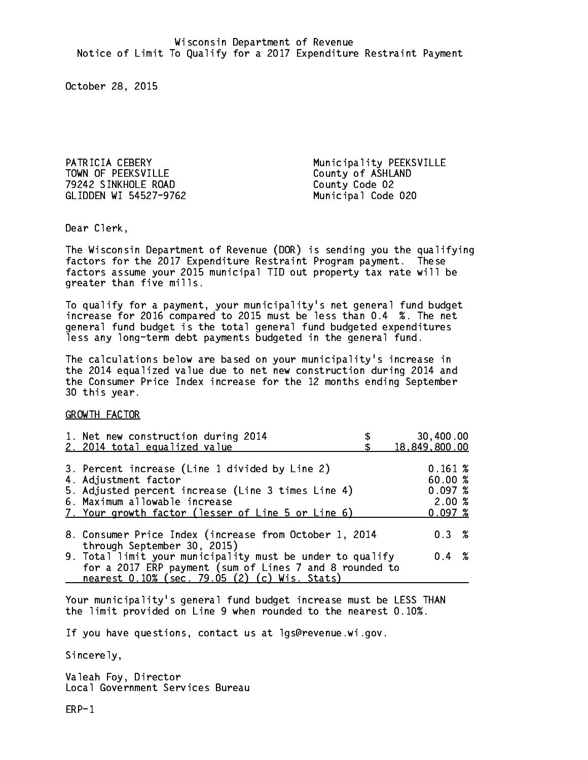Wisconsin Department of Revenue
Notice of Limit To Qualify for a 2017 Expenditure Restraint Payment

October 28, 2015

PATRICIA CEBERY
TOWN OF PEEKSVILLE
79242 SINKHOLE ROAD
GLIDDEN WI 54527-9762

Municipality PEEKSVILLE
County of ASHLAND
County Code 02
Municipal Code 020

Dear Clerk,

The Wisconsin Department of Revenue (DOR) is sending you the qualifying factors for the 2017 Expenditure Restraint Program payment. These factors assume your 2015 municipal TID out property tax rate will be greater than five mills.

To qualify for a payment, your municipality's net general fund budget increase for 2016 compared to 2015 must be less than 0.4 %. The net general fund budget is the total general fund budgeted expenditures less any long-term debt payments budgeted in the general fund.

The calculations below are based on your municipality's increase in the 2014 equalized value due to net new construction during 2014 and the Consumer Price Index increase for the 12 months ending September 30 this year.

GROWTH FACTOR

| | | |
|---|---|---|
| 1. Net new construction during 2014 | $ | 30,400.00 |
| 2. 2014 total equalized value | $ | 18,849,800.00 |
| 3. Percent increase (Line 1 divided by Line 2) | | 0.161 % |
| 4. Adjustment factor | | 60.00 % |
| 5. Adjusted percent increase (Line 3 times Line 4) | | 0.097 % |
| 6. Maximum allowable increase | | 2.00 % |
| 7. Your growth factor (lesser of Line 5 or Line 6) | | 0.097 % |
| 8. Consumer Price Index (increase from October 1, 2014 through September 30, 2015) | | 0.3 % |
| 9. Total limit your municipality must be under to qualify for a 2017 ERP payment (sum of Lines 7 and 8 rounded to nearest 0.10% (sec. 79.05 (2) (c) Wis. Stats) | | 0.4 % |

Your municipality's general fund budget increase must be LESS THAN the limit provided on Line 9 when rounded to the nearest 0.10%.

If you have questions, contact us at lgs@revenue.wi.gov.

Sincerely,

Valeah Foy, Director
Local Government Services Bureau

ERP-1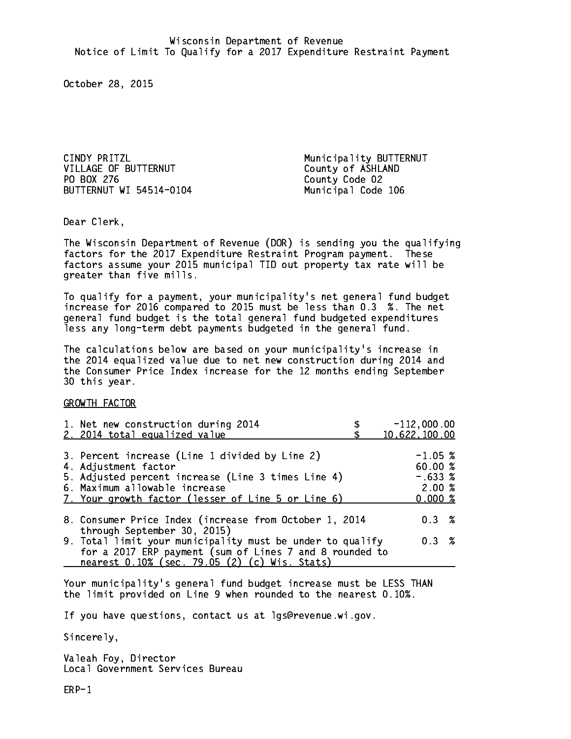Wisconsin Department of Revenue
Notice of Limit To Qualify for a 2017 Expenditure Restraint Payment

October 28, 2015

CINDY PRITZL
VILLAGE OF BUTTERNUT
PO BOX 276
BUTTERNUT WI 54514-0104

Municipality BUTTERNUT
County of ASHLAND
County Code 02
Municipal Code 106

Dear Clerk,

The Wisconsin Department of Revenue (DOR) is sending you the qualifying factors for the 2017 Expenditure Restraint Program payment. These factors assume your 2015 municipal TID out property tax rate will be greater than five mills.

To qualify for a payment, your municipality's net general fund budget increase for 2016 compared to 2015 must be less than 0.3 %. The net general fund budget is the total general fund budgeted expenditures less any long-term debt payments budgeted in the general fund.

The calculations below are based on your municipality's increase in the 2014 equalized value due to net new construction during 2014 and the Consumer Price Index increase for the 12 months ending September 30 this year.

GROWTH FACTOR

| | |
|---|---|
| 1. Net new construction during 2014 | $ -112,000.00 |
| 2. 2014 total equalized value | $ 10,622,100.00 |
| 3. Percent increase (Line 1 divided by Line 2) | -1.05 % |
| 4. Adjustment factor | 60.00 % |
| 5. Adjusted percent increase (Line 3 times Line 4) | -.633 % |
| 6. Maximum allowable increase | 2.00 % |
| 7. Your growth factor (lesser of Line 5 or Line 6) | 0.000 % |
| 8. Consumer Price Index (increase from October 1, 2014 through September 30, 2015) | 0.3 % |
| 9. Total limit your municipality must be under to qualify for a 2017 ERP payment (sum of Lines 7 and 8 rounded to nearest 0.10% (sec. 79.05 (2) (c) Wis. Stats) | 0.3 % |

Your municipality's general fund budget increase must be LESS THAN the limit provided on Line 9 when rounded to the nearest 0.10%.

If you have questions, contact us at lgs@revenue.wi.gov.

Sincerely,

Valeah Foy, Director
Local Government Services Bureau

ERP-1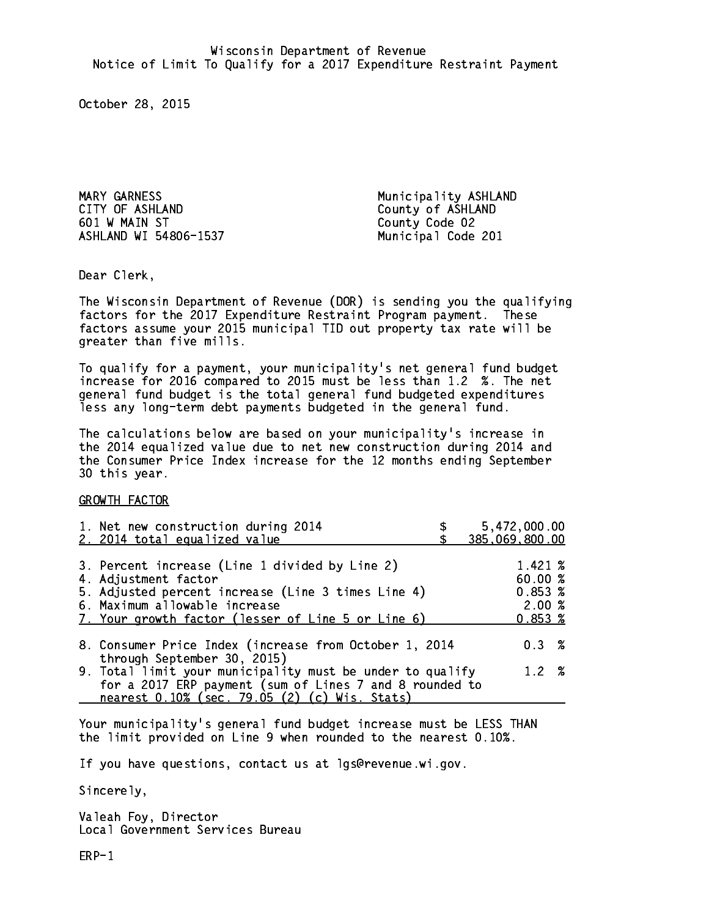Wisconsin Department of Revenue
Notice of Limit To Qualify for a 2017 Expenditure Restraint Payment

October 28, 2015

MARY GARNESS
CITY OF ASHLAND
601 W MAIN ST
ASHLAND WI 54806-1537

Municipality ASHLAND
County of ASHLAND
County Code 02
Municipal Code 201

Dear Clerk,

The Wisconsin Department of Revenue (DOR) is sending you the qualifying factors for the 2017 Expenditure Restraint Program payment. These factors assume your 2015 municipal TID out property tax rate will be greater than five mills.

To qualify for a payment, your municipality's net general fund budget increase for 2016 compared to 2015 must be less than 1.2 %. The net general fund budget is the total general fund budgeted expenditures less any long-term debt payments budgeted in the general fund.

The calculations below are based on your municipality's increase in the 2014 equalized value due to net new construction during 2014 and the Consumer Price Index increase for the 12 months ending September 30 this year.

GROWTH FACTOR

| | |
|---|---|
| 1. Net new construction during 2014 | $ 5,472,000.00 |
| 2. 2014 total equalized value | $ 385,069,800.00 |
| 3. Percent increase (Line 1 divided by Line 2) | 1.421 % |
| 4. Adjustment factor | 60.00 % |
| 5. Adjusted percent increase (Line 3 times Line 4) | 0.853 % |
| 6. Maximum allowable increase | 2.00 % |
| 7. Your growth factor (lesser of Line 5 or Line 6) | 0.853 % |
| 8. Consumer Price Index (increase from October 1, 2014 through September 30, 2015) | 0.3 % |
| 9. Total limit your municipality must be under to qualify for a 2017 ERP payment (sum of Lines 7 and 8 rounded to nearest 0.10% (sec. 79.05 (2) (c) Wis. Stats) | 1.2 % |

Your municipality's general fund budget increase must be LESS THAN the limit provided on Line 9 when rounded to the nearest 0.10%.

If you have questions, contact us at lgs@revenue.wi.gov.

Sincerely,

Valeah Foy, Director
Local Government Services Bureau

ERP-1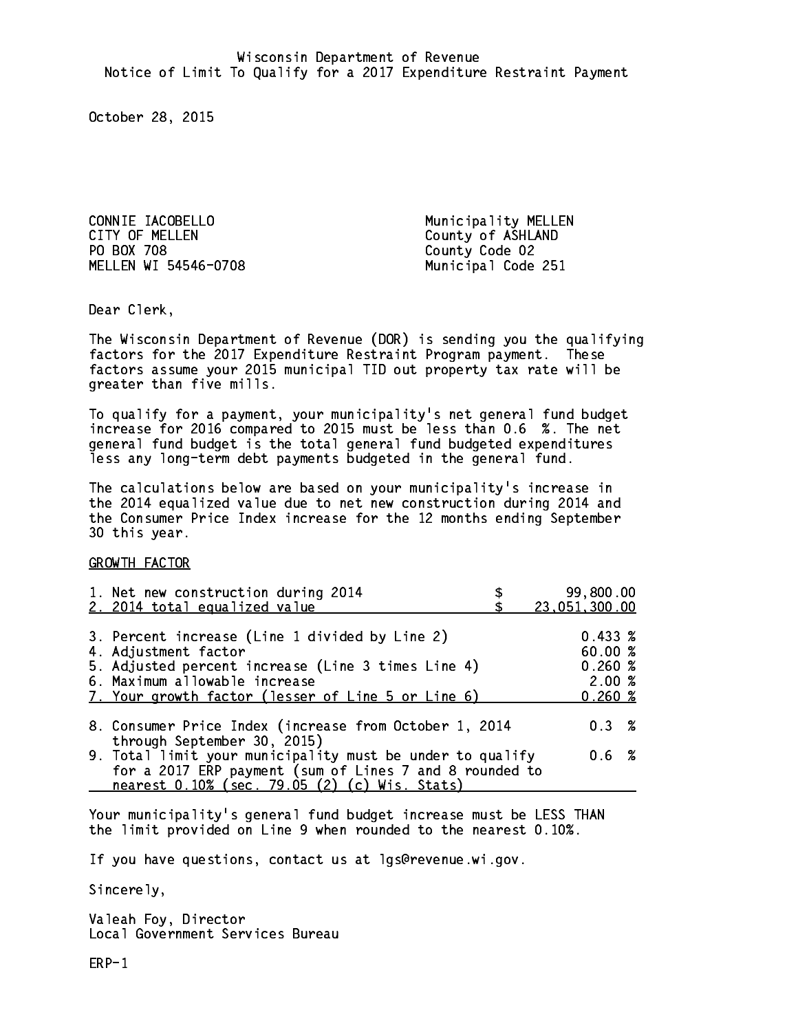Wisconsin Department of Revenue
Notice of Limit To Qualify for a 2017 Expenditure Restraint Payment

October 28, 2015

CONNIE IACOBELLO
CITY OF MELLEN
PO BOX 708
MELLEN WI 54546-0708

Municipality MELLEN
County of ASHLAND
County Code 02
Municipal Code 251

Dear Clerk,

The Wisconsin Department of Revenue (DOR) is sending you the qualifying factors for the 2017 Expenditure Restraint Program payment. These factors assume your 2015 municipal TID out property tax rate will be greater than five mills.

To qualify for a payment, your municipality's net general fund budget increase for 2016 compared to 2015 must be less than 0.6 %. The net general fund budget is the total general fund budgeted expenditures less any long-term debt payments budgeted in the general fund.

The calculations below are based on your municipality's increase in the 2014 equalized value due to net new construction during 2014 and the Consumer Price Index increase for the 12 months ending September 30 this year.

GROWTH FACTOR

| | |
|---|---|
| 1. Net new construction during 2014 | $ 99,800.00 |
| 2. 2014 total equalized value | $ 23,051,300.00 |
| 3. Percent increase (Line 1 divided by Line 2) | 0.433 % |
| 4. Adjustment factor | 60.00 % |
| 5. Adjusted percent increase (Line 3 times Line 4) | 0.260 % |
| 6. Maximum allowable increase | 2.00 % |
| 7. Your growth factor (lesser of Line 5 or Line 6) | 0.260 % |
| 8. Consumer Price Index (increase from October 1, 2014 through September 30, 2015) | 0.3 % |
| 9. Total limit your municipality must be under to qualify for a 2017 ERP payment (sum of Lines 7 and 8 rounded to nearest 0.10% (sec. 79.05 (2) (c) Wis. Stats) | 0.6 % |

Your municipality's general fund budget increase must be LESS THAN the limit provided on Line 9 when rounded to the nearest 0.10%.

If you have questions, contact us at lgs@revenue.wi.gov.

Sincerely,

Valeah Foy, Director
Local Government Services Bureau

ERP-1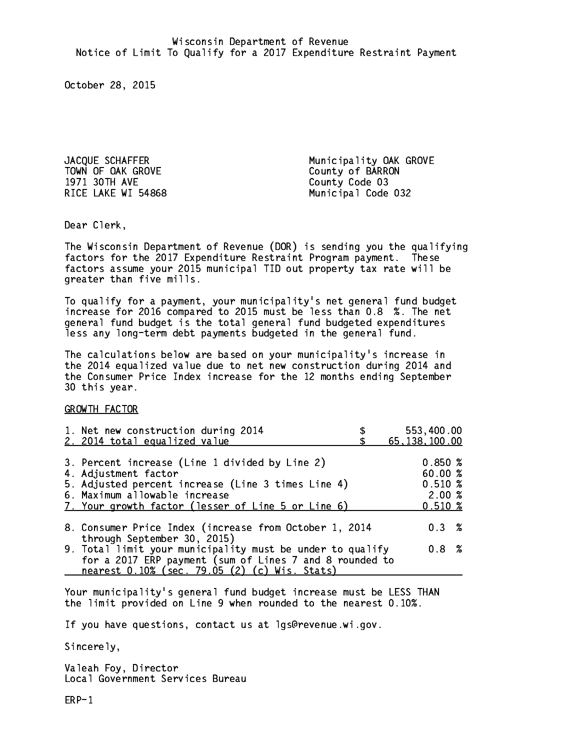Wisconsin Department of Revenue
Notice of Limit To Qualify for a 2017 Expenditure Restraint Payment

October 28, 2015

JACQUE SCHAFFER
TOWN OF OAK GROVE
1971 30TH AVE
RICE LAKE WI 54868

Municipality OAK GROVE
County of BARRON
County Code 03
Municipal Code 032

Dear Clerk,

The Wisconsin Department of Revenue (DOR) is sending you the qualifying factors for the 2017 Expenditure Restraint Program payment. These factors assume your 2015 municipal TID out property tax rate will be greater than five mills.

To qualify for a payment, your municipality's net general fund budget increase for 2016 compared to 2015 must be less than 0.8 %. The net general fund budget is the total general fund budgeted expenditures less any long-term debt payments budgeted in the general fund.

The calculations below are based on your municipality's increase in the 2014 equalized value due to net new construction during 2014 and the Consumer Price Index increase for the 12 months ending September 30 this year.

GROWTH FACTOR

| | |
|---|---|
| 1. Net new construction during 2014 | $ 553,400.00 |
| 2. 2014 total equalized value | $ 65,138,100.00 |
| 3. Percent increase (Line 1 divided by Line 2) | 0.850 % |
| 4. Adjustment factor | 60.00 % |
| 5. Adjusted percent increase (Line 3 times Line 4) | 0.510 % |
| 6. Maximum allowable increase | 2.00 % |
| 7. Your growth factor (lesser of Line 5 or Line 6) | 0.510 % |
| 8. Consumer Price Index (increase from October 1, 2014 through September 30, 2015) | 0.3 % |
| 9. Total limit your municipality must be under to qualify for a 2017 ERP payment (sum of Lines 7 and 8 rounded to nearest 0.10% (sec. 79.05 (2) (c) Wis. Stats) | 0.8 % |

Your municipality's general fund budget increase must be LESS THAN the limit provided on Line 9 when rounded to the nearest 0.10%.

If you have questions, contact us at lgs@revenue.wi.gov.

Sincerely,

Valeah Foy, Director
Local Government Services Bureau

ERP-1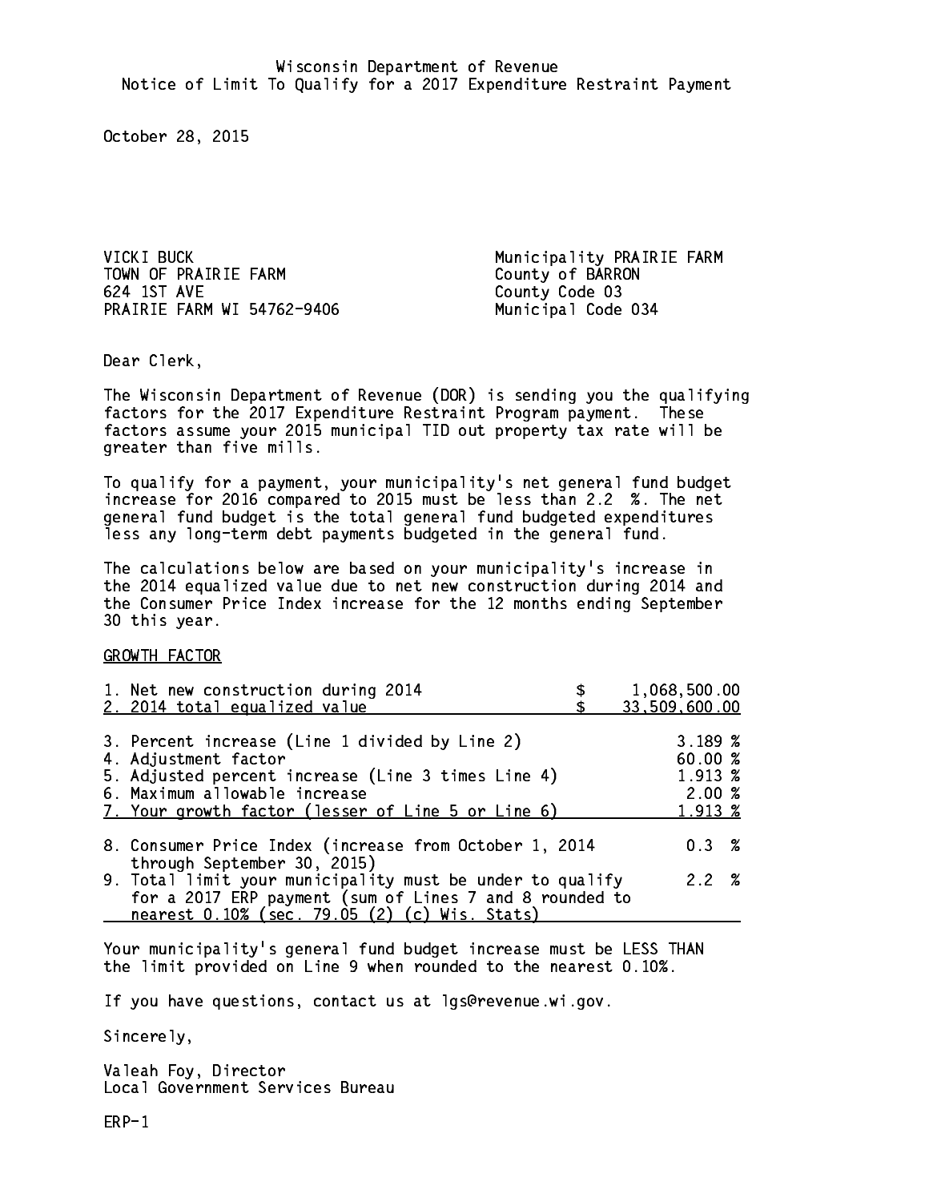Wisconsin Department of Revenue
Notice of Limit To Qualify for a 2017 Expenditure Restraint Payment

October 28, 2015

VICKI BUCK
TOWN OF PRAIRIE FARM
624 1ST AVE
PRAIRIE FARM WI 54762-9406

Municipality PRAIRIE FARM
County of BARRON
County Code 03
Municipal Code 034

Dear Clerk,

The Wisconsin Department of Revenue (DOR) is sending you the qualifying factors for the 2017 Expenditure Restraint Program payment. These factors assume your 2015 municipal TID out property tax rate will be greater than five mills.

To qualify for a payment, your municipality's net general fund budget increase for 2016 compared to 2015 must be less than 2.2 %. The net general fund budget is the total general fund budgeted expenditures less any long-term debt payments budgeted in the general fund.

The calculations below are based on your municipality's increase in the 2014 equalized value due to net new construction during 2014 and the Consumer Price Index increase for the 12 months ending September 30 this year.

GROWTH FACTOR

| | |
|---|---|
| 1. Net new construction during 2014 | $ 1,068,500.00 |
| 2. 2014 total equalized value | $ 33,509,600.00 |
| 3. Percent increase (Line 1 divided by Line 2) | 3.189 % |
| 4. Adjustment factor | 60.00 % |
| 5. Adjusted percent increase (Line 3 times Line 4) | 1.913 % |
| 6. Maximum allowable increase | 2.00 % |
| 7. Your growth factor (lesser of Line 5 or Line 6) | 1.913 % |
| 8. Consumer Price Index (increase from October 1, 2014 through September 30, 2015) | 0.3 % |
| 9. Total limit your municipality must be under to qualify for a 2017 ERP payment (sum of Lines 7 and 8 rounded to nearest 0.10% (sec. 79.05 (2) (c) Wis. Stats) | 2.2 % |

Your municipality's general fund budget increase must be LESS THAN the limit provided on Line 9 when rounded to the nearest 0.10%.

If you have questions, contact us at lgs@revenue.wi.gov.

Sincerely,

Valeah Foy, Director
Local Government Services Bureau

ERP-1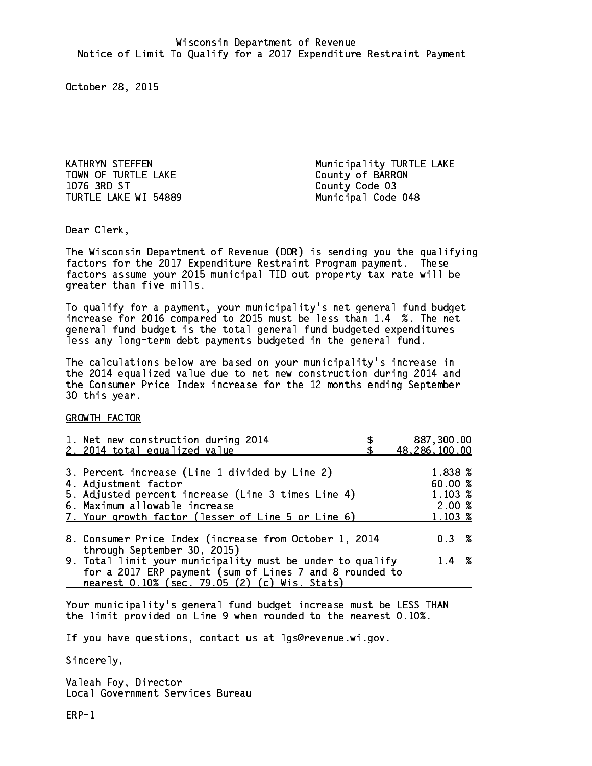Wisconsin Department of Revenue
Notice of Limit To Qualify for a 2017 Expenditure Restraint Payment

October 28, 2015

KATHRYN STEFFEN
TOWN OF TURTLE LAKE
1076 3RD ST
TURTLE LAKE WI 54889

Municipality TURTLE LAKE
County of BARRON
County Code 03
Municipal Code 048

Dear Clerk,

The Wisconsin Department of Revenue (DOR) is sending you the qualifying factors for the 2017 Expenditure Restraint Program payment. These factors assume your 2015 municipal TID out property tax rate will be greater than five mills.

To qualify for a payment, your municipality's net general fund budget increase for 2016 compared to 2015 must be less than 1.4 %. The net general fund budget is the total general fund budgeted expenditures less any long-term debt payments budgeted in the general fund.

The calculations below are based on your municipality's increase in the 2014 equalized value due to net new construction during 2014 and the Consumer Price Index increase for the 12 months ending September 30 this year.

GROWTH FACTOR

| | | |
|---|---|---|
| 1. Net new construction during 2014 | $ | 887,300.00 |
| 2. 2014 total equalized value | $ | 48,286,100.00 |
| 3. Percent increase (Line 1 divided by Line 2) | | 1.838 % |
| 4. Adjustment factor | | 60.00 % |
| 5. Adjusted percent increase (Line 3 times Line 4) | | 1.103 % |
| 6. Maximum allowable increase | | 2.00 % |
| 7. Your growth factor (lesser of Line 5 or Line 6) | | 1.103 % |
| 8. Consumer Price Index (increase from October 1, 2014 through September 30, 2015) | | 0.3 % |
| 9. Total limit your municipality must be under to qualify for a 2017 ERP payment (sum of Lines 7 and 8 rounded to nearest 0.10% (sec. 79.05 (2) (c) Wis. Stats) | | 1.4 % |

Your municipality's general fund budget increase must be LESS THAN the limit provided on Line 9 when rounded to the nearest 0.10%.

If you have questions, contact us at lgs@revenue.wi.gov.

Sincerely,

Valeah Foy, Director
Local Government Services Bureau

ERP-1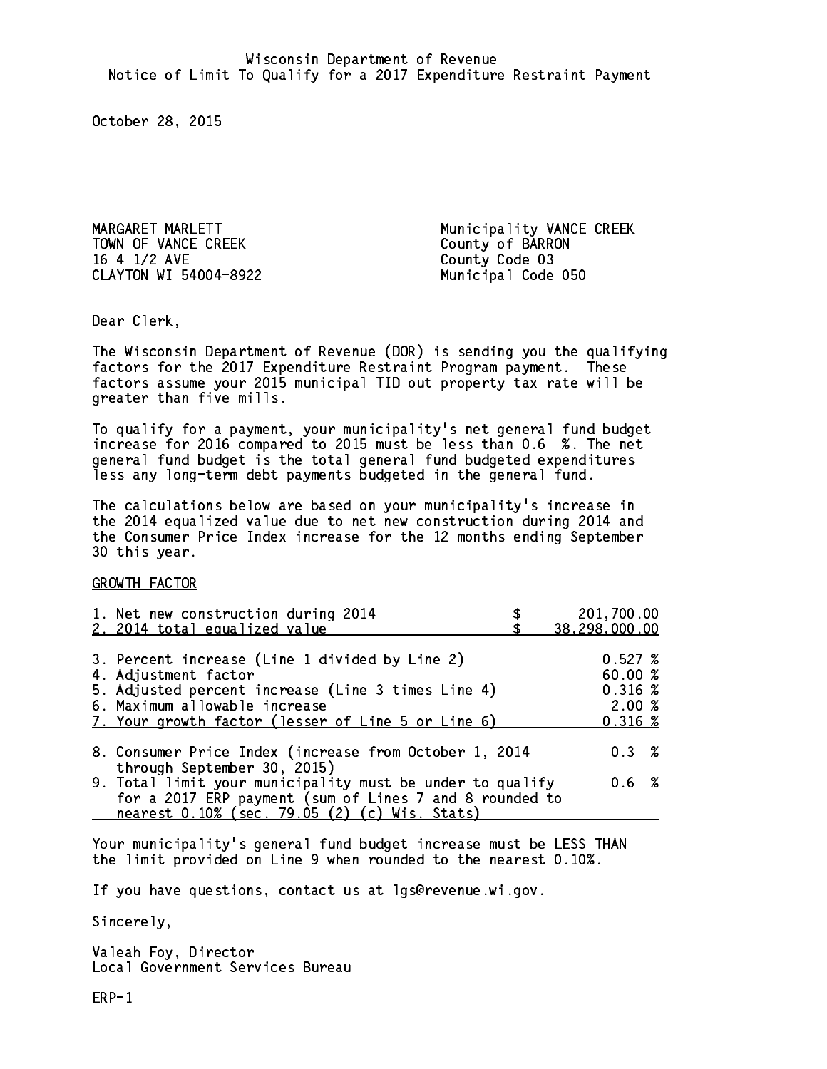Wisconsin Department of Revenue
Notice of Limit To Qualify for a 2017 Expenditure Restraint Payment

October 28, 2015

MARGARET MARLETT
TOWN OF VANCE CREEK
16 4 1/2 AVE
CLAYTON WI 54004-8922

Municipality VANCE CREEK
County of BARRON
County Code 03
Municipal Code 050

Dear Clerk,

The Wisconsin Department of Revenue (DOR) is sending you the qualifying factors for the 2017 Expenditure Restraint Program payment. These factors assume your 2015 municipal TID out property tax rate will be greater than five mills.

To qualify for a payment, your municipality's net general fund budget increase for 2016 compared to 2015 must be less than 0.6 %. The net general fund budget is the total general fund budgeted expenditures less any long-term debt payments budgeted in the general fund.

The calculations below are based on your municipality's increase in the 2014 equalized value due to net new construction during 2014 and the Consumer Price Index increase for the 12 months ending September 30 this year.

GROWTH FACTOR

| | |
|---|---|
| 1. Net new construction during 2014 | $ 201,700.00 |
| 2. 2014 total equalized value | $ 38,298,000.00 |
| 3. Percent increase (Line 1 divided by Line 2) | 0.527 % |
| 4. Adjustment factor | 60.00 % |
| 5. Adjusted percent increase (Line 3 times Line 4) | 0.316 % |
| 6. Maximum allowable increase | 2.00 % |
| 7. Your growth factor (lesser of Line 5 or Line 6) | 0.316 % |
| 8. Consumer Price Index (increase from October 1, 2014 through September 30, 2015) | 0.3 % |
| 9. Total limit your municipality must be under to qualify for a 2017 ERP payment (sum of Lines 7 and 8 rounded to nearest 0.10% (sec. 79.05 (2) (c) Wis. Stats) | 0.6 % |

Your municipality's general fund budget increase must be LESS THAN the limit provided on Line 9 when rounded to the nearest 0.10%.

If you have questions, contact us at lgs@revenue.wi.gov.

Sincerely,

Valeah Foy, Director
Local Government Services Bureau

ERP-1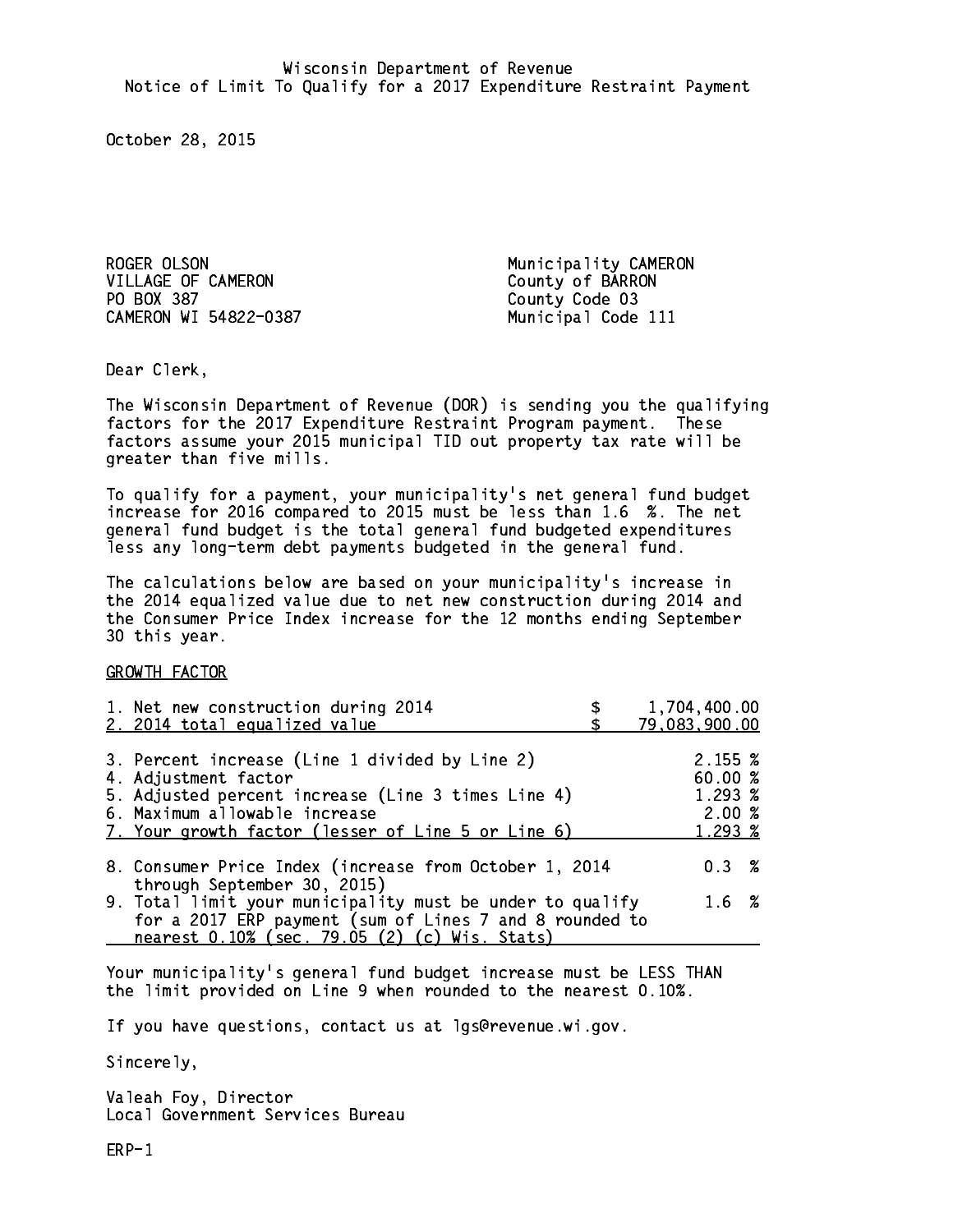Wisconsin Department of Revenue
Notice of Limit To Qualify for a 2017 Expenditure Restraint Payment

October 28, 2015

ROGER OLSON
VILLAGE OF CAMERON
PO BOX 387
CAMERON WI 54822-0387

Municipality CAMERON
County of BARRON
County Code 03
Municipal Code 111

Dear Clerk,

The Wisconsin Department of Revenue (DOR) is sending you the qualifying factors for the 2017 Expenditure Restraint Program payment. These factors assume your 2015 municipal TID out property tax rate will be greater than five mills.

To qualify for a payment, your municipality's net general fund budget increase for 2016 compared to 2015 must be less than 1.6 %. The net general fund budget is the total general fund budgeted expenditures less any long-term debt payments budgeted in the general fund.

The calculations below are based on your municipality's increase in the 2014 equalized value due to net new construction during 2014 and the Consumer Price Index increase for the 12 months ending September 30 this year.

GROWTH FACTOR

| | |
|---|---|
| 1. Net new construction during 2014 | $ 1,704,400.00 |
| 2. 2014 total equalized value | $ 79,083,900.00 |
| 3. Percent increase (Line 1 divided by Line 2) | 2.155 % |
| 4. Adjustment factor | 60.00 % |
| 5. Adjusted percent increase (Line 3 times Line 4) | 1.293 % |
| 6. Maximum allowable increase | 2.00 % |
| 7. Your growth factor (lesser of Line 5 or Line 6) | 1.293 % |
| 8. Consumer Price Index (increase from October 1, 2014 through September 30, 2015) | 0.3 % |
| 9. Total limit your municipality must be under to qualify for a 2017 ERP payment (sum of Lines 7 and 8 rounded to nearest 0.10% (sec. 79.05 (2) (c) Wis. Stats) | 1.6 % |

Your municipality's general fund budget increase must be LESS THAN the limit provided on Line 9 when rounded to the nearest 0.10%.

If you have questions, contact us at lgs@revenue.wi.gov.

Sincerely,

Valeah Foy, Director
Local Government Services Bureau

ERP-1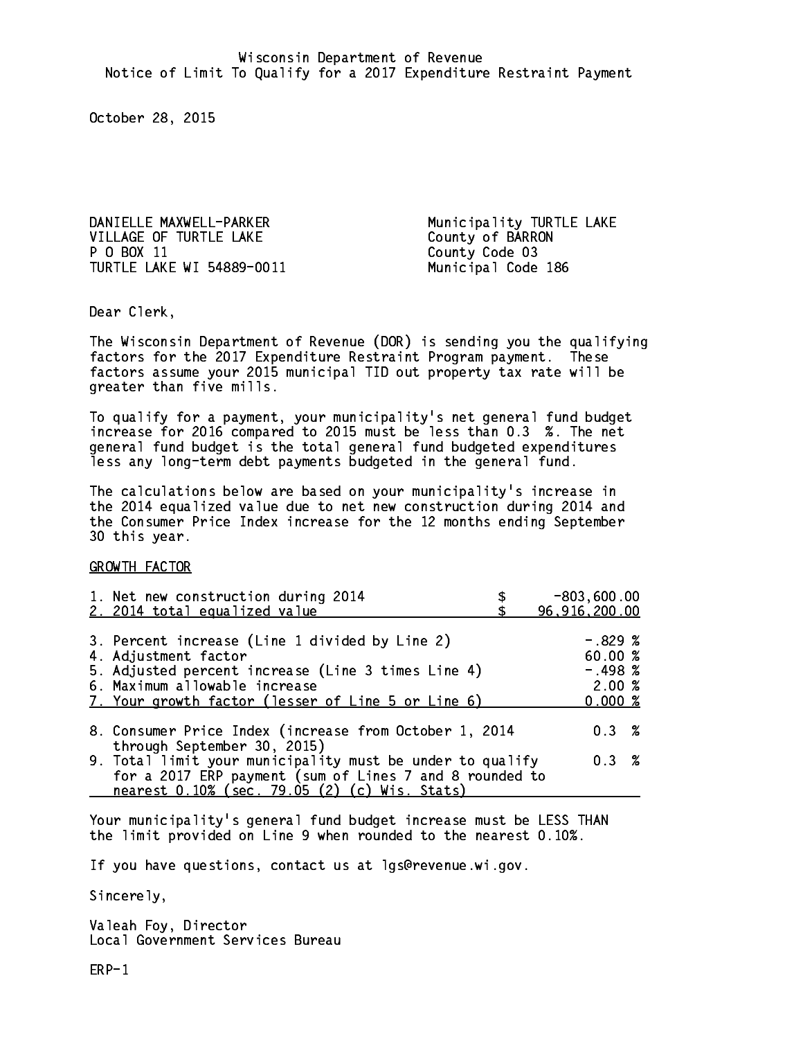Wisconsin Department of Revenue
Notice of Limit To Qualify for a 2017 Expenditure Restraint Payment

October 28, 2015

DANIELLE MAXWELL-PARKER
VILLAGE OF TURTLE LAKE
P O BOX 11
TURTLE LAKE WI 54889-0011

Municipality TURTLE LAKE
County of BARRON
County Code 03
Municipal Code 186

Dear Clerk,

The Wisconsin Department of Revenue (DOR) is sending you the qualifying factors for the 2017 Expenditure Restraint Program payment. These factors assume your 2015 municipal TID out property tax rate will be greater than five mills.

To qualify for a payment, your municipality's net general fund budget increase for 2016 compared to 2015 must be less than 0.3 %. The net general fund budget is the total general fund budgeted expenditures less any long-term debt payments budgeted in the general fund.

The calculations below are based on your municipality's increase in the 2014 equalized value due to net new construction during 2014 and the Consumer Price Index increase for the 12 months ending September 30 this year.

GROWTH FACTOR

| | |
|---|---|
| 1. Net new construction during 2014 | $ -803,600.00 |
| 2. 2014 total equalized value | $ 96,916,200.00 |
| 3. Percent increase (Line 1 divided by Line 2) | -.829 % |
| 4. Adjustment factor | 60.00 % |
| 5. Adjusted percent increase (Line 3 times Line 4) | -.498 % |
| 6. Maximum allowable increase | 2.00 % |
| 7. Your growth factor (lesser of Line 5 or Line 6) | 0.000 % |
| 8. Consumer Price Index (increase from October 1, 2014 through September 30, 2015) | 0.3 % |
| 9. Total limit your municipality must be under to qualify for a 2017 ERP payment (sum of Lines 7 and 8 rounded to nearest 0.10% (sec. 79.05 (2) (c) Wis. Stats) | 0.3 % |

Your municipality's general fund budget increase must be LESS THAN the limit provided on Line 9 when rounded to the nearest 0.10%.

If you have questions, contact us at lgs@revenue.wi.gov.

Sincerely,

Valeah Foy, Director
Local Government Services Bureau

ERP-1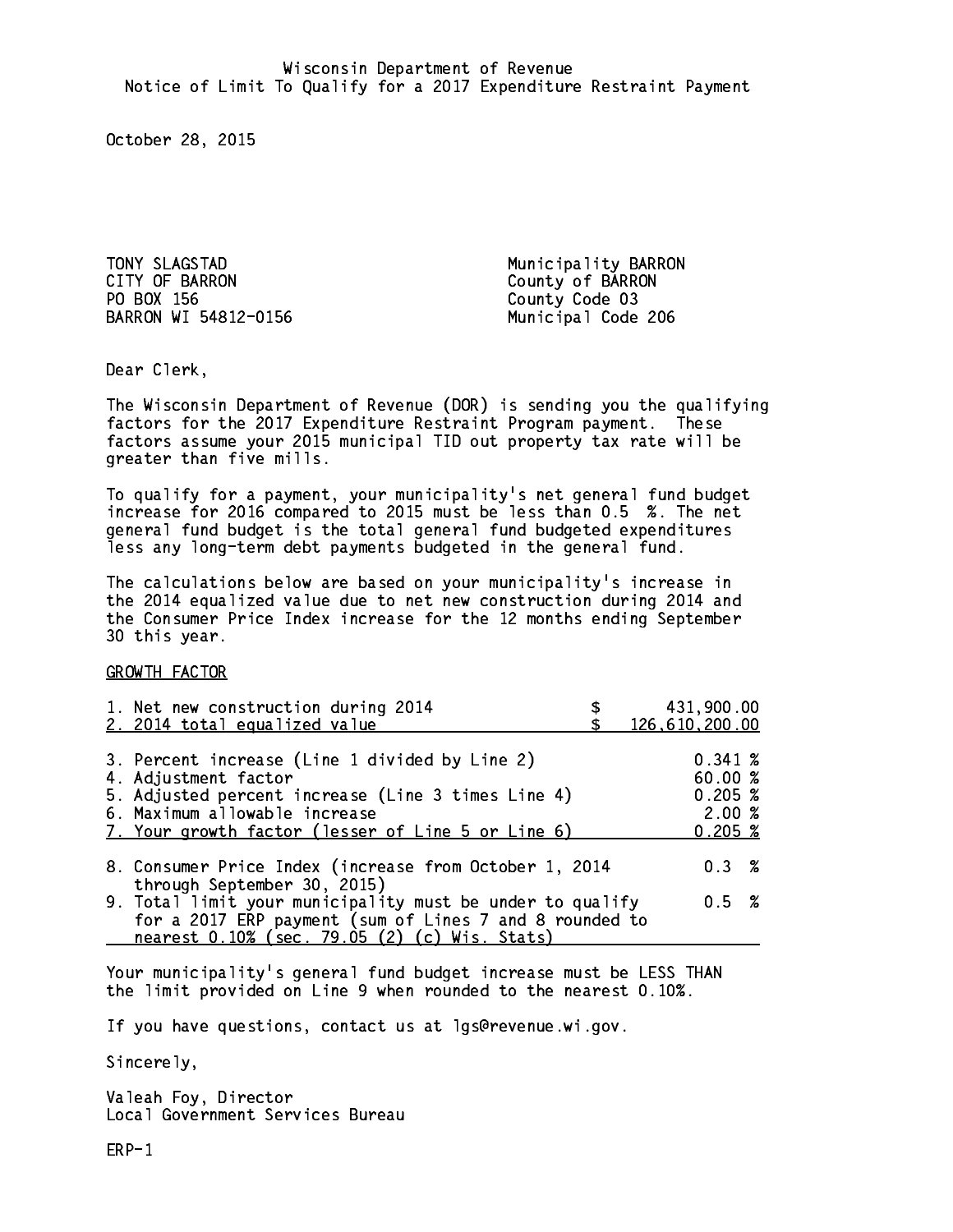Wisconsin Department of Revenue
Notice of Limit To Qualify for a 2017 Expenditure Restraint Payment

October 28, 2015

TONY SLAGSTAD
CITY OF BARRON
PO BOX 156
BARRON WI 54812-0156

Municipality BARRON
County of BARRON
County Code 03
Municipal Code 206

Dear Clerk,

The Wisconsin Department of Revenue (DOR) is sending you the qualifying factors for the 2017 Expenditure Restraint Program payment. These factors assume your 2015 municipal TID out property tax rate will be greater than five mills.

To qualify for a payment, your municipality's net general fund budget increase for 2016 compared to 2015 must be less than 0.5 %. The net general fund budget is the total general fund budgeted expenditures less any long-term debt payments budgeted in the general fund.

The calculations below are based on your municipality's increase in the 2014 equalized value due to net new construction during 2014 and the Consumer Price Index increase for the 12 months ending September 30 this year.

GROWTH FACTOR

| | | |
|---|---|---|
| 1. Net new construction during 2014 | $ | 431,900.00 |
| 2. 2014 total equalized value | $ | 126,610,200.00 |
| 3. Percent increase (Line 1 divided by Line 2) | | 0.341 % |
| 4. Adjustment factor | | 60.00 % |
| 5. Adjusted percent increase (Line 3 times Line 4) | | 0.205 % |
| 6. Maximum allowable increase | | 2.00 % |
| 7. Your growth factor (lesser of Line 5 or Line 6) | | 0.205 % |
| 8. Consumer Price Index (increase from October 1, 2014 through September 30, 2015) | | 0.3 % |
| 9. Total limit your municipality must be under to qualify for a 2017 ERP payment (sum of Lines 7 and 8 rounded to nearest 0.10% (sec. 79.05 (2) (c) Wis. Stats) | | 0.5 % |

Your municipality's general fund budget increase must be LESS THAN the limit provided on Line 9 when rounded to the nearest 0.10%.

If you have questions, contact us at lgs@revenue.wi.gov.

Sincerely,

Valeah Foy, Director
Local Government Services Bureau

ERP-1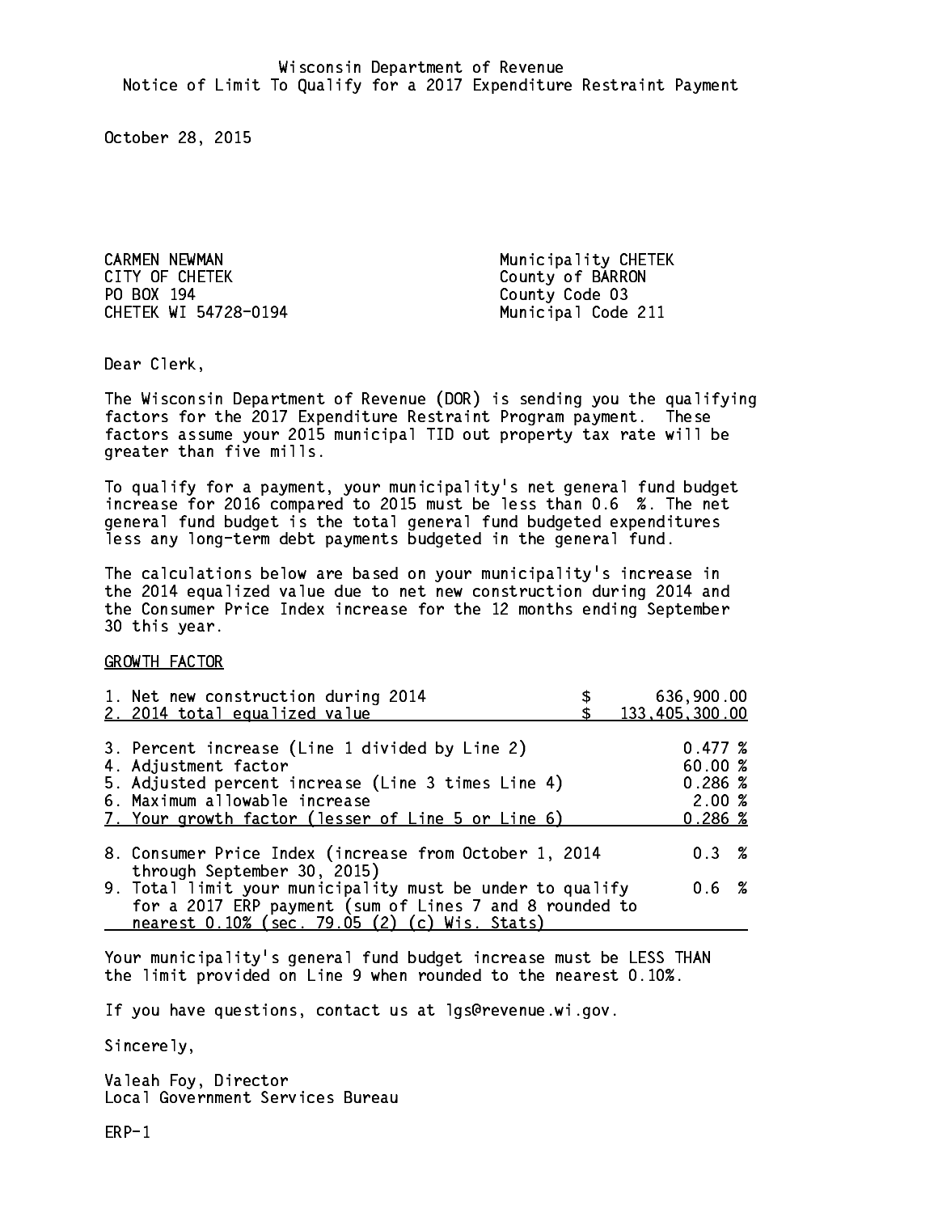Wisconsin Department of Revenue
Notice of Limit To Qualify for a 2017 Expenditure Restraint Payment

October 28, 2015

CARMEN NEWMAN
CITY OF CHETEK
PO BOX 194
CHETEK WI 54728-0194

Municipality CHETEK
County of BARRON
County Code 03
Municipal Code 211

Dear Clerk,

The Wisconsin Department of Revenue (DOR) is sending you the qualifying factors for the 2017 Expenditure Restraint Program payment. These factors assume your 2015 municipal TID out property tax rate will be greater than five mills.

To qualify for a payment, your municipality's net general fund budget increase for 2016 compared to 2015 must be less than 0.6 %. The net general fund budget is the total general fund budgeted expenditures less any long-term debt payments budgeted in the general fund.

The calculations below are based on your municipality's increase in the 2014 equalized value due to net new construction during 2014 and the Consumer Price Index increase for the 12 months ending September 30 this year.

GROWTH FACTOR

| | |
|---|---|
| 1. Net new construction during 2014 | $ 636,900.00 |
| 2. 2014 total equalized value | $ 133,405,300.00 |
| 3. Percent increase (Line 1 divided by Line 2) | 0.477 % |
| 4. Adjustment factor | 60.00 % |
| 5. Adjusted percent increase (Line 3 times Line 4) | 0.286 % |
| 6. Maximum allowable increase | 2.00 % |
| 7. Your growth factor (lesser of Line 5 or Line 6) | 0.286 % |
| 8. Consumer Price Index (increase from October 1, 2014 through September 30, 2015) | 0.3 % |
| 9. Total limit your municipality must be under to qualify for a 2017 ERP payment (sum of Lines 7 and 8 rounded to nearest 0.10% (sec. 79.05 (2) (c) Wis. Stats) | 0.6 % |

Your municipality's general fund budget increase must be LESS THAN the limit provided on Line 9 when rounded to the nearest 0.10%.

If you have questions, contact us at lgs@revenue.wi.gov.

Sincerely,

Valeah Foy, Director
Local Government Services Bureau

ERP-1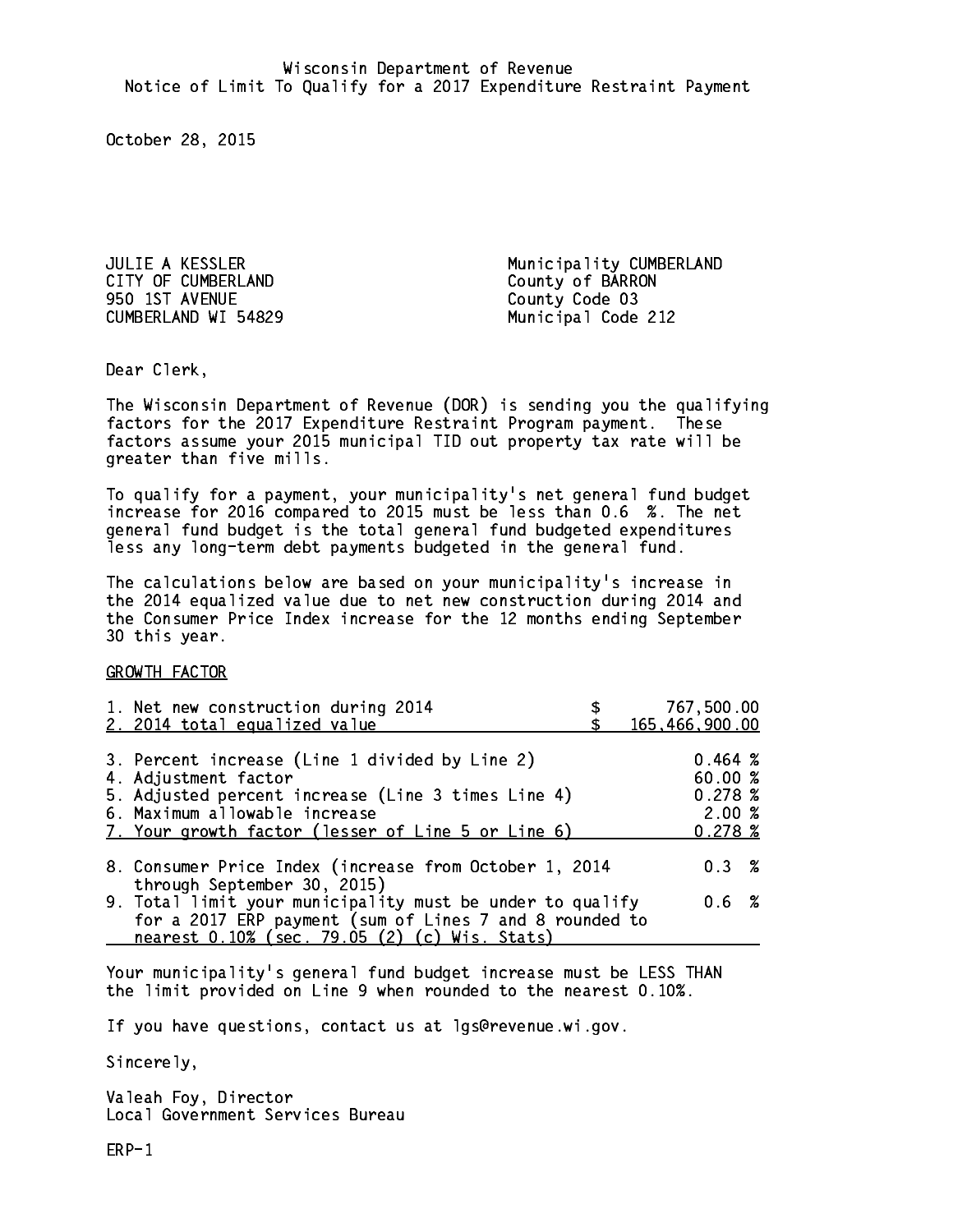Wisconsin Department of Revenue
Notice of Limit To Qualify for a 2017 Expenditure Restraint Payment

October 28, 2015

JULIE A KESSLER
CITY OF CUMBERLAND
950 1ST AVENUE
CUMBERLAND WI 54829

Municipality CUMBERLAND
County of BARRON
County Code 03
Municipal Code 212

Dear Clerk,

The Wisconsin Department of Revenue (DOR) is sending you the qualifying factors for the 2017 Expenditure Restraint Program payment. These factors assume your 2015 municipal TID out property tax rate will be greater than five mills.

To qualify for a payment, your municipality's net general fund budget increase for 2016 compared to 2015 must be less than 0.6 %. The net general fund budget is the total general fund budgeted expenditures less any long-term debt payments budgeted in the general fund.

The calculations below are based on your municipality's increase in the 2014 equalized value due to net new construction during 2014 and the Consumer Price Index increase for the 12 months ending September 30 this year.

GROWTH FACTOR

| | |
|---|---|
| 1. Net new construction during 2014 | $ 767,500.00 |
| 2. 2014 total equalized value | $ 165,466,900.00 |
| 3. Percent increase (Line 1 divided by Line 2) | 0.464 % |
| 4. Adjustment factor | 60.00 % |
| 5. Adjusted percent increase (Line 3 times Line 4) | 0.278 % |
| 6. Maximum allowable increase | 2.00 % |
| 7. Your growth factor (lesser of Line 5 or Line 6) | 0.278 % |
| 8. Consumer Price Index (increase from October 1, 2014 through September 30, 2015) | 0.3 % |
| 9. Total limit your municipality must be under to qualify for a 2017 ERP payment (sum of Lines 7 and 8 rounded to nearest 0.10% (sec. 79.05 (2) (c) Wis. Stats) | 0.6 % |

Your municipality's general fund budget increase must be LESS THAN the limit provided on Line 9 when rounded to the nearest 0.10%.

If you have questions, contact us at lgs@revenue.wi.gov.

Sincerely,

Valeah Foy, Director
Local Government Services Bureau

ERP-1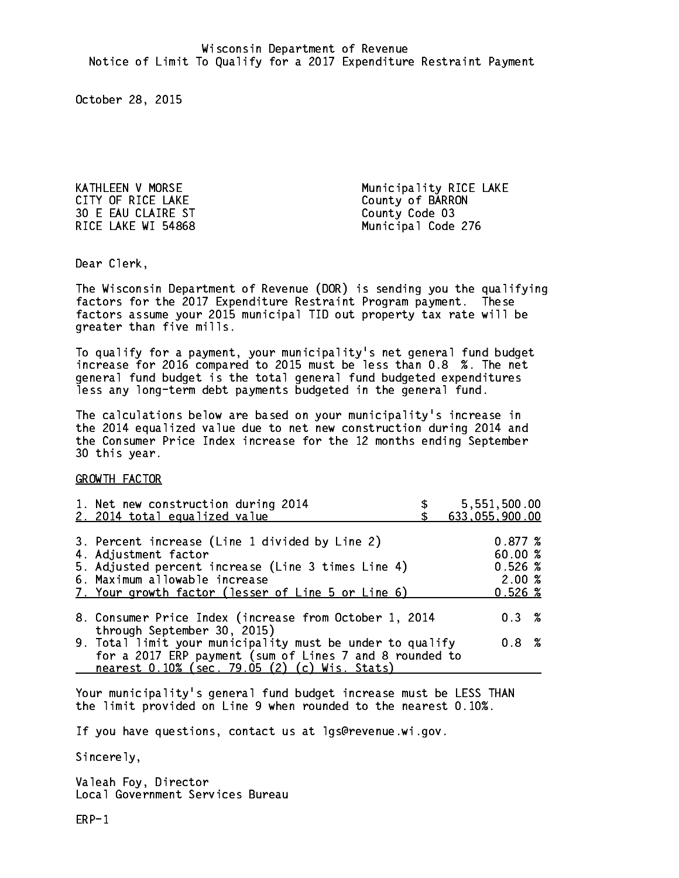Wisconsin Department of Revenue
Notice of Limit To Qualify for a 2017 Expenditure Restraint Payment

October 28, 2015

KATHLEEN V MORSE
CITY OF RICE LAKE
30 E EAU CLAIRE ST
RICE LAKE WI 54868

Municipality RICE LAKE
County of BARRON
County Code 03
Municipal Code 276

Dear Clerk,

The Wisconsin Department of Revenue (DOR) is sending you the qualifying factors for the 2017 Expenditure Restraint Program payment. These factors assume your 2015 municipal TID out property tax rate will be greater than five mills.

To qualify for a payment, your municipality's net general fund budget increase for 2016 compared to 2015 must be less than 0.8 %. The net general fund budget is the total general fund budgeted expenditures less any long-term debt payments budgeted in the general fund.

The calculations below are based on your municipality's increase in the 2014 equalized value due to net new construction during 2014 and the Consumer Price Index increase for the 12 months ending September 30 this year.

GROWTH FACTOR

| | |
|---|---|
| 1. Net new construction during 2014 | $ 5,551,500.00 |
| 2. 2014 total equalized value | $ 633,055,900.00 |
| 3. Percent increase (Line 1 divided by Line 2) | 0.877 % |
| 4. Adjustment factor | 60.00 % |
| 5. Adjusted percent increase (Line 3 times Line 4) | 0.526 % |
| 6. Maximum allowable increase | 2.00 % |
| 7. Your growth factor (lesser of Line 5 or Line 6) | 0.526 % |
| 8. Consumer Price Index (increase from October 1, 2014 through September 30, 2015) | 0.3 % |
| 9. Total limit your municipality must be under to qualify for a 2017 ERP payment (sum of Lines 7 and 8 rounded to nearest 0.10% (sec. 79.05 (2) (c) Wis. Stats) | 0.8 % |

Your municipality's general fund budget increase must be LESS THAN the limit provided on Line 9 when rounded to the nearest 0.10%.

If you have questions, contact us at lgs@revenue.wi.gov.

Sincerely,

Valeah Foy, Director
Local Government Services Bureau

ERP-1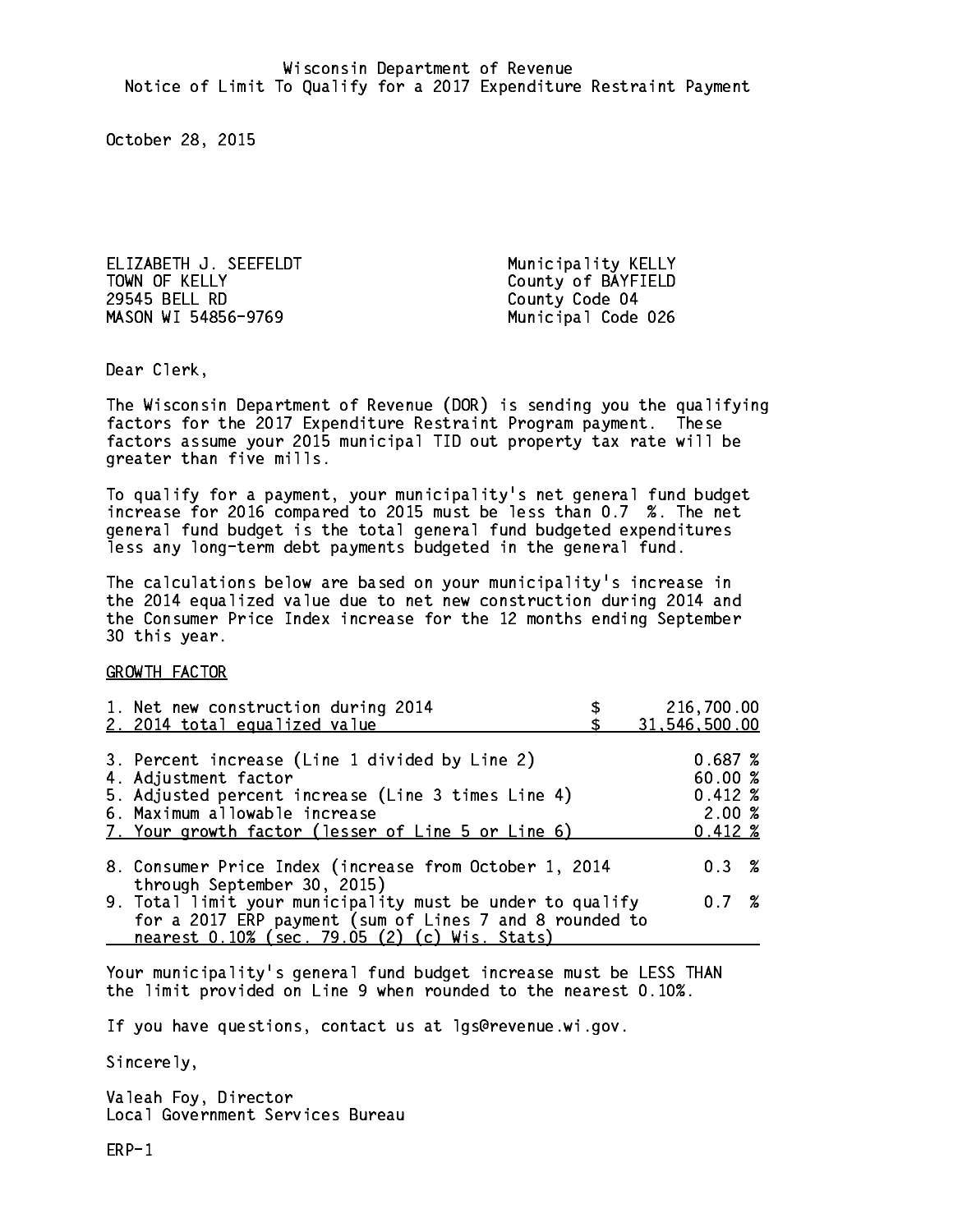Wisconsin Department of Revenue
Notice of Limit To Qualify for a 2017 Expenditure Restraint Payment

October 28, 2015

ELIZABETH J. SEEFELDT
TOWN OF KELLY
29545 BELL RD
MASON WI 54856-9769

Municipality KELLY
County of BAYFIELD
County Code 04
Municipal Code 026

Dear Clerk,

The Wisconsin Department of Revenue (DOR) is sending you the qualifying factors for the 2017 Expenditure Restraint Program payment. These factors assume your 2015 municipal TID out property tax rate will be greater than five mills.

To qualify for a payment, your municipality's net general fund budget increase for 2016 compared to 2015 must be less than 0.7 %. The net general fund budget is the total general fund budgeted expenditures less any long-term debt payments budgeted in the general fund.

The calculations below are based on your municipality's increase in the 2014 equalized value due to net new construction during 2014 and the Consumer Price Index increase for the 12 months ending September 30 this year.

GROWTH FACTOR

| | |
|---|---|
| 1. Net new construction during 2014 | $ 216,700.00 |
| 2. 2014 total equalized value | $ 31,546,500.00 |
| 3. Percent increase (Line 1 divided by Line 2) | 0.687 % |
| 4. Adjustment factor | 60.00 % |
| 5. Adjusted percent increase (Line 3 times Line 4) | 0.412 % |
| 6. Maximum allowable increase | 2.00 % |
| 7. Your growth factor (lesser of Line 5 or Line 6) | 0.412 % |
| 8. Consumer Price Index (increase from October 1, 2014 through September 30, 2015) | 0.3 % |
| 9. Total limit your municipality must be under to qualify for a 2017 ERP payment (sum of Lines 7 and 8 rounded to nearest 0.10% (sec. 79.05 (2) (c) Wis. Stats) | 0.7 % |

Your municipality's general fund budget increase must be LESS THAN the limit provided on Line 9 when rounded to the nearest 0.10%.

If you have questions, contact us at lgs@revenue.wi.gov.

Sincerely,

Valeah Foy, Director
Local Government Services Bureau

ERP-1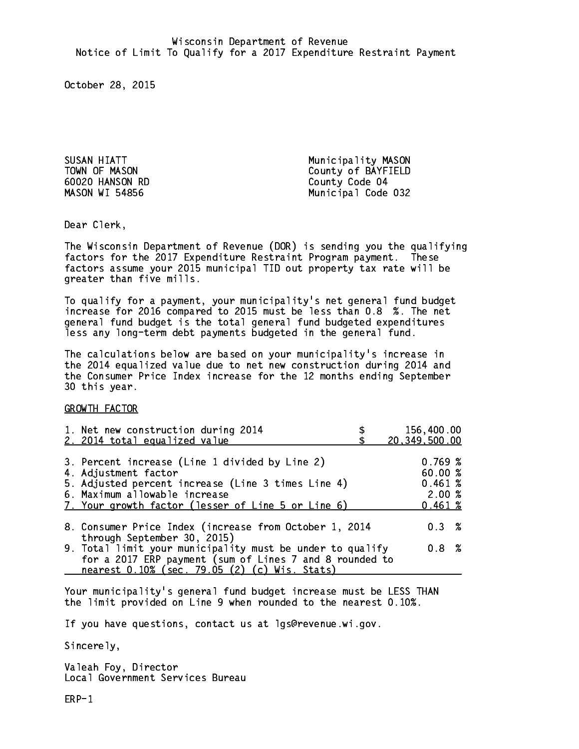Wisconsin Department of Revenue
Notice of Limit To Qualify for a 2017 Expenditure Restraint Payment

October 28, 2015

SUSAN HIATT
TOWN OF MASON
60020 HANSON RD
MASON WI 54856

Municipality MASON
County of BAYFIELD
County Code 04
Municipal Code 032

Dear Clerk,

The Wisconsin Department of Revenue (DOR) is sending you the qualifying factors for the 2017 Expenditure Restraint Program payment. These factors assume your 2015 municipal TID out property tax rate will be greater than five mills.

To qualify for a payment, your municipality's net general fund budget increase for 2016 compared to 2015 must be less than 0.8 %. The net general fund budget is the total general fund budgeted expenditures less any long-term debt payments budgeted in the general fund.

The calculations below are based on your municipality's increase in the 2014 equalized value due to net new construction during 2014 and the Consumer Price Index increase for the 12 months ending September 30 this year.

GROWTH FACTOR

| | |
|---|---|
| 1. Net new construction during 2014 | $ 156,400.00 |
| 2. 2014 total equalized value | $ 20,349,500.00 |
| 3. Percent increase (Line 1 divided by Line 2) | 0.769 % |
| 4. Adjustment factor | 60.00 % |
| 5. Adjusted percent increase (Line 3 times Line 4) | 0.461 % |
| 6. Maximum allowable increase | 2.00 % |
| 7. Your growth factor (lesser of Line 5 or Line 6) | 0.461 % |
| 8. Consumer Price Index (increase from October 1, 2014 through September 30, 2015) | 0.3 % |
| 9. Total limit your municipality must be under to qualify for a 2017 ERP payment (sum of Lines 7 and 8 rounded to nearest 0.10% (sec. 79.05 (2) (c) Wis. Stats) | 0.8 % |

Your municipality's general fund budget increase must be LESS THAN the limit provided on Line 9 when rounded to the nearest 0.10%.

If you have questions, contact us at lgs@revenue.wi.gov.

Sincerely,

Valeah Foy, Director
Local Government Services Bureau

ERP-1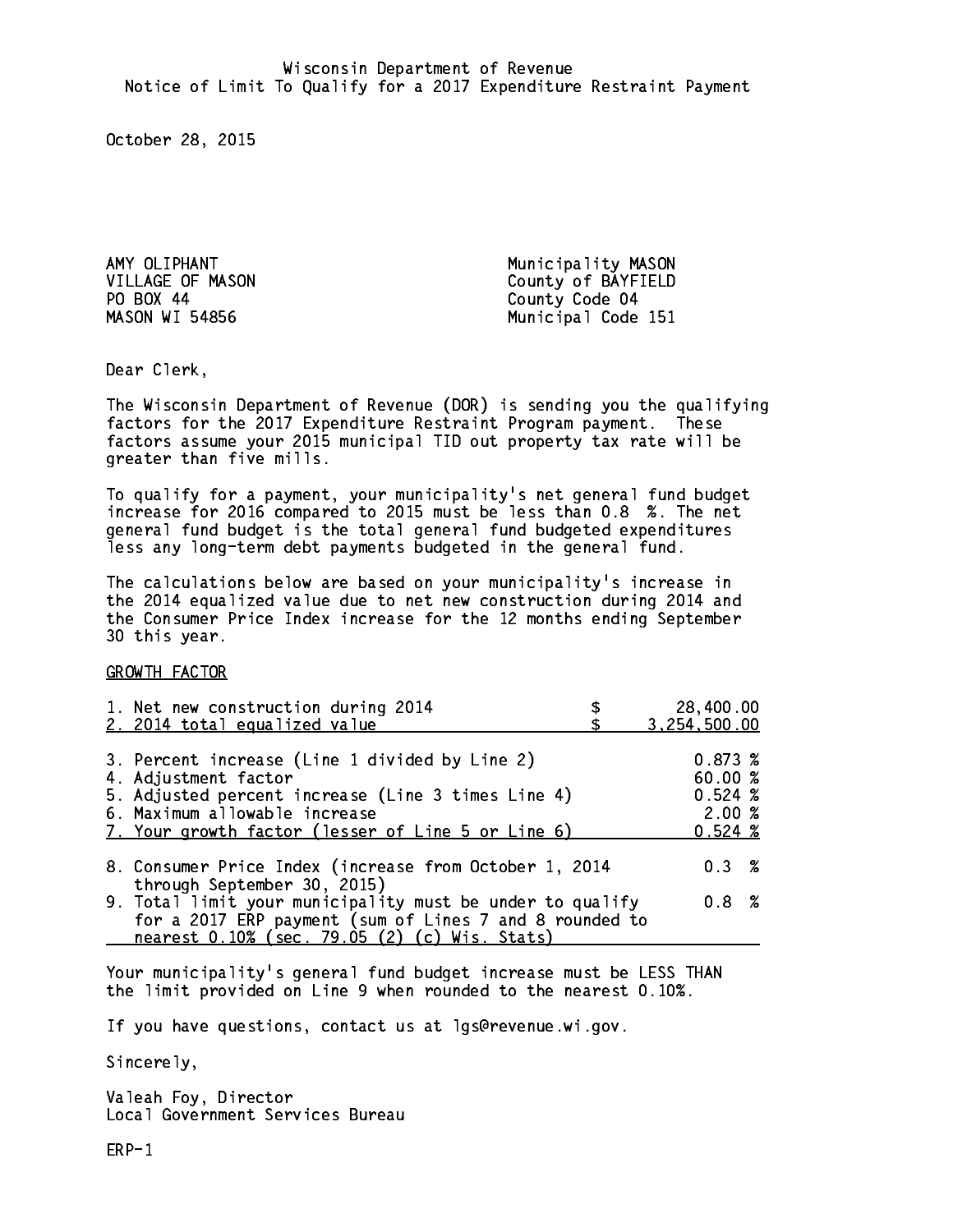Wisconsin Department of Revenue
Notice of Limit To Qualify for a 2017 Expenditure Restraint Payment

October 28, 2015

AMY OLIPHANT
VILLAGE OF MASON
PO BOX 44
MASON WI 54856

Municipality MASON
County of BAYFIELD
County Code 04
Municipal Code 151

Dear Clerk,

The Wisconsin Department of Revenue (DOR) is sending you the qualifying factors for the 2017 Expenditure Restraint Program payment. These factors assume your 2015 municipal TID out property tax rate will be greater than five mills.

To qualify for a payment, your municipality's net general fund budget increase for 2016 compared to 2015 must be less than 0.8 %. The net general fund budget is the total general fund budgeted expenditures less any long-term debt payments budgeted in the general fund.

The calculations below are based on your municipality's increase in the 2014 equalized value due to net new construction during 2014 and the Consumer Price Index increase for the 12 months ending September 30 this year.

GROWTH FACTOR

| | |
|---|---|
| 1. Net new construction during 2014 | $ 28,400.00 |
| 2. 2014 total equalized value | $ 3,254,500.00 |
| 3. Percent increase (Line 1 divided by Line 2) | 0.873 % |
| 4. Adjustment factor | 60.00 % |
| 5. Adjusted percent increase (Line 3 times Line 4) | 0.524 % |
| 6. Maximum allowable increase | 2.00 % |
| 7. Your growth factor (lesser of Line 5 or Line 6) | 0.524 % |
| 8. Consumer Price Index (increase from October 1, 2014 through September 30, 2015) | 0.3 % |
| 9. Total limit your municipality must be under to qualify for a 2017 ERP payment (sum of Lines 7 and 8 rounded to nearest 0.10% (sec. 79.05 (2) (c) Wis. Stats) | 0.8 % |

Your municipality's general fund budget increase must be LESS THAN the limit provided on Line 9 when rounded to the nearest 0.10%.

If you have questions, contact us at lgs@revenue.wi.gov.

Sincerely,

Valeah Foy, Director
Local Government Services Bureau

ERP-1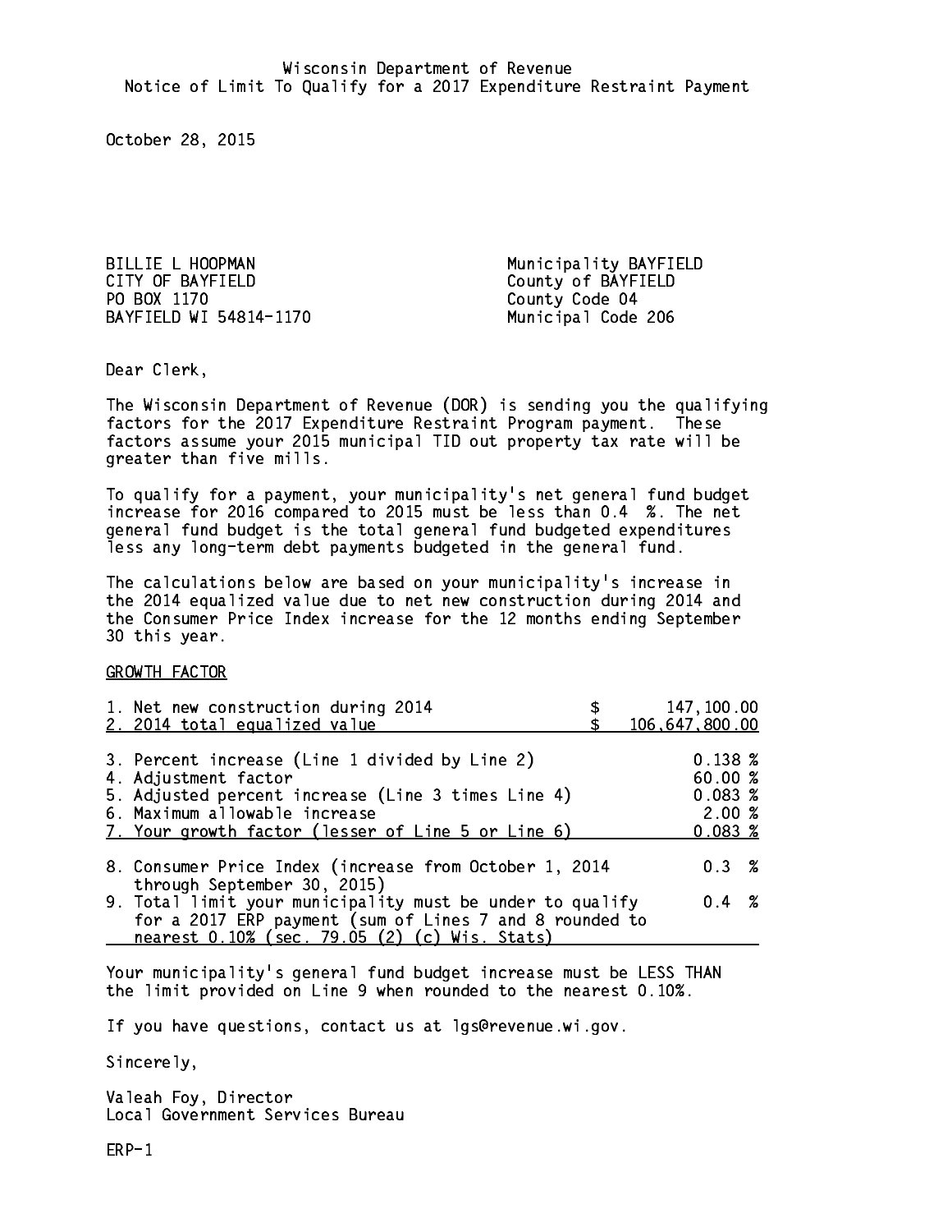Wisconsin Department of Revenue
Notice of Limit To Qualify for a 2017 Expenditure Restraint Payment

October 28, 2015

BILLIE L HOOPMAN
CITY OF BAYFIELD
PO BOX 1170
BAYFIELD WI 54814-1170

Municipality BAYFIELD
County of BAYFIELD
County Code 04
Municipal Code 206

Dear Clerk,

The Wisconsin Department of Revenue (DOR) is sending you the qualifying factors for the 2017 Expenditure Restraint Program payment. These factors assume your 2015 municipal TID out property tax rate will be greater than five mills.

To qualify for a payment, your municipality's net general fund budget increase for 2016 compared to 2015 must be less than 0.4 %. The net general fund budget is the total general fund budgeted expenditures less any long-term debt payments budgeted in the general fund.

The calculations below are based on your municipality's increase in the 2014 equalized value due to net new construction during 2014 and the Consumer Price Index increase for the 12 months ending September 30 this year.

GROWTH FACTOR

| | |
|---|---|
| 1. Net new construction during 2014 | $ 147,100.00 |
| 2. 2014 total equalized value | $ 106,647,800.00 |
| 3. Percent increase (Line 1 divided by Line 2) | 0.138 % |
| 4. Adjustment factor | 60.00 % |
| 5. Adjusted percent increase (Line 3 times Line 4) | 0.083 % |
| 6. Maximum allowable increase | 2.00 % |
| 7. Your growth factor (lesser of Line 5 or Line 6) | 0.083 % |
| 8. Consumer Price Index (increase from October 1, 2014 through September 30, 2015) | 0.3 % |
| 9. Total limit your municipality must be under to qualify for a 2017 ERP payment (sum of Lines 7 and 8 rounded to nearest 0.10% (sec. 79.05 (2) (c) Wis. Stats) | 0.4 % |

Your municipality's general fund budget increase must be LESS THAN the limit provided on Line 9 when rounded to the nearest 0.10%.

If you have questions, contact us at lgs@revenue.wi.gov.

Sincerely,

Valeah Foy, Director
Local Government Services Bureau

ERP-1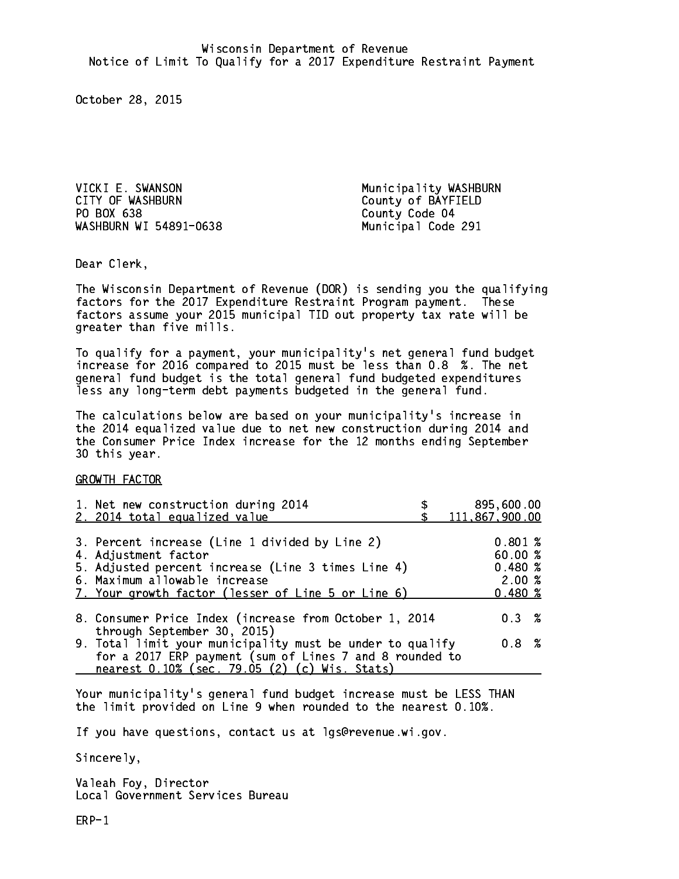Wisconsin Department of Revenue
Notice of Limit To Qualify for a 2017 Expenditure Restraint Payment

October 28, 2015

VICKI E. SWANSON
CITY OF WASHBURN
PO BOX 638
WASHBURN WI 54891-0638

Municipality WASHBURN
County of BAYFIELD
County Code 04
Municipal Code 291

Dear Clerk,

The Wisconsin Department of Revenue (DOR) is sending you the qualifying factors for the 2017 Expenditure Restraint Program payment. These factors assume your 2015 municipal TID out property tax rate will be greater than five mills.

To qualify for a payment, your municipality's net general fund budget increase for 2016 compared to 2015 must be less than 0.8 %. The net general fund budget is the total general fund budgeted expenditures less any long-term debt payments budgeted in the general fund.

The calculations below are based on your municipality's increase in the 2014 equalized value due to net new construction during 2014 and the Consumer Price Index increase for the 12 months ending September 30 this year.

GROWTH FACTOR

| | |
|---|---|
| 1. Net new construction during 2014 | $ 895,600.00 |
| 2. 2014 total equalized value | $ 111,867,900.00 |
| 3. Percent increase (Line 1 divided by Line 2) | 0.801 % |
| 4. Adjustment factor | 60.00 % |
| 5. Adjusted percent increase (Line 3 times Line 4) | 0.480 % |
| 6. Maximum allowable increase | 2.00 % |
| 7. Your growth factor (lesser of Line 5 or Line 6) | 0.480 % |
| 8. Consumer Price Index (increase from October 1, 2014 through September 30, 2015) | 0.3 % |
| 9. Total limit your municipality must be under to qualify for a 2017 ERP payment (sum of Lines 7 and 8 rounded to nearest 0.10% (sec. 79.05 (2) (c) Wis. Stats) | 0.8 % |

Your municipality's general fund budget increase must be LESS THAN the limit provided on Line 9 when rounded to the nearest 0.10%.

If you have questions, contact us at lgs@revenue.wi.gov.

Sincerely,

Valeah Foy, Director
Local Government Services Bureau

ERP-1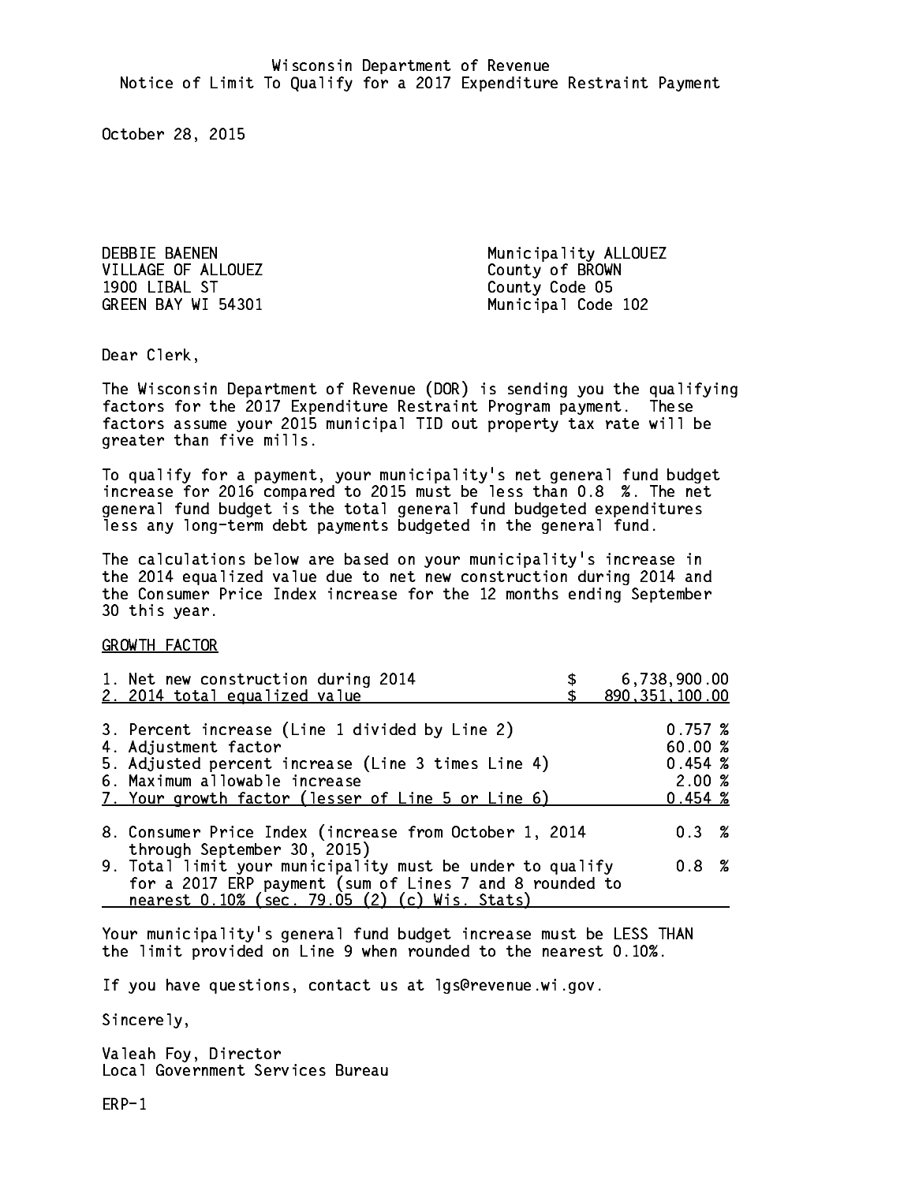Wisconsin Department of Revenue
Notice of Limit To Qualify for a 2017 Expenditure Restraint Payment

October 28, 2015

DEBBIE BAENEN
VILLAGE OF ALLOUEZ
1900 LIBAL ST
GREEN BAY WI 54301

Municipality ALLOUEZ
County of BROWN
County Code 05
Municipal Code 102

Dear Clerk,

The Wisconsin Department of Revenue (DOR) is sending you the qualifying factors for the 2017 Expenditure Restraint Program payment. These factors assume your 2015 municipal TID out property tax rate will be greater than five mills.

To qualify for a payment, your municipality's net general fund budget increase for 2016 compared to 2015 must be less than 0.8 %. The net general fund budget is the total general fund budgeted expenditures less any long-term debt payments budgeted in the general fund.

The calculations below are based on your municipality's increase in the 2014 equalized value due to net new construction during 2014 and the Consumer Price Index increase for the 12 months ending September 30 this year.

GROWTH FACTOR

| | |
|---|---|
| 1. Net new construction during 2014 | $ 6,738,900.00 |
| 2. 2014 total equalized value | $ 890,351,100.00 |
| 3. Percent increase (Line 1 divided by Line 2) | 0.757 % |
| 4. Adjustment factor | 60.00 % |
| 5. Adjusted percent increase (Line 3 times Line 4) | 0.454 % |
| 6. Maximum allowable increase | 2.00 % |
| 7. Your growth factor (lesser of Line 5 or Line 6) | 0.454 % |
| 8. Consumer Price Index (increase from October 1, 2014 through September 30, 2015) | 0.3 % |
| 9. Total limit your municipality must be under to qualify for a 2017 ERP payment (sum of Lines 7 and 8 rounded to nearest 0.10% (sec. 79.05 (2) (c) Wis. Stats) | 0.8 % |

Your municipality's general fund budget increase must be LESS THAN the limit provided on Line 9 when rounded to the nearest 0.10%.

If you have questions, contact us at lgs@revenue.wi.gov.

Sincerely,

Valeah Foy, Director
Local Government Services Bureau

ERP-1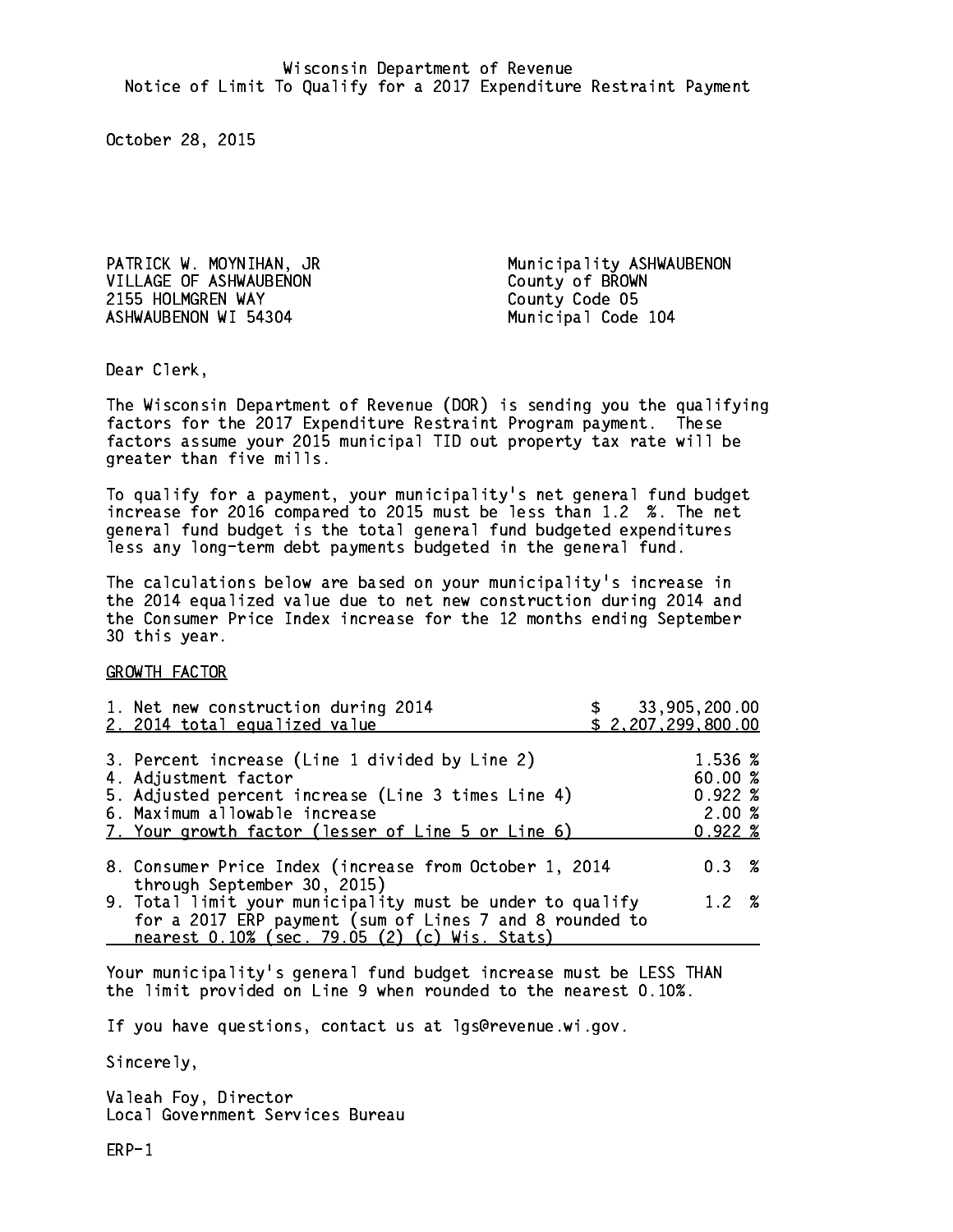Wisconsin Department of Revenue
Notice of Limit To Qualify for a 2017 Expenditure Restraint Payment

October 28, 2015

PATRICK W. MOYNIHAN, JR
VILLAGE OF ASHWAUBENON
2155 HOLMGREN WAY
ASHWAUBENON WI 54304

Municipality ASHWAUBENON
County of BROWN
County Code 05
Municipal Code 104

Dear Clerk,

The Wisconsin Department of Revenue (DOR) is sending you the qualifying factors for the 2017 Expenditure Restraint Program payment. These factors assume your 2015 municipal TID out property tax rate will be greater than five mills.

To qualify for a payment, your municipality's net general fund budget increase for 2016 compared to 2015 must be less than 1.2 %. The net general fund budget is the total general fund budgeted expenditures less any long-term debt payments budgeted in the general fund.

The calculations below are based on your municipality's increase in the 2014 equalized value due to net new construction during 2014 and the Consumer Price Index increase for the 12 months ending September 30 this year.

GROWTH FACTOR

| | |
|---|---|
| 1. Net new construction during 2014 | $ 33,905,200.00 |
| 2. 2014 total equalized value | $ 2,207,299,800.00 |
| 3. Percent increase (Line 1 divided by Line 2) | 1.536 % |
| 4. Adjustment factor | 60.00 % |
| 5. Adjusted percent increase (Line 3 times Line 4) | 0.922 % |
| 6. Maximum allowable increase | 2.00 % |
| 7. Your growth factor (lesser of Line 5 or Line 6) | 0.922 % |
| 8. Consumer Price Index (increase from October 1, 2014 through September 30, 2015) | 0.3 % |
| 9. Total limit your municipality must be under to qualify for a 2017 ERP payment (sum of Lines 7 and 8 rounded to nearest 0.10% (sec. 79.05 (2) (c) Wis. Stats) | 1.2 % |

Your municipality's general fund budget increase must be LESS THAN the limit provided on Line 9 when rounded to the nearest 0.10%.

If you have questions, contact us at lgs@revenue.wi.gov.

Sincerely,

Valeah Foy, Director
Local Government Services Bureau

ERP-1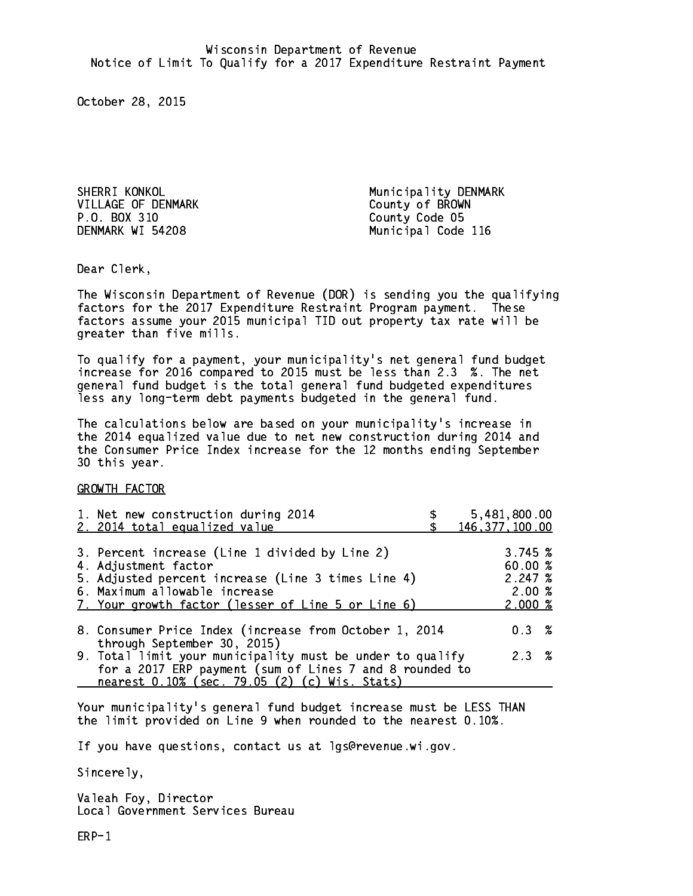Wisconsin Department of Revenue
Notice of Limit To Qualify for a 2017 Expenditure Restraint Payment

October 28, 2015

SHERRI KONKOL
VILLAGE OF DENMARK
P.O. BOX 310
DENMARK WI 54208

Municipality DENMARK
County of BROWN
County Code 05
Municipal Code 116

Dear Clerk,

The Wisconsin Department of Revenue (DOR) is sending you the qualifying factors for the 2017 Expenditure Restraint Program payment. These factors assume your 2015 municipal TID out property tax rate will be greater than five mills.

To qualify for a payment, your municipality's net general fund budget increase for 2016 compared to 2015 must be less than 2.3 %. The net general fund budget is the total general fund budgeted expenditures less any long-term debt payments budgeted in the general fund.

The calculations below are based on your municipality's increase in the 2014 equalized value due to net new construction during 2014 and the Consumer Price Index increase for the 12 months ending September 30 this year.

GROWTH FACTOR

| | |
|---|---|
| 1. Net new construction during 2014 | $ 5,481,800.00 |
| 2. 2014 total equalized value | $ 146,377,100.00 |
| 3. Percent increase (Line 1 divided by Line 2) | 3.745 % |
| 4. Adjustment factor | 60.00 % |
| 5. Adjusted percent increase (Line 3 times Line 4) | 2.247 % |
| 6. Maximum allowable increase | 2.00 % |
| 7. Your growth factor (lesser of Line 5 or Line 6) | 2.000 % |
| 8. Consumer Price Index (increase from October 1, 2014 through September 30, 2015) | 0.3 % |
| 9. Total limit your municipality must be under to qualify for a 2017 ERP payment (sum of Lines 7 and 8 rounded to nearest 0.10% (sec. 79.05 (2) (c) Wis. Stats) | 2.3 % |

Your municipality's general fund budget increase must be LESS THAN the limit provided on Line 9 when rounded to the nearest 0.10%.

If you have questions, contact us at lgs@revenue.wi.gov.

Sincerely,

Valeah Foy, Director
Local Government Services Bureau

ERP-1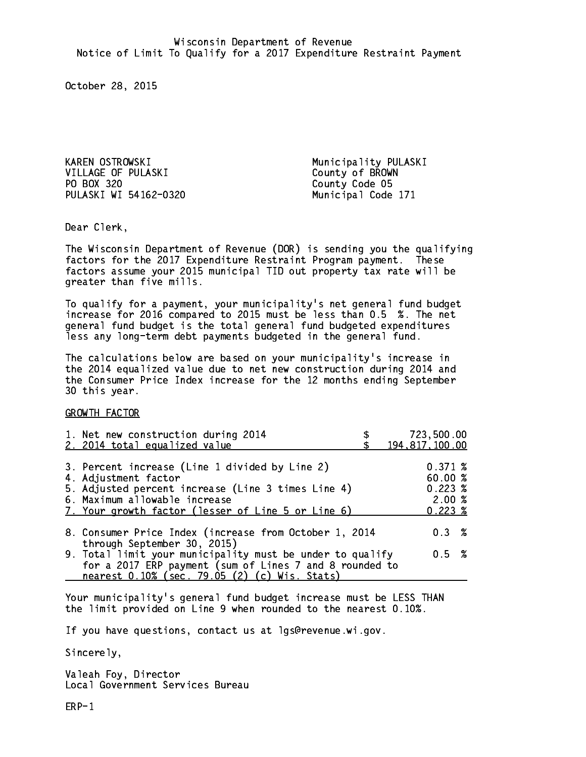Wisconsin Department of Revenue
Notice of Limit To Qualify for a 2017 Expenditure Restraint Payment

October 28, 2015

KAREN OSTROWSKI
VILLAGE OF PULASKI
PO BOX 320
PULASKI WI 54162-0320

Municipality PULASKI
County of BROWN
County Code 05
Municipal Code 171

Dear Clerk,

The Wisconsin Department of Revenue (DOR) is sending you the qualifying factors for the 2017 Expenditure Restraint Program payment. These factors assume your 2015 municipal TID out property tax rate will be greater than five mills.

To qualify for a payment, your municipality's net general fund budget increase for 2016 compared to 2015 must be less than 0.5 %. The net general fund budget is the total general fund budgeted expenditures less any long-term debt payments budgeted in the general fund.

The calculations below are based on your municipality's increase in the 2014 equalized value due to net new construction during 2014 and the Consumer Price Index increase for the 12 months ending September 30 this year.

GROWTH FACTOR

| | |
|---|---|
| 1. Net new construction during 2014 | $ 723,500.00 |
| 2. 2014 total equalized value | $ 194,817,100.00 |
| 3. Percent increase (Line 1 divided by Line 2) | 0.371 % |
| 4. Adjustment factor | 60.00 % |
| 5. Adjusted percent increase (Line 3 times Line 4) | 0.223 % |
| 6. Maximum allowable increase | 2.00 % |
| 7. Your growth factor (lesser of Line 5 or Line 6) | 0.223 % |
| 8. Consumer Price Index (increase from October 1, 2014 through September 30, 2015) | 0.3 % |
| 9. Total limit your municipality must be under to qualify for a 2017 ERP payment (sum of Lines 7 and 8 rounded to nearest 0.10% (sec. 79.05 (2) (c) Wis. Stats) | 0.5 % |

Your municipality's general fund budget increase must be LESS THAN the limit provided on Line 9 when rounded to the nearest 0.10%.

If you have questions, contact us at lgs@revenue.wi.gov.

Sincerely,

Valeah Foy, Director
Local Government Services Bureau

ERP-1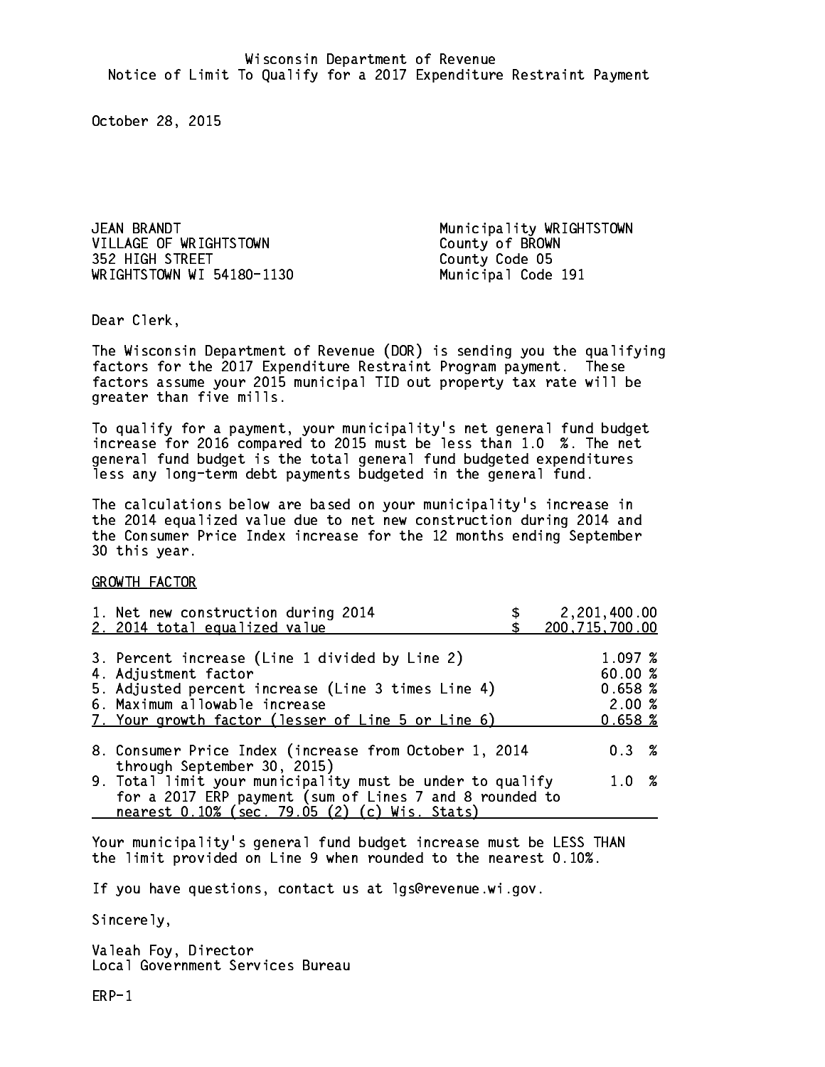Wisconsin Department of Revenue
Notice of Limit To Qualify for a 2017 Expenditure Restraint Payment

October 28, 2015

JEAN BRANDT
VILLAGE OF WRIGHTSTOWN
352 HIGH STREET
WRIGHTSTOWN WI 54180-1130

Municipality WRIGHTSTOWN
County of BROWN
County Code 05
Municipal Code 191

Dear Clerk,

The Wisconsin Department of Revenue (DOR) is sending you the qualifying factors for the 2017 Expenditure Restraint Program payment. These factors assume your 2015 municipal TID out property tax rate will be greater than five mills.

To qualify for a payment, your municipality's net general fund budget increase for 2016 compared to 2015 must be less than 1.0 %. The net general fund budget is the total general fund budgeted expenditures less any long-term debt payments budgeted in the general fund.

The calculations below are based on your municipality's increase in the 2014 equalized value due to net new construction during 2014 and the Consumer Price Index increase for the 12 months ending September 30 this year.

GROWTH FACTOR

| | |
|---|---|
| 1. Net new construction during 2014 | $ 2,201,400.00 |
| 2. 2014 total equalized value | $ 200,715,700.00 |
| 3. Percent increase (Line 1 divided by Line 2) | 1.097 % |
| 4. Adjustment factor | 60.00 % |
| 5. Adjusted percent increase (Line 3 times Line 4) | 0.658 % |
| 6. Maximum allowable increase | 2.00 % |
| 7. Your growth factor (lesser of Line 5 or Line 6) | 0.658 % |
| 8. Consumer Price Index (increase from October 1, 2014 through September 30, 2015) | 0.3 % |
| 9. Total limit your municipality must be under to qualify for a 2017 ERP payment (sum of Lines 7 and 8 rounded to nearest 0.10% (sec. 79.05 (2) (c) Wis. Stats) | 1.0 % |

Your municipality's general fund budget increase must be LESS THAN the limit provided on Line 9 when rounded to the nearest 0.10%.

If you have questions, contact us at lgs@revenue.wi.gov.

Sincerely,

Valeah Foy, Director
Local Government Services Bureau

ERP-1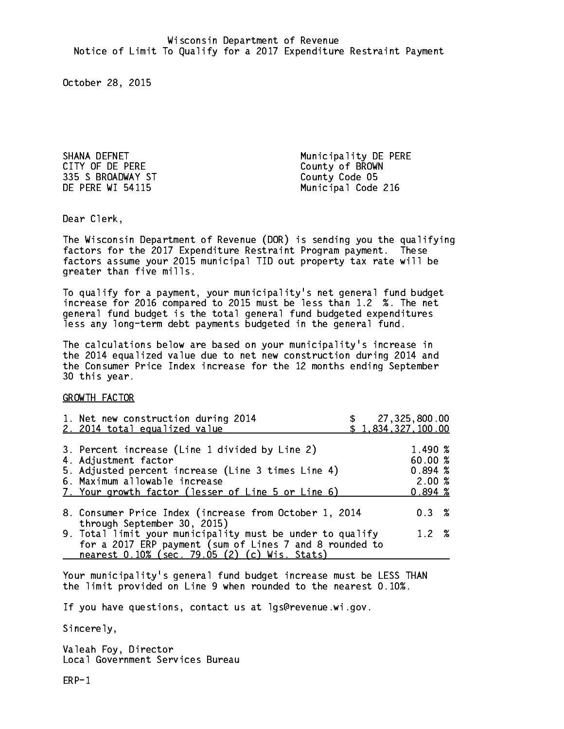Wisconsin Department of Revenue
Notice of Limit To Qualify for a 2017 Expenditure Restraint Payment

October 28, 2015

SHANA DEFNET
CITY OF DE PERE
335 S BROADWAY ST
DE PERE WI 54115

Municipality DE PERE
County of BROWN
County Code 05
Municipal Code 216

Dear Clerk,

The Wisconsin Department of Revenue (DOR) is sending you the qualifying factors for the 2017 Expenditure Restraint Program payment. These factors assume your 2015 municipal TID out property tax rate will be greater than five mills.

To qualify for a payment, your municipality's net general fund budget increase for 2016 compared to 2015 must be less than 1.2 %. The net general fund budget is the total general fund budgeted expenditures less any long-term debt payments budgeted in the general fund.

The calculations below are based on your municipality's increase in the 2014 equalized value due to net new construction during 2014 and the Consumer Price Index increase for the 12 months ending September 30 this year.

GROWTH FACTOR

| | |
|---|---|
| 1. Net new construction during 2014 | $ 27,325,800.00 |
| 2. 2014 total equalized value | $ 1,834,327,100.00 |
| 3. Percent increase (Line 1 divided by Line 2) | 1.490 % |
| 4. Adjustment factor | 60.00 % |
| 5. Adjusted percent increase (Line 3 times Line 4) | 0.894 % |
| 6. Maximum allowable increase | 2.00 % |
| 7. Your growth factor (lesser of Line 5 or Line 6) | 0.894 % |
| 8. Consumer Price Index (increase from October 1, 2014 through September 30, 2015) | 0.3 % |
| 9. Total limit your municipality must be under to qualify for a 2017 ERP payment (sum of Lines 7 and 8 rounded to nearest 0.10% (sec. 79.05 (2) (c) Wis. Stats) | 1.2 % |

Your municipality's general fund budget increase must be LESS THAN the limit provided on Line 9 when rounded to the nearest 0.10%.

If you have questions, contact us at lgs@revenue.wi.gov.

Sincerely,

Valeah Foy, Director
Local Government Services Bureau

ERP-1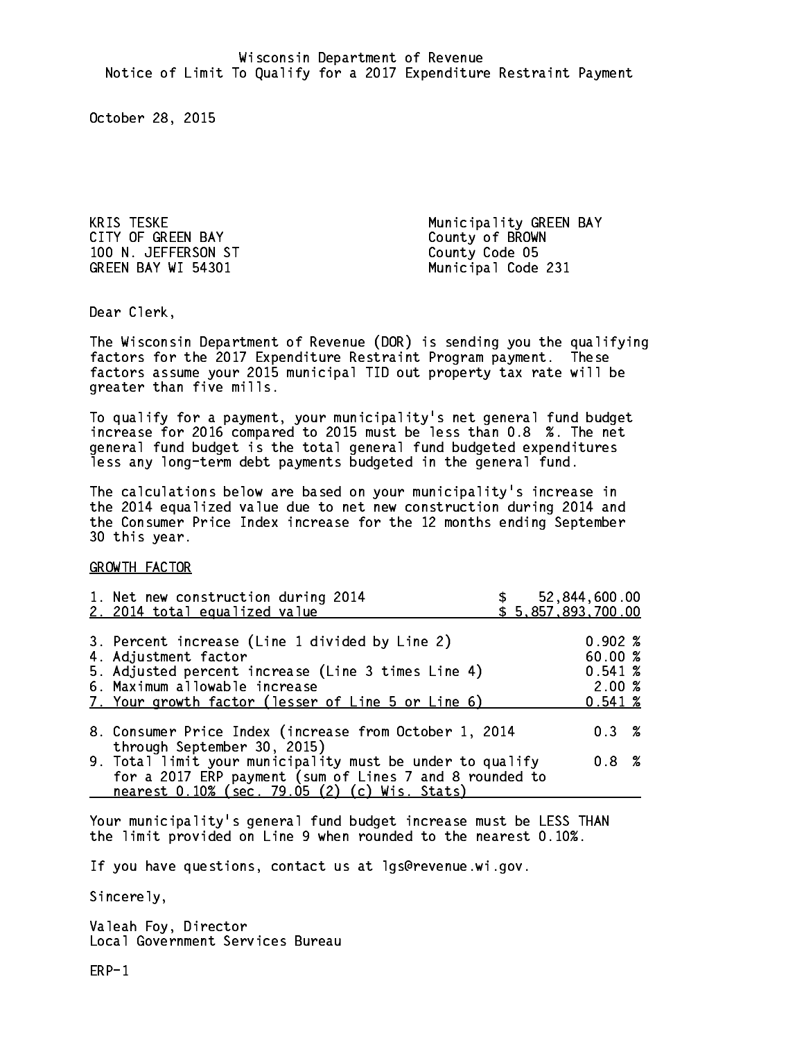Wisconsin Department of Revenue
Notice of Limit To Qualify for a 2017 Expenditure Restraint Payment

October 28, 2015

KRIS TESKE
CITY OF GREEN BAY
100 N. JEFFERSON ST
GREEN BAY WI 54301

Municipality GREEN BAY
County of BROWN
County Code 05
Municipal Code 231

Dear Clerk,

The Wisconsin Department of Revenue (DOR) is sending you the qualifying factors for the 2017 Expenditure Restraint Program payment. These factors assume your 2015 municipal TID out property tax rate will be greater than five mills.

To qualify for a payment, your municipality's net general fund budget increase for 2016 compared to 2015 must be less than 0.8 %. The net general fund budget is the total general fund budgeted expenditures less any long-term debt payments budgeted in the general fund.

The calculations below are based on your municipality's increase in the 2014 equalized value due to net new construction during 2014 and the Consumer Price Index increase for the 12 months ending September 30 this year.

GROWTH FACTOR

| | |
|---|---|
| 1. Net new construction during 2014 | $ 52,844,600.00 |
| 2. 2014 total equalized value | $ 5,857,893,700.00 |
| 3. Percent increase (Line 1 divided by Line 2) | 0.902 % |
| 4. Adjustment factor | 60.00 % |
| 5. Adjusted percent increase (Line 3 times Line 4) | 0.541 % |
| 6. Maximum allowable increase | 2.00 % |
| 7. Your growth factor (lesser of Line 5 or Line 6) | 0.541 % |
| 8. Consumer Price Index (increase from October 1, 2014 through September 30, 2015) | 0.3 % |
| 9. Total limit your municipality must be under to qualify for a 2017 ERP payment (sum of Lines 7 and 8 rounded to nearest 0.10% (sec. 79.05 (2) (c) Wis. Stats) | 0.8 % |

Your municipality's general fund budget increase must be LESS THAN the limit provided on Line 9 when rounded to the nearest 0.10%.

If you have questions, contact us at lgs@revenue.wi.gov.

Sincerely,

Valeah Foy, Director
Local Government Services Bureau

ERP-1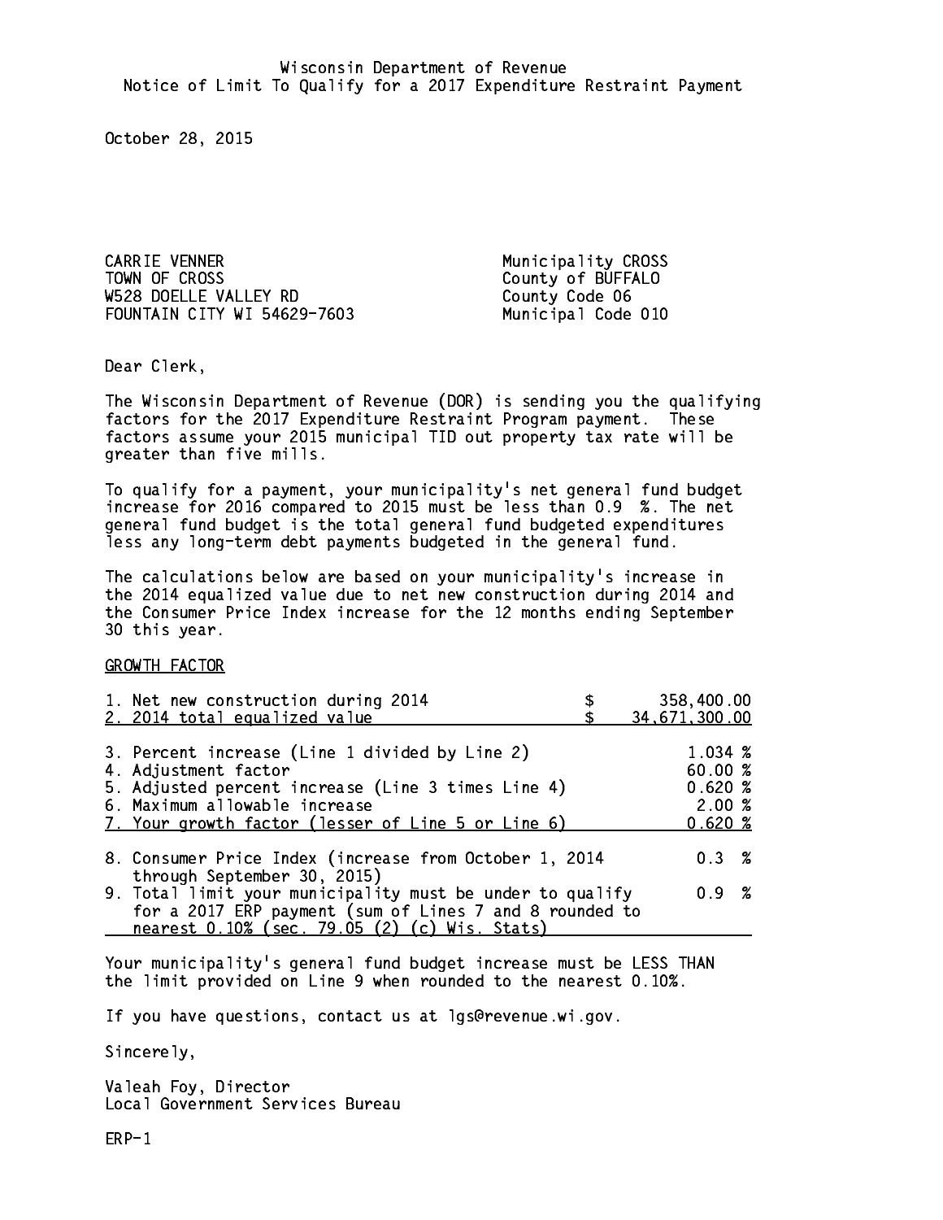Wisconsin Department of Revenue
Notice of Limit To Qualify for a 2017 Expenditure Restraint Payment

October 28, 2015

CARRIE VENNER
TOWN OF CROSS
W528 DOELLE VALLEY RD
FOUNTAIN CITY WI 54629-7603

Municipality CROSS
County of BUFFALO
County Code 06
Municipal Code 010

Dear Clerk,

The Wisconsin Department of Revenue (DOR) is sending you the qualifying factors for the 2017 Expenditure Restraint Program payment. These factors assume your 2015 municipal TID out property tax rate will be greater than five mills.

To qualify for a payment, your municipality's net general fund budget increase for 2016 compared to 2015 must be less than 0.9 %. The net general fund budget is the total general fund budgeted expenditures less any long-term debt payments budgeted in the general fund.

The calculations below are based on your municipality's increase in the 2014 equalized value due to net new construction during 2014 and the Consumer Price Index increase for the 12 months ending September 30 this year.

GROWTH FACTOR

| | | |
|---|---|---|
| 1. Net new construction during 2014 | $ | 358,400.00 |
| 2. 2014 total equalized value | $ | 34,671,300.00 |
| 3. Percent increase (Line 1 divided by Line 2) | | 1.034 % |
| 4. Adjustment factor | | 60.00 % |
| 5. Adjusted percent increase (Line 3 times Line 4) | | 0.620 % |
| 6. Maximum allowable increase | | 2.00 % |
| 7. Your growth factor (lesser of Line 5 or Line 6) | | 0.620 % |
| 8. Consumer Price Index (increase from October 1, 2014 through September 30, 2015) | | 0.3 % |
| 9. Total limit your municipality must be under to qualify for a 2017 ERP payment (sum of Lines 7 and 8 rounded to nearest 0.10% (sec. 79.05 (2) (c) Wis. Stats) | | 0.9 % |

Your municipality's general fund budget increase must be LESS THAN the limit provided on Line 9 when rounded to the nearest 0.10%.

If you have questions, contact us at lgs@revenue.wi.gov.

Sincerely,

Valeah Foy, Director
Local Government Services Bureau

ERP-1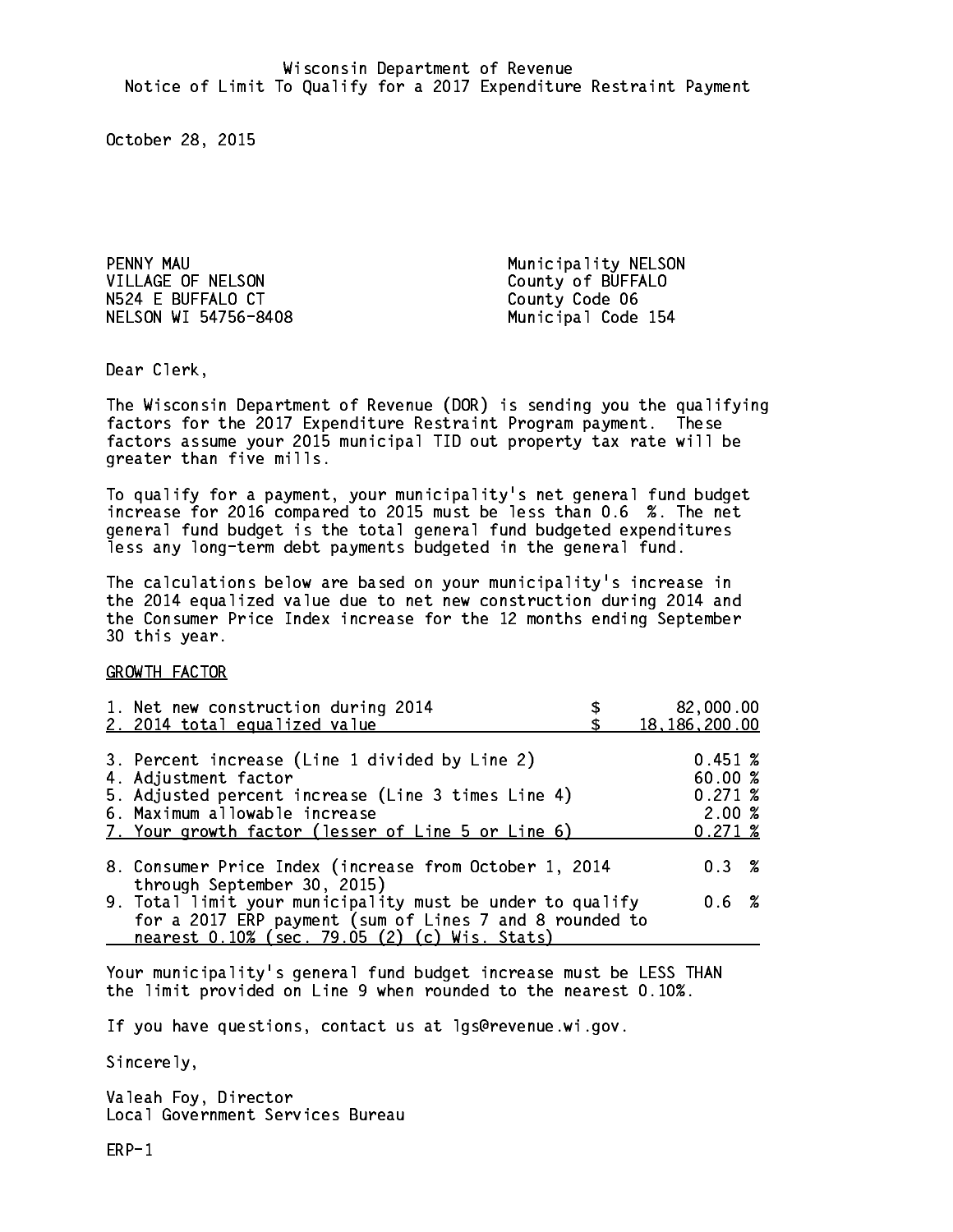Wisconsin Department of Revenue
Notice of Limit To Qualify for a 2017 Expenditure Restraint Payment

October 28, 2015

PENNY MAU
VILLAGE OF NELSON
N524 E BUFFALO CT
NELSON WI 54756-8408

Municipality NELSON
County of BUFFALO
County Code 06
Municipal Code 154

Dear Clerk,

The Wisconsin Department of Revenue (DOR) is sending you the qualifying factors for the 2017 Expenditure Restraint Program payment. These factors assume your 2015 municipal TID out property tax rate will be greater than five mills.

To qualify for a payment, your municipality's net general fund budget increase for 2016 compared to 2015 must be less than 0.6 %. The net general fund budget is the total general fund budgeted expenditures less any long-term debt payments budgeted in the general fund.

The calculations below are based on your municipality's increase in the 2014 equalized value due to net new construction during 2014 and the Consumer Price Index increase for the 12 months ending September 30 this year.

GROWTH FACTOR

| | | |
|---|---|---|
| 1. Net new construction during 2014 | $ | 82,000.00 |
| 2. 2014 total equalized value | $ | 18,186,200.00 |
| 3. Percent increase (Line 1 divided by Line 2) | | 0.451 % |
| 4. Adjustment factor | | 60.00 % |
| 5. Adjusted percent increase (Line 3 times Line 4) | | 0.271 % |
| 6. Maximum allowable increase | | 2.00 % |
| 7. Your growth factor (lesser of Line 5 or Line 6) | | 0.271 % |
| 8. Consumer Price Index (increase from October 1, 2014 through September 30, 2015) | | 0.3 % |
| 9. Total limit your municipality must be under to qualify for a 2017 ERP payment (sum of Lines 7 and 8 rounded to nearest 0.10% (sec. 79.05 (2) (c) Wis. Stats) | | 0.6 % |

Your municipality's general fund budget increase must be LESS THAN the limit provided on Line 9 when rounded to the nearest 0.10%.

If you have questions, contact us at lgs@revenue.wi.gov.

Sincerely,

Valeah Foy, Director
Local Government Services Bureau

ERP-1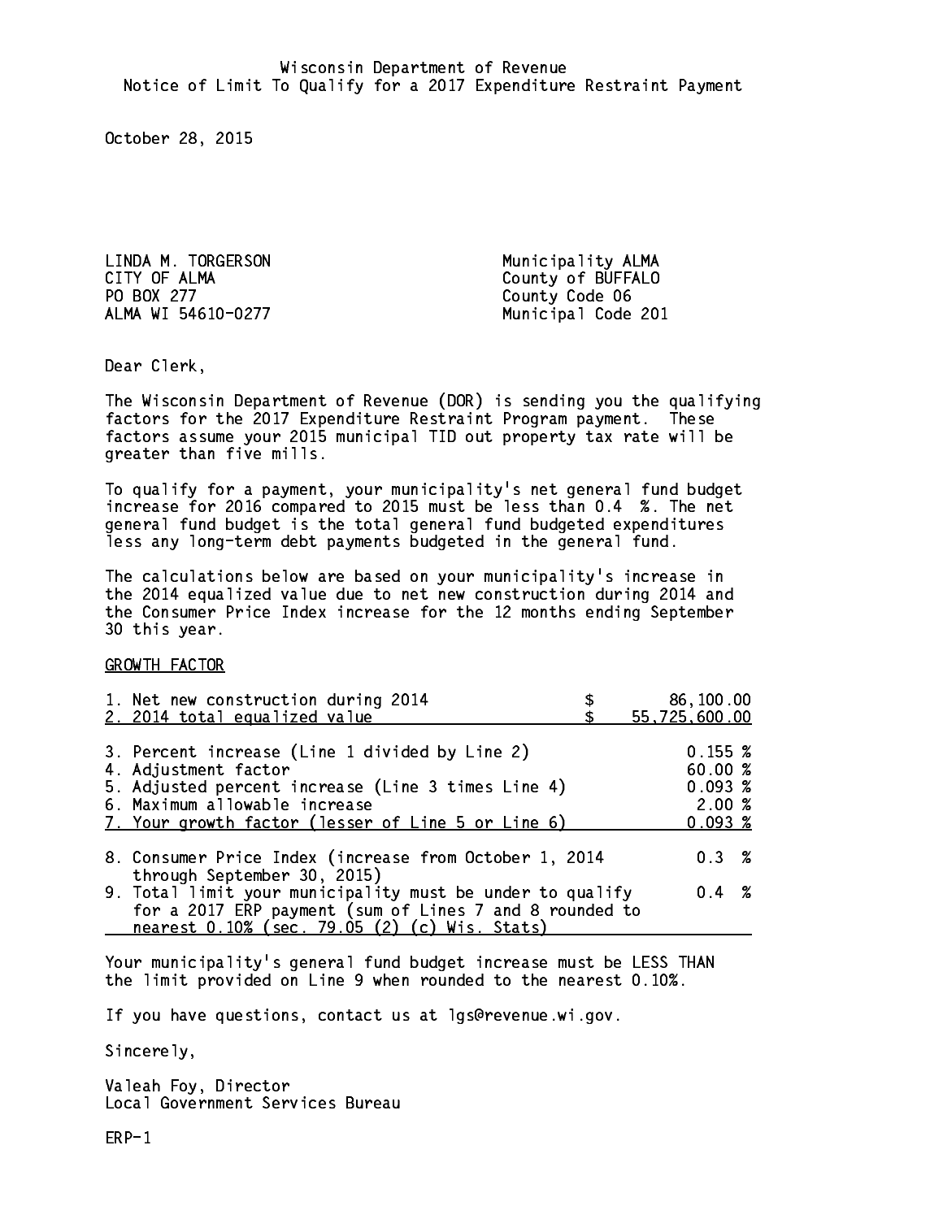Wisconsin Department of Revenue
Notice of Limit To Qualify for a 2017 Expenditure Restraint Payment

October 28, 2015

LINDA M. TORGERSON
CITY OF ALMA
PO BOX 277
ALMA WI 54610-0277

Municipality ALMA
County of BUFFALO
County Code 06
Municipal Code 201

Dear Clerk,

The Wisconsin Department of Revenue (DOR) is sending you the qualifying factors for the 2017 Expenditure Restraint Program payment. These factors assume your 2015 municipal TID out property tax rate will be greater than five mills.

To qualify for a payment, your municipality's net general fund budget increase for 2016 compared to 2015 must be less than 0.4 %. The net general fund budget is the total general fund budgeted expenditures less any long-term debt payments budgeted in the general fund.

The calculations below are based on your municipality's increase in the 2014 equalized value due to net new construction during 2014 and the Consumer Price Index increase for the 12 months ending September 30 this year.

GROWTH FACTOR

| | |
|---|---|
| 1. Net new construction during 2014 | $ 86,100.00 |
| 2. 2014 total equalized value | $ 55,725,600.00 |
| 3. Percent increase (Line 1 divided by Line 2) | 0.155 % |
| 4. Adjustment factor | 60.00 % |
| 5. Adjusted percent increase (Line 3 times Line 4) | 0.093 % |
| 6. Maximum allowable increase | 2.00 % |
| 7. Your growth factor (lesser of Line 5 or Line 6) | 0.093 % |
| 8. Consumer Price Index (increase from October 1, 2014 through September 30, 2015) | 0.3 % |
| 9. Total limit your municipality must be under to qualify for a 2017 ERP payment (sum of Lines 7 and 8 rounded to nearest 0.10% (sec. 79.05 (2) (c) Wis. Stats) | 0.4 % |

Your municipality's general fund budget increase must be LESS THAN the limit provided on Line 9 when rounded to the nearest 0.10%.

If you have questions, contact us at lgs@revenue.wi.gov.

Sincerely,

Valeah Foy, Director
Local Government Services Bureau

ERP-1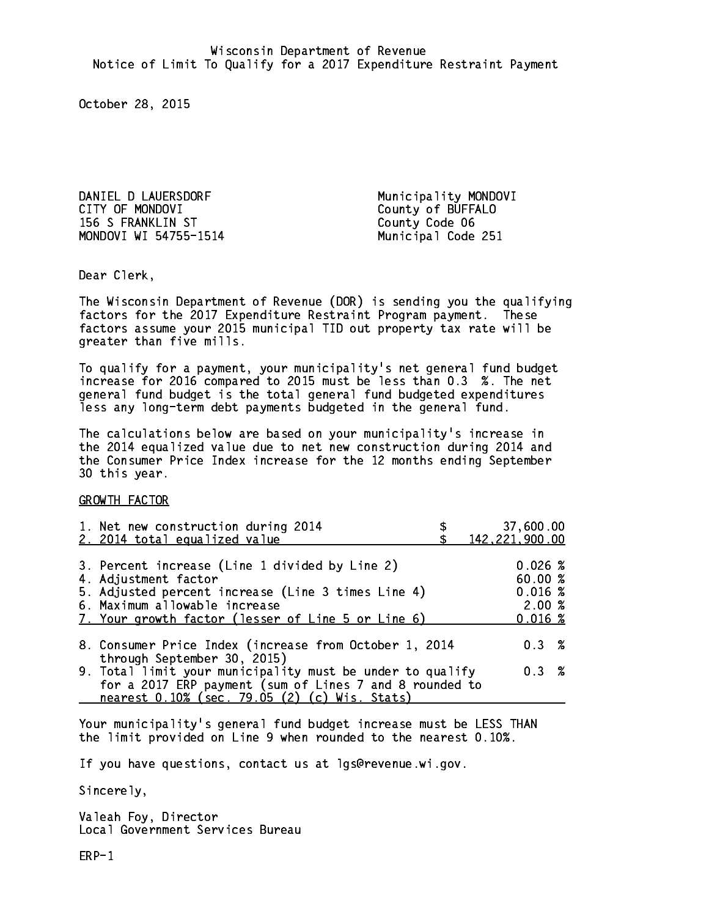Wisconsin Department of Revenue
Notice of Limit To Qualify for a 2017 Expenditure Restraint Payment

October 28, 2015

DANIEL D LAUERSDORF
CITY OF MONDOVI
156 S FRANKLIN ST
MONDOVI WI 54755-1514

Municipality MONDOVI
County of BUFFALO
County Code 06
Municipal Code 251

Dear Clerk,

The Wisconsin Department of Revenue (DOR) is sending you the qualifying factors for the 2017 Expenditure Restraint Program payment. These factors assume your 2015 municipal TID out property tax rate will be greater than five mills.

To qualify for a payment, your municipality's net general fund budget increase for 2016 compared to 2015 must be less than 0.3 %. The net general fund budget is the total general fund budgeted expenditures less any long-term debt payments budgeted in the general fund.

The calculations below are based on your municipality's increase in the 2014 equalized value due to net new construction during 2014 and the Consumer Price Index increase for the 12 months ending September 30 this year.

GROWTH FACTOR

| | |
|---|---|
| 1. Net new construction during 2014 | $ 37,600.00 |
| 2. 2014 total equalized value | $ 142,221,900.00 |
| 3. Percent increase (Line 1 divided by Line 2) | 0.026 % |
| 4. Adjustment factor | 60.00 % |
| 5. Adjusted percent increase (Line 3 times Line 4) | 0.016 % |
| 6. Maximum allowable increase | 2.00 % |
| 7. Your growth factor (lesser of Line 5 or Line 6) | 0.016 % |
| 8. Consumer Price Index (increase from October 1, 2014 through September 30, 2015) | 0.3 % |
| 9. Total limit your municipality must be under to qualify for a 2017 ERP payment (sum of Lines 7 and 8 rounded to nearest 0.10% (sec. 79.05 (2) (c) Wis. Stats) | 0.3 % |

Your municipality's general fund budget increase must be LESS THAN the limit provided on Line 9 when rounded to the nearest 0.10%.

If you have questions, contact us at lgs@revenue.wi.gov.

Sincerely,

Valeah Foy, Director
Local Government Services Bureau

ERP-1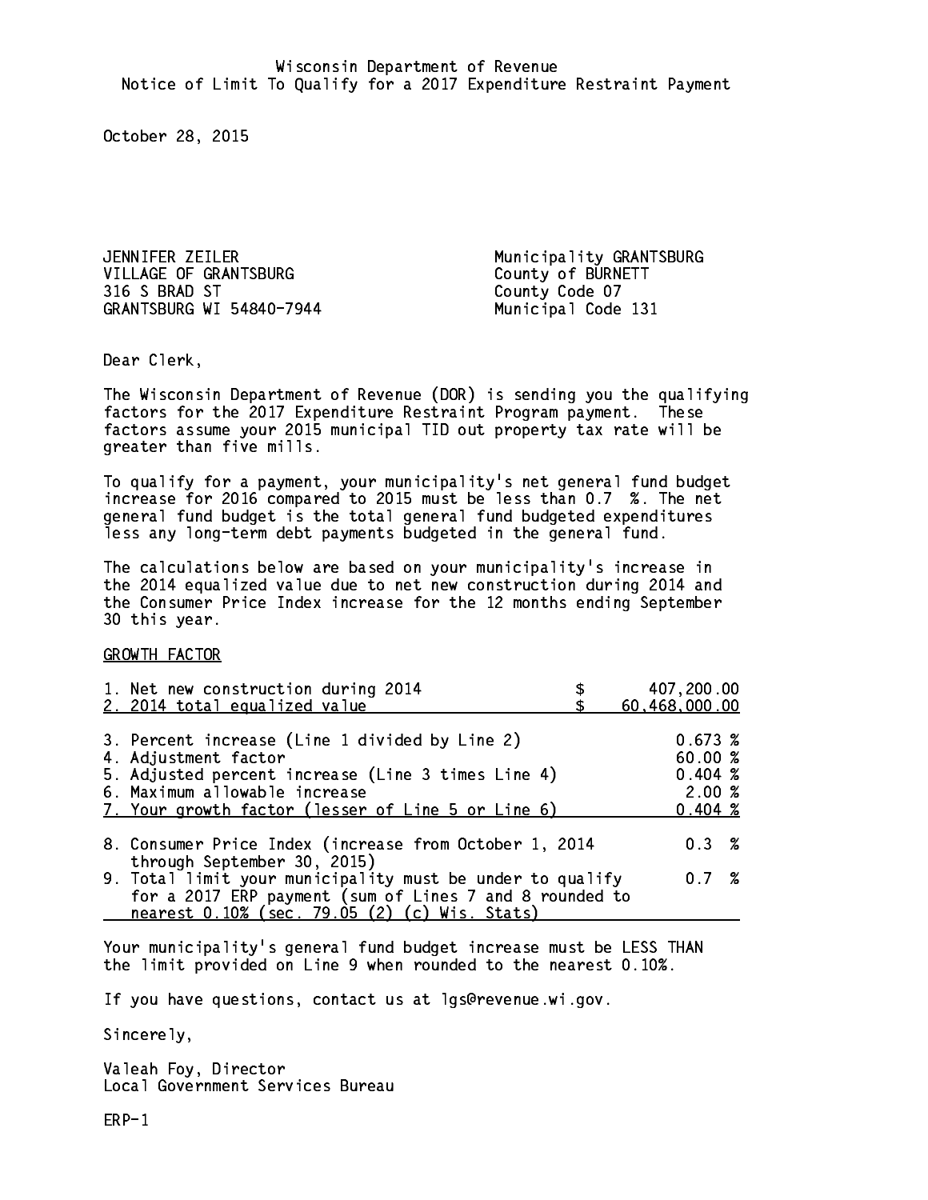Wisconsin Department of Revenue
Notice of Limit To Qualify for a 2017 Expenditure Restraint Payment

October 28, 2015

JENNIFER ZEILER
VILLAGE OF GRANTSBURG
316 S BRAD ST
GRANTSBURG WI 54840-7944

Municipality GRANTSBURG
County of BURNETT
County Code 07
Municipal Code 131

Dear Clerk,

The Wisconsin Department of Revenue (DOR) is sending you the qualifying factors for the 2017 Expenditure Restraint Program payment. These factors assume your 2015 municipal TID out property tax rate will be greater than five mills.

To qualify for a payment, your municipality's net general fund budget increase for 2016 compared to 2015 must be less than 0.7 %. The net general fund budget is the total general fund budgeted expenditures less any long-term debt payments budgeted in the general fund.

The calculations below are based on your municipality's increase in the 2014 equalized value due to net new construction during 2014 and the Consumer Price Index increase for the 12 months ending September 30 this year.

GROWTH FACTOR

| | |
|---|---|
| 1. Net new construction during 2014 | $ 407,200.00 |
| 2. 2014 total equalized value | $ 60,468,000.00 |
| 3. Percent increase (Line 1 divided by Line 2) | 0.673 % |
| 4. Adjustment factor | 60.00 % |
| 5. Adjusted percent increase (Line 3 times Line 4) | 0.404 % |
| 6. Maximum allowable increase | 2.00 % |
| 7. Your growth factor (lesser of Line 5 or Line 6) | 0.404 % |
| 8. Consumer Price Index (increase from October 1, 2014 through September 30, 2015) | 0.3 % |
| 9. Total limit your municipality must be under to qualify for a 2017 ERP payment (sum of Lines 7 and 8 rounded to nearest 0.10% (sec. 79.05 (2) (c) Wis. Stats) | 0.7 % |

Your municipality's general fund budget increase must be LESS THAN the limit provided on Line 9 when rounded to the nearest 0.10%.

If you have questions, contact us at lgs@revenue.wi.gov.

Sincerely,

Valeah Foy, Director
Local Government Services Bureau

ERP-1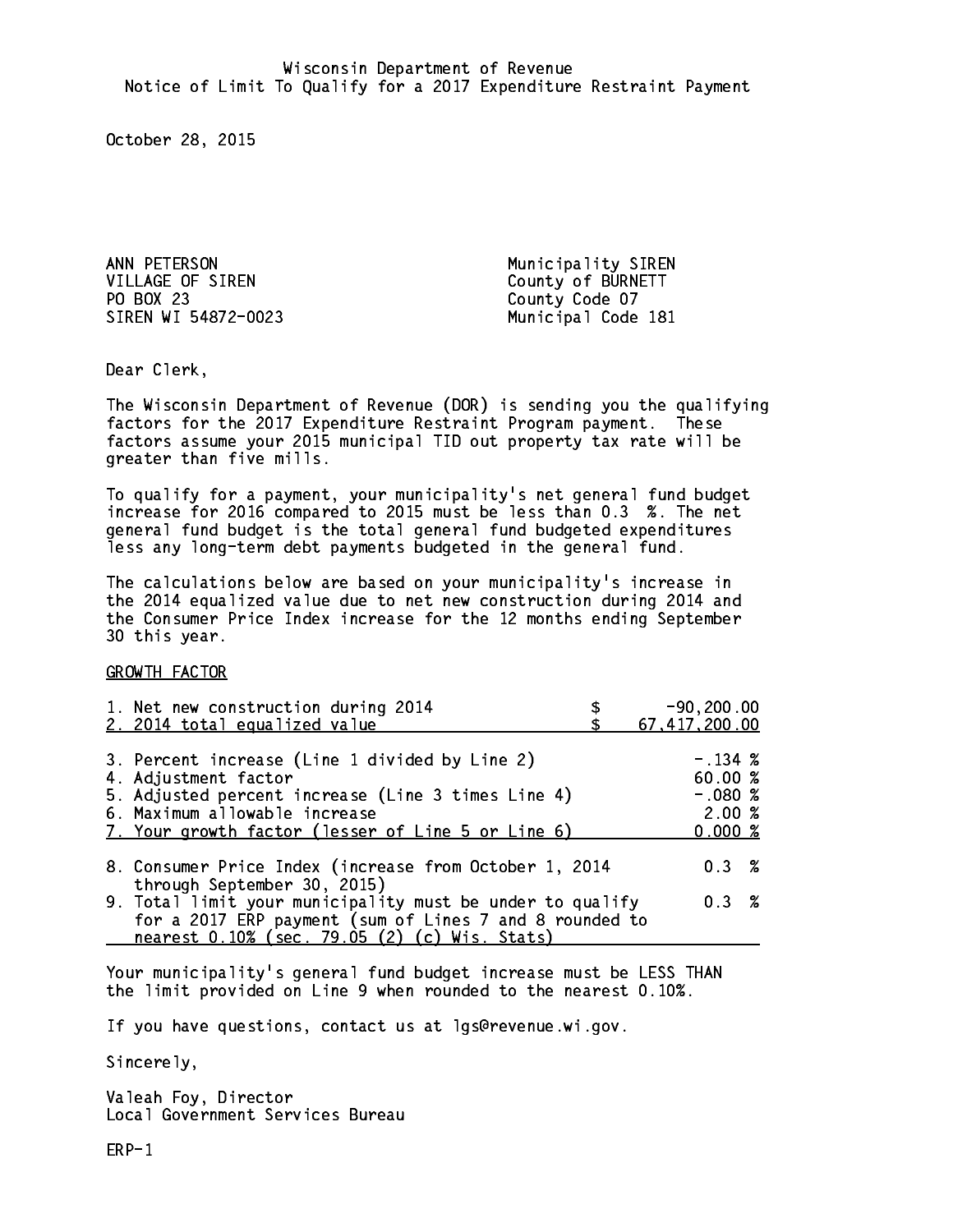Wisconsin Department of Revenue
Notice of Limit To Qualify for a 2017 Expenditure Restraint Payment

October 28, 2015

ANN PETERSON
VILLAGE OF SIREN
PO BOX 23
SIREN WI 54872-0023

Municipality SIREN
County of BURNETT
County Code 07
Municipal Code 181

Dear Clerk,

The Wisconsin Department of Revenue (DOR) is sending you the qualifying factors for the 2017 Expenditure Restraint Program payment. These factors assume your 2015 municipal TID out property tax rate will be greater than five mills.

To qualify for a payment, your municipality's net general fund budget increase for 2016 compared to 2015 must be less than 0.3 %. The net general fund budget is the total general fund budgeted expenditures less any long-term debt payments budgeted in the general fund.

The calculations below are based on your municipality's increase in the 2014 equalized value due to net new construction during 2014 and the Consumer Price Index increase for the 12 months ending September 30 this year.

GROWTH FACTOR

| | |
|---|---|
| 1. Net new construction during 2014 | $ -90,200.00 |
| 2. 2014 total equalized value | $ 67,417,200.00 |
| 3. Percent increase (Line 1 divided by Line 2) | -.134 % |
| 4. Adjustment factor | 60.00 % |
| 5. Adjusted percent increase (Line 3 times Line 4) | -.080 % |
| 6. Maximum allowable increase | 2.00 % |
| 7. Your growth factor (lesser of Line 5 or Line 6) | 0.000 % |
| 8. Consumer Price Index (increase from October 1, 2014 through September 30, 2015) | 0.3 % |
| 9. Total limit your municipality must be under to qualify for a 2017 ERP payment (sum of Lines 7 and 8 rounded to nearest 0.10% (sec. 79.05 (2) (c) Wis. Stats) | 0.3 % |

Your municipality's general fund budget increase must be LESS THAN the limit provided on Line 9 when rounded to the nearest 0.10%.

If you have questions, contact us at lgs@revenue.wi.gov.

Sincerely,

Valeah Foy, Director
Local Government Services Bureau

ERP-1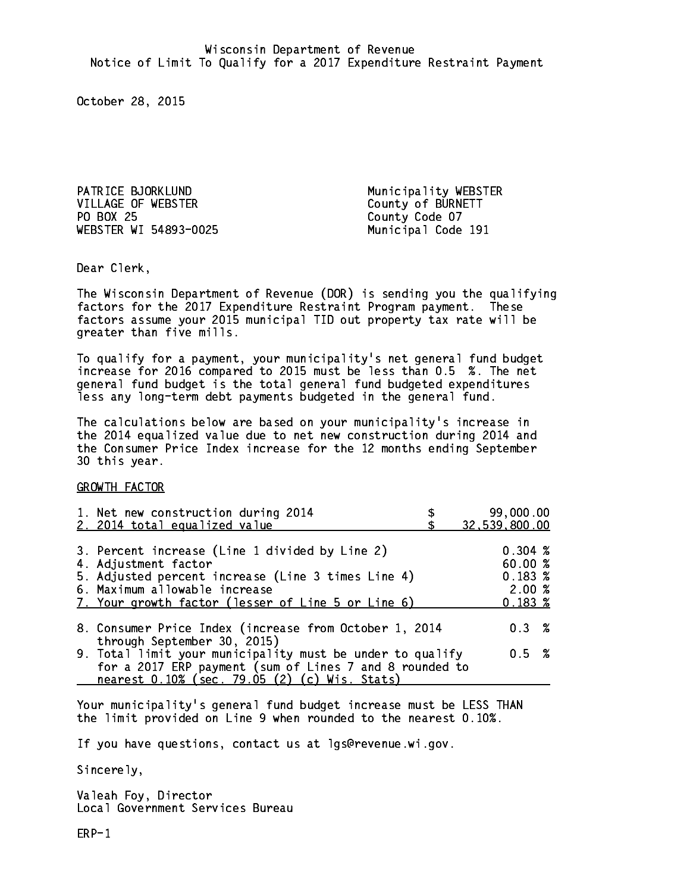Wisconsin Department of Revenue
Notice of Limit To Qualify for a 2017 Expenditure Restraint Payment

October 28, 2015

PATRICE BJORKLUND
VILLAGE OF WEBSTER
PO BOX 25
WEBSTER WI 54893-0025

Municipality WEBSTER
County of BURNETT
County Code 07
Municipal Code 191

Dear Clerk,

The Wisconsin Department of Revenue (DOR) is sending you the qualifying factors for the 2017 Expenditure Restraint Program payment. These factors assume your 2015 municipal TID out property tax rate will be greater than five mills.

To qualify for a payment, your municipality's net general fund budget increase for 2016 compared to 2015 must be less than 0.5 %. The net general fund budget is the total general fund budgeted expenditures less any long-term debt payments budgeted in the general fund.

The calculations below are based on your municipality's increase in the 2014 equalized value due to net new construction during 2014 and the Consumer Price Index increase for the 12 months ending September 30 this year.

GROWTH FACTOR

| | |
|---|---|
| 1. Net new construction during 2014 | $ 99,000.00 |
| 2. 2014 total equalized value | $ 32,539,800.00 |
| 3. Percent increase (Line 1 divided by Line 2) | 0.304 % |
| 4. Adjustment factor | 60.00 % |
| 5. Adjusted percent increase (Line 3 times Line 4) | 0.183 % |
| 6. Maximum allowable increase | 2.00 % |
| 7. Your growth factor (lesser of Line 5 or Line 6) | 0.183 % |
| 8. Consumer Price Index (increase from October 1, 2014 through September 30, 2015) | 0.3 % |
| 9. Total limit your municipality must be under to qualify for a 2017 ERP payment (sum of Lines 7 and 8 rounded to nearest 0.10% (sec. 79.05 (2) (c) Wis. Stats) | 0.5 % |

Your municipality's general fund budget increase must be LESS THAN the limit provided on Line 9 when rounded to the nearest 0.10%.

If you have questions, contact us at lgs@revenue.wi.gov.

Sincerely,

Valeah Foy, Director
Local Government Services Bureau

ERP-1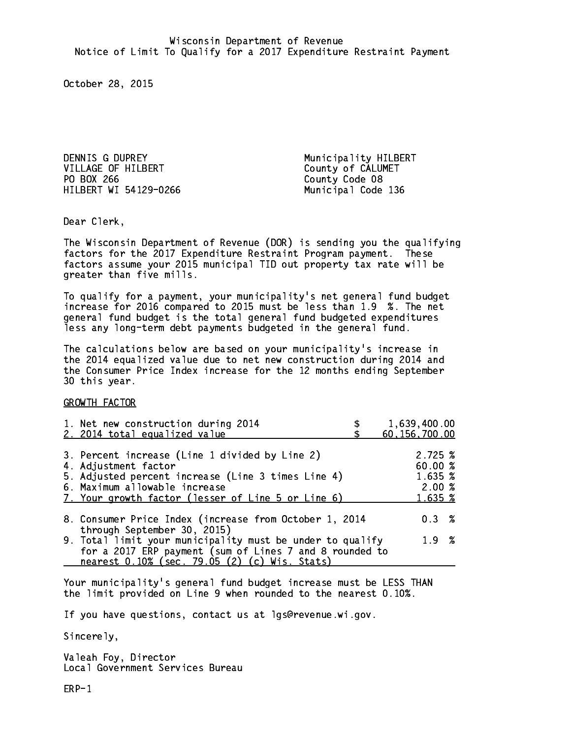Wisconsin Department of Revenue
Notice of Limit To Qualify for a 2017 Expenditure Restraint Payment

October 28, 2015

DENNIS G DUPREY
VILLAGE OF HILBERT
PO BOX 266
HILBERT WI 54129-0266

Municipality HILBERT
County of CALUMET
County Code 08
Municipal Code 136

Dear Clerk,

The Wisconsin Department of Revenue (DOR) is sending you the qualifying factors for the 2017 Expenditure Restraint Program payment. These factors assume your 2015 municipal TID out property tax rate will be greater than five mills.

To qualify for a payment, your municipality's net general fund budget increase for 2016 compared to 2015 must be less than 1.9 %. The net general fund budget is the total general fund budgeted expenditures less any long-term debt payments budgeted in the general fund.

The calculations below are based on your municipality's increase in the 2014 equalized value due to net new construction during 2014 and the Consumer Price Index increase for the 12 months ending September 30 this year.

GROWTH FACTOR

| | | |
|---|---|---|
| 1. Net new construction during 2014 | $ | 1,639,400.00 |
| 2. 2014 total equalized value | $ | 60,156,700.00 |
| 3. Percent increase (Line 1 divided by Line 2) | | 2.725 % |
| 4. Adjustment factor | | 60.00 % |
| 5. Adjusted percent increase (Line 3 times Line 4) | | 1.635 % |
| 6. Maximum allowable increase | | 2.00 % |
| 7. Your growth factor (lesser of Line 5 or Line 6) | | 1.635 % |
| 8. Consumer Price Index (increase from October 1, 2014 through September 30, 2015) | | 0.3 % |
| 9. Total limit your municipality must be under to qualify for a 2017 ERP payment (sum of Lines 7 and 8 rounded to nearest 0.10% (sec. 79.05 (2) (c) Wis. Stats) | | 1.9 % |

Your municipality's general fund budget increase must be LESS THAN the limit provided on Line 9 when rounded to the nearest 0.10%.

If you have questions, contact us at lgs@revenue.wi.gov.

Sincerely,

Valeah Foy, Director
Local Government Services Bureau

ERP-1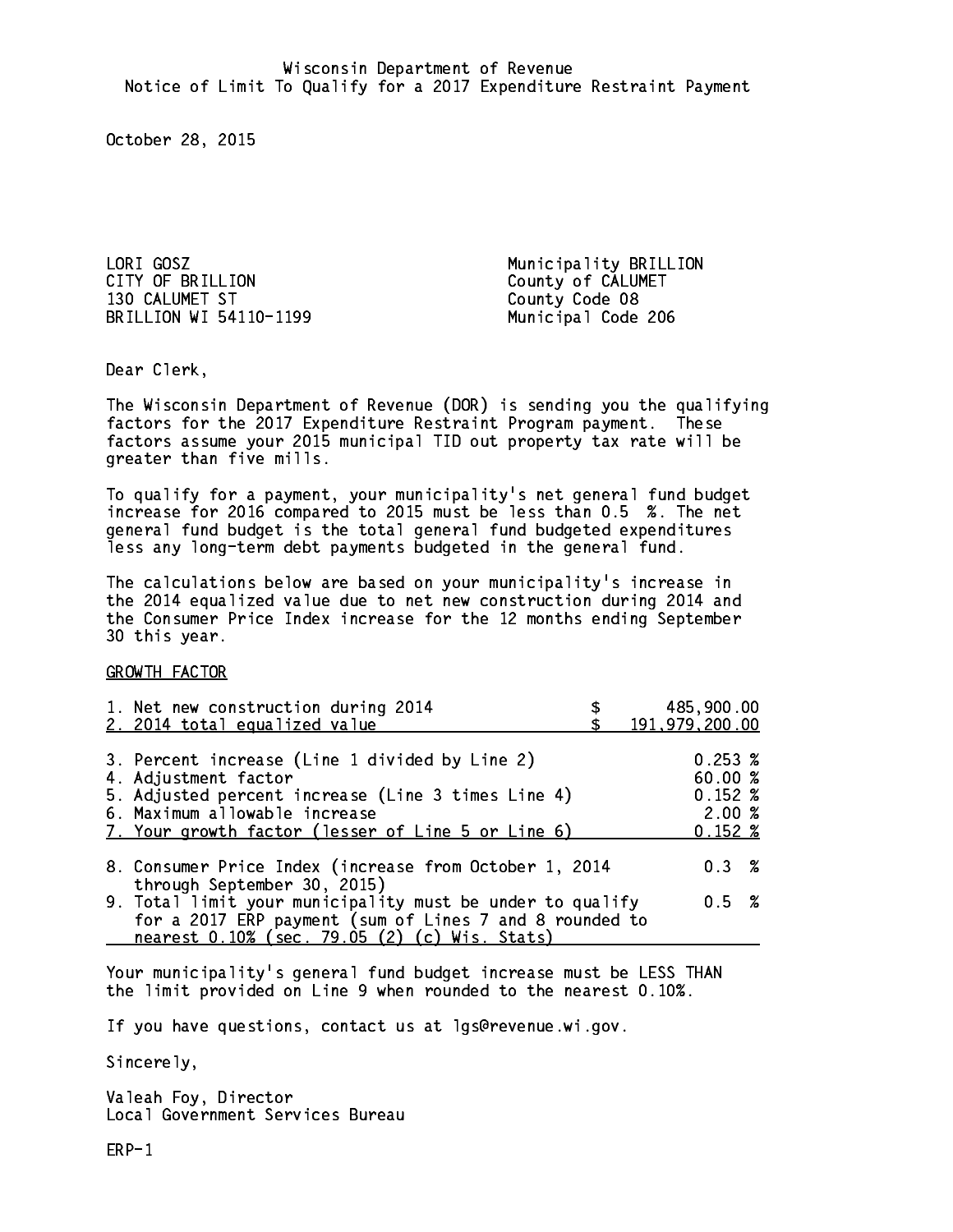Wisconsin Department of Revenue
Notice of Limit To Qualify for a 2017 Expenditure Restraint Payment

October 28, 2015

LORI GOSZ
CITY OF BRILLION
130 CALUMET ST
BRILLION WI 54110-1199

Municipality BRILLION
County of CALUMET
County Code 08
Municipal Code 206

Dear Clerk,

The Wisconsin Department of Revenue (DOR) is sending you the qualifying factors for the 2017 Expenditure Restraint Program payment. These factors assume your 2015 municipal TID out property tax rate will be greater than five mills.

To qualify for a payment, your municipality's net general fund budget increase for 2016 compared to 2015 must be less than 0.5 %. The net general fund budget is the total general fund budgeted expenditures less any long-term debt payments budgeted in the general fund.

The calculations below are based on your municipality's increase in the 2014 equalized value due to net new construction during 2014 and the Consumer Price Index increase for the 12 months ending September 30 this year.

GROWTH FACTOR

| | |
|---|---|
| 1. Net new construction during 2014 | $ 485,900.00 |
| 2. 2014 total equalized value | $ 191,979,200.00 |
| 3. Percent increase (Line 1 divided by Line 2) | 0.253 % |
| 4. Adjustment factor | 60.00 % |
| 5. Adjusted percent increase (Line 3 times Line 4) | 0.152 % |
| 6. Maximum allowable increase | 2.00 % |
| 7. Your growth factor (lesser of Line 5 or Line 6) | 0.152 % |
| 8. Consumer Price Index (increase from October 1, 2014 through September 30, 2015) | 0.3 % |
| 9. Total limit your municipality must be under to qualify for a 2017 ERP payment (sum of Lines 7 and 8 rounded to nearest 0.10% (sec. 79.05 (2) (c) Wis. Stats) | 0.5 % |

Your municipality's general fund budget increase must be LESS THAN the limit provided on Line 9 when rounded to the nearest 0.10%.

If you have questions, contact us at lgs@revenue.wi.gov.

Sincerely,

Valeah Foy, Director
Local Government Services Bureau

ERP-1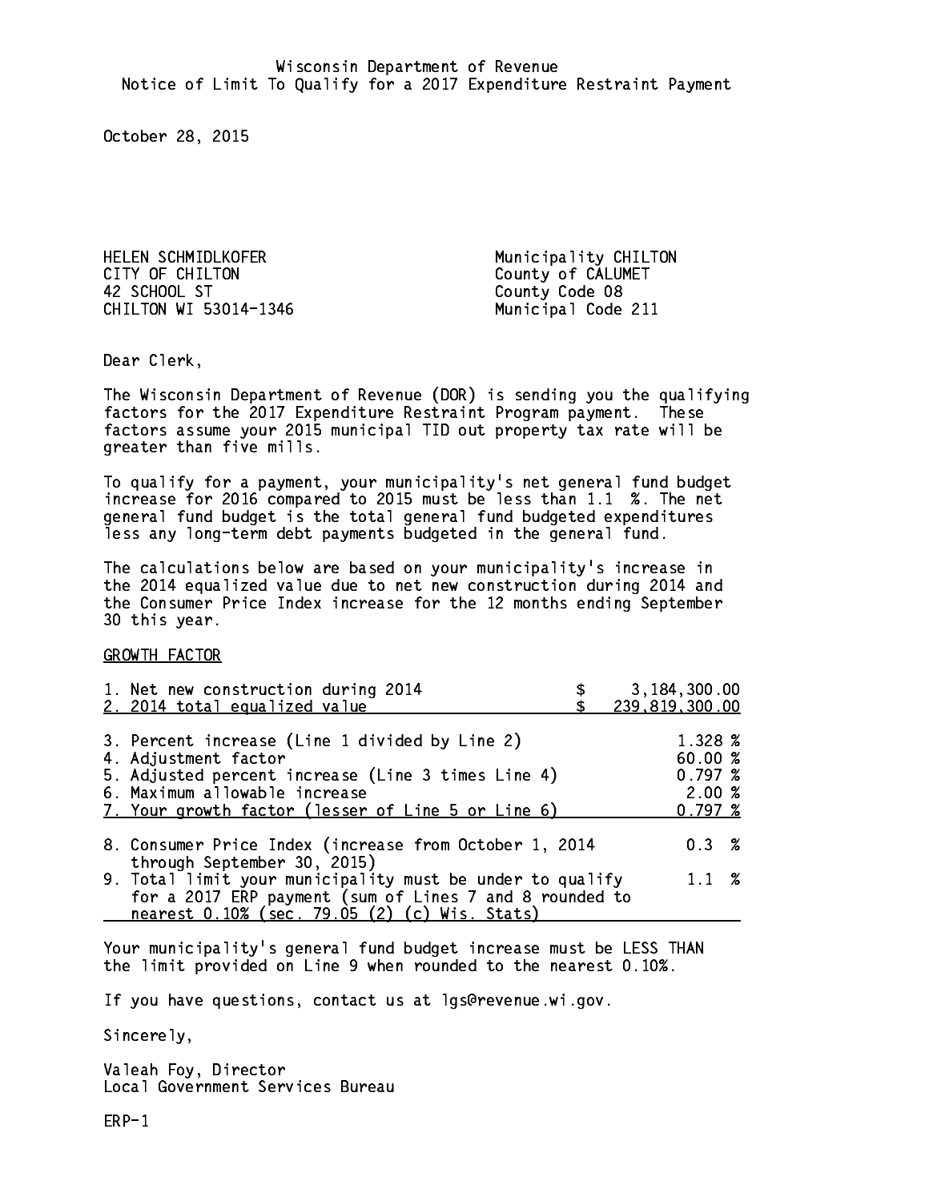Wisconsin Department of Revenue
Notice of Limit To Qualify for a 2017 Expenditure Restraint Payment

October 28, 2015

HELEN SCHMIDLKOFER
CITY OF CHILTON
42 SCHOOL ST
CHILTON WI 53014-1346

Municipality CHILTON
County of CALUMET
County Code 08
Municipal Code 211

Dear Clerk,

The Wisconsin Department of Revenue (DOR) is sending you the qualifying factors for the 2017 Expenditure Restraint Program payment. These factors assume your 2015 municipal TID out property tax rate will be greater than five mills.

To qualify for a payment, your municipality's net general fund budget increase for 2016 compared to 2015 must be less than 1.1 %. The net general fund budget is the total general fund budgeted expenditures less any long-term debt payments budgeted in the general fund.

The calculations below are based on your municipality's increase in the 2014 equalized value due to net new construction during 2014 and the Consumer Price Index increase for the 12 months ending September 30 this year.

GROWTH FACTOR

| | |
|---|---|
| 1. Net new construction during 2014 | $ 3,184,300.00 |
| 2. 2014 total equalized value | $ 239,819,300.00 |
| 3. Percent increase (Line 1 divided by Line 2) | 1.328 % |
| 4. Adjustment factor | 60.00 % |
| 5. Adjusted percent increase (Line 3 times Line 4) | 0.797 % |
| 6. Maximum allowable increase | 2.00 % |
| 7. Your growth factor (lesser of Line 5 or Line 6) | 0.797 % |
| 8. Consumer Price Index (increase from October 1, 2014 through September 30, 2015) | 0.3 % |
| 9. Total limit your municipality must be under to qualify for a 2017 ERP payment (sum of Lines 7 and 8 rounded to nearest 0.10% (sec. 79.05 (2) (c) Wis. Stats) | 1.1 % |

Your municipality's general fund budget increase must be LESS THAN the limit provided on Line 9 when rounded to the nearest 0.10%.

If you have questions, contact us at lgs@revenue.wi.gov.

Sincerely,

Valeah Foy, Director
Local Government Services Bureau

ERP-1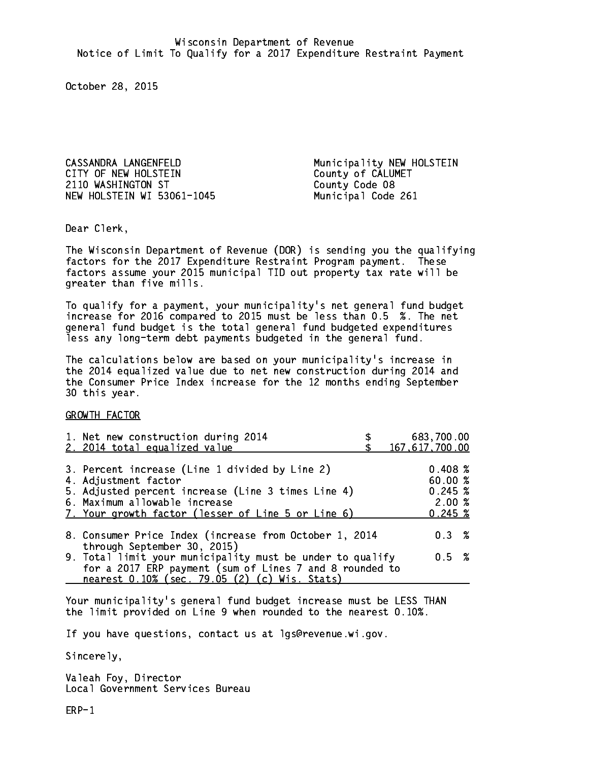Wisconsin Department of Revenue
Notice of Limit To Qualify for a 2017 Expenditure Restraint Payment

October 28, 2015

CASSANDRA LANGENFELD
CITY OF NEW HOLSTEIN
2110 WASHINGTON ST
NEW HOLSTEIN WI 53061-1045

Municipality NEW HOLSTEIN
County of CALUMET
County Code 08
Municipal Code 261

Dear Clerk,

The Wisconsin Department of Revenue (DOR) is sending you the qualifying factors for the 2017 Expenditure Restraint Program payment. These factors assume your 2015 municipal TID out property tax rate will be greater than five mills.

To qualify for a payment, your municipality's net general fund budget increase for 2016 compared to 2015 must be less than 0.5 %. The net general fund budget is the total general fund budgeted expenditures less any long-term debt payments budgeted in the general fund.

The calculations below are based on your municipality's increase in the 2014 equalized value due to net new construction during 2014 and the Consumer Price Index increase for the 12 months ending September 30 this year.

GROWTH FACTOR

| | |
|---|---|
| 1. Net new construction during 2014 | $ 683,700.00 |
| 2. 2014 total equalized value | $ 167,617,700.00 |
| 3. Percent increase (Line 1 divided by Line 2) | 0.408 % |
| 4. Adjustment factor | 60.00 % |
| 5. Adjusted percent increase (Line 3 times Line 4) | 0.245 % |
| 6. Maximum allowable increase | 2.00 % |
| 7. Your growth factor (lesser of Line 5 or Line 6) | 0.245 % |
| 8. Consumer Price Index (increase from October 1, 2014 through September 30, 2015) | 0.3 % |
| 9. Total limit your municipality must be under to qualify for a 2017 ERP payment (sum of Lines 7 and 8 rounded to nearest 0.10% (sec. 79.05 (2) (c) Wis. Stats) | 0.5 % |

Your municipality's general fund budget increase must be LESS THAN the limit provided on Line 9 when rounded to the nearest 0.10%.

If you have questions, contact us at lgs@revenue.wi.gov.

Sincerely,

Valeah Foy, Director
Local Government Services Bureau

ERP-1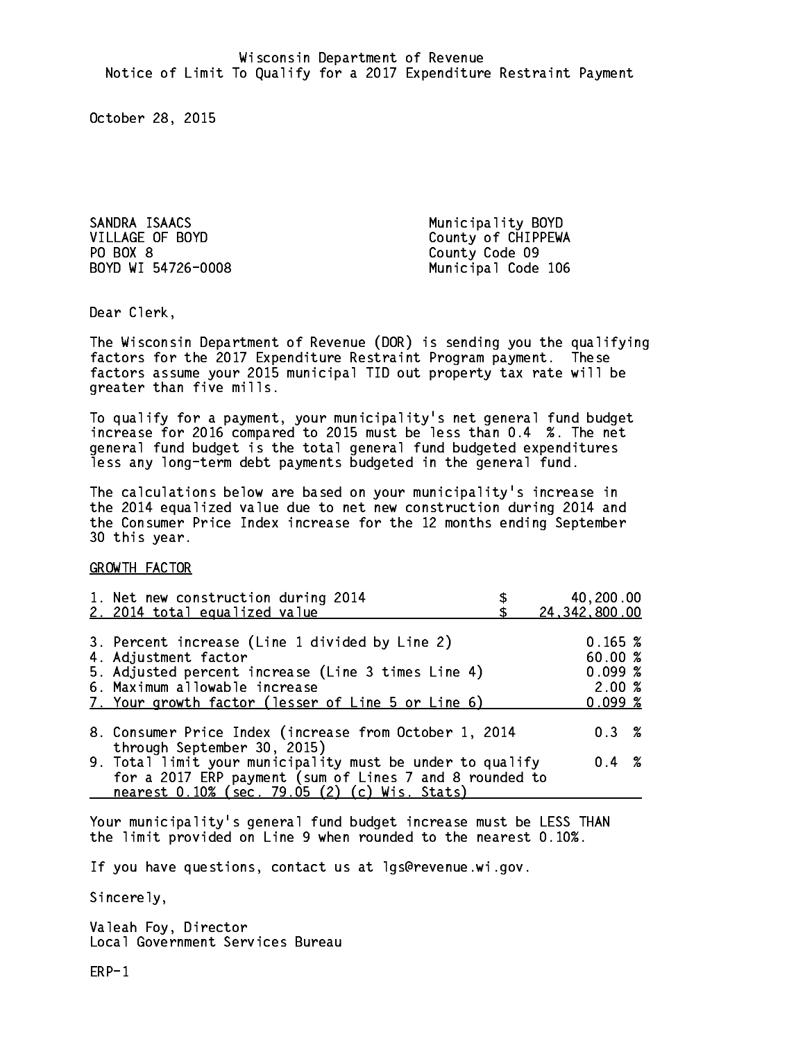Wisconsin Department of Revenue
Notice of Limit To Qualify for a 2017 Expenditure Restraint Payment

October 28, 2015

SANDRA ISAACS
VILLAGE OF BOYD
PO BOX 8
BOYD WI 54726-0008

Municipality BOYD
County of CHIPPEWA
County Code 09
Municipal Code 106

Dear Clerk,

The Wisconsin Department of Revenue (DOR) is sending you the qualifying factors for the 2017 Expenditure Restraint Program payment. These factors assume your 2015 municipal TID out property tax rate will be greater than five mills.

To qualify for a payment, your municipality's net general fund budget increase for 2016 compared to 2015 must be less than 0.4 %. The net general fund budget is the total general fund budgeted expenditures less any long-term debt payments budgeted in the general fund.

The calculations below are based on your municipality's increase in the 2014 equalized value due to net new construction during 2014 and the Consumer Price Index increase for the 12 months ending September 30 this year.

GROWTH FACTOR

| | | |
|---|---|---|
| 1. Net new construction during 2014 | $ | 40,200.00 |
| 2. 2014 total equalized value | $ | 24,342,800.00 |
| 3. Percent increase (Line 1 divided by Line 2) | | 0.165 % |
| 4. Adjustment factor | | 60.00 % |
| 5. Adjusted percent increase (Line 3 times Line 4) | | 0.099 % |
| 6. Maximum allowable increase | | 2.00 % |
| 7. Your growth factor (lesser of Line 5 or Line 6) | | 0.099 % |
| 8. Consumer Price Index (increase from October 1, 2014 through September 30, 2015) | | 0.3 % |
| 9. Total limit your municipality must be under to qualify for a 2017 ERP payment (sum of Lines 7 and 8 rounded to nearest 0.10% (sec. 79.05 (2) (c) Wis. Stats) | | 0.4 % |

Your municipality's general fund budget increase must be LESS THAN the limit provided on Line 9 when rounded to the nearest 0.10%.

If you have questions, contact us at lgs@revenue.wi.gov.

Sincerely,

Valeah Foy, Director
Local Government Services Bureau

ERP-1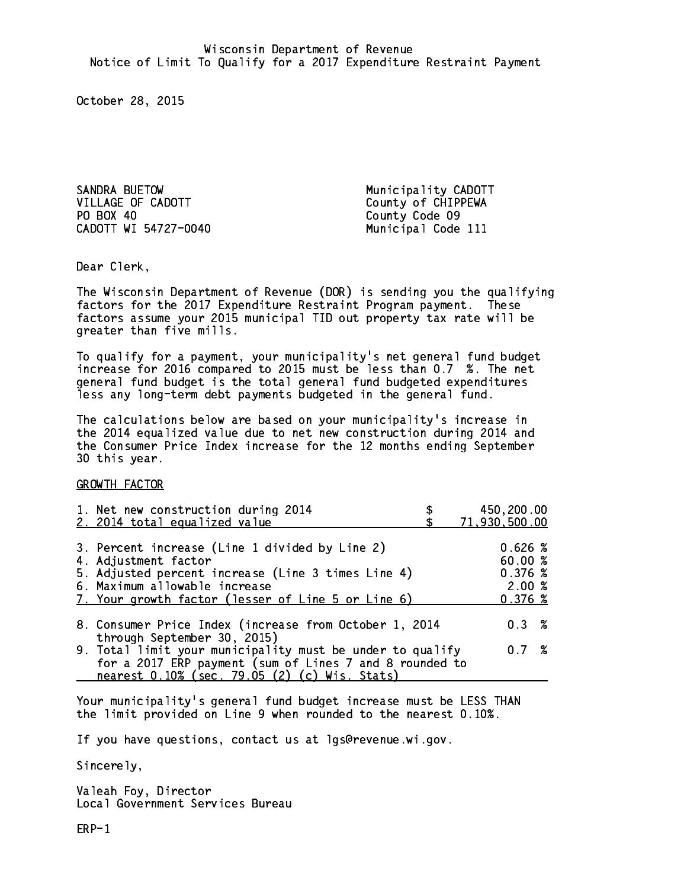Wisconsin Department of Revenue
Notice of Limit To Qualify for a 2017 Expenditure Restraint Payment

October 28, 2015

SANDRA BUETOW
VILLAGE OF CADOTT
PO BOX 40
CADOTT WI 54727-0040

Municipality CADOTT
County of CHIPPEWA
County Code 09
Municipal Code 111

Dear Clerk,

The Wisconsin Department of Revenue (DOR) is sending you the qualifying factors for the 2017 Expenditure Restraint Program payment. These factors assume your 2015 municipal TID out property tax rate will be greater than five mills.

To qualify for a payment, your municipality's net general fund budget increase for 2016 compared to 2015 must be less than 0.7 %. The net general fund budget is the total general fund budgeted expenditures less any long-term debt payments budgeted in the general fund.

The calculations below are based on your municipality's increase in the 2014 equalized value due to net new construction during 2014 and the Consumer Price Index increase for the 12 months ending September 30 this year.

GROWTH FACTOR

| | | |
|---|---|---|
| 1. Net new construction during 2014 | $ | 450,200.00 |
| 2. 2014 total equalized value | $ | 71,930,500.00 |
| 3. Percent increase (Line 1 divided by Line 2) | | 0.626 % |
| 4. Adjustment factor | | 60.00 % |
| 5. Adjusted percent increase (Line 3 times Line 4) | | 0.376 % |
| 6. Maximum allowable increase | | 2.00 % |
| 7. Your growth factor (lesser of Line 5 or Line 6) | | 0.376 % |
| 8. Consumer Price Index (increase from October 1, 2014 through September 30, 2015) | | 0.3 % |
| 9. Total limit your municipality must be under to qualify for a 2017 ERP payment (sum of Lines 7 and 8 rounded to nearest 0.10% (sec. 79.05 (2) (c) Wis. Stats) | | 0.7 % |

Your municipality's general fund budget increase must be LESS THAN the limit provided on Line 9 when rounded to the nearest 0.10%.

If you have questions, contact us at lgs@revenue.wi.gov.

Sincerely,

Valeah Foy, Director
Local Government Services Bureau

ERP-1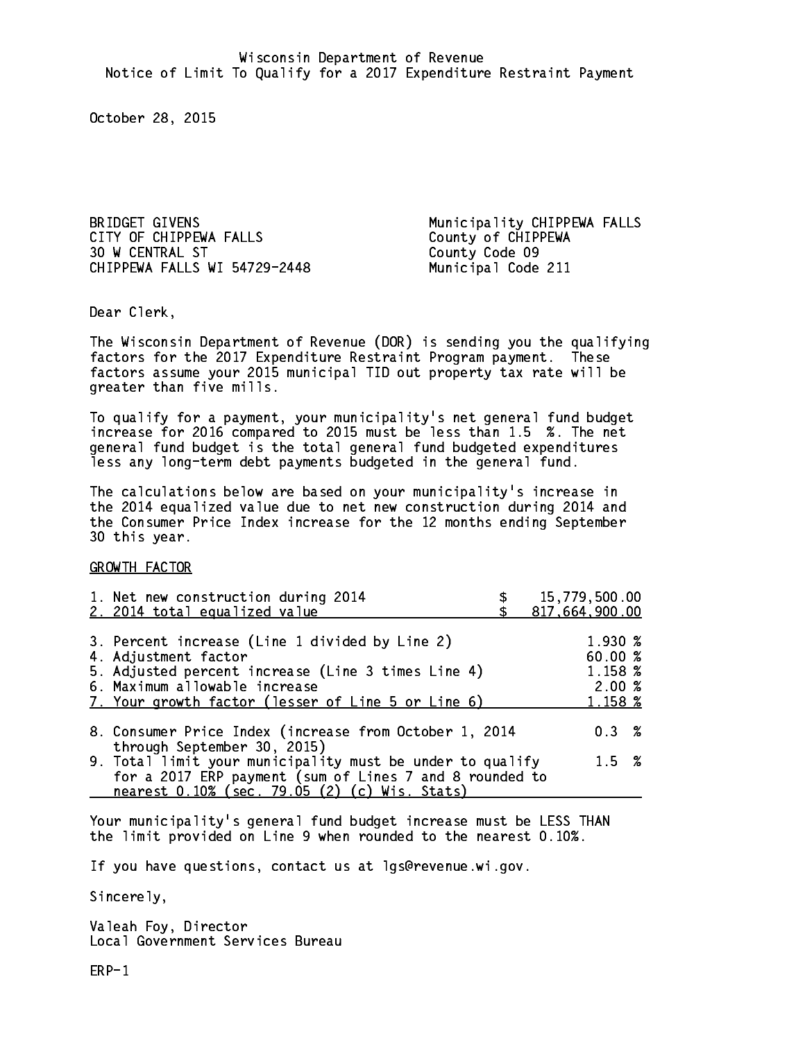Wisconsin Department of Revenue
Notice of Limit To Qualify for a 2017 Expenditure Restraint Payment

October 28, 2015

BRIDGET GIVENS
CITY OF CHIPPEWA FALLS
30 W CENTRAL ST
CHIPPEWA FALLS WI 54729-2448

Municipality CHIPPEWA FALLS
County of CHIPPEWA
County Code 09
Municipal Code 211

Dear Clerk,

The Wisconsin Department of Revenue (DOR) is sending you the qualifying factors for the 2017 Expenditure Restraint Program payment. These factors assume your 2015 municipal TID out property tax rate will be greater than five mills.

To qualify for a payment, your municipality's net general fund budget increase for 2016 compared to 2015 must be less than 1.5 %. The net general fund budget is the total general fund budgeted expenditures less any long-term debt payments budgeted in the general fund.

The calculations below are based on your municipality's increase in the 2014 equalized value due to net new construction during 2014 and the Consumer Price Index increase for the 12 months ending September 30 this year.

GROWTH FACTOR

| | |
|---|---|
| 1. Net new construction during 2014 | $ 15,779,500.00 |
| 2. 2014 total equalized value | $ 817,664,900.00 |
| 3. Percent increase (Line 1 divided by Line 2) | 1.930 % |
| 4. Adjustment factor | 60.00 % |
| 5. Adjusted percent increase (Line 3 times Line 4) | 1.158 % |
| 6. Maximum allowable increase | 2.00 % |
| 7. Your growth factor (lesser of Line 5 or Line 6) | 1.158 % |
| 8. Consumer Price Index (increase from October 1, 2014 through September 30, 2015) | 0.3 % |
| 9. Total limit your municipality must be under to qualify for a 2017 ERP payment (sum of Lines 7 and 8 rounded to nearest 0.10% (sec. 79.05 (2) (c) Wis. Stats) | 1.5 % |

Your municipality's general fund budget increase must be LESS THAN the limit provided on Line 9 when rounded to the nearest 0.10%.

If you have questions, contact us at lgs@revenue.wi.gov.

Sincerely,

Valeah Foy, Director
Local Government Services Bureau

ERP-1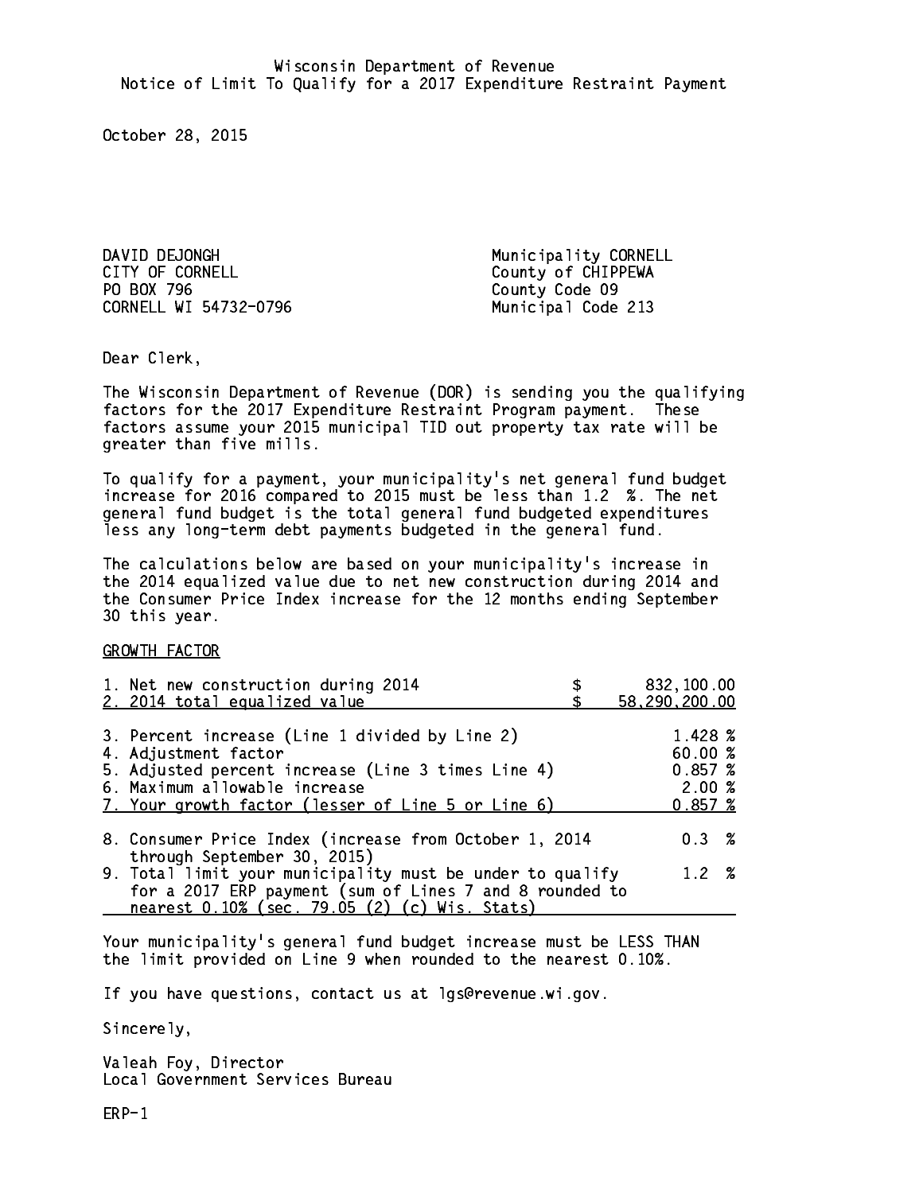Wisconsin Department of Revenue
Notice of Limit To Qualify for a 2017 Expenditure Restraint Payment

October 28, 2015

DAVID DEJONGH
CITY OF CORNELL
PO BOX 796
CORNELL WI 54732-0796

Municipality CORNELL
County of CHIPPEWA
County Code 09
Municipal Code 213

Dear Clerk,

The Wisconsin Department of Revenue (DOR) is sending you the qualifying factors for the 2017 Expenditure Restraint Program payment. These factors assume your 2015 municipal TID out property tax rate will be greater than five mills.

To qualify for a payment, your municipality's net general fund budget increase for 2016 compared to 2015 must be less than 1.2 %. The net general fund budget is the total general fund budgeted expenditures less any long-term debt payments budgeted in the general fund.

The calculations below are based on your municipality's increase in the 2014 equalized value due to net new construction during 2014 and the Consumer Price Index increase for the 12 months ending September 30 this year.

GROWTH FACTOR

| | |
|---|---|
| 1. Net new construction during 2014 | $ 832,100.00 |
| 2. 2014 total equalized value | $ 58,290,200.00 |
| 3. Percent increase (Line 1 divided by Line 2) | 1.428 % |
| 4. Adjustment factor | 60.00 % |
| 5. Adjusted percent increase (Line 3 times Line 4) | 0.857 % |
| 6. Maximum allowable increase | 2.00 % |
| 7. Your growth factor (lesser of Line 5 or Line 6) | 0.857 % |
| 8. Consumer Price Index (increase from October 1, 2014 through September 30, 2015) | 0.3 % |
| 9. Total limit your municipality must be under to qualify for a 2017 ERP payment (sum of Lines 7 and 8 rounded to nearest 0.10% (sec. 79.05 (2) (c) Wis. Stats) | 1.2 % |

Your municipality's general fund budget increase must be LESS THAN the limit provided on Line 9 when rounded to the nearest 0.10%.

If you have questions, contact us at lgs@revenue.wi.gov.

Sincerely,

Valeah Foy, Director
Local Government Services Bureau

ERP-1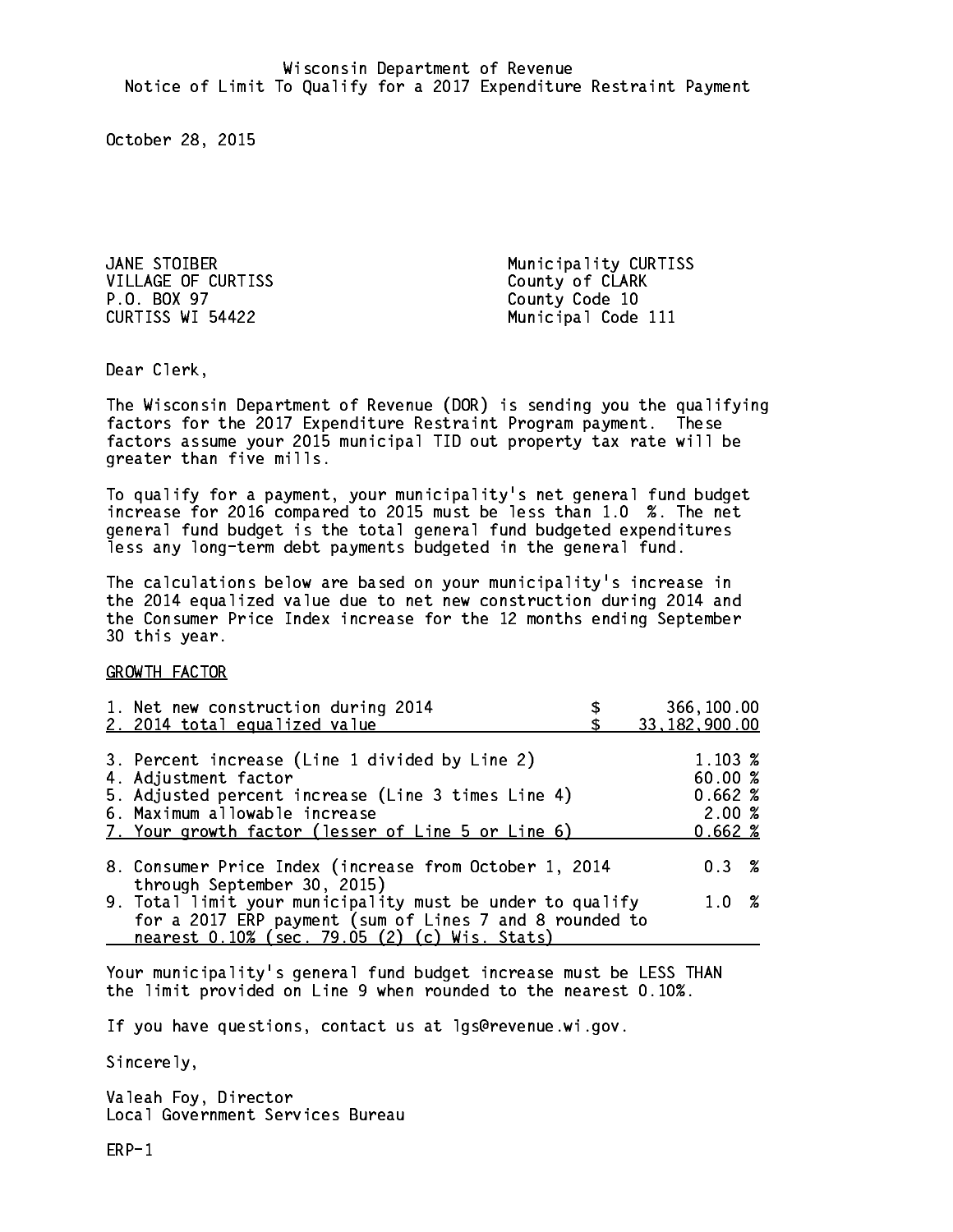Wisconsin Department of Revenue
Notice of Limit To Qualify for a 2017 Expenditure Restraint Payment

October 28, 2015

JANE STOIBER
VILLAGE OF CURTISS
P.O. BOX 97
CURTISS WI 54422

Municipality CURTISS
County of CLARK
County Code 10
Municipal Code 111

Dear Clerk,

The Wisconsin Department of Revenue (DOR) is sending you the qualifying factors for the 2017 Expenditure Restraint Program payment. These factors assume your 2015 municipal TID out property tax rate will be greater than five mills.

To qualify for a payment, your municipality's net general fund budget increase for 2016 compared to 2015 must be less than 1.0 %. The net general fund budget is the total general fund budgeted expenditures less any long-term debt payments budgeted in the general fund.

The calculations below are based on your municipality's increase in the 2014 equalized value due to net new construction during 2014 and the Consumer Price Index increase for the 12 months ending September 30 this year.

GROWTH FACTOR

| | | |
|---|---|---|
| 1. Net new construction during 2014 | $ | 366,100.00 |
| 2. 2014 total equalized value | $ | 33,182,900.00 |
| 3. Percent increase (Line 1 divided by Line 2) | | 1.103 % |
| 4. Adjustment factor | | 60.00 % |
| 5. Adjusted percent increase (Line 3 times Line 4) | | 0.662 % |
| 6. Maximum allowable increase | | 2.00 % |
| 7. Your growth factor (lesser of Line 5 or Line 6) | | 0.662 % |
| 8. Consumer Price Index (increase from October 1, 2014 through September 30, 2015) | | 0.3 % |
| 9. Total limit your municipality must be under to qualify for a 2017 ERP payment (sum of Lines 7 and 8 rounded to nearest 0.10% (sec. 79.05 (2) (c) Wis. Stats) | | 1.0 % |

Your municipality's general fund budget increase must be LESS THAN the limit provided on Line 9 when rounded to the nearest 0.10%.

If you have questions, contact us at lgs@revenue.wi.gov.

Sincerely,

Valeah Foy, Director
Local Government Services Bureau

ERP-1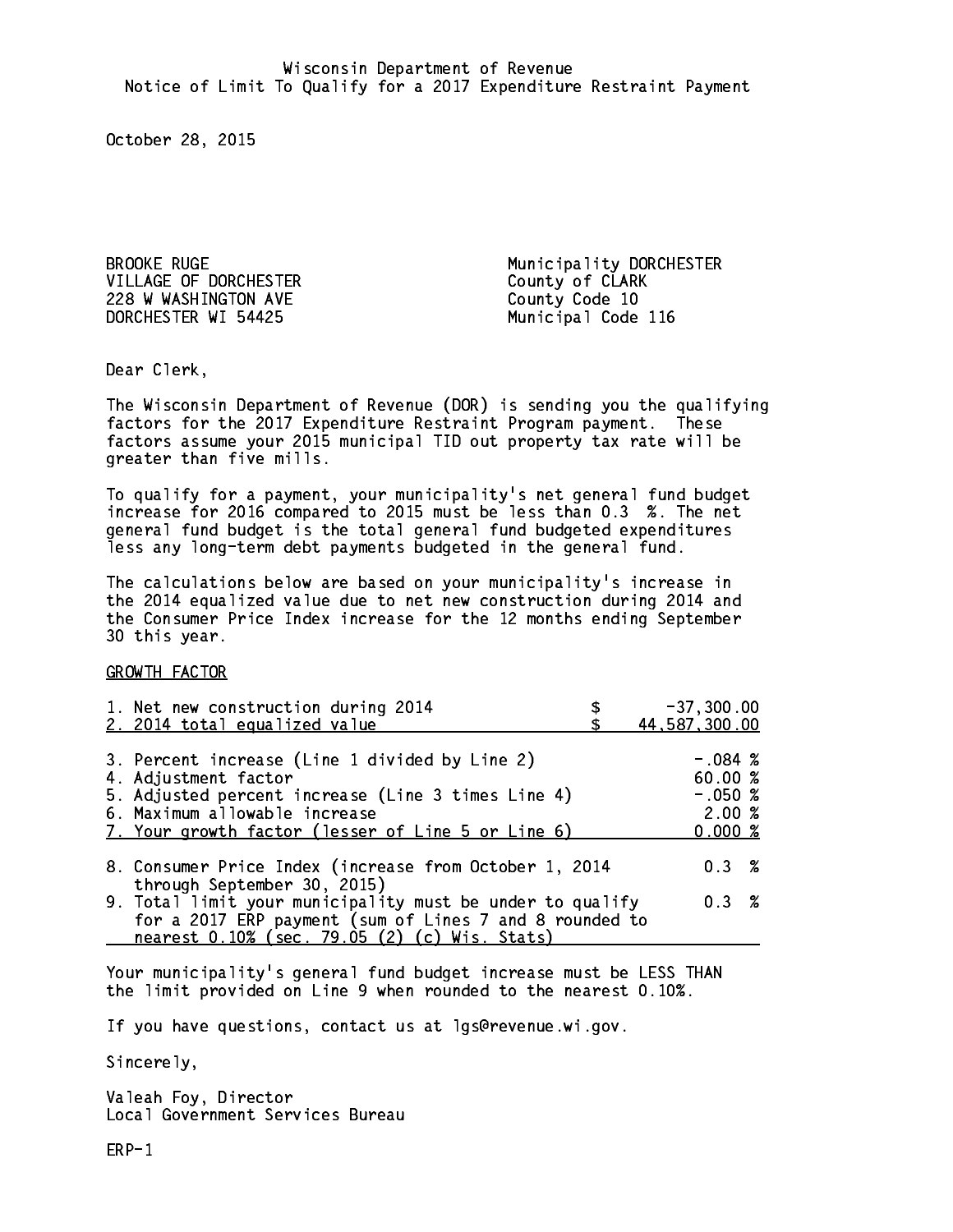Wisconsin Department of Revenue
Notice of Limit To Qualify for a 2017 Expenditure Restraint Payment

October 28, 2015

BROOKE RUGE
VILLAGE OF DORCHESTER
228 W WASHINGTON AVE
DORCHESTER WI 54425

Municipality DORCHESTER
County of CLARK
County Code 10
Municipal Code 116

Dear Clerk,

The Wisconsin Department of Revenue (DOR) is sending you the qualifying factors for the 2017 Expenditure Restraint Program payment. These factors assume your 2015 municipal TID out property tax rate will be greater than five mills.

To qualify for a payment, your municipality's net general fund budget increase for 2016 compared to 2015 must be less than 0.3 %. The net general fund budget is the total general fund budgeted expenditures less any long-term debt payments budgeted in the general fund.

The calculations below are based on your municipality's increase in the 2014 equalized value due to net new construction during 2014 and the Consumer Price Index increase for the 12 months ending September 30 this year.

GROWTH FACTOR

| | |
|---|---|
| 1. Net new construction during 2014 | $ -37,300.00 |
| 2. 2014 total equalized value | $ 44,587,300.00 |
| 3. Percent increase (Line 1 divided by Line 2) | -.084 % |
| 4. Adjustment factor | 60.00 % |
| 5. Adjusted percent increase (Line 3 times Line 4) | -.050 % |
| 6. Maximum allowable increase | 2.00 % |
| 7. Your growth factor (lesser of Line 5 or Line 6) | 0.000 % |
| 8. Consumer Price Index (increase from October 1, 2014 through September 30, 2015) | 0.3 % |
| 9. Total limit your municipality must be under to qualify for a 2017 ERP payment (sum of Lines 7 and 8 rounded to nearest 0.10% (sec. 79.05 (2) (c) Wis. Stats) | 0.3 % |

Your municipality's general fund budget increase must be LESS THAN the limit provided on Line 9 when rounded to the nearest 0.10%.

If you have questions, contact us at lgs@revenue.wi.gov.

Sincerely,

Valeah Foy, Director
Local Government Services Bureau

ERP-1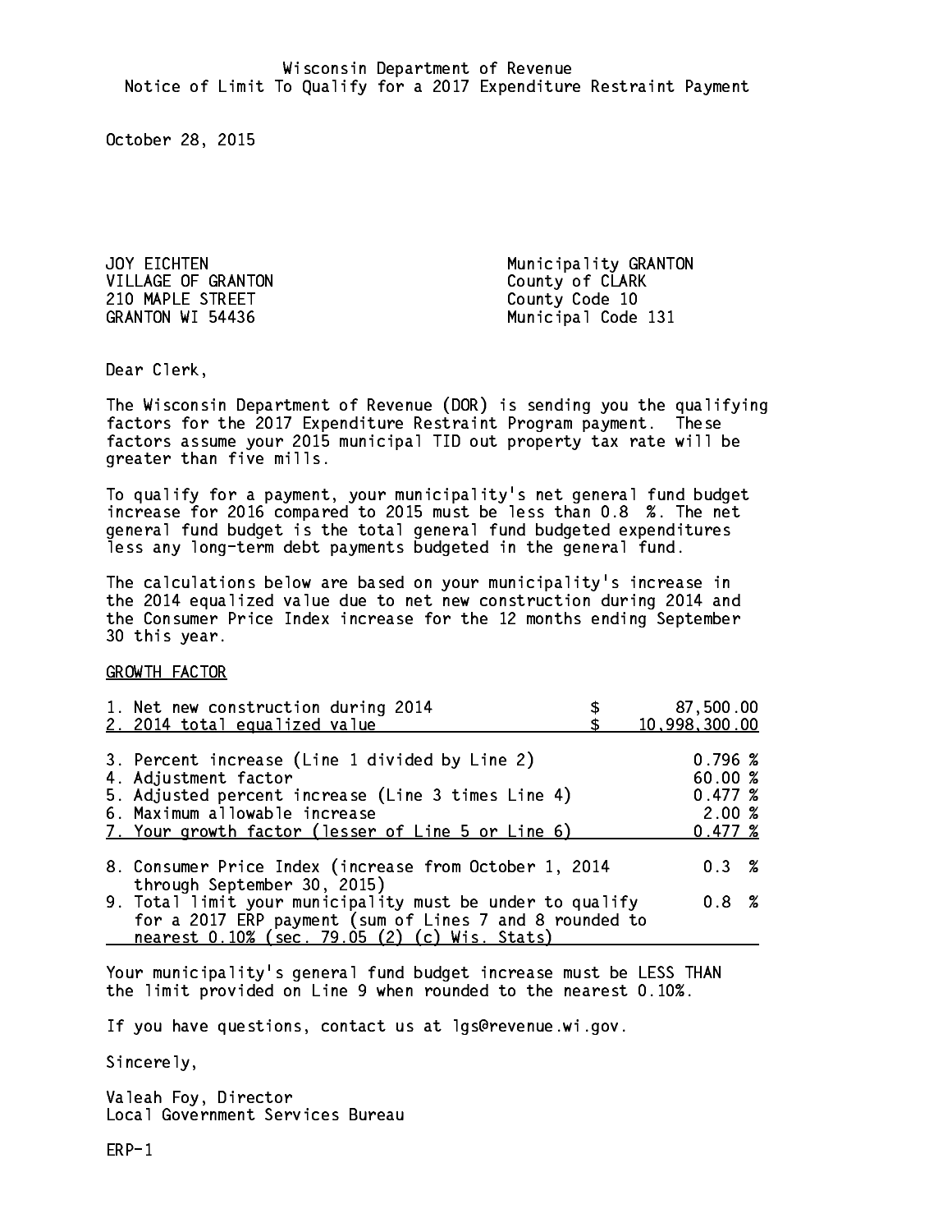Wisconsin Department of Revenue
Notice of Limit To Qualify for a 2017 Expenditure Restraint Payment

October 28, 2015

JOY EICHTEN
VILLAGE OF GRANTON
210 MAPLE STREET
GRANTON WI 54436

Municipality GRANTON
County of CLARK
County Code 10
Municipal Code 131

Dear Clerk,

The Wisconsin Department of Revenue (DOR) is sending you the qualifying factors for the 2017 Expenditure Restraint Program payment. These factors assume your 2015 municipal TID out property tax rate will be greater than five mills.

To qualify for a payment, your municipality's net general fund budget increase for 2016 compared to 2015 must be less than 0.8 %. The net general fund budget is the total general fund budgeted expenditures less any long-term debt payments budgeted in the general fund.

The calculations below are based on your municipality's increase in the 2014 equalized value due to net new construction during 2014 and the Consumer Price Index increase for the 12 months ending September 30 this year.

GROWTH FACTOR

| | |
|---|---|
| 1. Net new construction during 2014 | $ 87,500.00 |
| 2. 2014 total equalized value | $ 10,998,300.00 |
| 3. Percent increase (Line 1 divided by Line 2) | 0.796 % |
| 4. Adjustment factor | 60.00 % |
| 5. Adjusted percent increase (Line 3 times Line 4) | 0.477 % |
| 6. Maximum allowable increase | 2.00 % |
| 7. Your growth factor (lesser of Line 5 or Line 6) | 0.477 % |
| 8. Consumer Price Index (increase from October 1, 2014 through September 30, 2015) | 0.3 % |
| 9. Total limit your municipality must be under to qualify for a 2017 ERP payment (sum of Lines 7 and 8 rounded to nearest 0.10% (sec. 79.05 (2) (c) Wis. Stats) | 0.8 % |

Your municipality's general fund budget increase must be LESS THAN the limit provided on Line 9 when rounded to the nearest 0.10%.

If you have questions, contact us at lgs@revenue.wi.gov.

Sincerely,

Valeah Foy, Director
Local Government Services Bureau

ERP-1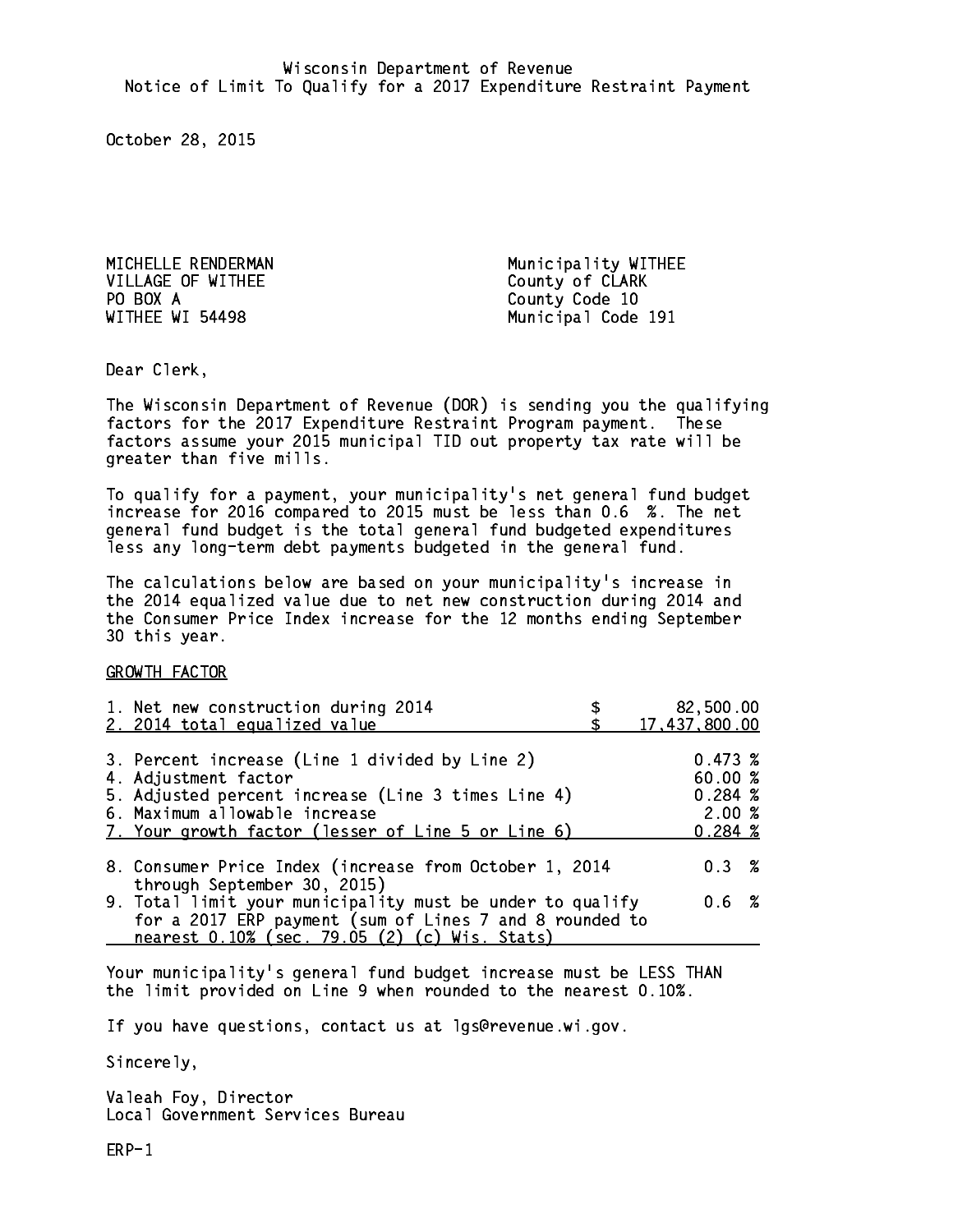Wisconsin Department of Revenue
Notice of Limit To Qualify for a 2017 Expenditure Restraint Payment

October 28, 2015

MICHELLE RENDERMAN
VILLAGE OF WITHEE
PO BOX A
WITHEE WI 54498

Municipality WITHEE
County of CLARK
County Code 10
Municipal Code 191

Dear Clerk,

The Wisconsin Department of Revenue (DOR) is sending you the qualifying factors for the 2017 Expenditure Restraint Program payment. These factors assume your 2015 municipal TID out property tax rate will be greater than five mills.

To qualify for a payment, your municipality's net general fund budget increase for 2016 compared to 2015 must be less than 0.6 %. The net general fund budget is the total general fund budgeted expenditures less any long-term debt payments budgeted in the general fund.

The calculations below are based on your municipality's increase in the 2014 equalized value due to net new construction during 2014 and the Consumer Price Index increase for the 12 months ending September 30 this year.

GROWTH FACTOR

| | |
|---|---|
| 1. Net new construction during 2014 | $ 82,500.00 |
| 2. 2014 total equalized value | $ 17,437,800.00 |
| 3. Percent increase (Line 1 divided by Line 2) | 0.473 % |
| 4. Adjustment factor | 60.00 % |
| 5. Adjusted percent increase (Line 3 times Line 4) | 0.284 % |
| 6. Maximum allowable increase | 2.00 % |
| 7. Your growth factor (lesser of Line 5 or Line 6) | 0.284 % |
| 8. Consumer Price Index (increase from October 1, 2014 through September 30, 2015) | 0.3 % |
| 9. Total limit your municipality must be under to qualify for a 2017 ERP payment (sum of Lines 7 and 8 rounded to nearest 0.10% (sec. 79.05 (2) (c) Wis. Stats) | 0.6 % |

Your municipality's general fund budget increase must be LESS THAN the limit provided on Line 9 when rounded to the nearest 0.10%.

If you have questions, contact us at lgs@revenue.wi.gov.

Sincerely,

Valeah Foy, Director
Local Government Services Bureau

ERP-1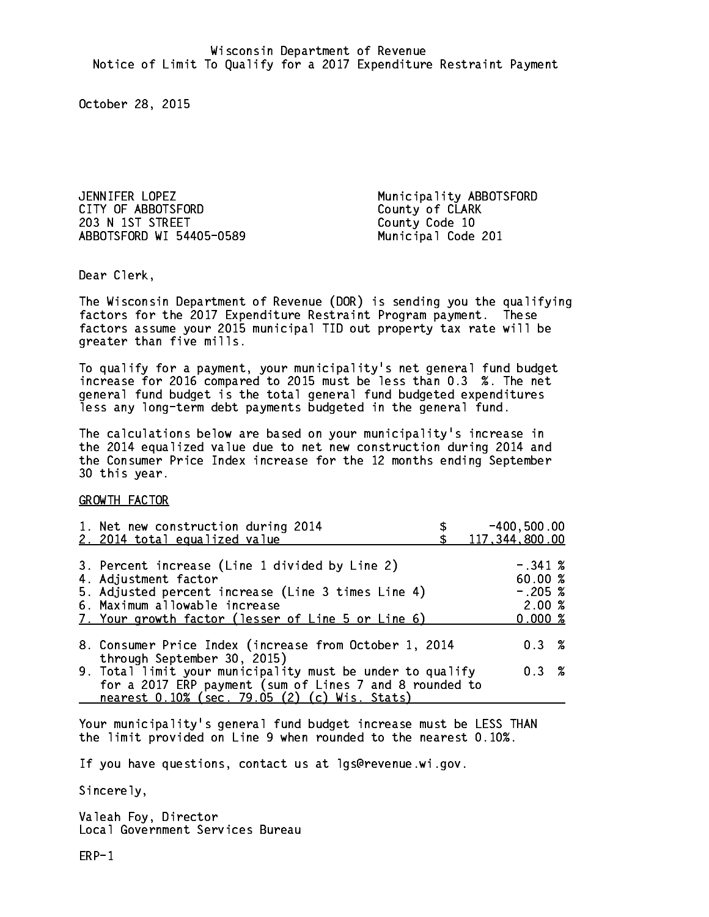Wisconsin Department of Revenue
Notice of Limit To Qualify for a 2017 Expenditure Restraint Payment

October 28, 2015

JENNIFER LOPEZ
CITY OF ABBOTSFORD
203 N 1ST STREET
ABBOTSFORD WI 54405-0589

Municipality ABBOTSFORD
County of CLARK
County Code 10
Municipal Code 201

Dear Clerk,

The Wisconsin Department of Revenue (DOR) is sending you the qualifying factors for the 2017 Expenditure Restraint Program payment. These factors assume your 2015 municipal TID out property tax rate will be greater than five mills.

To qualify for a payment, your municipality's net general fund budget increase for 2016 compared to 2015 must be less than 0.3 %. The net general fund budget is the total general fund budgeted expenditures less any long-term debt payments budgeted in the general fund.

The calculations below are based on your municipality's increase in the 2014 equalized value due to net new construction during 2014 and the Consumer Price Index increase for the 12 months ending September 30 this year.

GROWTH FACTOR

| | |
|---|---|
| 1. Net new construction during 2014 | $ -400,500.00 |
| 2. 2014 total equalized value | $ 117,344,800.00 |
| 3. Percent increase (Line 1 divided by Line 2) | -.341 % |
| 4. Adjustment factor | 60.00 % |
| 5. Adjusted percent increase (Line 3 times Line 4) | -.205 % |
| 6. Maximum allowable increase | 2.00 % |
| 7. Your growth factor (lesser of Line 5 or Line 6) | 0.000 % |
| 8. Consumer Price Index (increase from October 1, 2014 through September 30, 2015) | 0.3 % |
| 9. Total limit your municipality must be under to qualify for a 2017 ERP payment (sum of Lines 7 and 8 rounded to nearest 0.10% (sec. 79.05 (2) (c) Wis. Stats) | 0.3 % |

Your municipality's general fund budget increase must be LESS THAN the limit provided on Line 9 when rounded to the nearest 0.10%.

If you have questions, contact us at lgs@revenue.wi.gov.

Sincerely,

Valeah Foy, Director
Local Government Services Bureau

ERP-1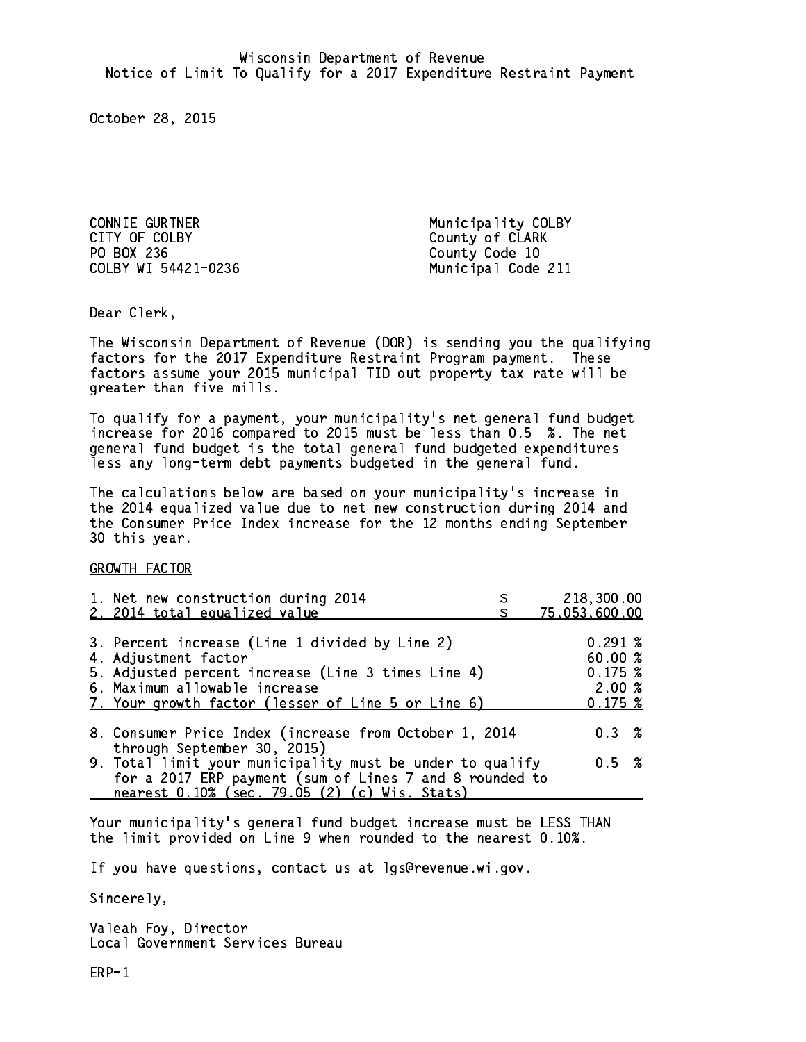Wisconsin Department of Revenue
Notice of Limit To Qualify for a 2017 Expenditure Restraint Payment

October 28, 2015

CONNIE GURTNER
CITY OF COLBY
PO BOX 236
COLBY WI 54421-0236

Municipality COLBY
County of CLARK
County Code 10
Municipal Code 211

Dear Clerk,

The Wisconsin Department of Revenue (DOR) is sending you the qualifying factors for the 2017 Expenditure Restraint Program payment. These factors assume your 2015 municipal TID out property tax rate will be greater than five mills.

To qualify for a payment, your municipality's net general fund budget increase for 2016 compared to 2015 must be less than 0.5 %. The net general fund budget is the total general fund budgeted expenditures less any long-term debt payments budgeted in the general fund.

The calculations below are based on your municipality's increase in the 2014 equalized value due to net new construction during 2014 and the Consumer Price Index increase for the 12 months ending September 30 this year.

GROWTH FACTOR

| | |
|---|---|
| 1. Net new construction during 2014 | $ 218,300.00 |
| 2. 2014 total equalized value | $ 75,053,600.00 |
| 3. Percent increase (Line 1 divided by Line 2) | 0.291 % |
| 4. Adjustment factor | 60.00 % |
| 5. Adjusted percent increase (Line 3 times Line 4) | 0.175 % |
| 6. Maximum allowable increase | 2.00 % |
| 7. Your growth factor (lesser of Line 5 or Line 6) | 0.175 % |
| 8. Consumer Price Index (increase from October 1, 2014 through September 30, 2015) | 0.3 % |
| 9. Total limit your municipality must be under to qualify for a 2017 ERP payment (sum of Lines 7 and 8 rounded to nearest 0.10% (sec. 79.05 (2) (c) Wis. Stats) | 0.5 % |

Your municipality's general fund budget increase must be LESS THAN the limit provided on Line 9 when rounded to the nearest 0.10%.

If you have questions, contact us at lgs@revenue.wi.gov.

Sincerely,

Valeah Foy, Director
Local Government Services Bureau

ERP-1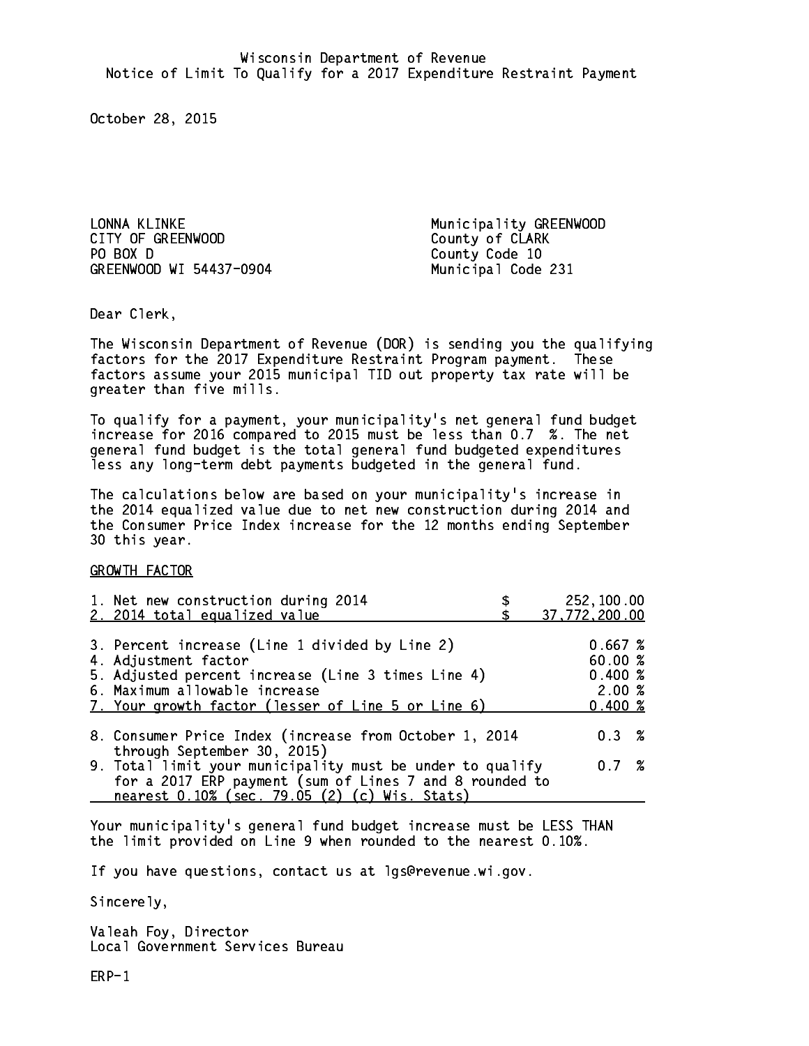Wisconsin Department of Revenue
Notice of Limit To Qualify for a 2017 Expenditure Restraint Payment

October 28, 2015

LONNA KLINKE
CITY OF GREENWOOD
PO BOX D
GREENWOOD WI 54437-0904

Municipality GREENWOOD
County of CLARK
County Code 10
Municipal Code 231

Dear Clerk,

The Wisconsin Department of Revenue (DOR) is sending you the qualifying factors for the 2017 Expenditure Restraint Program payment. These factors assume your 2015 municipal TID out property tax rate will be greater than five mills.

To qualify for a payment, your municipality's net general fund budget increase for 2016 compared to 2015 must be less than 0.7 %. The net general fund budget is the total general fund budgeted expenditures less any long-term debt payments budgeted in the general fund.

The calculations below are based on your municipality's increase in the 2014 equalized value due to net new construction during 2014 and the Consumer Price Index increase for the 12 months ending September 30 this year.

GROWTH FACTOR

| | |
|---|---|
| 1. Net new construction during 2014 | $ 252,100.00 |
| 2. 2014 total equalized value | $ 37,772,200.00 |
| 3. Percent increase (Line 1 divided by Line 2) | 0.667 % |
| 4. Adjustment factor | 60.00 % |
| 5. Adjusted percent increase (Line 3 times Line 4) | 0.400 % |
| 6. Maximum allowable increase | 2.00 % |
| 7. Your growth factor (lesser of Line 5 or Line 6) | 0.400 % |
| 8. Consumer Price Index (increase from October 1, 2014 through September 30, 2015) | 0.3 % |
| 9. Total limit your municipality must be under to qualify for a 2017 ERP payment (sum of Lines 7 and 8 rounded to nearest 0.10% (sec. 79.05 (2) (c) Wis. Stats) | 0.7 % |

Your municipality's general fund budget increase must be LESS THAN the limit provided on Line 9 when rounded to the nearest 0.10%.

If you have questions, contact us at lgs@revenue.wi.gov.

Sincerely,

Valeah Foy, Director
Local Government Services Bureau

ERP-1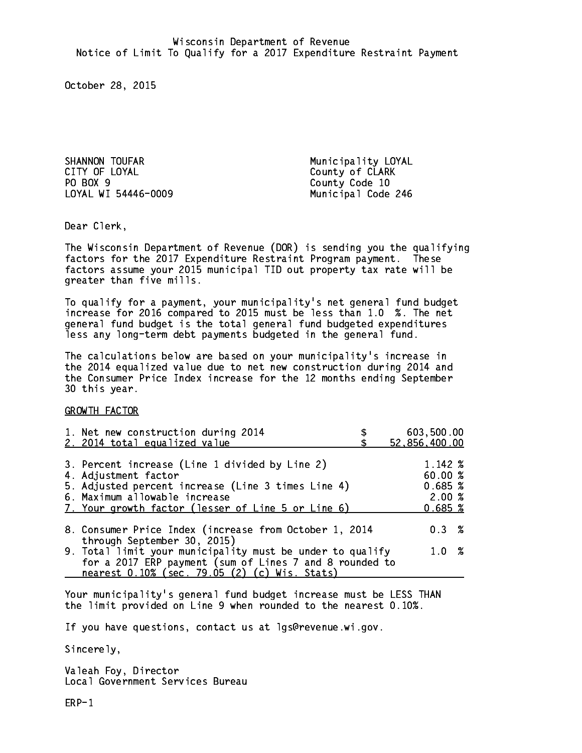Wisconsin Department of Revenue
Notice of Limit To Qualify for a 2017 Expenditure Restraint Payment

October 28, 2015

SHANNON TOUFAR
CITY OF LOYAL
PO BOX 9
LOYAL WI 54446-0009

Municipality LOYAL
County of CLARK
County Code 10
Municipal Code 246

Dear Clerk,

The Wisconsin Department of Revenue (DOR) is sending you the qualifying factors for the 2017 Expenditure Restraint Program payment. These factors assume your 2015 municipal TID out property tax rate will be greater than five mills.

To qualify for a payment, your municipality's net general fund budget increase for 2016 compared to 2015 must be less than 1.0 %. The net general fund budget is the total general fund budgeted expenditures less any long-term debt payments budgeted in the general fund.

The calculations below are based on your municipality's increase in the 2014 equalized value due to net new construction during 2014 and the Consumer Price Index increase for the 12 months ending September 30 this year.

GROWTH FACTOR

| | |
|---|---|
| 1. Net new construction during 2014 | $ 603,500.00 |
| 2. 2014 total equalized value | $ 52,856,400.00 |
| 3. Percent increase (Line 1 divided by Line 2) | 1.142 % |
| 4. Adjustment factor | 60.00 % |
| 5. Adjusted percent increase (Line 3 times Line 4) | 0.685 % |
| 6. Maximum allowable increase | 2.00 % |
| 7. Your growth factor (lesser of Line 5 or Line 6) | 0.685 % |
| 8. Consumer Price Index (increase from October 1, 2014 through September 30, 2015) | 0.3 % |
| 9. Total limit your municipality must be under to qualify for a 2017 ERP payment (sum of Lines 7 and 8 rounded to nearest 0.10% (sec. 79.05 (2) (c) Wis. Stats) | 1.0 % |

Your municipality's general fund budget increase must be LESS THAN the limit provided on Line 9 when rounded to the nearest 0.10%.

If you have questions, contact us at lgs@revenue.wi.gov.

Sincerely,

Valeah Foy, Director
Local Government Services Bureau

ERP-1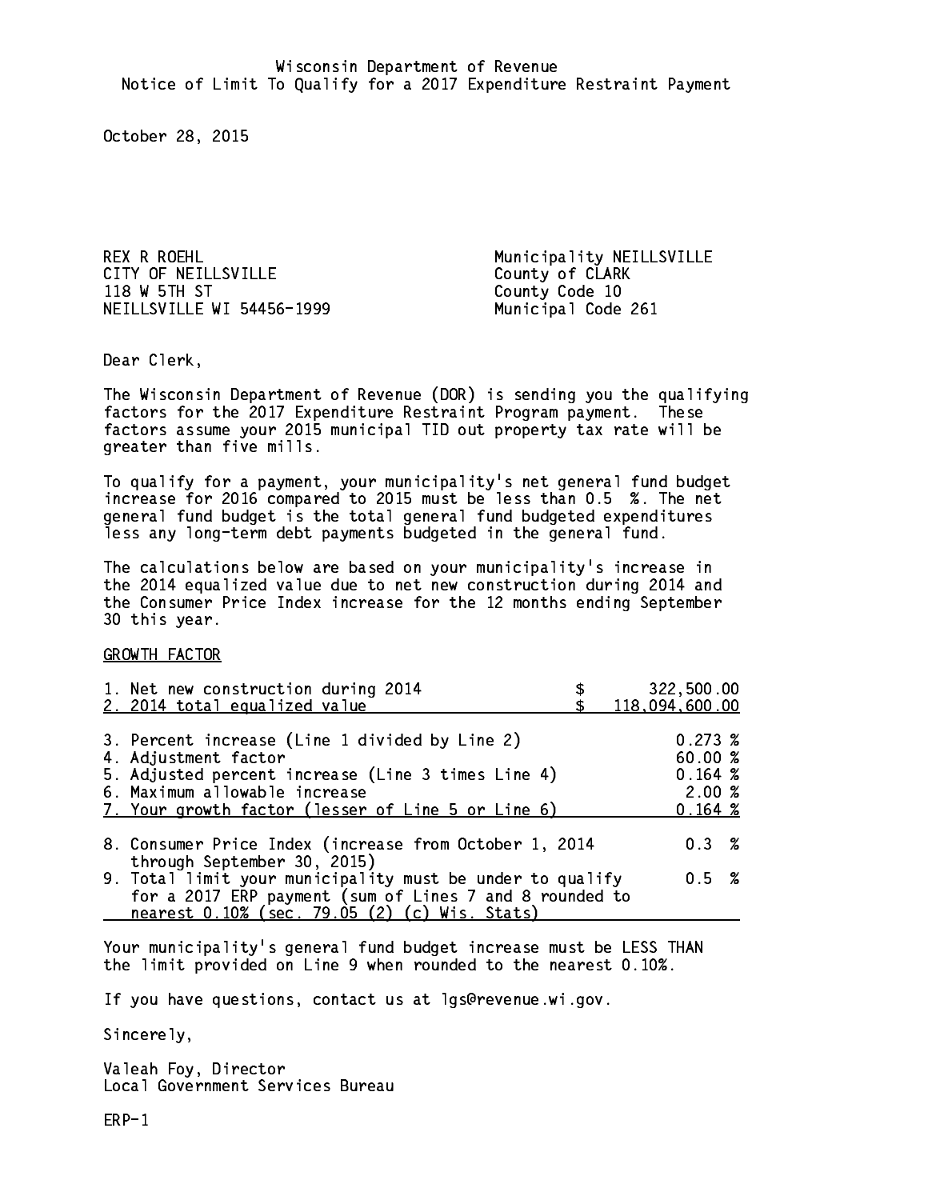Wisconsin Department of Revenue
Notice of Limit To Qualify for a 2017 Expenditure Restraint Payment

October 28, 2015

REX R ROEHL
CITY OF NEILLSVILLE
118 W 5TH ST
NEILLSVILLE WI 54456-1999

Municipality NEILLSVILLE
County of CLARK
County Code 10
Municipal Code 261

Dear Clerk,

The Wisconsin Department of Revenue (DOR) is sending you the qualifying factors for the 2017 Expenditure Restraint Program payment. These factors assume your 2015 municipal TID out property tax rate will be greater than five mills.

To qualify for a payment, your municipality's net general fund budget increase for 2016 compared to 2015 must be less than 0.5 %. The net general fund budget is the total general fund budgeted expenditures less any long-term debt payments budgeted in the general fund.

The calculations below are based on your municipality's increase in the 2014 equalized value due to net new construction during 2014 and the Consumer Price Index increase for the 12 months ending September 30 this year.

GROWTH FACTOR

| | |
|---|---|
| 1. Net new construction during 2014 | $ 322,500.00 |
| 2. 2014 total equalized value | $ 118,094,600.00 |
| 3. Percent increase (Line 1 divided by Line 2) | 0.273 % |
| 4. Adjustment factor | 60.00 % |
| 5. Adjusted percent increase (Line 3 times Line 4) | 0.164 % |
| 6. Maximum allowable increase | 2.00 % |
| 7. Your growth factor (lesser of Line 5 or Line 6) | 0.164 % |
| 8. Consumer Price Index (increase from October 1, 2014 through September 30, 2015) | 0.3 % |
| 9. Total limit your municipality must be under to qualify for a 2017 ERP payment (sum of Lines 7 and 8 rounded to nearest 0.10% (sec. 79.05 (2) (c) Wis. Stats) | 0.5 % |

Your municipality's general fund budget increase must be LESS THAN the limit provided on Line 9 when rounded to the nearest 0.10%.

If you have questions, contact us at lgs@revenue.wi.gov.

Sincerely,

Valeah Foy, Director
Local Government Services Bureau

ERP-1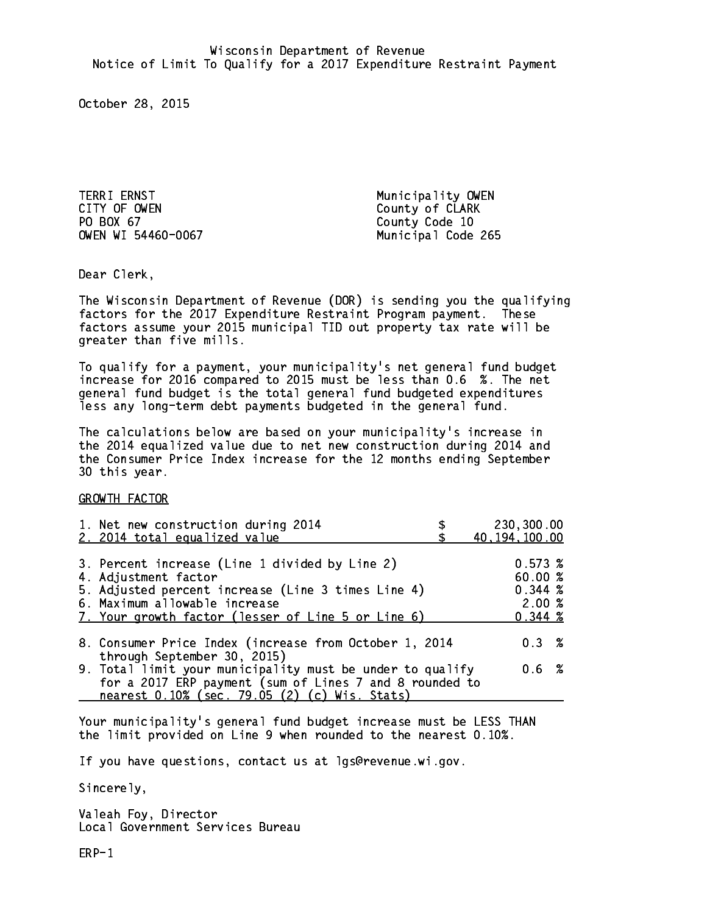Wisconsin Department of Revenue
Notice of Limit To Qualify for a 2017 Expenditure Restraint Payment

October 28, 2015

TERRI ERNST
CITY OF OWEN
PO BOX 67
OWEN WI 54460-0067

Municipality OWEN
County of CLARK
County Code 10
Municipal Code 265

Dear Clerk,

The Wisconsin Department of Revenue (DOR) is sending you the qualifying factors for the 2017 Expenditure Restraint Program payment. These factors assume your 2015 municipal TID out property tax rate will be greater than five mills.

To qualify for a payment, your municipality's net general fund budget increase for 2016 compared to 2015 must be less than 0.6 %. The net general fund budget is the total general fund budgeted expenditures less any long-term debt payments budgeted in the general fund.

The calculations below are based on your municipality's increase in the 2014 equalized value due to net new construction during 2014 and the Consumer Price Index increase for the 12 months ending September 30 this year.

GROWTH FACTOR

| | |
|---|---|
| 1. Net new construction during 2014 | $ 230,300.00 |
| 2. 2014 total equalized value | $ 40,194,100.00 |
| 3. Percent increase (Line 1 divided by Line 2) | 0.573 % |
| 4. Adjustment factor | 60.00 % |
| 5. Adjusted percent increase (Line 3 times Line 4) | 0.344 % |
| 6. Maximum allowable increase | 2.00 % |
| 7. Your growth factor (lesser of Line 5 or Line 6) | 0.344 % |
| 8. Consumer Price Index (increase from October 1, 2014 through September 30, 2015) | 0.3 % |
| 9. Total limit your municipality must be under to qualify for a 2017 ERP payment (sum of Lines 7 and 8 rounded to nearest 0.10% (sec. 79.05 (2) (c) Wis. Stats) | 0.6 % |

Your municipality's general fund budget increase must be LESS THAN the limit provided on Line 9 when rounded to the nearest 0.10%.

If you have questions, contact us at lgs@revenue.wi.gov.

Sincerely,

Valeah Foy, Director
Local Government Services Bureau

ERP-1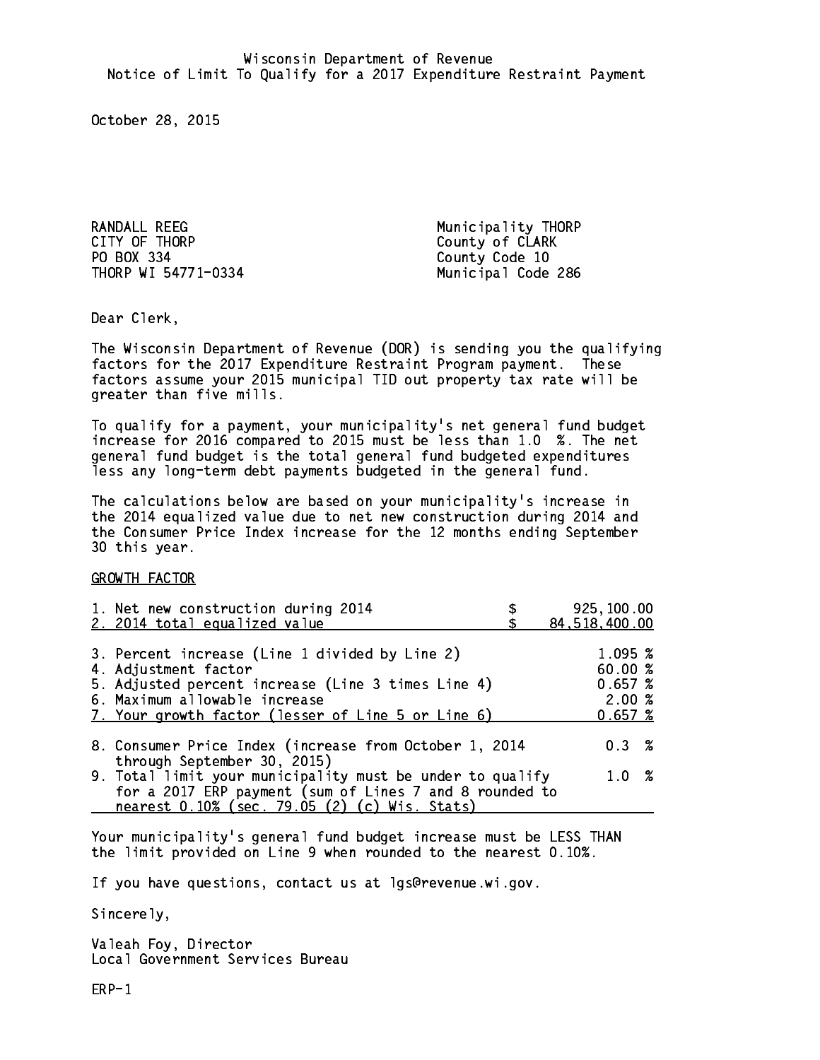Wisconsin Department of Revenue
Notice of Limit To Qualify for a 2017 Expenditure Restraint Payment

October 28, 2015

RANDALL REEG
CITY OF THORP
PO BOX 334
THORP WI 54771-0334

Municipality THORP
County of CLARK
County Code 10
Municipal Code 286

Dear Clerk,

The Wisconsin Department of Revenue (DOR) is sending you the qualifying factors for the 2017 Expenditure Restraint Program payment. These factors assume your 2015 municipal TID out property tax rate will be greater than five mills.

To qualify for a payment, your municipality's net general fund budget increase for 2016 compared to 2015 must be less than 1.0 %. The net general fund budget is the total general fund budgeted expenditures less any long-term debt payments budgeted in the general fund.

The calculations below are based on your municipality's increase in the 2014 equalized value due to net new construction during 2014 and the Consumer Price Index increase for the 12 months ending September 30 this year.

GROWTH FACTOR

| | |
|---|---|
| 1. Net new construction during 2014 | $ 925,100.00 |
| 2. 2014 total equalized value | $ 84,518,400.00 |
| 3. Percent increase (Line 1 divided by Line 2) | 1.095 % |
| 4. Adjustment factor | 60.00 % |
| 5. Adjusted percent increase (Line 3 times Line 4) | 0.657 % |
| 6. Maximum allowable increase | 2.00 % |
| 7. Your growth factor (lesser of Line 5 or Line 6) | 0.657 % |
| 8. Consumer Price Index (increase from October 1, 2014 through September 30, 2015) | 0.3 % |
| 9. Total limit your municipality must be under to qualify for a 2017 ERP payment (sum of Lines 7 and 8 rounded to nearest 0.10% (sec. 79.05 (2) (c) Wis. Stats) | 1.0 % |

Your municipality's general fund budget increase must be LESS THAN the limit provided on Line 9 when rounded to the nearest 0.10%.

If you have questions, contact us at lgs@revenue.wi.gov.

Sincerely,

Valeah Foy, Director
Local Government Services Bureau

ERP-1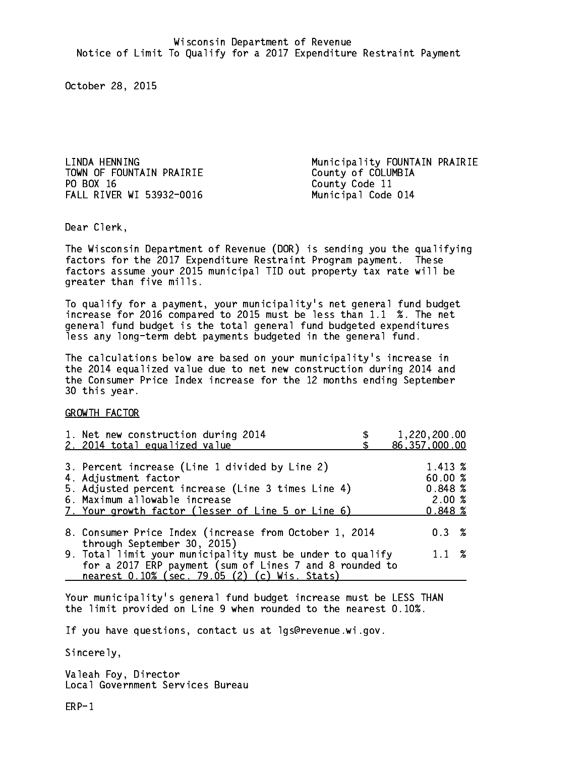Wisconsin Department of Revenue
Notice of Limit To Qualify for a 2017 Expenditure Restraint Payment

October 28, 2015

LINDA HENNING
TOWN OF FOUNTAIN PRAIRIE
PO BOX 16
FALL RIVER WI 53932-0016

Municipality FOUNTAIN PRAIRIE
County of COLUMBIA
County Code 11
Municipal Code 014

Dear Clerk,

The Wisconsin Department of Revenue (DOR) is sending you the qualifying factors for the 2017 Expenditure Restraint Program payment. These factors assume your 2015 municipal TID out property tax rate will be greater than five mills.

To qualify for a payment, your municipality's net general fund budget increase for 2016 compared to 2015 must be less than 1.1 %. The net general fund budget is the total general fund budgeted expenditures less any long-term debt payments budgeted in the general fund.

The calculations below are based on your municipality's increase in the 2014 equalized value due to net new construction during 2014 and the Consumer Price Index increase for the 12 months ending September 30 this year.

GROWTH FACTOR

| | |
|---|---|
| 1. Net new construction during 2014 | $ 1,220,200.00 |
| 2. 2014 total equalized value | $ 86,357,000.00 |
| 3. Percent increase (Line 1 divided by Line 2) | 1.413 % |
| 4. Adjustment factor | 60.00 % |
| 5. Adjusted percent increase (Line 3 times Line 4) | 0.848 % |
| 6. Maximum allowable increase | 2.00 % |
| 7. Your growth factor (lesser of Line 5 or Line 6) | 0.848 % |
| 8. Consumer Price Index (increase from October 1, 2014 through September 30, 2015) | 0.3 % |
| 9. Total limit your municipality must be under to qualify for a 2017 ERP payment (sum of Lines 7 and 8 rounded to nearest 0.10% (sec. 79.05 (2) (c) Wis. Stats) | 1.1 % |

Your municipality's general fund budget increase must be LESS THAN the limit provided on Line 9 when rounded to the nearest 0.10%.

If you have questions, contact us at lgs@revenue.wi.gov.

Sincerely,

Valeah Foy, Director
Local Government Services Bureau

ERP-1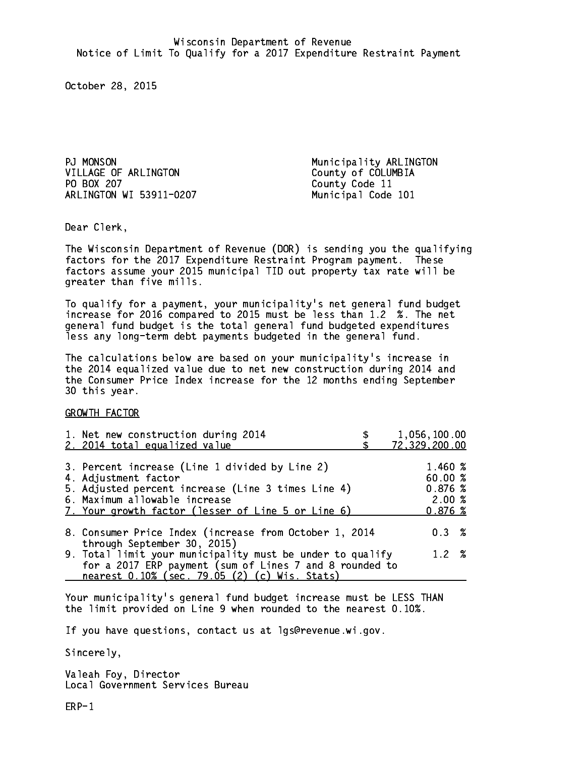Wisconsin Department of Revenue
Notice of Limit To Qualify for a 2017 Expenditure Restraint Payment

October 28, 2015

PJ MONSON
VILLAGE OF ARLINGTON
PO BOX 207
ARLINGTON WI 53911-0207

Municipality ARLINGTON
County of COLUMBIA
County Code 11
Municipal Code 101

Dear Clerk,

The Wisconsin Department of Revenue (DOR) is sending you the qualifying factors for the 2017 Expenditure Restraint Program payment. These factors assume your 2015 municipal TID out property tax rate will be greater than five mills.

To qualify for a payment, your municipality's net general fund budget increase for 2016 compared to 2015 must be less than 1.2 %. The net general fund budget is the total general fund budgeted expenditures less any long-term debt payments budgeted in the general fund.

The calculations below are based on your municipality's increase in the 2014 equalized value due to net new construction during 2014 and the Consumer Price Index increase for the 12 months ending September 30 this year.

GROWTH FACTOR

| | |
|---|---|
| 1. Net new construction during 2014 | $ 1,056,100.00 |
| 2. 2014 total equalized value | $ 72,329,200.00 |
| 3. Percent increase (Line 1 divided by Line 2) | 1.460 % |
| 4. Adjustment factor | 60.00 % |
| 5. Adjusted percent increase (Line 3 times Line 4) | 0.876 % |
| 6. Maximum allowable increase | 2.00 % |
| 7. Your growth factor (lesser of Line 5 or Line 6) | 0.876 % |
| 8. Consumer Price Index (increase from October 1, 2014 through September 30, 2015) | 0.3 % |
| 9. Total limit your municipality must be under to qualify for a 2017 ERP payment (sum of Lines 7 and 8 rounded to nearest 0.10% (sec. 79.05 (2) (c) Wis. Stats) | 1.2 % |

Your municipality's general fund budget increase must be LESS THAN the limit provided on Line 9 when rounded to the nearest 0.10%.

If you have questions, contact us at lgs@revenue.wi.gov.

Sincerely,

Valeah Foy, Director
Local Government Services Bureau

ERP-1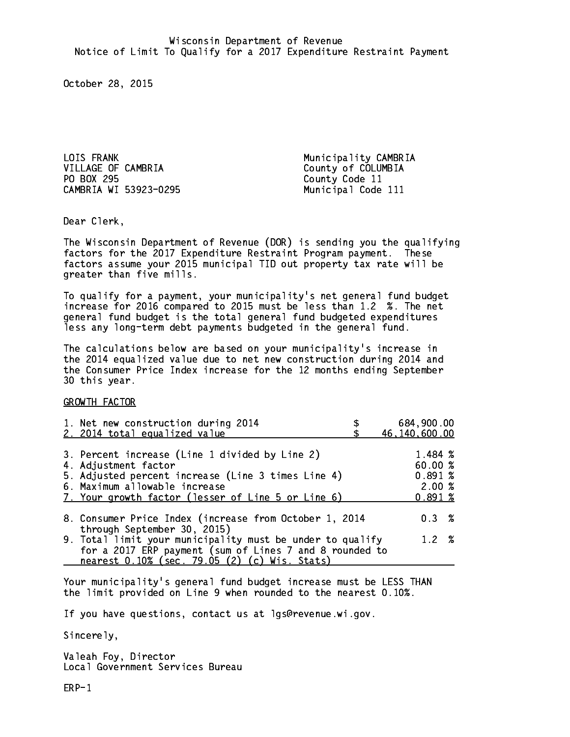Wisconsin Department of Revenue
Notice of Limit To Qualify for a 2017 Expenditure Restraint Payment

October 28, 2015

LOIS FRANK
VILLAGE OF CAMBRIA
PO BOX 295
CAMBRIA WI 53923-0295

Municipality CAMBRIA
County of COLUMBIA
County Code 11
Municipal Code 111

Dear Clerk,

The Wisconsin Department of Revenue (DOR) is sending you the qualifying factors for the 2017 Expenditure Restraint Program payment. These factors assume your 2015 municipal TID out property tax rate will be greater than five mills.

To qualify for a payment, your municipality's net general fund budget increase for 2016 compared to 2015 must be less than 1.2 %. The net general fund budget is the total general fund budgeted expenditures less any long-term debt payments budgeted in the general fund.

The calculations below are based on your municipality's increase in the 2014 equalized value due to net new construction during 2014 and the Consumer Price Index increase for the 12 months ending September 30 this year.

GROWTH FACTOR

| | |
|---|---|
| 1. Net new construction during 2014 | $ 684,900.00 |
| 2. 2014 total equalized value | $ 46,140,600.00 |
| 3. Percent increase (Line 1 divided by Line 2) | 1.484 % |
| 4. Adjustment factor | 60.00 % |
| 5. Adjusted percent increase (Line 3 times Line 4) | 0.891 % |
| 6. Maximum allowable increase | 2.00 % |
| 7. Your growth factor (lesser of Line 5 or Line 6) | 0.891 % |
| 8. Consumer Price Index (increase from October 1, 2014 through September 30, 2015) | 0.3 % |
| 9. Total limit your municipality must be under to qualify for a 2017 ERP payment (sum of Lines 7 and 8 rounded to nearest 0.10% (sec. 79.05 (2) (c) Wis. Stats) | 1.2 % |

Your municipality's general fund budget increase must be LESS THAN the limit provided on Line 9 when rounded to the nearest 0.10%.

If you have questions, contact us at lgs@revenue.wi.gov.

Sincerely,

Valeah Foy, Director
Local Government Services Bureau

ERP-1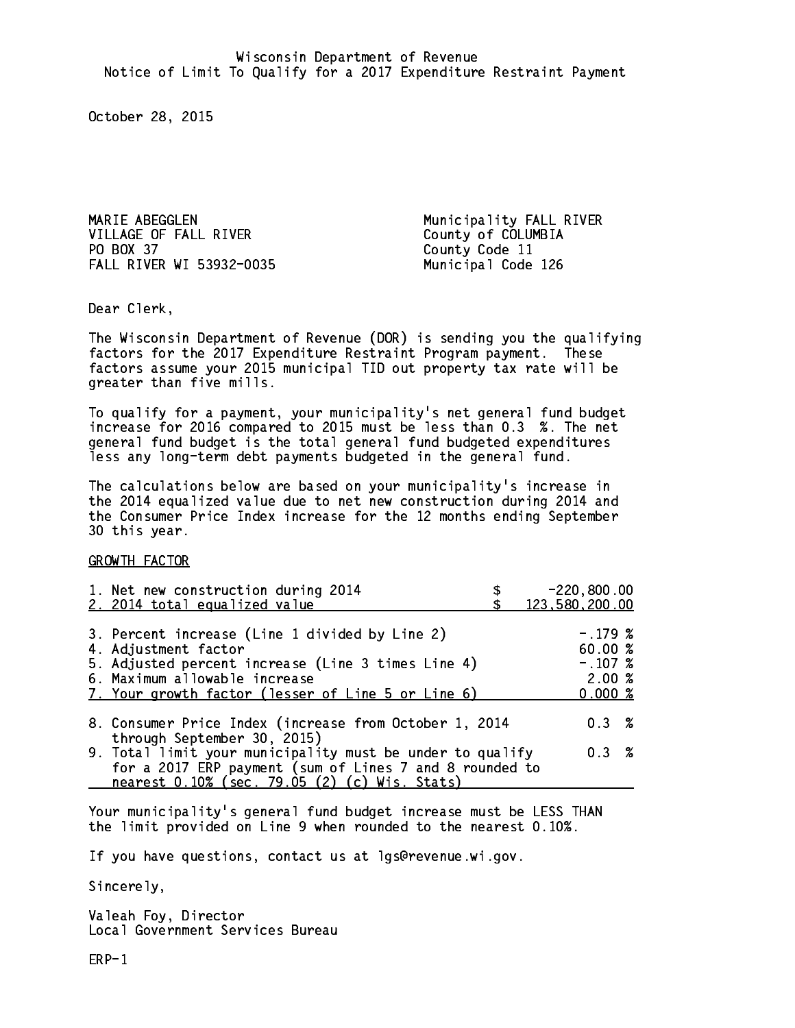Wisconsin Department of Revenue
Notice of Limit To Qualify for a 2017 Expenditure Restraint Payment

October 28, 2015

MARIE ABEGGLEN
VILLAGE OF FALL RIVER
PO BOX 37
FALL RIVER WI 53932-0035

Municipality FALL RIVER
County of COLUMBIA
County Code 11
Municipal Code 126

Dear Clerk,

The Wisconsin Department of Revenue (DOR) is sending you the qualifying factors for the 2017 Expenditure Restraint Program payment. These factors assume your 2015 municipal TID out property tax rate will be greater than five mills.

To qualify for a payment, your municipality's net general fund budget increase for 2016 compared to 2015 must be less than 0.3 %. The net general fund budget is the total general fund budgeted expenditures less any long-term debt payments budgeted in the general fund.

The calculations below are based on your municipality's increase in the 2014 equalized value due to net new construction during 2014 and the Consumer Price Index increase for the 12 months ending September 30 this year.

GROWTH FACTOR

| | |
|---|---|
| 1. Net new construction during 2014 | $ -220,800.00 |
| 2. 2014 total equalized value | $ 123,580,200.00 |
| 3. Percent increase (Line 1 divided by Line 2) | -.179 % |
| 4. Adjustment factor | 60.00 % |
| 5. Adjusted percent increase (Line 3 times Line 4) | -.107 % |
| 6. Maximum allowable increase | 2.00 % |
| 7. Your growth factor (lesser of Line 5 or Line 6) | 0.000 % |
| 8. Consumer Price Index (increase from October 1, 2014 through September 30, 2015) | 0.3 % |
| 9. Total limit your municipality must be under to qualify for a 2017 ERP payment (sum of Lines 7 and 8 rounded to nearest 0.10% (sec. 79.05 (2) (c) Wis. Stats) | 0.3 % |

Your municipality's general fund budget increase must be LESS THAN the limit provided on Line 9 when rounded to the nearest 0.10%.

If you have questions, contact us at lgs@revenue.wi.gov.

Sincerely,

Valeah Foy, Director
Local Government Services Bureau

ERP-1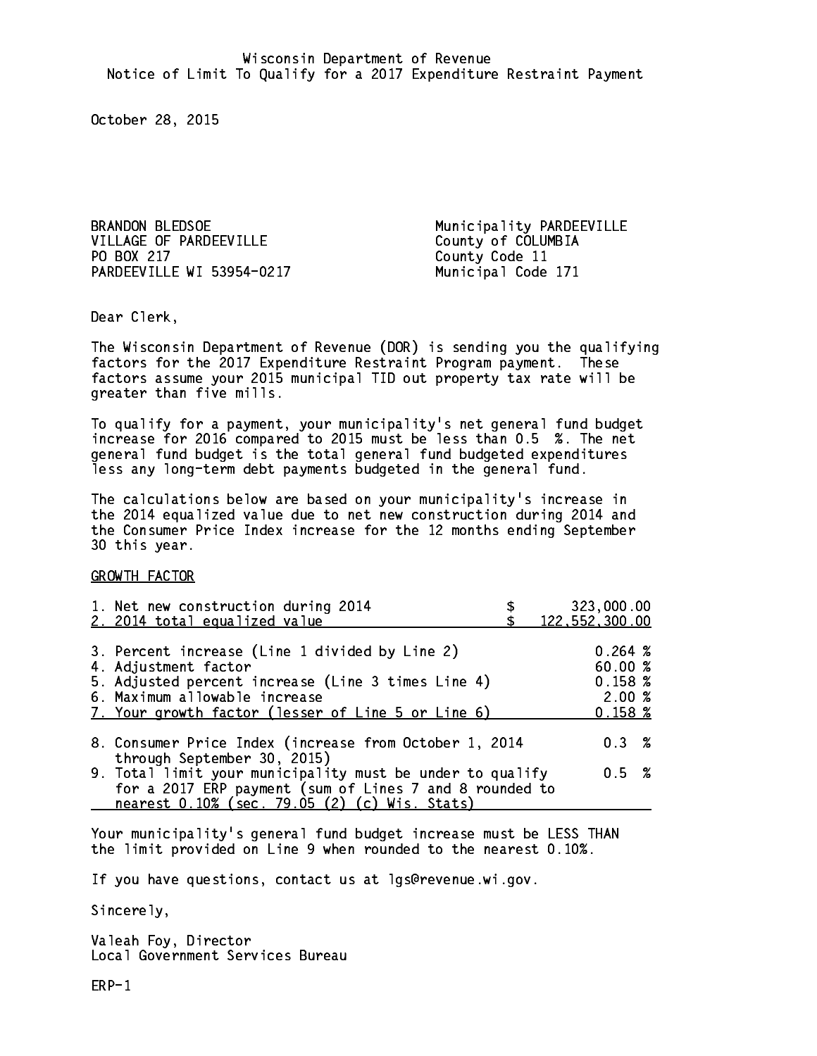Wisconsin Department of Revenue
Notice of Limit To Qualify for a 2017 Expenditure Restraint Payment

October 28, 2015

BRANDON BLEDSOE
VILLAGE OF PARDEEVILLE
PO BOX 217
PARDEEVILLE WI 53954-0217

Municipality PARDEEVILLE
County of COLUMBIA
County Code 11
Municipal Code 171

Dear Clerk,

The Wisconsin Department of Revenue (DOR) is sending you the qualifying factors for the 2017 Expenditure Restraint Program payment. These factors assume your 2015 municipal TID out property tax rate will be greater than five mills.

To qualify for a payment, your municipality's net general fund budget increase for 2016 compared to 2015 must be less than 0.5 %. The net general fund budget is the total general fund budgeted expenditures less any long-term debt payments budgeted in the general fund.

The calculations below are based on your municipality's increase in the 2014 equalized value due to net new construction during 2014 and the Consumer Price Index increase for the 12 months ending September 30 this year.

GROWTH FACTOR

| | |
|---|---|
| 1. Net new construction during 2014 | $ 323,000.00 |
| 2. 2014 total equalized value | $ 122,552,300.00 |
| 3. Percent increase (Line 1 divided by Line 2) | 0.264 % |
| 4. Adjustment factor | 60.00 % |
| 5. Adjusted percent increase (Line 3 times Line 4) | 0.158 % |
| 6. Maximum allowable increase | 2.00 % |
| 7. Your growth factor (lesser of Line 5 or Line 6) | 0.158 % |
| 8. Consumer Price Index (increase from October 1, 2014 through September 30, 2015) | 0.3 % |
| 9. Total limit your municipality must be under to qualify for a 2017 ERP payment (sum of Lines 7 and 8 rounded to nearest 0.10% (sec. 79.05 (2) (c) Wis. Stats) | 0.5 % |

Your municipality's general fund budget increase must be LESS THAN the limit provided on Line 9 when rounded to the nearest 0.10%.

If you have questions, contact us at lgs@revenue.wi.gov.

Sincerely,

Valeah Foy, Director
Local Government Services Bureau

ERP-1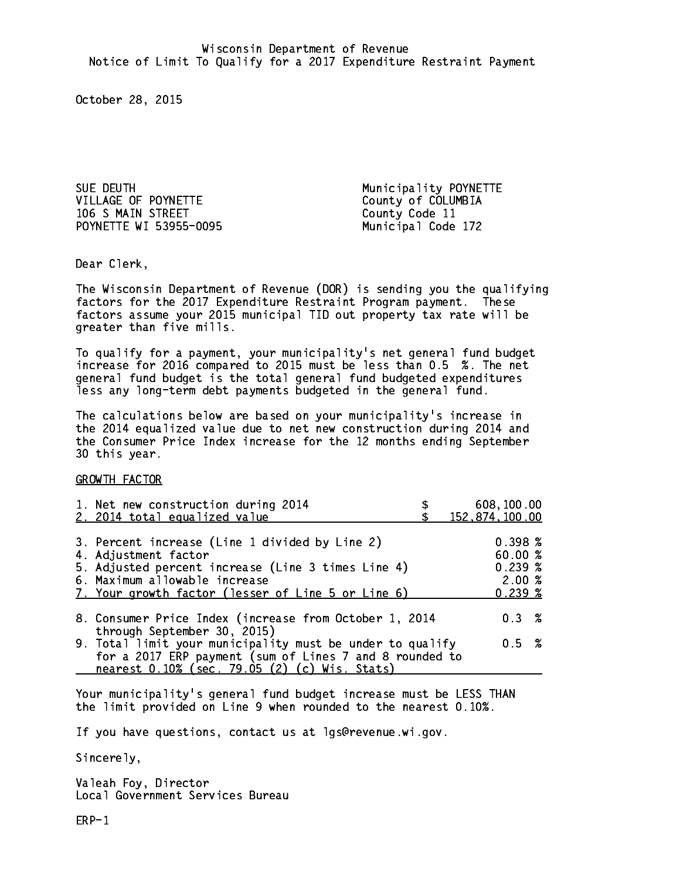Wisconsin Department of Revenue
Notice of Limit To Qualify for a 2017 Expenditure Restraint Payment

October 28, 2015

SUE DEUTH
VILLAGE OF POYNETTE
106 S MAIN STREET
POYNETTE WI 53955-0095

Municipality POYNETTE
County of COLUMBIA
County Code 11
Municipal Code 172

Dear Clerk,

The Wisconsin Department of Revenue (DOR) is sending you the qualifying factors for the 2017 Expenditure Restraint Program payment. These factors assume your 2015 municipal TID out property tax rate will be greater than five mills.

To qualify for a payment, your municipality's net general fund budget increase for 2016 compared to 2015 must be less than 0.5 %. The net general fund budget is the total general fund budgeted expenditures less any long-term debt payments budgeted in the general fund.

The calculations below are based on your municipality's increase in the 2014 equalized value due to net new construction during 2014 and the Consumer Price Index increase for the 12 months ending September 30 this year.

GROWTH FACTOR

| | |
|---|---|
| 1. Net new construction during 2014 | $ 608,100.00 |
| 2. 2014 total equalized value | $ 152,874,100.00 |
| 3. Percent increase (Line 1 divided by Line 2) | 0.398 % |
| 4. Adjustment factor | 60.00 % |
| 5. Adjusted percent increase (Line 3 times Line 4) | 0.239 % |
| 6. Maximum allowable increase | 2.00 % |
| 7. Your growth factor (lesser of Line 5 or Line 6) | 0.239 % |
| 8. Consumer Price Index (increase from October 1, 2014 through September 30, 2015) | 0.3 % |
| 9. Total limit your municipality must be under to qualify for a 2017 ERP payment (sum of Lines 7 and 8 rounded to nearest 0.10% (sec. 79.05 (2) (c) Wis. Stats) | 0.5 % |

Your municipality's general fund budget increase must be LESS THAN the limit provided on Line 9 when rounded to the nearest 0.10%.

If you have questions, contact us at lgs@revenue.wi.gov.

Sincerely,

Valeah Foy, Director
Local Government Services Bureau

ERP-1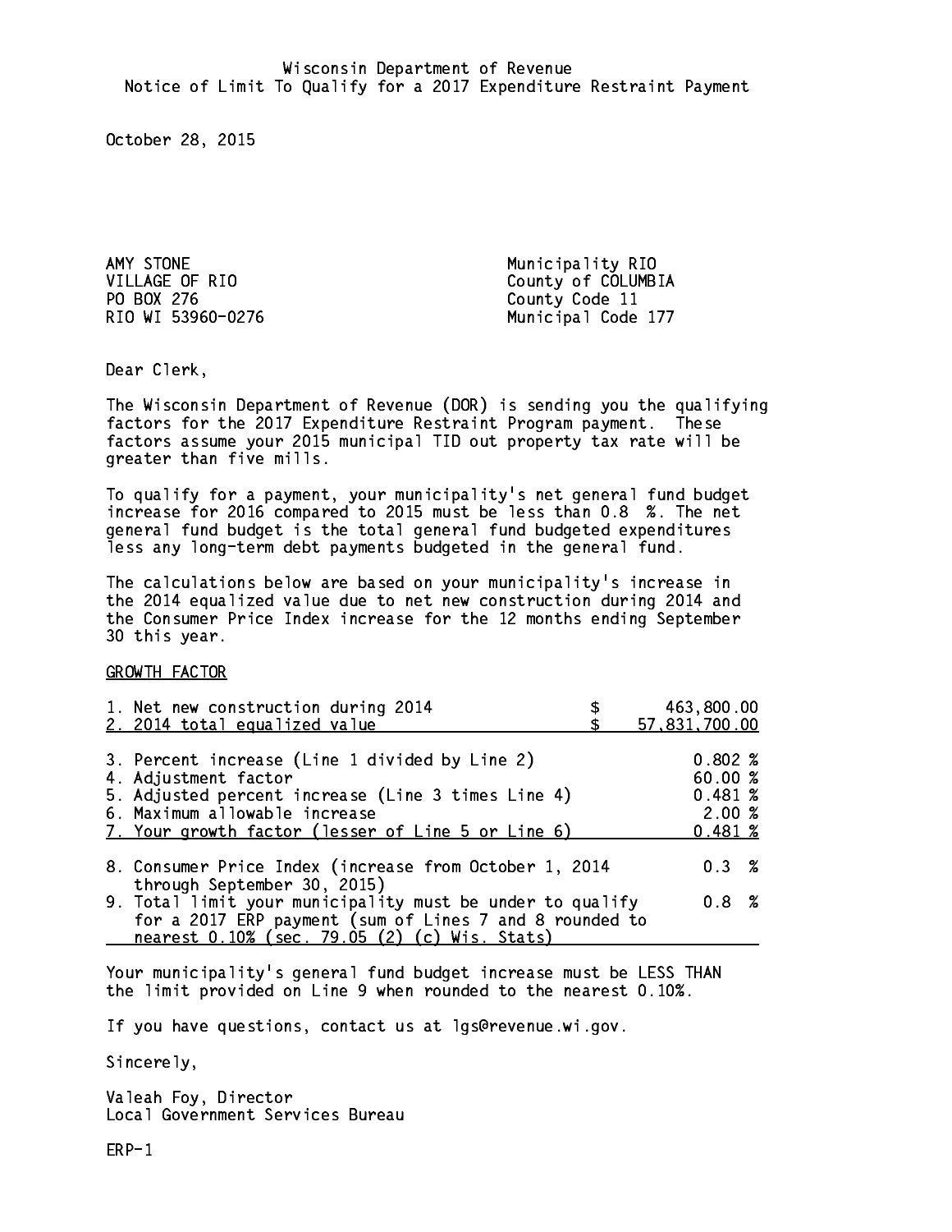Wisconsin Department of Revenue
Notice of Limit To Qualify for a 2017 Expenditure Restraint Payment

October 28, 2015

AMY STONE
VILLAGE OF RIO
PO BOX 276
RIO WI 53960-0276

Municipality RIO
County of COLUMBIA
County Code 11
Municipal Code 177

Dear Clerk,

The Wisconsin Department of Revenue (DOR) is sending you the qualifying factors for the 2017 Expenditure Restraint Program payment. These factors assume your 2015 municipal TID out property tax rate will be greater than five mills.

To qualify for a payment, your municipality's net general fund budget increase for 2016 compared to 2015 must be less than 0.8 %. The net general fund budget is the total general fund budgeted expenditures less any long-term debt payments budgeted in the general fund.

The calculations below are based on your municipality's increase in the 2014 equalized value due to net new construction during 2014 and the Consumer Price Index increase for the 12 months ending September 30 this year.

GROWTH FACTOR

| | |
|---|---|
| 1. Net new construction during 2014 | $ 463,800.00 |
| 2. 2014 total equalized value | $ 57,831,700.00 |
| 3. Percent increase (Line 1 divided by Line 2) | 0.802 % |
| 4. Adjustment factor | 60.00 % |
| 5. Adjusted percent increase (Line 3 times Line 4) | 0.481 % |
| 6. Maximum allowable increase | 2.00 % |
| 7. Your growth factor (lesser of Line 5 or Line 6) | 0.481 % |
| 8. Consumer Price Index (increase from October 1, 2014 through September 30, 2015) | 0.3 % |
| 9. Total limit your municipality must be under to qualify for a 2017 ERP payment (sum of Lines 7 and 8 rounded to nearest 0.10% (sec. 79.05 (2) (c) Wis. Stats) | 0.8 % |

Your municipality's general fund budget increase must be LESS THAN the limit provided on Line 9 when rounded to the nearest 0.10%.

If you have questions, contact us at lgs@revenue.wi.gov.

Sincerely,

Valeah Foy, Director
Local Government Services Bureau

ERP-1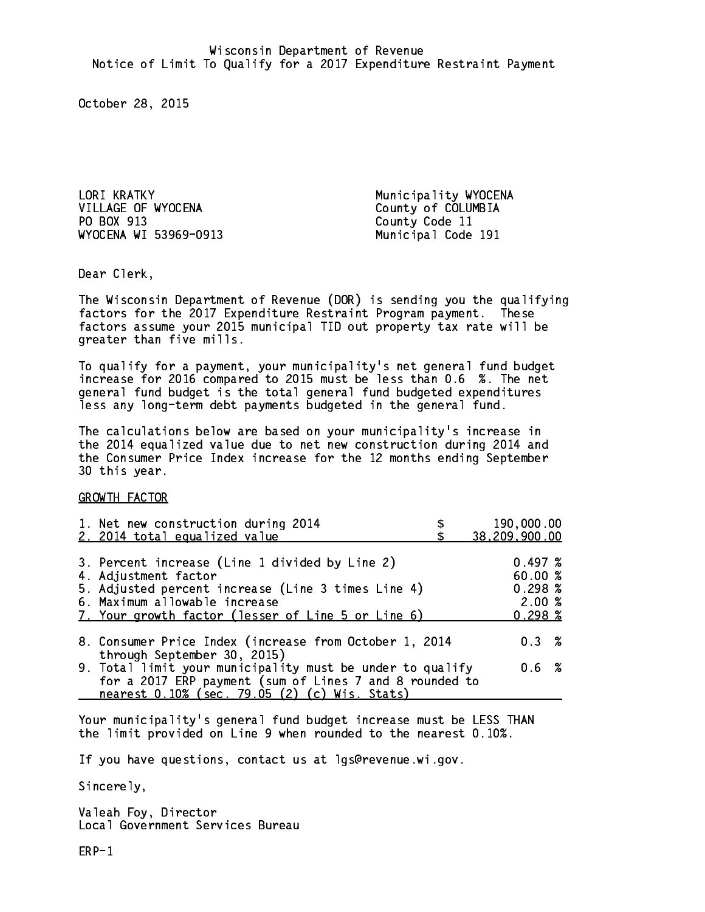Wisconsin Department of Revenue
Notice of Limit To Qualify for a 2017 Expenditure Restraint Payment

October 28, 2015

LORI KRATKY
VILLAGE OF WYOCENA
PO BOX 913
WYOCENA WI 53969-0913

Municipality WYOCENA
County of COLUMBIA
County Code 11
Municipal Code 191

Dear Clerk,

The Wisconsin Department of Revenue (DOR) is sending you the qualifying factors for the 2017 Expenditure Restraint Program payment. These factors assume your 2015 municipal TID out property tax rate will be greater than five mills.

To qualify for a payment, your municipality's net general fund budget increase for 2016 compared to 2015 must be less than 0.6 %. The net general fund budget is the total general fund budgeted expenditures less any long-term debt payments budgeted in the general fund.

The calculations below are based on your municipality's increase in the 2014 equalized value due to net new construction during 2014 and the Consumer Price Index increase for the 12 months ending September 30 this year.

GROWTH FACTOR

| | |
|---|---|
| 1. Net new construction during 2014 | $ 190,000.00 |
| 2. 2014 total equalized value | $ 38,209,900.00 |
| 3. Percent increase (Line 1 divided by Line 2) | 0.497 % |
| 4. Adjustment factor | 60.00 % |
| 5. Adjusted percent increase (Line 3 times Line 4) | 0.298 % |
| 6. Maximum allowable increase | 2.00 % |
| 7. Your growth factor (lesser of Line 5 or Line 6) | 0.298 % |
| 8. Consumer Price Index (increase from October 1, 2014 through September 30, 2015) | 0.3 % |
| 9. Total limit your municipality must be under to qualify for a 2017 ERP payment (sum of Lines 7 and 8 rounded to nearest 0.10% (sec. 79.05 (2) (c) Wis. Stats) | 0.6 % |

Your municipality's general fund budget increase must be LESS THAN the limit provided on Line 9 when rounded to the nearest 0.10%.

If you have questions, contact us at lgs@revenue.wi.gov.

Sincerely,

Valeah Foy, Director
Local Government Services Bureau

ERP-1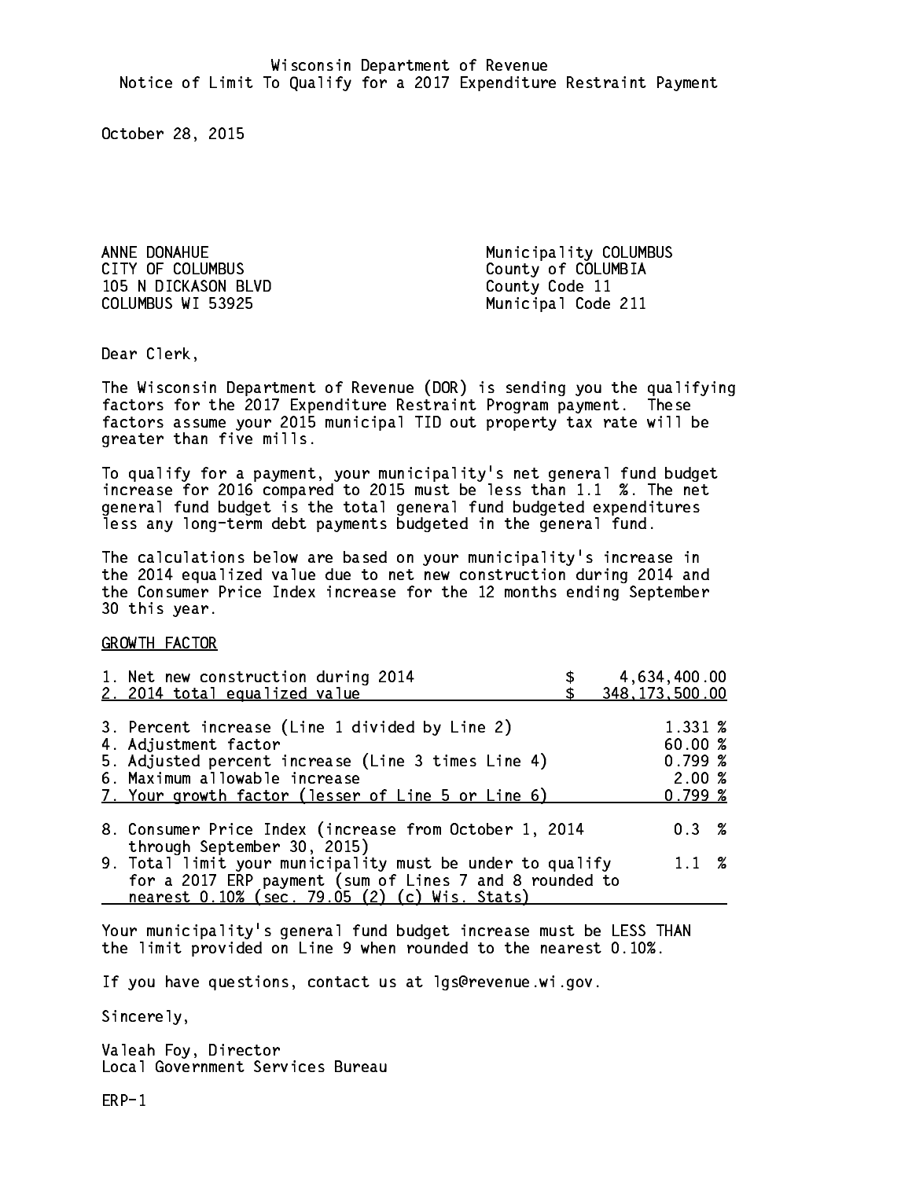Wisconsin Department of Revenue
Notice of Limit To Qualify for a 2017 Expenditure Restraint Payment

October 28, 2015

ANNE DONAHUE
CITY OF COLUMBUS
105 N DICKASON BLVD
COLUMBUS WI 53925

Municipality COLUMBUS
County of COLUMBIA
County Code 11
Municipal Code 211

Dear Clerk,

The Wisconsin Department of Revenue (DOR) is sending you the qualifying factors for the 2017 Expenditure Restraint Program payment. These factors assume your 2015 municipal TID out property tax rate will be greater than five mills.

To qualify for a payment, your municipality's net general fund budget increase for 2016 compared to 2015 must be less than 1.1 %. The net general fund budget is the total general fund budgeted expenditures less any long-term debt payments budgeted in the general fund.

The calculations below are based on your municipality's increase in the 2014 equalized value due to net new construction during 2014 and the Consumer Price Index increase for the 12 months ending September 30 this year.

GROWTH FACTOR

| | |
|---|---|
| 1. Net new construction during 2014 | $ 4,634,400.00 |
| 2. 2014 total equalized value | $ 348,173,500.00 |
| 3. Percent increase (Line 1 divided by Line 2) | 1.331 % |
| 4. Adjustment factor | 60.00 % |
| 5. Adjusted percent increase (Line 3 times Line 4) | 0.799 % |
| 6. Maximum allowable increase | 2.00 % |
| 7. Your growth factor (lesser of Line 5 or Line 6) | 0.799 % |
| 8. Consumer Price Index (increase from October 1, 2014 through September 30, 2015) | 0.3 % |
| 9. Total limit your municipality must be under to qualify for a 2017 ERP payment (sum of Lines 7 and 8 rounded to nearest 0.10% (sec. 79.05 (2) (c) Wis. Stats) | 1.1 % |

Your municipality's general fund budget increase must be LESS THAN the limit provided on Line 9 when rounded to the nearest 0.10%.

If you have questions, contact us at lgs@revenue.wi.gov.

Sincerely,

Valeah Foy, Director
Local Government Services Bureau

ERP-1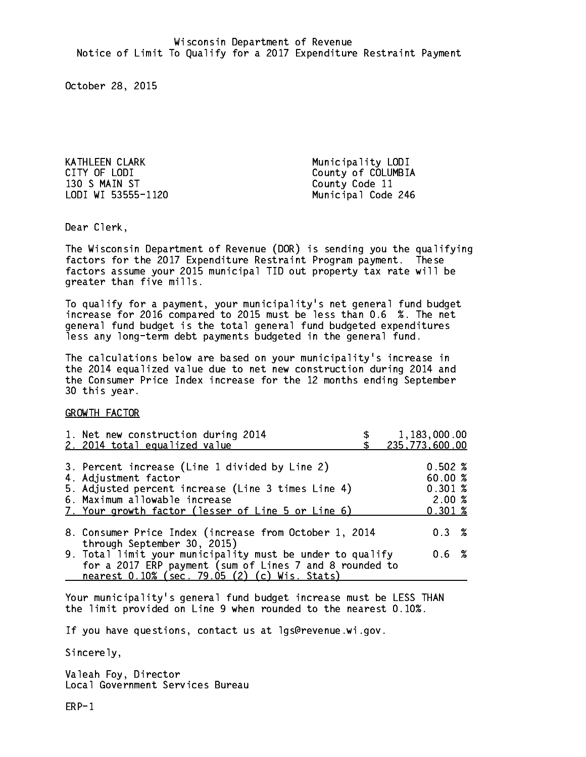Wisconsin Department of Revenue
Notice of Limit To Qualify for a 2017 Expenditure Restraint Payment

October 28, 2015

KATHLEEN CLARK
CITY OF LODI
130 S MAIN ST
LODI WI 53555-1120

Municipality LODI
County of COLUMBIA
County Code 11
Municipal Code 246

Dear Clerk,

The Wisconsin Department of Revenue (DOR) is sending you the qualifying factors for the 2017 Expenditure Restraint Program payment. These factors assume your 2015 municipal TID out property tax rate will be greater than five mills.

To qualify for a payment, your municipality's net general fund budget increase for 2016 compared to 2015 must be less than 0.6 %. The net general fund budget is the total general fund budgeted expenditures less any long-term debt payments budgeted in the general fund.

The calculations below are based on your municipality's increase in the 2014 equalized value due to net new construction during 2014 and the Consumer Price Index increase for the 12 months ending September 30 this year.

GROWTH FACTOR

| | |
|---|---|
| 1. Net new construction during 2014 | $ 1,183,000.00 |
| 2. 2014 total equalized value | $ 235,773,600.00 |
| 3. Percent increase (Line 1 divided by Line 2) | 0.502 % |
| 4. Adjustment factor | 60.00 % |
| 5. Adjusted percent increase (Line 3 times Line 4) | 0.301 % |
| 6. Maximum allowable increase | 2.00 % |
| 7. Your growth factor (lesser of Line 5 or Line 6) | 0.301 % |
| 8. Consumer Price Index (increase from October 1, 2014 through September 30, 2015) | 0.3 % |
| 9. Total limit your municipality must be under to qualify for a 2017 ERP payment (sum of Lines 7 and 8 rounded to nearest 0.10% (sec. 79.05 (2) (c) Wis. Stats) | 0.6 % |

Your municipality's general fund budget increase must be LESS THAN the limit provided on Line 9 when rounded to the nearest 0.10%.

If you have questions, contact us at lgs@revenue.wi.gov.

Sincerely,

Valeah Foy, Director
Local Government Services Bureau

ERP-1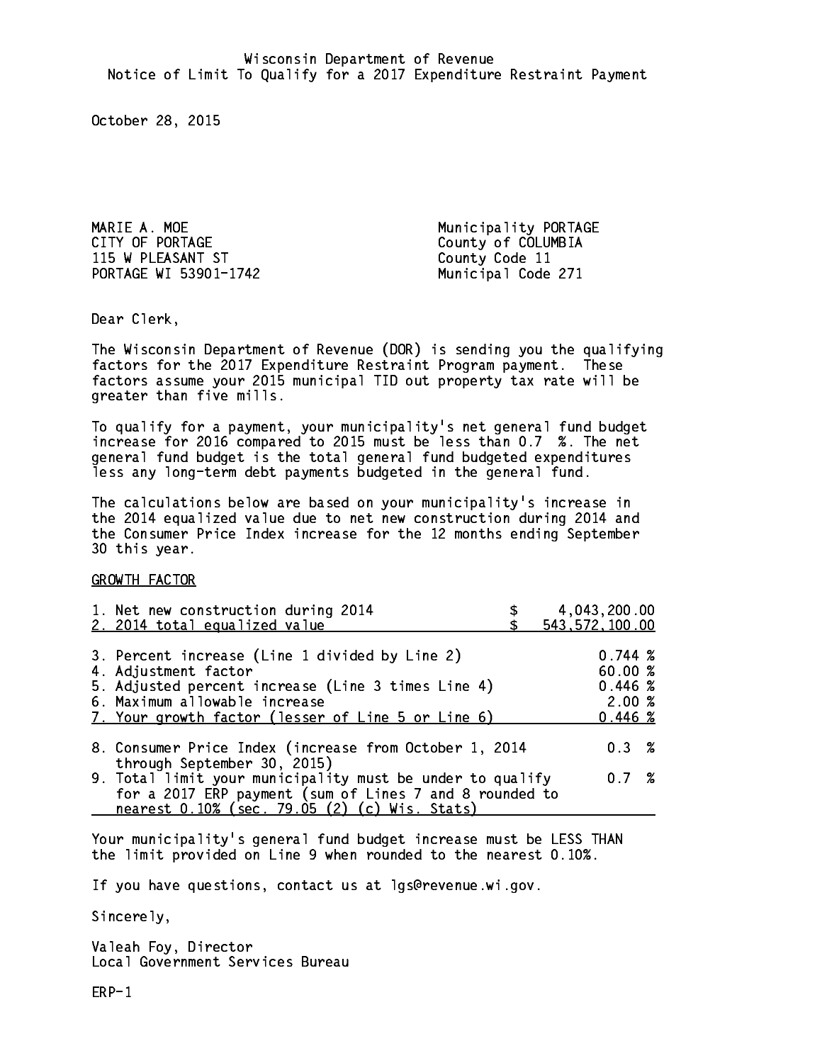Wisconsin Department of Revenue
Notice of Limit To Qualify for a 2017 Expenditure Restraint Payment

October 28, 2015

MARIE A. MOE
CITY OF PORTAGE
115 W PLEASANT ST
PORTAGE WI 53901-1742

Municipality PORTAGE
County of COLUMBIA
County Code 11
Municipal Code 271

Dear Clerk,

The Wisconsin Department of Revenue (DOR) is sending you the qualifying factors for the 2017 Expenditure Restraint Program payment. These factors assume your 2015 municipal TID out property tax rate will be greater than five mills.

To qualify for a payment, your municipality's net general fund budget increase for 2016 compared to 2015 must be less than 0.7 %. The net general fund budget is the total general fund budgeted expenditures less any long-term debt payments budgeted in the general fund.

The calculations below are based on your municipality's increase in the 2014 equalized value due to net new construction during 2014 and the Consumer Price Index increase for the 12 months ending September 30 this year.

GROWTH FACTOR

| | |
|---|---|
| 1. Net new construction during 2014 | $ 4,043,200.00 |
| 2. 2014 total equalized value | $ 543,572,100.00 |
| 3. Percent increase (Line 1 divided by Line 2) | 0.744 % |
| 4. Adjustment factor | 60.00 % |
| 5. Adjusted percent increase (Line 3 times Line 4) | 0.446 % |
| 6. Maximum allowable increase | 2.00 % |
| 7. Your growth factor (lesser of Line 5 or Line 6) | 0.446 % |
| 8. Consumer Price Index (increase from October 1, 2014 through September 30, 2015) | 0.3 % |
| 9. Total limit your municipality must be under to qualify for a 2017 ERP payment (sum of Lines 7 and 8 rounded to nearest 0.10% (sec. 79.05 (2) (c) Wis. Stats) | 0.7 % |

Your municipality's general fund budget increase must be LESS THAN the limit provided on Line 9 when rounded to the nearest 0.10%.

If you have questions, contact us at lgs@revenue.wi.gov.

Sincerely,

Valeah Foy, Director
Local Government Services Bureau

ERP-1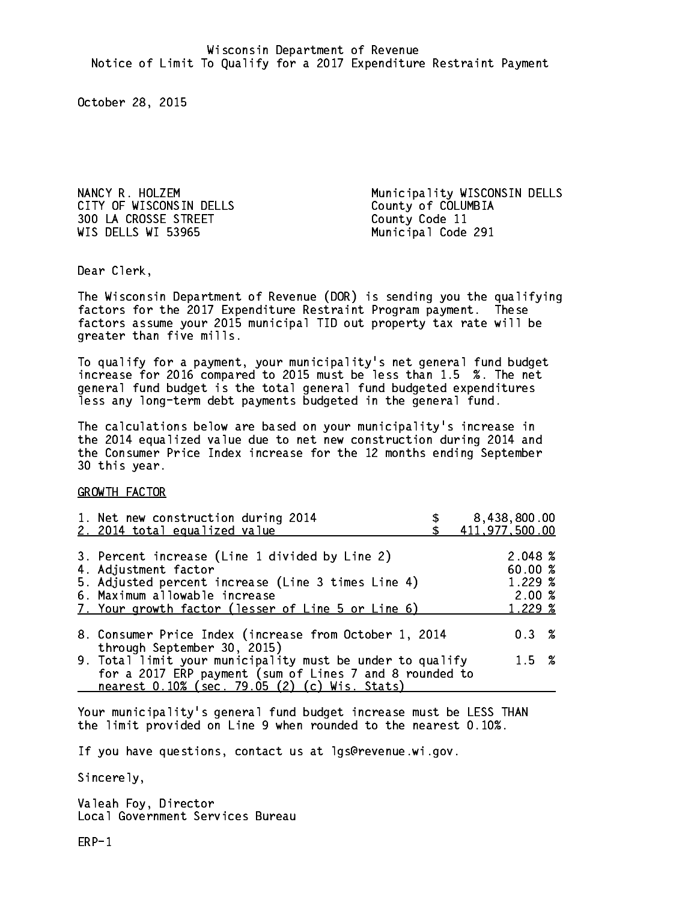Wisconsin Department of Revenue
Notice of Limit To Qualify for a 2017 Expenditure Restraint Payment

October 28, 2015

NANCY R. HOLZEM
CITY OF WISCONSIN DELLS
300 LA CROSSE STREET
WIS DELLS WI 53965

Municipality WISCONSIN DELLS
County of COLUMBIA
County Code 11
Municipal Code 291

Dear Clerk,

The Wisconsin Department of Revenue (DOR) is sending you the qualifying factors for the 2017 Expenditure Restraint Program payment. These factors assume your 2015 municipal TID out property tax rate will be greater than five mills.

To qualify for a payment, your municipality's net general fund budget increase for 2016 compared to 2015 must be less than 1.5 %. The net general fund budget is the total general fund budgeted expenditures less any long-term debt payments budgeted in the general fund.

The calculations below are based on your municipality's increase in the 2014 equalized value due to net new construction during 2014 and the Consumer Price Index increase for the 12 months ending September 30 this year.

GROWTH FACTOR

| | |
|---|---|
| 1. Net new construction during 2014 | $ 8,438,800.00 |
| 2. 2014 total equalized value | $ 411,977,500.00 |
| 3. Percent increase (Line 1 divided by Line 2) | 2.048 % |
| 4. Adjustment factor | 60.00 % |
| 5. Adjusted percent increase (Line 3 times Line 4) | 1.229 % |
| 6. Maximum allowable increase | 2.00 % |
| 7. Your growth factor (lesser of Line 5 or Line 6) | 1.229 % |
| 8. Consumer Price Index (increase from October 1, 2014 through September 30, 2015) | 0.3 % |
| 9. Total limit your municipality must be under to qualify for a 2017 ERP payment (sum of Lines 7 and 8 rounded to nearest 0.10% (sec. 79.05 (2) (c) Wis. Stats) | 1.5 % |

Your municipality's general fund budget increase must be LESS THAN the limit provided on Line 9 when rounded to the nearest 0.10%.

If you have questions, contact us at lgs@revenue.wi.gov.

Sincerely,

Valeah Foy, Director
Local Government Services Bureau

ERP-1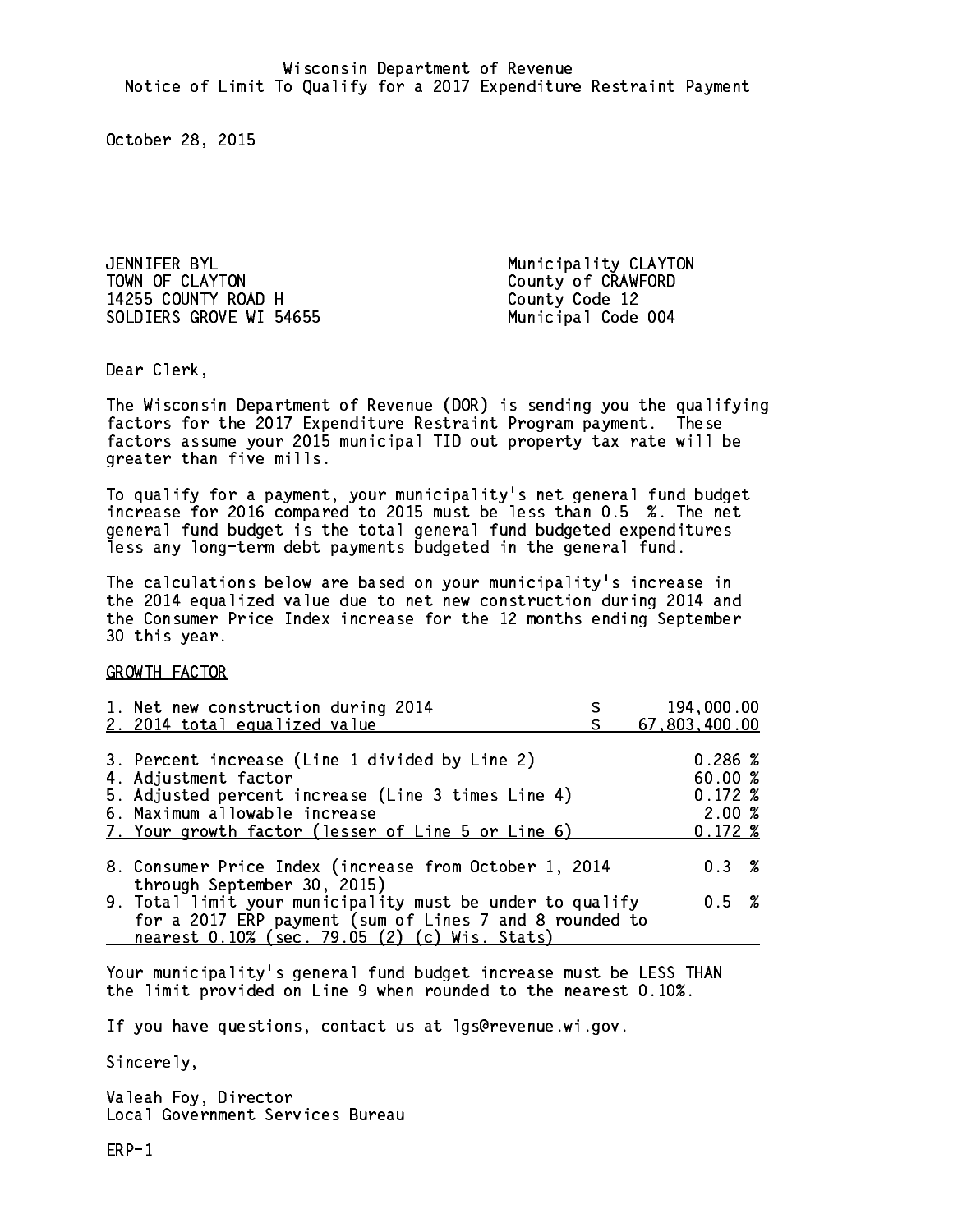Wisconsin Department of Revenue
Notice of Limit To Qualify for a 2017 Expenditure Restraint Payment

October 28, 2015

JENNIFER BYL
TOWN OF CLAYTON
14255 COUNTY ROAD H
SOLDIERS GROVE WI 54655

Municipality CLAYTON
County of CRAWFORD
County Code 12
Municipal Code 004

Dear Clerk,

The Wisconsin Department of Revenue (DOR) is sending you the qualifying factors for the 2017 Expenditure Restraint Program payment. These factors assume your 2015 municipal TID out property tax rate will be greater than five mills.

To qualify for a payment, your municipality's net general fund budget increase for 2016 compared to 2015 must be less than 0.5 %. The net general fund budget is the total general fund budgeted expenditures less any long-term debt payments budgeted in the general fund.

The calculations below are based on your municipality's increase in the 2014 equalized value due to net new construction during 2014 and the Consumer Price Index increase for the 12 months ending September 30 this year.

GROWTH FACTOR

| | | |
|---|---|---|
| 1. Net new construction during 2014 | $ | 194,000.00 |
| 2. 2014 total equalized value | $ | 67,803,400.00 |
| 3. Percent increase (Line 1 divided by Line 2) | | 0.286 % |
| 4. Adjustment factor | | 60.00 % |
| 5. Adjusted percent increase (Line 3 times Line 4) | | 0.172 % |
| 6. Maximum allowable increase | | 2.00 % |
| 7. Your growth factor (lesser of Line 5 or Line 6) | | 0.172 % |
| 8. Consumer Price Index (increase from October 1, 2014 through September 30, 2015) | | 0.3 % |
| 9. Total limit your municipality must be under to qualify for a 2017 ERP payment (sum of Lines 7 and 8 rounded to nearest 0.10% (sec. 79.05 (2) (c) Wis. Stats) | | 0.5 % |

Your municipality's general fund budget increase must be LESS THAN the limit provided on Line 9 when rounded to the nearest 0.10%.

If you have questions, contact us at lgs@revenue.wi.gov.

Sincerely,

Valeah Foy, Director
Local Government Services Bureau

ERP-1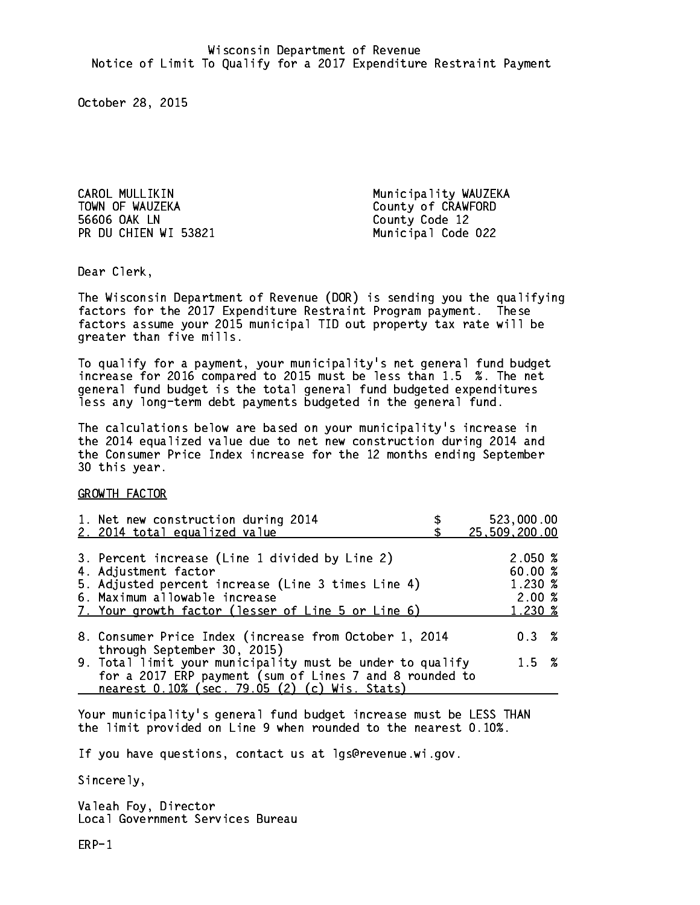Wisconsin Department of Revenue
Notice of Limit To Qualify for a 2017 Expenditure Restraint Payment

October 28, 2015

CAROL MULLIKIN
TOWN OF WAUZEKA
56606 OAK LN
PR DU CHIEN WI 53821

Municipality WAUZEKA
County of CRAWFORD
County Code 12
Municipal Code 022

Dear Clerk,

The Wisconsin Department of Revenue (DOR) is sending you the qualifying factors for the 2017 Expenditure Restraint Program payment. These factors assume your 2015 municipal TID out property tax rate will be greater than five mills.

To qualify for a payment, your municipality's net general fund budget increase for 2016 compared to 2015 must be less than 1.5 %. The net general fund budget is the total general fund budgeted expenditures less any long-term debt payments budgeted in the general fund.

The calculations below are based on your municipality's increase in the 2014 equalized value due to net new construction during 2014 and the Consumer Price Index increase for the 12 months ending September 30 this year.

GROWTH FACTOR

| | |
|---|---|
| 1. Net new construction during 2014 | $ 523,000.00 |
| 2. 2014 total equalized value | $ 25,509,200.00 |
| 3. Percent increase (Line 1 divided by Line 2) | 2.050 % |
| 4. Adjustment factor | 60.00 % |
| 5. Adjusted percent increase (Line 3 times Line 4) | 1.230 % |
| 6. Maximum allowable increase | 2.00 % |
| 7. Your growth factor (lesser of Line 5 or Line 6) | 1.230 % |
| 8. Consumer Price Index (increase from October 1, 2014 through September 30, 2015) | 0.3 % |
| 9. Total limit your municipality must be under to qualify for a 2017 ERP payment (sum of Lines 7 and 8 rounded to nearest 0.10% (sec. 79.05 (2) (c) Wis. Stats) | 1.5 % |

Your municipality's general fund budget increase must be LESS THAN the limit provided on Line 9 when rounded to the nearest 0.10%.

If you have questions, contact us at lgs@revenue.wi.gov.

Sincerely,

Valeah Foy, Director
Local Government Services Bureau

ERP-1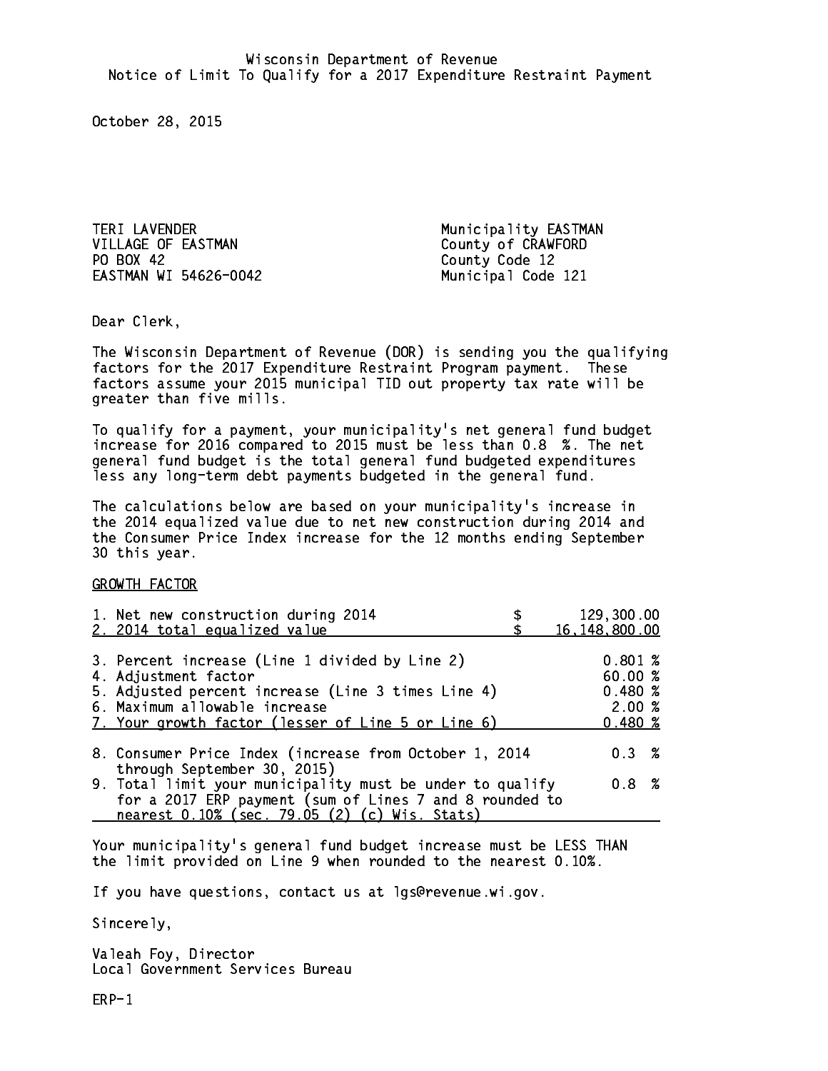Wisconsin Department of Revenue
Notice of Limit To Qualify for a 2017 Expenditure Restraint Payment

October 28, 2015

TERI LAVENDER
VILLAGE OF EASTMAN
PO BOX 42
EASTMAN WI 54626-0042

Municipality EASTMAN
County of CRAWFORD
County Code 12
Municipal Code 121

Dear Clerk,

The Wisconsin Department of Revenue (DOR) is sending you the qualifying factors for the 2017 Expenditure Restraint Program payment. These factors assume your 2015 municipal TID out property tax rate will be greater than five mills.

To qualify for a payment, your municipality's net general fund budget increase for 2016 compared to 2015 must be less than 0.8 %. The net general fund budget is the total general fund budgeted expenditures less any long-term debt payments budgeted in the general fund.

The calculations below are based on your municipality's increase in the 2014 equalized value due to net new construction during 2014 and the Consumer Price Index increase for the 12 months ending September 30 this year.

GROWTH FACTOR

| | |
|---|---|
| 1. Net new construction during 2014 | $ 129,300.00 |
| 2. 2014 total equalized value | $ 16,148,800.00 |
| 3. Percent increase (Line 1 divided by Line 2) | 0.801 % |
| 4. Adjustment factor | 60.00 % |
| 5. Adjusted percent increase (Line 3 times Line 4) | 0.480 % |
| 6. Maximum allowable increase | 2.00 % |
| 7. Your growth factor (lesser of Line 5 or Line 6) | 0.480 % |
| 8. Consumer Price Index (increase from October 1, 2014 through September 30, 2015) | 0.3 % |
| 9. Total limit your municipality must be under to qualify for a 2017 ERP payment (sum of Lines 7 and 8 rounded to nearest 0.10% (sec. 79.05 (2) (c) Wis. Stats) | 0.8 % |

Your municipality's general fund budget increase must be LESS THAN the limit provided on Line 9 when rounded to the nearest 0.10%.

If you have questions, contact us at lgs@revenue.wi.gov.

Sincerely,

Valeah Foy, Director
Local Government Services Bureau

ERP-1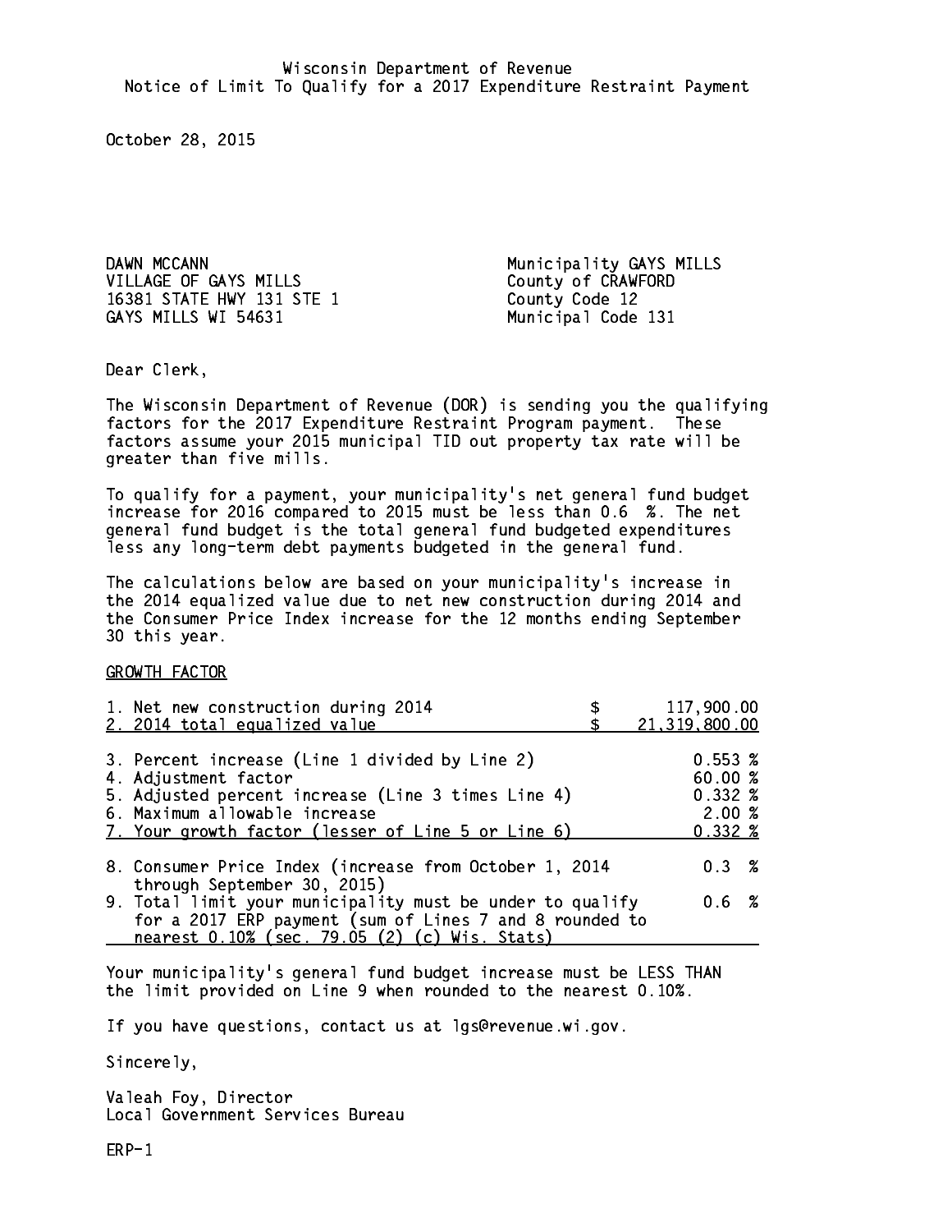Wisconsin Department of Revenue
Notice of Limit To Qualify for a 2017 Expenditure Restraint Payment

October 28, 2015

DAWN MCCANN
VILLAGE OF GAYS MILLS
16381 STATE HWY 131 STE 1
GAYS MILLS WI 54631

Municipality GAYS MILLS
County of CRAWFORD
County Code 12
Municipal Code 131

Dear Clerk,

The Wisconsin Department of Revenue (DOR) is sending you the qualifying factors for the 2017 Expenditure Restraint Program payment. These factors assume your 2015 municipal TID out property tax rate will be greater than five mills.

To qualify for a payment, your municipality's net general fund budget increase for 2016 compared to 2015 must be less than 0.6 %. The net general fund budget is the total general fund budgeted expenditures less any long-term debt payments budgeted in the general fund.

The calculations below are based on your municipality's increase in the 2014 equalized value due to net new construction during 2014 and the Consumer Price Index increase for the 12 months ending September 30 this year.

GROWTH FACTOR

| | |
|---|---|
| 1. Net new construction during 2014 | $ 117,900.00 |
| 2. 2014 total equalized value | $ 21,319,800.00 |
| 3. Percent increase (Line 1 divided by Line 2) | 0.553 % |
| 4. Adjustment factor | 60.00 % |
| 5. Adjusted percent increase (Line 3 times Line 4) | 0.332 % |
| 6. Maximum allowable increase | 2.00 % |
| 7. Your growth factor (lesser of Line 5 or Line 6) | 0.332 % |
| 8. Consumer Price Index (increase from October 1, 2014 through September 30, 2015) | 0.3 % |
| 9. Total limit your municipality must be under to qualify for a 2017 ERP payment (sum of Lines 7 and 8 rounded to nearest 0.10% (sec. 79.05 (2) (c) Wis. Stats) | 0.6 % |

Your municipality's general fund budget increase must be LESS THAN the limit provided on Line 9 when rounded to the nearest 0.10%.

If you have questions, contact us at lgs@revenue.wi.gov.

Sincerely,

Valeah Foy, Director
Local Government Services Bureau

ERP-1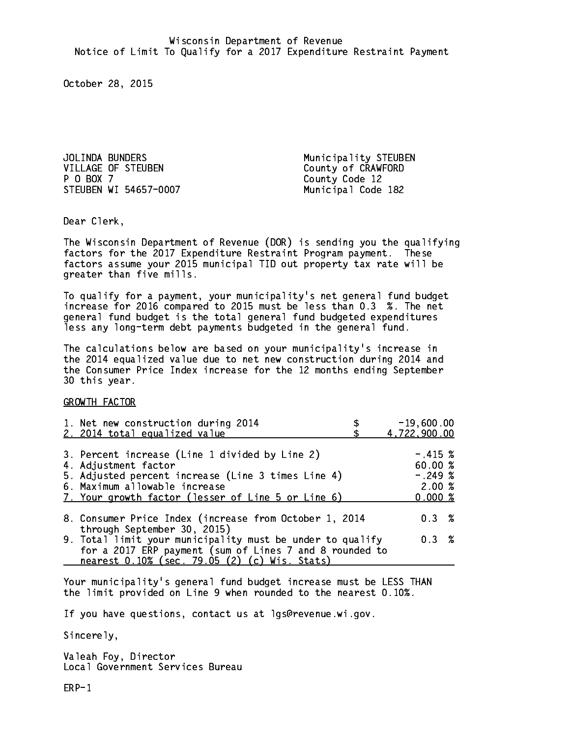Wisconsin Department of Revenue
Notice of Limit To Qualify for a 2017 Expenditure Restraint Payment

October 28, 2015

JOLINDA BUNDERS
VILLAGE OF STEUBEN
P O BOX 7
STEUBEN WI 54657-0007

Municipality STEUBEN
County of CRAWFORD
County Code 12
Municipal Code 182

Dear Clerk,

The Wisconsin Department of Revenue (DOR) is sending you the qualifying factors for the 2017 Expenditure Restraint Program payment. These factors assume your 2015 municipal TID out property tax rate will be greater than five mills.

To qualify for a payment, your municipality's net general fund budget increase for 2016 compared to 2015 must be less than 0.3 %. The net general fund budget is the total general fund budgeted expenditures less any long-term debt payments budgeted in the general fund.

The calculations below are based on your municipality's increase in the 2014 equalized value due to net new construction during 2014 and the Consumer Price Index increase for the 12 months ending September 30 this year.

GROWTH FACTOR

| | |
|---|---|
| 1. Net new construction during 2014 | $ -19,600.00 |
| 2. 2014 total equalized value | $ 4,722,900.00 |
| 3. Percent increase (Line 1 divided by Line 2) | -.415 % |
| 4. Adjustment factor | 60.00 % |
| 5. Adjusted percent increase (Line 3 times Line 4) | -.249 % |
| 6. Maximum allowable increase | 2.00 % |
| 7. Your growth factor (lesser of Line 5 or Line 6) | 0.000 % |
| 8. Consumer Price Index (increase from October 1, 2014 through September 30, 2015) | 0.3 % |
| 9. Total limit your municipality must be under to qualify for a 2017 ERP payment (sum of Lines 7 and 8 rounded to nearest 0.10% (sec. 79.05 (2) (c) Wis. Stats) | 0.3 % |

Your municipality's general fund budget increase must be LESS THAN the limit provided on Line 9 when rounded to the nearest 0.10%.

If you have questions, contact us at lgs@revenue.wi.gov.

Sincerely,

Valeah Foy, Director
Local Government Services Bureau

ERP-1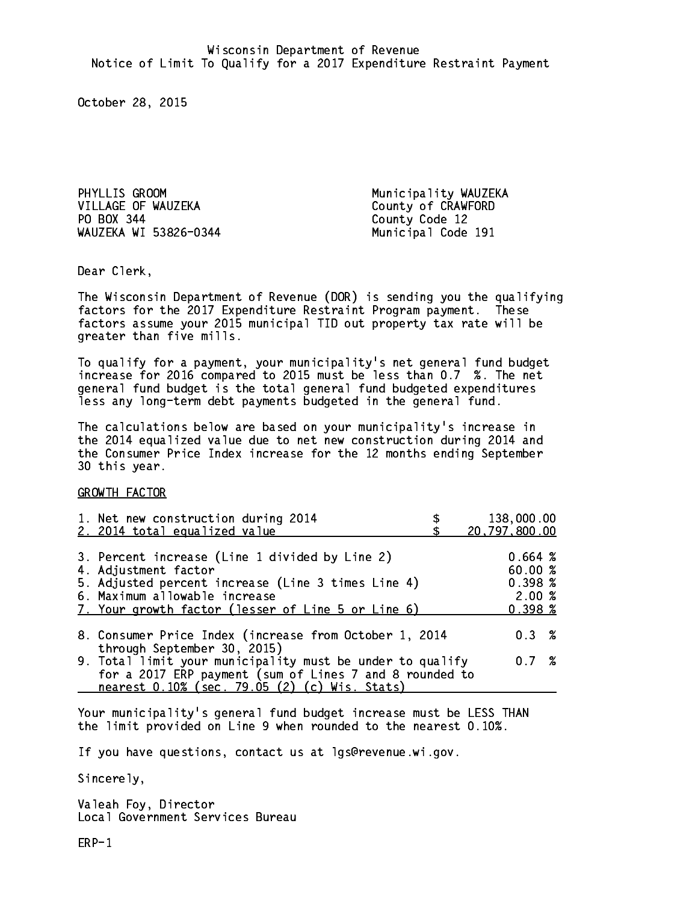Wisconsin Department of Revenue
Notice of Limit To Qualify for a 2017 Expenditure Restraint Payment

October 28, 2015

PHYLLIS GROOM
VILLAGE OF WAUZEKA
PO BOX 344
WAUZEKA WI 53826-0344

Municipality WAUZEKA
County of CRAWFORD
County Code 12
Municipal Code 191

Dear Clerk,

The Wisconsin Department of Revenue (DOR) is sending you the qualifying factors for the 2017 Expenditure Restraint Program payment. These factors assume your 2015 municipal TID out property tax rate will be greater than five mills.

To qualify for a payment, your municipality's net general fund budget increase for 2016 compared to 2015 must be less than 0.7 %. The net general fund budget is the total general fund budgeted expenditures less any long-term debt payments budgeted in the general fund.

The calculations below are based on your municipality's increase in the 2014 equalized value due to net new construction during 2014 and the Consumer Price Index increase for the 12 months ending September 30 this year.

GROWTH FACTOR

| | |
|---|---|
| 1. Net new construction during 2014 | $ 138,000.00 |
| 2. 2014 total equalized value | $ 20,797,800.00 |
| 3. Percent increase (Line 1 divided by Line 2) | 0.664 % |
| 4. Adjustment factor | 60.00 % |
| 5. Adjusted percent increase (Line 3 times Line 4) | 0.398 % |
| 6. Maximum allowable increase | 2.00 % |
| 7. Your growth factor (lesser of Line 5 or Line 6) | 0.398 % |
| 8. Consumer Price Index (increase from October 1, 2014 through September 30, 2015) | 0.3 % |
| 9. Total limit your municipality must be under to qualify for a 2017 ERP payment (sum of Lines 7 and 8 rounded to nearest 0.10% (sec. 79.05 (2) (c) Wis. Stats) | 0.7 % |

Your municipality's general fund budget increase must be LESS THAN the limit provided on Line 9 when rounded to the nearest 0.10%.

If you have questions, contact us at lgs@revenue.wi.gov.

Sincerely,

Valeah Foy, Director
Local Government Services Bureau

ERP-1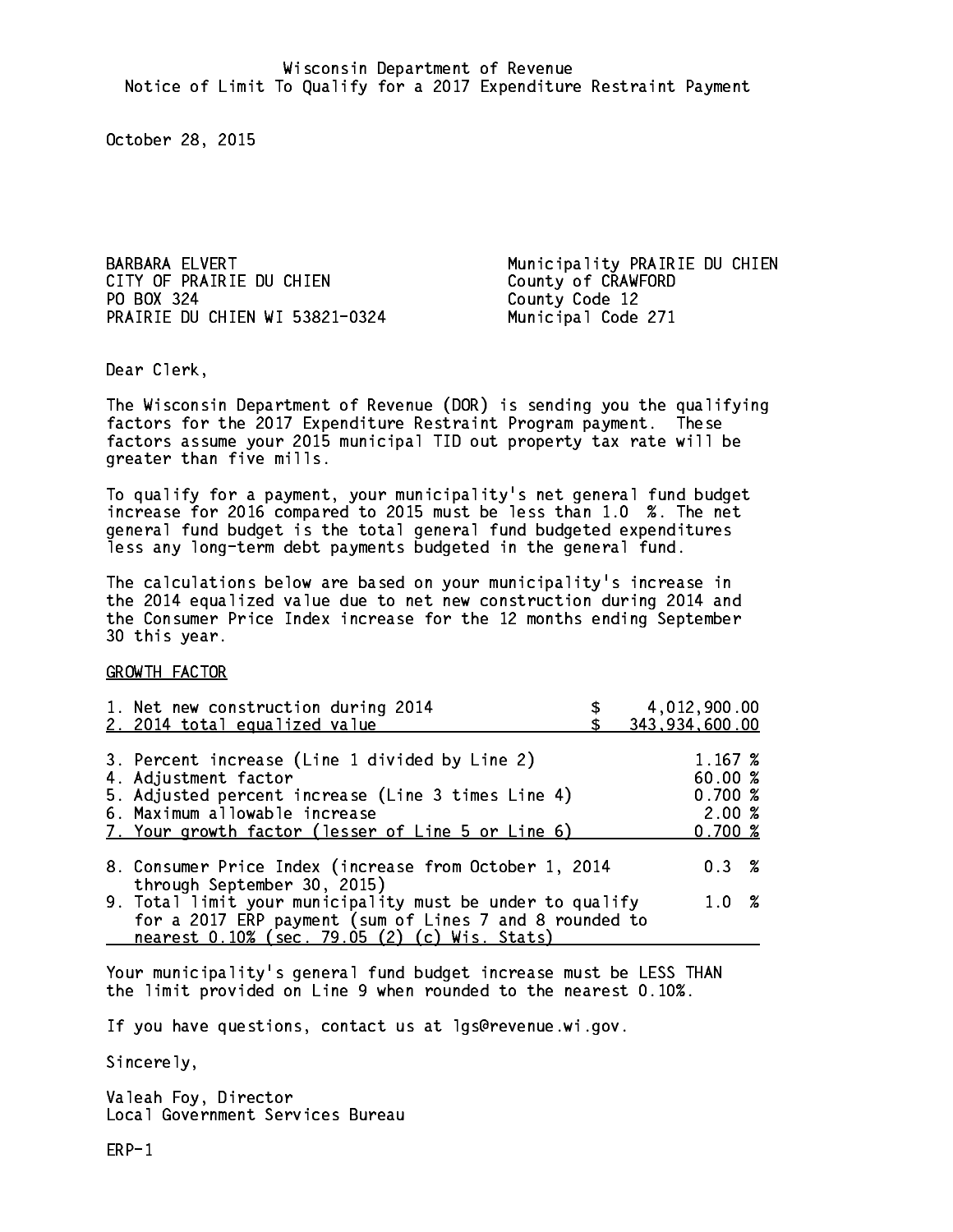Wisconsin Department of Revenue
Notice of Limit To Qualify for a 2017 Expenditure Restraint Payment

October 28, 2015

BARBARA ELVERT
CITY OF PRAIRIE DU CHIEN
PO BOX 324
PRAIRIE DU CHIEN WI 53821-0324

Municipality PRAIRIE DU CHIEN
County of CRAWFORD
County Code 12
Municipal Code 271

Dear Clerk,

The Wisconsin Department of Revenue (DOR) is sending you the qualifying factors for the 2017 Expenditure Restraint Program payment. These factors assume your 2015 municipal TID out property tax rate will be greater than five mills.

To qualify for a payment, your municipality's net general fund budget increase for 2016 compared to 2015 must be less than 1.0 %. The net general fund budget is the total general fund budgeted expenditures less any long-term debt payments budgeted in the general fund.

The calculations below are based on your municipality's increase in the 2014 equalized value due to net new construction during 2014 and the Consumer Price Index increase for the 12 months ending September 30 this year.

GROWTH FACTOR

| | |
|---|---|
| 1. Net new construction during 2014 | $ 4,012,900.00 |
| 2. 2014 total equalized value | $ 343,934,600.00 |
| 3. Percent increase (Line 1 divided by Line 2) | 1.167 % |
| 4. Adjustment factor | 60.00 % |
| 5. Adjusted percent increase (Line 3 times Line 4) | 0.700 % |
| 6. Maximum allowable increase | 2.00 % |
| 7. Your growth factor (lesser of Line 5 or Line 6) | 0.700 % |
| 8. Consumer Price Index (increase from October 1, 2014 through September 30, 2015) | 0.3 % |
| 9. Total limit your municipality must be under to qualify for a 2017 ERP payment (sum of Lines 7 and 8 rounded to nearest 0.10% (sec. 79.05 (2) (c) Wis. Stats) | 1.0 % |

Your municipality's general fund budget increase must be LESS THAN the limit provided on Line 9 when rounded to the nearest 0.10%.

If you have questions, contact us at lgs@revenue.wi.gov.

Sincerely,

Valeah Foy, Director
Local Government Services Bureau

ERP-1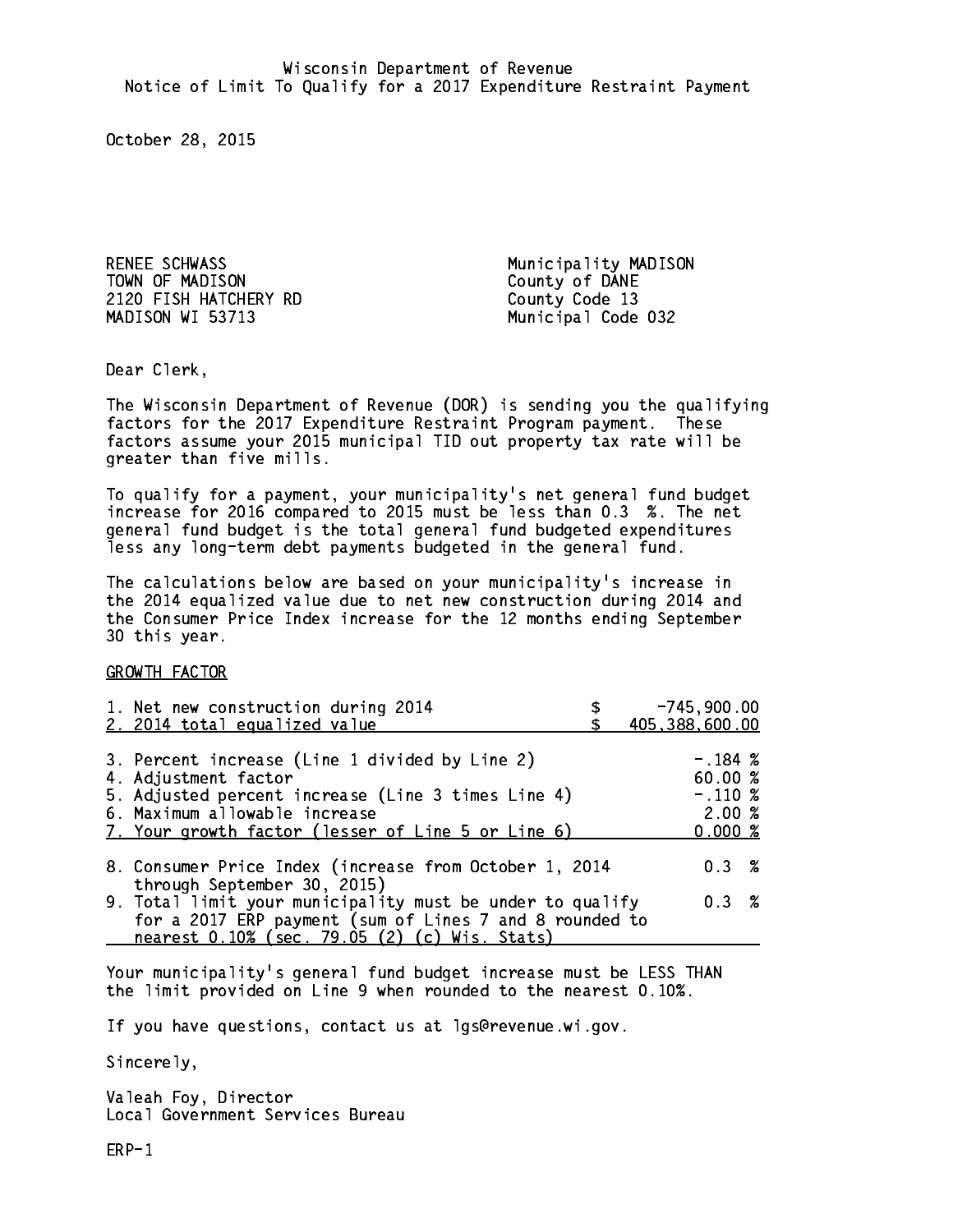Wisconsin Department of Revenue
Notice of Limit To Qualify for a 2017 Expenditure Restraint Payment

October 28, 2015

RENEE SCHWASS
TOWN OF MADISON
2120 FISH HATCHERY RD
MADISON WI 53713

Municipality MADISON
County of DANE
County Code 13
Municipal Code 032

Dear Clerk,

The Wisconsin Department of Revenue (DOR) is sending you the qualifying factors for the 2017 Expenditure Restraint Program payment. These factors assume your 2015 municipal TID out property tax rate will be greater than five mills.

To qualify for a payment, your municipality's net general fund budget increase for 2016 compared to 2015 must be less than 0.3 %. The net general fund budget is the total general fund budgeted expenditures less any long-term debt payments budgeted in the general fund.

The calculations below are based on your municipality's increase in the 2014 equalized value due to net new construction during 2014 and the Consumer Price Index increase for the 12 months ending September 30 this year.

GROWTH FACTOR

| | |
|---|---|
| 1. Net new construction during 2014 | $ -745,900.00 |
| 2. 2014 total equalized value | $ 405,388,600.00 |
| 3. Percent increase (Line 1 divided by Line 2) | -.184 % |
| 4. Adjustment factor | 60.00 % |
| 5. Adjusted percent increase (Line 3 times Line 4) | -.110 % |
| 6. Maximum allowable increase | 2.00 % |
| 7. Your growth factor (lesser of Line 5 or Line 6) | 0.000 % |
| 8. Consumer Price Index (increase from October 1, 2014 through September 30, 2015) | 0.3 % |
| 9. Total limit your municipality must be under to qualify for a 2017 ERP payment (sum of Lines 7 and 8 rounded to nearest 0.10% (sec. 79.05 (2) (c) Wis. Stats) | 0.3 % |

Your municipality's general fund budget increase must be LESS THAN the limit provided on Line 9 when rounded to the nearest 0.10%.

If you have questions, contact us at lgs@revenue.wi.gov.

Sincerely,

Valeah Foy, Director
Local Government Services Bureau

ERP-1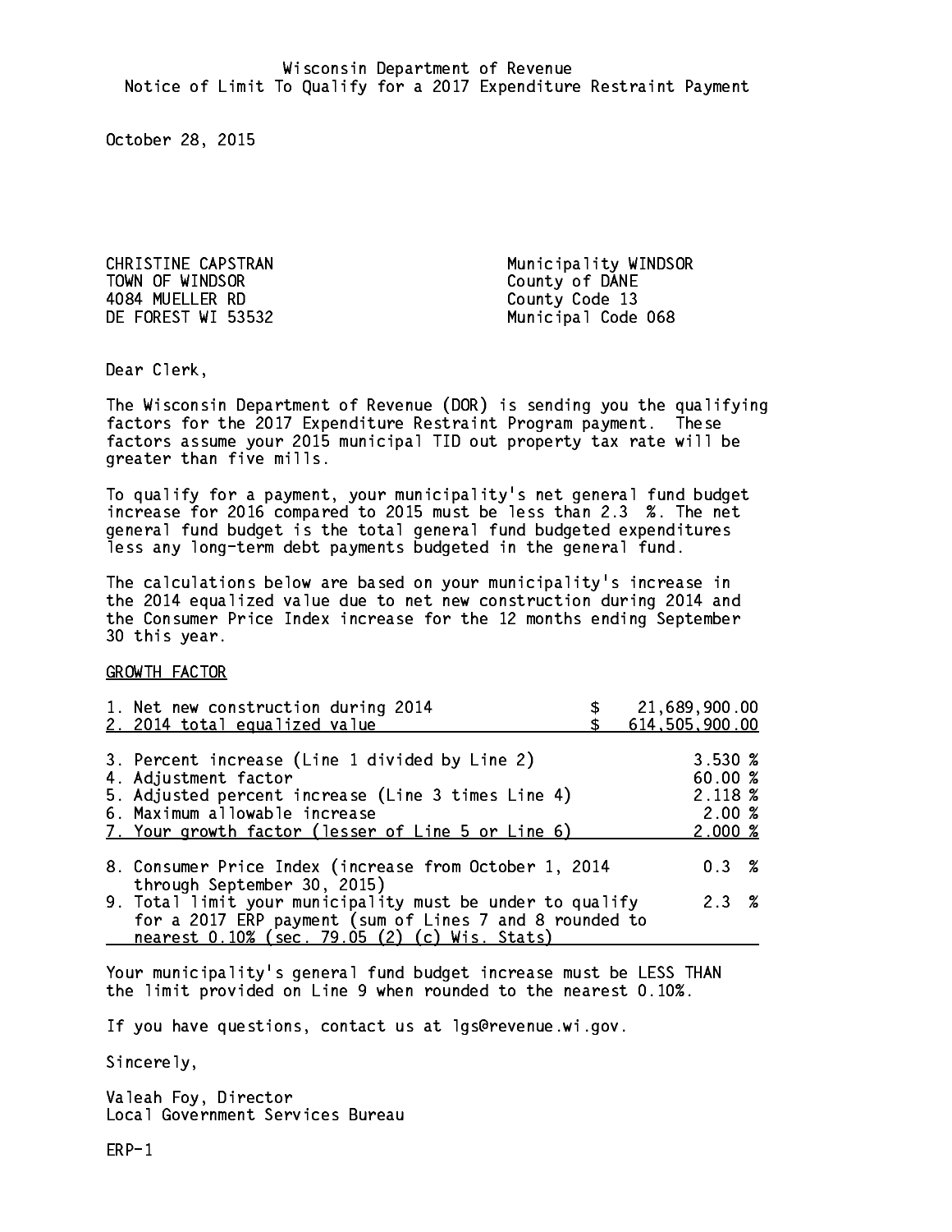Wisconsin Department of Revenue
Notice of Limit To Qualify for a 2017 Expenditure Restraint Payment

October 28, 2015

CHRISTINE CAPSTRAN
TOWN OF WINDSOR
4084 MUELLER RD
DE FOREST WI 53532

Municipality WINDSOR
County of DANE
County Code 13
Municipal Code 068

Dear Clerk,

The Wisconsin Department of Revenue (DOR) is sending you the qualifying factors for the 2017 Expenditure Restraint Program payment. These factors assume your 2015 municipal TID out property tax rate will be greater than five mills.

To qualify for a payment, your municipality's net general fund budget increase for 2016 compared to 2015 must be less than 2.3 %. The net general fund budget is the total general fund budgeted expenditures less any long-term debt payments budgeted in the general fund.

The calculations below are based on your municipality's increase in the 2014 equalized value due to net new construction during 2014 and the Consumer Price Index increase for the 12 months ending September 30 this year.

GROWTH FACTOR

| | |
|---|---|
| 1. Net new construction during 2014 | $ 21,689,900.00 |
| 2. 2014 total equalized value | $ 614,505,900.00 |
| 3. Percent increase (Line 1 divided by Line 2) | 3.530 % |
| 4. Adjustment factor | 60.00 % |
| 5. Adjusted percent increase (Line 3 times Line 4) | 2.118 % |
| 6. Maximum allowable increase | 2.00 % |
| 7. Your growth factor (lesser of Line 5 or Line 6) | 2.000 % |
| 8. Consumer Price Index (increase from October 1, 2014 through September 30, 2015) | 0.3 % |
| 9. Total limit your municipality must be under to qualify for a 2017 ERP payment (sum of Lines 7 and 8 rounded to nearest 0.10% (sec. 79.05 (2) (c) Wis. Stats) | 2.3 % |

Your municipality's general fund budget increase must be LESS THAN the limit provided on Line 9 when rounded to the nearest 0.10%.

If you have questions, contact us at lgs@revenue.wi.gov.

Sincerely,

Valeah Foy, Director
Local Government Services Bureau

ERP-1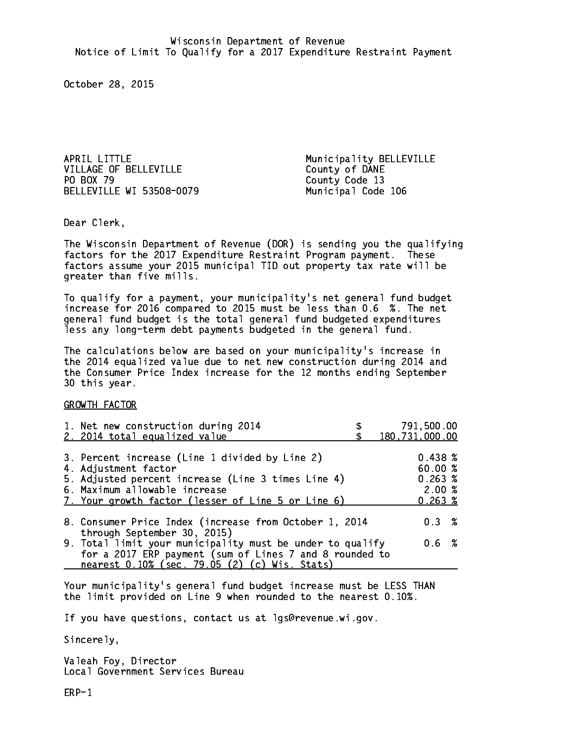Wisconsin Department of Revenue
Notice of Limit To Qualify for a 2017 Expenditure Restraint Payment

October 28, 2015

APRIL LITTLE
VILLAGE OF BELLEVILLE
PO BOX 79
BELLEVILLE WI 53508-0079

Municipality BELLEVILLE
County of DANE
County Code 13
Municipal Code 106

Dear Clerk,

The Wisconsin Department of Revenue (DOR) is sending you the qualifying factors for the 2017 Expenditure Restraint Program payment. These factors assume your 2015 municipal TID out property tax rate will be greater than five mills.

To qualify for a payment, your municipality's net general fund budget increase for 2016 compared to 2015 must be less than 0.6 %. The net general fund budget is the total general fund budgeted expenditures less any long-term debt payments budgeted in the general fund.

The calculations below are based on your municipality's increase in the 2014 equalized value due to net new construction during 2014 and the Consumer Price Index increase for the 12 months ending September 30 this year.

GROWTH FACTOR

| | |
|---|---|
| 1. Net new construction during 2014 | $ 791,500.00 |
| 2. 2014 total equalized value | $ 180,731,000.00 |
| 3. Percent increase (Line 1 divided by Line 2) | 0.438 % |
| 4. Adjustment factor | 60.00 % |
| 5. Adjusted percent increase (Line 3 times Line 4) | 0.263 % |
| 6. Maximum allowable increase | 2.00 % |
| 7. Your growth factor (lesser of Line 5 or Line 6) | 0.263 % |
| 8. Consumer Price Index (increase from October 1, 2014 through September 30, 2015) | 0.3 % |
| 9. Total limit your municipality must be under to qualify for a 2017 ERP payment (sum of Lines 7 and 8 rounded to nearest 0.10% (sec. 79.05 (2) (c) Wis. Stats) | 0.6 % |

Your municipality's general fund budget increase must be LESS THAN the limit provided on Line 9 when rounded to the nearest 0.10%.

If you have questions, contact us at lgs@revenue.wi.gov.

Sincerely,

Valeah Foy, Director
Local Government Services Bureau

ERP-1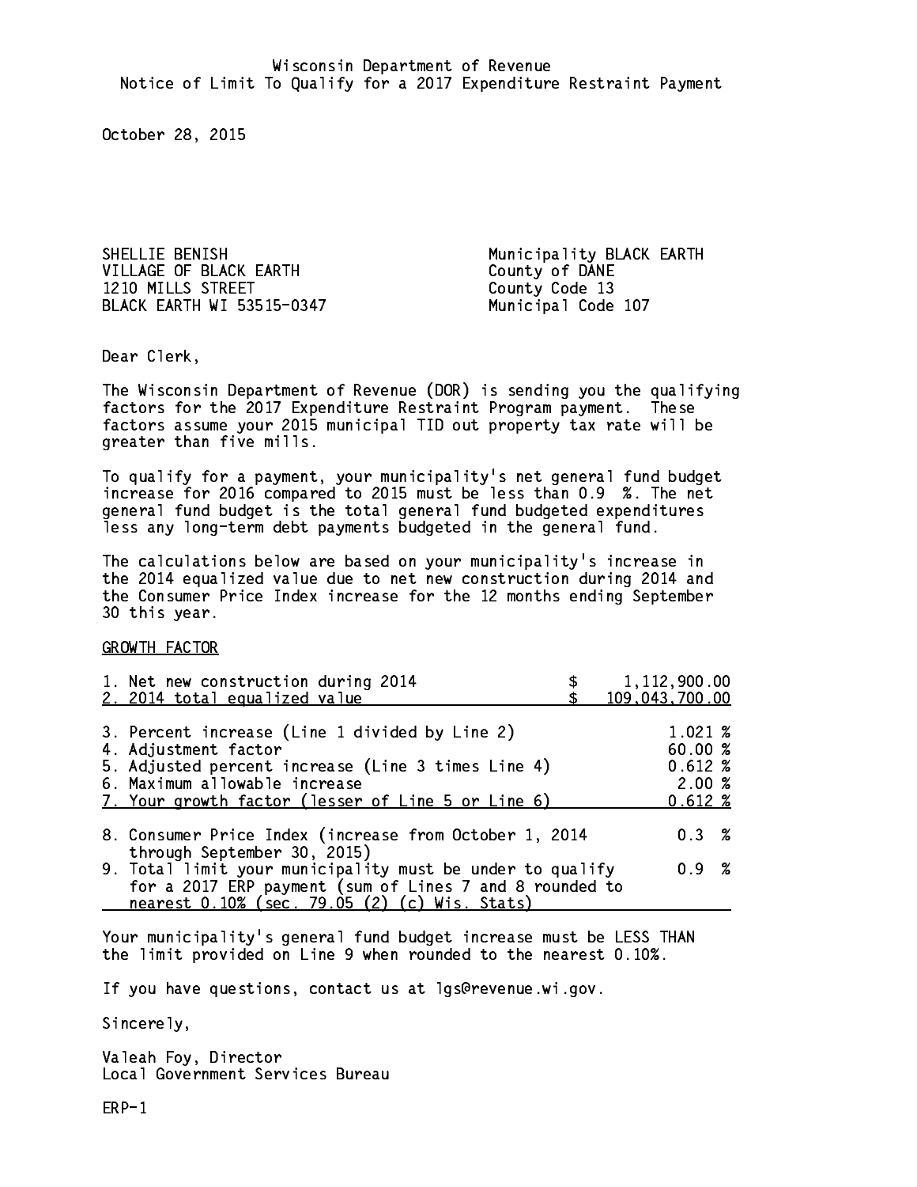Wisconsin Department of Revenue
Notice of Limit To Qualify for a 2017 Expenditure Restraint Payment

October 28, 2015

SHELLIE BENISH
VILLAGE OF BLACK EARTH
1210 MILLS STREET
BLACK EARTH WI 53515-0347

Municipality BLACK EARTH
County of DANE
County Code 13
Municipal Code 107

Dear Clerk,

The Wisconsin Department of Revenue (DOR) is sending you the qualifying factors for the 2017 Expenditure Restraint Program payment. These factors assume your 2015 municipal TID out property tax rate will be greater than five mills.

To qualify for a payment, your municipality's net general fund budget increase for 2016 compared to 2015 must be less than 0.9 %. The net general fund budget is the total general fund budgeted expenditures less any long-term debt payments budgeted in the general fund.

The calculations below are based on your municipality's increase in the 2014 equalized value due to net new construction during 2014 and the Consumer Price Index increase for the 12 months ending September 30 this year.

GROWTH FACTOR

| | |
|---|---|
| 1. Net new construction during 2014 | $ 1,112,900.00 |
| 2. 2014 total equalized value | $ 109,043,700.00 |
| 3. Percent increase (Line 1 divided by Line 2) | 1.021 % |
| 4. Adjustment factor | 60.00 % |
| 5. Adjusted percent increase (Line 3 times Line 4) | 0.612 % |
| 6. Maximum allowable increase | 2.00 % |
| 7. Your growth factor (lesser of Line 5 or Line 6) | 0.612 % |
| 8. Consumer Price Index (increase from October 1, 2014 through September 30, 2015) | 0.3 % |
| 9. Total limit your municipality must be under to qualify for a 2017 ERP payment (sum of Lines 7 and 8 rounded to nearest 0.10% (sec. 79.05 (2) (c) Wis. Stats) | 0.9 % |

Your municipality's general fund budget increase must be LESS THAN the limit provided on Line 9 when rounded to the nearest 0.10%.

If you have questions, contact us at lgs@revenue.wi.gov.

Sincerely,

Valeah Foy, Director
Local Government Services Bureau

ERP-1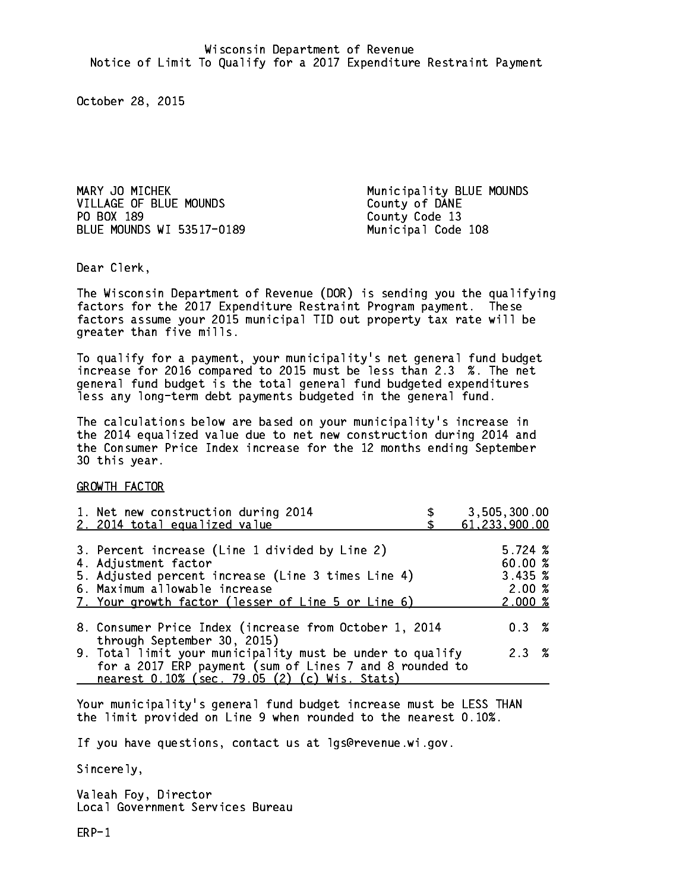Wisconsin Department of Revenue
Notice of Limit To Qualify for a 2017 Expenditure Restraint Payment

October 28, 2015

MARY JO MICHEK
VILLAGE OF BLUE MOUNDS
PO BOX 189
BLUE MOUNDS WI 53517-0189

Municipality BLUE MOUNDS
County of DANE
County Code 13
Municipal Code 108

Dear Clerk,

The Wisconsin Department of Revenue (DOR) is sending you the qualifying factors for the 2017 Expenditure Restraint Program payment. These factors assume your 2015 municipal TID out property tax rate will be greater than five mills.

To qualify for a payment, your municipality's net general fund budget increase for 2016 compared to 2015 must be less than 2.3 %. The net general fund budget is the total general fund budgeted expenditures less any long-term debt payments budgeted in the general fund.

The calculations below are based on your municipality's increase in the 2014 equalized value due to net new construction during 2014 and the Consumer Price Index increase for the 12 months ending September 30 this year.

GROWTH FACTOR

| | |
|---|---|
| 1. Net new construction during 2014 | $ 3,505,300.00 |
| 2. 2014 total equalized value | $ 61,233,900.00 |
| 3. Percent increase (Line 1 divided by Line 2) | 5.724 % |
| 4. Adjustment factor | 60.00 % |
| 5. Adjusted percent increase (Line 3 times Line 4) | 3.435 % |
| 6. Maximum allowable increase | 2.00 % |
| 7. Your growth factor (lesser of Line 5 or Line 6) | 2.000 % |
| 8. Consumer Price Index (increase from October 1, 2014 through September 30, 2015) | 0.3 % |
| 9. Total limit your municipality must be under to qualify for a 2017 ERP payment (sum of Lines 7 and 8 rounded to nearest 0.10% (sec. 79.05 (2) (c) Wis. Stats) | 2.3 % |

Your municipality's general fund budget increase must be LESS THAN the limit provided on Line 9 when rounded to the nearest 0.10%.

If you have questions, contact us at lgs@revenue.wi.gov.

Sincerely,

Valeah Foy, Director
Local Government Services Bureau

ERP-1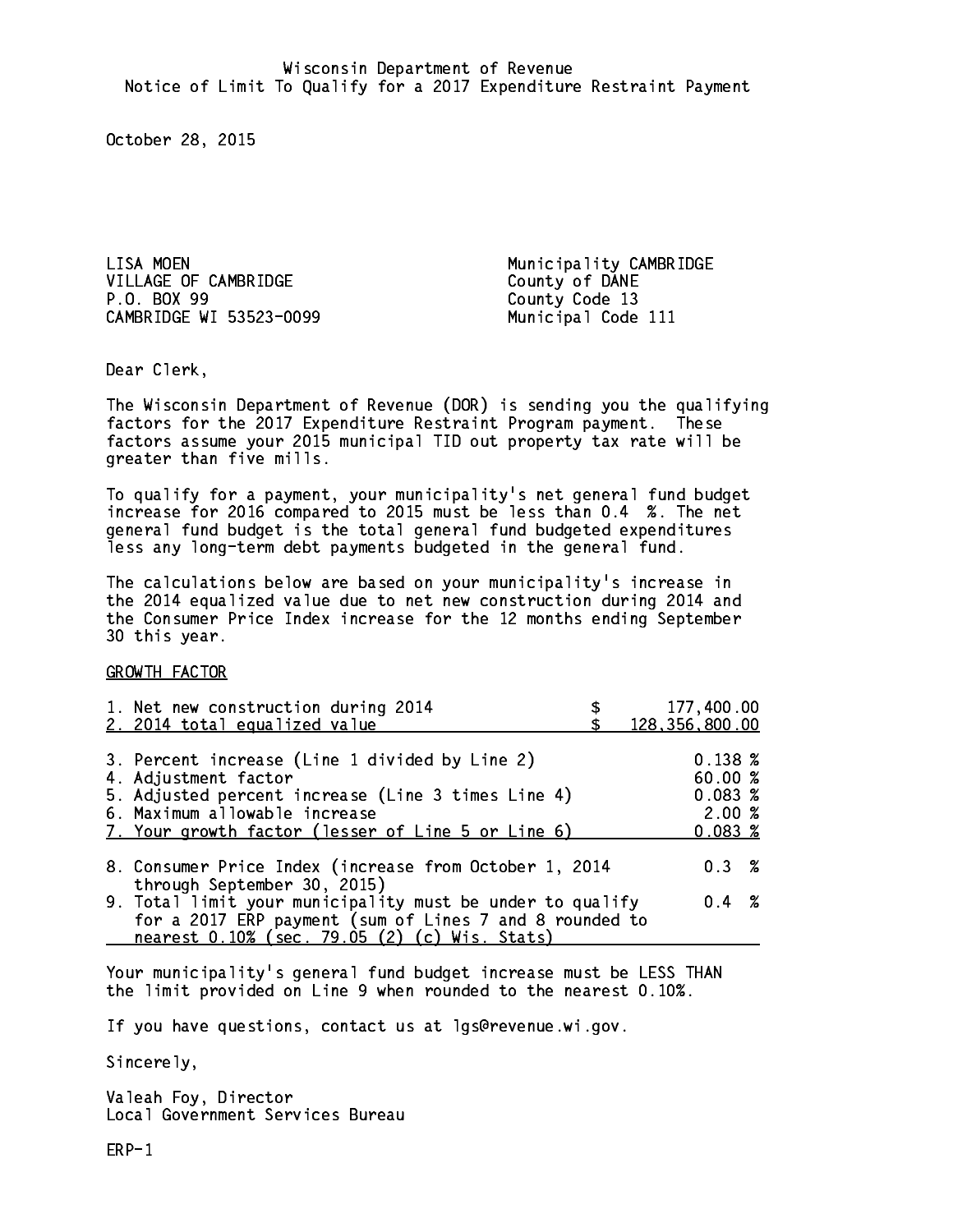Wisconsin Department of Revenue
Notice of Limit To Qualify for a 2017 Expenditure Restraint Payment

October 28, 2015

LISA MOEN
VILLAGE OF CAMBRIDGE
P.O. BOX 99
CAMBRIDGE WI 53523-0099

Municipality CAMBRIDGE
County of DANE
County Code 13
Municipal Code 111

Dear Clerk,

The Wisconsin Department of Revenue (DOR) is sending you the qualifying factors for the 2017 Expenditure Restraint Program payment. These factors assume your 2015 municipal TID out property tax rate will be greater than five mills.

To qualify for a payment, your municipality's net general fund budget increase for 2016 compared to 2015 must be less than 0.4 %. The net general fund budget is the total general fund budgeted expenditures less any long-term debt payments budgeted in the general fund.

The calculations below are based on your municipality's increase in the 2014 equalized value due to net new construction during 2014 and the Consumer Price Index increase for the 12 months ending September 30 this year.

GROWTH FACTOR

| | |
|---|---|
| 1. Net new construction during 2014 | $ 177,400.00 |
| 2. 2014 total equalized value | $ 128,356,800.00 |
| 3. Percent increase (Line 1 divided by Line 2) | 0.138 % |
| 4. Adjustment factor | 60.00 % |
| 5. Adjusted percent increase (Line 3 times Line 4) | 0.083 % |
| 6. Maximum allowable increase | 2.00 % |
| 7. Your growth factor (lesser of Line 5 or Line 6) | 0.083 % |
| 8. Consumer Price Index (increase from October 1, 2014 through September 30, 2015) | 0.3 % |
| 9. Total limit your municipality must be under to qualify for a 2017 ERP payment (sum of Lines 7 and 8 rounded to nearest 0.10% (sec. 79.05 (2) (c) Wis. Stats) | 0.4 % |

Your municipality's general fund budget increase must be LESS THAN the limit provided on Line 9 when rounded to the nearest 0.10%.

If you have questions, contact us at lgs@revenue.wi.gov.

Sincerely,

Valeah Foy, Director
Local Government Services Bureau

ERP-1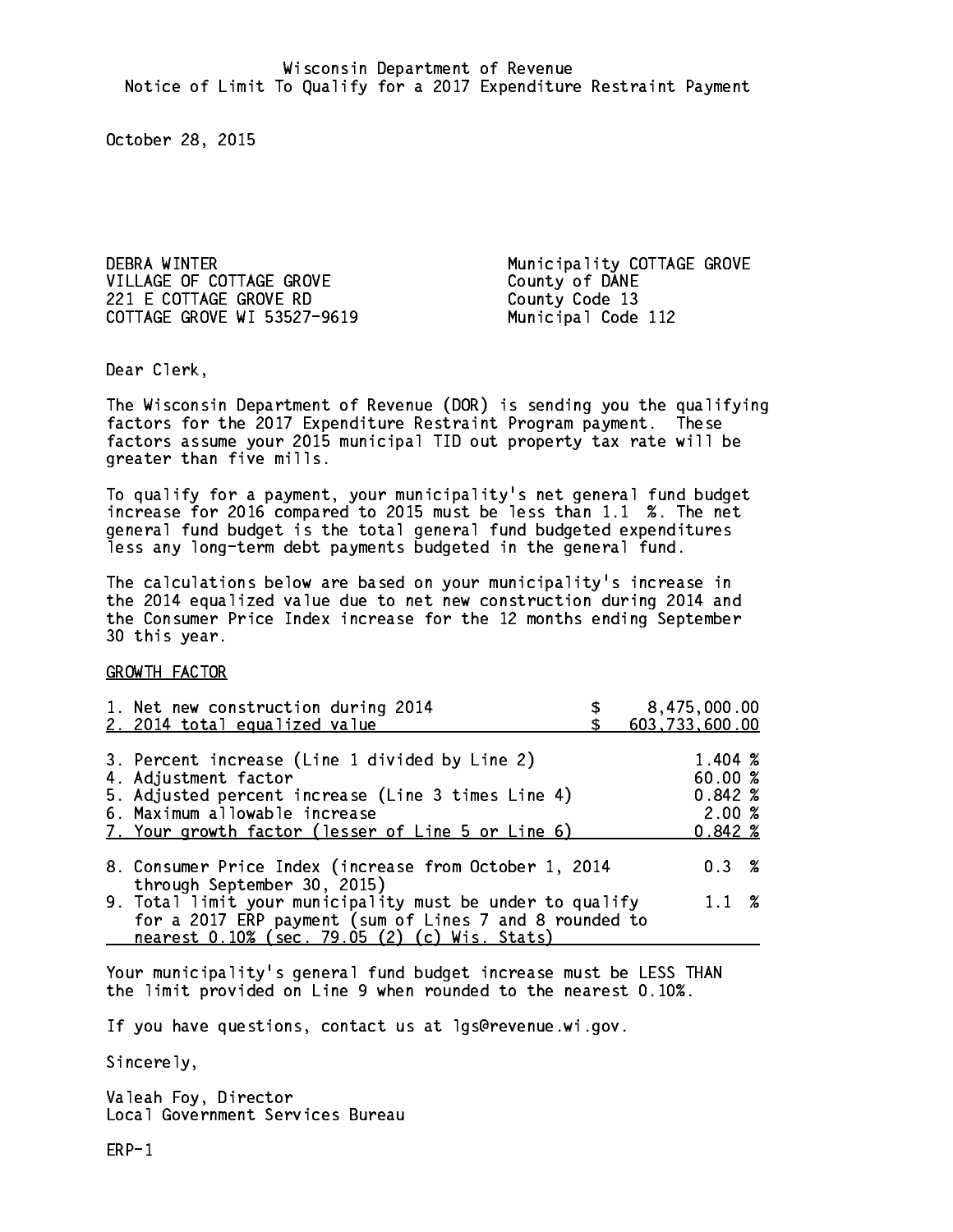Wisconsin Department of Revenue
Notice of Limit To Qualify for a 2017 Expenditure Restraint Payment

October 28, 2015

DEBRA WINTER
VILLAGE OF COTTAGE GROVE
221 E COTTAGE GROVE RD
COTTAGE GROVE WI 53527-9619

Municipality COTTAGE GROVE
County of DANE
County Code 13
Municipal Code 112

Dear Clerk,

The Wisconsin Department of Revenue (DOR) is sending you the qualifying factors for the 2017 Expenditure Restraint Program payment. These factors assume your 2015 municipal TID out property tax rate will be greater than five mills.

To qualify for a payment, your municipality's net general fund budget increase for 2016 compared to 2015 must be less than 1.1 %. The net general fund budget is the total general fund budgeted expenditures less any long-term debt payments budgeted in the general fund.

The calculations below are based on your municipality's increase in the 2014 equalized value due to net new construction during 2014 and the Consumer Price Index increase for the 12 months ending September 30 this year.

GROWTH FACTOR

| | |
|---|---|
| 1. Net new construction during 2014 | $ 8,475,000.00 |
| 2. 2014 total equalized value | $ 603,733,600.00 |
| 3. Percent increase (Line 1 divided by Line 2) | 1.404 % |
| 4. Adjustment factor | 60.00 % |
| 5. Adjusted percent increase (Line 3 times Line 4) | 0.842 % |
| 6. Maximum allowable increase | 2.00 % |
| 7. Your growth factor (lesser of Line 5 or Line 6) | 0.842 % |
| 8. Consumer Price Index (increase from October 1, 2014 through September 30, 2015) | 0.3 % |
| 9. Total limit your municipality must be under to qualify for a 2017 ERP payment (sum of Lines 7 and 8 rounded to nearest 0.10% (sec. 79.05 (2) (c) Wis. Stats) | 1.1 % |

Your municipality's general fund budget increase must be LESS THAN the limit provided on Line 9 when rounded to the nearest 0.10%.

If you have questions, contact us at lgs@revenue.wi.gov.

Sincerely,

Valeah Foy, Director
Local Government Services Bureau

ERP-1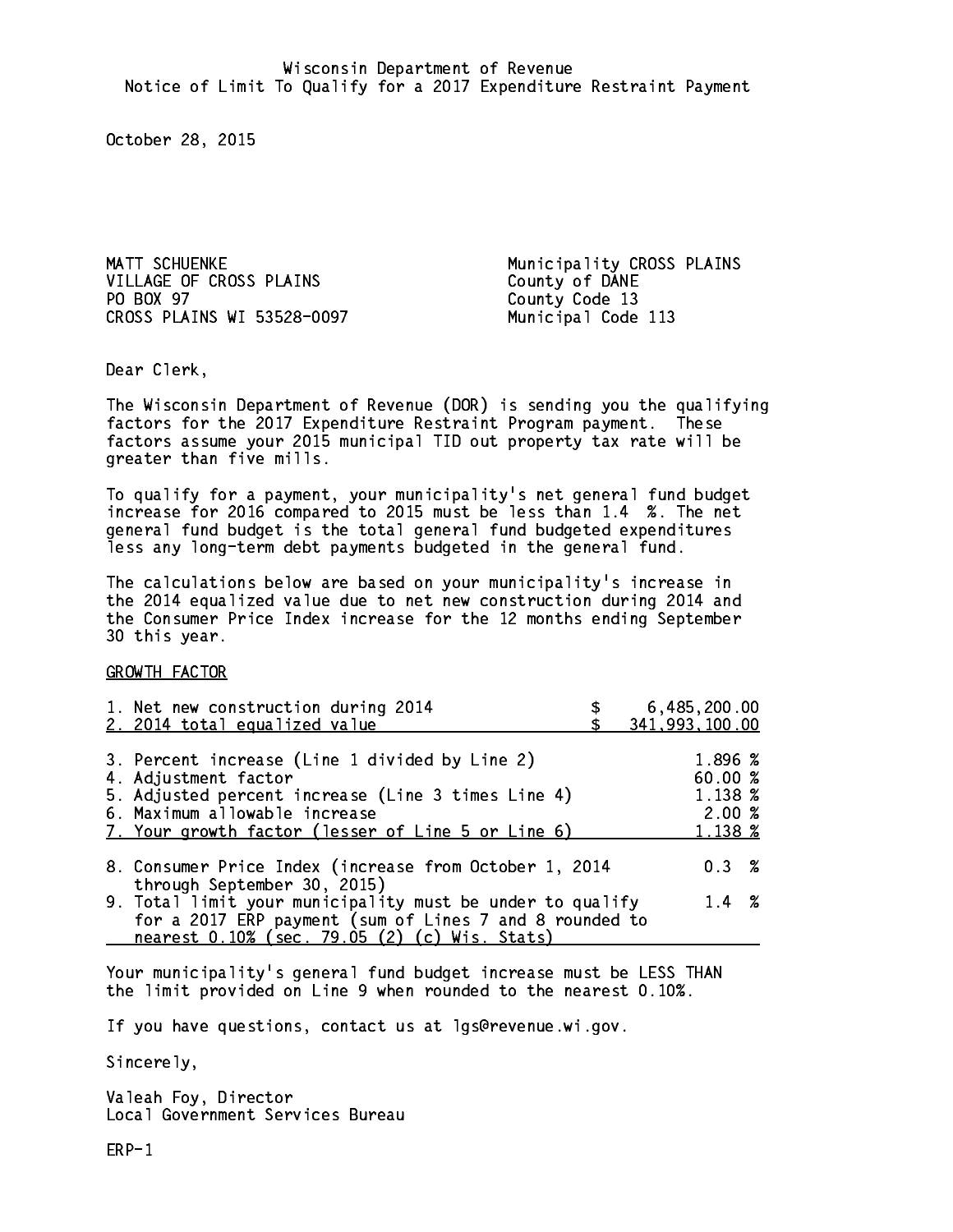Wisconsin Department of Revenue
Notice of Limit To Qualify for a 2017 Expenditure Restraint Payment

October 28, 2015

MATT SCHUENKE
VILLAGE OF CROSS PLAINS
PO BOX 97
CROSS PLAINS WI 53528-0097

Municipality CROSS PLAINS
County of DANE
County Code 13
Municipal Code 113

Dear Clerk,

The Wisconsin Department of Revenue (DOR) is sending you the qualifying factors for the 2017 Expenditure Restraint Program payment. These factors assume your 2015 municipal TID out property tax rate will be greater than five mills.

To qualify for a payment, your municipality's net general fund budget increase for 2016 compared to 2015 must be less than 1.4 %. The net general fund budget is the total general fund budgeted expenditures less any long-term debt payments budgeted in the general fund.

The calculations below are based on your municipality's increase in the 2014 equalized value due to net new construction during 2014 and the Consumer Price Index increase for the 12 months ending September 30 this year.

GROWTH FACTOR

| | |
|---|---|
| 1. Net new construction during 2014 | $ 6,485,200.00 |
| 2. 2014 total equalized value | $ 341,993,100.00 |
| 3. Percent increase (Line 1 divided by Line 2) | 1.896 % |
| 4. Adjustment factor | 60.00 % |
| 5. Adjusted percent increase (Line 3 times Line 4) | 1.138 % |
| 6. Maximum allowable increase | 2.00 % |
| 7. Your growth factor (lesser of Line 5 or Line 6) | 1.138 % |
| 8. Consumer Price Index (increase from October 1, 2014 through September 30, 2015) | 0.3 % |
| 9. Total limit your municipality must be under to qualify for a 2017 ERP payment (sum of Lines 7 and 8 rounded to nearest 0.10% (sec. 79.05 (2) (c) Wis. Stats) | 1.4 % |

Your municipality's general fund budget increase must be LESS THAN the limit provided on Line 9 when rounded to the nearest 0.10%.

If you have questions, contact us at lgs@revenue.wi.gov.

Sincerely,

Valeah Foy, Director
Local Government Services Bureau

ERP-1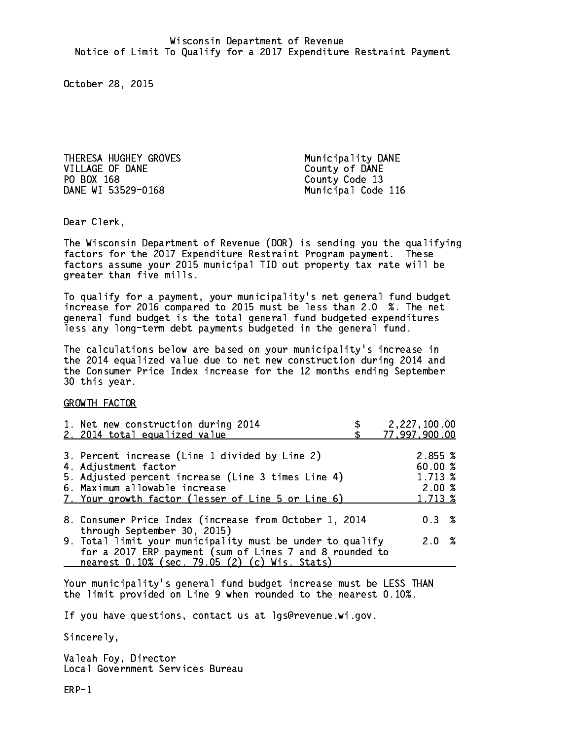Wisconsin Department of Revenue
Notice of Limit To Qualify for a 2017 Expenditure Restraint Payment

October 28, 2015

| | |
|---|---|
| THERESA HUGHEY GROVES | Municipality DANE |
| VILLAGE OF DANE | County of DANE |
| PO BOX 168 | County Code 13 |
| DANE WI 53529-0168 | Municipal Code 116 |

Dear Clerk,

The Wisconsin Department of Revenue (DOR) is sending you the qualifying factors for the 2017 Expenditure Restraint Program payment. These factors assume your 2015 municipal TID out property tax rate will be greater than five mills.

To qualify for a payment, your municipality's net general fund budget increase for 2016 compared to 2015 must be less than 2.0 %. The net general fund budget is the total general fund budgeted expenditures less any long-term debt payments budgeted in the general fund.

The calculations below are based on your municipality's increase in the 2014 equalized value due to net new construction during 2014 and the Consumer Price Index increase for the 12 months ending September 30 this year.

GROWTH FACTOR

| | |
|---|---|
| 1. Net new construction during 2014 | $ 2,227,100.00 |
| 2. 2014 total equalized value | $ 77,997,900.00 |
| 3. Percent increase (Line 1 divided by Line 2) | 2.855 % |
| 4. Adjustment factor | 60.00 % |
| 5. Adjusted percent increase (Line 3 times Line 4) | 1.713 % |
| 6. Maximum allowable increase | 2.00 % |
| 7. Your growth factor (lesser of Line 5 or Line 6) | 1.713 % |
| 8. Consumer Price Index (increase from October 1, 2014 through September 30, 2015) | 0.3 % |
| 9. Total limit your municipality must be under to qualify for a 2017 ERP payment (sum of Lines 7 and 8 rounded to nearest 0.10% (sec. 79.05 (2) (c) Wis. Stats) | 2.0 % |

Your municipality's general fund budget increase must be LESS THAN the limit provided on Line 9 when rounded to the nearest 0.10%.

If you have questions, contact us at lgs@revenue.wi.gov.

Sincerely,

Valeah Foy, Director
Local Government Services Bureau

ERP-1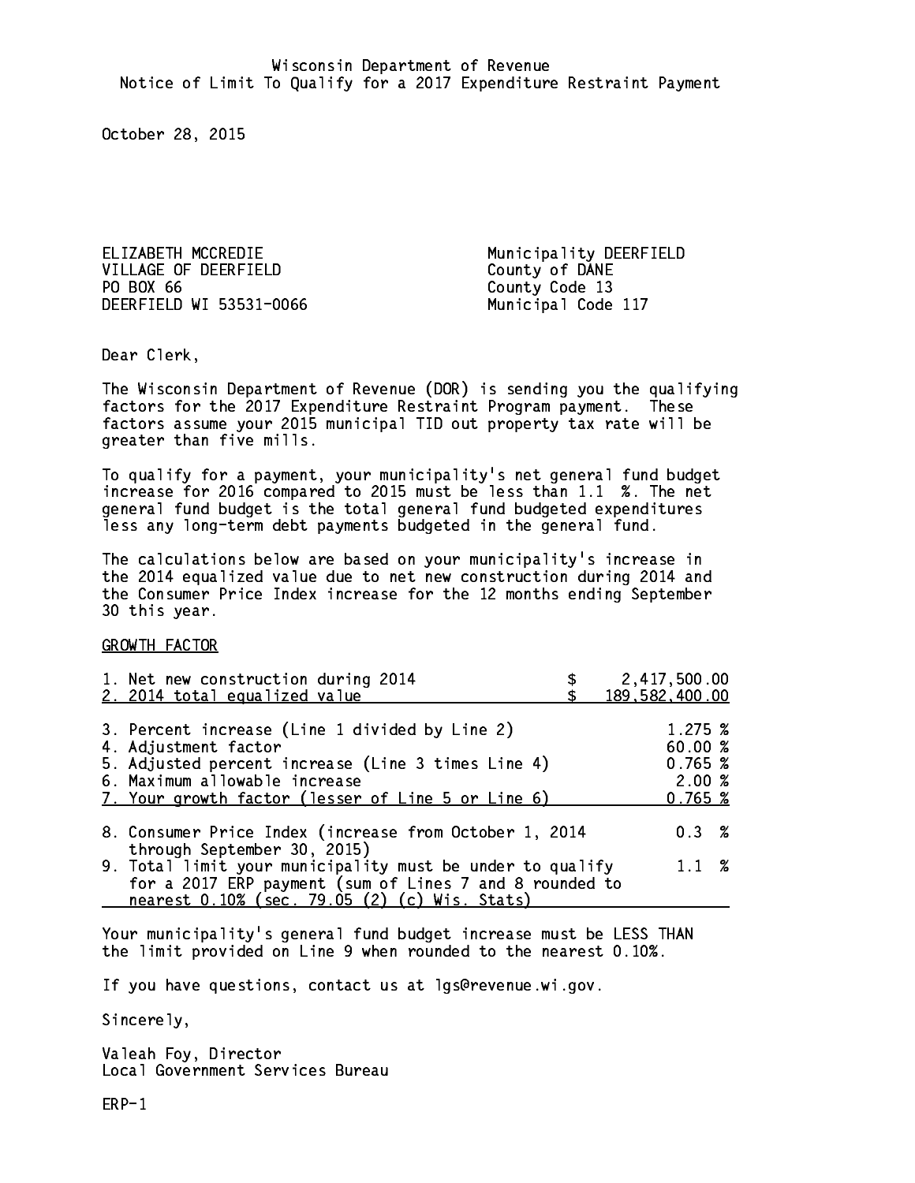Wisconsin Department of Revenue
Notice of Limit To Qualify for a 2017 Expenditure Restraint Payment

October 28, 2015

ELIZABETH MCCREDIE
VILLAGE OF DEERFIELD
PO BOX 66
DEERFIELD WI 53531-0066

Municipality DEERFIELD
County of DANE
County Code 13
Municipal Code 117

Dear Clerk,

The Wisconsin Department of Revenue (DOR) is sending you the qualifying factors for the 2017 Expenditure Restraint Program payment. These factors assume your 2015 municipal TID out property tax rate will be greater than five mills.

To qualify for a payment, your municipality's net general fund budget increase for 2016 compared to 2015 must be less than 1.1 %. The net general fund budget is the total general fund budgeted expenditures less any long-term debt payments budgeted in the general fund.

The calculations below are based on your municipality's increase in the 2014 equalized value due to net new construction during 2014 and the Consumer Price Index increase for the 12 months ending September 30 this year.

GROWTH FACTOR

| | |
|---|---|
| 1. Net new construction during 2014 | $ 2,417,500.00 |
| 2. 2014 total equalized value | $ 189,582,400.00 |
| 3. Percent increase (Line 1 divided by Line 2) | 1.275 % |
| 4. Adjustment factor | 60.00 % |
| 5. Adjusted percent increase (Line 3 times Line 4) | 0.765 % |
| 6. Maximum allowable increase | 2.00 % |
| 7. Your growth factor (lesser of Line 5 or Line 6) | 0.765 % |
| 8. Consumer Price Index (increase from October 1, 2014 through September 30, 2015) | 0.3 % |
| 9. Total limit your municipality must be under to qualify for a 2017 ERP payment (sum of Lines 7 and 8 rounded to nearest 0.10% (sec. 79.05 (2) (c) Wis. Stats) | 1.1 % |

Your municipality's general fund budget increase must be LESS THAN the limit provided on Line 9 when rounded to the nearest 0.10%.

If you have questions, contact us at lgs@revenue.wi.gov.

Sincerely,

Valeah Foy, Director
Local Government Services Bureau

ERP-1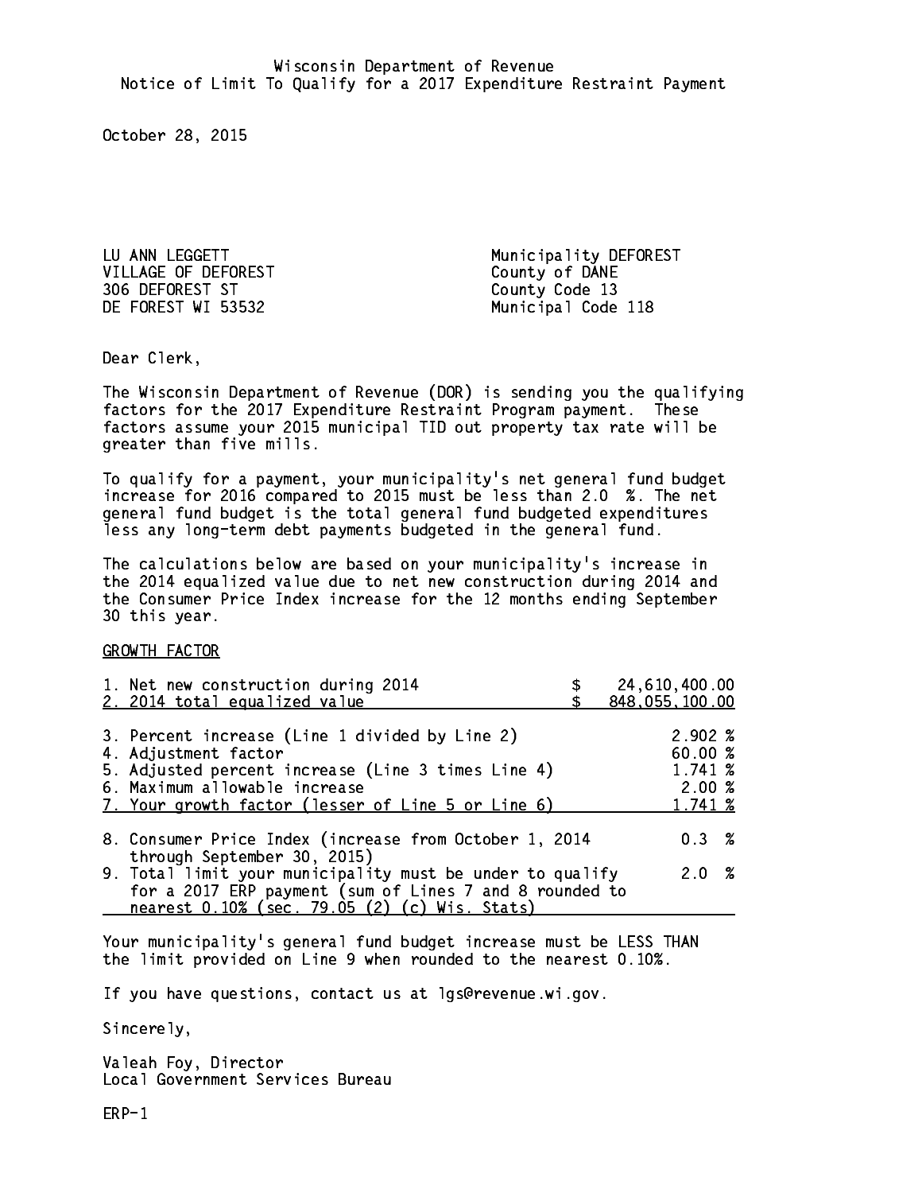Wisconsin Department of Revenue
Notice of Limit To Qualify for a 2017 Expenditure Restraint Payment

October 28, 2015

LU ANN LEGGETT
VILLAGE OF DEFOREST
306 DEFOREST ST
DE FOREST WI 53532

Municipality DEFOREST
County of DANE
County Code 13
Municipal Code 118

Dear Clerk,

The Wisconsin Department of Revenue (DOR) is sending you the qualifying factors for the 2017 Expenditure Restraint Program payment. These factors assume your 2015 municipal TID out property tax rate will be greater than five mills.

To qualify for a payment, your municipality's net general fund budget increase for 2016 compared to 2015 must be less than 2.0 %. The net general fund budget is the total general fund budgeted expenditures less any long-term debt payments budgeted in the general fund.

The calculations below are based on your municipality's increase in the 2014 equalized value due to net new construction during 2014 and the Consumer Price Index increase for the 12 months ending September 30 this year.

GROWTH FACTOR

| | |
|---|---|
| 1. Net new construction during 2014 | $ 24,610,400.00 |
| 2. 2014 total equalized value | $ 848,055,100.00 |
| 3. Percent increase (Line 1 divided by Line 2) | 2.902 % |
| 4. Adjustment factor | 60.00 % |
| 5. Adjusted percent increase (Line 3 times Line 4) | 1.741 % |
| 6. Maximum allowable increase | 2.00 % |
| 7. Your growth factor (lesser of Line 5 or Line 6) | 1.741 % |
| 8. Consumer Price Index (increase from October 1, 2014 through September 30, 2015) | 0.3 % |
| 9. Total limit your municipality must be under to qualify for a 2017 ERP payment (sum of Lines 7 and 8 rounded to nearest 0.10% (sec. 79.05 (2) (c) Wis. Stats) | 2.0 % |

Your municipality's general fund budget increase must be LESS THAN the limit provided on Line 9 when rounded to the nearest 0.10%.

If you have questions, contact us at lgs@revenue.wi.gov.

Sincerely,

Valeah Foy, Director
Local Government Services Bureau

ERP-1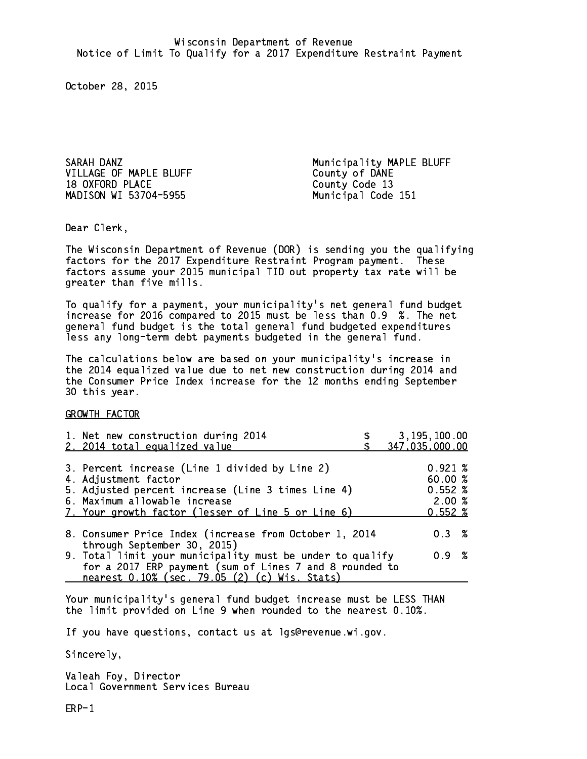Wisconsin Department of Revenue
Notice of Limit To Qualify for a 2017 Expenditure Restraint Payment

October 28, 2015

SARAH DANZ
VILLAGE OF MAPLE BLUFF
18 OXFORD PLACE
MADISON WI 53704-5955

Municipality MAPLE BLUFF
County of DANE
County Code 13
Municipal Code 151

Dear Clerk,

The Wisconsin Department of Revenue (DOR) is sending you the qualifying factors for the 2017 Expenditure Restraint Program payment. These factors assume your 2015 municipal TID out property tax rate will be greater than five mills.

To qualify for a payment, your municipality's net general fund budget increase for 2016 compared to 2015 must be less than 0.9 %. The net general fund budget is the total general fund budgeted expenditures less any long-term debt payments budgeted in the general fund.

The calculations below are based on your municipality's increase in the 2014 equalized value due to net new construction during 2014 and the Consumer Price Index increase for the 12 months ending September 30 this year.

GROWTH FACTOR

| | |
|---|---|
| 1. Net new construction during 2014 | $ 3,195,100.00 |
| 2. 2014 total equalized value | $ 347,035,000.00 |
| 3. Percent increase (Line 1 divided by Line 2) | 0.921 % |
| 4. Adjustment factor | 60.00 % |
| 5. Adjusted percent increase (Line 3 times Line 4) | 0.552 % |
| 6. Maximum allowable increase | 2.00 % |
| 7. Your growth factor (lesser of Line 5 or Line 6) | 0.552 % |
| 8. Consumer Price Index (increase from October 1, 2014 through September 30, 2015) | 0.3 % |
| 9. Total limit your municipality must be under to qualify for a 2017 ERP payment (sum of Lines 7 and 8 rounded to nearest 0.10% (sec. 79.05 (2) (c) Wis. Stats) | 0.9 % |

Your municipality's general fund budget increase must be LESS THAN the limit provided on Line 9 when rounded to the nearest 0.10%.

If you have questions, contact us at lgs@revenue.wi.gov.

Sincerely,

Valeah Foy, Director
Local Government Services Bureau

ERP-1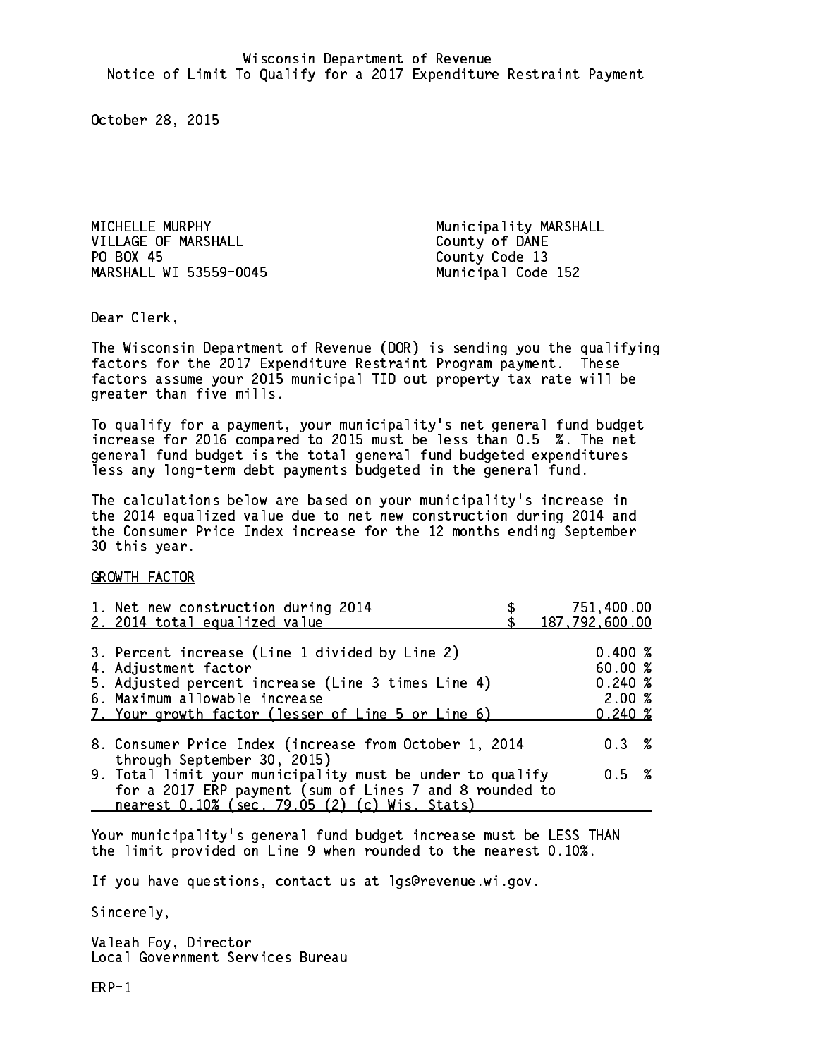Wisconsin Department of Revenue
Notice of Limit To Qualify for a 2017 Expenditure Restraint Payment

October 28, 2015

MICHELLE MURPHY
VILLAGE OF MARSHALL
PO BOX 45
MARSHALL WI 53559-0045

Municipality MARSHALL
County of DANE
County Code 13
Municipal Code 152

Dear Clerk,

The Wisconsin Department of Revenue (DOR) is sending you the qualifying factors for the 2017 Expenditure Restraint Program payment. These factors assume your 2015 municipal TID out property tax rate will be greater than five mills.

To qualify for a payment, your municipality's net general fund budget increase for 2016 compared to 2015 must be less than 0.5 %. The net general fund budget is the total general fund budgeted expenditures less any long-term debt payments budgeted in the general fund.

The calculations below are based on your municipality's increase in the 2014 equalized value due to net new construction during 2014 and the Consumer Price Index increase for the 12 months ending September 30 this year.

GROWTH FACTOR

| | |
|---|---|
| 1. Net new construction during 2014 | $ 751,400.00 |
| 2. 2014 total equalized value | $ 187,792,600.00 |
| 3. Percent increase (Line 1 divided by Line 2) | 0.400 % |
| 4. Adjustment factor | 60.00 % |
| 5. Adjusted percent increase (Line 3 times Line 4) | 0.240 % |
| 6. Maximum allowable increase | 2.00 % |
| 7. Your growth factor (lesser of Line 5 or Line 6) | 0.240 % |
| 8. Consumer Price Index (increase from October 1, 2014 through September 30, 2015) | 0.3 % |
| 9. Total limit your municipality must be under to qualify for a 2017 ERP payment (sum of Lines 7 and 8 rounded to nearest 0.10% (sec. 79.05 (2) (c) Wis. Stats) | 0.5 % |

Your municipality's general fund budget increase must be LESS THAN the limit provided on Line 9 when rounded to the nearest 0.10%.

If you have questions, contact us at lgs@revenue.wi.gov.

Sincerely,

Valeah Foy, Director
Local Government Services Bureau

ERP-1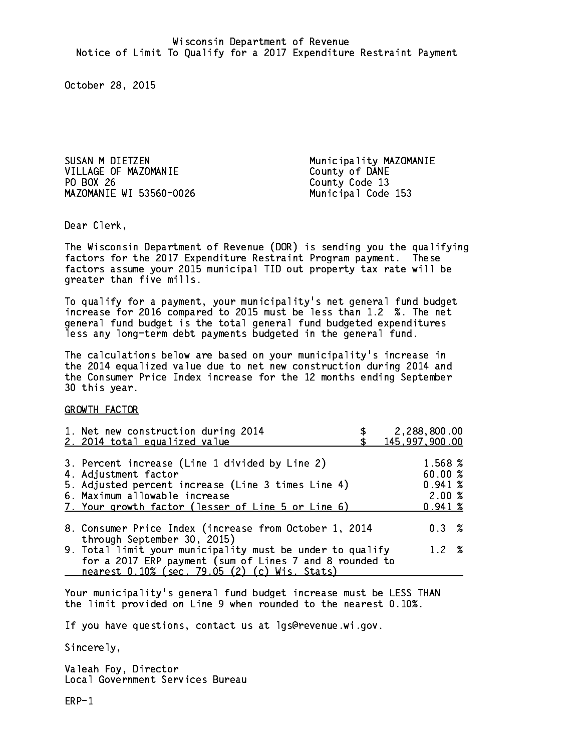Wisconsin Department of Revenue
Notice of Limit To Qualify for a 2017 Expenditure Restraint Payment

October 28, 2015

SUSAN M DIETZEN
VILLAGE OF MAZOMANIE
PO BOX 26
MAZOMANIE WI 53560-0026

Municipality MAZOMANIE
County of DANE
County Code 13
Municipal Code 153

Dear Clerk,

The Wisconsin Department of Revenue (DOR) is sending you the qualifying factors for the 2017 Expenditure Restraint Program payment. These factors assume your 2015 municipal TID out property tax rate will be greater than five mills.

To qualify for a payment, your municipality's net general fund budget increase for 2016 compared to 2015 must be less than 1.2 %. The net general fund budget is the total general fund budgeted expenditures less any long-term debt payments budgeted in the general fund.

The calculations below are based on your municipality's increase in the 2014 equalized value due to net new construction during 2014 and the Consumer Price Index increase for the 12 months ending September 30 this year.

GROWTH FACTOR

| | |
|---|---|
| 1. Net new construction during 2014 | $ 2,288,800.00 |
| 2. 2014 total equalized value | $ 145,997,900.00 |
| 3. Percent increase (Line 1 divided by Line 2) | 1.568 % |
| 4. Adjustment factor | 60.00 % |
| 5. Adjusted percent increase (Line 3 times Line 4) | 0.941 % |
| 6. Maximum allowable increase | 2.00 % |
| 7. Your growth factor (lesser of Line 5 or Line 6) | 0.941 % |
| 8. Consumer Price Index (increase from October 1, 2014 through September 30, 2015) | 0.3 % |
| 9. Total limit your municipality must be under to qualify for a 2017 ERP payment (sum of Lines 7 and 8 rounded to nearest 0.10% (sec. 79.05 (2) (c) Wis. Stats) | 1.2 % |

Your municipality's general fund budget increase must be LESS THAN the limit provided on Line 9 when rounded to the nearest 0.10%.

If you have questions, contact us at lgs@revenue.wi.gov.

Sincerely,

Valeah Foy, Director
Local Government Services Bureau

ERP-1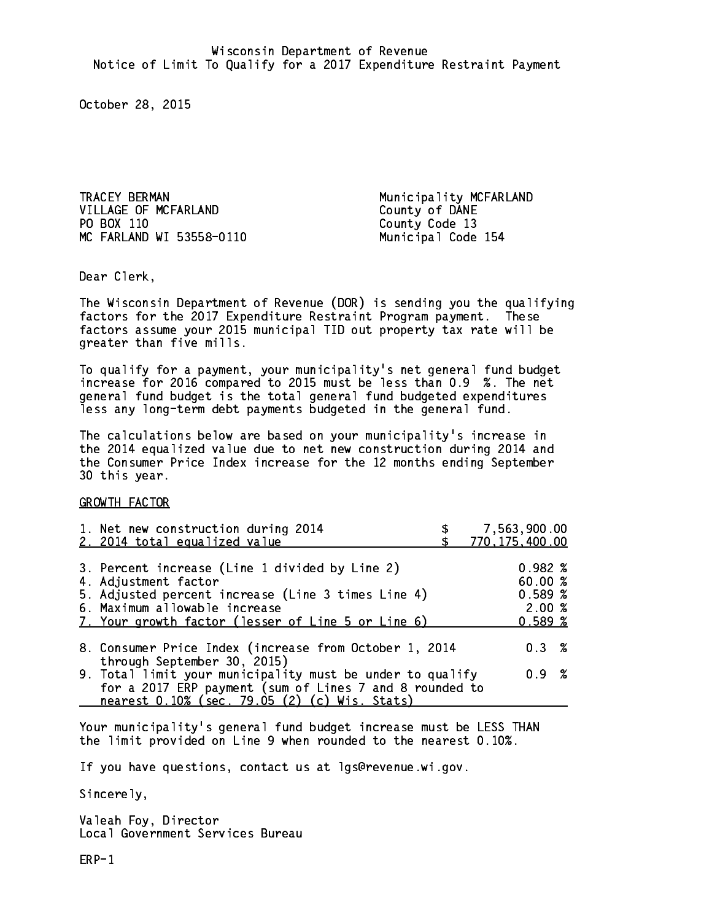Wisconsin Department of Revenue
Notice of Limit To Qualify for a 2017 Expenditure Restraint Payment

October 28, 2015

TRACEY BERMAN
VILLAGE OF MCFARLAND
PO BOX 110
MC FARLAND WI 53558-0110

Municipality MCFARLAND
County of DANE
County Code 13
Municipal Code 154

Dear Clerk,

The Wisconsin Department of Revenue (DOR) is sending you the qualifying factors for the 2017 Expenditure Restraint Program payment. These factors assume your 2015 municipal TID out property tax rate will be greater than five mills.

To qualify for a payment, your municipality's net general fund budget increase for 2016 compared to 2015 must be less than 0.9 %. The net general fund budget is the total general fund budgeted expenditures less any long-term debt payments budgeted in the general fund.

The calculations below are based on your municipality's increase in the 2014 equalized value due to net new construction during 2014 and the Consumer Price Index increase for the 12 months ending September 30 this year.

GROWTH FACTOR

| | |
|---|---|
| 1. Net new construction during 2014 | $ 7,563,900.00 |
| 2. 2014 total equalized value | $ 770,175,400.00 |
| 3. Percent increase (Line 1 divided by Line 2) | 0.982 % |
| 4. Adjustment factor | 60.00 % |
| 5. Adjusted percent increase (Line 3 times Line 4) | 0.589 % |
| 6. Maximum allowable increase | 2.00 % |
| 7. Your growth factor (lesser of Line 5 or Line 6) | 0.589 % |
| 8. Consumer Price Index (increase from October 1, 2014 through September 30, 2015) | 0.3 % |
| 9. Total limit your municipality must be under to qualify for a 2017 ERP payment (sum of Lines 7 and 8 rounded to nearest 0.10% (sec. 79.05 (2) (c) Wis. Stats) | 0.9 % |

Your municipality's general fund budget increase must be LESS THAN the limit provided on Line 9 when rounded to the nearest 0.10%.

If you have questions, contact us at lgs@revenue.wi.gov.

Sincerely,

Valeah Foy, Director
Local Government Services Bureau

ERP-1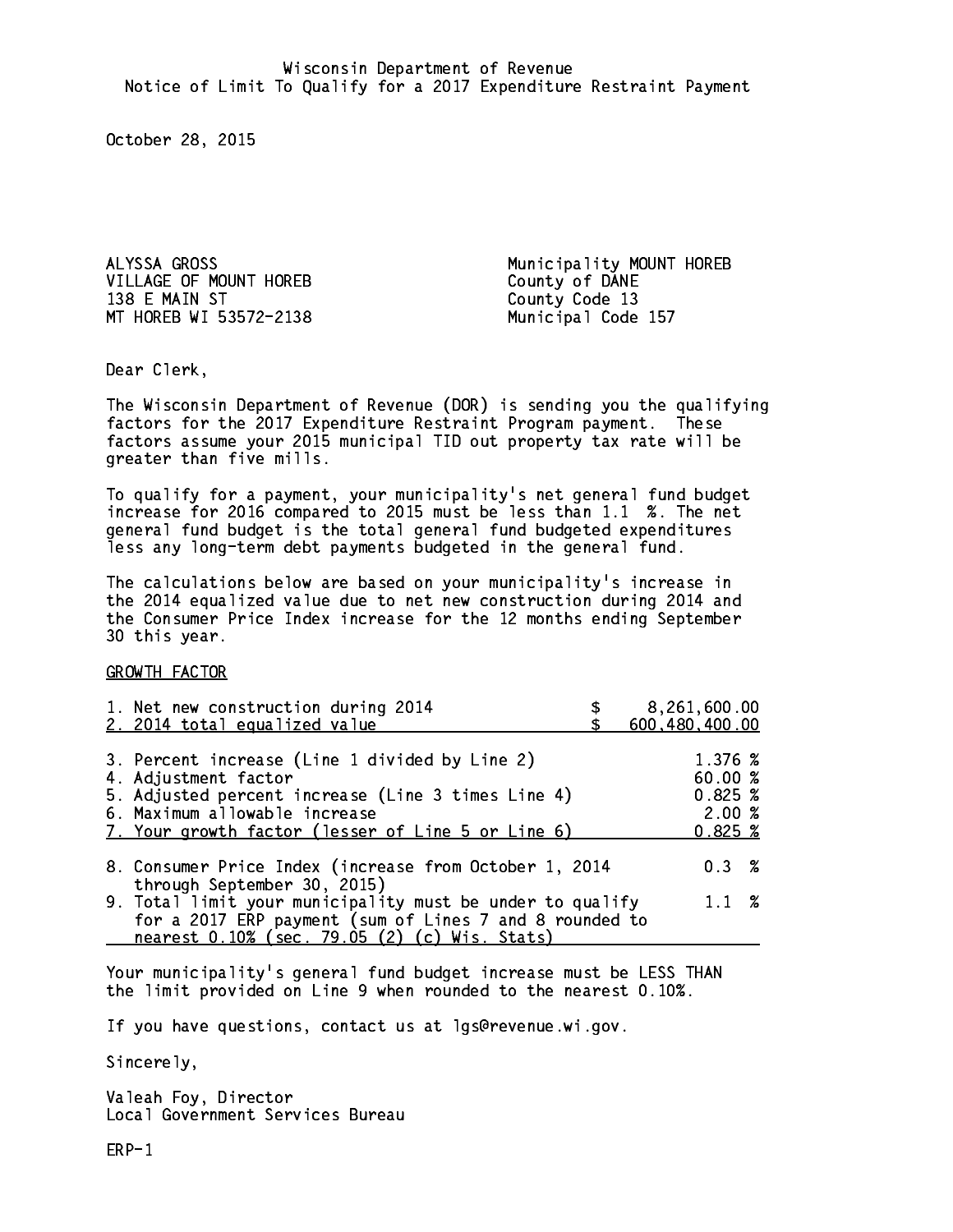Wisconsin Department of Revenue
Notice of Limit To Qualify for a 2017 Expenditure Restraint Payment

October 28, 2015

ALYSSA GROSS
VILLAGE OF MOUNT HOREB
138 E MAIN ST
MT HOREB WI 53572-2138

Municipality MOUNT HOREB
County of DANE
County Code 13
Municipal Code 157

Dear Clerk,

The Wisconsin Department of Revenue (DOR) is sending you the qualifying factors for the 2017 Expenditure Restraint Program payment. These factors assume your 2015 municipal TID out property tax rate will be greater than five mills.

To qualify for a payment, your municipality's net general fund budget increase for 2016 compared to 2015 must be less than 1.1 %. The net general fund budget is the total general fund budgeted expenditures less any long-term debt payments budgeted in the general fund.

The calculations below are based on your municipality's increase in the 2014 equalized value due to net new construction during 2014 and the Consumer Price Index increase for the 12 months ending September 30 this year.

GROWTH FACTOR

| | |
|---|---|
| 1. Net new construction during 2014 | $ 8,261,600.00 |
| 2. 2014 total equalized value | $ 600,480,400.00 |
| 3. Percent increase (Line 1 divided by Line 2) | 1.376 % |
| 4. Adjustment factor | 60.00 % |
| 5. Adjusted percent increase (Line 3 times Line 4) | 0.825 % |
| 6. Maximum allowable increase | 2.00 % |
| 7. Your growth factor (lesser of Line 5 or Line 6) | 0.825 % |
| 8. Consumer Price Index (increase from October 1, 2014 through September 30, 2015) | 0.3 % |
| 9. Total limit your municipality must be under to qualify for a 2017 ERP payment (sum of Lines 7 and 8 rounded to nearest 0.10% (sec. 79.05 (2) (c) Wis. Stats) | 1.1 % |

Your municipality's general fund budget increase must be LESS THAN the limit provided on Line 9 when rounded to the nearest 0.10%.

If you have questions, contact us at lgs@revenue.wi.gov.

Sincerely,

Valeah Foy, Director
Local Government Services Bureau

ERP-1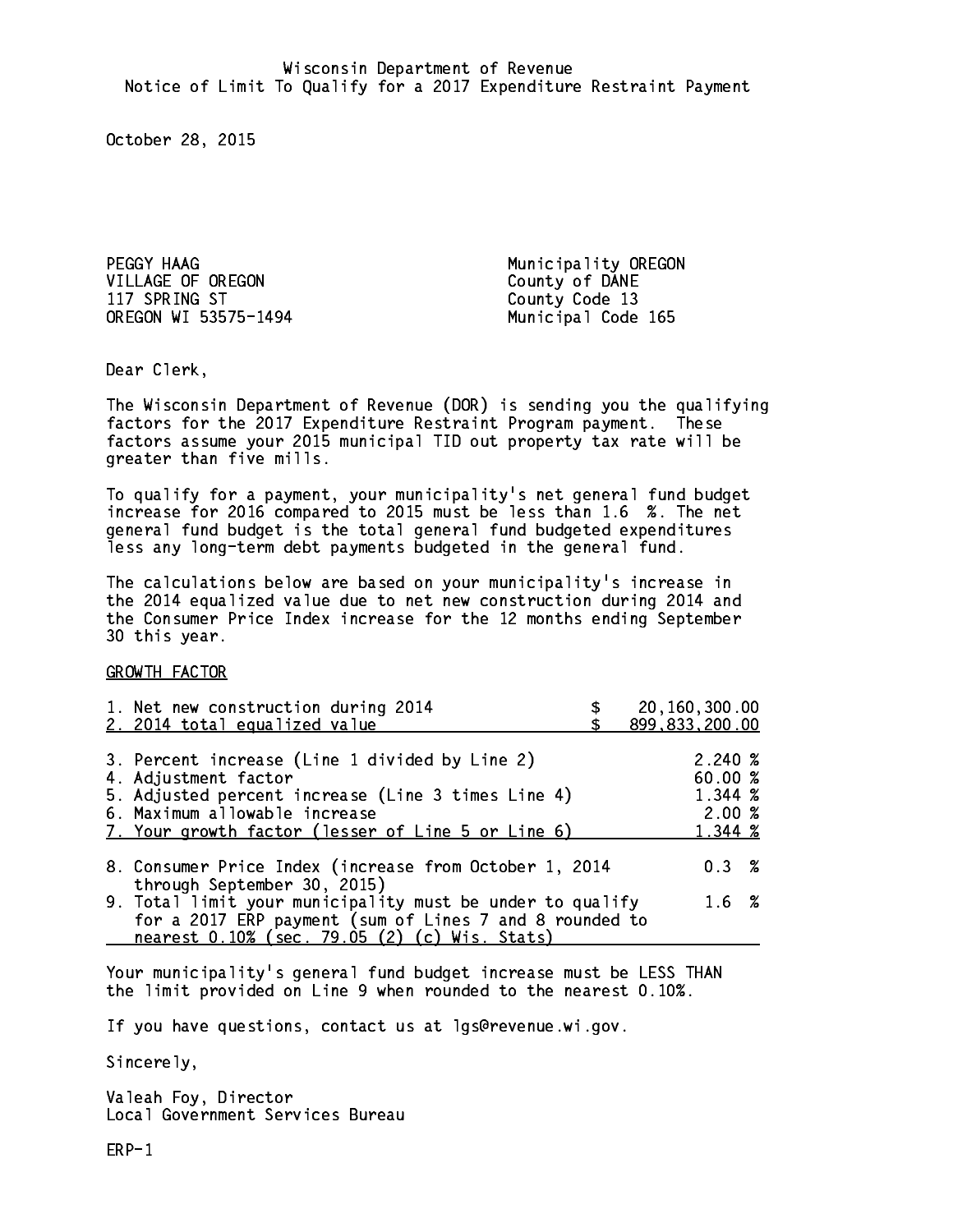Wisconsin Department of Revenue
Notice of Limit To Qualify for a 2017 Expenditure Restraint Payment

October 28, 2015

PEGGY HAAG
VILLAGE OF OREGON
117 SPRING ST
OREGON WI 53575-1494

Municipality OREGON
County of DANE
County Code 13
Municipal Code 165

Dear Clerk,

The Wisconsin Department of Revenue (DOR) is sending you the qualifying factors for the 2017 Expenditure Restraint Program payment. These factors assume your 2015 municipal TID out property tax rate will be greater than five mills.

To qualify for a payment, your municipality's net general fund budget increase for 2016 compared to 2015 must be less than 1.6 %. The net general fund budget is the total general fund budgeted expenditures less any long-term debt payments budgeted in the general fund.

The calculations below are based on your municipality's increase in the 2014 equalized value due to net new construction during 2014 and the Consumer Price Index increase for the 12 months ending September 30 this year.

GROWTH FACTOR

| | |
|---|---|
| 1. Net new construction during 2014 | $ 20,160,300.00 |
| 2. 2014 total equalized value | $ 899,833,200.00 |
| 3. Percent increase (Line 1 divided by Line 2) | 2.240 % |
| 4. Adjustment factor | 60.00 % |
| 5. Adjusted percent increase (Line 3 times Line 4) | 1.344 % |
| 6. Maximum allowable increase | 2.00 % |
| 7. Your growth factor (lesser of Line 5 or Line 6) | 1.344 % |
| 8. Consumer Price Index (increase from October 1, 2014 through September 30, 2015) | 0.3 % |
| 9. Total limit your municipality must be under to qualify for a 2017 ERP payment (sum of Lines 7 and 8 rounded to nearest 0.10% (sec. 79.05 (2) (c) Wis. Stats) | 1.6 % |

Your municipality's general fund budget increase must be LESS THAN the limit provided on Line 9 when rounded to the nearest 0.10%.

If you have questions, contact us at lgs@revenue.wi.gov.

Sincerely,

Valeah Foy, Director
Local Government Services Bureau

ERP-1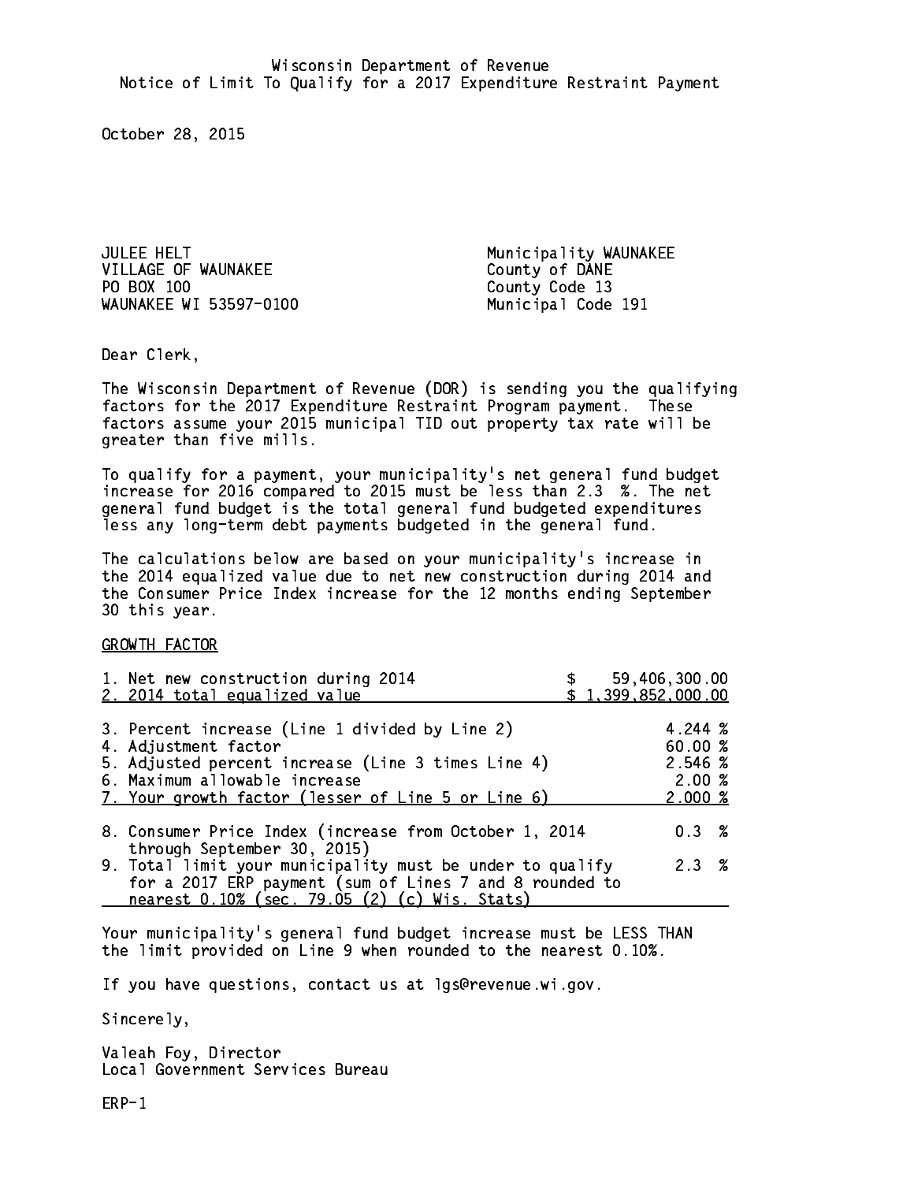Wisconsin Department of Revenue
Notice of Limit To Qualify for a 2017 Expenditure Restraint Payment

October 28, 2015

JULEE HELT
VILLAGE OF WAUNAKEE
PO BOX 100
WAUNAKEE WI 53597-0100

Municipality WAUNAKEE
County of DANE
County Code 13
Municipal Code 191

Dear Clerk,

The Wisconsin Department of Revenue (DOR) is sending you the qualifying factors for the 2017 Expenditure Restraint Program payment. These factors assume your 2015 municipal TID out property tax rate will be greater than five mills.

To qualify for a payment, your municipality's net general fund budget increase for 2016 compared to 2015 must be less than 2.3 %. The net general fund budget is the total general fund budgeted expenditures less any long-term debt payments budgeted in the general fund.

The calculations below are based on your municipality's increase in the 2014 equalized value due to net new construction during 2014 and the Consumer Price Index increase for the 12 months ending September 30 this year.

GROWTH FACTOR

| | |
|---|---|
| 1. Net new construction during 2014 | $ 59,406,300.00 |
| 2. 2014 total equalized value | $ 1,399,852,000.00 |
| 3. Percent increase (Line 1 divided by Line 2) | 4.244 % |
| 4. Adjustment factor | 60.00 % |
| 5. Adjusted percent increase (Line 3 times Line 4) | 2.546 % |
| 6. Maximum allowable increase | 2.00 % |
| 7. Your growth factor (lesser of Line 5 or Line 6) | 2.000 % |
| 8. Consumer Price Index (increase from October 1, 2014 through September 30, 2015) | 0.3 % |
| 9. Total limit your municipality must be under to qualify for a 2017 ERP payment (sum of Lines 7 and 8 rounded to nearest 0.10% (sec. 79.05 (2) (c) Wis. Stats) | 2.3 % |

Your municipality's general fund budget increase must be LESS THAN the limit provided on Line 9 when rounded to the nearest 0.10%.

If you have questions, contact us at lgs@revenue.wi.gov.

Sincerely,

Valeah Foy, Director
Local Government Services Bureau

ERP-1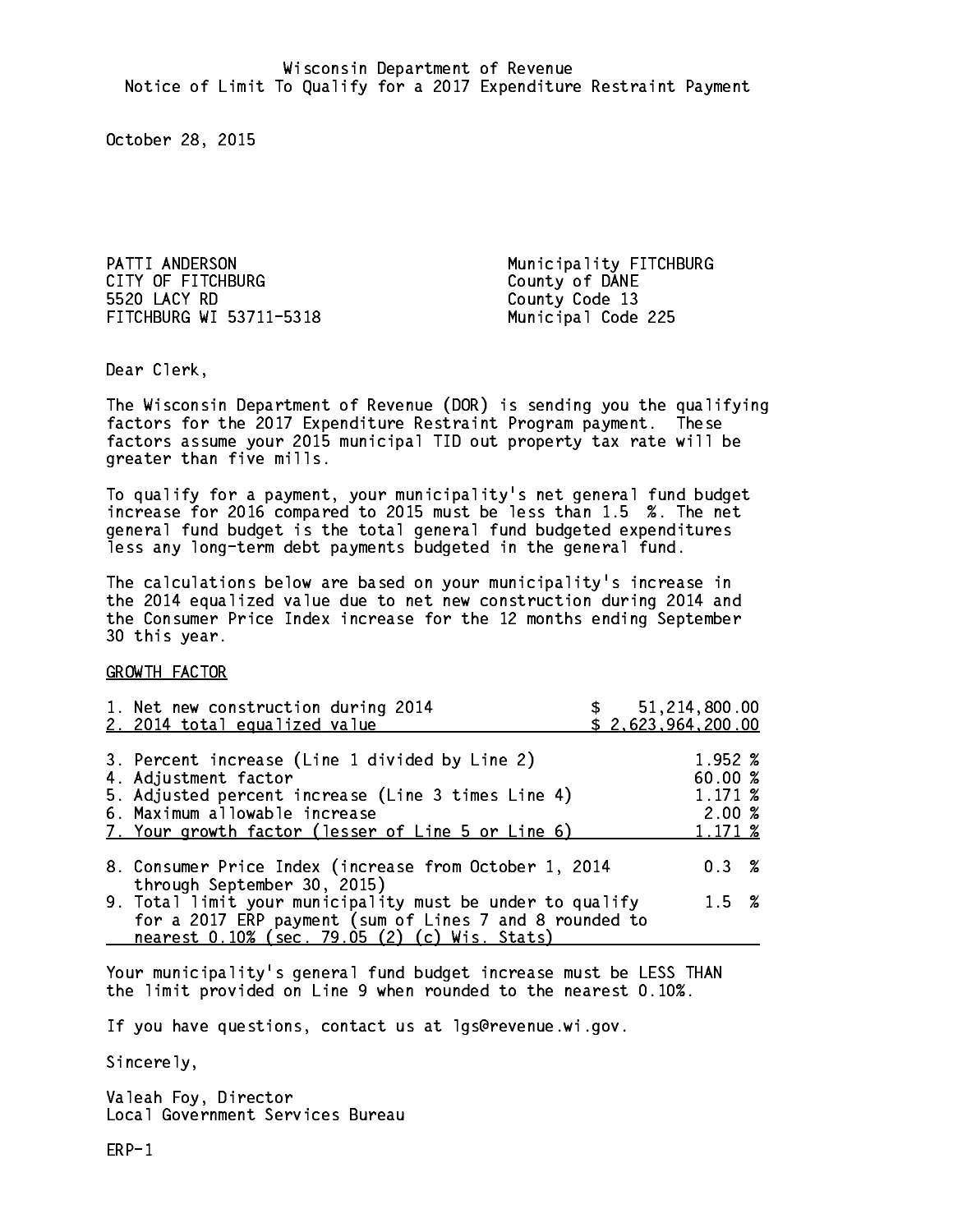Wisconsin Department of Revenue
Notice of Limit To Qualify for a 2017 Expenditure Restraint Payment

October 28, 2015

PATTI ANDERSON
CITY OF FITCHBURG
5520 LACY RD
FITCHBURG WI 53711-5318

Municipality FITCHBURG
County of DANE
County Code 13
Municipal Code 225

Dear Clerk,

The Wisconsin Department of Revenue (DOR) is sending you the qualifying factors for the 2017 Expenditure Restraint Program payment. These factors assume your 2015 municipal TID out property tax rate will be greater than five mills.

To qualify for a payment, your municipality's net general fund budget increase for 2016 compared to 2015 must be less than 1.5 %. The net general fund budget is the total general fund budgeted expenditures less any long-term debt payments budgeted in the general fund.

The calculations below are based on your municipality's increase in the 2014 equalized value due to net new construction during 2014 and the Consumer Price Index increase for the 12 months ending September 30 this year.

GROWTH FACTOR

| | |
|---|---|
| 1. Net new construction during 2014 | $ 51,214,800.00 |
| 2. 2014 total equalized value | $ 2,623,964,200.00 |
| 3. Percent increase (Line 1 divided by Line 2) | 1.952 % |
| 4. Adjustment factor | 60.00 % |
| 5. Adjusted percent increase (Line 3 times Line 4) | 1.171 % |
| 6. Maximum allowable increase | 2.00 % |
| 7. Your growth factor (lesser of Line 5 or Line 6) | 1.171 % |
| 8. Consumer Price Index (increase from October 1, 2014 through September 30, 2015) | 0.3 % |
| 9. Total limit your municipality must be under to qualify for a 2017 ERP payment (sum of Lines 7 and 8 rounded to nearest 0.10% (sec. 79.05 (2) (c) Wis. Stats) | 1.5 % |

Your municipality's general fund budget increase must be LESS THAN the limit provided on Line 9 when rounded to the nearest 0.10%.

If you have questions, contact us at lgs@revenue.wi.gov.

Sincerely,

Valeah Foy, Director
Local Government Services Bureau

ERP-1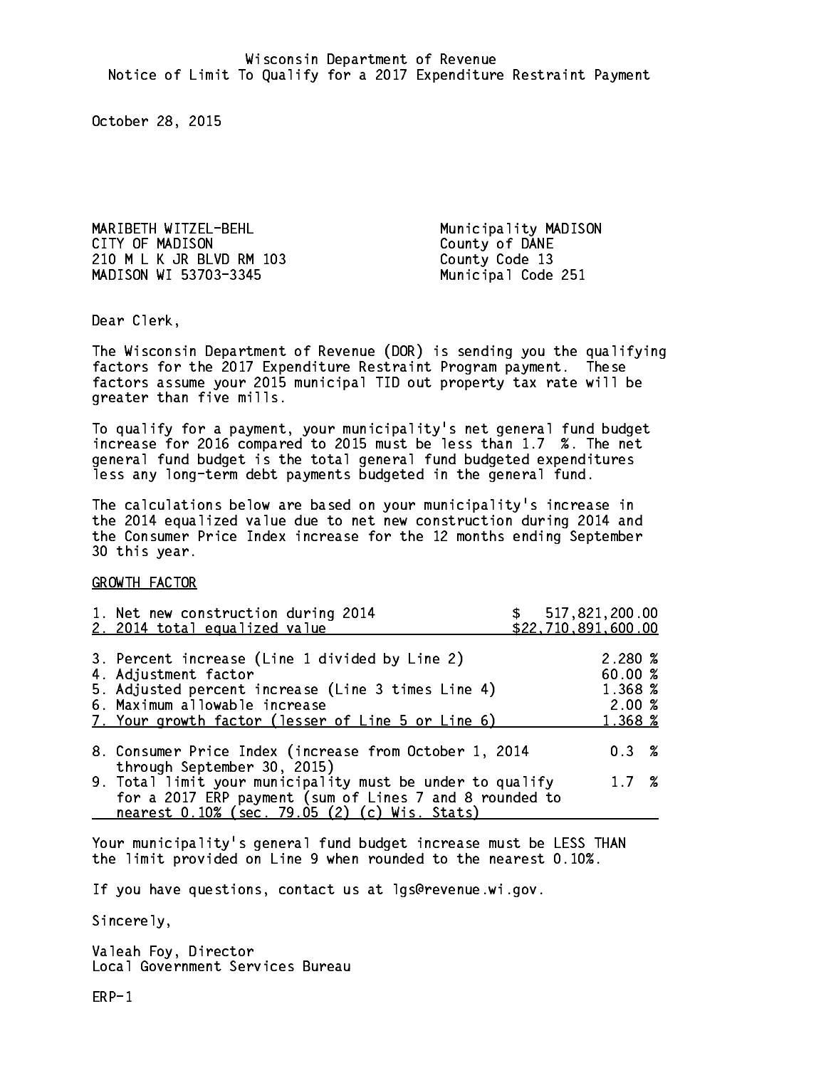Wisconsin Department of Revenue
Notice of Limit To Qualify for a 2017 Expenditure Restraint Payment

October 28, 2015

MARIBETH WITZEL-BEHL
CITY OF MADISON
210 M L K JR BLVD RM 103
MADISON WI 53703-3345

Municipality MADISON
County of DANE
County Code 13
Municipal Code 251

Dear Clerk,

The Wisconsin Department of Revenue (DOR) is sending you the qualifying factors for the 2017 Expenditure Restraint Program payment. These factors assume your 2015 municipal TID out property tax rate will be greater than five mills.

To qualify for a payment, your municipality's net general fund budget increase for 2016 compared to 2015 must be less than 1.7 %. The net general fund budget is the total general fund budgeted expenditures less any long-term debt payments budgeted in the general fund.

The calculations below are based on your municipality's increase in the 2014 equalized value due to net new construction during 2014 and the Consumer Price Index increase for the 12 months ending September 30 this year.

GROWTH FACTOR

| | |
|---|---|
| 1. Net new construction during 2014 | $ 517,821,200.00 |
| 2. 2014 total equalized value | $22,710,891,600.00 |
| 3. Percent increase (Line 1 divided by Line 2) | 2.280 % |
| 4. Adjustment factor | 60.00 % |
| 5. Adjusted percent increase (Line 3 times Line 4) | 1.368 % |
| 6. Maximum allowable increase | 2.00 % |
| 7. Your growth factor (lesser of Line 5 or Line 6) | 1.368 % |
| 8. Consumer Price Index (increase from October 1, 2014 through September 30, 2015) | 0.3 % |
| 9. Total limit your municipality must be under to qualify for a 2017 ERP payment (sum of Lines 7 and 8 rounded to nearest 0.10% (sec. 79.05 (2) (c) Wis. Stats) | 1.7 % |

Your municipality's general fund budget increase must be LESS THAN the limit provided on Line 9 when rounded to the nearest 0.10%.

If you have questions, contact us at lgs@revenue.wi.gov.

Sincerely,

Valeah Foy, Director
Local Government Services Bureau

ERP-1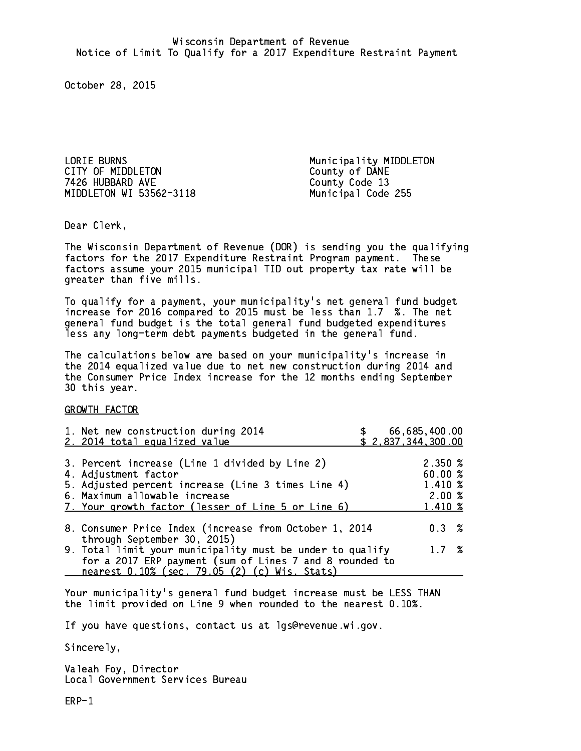Wisconsin Department of Revenue
Notice of Limit To Qualify for a 2017 Expenditure Restraint Payment

October 28, 2015

LORIE BURNS
CITY OF MIDDLETON
7426 HUBBARD AVE
MIDDLETON WI 53562-3118

Municipality MIDDLETON
County of DANE
County Code 13
Municipal Code 255

Dear Clerk,

The Wisconsin Department of Revenue (DOR) is sending you the qualifying factors for the 2017 Expenditure Restraint Program payment. These factors assume your 2015 municipal TID out property tax rate will be greater than five mills.

To qualify for a payment, your municipality's net general fund budget increase for 2016 compared to 2015 must be less than 1.7 %. The net general fund budget is the total general fund budgeted expenditures less any long-term debt payments budgeted in the general fund.

The calculations below are based on your municipality's increase in the 2014 equalized value due to net new construction during 2014 and the Consumer Price Index increase for the 12 months ending September 30 this year.

GROWTH FACTOR

| | |
|---|---|
| 1. Net new construction during 2014 | $ 66,685,400.00 |
| 2. 2014 total equalized value | $ 2,837,344,300.00 |
| 3. Percent increase (Line 1 divided by Line 2) | 2.350 % |
| 4. Adjustment factor | 60.00 % |
| 5. Adjusted percent increase (Line 3 times Line 4) | 1.410 % |
| 6. Maximum allowable increase | 2.00 % |
| 7. Your growth factor (lesser of Line 5 or Line 6) | 1.410 % |
| 8. Consumer Price Index (increase from October 1, 2014 through September 30, 2015) | 0.3 % |
| 9. Total limit your municipality must be under to qualify for a 2017 ERP payment (sum of Lines 7 and 8 rounded to nearest 0.10% (sec. 79.05 (2) (c) Wis. Stats) | 1.7 % |

Your municipality's general fund budget increase must be LESS THAN the limit provided on Line 9 when rounded to the nearest 0.10%.

If you have questions, contact us at lgs@revenue.wi.gov.

Sincerely,

Valeah Foy, Director
Local Government Services Bureau

ERP-1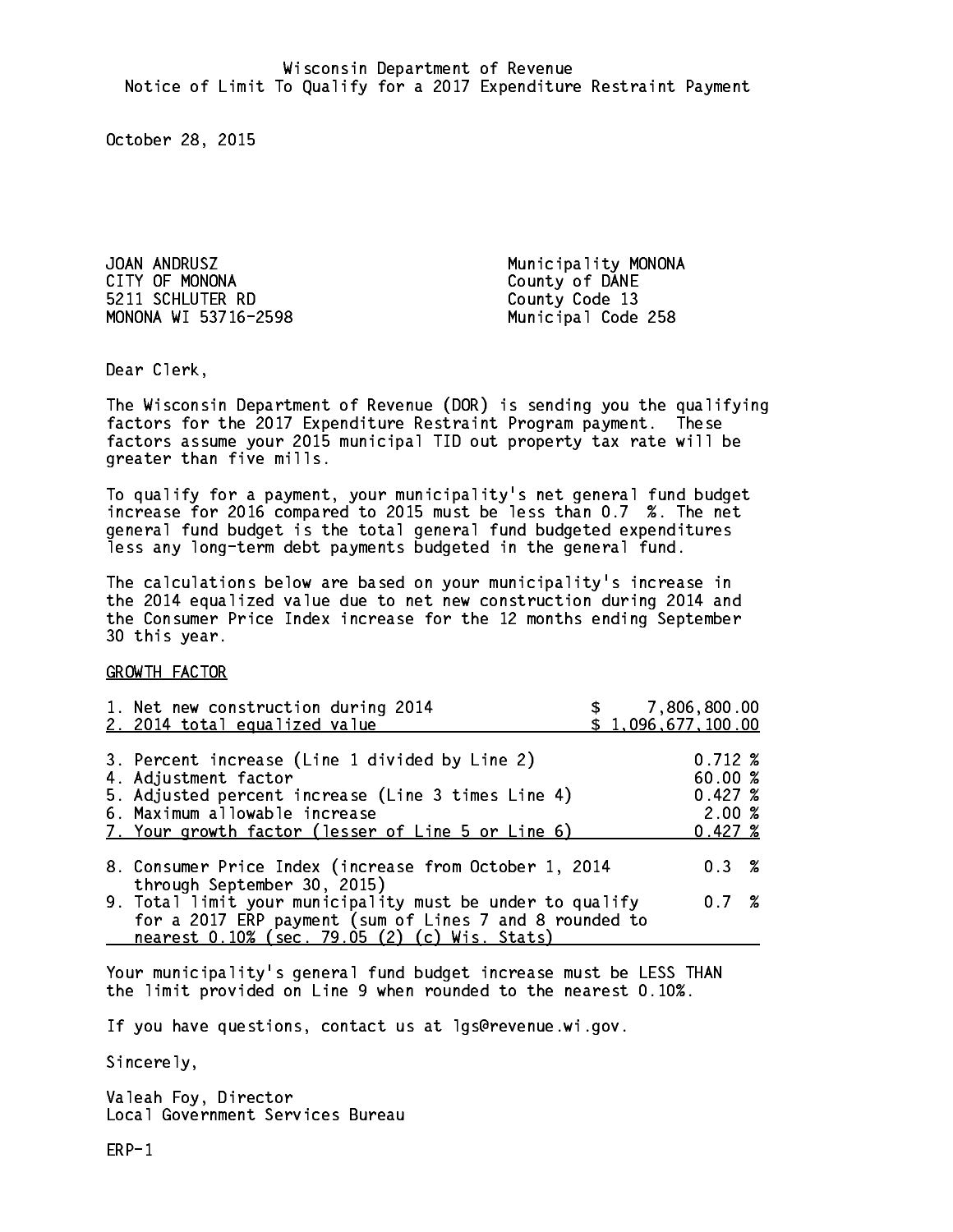Wisconsin Department of Revenue
Notice of Limit To Qualify for a 2017 Expenditure Restraint Payment

October 28, 2015

JOAN ANDRUSZ
CITY OF MONONA
5211 SCHLUTER RD
MONONA WI 53716-2598

Municipality MONONA
County of DANE
County Code 13
Municipal Code 258

Dear Clerk,

The Wisconsin Department of Revenue (DOR) is sending you the qualifying factors for the 2017 Expenditure Restraint Program payment. These factors assume your 2015 municipal TID out property tax rate will be greater than five mills.

To qualify for a payment, your municipality's net general fund budget increase for 2016 compared to 2015 must be less than 0.7 %. The net general fund budget is the total general fund budgeted expenditures less any long-term debt payments budgeted in the general fund.

The calculations below are based on your municipality's increase in the 2014 equalized value due to net new construction during 2014 and the Consumer Price Index increase for the 12 months ending September 30 this year.

GROWTH FACTOR

| | |
|---|---|
| 1. Net new construction during 2014 | $ 7,806,800.00 |
| 2. 2014 total equalized value | $ 1,096,677,100.00 |
| 3. Percent increase (Line 1 divided by Line 2) | 0.712 % |
| 4. Adjustment factor | 60.00 % |
| 5. Adjusted percent increase (Line 3 times Line 4) | 0.427 % |
| 6. Maximum allowable increase | 2.00 % |
| 7. Your growth factor (lesser of Line 5 or Line 6) | 0.427 % |
| 8. Consumer Price Index (increase from October 1, 2014 through September 30, 2015) | 0.3 % |
| 9. Total limit your municipality must be under to qualify for a 2017 ERP payment (sum of Lines 7 and 8 rounded to nearest 0.10% (sec. 79.05 (2) (c) Wis. Stats) | 0.7 % |

Your municipality's general fund budget increase must be LESS THAN the limit provided on Line 9 when rounded to the nearest 0.10%.

If you have questions, contact us at lgs@revenue.wi.gov.

Sincerely,

Valeah Foy, Director
Local Government Services Bureau

ERP-1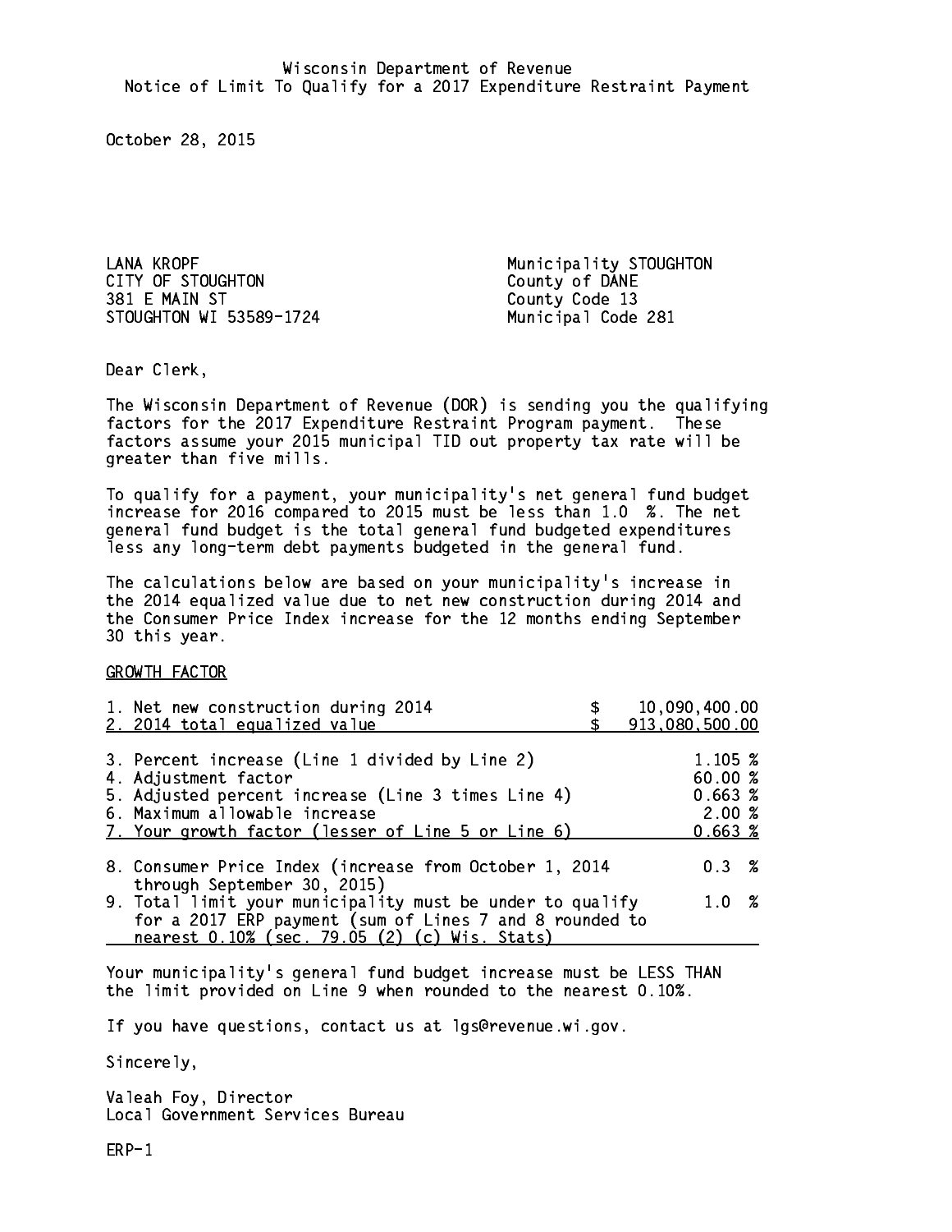Wisconsin Department of Revenue
Notice of Limit To Qualify for a 2017 Expenditure Restraint Payment

October 28, 2015

LANA KROPF
CITY OF STOUGHTON
381 E MAIN ST
STOUGHTON WI 53589-1724

Municipality STOUGHTON
County of DANE
County Code 13
Municipal Code 281

Dear Clerk,

The Wisconsin Department of Revenue (DOR) is sending you the qualifying factors for the 2017 Expenditure Restraint Program payment. These factors assume your 2015 municipal TID out property tax rate will be greater than five mills.

To qualify for a payment, your municipality's net general fund budget increase for 2016 compared to 2015 must be less than 1.0 %. The net general fund budget is the total general fund budgeted expenditures less any long-term debt payments budgeted in the general fund.

The calculations below are based on your municipality's increase in the 2014 equalized value due to net new construction during 2014 and the Consumer Price Index increase for the 12 months ending September 30 this year.

GROWTH FACTOR

| | |
|---|---|
| 1. Net new construction during 2014 | $ 10,090,400.00 |
| 2. 2014 total equalized value | $ 913,080,500.00 |
| 3. Percent increase (Line 1 divided by Line 2) | 1.105 % |
| 4. Adjustment factor | 60.00 % |
| 5. Adjusted percent increase (Line 3 times Line 4) | 0.663 % |
| 6. Maximum allowable increase | 2.00 % |
| 7. Your growth factor (lesser of Line 5 or Line 6) | 0.663 % |
| 8. Consumer Price Index (increase from October 1, 2014 through September 30, 2015) | 0.3 % |
| 9. Total limit your municipality must be under to qualify for a 2017 ERP payment (sum of Lines 7 and 8 rounded to nearest 0.10% (sec. 79.05 (2) (c) Wis. Stats) | 1.0 % |

Your municipality's general fund budget increase must be LESS THAN the limit provided on Line 9 when rounded to the nearest 0.10%.

If you have questions, contact us at lgs@revenue.wi.gov.

Sincerely,

Valeah Foy, Director
Local Government Services Bureau

ERP-1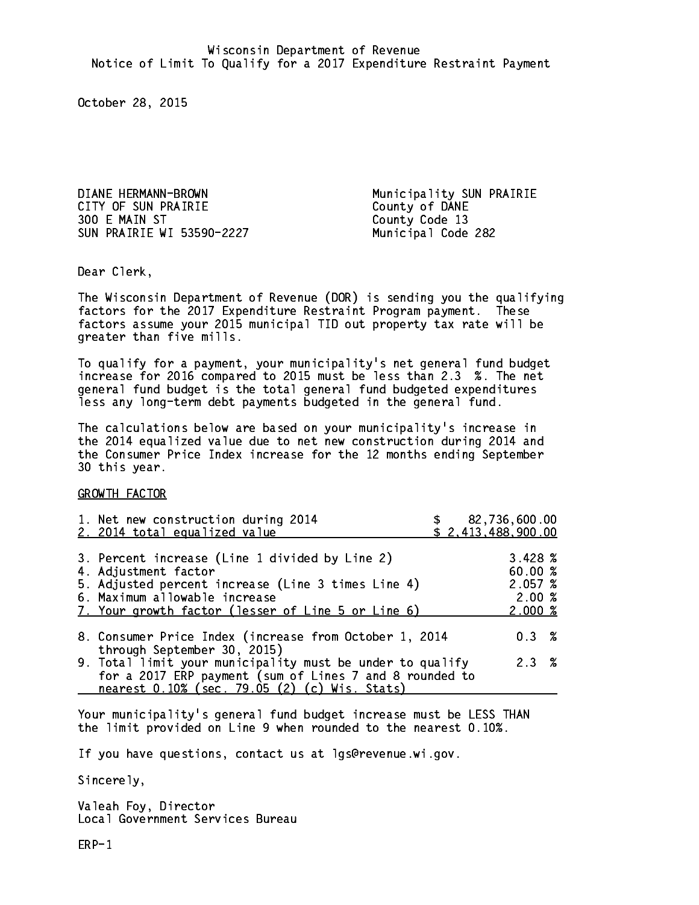Wisconsin Department of Revenue
Notice of Limit To Qualify for a 2017 Expenditure Restraint Payment

October 28, 2015

DIANE HERMANN-BROWN
CITY OF SUN PRAIRIE
300 E MAIN ST
SUN PRAIRIE WI 53590-2227

Municipality SUN PRAIRIE
County of DANE
County Code 13
Municipal Code 282

Dear Clerk,

The Wisconsin Department of Revenue (DOR) is sending you the qualifying factors for the 2017 Expenditure Restraint Program payment. These factors assume your 2015 municipal TID out property tax rate will be greater than five mills.

To qualify for a payment, your municipality's net general fund budget increase for 2016 compared to 2015 must be less than 2.3 %. The net general fund budget is the total general fund budgeted expenditures less any long-term debt payments budgeted in the general fund.

The calculations below are based on your municipality's increase in the 2014 equalized value due to net new construction during 2014 and the Consumer Price Index increase for the 12 months ending September 30 this year.

GROWTH FACTOR

| | |
|---|---|
| 1. Net new construction during 2014 | $ 82,736,600.00 |
| 2. 2014 total equalized value | $ 2,413,488,900.00 |
| 3. Percent increase (Line 1 divided by Line 2) | 3.428 % |
| 4. Adjustment factor | 60.00 % |
| 5. Adjusted percent increase (Line 3 times Line 4) | 2.057 % |
| 6. Maximum allowable increase | 2.00 % |
| 7. Your growth factor (lesser of Line 5 or Line 6) | 2.000 % |
| 8. Consumer Price Index (increase from October 1, 2014 through September 30, 2015) | 0.3 % |
| 9. Total limit your municipality must be under to qualify for a 2017 ERP payment (sum of Lines 7 and 8 rounded to nearest 0.10% (sec. 79.05 (2) (c) Wis. Stats) | 2.3 % |

Your municipality's general fund budget increase must be LESS THAN the limit provided on Line 9 when rounded to the nearest 0.10%.

If you have questions, contact us at lgs@revenue.wi.gov.

Sincerely,

Valeah Foy, Director
Local Government Services Bureau

ERP-1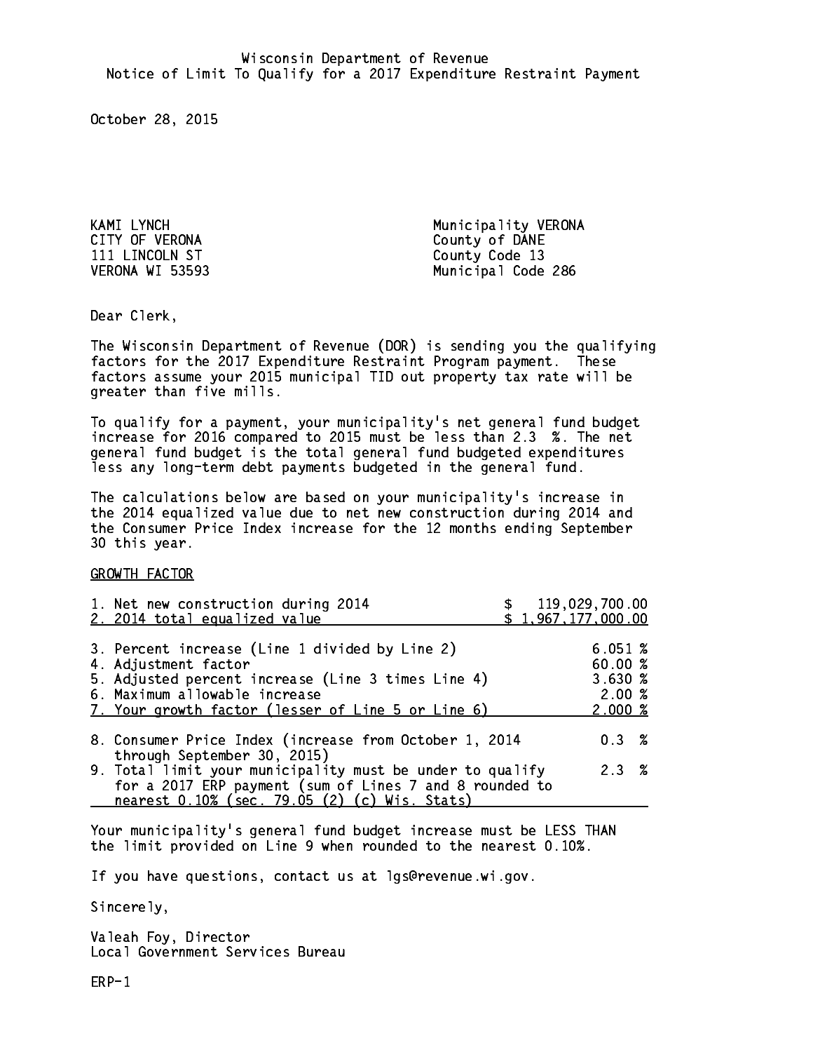Wisconsin Department of Revenue
Notice of Limit To Qualify for a 2017 Expenditure Restraint Payment

October 28, 2015

KAMI LYNCH
CITY OF VERONA
111 LINCOLN ST
VERONA WI 53593

Municipality VERONA
County of DANE
County Code 13
Municipal Code 286

Dear Clerk,

The Wisconsin Department of Revenue (DOR) is sending you the qualifying factors for the 2017 Expenditure Restraint Program payment. These factors assume your 2015 municipal TID out property tax rate will be greater than five mills.

To qualify for a payment, your municipality's net general fund budget increase for 2016 compared to 2015 must be less than 2.3 %. The net general fund budget is the total general fund budgeted expenditures less any long-term debt payments budgeted in the general fund.

The calculations below are based on your municipality's increase in the 2014 equalized value due to net new construction during 2014 and the Consumer Price Index increase for the 12 months ending September 30 this year.

GROWTH FACTOR

| | |
|---|---|
| 1. Net new construction during 2014 | $ 119,029,700.00 |
| 2. 2014 total equalized value | $ 1,967,177,000.00 |
| 3. Percent increase (Line 1 divided by Line 2) | 6.051 % |
| 4. Adjustment factor | 60.00 % |
| 5. Adjusted percent increase (Line 3 times Line 4) | 3.630 % |
| 6. Maximum allowable increase | 2.00 % |
| 7. Your growth factor (lesser of Line 5 or Line 6) | 2.000 % |
| 8. Consumer Price Index (increase from October 1, 2014 through September 30, 2015) | 0.3 % |
| 9. Total limit your municipality must be under to qualify for a 2017 ERP payment (sum of Lines 7 and 8 rounded to nearest 0.10% (sec. 79.05 (2) (c) Wis. Stats) | 2.3 % |

Your municipality's general fund budget increase must be LESS THAN the limit provided on Line 9 when rounded to the nearest 0.10%.

If you have questions, contact us at lgs@revenue.wi.gov.

Sincerely,

Valeah Foy, Director
Local Government Services Bureau

ERP-1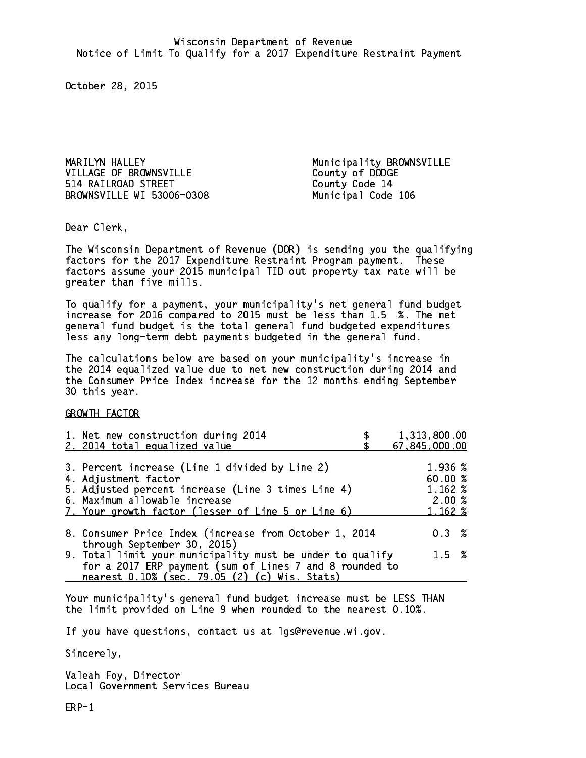Wisconsin Department of Revenue
Notice of Limit To Qualify for a 2017 Expenditure Restraint Payment

October 28, 2015

MARILYN HALLEY
VILLAGE OF BROWNSVILLE
514 RAILROAD STREET
BROWNSVILLE WI 53006-0308

Municipality BROWNSVILLE
County of DODGE
County Code 14
Municipal Code 106

Dear Clerk,

The Wisconsin Department of Revenue (DOR) is sending you the qualifying factors for the 2017 Expenditure Restraint Program payment. These factors assume your 2015 municipal TID out property tax rate will be greater than five mills.

To qualify for a payment, your municipality's net general fund budget increase for 2016 compared to 2015 must be less than 1.5 %. The net general fund budget is the total general fund budgeted expenditures less any long-term debt payments budgeted in the general fund.

The calculations below are based on your municipality's increase in the 2014 equalized value due to net new construction during 2014 and the Consumer Price Index increase for the 12 months ending September 30 this year.

GROWTH FACTOR

| | |
|---|---|
| 1. Net new construction during 2014 | $ 1,313,800.00 |
| 2. 2014 total equalized value | $ 67,845,000.00 |
| 3. Percent increase (Line 1 divided by Line 2) | 1.936 % |
| 4. Adjustment factor | 60.00 % |
| 5. Adjusted percent increase (Line 3 times Line 4) | 1.162 % |
| 6. Maximum allowable increase | 2.00 % |
| 7. Your growth factor (lesser of Line 5 or Line 6) | 1.162 % |
| 8. Consumer Price Index (increase from October 1, 2014 through September 30, 2015) | 0.3 % |
| 9. Total limit your municipality must be under to qualify for a 2017 ERP payment (sum of Lines 7 and 8 rounded to nearest 0.10% (sec. 79.05 (2) (c) Wis. Stats) | 1.5 % |

Your municipality's general fund budget increase must be LESS THAN the limit provided on Line 9 when rounded to the nearest 0.10%.

If you have questions, contact us at lgs@revenue.wi.gov.

Sincerely,

Valeah Foy, Director
Local Government Services Bureau

ERP-1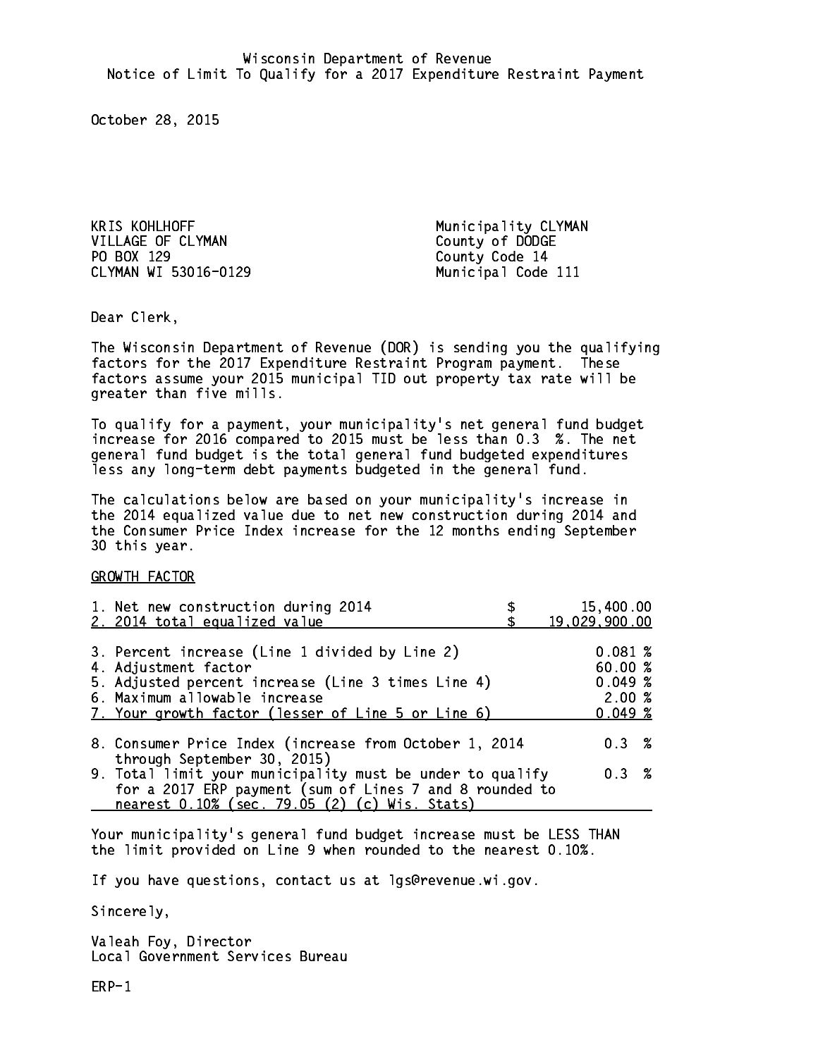Wisconsin Department of Revenue
Notice of Limit To Qualify for a 2017 Expenditure Restraint Payment

October 28, 2015

KRIS KOHLHOFF
VILLAGE OF CLYMAN
PO BOX 129
CLYMAN WI 53016-0129

Municipality CLYMAN
County of DODGE
County Code 14
Municipal Code 111

Dear Clerk,

The Wisconsin Department of Revenue (DOR) is sending you the qualifying factors for the 2017 Expenditure Restraint Program payment. These factors assume your 2015 municipal TID out property tax rate will be greater than five mills.

To qualify for a payment, your municipality's net general fund budget increase for 2016 compared to 2015 must be less than 0.3 %. The net general fund budget is the total general fund budgeted expenditures less any long-term debt payments budgeted in the general fund.

The calculations below are based on your municipality's increase in the 2014 equalized value due to net new construction during 2014 and the Consumer Price Index increase for the 12 months ending September 30 this year.

GROWTH FACTOR

| | |
|---|---|
| 1. Net new construction during 2014 | $ 15,400.00 |
| 2. 2014 total equalized value | $ 19,029,900.00 |
| 3. Percent increase (Line 1 divided by Line 2) | 0.081 % |
| 4. Adjustment factor | 60.00 % |
| 5. Adjusted percent increase (Line 3 times Line 4) | 0.049 % |
| 6. Maximum allowable increase | 2.00 % |
| 7. Your growth factor (lesser of Line 5 or Line 6) | 0.049 % |
| 8. Consumer Price Index (increase from October 1, 2014 through September 30, 2015) | 0.3 % |
| 9. Total limit your municipality must be under to qualify for a 2017 ERP payment (sum of Lines 7 and 8 rounded to nearest 0.10% (sec. 79.05 (2) (c) Wis. Stats) | 0.3 % |

Your municipality's general fund budget increase must be LESS THAN the limit provided on Line 9 when rounded to the nearest 0.10%.

If you have questions, contact us at lgs@revenue.wi.gov.

Sincerely,

Valeah Foy, Director
Local Government Services Bureau

ERP-1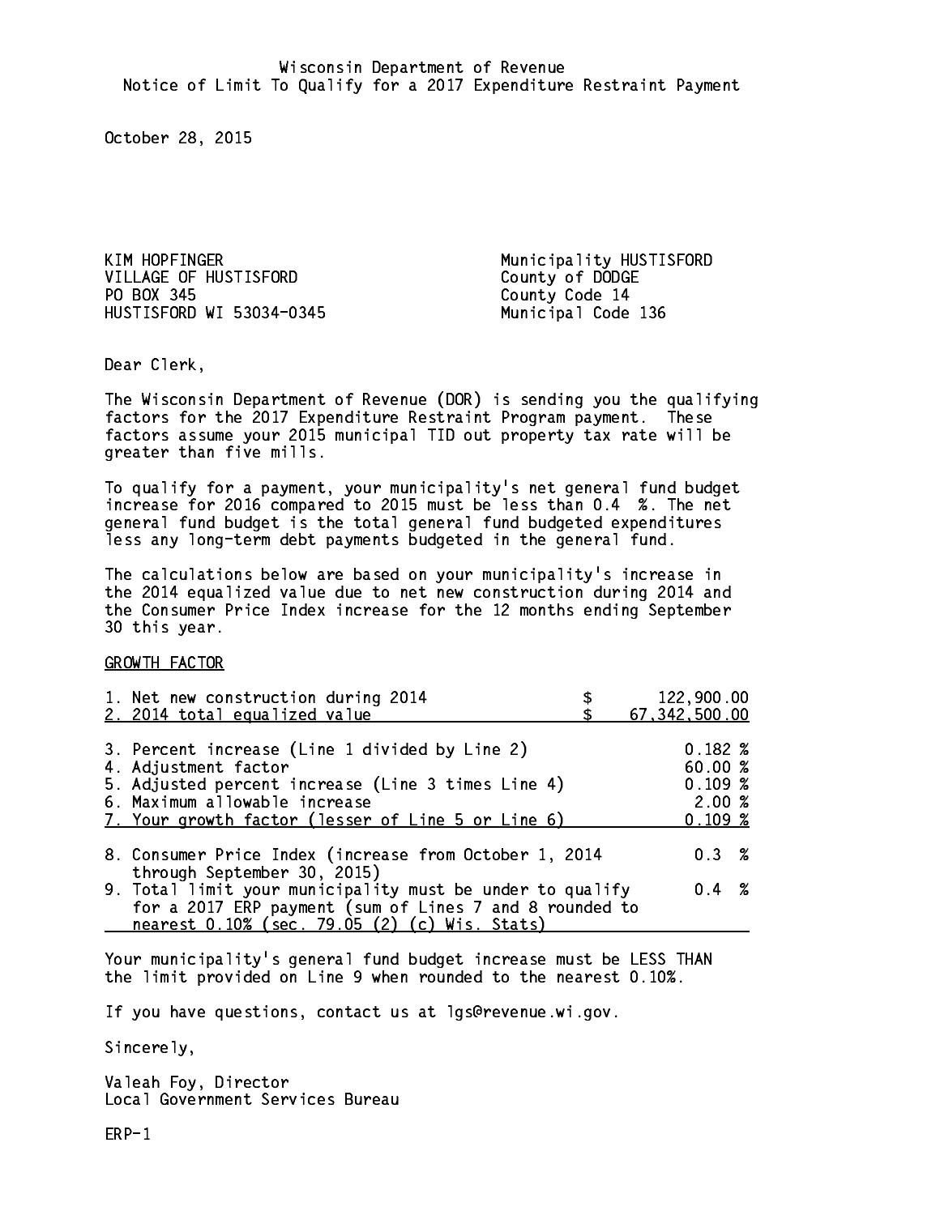Wisconsin Department of Revenue
Notice of Limit To Qualify for a 2017 Expenditure Restraint Payment

October 28, 2015

KIM HOPFINGER
VILLAGE OF HUSTISFORD
PO BOX 345
HUSTISFORD WI 53034-0345

Municipality HUSTISFORD
County of DODGE
County Code 14
Municipal Code 136

Dear Clerk,

The Wisconsin Department of Revenue (DOR) is sending you the qualifying factors for the 2017 Expenditure Restraint Program payment. These factors assume your 2015 municipal TID out property tax rate will be greater than five mills.

To qualify for a payment, your municipality's net general fund budget increase for 2016 compared to 2015 must be less than 0.4 %. The net general fund budget is the total general fund budgeted expenditures less any long-term debt payments budgeted in the general fund.

The calculations below are based on your municipality's increase in the 2014 equalized value due to net new construction during 2014 and the Consumer Price Index increase for the 12 months ending September 30 this year.

GROWTH FACTOR

| | |
|---|---|
| 1. Net new construction during 2014 | $ 122,900.00 |
| 2. 2014 total equalized value | $ 67,342,500.00 |
| 3. Percent increase (Line 1 divided by Line 2) | 0.182 % |
| 4. Adjustment factor | 60.00 % |
| 5. Adjusted percent increase (Line 3 times Line 4) | 0.109 % |
| 6. Maximum allowable increase | 2.00 % |
| 7. Your growth factor (lesser of Line 5 or Line 6) | 0.109 % |
| 8. Consumer Price Index (increase from October 1, 2014 through September 30, 2015) | 0.3 % |
| 9. Total limit your municipality must be under to qualify for a 2017 ERP payment (sum of Lines 7 and 8 rounded to nearest 0.10% (sec. 79.05 (2) (c) Wis. Stats) | 0.4 % |

Your municipality's general fund budget increase must be LESS THAN the limit provided on Line 9 when rounded to the nearest 0.10%.

If you have questions, contact us at lgs@revenue.wi.gov.

Sincerely,

Valeah Foy, Director
Local Government Services Bureau

ERP-1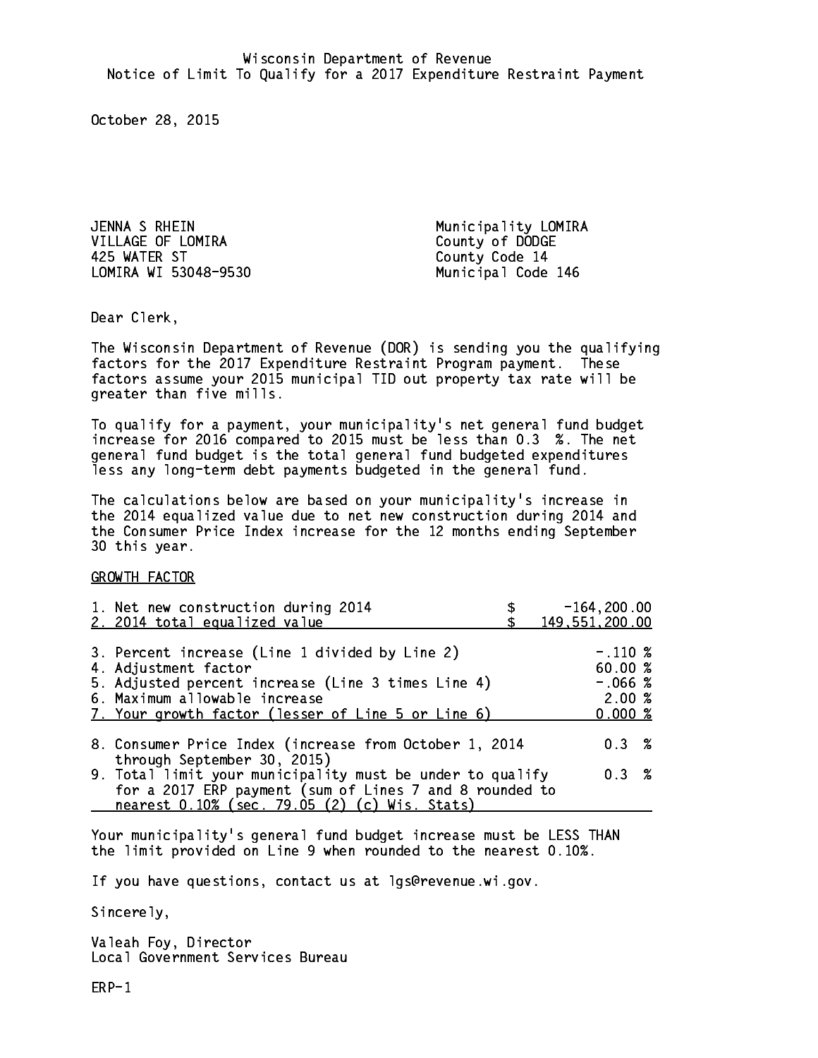Wisconsin Department of Revenue
Notice of Limit To Qualify for a 2017 Expenditure Restraint Payment

October 28, 2015

JENNA S RHEIN
VILLAGE OF LOMIRA
425 WATER ST
LOMIRA WI 53048-9530

Municipality LOMIRA
County of DODGE
County Code 14
Municipal Code 146

Dear Clerk,

The Wisconsin Department of Revenue (DOR) is sending you the qualifying factors for the 2017 Expenditure Restraint Program payment. These factors assume your 2015 municipal TID out property tax rate will be greater than five mills.

To qualify for a payment, your municipality's net general fund budget increase for 2016 compared to 2015 must be less than 0.3 %. The net general fund budget is the total general fund budgeted expenditures less any long-term debt payments budgeted in the general fund.

The calculations below are based on your municipality's increase in the 2014 equalized value due to net new construction during 2014 and the Consumer Price Index increase for the 12 months ending September 30 this year.

GROWTH FACTOR

| | |
|---|---|
| 1. Net new construction during 2014 | $ -164,200.00 |
| 2. 2014 total equalized value | $ 149,551,200.00 |
| 3. Percent increase (Line 1 divided by Line 2) | -.110 % |
| 4. Adjustment factor | 60.00 % |
| 5. Adjusted percent increase (Line 3 times Line 4) | -.066 % |
| 6. Maximum allowable increase | 2.00 % |
| 7. Your growth factor (lesser of Line 5 or Line 6) | 0.000 % |
| 8. Consumer Price Index (increase from October 1, 2014 through September 30, 2015) | 0.3 % |
| 9. Total limit your municipality must be under to qualify for a 2017 ERP payment (sum of Lines 7 and 8 rounded to nearest 0.10% (sec. 79.05 (2) (c) Wis. Stats) | 0.3 % |

Your municipality's general fund budget increase must be LESS THAN the limit provided on Line 9 when rounded to the nearest 0.10%.

If you have questions, contact us at lgs@revenue.wi.gov.

Sincerely,

Valeah Foy, Director
Local Government Services Bureau

ERP-1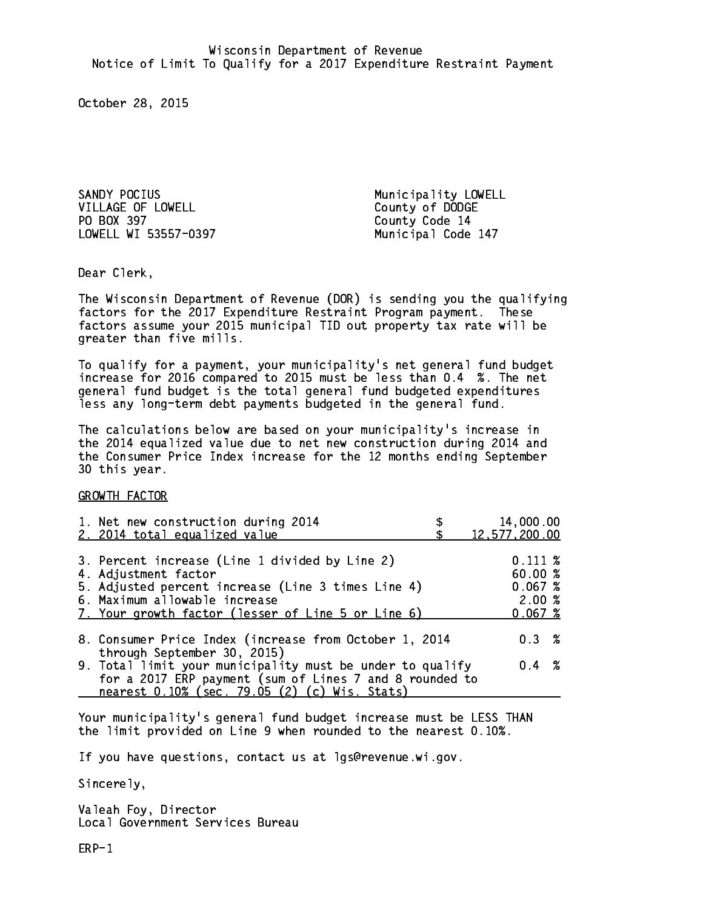Wisconsin Department of Revenue
Notice of Limit To Qualify for a 2017 Expenditure Restraint Payment

October 28, 2015

SANDY POCIUS
VILLAGE OF LOWELL
PO BOX 397
LOWELL WI 53557-0397

Municipality LOWELL
County of DODGE
County Code 14
Municipal Code 147

Dear Clerk,

The Wisconsin Department of Revenue (DOR) is sending you the qualifying factors for the 2017 Expenditure Restraint Program payment. These factors assume your 2015 municipal TID out property tax rate will be greater than five mills.

To qualify for a payment, your municipality's net general fund budget increase for 2016 compared to 2015 must be less than 0.4 %. The net general fund budget is the total general fund budgeted expenditures less any long-term debt payments budgeted in the general fund.

The calculations below are based on your municipality's increase in the 2014 equalized value due to net new construction during 2014 and the Consumer Price Index increase for the 12 months ending September 30 this year.

GROWTH FACTOR

| | |
|---|---|
| 1. Net new construction during 2014 | $ 14,000.00 |
| 2. 2014 total equalized value | $ 12,577,200.00 |
| 3. Percent increase (Line 1 divided by Line 2) | 0.111 % |
| 4. Adjustment factor | 60.00 % |
| 5. Adjusted percent increase (Line 3 times Line 4) | 0.067 % |
| 6. Maximum allowable increase | 2.00 % |
| 7. Your growth factor (lesser of Line 5 or Line 6) | 0.067 % |
| 8. Consumer Price Index (increase from October 1, 2014 through September 30, 2015) | 0.3 % |
| 9. Total limit your municipality must be under to qualify for a 2017 ERP payment (sum of Lines 7 and 8 rounded to nearest 0.10% (sec. 79.05 (2) (c) Wis. Stats) | 0.4 % |

Your municipality's general fund budget increase must be LESS THAN the limit provided on Line 9 when rounded to the nearest 0.10%.

If you have questions, contact us at lgs@revenue.wi.gov.

Sincerely,

Valeah Foy, Director
Local Government Services Bureau

ERP-1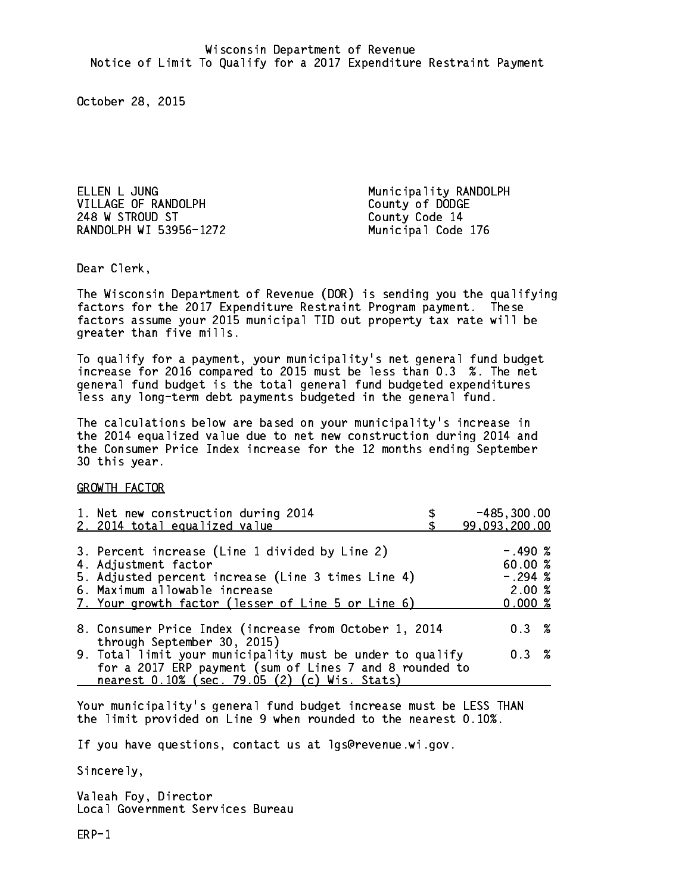Wisconsin Department of Revenue
Notice of Limit To Qualify for a 2017 Expenditure Restraint Payment

October 28, 2015

ELLEN L JUNG
VILLAGE OF RANDOLPH
248 W STROUD ST
RANDOLPH WI 53956-1272

Municipality RANDOLPH
County of DODGE
County Code 14
Municipal Code 176

Dear Clerk,

The Wisconsin Department of Revenue (DOR) is sending you the qualifying factors for the 2017 Expenditure Restraint Program payment. These factors assume your 2015 municipal TID out property tax rate will be greater than five mills.

To qualify for a payment, your municipality's net general fund budget increase for 2016 compared to 2015 must be less than 0.3 %. The net general fund budget is the total general fund budgeted expenditures less any long-term debt payments budgeted in the general fund.

The calculations below are based on your municipality's increase in the 2014 equalized value due to net new construction during 2014 and the Consumer Price Index increase for the 12 months ending September 30 this year.

GROWTH FACTOR

| | |
|---|---|
| 1. Net new construction during 2014 | $ -485,300.00 |
| 2. 2014 total equalized value | $ 99,093,200.00 |
| 3. Percent increase (Line 1 divided by Line 2) | -.490 % |
| 4. Adjustment factor | 60.00 % |
| 5. Adjusted percent increase (Line 3 times Line 4) | -.294 % |
| 6. Maximum allowable increase | 2.00 % |
| 7. Your growth factor (lesser of Line 5 or Line 6) | 0.000 % |
| 8. Consumer Price Index (increase from October 1, 2014 through September 30, 2015) | 0.3 % |
| 9. Total limit your municipality must be under to qualify for a 2017 ERP payment (sum of Lines 7 and 8 rounded to nearest 0.10% (sec. 79.05 (2) (c) Wis. Stats) | 0.3 % |

Your municipality's general fund budget increase must be LESS THAN the limit provided on Line 9 when rounded to the nearest 0.10%.

If you have questions, contact us at lgs@revenue.wi.gov.

Sincerely,

Valeah Foy, Director
Local Government Services Bureau

ERP-1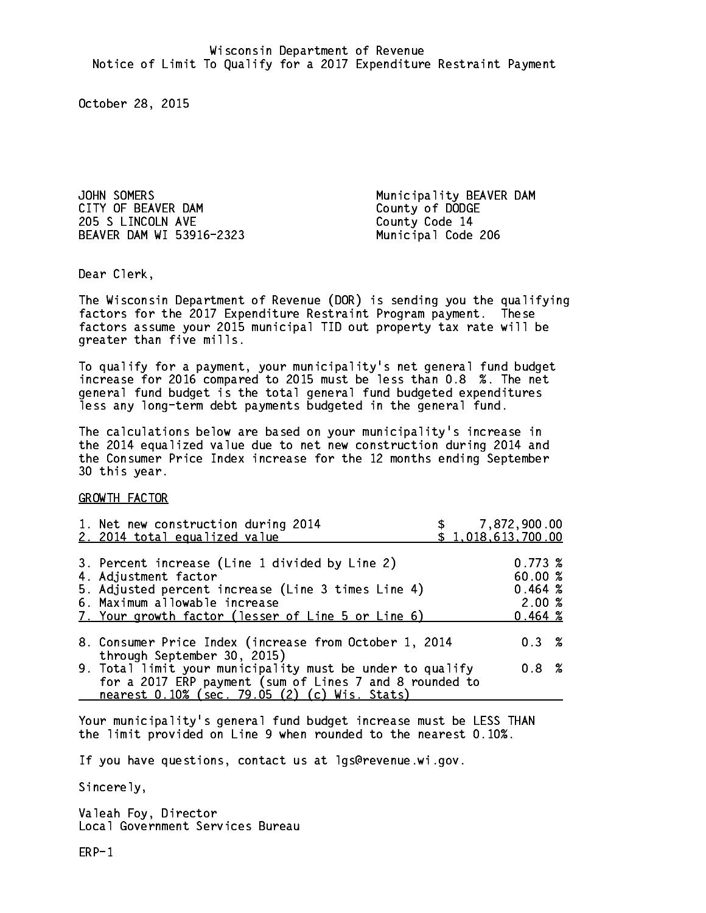Wisconsin Department of Revenue
Notice of Limit To Qualify for a 2017 Expenditure Restraint Payment

October 28, 2015

JOHN SOMERS
CITY OF BEAVER DAM
205 S LINCOLN AVE
BEAVER DAM WI 53916-2323

Municipality BEAVER DAM
County of DODGE
County Code 14
Municipal Code 206

Dear Clerk,

The Wisconsin Department of Revenue (DOR) is sending you the qualifying factors for the 2017 Expenditure Restraint Program payment. These factors assume your 2015 municipal TID out property tax rate will be greater than five mills.

To qualify for a payment, your municipality's net general fund budget increase for 2016 compared to 2015 must be less than 0.8 %. The net general fund budget is the total general fund budgeted expenditures less any long-term debt payments budgeted in the general fund.

The calculations below are based on your municipality's increase in the 2014 equalized value due to net new construction during 2014 and the Consumer Price Index increase for the 12 months ending September 30 this year.

GROWTH FACTOR

| | |
|---|---|
| 1. Net new construction during 2014 | $ 7,872,900.00 |
| 2. 2014 total equalized value | $ 1,018,613,700.00 |
| 3. Percent increase (Line 1 divided by Line 2) | 0.773 % |
| 4. Adjustment factor | 60.00 % |
| 5. Adjusted percent increase (Line 3 times Line 4) | 0.464 % |
| 6. Maximum allowable increase | 2.00 % |
| 7. Your growth factor (lesser of Line 5 or Line 6) | 0.464 % |
| 8. Consumer Price Index (increase from October 1, 2014 through September 30, 2015) | 0.3 % |
| 9. Total limit your municipality must be under to qualify for a 2017 ERP payment (sum of Lines 7 and 8 rounded to nearest 0.10% (sec. 79.05 (2) (c) Wis. Stats) | 0.8 % |

Your municipality's general fund budget increase must be LESS THAN the limit provided on Line 9 when rounded to the nearest 0.10%.

If you have questions, contact us at lgs@revenue.wi.gov.

Sincerely,

Valeah Foy, Director
Local Government Services Bureau

ERP-1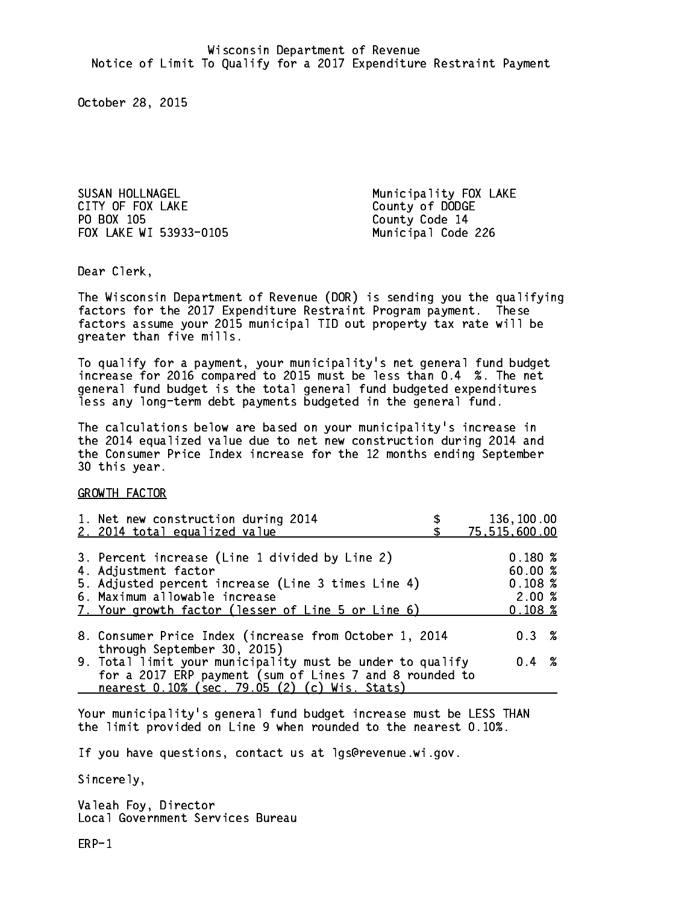Wisconsin Department of Revenue
Notice of Limit To Qualify for a 2017 Expenditure Restraint Payment

October 28, 2015

SUSAN HOLLNAGEL
CITY OF FOX LAKE
PO BOX 105
FOX LAKE WI 53933-0105

Municipality FOX LAKE
County of DODGE
County Code 14
Municipal Code 226

Dear Clerk,

The Wisconsin Department of Revenue (DOR) is sending you the qualifying factors for the 2017 Expenditure Restraint Program payment. These factors assume your 2015 municipal TID out property tax rate will be greater than five mills.

To qualify for a payment, your municipality's net general fund budget increase for 2016 compared to 2015 must be less than 0.4 %. The net general fund budget is the total general fund budgeted expenditures less any long-term debt payments budgeted in the general fund.

The calculations below are based on your municipality's increase in the 2014 equalized value due to net new construction during 2014 and the Consumer Price Index increase for the 12 months ending September 30 this year.

GROWTH FACTOR

| | | |
|---|---|---|
| 1. Net new construction during 2014 | $ | 136,100.00 |
| 2. 2014 total equalized value | $ | 75,515,600.00 |
| 3. Percent increase (Line 1 divided by Line 2) | | 0.180 % |
| 4. Adjustment factor | | 60.00 % |
| 5. Adjusted percent increase (Line 3 times Line 4) | | 0.108 % |
| 6. Maximum allowable increase | | 2.00 % |
| 7. Your growth factor (lesser of Line 5 or Line 6) | | 0.108 % |
| 8. Consumer Price Index (increase from October 1, 2014 through September 30, 2015) | | 0.3 % |
| 9. Total limit your municipality must be under to qualify for a 2017 ERP payment (sum of Lines 7 and 8 rounded to nearest 0.10% (sec. 79.05 (2) (c) Wis. Stats) | | 0.4 % |

Your municipality's general fund budget increase must be LESS THAN the limit provided on Line 9 when rounded to the nearest 0.10%.

If you have questions, contact us at lgs@revenue.wi.gov.

Sincerely,

Valeah Foy, Director
Local Government Services Bureau

ERP-1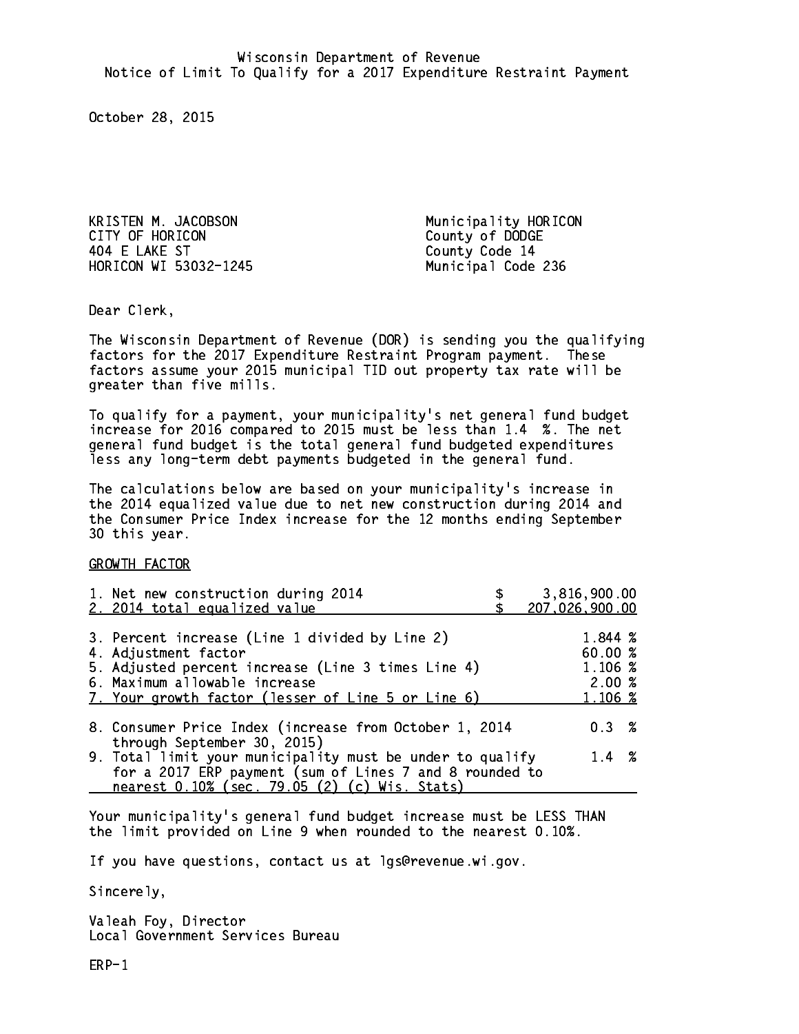Wisconsin Department of Revenue
Notice of Limit To Qualify for a 2017 Expenditure Restraint Payment

October 28, 2015

KRISTEN M. JACOBSON
CITY OF HORICON
404 E LAKE ST
HORICON WI 53032-1245

Municipality HORICON
County of DODGE
County Code 14
Municipal Code 236

Dear Clerk,

The Wisconsin Department of Revenue (DOR) is sending you the qualifying factors for the 2017 Expenditure Restraint Program payment. These factors assume your 2015 municipal TID out property tax rate will be greater than five mills.

To qualify for a payment, your municipality's net general fund budget increase for 2016 compared to 2015 must be less than 1.4 %. The net general fund budget is the total general fund budgeted expenditures less any long-term debt payments budgeted in the general fund.

The calculations below are based on your municipality's increase in the 2014 equalized value due to net new construction during 2014 and the Consumer Price Index increase for the 12 months ending September 30 this year.

GROWTH FACTOR

| | |
|---|---|
| 1. Net new construction during 2014 | $ 3,816,900.00 |
| 2. 2014 total equalized value | $ 207,026,900.00 |
| 3. Percent increase (Line 1 divided by Line 2) | 1.844 % |
| 4. Adjustment factor | 60.00 % |
| 5. Adjusted percent increase (Line 3 times Line 4) | 1.106 % |
| 6. Maximum allowable increase | 2.00 % |
| 7. Your growth factor (lesser of Line 5 or Line 6) | 1.106 % |
| 8. Consumer Price Index (increase from October 1, 2014 through September 30, 2015) | 0.3 % |
| 9. Total limit your municipality must be under to qualify for a 2017 ERP payment (sum of Lines 7 and 8 rounded to nearest 0.10% (sec. 79.05 (2) (c) Wis. Stats) | 1.4 % |

Your municipality's general fund budget increase must be LESS THAN the limit provided on Line 9 when rounded to the nearest 0.10%.

If you have questions, contact us at lgs@revenue.wi.gov.

Sincerely,

Valeah Foy, Director
Local Government Services Bureau

ERP-1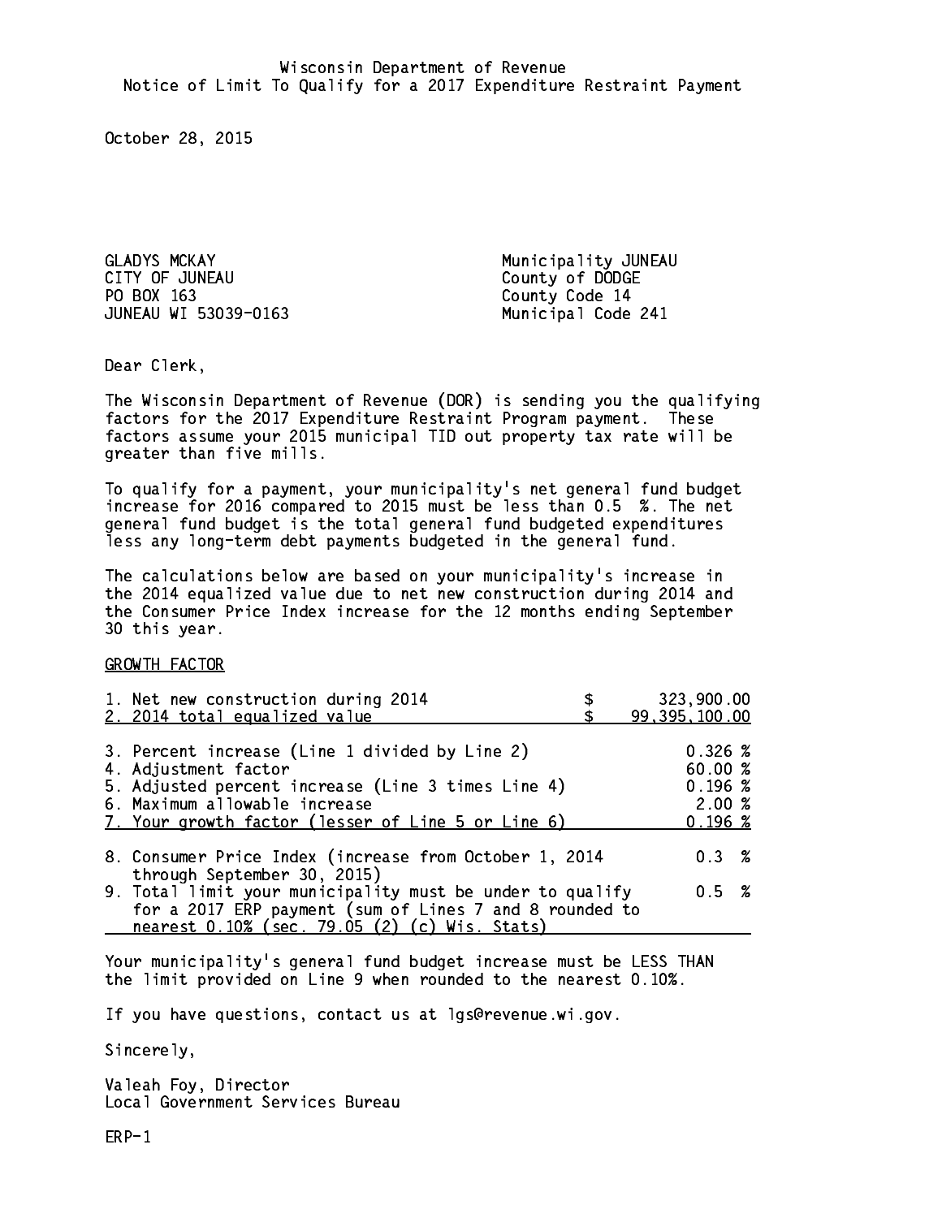Wisconsin Department of Revenue
Notice of Limit To Qualify for a 2017 Expenditure Restraint Payment

October 28, 2015

GLADYS MCKAY
CITY OF JUNEAU
PO BOX 163
JUNEAU WI 53039-0163

Municipality JUNEAU
County of DODGE
County Code 14
Municipal Code 241

Dear Clerk,

The Wisconsin Department of Revenue (DOR) is sending you the qualifying factors for the 2017 Expenditure Restraint Program payment. These factors assume your 2015 municipal TID out property tax rate will be greater than five mills.

To qualify for a payment, your municipality's net general fund budget increase for 2016 compared to 2015 must be less than 0.5 %. The net general fund budget is the total general fund budgeted expenditures less any long-term debt payments budgeted in the general fund.

The calculations below are based on your municipality's increase in the 2014 equalized value due to net new construction during 2014 and the Consumer Price Index increase for the 12 months ending September 30 this year.

GROWTH FACTOR

| | |
|---|---|
| 1. Net new construction during 2014 | $ 323,900.00 |
| 2. 2014 total equalized value | $ 99,395,100.00 |
| 3. Percent increase (Line 1 divided by Line 2) | 0.326 % |
| 4. Adjustment factor | 60.00 % |
| 5. Adjusted percent increase (Line 3 times Line 4) | 0.196 % |
| 6. Maximum allowable increase | 2.00 % |
| 7. Your growth factor (lesser of Line 5 or Line 6) | 0.196 % |
| 8. Consumer Price Index (increase from October 1, 2014 through September 30, 2015) | 0.3 % |
| 9. Total limit your municipality must be under to qualify for a 2017 ERP payment (sum of Lines 7 and 8 rounded to nearest 0.10% (sec. 79.05 (2) (c) Wis. Stats) | 0.5 % |

Your municipality's general fund budget increase must be LESS THAN the limit provided on Line 9 when rounded to the nearest 0.10%.

If you have questions, contact us at lgs@revenue.wi.gov.

Sincerely,

Valeah Foy, Director
Local Government Services Bureau

ERP-1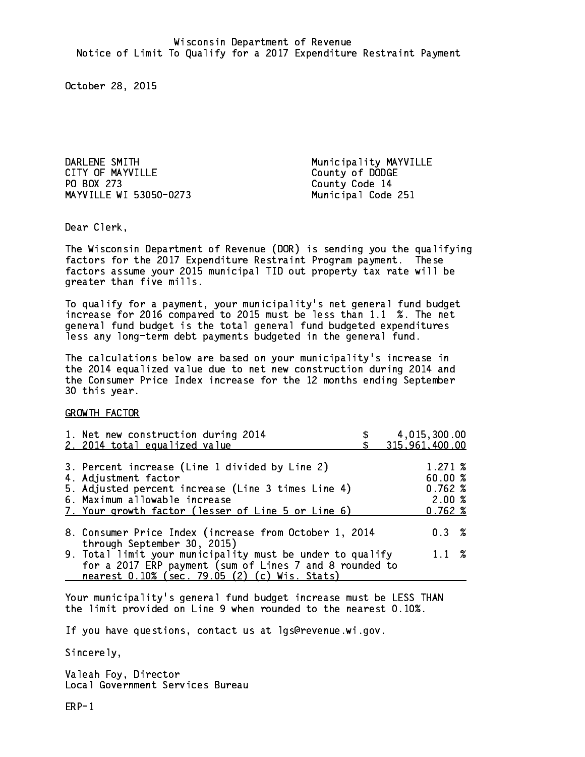Wisconsin Department of Revenue
Notice of Limit To Qualify for a 2017 Expenditure Restraint Payment

October 28, 2015

DARLENE SMITH
CITY OF MAYVILLE
PO BOX 273
MAYVILLE WI 53050-0273

Municipality MAYVILLE
County of DODGE
County Code 14
Municipal Code 251

Dear Clerk,

The Wisconsin Department of Revenue (DOR) is sending you the qualifying factors for the 2017 Expenditure Restraint Program payment. These factors assume your 2015 municipal TID out property tax rate will be greater than five mills.

To qualify for a payment, your municipality's net general fund budget increase for 2016 compared to 2015 must be less than 1.1 %. The net general fund budget is the total general fund budgeted expenditures less any long-term debt payments budgeted in the general fund.

The calculations below are based on your municipality's increase in the 2014 equalized value due to net new construction during 2014 and the Consumer Price Index increase for the 12 months ending September 30 this year.

GROWTH FACTOR

| | |
|---|---|
| 1. Net new construction during 2014 | $ 4,015,300.00 |
| 2. 2014 total equalized value | $ 315,961,400.00 |
| 3. Percent increase (Line 1 divided by Line 2) | 1.271 % |
| 4. Adjustment factor | 60.00 % |
| 5. Adjusted percent increase (Line 3 times Line 4) | 0.762 % |
| 6. Maximum allowable increase | 2.00 % |
| 7. Your growth factor (lesser of Line 5 or Line 6) | 0.762 % |
| 8. Consumer Price Index (increase from October 1, 2014 through September 30, 2015) | 0.3 % |
| 9. Total limit your municipality must be under to qualify for a 2017 ERP payment (sum of Lines 7 and 8 rounded to nearest 0.10% (sec. 79.05 (2) (c) Wis. Stats) | 1.1 % |

Your municipality's general fund budget increase must be LESS THAN the limit provided on Line 9 when rounded to the nearest 0.10%.

If you have questions, contact us at lgs@revenue.wi.gov.

Sincerely,

Valeah Foy, Director
Local Government Services Bureau

ERP-1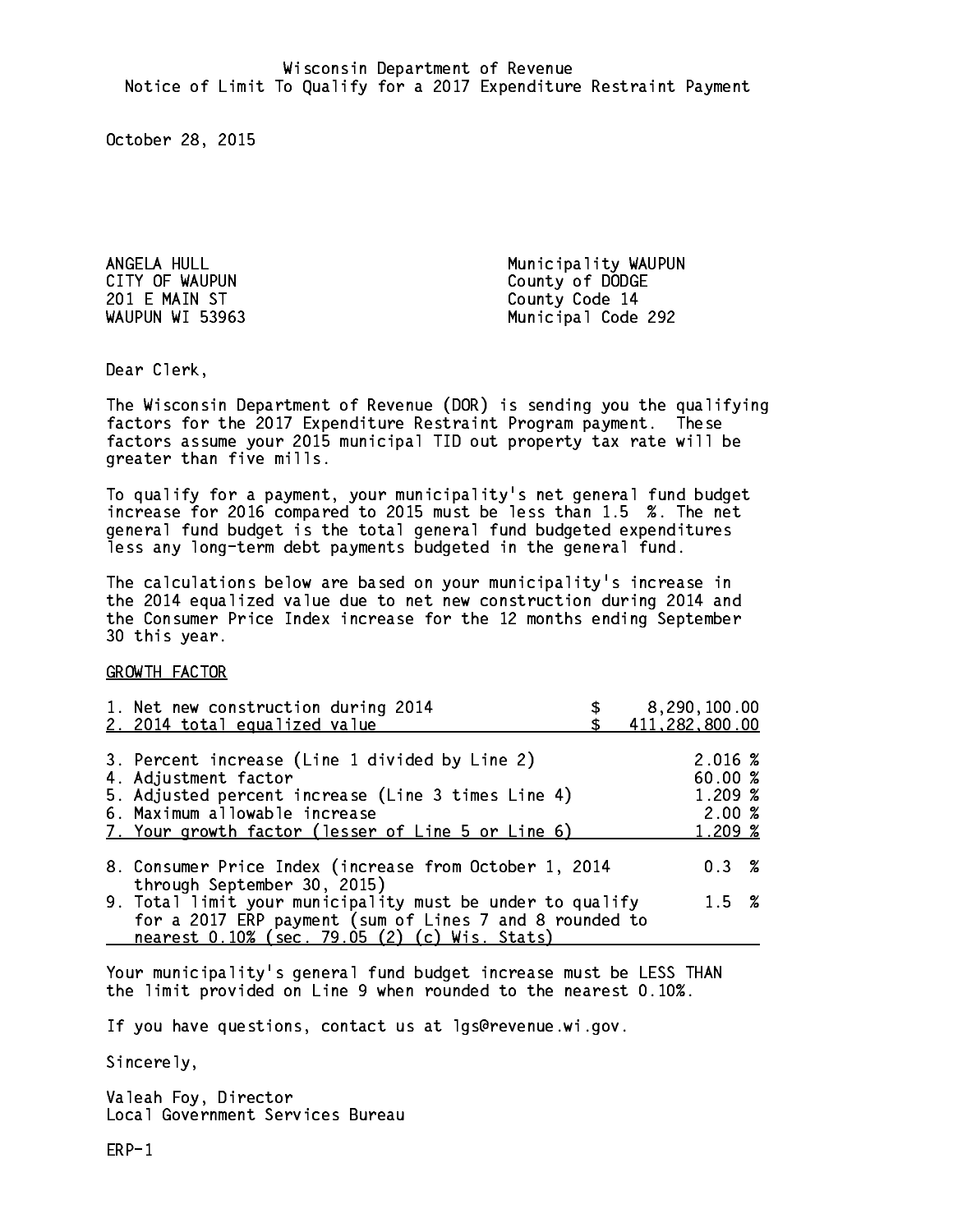Wisconsin Department of Revenue
Notice of Limit To Qualify for a 2017 Expenditure Restraint Payment

October 28, 2015

ANGELA HULL
CITY OF WAUPUN
201 E MAIN ST
WAUPUN WI 53963

Municipality WAUPUN
County of DODGE
County Code 14
Municipal Code 292

Dear Clerk,

The Wisconsin Department of Revenue (DOR) is sending you the qualifying factors for the 2017 Expenditure Restraint Program payment. These factors assume your 2015 municipal TID out property tax rate will be greater than five mills.

To qualify for a payment, your municipality's net general fund budget increase for 2016 compared to 2015 must be less than 1.5 %. The net general fund budget is the total general fund budgeted expenditures less any long-term debt payments budgeted in the general fund.

The calculations below are based on your municipality's increase in the 2014 equalized value due to net new construction during 2014 and the Consumer Price Index increase for the 12 months ending September 30 this year.

GROWTH FACTOR

| | |
|---|---|
| 1. Net new construction during 2014 | $ 8,290,100.00 |
| 2. 2014 total equalized value | $ 411,282,800.00 |
| 3. Percent increase (Line 1 divided by Line 2) | 2.016 % |
| 4. Adjustment factor | 60.00 % |
| 5. Adjusted percent increase (Line 3 times Line 4) | 1.209 % |
| 6. Maximum allowable increase | 2.00 % |
| 7. Your growth factor (lesser of Line 5 or Line 6) | 1.209 % |
| 8. Consumer Price Index (increase from October 1, 2014 through September 30, 2015) | 0.3 % |
| 9. Total limit your municipality must be under to qualify for a 2017 ERP payment (sum of Lines 7 and 8 rounded to nearest 0.10% (sec. 79.05 (2) (c) Wis. Stats) | 1.5 % |

Your municipality's general fund budget increase must be LESS THAN the limit provided on Line 9 when rounded to the nearest 0.10%.

If you have questions, contact us at lgs@revenue.wi.gov.

Sincerely,

Valeah Foy, Director
Local Government Services Bureau

ERP-1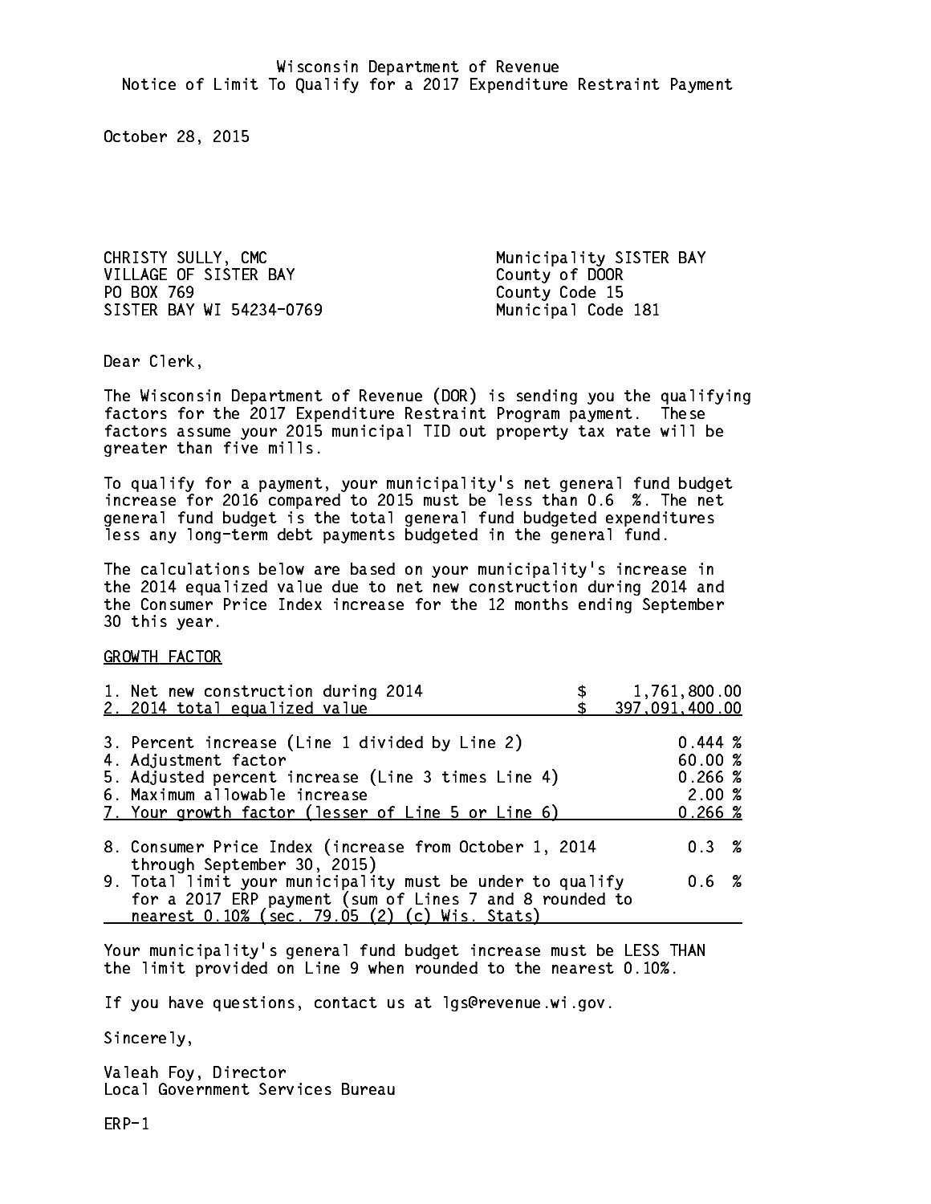Wisconsin Department of Revenue
Notice of Limit To Qualify for a 2017 Expenditure Restraint Payment

October 28, 2015

CHRISTY SULLY, CMC
VILLAGE OF SISTER BAY
PO BOX 769
SISTER BAY WI 54234-0769

Municipality SISTER BAY
County of DOOR
County Code 15
Municipal Code 181

Dear Clerk,

The Wisconsin Department of Revenue (DOR) is sending you the qualifying factors for the 2017 Expenditure Restraint Program payment. These factors assume your 2015 municipal TID out property tax rate will be greater than five mills.

To qualify for a payment, your municipality's net general fund budget increase for 2016 compared to 2015 must be less than 0.6 %. The net general fund budget is the total general fund budgeted expenditures less any long-term debt payments budgeted in the general fund.

The calculations below are based on your municipality's increase in the 2014 equalized value due to net new construction during 2014 and the Consumer Price Index increase for the 12 months ending September 30 this year.

GROWTH FACTOR

| | |
|---|---|
| 1. Net new construction during 2014 | $ 1,761,800.00 |
| 2. 2014 total equalized value | $ 397,091,400.00 |
| 3. Percent increase (Line 1 divided by Line 2) | 0.444 % |
| 4. Adjustment factor | 60.00 % |
| 5. Adjusted percent increase (Line 3 times Line 4) | 0.266 % |
| 6. Maximum allowable increase | 2.00 % |
| 7. Your growth factor (lesser of Line 5 or Line 6) | 0.266 % |
| 8. Consumer Price Index (increase from October 1, 2014 through September 30, 2015) | 0.3 % |
| 9. Total limit your municipality must be under to qualify for a 2017 ERP payment (sum of Lines 7 and 8 rounded to nearest 0.10% (sec. 79.05 (2) (c) Wis. Stats) | 0.6 % |

Your municipality's general fund budget increase must be LESS THAN the limit provided on Line 9 when rounded to the nearest 0.10%.

If you have questions, contact us at lgs@revenue.wi.gov.

Sincerely,

Valeah Foy, Director
Local Government Services Bureau

ERP-1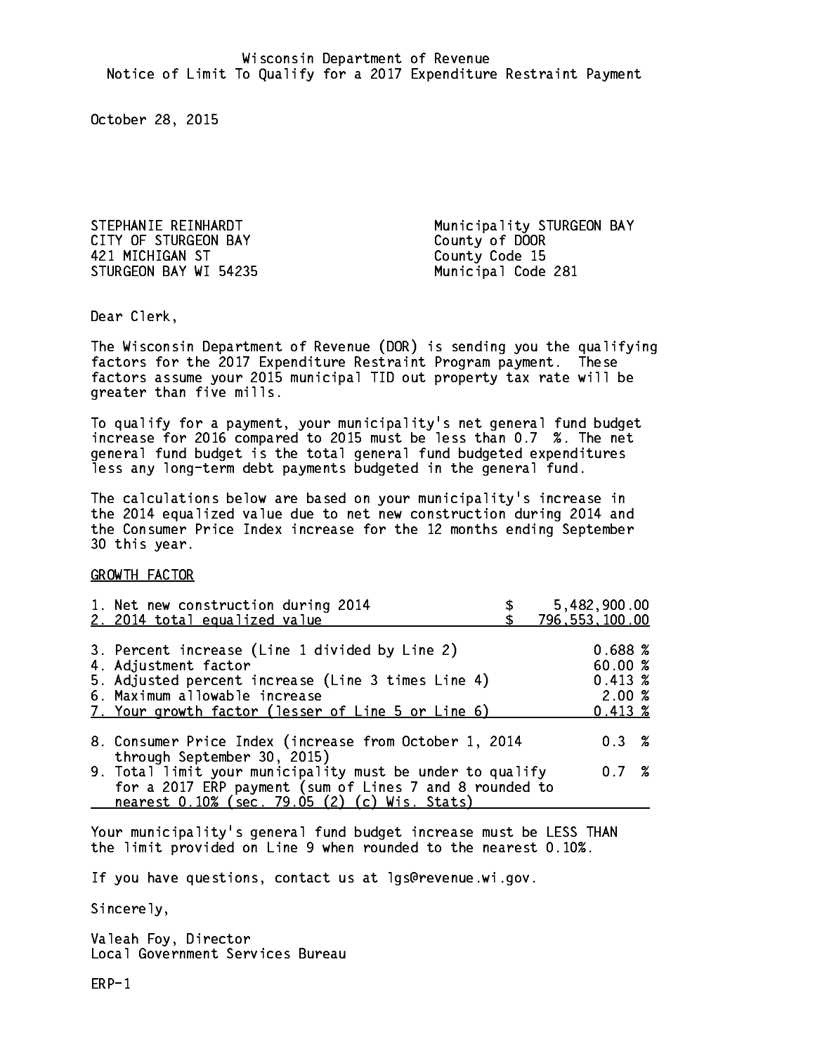Wisconsin Department of Revenue
Notice of Limit To Qualify for a 2017 Expenditure Restraint Payment

October 28, 2015

STEPHANIE REINHARDT
CITY OF STURGEON BAY
421 MICHIGAN ST
STURGEON BAY WI 54235

Municipality STURGEON BAY
County of DOOR
County Code 15
Municipal Code 281

Dear Clerk,

The Wisconsin Department of Revenue (DOR) is sending you the qualifying factors for the 2017 Expenditure Restraint Program payment. These factors assume your 2015 municipal TID out property tax rate will be greater than five mills.

To qualify for a payment, your municipality's net general fund budget increase for 2016 compared to 2015 must be less than 0.7 %. The net general fund budget is the total general fund budgeted expenditures less any long-term debt payments budgeted in the general fund.

The calculations below are based on your municipality's increase in the 2014 equalized value due to net new construction during 2014 and the Consumer Price Index increase for the 12 months ending September 30 this year.

GROWTH FACTOR

| | |
|---|---|
| 1. Net new construction during 2014 | $ 5,482,900.00 |
| 2. 2014 total equalized value | $ 796,553,100.00 |
| 3. Percent increase (Line 1 divided by Line 2) | 0.688 % |
| 4. Adjustment factor | 60.00 % |
| 5. Adjusted percent increase (Line 3 times Line 4) | 0.413 % |
| 6. Maximum allowable increase | 2.00 % |
| 7. Your growth factor (lesser of Line 5 or Line 6) | 0.413 % |
| 8. Consumer Price Index (increase from October 1, 2014 through September 30, 2015) | 0.3 % |
| 9. Total limit your municipality must be under to qualify for a 2017 ERP payment (sum of Lines 7 and 8 rounded to nearest 0.10% (sec. 79.05 (2) (c) Wis. Stats) | 0.7 % |

Your municipality's general fund budget increase must be LESS THAN the limit provided on Line 9 when rounded to the nearest 0.10%.

If you have questions, contact us at lgs@revenue.wi.gov.

Sincerely,

Valeah Foy, Director
Local Government Services Bureau

ERP-1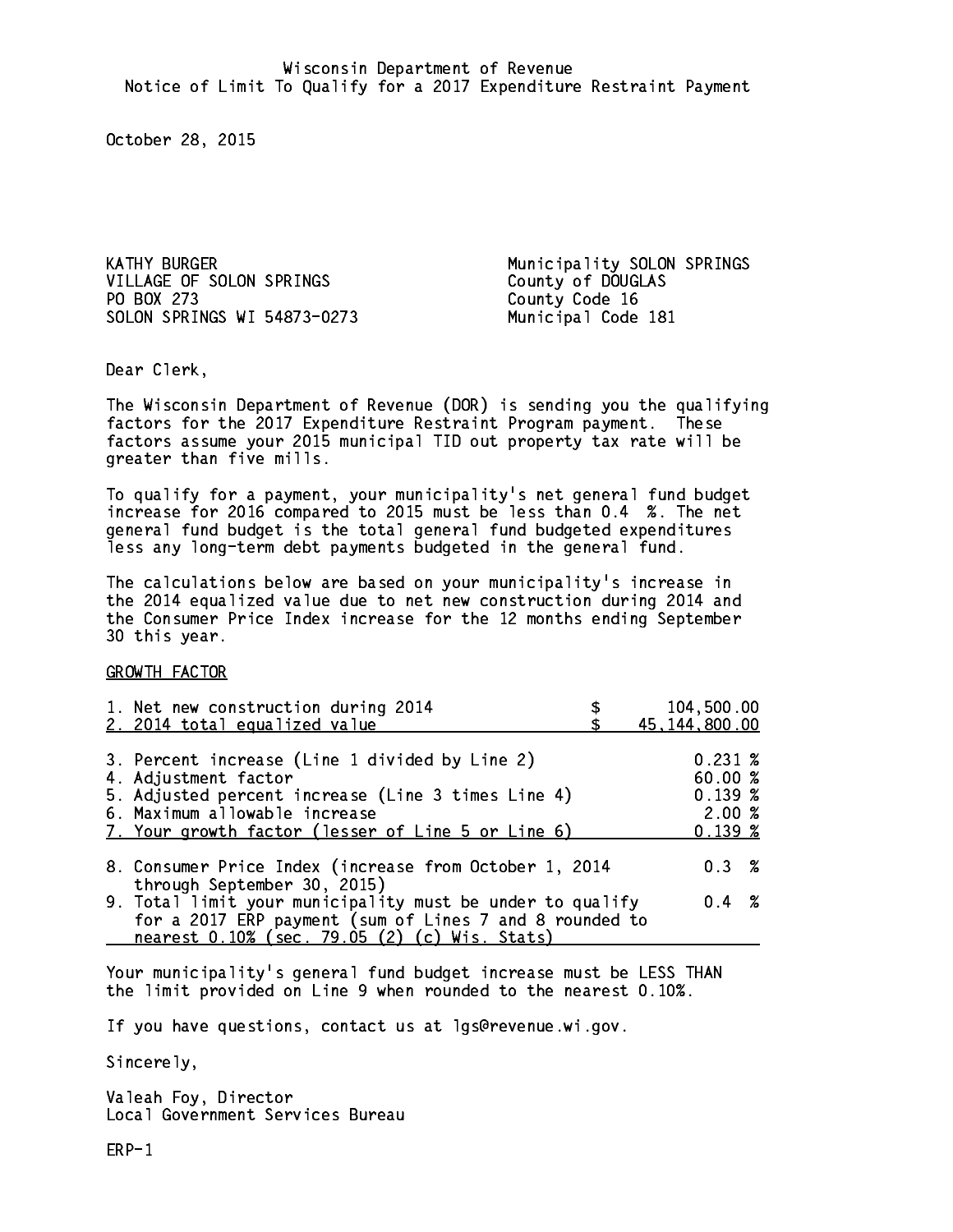Wisconsin Department of Revenue
Notice of Limit To Qualify for a 2017 Expenditure Restraint Payment

October 28, 2015

KATHY BURGER
VILLAGE OF SOLON SPRINGS
PO BOX 273
SOLON SPRINGS WI 54873-0273

Municipality SOLON SPRINGS
County of DOUGLAS
County Code 16
Municipal Code 181

Dear Clerk,

The Wisconsin Department of Revenue (DOR) is sending you the qualifying factors for the 2017 Expenditure Restraint Program payment. These factors assume your 2015 municipal TID out property tax rate will be greater than five mills.

To qualify for a payment, your municipality's net general fund budget increase for 2016 compared to 2015 must be less than 0.4 %. The net general fund budget is the total general fund budgeted expenditures less any long-term debt payments budgeted in the general fund.

The calculations below are based on your municipality's increase in the 2014 equalized value due to net new construction during 2014 and the Consumer Price Index increase for the 12 months ending September 30 this year.

GROWTH FACTOR

| | |
|---|---|
| 1. Net new construction during 2014 | $ 104,500.00 |
| 2. 2014 total equalized value | $ 45,144,800.00 |
| 3. Percent increase (Line 1 divided by Line 2) | 0.231 % |
| 4. Adjustment factor | 60.00 % |
| 5. Adjusted percent increase (Line 3 times Line 4) | 0.139 % |
| 6. Maximum allowable increase | 2.00 % |
| 7. Your growth factor (lesser of Line 5 or Line 6) | 0.139 % |
| 8. Consumer Price Index (increase from October 1, 2014 through September 30, 2015) | 0.3 % |
| 9. Total limit your municipality must be under to qualify for a 2017 ERP payment (sum of Lines 7 and 8 rounded to nearest 0.10% (sec. 79.05 (2) (c) Wis. Stats) | 0.4 % |

Your municipality's general fund budget increase must be LESS THAN the limit provided on Line 9 when rounded to the nearest 0.10%.

If you have questions, contact us at lgs@revenue.wi.gov.

Sincerely,

Valeah Foy, Director
Local Government Services Bureau

ERP-1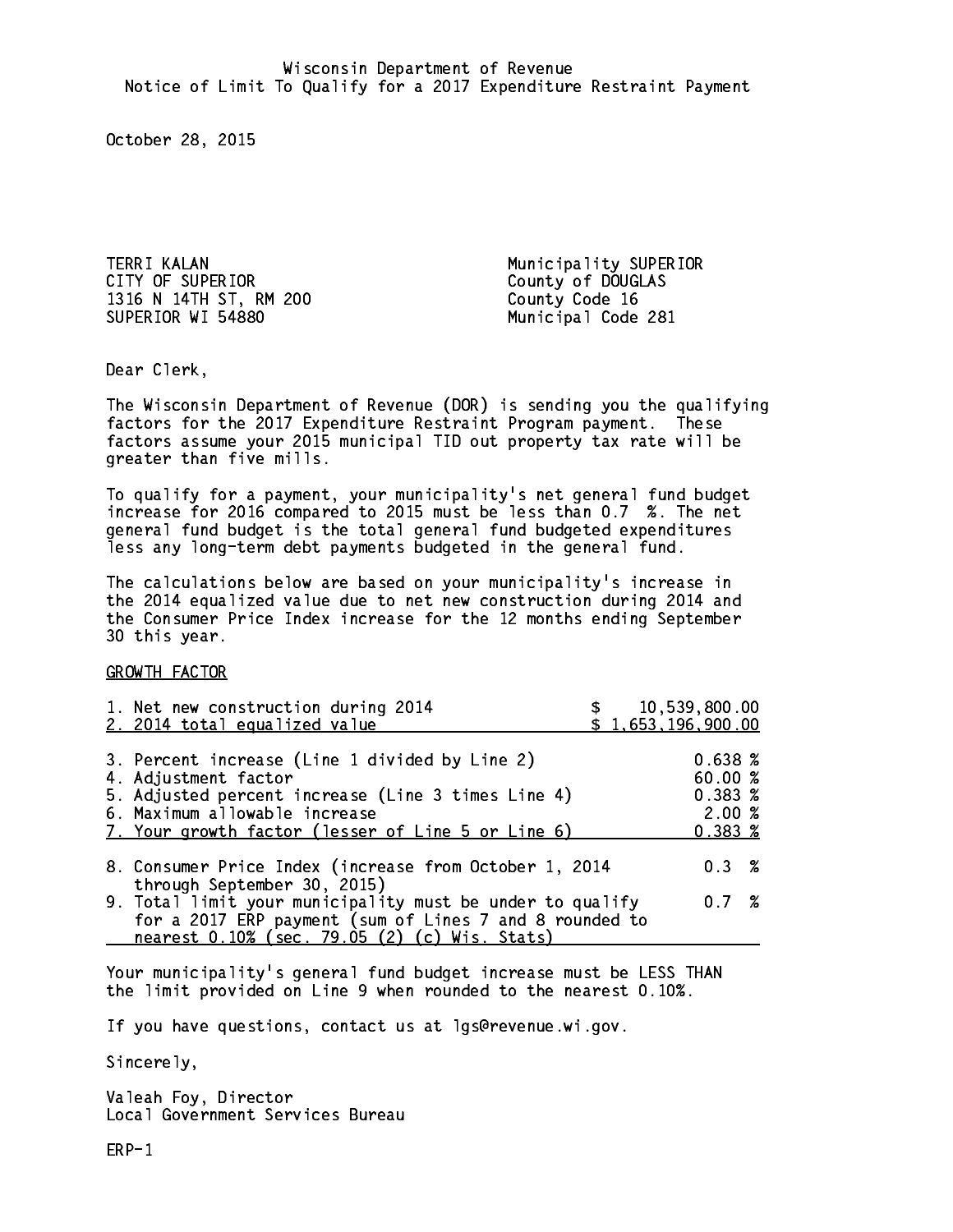Wisconsin Department of Revenue
Notice of Limit To Qualify for a 2017 Expenditure Restraint Payment

October 28, 2015

TERRI KALAN
CITY OF SUPERIOR
1316 N 14TH ST, RM 200
SUPERIOR WI 54880

Municipality SUPERIOR
County of DOUGLAS
County Code 16
Municipal Code 281

Dear Clerk,

The Wisconsin Department of Revenue (DOR) is sending you the qualifying factors for the 2017 Expenditure Restraint Program payment. These factors assume your 2015 municipal TID out property tax rate will be greater than five mills.

To qualify for a payment, your municipality's net general fund budget increase for 2016 compared to 2015 must be less than 0.7 %. The net general fund budget is the total general fund budgeted expenditures less any long-term debt payments budgeted in the general fund.

The calculations below are based on your municipality's increase in the 2014 equalized value due to net new construction during 2014 and the Consumer Price Index increase for the 12 months ending September 30 this year.

GROWTH FACTOR

| | |
|---|---|
| 1. Net new construction during 2014 | $ 10,539,800.00 |
| 2. 2014 total equalized value | $ 1,653,196,900.00 |
| 3. Percent increase (Line 1 divided by Line 2) | 0.638 % |
| 4. Adjustment factor | 60.00 % |
| 5. Adjusted percent increase (Line 3 times Line 4) | 0.383 % |
| 6. Maximum allowable increase | 2.00 % |
| 7. Your growth factor (lesser of Line 5 or Line 6) | 0.383 % |
| 8. Consumer Price Index (increase from October 1, 2014 through September 30, 2015) | 0.3 % |
| 9. Total limit your municipality must be under to qualify for a 2017 ERP payment (sum of Lines 7 and 8 rounded to nearest 0.10% (sec. 79.05 (2) (c) Wis. Stats) | 0.7 % |

Your municipality's general fund budget increase must be LESS THAN the limit provided on Line 9 when rounded to the nearest 0.10%.

If you have questions, contact us at lgs@revenue.wi.gov.

Sincerely,

Valeah Foy, Director
Local Government Services Bureau

ERP-1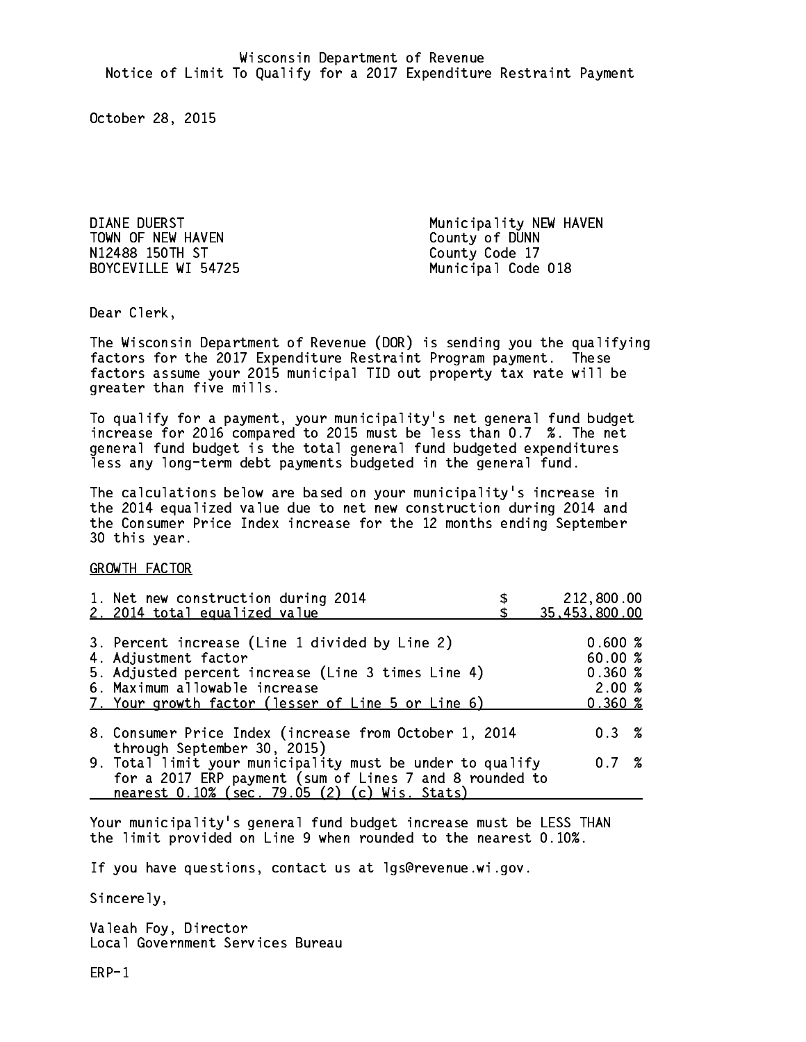Wisconsin Department of Revenue
Notice of Limit To Qualify for a 2017 Expenditure Restraint Payment

October 28, 2015

DIANE DUERST
TOWN OF NEW HAVEN
N12488 150TH ST
BOYCEVILLE WI 54725

Municipality NEW HAVEN
County of DUNN
County Code 17
Municipal Code 018

Dear Clerk,

The Wisconsin Department of Revenue (DOR) is sending you the qualifying factors for the 2017 Expenditure Restraint Program payment. These factors assume your 2015 municipal TID out property tax rate will be greater than five mills.

To qualify for a payment, your municipality's net general fund budget increase for 2016 compared to 2015 must be less than 0.7 %. The net general fund budget is the total general fund budgeted expenditures less any long-term debt payments budgeted in the general fund.

The calculations below are based on your municipality's increase in the 2014 equalized value due to net new construction during 2014 and the Consumer Price Index increase for the 12 months ending September 30 this year.

GROWTH FACTOR

| | |
|---|---|
| 1. Net new construction during 2014 | $ 212,800.00 |
| 2. 2014 total equalized value | $ 35,453,800.00 |
| 3. Percent increase (Line 1 divided by Line 2) | 0.600 % |
| 4. Adjustment factor | 60.00 % |
| 5. Adjusted percent increase (Line 3 times Line 4) | 0.360 % |
| 6. Maximum allowable increase | 2.00 % |
| 7. Your growth factor (lesser of Line 5 or Line 6) | 0.360 % |
| 8. Consumer Price Index (increase from October 1, 2014 through September 30, 2015) | 0.3 % |
| 9. Total limit your municipality must be under to qualify for a 2017 ERP payment (sum of Lines 7 and 8 rounded to nearest 0.10% (sec. 79.05 (2) (c) Wis. Stats) | 0.7 % |

Your municipality's general fund budget increase must be LESS THAN the limit provided on Line 9 when rounded to the nearest 0.10%.

If you have questions, contact us at lgs@revenue.wi.gov.

Sincerely,

Valeah Foy, Director
Local Government Services Bureau

ERP-1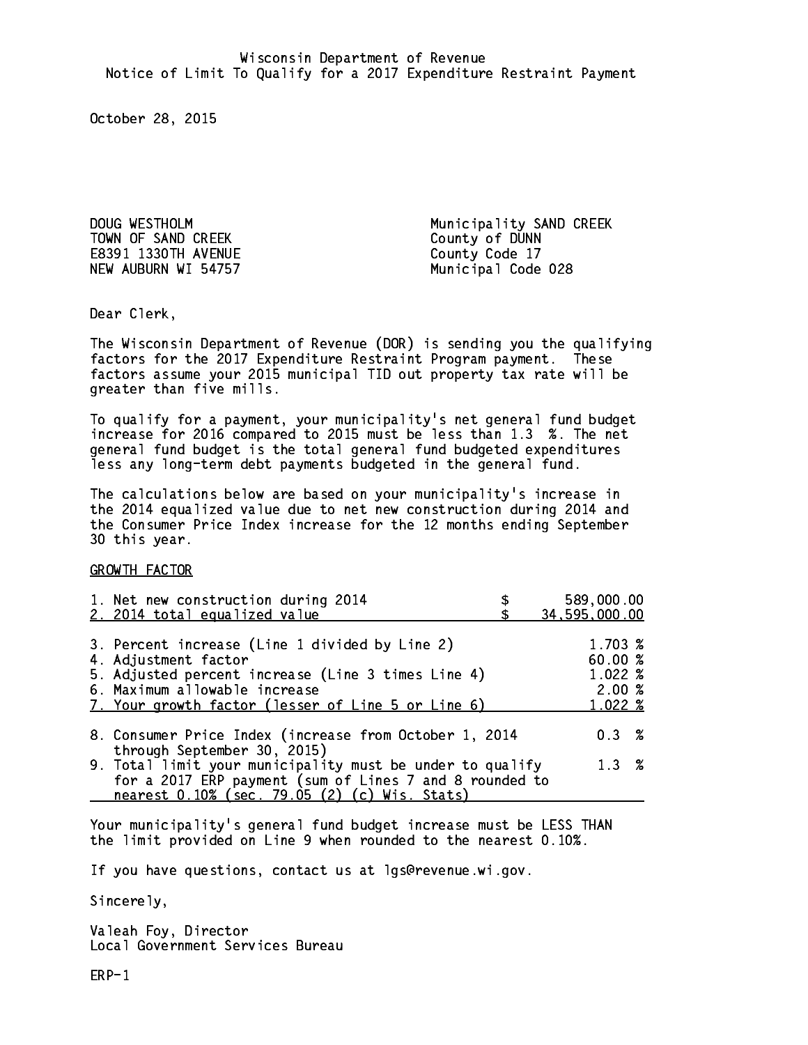Wisconsin Department of Revenue
Notice of Limit To Qualify for a 2017 Expenditure Restraint Payment

October 28, 2015

DOUG WESTHOLM
TOWN OF SAND CREEK
E8391 1330TH AVENUE
NEW AUBURN WI 54757

Municipality SAND CREEK
County of DUNN
County Code 17
Municipal Code 028

Dear Clerk,

The Wisconsin Department of Revenue (DOR) is sending you the qualifying factors for the 2017 Expenditure Restraint Program payment. These factors assume your 2015 municipal TID out property tax rate will be greater than five mills.

To qualify for a payment, your municipality's net general fund budget increase for 2016 compared to 2015 must be less than 1.3 %. The net general fund budget is the total general fund budgeted expenditures less any long-term debt payments budgeted in the general fund.

The calculations below are based on your municipality's increase in the 2014 equalized value due to net new construction during 2014 and the Consumer Price Index increase for the 12 months ending September 30 this year.

GROWTH FACTOR

| | |
|---|---|
| 1. Net new construction during 2014 | $ 589,000.00 |
| 2. 2014 total equalized value | $ 34,595,000.00 |
| 3. Percent increase (Line 1 divided by Line 2) | 1.703 % |
| 4. Adjustment factor | 60.00 % |
| 5. Adjusted percent increase (Line 3 times Line 4) | 1.022 % |
| 6. Maximum allowable increase | 2.00 % |
| 7. Your growth factor (lesser of Line 5 or Line 6) | 1.022 % |
| 8. Consumer Price Index (increase from October 1, 2014 through September 30, 2015) | 0.3 % |
| 9. Total limit your municipality must be under to qualify for a 2017 ERP payment (sum of Lines 7 and 8 rounded to nearest 0.10% (sec. 79.05 (2) (c) Wis. Stats) | 1.3 % |

Your municipality's general fund budget increase must be LESS THAN the limit provided on Line 9 when rounded to the nearest 0.10%.

If you have questions, contact us at lgs@revenue.wi.gov.

Sincerely,

Valeah Foy, Director
Local Government Services Bureau

ERP-1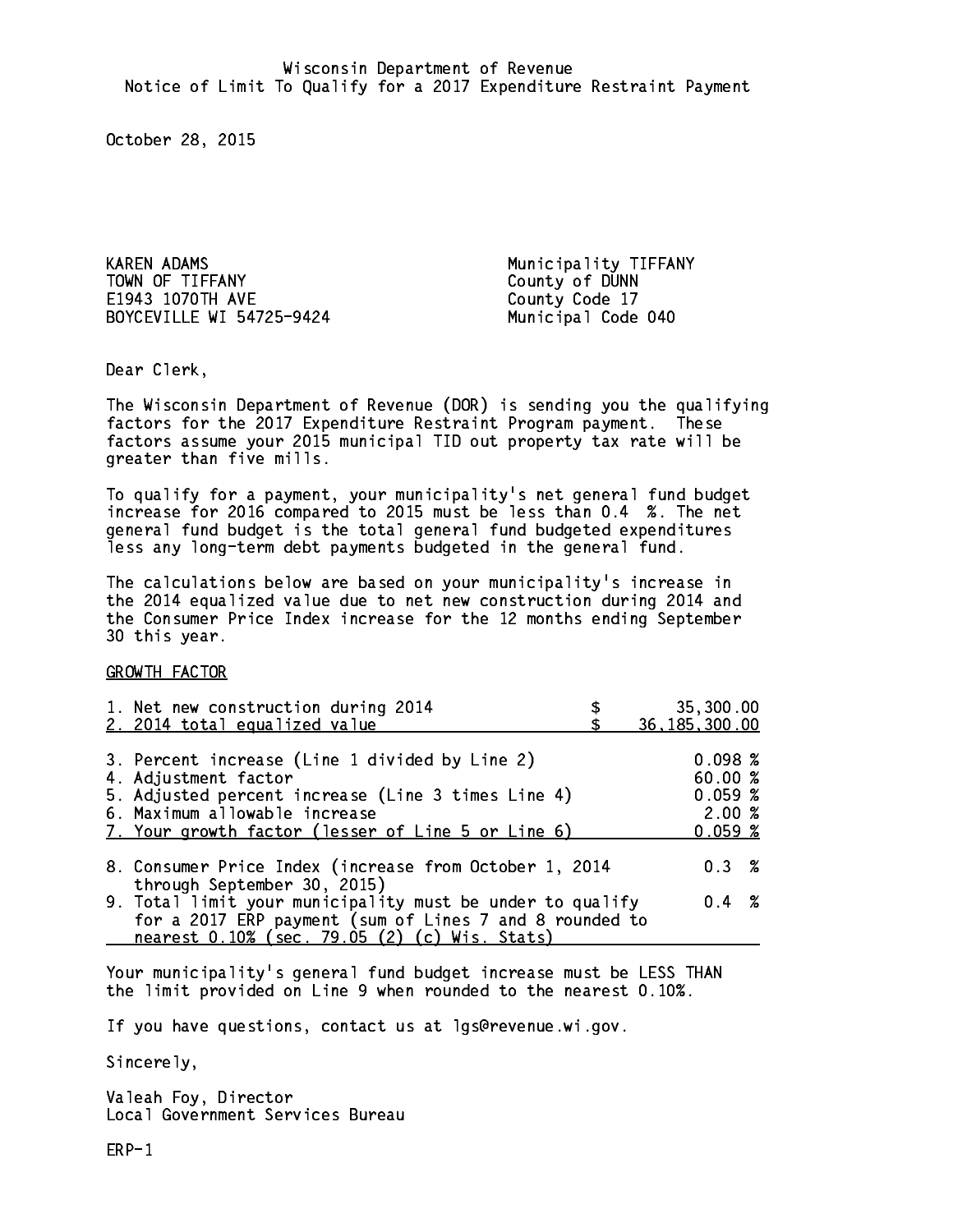Wisconsin Department of Revenue
Notice of Limit To Qualify for a 2017 Expenditure Restraint Payment

October 28, 2015

KAREN ADAMS
TOWN OF TIFFANY
E1943 1070TH AVE
BOYCEVILLE WI 54725-9424

Municipality TIFFANY
County of DUNN
County Code 17
Municipal Code 040

Dear Clerk,

The Wisconsin Department of Revenue (DOR) is sending you the qualifying factors for the 2017 Expenditure Restraint Program payment. These factors assume your 2015 municipal TID out property tax rate will be greater than five mills.

To qualify for a payment, your municipality's net general fund budget increase for 2016 compared to 2015 must be less than 0.4 %. The net general fund budget is the total general fund budgeted expenditures less any long-term debt payments budgeted in the general fund.

The calculations below are based on your municipality's increase in the 2014 equalized value due to net new construction during 2014 and the Consumer Price Index increase for the 12 months ending September 30 this year.

GROWTH FACTOR

| | |
|---|---|
| 1. Net new construction during 2014 | $ 35,300.00 |
| 2. 2014 total equalized value | $ 36,185,300.00 |
| 3. Percent increase (Line 1 divided by Line 2) | 0.098 % |
| 4. Adjustment factor | 60.00 % |
| 5. Adjusted percent increase (Line 3 times Line 4) | 0.059 % |
| 6. Maximum allowable increase | 2.00 % |
| 7. Your growth factor (lesser of Line 5 or Line 6) | 0.059 % |
| 8. Consumer Price Index (increase from October 1, 2014 through September 30, 2015) | 0.3 % |
| 9. Total limit your municipality must be under to qualify for a 2017 ERP payment (sum of Lines 7 and 8 rounded to nearest 0.10% (sec. 79.05 (2) (c) Wis. Stats) | 0.4 % |

Your municipality's general fund budget increase must be LESS THAN the limit provided on Line 9 when rounded to the nearest 0.10%.

If you have questions, contact us at lgs@revenue.wi.gov.

Sincerely,

Valeah Foy, Director
Local Government Services Bureau

ERP-1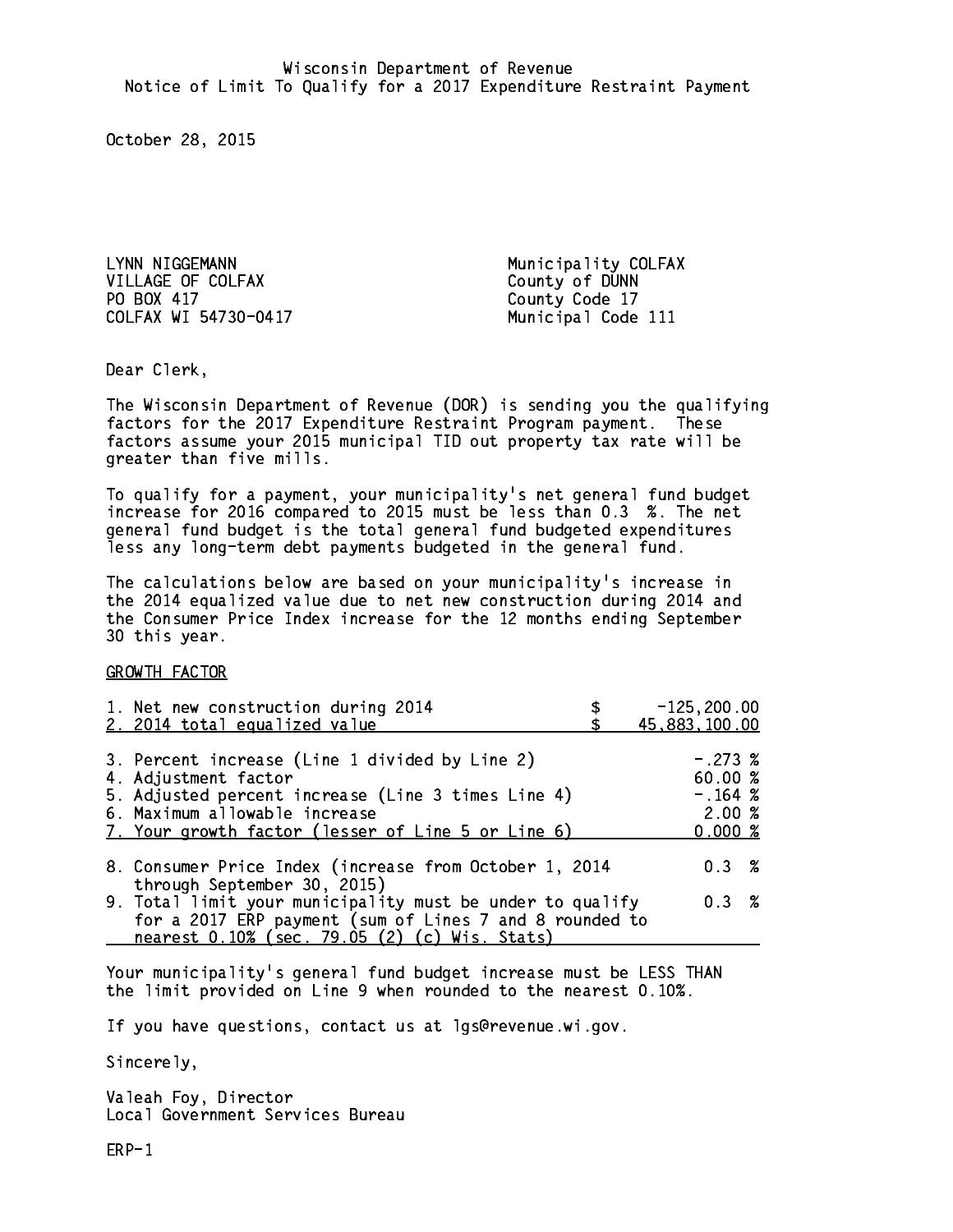Wisconsin Department of Revenue
Notice of Limit To Qualify for a 2017 Expenditure Restraint Payment

October 28, 2015

LYNN NIGGEMANN
VILLAGE OF COLFAX
PO BOX 417
COLFAX WI 54730-0417

Municipality COLFAX
County of DUNN
County Code 17
Municipal Code 111

Dear Clerk,

The Wisconsin Department of Revenue (DOR) is sending you the qualifying factors for the 2017 Expenditure Restraint Program payment. These factors assume your 2015 municipal TID out property tax rate will be greater than five mills.

To qualify for a payment, your municipality's net general fund budget increase for 2016 compared to 2015 must be less than 0.3 %. The net general fund budget is the total general fund budgeted expenditures less any long-term debt payments budgeted in the general fund.

The calculations below are based on your municipality's increase in the 2014 equalized value due to net new construction during 2014 and the Consumer Price Index increase for the 12 months ending September 30 this year.

GROWTH FACTOR

| | |
|---|---|
| 1. Net new construction during 2014 | $ -125,200.00 |
| 2. 2014 total equalized value | $ 45,883,100.00 |
| 3. Percent increase (Line 1 divided by Line 2) | -.273 % |
| 4. Adjustment factor | 60.00 % |
| 5. Adjusted percent increase (Line 3 times Line 4) | -.164 % |
| 6. Maximum allowable increase | 2.00 % |
| 7. Your growth factor (lesser of Line 5 or Line 6) | 0.000 % |
| 8. Consumer Price Index (increase from October 1, 2014 through September 30, 2015) | 0.3 % |
| 9. Total limit your municipality must be under to qualify for a 2017 ERP payment (sum of Lines 7 and 8 rounded to nearest 0.10% (sec. 79.05 (2) (c) Wis. Stats) | 0.3 % |

Your municipality's general fund budget increase must be LESS THAN the limit provided on Line 9 when rounded to the nearest 0.10%.

If you have questions, contact us at lgs@revenue.wi.gov.

Sincerely,

Valeah Foy, Director
Local Government Services Bureau

ERP-1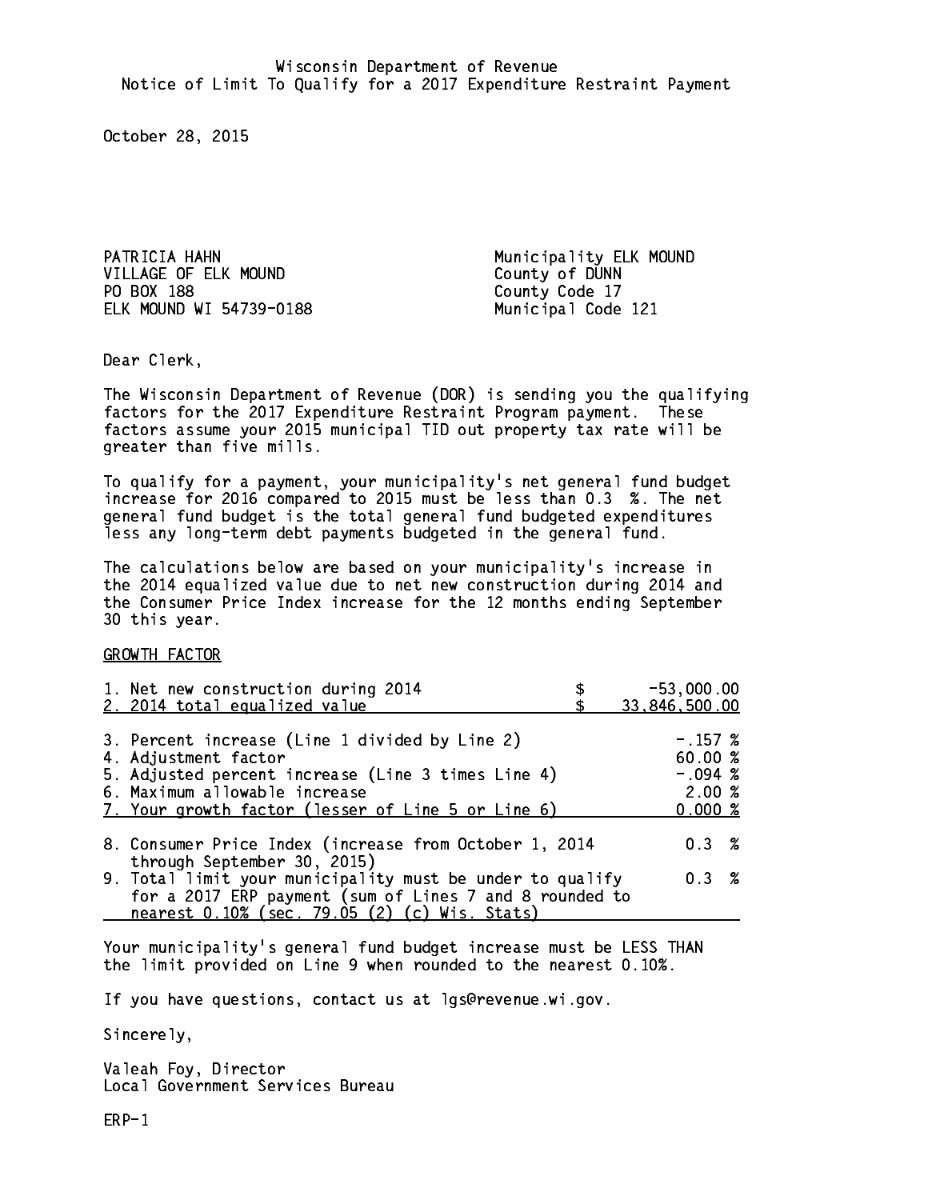Wisconsin Department of Revenue
Notice of Limit To Qualify for a 2017 Expenditure Restraint Payment

October 28, 2015

PATRICIA HAHN
VILLAGE OF ELK MOUND
PO BOX 188
ELK MOUND WI 54739-0188

Municipality ELK MOUND
County of DUNN
County Code 17
Municipal Code 121

Dear Clerk,

The Wisconsin Department of Revenue (DOR) is sending you the qualifying factors for the 2017 Expenditure Restraint Program payment. These factors assume your 2015 municipal TID out property tax rate will be greater than five mills.

To qualify for a payment, your municipality's net general fund budget increase for 2016 compared to 2015 must be less than 0.3 %. The net general fund budget is the total general fund budgeted expenditures less any long-term debt payments budgeted in the general fund.

The calculations below are based on your municipality's increase in the 2014 equalized value due to net new construction during 2014 and the Consumer Price Index increase for the 12 months ending September 30 this year.

GROWTH FACTOR

| | |
|---|---|
| 1. Net new construction during 2014 | $ -53,000.00 |
| 2. 2014 total equalized value | $ 33,846,500.00 |
| 3. Percent increase (Line 1 divided by Line 2) | -.157 % |
| 4. Adjustment factor | 60.00 % |
| 5. Adjusted percent increase (Line 3 times Line 4) | -.094 % |
| 6. Maximum allowable increase | 2.00 % |
| 7. Your growth factor (lesser of Line 5 or Line 6) | 0.000 % |
| 8. Consumer Price Index (increase from October 1, 2014 through September 30, 2015) | 0.3 % |
| 9. Total limit your municipality must be under to qualify for a 2017 ERP payment (sum of Lines 7 and 8 rounded to nearest 0.10% (sec. 79.05 (2) (c) Wis. Stats) | 0.3 % |

Your municipality's general fund budget increase must be LESS THAN the limit provided on Line 9 when rounded to the nearest 0.10%.

If you have questions, contact us at lgs@revenue.wi.gov.

Sincerely,

Valeah Foy, Director
Local Government Services Bureau

ERP-1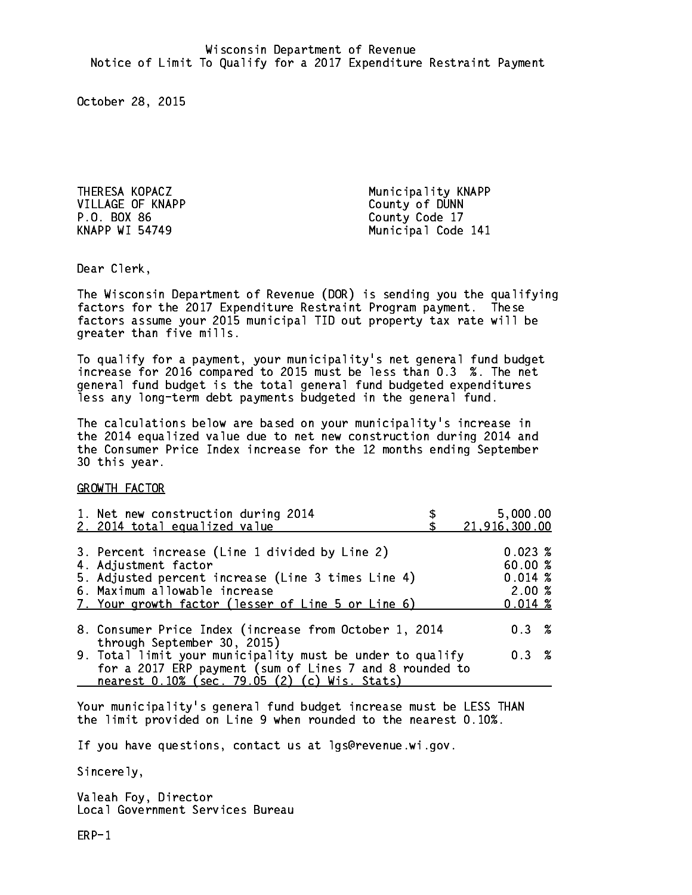Wisconsin Department of Revenue
Notice of Limit To Qualify for a 2017 Expenditure Restraint Payment

October 28, 2015

THERESA KOPACZ
VILLAGE OF KNAPP
P.O. BOX 86
KNAPP WI 54749

Municipality KNAPP
County of DUNN
County Code 17
Municipal Code 141

Dear Clerk,

The Wisconsin Department of Revenue (DOR) is sending you the qualifying factors for the 2017 Expenditure Restraint Program payment. These factors assume your 2015 municipal TID out property tax rate will be greater than five mills.

To qualify for a payment, your municipality's net general fund budget increase for 2016 compared to 2015 must be less than 0.3 %. The net general fund budget is the total general fund budgeted expenditures less any long-term debt payments budgeted in the general fund.

The calculations below are based on your municipality's increase in the 2014 equalized value due to net new construction during 2014 and the Consumer Price Index increase for the 12 months ending September 30 this year.

GROWTH FACTOR

| | |
|---|---|
| 1. Net new construction during 2014 | $ 5,000.00 |
| 2. 2014 total equalized value | $ 21,916,300.00 |
| 3. Percent increase (Line 1 divided by Line 2) | 0.023 % |
| 4. Adjustment factor | 60.00 % |
| 5. Adjusted percent increase (Line 3 times Line 4) | 0.014 % |
| 6. Maximum allowable increase | 2.00 % |
| 7. Your growth factor (lesser of Line 5 or Line 6) | 0.014 % |
| 8. Consumer Price Index (increase from October 1, 2014 through September 30, 2015) | 0.3 % |
| 9. Total limit your municipality must be under to qualify for a 2017 ERP payment (sum of Lines 7 and 8 rounded to nearest 0.10% (sec. 79.05 (2) (c) Wis. Stats) | 0.3 % |

Your municipality's general fund budget increase must be LESS THAN the limit provided on Line 9 when rounded to the nearest 0.10%.

If you have questions, contact us at lgs@revenue.wi.gov.

Sincerely,

Valeah Foy, Director
Local Government Services Bureau

ERP-1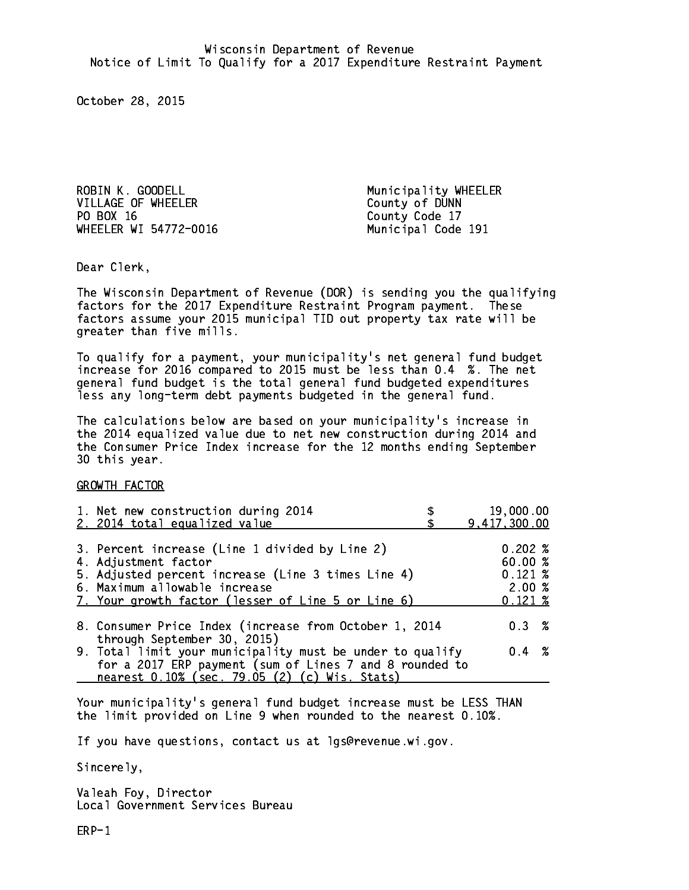Wisconsin Department of Revenue
Notice of Limit To Qualify for a 2017 Expenditure Restraint Payment

October 28, 2015

ROBIN K. GOODELL
VILLAGE OF WHEELER
PO BOX 16
WHEELER WI 54772-0016

Municipality WHEELER
County of DUNN
County Code 17
Municipal Code 191

Dear Clerk,

The Wisconsin Department of Revenue (DOR) is sending you the qualifying factors for the 2017 Expenditure Restraint Program payment. These factors assume your 2015 municipal TID out property tax rate will be greater than five mills.

To qualify for a payment, your municipality's net general fund budget increase for 2016 compared to 2015 must be less than 0.4 %. The net general fund budget is the total general fund budgeted expenditures less any long-term debt payments budgeted in the general fund.

The calculations below are based on your municipality's increase in the 2014 equalized value due to net new construction during 2014 and the Consumer Price Index increase for the 12 months ending September 30 this year.

GROWTH FACTOR

| | |
|---|---|
| 1. Net new construction during 2014 | $ 19,000.00 |
| 2. 2014 total equalized value | $ 9,417,300.00 |
| 3. Percent increase (Line 1 divided by Line 2) | 0.202 % |
| 4. Adjustment factor | 60.00 % |
| 5. Adjusted percent increase (Line 3 times Line 4) | 0.121 % |
| 6. Maximum allowable increase | 2.00 % |
| 7. Your growth factor (lesser of Line 5 or Line 6) | 0.121 % |
| 8. Consumer Price Index (increase from October 1, 2014 through September 30, 2015) | 0.3 % |
| 9. Total limit your municipality must be under to qualify for a 2017 ERP payment (sum of Lines 7 and 8 rounded to nearest 0.10% (sec. 79.05 (2) (c) Wis. Stats) | 0.4 % |

Your municipality's general fund budget increase must be LESS THAN the limit provided on Line 9 when rounded to the nearest 0.10%.

If you have questions, contact us at lgs@revenue.wi.gov.

Sincerely,

Valeah Foy, Director
Local Government Services Bureau

ERP-1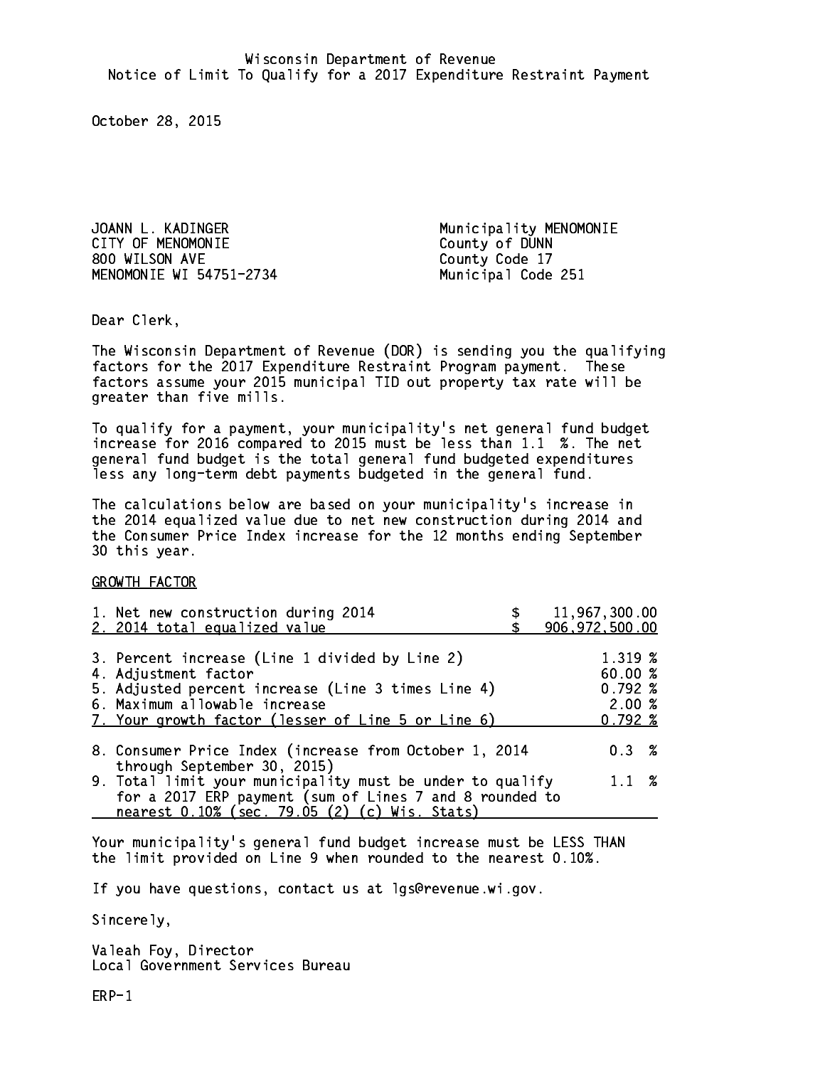Wisconsin Department of Revenue
Notice of Limit To Qualify for a 2017 Expenditure Restraint Payment

October 28, 2015

JOANN L. KADINGER
CITY OF MENOMONIE
800 WILSON AVE
MENOMONIE WI 54751-2734

Municipality MENOMONIE
County of DUNN
County Code 17
Municipal Code 251

Dear Clerk,

The Wisconsin Department of Revenue (DOR) is sending you the qualifying factors for the 2017 Expenditure Restraint Program payment. These factors assume your 2015 municipal TID out property tax rate will be greater than five mills.

To qualify for a payment, your municipality's net general fund budget increase for 2016 compared to 2015 must be less than 1.1 %. The net general fund budget is the total general fund budgeted expenditures less any long-term debt payments budgeted in the general fund.

The calculations below are based on your municipality's increase in the 2014 equalized value due to net new construction during 2014 and the Consumer Price Index increase for the 12 months ending September 30 this year.

GROWTH FACTOR

| | |
|---|---|
| 1. Net new construction during 2014 | $ 11,967,300.00 |
| 2. 2014 total equalized value | $ 906,972,500.00 |
| 3. Percent increase (Line 1 divided by Line 2) | 1.319 % |
| 4. Adjustment factor | 60.00 % |
| 5. Adjusted percent increase (Line 3 times Line 4) | 0.792 % |
| 6. Maximum allowable increase | 2.00 % |
| 7. Your growth factor (lesser of Line 5 or Line 6) | 0.792 % |
| 8. Consumer Price Index (increase from October 1, 2014 through September 30, 2015) | 0.3 % |
| 9. Total limit your municipality must be under to qualify for a 2017 ERP payment (sum of Lines 7 and 8 rounded to nearest 0.10% (sec. 79.05 (2) (c) Wis. Stats) | 1.1 % |

Your municipality's general fund budget increase must be LESS THAN the limit provided on Line 9 when rounded to the nearest 0.10%.

If you have questions, contact us at lgs@revenue.wi.gov.

Sincerely,

Valeah Foy, Director
Local Government Services Bureau

ERP-1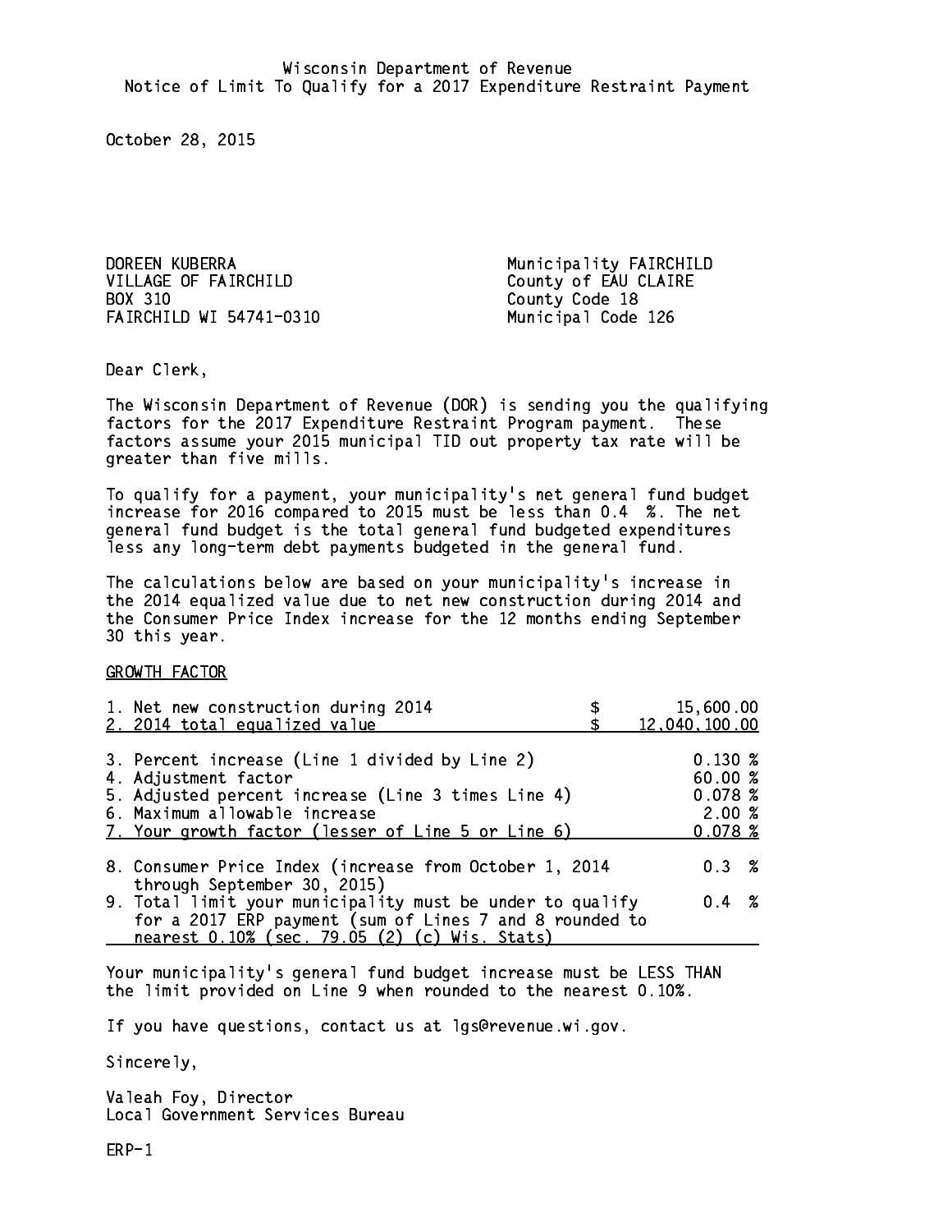Wisconsin Department of Revenue
Notice of Limit To Qualify for a 2017 Expenditure Restraint Payment

October 28, 2015

DOREEN KUBERRA
VILLAGE OF FAIRCHILD
BOX 310
FAIRCHILD WI 54741-0310

Municipality FAIRCHILD
County of EAU CLAIRE
County Code 18
Municipal Code 126

Dear Clerk,

The Wisconsin Department of Revenue (DOR) is sending you the qualifying factors for the 2017 Expenditure Restraint Program payment. These factors assume your 2015 municipal TID out property tax rate will be greater than five mills.

To qualify for a payment, your municipality's net general fund budget increase for 2016 compared to 2015 must be less than 0.4 %. The net general fund budget is the total general fund budgeted expenditures less any long-term debt payments budgeted in the general fund.

The calculations below are based on your municipality's increase in the 2014 equalized value due to net new construction during 2014 and the Consumer Price Index increase for the 12 months ending September 30 this year.

GROWTH FACTOR

| | | |
|---|---|---|
| 1. Net new construction during 2014 | $ | 15,600.00 |
| 2. 2014 total equalized value | $ | 12,040,100.00 |
| 3. Percent increase (Line 1 divided by Line 2) | | 0.130 % |
| 4. Adjustment factor | | 60.00 % |
| 5. Adjusted percent increase (Line 3 times Line 4) | | 0.078 % |
| 6. Maximum allowable increase | | 2.00 % |
| 7. Your growth factor (lesser of Line 5 or Line 6) | | 0.078 % |
| 8. Consumer Price Index (increase from October 1, 2014 through September 30, 2015) | | 0.3 % |
| 9. Total limit your municipality must be under to qualify for a 2017 ERP payment (sum of Lines 7 and 8 rounded to nearest 0.10% (sec. 79.05 (2) (c) Wis. Stats) | | 0.4 % |

Your municipality's general fund budget increase must be LESS THAN the limit provided on Line 9 when rounded to the nearest 0.10%.

If you have questions, contact us at lgs@revenue.wi.gov.

Sincerely,

Valeah Foy, Director
Local Government Services Bureau

ERP-1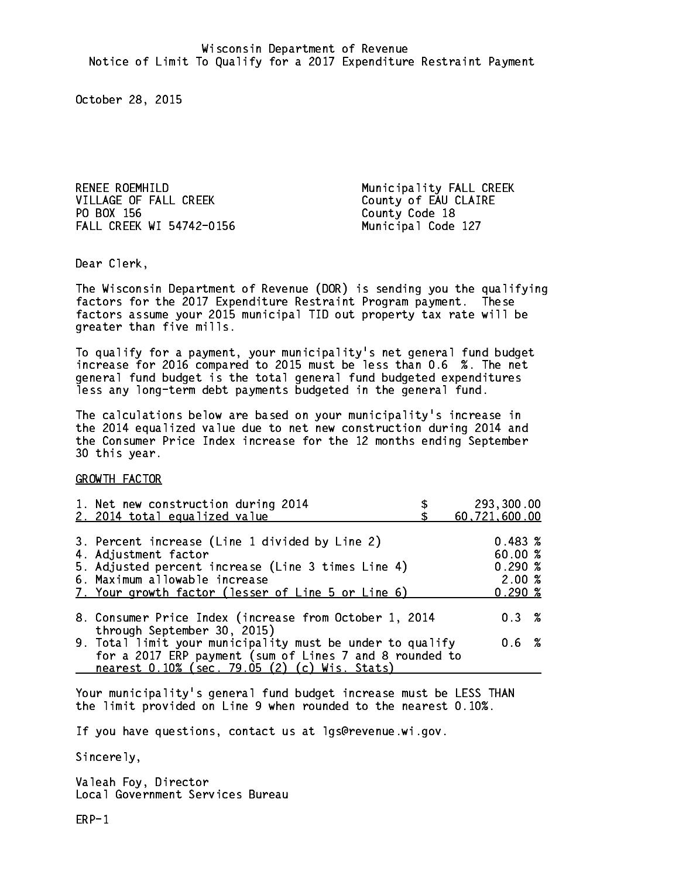Wisconsin Department of Revenue
Notice of Limit To Qualify for a 2017 Expenditure Restraint Payment

October 28, 2015

RENEE ROEMHILD
VILLAGE OF FALL CREEK
PO BOX 156
FALL CREEK WI 54742-0156

Municipality FALL CREEK
County of EAU CLAIRE
County Code 18
Municipal Code 127

Dear Clerk,

The Wisconsin Department of Revenue (DOR) is sending you the qualifying factors for the 2017 Expenditure Restraint Program payment. These factors assume your 2015 municipal TID out property tax rate will be greater than five mills.

To qualify for a payment, your municipality's net general fund budget increase for 2016 compared to 2015 must be less than 0.6 %. The net general fund budget is the total general fund budgeted expenditures less any long-term debt payments budgeted in the general fund.

The calculations below are based on your municipality's increase in the 2014 equalized value due to net new construction during 2014 and the Consumer Price Index increase for the 12 months ending September 30 this year.

GROWTH FACTOR

| | |
|---|---|
| 1. Net new construction during 2014 | $ 293,300.00 |
| 2. 2014 total equalized value | $ 60,721,600.00 |
| 3. Percent increase (Line 1 divided by Line 2) | 0.483 % |
| 4. Adjustment factor | 60.00 % |
| 5. Adjusted percent increase (Line 3 times Line 4) | 0.290 % |
| 6. Maximum allowable increase | 2.00 % |
| 7. Your growth factor (lesser of Line 5 or Line 6) | 0.290 % |
| 8. Consumer Price Index (increase from October 1, 2014 through September 30, 2015) | 0.3 % |
| 9. Total limit your municipality must be under to qualify for a 2017 ERP payment (sum of Lines 7 and 8 rounded to nearest 0.10% (sec. 79.05 (2) (c) Wis. Stats) | 0.6 % |

Your municipality's general fund budget increase must be LESS THAN the limit provided on Line 9 when rounded to the nearest 0.10%.

If you have questions, contact us at lgs@revenue.wi.gov.

Sincerely,

Valeah Foy, Director
Local Government Services Bureau

ERP-1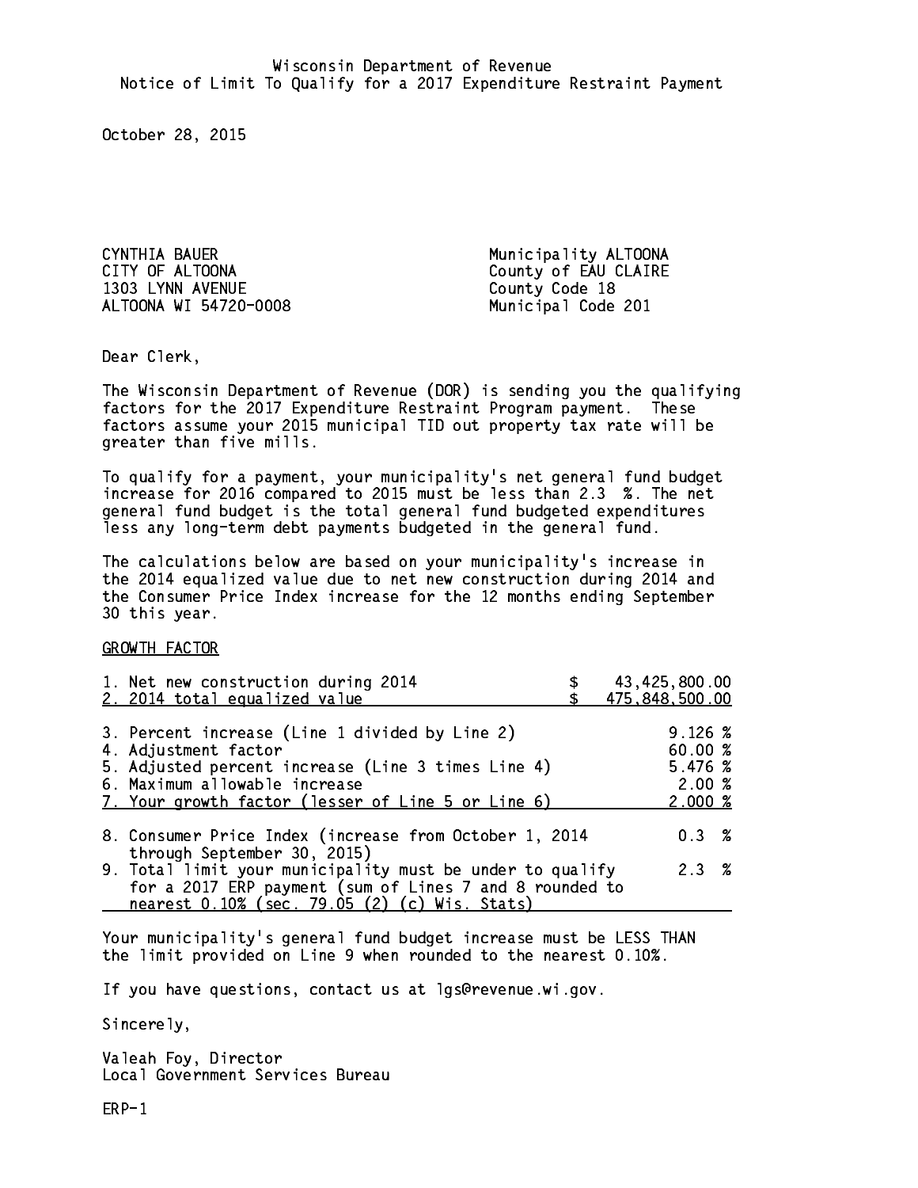Wisconsin Department of Revenue
Notice of Limit To Qualify for a 2017 Expenditure Restraint Payment

October 28, 2015

CYNTHIA BAUER
CITY OF ALTOONA
1303 LYNN AVENUE
ALTOONA WI 54720-0008

Municipality ALTOONA
County of EAU CLAIRE
County Code 18
Municipal Code 201

Dear Clerk,

The Wisconsin Department of Revenue (DOR) is sending you the qualifying factors for the 2017 Expenditure Restraint Program payment. These factors assume your 2015 municipal TID out property tax rate will be greater than five mills.

To qualify for a payment, your municipality's net general fund budget increase for 2016 compared to 2015 must be less than 2.3 %. The net general fund budget is the total general fund budgeted expenditures less any long-term debt payments budgeted in the general fund.

The calculations below are based on your municipality's increase in the 2014 equalized value due to net new construction during 2014 and the Consumer Price Index increase for the 12 months ending September 30 this year.

GROWTH FACTOR

| | |
|---|---|
| 1. Net new construction during 2014 | $ 43,425,800.00 |
| 2. 2014 total equalized value | $ 475,848,500.00 |
| 3. Percent increase (Line 1 divided by Line 2) | 9.126 % |
| 4. Adjustment factor | 60.00 % |
| 5. Adjusted percent increase (Line 3 times Line 4) | 5.476 % |
| 6. Maximum allowable increase | 2.00 % |
| 7. Your growth factor (lesser of Line 5 or Line 6) | 2.000 % |
| 8. Consumer Price Index (increase from October 1, 2014 through September 30, 2015) | 0.3 % |
| 9. Total limit your municipality must be under to qualify for a 2017 ERP payment (sum of Lines 7 and 8 rounded to nearest 0.10% (sec. 79.05 (2) (c) Wis. Stats) | 2.3 % |

Your municipality's general fund budget increase must be LESS THAN the limit provided on Line 9 when rounded to the nearest 0.10%.

If you have questions, contact us at lgs@revenue.wi.gov.

Sincerely,

Valeah Foy, Director
Local Government Services Bureau

ERP-1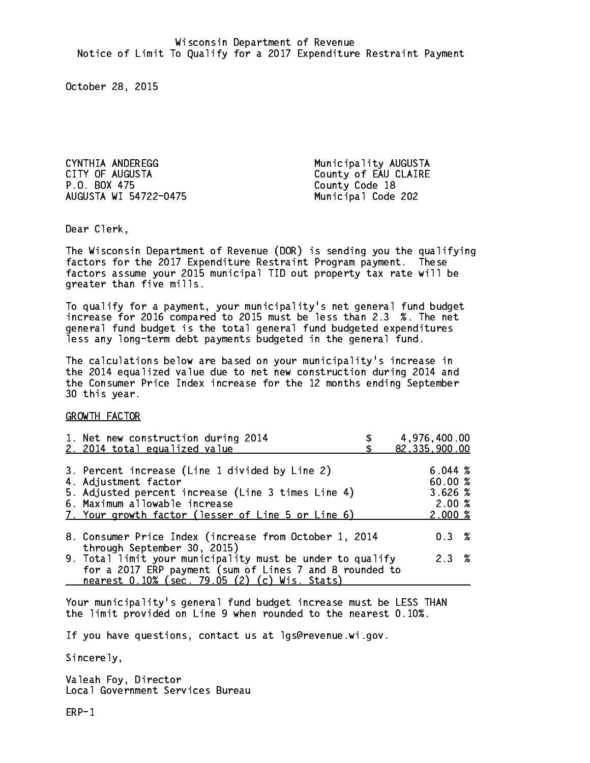Wisconsin Department of Revenue
Notice of Limit To Qualify for a 2017 Expenditure Restraint Payment

October 28, 2015

CYNTHIA ANDEREGG
CITY OF AUGUSTA
P.O. BOX 475
AUGUSTA WI 54722-0475

Municipality AUGUSTA
County of EAU CLAIRE
County Code 18
Municipal Code 202

Dear Clerk,

The Wisconsin Department of Revenue (DOR) is sending you the qualifying factors for the 2017 Expenditure Restraint Program payment. These factors assume your 2015 municipal TID out property tax rate will be greater than five mills.

To qualify for a payment, your municipality's net general fund budget increase for 2016 compared to 2015 must be less than 2.3 %. The net general fund budget is the total general fund budgeted expenditures less any long-term debt payments budgeted in the general fund.

The calculations below are based on your municipality's increase in the 2014 equalized value due to net new construction during 2014 and the Consumer Price Index increase for the 12 months ending September 30 this year.

GROWTH FACTOR

| | |
|---|---|
| 1. Net new construction during 2014 | $ 4,976,400.00 |
| 2. 2014 total equalized value | $ 82,335,900.00 |
| 3. Percent increase (Line 1 divided by Line 2) | 6.044 % |
| 4. Adjustment factor | 60.00 % |
| 5. Adjusted percent increase (Line 3 times Line 4) | 3.626 % |
| 6. Maximum allowable increase | 2.00 % |
| 7. Your growth factor (lesser of Line 5 or Line 6) | 2.000 % |
| 8. Consumer Price Index (increase from October 1, 2014 through September 30, 2015) | 0.3 % |
| 9. Total limit your municipality must be under to qualify for a 2017 ERP payment (sum of Lines 7 and 8 rounded to nearest 0.10% (sec. 79.05 (2) (c) Wis. Stats) | 2.3 % |

Your municipality's general fund budget increase must be LESS THAN the limit provided on Line 9 when rounded to the nearest 0.10%.

If you have questions, contact us at lgs@revenue.wi.gov.

Sincerely,

Valeah Foy, Director
Local Government Services Bureau

ERP-1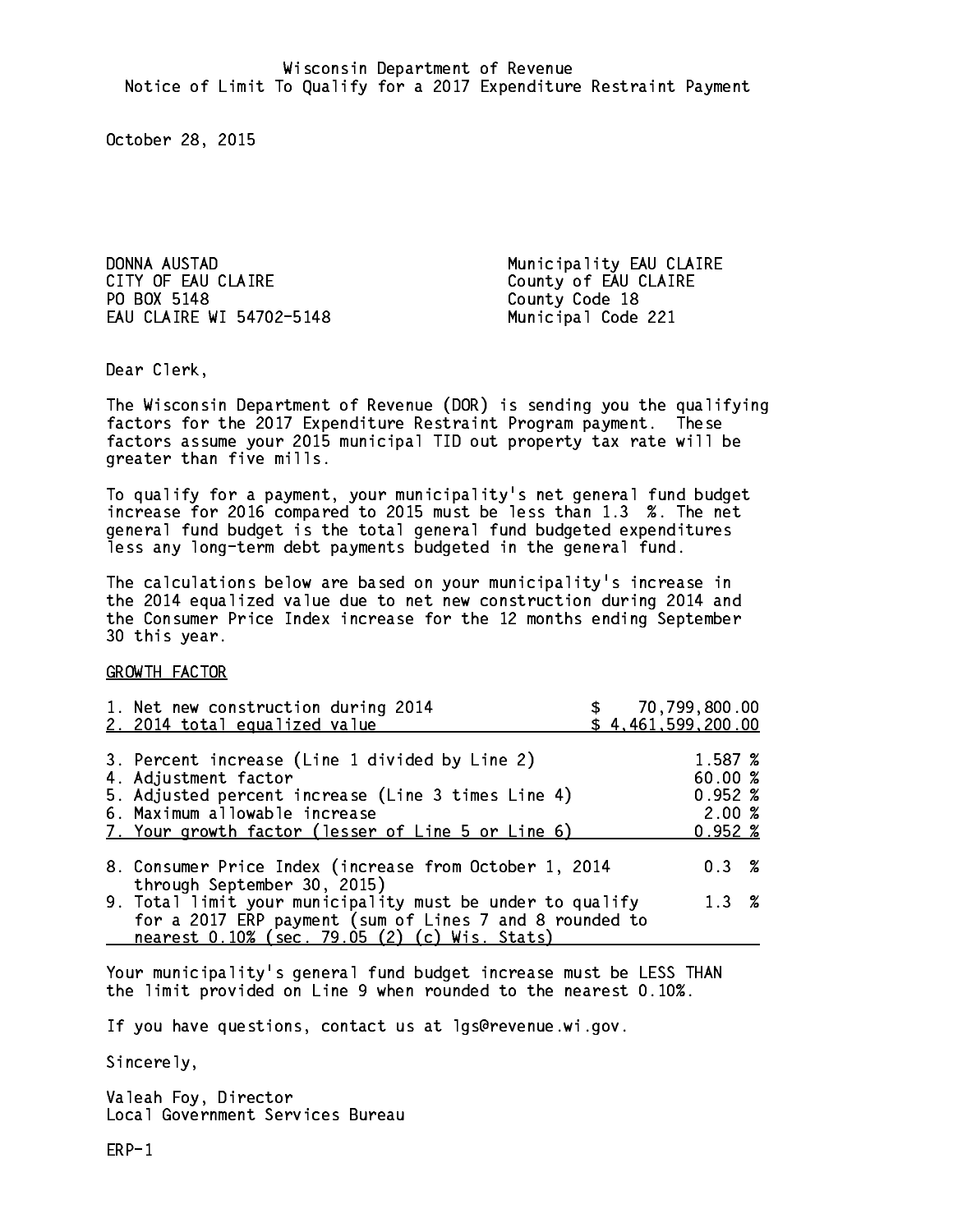Wisconsin Department of Revenue
Notice of Limit To Qualify for a 2017 Expenditure Restraint Payment

October 28, 2015

DONNA AUSTAD
CITY OF EAU CLAIRE
PO BOX 5148
EAU CLAIRE WI 54702-5148

Municipality EAU CLAIRE
County of EAU CLAIRE
County Code 18
Municipal Code 221

Dear Clerk,

The Wisconsin Department of Revenue (DOR) is sending you the qualifying factors for the 2017 Expenditure Restraint Program payment. These factors assume your 2015 municipal TID out property tax rate will be greater than five mills.

To qualify for a payment, your municipality's net general fund budget increase for 2016 compared to 2015 must be less than 1.3 %. The net general fund budget is the total general fund budgeted expenditures less any long-term debt payments budgeted in the general fund.

The calculations below are based on your municipality's increase in the 2014 equalized value due to net new construction during 2014 and the Consumer Price Index increase for the 12 months ending September 30 this year.

GROWTH FACTOR

| | |
|---|---|
| 1. Net new construction during 2014 | $ 70,799,800.00 |
| 2. 2014 total equalized value | $ 4,461,599,200.00 |
| 3. Percent increase (Line 1 divided by Line 2) | 1.587 % |
| 4. Adjustment factor | 60.00 % |
| 5. Adjusted percent increase (Line 3 times Line 4) | 0.952 % |
| 6. Maximum allowable increase | 2.00 % |
| 7. Your growth factor (lesser of Line 5 or Line 6) | 0.952 % |
| 8. Consumer Price Index (increase from October 1, 2014 through September 30, 2015) | 0.3 % |
| 9. Total limit your municipality must be under to qualify for a 2017 ERP payment (sum of Lines 7 and 8 rounded to nearest 0.10% (sec. 79.05 (2) (c) Wis. Stats) | 1.3 % |

Your municipality's general fund budget increase must be LESS THAN the limit provided on Line 9 when rounded to the nearest 0.10%.

If you have questions, contact us at lgs@revenue.wi.gov.

Sincerely,

Valeah Foy, Director
Local Government Services Bureau

ERP-1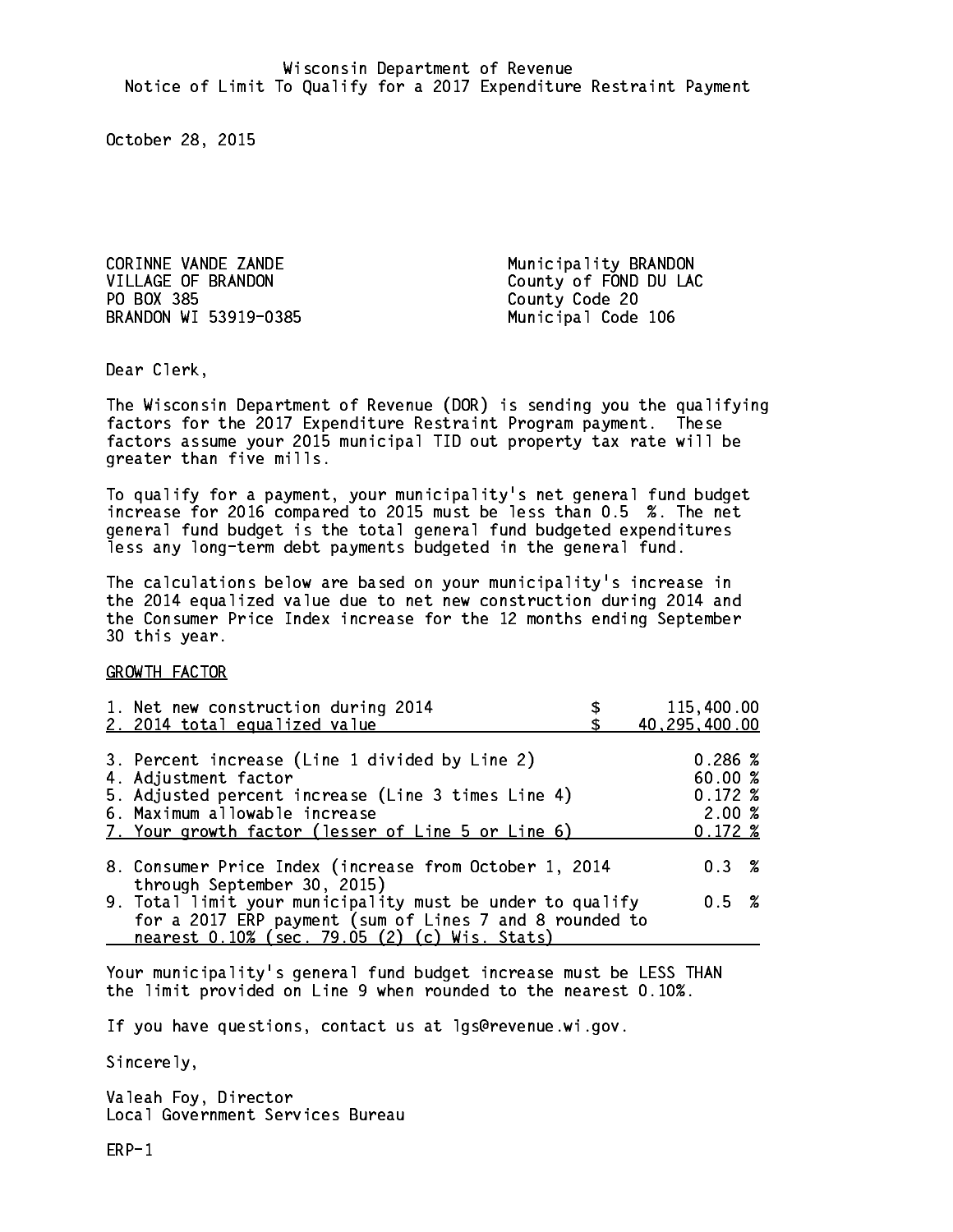Wisconsin Department of Revenue
Notice of Limit To Qualify for a 2017 Expenditure Restraint Payment

October 28, 2015

CORINNE VANDE ZANDE
VILLAGE OF BRANDON
PO BOX 385
BRANDON WI 53919-0385

Municipality BRANDON
County of FOND DU LAC
County Code 20
Municipal Code 106

Dear Clerk,

The Wisconsin Department of Revenue (DOR) is sending you the qualifying factors for the 2017 Expenditure Restraint Program payment. These factors assume your 2015 municipal TID out property tax rate will be greater than five mills.

To qualify for a payment, your municipality's net general fund budget increase for 2016 compared to 2015 must be less than 0.5 %. The net general fund budget is the total general fund budgeted expenditures less any long-term debt payments budgeted in the general fund.

The calculations below are based on your municipality's increase in the 2014 equalized value due to net new construction during 2014 and the Consumer Price Index increase for the 12 months ending September 30 this year.

GROWTH FACTOR

| | |
|---|---|
| 1. Net new construction during 2014 | $ 115,400.00 |
| 2. 2014 total equalized value | $ 40,295,400.00 |
| 3. Percent increase (Line 1 divided by Line 2) | 0.286 % |
| 4. Adjustment factor | 60.00 % |
| 5. Adjusted percent increase (Line 3 times Line 4) | 0.172 % |
| 6. Maximum allowable increase | 2.00 % |
| 7. Your growth factor (lesser of Line 5 or Line 6) | 0.172 % |
| 8. Consumer Price Index (increase from October 1, 2014 through September 30, 2015) | 0.3 % |
| 9. Total limit your municipality must be under to qualify for a 2017 ERP payment (sum of Lines 7 and 8 rounded to nearest 0.10% (sec. 79.05 (2) (c) Wis. Stats) | 0.5 % |

Your municipality's general fund budget increase must be LESS THAN the limit provided on Line 9 when rounded to the nearest 0.10%.

If you have questions, contact us at lgs@revenue.wi.gov.

Sincerely,

Valeah Foy, Director
Local Government Services Bureau

ERP-1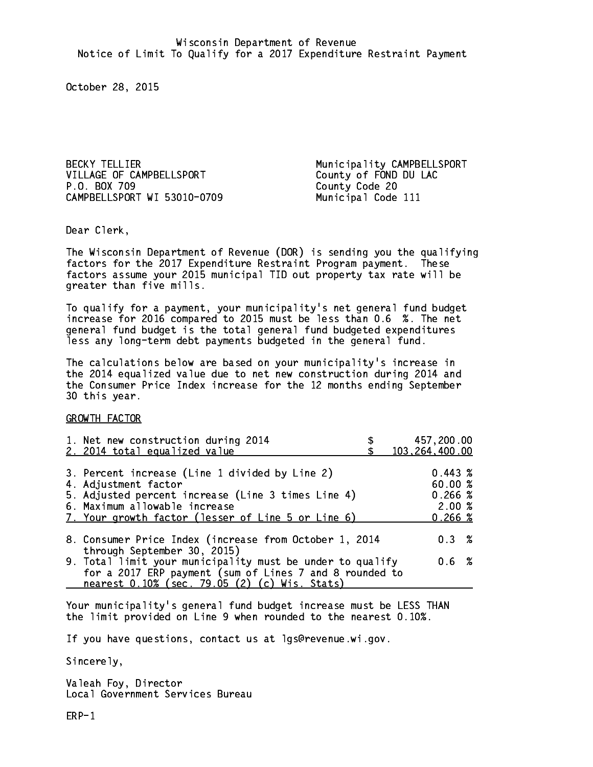Wisconsin Department of Revenue
Notice of Limit To Qualify for a 2017 Expenditure Restraint Payment

October 28, 2015

BECKY TELLIER
VILLAGE OF CAMPBELLSPORT
P.O. BOX 709
CAMPBELLSPORT WI 53010-0709

Municipality CAMPBELLSPORT
County of FOND DU LAC
County Code 20
Municipal Code 111

Dear Clerk,

The Wisconsin Department of Revenue (DOR) is sending you the qualifying factors for the 2017 Expenditure Restraint Program payment. These factors assume your 2015 municipal TID out property tax rate will be greater than five mills.

To qualify for a payment, your municipality's net general fund budget increase for 2016 compared to 2015 must be less than 0.6 %. The net general fund budget is the total general fund budgeted expenditures less any long-term debt payments budgeted in the general fund.

The calculations below are based on your municipality's increase in the 2014 equalized value due to net new construction during 2014 and the Consumer Price Index increase for the 12 months ending September 30 this year.

GROWTH FACTOR

| | | |
|---|---|---|
| 1. Net new construction during 2014 | $ | 457,200.00 |
| 2. 2014 total equalized value | $ | 103,264,400.00 |
| 3. Percent increase (Line 1 divided by Line 2) | | 0.443 % |
| 4. Adjustment factor | | 60.00 % |
| 5. Adjusted percent increase (Line 3 times Line 4) | | 0.266 % |
| 6. Maximum allowable increase | | 2.00 % |
| 7. Your growth factor (lesser of Line 5 or Line 6) | | 0.266 % |
| 8. Consumer Price Index (increase from October 1, 2014 through September 30, 2015) | | 0.3 % |
| 9. Total limit your municipality must be under to qualify for a 2017 ERP payment (sum of Lines 7 and 8 rounded to nearest 0.10% (sec. 79.05 (2) (c) Wis. Stats) | | 0.6 % |

Your municipality's general fund budget increase must be LESS THAN the limit provided on Line 9 when rounded to the nearest 0.10%.

If you have questions, contact us at lgs@revenue.wi.gov.

Sincerely,

Valeah Foy, Director
Local Government Services Bureau

ERP-1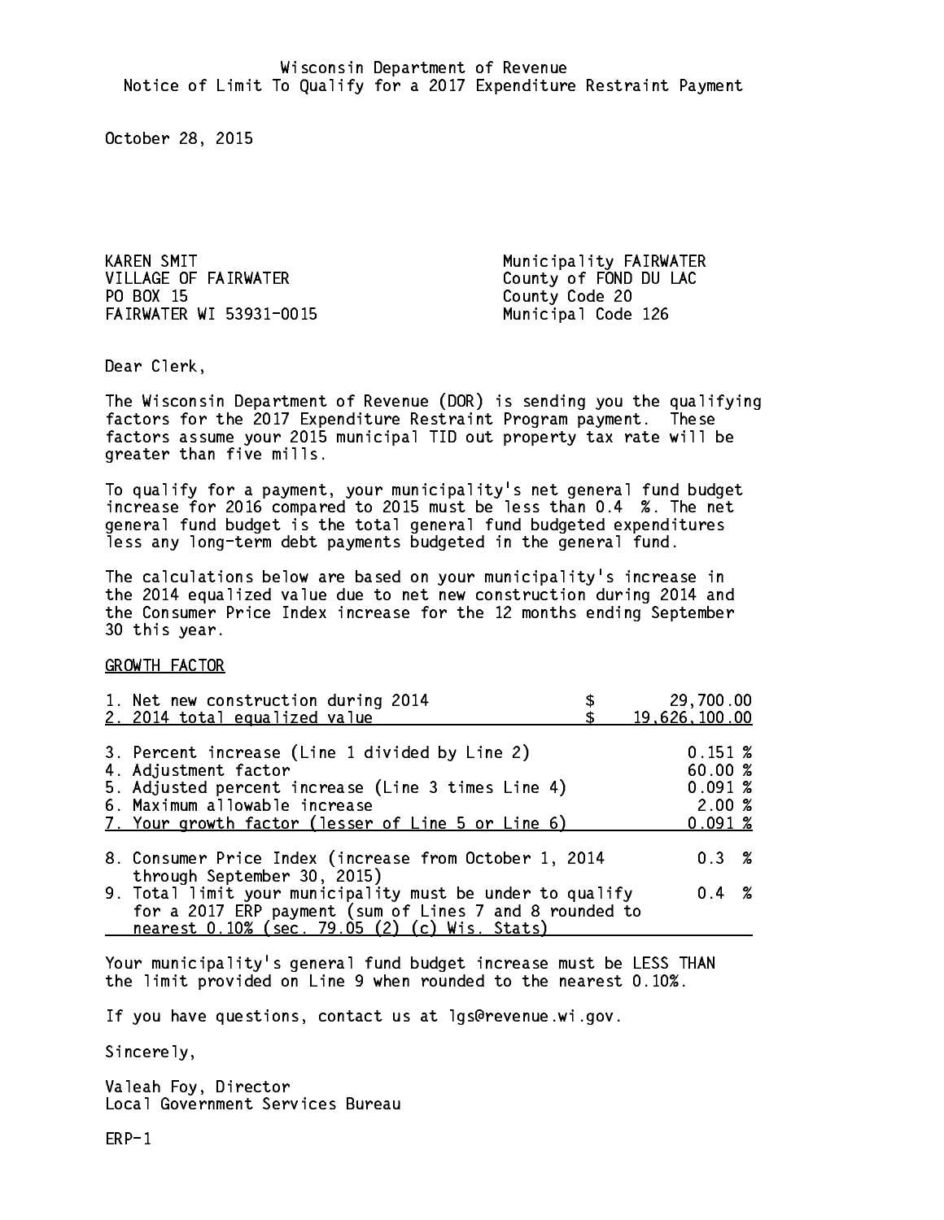Wisconsin Department of Revenue
Notice of Limit To Qualify for a 2017 Expenditure Restraint Payment

October 28, 2015

KAREN SMIT
VILLAGE OF FAIRWATER
PO BOX 15
FAIRWATER WI 53931-0015

Municipality FAIRWATER
County of FOND DU LAC
County Code 20
Municipal Code 126

Dear Clerk,

The Wisconsin Department of Revenue (DOR) is sending you the qualifying factors for the 2017 Expenditure Restraint Program payment. These factors assume your 2015 municipal TID out property tax rate will be greater than five mills.

To qualify for a payment, your municipality's net general fund budget increase for 2016 compared to 2015 must be less than 0.4 %. The net general fund budget is the total general fund budgeted expenditures less any long-term debt payments budgeted in the general fund.

The calculations below are based on your municipality's increase in the 2014 equalized value due to net new construction during 2014 and the Consumer Price Index increase for the 12 months ending September 30 this year.

GROWTH FACTOR

| | |
|---|---|
| 1. Net new construction during 2014 | $ 29,700.00 |
| 2. 2014 total equalized value | $ 19,626,100.00 |
| 3. Percent increase (Line 1 divided by Line 2) | 0.151 % |
| 4. Adjustment factor | 60.00 % |
| 5. Adjusted percent increase (Line 3 times Line 4) | 0.091 % |
| 6. Maximum allowable increase | 2.00 % |
| 7. Your growth factor (lesser of Line 5 or Line 6) | 0.091 % |
| 8. Consumer Price Index (increase from October 1, 2014 through September 30, 2015) | 0.3 % |
| 9. Total limit your municipality must be under to qualify for a 2017 ERP payment (sum of Lines 7 and 8 rounded to nearest 0.10% (sec. 79.05 (2) (c) Wis. Stats) | 0.4 % |

Your municipality's general fund budget increase must be LESS THAN the limit provided on Line 9 when rounded to the nearest 0.10%.

If you have questions, contact us at lgs@revenue.wi.gov.

Sincerely,

Valeah Foy, Director
Local Government Services Bureau

ERP-1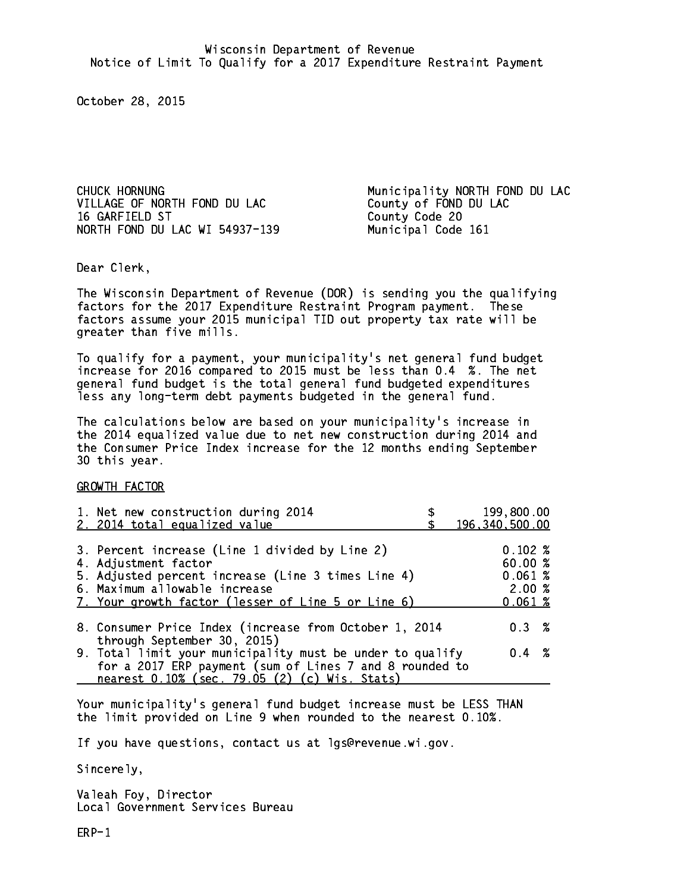Wisconsin Department of Revenue
Notice of Limit To Qualify for a 2017 Expenditure Restraint Payment

October 28, 2015

CHUCK HORNUNG
VILLAGE OF NORTH FOND DU LAC
16 GARFIELD ST
NORTH FOND DU LAC WI 54937-139

Municipality NORTH FOND DU LAC
County of FOND DU LAC
County Code 20
Municipal Code 161

Dear Clerk,

The Wisconsin Department of Revenue (DOR) is sending you the qualifying factors for the 2017 Expenditure Restraint Program payment. These factors assume your 2015 municipal TID out property tax rate will be greater than five mills.

To qualify for a payment, your municipality's net general fund budget increase for 2016 compared to 2015 must be less than 0.4 %. The net general fund budget is the total general fund budgeted expenditures less any long-term debt payments budgeted in the general fund.

The calculations below are based on your municipality's increase in the 2014 equalized value due to net new construction during 2014 and the Consumer Price Index increase for the 12 months ending September 30 this year.

GROWTH FACTOR

| | |
|---|---|
| 1. Net new construction during 2014 | $ 199,800.00 |
| 2. 2014 total equalized value | $ 196,340,500.00 |
| 3. Percent increase (Line 1 divided by Line 2) | 0.102 % |
| 4. Adjustment factor | 60.00 % |
| 5. Adjusted percent increase (Line 3 times Line 4) | 0.061 % |
| 6. Maximum allowable increase | 2.00 % |
| 7. Your growth factor (lesser of Line 5 or Line 6) | 0.061 % |
| 8. Consumer Price Index (increase from October 1, 2014 through September 30, 2015) | 0.3 % |
| 9. Total limit your municipality must be under to qualify for a 2017 ERP payment (sum of Lines 7 and 8 rounded to nearest 0.10% (sec. 79.05 (2) (c) Wis. Stats) | 0.4 % |

Your municipality's general fund budget increase must be LESS THAN the limit provided on Line 9 when rounded to the nearest 0.10%.

If you have questions, contact us at lgs@revenue.wi.gov.

Sincerely,

Valeah Foy, Director
Local Government Services Bureau

ERP-1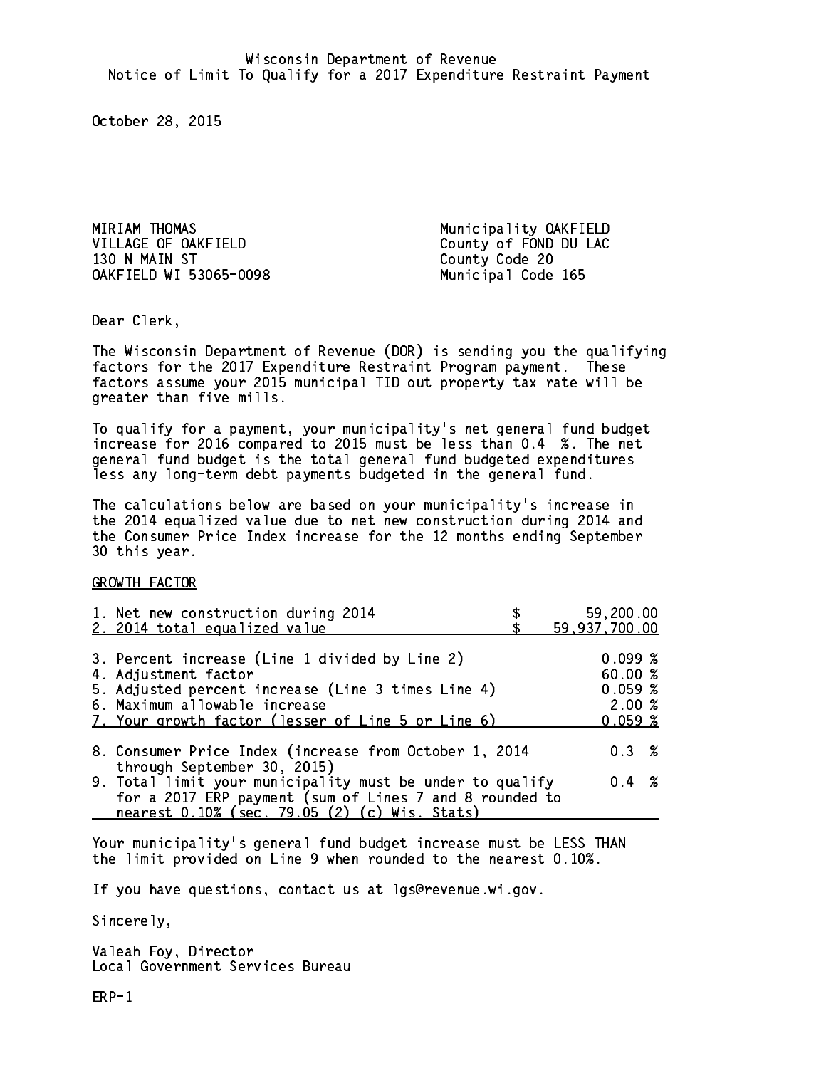Wisconsin Department of Revenue
Notice of Limit To Qualify for a 2017 Expenditure Restraint Payment

October 28, 2015

MIRIAM THOMAS
VILLAGE OF OAKFIELD
130 N MAIN ST
OAKFIELD WI 53065-0098

Municipality OAKFIELD
County of FOND DU LAC
County Code 20
Municipal Code 165

Dear Clerk,

The Wisconsin Department of Revenue (DOR) is sending you the qualifying factors for the 2017 Expenditure Restraint Program payment. These factors assume your 2015 municipal TID out property tax rate will be greater than five mills.

To qualify for a payment, your municipality's net general fund budget increase for 2016 compared to 2015 must be less than 0.4 %. The net general fund budget is the total general fund budgeted expenditures less any long-term debt payments budgeted in the general fund.

The calculations below are based on your municipality's increase in the 2014 equalized value due to net new construction during 2014 and the Consumer Price Index increase for the 12 months ending September 30 this year.

GROWTH FACTOR

| | |
|---|---|
| 1. Net new construction during 2014 | $ 59,200.00 |
| 2. 2014 total equalized value | $ 59,937,700.00 |
| 3. Percent increase (Line 1 divided by Line 2) | 0.099 % |
| 4. Adjustment factor | 60.00 % |
| 5. Adjusted percent increase (Line 3 times Line 4) | 0.059 % |
| 6. Maximum allowable increase | 2.00 % |
| 7. Your growth factor (lesser of Line 5 or Line 6) | 0.059 % |
| 8. Consumer Price Index (increase from October 1, 2014 through September 30, 2015) | 0.3 % |
| 9. Total limit your municipality must be under to qualify for a 2017 ERP payment (sum of Lines 7 and 8 rounded to nearest 0.10% (sec. 79.05 (2) (c) Wis. Stats) | 0.4 % |

Your municipality's general fund budget increase must be LESS THAN the limit provided on Line 9 when rounded to the nearest 0.10%.

If you have questions, contact us at lgs@revenue.wi.gov.

Sincerely,

Valeah Foy, Director
Local Government Services Bureau

ERP-1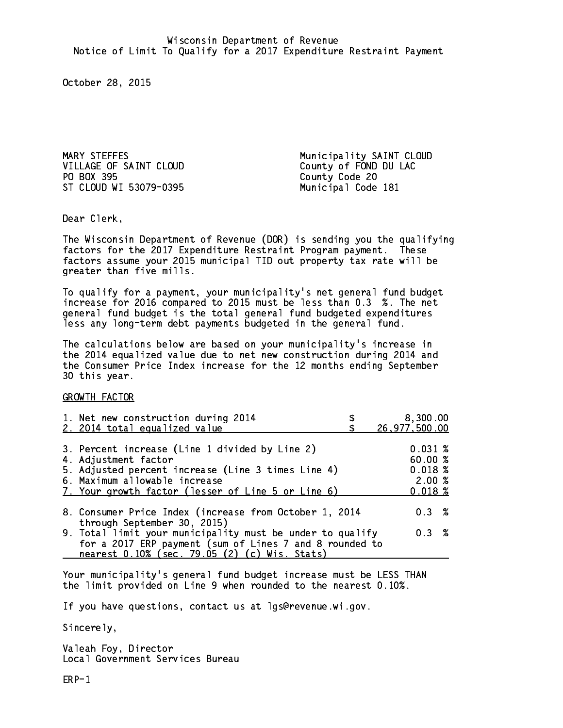Wisconsin Department of Revenue
Notice of Limit To Qualify for a 2017 Expenditure Restraint Payment

October 28, 2015

MARY STEFFES
VILLAGE OF SAINT CLOUD
PO BOX 395
ST CLOUD WI 53079-0395

Municipality SAINT CLOUD
County of FOND DU LAC
County Code 20
Municipal Code 181

Dear Clerk,

The Wisconsin Department of Revenue (DOR) is sending you the qualifying factors for the 2017 Expenditure Restraint Program payment. These factors assume your 2015 municipal TID out property tax rate will be greater than five mills.

To qualify for a payment, your municipality's net general fund budget increase for 2016 compared to 2015 must be less than 0.3 %. The net general fund budget is the total general fund budgeted expenditures less any long-term debt payments budgeted in the general fund.

The calculations below are based on your municipality's increase in the 2014 equalized value due to net new construction during 2014 and the Consumer Price Index increase for the 12 months ending September 30 this year.

GROWTH FACTOR

| | |
|---|---|
| 1. Net new construction during 2014 | $ 8,300.00 |
| 2. 2014 total equalized value | $ 26,977,500.00 |
| 3. Percent increase (Line 1 divided by Line 2) | 0.031 % |
| 4. Adjustment factor | 60.00 % |
| 5. Adjusted percent increase (Line 3 times Line 4) | 0.018 % |
| 6. Maximum allowable increase | 2.00 % |
| 7. Your growth factor (lesser of Line 5 or Line 6) | 0.018 % |
| 8. Consumer Price Index (increase from October 1, 2014 through September 30, 2015) | 0.3 % |
| 9. Total limit your municipality must be under to qualify for a 2017 ERP payment (sum of Lines 7 and 8 rounded to nearest 0.10% (sec. 79.05 (2) (c) Wis. Stats) | 0.3 % |

Your municipality's general fund budget increase must be LESS THAN the limit provided on Line 9 when rounded to the nearest 0.10%.

If you have questions, contact us at lgs@revenue.wi.gov.

Sincerely,

Valeah Foy, Director
Local Government Services Bureau

ERP-1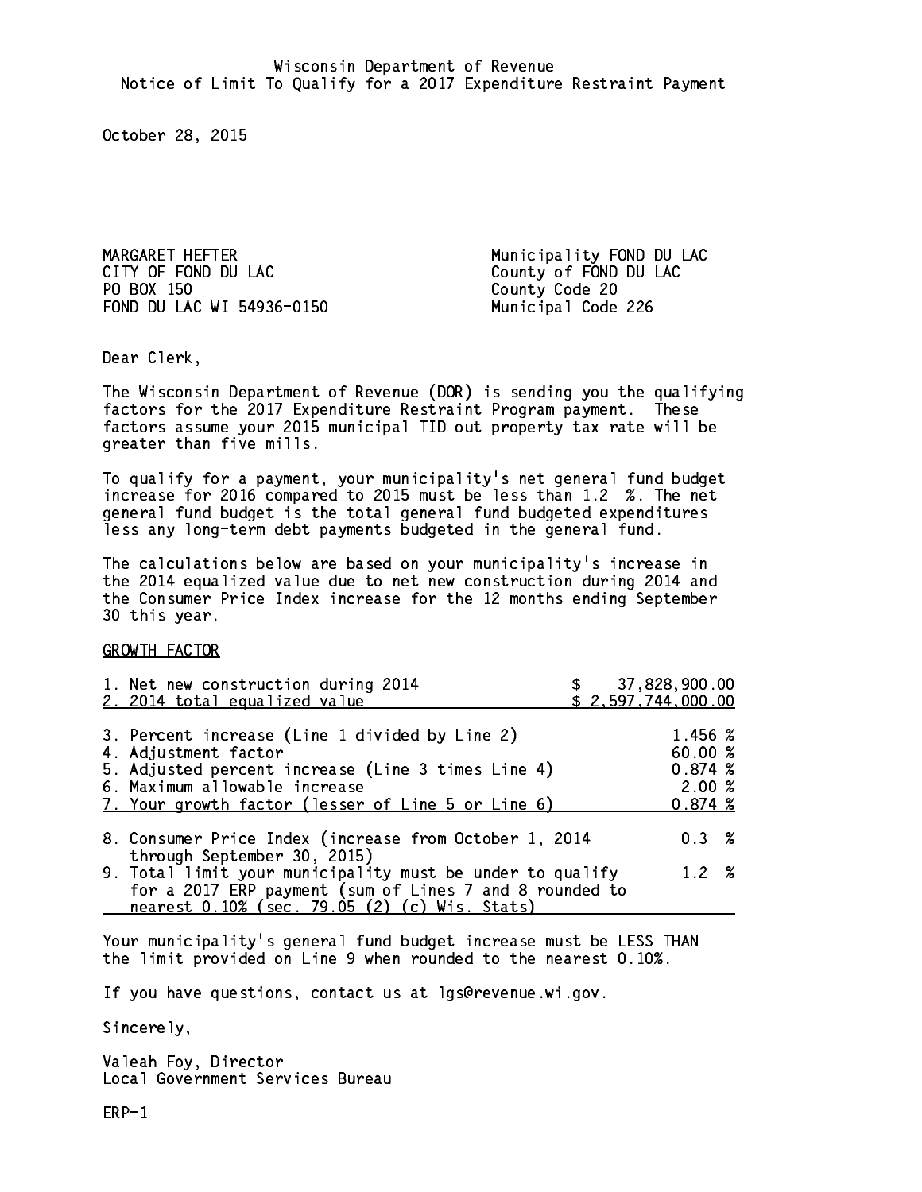Wisconsin Department of Revenue
Notice of Limit To Qualify for a 2017 Expenditure Restraint Payment

October 28, 2015

MARGARET HEFTER
CITY OF FOND DU LAC
PO BOX 150
FOND DU LAC WI 54936-0150

Municipality FOND DU LAC
County of FOND DU LAC
County Code 20
Municipal Code 226

Dear Clerk,

The Wisconsin Department of Revenue (DOR) is sending you the qualifying factors for the 2017 Expenditure Restraint Program payment. These factors assume your 2015 municipal TID out property tax rate will be greater than five mills.

To qualify for a payment, your municipality's net general fund budget increase for 2016 compared to 2015 must be less than 1.2 %. The net general fund budget is the total general fund budgeted expenditures less any long-term debt payments budgeted in the general fund.

The calculations below are based on your municipality's increase in the 2014 equalized value due to net new construction during 2014 and the Consumer Price Index increase for the 12 months ending September 30 this year.

GROWTH FACTOR

| | |
|---|---|
| 1. Net new construction during 2014 | $ 37,828,900.00 |
| 2. 2014 total equalized value | $ 2,597,744,000.00 |
| 3. Percent increase (Line 1 divided by Line 2) | 1.456 % |
| 4. Adjustment factor | 60.00 % |
| 5. Adjusted percent increase (Line 3 times Line 4) | 0.874 % |
| 6. Maximum allowable increase | 2.00 % |
| 7. Your growth factor (lesser of Line 5 or Line 6) | 0.874 % |
| 8. Consumer Price Index (increase from October 1, 2014 through September 30, 2015) | 0.3 % |
| 9. Total limit your municipality must be under to qualify for a 2017 ERP payment (sum of Lines 7 and 8 rounded to nearest 0.10% (sec. 79.05 (2) (c) Wis. Stats) | 1.2 % |

Your municipality's general fund budget increase must be LESS THAN the limit provided on Line 9 when rounded to the nearest 0.10%.

If you have questions, contact us at lgs@revenue.wi.gov.

Sincerely,

Valeah Foy, Director
Local Government Services Bureau

ERP-1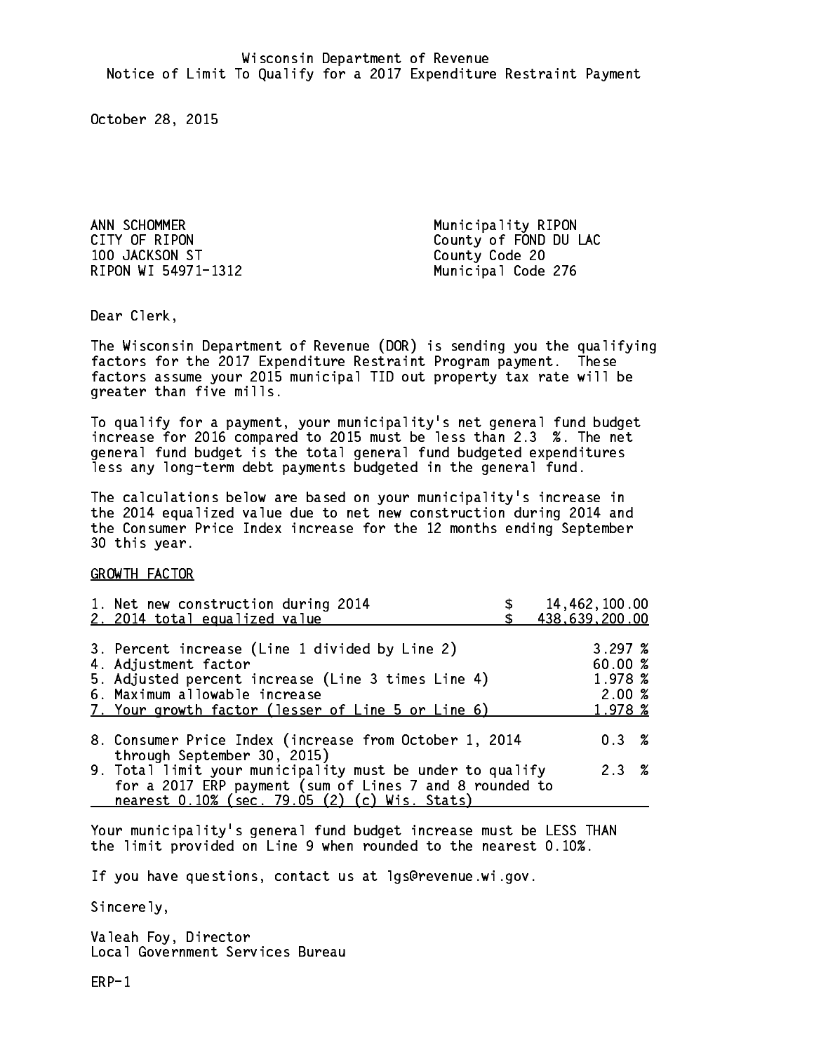Wisconsin Department of Revenue
Notice of Limit To Qualify for a 2017 Expenditure Restraint Payment

October 28, 2015

ANN SCHOMMER
CITY OF RIPON
100 JACKSON ST
RIPON WI 54971-1312

Municipality RIPON
County of FOND DU LAC
County Code 20
Municipal Code 276

Dear Clerk,

The Wisconsin Department of Revenue (DOR) is sending you the qualifying factors for the 2017 Expenditure Restraint Program payment. These factors assume your 2015 municipal TID out property tax rate will be greater than five mills.

To qualify for a payment, your municipality's net general fund budget increase for 2016 compared to 2015 must be less than 2.3 %. The net general fund budget is the total general fund budgeted expenditures less any long-term debt payments budgeted in the general fund.

The calculations below are based on your municipality's increase in the 2014 equalized value due to net new construction during 2014 and the Consumer Price Index increase for the 12 months ending September 30 this year.

GROWTH FACTOR

| | |
|---|---|
| 1. Net new construction during 2014 | $ 14,462,100.00 |
| 2. 2014 total equalized value | $ 438,639,200.00 |
| 3. Percent increase (Line 1 divided by Line 2) | 3.297 % |
| 4. Adjustment factor | 60.00 % |
| 5. Adjusted percent increase (Line 3 times Line 4) | 1.978 % |
| 6. Maximum allowable increase | 2.00 % |
| 7. Your growth factor (lesser of Line 5 or Line 6) | 1.978 % |
| 8. Consumer Price Index (increase from October 1, 2014 through September 30, 2015) | 0.3 % |
| 9. Total limit your municipality must be under to qualify for a 2017 ERP payment (sum of Lines 7 and 8 rounded to nearest 0.10% (sec. 79.05 (2) (c) Wis. Stats) | 2.3 % |

Your municipality's general fund budget increase must be LESS THAN the limit provided on Line 9 when rounded to the nearest 0.10%.

If you have questions, contact us at lgs@revenue.wi.gov.

Sincerely,

Valeah Foy, Director
Local Government Services Bureau

ERP-1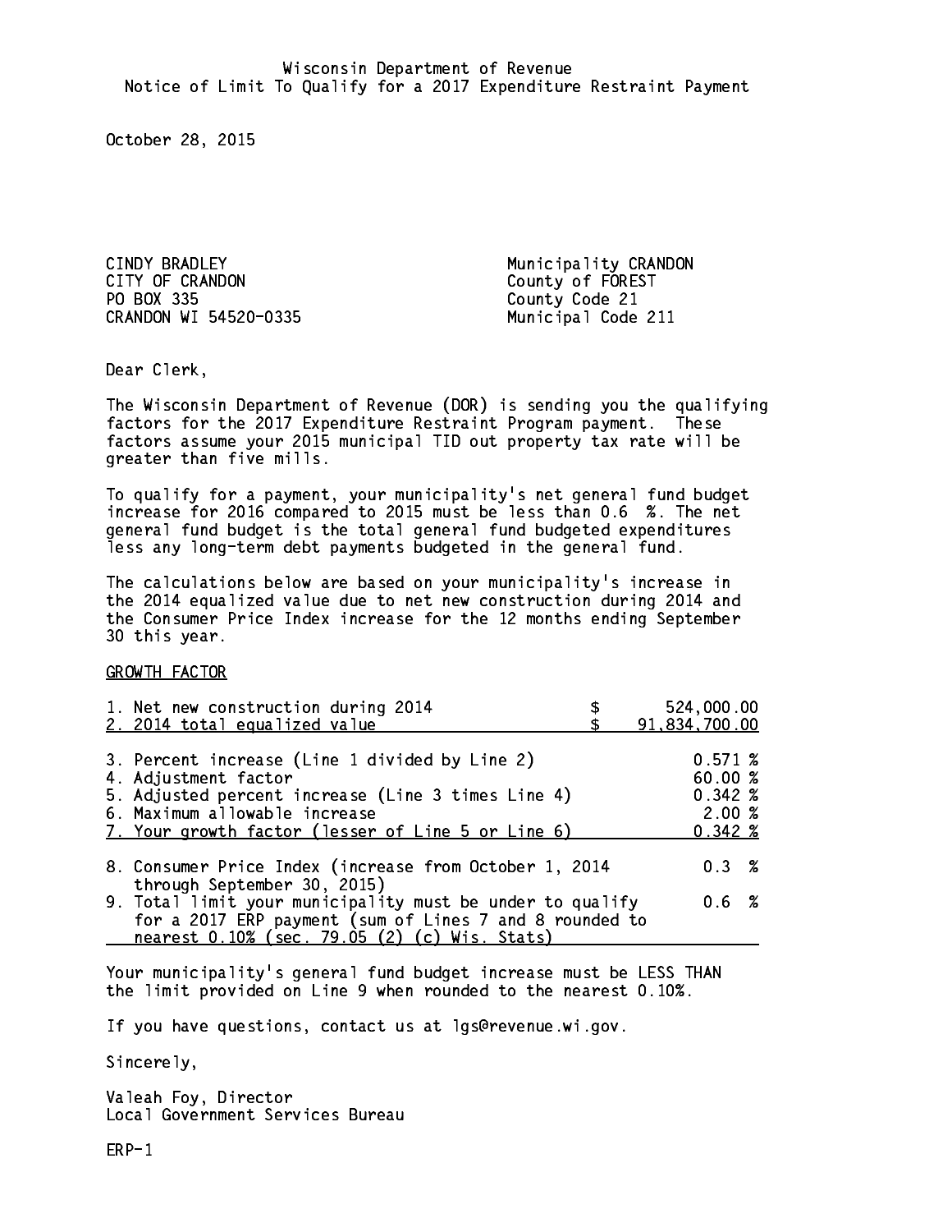Wisconsin Department of Revenue
Notice of Limit To Qualify for a 2017 Expenditure Restraint Payment

October 28, 2015

CINDY BRADLEY
CITY OF CRANDON
PO BOX 335
CRANDON WI 54520-0335

Municipality CRANDON
County of FOREST
County Code 21
Municipal Code 211

Dear Clerk,

The Wisconsin Department of Revenue (DOR) is sending you the qualifying factors for the 2017 Expenditure Restraint Program payment. These factors assume your 2015 municipal TID out property tax rate will be greater than five mills.

To qualify for a payment, your municipality's net general fund budget increase for 2016 compared to 2015 must be less than 0.6 %. The net general fund budget is the total general fund budgeted expenditures less any long-term debt payments budgeted in the general fund.

The calculations below are based on your municipality's increase in the 2014 equalized value due to net new construction during 2014 and the Consumer Price Index increase for the 12 months ending September 30 this year.

GROWTH FACTOR

| | |
|---|---|
| 1. Net new construction during 2014 | $ 524,000.00 |
| 2. 2014 total equalized value | $ 91,834,700.00 |
| 3. Percent increase (Line 1 divided by Line 2) | 0.571 % |
| 4. Adjustment factor | 60.00 % |
| 5. Adjusted percent increase (Line 3 times Line 4) | 0.342 % |
| 6. Maximum allowable increase | 2.00 % |
| 7. Your growth factor (lesser of Line 5 or Line 6) | 0.342 % |
| 8. Consumer Price Index (increase from October 1, 2014 through September 30, 2015) | 0.3 % |
| 9. Total limit your municipality must be under to qualify for a 2017 ERP payment (sum of Lines 7 and 8 rounded to nearest 0.10% (sec. 79.05 (2) (c) Wis. Stats) | 0.6 % |

Your municipality's general fund budget increase must be LESS THAN the limit provided on Line 9 when rounded to the nearest 0.10%.

If you have questions, contact us at lgs@revenue.wi.gov.

Sincerely,

Valeah Foy, Director
Local Government Services Bureau

ERP-1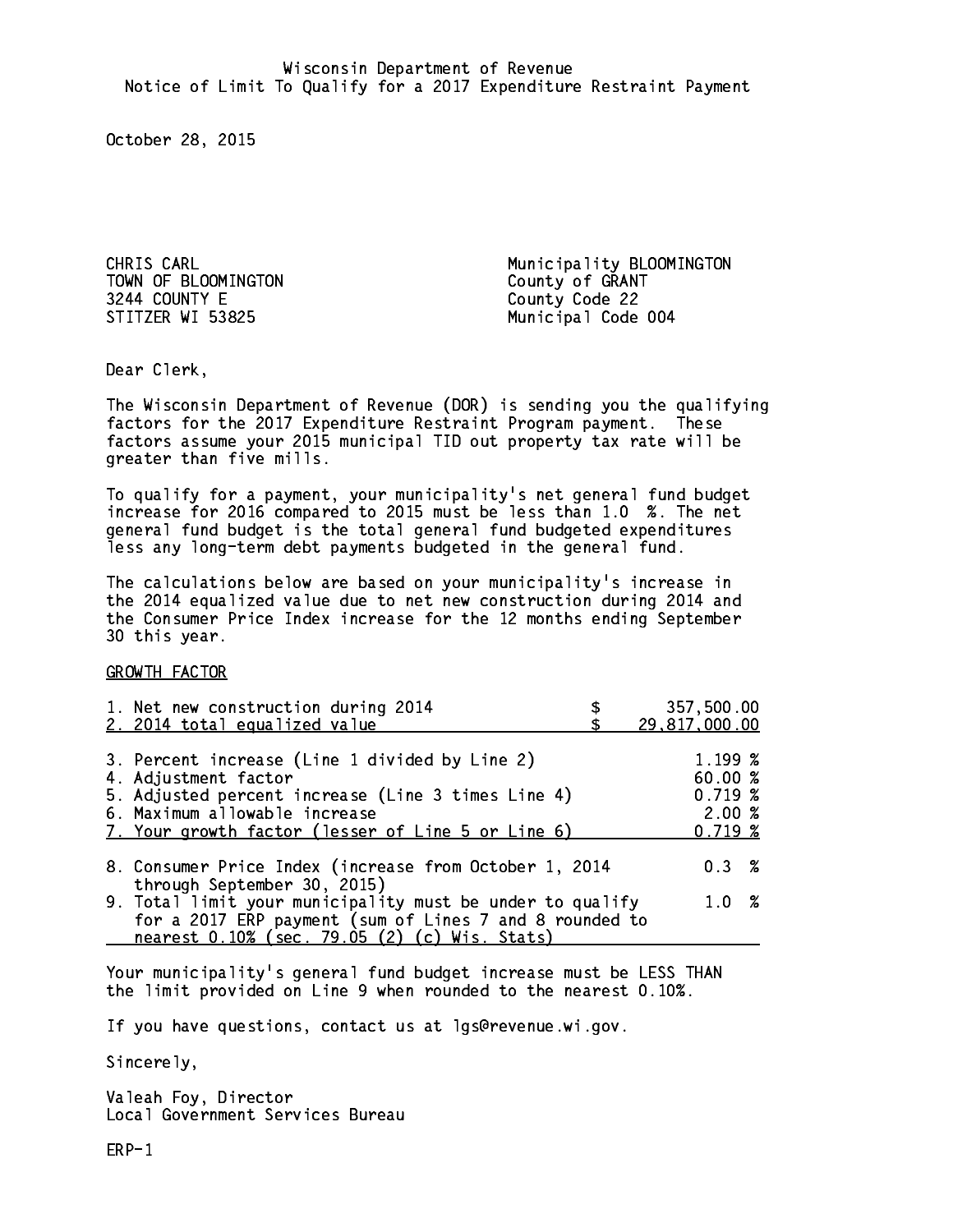Wisconsin Department of Revenue
Notice of Limit To Qualify for a 2017 Expenditure Restraint Payment

October 28, 2015

CHRIS CARL
TOWN OF BLOOMINGTON
3244 COUNTY E
STITZER WI 53825

Municipality BLOOMINGTON
County of GRANT
County Code 22
Municipal Code 004

Dear Clerk,

The Wisconsin Department of Revenue (DOR) is sending you the qualifying factors for the 2017 Expenditure Restraint Program payment. These factors assume your 2015 municipal TID out property tax rate will be greater than five mills.

To qualify for a payment, your municipality's net general fund budget increase for 2016 compared to 2015 must be less than 1.0 %. The net general fund budget is the total general fund budgeted expenditures less any long-term debt payments budgeted in the general fund.

The calculations below are based on your municipality's increase in the 2014 equalized value due to net new construction during 2014 and the Consumer Price Index increase for the 12 months ending September 30 this year.

GROWTH FACTOR

| | |
|---|---|
| 1. Net new construction during 2014 | $ 357,500.00 |
| 2. 2014 total equalized value | $ 29,817,000.00 |
| 3. Percent increase (Line 1 divided by Line 2) | 1.199 % |
| 4. Adjustment factor | 60.00 % |
| 5. Adjusted percent increase (Line 3 times Line 4) | 0.719 % |
| 6. Maximum allowable increase | 2.00 % |
| 7. Your growth factor (lesser of Line 5 or Line 6) | 0.719 % |
| 8. Consumer Price Index (increase from October 1, 2014 through September 30, 2015) | 0.3 % |
| 9. Total limit your municipality must be under to qualify for a 2017 ERP payment (sum of Lines 7 and 8 rounded to nearest 0.10% (sec. 79.05 (2) (c) Wis. Stats) | 1.0 % |

Your municipality's general fund budget increase must be LESS THAN the limit provided on Line 9 when rounded to the nearest 0.10%.

If you have questions, contact us at lgs@revenue.wi.gov.

Sincerely,

Valeah Foy, Director
Local Government Services Bureau

ERP-1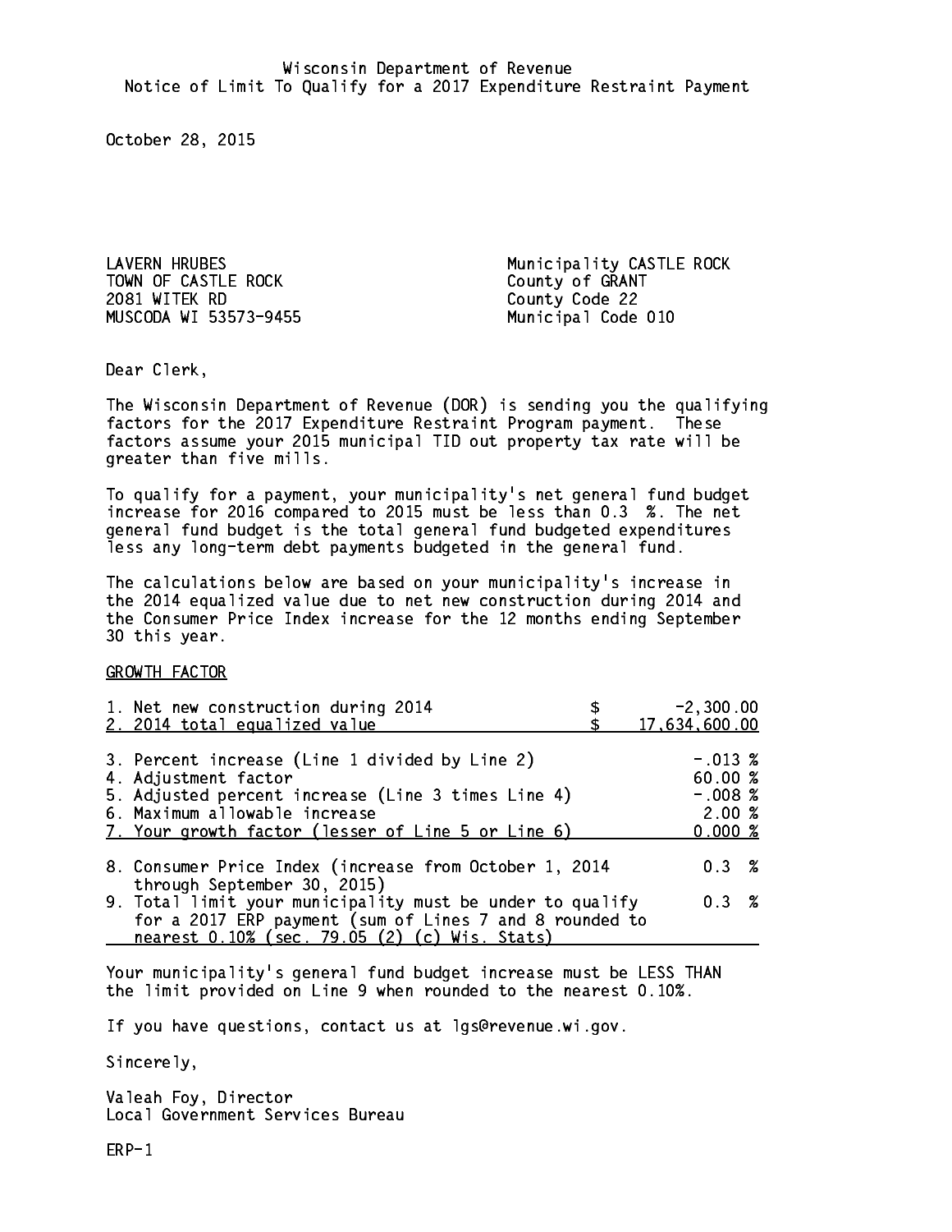Wisconsin Department of Revenue
Notice of Limit To Qualify for a 2017 Expenditure Restraint Payment

October 28, 2015

LAVERN HRUBES
TOWN OF CASTLE ROCK
2081 WITEK RD
MUSCODA WI 53573-9455

Municipality CASTLE ROCK
County of GRANT
County Code 22
Municipal Code 010

Dear Clerk,

The Wisconsin Department of Revenue (DOR) is sending you the qualifying factors for the 2017 Expenditure Restraint Program payment. These factors assume your 2015 municipal TID out property tax rate will be greater than five mills.

To qualify for a payment, your municipality's net general fund budget increase for 2016 compared to 2015 must be less than 0.3 %. The net general fund budget is the total general fund budgeted expenditures less any long-term debt payments budgeted in the general fund.

The calculations below are based on your municipality's increase in the 2014 equalized value due to net new construction during 2014 and the Consumer Price Index increase for the 12 months ending September 30 this year.

GROWTH FACTOR

| | |
|---|---|
| 1. Net new construction during 2014 | $ -2,300.00 |
| 2. 2014 total equalized value | $ 17,634,600.00 |
| 3. Percent increase (Line 1 divided by Line 2) | -.013 % |
| 4. Adjustment factor | 60.00 % |
| 5. Adjusted percent increase (Line 3 times Line 4) | -.008 % |
| 6. Maximum allowable increase | 2.00 % |
| 7. Your growth factor (lesser of Line 5 or Line 6) | 0.000 % |
| 8. Consumer Price Index (increase from October 1, 2014 through September 30, 2015) | 0.3 % |
| 9. Total limit your municipality must be under to qualify for a 2017 ERP payment (sum of Lines 7 and 8 rounded to nearest 0.10% (sec. 79.05 (2) (c) Wis. Stats) | 0.3 % |

Your municipality's general fund budget increase must be LESS THAN the limit provided on Line 9 when rounded to the nearest 0.10%.

If you have questions, contact us at lgs@revenue.wi.gov.

Sincerely,

Valeah Foy, Director
Local Government Services Bureau

ERP-1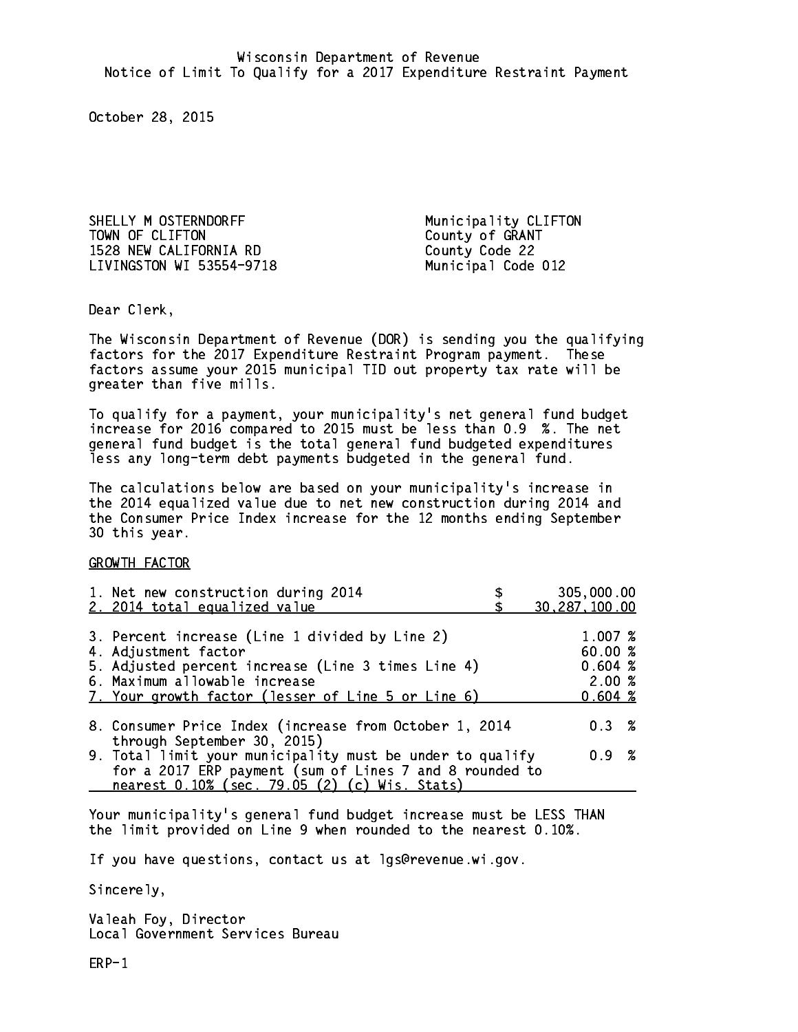Wisconsin Department of Revenue
Notice of Limit To Qualify for a 2017 Expenditure Restraint Payment

October 28, 2015

SHELLY M OSTERNDORFF
TOWN OF CLIFTON
1528 NEW CALIFORNIA RD
LIVINGSTON WI 53554-9718

Municipality CLIFTON
County of GRANT
County Code 22
Municipal Code 012

Dear Clerk,

The Wisconsin Department of Revenue (DOR) is sending you the qualifying factors for the 2017 Expenditure Restraint Program payment. These factors assume your 2015 municipal TID out property tax rate will be greater than five mills.

To qualify for a payment, your municipality's net general fund budget increase for 2016 compared to 2015 must be less than 0.9 %. The net general fund budget is the total general fund budgeted expenditures less any long-term debt payments budgeted in the general fund.

The calculations below are based on your municipality's increase in the 2014 equalized value due to net new construction during 2014 and the Consumer Price Index increase for the 12 months ending September 30 this year.

GROWTH FACTOR

| | | |
|---|---|---|
| 1. Net new construction during 2014 | $ | 305,000.00 |
| 2. 2014 total equalized value | $ | 30,287,100.00 |
| 3. Percent increase (Line 1 divided by Line 2) | | 1.007 % |
| 4. Adjustment factor | | 60.00 % |
| 5. Adjusted percent increase (Line 3 times Line 4) | | 0.604 % |
| 6. Maximum allowable increase | | 2.00 % |
| 7. Your growth factor (lesser of Line 5 or Line 6) | | 0.604 % |
| 8. Consumer Price Index (increase from October 1, 2014 through September 30, 2015) | | 0.3 % |
| 9. Total limit your municipality must be under to qualify for a 2017 ERP payment (sum of Lines 7 and 8 rounded to nearest 0.10% (sec. 79.05 (2) (c) Wis. Stats) | | 0.9 % |

Your municipality's general fund budget increase must be LESS THAN the limit provided on Line 9 when rounded to the nearest 0.10%.

If you have questions, contact us at lgs@revenue.wi.gov.

Sincerely,

Valeah Foy, Director
Local Government Services Bureau

ERP-1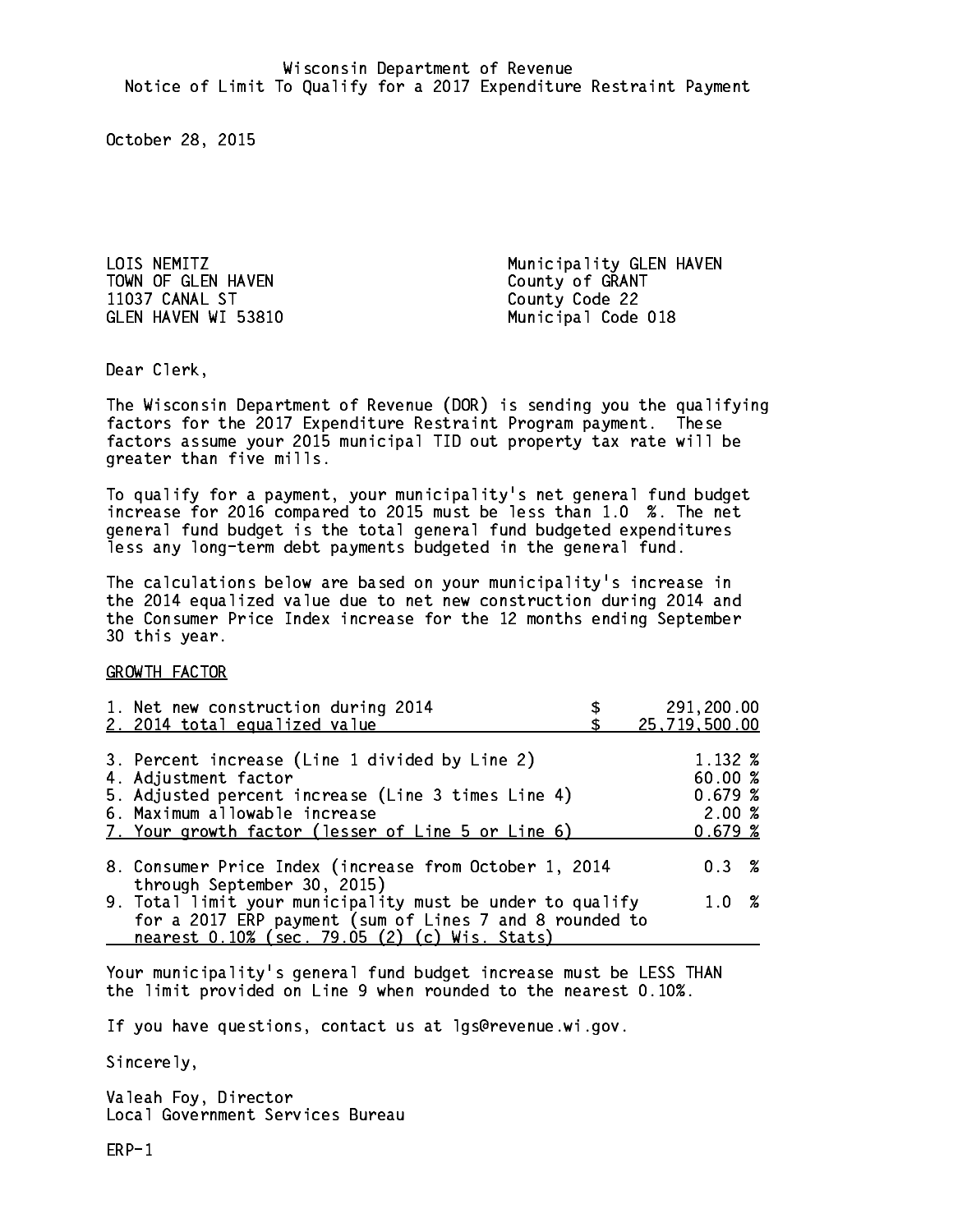Wisconsin Department of Revenue
Notice of Limit To Qualify for a 2017 Expenditure Restraint Payment

October 28, 2015

LOIS NEMITZ
TOWN OF GLEN HAVEN
11037 CANAL ST
GLEN HAVEN WI 53810

Municipality GLEN HAVEN
County of GRANT
County Code 22
Municipal Code 018

Dear Clerk,

The Wisconsin Department of Revenue (DOR) is sending you the qualifying factors for the 2017 Expenditure Restraint Program payment. These factors assume your 2015 municipal TID out property tax rate will be greater than five mills.

To qualify for a payment, your municipality's net general fund budget increase for 2016 compared to 2015 must be less than 1.0 %. The net general fund budget is the total general fund budgeted expenditures less any long-term debt payments budgeted in the general fund.

The calculations below are based on your municipality's increase in the 2014 equalized value due to net new construction during 2014 and the Consumer Price Index increase for the 12 months ending September 30 this year.

GROWTH FACTOR

| | | |
|---|---|---|
| 1. Net new construction during 2014 | $ | 291,200.00 |
| 2. 2014 total equalized value | $ | 25,719,500.00 |
| 3. Percent increase (Line 1 divided by Line 2) | | 1.132 % |
| 4. Adjustment factor | | 60.00 % |
| 5. Adjusted percent increase (Line 3 times Line 4) | | 0.679 % |
| 6. Maximum allowable increase | | 2.00 % |
| 7. Your growth factor (lesser of Line 5 or Line 6) | | 0.679 % |
| 8. Consumer Price Index (increase from October 1, 2014 through September 30, 2015) | | 0.3 % |
| 9. Total limit your municipality must be under to qualify for a 2017 ERP payment (sum of Lines 7 and 8 rounded to nearest 0.10% (sec. 79.05 (2) (c) Wis. Stats) | | 1.0 % |

Your municipality's general fund budget increase must be LESS THAN the limit provided on Line 9 when rounded to the nearest 0.10%.

If you have questions, contact us at lgs@revenue.wi.gov.

Sincerely,

Valeah Foy, Director
Local Government Services Bureau

ERP-1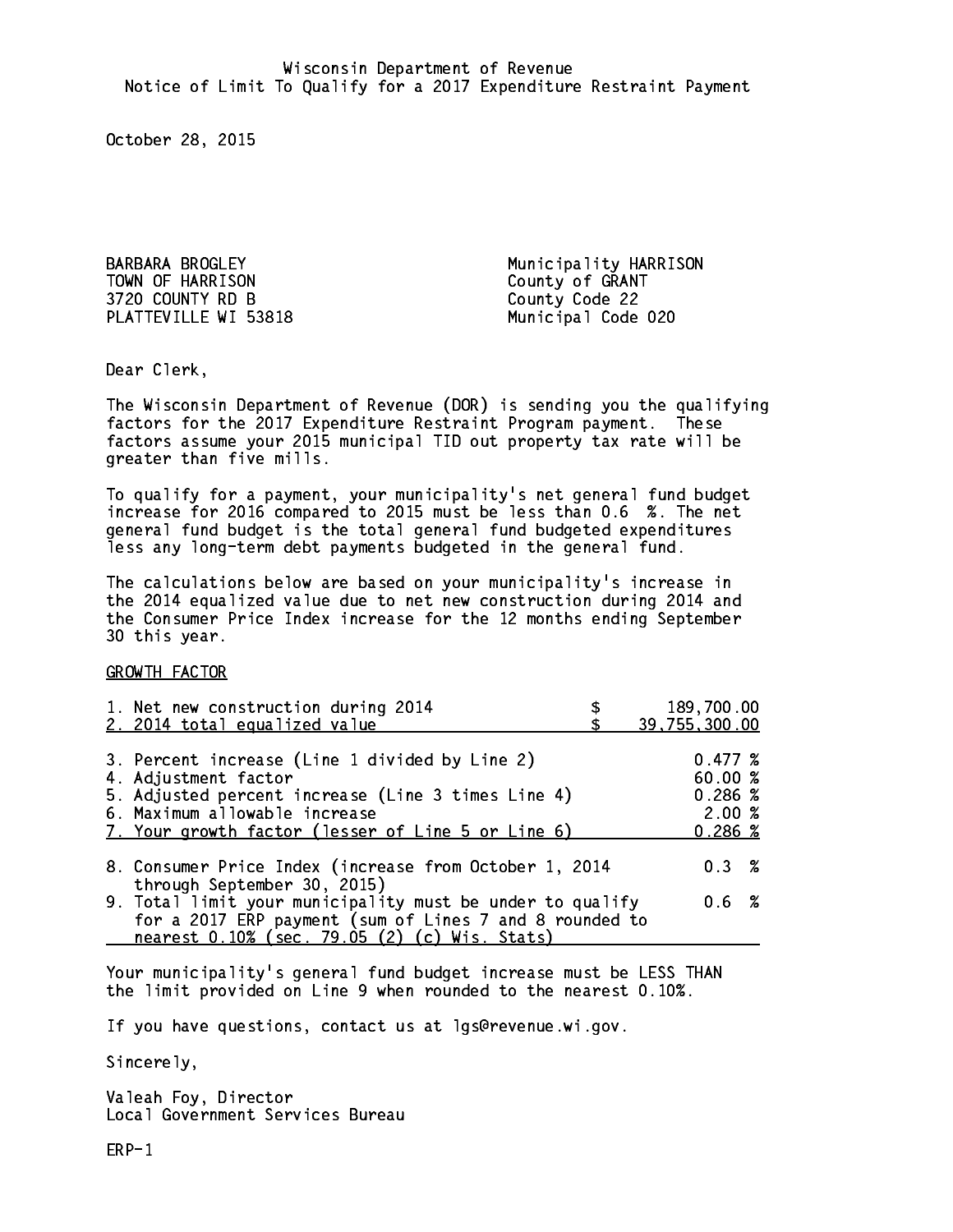Wisconsin Department of Revenue
Notice of Limit To Qualify for a 2017 Expenditure Restraint Payment

October 28, 2015

BARBARA BROGLEY
TOWN OF HARRISON
3720 COUNTY RD B
PLATTEVILLE WI 53818

Municipality HARRISON
County of GRANT
County Code 22
Municipal Code 020

Dear Clerk,

The Wisconsin Department of Revenue (DOR) is sending you the qualifying factors for the 2017 Expenditure Restraint Program payment. These factors assume your 2015 municipal TID out property tax rate will be greater than five mills.

To qualify for a payment, your municipality's net general fund budget increase for 2016 compared to 2015 must be less than 0.6 %. The net general fund budget is the total general fund budgeted expenditures less any long-term debt payments budgeted in the general fund.

The calculations below are based on your municipality's increase in the 2014 equalized value due to net new construction during 2014 and the Consumer Price Index increase for the 12 months ending September 30 this year.

GROWTH FACTOR

| | | |
|---|---|---|
| 1. Net new construction during 2014 | $ | 189,700.00 |
| 2. 2014 total equalized value | $ | 39,755,300.00 |
| 3. Percent increase (Line 1 divided by Line 2) | | 0.477 % |
| 4. Adjustment factor | | 60.00 % |
| 5. Adjusted percent increase (Line 3 times Line 4) | | 0.286 % |
| 6. Maximum allowable increase | | 2.00 % |
| 7. Your growth factor (lesser of Line 5 or Line 6) | | 0.286 % |
| 8. Consumer Price Index (increase from October 1, 2014 through September 30, 2015) | | 0.3 % |
| 9. Total limit your municipality must be under to qualify for a 2017 ERP payment (sum of Lines 7 and 8 rounded to nearest 0.10% (sec. 79.05 (2) (c) Wis. Stats) | | 0.6 % |

Your municipality's general fund budget increase must be LESS THAN the limit provided on Line 9 when rounded to the nearest 0.10%.

If you have questions, contact us at lgs@revenue.wi.gov.

Sincerely,

Valeah Foy, Director
Local Government Services Bureau

ERP-1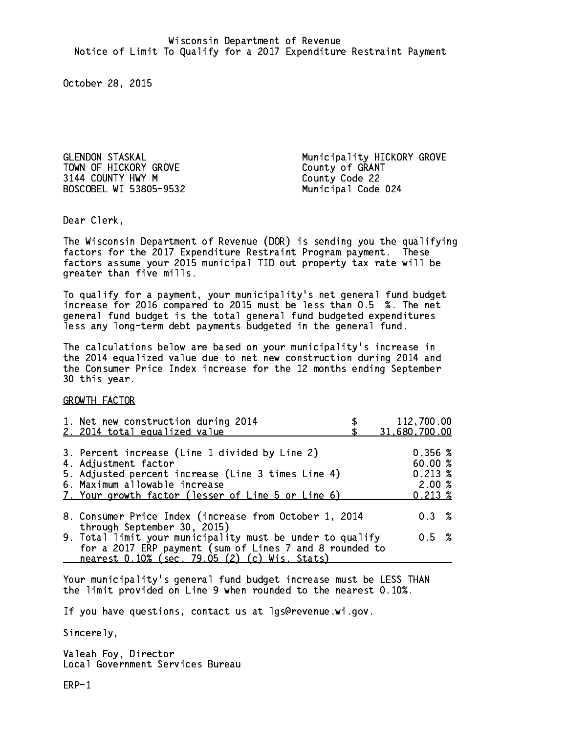Wisconsin Department of Revenue
Notice of Limit To Qualify for a 2017 Expenditure Restraint Payment

October 28, 2015

GLENDON STASKAL
TOWN OF HICKORY GROVE
3144 COUNTY HWY M
BOSCOBEL WI 53805-9532

Municipality HICKORY GROVE
County of GRANT
County Code 22
Municipal Code 024

Dear Clerk,

The Wisconsin Department of Revenue (DOR) is sending you the qualifying factors for the 2017 Expenditure Restraint Program payment. These factors assume your 2015 municipal TID out property tax rate will be greater than five mills.

To qualify for a payment, your municipality's net general fund budget increase for 2016 compared to 2015 must be less than 0.5 %. The net general fund budget is the total general fund budgeted expenditures less any long-term debt payments budgeted in the general fund.

The calculations below are based on your municipality's increase in the 2014 equalized value due to net new construction during 2014 and the Consumer Price Index increase for the 12 months ending September 30 this year.

GROWTH FACTOR

| | |
|---|---|
| 1. Net new construction during 2014 | $ 112,700.00 |
| 2. 2014 total equalized value | $ 31,680,700.00 |
| 3. Percent increase (Line 1 divided by Line 2) | 0.356 % |
| 4. Adjustment factor | 60.00 % |
| 5. Adjusted percent increase (Line 3 times Line 4) | 0.213 % |
| 6. Maximum allowable increase | 2.00 % |
| 7. Your growth factor (lesser of Line 5 or Line 6) | 0.213 % |
| 8. Consumer Price Index (increase from October 1, 2014 through September 30, 2015) | 0.3 % |
| 9. Total limit your municipality must be under to qualify for a 2017 ERP payment (sum of Lines 7 and 8 rounded to nearest 0.10% (sec. 79.05 (2) (c) Wis. Stats) | 0.5 % |

Your municipality's general fund budget increase must be LESS THAN the limit provided on Line 9 when rounded to the nearest 0.10%.

If you have questions, contact us at lgs@revenue.wi.gov.

Sincerely,

Valeah Foy, Director
Local Government Services Bureau

ERP-1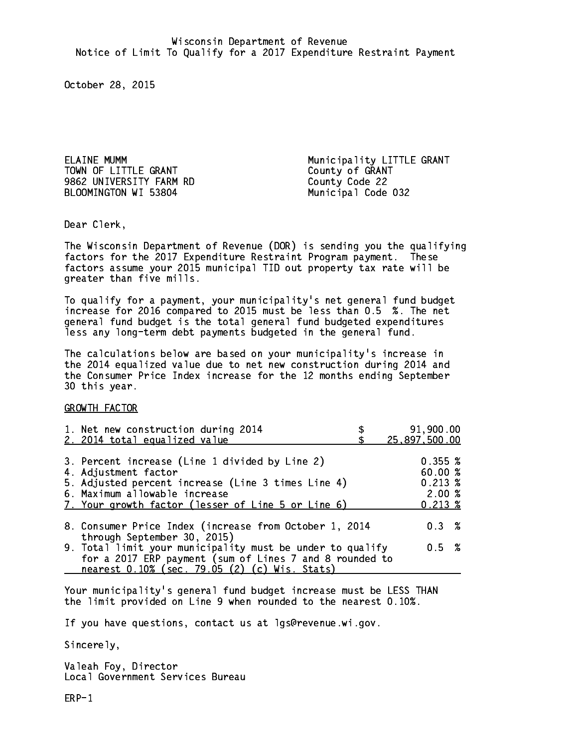Wisconsin Department of Revenue
Notice of Limit To Qualify for a 2017 Expenditure Restraint Payment

October 28, 2015

ELAINE MUMM
TOWN OF LITTLE GRANT
9862 UNIVERSITY FARM RD
BLOOMINGTON WI 53804

Municipality LITTLE GRANT
County of GRANT
County Code 22
Municipal Code 032

Dear Clerk,

The Wisconsin Department of Revenue (DOR) is sending you the qualifying factors for the 2017 Expenditure Restraint Program payment. These factors assume your 2015 municipal TID out property tax rate will be greater than five mills.

To qualify for a payment, your municipality's net general fund budget increase for 2016 compared to 2015 must be less than 0.5 %. The net general fund budget is the total general fund budgeted expenditures less any long-term debt payments budgeted in the general fund.

The calculations below are based on your municipality's increase in the 2014 equalized value due to net new construction during 2014 and the Consumer Price Index increase for the 12 months ending September 30 this year.

GROWTH FACTOR

| | |
|---|---|
| 1. Net new construction during 2014 | $ 91,900.00 |
| 2. 2014 total equalized value | $ 25,897,500.00 |
| 3. Percent increase (Line 1 divided by Line 2) | 0.355 % |
| 4. Adjustment factor | 60.00 % |
| 5. Adjusted percent increase (Line 3 times Line 4) | 0.213 % |
| 6. Maximum allowable increase | 2.00 % |
| 7. Your growth factor (lesser of Line 5 or Line 6) | 0.213 % |
| 8. Consumer Price Index (increase from October 1, 2014 through September 30, 2015) | 0.3 % |
| 9. Total limit your municipality must be under to qualify for a 2017 ERP payment (sum of Lines 7 and 8 rounded to nearest 0.10% (sec. 79.05 (2) (c) Wis. Stats) | 0.5 % |

Your municipality's general fund budget increase must be LESS THAN the limit provided on Line 9 when rounded to the nearest 0.10%.

If you have questions, contact us at lgs@revenue.wi.gov.

Sincerely,

Valeah Foy, Director
Local Government Services Bureau

ERP-1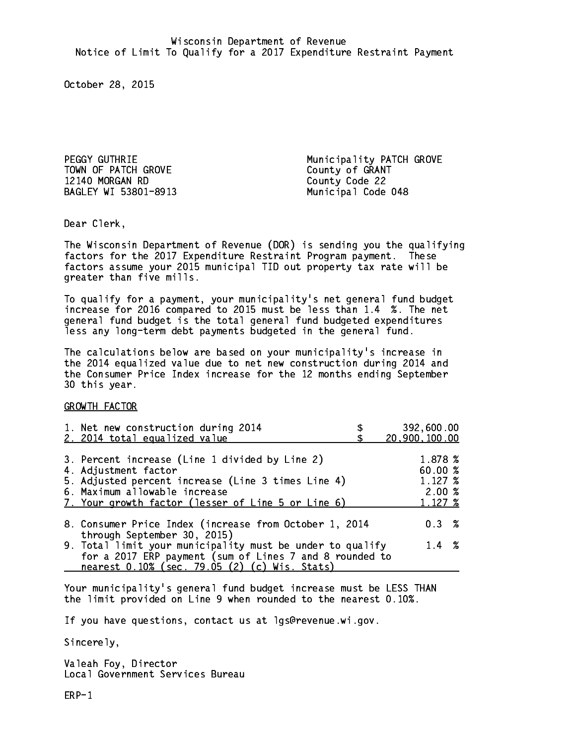Wisconsin Department of Revenue
Notice of Limit To Qualify for a 2017 Expenditure Restraint Payment

October 28, 2015

PEGGY GUTHRIE
TOWN OF PATCH GROVE
12140 MORGAN RD
BAGLEY WI 53801-8913

Municipality PATCH GROVE
County of GRANT
County Code 22
Municipal Code 048

Dear Clerk,

The Wisconsin Department of Revenue (DOR) is sending you the qualifying factors for the 2017 Expenditure Restraint Program payment. These factors assume your 2015 municipal TID out property tax rate will be greater than five mills.

To qualify for a payment, your municipality's net general fund budget increase for 2016 compared to 2015 must be less than 1.4 %. The net general fund budget is the total general fund budgeted expenditures less any long-term debt payments budgeted in the general fund.

The calculations below are based on your municipality's increase in the 2014 equalized value due to net new construction during 2014 and the Consumer Price Index increase for the 12 months ending September 30 this year.

GROWTH FACTOR

| | |
|---|---|
| 1. Net new construction during 2014 | $ 392,600.00 |
| 2. 2014 total equalized value | $ 20,900,100.00 |
| 3. Percent increase (Line 1 divided by Line 2) | 1.878 % |
| 4. Adjustment factor | 60.00 % |
| 5. Adjusted percent increase (Line 3 times Line 4) | 1.127 % |
| 6. Maximum allowable increase | 2.00 % |
| 7. Your growth factor (lesser of Line 5 or Line 6) | 1.127 % |
| 8. Consumer Price Index (increase from October 1, 2014 through September 30, 2015) | 0.3 % |
| 9. Total limit your municipality must be under to qualify for a 2017 ERP payment (sum of Lines 7 and 8 rounded to nearest 0.10% (sec. 79.05 (2) (c) Wis. Stats) | 1.4 % |

Your municipality's general fund budget increase must be LESS THAN the limit provided on Line 9 when rounded to the nearest 0.10%.

If you have questions, contact us at lgs@revenue.wi.gov.

Sincerely,

Valeah Foy, Director
Local Government Services Bureau

ERP-1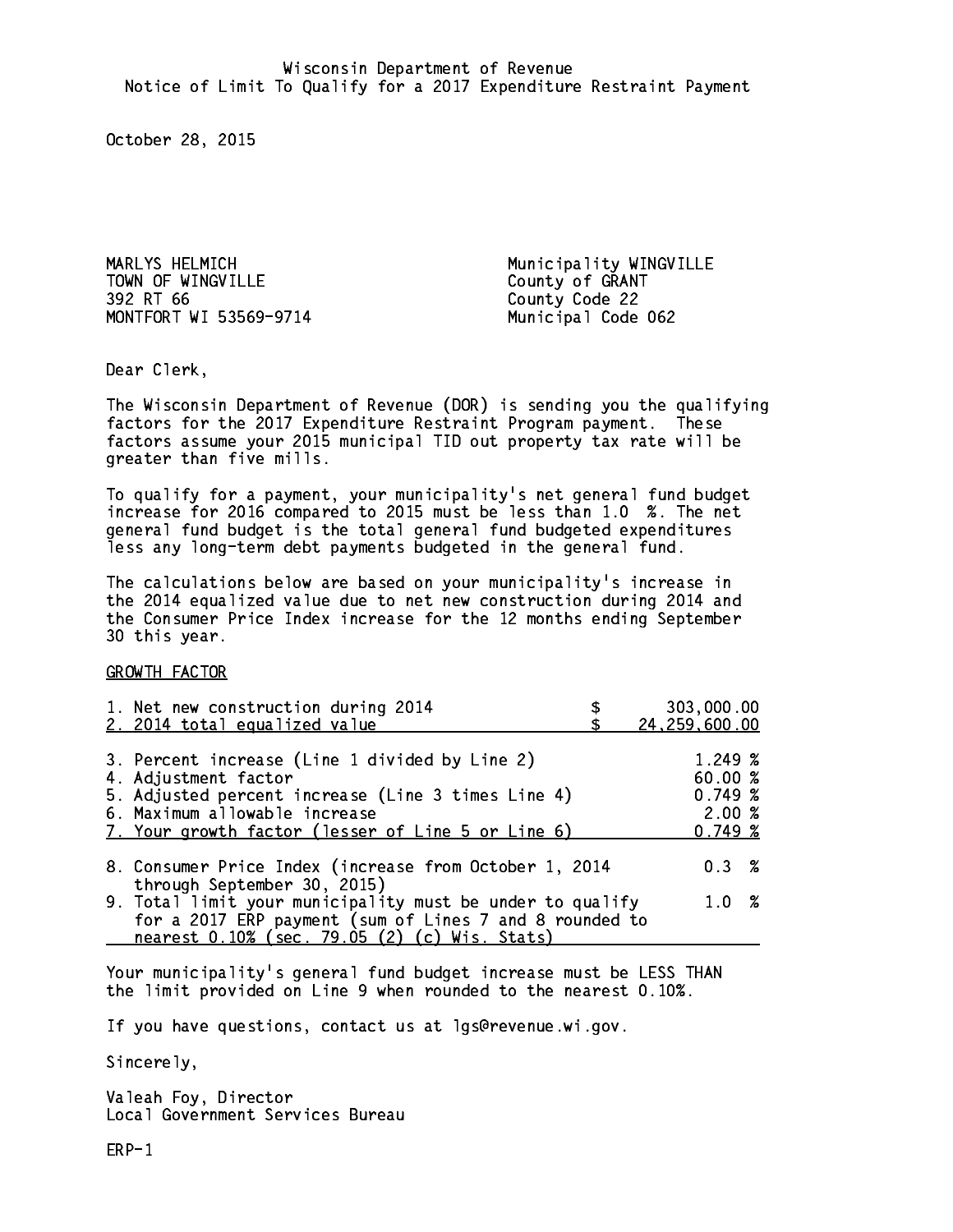Wisconsin Department of Revenue
Notice of Limit To Qualify for a 2017 Expenditure Restraint Payment

October 28, 2015

MARLYS HELMICH
TOWN OF WINGVILLE
392 RT 66
MONTFORT WI 53569-9714

Municipality WINGVILLE
County of GRANT
County Code 22
Municipal Code 062

Dear Clerk,

The Wisconsin Department of Revenue (DOR) is sending you the qualifying factors for the 2017 Expenditure Restraint Program payment. These factors assume your 2015 municipal TID out property tax rate will be greater than five mills.

To qualify for a payment, your municipality's net general fund budget increase for 2016 compared to 2015 must be less than 1.0 %. The net general fund budget is the total general fund budgeted expenditures less any long-term debt payments budgeted in the general fund.

The calculations below are based on your municipality's increase in the 2014 equalized value due to net new construction during 2014 and the Consumer Price Index increase for the 12 months ending September 30 this year.

GROWTH FACTOR

| | |
|---|---|
| 1. Net new construction during 2014 | $ 303,000.00 |
| 2. 2014 total equalized value | $ 24,259,600.00 |
| 3. Percent increase (Line 1 divided by Line 2) | 1.249 % |
| 4. Adjustment factor | 60.00 % |
| 5. Adjusted percent increase (Line 3 times Line 4) | 0.749 % |
| 6. Maximum allowable increase | 2.00 % |
| 7. Your growth factor (lesser of Line 5 or Line 6) | 0.749 % |
| 8. Consumer Price Index (increase from October 1, 2014 through September 30, 2015) | 0.3 % |
| 9. Total limit your municipality must be under to qualify for a 2017 ERP payment (sum of Lines 7 and 8 rounded to nearest 0.10% (sec. 79.05 (2) (c) Wis. Stats) | 1.0 % |

Your municipality's general fund budget increase must be LESS THAN the limit provided on Line 9 when rounded to the nearest 0.10%.

If you have questions, contact us at lgs@revenue.wi.gov.

Sincerely,

Valeah Foy, Director
Local Government Services Bureau

ERP-1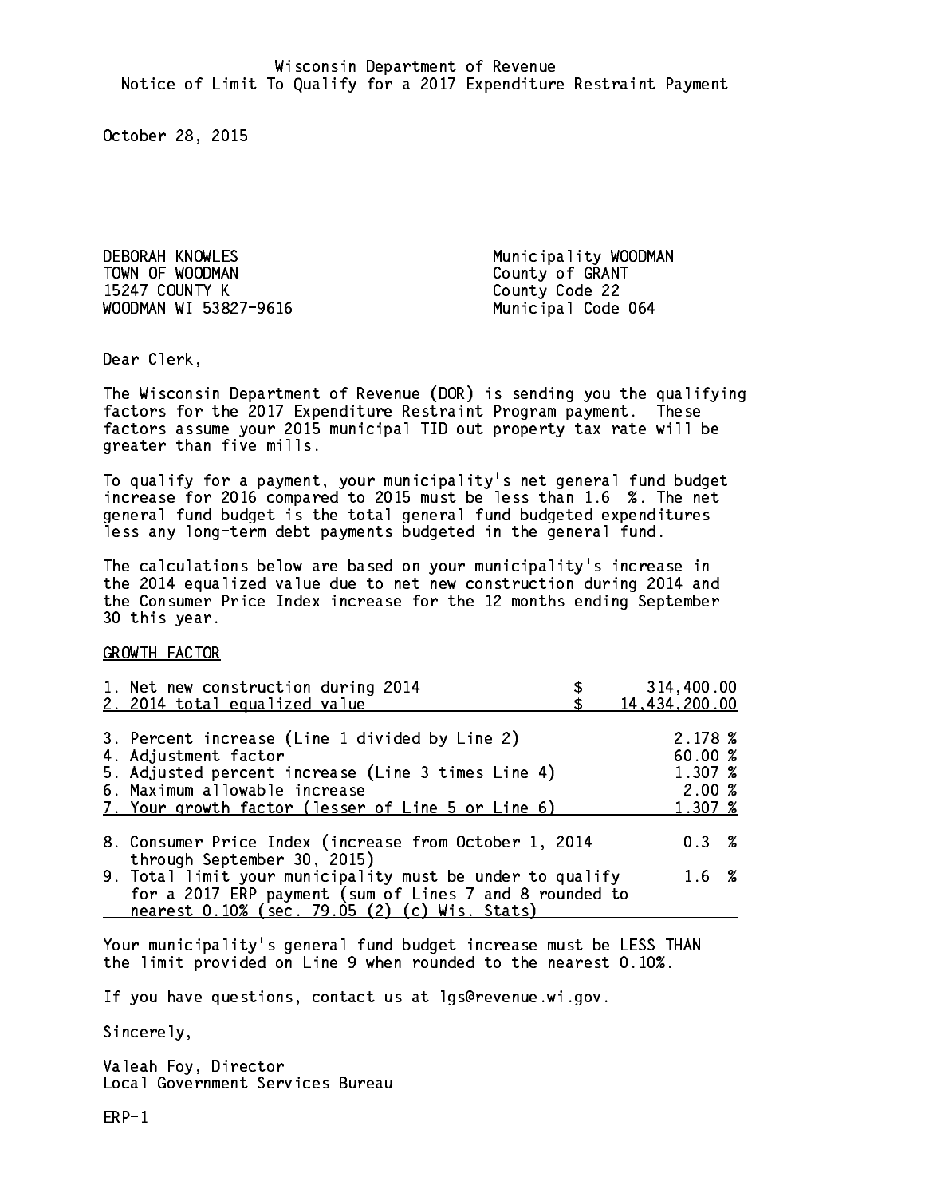Wisconsin Department of Revenue
Notice of Limit To Qualify for a 2017 Expenditure Restraint Payment

October 28, 2015

DEBORAH KNOWLES
TOWN OF WOODMAN
15247 COUNTY K
WOODMAN WI 53827-9616

Municipality WOODMAN
County of GRANT
County Code 22
Municipal Code 064

Dear Clerk,

The Wisconsin Department of Revenue (DOR) is sending you the qualifying factors for the 2017 Expenditure Restraint Program payment. These factors assume your 2015 municipal TID out property tax rate will be greater than five mills.

To qualify for a payment, your municipality's net general fund budget increase for 2016 compared to 2015 must be less than 1.6 %. The net general fund budget is the total general fund budgeted expenditures less any long-term debt payments budgeted in the general fund.

The calculations below are based on your municipality's increase in the 2014 equalized value due to net new construction during 2014 and the Consumer Price Index increase for the 12 months ending September 30 this year.

GROWTH FACTOR

| | |
|---|---|
| 1. Net new construction during 2014 | $ 314,400.00 |
| 2. 2014 total equalized value | $ 14,434,200.00 |
| 3. Percent increase (Line 1 divided by Line 2) | 2.178 % |
| 4. Adjustment factor | 60.00 % |
| 5. Adjusted percent increase (Line 3 times Line 4) | 1.307 % |
| 6. Maximum allowable increase | 2.00 % |
| 7. Your growth factor (lesser of Line 5 or Line 6) | 1.307 % |
| 8. Consumer Price Index (increase from October 1, 2014 through September 30, 2015) | 0.3 % |
| 9. Total limit your municipality must be under to qualify for a 2017 ERP payment (sum of Lines 7 and 8 rounded to nearest 0.10% (sec. 79.05 (2) (c) Wis. Stats) | 1.6 % |

Your municipality's general fund budget increase must be LESS THAN the limit provided on Line 9 when rounded to the nearest 0.10%.

If you have questions, contact us at lgs@revenue.wi.gov.

Sincerely,

Valeah Foy, Director
Local Government Services Bureau

ERP-1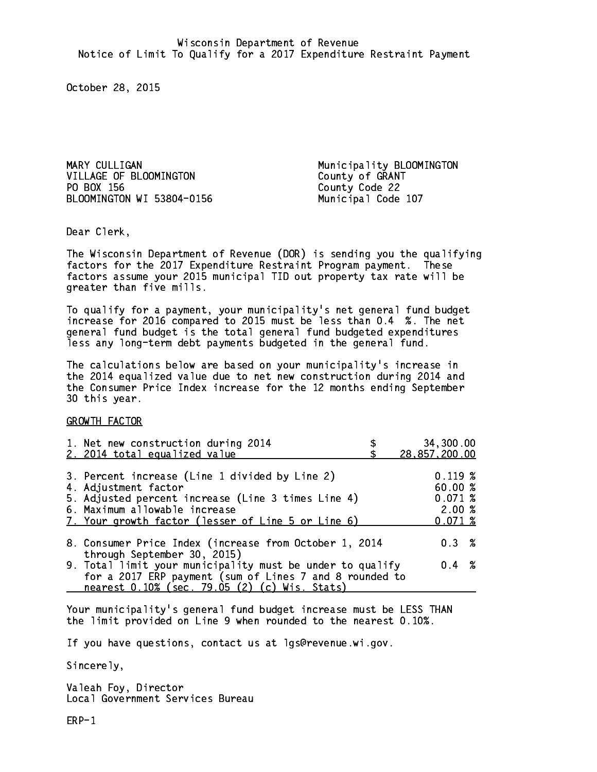Wisconsin Department of Revenue
Notice of Limit To Qualify for a 2017 Expenditure Restraint Payment

October 28, 2015

MARY CULLIGAN
VILLAGE OF BLOOMINGTON
PO BOX 156
BLOOMINGTON WI 53804-0156

Municipality BLOOMINGTON
County of GRANT
County Code 22
Municipal Code 107

Dear Clerk,

The Wisconsin Department of Revenue (DOR) is sending you the qualifying factors for the 2017 Expenditure Restraint Program payment. These factors assume your 2015 municipal TID out property tax rate will be greater than five mills.

To qualify for a payment, your municipality's net general fund budget increase for 2016 compared to 2015 must be less than 0.4 %. The net general fund budget is the total general fund budgeted expenditures less any long-term debt payments budgeted in the general fund.

The calculations below are based on your municipality's increase in the 2014 equalized value due to net new construction during 2014 and the Consumer Price Index increase for the 12 months ending September 30 this year.

GROWTH FACTOR

| | |
|---|---|
| 1. Net new construction during 2014 | $ 34,300.00 |
| 2. 2014 total equalized value | $ 28,857,200.00 |
| 3. Percent increase (Line 1 divided by Line 2) | 0.119 % |
| 4. Adjustment factor | 60.00 % |
| 5. Adjusted percent increase (Line 3 times Line 4) | 0.071 % |
| 6. Maximum allowable increase | 2.00 % |
| 7. Your growth factor (lesser of Line 5 or Line 6) | 0.071 % |
| 8. Consumer Price Index (increase from October 1, 2014 through September 30, 2015) | 0.3 % |
| 9. Total limit your municipality must be under to qualify for a 2017 ERP payment (sum of Lines 7 and 8 rounded to nearest 0.10% (sec. 79.05 (2) (c) Wis. Stats) | 0.4 % |

Your municipality's general fund budget increase must be LESS THAN the limit provided on Line 9 when rounded to the nearest 0.10%.

If you have questions, contact us at lgs@revenue.wi.gov.

Sincerely,

Valeah Foy, Director
Local Government Services Bureau

ERP-1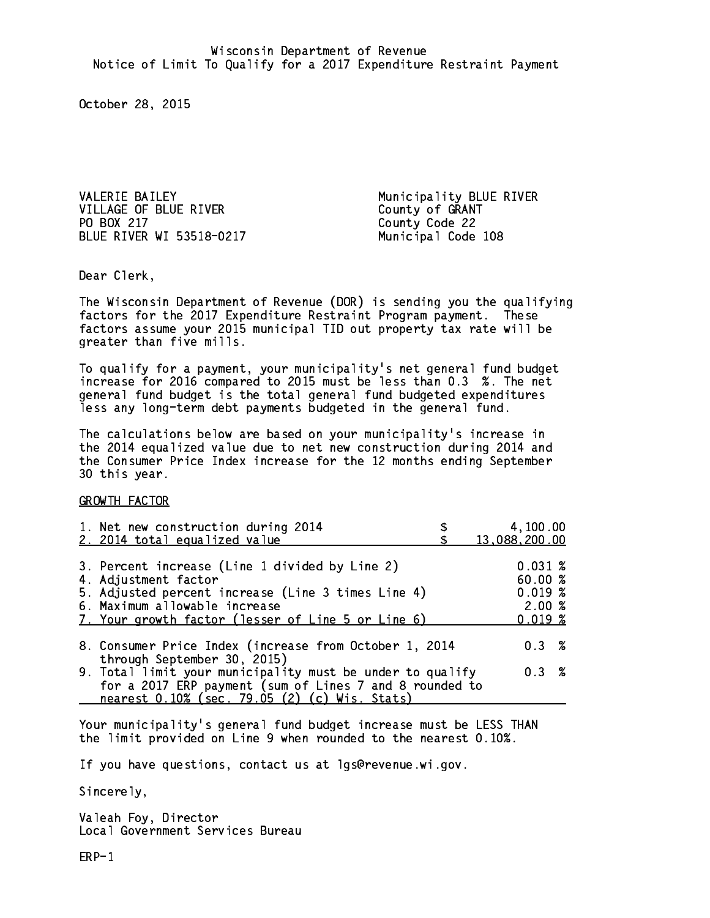Wisconsin Department of Revenue
Notice of Limit To Qualify for a 2017 Expenditure Restraint Payment

October 28, 2015

VALERIE BAILEY
VILLAGE OF BLUE RIVER
PO BOX 217
BLUE RIVER WI 53518-0217

Municipality BLUE RIVER
County of GRANT
County Code 22
Municipal Code 108

Dear Clerk,

The Wisconsin Department of Revenue (DOR) is sending you the qualifying factors for the 2017 Expenditure Restraint Program payment. These factors assume your 2015 municipal TID out property tax rate will be greater than five mills.

To qualify for a payment, your municipality's net general fund budget increase for 2016 compared to 2015 must be less than 0.3 %. The net general fund budget is the total general fund budgeted expenditures less any long-term debt payments budgeted in the general fund.

The calculations below are based on your municipality's increase in the 2014 equalized value due to net new construction during 2014 and the Consumer Price Index increase for the 12 months ending September 30 this year.

GROWTH FACTOR

| | |
|---|---|
| 1. Net new construction during 2014 | $ 4,100.00 |
| 2. 2014 total equalized value | $ 13,088,200.00 |
| 3. Percent increase (Line 1 divided by Line 2) | 0.031 % |
| 4. Adjustment factor | 60.00 % |
| 5. Adjusted percent increase (Line 3 times Line 4) | 0.019 % |
| 6. Maximum allowable increase | 2.00 % |
| 7. Your growth factor (lesser of Line 5 or Line 6) | 0.019 % |
| 8. Consumer Price Index (increase from October 1, 2014 through September 30, 2015) | 0.3 % |
| 9. Total limit your municipality must be under to qualify for a 2017 ERP payment (sum of Lines 7 and 8 rounded to nearest 0.10% (sec. 79.05 (2) (c) Wis. Stats) | 0.3 % |

Your municipality's general fund budget increase must be LESS THAN the limit provided on Line 9 when rounded to the nearest 0.10%.

If you have questions, contact us at lgs@revenue.wi.gov.

Sincerely,

Valeah Foy, Director
Local Government Services Bureau

ERP-1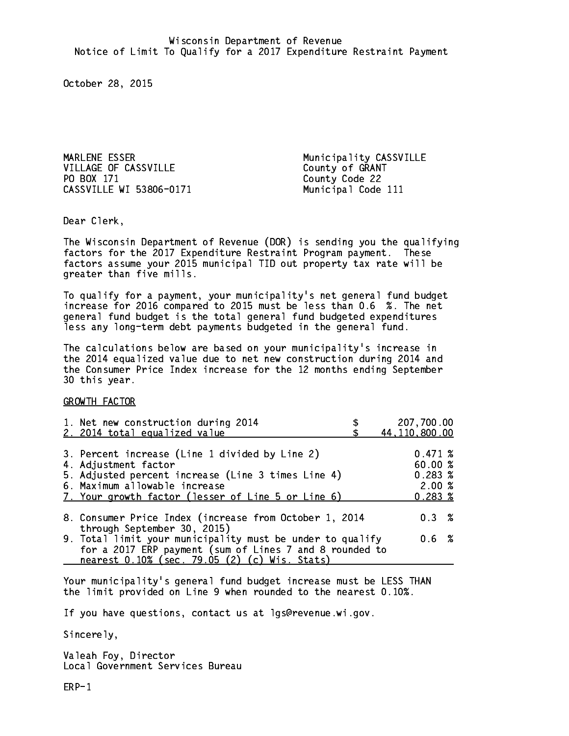Wisconsin Department of Revenue
Notice of Limit To Qualify for a 2017 Expenditure Restraint Payment

October 28, 2015

MARLENE ESSER
VILLAGE OF CASSVILLE
PO BOX 171
CASSVILLE WI 53806-0171

Municipality CASSVILLE
County of GRANT
County Code 22
Municipal Code 111

Dear Clerk,

The Wisconsin Department of Revenue (DOR) is sending you the qualifying factors for the 2017 Expenditure Restraint Program payment. These factors assume your 2015 municipal TID out property tax rate will be greater than five mills.

To qualify for a payment, your municipality's net general fund budget increase for 2016 compared to 2015 must be less than 0.6 %. The net general fund budget is the total general fund budgeted expenditures less any long-term debt payments budgeted in the general fund.

The calculations below are based on your municipality's increase in the 2014 equalized value due to net new construction during 2014 and the Consumer Price Index increase for the 12 months ending September 30 this year.

GROWTH FACTOR

| | |
|---|---|
| 1. Net new construction during 2014 | $ 207,700.00 |
| 2. 2014 total equalized value | $ 44,110,800.00 |
| 3. Percent increase (Line 1 divided by Line 2) | 0.471 % |
| 4. Adjustment factor | 60.00 % |
| 5. Adjusted percent increase (Line 3 times Line 4) | 0.283 % |
| 6. Maximum allowable increase | 2.00 % |
| 7. Your growth factor (lesser of Line 5 or Line 6) | 0.283 % |
| 8. Consumer Price Index (increase from October 1, 2014 through September 30, 2015) | 0.3 % |
| 9. Total limit your municipality must be under to qualify for a 2017 ERP payment (sum of Lines 7 and 8 rounded to nearest 0.10% (sec. 79.05 (2) (c) Wis. Stats) | 0.6 % |

Your municipality's general fund budget increase must be LESS THAN the limit provided on Line 9 when rounded to the nearest 0.10%.

If you have questions, contact us at lgs@revenue.wi.gov.

Sincerely,

Valeah Foy, Director
Local Government Services Bureau

ERP-1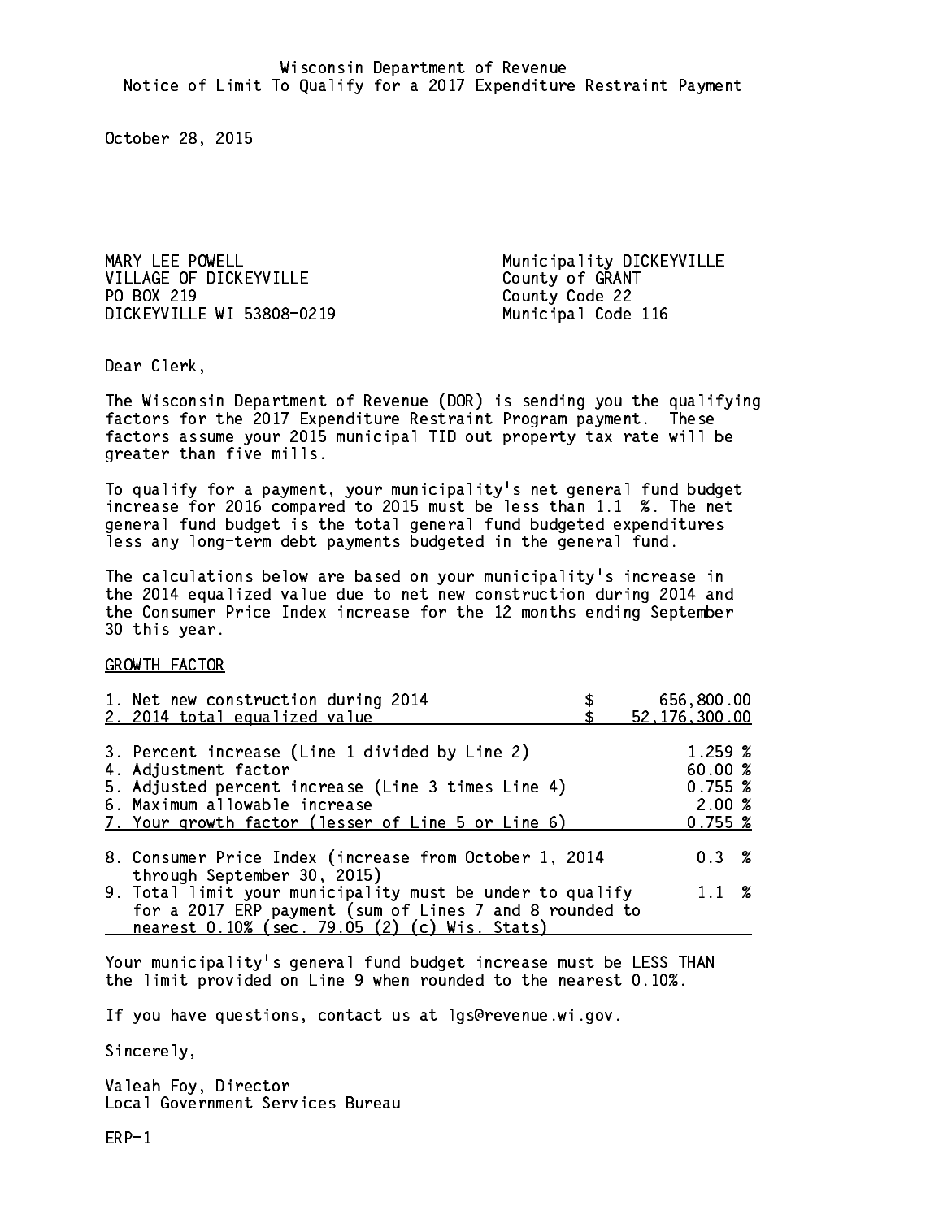Wisconsin Department of Revenue
Notice of Limit To Qualify for a 2017 Expenditure Restraint Payment

October 28, 2015

MARY LEE POWELL
VILLAGE OF DICKEYVILLE
PO BOX 219
DICKEYVILLE WI 53808-0219

Municipality DICKEYVILLE
County of GRANT
County Code 22
Municipal Code 116

Dear Clerk,

The Wisconsin Department of Revenue (DOR) is sending you the qualifying factors for the 2017 Expenditure Restraint Program payment. These factors assume your 2015 municipal TID out property tax rate will be greater than five mills.

To qualify for a payment, your municipality's net general fund budget increase for 2016 compared to 2015 must be less than 1.1 %. The net general fund budget is the total general fund budgeted expenditures less any long-term debt payments budgeted in the general fund.

The calculations below are based on your municipality's increase in the 2014 equalized value due to net new construction during 2014 and the Consumer Price Index increase for the 12 months ending September 30 this year.

GROWTH FACTOR

| | |
|---|---|
| 1. Net new construction during 2014 | $ 656,800.00 |
| 2. 2014 total equalized value | $ 52,176,300.00 |
| 3. Percent increase (Line 1 divided by Line 2) | 1.259 % |
| 4. Adjustment factor | 60.00 % |
| 5. Adjusted percent increase (Line 3 times Line 4) | 0.755 % |
| 6. Maximum allowable increase | 2.00 % |
| 7. Your growth factor (lesser of Line 5 or Line 6) | 0.755 % |
| 8. Consumer Price Index (increase from October 1, 2014 through September 30, 2015) | 0.3 % |
| 9. Total limit your municipality must be under to qualify for a 2017 ERP payment (sum of Lines 7 and 8 rounded to nearest 0.10% (sec. 79.05 (2) (c) Wis. Stats) | 1.1 % |

Your municipality's general fund budget increase must be LESS THAN the limit provided on Line 9 when rounded to the nearest 0.10%.

If you have questions, contact us at lgs@revenue.wi.gov.

Sincerely,

Valeah Foy, Director
Local Government Services Bureau

ERP-1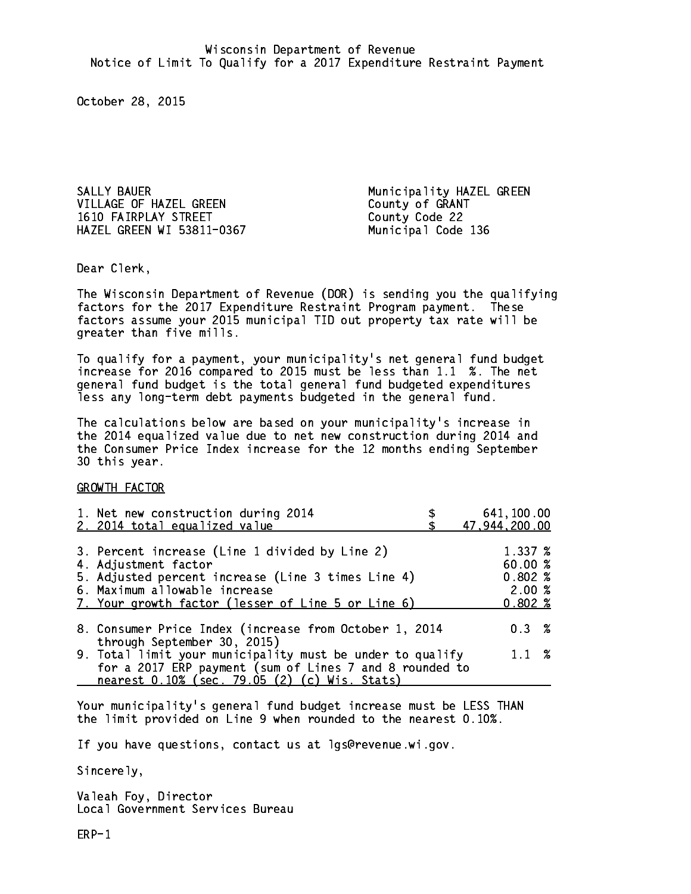Wisconsin Department of Revenue
Notice of Limit To Qualify for a 2017 Expenditure Restraint Payment

October 28, 2015

SALLY BAUER
VILLAGE OF HAZEL GREEN
1610 FAIRPLAY STREET
HAZEL GREEN WI 53811-0367

Municipality HAZEL GREEN
County of GRANT
County Code 22
Municipal Code 136

Dear Clerk,

The Wisconsin Department of Revenue (DOR) is sending you the qualifying factors for the 2017 Expenditure Restraint Program payment. These factors assume your 2015 municipal TID out property tax rate will be greater than five mills.

To qualify for a payment, your municipality's net general fund budget increase for 2016 compared to 2015 must be less than 1.1 %. The net general fund budget is the total general fund budgeted expenditures less any long-term debt payments budgeted in the general fund.

The calculations below are based on your municipality's increase in the 2014 equalized value due to net new construction during 2014 and the Consumer Price Index increase for the 12 months ending September 30 this year.

GROWTH FACTOR

| | |
|---|---|
| 1. Net new construction during 2014 | $ 641,100.00 |
| 2. 2014 total equalized value | $ 47,944,200.00 |
| 3. Percent increase (Line 1 divided by Line 2) | 1.337 % |
| 4. Adjustment factor | 60.00 % |
| 5. Adjusted percent increase (Line 3 times Line 4) | 0.802 % |
| 6. Maximum allowable increase | 2.00 % |
| 7. Your growth factor (lesser of Line 5 or Line 6) | 0.802 % |
| 8. Consumer Price Index (increase from October 1, 2014 through September 30, 2015) | 0.3 % |
| 9. Total limit your municipality must be under to qualify for a 2017 ERP payment (sum of Lines 7 and 8 rounded to nearest 0.10% (sec. 79.05 (2) (c) Wis. Stats) | 1.1 % |

Your municipality's general fund budget increase must be LESS THAN the limit provided on Line 9 when rounded to the nearest 0.10%.

If you have questions, contact us at lgs@revenue.wi.gov.

Sincerely,

Valeah Foy, Director
Local Government Services Bureau

ERP-1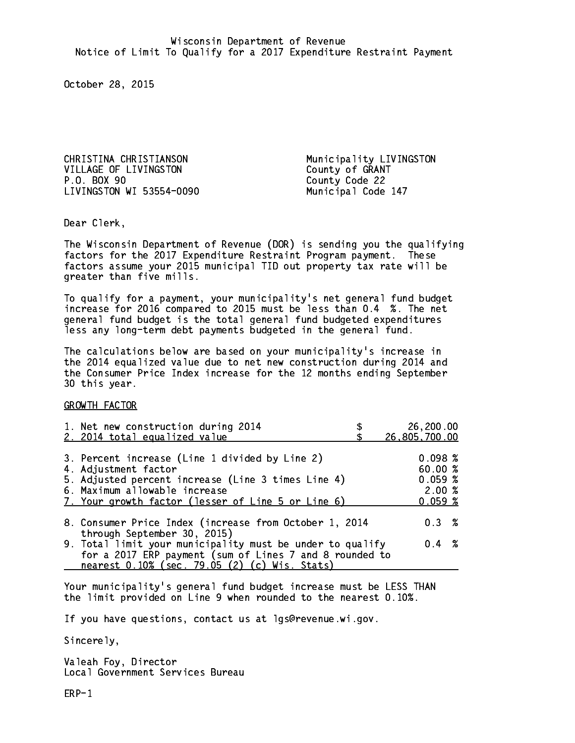Wisconsin Department of Revenue
Notice of Limit To Qualify for a 2017 Expenditure Restraint Payment

October 28, 2015

CHRISTINA CHRISTIANSON
VILLAGE OF LIVINGSTON
P.O. BOX 90
LIVINGSTON WI 53554-0090

Municipality LIVINGSTON
County of GRANT
County Code 22
Municipal Code 147

Dear Clerk,

The Wisconsin Department of Revenue (DOR) is sending you the qualifying factors for the 2017 Expenditure Restraint Program payment. These factors assume your 2015 municipal TID out property tax rate will be greater than five mills.

To qualify for a payment, your municipality's net general fund budget increase for 2016 compared to 2015 must be less than 0.4 %. The net general fund budget is the total general fund budgeted expenditures less any long-term debt payments budgeted in the general fund.

The calculations below are based on your municipality's increase in the 2014 equalized value due to net new construction during 2014 and the Consumer Price Index increase for the 12 months ending September 30 this year.

GROWTH FACTOR

| | |
|---|---|
| 1. Net new construction during 2014 | $ 26,200.00 |
| 2. 2014 total equalized value | $ 26,805,700.00 |
| 3. Percent increase (Line 1 divided by Line 2) | 0.098 % |
| 4. Adjustment factor | 60.00 % |
| 5. Adjusted percent increase (Line 3 times Line 4) | 0.059 % |
| 6. Maximum allowable increase | 2.00 % |
| 7. Your growth factor (lesser of Line 5 or Line 6) | 0.059 % |
| 8. Consumer Price Index (increase from October 1, 2014 through September 30, 2015) | 0.3 % |
| 9. Total limit your municipality must be under to qualify for a 2017 ERP payment (sum of Lines 7 and 8 rounded to nearest 0.10% (sec. 79.05 (2) (c) Wis. Stats) | 0.4 % |

Your municipality's general fund budget increase must be LESS THAN the limit provided on Line 9 when rounded to the nearest 0.10%.

If you have questions, contact us at lgs@revenue.wi.gov.

Sincerely,

Valeah Foy, Director
Local Government Services Bureau

ERP-1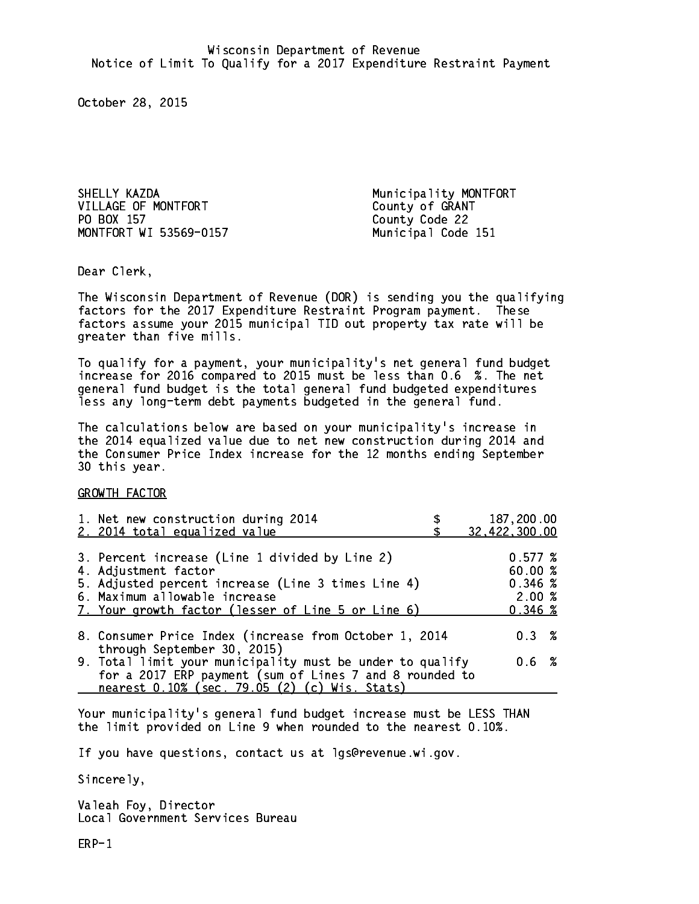Wisconsin Department of Revenue
Notice of Limit To Qualify for a 2017 Expenditure Restraint Payment

October 28, 2015

SHELLY KAZDA
VILLAGE OF MONTFORT
PO BOX 157
MONTFORT WI 53569-0157

Municipality MONTFORT
County of GRANT
County Code 22
Municipal Code 151

Dear Clerk,

The Wisconsin Department of Revenue (DOR) is sending you the qualifying factors for the 2017 Expenditure Restraint Program payment. These factors assume your 2015 municipal TID out property tax rate will be greater than five mills.

To qualify for a payment, your municipality's net general fund budget increase for 2016 compared to 2015 must be less than 0.6 %. The net general fund budget is the total general fund budgeted expenditures less any long-term debt payments budgeted in the general fund.

The calculations below are based on your municipality's increase in the 2014 equalized value due to net new construction during 2014 and the Consumer Price Index increase for the 12 months ending September 30 this year.

GROWTH FACTOR

| | |
|---|---|
| 1. Net new construction during 2014 | $ 187,200.00 |
| 2. 2014 total equalized value | $ 32,422,300.00 |
| 3. Percent increase (Line 1 divided by Line 2) | 0.577 % |
| 4. Adjustment factor | 60.00 % |
| 5. Adjusted percent increase (Line 3 times Line 4) | 0.346 % |
| 6. Maximum allowable increase | 2.00 % |
| 7. Your growth factor (lesser of Line 5 or Line 6) | 0.346 % |
| 8. Consumer Price Index (increase from October 1, 2014 through September 30, 2015) | 0.3 % |
| 9. Total limit your municipality must be under to qualify for a 2017 ERP payment (sum of Lines 7 and 8 rounded to nearest 0.10% (sec. 79.05 (2) (c) Wis. Stats) | 0.6 % |

Your municipality's general fund budget increase must be LESS THAN the limit provided on Line 9 when rounded to the nearest 0.10%.

If you have questions, contact us at lgs@revenue.wi.gov.

Sincerely,

Valeah Foy, Director
Local Government Services Bureau

ERP-1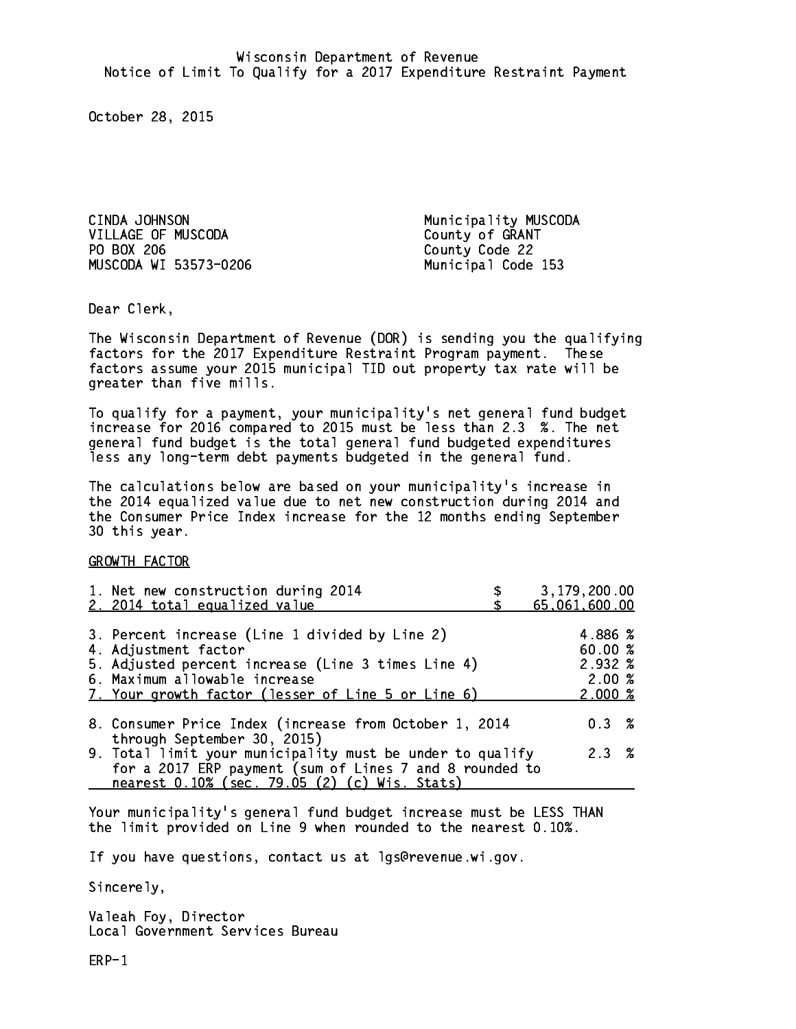Wisconsin Department of Revenue
Notice of Limit To Qualify for a 2017 Expenditure Restraint Payment

October 28, 2015

CINDA JOHNSON
VILLAGE OF MUSCODA
PO BOX 206
MUSCODA WI 53573-0206

Municipality MUSCODA
County of GRANT
County Code 22
Municipal Code 153

Dear Clerk,

The Wisconsin Department of Revenue (DOR) is sending you the qualifying factors for the 2017 Expenditure Restraint Program payment. These factors assume your 2015 municipal TID out property tax rate will be greater than five mills.

To qualify for a payment, your municipality's net general fund budget increase for 2016 compared to 2015 must be less than 2.3 %. The net general fund budget is the total general fund budgeted expenditures less any long-term debt payments budgeted in the general fund.

The calculations below are based on your municipality's increase in the 2014 equalized value due to net new construction during 2014 and the Consumer Price Index increase for the 12 months ending September 30 this year.

GROWTH FACTOR

| | |
|---|---|
| 1. Net new construction during 2014 | $ 3,179,200.00 |
| 2. 2014 total equalized value | $ 65,061,600.00 |
| 3. Percent increase (Line 1 divided by Line 2) | 4.886 % |
| 4. Adjustment factor | 60.00 % |
| 5. Adjusted percent increase (Line 3 times Line 4) | 2.932 % |
| 6. Maximum allowable increase | 2.00 % |
| 7. Your growth factor (lesser of Line 5 or Line 6) | 2.000 % |
| 8. Consumer Price Index (increase from October 1, 2014 through September 30, 2015) | 0.3 % |
| 9. Total limit your municipality must be under to qualify for a 2017 ERP payment (sum of Lines 7 and 8 rounded to nearest 0.10% (sec. 79.05 (2) (c) Wis. Stats) | 2.3 % |

Your municipality's general fund budget increase must be LESS THAN the limit provided on Line 9 when rounded to the nearest 0.10%.

If you have questions, contact us at lgs@revenue.wi.gov.

Sincerely,

Valeah Foy, Director
Local Government Services Bureau

ERP-1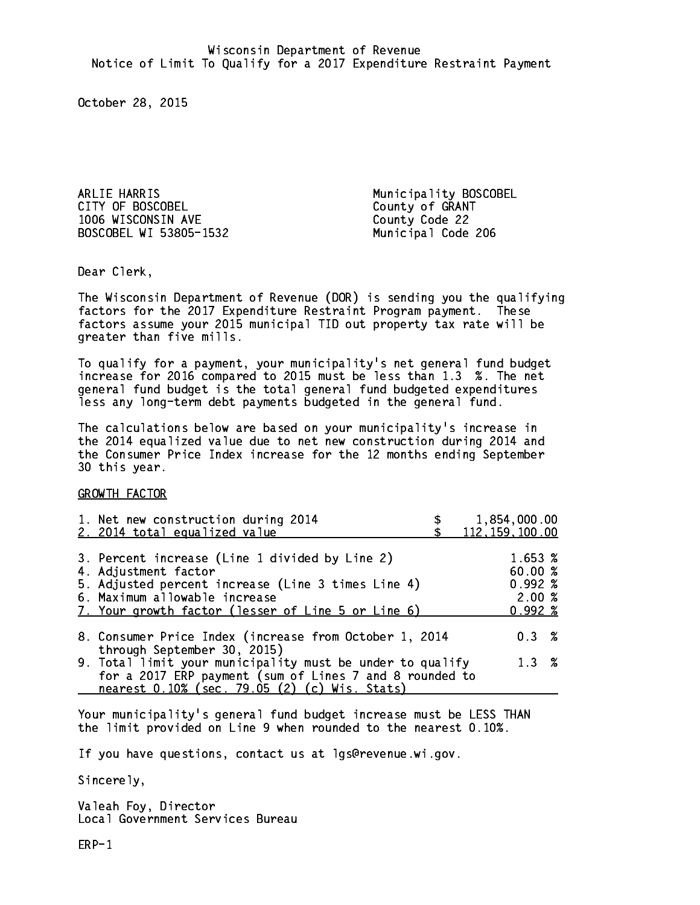Wisconsin Department of Revenue
Notice of Limit To Qualify for a 2017 Expenditure Restraint Payment

October 28, 2015

ARLIE HARRIS
CITY OF BOSCOBEL
1006 WISCONSIN AVE
BOSCOBEL WI 53805-1532

Municipality BOSCOBEL
County of GRANT
County Code 22
Municipal Code 206

Dear Clerk,

The Wisconsin Department of Revenue (DOR) is sending you the qualifying factors for the 2017 Expenditure Restraint Program payment. These factors assume your 2015 municipal TID out property tax rate will be greater than five mills.

To qualify for a payment, your municipality's net general fund budget increase for 2016 compared to 2015 must be less than 1.3 %. The net general fund budget is the total general fund budgeted expenditures less any long-term debt payments budgeted in the general fund.

The calculations below are based on your municipality's increase in the 2014 equalized value due to net new construction during 2014 and the Consumer Price Index increase for the 12 months ending September 30 this year.

GROWTH FACTOR

| | |
|---|---|
| 1. Net new construction during 2014 | $ 1,854,000.00 |
| 2. 2014 total equalized value | $ 112,159,100.00 |
| 3. Percent increase (Line 1 divided by Line 2) | 1.653 % |
| 4. Adjustment factor | 60.00 % |
| 5. Adjusted percent increase (Line 3 times Line 4) | 0.992 % |
| 6. Maximum allowable increase | 2.00 % |
| 7. Your growth factor (lesser of Line 5 or Line 6) | 0.992 % |
| 8. Consumer Price Index (increase from October 1, 2014 through September 30, 2015) | 0.3 % |
| 9. Total limit your municipality must be under to qualify for a 2017 ERP payment (sum of Lines 7 and 8 rounded to nearest 0.10% (sec. 79.05 (2) (c) Wis. Stats) | 1.3 % |

Your municipality's general fund budget increase must be LESS THAN the limit provided on Line 9 when rounded to the nearest 0.10%.

If you have questions, contact us at lgs@revenue.wi.gov.

Sincerely,

Valeah Foy, Director
Local Government Services Bureau

ERP-1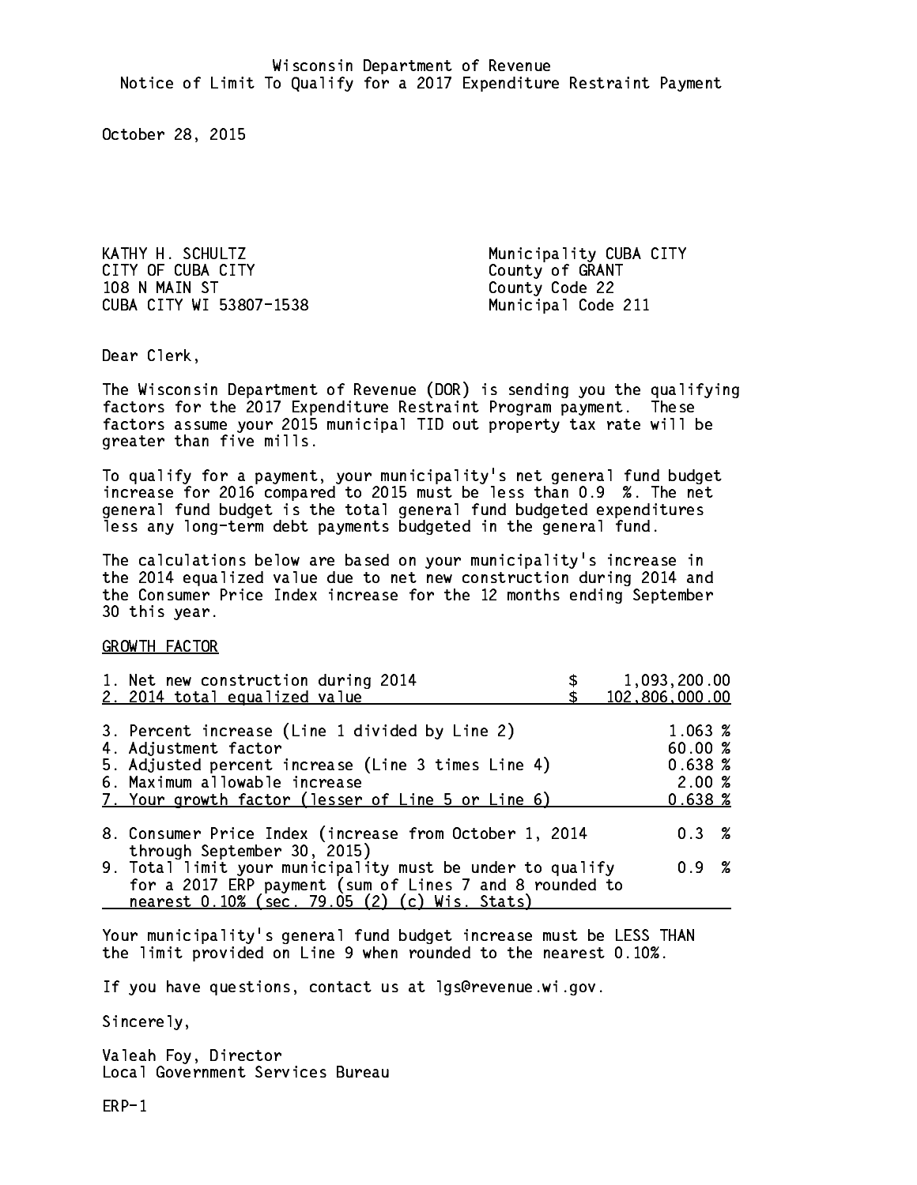Wisconsin Department of Revenue
Notice of Limit To Qualify for a 2017 Expenditure Restraint Payment

October 28, 2015

KATHY H. SCHULTZ
CITY OF CUBA CITY
108 N MAIN ST
CUBA CITY WI 53807-1538

Municipality CUBA CITY
County of GRANT
County Code 22
Municipal Code 211

Dear Clerk,

The Wisconsin Department of Revenue (DOR) is sending you the qualifying factors for the 2017 Expenditure Restraint Program payment. These factors assume your 2015 municipal TID out property tax rate will be greater than five mills.

To qualify for a payment, your municipality's net general fund budget increase for 2016 compared to 2015 must be less than 0.9 %. The net general fund budget is the total general fund budgeted expenditures less any long-term debt payments budgeted in the general fund.

The calculations below are based on your municipality's increase in the 2014 equalized value due to net new construction during 2014 and the Consumer Price Index increase for the 12 months ending September 30 this year.

GROWTH FACTOR

| | |
|---|---|
| 1. Net new construction during 2014 | $ 1,093,200.00 |
| 2. 2014 total equalized value | $ 102,806,000.00 |
| 3. Percent increase (Line 1 divided by Line 2) | 1.063 % |
| 4. Adjustment factor | 60.00 % |
| 5. Adjusted percent increase (Line 3 times Line 4) | 0.638 % |
| 6. Maximum allowable increase | 2.00 % |
| 7. Your growth factor (lesser of Line 5 or Line 6) | 0.638 % |
| 8. Consumer Price Index (increase from October 1, 2014 through September 30, 2015) | 0.3 % |
| 9. Total limit your municipality must be under to qualify for a 2017 ERP payment (sum of Lines 7 and 8 rounded to nearest 0.10% (sec. 79.05 (2) (c) Wis. Stats) | 0.9 % |

Your municipality's general fund budget increase must be LESS THAN the limit provided on Line 9 when rounded to the nearest 0.10%.

If you have questions, contact us at lgs@revenue.wi.gov.

Sincerely,

Valeah Foy, Director
Local Government Services Bureau

ERP-1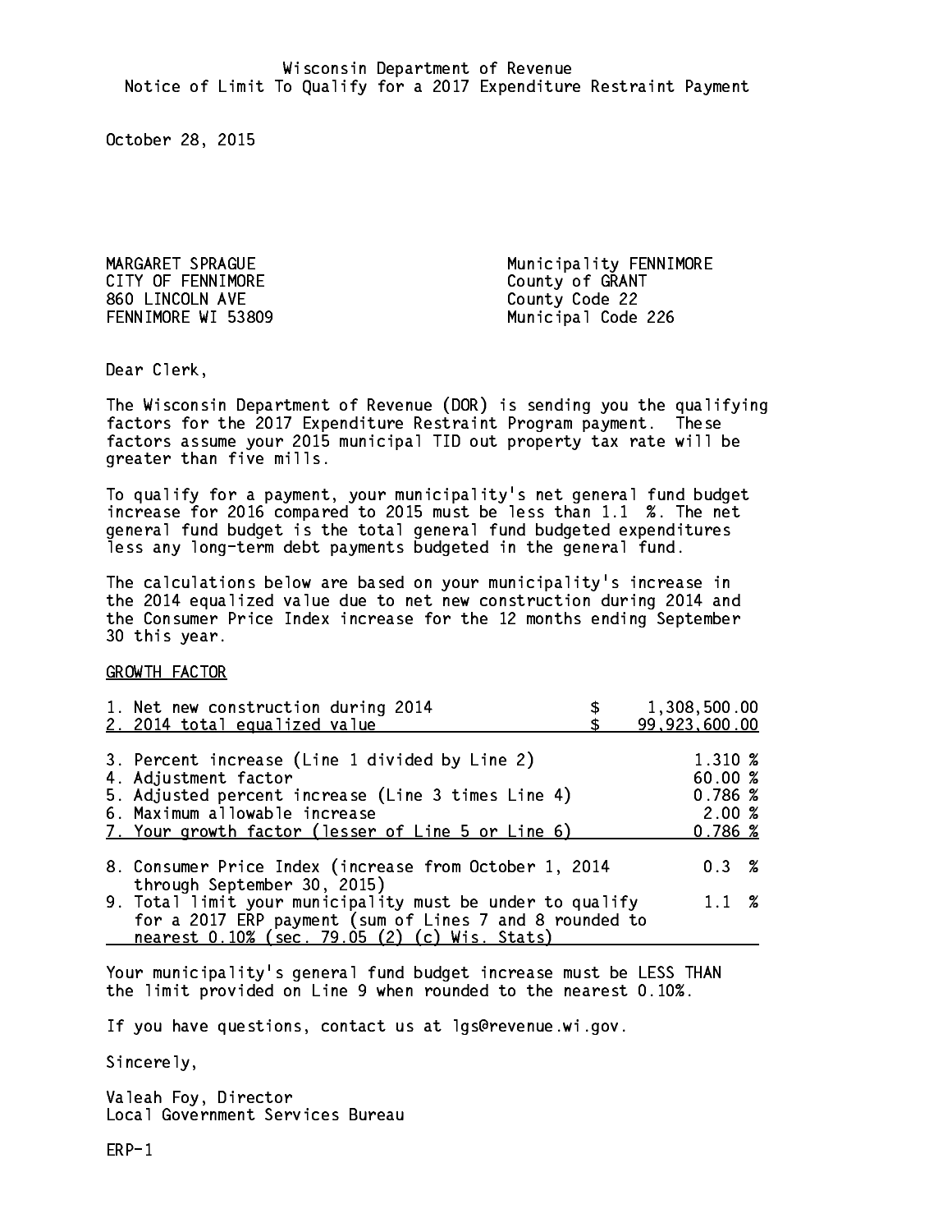Wisconsin Department of Revenue
Notice of Limit To Qualify for a 2017 Expenditure Restraint Payment

October 28, 2015

MARGARET SPRAGUE
CITY OF FENNIMORE
860 LINCOLN AVE
FENNIMORE WI 53809

Municipality FENNIMORE
County of GRANT
County Code 22
Municipal Code 226

Dear Clerk,

The Wisconsin Department of Revenue (DOR) is sending you the qualifying factors for the 2017 Expenditure Restraint Program payment. These factors assume your 2015 municipal TID out property tax rate will be greater than five mills.

To qualify for a payment, your municipality's net general fund budget increase for 2016 compared to 2015 must be less than 1.1 %. The net general fund budget is the total general fund budgeted expenditures less any long-term debt payments budgeted in the general fund.

The calculations below are based on your municipality's increase in the 2014 equalized value due to net new construction during 2014 and the Consumer Price Index increase for the 12 months ending September 30 this year.

GROWTH FACTOR

| | |
|---|---|
| 1. Net new construction during 2014 | $ 1,308,500.00 |
| 2. 2014 total equalized value | $ 99,923,600.00 |
| 3. Percent increase (Line 1 divided by Line 2) | 1.310 % |
| 4. Adjustment factor | 60.00 % |
| 5. Adjusted percent increase (Line 3 times Line 4) | 0.786 % |
| 6. Maximum allowable increase | 2.00 % |
| 7. Your growth factor (lesser of Line 5 or Line 6) | 0.786 % |
| 8. Consumer Price Index (increase from October 1, 2014 through September 30, 2015) | 0.3 % |
| 9. Total limit your municipality must be under to qualify for a 2017 ERP payment (sum of Lines 7 and 8 rounded to nearest 0.10% (sec. 79.05 (2) (c) Wis. Stats) | 1.1 % |

Your municipality's general fund budget increase must be LESS THAN the limit provided on Line 9 when rounded to the nearest 0.10%.

If you have questions, contact us at lgs@revenue.wi.gov.

Sincerely,

Valeah Foy, Director
Local Government Services Bureau

ERP-1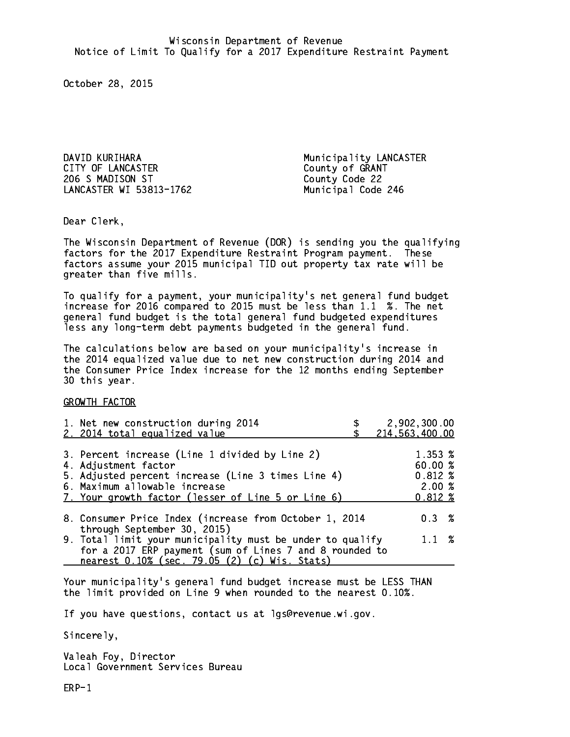Wisconsin Department of Revenue
Notice of Limit To Qualify for a 2017 Expenditure Restraint Payment

October 28, 2015

DAVID KURIHARA
CITY OF LANCASTER
206 S MADISON ST
LANCASTER WI 53813-1762

Municipality LANCASTER
County of GRANT
County Code 22
Municipal Code 246

Dear Clerk,

The Wisconsin Department of Revenue (DOR) is sending you the qualifying factors for the 2017 Expenditure Restraint Program payment. These factors assume your 2015 municipal TID out property tax rate will be greater than five mills.

To qualify for a payment, your municipality's net general fund budget increase for 2016 compared to 2015 must be less than 1.1 %. The net general fund budget is the total general fund budgeted expenditures less any long-term debt payments budgeted in the general fund.

The calculations below are based on your municipality's increase in the 2014 equalized value due to net new construction during 2014 and the Consumer Price Index increase for the 12 months ending September 30 this year.

GROWTH FACTOR

| | |
|---|---|
| 1. Net new construction during 2014 | $ 2,902,300.00 |
| 2. 2014 total equalized value | $ 214,563,400.00 |
| 3. Percent increase (Line 1 divided by Line 2) | 1.353 % |
| 4. Adjustment factor | 60.00 % |
| 5. Adjusted percent increase (Line 3 times Line 4) | 0.812 % |
| 6. Maximum allowable increase | 2.00 % |
| 7. Your growth factor (lesser of Line 5 or Line 6) | 0.812 % |
| 8. Consumer Price Index (increase from October 1, 2014 through September 30, 2015) | 0.3 % |
| 9. Total limit your municipality must be under to qualify for a 2017 ERP payment (sum of Lines 7 and 8 rounded to nearest 0.10% (sec. 79.05 (2) (c) Wis. Stats) | 1.1 % |

Your municipality's general fund budget increase must be LESS THAN the limit provided on Line 9 when rounded to the nearest 0.10%.

If you have questions, contact us at lgs@revenue.wi.gov.

Sincerely,

Valeah Foy, Director
Local Government Services Bureau

ERP-1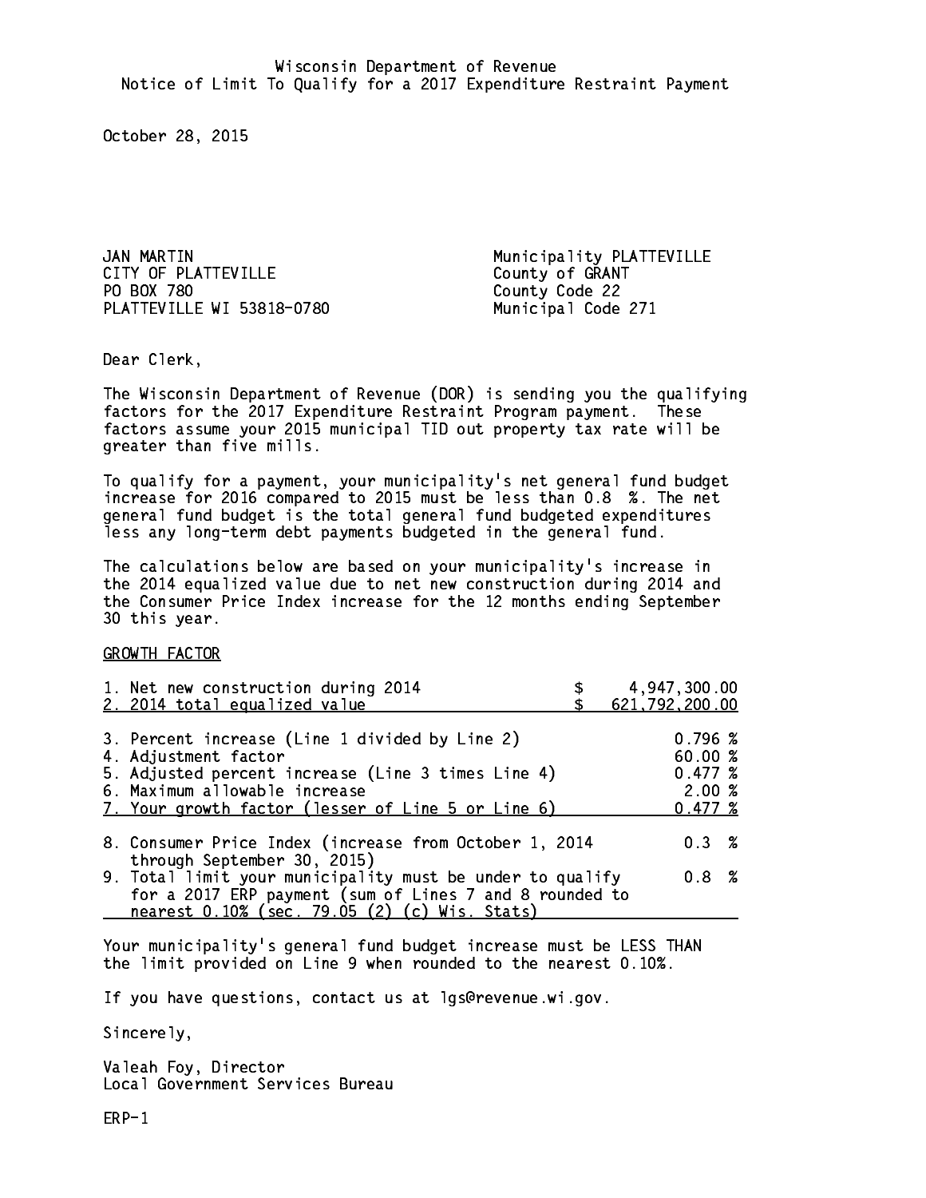Wisconsin Department of Revenue
Notice of Limit To Qualify for a 2017 Expenditure Restraint Payment

October 28, 2015

JAN MARTIN
CITY OF PLATTEVILLE
PO BOX 780
PLATTEVILLE WI 53818-0780

Municipality PLATTEVILLE
County of GRANT
County Code 22
Municipal Code 271

Dear Clerk,

The Wisconsin Department of Revenue (DOR) is sending you the qualifying factors for the 2017 Expenditure Restraint Program payment. These factors assume your 2015 municipal TID out property tax rate will be greater than five mills.

To qualify for a payment, your municipality's net general fund budget increase for 2016 compared to 2015 must be less than 0.8 %. The net general fund budget is the total general fund budgeted expenditures less any long-term debt payments budgeted in the general fund.

The calculations below are based on your municipality's increase in the 2014 equalized value due to net new construction during 2014 and the Consumer Price Index increase for the 12 months ending September 30 this year.

GROWTH FACTOR

| | |
|---|---|
| 1. Net new construction during 2014 | $ 4,947,300.00 |
| 2. 2014 total equalized value | $ 621,792,200.00 |
| 3. Percent increase (Line 1 divided by Line 2) | 0.796 % |
| 4. Adjustment factor | 60.00 % |
| 5. Adjusted percent increase (Line 3 times Line 4) | 0.477 % |
| 6. Maximum allowable increase | 2.00 % |
| 7. Your growth factor (lesser of Line 5 or Line 6) | 0.477 % |
| 8. Consumer Price Index (increase from October 1, 2014 through September 30, 2015) | 0.3 % |
| 9. Total limit your municipality must be under to qualify for a 2017 ERP payment (sum of Lines 7 and 8 rounded to nearest 0.10% (sec. 79.05 (2) (c) Wis. Stats) | 0.8 % |

Your municipality's general fund budget increase must be LESS THAN the limit provided on Line 9 when rounded to the nearest 0.10%.

If you have questions, contact us at lgs@revenue.wi.gov.

Sincerely,

Valeah Foy, Director
Local Government Services Bureau

ERP-1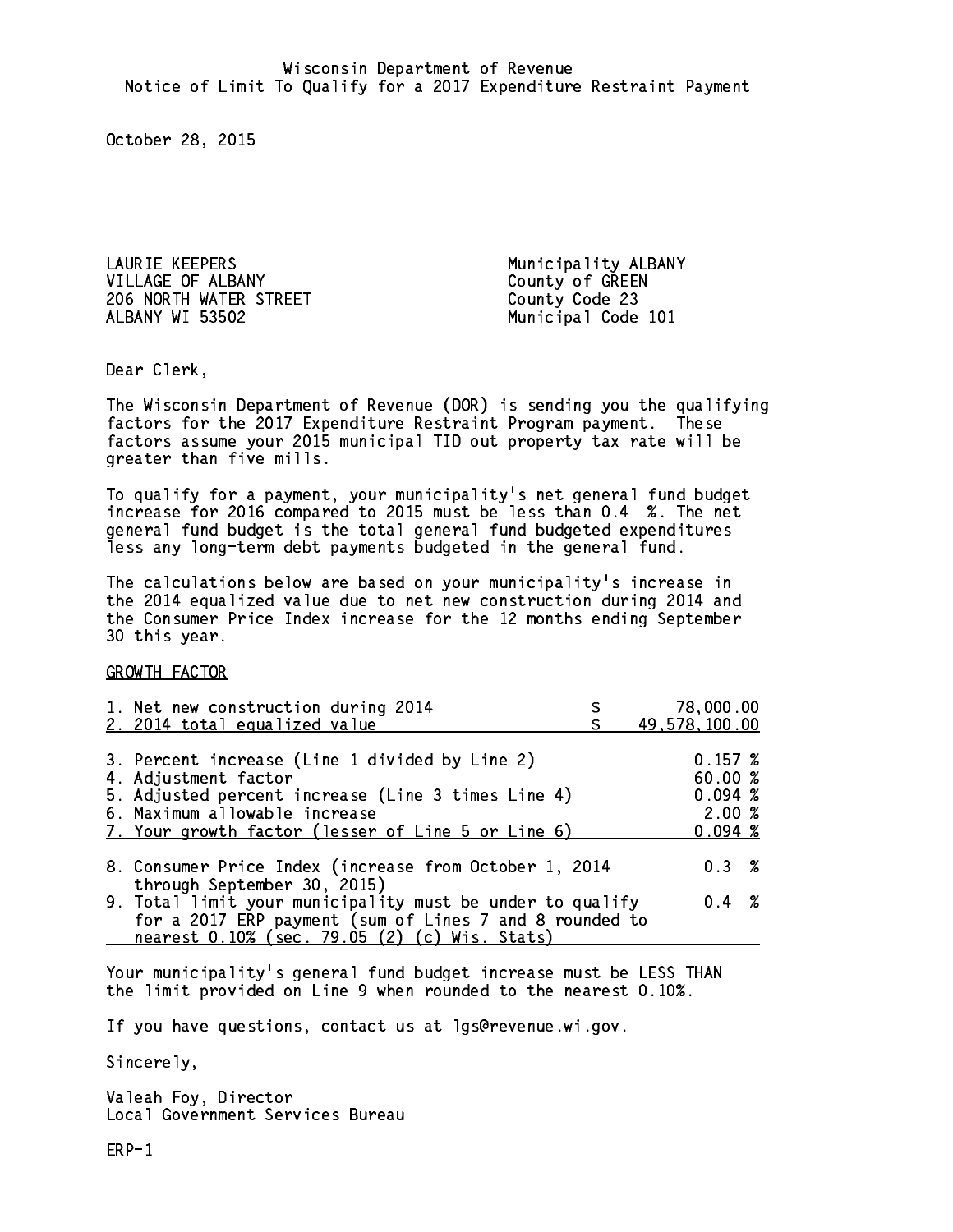Wisconsin Department of Revenue
Notice of Limit To Qualify for a 2017 Expenditure Restraint Payment

October 28, 2015

LAURIE KEEPERS
VILLAGE OF ALBANY
206 NORTH WATER STREET
ALBANY WI 53502

Municipality ALBANY
County of GREEN
County Code 23
Municipal Code 101

Dear Clerk,

The Wisconsin Department of Revenue (DOR) is sending you the qualifying factors for the 2017 Expenditure Restraint Program payment. These factors assume your 2015 municipal TID out property tax rate will be greater than five mills.

To qualify for a payment, your municipality's net general fund budget increase for 2016 compared to 2015 must be less than 0.4 %. The net general fund budget is the total general fund budgeted expenditures less any long-term debt payments budgeted in the general fund.

The calculations below are based on your municipality's increase in the 2014 equalized value due to net new construction during 2014 and the Consumer Price Index increase for the 12 months ending September 30 this year.

GROWTH FACTOR

| | |
|---|---|
| 1. Net new construction during 2014 | $ 78,000.00 |
| 2. 2014 total equalized value | $ 49,578,100.00 |
| 3. Percent increase (Line 1 divided by Line 2) | 0.157 % |
| 4. Adjustment factor | 60.00 % |
| 5. Adjusted percent increase (Line 3 times Line 4) | 0.094 % |
| 6. Maximum allowable increase | 2.00 % |
| 7. Your growth factor (lesser of Line 5 or Line 6) | 0.094 % |
| 8. Consumer Price Index (increase from October 1, 2014 through September 30, 2015) | 0.3 % |
| 9. Total limit your municipality must be under to qualify for a 2017 ERP payment (sum of Lines 7 and 8 rounded to nearest 0.10% (sec. 79.05 (2) (c) Wis. Stats) | 0.4 % |

Your municipality's general fund budget increase must be LESS THAN the limit provided on Line 9 when rounded to the nearest 0.10%.

If you have questions, contact us at lgs@revenue.wi.gov.

Sincerely,

Valeah Foy, Director
Local Government Services Bureau

ERP-1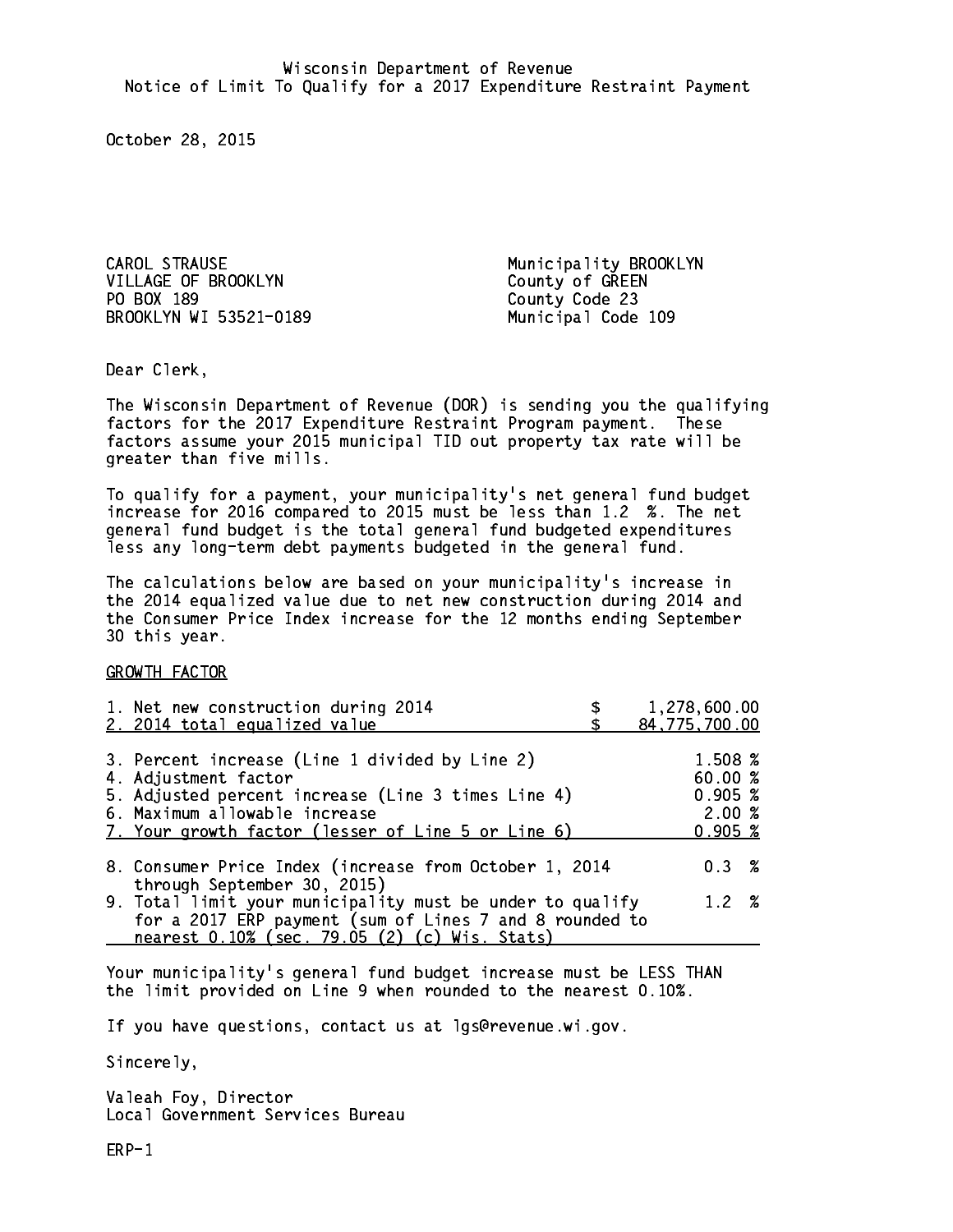Wisconsin Department of Revenue
Notice of Limit To Qualify for a 2017 Expenditure Restraint Payment

October 28, 2015

CAROL STRAUSE
VILLAGE OF BROOKLYN
PO BOX 189
BROOKLYN WI 53521-0189

Municipality BROOKLYN
County of GREEN
County Code 23
Municipal Code 109

Dear Clerk,

The Wisconsin Department of Revenue (DOR) is sending you the qualifying factors for the 2017 Expenditure Restraint Program payment. These factors assume your 2015 municipal TID out property tax rate will be greater than five mills.

To qualify for a payment, your municipality's net general fund budget increase for 2016 compared to 2015 must be less than 1.2 %. The net general fund budget is the total general fund budgeted expenditures less any long-term debt payments budgeted in the general fund.

The calculations below are based on your municipality's increase in the 2014 equalized value due to net new construction during 2014 and the Consumer Price Index increase for the 12 months ending September 30 this year.

GROWTH FACTOR

| | |
|---|---|
| 1. Net new construction during 2014 | $ 1,278,600.00 |
| 2. 2014 total equalized value | $ 84,775,700.00 |
| 3. Percent increase (Line 1 divided by Line 2) | 1.508 % |
| 4. Adjustment factor | 60.00 % |
| 5. Adjusted percent increase (Line 3 times Line 4) | 0.905 % |
| 6. Maximum allowable increase | 2.00 % |
| 7. Your growth factor (lesser of Line 5 or Line 6) | 0.905 % |
| 8. Consumer Price Index (increase from October 1, 2014 through September 30, 2015) | 0.3 % |
| 9. Total limit your municipality must be under to qualify for a 2017 ERP payment (sum of Lines 7 and 8 rounded to nearest 0.10% (sec. 79.05 (2) (c) Wis. Stats) | 1.2 % |

Your municipality's general fund budget increase must be LESS THAN the limit provided on Line 9 when rounded to the nearest 0.10%.

If you have questions, contact us at lgs@revenue.wi.gov.

Sincerely,

Valeah Foy, Director
Local Government Services Bureau

ERP-1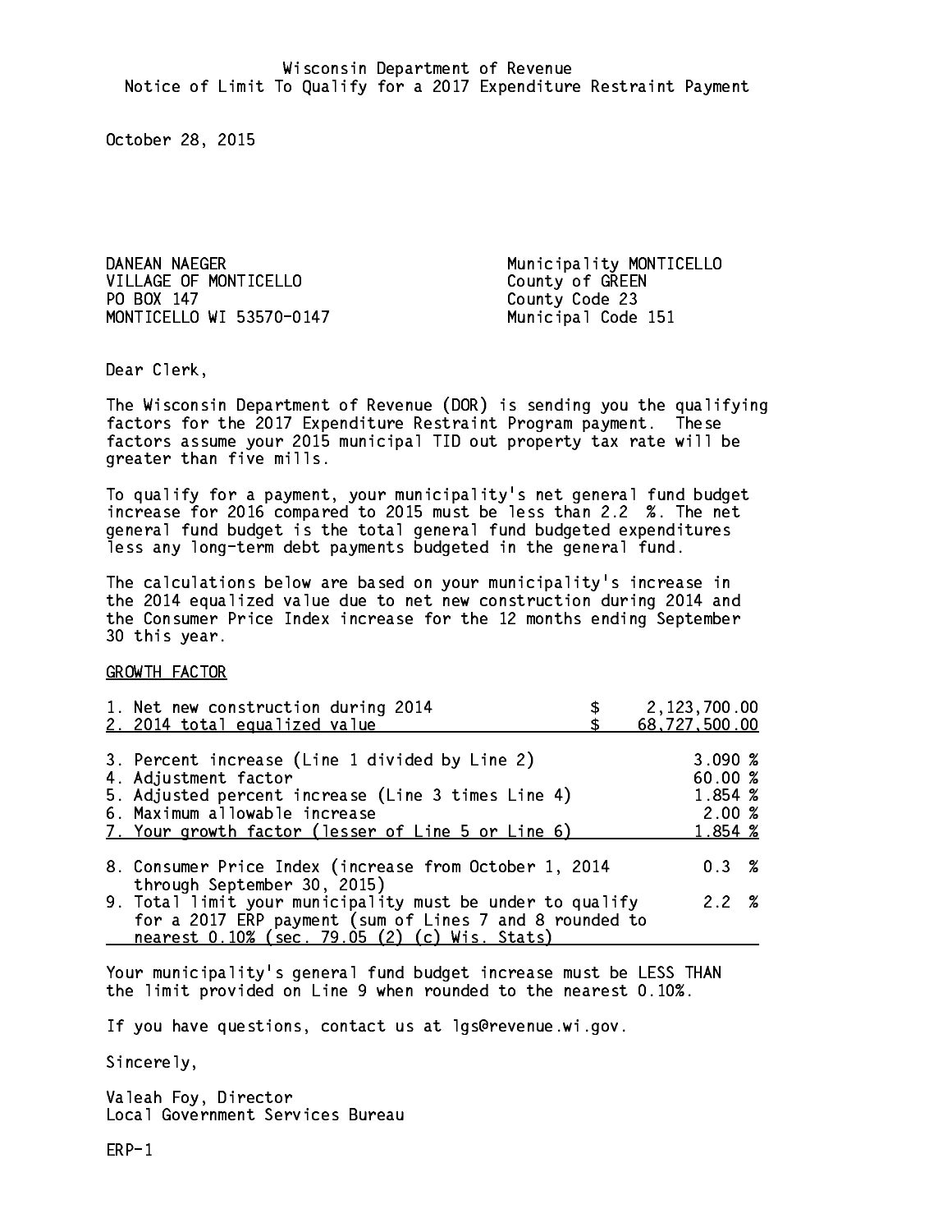Wisconsin Department of Revenue
Notice of Limit To Qualify for a 2017 Expenditure Restraint Payment

October 28, 2015

DANEAN NAEGER
VILLAGE OF MONTICELLO
PO BOX 147
MONTICELLO WI 53570-0147

Municipality MONTICELLO
County of GREEN
County Code 23
Municipal Code 151

Dear Clerk,

The Wisconsin Department of Revenue (DOR) is sending you the qualifying factors for the 2017 Expenditure Restraint Program payment. These factors assume your 2015 municipal TID out property tax rate will be greater than five mills.

To qualify for a payment, your municipality's net general fund budget increase for 2016 compared to 2015 must be less than 2.2 %. The net general fund budget is the total general fund budgeted expenditures less any long-term debt payments budgeted in the general fund.

The calculations below are based on your municipality's increase in the 2014 equalized value due to net new construction during 2014 and the Consumer Price Index increase for the 12 months ending September 30 this year.

GROWTH FACTOR

| | |
|---|---|
| 1. Net new construction during 2014 | $ 2,123,700.00 |
| 2. 2014 total equalized value | $ 68,727,500.00 |
| 3. Percent increase (Line 1 divided by Line 2) | 3.090 % |
| 4. Adjustment factor | 60.00 % |
| 5. Adjusted percent increase (Line 3 times Line 4) | 1.854 % |
| 6. Maximum allowable increase | 2.00 % |
| 7. Your growth factor (lesser of Line 5 or Line 6) | 1.854 % |
| 8. Consumer Price Index (increase from October 1, 2014 through September 30, 2015) | 0.3 % |
| 9. Total limit your municipality must be under to qualify for a 2017 ERP payment (sum of Lines 7 and 8 rounded to nearest 0.10% (sec. 79.05 (2) (c) Wis. Stats) | 2.2 % |

Your municipality's general fund budget increase must be LESS THAN the limit provided on Line 9 when rounded to the nearest 0.10%.

If you have questions, contact us at lgs@revenue.wi.gov.

Sincerely,

Valeah Foy, Director
Local Government Services Bureau

ERP-1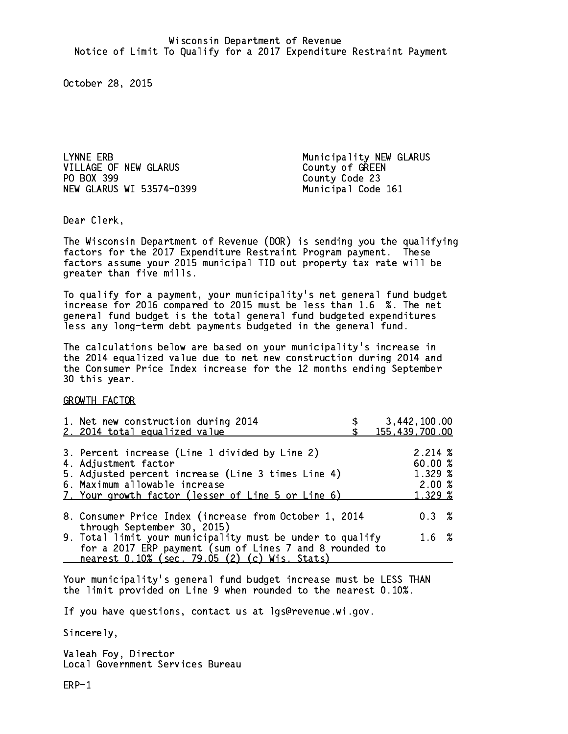Wisconsin Department of Revenue
Notice of Limit To Qualify for a 2017 Expenditure Restraint Payment

October 28, 2015

LYNNE ERB
VILLAGE OF NEW GLARUS
PO BOX 399
NEW GLARUS WI 53574-0399

Municipality NEW GLARUS
County of GREEN
County Code 23
Municipal Code 161

Dear Clerk,

The Wisconsin Department of Revenue (DOR) is sending you the qualifying factors for the 2017 Expenditure Restraint Program payment. These factors assume your 2015 municipal TID out property tax rate will be greater than five mills.

To qualify for a payment, your municipality's net general fund budget increase for 2016 compared to 2015 must be less than 1.6 %. The net general fund budget is the total general fund budgeted expenditures less any long-term debt payments budgeted in the general fund.

The calculations below are based on your municipality's increase in the 2014 equalized value due to net new construction during 2014 and the Consumer Price Index increase for the 12 months ending September 30 this year.

GROWTH FACTOR

| | |
|---|---|
| 1. Net new construction during 2014 | $ 3,442,100.00 |
| 2. 2014 total equalized value | $ 155,439,700.00 |
| 3. Percent increase (Line 1 divided by Line 2) | 2.214 % |
| 4. Adjustment factor | 60.00 % |
| 5. Adjusted percent increase (Line 3 times Line 4) | 1.329 % |
| 6. Maximum allowable increase | 2.00 % |
| 7. Your growth factor (lesser of Line 5 or Line 6) | 1.329 % |
| 8. Consumer Price Index (increase from October 1, 2014 through September 30, 2015) | 0.3 % |
| 9. Total limit your municipality must be under to qualify for a 2017 ERP payment (sum of Lines 7 and 8 rounded to nearest 0.10% (sec. 79.05 (2) (c) Wis. Stats) | 1.6 % |

Your municipality's general fund budget increase must be LESS THAN the limit provided on Line 9 when rounded to the nearest 0.10%.

If you have questions, contact us at lgs@revenue.wi.gov.

Sincerely,

Valeah Foy, Director
Local Government Services Bureau

ERP-1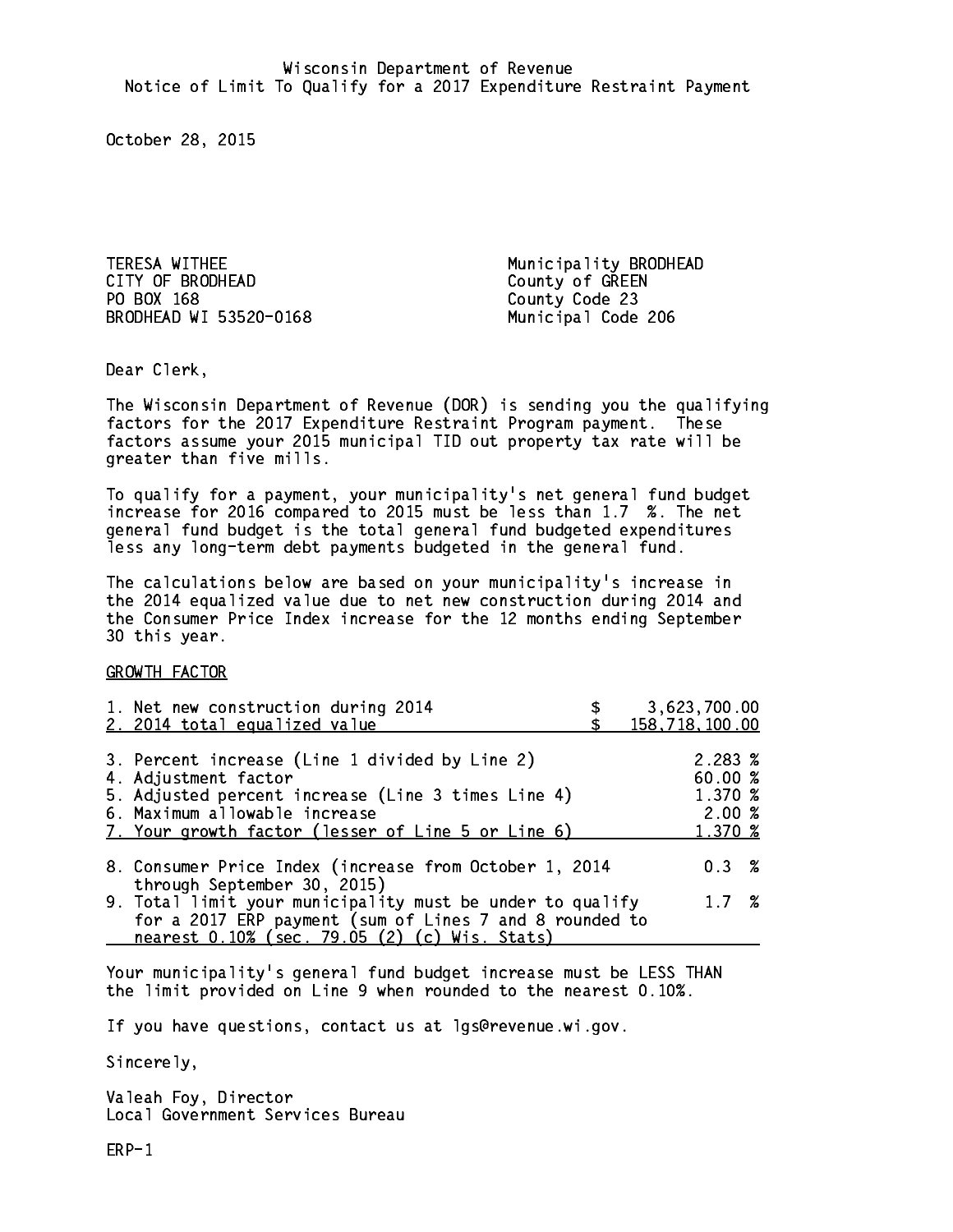Wisconsin Department of Revenue
Notice of Limit To Qualify for a 2017 Expenditure Restraint Payment

October 28, 2015

TERESA WITHEE
CITY OF BRODHEAD
PO BOX 168
BRODHEAD WI 53520-0168

Municipality BRODHEAD
County of GREEN
County Code 23
Municipal Code 206

Dear Clerk,

The Wisconsin Department of Revenue (DOR) is sending you the qualifying factors for the 2017 Expenditure Restraint Program payment. These factors assume your 2015 municipal TID out property tax rate will be greater than five mills.

To qualify for a payment, your municipality's net general fund budget increase for 2016 compared to 2015 must be less than 1.7 %. The net general fund budget is the total general fund budgeted expenditures less any long-term debt payments budgeted in the general fund.

The calculations below are based on your municipality's increase in the 2014 equalized value due to net new construction during 2014 and the Consumer Price Index increase for the 12 months ending September 30 this year.

GROWTH FACTOR

| | |
|---|---|
| 1. Net new construction during 2014 | $ 3,623,700.00 |
| 2. 2014 total equalized value | $ 158,718,100.00 |
| 3. Percent increase (Line 1 divided by Line 2) | 2.283 % |
| 4. Adjustment factor | 60.00 % |
| 5. Adjusted percent increase (Line 3 times Line 4) | 1.370 % |
| 6. Maximum allowable increase | 2.00 % |
| 7. Your growth factor (lesser of Line 5 or Line 6) | 1.370 % |
| 8. Consumer Price Index (increase from October 1, 2014 through September 30, 2015) | 0.3 % |
| 9. Total limit your municipality must be under to qualify for a 2017 ERP payment (sum of Lines 7 and 8 rounded to nearest 0.10% (sec. 79.05 (2) (c) Wis. Stats) | 1.7 % |

Your municipality's general fund budget increase must be LESS THAN the limit provided on Line 9 when rounded to the nearest 0.10%.

If you have questions, contact us at lgs@revenue.wi.gov.

Sincerely,

Valeah Foy, Director
Local Government Services Bureau

ERP-1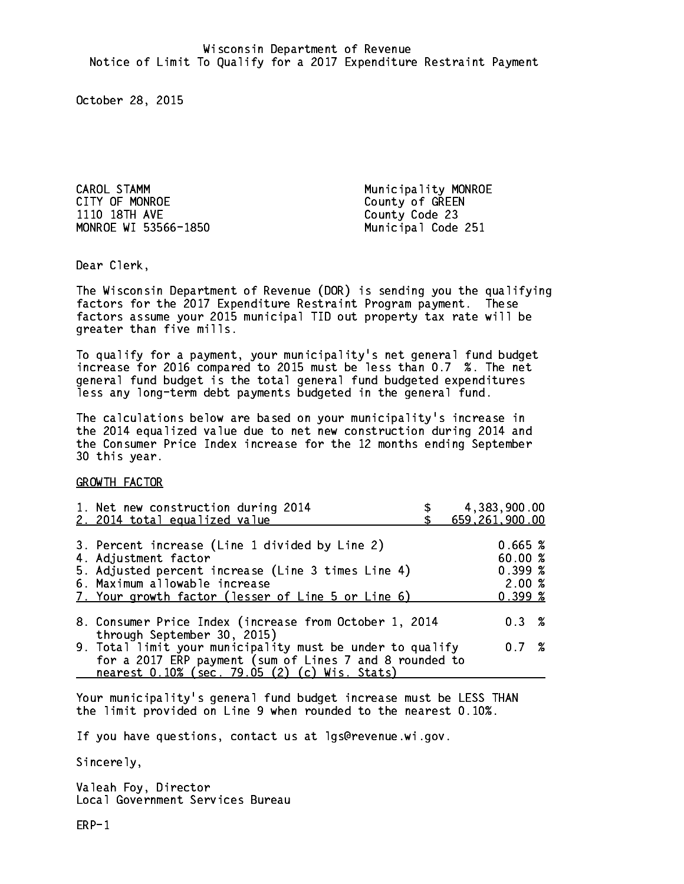Wisconsin Department of Revenue
Notice of Limit To Qualify for a 2017 Expenditure Restraint Payment

October 28, 2015

CAROL STAMM
CITY OF MONROE
1110 18TH AVE
MONROE WI 53566-1850

Municipality MONROE
County of GREEN
County Code 23
Municipal Code 251

Dear Clerk,

The Wisconsin Department of Revenue (DOR) is sending you the qualifying factors for the 2017 Expenditure Restraint Program payment. These factors assume your 2015 municipal TID out property tax rate will be greater than five mills.

To qualify for a payment, your municipality's net general fund budget increase for 2016 compared to 2015 must be less than 0.7 %. The net general fund budget is the total general fund budgeted expenditures less any long-term debt payments budgeted in the general fund.

The calculations below are based on your municipality's increase in the 2014 equalized value due to net new construction during 2014 and the Consumer Price Index increase for the 12 months ending September 30 this year.

GROWTH FACTOR

| | |
|---|---|
| 1. Net new construction during 2014 | $ 4,383,900.00 |
| 2. 2014 total equalized value | $ 659,261,900.00 |
| 3. Percent increase (Line 1 divided by Line 2) | 0.665 % |
| 4. Adjustment factor | 60.00 % |
| 5. Adjusted percent increase (Line 3 times Line 4) | 0.399 % |
| 6. Maximum allowable increase | 2.00 % |
| 7. Your growth factor (lesser of Line 5 or Line 6) | 0.399 % |
| 8. Consumer Price Index (increase from October 1, 2014 through September 30, 2015) | 0.3 % |
| 9. Total limit your municipality must be under to qualify for a 2017 ERP payment (sum of Lines 7 and 8 rounded to nearest 0.10% (sec. 79.05 (2) (c) Wis. Stats) | 0.7 % |

Your municipality's general fund budget increase must be LESS THAN the limit provided on Line 9 when rounded to the nearest 0.10%.

If you have questions, contact us at lgs@revenue.wi.gov.

Sincerely,

Valeah Foy, Director
Local Government Services Bureau

ERP-1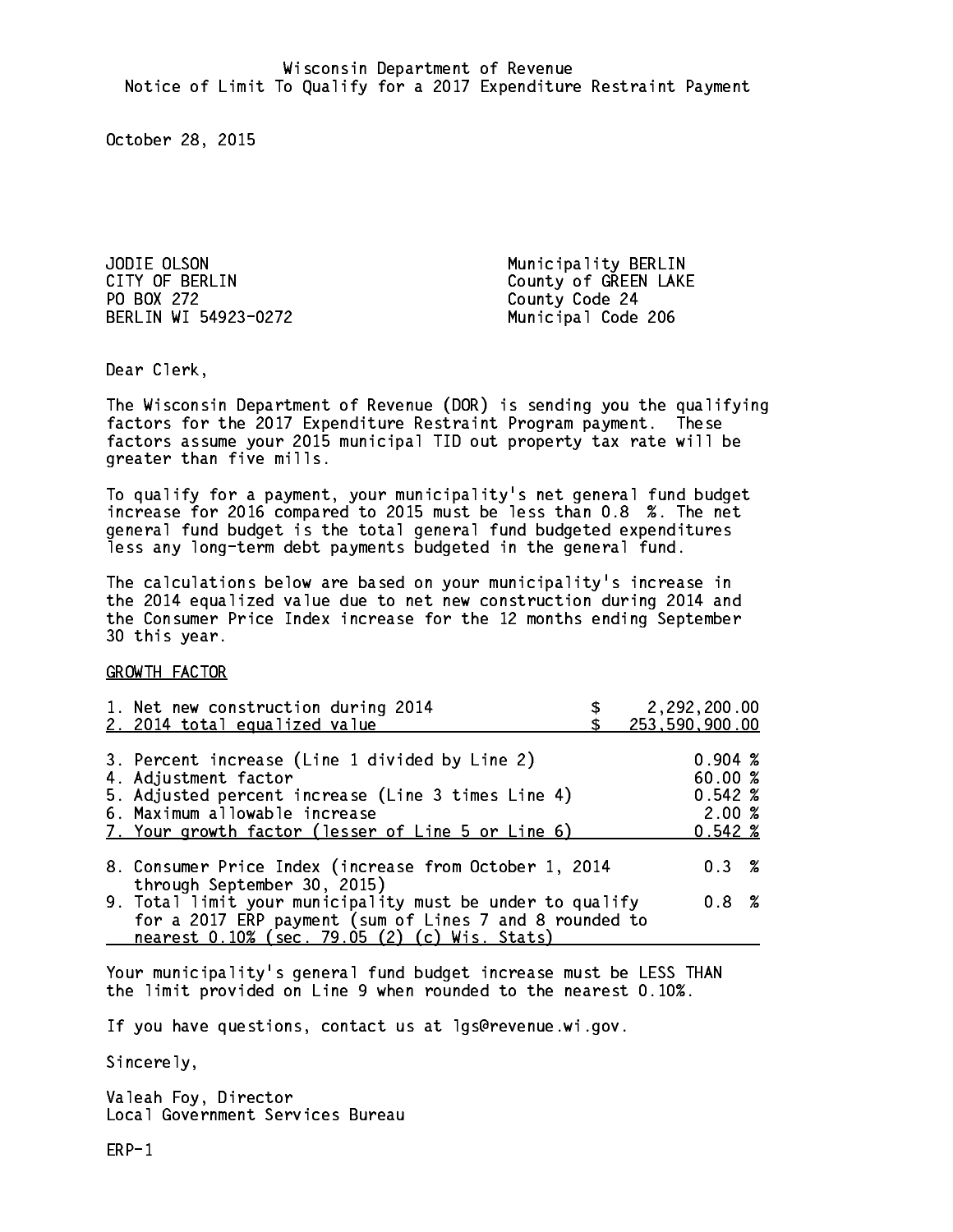Wisconsin Department of Revenue
Notice of Limit To Qualify for a 2017 Expenditure Restraint Payment

October 28, 2015

JODIE OLSON
CITY OF BERLIN
PO BOX 272
BERLIN WI 54923-0272

Municipality BERLIN
County of GREEN LAKE
County Code 24
Municipal Code 206

Dear Clerk,

The Wisconsin Department of Revenue (DOR) is sending you the qualifying factors for the 2017 Expenditure Restraint Program payment. These factors assume your 2015 municipal TID out property tax rate will be greater than five mills.

To qualify for a payment, your municipality's net general fund budget increase for 2016 compared to 2015 must be less than 0.8 %. The net general fund budget is the total general fund budgeted expenditures less any long-term debt payments budgeted in the general fund.

The calculations below are based on your municipality's increase in the 2014 equalized value due to net new construction during 2014 and the Consumer Price Index increase for the 12 months ending September 30 this year.

GROWTH FACTOR

| | |
|---|---|
| 1. Net new construction during 2014 | $ 2,292,200.00 |
| 2. 2014 total equalized value | $ 253,590,900.00 |
| 3. Percent increase (Line 1 divided by Line 2) | 0.904 % |
| 4. Adjustment factor | 60.00 % |
| 5. Adjusted percent increase (Line 3 times Line 4) | 0.542 % |
| 6. Maximum allowable increase | 2.00 % |
| 7. Your growth factor (lesser of Line 5 or Line 6) | 0.542 % |
| 8. Consumer Price Index (increase from October 1, 2014 through September 30, 2015) | 0.3 % |
| 9. Total limit your municipality must be under to qualify for a 2017 ERP payment (sum of Lines 7 and 8 rounded to nearest 0.10% (sec. 79.05 (2) (c) Wis. Stats) | 0.8 % |

Your municipality's general fund budget increase must be LESS THAN the limit provided on Line 9 when rounded to the nearest 0.10%.

If you have questions, contact us at lgs@revenue.wi.gov.

Sincerely,

Valeah Foy, Director
Local Government Services Bureau

ERP-1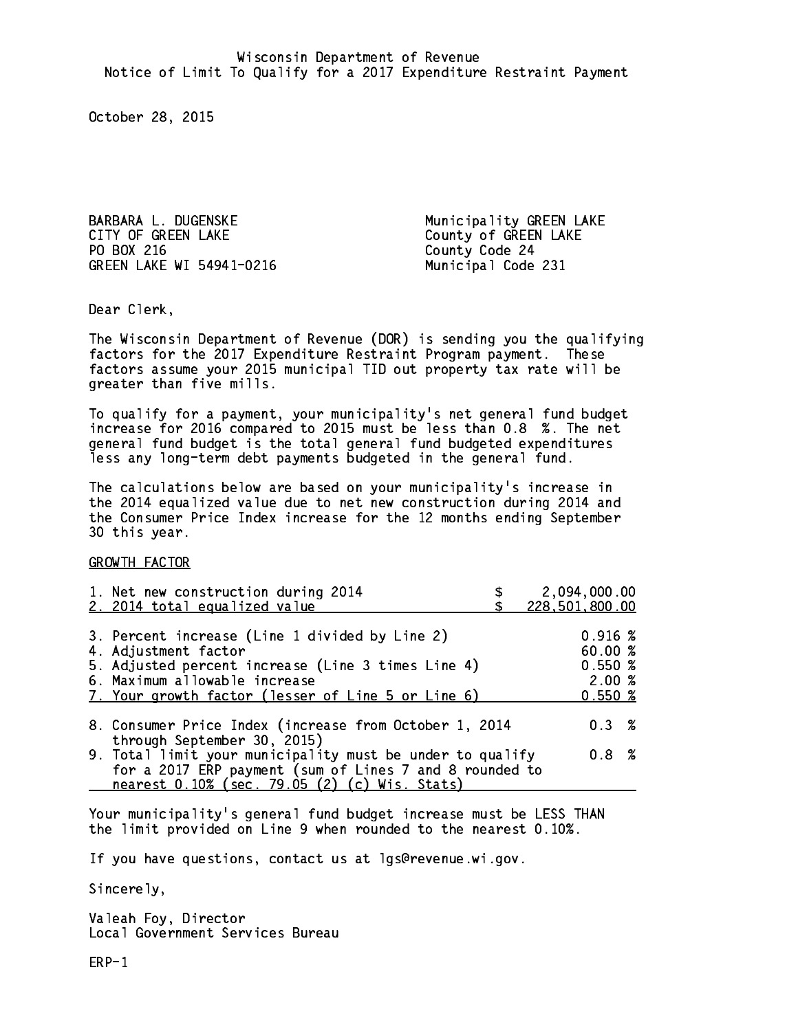Wisconsin Department of Revenue
Notice of Limit To Qualify for a 2017 Expenditure Restraint Payment

October 28, 2015

BARBARA L. DUGENSKE
CITY OF GREEN LAKE
PO BOX 216
GREEN LAKE WI 54941-0216

Municipality GREEN LAKE
County of GREEN LAKE
County Code 24
Municipal Code 231

Dear Clerk,

The Wisconsin Department of Revenue (DOR) is sending you the qualifying factors for the 2017 Expenditure Restraint Program payment. These factors assume your 2015 municipal TID out property tax rate will be greater than five mills.

To qualify for a payment, your municipality's net general fund budget increase for 2016 compared to 2015 must be less than 0.8 %. The net general fund budget is the total general fund budgeted expenditures less any long-term debt payments budgeted in the general fund.

The calculations below are based on your municipality's increase in the 2014 equalized value due to net new construction during 2014 and the Consumer Price Index increase for the 12 months ending September 30 this year.

GROWTH FACTOR

| | |
|---|---|
| 1. Net new construction during 2014 | $ 2,094,000.00 |
| 2. 2014 total equalized value | $ 228,501,800.00 |
| 3. Percent increase (Line 1 divided by Line 2) | 0.916 % |
| 4. Adjustment factor | 60.00 % |
| 5. Adjusted percent increase (Line 3 times Line 4) | 0.550 % |
| 6. Maximum allowable increase | 2.00 % |
| 7. Your growth factor (lesser of Line 5 or Line 6) | 0.550 % |
| 8. Consumer Price Index (increase from October 1, 2014 through September 30, 2015) | 0.3 % |
| 9. Total limit your municipality must be under to qualify for a 2017 ERP payment (sum of Lines 7 and 8 rounded to nearest 0.10% (sec. 79.05 (2) (c) Wis. Stats) | 0.8 % |

Your municipality's general fund budget increase must be LESS THAN the limit provided on Line 9 when rounded to the nearest 0.10%.

If you have questions, contact us at lgs@revenue.wi.gov.

Sincerely,

Valeah Foy, Director
Local Government Services Bureau

ERP-1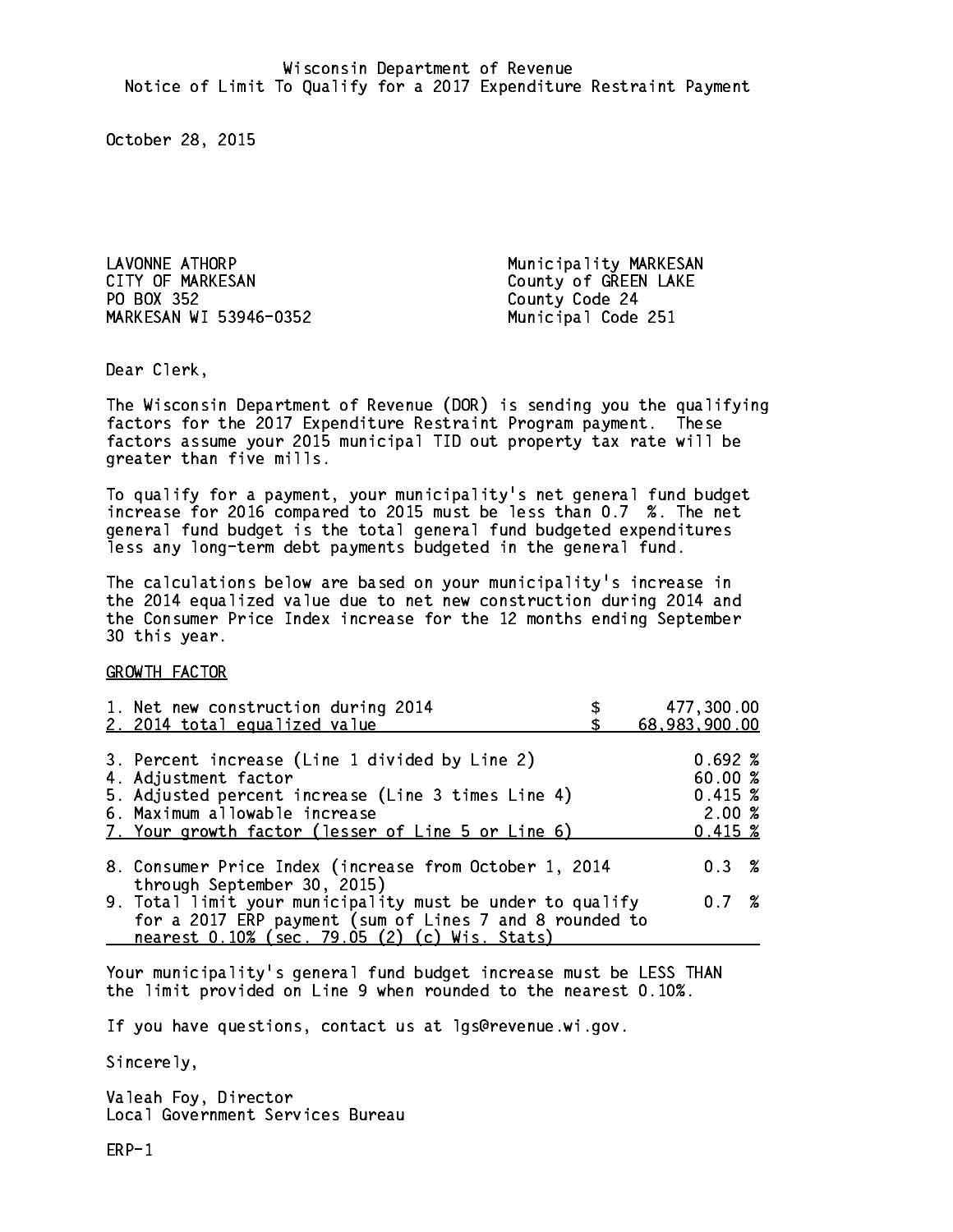Wisconsin Department of Revenue
Notice of Limit To Qualify for a 2017 Expenditure Restraint Payment

October 28, 2015

LAVONNE ATHORP
CITY OF MARKESAN
PO BOX 352
MARKESAN WI 53946-0352

Municipality MARKESAN
County of GREEN LAKE
County Code 24
Municipal Code 251

Dear Clerk,

The Wisconsin Department of Revenue (DOR) is sending you the qualifying factors for the 2017 Expenditure Restraint Program payment. These factors assume your 2015 municipal TID out property tax rate will be greater than five mills.

To qualify for a payment, your municipality's net general fund budget increase for 2016 compared to 2015 must be less than 0.7 %. The net general fund budget is the total general fund budgeted expenditures less any long-term debt payments budgeted in the general fund.

The calculations below are based on your municipality's increase in the 2014 equalized value due to net new construction during 2014 and the Consumer Price Index increase for the 12 months ending September 30 this year.

GROWTH FACTOR

| | |
|---|---|
| 1. Net new construction during 2014 | $ 477,300.00 |
| 2. 2014 total equalized value | $ 68,983,900.00 |
| 3. Percent increase (Line 1 divided by Line 2) | 0.692 % |
| 4. Adjustment factor | 60.00 % |
| 5. Adjusted percent increase (Line 3 times Line 4) | 0.415 % |
| 6. Maximum allowable increase | 2.00 % |
| 7. Your growth factor (lesser of Line 5 or Line 6) | 0.415 % |
| 8. Consumer Price Index (increase from October 1, 2014 through September 30, 2015) | 0.3 % |
| 9. Total limit your municipality must be under to qualify for a 2017 ERP payment (sum of Lines 7 and 8 rounded to nearest 0.10% (sec. 79.05 (2) (c) Wis. Stats) | 0.7 % |

Your municipality's general fund budget increase must be LESS THAN the limit provided on Line 9 when rounded to the nearest 0.10%.

If you have questions, contact us at lgs@revenue.wi.gov.

Sincerely,

Valeah Foy, Director
Local Government Services Bureau

ERP-1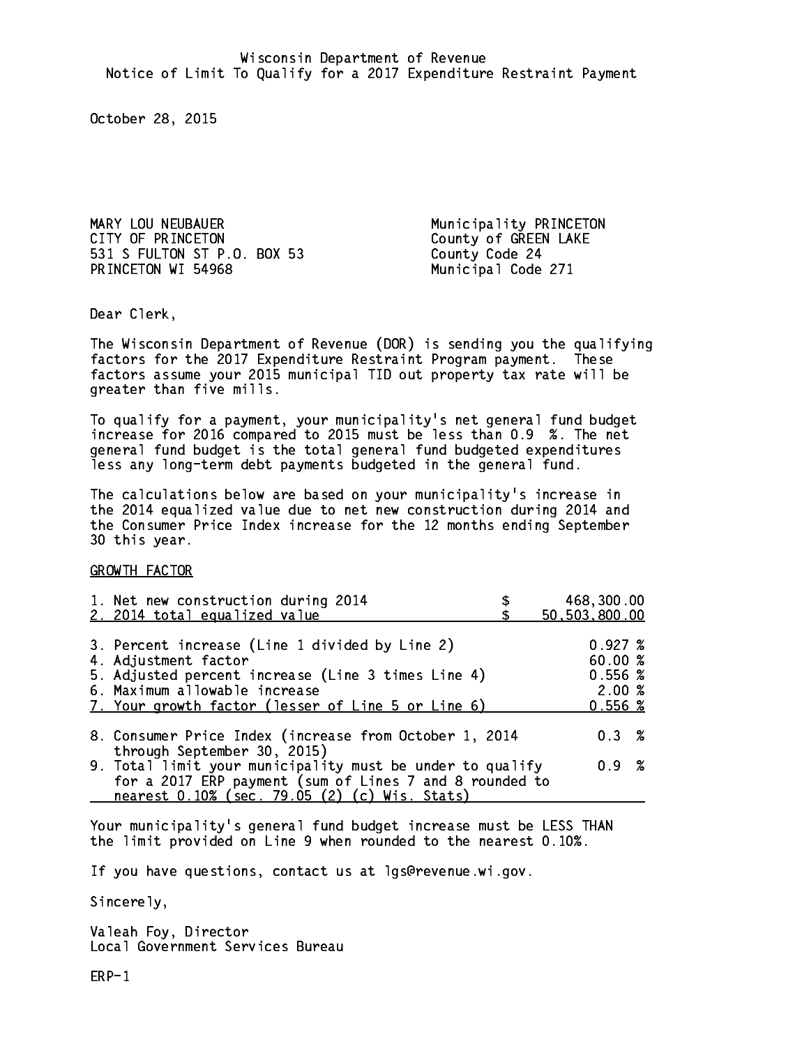Wisconsin Department of Revenue
Notice of Limit To Qualify for a 2017 Expenditure Restraint Payment

October 28, 2015

MARY LOU NEUBAUER
CITY OF PRINCETON
531 S FULTON ST P.O. BOX 53
PRINCETON WI 54968

Municipality PRINCETON
County of GREEN LAKE
County Code 24
Municipal Code 271

Dear Clerk,

The Wisconsin Department of Revenue (DOR) is sending you the qualifying factors for the 2017 Expenditure Restraint Program payment. These factors assume your 2015 municipal TID out property tax rate will be greater than five mills.

To qualify for a payment, your municipality's net general fund budget increase for 2016 compared to 2015 must be less than 0.9 %. The net general fund budget is the total general fund budgeted expenditures less any long-term debt payments budgeted in the general fund.

The calculations below are based on your municipality's increase in the 2014 equalized value due to net new construction during 2014 and the Consumer Price Index increase for the 12 months ending September 30 this year.

GROWTH FACTOR

| | |
|---|---|
| 1. Net new construction during 2014 | $ 468,300.00 |
| 2. 2014 total equalized value | $ 50,503,800.00 |
| 3. Percent increase (Line 1 divided by Line 2) | 0.927 % |
| 4. Adjustment factor | 60.00 % |
| 5. Adjusted percent increase (Line 3 times Line 4) | 0.556 % |
| 6. Maximum allowable increase | 2.00 % |
| 7. Your growth factor (lesser of Line 5 or Line 6) | 0.556 % |
| 8. Consumer Price Index (increase from October 1, 2014 through September 30, 2015) | 0.3 % |
| 9. Total limit your municipality must be under to qualify for a 2017 ERP payment (sum of Lines 7 and 8 rounded to nearest 0.10% (sec. 79.05 (2) (c) Wis. Stats) | 0.9 % |

Your municipality's general fund budget increase must be LESS THAN the limit provided on Line 9 when rounded to the nearest 0.10%.

If you have questions, contact us at lgs@revenue.wi.gov.

Sincerely,

Valeah Foy, Director
Local Government Services Bureau

ERP-1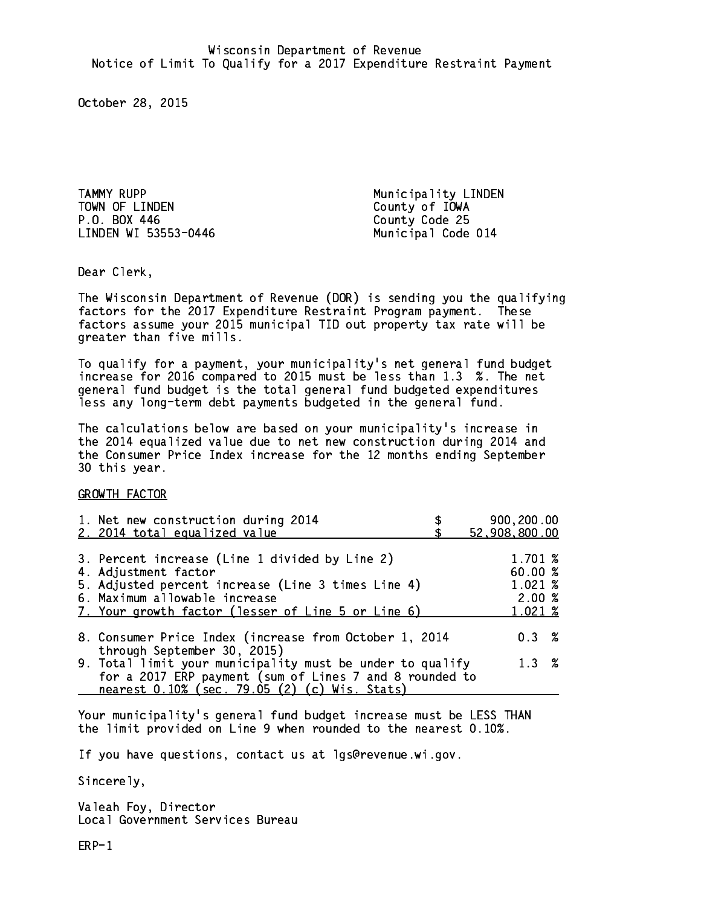Wisconsin Department of Revenue
Notice of Limit To Qualify for a 2017 Expenditure Restraint Payment

October 28, 2015

TAMMY RUPP
TOWN OF LINDEN
P.O. BOX 446
LINDEN WI 53553-0446

Municipality LINDEN
County of IOWA
County Code 25
Municipal Code 014

Dear Clerk,

The Wisconsin Department of Revenue (DOR) is sending you the qualifying factors for the 2017 Expenditure Restraint Program payment. These factors assume your 2015 municipal TID out property tax rate will be greater than five mills.

To qualify for a payment, your municipality's net general fund budget increase for 2016 compared to 2015 must be less than 1.3 %. The net general fund budget is the total general fund budgeted expenditures less any long-term debt payments budgeted in the general fund.

The calculations below are based on your municipality's increase in the 2014 equalized value due to net new construction during 2014 and the Consumer Price Index increase for the 12 months ending September 30 this year.

GROWTH FACTOR

| | |
|---|---|
| 1. Net new construction during 2014 | $ 900,200.00 |
| 2. 2014 total equalized value | $ 52,908,800.00 |
| 3. Percent increase (Line 1 divided by Line 2) | 1.701 % |
| 4. Adjustment factor | 60.00 % |
| 5. Adjusted percent increase (Line 3 times Line 4) | 1.021 % |
| 6. Maximum allowable increase | 2.00 % |
| 7. Your growth factor (lesser of Line 5 or Line 6) | 1.021 % |
| 8. Consumer Price Index (increase from October 1, 2014 through September 30, 2015) | 0.3 % |
| 9. Total limit your municipality must be under to qualify for a 2017 ERP payment (sum of Lines 7 and 8 rounded to nearest 0.10% (sec. 79.05 (2) (c) Wis. Stats) | 1.3 % |

Your municipality's general fund budget increase must be LESS THAN the limit provided on Line 9 when rounded to the nearest 0.10%.

If you have questions, contact us at lgs@revenue.wi.gov.

Sincerely,

Valeah Foy, Director
Local Government Services Bureau

ERP-1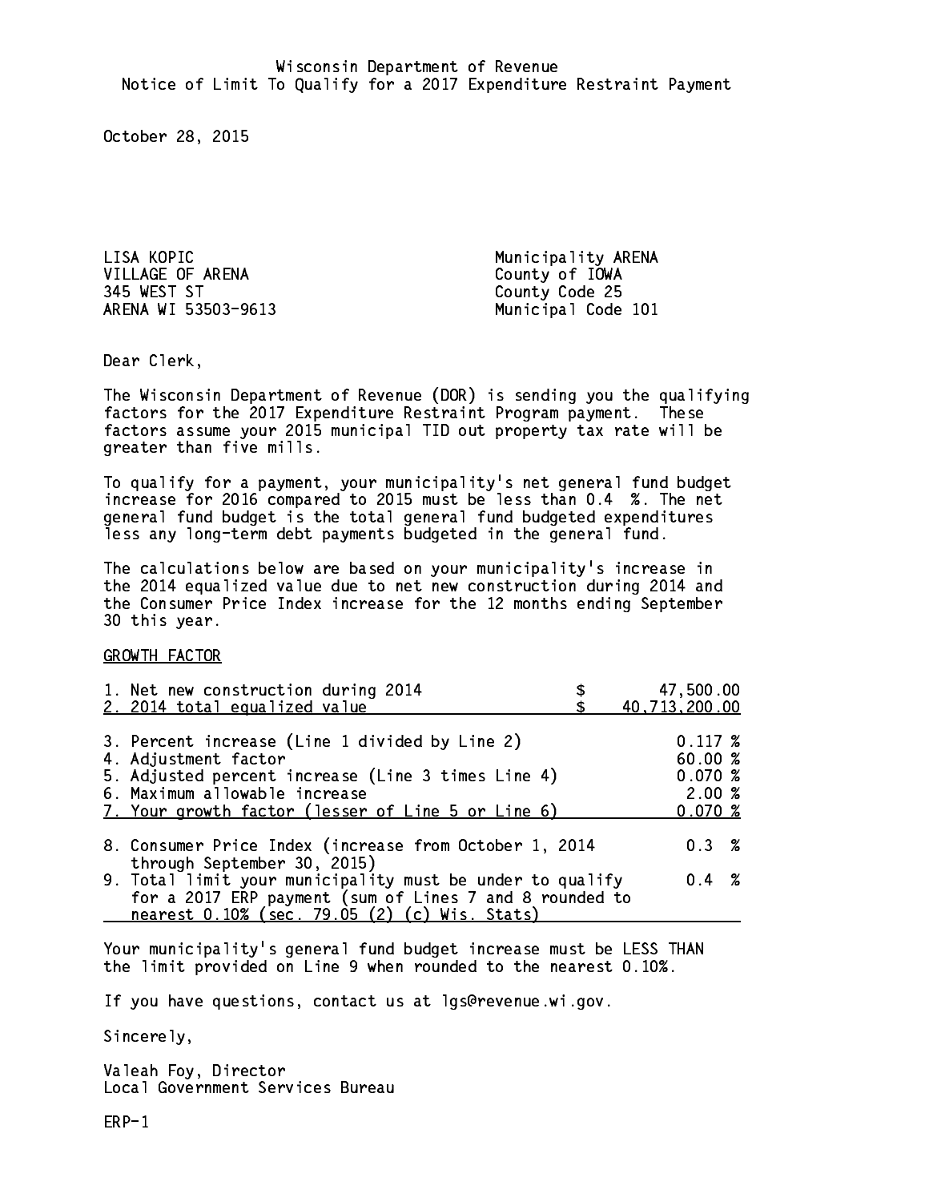Wisconsin Department of Revenue
Notice of Limit To Qualify for a 2017 Expenditure Restraint Payment

October 28, 2015

LISA KOPIC
VILLAGE OF ARENA
345 WEST ST
ARENA WI 53503-9613

Municipality ARENA
County of IOWA
County Code 25
Municipal Code 101

Dear Clerk,

The Wisconsin Department of Revenue (DOR) is sending you the qualifying factors for the 2017 Expenditure Restraint Program payment. These factors assume your 2015 municipal TID out property tax rate will be greater than five mills.

To qualify for a payment, your municipality's net general fund budget increase for 2016 compared to 2015 must be less than 0.4 %. The net general fund budget is the total general fund budgeted expenditures less any long-term debt payments budgeted in the general fund.

The calculations below are based on your municipality's increase in the 2014 equalized value due to net new construction during 2014 and the Consumer Price Index increase for the 12 months ending September 30 this year.

GROWTH FACTOR

| | |
|---|---|
| 1. Net new construction during 2014 | $ 47,500.00 |
| 2. 2014 total equalized value | $ 40,713,200.00 |
| 3. Percent increase (Line 1 divided by Line 2) | 0.117 % |
| 4. Adjustment factor | 60.00 % |
| 5. Adjusted percent increase (Line 3 times Line 4) | 0.070 % |
| 6. Maximum allowable increase | 2.00 % |
| 7. Your growth factor (lesser of Line 5 or Line 6) | 0.070 % |
| 8. Consumer Price Index (increase from October 1, 2014 through September 30, 2015) | 0.3 % |
| 9. Total limit your municipality must be under to qualify for a 2017 ERP payment (sum of Lines 7 and 8 rounded to nearest 0.10% (sec. 79.05 (2) (c) Wis. Stats) | 0.4 % |

Your municipality's general fund budget increase must be LESS THAN the limit provided on Line 9 when rounded to the nearest 0.10%.

If you have questions, contact us at lgs@revenue.wi.gov.

Sincerely,

Valeah Foy, Director
Local Government Services Bureau

ERP-1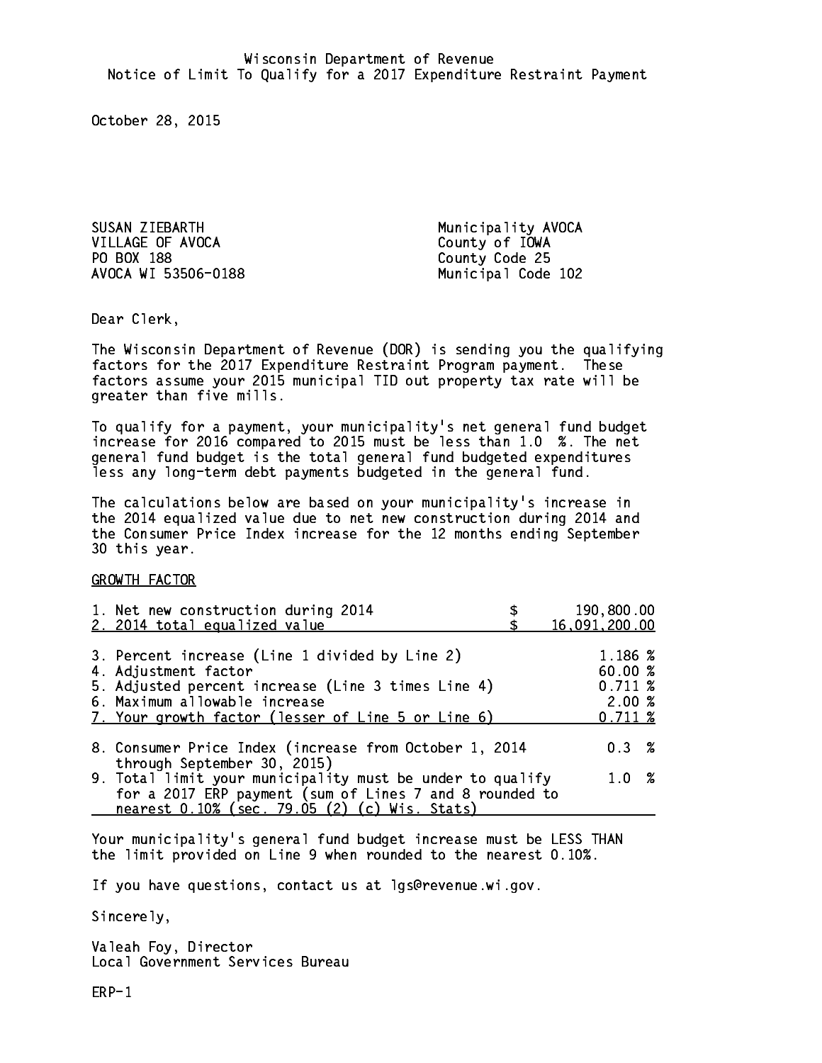Wisconsin Department of Revenue
Notice of Limit To Qualify for a 2017 Expenditure Restraint Payment

October 28, 2015

SUSAN ZIEBARTH
VILLAGE OF AVOCA
PO BOX 188
AVOCA WI 53506-0188

Municipality AVOCA
County of IOWA
County Code 25
Municipal Code 102

Dear Clerk,

The Wisconsin Department of Revenue (DOR) is sending you the qualifying factors for the 2017 Expenditure Restraint Program payment. These factors assume your 2015 municipal TID out property tax rate will be greater than five mills.

To qualify for a payment, your municipality's net general fund budget increase for 2016 compared to 2015 must be less than 1.0 %. The net general fund budget is the total general fund budgeted expenditures less any long-term debt payments budgeted in the general fund.

The calculations below are based on your municipality's increase in the 2014 equalized value due to net new construction during 2014 and the Consumer Price Index increase for the 12 months ending September 30 this year.

GROWTH FACTOR

| | |
|---|---|
| 1. Net new construction during 2014 | $ 190,800.00 |
| 2. 2014 total equalized value | $ 16,091,200.00 |
| 3. Percent increase (Line 1 divided by Line 2) | 1.186 % |
| 4. Adjustment factor | 60.00 % |
| 5. Adjusted percent increase (Line 3 times Line 4) | 0.711 % |
| 6. Maximum allowable increase | 2.00 % |
| 7. Your growth factor (lesser of Line 5 or Line 6) | 0.711 % |
| 8. Consumer Price Index (increase from October 1, 2014 through September 30, 2015) | 0.3 % |
| 9. Total limit your municipality must be under to qualify for a 2017 ERP payment (sum of Lines 7 and 8 rounded to nearest 0.10% (sec. 79.05 (2) (c) Wis. Stats) | 1.0 % |

Your municipality's general fund budget increase must be LESS THAN the limit provided on Line 9 when rounded to the nearest 0.10%.

If you have questions, contact us at lgs@revenue.wi.gov.

Sincerely,

Valeah Foy, Director
Local Government Services Bureau

ERP-1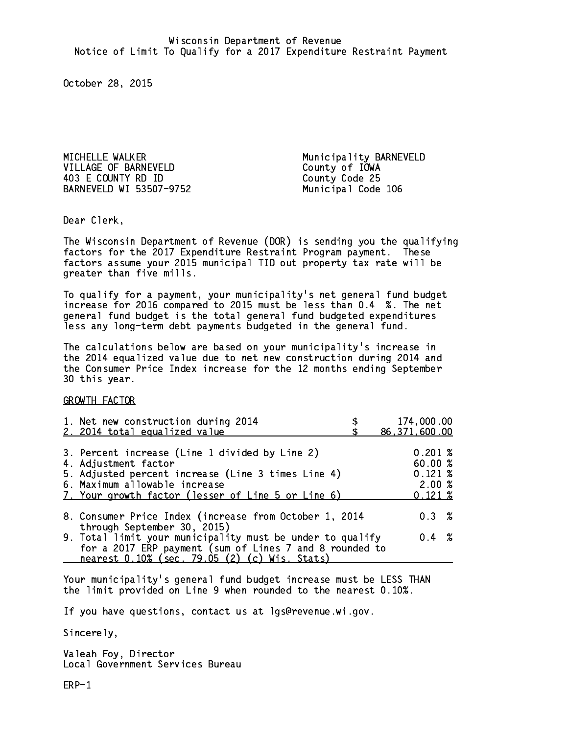Wisconsin Department of Revenue
Notice of Limit To Qualify for a 2017 Expenditure Restraint Payment

October 28, 2015

MICHELLE WALKER
VILLAGE OF BARNEVELD
403 E COUNTY RD ID
BARNEVELD WI 53507-9752

Municipality BARNEVELD
County of IOWA
County Code 25
Municipal Code 106

Dear Clerk,

The Wisconsin Department of Revenue (DOR) is sending you the qualifying factors for the 2017 Expenditure Restraint Program payment. These factors assume your 2015 municipal TID out property tax rate will be greater than five mills.

To qualify for a payment, your municipality's net general fund budget increase for 2016 compared to 2015 must be less than 0.4 %. The net general fund budget is the total general fund budgeted expenditures less any long-term debt payments budgeted in the general fund.

The calculations below are based on your municipality's increase in the 2014 equalized value due to net new construction during 2014 and the Consumer Price Index increase for the 12 months ending September 30 this year.

GROWTH FACTOR

| | |
|---|---|
| 1. Net new construction during 2014 | $ 174,000.00 |
| 2. 2014 total equalized value | $ 86,371,600.00 |
| 3. Percent increase (Line 1 divided by Line 2) | 0.201 % |
| 4. Adjustment factor | 60.00 % |
| 5. Adjusted percent increase (Line 3 times Line 4) | 0.121 % |
| 6. Maximum allowable increase | 2.00 % |
| 7. Your growth factor (lesser of Line 5 or Line 6) | 0.121 % |
| 8. Consumer Price Index (increase from October 1, 2014 through September 30, 2015) | 0.3 % |
| 9. Total limit your municipality must be under to qualify for a 2017 ERP payment (sum of Lines 7 and 8 rounded to nearest 0.10% (sec. 79.05 (2) (c) Wis. Stats) | 0.4 % |

Your municipality's general fund budget increase must be LESS THAN the limit provided on Line 9 when rounded to the nearest 0.10%.

If you have questions, contact us at lgs@revenue.wi.gov.

Sincerely,

Valeah Foy, Director
Local Government Services Bureau

ERP-1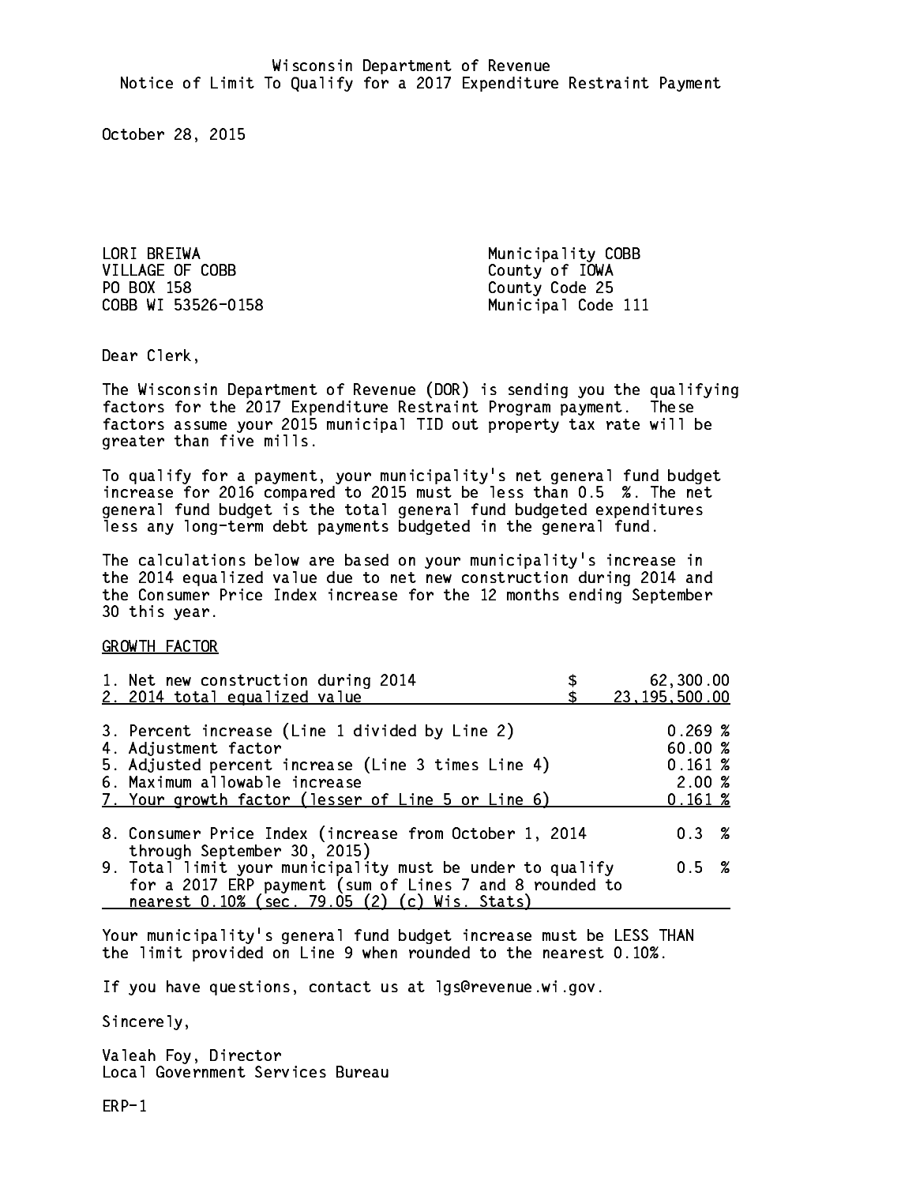Wisconsin Department of Revenue
Notice of Limit To Qualify for a 2017 Expenditure Restraint Payment

October 28, 2015

LORI BREIWA
VILLAGE OF COBB
PO BOX 158
COBB WI 53526-0158

Municipality COBB
County of IOWA
County Code 25
Municipal Code 111

Dear Clerk,

The Wisconsin Department of Revenue (DOR) is sending you the qualifying factors for the 2017 Expenditure Restraint Program payment. These factors assume your 2015 municipal TID out property tax rate will be greater than five mills.

To qualify for a payment, your municipality's net general fund budget increase for 2016 compared to 2015 must be less than 0.5 %. The net general fund budget is the total general fund budgeted expenditures less any long-term debt payments budgeted in the general fund.

The calculations below are based on your municipality's increase in the 2014 equalized value due to net new construction during 2014 and the Consumer Price Index increase for the 12 months ending September 30 this year.

GROWTH FACTOR

| | |
|---|---|
| 1. Net new construction during 2014 | $ 62,300.00 |
| 2. 2014 total equalized value | $ 23,195,500.00 |
| 3. Percent increase (Line 1 divided by Line 2) | 0.269 % |
| 4. Adjustment factor | 60.00 % |
| 5. Adjusted percent increase (Line 3 times Line 4) | 0.161 % |
| 6. Maximum allowable increase | 2.00 % |
| 7. Your growth factor (lesser of Line 5 or Line 6) | 0.161 % |
| 8. Consumer Price Index (increase from October 1, 2014 through September 30, 2015) | 0.3 % |
| 9. Total limit your municipality must be under to qualify for a 2017 ERP payment (sum of Lines 7 and 8 rounded to nearest 0.10% (sec. 79.05 (2) (c) Wis. Stats) | 0.5 % |

Your municipality's general fund budget increase must be LESS THAN the limit provided on Line 9 when rounded to the nearest 0.10%.

If you have questions, contact us at lgs@revenue.wi.gov.

Sincerely,

Valeah Foy, Director
Local Government Services Bureau

ERP-1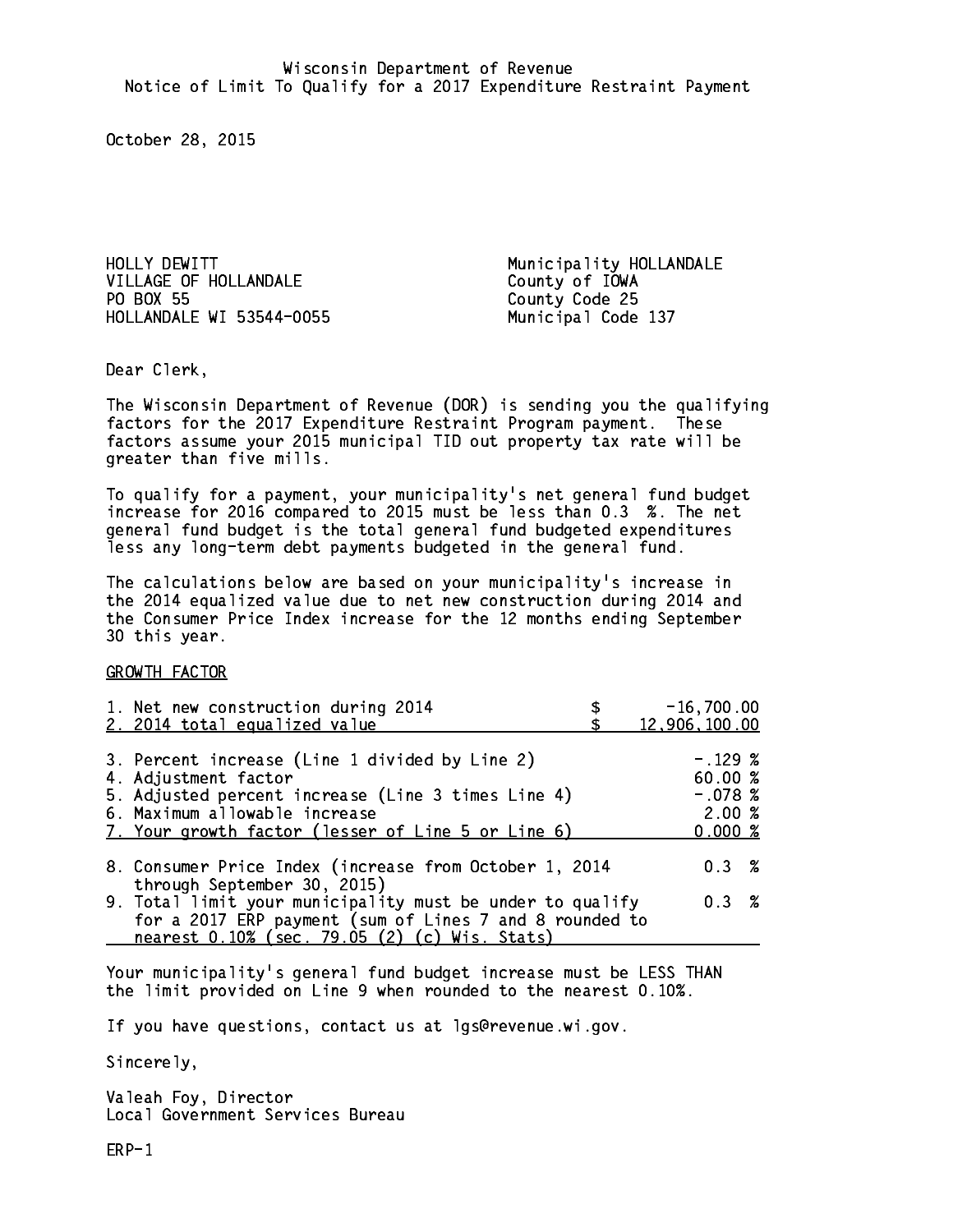Wisconsin Department of Revenue
Notice of Limit To Qualify for a 2017 Expenditure Restraint Payment

October 28, 2015

HOLLY DEWITT
VILLAGE OF HOLLANDALE
PO BOX 55
HOLLANDALE WI 53544-0055

Municipality HOLLANDALE
County of IOWA
County Code 25
Municipal Code 137

Dear Clerk,

The Wisconsin Department of Revenue (DOR) is sending you the qualifying factors for the 2017 Expenditure Restraint Program payment. These factors assume your 2015 municipal TID out property tax rate will be greater than five mills.

To qualify for a payment, your municipality's net general fund budget increase for 2016 compared to 2015 must be less than 0.3 %. The net general fund budget is the total general fund budgeted expenditures less any long-term debt payments budgeted in the general fund.

The calculations below are based on your municipality's increase in the 2014 equalized value due to net new construction during 2014 and the Consumer Price Index increase for the 12 months ending September 30 this year.

GROWTH FACTOR

| | |
|---|---|
| 1. Net new construction during 2014 | $ -16,700.00 |
| 2. 2014 total equalized value | $ 12,906,100.00 |
| 3. Percent increase (Line 1 divided by Line 2) | -.129 % |
| 4. Adjustment factor | 60.00 % |
| 5. Adjusted percent increase (Line 3 times Line 4) | -.078 % |
| 6. Maximum allowable increase | 2.00 % |
| 7. Your growth factor (lesser of Line 5 or Line 6) | 0.000 % |
| 8. Consumer Price Index (increase from October 1, 2014 through September 30, 2015) | 0.3 % |
| 9. Total limit your municipality must be under to qualify for a 2017 ERP payment (sum of Lines 7 and 8 rounded to nearest 0.10% (sec. 79.05 (2) (c) Wis. Stats) | 0.3 % |

Your municipality's general fund budget increase must be LESS THAN the limit provided on Line 9 when rounded to the nearest 0.10%.

If you have questions, contact us at lgs@revenue.wi.gov.

Sincerely,

Valeah Foy, Director
Local Government Services Bureau

ERP-1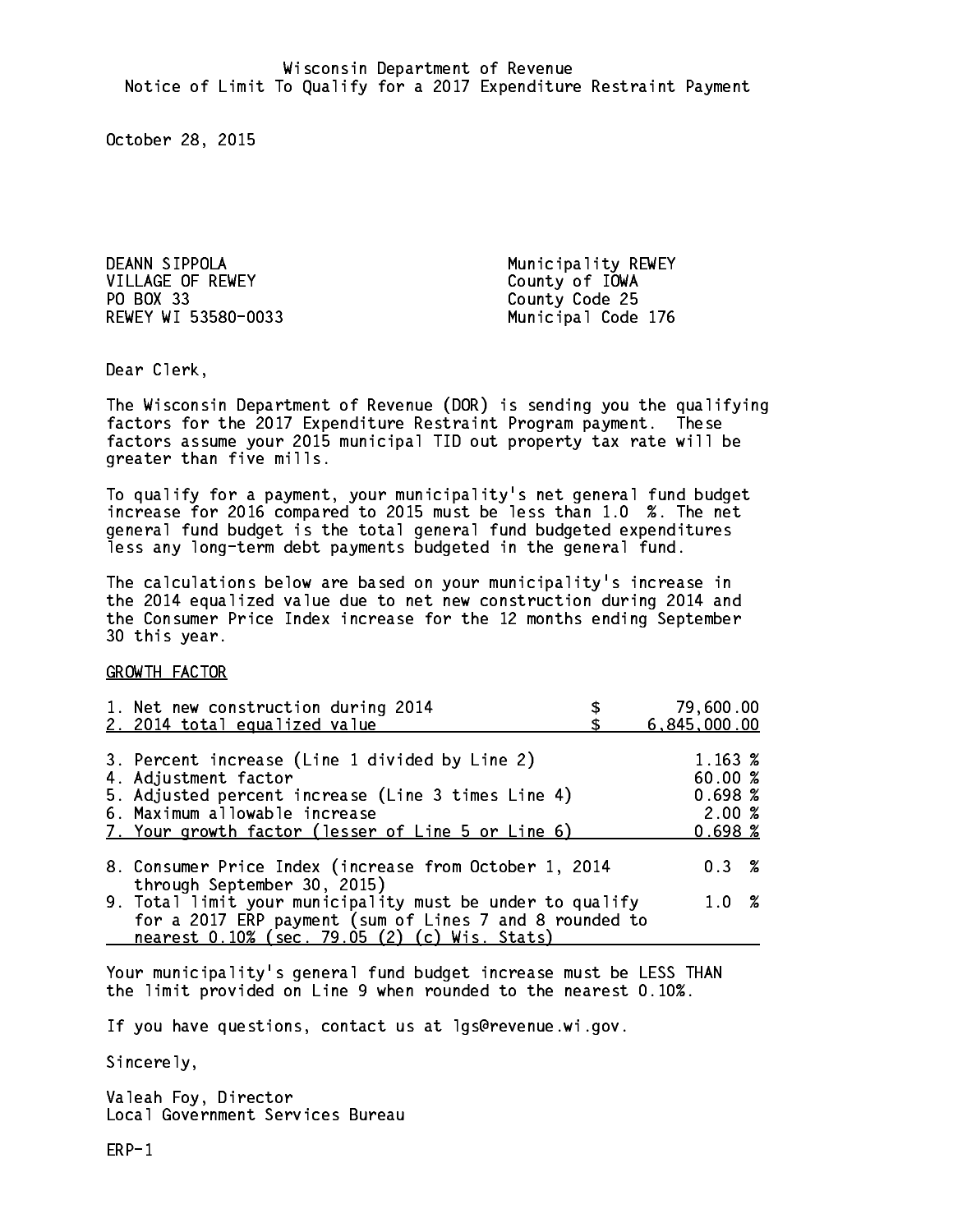Wisconsin Department of Revenue
Notice of Limit To Qualify for a 2017 Expenditure Restraint Payment

October 28, 2015

DEANN SIPPOLA
VILLAGE OF REWEY
PO BOX 33
REWEY WI 53580-0033

Municipality REWEY
County of IOWA
County Code 25
Municipal Code 176

Dear Clerk,

The Wisconsin Department of Revenue (DOR) is sending you the qualifying factors for the 2017 Expenditure Restraint Program payment. These factors assume your 2015 municipal TID out property tax rate will be greater than five mills.

To qualify for a payment, your municipality's net general fund budget increase for 2016 compared to 2015 must be less than 1.0 %. The net general fund budget is the total general fund budgeted expenditures less any long-term debt payments budgeted in the general fund.

The calculations below are based on your municipality's increase in the 2014 equalized value due to net new construction during 2014 and the Consumer Price Index increase for the 12 months ending September 30 this year.

GROWTH FACTOR

| | |
|---|---|
| 1. Net new construction during 2014 | $ 79,600.00 |
| 2. 2014 total equalized value | $ 6,845,000.00 |
| 3. Percent increase (Line 1 divided by Line 2) | 1.163 % |
| 4. Adjustment factor | 60.00 % |
| 5. Adjusted percent increase (Line 3 times Line 4) | 0.698 % |
| 6. Maximum allowable increase | 2.00 % |
| 7. Your growth factor (lesser of Line 5 or Line 6) | 0.698 % |
| 8. Consumer Price Index (increase from October 1, 2014 through September 30, 2015) | 0.3 % |
| 9. Total limit your municipality must be under to qualify for a 2017 ERP payment (sum of Lines 7 and 8 rounded to nearest 0.10% (sec. 79.05 (2) (c) Wis. Stats) | 1.0 % |

Your municipality's general fund budget increase must be LESS THAN the limit provided on Line 9 when rounded to the nearest 0.10%.

If you have questions, contact us at lgs@revenue.wi.gov.

Sincerely,

Valeah Foy, Director
Local Government Services Bureau

ERP-1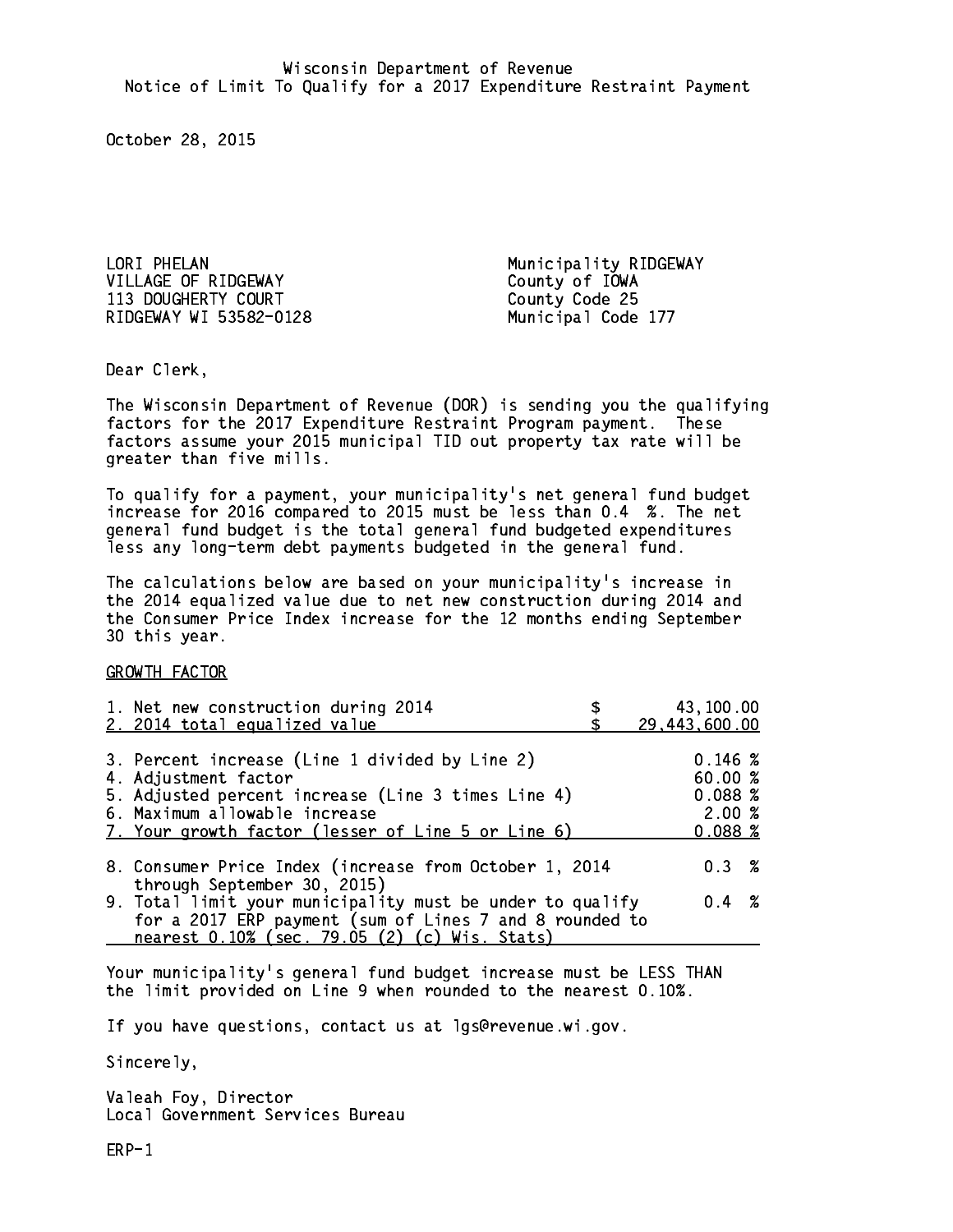Wisconsin Department of Revenue
Notice of Limit To Qualify for a 2017 Expenditure Restraint Payment

October 28, 2015

LORI PHELAN
VILLAGE OF RIDGEWAY
113 DOUGHERTY COURT
RIDGEWAY WI 53582-0128

Municipality RIDGEWAY
County of IOWA
County Code 25
Municipal Code 177

Dear Clerk,

The Wisconsin Department of Revenue (DOR) is sending you the qualifying factors for the 2017 Expenditure Restraint Program payment. These factors assume your 2015 municipal TID out property tax rate will be greater than five mills.

To qualify for a payment, your municipality's net general fund budget increase for 2016 compared to 2015 must be less than 0.4 %. The net general fund budget is the total general fund budgeted expenditures less any long-term debt payments budgeted in the general fund.

The calculations below are based on your municipality's increase in the 2014 equalized value due to net new construction during 2014 and the Consumer Price Index increase for the 12 months ending September 30 this year.

GROWTH FACTOR

| | |
|---|---|
| 1. Net new construction during 2014 | $ 43,100.00 |
| 2. 2014 total equalized value | $ 29,443,600.00 |
| 3. Percent increase (Line 1 divided by Line 2) | 0.146 % |
| 4. Adjustment factor | 60.00 % |
| 5. Adjusted percent increase (Line 3 times Line 4) | 0.088 % |
| 6. Maximum allowable increase | 2.00 % |
| 7. Your growth factor (lesser of Line 5 or Line 6) | 0.088 % |
| 8. Consumer Price Index (increase from October 1, 2014 through September 30, 2015) | 0.3 % |
| 9. Total limit your municipality must be under to qualify for a 2017 ERP payment (sum of Lines 7 and 8 rounded to nearest 0.10% (sec. 79.05 (2) (c) Wis. Stats) | 0.4 % |

Your municipality's general fund budget increase must be LESS THAN the limit provided on Line 9 when rounded to the nearest 0.10%.

If you have questions, contact us at lgs@revenue.wi.gov.

Sincerely,

Valeah Foy, Director
Local Government Services Bureau

ERP-1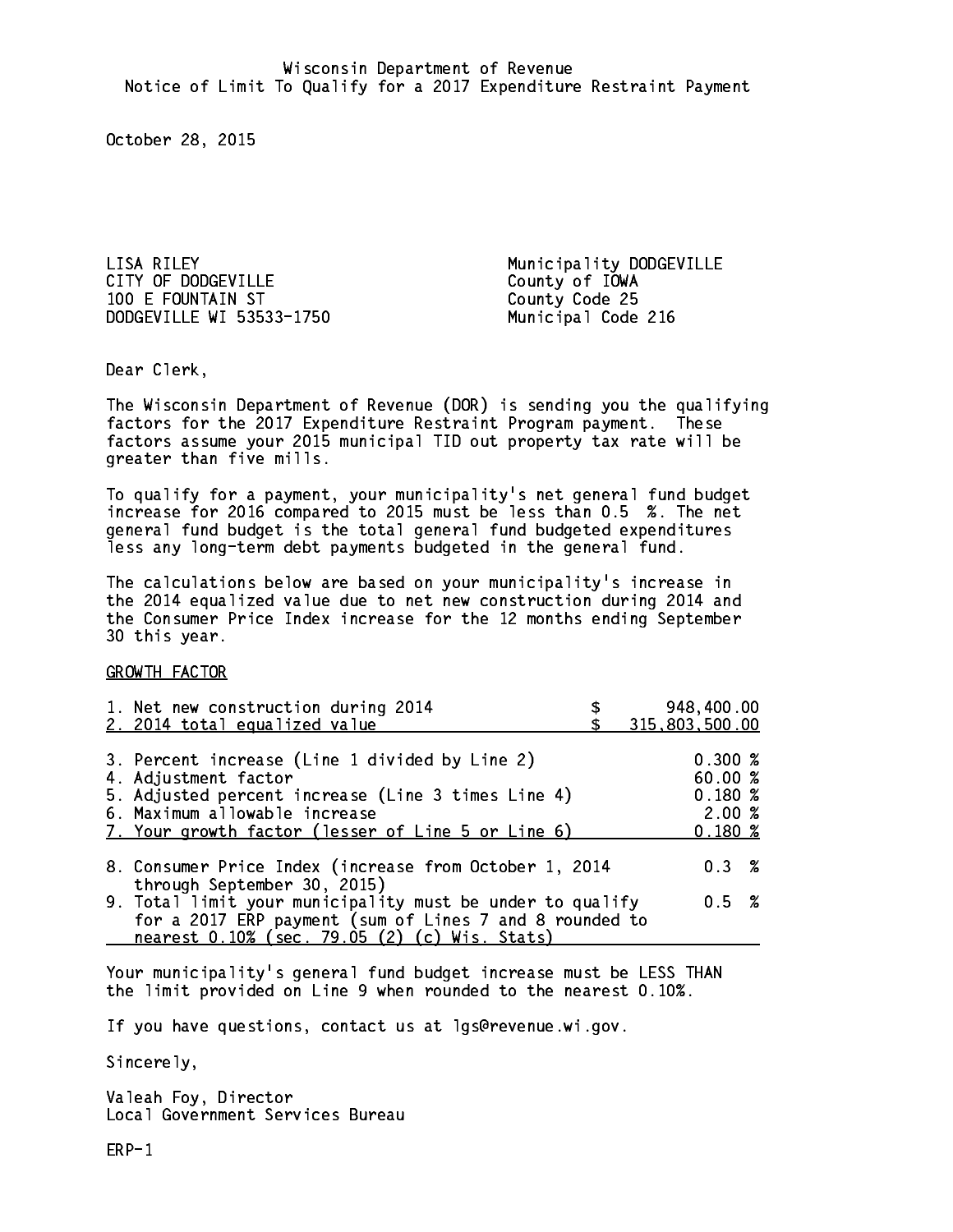Wisconsin Department of Revenue
Notice of Limit To Qualify for a 2017 Expenditure Restraint Payment

October 28, 2015

LISA RILEY
CITY OF DODGEVILLE
100 E FOUNTAIN ST
DODGEVILLE WI 53533-1750

Municipality DODGEVILLE
County of IOWA
County Code 25
Municipal Code 216

Dear Clerk,

The Wisconsin Department of Revenue (DOR) is sending you the qualifying factors for the 2017 Expenditure Restraint Program payment. These factors assume your 2015 municipal TID out property tax rate will be greater than five mills.

To qualify for a payment, your municipality's net general fund budget increase for 2016 compared to 2015 must be less than 0.5 %. The net general fund budget is the total general fund budgeted expenditures less any long-term debt payments budgeted in the general fund.

The calculations below are based on your municipality's increase in the 2014 equalized value due to net new construction during 2014 and the Consumer Price Index increase for the 12 months ending September 30 this year.

GROWTH FACTOR

| | |
|---|---|
| 1. Net new construction during 2014 | $ 948,400.00 |
| 2. 2014 total equalized value | $ 315,803,500.00 |
| 3. Percent increase (Line 1 divided by Line 2) | 0.300 % |
| 4. Adjustment factor | 60.00 % |
| 5. Adjusted percent increase (Line 3 times Line 4) | 0.180 % |
| 6. Maximum allowable increase | 2.00 % |
| 7. Your growth factor (lesser of Line 5 or Line 6) | 0.180 % |
| 8. Consumer Price Index (increase from October 1, 2014 through September 30, 2015) | 0.3 % |
| 9. Total limit your municipality must be under to qualify for a 2017 ERP payment (sum of Lines 7 and 8 rounded to nearest 0.10% (sec. 79.05 (2) (c) Wis. Stats) | 0.5 % |

Your municipality's general fund budget increase must be LESS THAN the limit provided on Line 9 when rounded to the nearest 0.10%.

If you have questions, contact us at lgs@revenue.wi.gov.

Sincerely,

Valeah Foy, Director
Local Government Services Bureau

ERP-1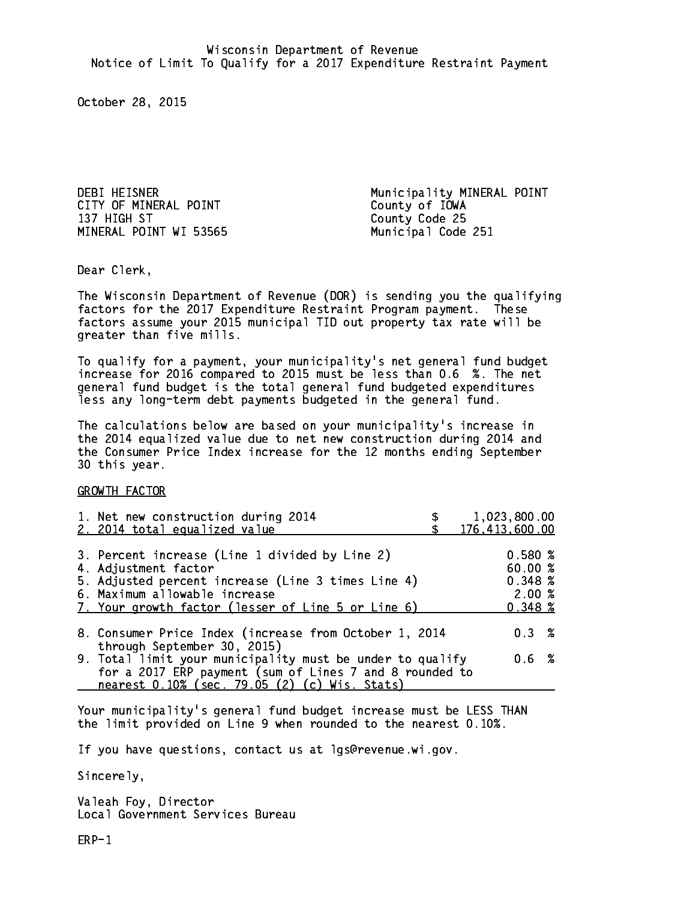Wisconsin Department of Revenue
Notice of Limit To Qualify for a 2017 Expenditure Restraint Payment

October 28, 2015

DEBI HEISNER
CITY OF MINERAL POINT
137 HIGH ST
MINERAL POINT WI 53565

Municipality MINERAL POINT
County of IOWA
County Code 25
Municipal Code 251

Dear Clerk,

The Wisconsin Department of Revenue (DOR) is sending you the qualifying factors for the 2017 Expenditure Restraint Program payment. These factors assume your 2015 municipal TID out property tax rate will be greater than five mills.

To qualify for a payment, your municipality's net general fund budget increase for 2016 compared to 2015 must be less than 0.6 %. The net general fund budget is the total general fund budgeted expenditures less any long-term debt payments budgeted in the general fund.

The calculations below are based on your municipality's increase in the 2014 equalized value due to net new construction during 2014 and the Consumer Price Index increase for the 12 months ending September 30 this year.

GROWTH FACTOR

| | |
|---|---|
| 1. Net new construction during 2014 | $ 1,023,800.00 |
| 2. 2014 total equalized value | $ 176,413,600.00 |
| 3. Percent increase (Line 1 divided by Line 2) | 0.580 % |
| 4. Adjustment factor | 60.00 % |
| 5. Adjusted percent increase (Line 3 times Line 4) | 0.348 % |
| 6. Maximum allowable increase | 2.00 % |
| 7. Your growth factor (lesser of Line 5 or Line 6) | 0.348 % |
| 8. Consumer Price Index (increase from October 1, 2014 through September 30, 2015) | 0.3 % |
| 9. Total limit your municipality must be under to qualify for a 2017 ERP payment (sum of Lines 7 and 8 rounded to nearest 0.10% (sec. 79.05 (2) (c) Wis. Stats) | 0.6 % |

Your municipality's general fund budget increase must be LESS THAN the limit provided on Line 9 when rounded to the nearest 0.10%.

If you have questions, contact us at lgs@revenue.wi.gov.

Sincerely,

Valeah Foy, Director
Local Government Services Bureau

ERP-1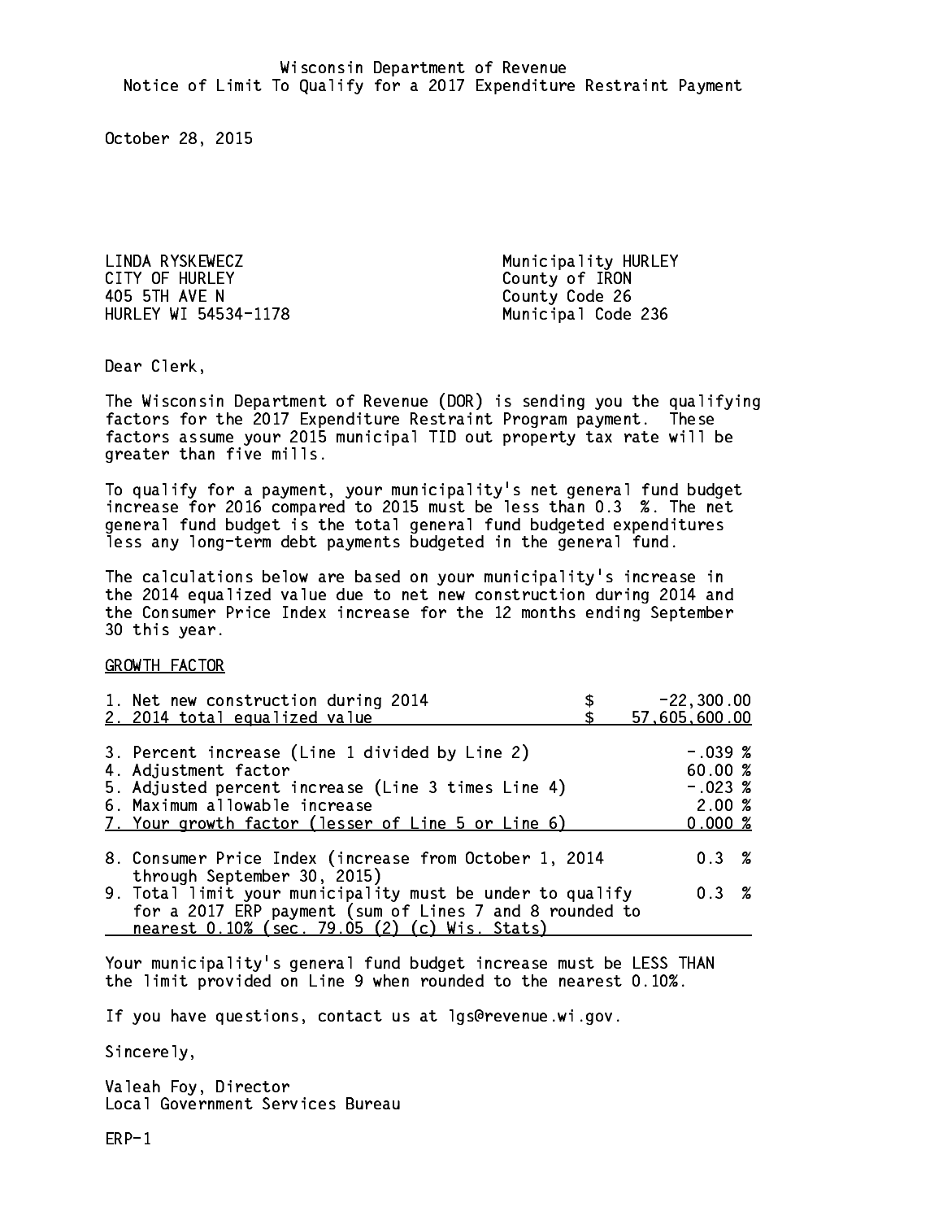Wisconsin Department of Revenue
Notice of Limit To Qualify for a 2017 Expenditure Restraint Payment

October 28, 2015

LINDA RYSKEWECZ
CITY OF HURLEY
405 5TH AVE N
HURLEY WI 54534-1178

Municipality HURLEY
County of IRON
County Code 26
Municipal Code 236

Dear Clerk,

The Wisconsin Department of Revenue (DOR) is sending you the qualifying factors for the 2017 Expenditure Restraint Program payment. These factors assume your 2015 municipal TID out property tax rate will be greater than five mills.

To qualify for a payment, your municipality's net general fund budget increase for 2016 compared to 2015 must be less than 0.3 %. The net general fund budget is the total general fund budgeted expenditures less any long-term debt payments budgeted in the general fund.

The calculations below are based on your municipality's increase in the 2014 equalized value due to net new construction during 2014 and the Consumer Price Index increase for the 12 months ending September 30 this year.

GROWTH FACTOR

| | | |
|---|---|---|
| 1. Net new construction during 2014 | $ | -22,300.00 |
| 2. 2014 total equalized value | $ | 57,605,600.00 |
| 3. Percent increase (Line 1 divided by Line 2) | | -.039 % |
| 4. Adjustment factor | | 60.00 % |
| 5. Adjusted percent increase (Line 3 times Line 4) | | -.023 % |
| 6. Maximum allowable increase | | 2.00 % |
| 7. Your growth factor (lesser of Line 5 or Line 6) | | 0.000 % |
| 8. Consumer Price Index (increase from October 1, 2014 through September 30, 2015) | | 0.3 % |
| 9. Total limit your municipality must be under to qualify for a 2017 ERP payment (sum of Lines 7 and 8 rounded to nearest 0.10% (sec. 79.05 (2) (c) Wis. Stats) | | 0.3 % |

Your municipality's general fund budget increase must be LESS THAN the limit provided on Line 9 when rounded to the nearest 0.10%.

If you have questions, contact us at lgs@revenue.wi.gov.

Sincerely,

Valeah Foy, Director
Local Government Services Bureau

ERP-1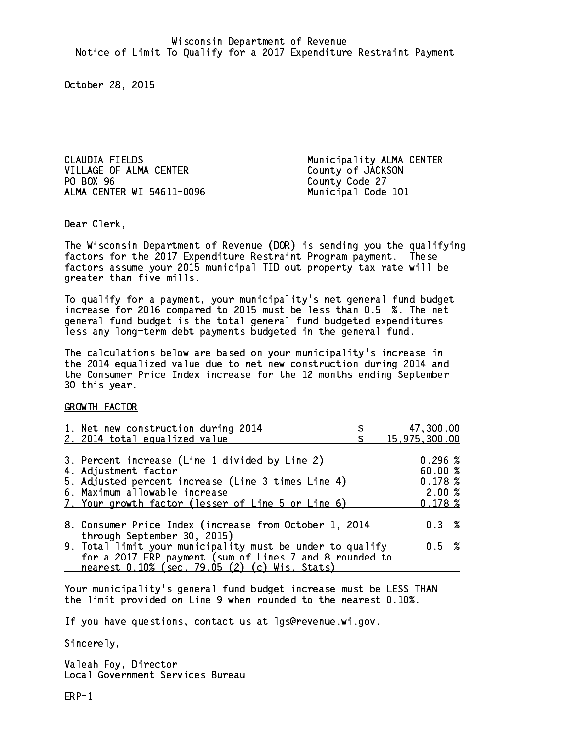Wisconsin Department of Revenue
Notice of Limit To Qualify for a 2017 Expenditure Restraint Payment

October 28, 2015

CLAUDIA FIELDS
VILLAGE OF ALMA CENTER
PO BOX 96
ALMA CENTER WI 54611-0096

Municipality ALMA CENTER
County of JACKSON
County Code 27
Municipal Code 101

Dear Clerk,

The Wisconsin Department of Revenue (DOR) is sending you the qualifying factors for the 2017 Expenditure Restraint Program payment. These factors assume your 2015 municipal TID out property tax rate will be greater than five mills.

To qualify for a payment, your municipality's net general fund budget increase for 2016 compared to 2015 must be less than 0.5 %. The net general fund budget is the total general fund budgeted expenditures less any long-term debt payments budgeted in the general fund.

The calculations below are based on your municipality's increase in the 2014 equalized value due to net new construction during 2014 and the Consumer Price Index increase for the 12 months ending September 30 this year.

GROWTH FACTOR

| | |
|---|---|
| 1. Net new construction during 2014 | $ 47,300.00 |
| 2. 2014 total equalized value | $ 15,975,300.00 |
| 3. Percent increase (Line 1 divided by Line 2) | 0.296 % |
| 4. Adjustment factor | 60.00 % |
| 5. Adjusted percent increase (Line 3 times Line 4) | 0.178 % |
| 6. Maximum allowable increase | 2.00 % |
| 7. Your growth factor (lesser of Line 5 or Line 6) | 0.178 % |
| 8. Consumer Price Index (increase from October 1, 2014 through September 30, 2015) | 0.3 % |
| 9. Total limit your municipality must be under to qualify for a 2017 ERP payment (sum of Lines 7 and 8 rounded to nearest 0.10% (sec. 79.05 (2) (c) Wis. Stats) | 0.5 % |

Your municipality's general fund budget increase must be LESS THAN the limit provided on Line 9 when rounded to the nearest 0.10%.

If you have questions, contact us at lgs@revenue.wi.gov.

Sincerely,

Valeah Foy, Director
Local Government Services Bureau

ERP-1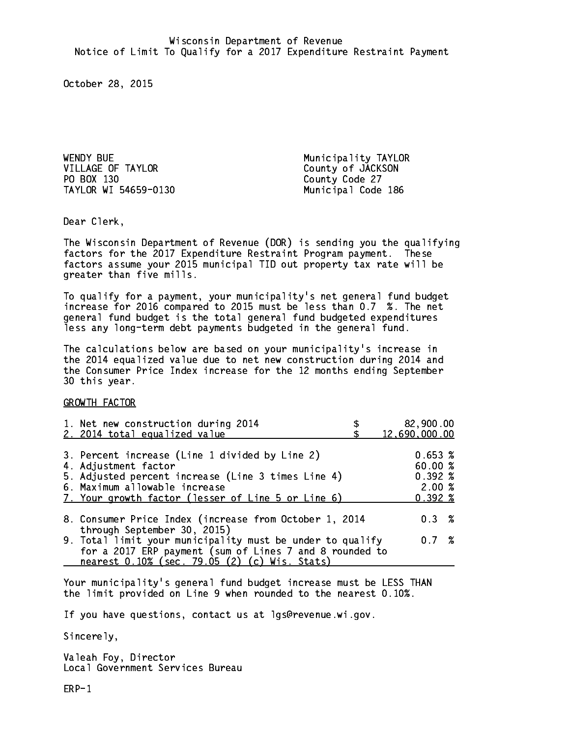Wisconsin Department of Revenue
Notice of Limit To Qualify for a 2017 Expenditure Restraint Payment

October 28, 2015

WENDY BUE
VILLAGE OF TAYLOR
PO BOX 130
TAYLOR WI 54659-0130

Municipality TAYLOR
County of JACKSON
County Code 27
Municipal Code 186

Dear Clerk,

The Wisconsin Department of Revenue (DOR) is sending you the qualifying factors for the 2017 Expenditure Restraint Program payment. These factors assume your 2015 municipal TID out property tax rate will be greater than five mills.

To qualify for a payment, your municipality's net general fund budget increase for 2016 compared to 2015 must be less than 0.7 %. The net general fund budget is the total general fund budgeted expenditures less any long-term debt payments budgeted in the general fund.

The calculations below are based on your municipality's increase in the 2014 equalized value due to net new construction during 2014 and the Consumer Price Index increase for the 12 months ending September 30 this year.

GROWTH FACTOR

| | |
|---|---|
| 1. Net new construction during 2014 | $ 82,900.00 |
| 2. 2014 total equalized value | $ 12,690,000.00 |
| 3. Percent increase (Line 1 divided by Line 2) | 0.653 % |
| 4. Adjustment factor | 60.00 % |
| 5. Adjusted percent increase (Line 3 times Line 4) | 0.392 % |
| 6. Maximum allowable increase | 2.00 % |
| 7. Your growth factor (lesser of Line 5 or Line 6) | 0.392 % |
| 8. Consumer Price Index (increase from October 1, 2014 through September 30, 2015) | 0.3 % |
| 9. Total limit your municipality must be under to qualify for a 2017 ERP payment (sum of Lines 7 and 8 rounded to nearest 0.10% (sec. 79.05 (2) (c) Wis. Stats) | 0.7 % |

Your municipality's general fund budget increase must be LESS THAN the limit provided on Line 9 when rounded to the nearest 0.10%.

If you have questions, contact us at lgs@revenue.wi.gov.

Sincerely,

Valeah Foy, Director
Local Government Services Bureau

ERP-1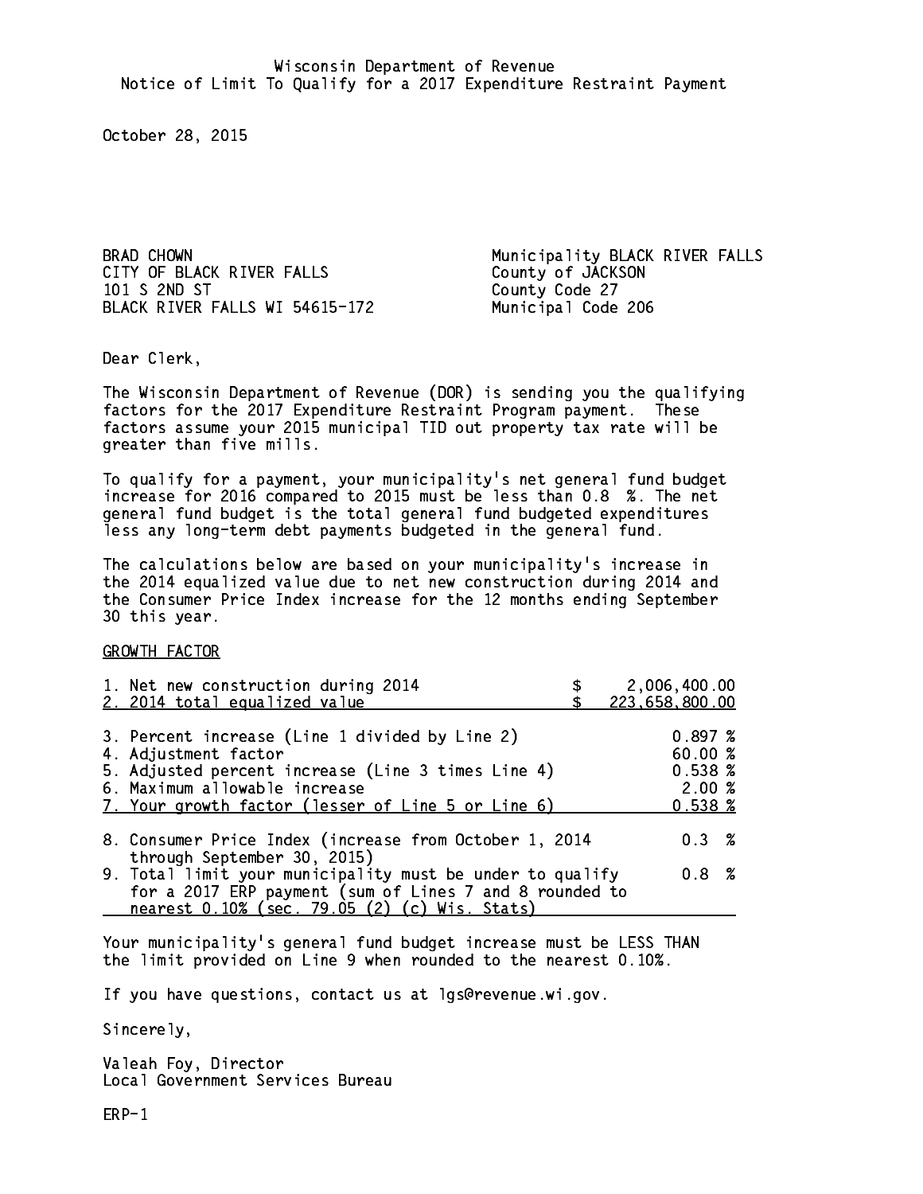Wisconsin Department of Revenue
Notice of Limit To Qualify for a 2017 Expenditure Restraint Payment

October 28, 2015

BRAD CHOWN
CITY OF BLACK RIVER FALLS
101 S 2ND ST
BLACK RIVER FALLS WI 54615-172

Municipality BLACK RIVER FALLS
County of JACKSON
County Code 27
Municipal Code 206

Dear Clerk,

The Wisconsin Department of Revenue (DOR) is sending you the qualifying factors for the 2017 Expenditure Restraint Program payment. These factors assume your 2015 municipal TID out property tax rate will be greater than five mills.

To qualify for a payment, your municipality's net general fund budget increase for 2016 compared to 2015 must be less than 0.8 %. The net general fund budget is the total general fund budgeted expenditures less any long-term debt payments budgeted in the general fund.

The calculations below are based on your municipality's increase in the 2014 equalized value due to net new construction during 2014 and the Consumer Price Index increase for the 12 months ending September 30 this year.

GROWTH FACTOR

| | |
|---|---|
| 1. Net new construction during 2014 | $ 2,006,400.00 |
| 2. 2014 total equalized value | $ 223,658,800.00 |
| 3. Percent increase (Line 1 divided by Line 2) | 0.897 % |
| 4. Adjustment factor | 60.00 % |
| 5. Adjusted percent increase (Line 3 times Line 4) | 0.538 % |
| 6. Maximum allowable increase | 2.00 % |
| 7. Your growth factor (lesser of Line 5 or Line 6) | 0.538 % |
| 8. Consumer Price Index (increase from October 1, 2014 through September 30, 2015) | 0.3 % |
| 9. Total limit your municipality must be under to qualify for a 2017 ERP payment (sum of Lines 7 and 8 rounded to nearest 0.10% (sec. 79.05 (2) (c) Wis. Stats) | 0.8 % |

Your municipality's general fund budget increase must be LESS THAN the limit provided on Line 9 when rounded to the nearest 0.10%.

If you have questions, contact us at lgs@revenue.wi.gov.

Sincerely,

Valeah Foy, Director
Local Government Services Bureau

ERP-1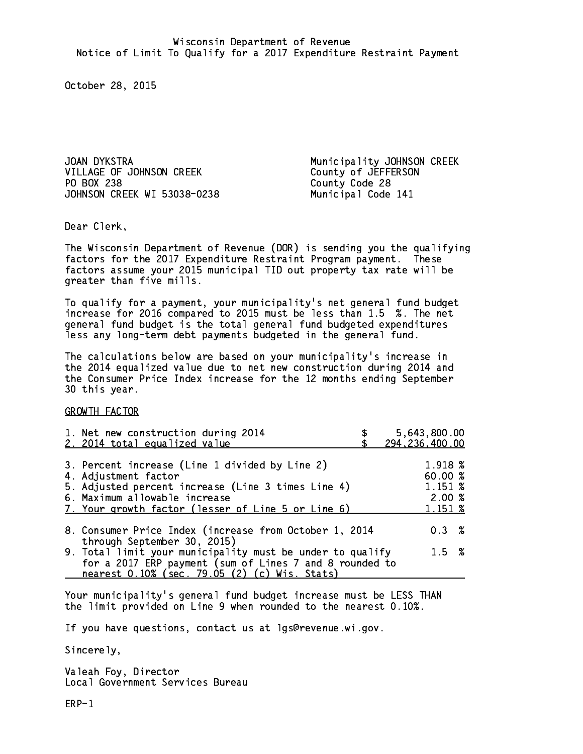Wisconsin Department of Revenue
Notice of Limit To Qualify for a 2017 Expenditure Restraint Payment

October 28, 2015

JOAN DYKSTRA
VILLAGE OF JOHNSON CREEK
PO BOX 238
JOHNSON CREEK WI 53038-0238

Municipality JOHNSON CREEK
County of JEFFERSON
County Code 28
Municipal Code 141

Dear Clerk,

The Wisconsin Department of Revenue (DOR) is sending you the qualifying factors for the 2017 Expenditure Restraint Program payment. These factors assume your 2015 municipal TID out property tax rate will be greater than five mills.

To qualify for a payment, your municipality's net general fund budget increase for 2016 compared to 2015 must be less than 1.5 %. The net general fund budget is the total general fund budgeted expenditures less any long-term debt payments budgeted in the general fund.

The calculations below are based on your municipality's increase in the 2014 equalized value due to net new construction during 2014 and the Consumer Price Index increase for the 12 months ending September 30 this year.

GROWTH FACTOR

| | |
|---|---|
| 1. Net new construction during 2014 | $ 5,643,800.00 |
| 2. 2014 total equalized value | $ 294,236,400.00 |
| 3. Percent increase (Line 1 divided by Line 2) | 1.918 % |
| 4. Adjustment factor | 60.00 % |
| 5. Adjusted percent increase (Line 3 times Line 4) | 1.151 % |
| 6. Maximum allowable increase | 2.00 % |
| 7. Your growth factor (lesser of Line 5 or Line 6) | 1.151 % |
| 8. Consumer Price Index (increase from October 1, 2014 through September 30, 2015) | 0.3 % |
| 9. Total limit your municipality must be under to qualify for a 2017 ERP payment (sum of Lines 7 and 8 rounded to nearest 0.10% (sec. 79.05 (2) (c) Wis. Stats) | 1.5 % |

Your municipality's general fund budget increase must be LESS THAN the limit provided on Line 9 when rounded to the nearest 0.10%.

If you have questions, contact us at lgs@revenue.wi.gov.

Sincerely,

Valeah Foy, Director
Local Government Services Bureau

ERP-1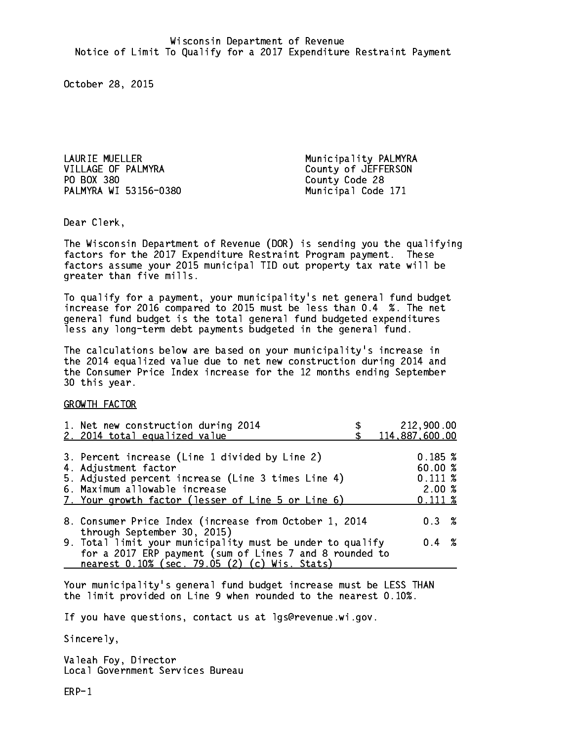Wisconsin Department of Revenue
Notice of Limit To Qualify for a 2017 Expenditure Restraint Payment

October 28, 2015

LAURIE MUELLER
VILLAGE OF PALMYRA
PO BOX 380
PALMYRA WI 53156-0380

Municipality PALMYRA
County of JEFFERSON
County Code 28
Municipal Code 171

Dear Clerk,

The Wisconsin Department of Revenue (DOR) is sending you the qualifying factors for the 2017 Expenditure Restraint Program payment. These factors assume your 2015 municipal TID out property tax rate will be greater than five mills.

To qualify for a payment, your municipality's net general fund budget increase for 2016 compared to 2015 must be less than 0.4 %. The net general fund budget is the total general fund budgeted expenditures less any long-term debt payments budgeted in the general fund.

The calculations below are based on your municipality's increase in the 2014 equalized value due to net new construction during 2014 and the Consumer Price Index increase for the 12 months ending September 30 this year.

GROWTH FACTOR

| | |
|---|---|
| 1. Net new construction during 2014 | $ 212,900.00 |
| 2. 2014 total equalized value | $ 114,887,600.00 |
| 3. Percent increase (Line 1 divided by Line 2) | 0.185 % |
| 4. Adjustment factor | 60.00 % |
| 5. Adjusted percent increase (Line 3 times Line 4) | 0.111 % |
| 6. Maximum allowable increase | 2.00 % |
| 7. Your growth factor (lesser of Line 5 or Line 6) | 0.111 % |
| 8. Consumer Price Index (increase from October 1, 2014 through September 30, 2015) | 0.3 % |
| 9. Total limit your municipality must be under to qualify for a 2017 ERP payment (sum of Lines 7 and 8 rounded to nearest 0.10% (sec. 79.05 (2) (c) Wis. Stats) | 0.4 % |

Your municipality's general fund budget increase must be LESS THAN the limit provided on Line 9 when rounded to the nearest 0.10%.

If you have questions, contact us at lgs@revenue.wi.gov.

Sincerely,

Valeah Foy, Director
Local Government Services Bureau

ERP-1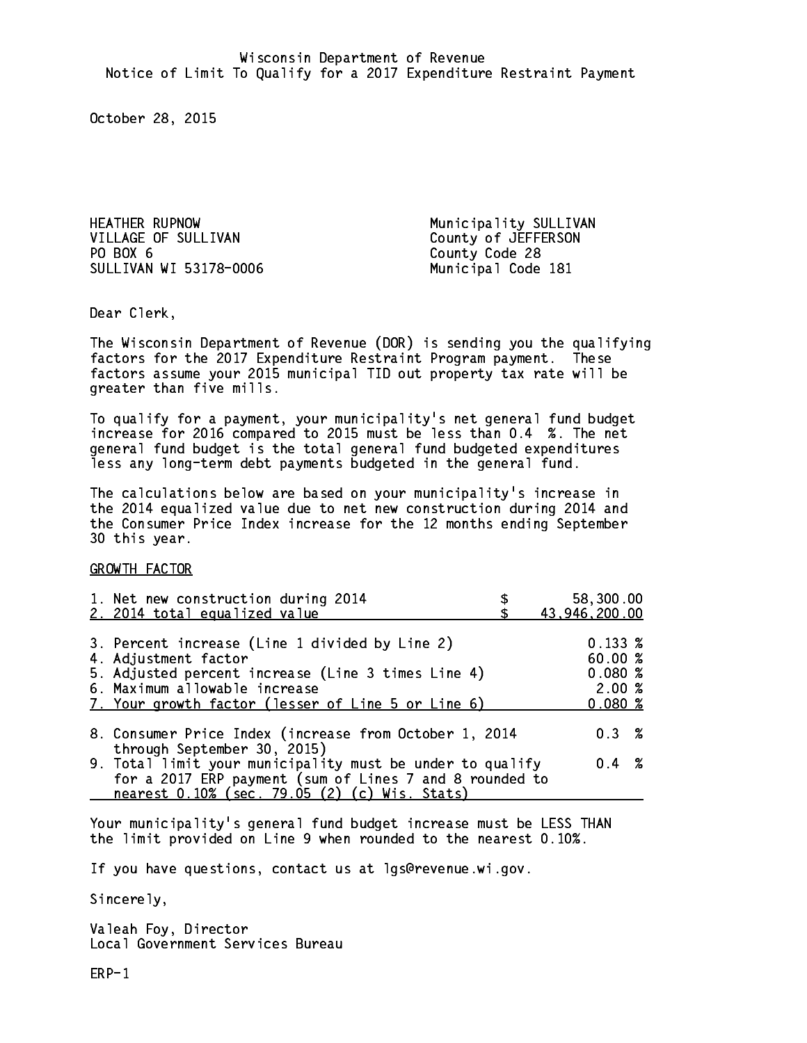Wisconsin Department of Revenue
Notice of Limit To Qualify for a 2017 Expenditure Restraint Payment

October 28, 2015

HEATHER RUPNOW
VILLAGE OF SULLIVAN
PO BOX 6
SULLIVAN WI 53178-0006

Municipality SULLIVAN
County of JEFFERSON
County Code 28
Municipal Code 181

Dear Clerk,

The Wisconsin Department of Revenue (DOR) is sending you the qualifying factors for the 2017 Expenditure Restraint Program payment. These factors assume your 2015 municipal TID out property tax rate will be greater than five mills.

To qualify for a payment, your municipality's net general fund budget increase for 2016 compared to 2015 must be less than 0.4 %. The net general fund budget is the total general fund budgeted expenditures less any long-term debt payments budgeted in the general fund.

The calculations below are based on your municipality's increase in the 2014 equalized value due to net new construction during 2014 and the Consumer Price Index increase for the 12 months ending September 30 this year.

GROWTH FACTOR

| | |
|---|---|
| 1. Net new construction during 2014 | $ 58,300.00 |
| 2. 2014 total equalized value | $ 43,946,200.00 |
| 3. Percent increase (Line 1 divided by Line 2) | 0.133 % |
| 4. Adjustment factor | 60.00 % |
| 5. Adjusted percent increase (Line 3 times Line 4) | 0.080 % |
| 6. Maximum allowable increase | 2.00 % |
| 7. Your growth factor (lesser of Line 5 or Line 6) | 0.080 % |
| 8. Consumer Price Index (increase from October 1, 2014 through September 30, 2015) | 0.3 % |
| 9. Total limit your municipality must be under to qualify for a 2017 ERP payment (sum of Lines 7 and 8 rounded to nearest 0.10% (sec. 79.05 (2) (c) Wis. Stats) | 0.4 % |

Your municipality's general fund budget increase must be LESS THAN the limit provided on Line 9 when rounded to the nearest 0.10%.

If you have questions, contact us at lgs@revenue.wi.gov.

Sincerely,

Valeah Foy, Director
Local Government Services Bureau

ERP-1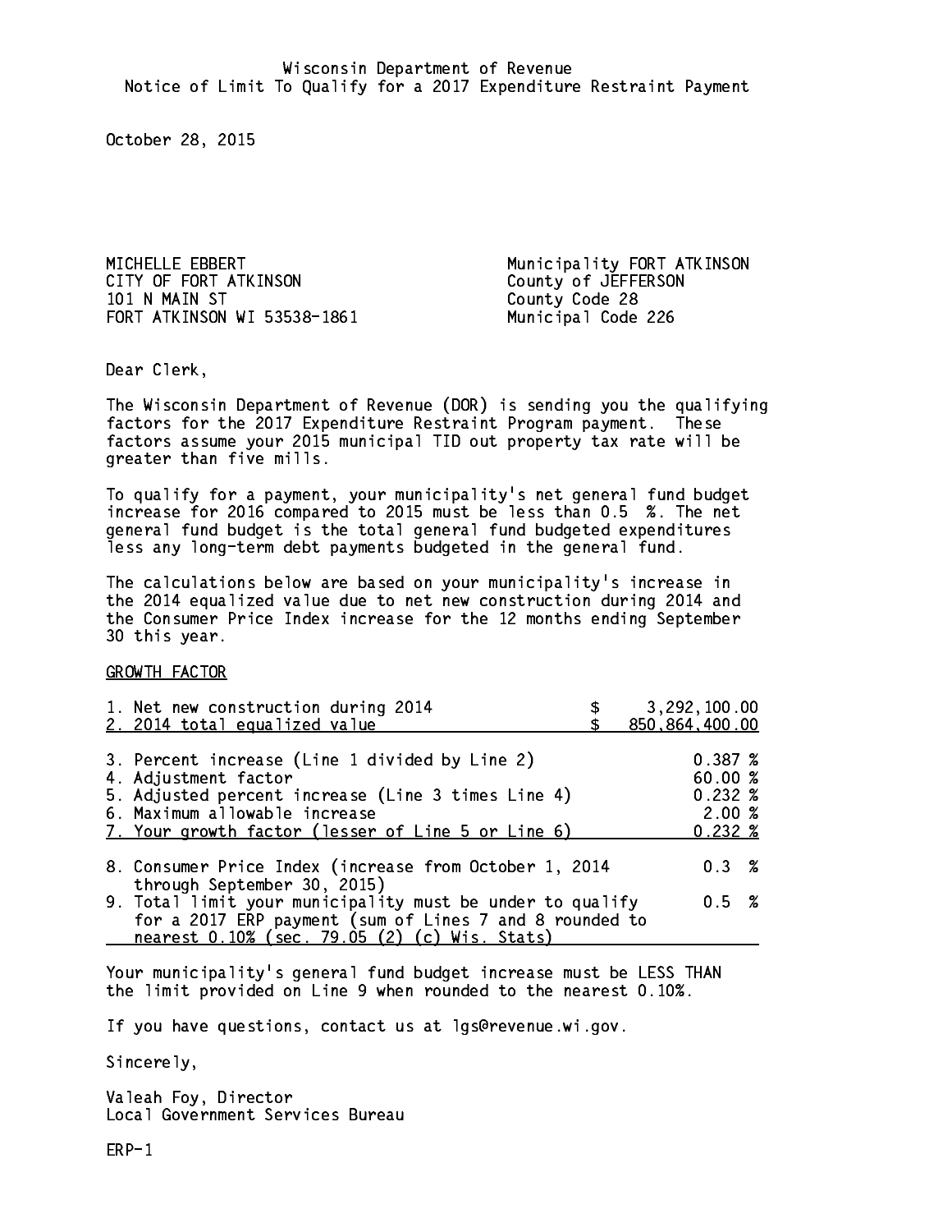Wisconsin Department of Revenue
Notice of Limit To Qualify for a 2017 Expenditure Restraint Payment

October 28, 2015

MICHELLE EBBERT
CITY OF FORT ATKINSON
101 N MAIN ST
FORT ATKINSON WI 53538-1861

Municipality FORT ATKINSON
County of JEFFERSON
County Code 28
Municipal Code 226

Dear Clerk,

The Wisconsin Department of Revenue (DOR) is sending you the qualifying factors for the 2017 Expenditure Restraint Program payment. These factors assume your 2015 municipal TID out property tax rate will be greater than five mills.

To qualify for a payment, your municipality's net general fund budget increase for 2016 compared to 2015 must be less than 0.5 %. The net general fund budget is the total general fund budgeted expenditures less any long-term debt payments budgeted in the general fund.

The calculations below are based on your municipality's increase in the 2014 equalized value due to net new construction during 2014 and the Consumer Price Index increase for the 12 months ending September 30 this year.

GROWTH FACTOR

| | |
|---|---|
| 1. Net new construction during 2014 | $ 3,292,100.00 |
| 2. 2014 total equalized value | $ 850,864,400.00 |
| 3. Percent increase (Line 1 divided by Line 2) | 0.387 % |
| 4. Adjustment factor | 60.00 % |
| 5. Adjusted percent increase (Line 3 times Line 4) | 0.232 % |
| 6. Maximum allowable increase | 2.00 % |
| 7. Your growth factor (lesser of Line 5 or Line 6) | 0.232 % |
| 8. Consumer Price Index (increase from October 1, 2014 through September 30, 2015) | 0.3 % |
| 9. Total limit your municipality must be under to qualify for a 2017 ERP payment (sum of Lines 7 and 8 rounded to nearest 0.10% (sec. 79.05 (2) (c) Wis. Stats) | 0.5 % |

Your municipality's general fund budget increase must be LESS THAN the limit provided on Line 9 when rounded to the nearest 0.10%.

If you have questions, contact us at lgs@revenue.wi.gov.

Sincerely,

Valeah Foy, Director
Local Government Services Bureau

ERP-1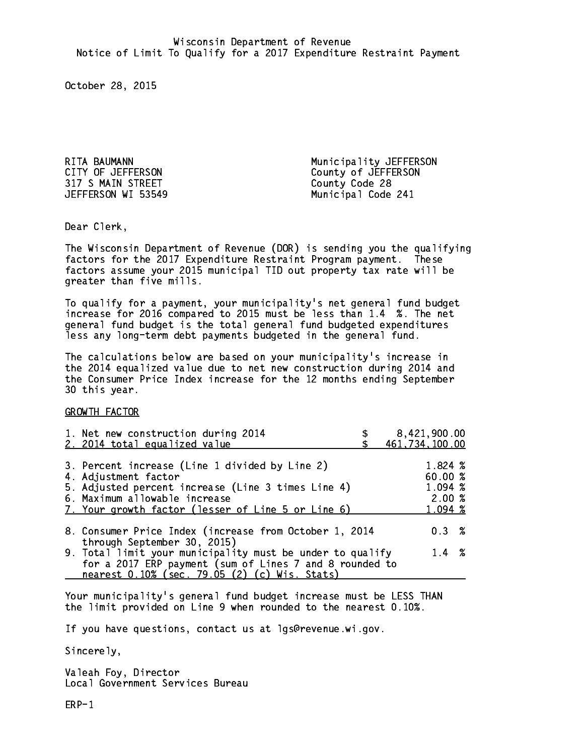Wisconsin Department of Revenue
Notice of Limit To Qualify for a 2017 Expenditure Restraint Payment

October 28, 2015

RITA BAUMANN
CITY OF JEFFERSON
317 S MAIN STREET
JEFFERSON WI 53549

Municipality JEFFERSON
County of JEFFERSON
County Code 28
Municipal Code 241

Dear Clerk,

The Wisconsin Department of Revenue (DOR) is sending you the qualifying factors for the 2017 Expenditure Restraint Program payment. These factors assume your 2015 municipal TID out property tax rate will be greater than five mills.

To qualify for a payment, your municipality's net general fund budget increase for 2016 compared to 2015 must be less than 1.4 %. The net general fund budget is the total general fund budgeted expenditures less any long-term debt payments budgeted in the general fund.

The calculations below are based on your municipality's increase in the 2014 equalized value due to net new construction during 2014 and the Consumer Price Index increase for the 12 months ending September 30 this year.

GROWTH FACTOR

| | |
|---|---|
| 1. Net new construction during 2014 | $ 8,421,900.00 |
| 2. 2014 total equalized value | $ 461,734,100.00 |
| 3. Percent increase (Line 1 divided by Line 2) | 1.824 % |
| 4. Adjustment factor | 60.00 % |
| 5. Adjusted percent increase (Line 3 times Line 4) | 1.094 % |
| 6. Maximum allowable increase | 2.00 % |
| 7. Your growth factor (lesser of Line 5 or Line 6) | 1.094 % |
| 8. Consumer Price Index (increase from October 1, 2014 through September 30, 2015) | 0.3 % |
| 9. Total limit your municipality must be under to qualify for a 2017 ERP payment (sum of Lines 7 and 8 rounded to nearest 0.10% (sec. 79.05 (2) (c) Wis. Stats) | 1.4 % |

Your municipality's general fund budget increase must be LESS THAN the limit provided on Line 9 when rounded to the nearest 0.10%.

If you have questions, contact us at lgs@revenue.wi.gov.

Sincerely,

Valeah Foy, Director
Local Government Services Bureau

ERP-1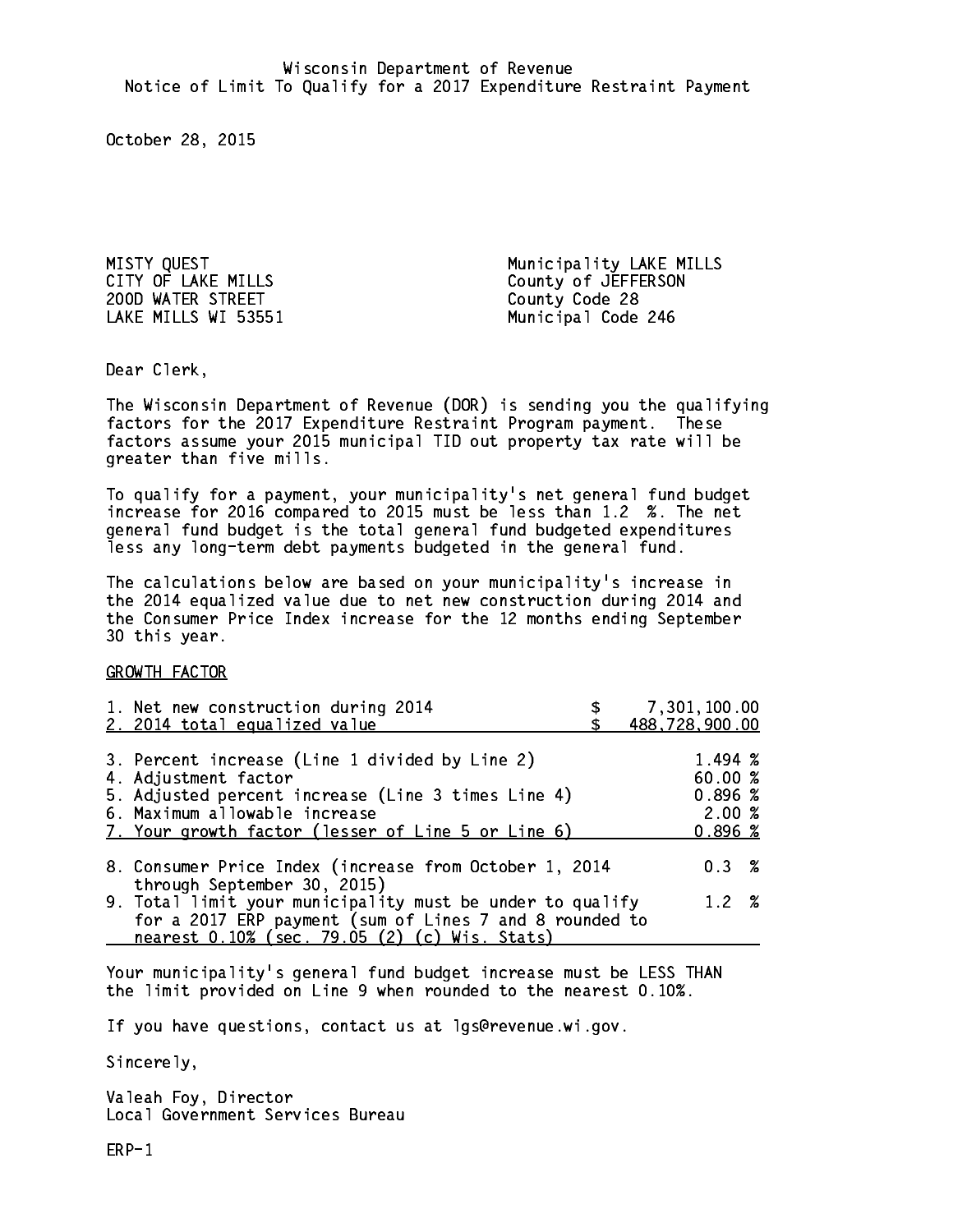Wisconsin Department of Revenue
Notice of Limit To Qualify for a 2017 Expenditure Restraint Payment

October 28, 2015

MISTY QUEST
CITY OF LAKE MILLS
200D WATER STREET
LAKE MILLS WI 53551

Municipality LAKE MILLS
County of JEFFERSON
County Code 28
Municipal Code 246

Dear Clerk,

The Wisconsin Department of Revenue (DOR) is sending you the qualifying factors for the 2017 Expenditure Restraint Program payment. These factors assume your 2015 municipal TID out property tax rate will be greater than five mills.

To qualify for a payment, your municipality's net general fund budget increase for 2016 compared to 2015 must be less than 1.2 %. The net general fund budget is the total general fund budgeted expenditures less any long-term debt payments budgeted in the general fund.

The calculations below are based on your municipality's increase in the 2014 equalized value due to net new construction during 2014 and the Consumer Price Index increase for the 12 months ending September 30 this year.

GROWTH FACTOR

| | |
|---|---|
| 1. Net new construction during 2014 | $ 7,301,100.00 |
| 2. 2014 total equalized value | $ 488,728,900.00 |
| 3. Percent increase (Line 1 divided by Line 2) | 1.494 % |
| 4. Adjustment factor | 60.00 % |
| 5. Adjusted percent increase (Line 3 times Line 4) | 0.896 % |
| 6. Maximum allowable increase | 2.00 % |
| 7. Your growth factor (lesser of Line 5 or Line 6) | 0.896 % |
| 8. Consumer Price Index (increase from October 1, 2014 through September 30, 2015) | 0.3 % |
| 9. Total limit your municipality must be under to qualify for a 2017 ERP payment (sum of Lines 7 and 8 rounded to nearest 0.10% (sec. 79.05 (2) (c) Wis. Stats) | 1.2 % |

Your municipality's general fund budget increase must be LESS THAN the limit provided on Line 9 when rounded to the nearest 0.10%.

If you have questions, contact us at lgs@revenue.wi.gov.

Sincerely,

Valeah Foy, Director
Local Government Services Bureau

ERP-1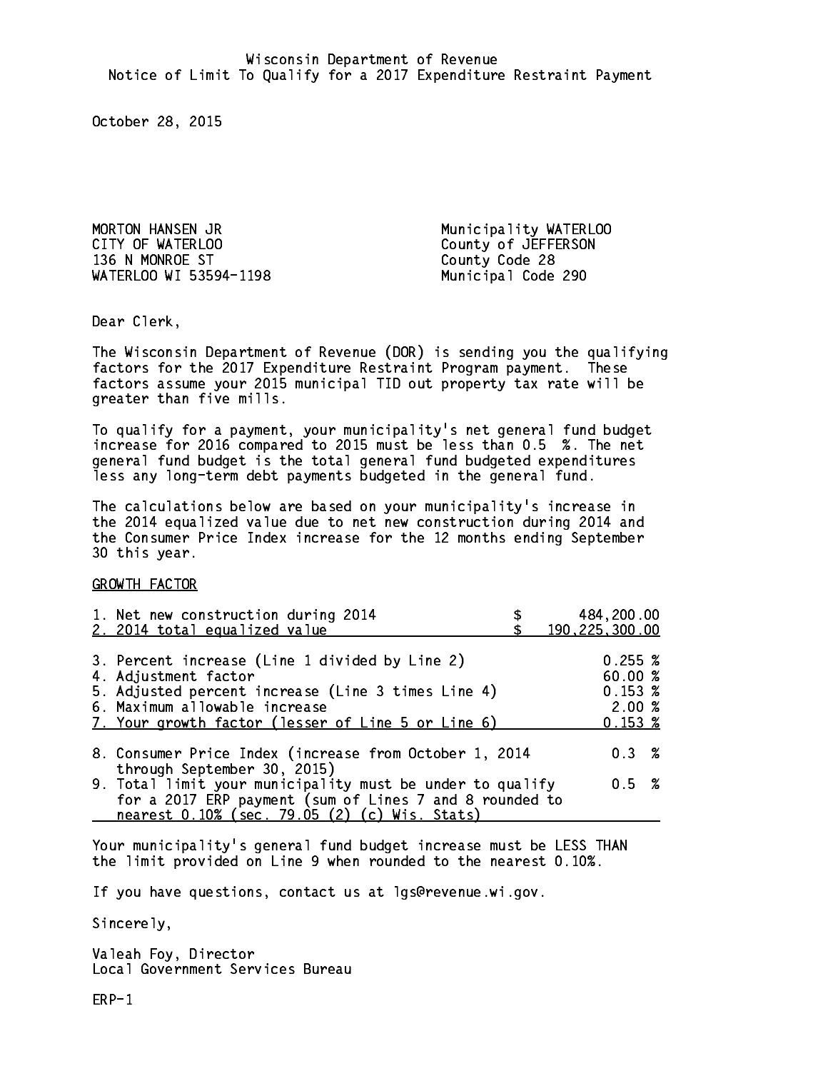Wisconsin Department of Revenue
Notice of Limit To Qualify for a 2017 Expenditure Restraint Payment

October 28, 2015

MORTON HANSEN JR
CITY OF WATERLOO
136 N MONROE ST
WATERLOO WI 53594-1198

Municipality WATERLOO
County of JEFFERSON
County Code 28
Municipal Code 290

Dear Clerk,

The Wisconsin Department of Revenue (DOR) is sending you the qualifying factors for the 2017 Expenditure Restraint Program payment. These factors assume your 2015 municipal TID out property tax rate will be greater than five mills.

To qualify for a payment, your municipality's net general fund budget increase for 2016 compared to 2015 must be less than 0.5 %. The net general fund budget is the total general fund budgeted expenditures less any long-term debt payments budgeted in the general fund.

The calculations below are based on your municipality's increase in the 2014 equalized value due to net new construction during 2014 and the Consumer Price Index increase for the 12 months ending September 30 this year.

GROWTH FACTOR

| | |
|---|---|
| 1. Net new construction during 2014 | $ 484,200.00 |
| 2. 2014 total equalized value | $ 190,225,300.00 |
| 3. Percent increase (Line 1 divided by Line 2) | 0.255 % |
| 4. Adjustment factor | 60.00 % |
| 5. Adjusted percent increase (Line 3 times Line 4) | 0.153 % |
| 6. Maximum allowable increase | 2.00 % |
| 7. Your growth factor (lesser of Line 5 or Line 6) | 0.153 % |
| 8. Consumer Price Index (increase from October 1, 2014 through September 30, 2015) | 0.3 % |
| 9. Total limit your municipality must be under to qualify for a 2017 ERP payment (sum of Lines 7 and 8 rounded to nearest 0.10% (sec. 79.05 (2) (c) Wis. Stats) | 0.5 % |

Your municipality's general fund budget increase must be LESS THAN the limit provided on Line 9 when rounded to the nearest 0.10%.

If you have questions, contact us at lgs@revenue.wi.gov.

Sincerely,

Valeah Foy, Director
Local Government Services Bureau

ERP-1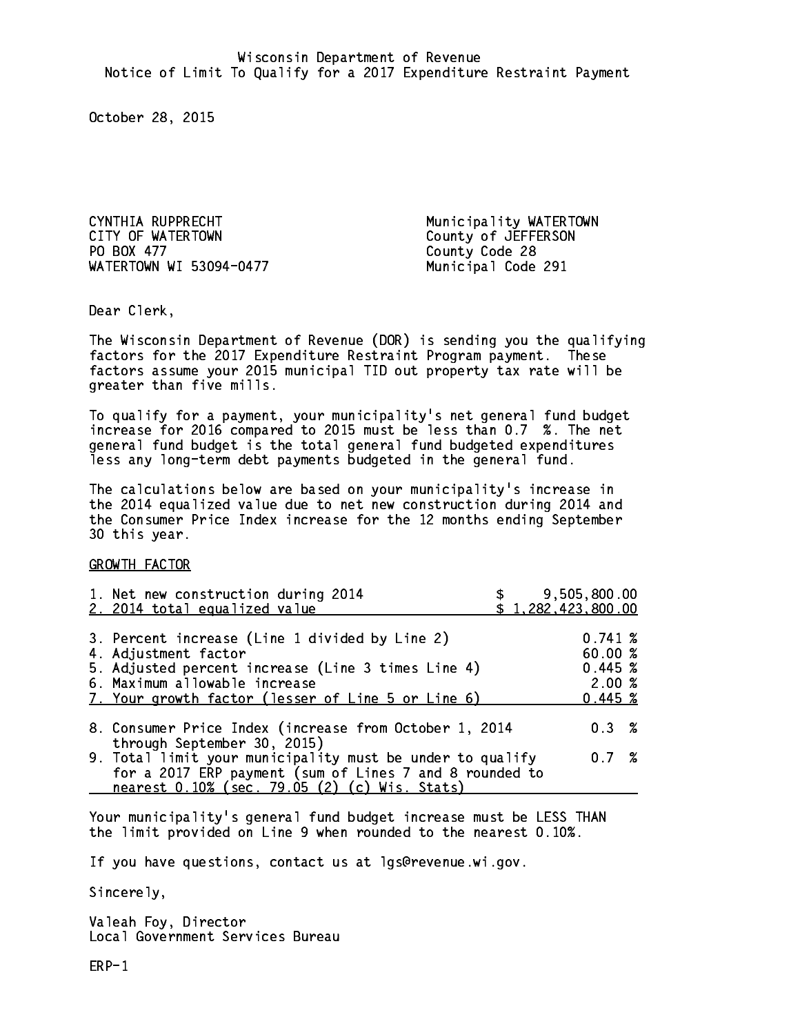Wisconsin Department of Revenue
Notice of Limit To Qualify for a 2017 Expenditure Restraint Payment

October 28, 2015

CYNTHIA RUPPRECHT
CITY OF WATERTOWN
PO BOX 477
WATERTOWN WI 53094-0477

Municipality WATERTOWN
County of JEFFERSON
County Code 28
Municipal Code 291

Dear Clerk,

The Wisconsin Department of Revenue (DOR) is sending you the qualifying factors for the 2017 Expenditure Restraint Program payment. These factors assume your 2015 municipal TID out property tax rate will be greater than five mills.

To qualify for a payment, your municipality's net general fund budget increase for 2016 compared to 2015 must be less than 0.7 %. The net general fund budget is the total general fund budgeted expenditures less any long-term debt payments budgeted in the general fund.

The calculations below are based on your municipality's increase in the 2014 equalized value due to net new construction during 2014 and the Consumer Price Index increase for the 12 months ending September 30 this year.

GROWTH FACTOR

| | |
|---|---|
| 1. Net new construction during 2014 | $ 9,505,800.00 |
| 2. 2014 total equalized value | $ 1,282,423,800.00 |
| 3. Percent increase (Line 1 divided by Line 2) | 0.741 % |
| 4. Adjustment factor | 60.00 % |
| 5. Adjusted percent increase (Line 3 times Line 4) | 0.445 % |
| 6. Maximum allowable increase | 2.00 % |
| 7. Your growth factor (lesser of Line 5 or Line 6) | 0.445 % |
| 8. Consumer Price Index (increase from October 1, 2014 through September 30, 2015) | 0.3 % |
| 9. Total limit your municipality must be under to qualify for a 2017 ERP payment (sum of Lines 7 and 8 rounded to nearest 0.10% (sec. 79.05 (2) (c) Wis. Stats) | 0.7 % |

Your municipality's general fund budget increase must be LESS THAN the limit provided on Line 9 when rounded to the nearest 0.10%.

If you have questions, contact us at lgs@revenue.wi.gov.

Sincerely,

Valeah Foy, Director
Local Government Services Bureau

ERP-1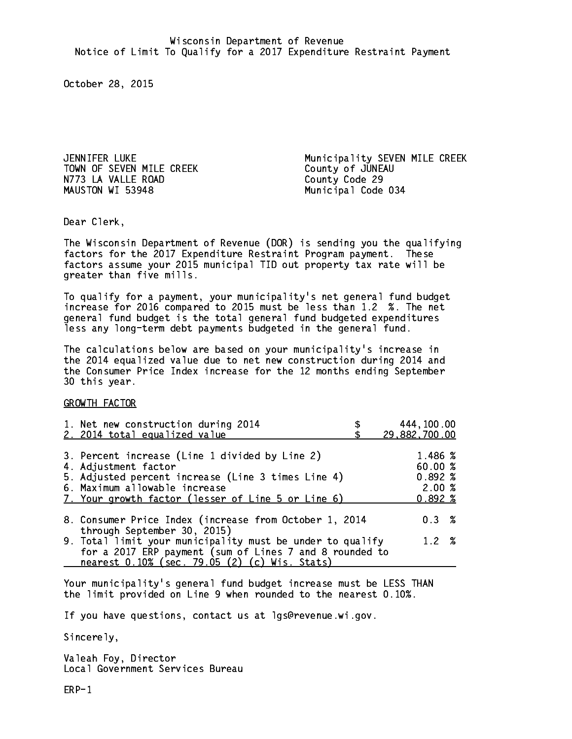Wisconsin Department of Revenue
Notice of Limit To Qualify for a 2017 Expenditure Restraint Payment

October 28, 2015

JENNIFER LUKE
TOWN OF SEVEN MILE CREEK
N773 LA VALLE ROAD
MAUSTON WI 53948

Municipality SEVEN MILE CREEK
County of JUNEAU
County Code 29
Municipal Code 034

Dear Clerk,

The Wisconsin Department of Revenue (DOR) is sending you the qualifying factors for the 2017 Expenditure Restraint Program payment. These factors assume your 2015 municipal TID out property tax rate will be greater than five mills.

To qualify for a payment, your municipality's net general fund budget increase for 2016 compared to 2015 must be less than 1.2 %. The net general fund budget is the total general fund budgeted expenditures less any long-term debt payments budgeted in the general fund.

The calculations below are based on your municipality's increase in the 2014 equalized value due to net new construction during 2014 and the Consumer Price Index increase for the 12 months ending September 30 this year.

GROWTH FACTOR

| | |
|---|---|
| 1. Net new construction during 2014 | $ 444,100.00 |
| 2. 2014 total equalized value | $ 29,882,700.00 |
| 3. Percent increase (Line 1 divided by Line 2) | 1.486 % |
| 4. Adjustment factor | 60.00 % |
| 5. Adjusted percent increase (Line 3 times Line 4) | 0.892 % |
| 6. Maximum allowable increase | 2.00 % |
| 7. Your growth factor (lesser of Line 5 or Line 6) | 0.892 % |
| 8. Consumer Price Index (increase from October 1, 2014 through September 30, 2015) | 0.3 % |
| 9. Total limit your municipality must be under to qualify for a 2017 ERP payment (sum of Lines 7 and 8 rounded to nearest 0.10% (sec. 79.05 (2) (c) Wis. Stats) | 1.2 % |

Your municipality's general fund budget increase must be LESS THAN the limit provided on Line 9 when rounded to the nearest 0.10%.

If you have questions, contact us at lgs@revenue.wi.gov.

Sincerely,

Valeah Foy, Director
Local Government Services Bureau

ERP-1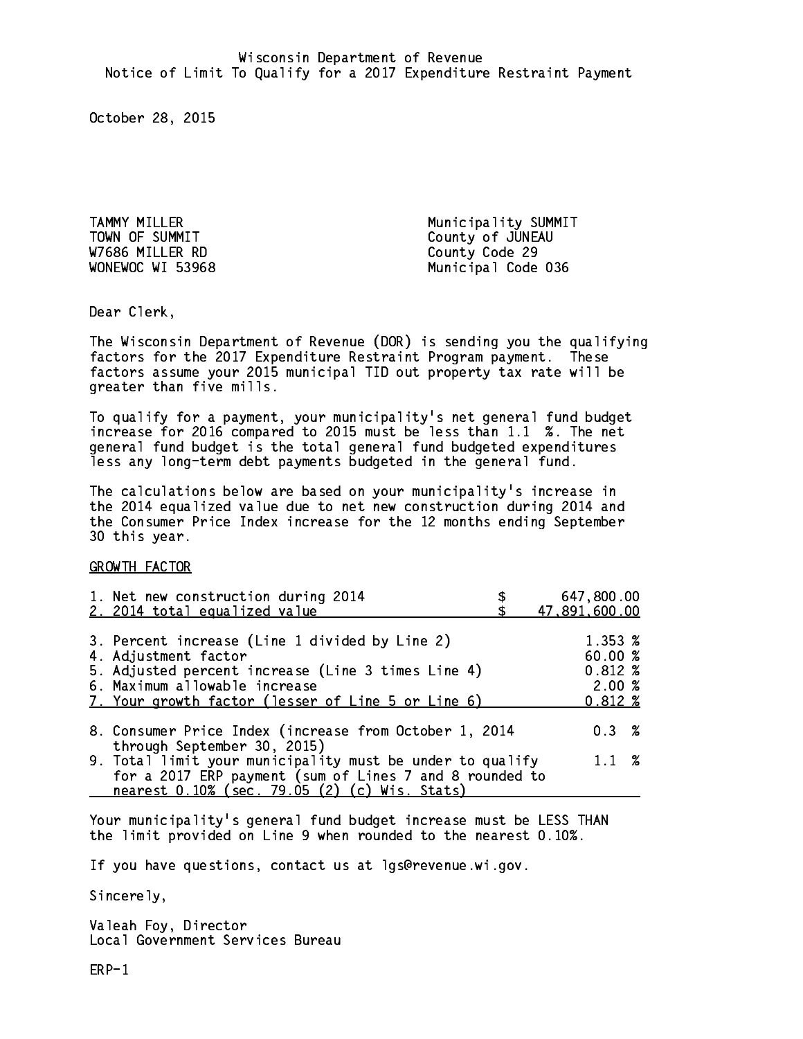Wisconsin Department of Revenue
Notice of Limit To Qualify for a 2017 Expenditure Restraint Payment

October 28, 2015

TAMMY MILLER
TOWN OF SUMMIT
W7686 MILLER RD
WONEWOC WI 53968

Municipality SUMMIT
County of JUNEAU
County Code 29
Municipal Code 036

Dear Clerk,

The Wisconsin Department of Revenue (DOR) is sending you the qualifying factors for the 2017 Expenditure Restraint Program payment. These factors assume your 2015 municipal TID out property tax rate will be greater than five mills.

To qualify for a payment, your municipality's net general fund budget increase for 2016 compared to 2015 must be less than 1.1 %. The net general fund budget is the total general fund budgeted expenditures less any long-term debt payments budgeted in the general fund.

The calculations below are based on your municipality's increase in the 2014 equalized value due to net new construction during 2014 and the Consumer Price Index increase for the 12 months ending September 30 this year.

GROWTH FACTOR

| | | |
|---|---|---|
| 1. Net new construction during 2014 | $ | 647,800.00 |
| 2. 2014 total equalized value | $ | 47,891,600.00 |
| 3. Percent increase (Line 1 divided by Line 2) | | 1.353 % |
| 4. Adjustment factor | | 60.00 % |
| 5. Adjusted percent increase (Line 3 times Line 4) | | 0.812 % |
| 6. Maximum allowable increase | | 2.00 % |
| 7. Your growth factor (lesser of Line 5 or Line 6) | | 0.812 % |
| 8. Consumer Price Index (increase from October 1, 2014 through September 30, 2015) | | 0.3 % |
| 9. Total limit your municipality must be under to qualify for a 2017 ERP payment (sum of Lines 7 and 8 rounded to nearest 0.10% (sec. 79.05 (2) (c) Wis. Stats) | | 1.1 % |

Your municipality's general fund budget increase must be LESS THAN the limit provided on Line 9 when rounded to the nearest 0.10%.

If you have questions, contact us at lgs@revenue.wi.gov.

Sincerely,

Valeah Foy, Director
Local Government Services Bureau

ERP-1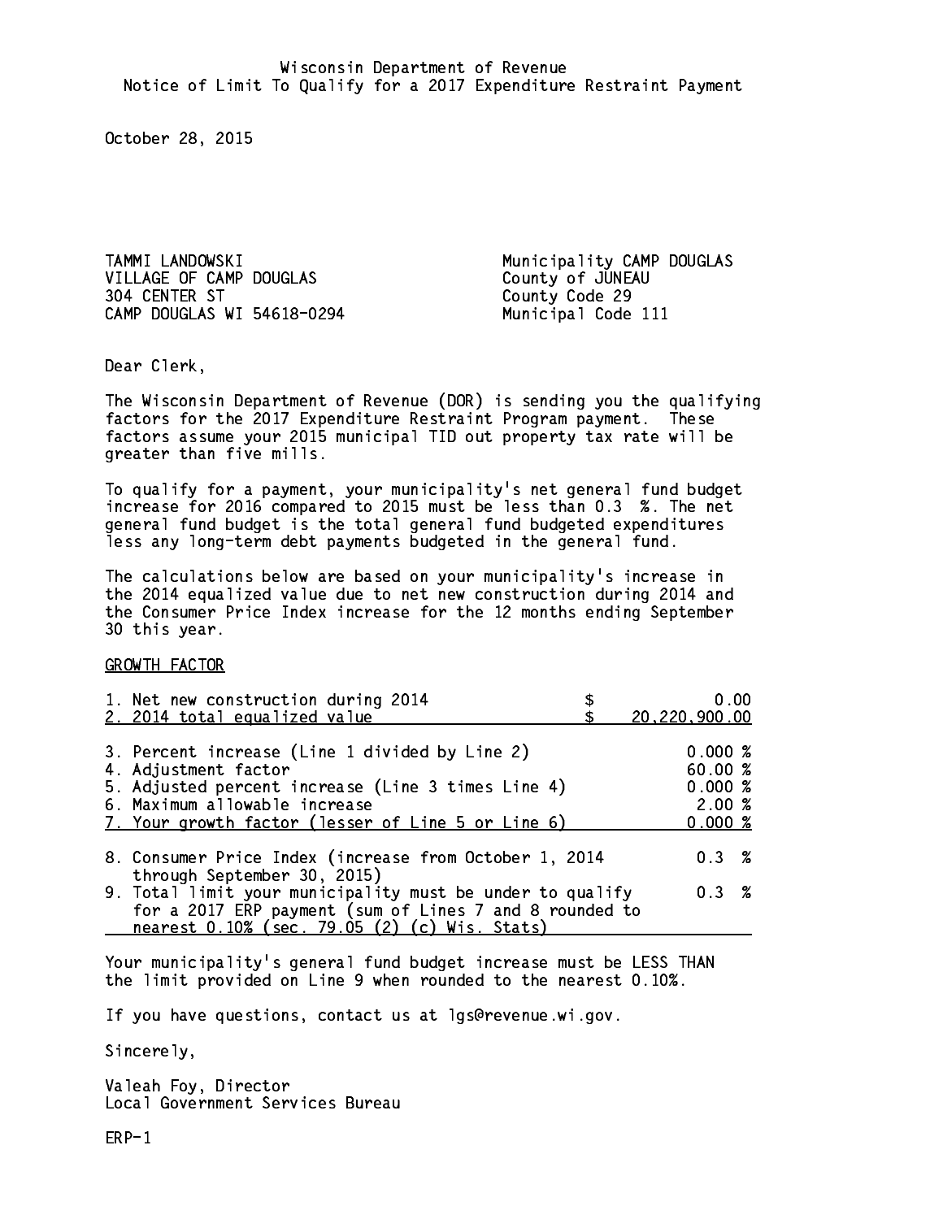Wisconsin Department of Revenue
Notice of Limit To Qualify for a 2017 Expenditure Restraint Payment

October 28, 2015

TAMMI LANDOWSKI
VILLAGE OF CAMP DOUGLAS
304 CENTER ST
CAMP DOUGLAS WI 54618-0294

Municipality CAMP DOUGLAS
County of JUNEAU
County Code 29
Municipal Code 111

Dear Clerk,

The Wisconsin Department of Revenue (DOR) is sending you the qualifying factors for the 2017 Expenditure Restraint Program payment. These factors assume your 2015 municipal TID out property tax rate will be greater than five mills.

To qualify for a payment, your municipality's net general fund budget increase for 2016 compared to 2015 must be less than 0.3 %. The net general fund budget is the total general fund budgeted expenditures less any long-term debt payments budgeted in the general fund.

The calculations below are based on your municipality's increase in the 2014 equalized value due to net new construction during 2014 and the Consumer Price Index increase for the 12 months ending September 30 this year.

GROWTH FACTOR

| | | |
|---|---|---|
| 1. Net new construction during 2014 | $ | 0.00 |
| 2. 2014 total equalized value | $ | 20,220,900.00 |
| 3. Percent increase (Line 1 divided by Line 2) | | 0.000 % |
| 4. Adjustment factor | | 60.00 % |
| 5. Adjusted percent increase (Line 3 times Line 4) | | 0.000 % |
| 6. Maximum allowable increase | | 2.00 % |
| 7. Your growth factor (lesser of Line 5 or Line 6) | | 0.000 % |
| 8. Consumer Price Index (increase from October 1, 2014 through September 30, 2015) | | 0.3 % |
| 9. Total limit your municipality must be under to qualify for a 2017 ERP payment (sum of Lines 7 and 8 rounded to nearest 0.10% (sec. 79.05 (2) (c) Wis. Stats) | | 0.3 % |

Your municipality's general fund budget increase must be LESS THAN the limit provided on Line 9 when rounded to the nearest 0.10%.

If you have questions, contact us at lgs@revenue.wi.gov.

Sincerely,

Valeah Foy, Director
Local Government Services Bureau

ERP-1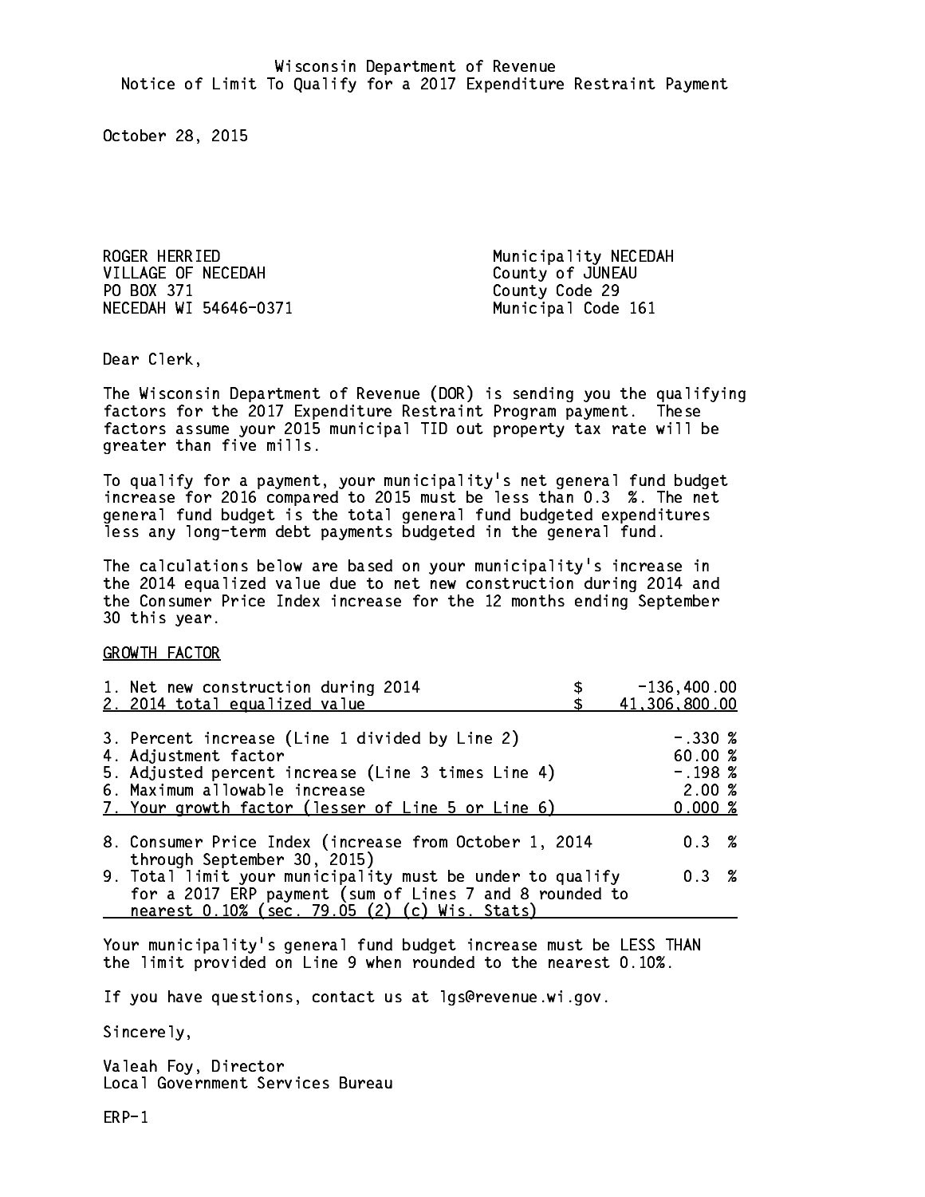Wisconsin Department of Revenue
Notice of Limit To Qualify for a 2017 Expenditure Restraint Payment

October 28, 2015

ROGER HERRIED
VILLAGE OF NECEDAH
PO BOX 371
NECEDAH WI 54646-0371

Municipality NECEDAH
County of JUNEAU
County Code 29
Municipal Code 161

Dear Clerk,

The Wisconsin Department of Revenue (DOR) is sending you the qualifying factors for the 2017 Expenditure Restraint Program payment. These factors assume your 2015 municipal TID out property tax rate will be greater than five mills.

To qualify for a payment, your municipality's net general fund budget increase for 2016 compared to 2015 must be less than 0.3 %. The net general fund budget is the total general fund budgeted expenditures less any long-term debt payments budgeted in the general fund.

The calculations below are based on your municipality's increase in the 2014 equalized value due to net new construction during 2014 and the Consumer Price Index increase for the 12 months ending September 30 this year.

GROWTH FACTOR

| | | |
|---|---|---|
| 1. Net new construction during 2014 | $ | -136,400.00 |
| 2. 2014 total equalized value | $ | 41,306,800.00 |
| 3. Percent increase (Line 1 divided by Line 2) | | -.330 % |
| 4. Adjustment factor | | 60.00 % |
| 5. Adjusted percent increase (Line 3 times Line 4) | | -.198 % |
| 6. Maximum allowable increase | | 2.00 % |
| 7. Your growth factor (lesser of Line 5 or Line 6) | | 0.000 % |
| 8. Consumer Price Index (increase from October 1, 2014 through September 30, 2015) | | 0.3 % |
| 9. Total limit your municipality must be under to qualify for a 2017 ERP payment (sum of Lines 7 and 8 rounded to nearest 0.10% (sec. 79.05 (2) (c) Wis. Stats) | | 0.3 % |

Your municipality's general fund budget increase must be LESS THAN the limit provided on Line 9 when rounded to the nearest 0.10%.

If you have questions, contact us at lgs@revenue.wi.gov.

Sincerely,

Valeah Foy, Director
Local Government Services Bureau

ERP-1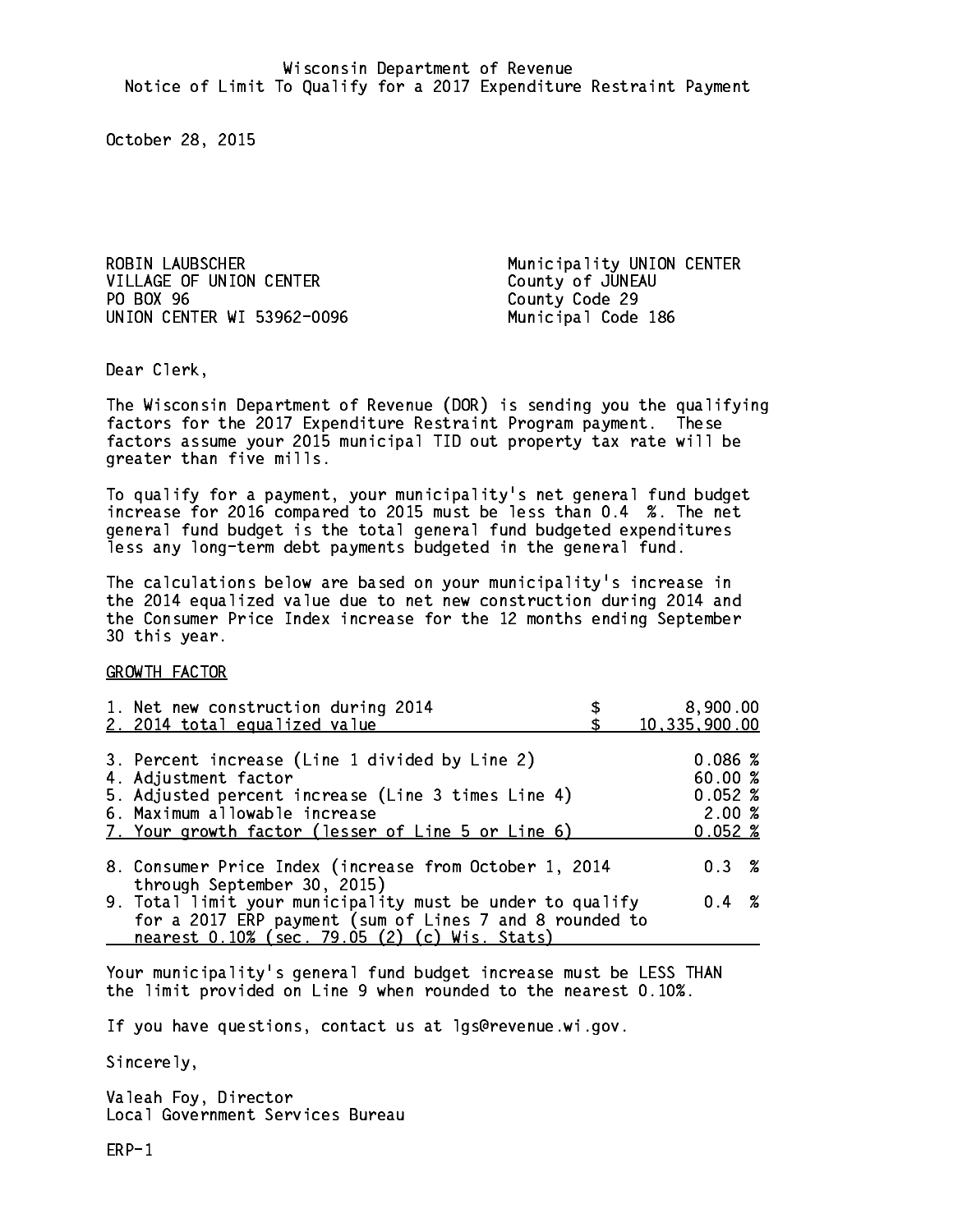Wisconsin Department of Revenue
Notice of Limit To Qualify for a 2017 Expenditure Restraint Payment

October 28, 2015

ROBIN LAUBSCHER
VILLAGE OF UNION CENTER
PO BOX 96
UNION CENTER WI 53962-0096

Municipality UNION CENTER
County of JUNEAU
County Code 29
Municipal Code 186

Dear Clerk,

The Wisconsin Department of Revenue (DOR) is sending you the qualifying factors for the 2017 Expenditure Restraint Program payment. These factors assume your 2015 municipal TID out property tax rate will be greater than five mills.

To qualify for a payment, your municipality's net general fund budget increase for 2016 compared to 2015 must be less than 0.4 %. The net general fund budget is the total general fund budgeted expenditures less any long-term debt payments budgeted in the general fund.

The calculations below are based on your municipality's increase in the 2014 equalized value due to net new construction during 2014 and the Consumer Price Index increase for the 12 months ending September 30 this year.

GROWTH FACTOR

| | |
|---|---|
| 1. Net new construction during 2014 | $ 8,900.00 |
| 2. 2014 total equalized value | $ 10,335,900.00 |
| 3. Percent increase (Line 1 divided by Line 2) | 0.086 % |
| 4. Adjustment factor | 60.00 % |
| 5. Adjusted percent increase (Line 3 times Line 4) | 0.052 % |
| 6. Maximum allowable increase | 2.00 % |
| 7. Your growth factor (lesser of Line 5 or Line 6) | 0.052 % |
| 8. Consumer Price Index (increase from October 1, 2014 through September 30, 2015) | 0.3 % |
| 9. Total limit your municipality must be under to qualify for a 2017 ERP payment (sum of Lines 7 and 8 rounded to nearest 0.10% (sec. 79.05 (2) (c) Wis. Stats) | 0.4 % |

Your municipality's general fund budget increase must be LESS THAN the limit provided on Line 9 when rounded to the nearest 0.10%.

If you have questions, contact us at lgs@revenue.wi.gov.

Sincerely,

Valeah Foy, Director
Local Government Services Bureau

ERP-1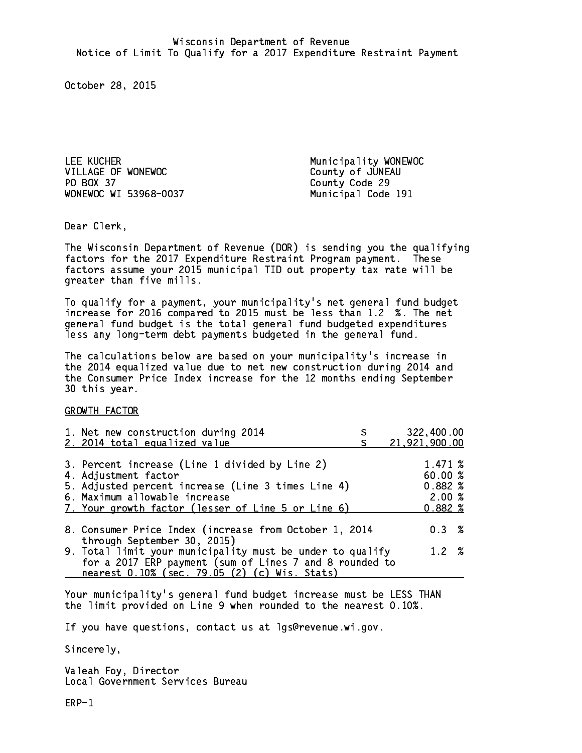Wisconsin Department of Revenue
Notice of Limit To Qualify for a 2017 Expenditure Restraint Payment

October 28, 2015

LEE KUCHER
VILLAGE OF WONEWOC
PO BOX 37
WONEWOC WI 53968-0037

Municipality WONEWOC
County of JUNEAU
County Code 29
Municipal Code 191

Dear Clerk,

The Wisconsin Department of Revenue (DOR) is sending you the qualifying factors for the 2017 Expenditure Restraint Program payment. These factors assume your 2015 municipal TID out property tax rate will be greater than five mills.

To qualify for a payment, your municipality's net general fund budget increase for 2016 compared to 2015 must be less than 1.2 %. The net general fund budget is the total general fund budgeted expenditures less any long-term debt payments budgeted in the general fund.

The calculations below are based on your municipality's increase in the 2014 equalized value due to net new construction during 2014 and the Consumer Price Index increase for the 12 months ending September 30 this year.

GROWTH FACTOR

| | |
|---|---|
| 1. Net new construction during 2014 | $ 322,400.00 |
| 2. 2014 total equalized value | $ 21,921,900.00 |
| 3. Percent increase (Line 1 divided by Line 2) | 1.471 % |
| 4. Adjustment factor | 60.00 % |
| 5. Adjusted percent increase (Line 3 times Line 4) | 0.882 % |
| 6. Maximum allowable increase | 2.00 % |
| 7. Your growth factor (lesser of Line 5 or Line 6) | 0.882 % |
| 8. Consumer Price Index (increase from October 1, 2014 through September 30, 2015) | 0.3 % |
| 9. Total limit your municipality must be under to qualify for a 2017 ERP payment (sum of Lines 7 and 8 rounded to nearest 0.10% (sec. 79.05 (2) (c) Wis. Stats) | 1.2 % |

Your municipality's general fund budget increase must be LESS THAN the limit provided on Line 9 when rounded to the nearest 0.10%.

If you have questions, contact us at lgs@revenue.wi.gov.

Sincerely,

Valeah Foy, Director
Local Government Services Bureau

ERP-1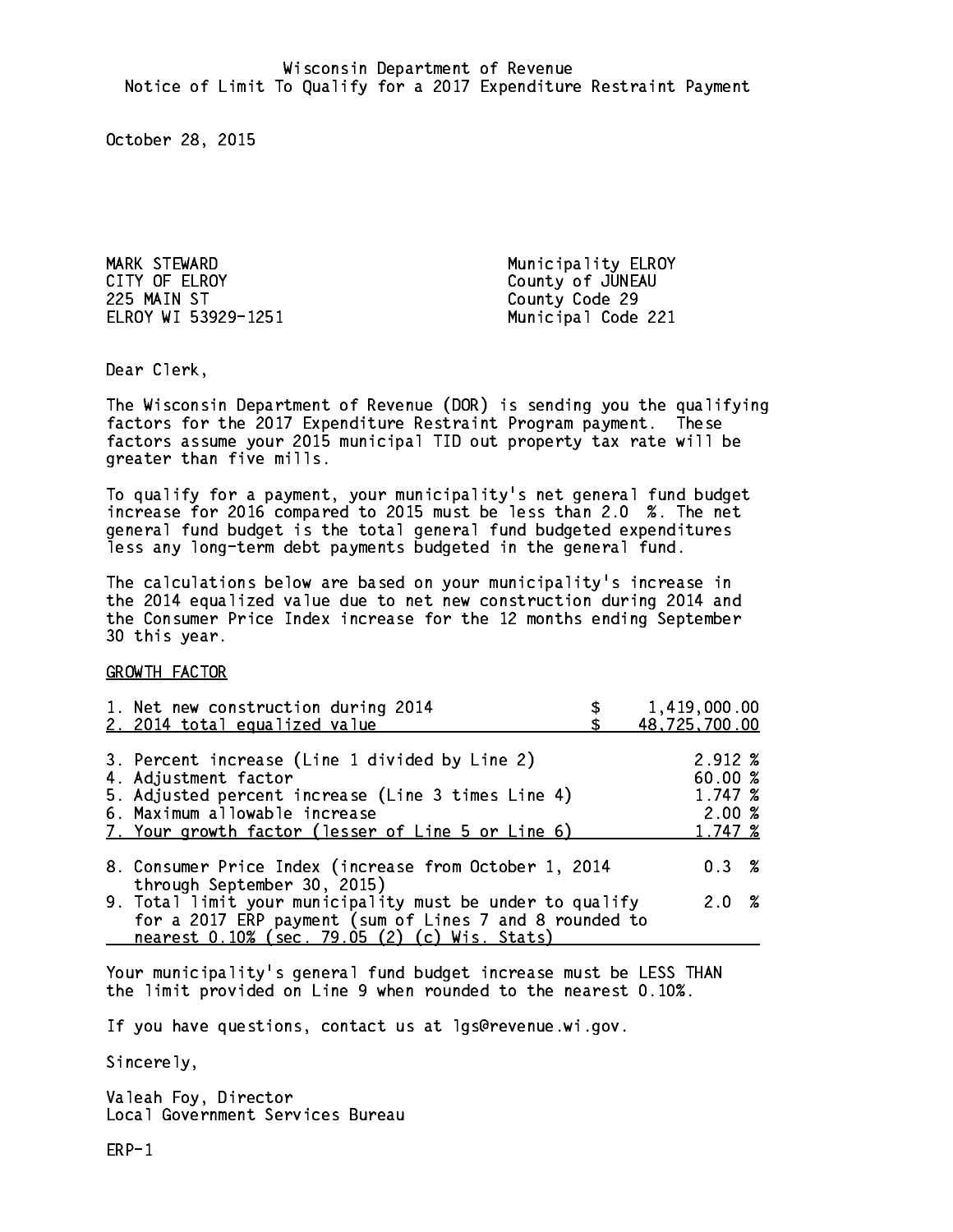Wisconsin Department of Revenue
Notice of Limit To Qualify for a 2017 Expenditure Restraint Payment

October 28, 2015

MARK STEWARD
CITY OF ELROY
225 MAIN ST
ELROY WI 53929-1251

Municipality ELROY
County of JUNEAU
County Code 29
Municipal Code 221

Dear Clerk,

The Wisconsin Department of Revenue (DOR) is sending you the qualifying factors for the 2017 Expenditure Restraint Program payment. These factors assume your 2015 municipal TID out property tax rate will be greater than five mills.

To qualify for a payment, your municipality's net general fund budget increase for 2016 compared to 2015 must be less than 2.0 %. The net general fund budget is the total general fund budgeted expenditures less any long-term debt payments budgeted in the general fund.

The calculations below are based on your municipality's increase in the 2014 equalized value due to net new construction during 2014 and the Consumer Price Index increase for the 12 months ending September 30 this year.

GROWTH FACTOR

| | |
|---|---|
| 1. Net new construction during 2014 | $ 1,419,000.00 |
| 2. 2014 total equalized value | $ 48,725,700.00 |
| 3. Percent increase (Line 1 divided by Line 2) | 2.912 % |
| 4. Adjustment factor | 60.00 % |
| 5. Adjusted percent increase (Line 3 times Line 4) | 1.747 % |
| 6. Maximum allowable increase | 2.00 % |
| 7. Your growth factor (lesser of Line 5 or Line 6) | 1.747 % |
| 8. Consumer Price Index (increase from October 1, 2014 through September 30, 2015) | 0.3 % |
| 9. Total limit your municipality must be under to qualify for a 2017 ERP payment (sum of Lines 7 and 8 rounded to nearest 0.10% (sec. 79.05 (2) (c) Wis. Stats) | 2.0 % |

Your municipality's general fund budget increase must be LESS THAN the limit provided on Line 9 when rounded to the nearest 0.10%.

If you have questions, contact us at lgs@revenue.wi.gov.

Sincerely,

Valeah Foy, Director
Local Government Services Bureau

ERP-1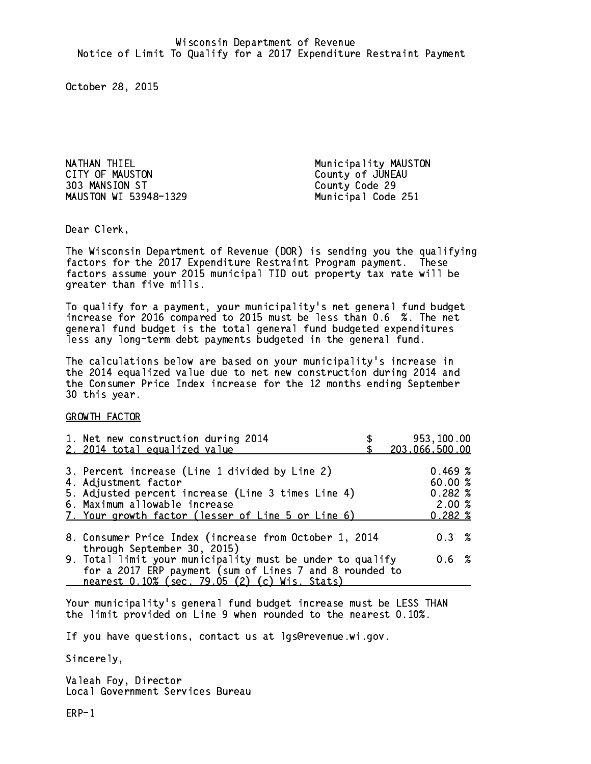Wisconsin Department of Revenue
Notice of Limit To Qualify for a 2017 Expenditure Restraint Payment

October 28, 2015

NATHAN THIEL
CITY OF MAUSTON
303 MANSION ST
MAUSTON WI 53948-1329

Municipality MAUSTON
County of JUNEAU
County Code 29
Municipal Code 251

Dear Clerk,

The Wisconsin Department of Revenue (DOR) is sending you the qualifying factors for the 2017 Expenditure Restraint Program payment. These factors assume your 2015 municipal TID out property tax rate will be greater than five mills.

To qualify for a payment, your municipality's net general fund budget increase for 2016 compared to 2015 must be less than 0.6 %. The net general fund budget is the total general fund budgeted expenditures less any long-term debt payments budgeted in the general fund.

The calculations below are based on your municipality's increase in the 2014 equalized value due to net new construction during 2014 and the Consumer Price Index increase for the 12 months ending September 30 this year.

GROWTH FACTOR

| | |
|---|---|
| 1. Net new construction during 2014 | $ 953,100.00 |
| 2. 2014 total equalized value | $ 203,066,500.00 |
| 3. Percent increase (Line 1 divided by Line 2) | 0.469 % |
| 4. Adjustment factor | 60.00 % |
| 5. Adjusted percent increase (Line 3 times Line 4) | 0.282 % |
| 6. Maximum allowable increase | 2.00 % |
| 7. Your growth factor (lesser of Line 5 or Line 6) | 0.282 % |
| 8. Consumer Price Index (increase from October 1, 2014 through September 30, 2015) | 0.3 % |
| 9. Total limit your municipality must be under to qualify for a 2017 ERP payment (sum of Lines 7 and 8 rounded to nearest 0.10% (sec. 79.05 (2) (c) Wis. Stats) | 0.6 % |

Your municipality's general fund budget increase must be LESS THAN the limit provided on Line 9 when rounded to the nearest 0.10%.

If you have questions, contact us at lgs@revenue.wi.gov.

Sincerely,

Valeah Foy, Director
Local Government Services Bureau

ERP-1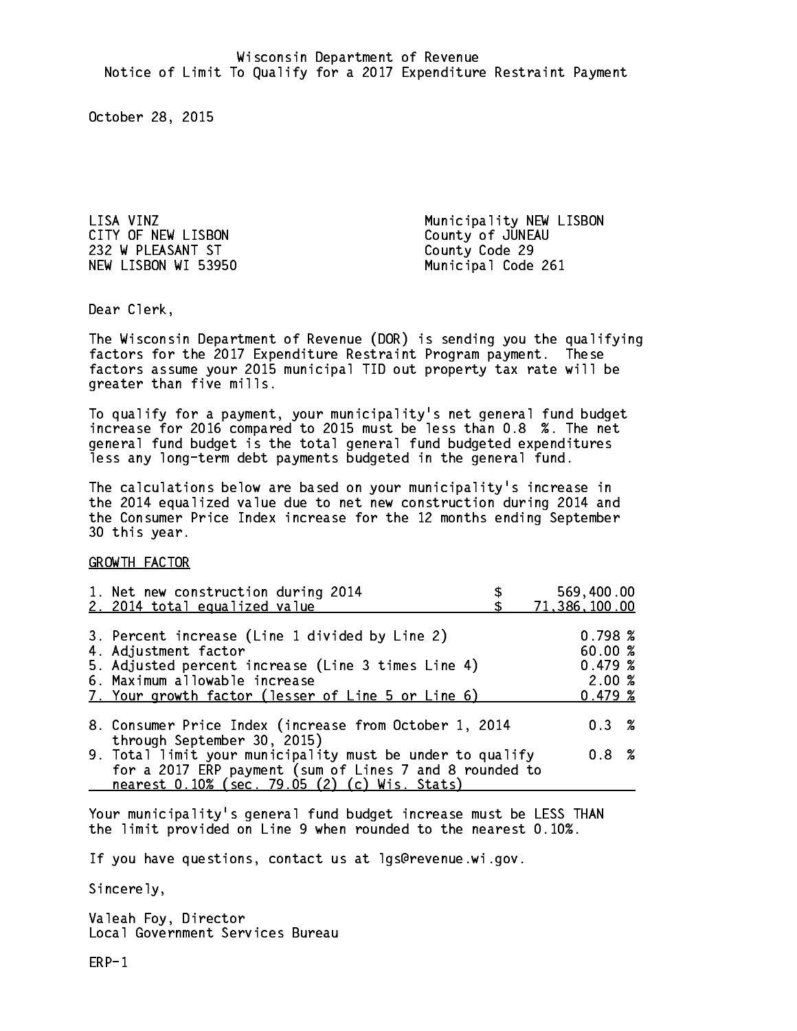Wisconsin Department of Revenue
Notice of Limit To Qualify for a 2017 Expenditure Restraint Payment

October 28, 2015

LISA VINZ
CITY OF NEW LISBON
232 W PLEASANT ST
NEW LISBON WI 53950

Municipality NEW LISBON
County of JUNEAU
County Code 29
Municipal Code 261

Dear Clerk,

The Wisconsin Department of Revenue (DOR) is sending you the qualifying factors for the 2017 Expenditure Restraint Program payment. These factors assume your 2015 municipal TID out property tax rate will be greater than five mills.

To qualify for a payment, your municipality's net general fund budget increase for 2016 compared to 2015 must be less than 0.8 %. The net general fund budget is the total general fund budgeted expenditures less any long-term debt payments budgeted in the general fund.

The calculations below are based on your municipality's increase in the 2014 equalized value due to net new construction during 2014 and the Consumer Price Index increase for the 12 months ending September 30 this year.

GROWTH FACTOR

| | |
|---|---|
| 1. Net new construction during 2014 | $ 569,400.00 |
| 2. 2014 total equalized value | $ 71,386,100.00 |
| 3. Percent increase (Line 1 divided by Line 2) | 0.798 % |
| 4. Adjustment factor | 60.00 % |
| 5. Adjusted percent increase (Line 3 times Line 4) | 0.479 % |
| 6. Maximum allowable increase | 2.00 % |
| 7. Your growth factor (lesser of Line 5 or Line 6) | 0.479 % |
| 8. Consumer Price Index (increase from October 1, 2014 through September 30, 2015) | 0.3 % |
| 9. Total limit your municipality must be under to qualify for a 2017 ERP payment (sum of Lines 7 and 8 rounded to nearest 0.10% (sec. 79.05 (2) (c) Wis. Stats) | 0.8 % |

Your municipality's general fund budget increase must be LESS THAN the limit provided on Line 9 when rounded to the nearest 0.10%.

If you have questions, contact us at lgs@revenue.wi.gov.

Sincerely,

Valeah Foy, Director
Local Government Services Bureau

ERP-1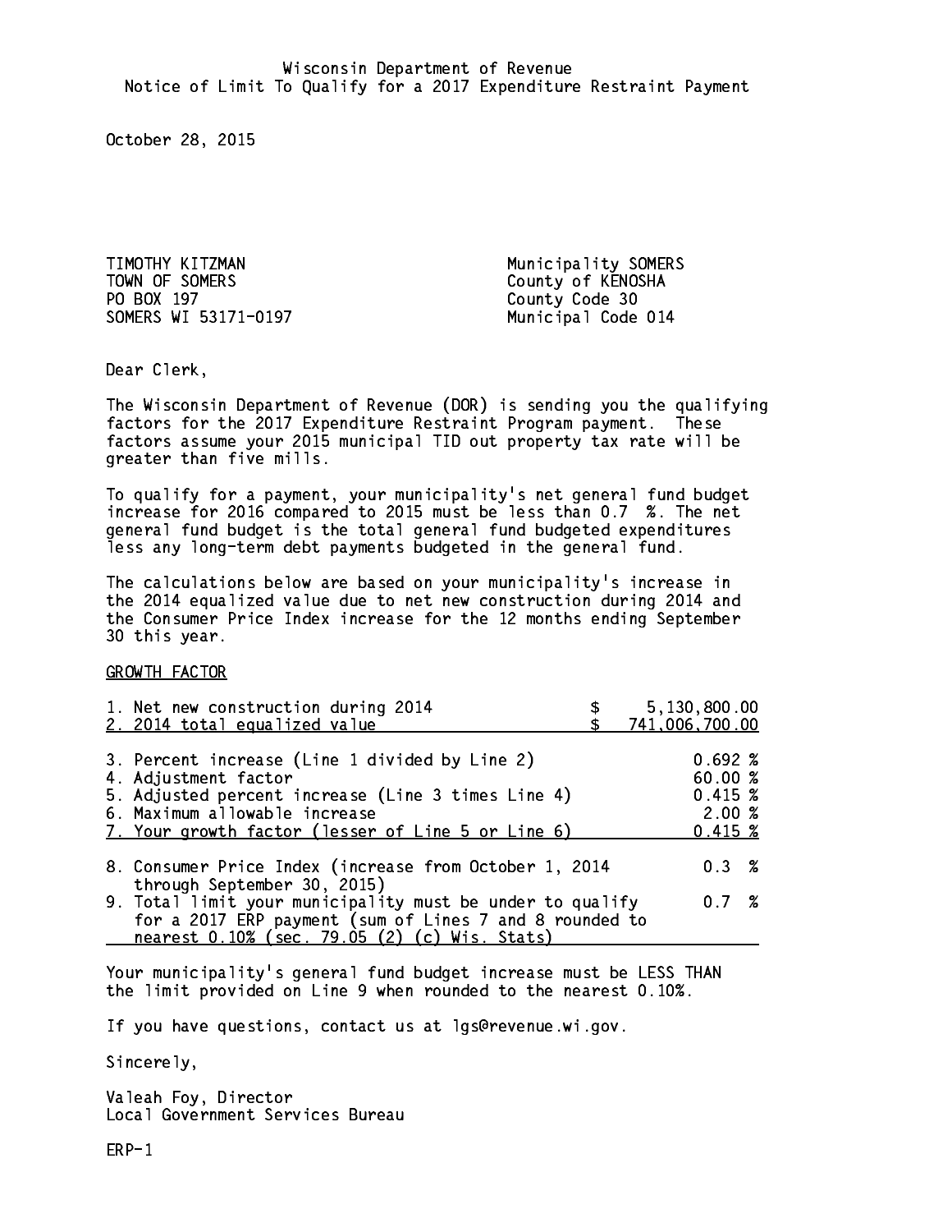Wisconsin Department of Revenue
Notice of Limit To Qualify for a 2017 Expenditure Restraint Payment

October 28, 2015

TIMOTHY KITZMAN
TOWN OF SOMERS
PO BOX 197
SOMERS WI 53171-0197

Municipality SOMERS
County of KENOSHA
County Code 30
Municipal Code 014

Dear Clerk,

The Wisconsin Department of Revenue (DOR) is sending you the qualifying factors for the 2017 Expenditure Restraint Program payment. These factors assume your 2015 municipal TID out property tax rate will be greater than five mills.

To qualify for a payment, your municipality's net general fund budget increase for 2016 compared to 2015 must be less than 0.7 %. The net general fund budget is the total general fund budgeted expenditures less any long-term debt payments budgeted in the general fund.

The calculations below are based on your municipality's increase in the 2014 equalized value due to net new construction during 2014 and the Consumer Price Index increase for the 12 months ending September 30 this year.

GROWTH FACTOR

| | |
|---|---|
| 1. Net new construction during 2014 | $ 5,130,800.00 |
| 2. 2014 total equalized value | $ 741,006,700.00 |
| 3. Percent increase (Line 1 divided by Line 2) | 0.692 % |
| 4. Adjustment factor | 60.00 % |
| 5. Adjusted percent increase (Line 3 times Line 4) | 0.415 % |
| 6. Maximum allowable increase | 2.00 % |
| 7. Your growth factor (lesser of Line 5 or Line 6) | 0.415 % |
| 8. Consumer Price Index (increase from October 1, 2014 through September 30, 2015) | 0.3 % |
| 9. Total limit your municipality must be under to qualify for a 2017 ERP payment (sum of Lines 7 and 8 rounded to nearest 0.10% (sec. 79.05 (2) (c) Wis. Stats) | 0.7 % |

Your municipality's general fund budget increase must be LESS THAN the limit provided on Line 9 when rounded to the nearest 0.10%.

If you have questions, contact us at lgs@revenue.wi.gov.

Sincerely,

Valeah Foy, Director
Local Government Services Bureau

ERP-1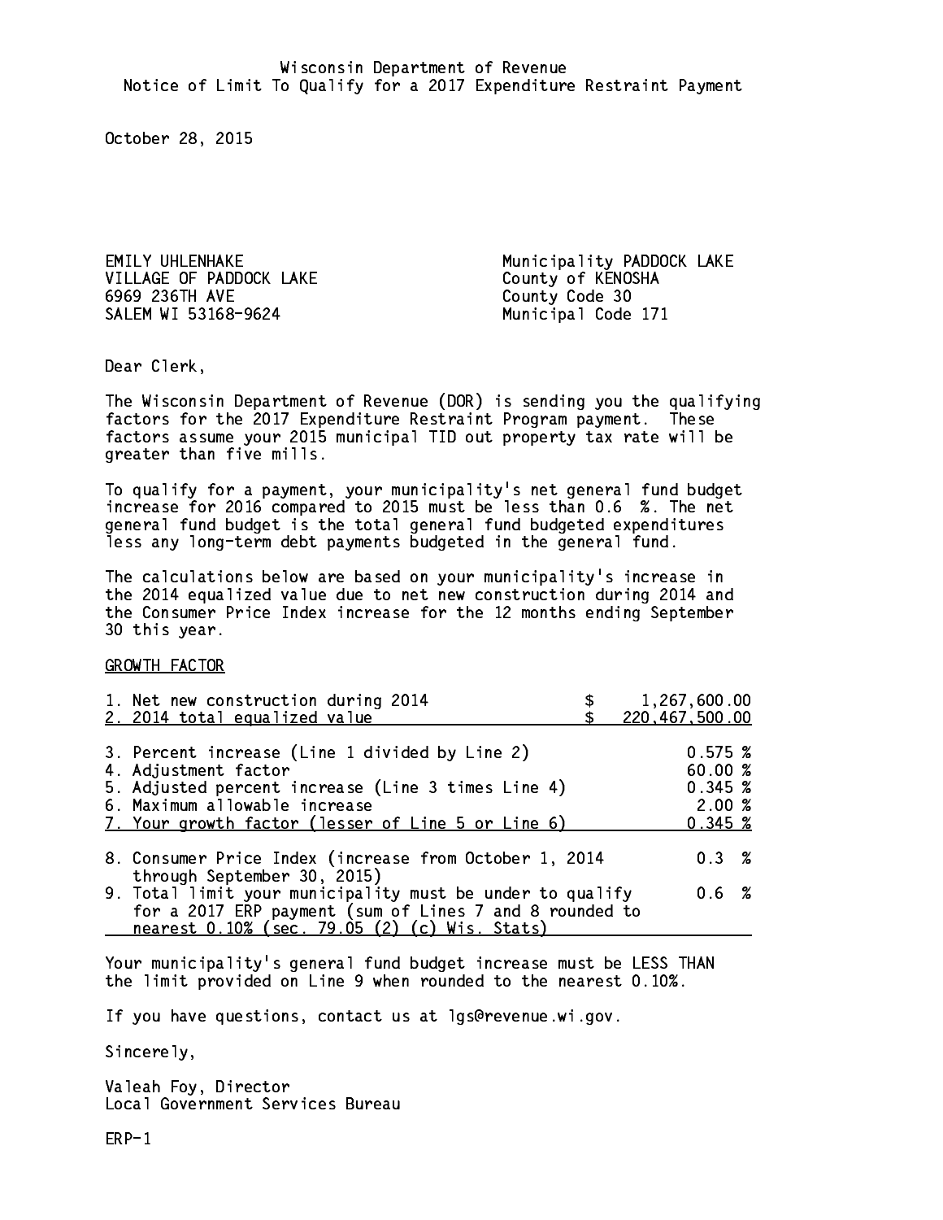Wisconsin Department of Revenue
Notice of Limit To Qualify for a 2017 Expenditure Restraint Payment

October 28, 2015

EMILY UHLENHAKE
VILLAGE OF PADDOCK LAKE
6969 236TH AVE
SALEM WI 53168-9624

Municipality PADDOCK LAKE
County of KENOSHA
County Code 30
Municipal Code 171

Dear Clerk,

The Wisconsin Department of Revenue (DOR) is sending you the qualifying factors for the 2017 Expenditure Restraint Program payment. These factors assume your 2015 municipal TID out property tax rate will be greater than five mills.

To qualify for a payment, your municipality's net general fund budget increase for 2016 compared to 2015 must be less than 0.6 %. The net general fund budget is the total general fund budgeted expenditures less any long-term debt payments budgeted in the general fund.

The calculations below are based on your municipality's increase in the 2014 equalized value due to net new construction during 2014 and the Consumer Price Index increase for the 12 months ending September 30 this year.

GROWTH FACTOR

| | |
|---|---|
| 1. Net new construction during 2014 | $ 1,267,600.00 |
| 2. 2014 total equalized value | $ 220,467,500.00 |
| 3. Percent increase (Line 1 divided by Line 2) | 0.575 % |
| 4. Adjustment factor | 60.00 % |
| 5. Adjusted percent increase (Line 3 times Line 4) | 0.345 % |
| 6. Maximum allowable increase | 2.00 % |
| 7. Your growth factor (lesser of Line 5 or Line 6) | 0.345 % |
| 8. Consumer Price Index (increase from October 1, 2014 through September 30, 2015) | 0.3 % |
| 9. Total limit your municipality must be under to qualify for a 2017 ERP payment (sum of Lines 7 and 8 rounded to nearest 0.10% (sec. 79.05 (2) (c) Wis. Stats) | 0.6 % |

Your municipality's general fund budget increase must be LESS THAN the limit provided on Line 9 when rounded to the nearest 0.10%.

If you have questions, contact us at lgs@revenue.wi.gov.

Sincerely,

Valeah Foy, Director
Local Government Services Bureau

ERP-1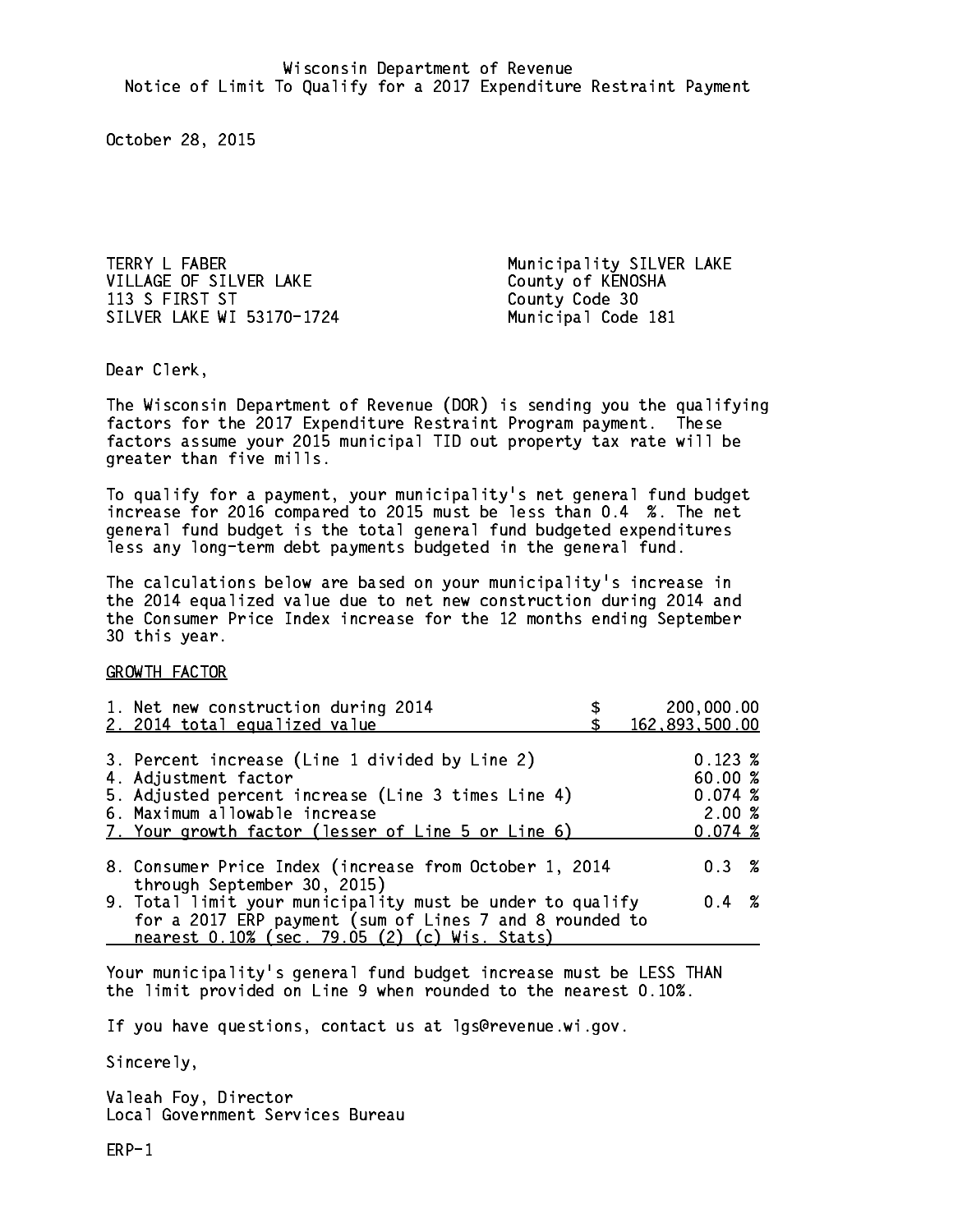Wisconsin Department of Revenue
Notice of Limit To Qualify for a 2017 Expenditure Restraint Payment

October 28, 2015

TERRY L FABER
VILLAGE OF SILVER LAKE
113 S FIRST ST
SILVER LAKE WI 53170-1724

Municipality SILVER LAKE
County of KENOSHA
County Code 30
Municipal Code 181

Dear Clerk,

The Wisconsin Department of Revenue (DOR) is sending you the qualifying factors for the 2017 Expenditure Restraint Program payment. These factors assume your 2015 municipal TID out property tax rate will be greater than five mills.

To qualify for a payment, your municipality's net general fund budget increase for 2016 compared to 2015 must be less than 0.4 %. The net general fund budget is the total general fund budgeted expenditures less any long-term debt payments budgeted in the general fund.

The calculations below are based on your municipality's increase in the 2014 equalized value due to net new construction during 2014 and the Consumer Price Index increase for the 12 months ending September 30 this year.

GROWTH FACTOR

| | |
|---|---|
| 1. Net new construction during 2014 | $ 200,000.00 |
| 2. 2014 total equalized value | $ 162,893,500.00 |
| 3. Percent increase (Line 1 divided by Line 2) | 0.123 % |
| 4. Adjustment factor | 60.00 % |
| 5. Adjusted percent increase (Line 3 times Line 4) | 0.074 % |
| 6. Maximum allowable increase | 2.00 % |
| 7. Your growth factor (lesser of Line 5 or Line 6) | 0.074 % |
| 8. Consumer Price Index (increase from October 1, 2014 through September 30, 2015) | 0.3 % |
| 9. Total limit your municipality must be under to qualify for a 2017 ERP payment (sum of Lines 7 and 8 rounded to nearest 0.10% (sec. 79.05 (2) (c) Wis. Stats) | 0.4 % |

Your municipality's general fund budget increase must be LESS THAN the limit provided on Line 9 when rounded to the nearest 0.10%.

If you have questions, contact us at lgs@revenue.wi.gov.

Sincerely,

Valeah Foy, Director
Local Government Services Bureau

ERP-1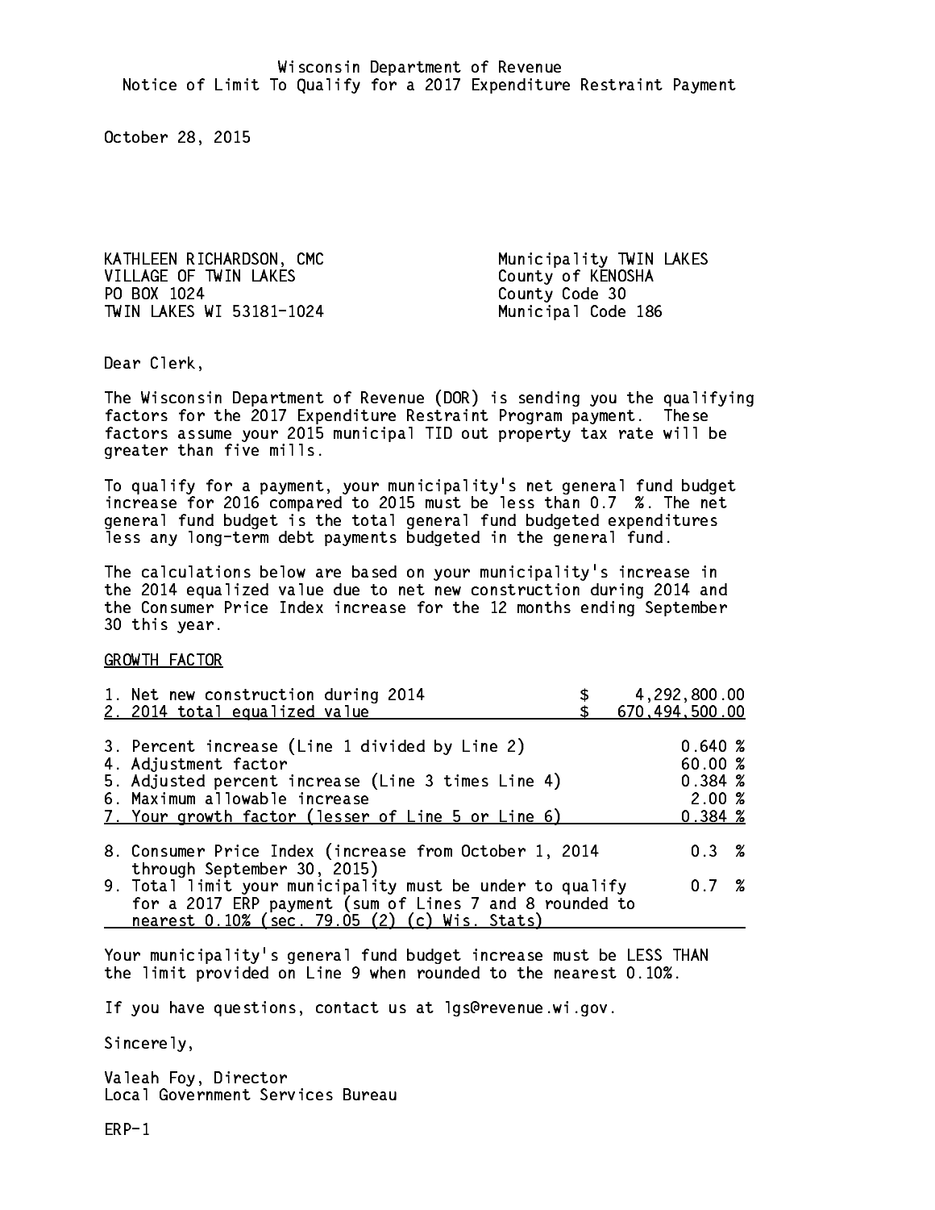Wisconsin Department of Revenue
Notice of Limit To Qualify for a 2017 Expenditure Restraint Payment

October 28, 2015

KATHLEEN RICHARDSON, CMC
VILLAGE OF TWIN LAKES
PO BOX 1024
TWIN LAKES WI 53181-1024

Municipality TWIN LAKES
County of KENOSHA
County Code 30
Municipal Code 186

Dear Clerk,

The Wisconsin Department of Revenue (DOR) is sending you the qualifying factors for the 2017 Expenditure Restraint Program payment. These factors assume your 2015 municipal TID out property tax rate will be greater than five mills.

To qualify for a payment, your municipality's net general fund budget increase for 2016 compared to 2015 must be less than 0.7 %. The net general fund budget is the total general fund budgeted expenditures less any long-term debt payments budgeted in the general fund.

The calculations below are based on your municipality's increase in the 2014 equalized value due to net new construction during 2014 and the Consumer Price Index increase for the 12 months ending September 30 this year.

GROWTH FACTOR

| | |
|---|---|
| 1. Net new construction during 2014 | $ 4,292,800.00 |
| 2. 2014 total equalized value | $ 670,494,500.00 |
| 3. Percent increase (Line 1 divided by Line 2) | 0.640 % |
| 4. Adjustment factor | 60.00 % |
| 5. Adjusted percent increase (Line 3 times Line 4) | 0.384 % |
| 6. Maximum allowable increase | 2.00 % |
| 7. Your growth factor (lesser of Line 5 or Line 6) | 0.384 % |
| 8. Consumer Price Index (increase from October 1, 2014 through September 30, 2015) | 0.3 % |
| 9. Total limit your municipality must be under to qualify for a 2017 ERP payment (sum of Lines 7 and 8 rounded to nearest 0.10% (sec. 79.05 (2) (c) Wis. Stats) | 0.7 % |

Your municipality's general fund budget increase must be LESS THAN the limit provided on Line 9 when rounded to the nearest 0.10%.

If you have questions, contact us at lgs@revenue.wi.gov.

Sincerely,

Valeah Foy, Director
Local Government Services Bureau

ERP-1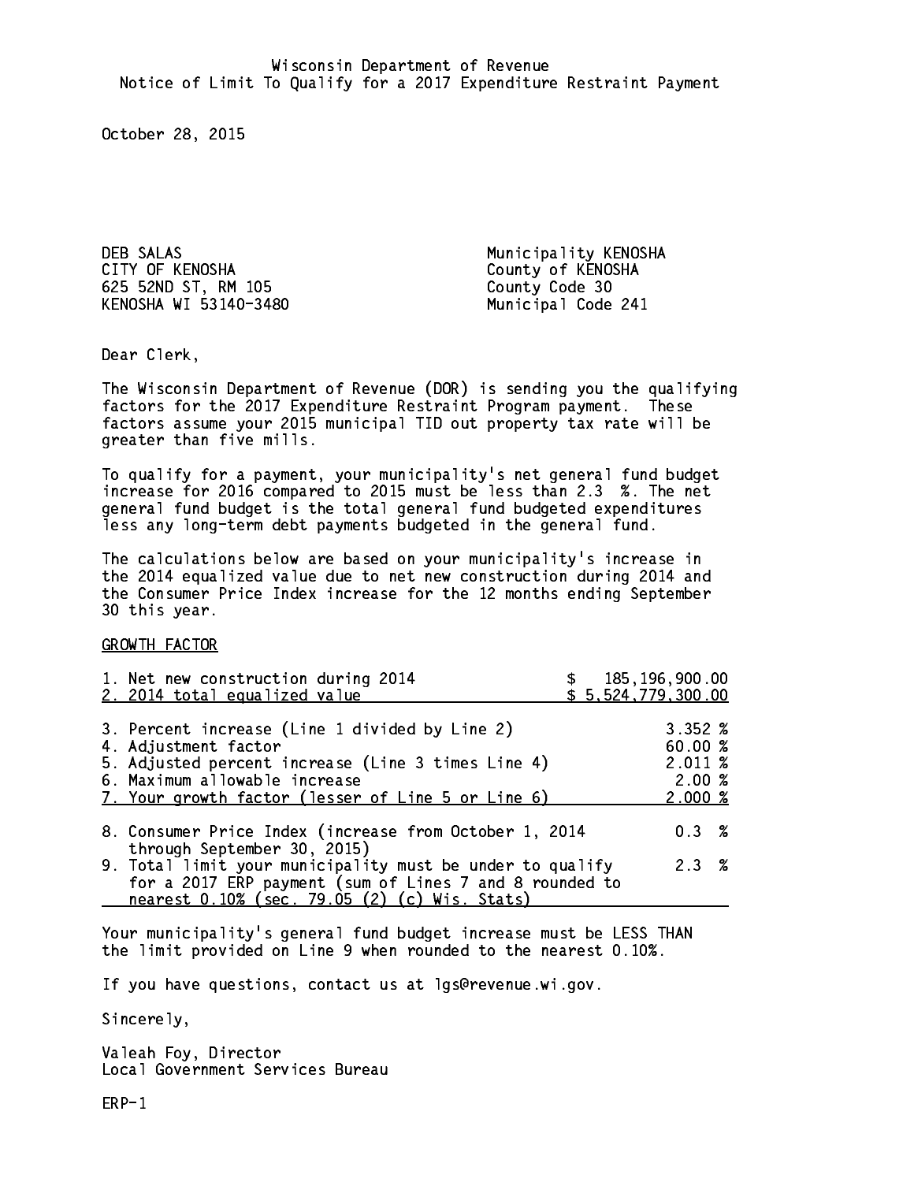Wisconsin Department of Revenue
Notice of Limit To Qualify for a 2017 Expenditure Restraint Payment

October 28, 2015

DEB SALAS
CITY OF KENOSHA
625 52ND ST, RM 105
KENOSHA WI 53140-3480

Municipality KENOSHA
County of KENOSHA
County Code 30
Municipal Code 241

Dear Clerk,

The Wisconsin Department of Revenue (DOR) is sending you the qualifying factors for the 2017 Expenditure Restraint Program payment. These factors assume your 2015 municipal TID out property tax rate will be greater than five mills.

To qualify for a payment, your municipality's net general fund budget increase for 2016 compared to 2015 must be less than 2.3 %. The net general fund budget is the total general fund budgeted expenditures less any long-term debt payments budgeted in the general fund.

The calculations below are based on your municipality's increase in the 2014 equalized value due to net new construction during 2014 and the Consumer Price Index increase for the 12 months ending September 30 this year.

GROWTH FACTOR

| | |
|---|---|
| 1. Net new construction during 2014 | $ 185,196,900.00 |
| 2. 2014 total equalized value | $ 5,524,779,300.00 |
| 3. Percent increase (Line 1 divided by Line 2) | 3.352 % |
| 4. Adjustment factor | 60.00 % |
| 5. Adjusted percent increase (Line 3 times Line 4) | 2.011 % |
| 6. Maximum allowable increase | 2.00 % |
| 7. Your growth factor (lesser of Line 5 or Line 6) | 2.000 % |
| 8. Consumer Price Index (increase from October 1, 2014 through September 30, 2015) | 0.3 % |
| 9. Total limit your municipality must be under to qualify for a 2017 ERP payment (sum of Lines 7 and 8 rounded to nearest 0.10% (sec. 79.05 (2) (c) Wis. Stats) | 2.3 % |

Your municipality's general fund budget increase must be LESS THAN the limit provided on Line 9 when rounded to the nearest 0.10%.

If you have questions, contact us at lgs@revenue.wi.gov.

Sincerely,

Valeah Foy, Director
Local Government Services Bureau

ERP-1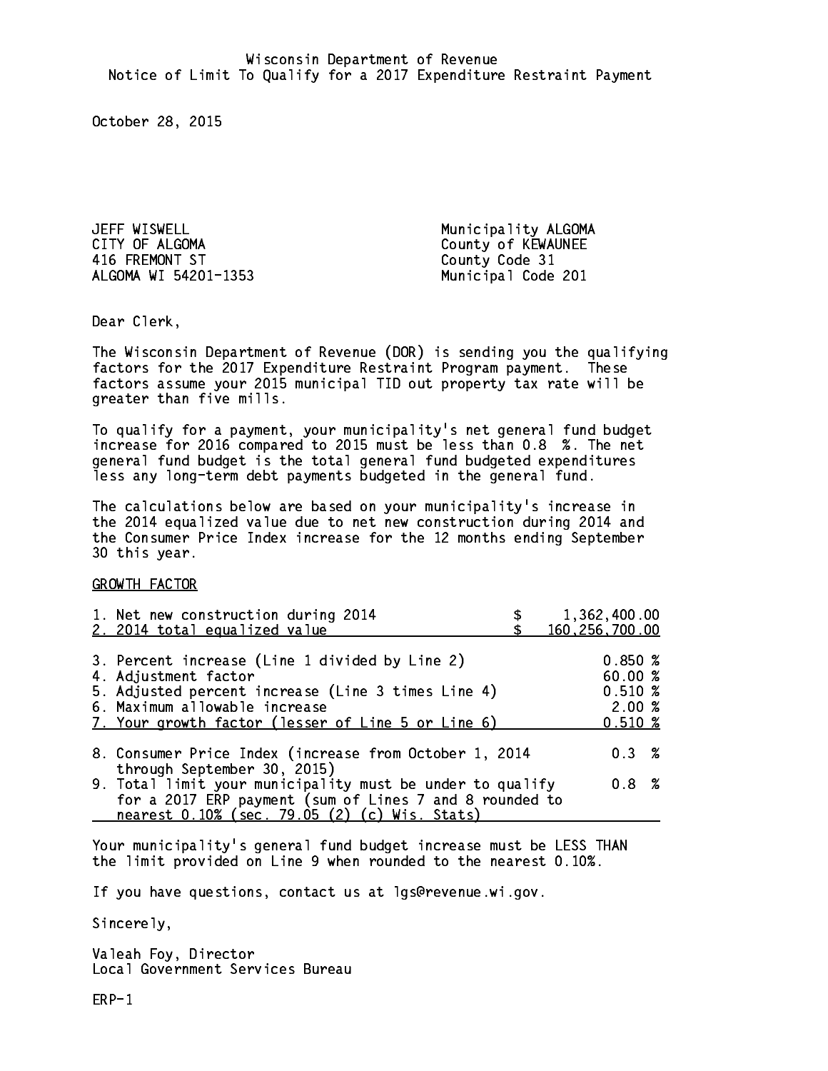Wisconsin Department of Revenue
Notice of Limit To Qualify for a 2017 Expenditure Restraint Payment

October 28, 2015

JEFF WISWELL
CITY OF ALGOMA
416 FREMONT ST
ALGOMA WI 54201-1353

Municipality ALGOMA
County of KEWAUNEE
County Code 31
Municipal Code 201

Dear Clerk,

The Wisconsin Department of Revenue (DOR) is sending you the qualifying factors for the 2017 Expenditure Restraint Program payment. These factors assume your 2015 municipal TID out property tax rate will be greater than five mills.

To qualify for a payment, your municipality's net general fund budget increase for 2016 compared to 2015 must be less than 0.8 %. The net general fund budget is the total general fund budgeted expenditures less any long-term debt payments budgeted in the general fund.

The calculations below are based on your municipality's increase in the 2014 equalized value due to net new construction during 2014 and the Consumer Price Index increase for the 12 months ending September 30 this year.

GROWTH FACTOR

| | |
|---|---|
| 1. Net new construction during 2014 | $ 1,362,400.00 |
| 2. 2014 total equalized value | $ 160,256,700.00 |
| 3. Percent increase (Line 1 divided by Line 2) | 0.850 % |
| 4. Adjustment factor | 60.00 % |
| 5. Adjusted percent increase (Line 3 times Line 4) | 0.510 % |
| 6. Maximum allowable increase | 2.00 % |
| 7. Your growth factor (lesser of Line 5 or Line 6) | 0.510 % |
| 8. Consumer Price Index (increase from October 1, 2014 through September 30, 2015) | 0.3 % |
| 9. Total limit your municipality must be under to qualify for a 2017 ERP payment (sum of Lines 7 and 8 rounded to nearest 0.10% (sec. 79.05 (2) (c) Wis. Stats) | 0.8 % |

Your municipality's general fund budget increase must be LESS THAN the limit provided on Line 9 when rounded to the nearest 0.10%.

If you have questions, contact us at lgs@revenue.wi.gov.

Sincerely,

Valeah Foy, Director
Local Government Services Bureau

ERP-1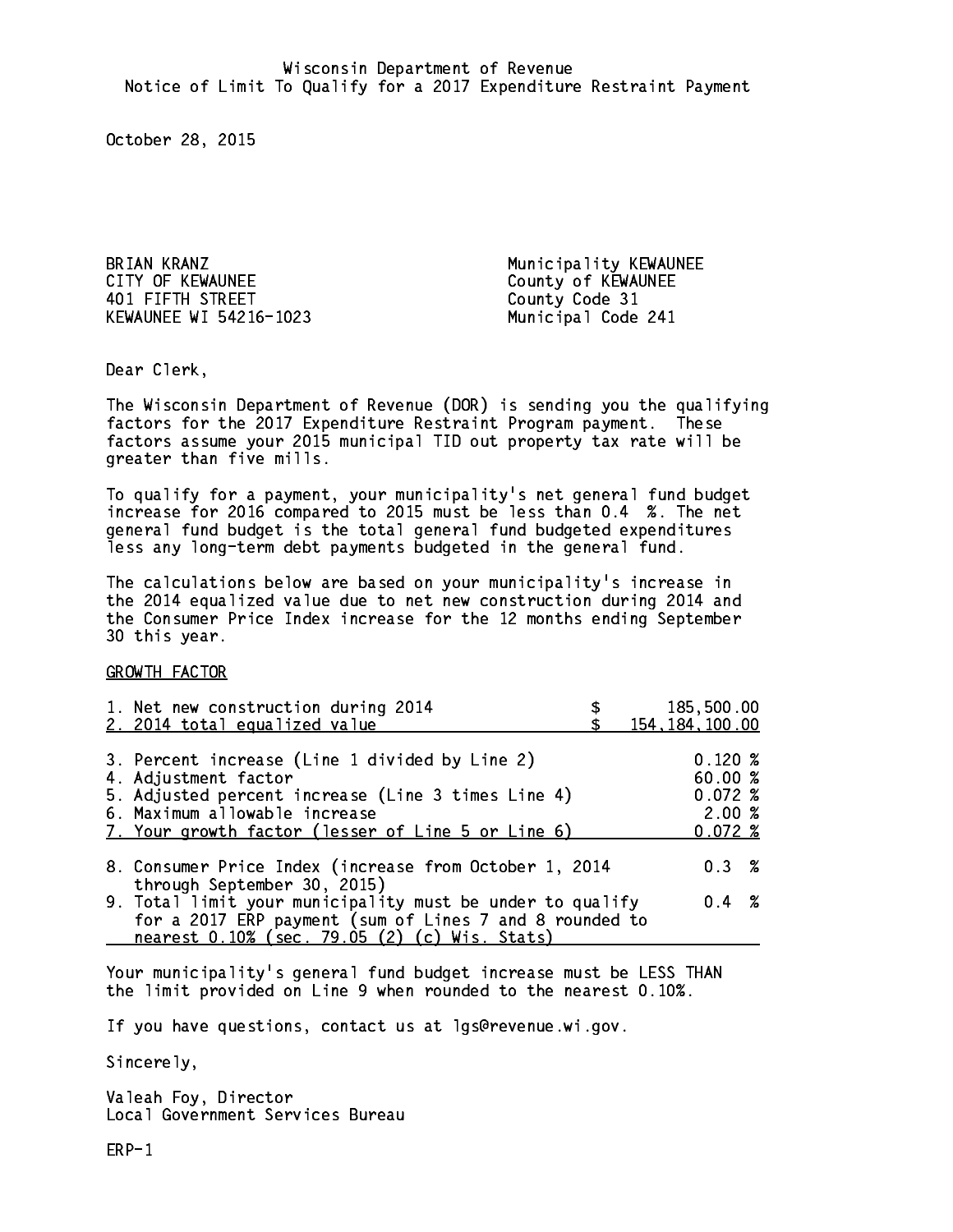Wisconsin Department of Revenue
Notice of Limit To Qualify for a 2017 Expenditure Restraint Payment

October 28, 2015

BRIAN KRANZ
CITY OF KEWAUNEE
401 FIFTH STREET
KEWAUNEE WI 54216-1023

Municipality KEWAUNEE
County of KEWAUNEE
County Code 31
Municipal Code 241

Dear Clerk,

The Wisconsin Department of Revenue (DOR) is sending you the qualifying factors for the 2017 Expenditure Restraint Program payment. These factors assume your 2015 municipal TID out property tax rate will be greater than five mills.

To qualify for a payment, your municipality's net general fund budget increase for 2016 compared to 2015 must be less than 0.4 %. The net general fund budget is the total general fund budgeted expenditures less any long-term debt payments budgeted in the general fund.

The calculations below are based on your municipality's increase in the 2014 equalized value due to net new construction during 2014 and the Consumer Price Index increase for the 12 months ending September 30 this year.

GROWTH FACTOR

| | |
|---|---|
| 1. Net new construction during 2014 | $ 185,500.00 |
| 2. 2014 total equalized value | $ 154,184,100.00 |
| 3. Percent increase (Line 1 divided by Line 2) | 0.120 % |
| 4. Adjustment factor | 60.00 % |
| 5. Adjusted percent increase (Line 3 times Line 4) | 0.072 % |
| 6. Maximum allowable increase | 2.00 % |
| 7. Your growth factor (lesser of Line 5 or Line 6) | 0.072 % |
| 8. Consumer Price Index (increase from October 1, 2014 through September 30, 2015) | 0.3 % |
| 9. Total limit your municipality must be under to qualify for a 2017 ERP payment (sum of Lines 7 and 8 rounded to nearest 0.10% (sec. 79.05 (2) (c) Wis. Stats) | 0.4 % |

Your municipality's general fund budget increase must be LESS THAN the limit provided on Line 9 when rounded to the nearest 0.10%.

If you have questions, contact us at lgs@revenue.wi.gov.

Sincerely,

Valeah Foy, Director
Local Government Services Bureau

ERP-1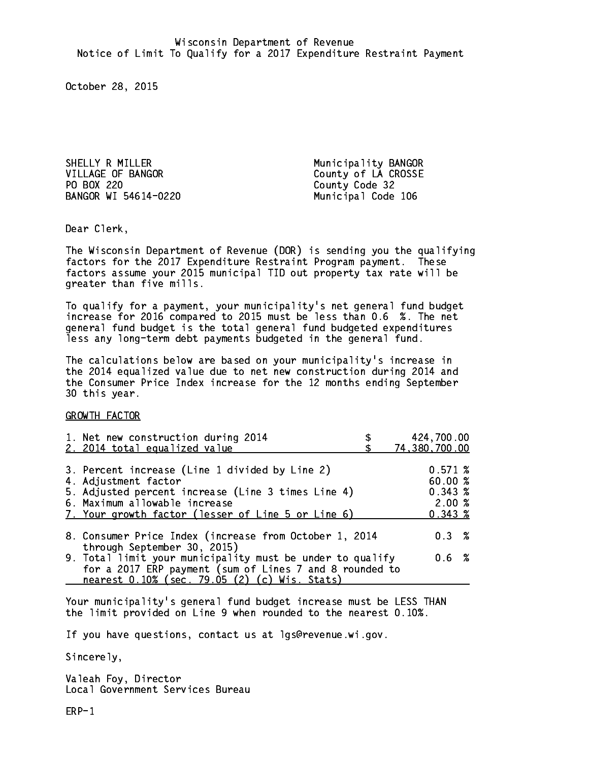Wisconsin Department of Revenue
Notice of Limit To Qualify for a 2017 Expenditure Restraint Payment

October 28, 2015

SHELLY R MILLER
VILLAGE OF BANGOR
PO BOX 220
BANGOR WI 54614-0220

Municipality BANGOR
County of LA CROSSE
County Code 32
Municipal Code 106

Dear Clerk,

The Wisconsin Department of Revenue (DOR) is sending you the qualifying factors for the 2017 Expenditure Restraint Program payment. These factors assume your 2015 municipal TID out property tax rate will be greater than five mills.

To qualify for a payment, your municipality's net general fund budget increase for 2016 compared to 2015 must be less than 0.6 %. The net general fund budget is the total general fund budgeted expenditures less any long-term debt payments budgeted in the general fund.

The calculations below are based on your municipality's increase in the 2014 equalized value due to net new construction during 2014 and the Consumer Price Index increase for the 12 months ending September 30 this year.

GROWTH FACTOR

| | |
|---|---|
| 1. Net new construction during 2014 | $ 424,700.00 |
| 2. 2014 total equalized value | $ 74,380,700.00 |
| 3. Percent increase (Line 1 divided by Line 2) | 0.571 % |
| 4. Adjustment factor | 60.00 % |
| 5. Adjusted percent increase (Line 3 times Line 4) | 0.343 % |
| 6. Maximum allowable increase | 2.00 % |
| 7. Your growth factor (lesser of Line 5 or Line 6) | 0.343 % |
| 8. Consumer Price Index (increase from October 1, 2014 through September 30, 2015) | 0.3 % |
| 9. Total limit your municipality must be under to qualify for a 2017 ERP payment (sum of Lines 7 and 8 rounded to nearest 0.10% (sec. 79.05 (2) (c) Wis. Stats) | 0.6 % |

Your municipality's general fund budget increase must be LESS THAN the limit provided on Line 9 when rounded to the nearest 0.10%.

If you have questions, contact us at lgs@revenue.wi.gov.

Sincerely,

Valeah Foy, Director
Local Government Services Bureau

ERP-1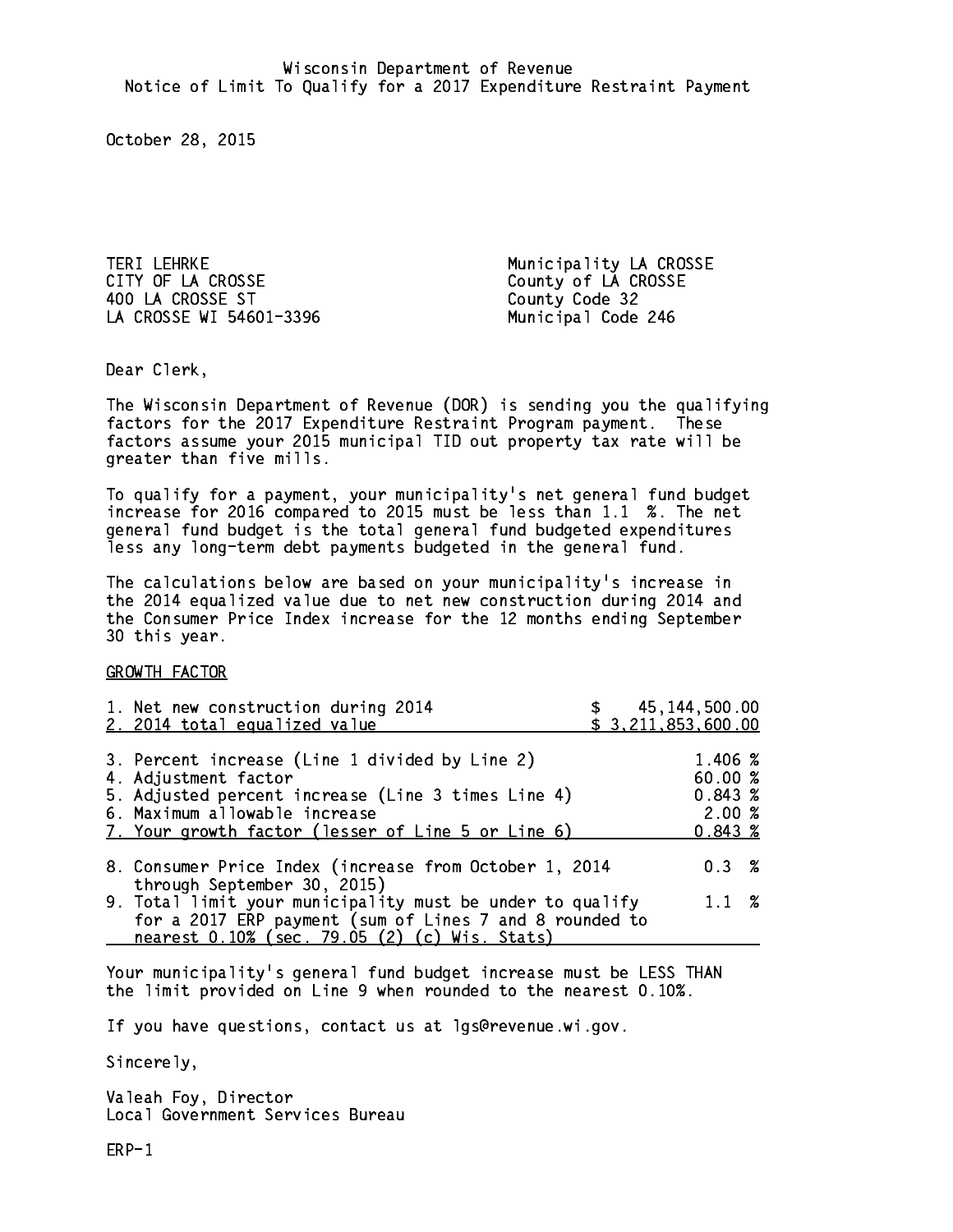Wisconsin Department of Revenue
Notice of Limit To Qualify for a 2017 Expenditure Restraint Payment

October 28, 2015

TERI LEHRKE
CITY OF LA CROSSE
400 LA CROSSE ST
LA CROSSE WI 54601-3396

Municipality LA CROSSE
County of LA CROSSE
County Code 32
Municipal Code 246

Dear Clerk,

The Wisconsin Department of Revenue (DOR) is sending you the qualifying factors for the 2017 Expenditure Restraint Program payment. These factors assume your 2015 municipal TID out property tax rate will be greater than five mills.

To qualify for a payment, your municipality's net general fund budget increase for 2016 compared to 2015 must be less than 1.1 %. The net general fund budget is the total general fund budgeted expenditures less any long-term debt payments budgeted in the general fund.

The calculations below are based on your municipality's increase in the 2014 equalized value due to net new construction during 2014 and the Consumer Price Index increase for the 12 months ending September 30 this year.

GROWTH FACTOR

| | |
|---|---|
| 1. Net new construction during 2014 | $ 45,144,500.00 |
| 2. 2014 total equalized value | $ 3,211,853,600.00 |
| 3. Percent increase (Line 1 divided by Line 2) | 1.406 % |
| 4. Adjustment factor | 60.00 % |
| 5. Adjusted percent increase (Line 3 times Line 4) | 0.843 % |
| 6. Maximum allowable increase | 2.00 % |
| 7. Your growth factor (lesser of Line 5 or Line 6) | 0.843 % |
| 8. Consumer Price Index (increase from October 1, 2014 through September 30, 2015) | 0.3 % |
| 9. Total limit your municipality must be under to qualify for a 2017 ERP payment (sum of Lines 7 and 8 rounded to nearest 0.10% (sec. 79.05 (2) (c) Wis. Stats) | 1.1 % |

Your municipality's general fund budget increase must be LESS THAN the limit provided on Line 9 when rounded to the nearest 0.10%.

If you have questions, contact us at lgs@revenue.wi.gov.

Sincerely,

Valeah Foy, Director
Local Government Services Bureau

ERP-1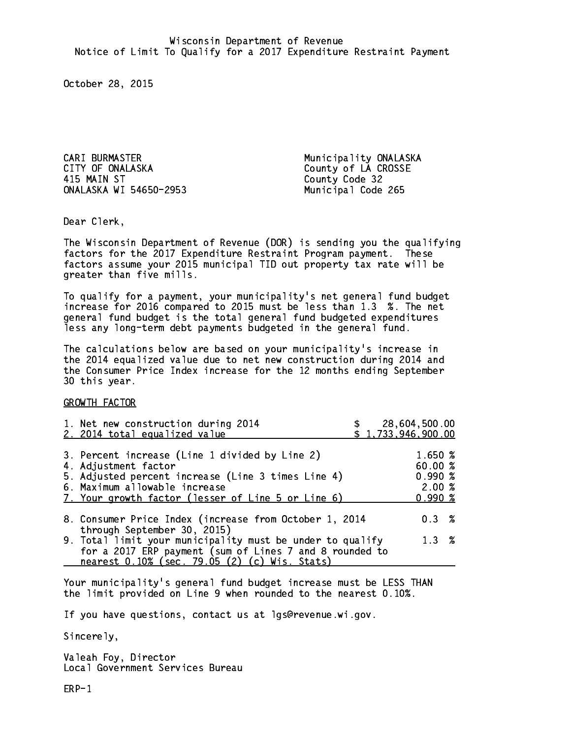Wisconsin Department of Revenue
Notice of Limit To Qualify for a 2017 Expenditure Restraint Payment

October 28, 2015

CARI BURMASTER
CITY OF ONALASKA
415 MAIN ST
ONALASKA WI 54650-2953

Municipality ONALASKA
County of LA CROSSE
County Code 32
Municipal Code 265

Dear Clerk,

The Wisconsin Department of Revenue (DOR) is sending you the qualifying factors for the 2017 Expenditure Restraint Program payment. These factors assume your 2015 municipal TID out property tax rate will be greater than five mills.

To qualify for a payment, your municipality's net general fund budget increase for 2016 compared to 2015 must be less than 1.3 %. The net general fund budget is the total general fund budgeted expenditures less any long-term debt payments budgeted in the general fund.

The calculations below are based on your municipality's increase in the 2014 equalized value due to net new construction during 2014 and the Consumer Price Index increase for the 12 months ending September 30 this year.

GROWTH FACTOR

| | |
|---|---|
| 1. Net new construction during 2014 | $ 28,604,500.00 |
| 2. 2014 total equalized value | $ 1,733,946,900.00 |
| 3. Percent increase (Line 1 divided by Line 2) | 1.650 % |
| 4. Adjustment factor | 60.00 % |
| 5. Adjusted percent increase (Line 3 times Line 4) | 0.990 % |
| 6. Maximum allowable increase | 2.00 % |
| 7. Your growth factor (lesser of Line 5 or Line 6) | 0.990 % |
| 8. Consumer Price Index (increase from October 1, 2014 through September 30, 2015) | 0.3 % |
| 9. Total limit your municipality must be under to qualify for a 2017 ERP payment (sum of Lines 7 and 8 rounded to nearest 0.10% (sec. 79.05 (2) (c) Wis. Stats) | 1.3 % |

Your municipality's general fund budget increase must be LESS THAN the limit provided on Line 9 when rounded to the nearest 0.10%.

If you have questions, contact us at lgs@revenue.wi.gov.

Sincerely,

Valeah Foy, Director
Local Government Services Bureau

ERP-1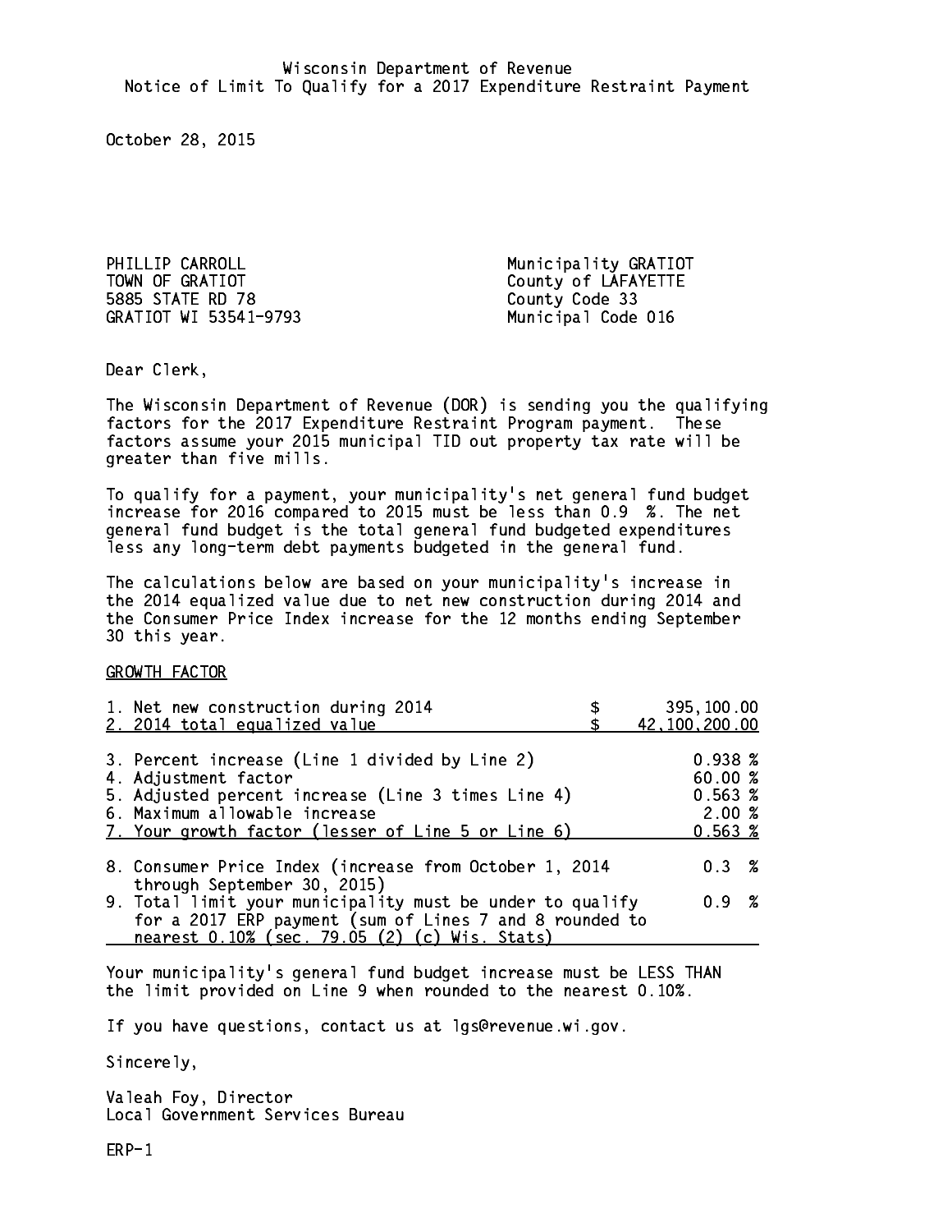Wisconsin Department of Revenue
Notice of Limit To Qualify for a 2017 Expenditure Restraint Payment

October 28, 2015

PHILLIP CARROLL
TOWN OF GRATIOT
5885 STATE RD 78
GRATIOT WI 53541-9793

Municipality GRATIOT
County of LAFAYETTE
County Code 33
Municipal Code 016

Dear Clerk,

The Wisconsin Department of Revenue (DOR) is sending you the qualifying factors for the 2017 Expenditure Restraint Program payment. These factors assume your 2015 municipal TID out property tax rate will be greater than five mills.

To qualify for a payment, your municipality's net general fund budget increase for 2016 compared to 2015 must be less than 0.9 %. The net general fund budget is the total general fund budgeted expenditures less any long-term debt payments budgeted in the general fund.

The calculations below are based on your municipality's increase in the 2014 equalized value due to net new construction during 2014 and the Consumer Price Index increase for the 12 months ending September 30 this year.

GROWTH FACTOR

| | | |
|---|---|---|
| 1. Net new construction during 2014 | $ | 395,100.00 |
| 2. 2014 total equalized value | $ | 42,100,200.00 |
| 3. Percent increase (Line 1 divided by Line 2) | | 0.938 % |
| 4. Adjustment factor | | 60.00 % |
| 5. Adjusted percent increase (Line 3 times Line 4) | | 0.563 % |
| 6. Maximum allowable increase | | 2.00 % |
| 7. Your growth factor (lesser of Line 5 or Line 6) | | 0.563 % |
| 8. Consumer Price Index (increase from October 1, 2014 through September 30, 2015) | | 0.3 % |
| 9. Total limit your municipality must be under to qualify for a 2017 ERP payment (sum of Lines 7 and 8 rounded to nearest 0.10% (sec. 79.05 (2) (c) Wis. Stats) | | 0.9 % |

Your municipality's general fund budget increase must be LESS THAN the limit provided on Line 9 when rounded to the nearest 0.10%.

If you have questions, contact us at lgs@revenue.wi.gov.

Sincerely,

Valeah Foy, Director
Local Government Services Bureau

ERP-1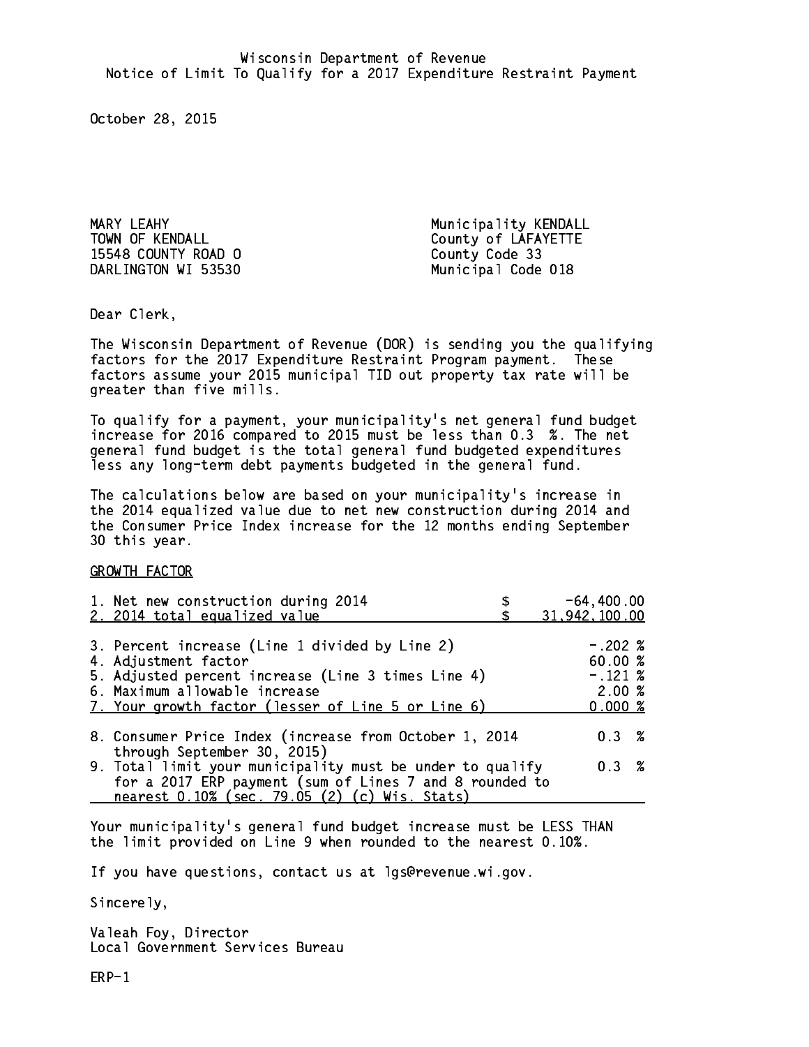Wisconsin Department of Revenue
Notice of Limit To Qualify for a 2017 Expenditure Restraint Payment

October 28, 2015

MARY LEAHY
TOWN OF KENDALL
15548 COUNTY ROAD O
DARLINGTON WI 53530

Municipality KENDALL
County of LAFAYETTE
County Code 33
Municipal Code 018

Dear Clerk,

The Wisconsin Department of Revenue (DOR) is sending you the qualifying factors for the 2017 Expenditure Restraint Program payment. These factors assume your 2015 municipal TID out property tax rate will be greater than five mills.

To qualify for a payment, your municipality's net general fund budget increase for 2016 compared to 2015 must be less than 0.3 %. The net general fund budget is the total general fund budgeted expenditures less any long-term debt payments budgeted in the general fund.

The calculations below are based on your municipality's increase in the 2014 equalized value due to net new construction during 2014 and the Consumer Price Index increase for the 12 months ending September 30 this year.

GROWTH FACTOR

| | |
|---|---|
| 1. Net new construction during 2014 | $ -64,400.00 |
| 2. 2014 total equalized value | $ 31,942,100.00 |
| 3. Percent increase (Line 1 divided by Line 2) | -.202 % |
| 4. Adjustment factor | 60.00 % |
| 5. Adjusted percent increase (Line 3 times Line 4) | -.121 % |
| 6. Maximum allowable increase | 2.00 % |
| 7. Your growth factor (lesser of Line 5 or Line 6) | 0.000 % |
| 8. Consumer Price Index (increase from October 1, 2014 through September 30, 2015) | 0.3 % |
| 9. Total limit your municipality must be under to qualify for a 2017 ERP payment (sum of Lines 7 and 8 rounded to nearest 0.10% (sec. 79.05 (2) (c) Wis. Stats) | 0.3 % |

Your municipality's general fund budget increase must be LESS THAN the limit provided on Line 9 when rounded to the nearest 0.10%.

If you have questions, contact us at lgs@revenue.wi.gov.

Sincerely,

Valeah Foy, Director
Local Government Services Bureau

ERP-1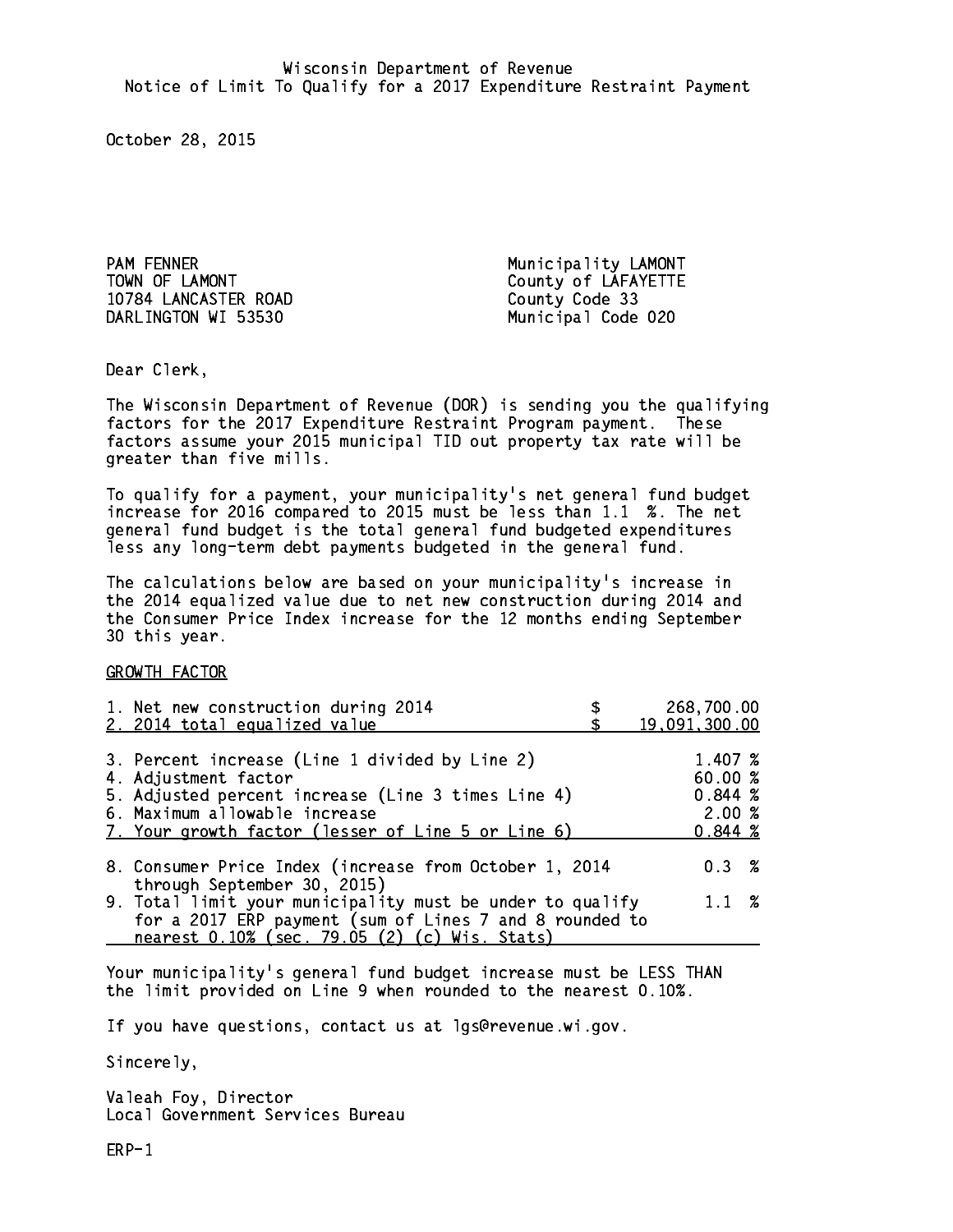Wisconsin Department of Revenue
Notice of Limit To Qualify for a 2017 Expenditure Restraint Payment

October 28, 2015

PAM FENNER
TOWN OF LAMONT
10784 LANCASTER ROAD
DARLINGTON WI 53530

Municipality LAMONT
County of LAFAYETTE
County Code 33
Municipal Code 020

Dear Clerk,

The Wisconsin Department of Revenue (DOR) is sending you the qualifying factors for the 2017 Expenditure Restraint Program payment. These factors assume your 2015 municipal TID out property tax rate will be greater than five mills.

To qualify for a payment, your municipality's net general fund budget increase for 2016 compared to 2015 must be less than 1.1 %. The net general fund budget is the total general fund budgeted expenditures less any long-term debt payments budgeted in the general fund.

The calculations below are based on your municipality's increase in the 2014 equalized value due to net new construction during 2014 and the Consumer Price Index increase for the 12 months ending September 30 this year.

GROWTH FACTOR

| | |
|---|---|
| 1. Net new construction during 2014 | $ 268,700.00 |
| 2. 2014 total equalized value | $ 19,091,300.00 |
| 3. Percent increase (Line 1 divided by Line 2) | 1.407 % |
| 4. Adjustment factor | 60.00 % |
| 5. Adjusted percent increase (Line 3 times Line 4) | 0.844 % |
| 6. Maximum allowable increase | 2.00 % |
| 7. Your growth factor (lesser of Line 5 or Line 6) | 0.844 % |
| 8. Consumer Price Index (increase from October 1, 2014 through September 30, 2015) | 0.3 % |
| 9. Total limit your municipality must be under to qualify for a 2017 ERP payment (sum of Lines 7 and 8 rounded to nearest 0.10% (sec. 79.05 (2) (c) Wis. Stats) | 1.1 % |

Your municipality's general fund budget increase must be LESS THAN the limit provided on Line 9 when rounded to the nearest 0.10%.

If you have questions, contact us at lgs@revenue.wi.gov.

Sincerely,

Valeah Foy, Director
Local Government Services Bureau

ERP-1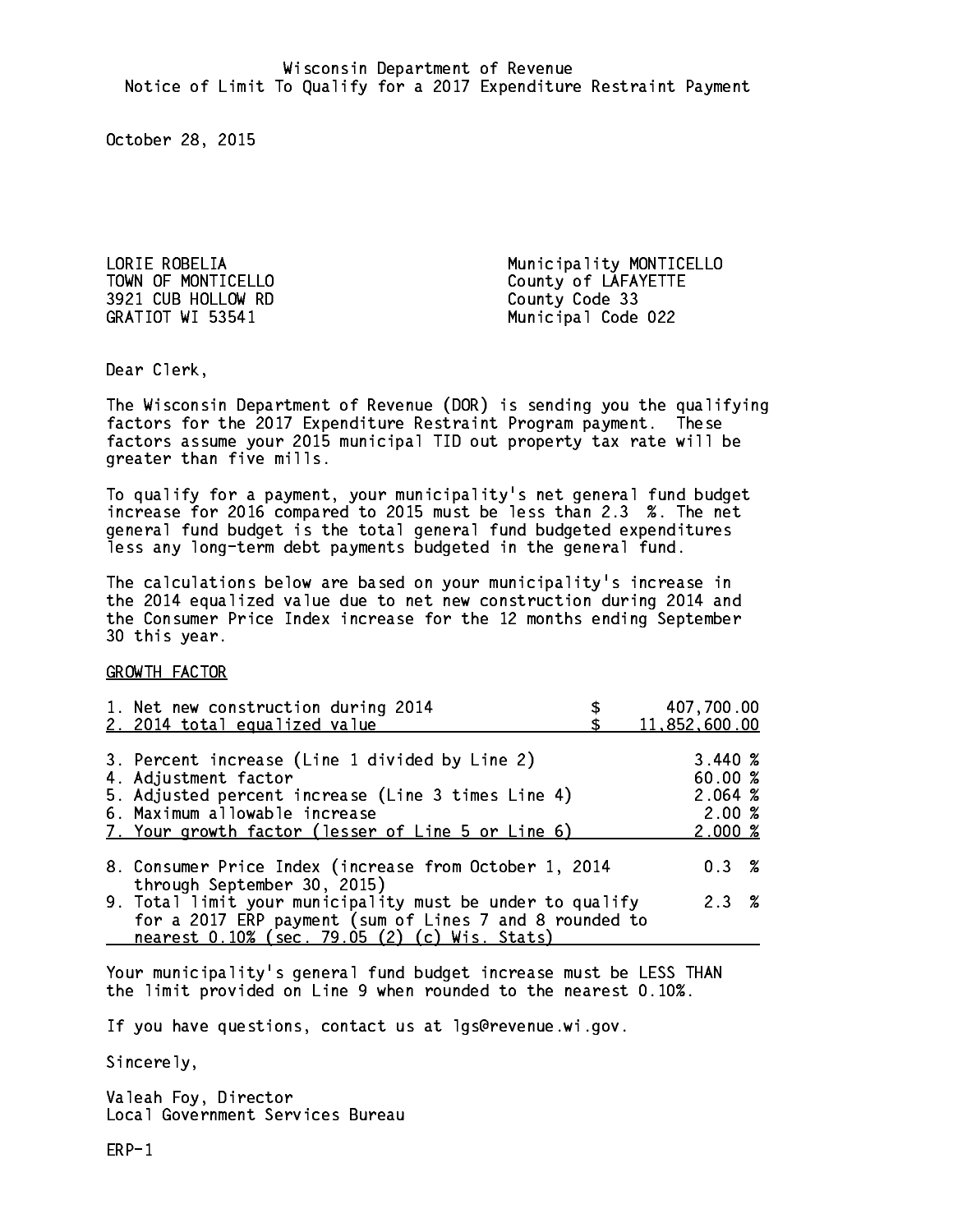Wisconsin Department of Revenue
Notice of Limit To Qualify for a 2017 Expenditure Restraint Payment

October 28, 2015

LORIE ROBELIA
TOWN OF MONTICELLO
3921 CUB HOLLOW RD
GRATIOT WI 53541

Municipality MONTICELLO
County of LAFAYETTE
County Code 33
Municipal Code 022

Dear Clerk,

The Wisconsin Department of Revenue (DOR) is sending you the qualifying factors for the 2017 Expenditure Restraint Program payment. These factors assume your 2015 municipal TID out property tax rate will be greater than five mills.

To qualify for a payment, your municipality's net general fund budget increase for 2016 compared to 2015 must be less than 2.3 %. The net general fund budget is the total general fund budgeted expenditures less any long-term debt payments budgeted in the general fund.

The calculations below are based on your municipality's increase in the 2014 equalized value due to net new construction during 2014 and the Consumer Price Index increase for the 12 months ending September 30 this year.

GROWTH FACTOR

| | |
|---|---|
| 1. Net new construction during 2014 | $ 407,700.00 |
| 2. 2014 total equalized value | $ 11,852,600.00 |
| 3. Percent increase (Line 1 divided by Line 2) | 3.440 % |
| 4. Adjustment factor | 60.00 % |
| 5. Adjusted percent increase (Line 3 times Line 4) | 2.064 % |
| 6. Maximum allowable increase | 2.00 % |
| 7. Your growth factor (lesser of Line 5 or Line 6) | 2.000 % |
| 8. Consumer Price Index (increase from October 1, 2014 through September 30, 2015) | 0.3 % |
| 9. Total limit your municipality must be under to qualify for a 2017 ERP payment (sum of Lines 7 and 8 rounded to nearest 0.10% (sec. 79.05 (2) (c) Wis. Stats) | 2.3 % |

Your municipality's general fund budget increase must be LESS THAN the limit provided on Line 9 when rounded to the nearest 0.10%.

If you have questions, contact us at lgs@revenue.wi.gov.

Sincerely,

Valeah Foy, Director
Local Government Services Bureau

ERP-1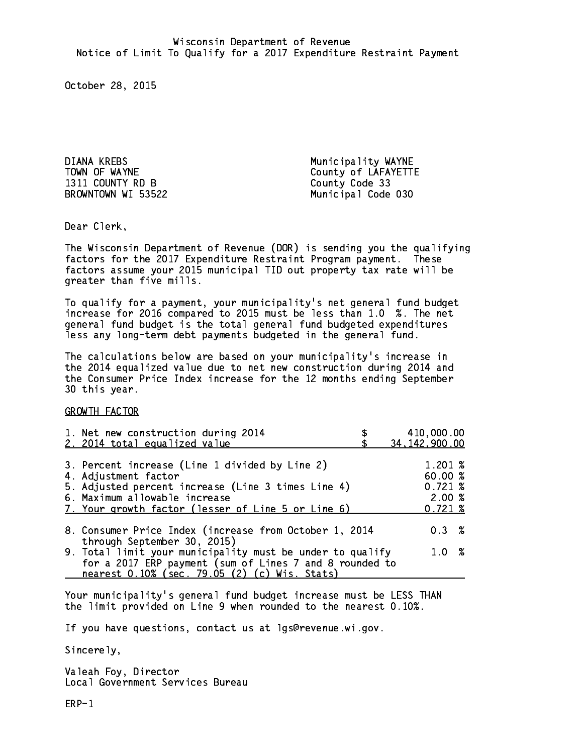Wisconsin Department of Revenue
Notice of Limit To Qualify for a 2017 Expenditure Restraint Payment

October 28, 2015

DIANA KREBS
TOWN OF WAYNE
1311 COUNTY RD B
BROWNTOWN WI 53522

Municipality WAYNE
County of LAFAYETTE
County Code 33
Municipal Code 030

Dear Clerk,

The Wisconsin Department of Revenue (DOR) is sending you the qualifying factors for the 2017 Expenditure Restraint Program payment. These factors assume your 2015 municipal TID out property tax rate will be greater than five mills.

To qualify for a payment, your municipality's net general fund budget increase for 2016 compared to 2015 must be less than 1.0 %. The net general fund budget is the total general fund budgeted expenditures less any long-term debt payments budgeted in the general fund.

The calculations below are based on your municipality's increase in the 2014 equalized value due to net new construction during 2014 and the Consumer Price Index increase for the 12 months ending September 30 this year.

GROWTH FACTOR

| | |
|---|---|
| 1. Net new construction during 2014 | $ 410,000.00 |
| 2. 2014 total equalized value | $ 34,142,900.00 |
| 3. Percent increase (Line 1 divided by Line 2) | 1.201 % |
| 4. Adjustment factor | 60.00 % |
| 5. Adjusted percent increase (Line 3 times Line 4) | 0.721 % |
| 6. Maximum allowable increase | 2.00 % |
| 7. Your growth factor (lesser of Line 5 or Line 6) | 0.721 % |
| 8. Consumer Price Index (increase from October 1, 2014 through September 30, 2015) | 0.3 % |
| 9. Total limit your municipality must be under to qualify for a 2017 ERP payment (sum of Lines 7 and 8 rounded to nearest 0.10% (sec. 79.05 (2) (c) Wis. Stats) | 1.0 % |

Your municipality's general fund budget increase must be LESS THAN the limit provided on Line 9 when rounded to the nearest 0.10%.

If you have questions, contact us at lgs@revenue.wi.gov.

Sincerely,

Valeah Foy, Director
Local Government Services Bureau

ERP-1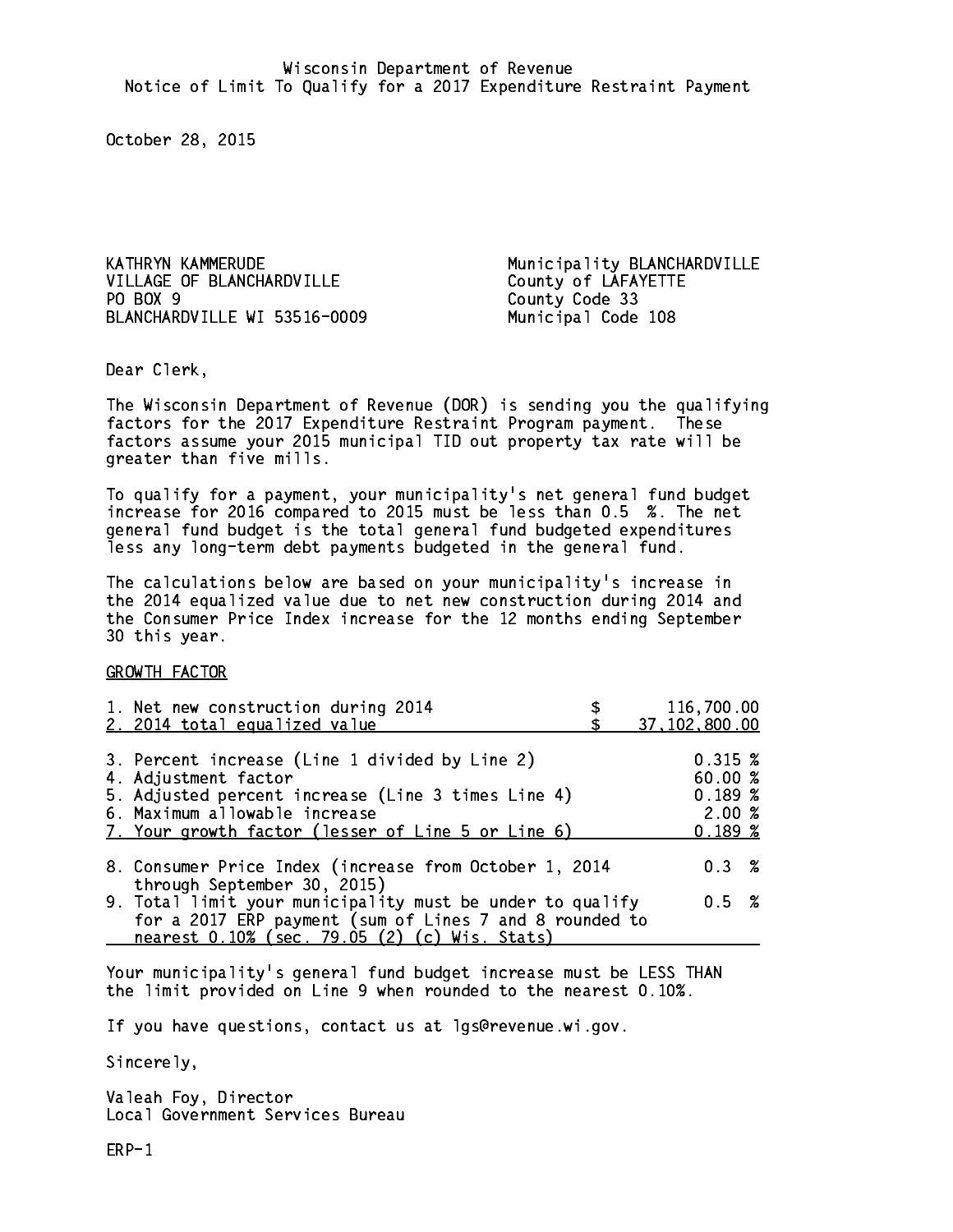Wisconsin Department of Revenue
Notice of Limit To Qualify for a 2017 Expenditure Restraint Payment

October 28, 2015

KATHRYN KAMMERUDE
VILLAGE OF BLANCHARDVILLE
PO BOX 9
BLANCHARDVILLE WI 53516-0009

Municipality BLANCHARDVILLE
County of LAFAYETTE
County Code 33
Municipal Code 108

Dear Clerk,

The Wisconsin Department of Revenue (DOR) is sending you the qualifying factors for the 2017 Expenditure Restraint Program payment. These factors assume your 2015 municipal TID out property tax rate will be greater than five mills.

To qualify for a payment, your municipality's net general fund budget increase for 2016 compared to 2015 must be less than 0.5 %. The net general fund budget is the total general fund budgeted expenditures less any long-term debt payments budgeted in the general fund.

The calculations below are based on your municipality's increase in the 2014 equalized value due to net new construction during 2014 and the Consumer Price Index increase for the 12 months ending September 30 this year.

GROWTH FACTOR

| | |
|---|---|
| 1. Net new construction during 2014 | $ 116,700.00 |
| 2. 2014 total equalized value | $ 37,102,800.00 |
| 3. Percent increase (Line 1 divided by Line 2) | 0.315 % |
| 4. Adjustment factor | 60.00 % |
| 5. Adjusted percent increase (Line 3 times Line 4) | 0.189 % |
| 6. Maximum allowable increase | 2.00 % |
| 7. Your growth factor (lesser of Line 5 or Line 6) | 0.189 % |
| 8. Consumer Price Index (increase from October 1, 2014 through September 30, 2015) | 0.3 % |
| 9. Total limit your municipality must be under to qualify for a 2017 ERP payment (sum of Lines 7 and 8 rounded to nearest 0.10% (sec. 79.05 (2) (c) Wis. Stats) | 0.5 % |

Your municipality's general fund budget increase must be LESS THAN the limit provided on Line 9 when rounded to the nearest 0.10%.

If you have questions, contact us at lgs@revenue.wi.gov.

Sincerely,

Valeah Foy, Director
Local Government Services Bureau

ERP-1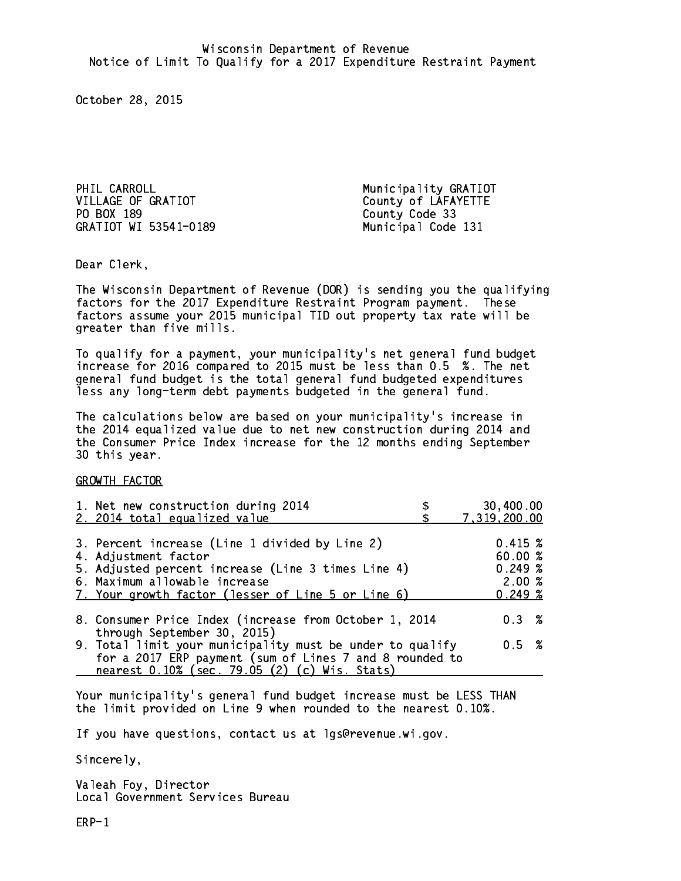Wisconsin Department of Revenue
Notice of Limit To Qualify for a 2017 Expenditure Restraint Payment

October 28, 2015

PHIL CARROLL
VILLAGE OF GRATIOT
PO BOX 189
GRATIOT WI 53541-0189

Municipality GRATIOT
County of LAFAYETTE
County Code 33
Municipal Code 131

Dear Clerk,

The Wisconsin Department of Revenue (DOR) is sending you the qualifying factors for the 2017 Expenditure Restraint Program payment. These factors assume your 2015 municipal TID out property tax rate will be greater than five mills.

To qualify for a payment, your municipality's net general fund budget increase for 2016 compared to 2015 must be less than 0.5 %. The net general fund budget is the total general fund budgeted expenditures less any long-term debt payments budgeted in the general fund.

The calculations below are based on your municipality's increase in the 2014 equalized value due to net new construction during 2014 and the Consumer Price Index increase for the 12 months ending September 30 this year.

GROWTH FACTOR

| | | |
|---|---|---|
| 1. Net new construction during 2014 | $ | 30,400.00 |
| 2. 2014 total equalized value | $ | 7,319,200.00 |
| 3. Percent increase (Line 1 divided by Line 2) | | 0.415 % |
| 4. Adjustment factor | | 60.00 % |
| 5. Adjusted percent increase (Line 3 times Line 4) | | 0.249 % |
| 6. Maximum allowable increase | | 2.00 % |
| 7. Your growth factor (lesser of Line 5 or Line 6) | | 0.249 % |
| 8. Consumer Price Index (increase from October 1, 2014 through September 30, 2015) | | 0.3 % |
| 9. Total limit your municipality must be under to qualify for a 2017 ERP payment (sum of Lines 7 and 8 rounded to nearest 0.10% (sec. 79.05 (2) (c) Wis. Stats) | | 0.5 % |

Your municipality's general fund budget increase must be LESS THAN the limit provided on Line 9 when rounded to the nearest 0.10%.

If you have questions, contact us at lgs@revenue.wi.gov.

Sincerely,

Valeah Foy, Director
Local Government Services Bureau

ERP-1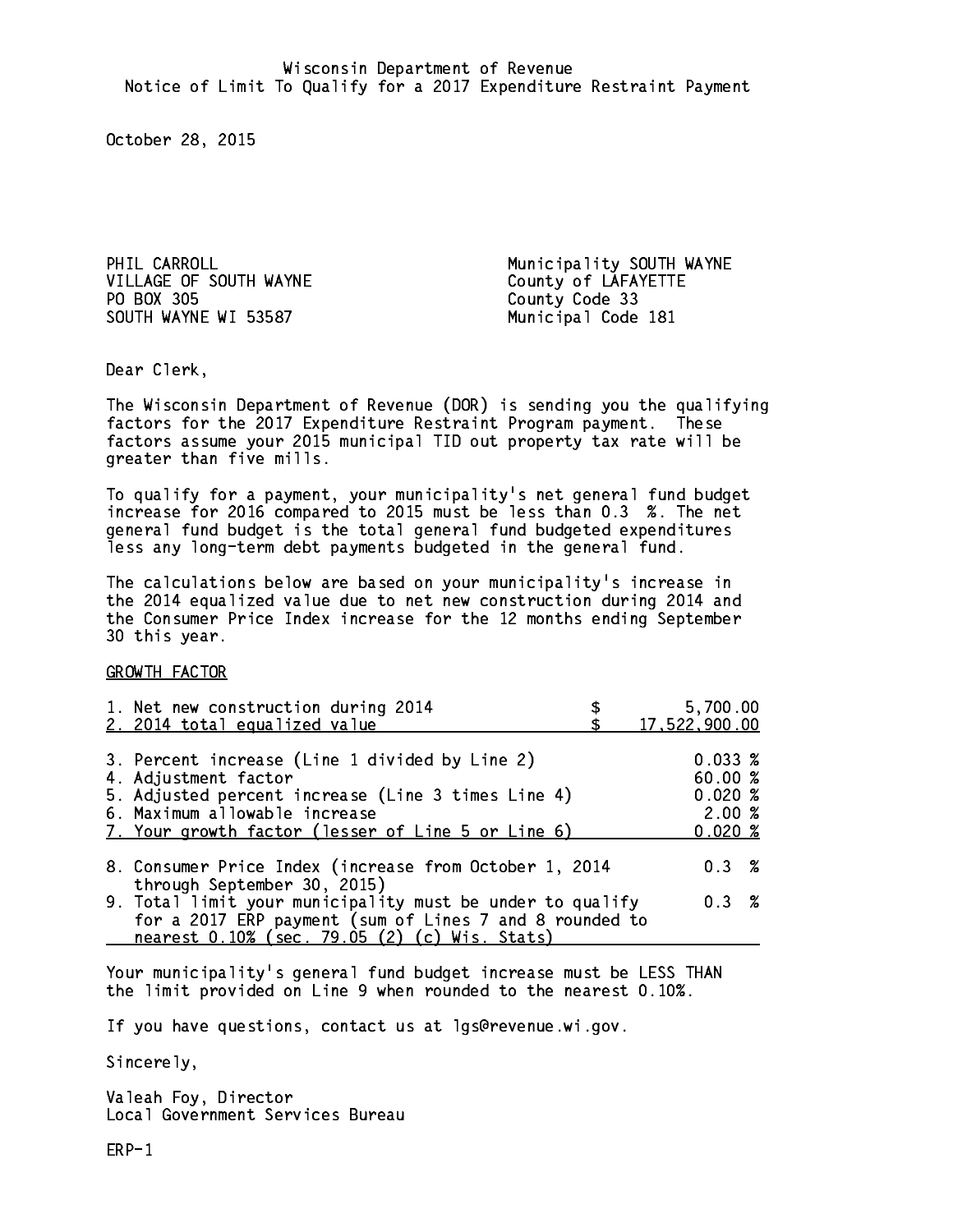Wisconsin Department of Revenue
Notice of Limit To Qualify for a 2017 Expenditure Restraint Payment

October 28, 2015

PHIL CARROLL
VILLAGE OF SOUTH WAYNE
PO BOX 305
SOUTH WAYNE WI 53587

Municipality SOUTH WAYNE
County of LAFAYETTE
County Code 33
Municipal Code 181

Dear Clerk,

The Wisconsin Department of Revenue (DOR) is sending you the qualifying factors for the 2017 Expenditure Restraint Program payment. These factors assume your 2015 municipal TID out property tax rate will be greater than five mills.

To qualify for a payment, your municipality's net general fund budget increase for 2016 compared to 2015 must be less than 0.3 %. The net general fund budget is the total general fund budgeted expenditures less any long-term debt payments budgeted in the general fund.

The calculations below are based on your municipality's increase in the 2014 equalized value due to net new construction during 2014 and the Consumer Price Index increase for the 12 months ending September 30 this year.

GROWTH FACTOR

| | |
|---|---|
| 1. Net new construction during 2014 | $ 5,700.00 |
| 2. 2014 total equalized value | $ 17,522,900.00 |
| 3. Percent increase (Line 1 divided by Line 2) | 0.033 % |
| 4. Adjustment factor | 60.00 % |
| 5. Adjusted percent increase (Line 3 times Line 4) | 0.020 % |
| 6. Maximum allowable increase | 2.00 % |
| 7. Your growth factor (lesser of Line 5 or Line 6) | 0.020 % |
| 8. Consumer Price Index (increase from October 1, 2014 through September 30, 2015) | 0.3 % |
| 9. Total limit your municipality must be under to qualify for a 2017 ERP payment (sum of Lines 7 and 8 rounded to nearest 0.10% (sec. 79.05 (2) (c) Wis. Stats) | 0.3 % |

Your municipality's general fund budget increase must be LESS THAN the limit provided on Line 9 when rounded to the nearest 0.10%.

If you have questions, contact us at lgs@revenue.wi.gov.

Sincerely,

Valeah Foy, Director
Local Government Services Bureau

ERP-1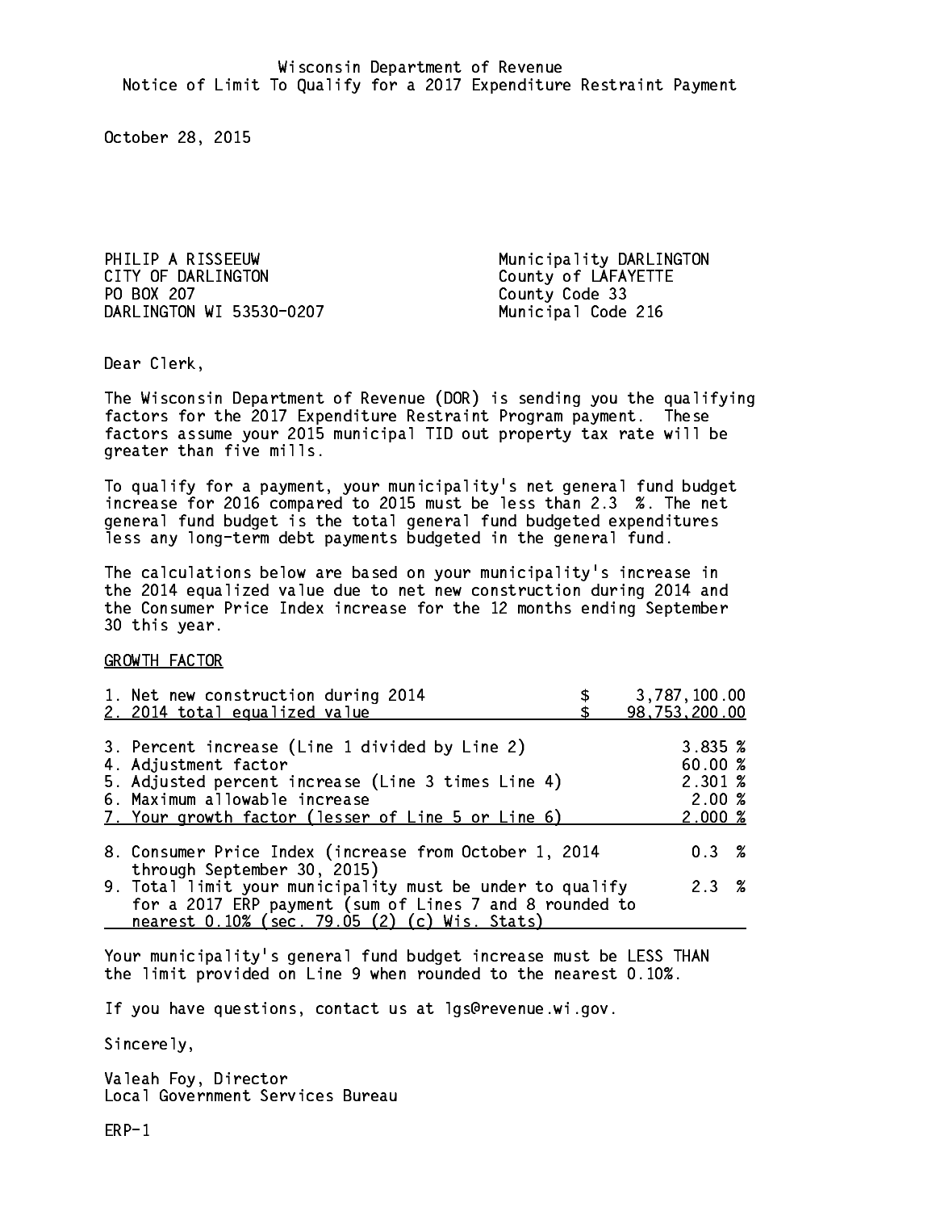Wisconsin Department of Revenue
Notice of Limit To Qualify for a 2017 Expenditure Restraint Payment

October 28, 2015

PHILIP A RISSEEUW
CITY OF DARLINGTON
PO BOX 207
DARLINGTON WI 53530-0207

Municipality DARLINGTON
County of LAFAYETTE
County Code 33
Municipal Code 216

Dear Clerk,

The Wisconsin Department of Revenue (DOR) is sending you the qualifying factors for the 2017 Expenditure Restraint Program payment. These factors assume your 2015 municipal TID out property tax rate will be greater than five mills.

To qualify for a payment, your municipality's net general fund budget increase for 2016 compared to 2015 must be less than 2.3 %. The net general fund budget is the total general fund budgeted expenditures less any long-term debt payments budgeted in the general fund.

The calculations below are based on your municipality's increase in the 2014 equalized value due to net new construction during 2014 and the Consumer Price Index increase for the 12 months ending September 30 this year.

GROWTH FACTOR

| | |
|---|---|
| 1. Net new construction during 2014 | $ 3,787,100.00 |
| 2. 2014 total equalized value | $ 98,753,200.00 |
| 3. Percent increase (Line 1 divided by Line 2) | 3.835 % |
| 4. Adjustment factor | 60.00 % |
| 5. Adjusted percent increase (Line 3 times Line 4) | 2.301 % |
| 6. Maximum allowable increase | 2.00 % |
| 7. Your growth factor (lesser of Line 5 or Line 6) | 2.000 % |
| 8. Consumer Price Index (increase from October 1, 2014 through September 30, 2015) | 0.3 % |
| 9. Total limit your municipality must be under to qualify for a 2017 ERP payment (sum of Lines 7 and 8 rounded to nearest 0.10% (sec. 79.05 (2) (c) Wis. Stats) | 2.3 % |

Your municipality's general fund budget increase must be LESS THAN the limit provided on Line 9 when rounded to the nearest 0.10%.

If you have questions, contact us at lgs@revenue.wi.gov.

Sincerely,

Valeah Foy, Director
Local Government Services Bureau

ERP-1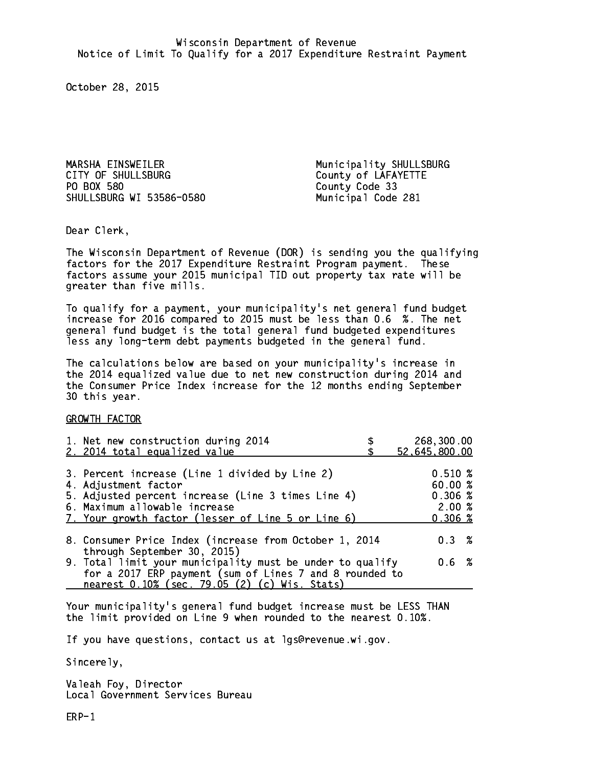Wisconsin Department of Revenue
Notice of Limit To Qualify for a 2017 Expenditure Restraint Payment

October 28, 2015

MARSHA EINSWEILER
CITY OF SHULLSBURG
PO BOX 580
SHULLSBURG WI 53586-0580

Municipality SHULLSBURG
County of LAFAYETTE
County Code 33
Municipal Code 281

Dear Clerk,

The Wisconsin Department of Revenue (DOR) is sending you the qualifying factors for the 2017 Expenditure Restraint Program payment. These factors assume your 2015 municipal TID out property tax rate will be greater than five mills.

To qualify for a payment, your municipality's net general fund budget increase for 2016 compared to 2015 must be less than 0.6 %. The net general fund budget is the total general fund budgeted expenditures less any long-term debt payments budgeted in the general fund.

The calculations below are based on your municipality's increase in the 2014 equalized value due to net new construction during 2014 and the Consumer Price Index increase for the 12 months ending September 30 this year.

GROWTH FACTOR

| | |
|---|---|
| 1. Net new construction during 2014 | $ 268,300.00 |
| 2. 2014 total equalized value | $ 52,645,800.00 |
| 3. Percent increase (Line 1 divided by Line 2) | 0.510 % |
| 4. Adjustment factor | 60.00 % |
| 5. Adjusted percent increase (Line 3 times Line 4) | 0.306 % |
| 6. Maximum allowable increase | 2.00 % |
| 7. Your growth factor (lesser of Line 5 or Line 6) | 0.306 % |
| 8. Consumer Price Index (increase from October 1, 2014 through September 30, 2015) | 0.3 % |
| 9. Total limit your municipality must be under to qualify for a 2017 ERP payment (sum of Lines 7 and 8 rounded to nearest 0.10% (sec. 79.05 (2) (c) Wis. Stats) | 0.6 % |

Your municipality's general fund budget increase must be LESS THAN the limit provided on Line 9 when rounded to the nearest 0.10%.

If you have questions, contact us at lgs@revenue.wi.gov.

Sincerely,

Valeah Foy, Director
Local Government Services Bureau

ERP-1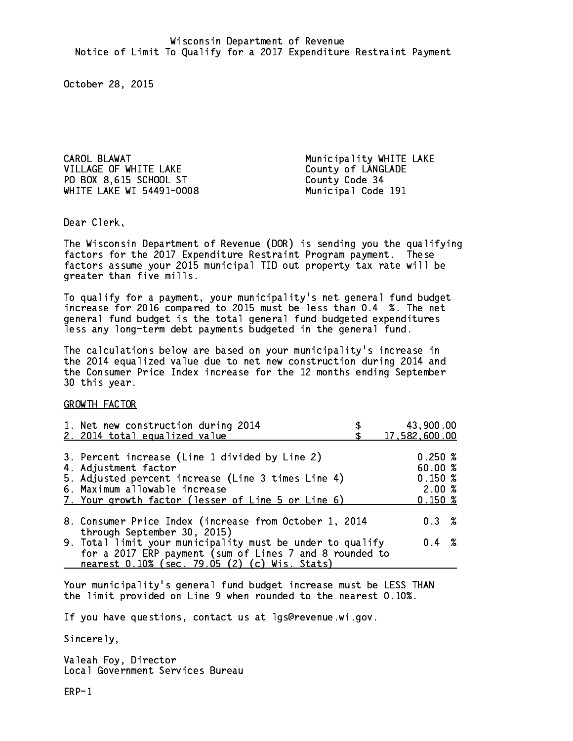Wisconsin Department of Revenue
Notice of Limit To Qualify for a 2017 Expenditure Restraint Payment

October 28, 2015

CAROL BLAWAT
VILLAGE OF WHITE LAKE
PO BOX 8,615 SCHOOL ST
WHITE LAKE WI 54491-0008

Municipality WHITE LAKE
County of LANGLADE
County Code 34
Municipal Code 191

Dear Clerk,

The Wisconsin Department of Revenue (DOR) is sending you the qualifying factors for the 2017 Expenditure Restraint Program payment. These factors assume your 2015 municipal TID out property tax rate will be greater than five mills.

To qualify for a payment, your municipality's net general fund budget increase for 2016 compared to 2015 must be less than 0.4 %. The net general fund budget is the total general fund budgeted expenditures less any long-term debt payments budgeted in the general fund.

The calculations below are based on your municipality's increase in the 2014 equalized value due to net new construction during 2014 and the Consumer Price Index increase for the 12 months ending September 30 this year.

GROWTH FACTOR

| | |
|---|---|
| 1. Net new construction during 2014 | $ 43,900.00 |
| 2. 2014 total equalized value | $ 17,582,600.00 |
| 3. Percent increase (Line 1 divided by Line 2) | 0.250 % |
| 4. Adjustment factor | 60.00 % |
| 5. Adjusted percent increase (Line 3 times Line 4) | 0.150 % |
| 6. Maximum allowable increase | 2.00 % |
| 7. Your growth factor (lesser of Line 5 or Line 6) | 0.150 % |
| 8. Consumer Price Index (increase from October 1, 2014 through September 30, 2015) | 0.3 % |
| 9. Total limit your municipality must be under to qualify for a 2017 ERP payment (sum of Lines 7 and 8 rounded to nearest 0.10% (sec. 79.05 (2) (c) Wis. Stats) | 0.4 % |

Your municipality's general fund budget increase must be LESS THAN the limit provided on Line 9 when rounded to the nearest 0.10%.

If you have questions, contact us at lgs@revenue.wi.gov.

Sincerely,

Valeah Foy, Director
Local Government Services Bureau

ERP-1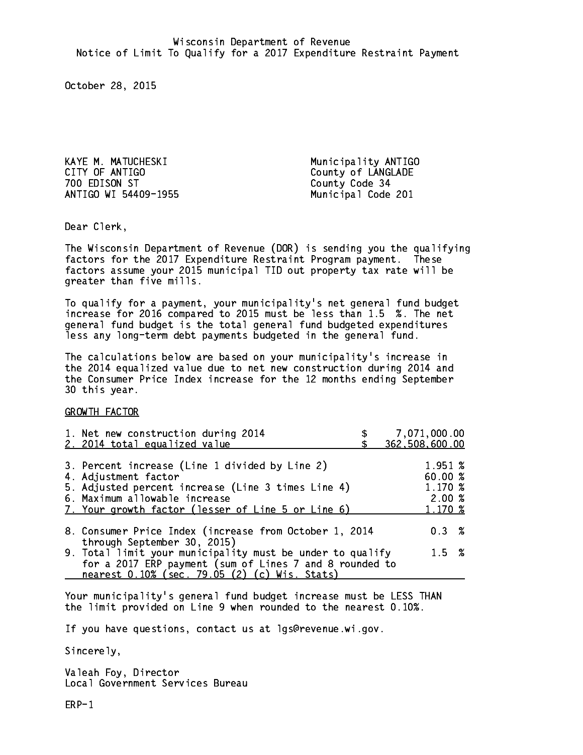Wisconsin Department of Revenue
Notice of Limit To Qualify for a 2017 Expenditure Restraint Payment

October 28, 2015

KAYE M. MATUCHESKI
CITY OF ANTIGO
700 EDISON ST
ANTIGO WI 54409-1955

Municipality ANTIGO
County of LANGLADE
County Code 34
Municipal Code 201

Dear Clerk,

The Wisconsin Department of Revenue (DOR) is sending you the qualifying factors for the 2017 Expenditure Restraint Program payment. These factors assume your 2015 municipal TID out property tax rate will be greater than five mills.

To qualify for a payment, your municipality's net general fund budget increase for 2016 compared to 2015 must be less than 1.5 %. The net general fund budget is the total general fund budgeted expenditures less any long-term debt payments budgeted in the general fund.

The calculations below are based on your municipality's increase in the 2014 equalized value due to net new construction during 2014 and the Consumer Price Index increase for the 12 months ending September 30 this year.

GROWTH FACTOR

| | |
|---|---|
| 1. Net new construction during 2014 | $ 7,071,000.00 |
| 2. 2014 total equalized value | $ 362,508,600.00 |
| 3. Percent increase (Line 1 divided by Line 2) | 1.951 % |
| 4. Adjustment factor | 60.00 % |
| 5. Adjusted percent increase (Line 3 times Line 4) | 1.170 % |
| 6. Maximum allowable increase | 2.00 % |
| 7. Your growth factor (lesser of Line 5 or Line 6) | 1.170 % |
| 8. Consumer Price Index (increase from October 1, 2014 through September 30, 2015) | 0.3 % |
| 9. Total limit your municipality must be under to qualify for a 2017 ERP payment (sum of Lines 7 and 8 rounded to nearest 0.10% (sec. 79.05 (2) (c) Wis. Stats) | 1.5 % |

Your municipality's general fund budget increase must be LESS THAN the limit provided on Line 9 when rounded to the nearest 0.10%.

If you have questions, contact us at lgs@revenue.wi.gov.

Sincerely,

Valeah Foy, Director
Local Government Services Bureau

ERP-1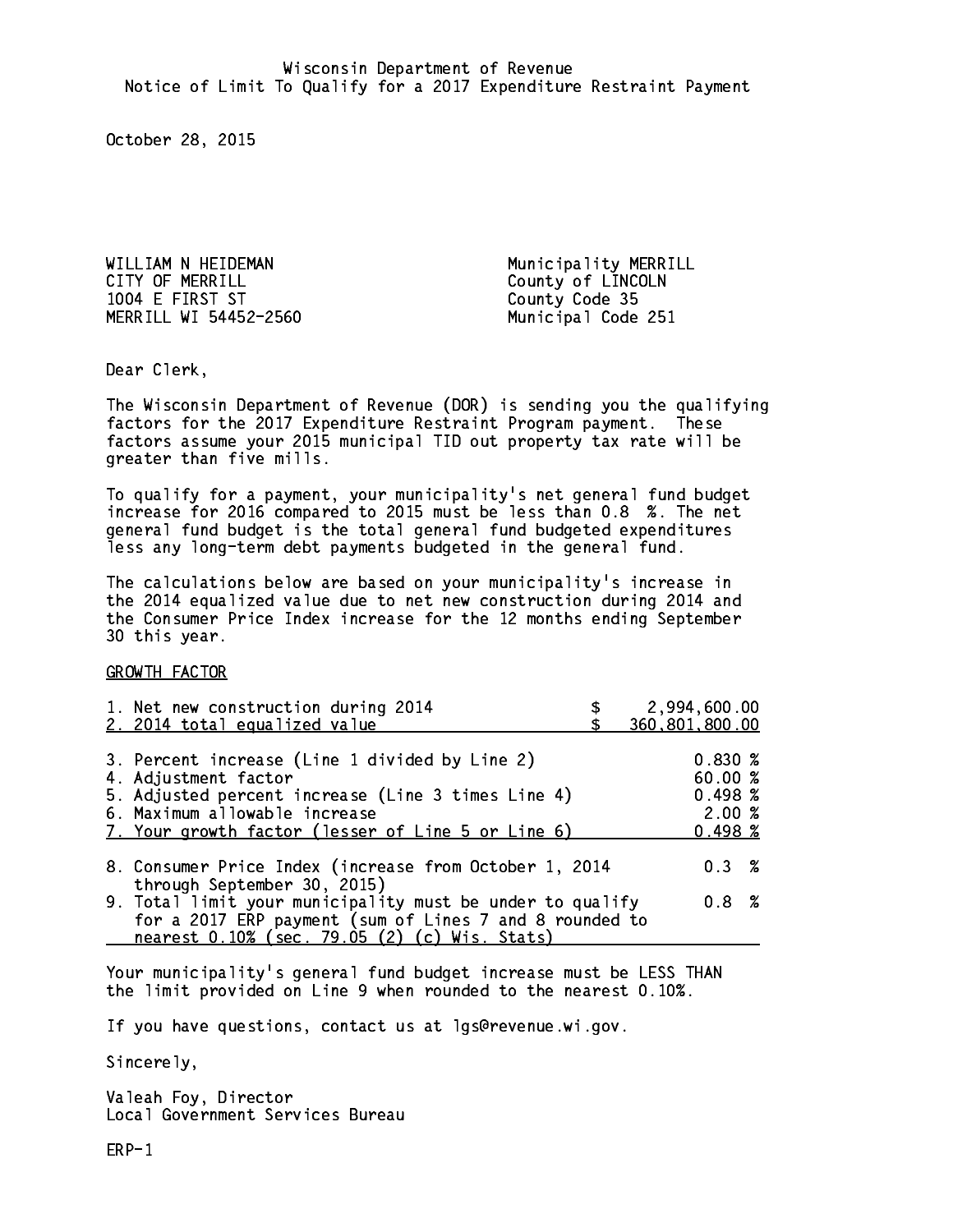Wisconsin Department of Revenue
Notice of Limit To Qualify for a 2017 Expenditure Restraint Payment

October 28, 2015

WILLIAM N HEIDEMAN
CITY OF MERRILL
1004 E FIRST ST
MERRILL WI 54452-2560

Municipality MERRILL
County of LINCOLN
County Code 35
Municipal Code 251

Dear Clerk,

The Wisconsin Department of Revenue (DOR) is sending you the qualifying factors for the 2017 Expenditure Restraint Program payment. These factors assume your 2015 municipal TID out property tax rate will be greater than five mills.

To qualify for a payment, your municipality's net general fund budget increase for 2016 compared to 2015 must be less than 0.8 %. The net general fund budget is the total general fund budgeted expenditures less any long-term debt payments budgeted in the general fund.

The calculations below are based on your municipality's increase in the 2014 equalized value due to net new construction during 2014 and the Consumer Price Index increase for the 12 months ending September 30 this year.

GROWTH FACTOR

| | | |
|---|---|---|
| 1. Net new construction during 2014 | $ | 2,994,600.00 |
| 2. 2014 total equalized value | $ | 360,801,800.00 |
| 3. Percent increase (Line 1 divided by Line 2) | | 0.830 % |
| 4. Adjustment factor | | 60.00 % |
| 5. Adjusted percent increase (Line 3 times Line 4) | | 0.498 % |
| 6. Maximum allowable increase | | 2.00 % |
| 7. Your growth factor (lesser of Line 5 or Line 6) | | 0.498 % |
| 8. Consumer Price Index (increase from October 1, 2014 through September 30, 2015) | | 0.3 % |
| 9. Total limit your municipality must be under to qualify for a 2017 ERP payment (sum of Lines 7 and 8 rounded to nearest 0.10% (sec. 79.05 (2) (c) Wis. Stats) | | 0.8 % |

Your municipality's general fund budget increase must be LESS THAN the limit provided on Line 9 when rounded to the nearest 0.10%.

If you have questions, contact us at lgs@revenue.wi.gov.

Sincerely,

Valeah Foy, Director
Local Government Services Bureau

ERP-1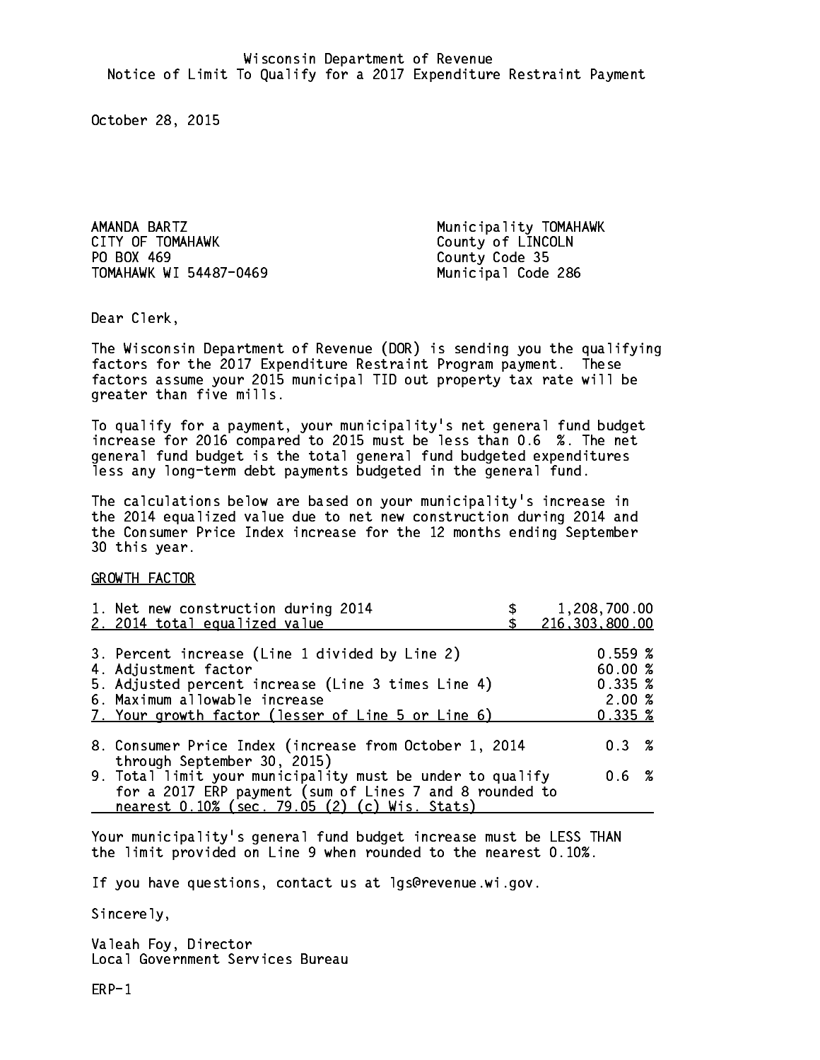Wisconsin Department of Revenue
Notice of Limit To Qualify for a 2017 Expenditure Restraint Payment

October 28, 2015

AMANDA BARTZ
CITY OF TOMAHAWK
PO BOX 469
TOMAHAWK WI 54487-0469

Municipality TOMAHAWK
County of LINCOLN
County Code 35
Municipal Code 286

Dear Clerk,

The Wisconsin Department of Revenue (DOR) is sending you the qualifying factors for the 2017 Expenditure Restraint Program payment. These factors assume your 2015 municipal TID out property tax rate will be greater than five mills.

To qualify for a payment, your municipality's net general fund budget increase for 2016 compared to 2015 must be less than 0.6 %. The net general fund budget is the total general fund budgeted expenditures less any long-term debt payments budgeted in the general fund.

The calculations below are based on your municipality's increase in the 2014 equalized value due to net new construction during 2014 and the Consumer Price Index increase for the 12 months ending September 30 this year.

GROWTH FACTOR

| | |
|---|---|
| 1. Net new construction during 2014 | $ 1,208,700.00 |
| 2. 2014 total equalized value | $ 216,303,800.00 |
| 3. Percent increase (Line 1 divided by Line 2) | 0.559 % |
| 4. Adjustment factor | 60.00 % |
| 5. Adjusted percent increase (Line 3 times Line 4) | 0.335 % |
| 6. Maximum allowable increase | 2.00 % |
| 7. Your growth factor (lesser of Line 5 or Line 6) | 0.335 % |
| 8. Consumer Price Index (increase from October 1, 2014 through September 30, 2015) | 0.3 % |
| 9. Total limit your municipality must be under to qualify for a 2017 ERP payment (sum of Lines 7 and 8 rounded to nearest 0.10% (sec. 79.05 (2) (c) Wis. Stats) | 0.6 % |

Your municipality's general fund budget increase must be LESS THAN the limit provided on Line 9 when rounded to the nearest 0.10%.

If you have questions, contact us at lgs@revenue.wi.gov.

Sincerely,

Valeah Foy, Director
Local Government Services Bureau

ERP-1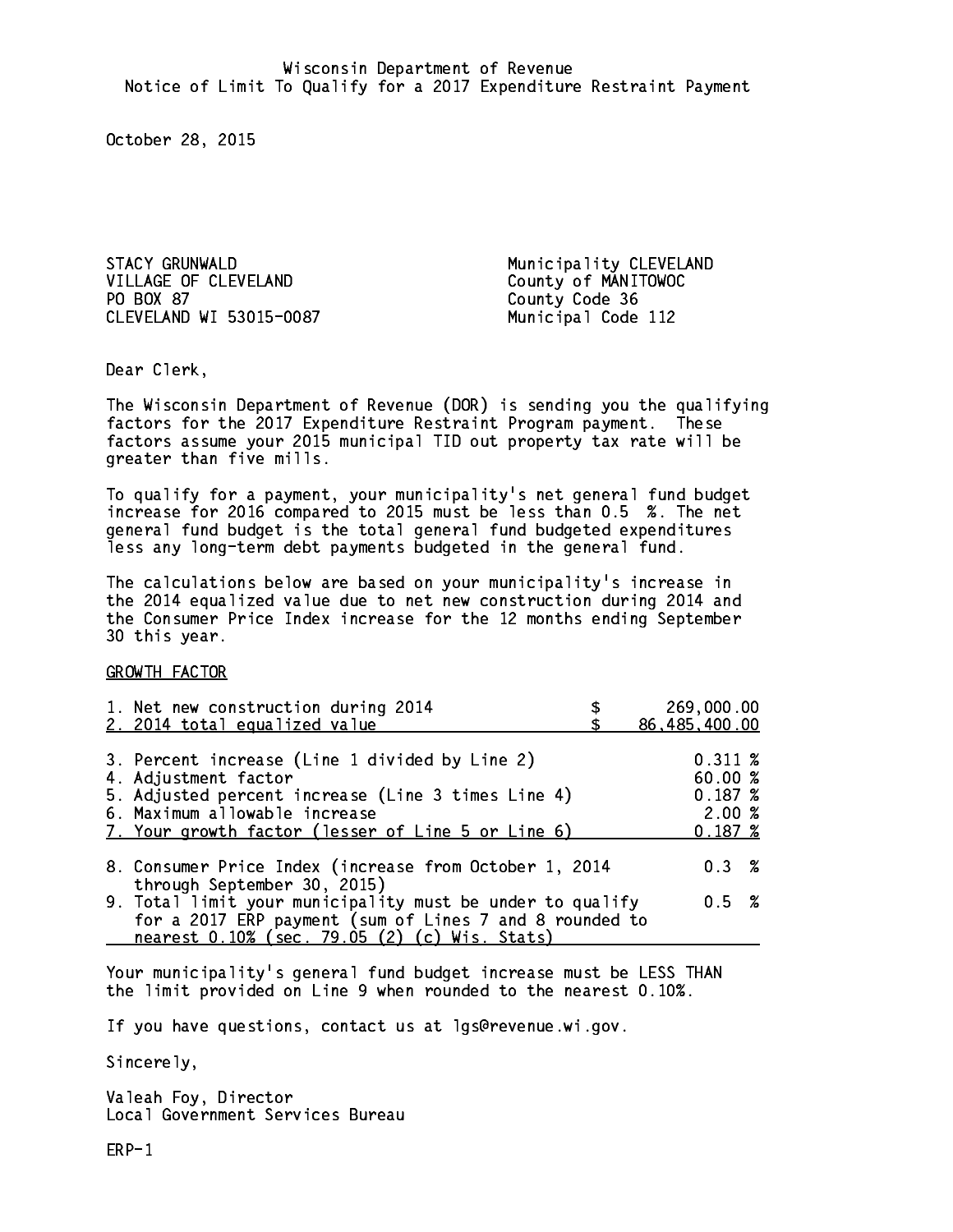Wisconsin Department of Revenue
Notice of Limit To Qualify for a 2017 Expenditure Restraint Payment

October 28, 2015

STACY GRUNWALD
VILLAGE OF CLEVELAND
PO BOX 87
CLEVELAND WI 53015-0087

Municipality CLEVELAND
County of MANITOWOC
County Code 36
Municipal Code 112

Dear Clerk,

The Wisconsin Department of Revenue (DOR) is sending you the qualifying factors for the 2017 Expenditure Restraint Program payment. These factors assume your 2015 municipal TID out property tax rate will be greater than five mills.

To qualify for a payment, your municipality's net general fund budget increase for 2016 compared to 2015 must be less than 0.5 %. The net general fund budget is the total general fund budgeted expenditures less any long-term debt payments budgeted in the general fund.

The calculations below are based on your municipality's increase in the 2014 equalized value due to net new construction during 2014 and the Consumer Price Index increase for the 12 months ending September 30 this year.

GROWTH FACTOR

| | |
|---|---|
| 1. Net new construction during 2014 | $ 269,000.00 |
| 2. 2014 total equalized value | $ 86,485,400.00 |
| 3. Percent increase (Line 1 divided by Line 2) | 0.311 % |
| 4. Adjustment factor | 60.00 % |
| 5. Adjusted percent increase (Line 3 times Line 4) | 0.187 % |
| 6. Maximum allowable increase | 2.00 % |
| 7. Your growth factor (lesser of Line 5 or Line 6) | 0.187 % |
| 8. Consumer Price Index (increase from October 1, 2014 through September 30, 2015) | 0.3 % |
| 9. Total limit your municipality must be under to qualify for a 2017 ERP payment (sum of Lines 7 and 8 rounded to nearest 0.10% (sec. 79.05 (2) (c) Wis. Stats) | 0.5 % |

Your municipality's general fund budget increase must be LESS THAN the limit provided on Line 9 when rounded to the nearest 0.10%.

If you have questions, contact us at lgs@revenue.wi.gov.

Sincerely,

Valeah Foy, Director
Local Government Services Bureau

ERP-1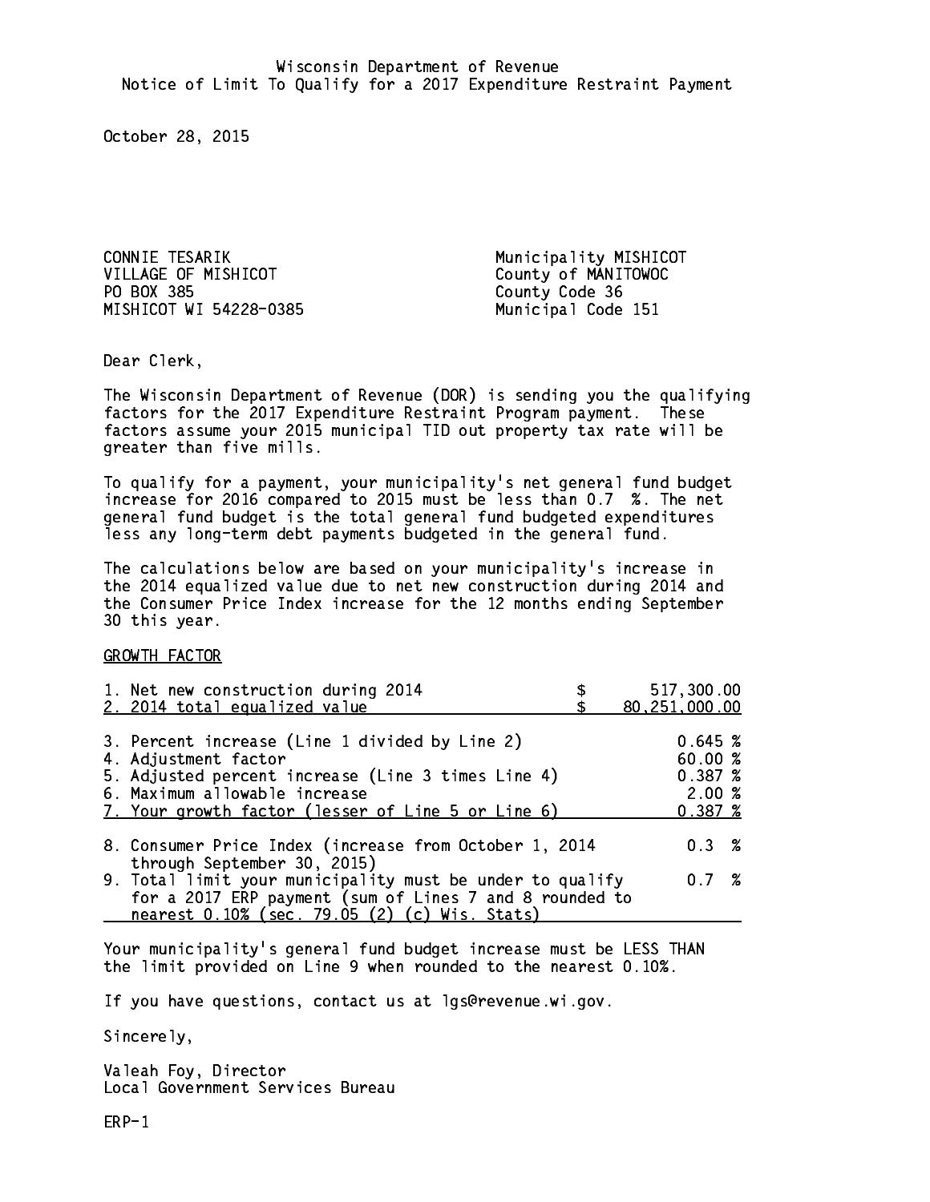Wisconsin Department of Revenue
Notice of Limit To Qualify for a 2017 Expenditure Restraint Payment

October 28, 2015

CONNIE TESARIK
VILLAGE OF MISHICOT
PO BOX 385
MISHICOT WI 54228-0385

Municipality MISHICOT
County of MANITOWOC
County Code 36
Municipal Code 151

Dear Clerk,

The Wisconsin Department of Revenue (DOR) is sending you the qualifying factors for the 2017 Expenditure Restraint Program payment. These factors assume your 2015 municipal TID out property tax rate will be greater than five mills.

To qualify for a payment, your municipality's net general fund budget increase for 2016 compared to 2015 must be less than 0.7 %. The net general fund budget is the total general fund budgeted expenditures less any long-term debt payments budgeted in the general fund.

The calculations below are based on your municipality's increase in the 2014 equalized value due to net new construction during 2014 and the Consumer Price Index increase for the 12 months ending September 30 this year.

GROWTH FACTOR

| | |
|---|---|
| 1. Net new construction during 2014 | $ 517,300.00 |
| 2. 2014 total equalized value | $ 80,251,000.00 |
| 3. Percent increase (Line 1 divided by Line 2) | 0.645 % |
| 4. Adjustment factor | 60.00 % |
| 5. Adjusted percent increase (Line 3 times Line 4) | 0.387 % |
| 6. Maximum allowable increase | 2.00 % |
| 7. Your growth factor (lesser of Line 5 or Line 6) | 0.387 % |
| 8. Consumer Price Index (increase from October 1, 2014 through September 30, 2015) | 0.3 % |
| 9. Total limit your municipality must be under to qualify for a 2017 ERP payment (sum of Lines 7 and 8 rounded to nearest 0.10% (sec. 79.05 (2) (c) Wis. Stats) | 0.7 % |

Your municipality's general fund budget increase must be LESS THAN the limit provided on Line 9 when rounded to the nearest 0.10%.

If you have questions, contact us at lgs@revenue.wi.gov.

Sincerely,

Valeah Foy, Director
Local Government Services Bureau

ERP-1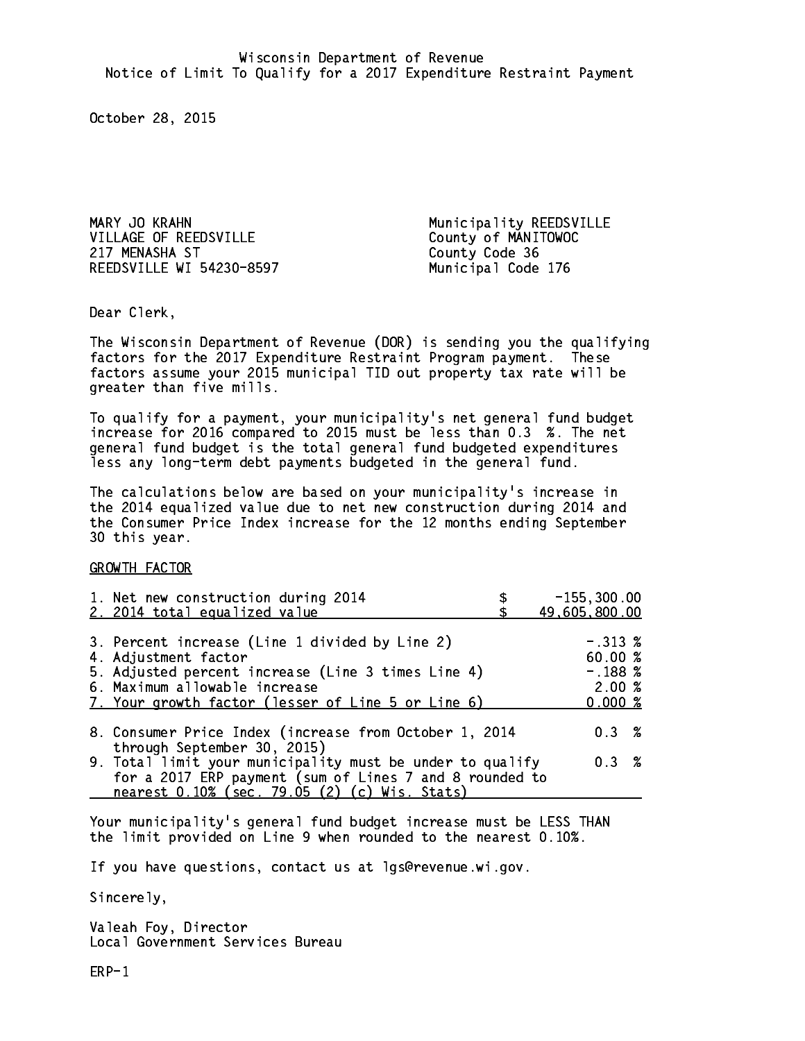Wisconsin Department of Revenue
Notice of Limit To Qualify for a 2017 Expenditure Restraint Payment

October 28, 2015

MARY JO KRAHN
VILLAGE OF REEDSVILLE
217 MENASHA ST
REEDSVILLE WI 54230-8597

Municipality REEDSVILLE
County of MANITOWOC
County Code 36
Municipal Code 176

Dear Clerk,

The Wisconsin Department of Revenue (DOR) is sending you the qualifying factors for the 2017 Expenditure Restraint Program payment. These factors assume your 2015 municipal TID out property tax rate will be greater than five mills.

To qualify for a payment, your municipality's net general fund budget increase for 2016 compared to 2015 must be less than 0.3 %. The net general fund budget is the total general fund budgeted expenditures less any long-term debt payments budgeted in the general fund.

The calculations below are based on your municipality's increase in the 2014 equalized value due to net new construction during 2014 and the Consumer Price Index increase for the 12 months ending September 30 this year.

GROWTH FACTOR

| | |
|---|---|
| 1. Net new construction during 2014 | $ -155,300.00 |
| 2. 2014 total equalized value | $ 49,605,800.00 |
| 3. Percent increase (Line 1 divided by Line 2) | -.313 % |
| 4. Adjustment factor | 60.00 % |
| 5. Adjusted percent increase (Line 3 times Line 4) | -.188 % |
| 6. Maximum allowable increase | 2.00 % |
| 7. Your growth factor (lesser of Line 5 or Line 6) | 0.000 % |
| 8. Consumer Price Index (increase from October 1, 2014 through September 30, 2015) | 0.3 % |
| 9. Total limit your municipality must be under to qualify for a 2017 ERP payment (sum of Lines 7 and 8 rounded to nearest 0.10% (sec. 79.05 (2) (c) Wis. Stats) | 0.3 % |

Your municipality's general fund budget increase must be LESS THAN the limit provided on Line 9 when rounded to the nearest 0.10%.

If you have questions, contact us at lgs@revenue.wi.gov.

Sincerely,

Valeah Foy, Director
Local Government Services Bureau

ERP-1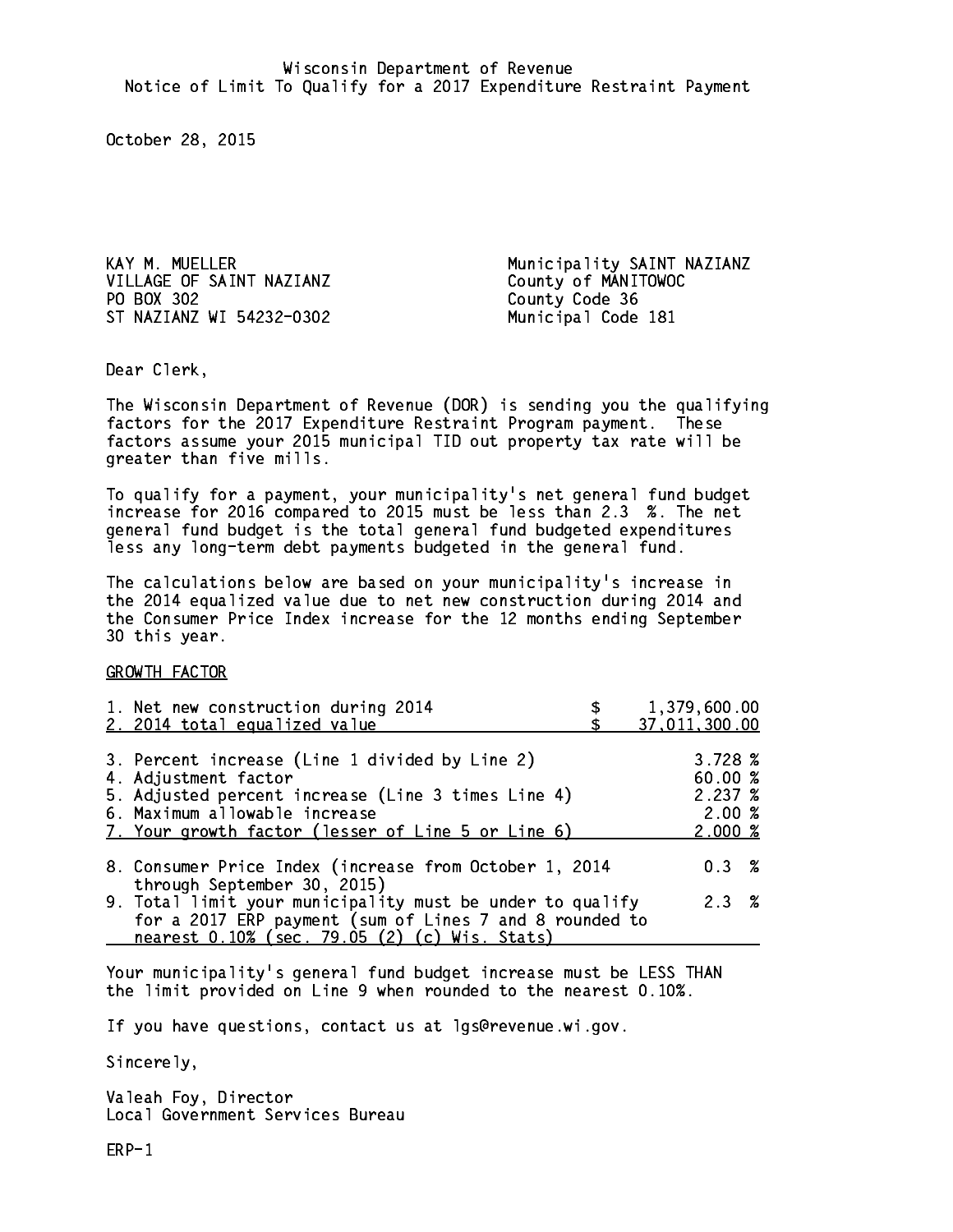Wisconsin Department of Revenue
Notice of Limit To Qualify for a 2017 Expenditure Restraint Payment

October 28, 2015

KAY M. MUELLER
VILLAGE OF SAINT NAZIANZ
PO BOX 302
ST NAZIANZ WI 54232-0302

Municipality SAINT NAZIANZ
County of MANITOWOC
County Code 36
Municipal Code 181

Dear Clerk,

The Wisconsin Department of Revenue (DOR) is sending you the qualifying factors for the 2017 Expenditure Restraint Program payment. These factors assume your 2015 municipal TID out property tax rate will be greater than five mills.

To qualify for a payment, your municipality's net general fund budget increase for 2016 compared to 2015 must be less than 2.3 %. The net general fund budget is the total general fund budgeted expenditures less any long-term debt payments budgeted in the general fund.

The calculations below are based on your municipality's increase in the 2014 equalized value due to net new construction during 2014 and the Consumer Price Index increase for the 12 months ending September 30 this year.

GROWTH FACTOR

| | | |
|---|---|---|
| 1. Net new construction during 2014 | $ | 1,379,600.00 |
| 2. 2014 total equalized value | $ | 37,011,300.00 |
| 3. Percent increase (Line 1 divided by Line 2) | | 3.728 % |
| 4. Adjustment factor | | 60.00 % |
| 5. Adjusted percent increase (Line 3 times Line 4) | | 2.237 % |
| 6. Maximum allowable increase | | 2.00 % |
| 7. Your growth factor (lesser of Line 5 or Line 6) | | 2.000 % |
| 8. Consumer Price Index (increase from October 1, 2014 through September 30, 2015) | | 0.3 % |
| 9. Total limit your municipality must be under to qualify for a 2017 ERP payment (sum of Lines 7 and 8 rounded to nearest 0.10% (sec. 79.05 (2) (c) Wis. Stats) | | 2.3 % |

Your municipality's general fund budget increase must be LESS THAN the limit provided on Line 9 when rounded to the nearest 0.10%.

If you have questions, contact us at lgs@revenue.wi.gov.

Sincerely,

Valeah Foy, Director
Local Government Services Bureau

ERP-1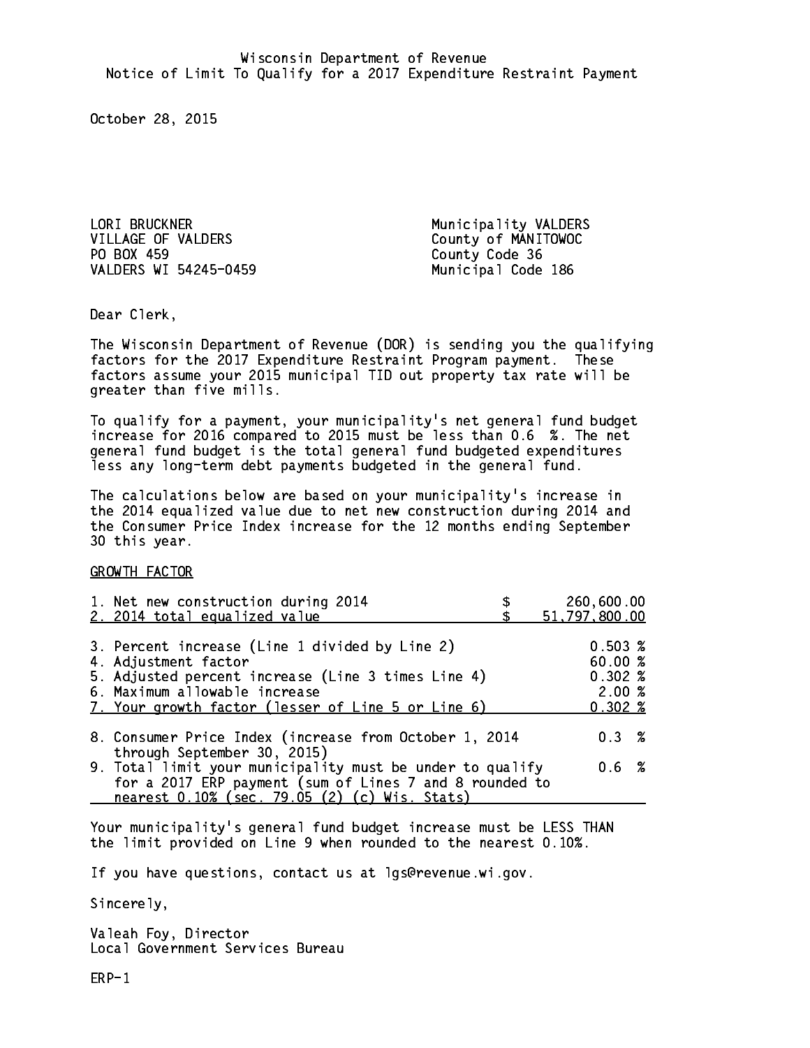Wisconsin Department of Revenue
Notice of Limit To Qualify for a 2017 Expenditure Restraint Payment

October 28, 2015

LORI BRUCKNER
VILLAGE OF VALDERS
PO BOX 459
VALDERS WI 54245-0459

Municipality VALDERS
County of MANITOWOC
County Code 36
Municipal Code 186

Dear Clerk,

The Wisconsin Department of Revenue (DOR) is sending you the qualifying factors for the 2017 Expenditure Restraint Program payment. These factors assume your 2015 municipal TID out property tax rate will be greater than five mills.

To qualify for a payment, your municipality's net general fund budget increase for 2016 compared to 2015 must be less than 0.6 %. The net general fund budget is the total general fund budgeted expenditures less any long-term debt payments budgeted in the general fund.

The calculations below are based on your municipality's increase in the 2014 equalized value due to net new construction during 2014 and the Consumer Price Index increase for the 12 months ending September 30 this year.

GROWTH FACTOR

| | |
|---|---|
| 1. Net new construction during 2014 | $ 260,600.00 |
| 2. 2014 total equalized value | $ 51,797,800.00 |
| 3. Percent increase (Line 1 divided by Line 2) | 0.503 % |
| 4. Adjustment factor | 60.00 % |
| 5. Adjusted percent increase (Line 3 times Line 4) | 0.302 % |
| 6. Maximum allowable increase | 2.00 % |
| 7. Your growth factor (lesser of Line 5 or Line 6) | 0.302 % |
| 8. Consumer Price Index (increase from October 1, 2014 through September 30, 2015) | 0.3 % |
| 9. Total limit your municipality must be under to qualify for a 2017 ERP payment (sum of Lines 7 and 8 rounded to nearest 0.10% (sec. 79.05 (2) (c) Wis. Stats) | 0.6 % |

Your municipality's general fund budget increase must be LESS THAN the limit provided on Line 9 when rounded to the nearest 0.10%.

If you have questions, contact us at lgs@revenue.wi.gov.

Sincerely,

Valeah Foy, Director
Local Government Services Bureau

ERP-1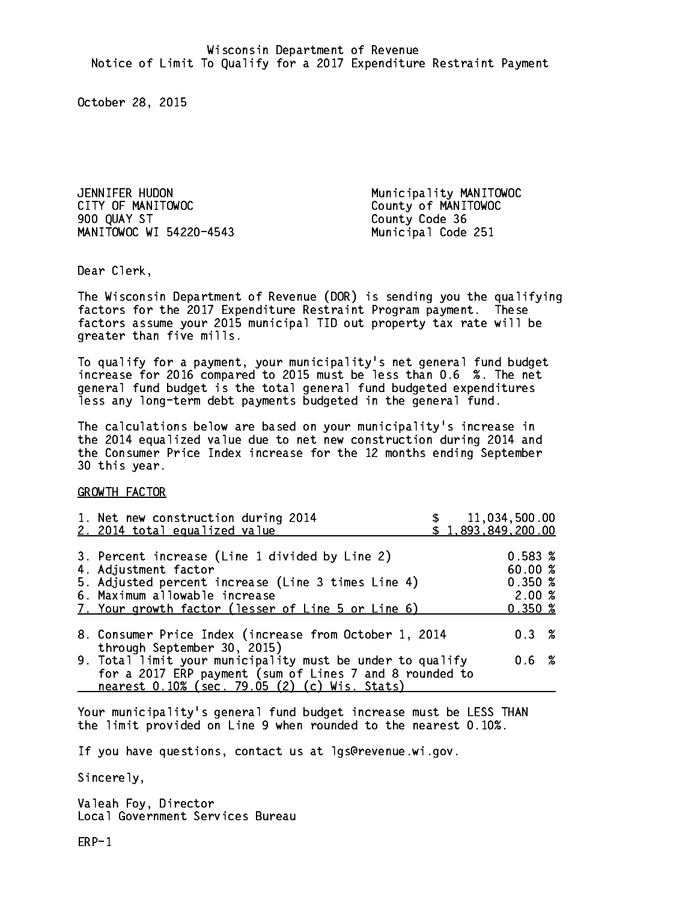Wisconsin Department of Revenue
Notice of Limit To Qualify for a 2017 Expenditure Restraint Payment

October 28, 2015

JENNIFER HUDON
CITY OF MANITOWOC
900 QUAY ST
MANITOWOC WI 54220-4543

Municipality MANITOWOC
County of MANITOWOC
County Code 36
Municipal Code 251

Dear Clerk,

The Wisconsin Department of Revenue (DOR) is sending you the qualifying factors for the 2017 Expenditure Restraint Program payment. These factors assume your 2015 municipal TID out property tax rate will be greater than five mills.

To qualify for a payment, your municipality's net general fund budget increase for 2016 compared to 2015 must be less than 0.6 %. The net general fund budget is the total general fund budgeted expenditures less any long-term debt payments budgeted in the general fund.

The calculations below are based on your municipality's increase in the 2014 equalized value due to net new construction during 2014 and the Consumer Price Index increase for the 12 months ending September 30 this year.

GROWTH FACTOR

| | |
|---|---|
| 1. Net new construction during 2014 | $ 11,034,500.00 |
| 2. 2014 total equalized value | $ 1,893,849,200.00 |
| 3. Percent increase (Line 1 divided by Line 2) | 0.583 % |
| 4. Adjustment factor | 60.00 % |
| 5. Adjusted percent increase (Line 3 times Line 4) | 0.350 % |
| 6. Maximum allowable increase | 2.00 % |
| 7. Your growth factor (lesser of Line 5 or Line 6) | 0.350 % |
| 8. Consumer Price Index (increase from October 1, 2014 through September 30, 2015) | 0.3 % |
| 9. Total limit your municipality must be under to qualify for a 2017 ERP payment (sum of Lines 7 and 8 rounded to nearest 0.10% (sec. 79.05 (2) (c) Wis. Stats) | 0.6 % |

Your municipality's general fund budget increase must be LESS THAN the limit provided on Line 9 when rounded to the nearest 0.10%.

If you have questions, contact us at lgs@revenue.wi.gov.

Sincerely,

Valeah Foy, Director
Local Government Services Bureau

ERP-1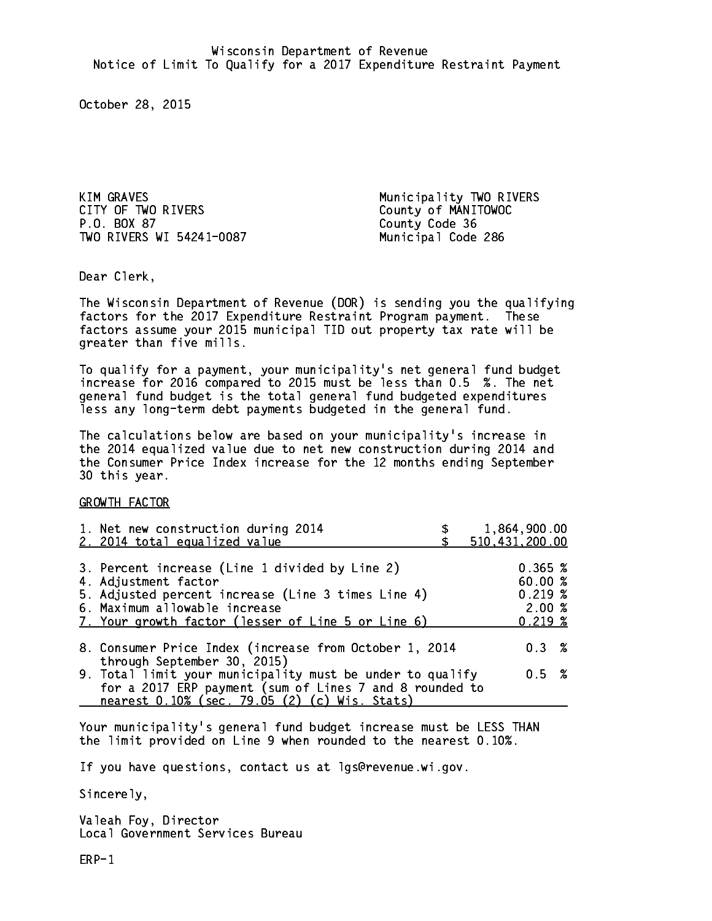Wisconsin Department of Revenue
Notice of Limit To Qualify for a 2017 Expenditure Restraint Payment

October 28, 2015

KIM GRAVES
CITY OF TWO RIVERS
P.O. BOX 87
TWO RIVERS WI 54241-0087

Municipality TWO RIVERS
County of MANITOWOC
County Code 36
Municipal Code 286

Dear Clerk,

The Wisconsin Department of Revenue (DOR) is sending you the qualifying factors for the 2017 Expenditure Restraint Program payment. These factors assume your 2015 municipal TID out property tax rate will be greater than five mills.

To qualify for a payment, your municipality's net general fund budget increase for 2016 compared to 2015 must be less than 0.5 %. The net general fund budget is the total general fund budgeted expenditures less any long-term debt payments budgeted in the general fund.

The calculations below are based on your municipality's increase in the 2014 equalized value due to net new construction during 2014 and the Consumer Price Index increase for the 12 months ending September 30 this year.

GROWTH FACTOR

| | |
|---|---|
| 1. Net new construction during 2014 | $ 1,864,900.00 |
| 2. 2014 total equalized value | $ 510,431,200.00 |
| 3. Percent increase (Line 1 divided by Line 2) | 0.365 % |
| 4. Adjustment factor | 60.00 % |
| 5. Adjusted percent increase (Line 3 times Line 4) | 0.219 % |
| 6. Maximum allowable increase | 2.00 % |
| 7. Your growth factor (lesser of Line 5 or Line 6) | 0.219 % |
| 8. Consumer Price Index (increase from October 1, 2014 through September 30, 2015) | 0.3 % |
| 9. Total limit your municipality must be under to qualify for a 2017 ERP payment (sum of Lines 7 and 8 rounded to nearest 0.10% (sec. 79.05 (2) (c) Wis. Stats) | 0.5 % |

Your municipality's general fund budget increase must be LESS THAN the limit provided on Line 9 when rounded to the nearest 0.10%.

If you have questions, contact us at lgs@revenue.wi.gov.

Sincerely,

Valeah Foy, Director
Local Government Services Bureau

ERP-1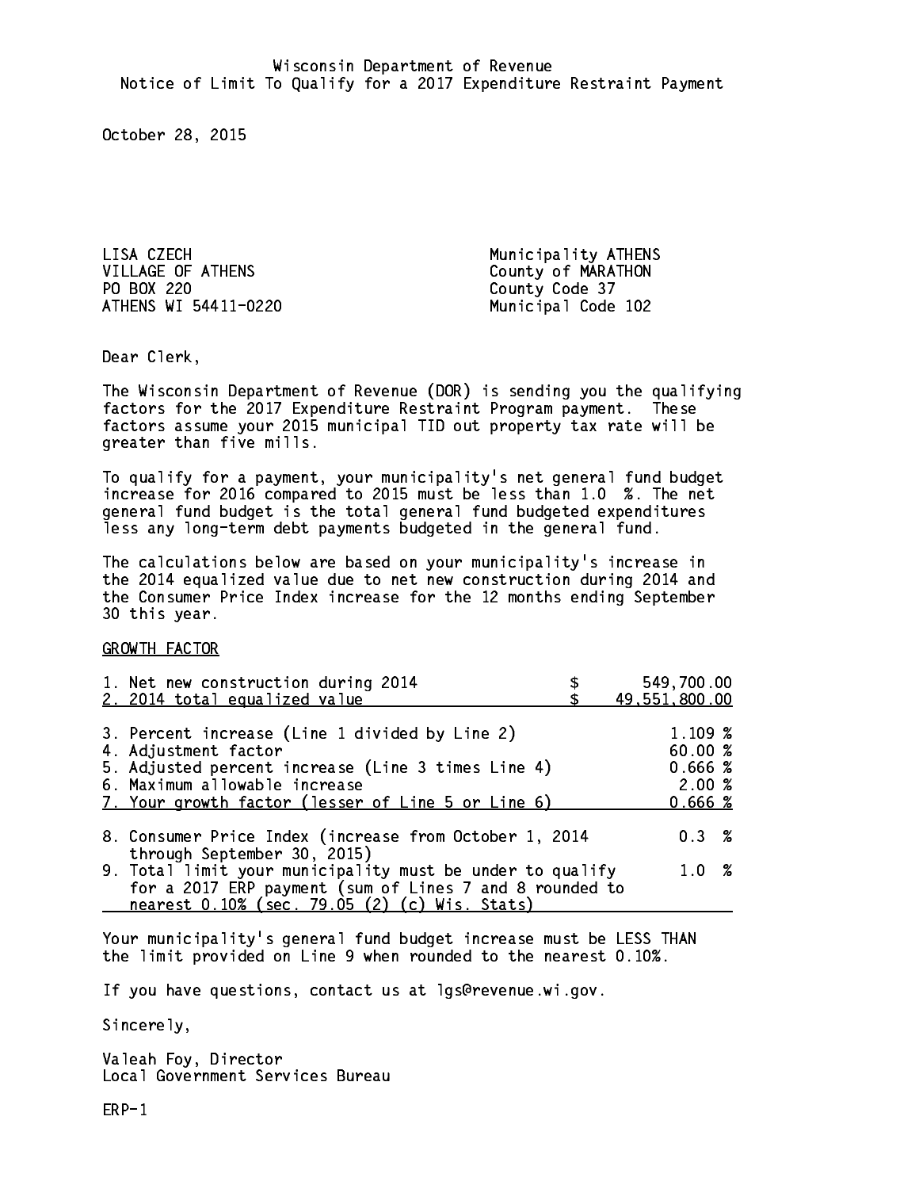Wisconsin Department of Revenue
Notice of Limit To Qualify for a 2017 Expenditure Restraint Payment

October 28, 2015

LISA CZECH
VILLAGE OF ATHENS
PO BOX 220
ATHENS WI 54411-0220

Municipality ATHENS
County of MARATHON
County Code 37
Municipal Code 102

Dear Clerk,

The Wisconsin Department of Revenue (DOR) is sending you the qualifying factors for the 2017 Expenditure Restraint Program payment. These factors assume your 2015 municipal TID out property tax rate will be greater than five mills.

To qualify for a payment, your municipality's net general fund budget increase for 2016 compared to 2015 must be less than 1.0 %. The net general fund budget is the total general fund budgeted expenditures less any long-term debt payments budgeted in the general fund.

The calculations below are based on your municipality's increase in the 2014 equalized value due to net new construction during 2014 and the Consumer Price Index increase for the 12 months ending September 30 this year.

GROWTH FACTOR

| | |
|---|---|
| 1. Net new construction during 2014 | $ 549,700.00 |
| 2. 2014 total equalized value | $ 49,551,800.00 |
| 3. Percent increase (Line 1 divided by Line 2) | 1.109 % |
| 4. Adjustment factor | 60.00 % |
| 5. Adjusted percent increase (Line 3 times Line 4) | 0.666 % |
| 6. Maximum allowable increase | 2.00 % |
| 7. Your growth factor (lesser of Line 5 or Line 6) | 0.666 % |
| 8. Consumer Price Index (increase from October 1, 2014 through September 30, 2015) | 0.3 % |
| 9. Total limit your municipality must be under to qualify for a 2017 ERP payment (sum of Lines 7 and 8 rounded to nearest 0.10% (sec. 79.05 (2) (c) Wis. Stats) | 1.0 % |

Your municipality's general fund budget increase must be LESS THAN the limit provided on Line 9 when rounded to the nearest 0.10%.

If you have questions, contact us at lgs@revenue.wi.gov.

Sincerely,

Valeah Foy, Director
Local Government Services Bureau

ERP-1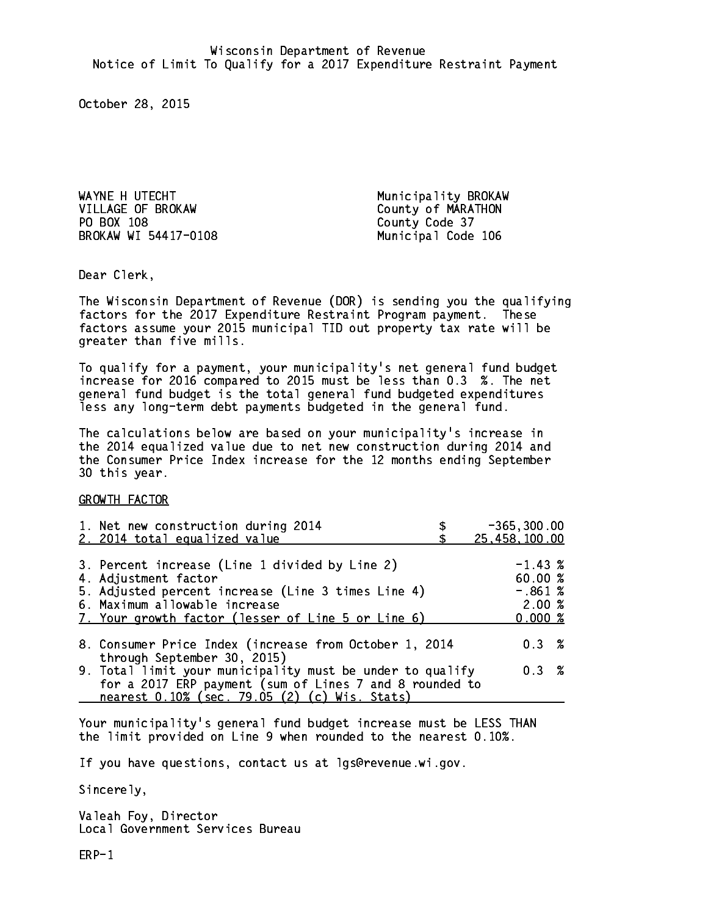Wisconsin Department of Revenue
Notice of Limit To Qualify for a 2017 Expenditure Restraint Payment

October 28, 2015

WAYNE H UTECHT
VILLAGE OF BROKAW
PO BOX 108
BROKAW WI 54417-0108

Municipality BROKAW
County of MARATHON
County Code 37
Municipal Code 106

Dear Clerk,

The Wisconsin Department of Revenue (DOR) is sending you the qualifying factors for the 2017 Expenditure Restraint Program payment. These factors assume your 2015 municipal TID out property tax rate will be greater than five mills.

To qualify for a payment, your municipality's net general fund budget increase for 2016 compared to 2015 must be less than 0.3 %. The net general fund budget is the total general fund budgeted expenditures less any long-term debt payments budgeted in the general fund.

The calculations below are based on your municipality's increase in the 2014 equalized value due to net new construction during 2014 and the Consumer Price Index increase for the 12 months ending September 30 this year.

GROWTH FACTOR

| | | |
|---|---|---|
| 1. Net new construction during 2014 | $ | -365,300.00 |
| 2. 2014 total equalized value | $ | 25,458,100.00 |
| 3. Percent increase (Line 1 divided by Line 2) | | -1.43 % |
| 4. Adjustment factor | | 60.00 % |
| 5. Adjusted percent increase (Line 3 times Line 4) | | -.861 % |
| 6. Maximum allowable increase | | 2.00 % |
| 7. Your growth factor (lesser of Line 5 or Line 6) | | 0.000 % |
| 8. Consumer Price Index (increase from October 1, 2014 through September 30, 2015) | | 0.3 % |
| 9. Total limit your municipality must be under to qualify for a 2017 ERP payment (sum of Lines 7 and 8 rounded to nearest 0.10% (sec. 79.05 (2) (c) Wis. Stats) | | 0.3 % |

Your municipality's general fund budget increase must be LESS THAN the limit provided on Line 9 when rounded to the nearest 0.10%.

If you have questions, contact us at lgs@revenue.wi.gov.

Sincerely,

Valeah Foy, Director
Local Government Services Bureau

ERP-1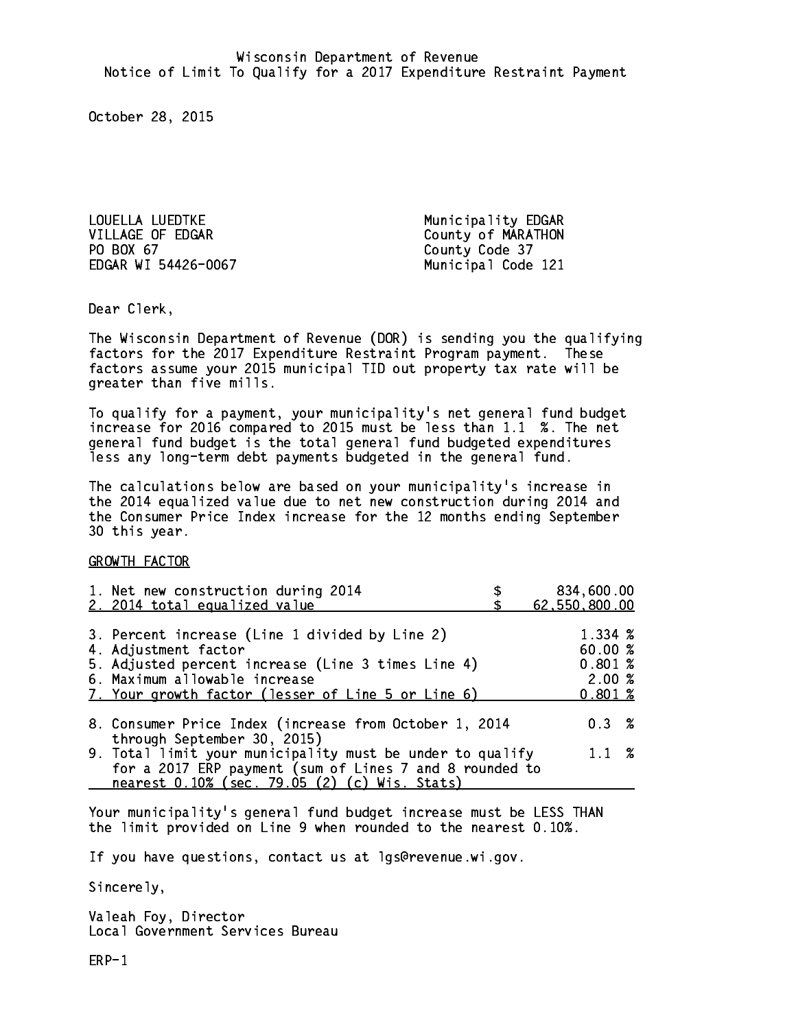Wisconsin Department of Revenue
Notice of Limit To Qualify for a 2017 Expenditure Restraint Payment

October 28, 2015

LOUELLA LUEDTKE
VILLAGE OF EDGAR
PO BOX 67
EDGAR WI 54426-0067

Municipality EDGAR
County of MARATHON
County Code 37
Municipal Code 121

Dear Clerk,

The Wisconsin Department of Revenue (DOR) is sending you the qualifying factors for the 2017 Expenditure Restraint Program payment. These factors assume your 2015 municipal TID out property tax rate will be greater than five mills.

To qualify for a payment, your municipality's net general fund budget increase for 2016 compared to 2015 must be less than 1.1 %. The net general fund budget is the total general fund budgeted expenditures less any long-term debt payments budgeted in the general fund.

The calculations below are based on your municipality's increase in the 2014 equalized value due to net new construction during 2014 and the Consumer Price Index increase for the 12 months ending September 30 this year.

GROWTH FACTOR

| | |
|---|---|
| 1. Net new construction during 2014 | $ 834,600.00 |
| 2. 2014 total equalized value | $ 62,550,800.00 |
| 3. Percent increase (Line 1 divided by Line 2) | 1.334 % |
| 4. Adjustment factor | 60.00 % |
| 5. Adjusted percent increase (Line 3 times Line 4) | 0.801 % |
| 6. Maximum allowable increase | 2.00 % |
| 7. Your growth factor (lesser of Line 5 or Line 6) | 0.801 % |
| 8. Consumer Price Index (increase from October 1, 2014 through September 30, 2015) | 0.3 % |
| 9. Total limit your municipality must be under to qualify for a 2017 ERP payment (sum of Lines 7 and 8 rounded to nearest 0.10% (sec. 79.05 (2) (c) Wis. Stats) | 1.1 % |

Your municipality's general fund budget increase must be LESS THAN the limit provided on Line 9 when rounded to the nearest 0.10%.

If you have questions, contact us at lgs@revenue.wi.gov.

Sincerely,

Valeah Foy, Director
Local Government Services Bureau

ERP-1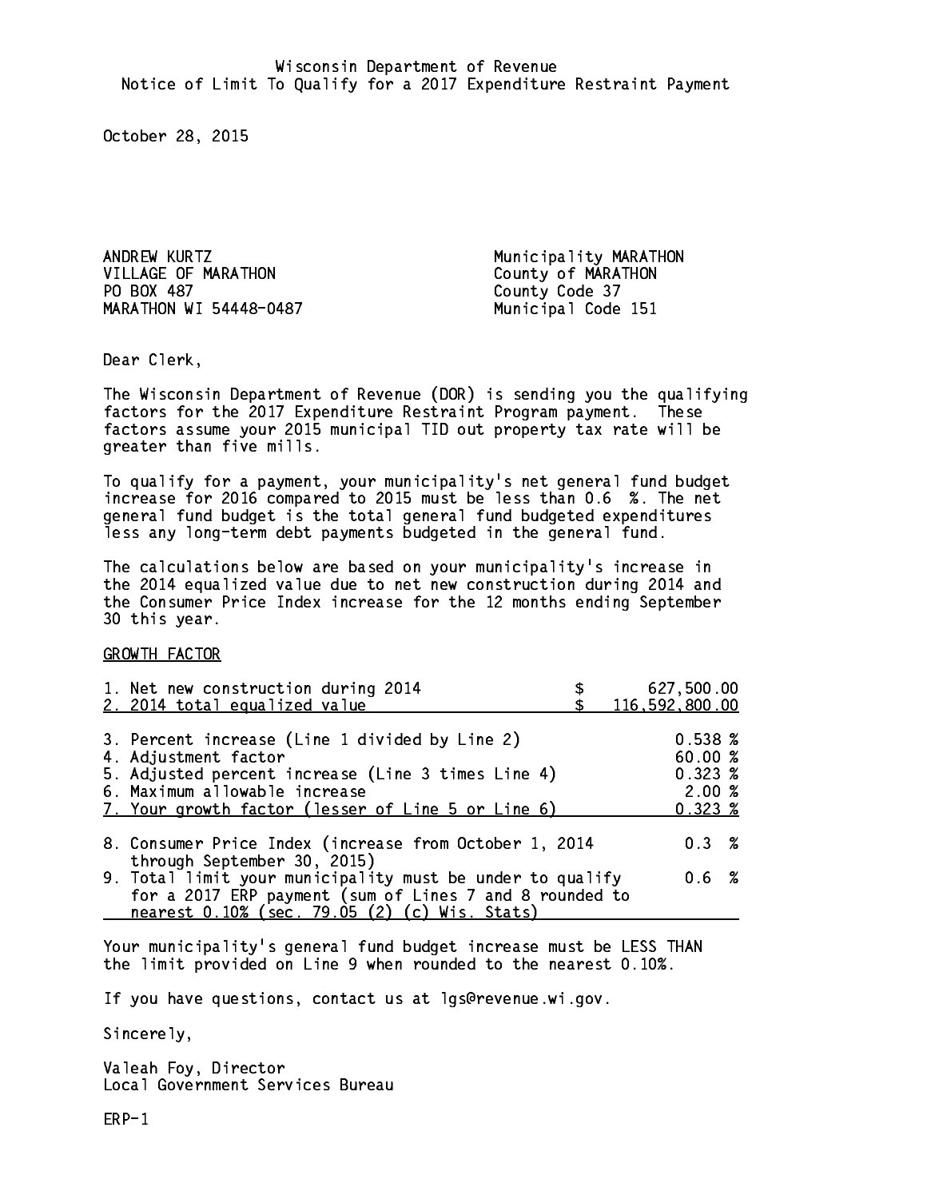Wisconsin Department of Revenue
Notice of Limit To Qualify for a 2017 Expenditure Restraint Payment

October 28, 2015

ANDREW KURTZ
VILLAGE OF MARATHON
PO BOX 487
MARATHON WI 54448-0487

Municipality MARATHON
County of MARATHON
County Code 37
Municipal Code 151

Dear Clerk,

The Wisconsin Department of Revenue (DOR) is sending you the qualifying factors for the 2017 Expenditure Restraint Program payment. These factors assume your 2015 municipal TID out property tax rate will be greater than five mills.

To qualify for a payment, your municipality's net general fund budget increase for 2016 compared to 2015 must be less than 0.6 %. The net general fund budget is the total general fund budgeted expenditures less any long-term debt payments budgeted in the general fund.

The calculations below are based on your municipality's increase in the 2014 equalized value due to net new construction during 2014 and the Consumer Price Index increase for the 12 months ending September 30 this year.

GROWTH FACTOR

| | |
|---|---|
| 1. Net new construction during 2014 | $ 627,500.00 |
| 2. 2014 total equalized value | $ 116,592,800.00 |
| 3. Percent increase (Line 1 divided by Line 2) | 0.538 % |
| 4. Adjustment factor | 60.00 % |
| 5. Adjusted percent increase (Line 3 times Line 4) | 0.323 % |
| 6. Maximum allowable increase | 2.00 % |
| 7. Your growth factor (lesser of Line 5 or Line 6) | 0.323 % |
| 8. Consumer Price Index (increase from October 1, 2014 through September 30, 2015) | 0.3 % |
| 9. Total limit your municipality must be under to qualify for a 2017 ERP payment (sum of Lines 7 and 8 rounded to nearest 0.10% (sec. 79.05 (2) (c) Wis. Stats) | 0.6 % |

Your municipality's general fund budget increase must be LESS THAN the limit provided on Line 9 when rounded to the nearest 0.10%.

If you have questions, contact us at lgs@revenue.wi.gov.

Sincerely,

Valeah Foy, Director
Local Government Services Bureau

ERP-1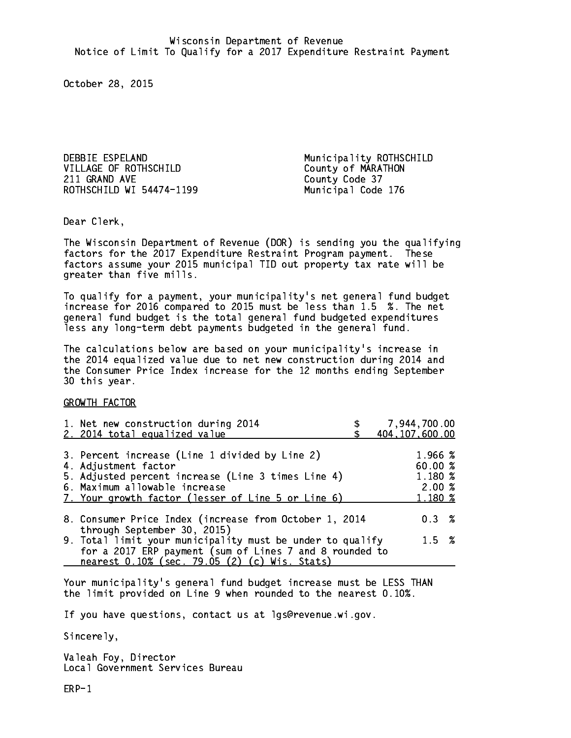Wisconsin Department of Revenue
Notice of Limit To Qualify for a 2017 Expenditure Restraint Payment

October 28, 2015

DEBBIE ESPELAND
VILLAGE OF ROTHSCHILD
211 GRAND AVE
ROTHSCHILD WI 54474-1199

Municipality ROTHSCHILD
County of MARATHON
County Code 37
Municipal Code 176

Dear Clerk,

The Wisconsin Department of Revenue (DOR) is sending you the qualifying factors for the 2017 Expenditure Restraint Program payment. These factors assume your 2015 municipal TID out property tax rate will be greater than five mills.

To qualify for a payment, your municipality's net general fund budget increase for 2016 compared to 2015 must be less than 1.5 %. The net general fund budget is the total general fund budgeted expenditures less any long-term debt payments budgeted in the general fund.

The calculations below are based on your municipality's increase in the 2014 equalized value due to net new construction during 2014 and the Consumer Price Index increase for the 12 months ending September 30 this year.

GROWTH FACTOR

| | |
|---|---|
| 1. Net new construction during 2014 | $ 7,944,700.00 |
| 2. 2014 total equalized value | $ 404,107,600.00 |
| 3. Percent increase (Line 1 divided by Line 2) | 1.966 % |
| 4. Adjustment factor | 60.00 % |
| 5. Adjusted percent increase (Line 3 times Line 4) | 1.180 % |
| 6. Maximum allowable increase | 2.00 % |
| 7. Your growth factor (lesser of Line 5 or Line 6) | 1.180 % |
| 8. Consumer Price Index (increase from October 1, 2014 through September 30, 2015) | 0.3 % |
| 9. Total limit your municipality must be under to qualify for a 2017 ERP payment (sum of Lines 7 and 8 rounded to nearest 0.10% (sec. 79.05 (2) (c) Wis. Stats) | 1.5 % |

Your municipality's general fund budget increase must be LESS THAN the limit provided on Line 9 when rounded to the nearest 0.10%.

If you have questions, contact us at lgs@revenue.wi.gov.

Sincerely,

Valeah Foy, Director
Local Government Services Bureau

ERP-1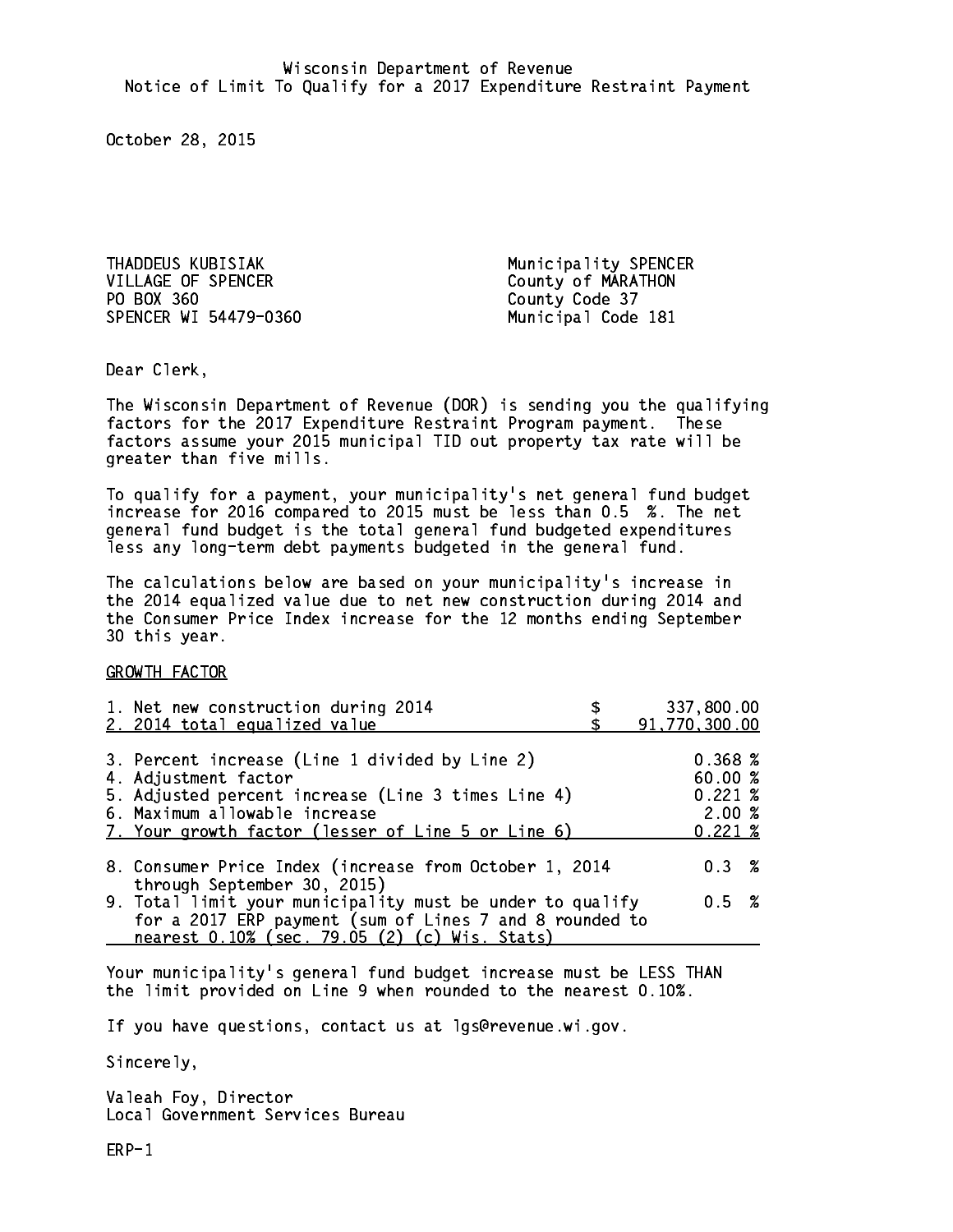Wisconsin Department of Revenue
Notice of Limit To Qualify for a 2017 Expenditure Restraint Payment

October 28, 2015

THADDEUS KUBISIAK
VILLAGE OF SPENCER
PO BOX 360
SPENCER WI 54479-0360

Municipality SPENCER
County of MARATHON
County Code 37
Municipal Code 181

Dear Clerk,

The Wisconsin Department of Revenue (DOR) is sending you the qualifying factors for the 2017 Expenditure Restraint Program payment. These factors assume your 2015 municipal TID out property tax rate will be greater than five mills.

To qualify for a payment, your municipality's net general fund budget increase for 2016 compared to 2015 must be less than 0.5 %. The net general fund budget is the total general fund budgeted expenditures less any long-term debt payments budgeted in the general fund.

The calculations below are based on your municipality's increase in the 2014 equalized value due to net new construction during 2014 and the Consumer Price Index increase for the 12 months ending September 30 this year.

GROWTH FACTOR

| | |
|---|---|
| 1. Net new construction during 2014 | $ 337,800.00 |
| 2. 2014 total equalized value | $ 91,770,300.00 |
| 3. Percent increase (Line 1 divided by Line 2) | 0.368 % |
| 4. Adjustment factor | 60.00 % |
| 5. Adjusted percent increase (Line 3 times Line 4) | 0.221 % |
| 6. Maximum allowable increase | 2.00 % |
| 7. Your growth factor (lesser of Line 5 or Line 6) | 0.221 % |
| 8. Consumer Price Index (increase from October 1, 2014 through September 30, 2015) | 0.3 % |
| 9. Total limit your municipality must be under to qualify for a 2017 ERP payment (sum of Lines 7 and 8 rounded to nearest 0.10% (sec. 79.05 (2) (c) Wis. Stats) | 0.5 % |

Your municipality's general fund budget increase must be LESS THAN the limit provided on Line 9 when rounded to the nearest 0.10%.

If you have questions, contact us at lgs@revenue.wi.gov.

Sincerely,

Valeah Foy, Director
Local Government Services Bureau

ERP-1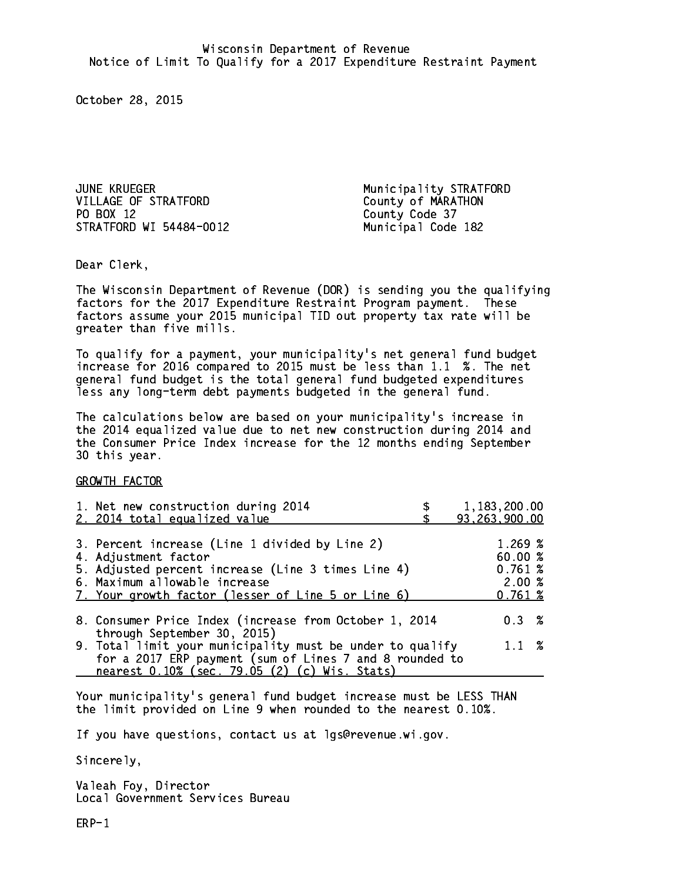Wisconsin Department of Revenue
Notice of Limit To Qualify for a 2017 Expenditure Restraint Payment

October 28, 2015

JUNE KRUEGER
VILLAGE OF STRATFORD
PO BOX 12
STRATFORD WI 54484-0012

Municipality STRATFORD
County of MARATHON
County Code 37
Municipal Code 182

Dear Clerk,

The Wisconsin Department of Revenue (DOR) is sending you the qualifying factors for the 2017 Expenditure Restraint Program payment. These factors assume your 2015 municipal TID out property tax rate will be greater than five mills.

To qualify for a payment, your municipality's net general fund budget increase for 2016 compared to 2015 must be less than 1.1 %. The net general fund budget is the total general fund budgeted expenditures less any long-term debt payments budgeted in the general fund.

The calculations below are based on your municipality's increase in the 2014 equalized value due to net new construction during 2014 and the Consumer Price Index increase for the 12 months ending September 30 this year.

GROWTH FACTOR

| | |
|---|---|
| 1. Net new construction during 2014 | $ 1,183,200.00 |
| 2. 2014 total equalized value | $ 93,263,900.00 |
| 3. Percent increase (Line 1 divided by Line 2) | 1.269 % |
| 4. Adjustment factor | 60.00 % |
| 5. Adjusted percent increase (Line 3 times Line 4) | 0.761 % |
| 6. Maximum allowable increase | 2.00 % |
| 7. Your growth factor (lesser of Line 5 or Line 6) | 0.761 % |
| 8. Consumer Price Index (increase from October 1, 2014 through September 30, 2015) | 0.3 % |
| 9. Total limit your municipality must be under to qualify for a 2017 ERP payment (sum of Lines 7 and 8 rounded to nearest 0.10% (sec. 79.05 (2) (c) Wis. Stats) | 1.1 % |

Your municipality's general fund budget increase must be LESS THAN the limit provided on Line 9 when rounded to the nearest 0.10%.

If you have questions, contact us at lgs@revenue.wi.gov.

Sincerely,

Valeah Foy, Director
Local Government Services Bureau

ERP-1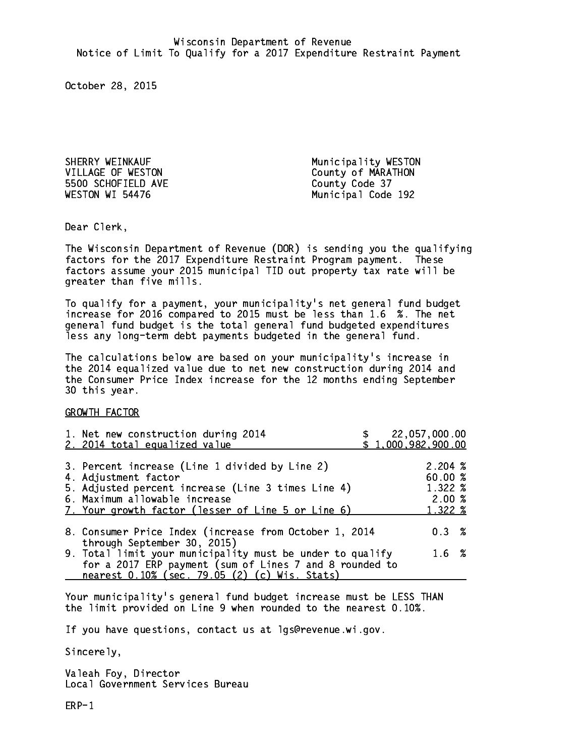Wisconsin Department of Revenue
Notice of Limit To Qualify for a 2017 Expenditure Restraint Payment

October 28, 2015

SHERRY WEINKAUF
VILLAGE OF WESTON
5500 SCHOFIELD AVE
WESTON WI 54476

Municipality WESTON
County of MARATHON
County Code 37
Municipal Code 192

Dear Clerk,

The Wisconsin Department of Revenue (DOR) is sending you the qualifying factors for the 2017 Expenditure Restraint Program payment. These factors assume your 2015 municipal TID out property tax rate will be greater than five mills.

To qualify for a payment, your municipality's net general fund budget increase for 2016 compared to 2015 must be less than 1.6 %. The net general fund budget is the total general fund budgeted expenditures less any long-term debt payments budgeted in the general fund.

The calculations below are based on your municipality's increase in the 2014 equalized value due to net new construction during 2014 and the Consumer Price Index increase for the 12 months ending September 30 this year.

GROWTH FACTOR

| | |
|---|---|
| 1. Net new construction during 2014 | $ 22,057,000.00 |
| 2. 2014 total equalized value | $ 1,000,982,900.00 |
| 3. Percent increase (Line 1 divided by Line 2) | 2.204 % |
| 4. Adjustment factor | 60.00 % |
| 5. Adjusted percent increase (Line 3 times Line 4) | 1.322 % |
| 6. Maximum allowable increase | 2.00 % |
| 7. Your growth factor (lesser of Line 5 or Line 6) | 1.322 % |
| 8. Consumer Price Index (increase from October 1, 2014 through September 30, 2015) | 0.3 % |
| 9. Total limit your municipality must be under to qualify for a 2017 ERP payment (sum of Lines 7 and 8 rounded to nearest 0.10% (sec. 79.05 (2) (c) Wis. Stats) | 1.6 % |

Your municipality's general fund budget increase must be LESS THAN the limit provided on Line 9 when rounded to the nearest 0.10%.

If you have questions, contact us at lgs@revenue.wi.gov.

Sincerely,

Valeah Foy, Director
Local Government Services Bureau

ERP-1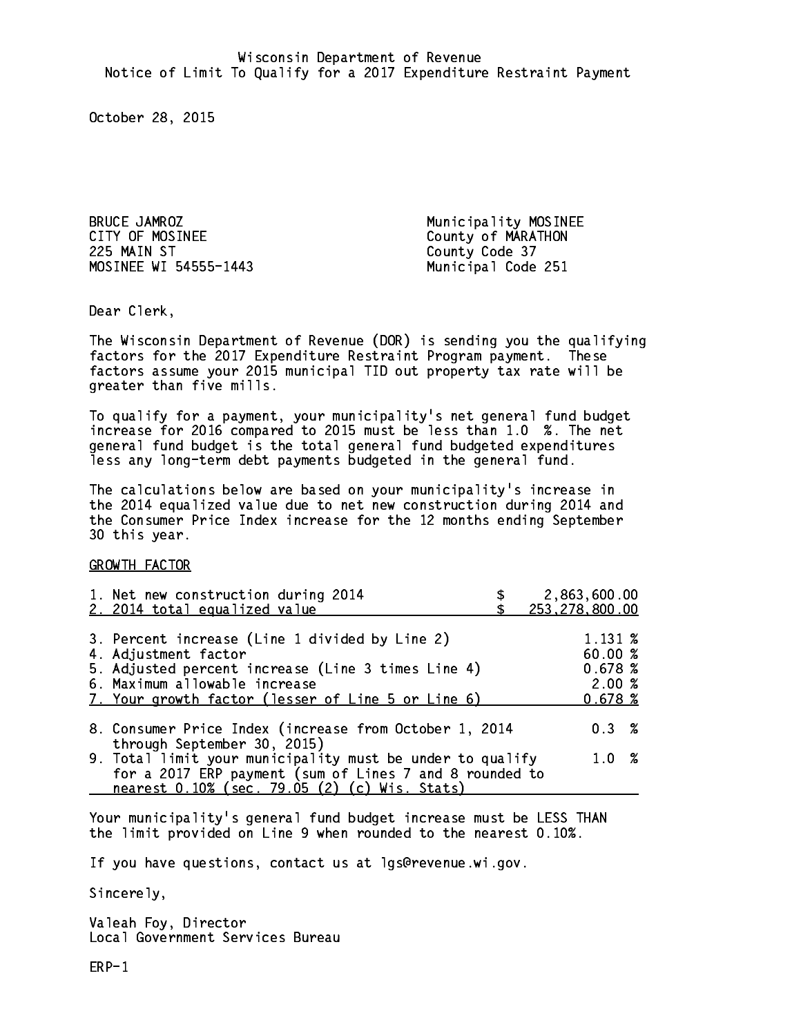Wisconsin Department of Revenue
Notice of Limit To Qualify for a 2017 Expenditure Restraint Payment

October 28, 2015

BRUCE JAMROZ
CITY OF MOSINEE
225 MAIN ST
MOSINEE WI 54555-1443

Municipality MOSINEE
County of MARATHON
County Code 37
Municipal Code 251

Dear Clerk,

The Wisconsin Department of Revenue (DOR) is sending you the qualifying factors for the 2017 Expenditure Restraint Program payment. These factors assume your 2015 municipal TID out property tax rate will be greater than five mills.

To qualify for a payment, your municipality's net general fund budget increase for 2016 compared to 2015 must be less than 1.0 %. The net general fund budget is the total general fund budgeted expenditures less any long-term debt payments budgeted in the general fund.

The calculations below are based on your municipality's increase in the 2014 equalized value due to net new construction during 2014 and the Consumer Price Index increase for the 12 months ending September 30 this year.

GROWTH FACTOR

| | |
|---|---|
| 1. Net new construction during 2014 | $ 2,863,600.00 |
| 2. 2014 total equalized value | $ 253,278,800.00 |
| 3. Percent increase (Line 1 divided by Line 2) | 1.131 % |
| 4. Adjustment factor | 60.00 % |
| 5. Adjusted percent increase (Line 3 times Line 4) | 0.678 % |
| 6. Maximum allowable increase | 2.00 % |
| 7. Your growth factor (lesser of Line 5 or Line 6) | 0.678 % |
| 8. Consumer Price Index (increase from October 1, 2014 through September 30, 2015) | 0.3 % |
| 9. Total limit your municipality must be under to qualify for a 2017 ERP payment (sum of Lines 7 and 8 rounded to nearest 0.10% (sec. 79.05 (2) (c) Wis. Stats) | 1.0 % |

Your municipality's general fund budget increase must be LESS THAN the limit provided on Line 9 when rounded to the nearest 0.10%.

If you have questions, contact us at lgs@revenue.wi.gov.

Sincerely,

Valeah Foy, Director
Local Government Services Bureau

ERP-1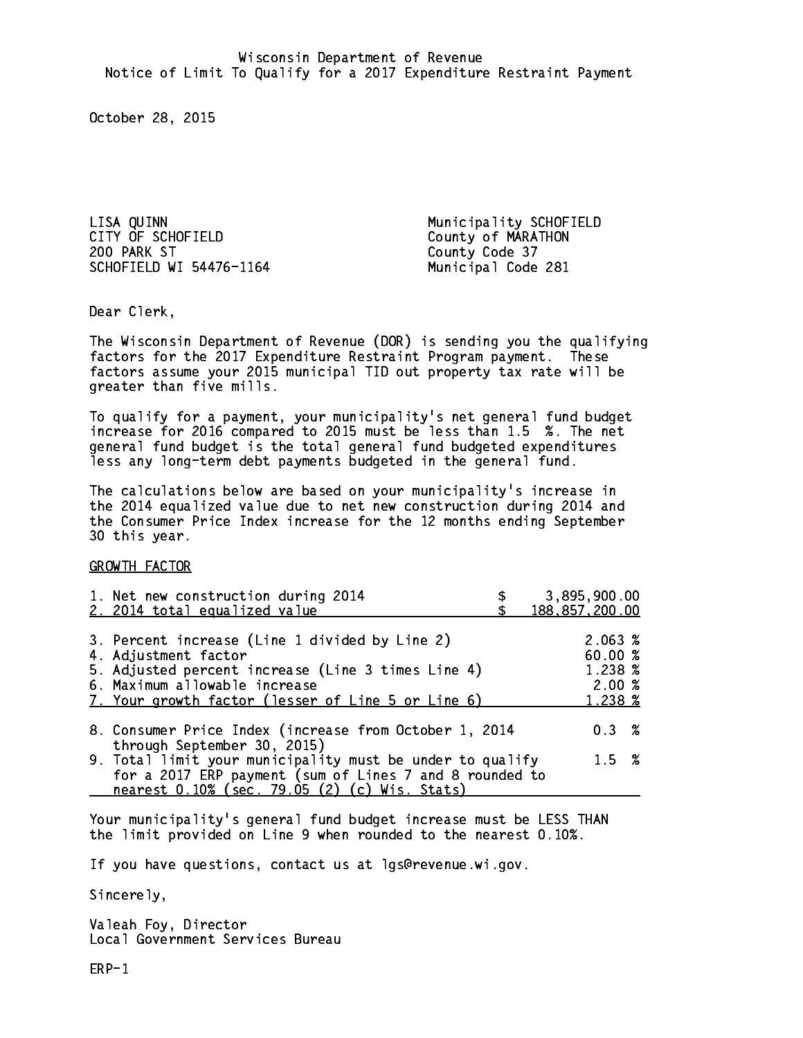Wisconsin Department of Revenue
Notice of Limit To Qualify for a 2017 Expenditure Restraint Payment

October 28, 2015

LISA QUINN
CITY OF SCHOFIELD
200 PARK ST
SCHOFIELD WI 54476-1164

Municipality SCHOFIELD
County of MARATHON
County Code 37
Municipal Code 281

Dear Clerk,

The Wisconsin Department of Revenue (DOR) is sending you the qualifying factors for the 2017 Expenditure Restraint Program payment. These factors assume your 2015 municipal TID out property tax rate will be greater than five mills.

To qualify for a payment, your municipality's net general fund budget increase for 2016 compared to 2015 must be less than 1.5 %. The net general fund budget is the total general fund budgeted expenditures less any long-term debt payments budgeted in the general fund.

The calculations below are based on your municipality's increase in the 2014 equalized value due to net new construction during 2014 and the Consumer Price Index increase for the 12 months ending September 30 this year.

GROWTH FACTOR

| | |
|---|---|
| 1. Net new construction during 2014 | $ 3,895,900.00 |
| 2. 2014 total equalized value | $ 188,857,200.00 |
| 3. Percent increase (Line 1 divided by Line 2) | 2.063 % |
| 4. Adjustment factor | 60.00 % |
| 5. Adjusted percent increase (Line 3 times Line 4) | 1.238 % |
| 6. Maximum allowable increase | 2.00 % |
| 7. Your growth factor (lesser of Line 5 or Line 6) | 1.238 % |
| 8. Consumer Price Index (increase from October 1, 2014 through September 30, 2015) | 0.3 % |
| 9. Total limit your municipality must be under to qualify for a 2017 ERP payment (sum of Lines 7 and 8 rounded to nearest 0.10% (sec. 79.05 (2) (c) Wis. Stats) | 1.5 % |

Your municipality's general fund budget increase must be LESS THAN the limit provided on Line 9 when rounded to the nearest 0.10%.

If you have questions, contact us at lgs@revenue.wi.gov.

Sincerely,

Valeah Foy, Director
Local Government Services Bureau

ERP-1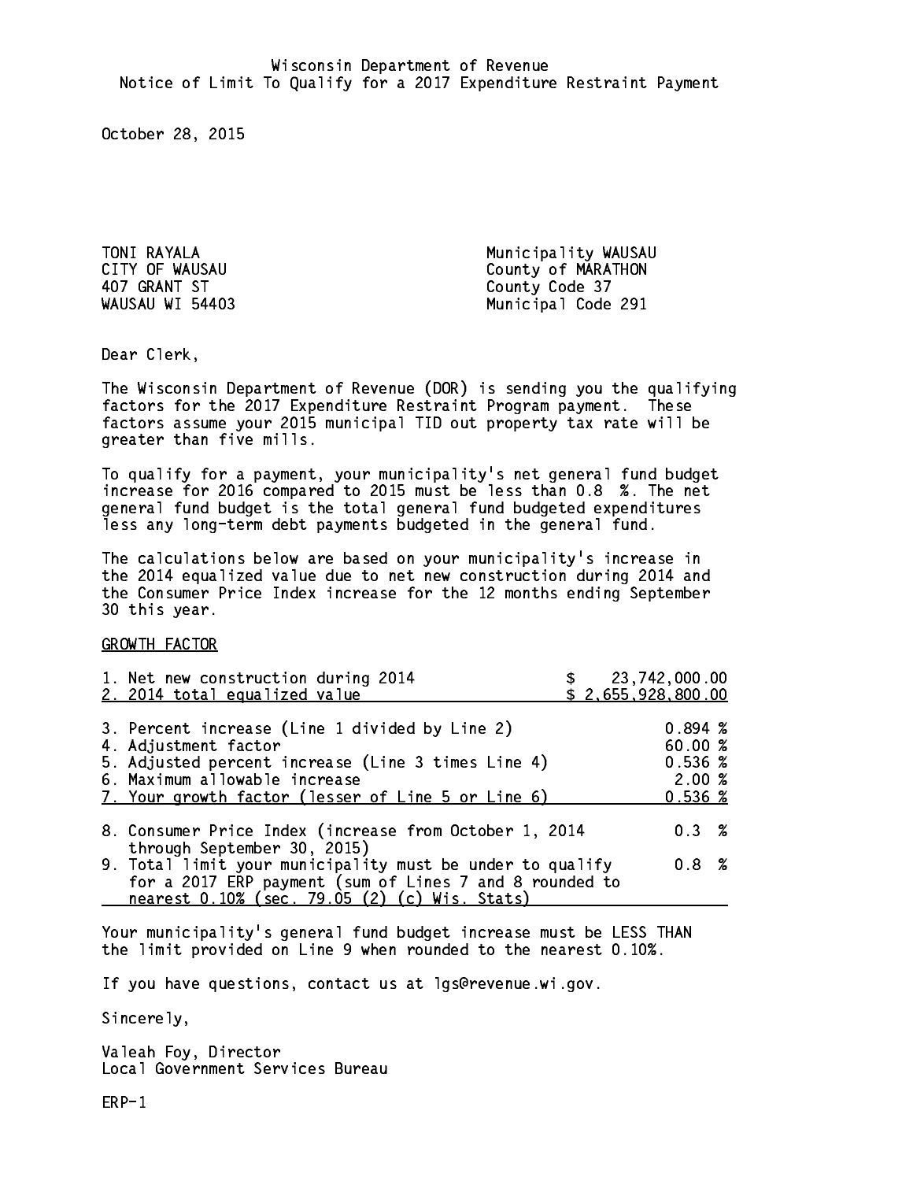Wisconsin Department of Revenue
Notice of Limit To Qualify for a 2017 Expenditure Restraint Payment

October 28, 2015

TONI RAYALA
CITY OF WAUSAU
407 GRANT ST
WAUSAU WI 54403

Municipality WAUSAU
County of MARATHON
County Code 37
Municipal Code 291

Dear Clerk,

The Wisconsin Department of Revenue (DOR) is sending you the qualifying factors for the 2017 Expenditure Restraint Program payment. These factors assume your 2015 municipal TID out property tax rate will be greater than five mills.

To qualify for a payment, your municipality's net general fund budget increase for 2016 compared to 2015 must be less than 0.8 %. The net general fund budget is the total general fund budgeted expenditures less any long-term debt payments budgeted in the general fund.

The calculations below are based on your municipality's increase in the 2014 equalized value due to net new construction during 2014 and the Consumer Price Index increase for the 12 months ending September 30 this year.

GROWTH FACTOR

| | |
|---|---|
| 1. Net new construction during 2014 | $ 23,742,000.00 |
| 2. 2014 total equalized value | $ 2,655,928,800.00 |
| 3. Percent increase (Line 1 divided by Line 2) | 0.894 % |
| 4. Adjustment factor | 60.00 % |
| 5. Adjusted percent increase (Line 3 times Line 4) | 0.536 % |
| 6. Maximum allowable increase | 2.00 % |
| 7. Your growth factor (lesser of Line 5 or Line 6) | 0.536 % |
| 8. Consumer Price Index (increase from October 1, 2014 through September 30, 2015) | 0.3 % |
| 9. Total limit your municipality must be under to qualify for a 2017 ERP payment (sum of Lines 7 and 8 rounded to nearest 0.10% (sec. 79.05 (2) (c) Wis. Stats) | 0.8 % |

Your municipality's general fund budget increase must be LESS THAN the limit provided on Line 9 when rounded to the nearest 0.10%.

If you have questions, contact us at lgs@revenue.wi.gov.

Sincerely,

Valeah Foy, Director
Local Government Services Bureau

ERP-1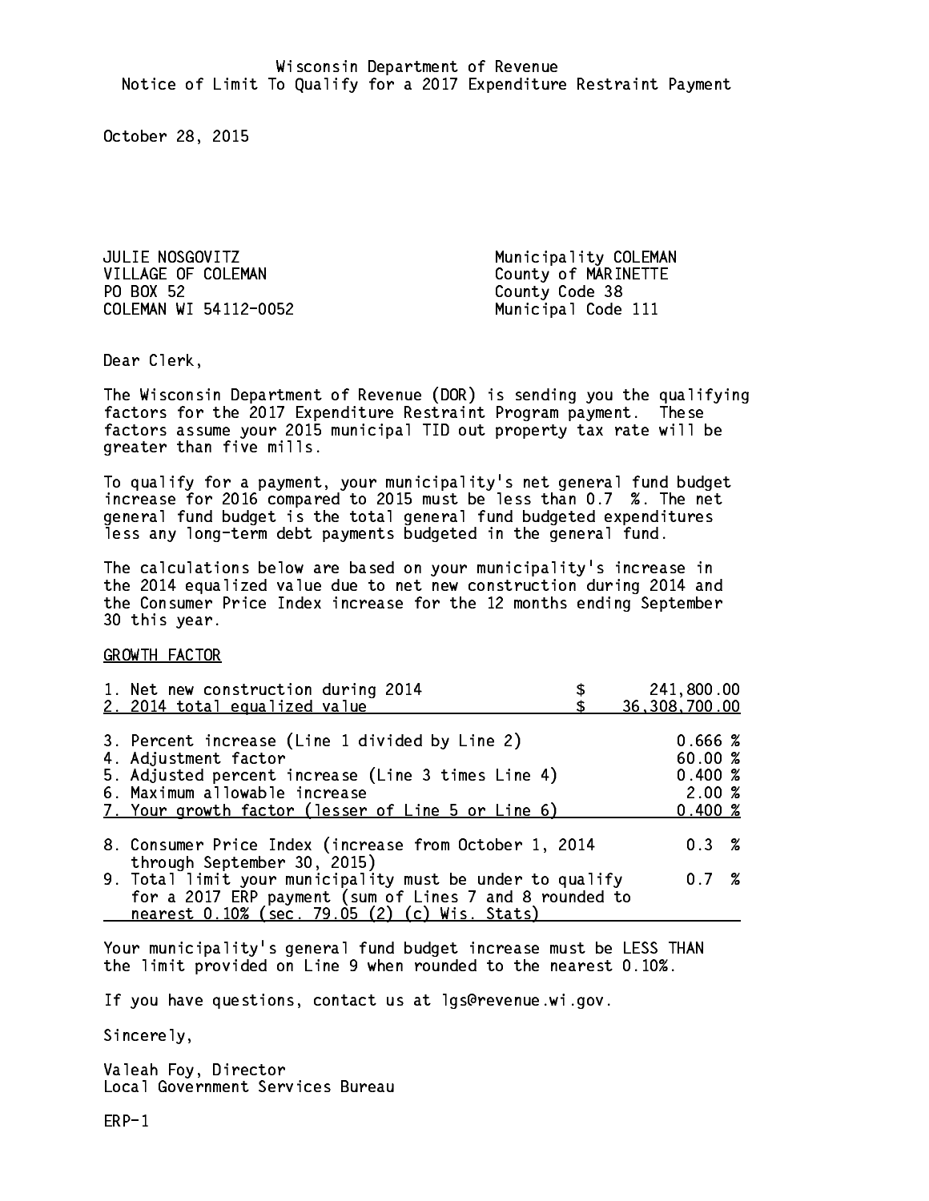Wisconsin Department of Revenue
Notice of Limit To Qualify for a 2017 Expenditure Restraint Payment

October 28, 2015

JULIE NOSGOVITZ
VILLAGE OF COLEMAN
PO BOX 52
COLEMAN WI 54112-0052

Municipality COLEMAN
County of MARINETTE
County Code 38
Municipal Code 111

Dear Clerk,

The Wisconsin Department of Revenue (DOR) is sending you the qualifying factors for the 2017 Expenditure Restraint Program payment. These factors assume your 2015 municipal TID out property tax rate will be greater than five mills.

To qualify for a payment, your municipality's net general fund budget increase for 2016 compared to 2015 must be less than 0.7 %. The net general fund budget is the total general fund budgeted expenditures less any long-term debt payments budgeted in the general fund.

The calculations below are based on your municipality's increase in the 2014 equalized value due to net new construction during 2014 and the Consumer Price Index increase for the 12 months ending September 30 this year.

GROWTH FACTOR

| | |
|---|---|
| 1. Net new construction during 2014 | $ 241,800.00 |
| 2. 2014 total equalized value | $ 36,308,700.00 |
| 3. Percent increase (Line 1 divided by Line 2) | 0.666 % |
| 4. Adjustment factor | 60.00 % |
| 5. Adjusted percent increase (Line 3 times Line 4) | 0.400 % |
| 6. Maximum allowable increase | 2.00 % |
| 7. Your growth factor (lesser of Line 5 or Line 6) | 0.400 % |
| 8. Consumer Price Index (increase from October 1, 2014 through September 30, 2015) | 0.3 % |
| 9. Total limit your municipality must be under to qualify for a 2017 ERP payment (sum of Lines 7 and 8 rounded to nearest 0.10% (sec. 79.05 (2) (c) Wis. Stats) | 0.7 % |

Your municipality's general fund budget increase must be LESS THAN the limit provided on Line 9 when rounded to the nearest 0.10%.

If you have questions, contact us at lgs@revenue.wi.gov.

Sincerely,

Valeah Foy, Director
Local Government Services Bureau

ERP-1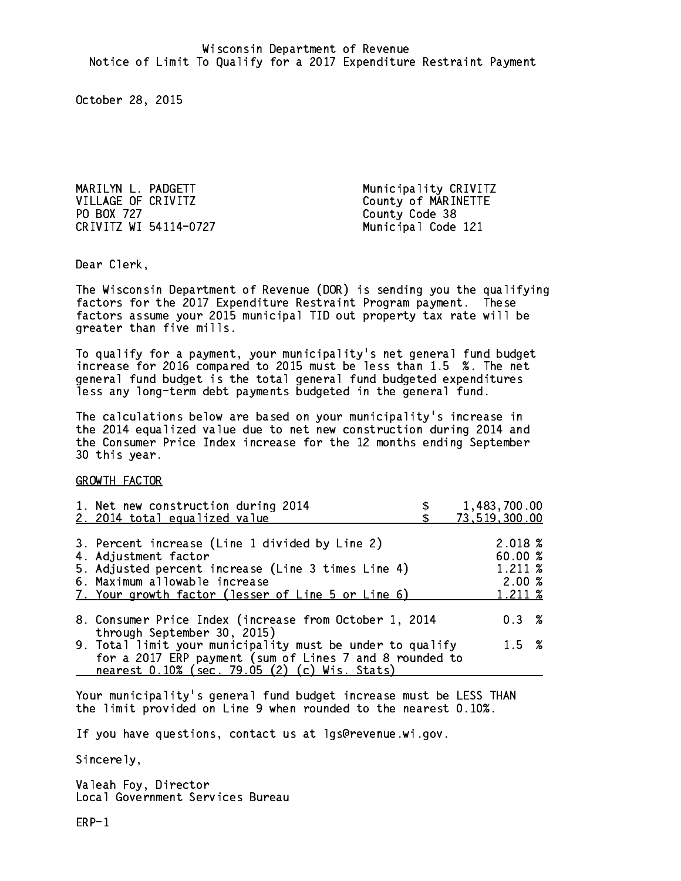Wisconsin Department of Revenue
Notice of Limit To Qualify for a 2017 Expenditure Restraint Payment

October 28, 2015

MARILYN L. PADGETT
VILLAGE OF CRIVITZ
PO BOX 727
CRIVITZ WI 54114-0727

Municipality CRIVITZ
County of MARINETTE
County Code 38
Municipal Code 121

Dear Clerk,

The Wisconsin Department of Revenue (DOR) is sending you the qualifying factors for the 2017 Expenditure Restraint Program payment. These factors assume your 2015 municipal TID out property tax rate will be greater than five mills.

To qualify for a payment, your municipality's net general fund budget increase for 2016 compared to 2015 must be less than 1.5 %. The net general fund budget is the total general fund budgeted expenditures less any long-term debt payments budgeted in the general fund.

The calculations below are based on your municipality's increase in the 2014 equalized value due to net new construction during 2014 and the Consumer Price Index increase for the 12 months ending September 30 this year.

GROWTH FACTOR

| | |
|---|---|
| 1. Net new construction during 2014 | $ 1,483,700.00 |
| 2. 2014 total equalized value | $ 73,519,300.00 |
| 3. Percent increase (Line 1 divided by Line 2) | 2.018 % |
| 4. Adjustment factor | 60.00 % |
| 5. Adjusted percent increase (Line 3 times Line 4) | 1.211 % |
| 6. Maximum allowable increase | 2.00 % |
| 7. Your growth factor (lesser of Line 5 or Line 6) | 1.211 % |
| 8. Consumer Price Index (increase from October 1, 2014 through September 30, 2015) | 0.3 % |
| 9. Total limit your municipality must be under to qualify for a 2017 ERP payment (sum of Lines 7 and 8 rounded to nearest 0.10% (sec. 79.05 (2) (c) Wis. Stats) | 1.5 % |

Your municipality's general fund budget increase must be LESS THAN the limit provided on Line 9 when rounded to the nearest 0.10%.

If you have questions, contact us at lgs@revenue.wi.gov.

Sincerely,

Valeah Foy, Director
Local Government Services Bureau

ERP-1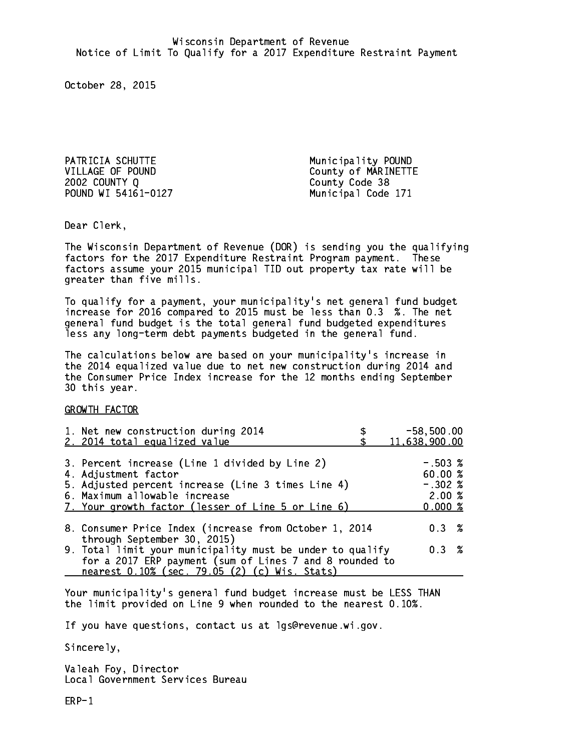Wisconsin Department of Revenue
Notice of Limit To Qualify for a 2017 Expenditure Restraint Payment

October 28, 2015

PATRICIA SCHUTTE
VILLAGE OF POUND
2002 COUNTY Q
POUND WI 54161-0127

Municipality POUND
County of MARINETTE
County Code 38
Municipal Code 171

Dear Clerk,

The Wisconsin Department of Revenue (DOR) is sending you the qualifying factors for the 2017 Expenditure Restraint Program payment. These factors assume your 2015 municipal TID out property tax rate will be greater than five mills.

To qualify for a payment, your municipality's net general fund budget increase for 2016 compared to 2015 must be less than 0.3 %. The net general fund budget is the total general fund budgeted expenditures less any long-term debt payments budgeted in the general fund.

The calculations below are based on your municipality's increase in the 2014 equalized value due to net new construction during 2014 and the Consumer Price Index increase for the 12 months ending September 30 this year.

GROWTH FACTOR

| | |
|---|---|
| 1. Net new construction during 2014 | $ -58,500.00 |
| 2. 2014 total equalized value | $ 11,638,900.00 |
| 3. Percent increase (Line 1 divided by Line 2) | -.503 % |
| 4. Adjustment factor | 60.00 % |
| 5. Adjusted percent increase (Line 3 times Line 4) | -.302 % |
| 6. Maximum allowable increase | 2.00 % |
| 7. Your growth factor (lesser of Line 5 or Line 6) | 0.000 % |
| 8. Consumer Price Index (increase from October 1, 2014 through September 30, 2015) | 0.3 % |
| 9. Total limit your municipality must be under to qualify for a 2017 ERP payment (sum of Lines 7 and 8 rounded to nearest 0.10% (sec. 79.05 (2) (c) Wis. Stats) | 0.3 % |

Your municipality's general fund budget increase must be LESS THAN the limit provided on Line 9 when rounded to the nearest 0.10%.

If you have questions, contact us at lgs@revenue.wi.gov.

Sincerely,

Valeah Foy, Director
Local Government Services Bureau

ERP-1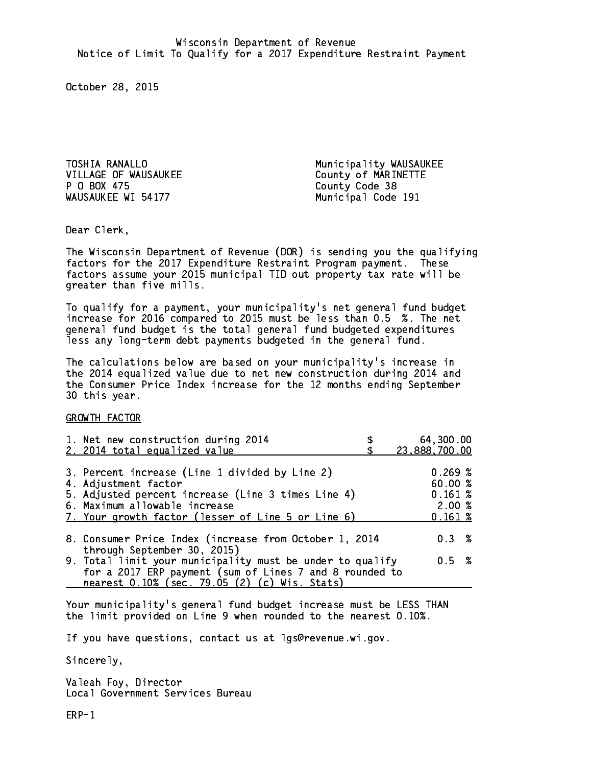Wisconsin Department of Revenue
Notice of Limit To Qualify for a 2017 Expenditure Restraint Payment

October 28, 2015

TOSHIA RANALLO
VILLAGE OF WAUSAUKEE
P O BOX 475
WAUSAUKEE WI 54177

Municipality WAUSAUKEE
County of MARINETTE
County Code 38
Municipal Code 191

Dear Clerk,

The Wisconsin Department of Revenue (DOR) is sending you the qualifying factors for the 2017 Expenditure Restraint Program payment. These factors assume your 2015 municipal TID out property tax rate will be greater than five mills.

To qualify for a payment, your municipality's net general fund budget increase for 2016 compared to 2015 must be less than 0.5 %. The net general fund budget is the total general fund budgeted expenditures less any long-term debt payments budgeted in the general fund.

The calculations below are based on your municipality's increase in the 2014 equalized value due to net new construction during 2014 and the Consumer Price Index increase for the 12 months ending September 30 this year.

GROWTH FACTOR

| | |
|---|---|
| 1. Net new construction during 2014 | $ 64,300.00 |
| 2. 2014 total equalized value | $ 23,888,700.00 |
| 3. Percent increase (Line 1 divided by Line 2) | 0.269 % |
| 4. Adjustment factor | 60.00 % |
| 5. Adjusted percent increase (Line 3 times Line 4) | 0.161 % |
| 6. Maximum allowable increase | 2.00 % |
| 7. Your growth factor (lesser of Line 5 or Line 6) | 0.161 % |
| 8. Consumer Price Index (increase from October 1, 2014 through September 30, 2015) | 0.3 % |
| 9. Total limit your municipality must be under to qualify for a 2017 ERP payment (sum of Lines 7 and 8 rounded to nearest 0.10% (sec. 79.05 (2) (c) Wis. Stats) | 0.5 % |

Your municipality's general fund budget increase must be LESS THAN the limit provided on Line 9 when rounded to the nearest 0.10%.

If you have questions, contact us at lgs@revenue.wi.gov.

Sincerely,

Valeah Foy, Director
Local Government Services Bureau

ERP-1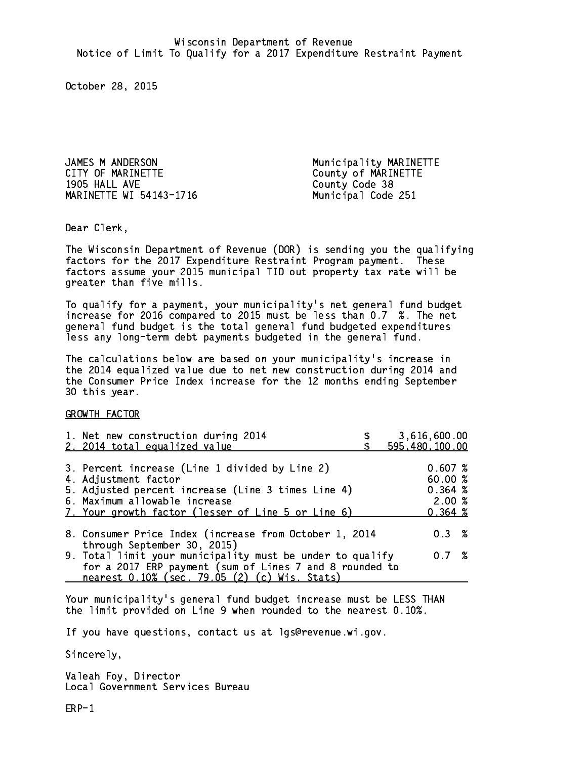Wisconsin Department of Revenue
Notice of Limit To Qualify for a 2017 Expenditure Restraint Payment

October 28, 2015

JAMES M ANDERSON
CITY OF MARINETTE
1905 HALL AVE
MARINETTE WI 54143-1716

Municipality MARINETTE
County of MARINETTE
County Code 38
Municipal Code 251

Dear Clerk,

The Wisconsin Department of Revenue (DOR) is sending you the qualifying factors for the 2017 Expenditure Restraint Program payment. These factors assume your 2015 municipal TID out property tax rate will be greater than five mills.

To qualify for a payment, your municipality's net general fund budget increase for 2016 compared to 2015 must be less than 0.7 %. The net general fund budget is the total general fund budgeted expenditures less any long-term debt payments budgeted in the general fund.

The calculations below are based on your municipality's increase in the 2014 equalized value due to net new construction during 2014 and the Consumer Price Index increase for the 12 months ending September 30 this year.

GROWTH FACTOR

| | |
|---|---|
| 1. Net new construction during 2014 | $ 3,616,600.00 |
| 2. 2014 total equalized value | $ 595,480,100.00 |
| 3. Percent increase (Line 1 divided by Line 2) | 0.607 % |
| 4. Adjustment factor | 60.00 % |
| 5. Adjusted percent increase (Line 3 times Line 4) | 0.364 % |
| 6. Maximum allowable increase | 2.00 % |
| 7. Your growth factor (lesser of Line 5 or Line 6) | 0.364 % |
| 8. Consumer Price Index (increase from October 1, 2014 through September 30, 2015) | 0.3 % |
| 9. Total limit your municipality must be under to qualify for a 2017 ERP payment (sum of Lines 7 and 8 rounded to nearest 0.10% (sec. 79.05 (2) (c) Wis. Stats) | 0.7 % |

Your municipality's general fund budget increase must be LESS THAN the limit provided on Line 9 when rounded to the nearest 0.10%.

If you have questions, contact us at lgs@revenue.wi.gov.

Sincerely,

Valeah Foy, Director
Local Government Services Bureau

ERP-1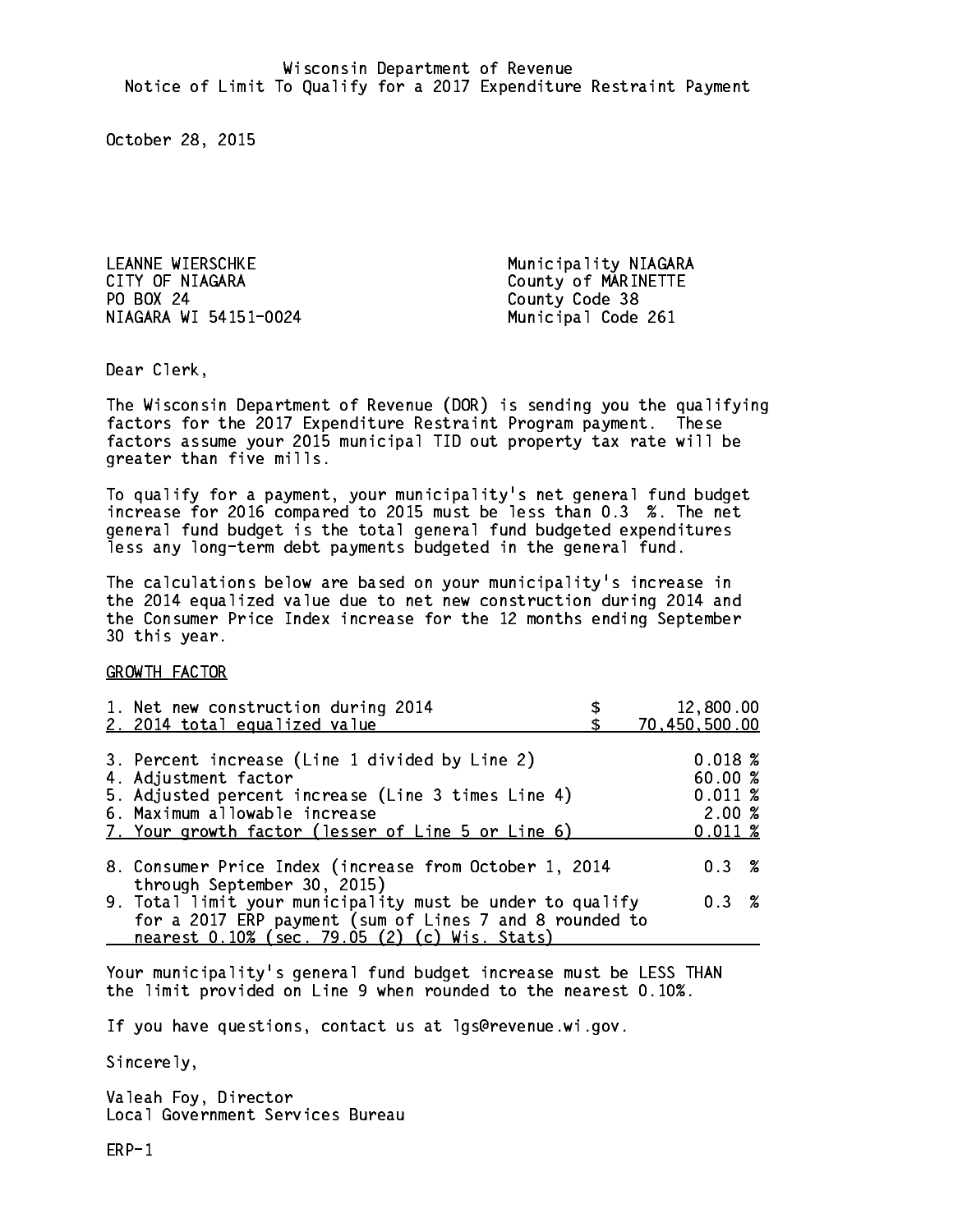Wisconsin Department of Revenue
Notice of Limit To Qualify for a 2017 Expenditure Restraint Payment

October 28, 2015

| | |
|---|---|
| LEANNE WIERSCHKE | Municipality NIAGARA |
| CITY OF NIAGARA | County of MARINETTE |
| PO BOX 24 | County Code 38 |
| NIAGARA WI 54151-0024 | Municipal Code 261 |

Dear Clerk,

The Wisconsin Department of Revenue (DOR) is sending you the qualifying factors for the 2017 Expenditure Restraint Program payment. These factors assume your 2015 municipal TID out property tax rate will be greater than five mills.

To qualify for a payment, your municipality's net general fund budget increase for 2016 compared to 2015 must be less than 0.3 %. The net general fund budget is the total general fund budgeted expenditures less any long-term debt payments budgeted in the general fund.

The calculations below are based on your municipality's increase in the 2014 equalized value due to net new construction during 2014 and the Consumer Price Index increase for the 12 months ending September 30 this year.

GROWTH FACTOR

| | |
|---|---|
| 1. Net new construction during 2014 | $ 12,800.00 |
| 2. 2014 total equalized value | $ 70,450,500.00 |
| 3. Percent increase (Line 1 divided by Line 2) | 0.018 % |
| 4. Adjustment factor | 60.00 % |
| 5. Adjusted percent increase (Line 3 times Line 4) | 0.011 % |
| 6. Maximum allowable increase | 2.00 % |
| 7. Your growth factor (lesser of Line 5 or Line 6) | 0.011 % |
| 8. Consumer Price Index (increase from October 1, 2014 through September 30, 2015) | 0.3 % |
| 9. Total limit your municipality must be under to qualify for a 2017 ERP payment (sum of Lines 7 and 8 rounded to nearest 0.10% (sec. 79.05 (2) (c) Wis. Stats) | 0.3 % |

Your municipality's general fund budget increase must be LESS THAN the limit provided on Line 9 when rounded to the nearest 0.10%.

If you have questions, contact us at lgs@revenue.wi.gov.

Sincerely,

Valeah Foy, Director
Local Government Services Bureau

ERP-1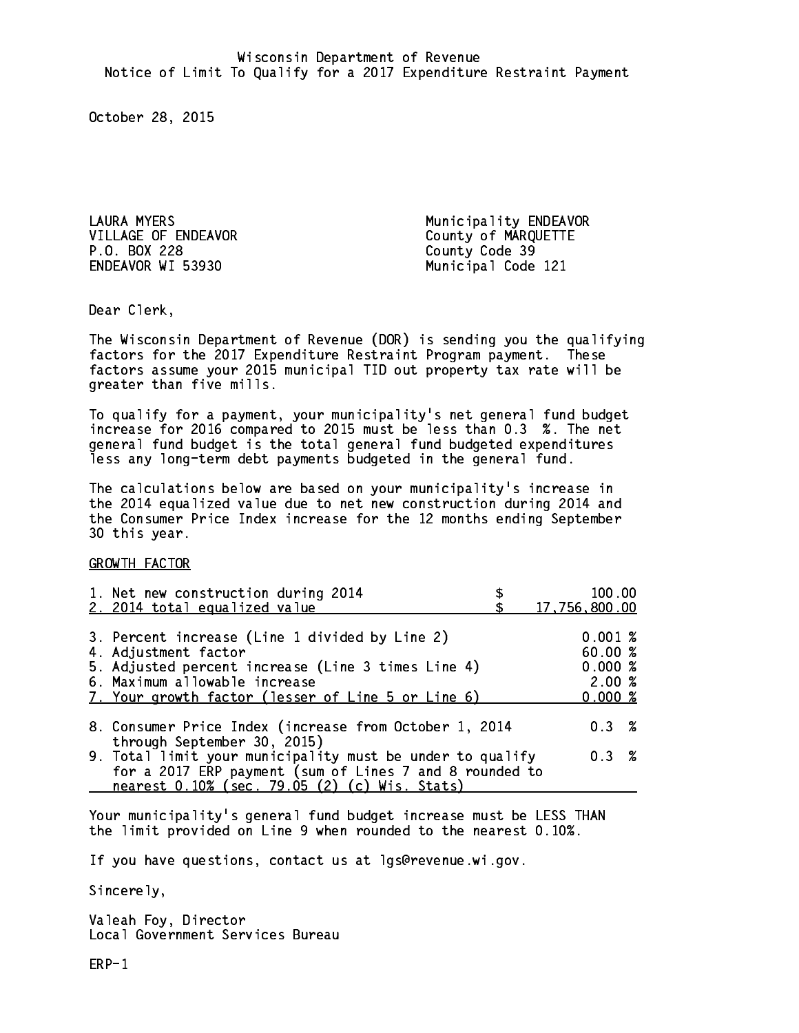Wisconsin Department of Revenue
Notice of Limit To Qualify for a 2017 Expenditure Restraint Payment

October 28, 2015

LAURA MYERS
VILLAGE OF ENDEAVOR
P.O. BOX 228
ENDEAVOR WI 53930

Municipality ENDEAVOR
County of MARQUETTE
County Code 39
Municipal Code 121

Dear Clerk,

The Wisconsin Department of Revenue (DOR) is sending you the qualifying factors for the 2017 Expenditure Restraint Program payment. These factors assume your 2015 municipal TID out property tax rate will be greater than five mills.

To qualify for a payment, your municipality's net general fund budget increase for 2016 compared to 2015 must be less than 0.3 %. The net general fund budget is the total general fund budgeted expenditures less any long-term debt payments budgeted in the general fund.

The calculations below are based on your municipality's increase in the 2014 equalized value due to net new construction during 2014 and the Consumer Price Index increase for the 12 months ending September 30 this year.

GROWTH FACTOR

| | |
|---|---|
| 1. Net new construction during 2014 | $ 100.00 |
| 2. 2014 total equalized value | $ 17,756,800.00 |
| 3. Percent increase (Line 1 divided by Line 2) | 0.001 % |
| 4. Adjustment factor | 60.00 % |
| 5. Adjusted percent increase (Line 3 times Line 4) | 0.000 % |
| 6. Maximum allowable increase | 2.00 % |
| 7. Your growth factor (lesser of Line 5 or Line 6) | 0.000 % |
| 8. Consumer Price Index (increase from October 1, 2014 through September 30, 2015) | 0.3 % |
| 9. Total limit your municipality must be under to qualify for a 2017 ERP payment (sum of Lines 7 and 8 rounded to nearest 0.10% (sec. 79.05 (2) (c) Wis. Stats) | 0.3 % |

Your municipality's general fund budget increase must be LESS THAN the limit provided on Line 9 when rounded to the nearest 0.10%.

If you have questions, contact us at lgs@revenue.wi.gov.

Sincerely,

Valeah Foy, Director
Local Government Services Bureau

ERP-1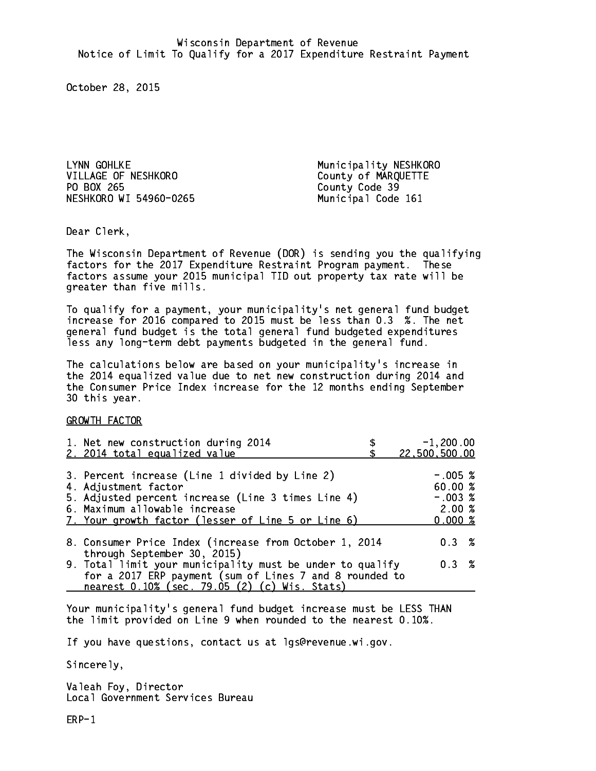Wisconsin Department of Revenue
Notice of Limit To Qualify for a 2017 Expenditure Restraint Payment

October 28, 2015

LYNN GOHLKE
VILLAGE OF NESHKORO
PO BOX 265
NESHKORO WI 54960-0265

Municipality NESHKORO
County of MARQUETTE
County Code 39
Municipal Code 161

Dear Clerk,

The Wisconsin Department of Revenue (DOR) is sending you the qualifying factors for the 2017 Expenditure Restraint Program payment. These factors assume your 2015 municipal TID out property tax rate will be greater than five mills.

To qualify for a payment, your municipality's net general fund budget increase for 2016 compared to 2015 must be less than 0.3 %. The net general fund budget is the total general fund budgeted expenditures less any long-term debt payments budgeted in the general fund.

The calculations below are based on your municipality's increase in the 2014 equalized value due to net new construction during 2014 and the Consumer Price Index increase for the 12 months ending September 30 this year.

GROWTH FACTOR

| | |
|---|---|
| 1. Net new construction during 2014 | $ -1,200.00 |
| 2. 2014 total equalized value | $ 22,500,500.00 |
| 3. Percent increase (Line 1 divided by Line 2) | -.005 % |
| 4. Adjustment factor | 60.00 % |
| 5. Adjusted percent increase (Line 3 times Line 4) | -.003 % |
| 6. Maximum allowable increase | 2.00 % |
| 7. Your growth factor (lesser of Line 5 or Line 6) | 0.000 % |
| 8. Consumer Price Index (increase from October 1, 2014 through September 30, 2015) | 0.3 % |
| 9. Total limit your municipality must be under to qualify for a 2017 ERP payment (sum of Lines 7 and 8 rounded to nearest 0.10% (sec. 79.05 (2) (c) Wis. Stats) | 0.3 % |

Your municipality's general fund budget increase must be LESS THAN the limit provided on Line 9 when rounded to the nearest 0.10%.

If you have questions, contact us at lgs@revenue.wi.gov.

Sincerely,

Valeah Foy, Director
Local Government Services Bureau

ERP-1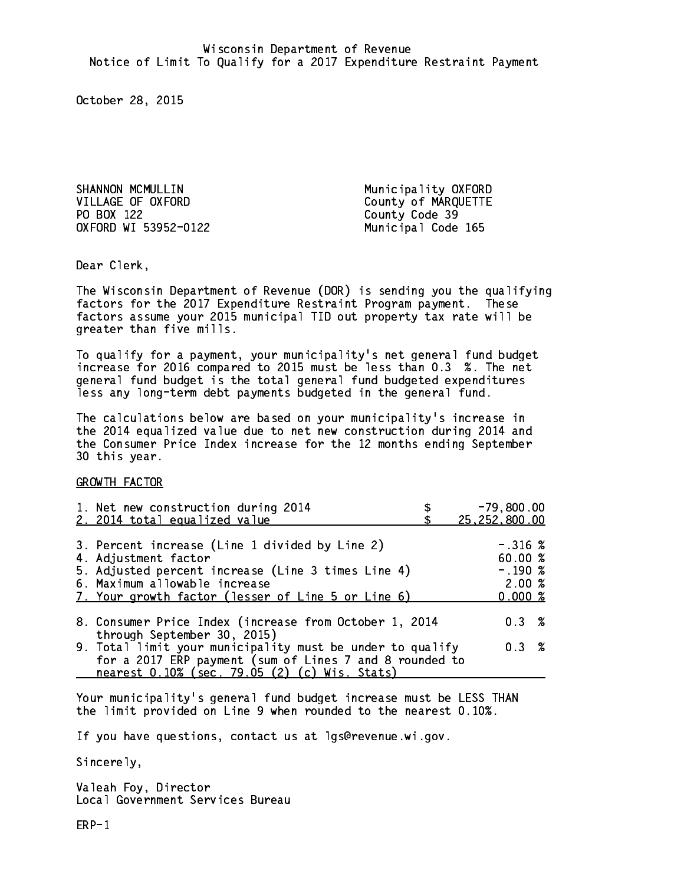Wisconsin Department of Revenue
Notice of Limit To Qualify for a 2017 Expenditure Restraint Payment

October 28, 2015

SHANNON MCMULLIN
VILLAGE OF OXFORD
PO BOX 122
OXFORD WI 53952-0122

Municipality OXFORD
County of MARQUETTE
County Code 39
Municipal Code 165

Dear Clerk,

The Wisconsin Department of Revenue (DOR) is sending you the qualifying factors for the 2017 Expenditure Restraint Program payment. These factors assume your 2015 municipal TID out property tax rate will be greater than five mills.

To qualify for a payment, your municipality's net general fund budget increase for 2016 compared to 2015 must be less than 0.3 %. The net general fund budget is the total general fund budgeted expenditures less any long-term debt payments budgeted in the general fund.

The calculations below are based on your municipality's increase in the 2014 equalized value due to net new construction during 2014 and the Consumer Price Index increase for the 12 months ending September 30 this year.

GROWTH FACTOR

| | |
|---|---|
| 1. Net new construction during 2014 | $ -79,800.00 |
| 2. 2014 total equalized value | $ 25,252,800.00 |
| 3. Percent increase (Line 1 divided by Line 2) | -.316 % |
| 4. Adjustment factor | 60.00 % |
| 5. Adjusted percent increase (Line 3 times Line 4) | -.190 % |
| 6. Maximum allowable increase | 2.00 % |
| 7. Your growth factor (lesser of Line 5 or Line 6) | 0.000 % |
| 8. Consumer Price Index (increase from October 1, 2014 through September 30, 2015) | 0.3 % |
| 9. Total limit your municipality must be under to qualify for a 2017 ERP payment (sum of Lines 7 and 8 rounded to nearest 0.10% (sec. 79.05 (2) (c) Wis. Stats) | 0.3 % |

Your municipality's general fund budget increase must be LESS THAN the limit provided on Line 9 when rounded to the nearest 0.10%.

If you have questions, contact us at lgs@revenue.wi.gov.

Sincerely,

Valeah Foy, Director
Local Government Services Bureau

ERP-1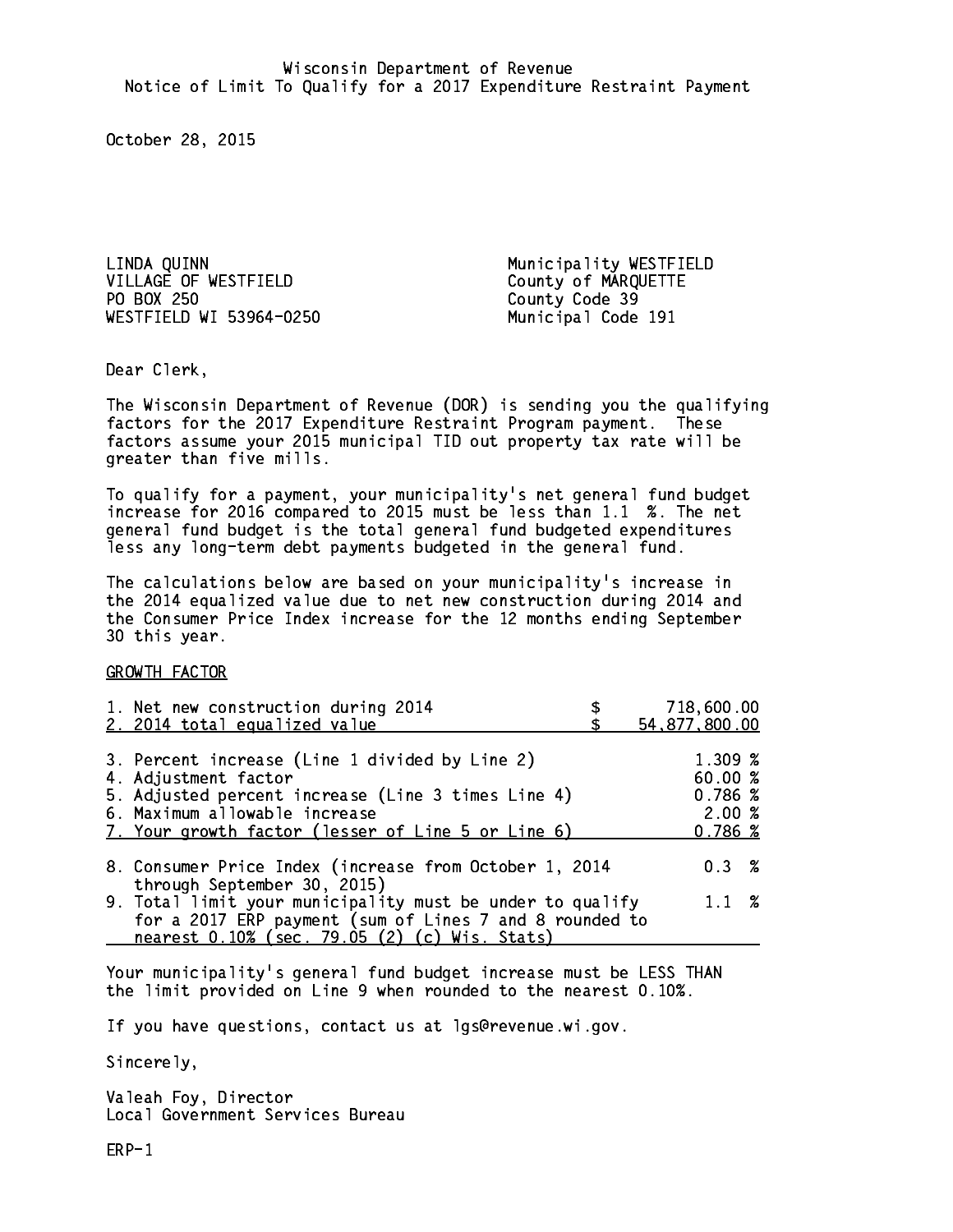Wisconsin Department of Revenue
Notice of Limit To Qualify for a 2017 Expenditure Restraint Payment

October 28, 2015

LINDA QUINN
VILLAGE OF WESTFIELD
PO BOX 250
WESTFIELD WI 53964-0250

Municipality WESTFIELD
County of MARQUETTE
County Code 39
Municipal Code 191

Dear Clerk,

The Wisconsin Department of Revenue (DOR) is sending you the qualifying factors for the 2017 Expenditure Restraint Program payment. These factors assume your 2015 municipal TID out property tax rate will be greater than five mills.

To qualify for a payment, your municipality's net general fund budget increase for 2016 compared to 2015 must be less than 1.1 %. The net general fund budget is the total general fund budgeted expenditures less any long-term debt payments budgeted in the general fund.

The calculations below are based on your municipality's increase in the 2014 equalized value due to net new construction during 2014 and the Consumer Price Index increase for the 12 months ending September 30 this year.

GROWTH FACTOR

| | |
|---|---|
| 1. Net new construction during 2014 | $ 718,600.00 |
| 2. 2014 total equalized value | $ 54,877,800.00 |
| 3. Percent increase (Line 1 divided by Line 2) | 1.309 % |
| 4. Adjustment factor | 60.00 % |
| 5. Adjusted percent increase (Line 3 times Line 4) | 0.786 % |
| 6. Maximum allowable increase | 2.00 % |
| 7. Your growth factor (lesser of Line 5 or Line 6) | 0.786 % |
| 8. Consumer Price Index (increase from October 1, 2014 through September 30, 2015) | 0.3 % |
| 9. Total limit your municipality must be under to qualify for a 2017 ERP payment (sum of Lines 7 and 8 rounded to nearest 0.10% (sec. 79.05 (2) (c) Wis. Stats) | 1.1 % |

Your municipality's general fund budget increase must be LESS THAN the limit provided on Line 9 when rounded to the nearest 0.10%.

If you have questions, contact us at lgs@revenue.wi.gov.

Sincerely,

Valeah Foy, Director
Local Government Services Bureau

ERP-1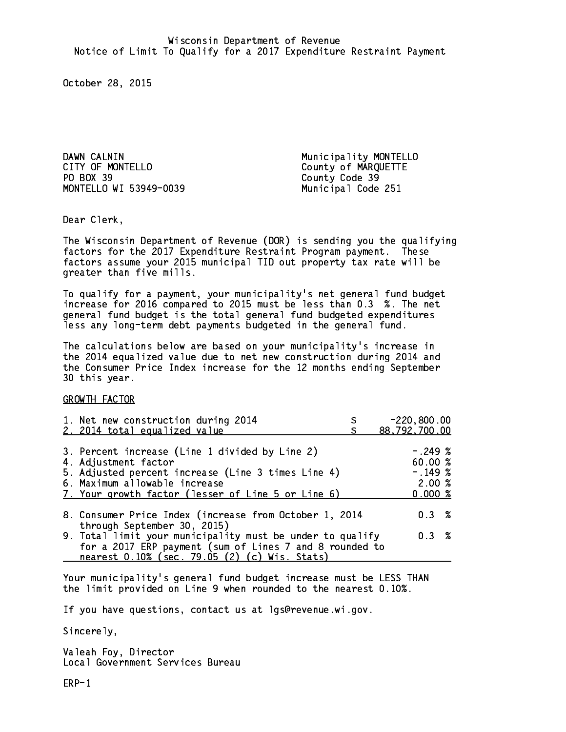Wisconsin Department of Revenue
Notice of Limit To Qualify for a 2017 Expenditure Restraint Payment

October 28, 2015

DAWN CALNIN
CITY OF MONTELLO
PO BOX 39
MONTELLO WI 53949-0039

Municipality MONTELLO
County of MARQUETTE
County Code 39
Municipal Code 251

Dear Clerk,

The Wisconsin Department of Revenue (DOR) is sending you the qualifying factors for the 2017 Expenditure Restraint Program payment. These factors assume your 2015 municipal TID out property tax rate will be greater than five mills.

To qualify for a payment, your municipality's net general fund budget increase for 2016 compared to 2015 must be less than 0.3 %. The net general fund budget is the total general fund budgeted expenditures less any long-term debt payments budgeted in the general fund.

The calculations below are based on your municipality's increase in the 2014 equalized value due to net new construction during 2014 and the Consumer Price Index increase for the 12 months ending September 30 this year.

GROWTH FACTOR

| | |
|---|---|
| 1. Net new construction during 2014 | $ -220,800.00 |
| 2. 2014 total equalized value | $ 88,792,700.00 |
| 3. Percent increase (Line 1 divided by Line 2) | -.249 % |
| 4. Adjustment factor | 60.00 % |
| 5. Adjusted percent increase (Line 3 times Line 4) | -.149 % |
| 6. Maximum allowable increase | 2.00 % |
| 7. Your growth factor (lesser of Line 5 or Line 6) | 0.000 % |
| 8. Consumer Price Index (increase from October 1, 2014 through September 30, 2015) | 0.3 % |
| 9. Total limit your municipality must be under to qualify for a 2017 ERP payment (sum of Lines 7 and 8 rounded to nearest 0.10% (sec. 79.05 (2) (c) Wis. Stats) | 0.3 % |

Your municipality's general fund budget increase must be LESS THAN the limit provided on Line 9 when rounded to the nearest 0.10%.

If you have questions, contact us at lgs@revenue.wi.gov.

Sincerely,

Valeah Foy, Director
Local Government Services Bureau

ERP-1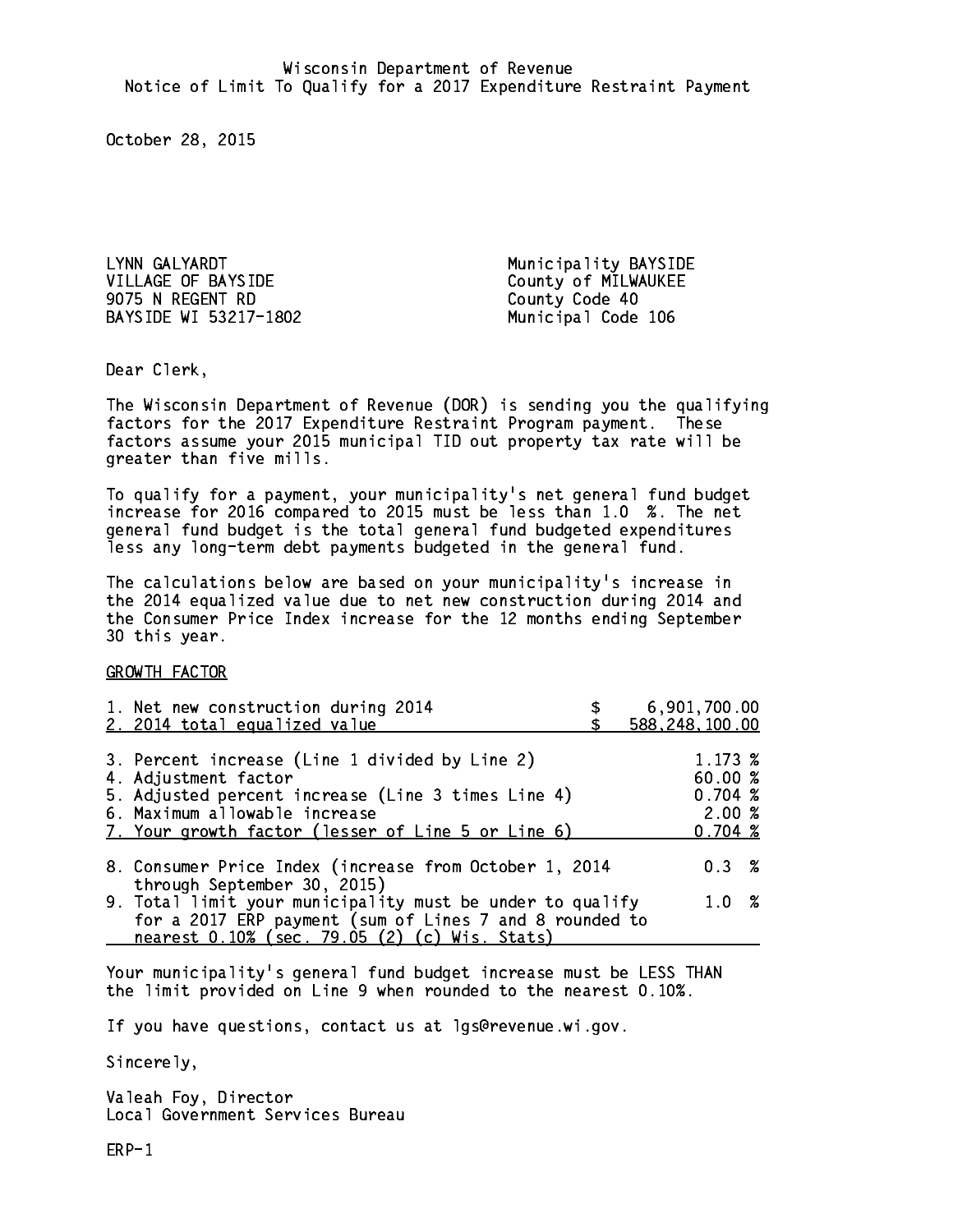Wisconsin Department of Revenue
Notice of Limit To Qualify for a 2017 Expenditure Restraint Payment

October 28, 2015

LYNN GALYARDT
VILLAGE OF BAYSIDE
9075 N REGENT RD
BAYSIDE WI 53217-1802

Municipality BAYSIDE
County of MILWAUKEE
County Code 40
Municipal Code 106

Dear Clerk,

The Wisconsin Department of Revenue (DOR) is sending you the qualifying factors for the 2017 Expenditure Restraint Program payment. These factors assume your 2015 municipal TID out property tax rate will be greater than five mills.

To qualify for a payment, your municipality's net general fund budget increase for 2016 compared to 2015 must be less than 1.0 %. The net general fund budget is the total general fund budgeted expenditures less any long-term debt payments budgeted in the general fund.

The calculations below are based on your municipality's increase in the 2014 equalized value due to net new construction during 2014 and the Consumer Price Index increase for the 12 months ending September 30 this year.

GROWTH FACTOR

| | |
|---|---|
| 1. Net new construction during 2014 | $ 6,901,700.00 |
| 2. 2014 total equalized value | $ 588,248,100.00 |
| 3. Percent increase (Line 1 divided by Line 2) | 1.173 % |
| 4. Adjustment factor | 60.00 % |
| 5. Adjusted percent increase (Line 3 times Line 4) | 0.704 % |
| 6. Maximum allowable increase | 2.00 % |
| 7. Your growth factor (lesser of Line 5 or Line 6) | 0.704 % |
| 8. Consumer Price Index (increase from October 1, 2014 through September 30, 2015) | 0.3 % |
| 9. Total limit your municipality must be under to qualify for a 2017 ERP payment (sum of Lines 7 and 8 rounded to nearest 0.10% (sec. 79.05 (2) (c) Wis. Stats) | 1.0 % |

Your municipality's general fund budget increase must be LESS THAN the limit provided on Line 9 when rounded to the nearest 0.10%.

If you have questions, contact us at lgs@revenue.wi.gov.

Sincerely,

Valeah Foy, Director
Local Government Services Bureau

ERP-1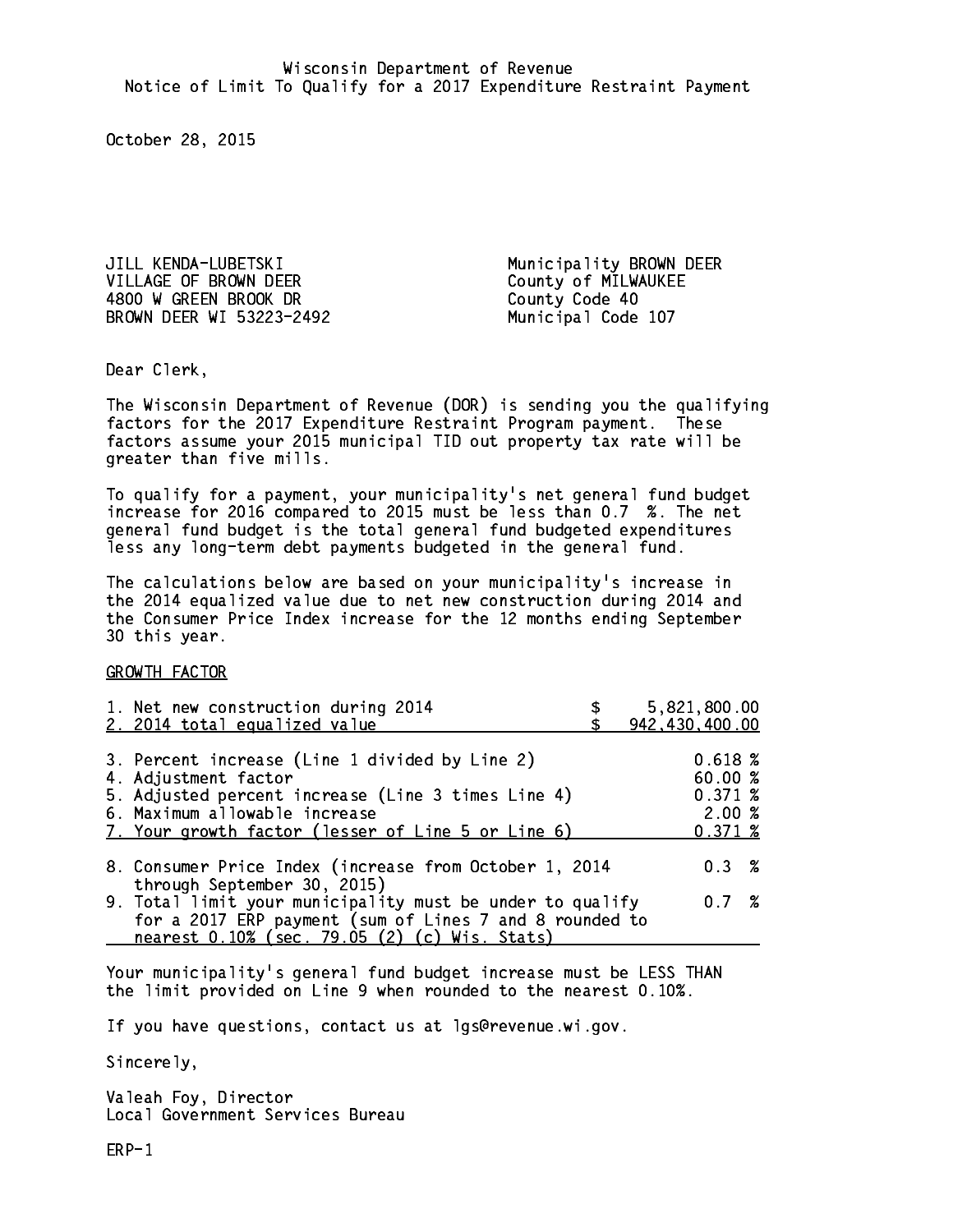Wisconsin Department of Revenue
Notice of Limit To Qualify for a 2017 Expenditure Restraint Payment

October 28, 2015

JILL KENDA-LUBETSKI
VILLAGE OF BROWN DEER
4800 W GREEN BROOK DR
BROWN DEER WI 53223-2492

Municipality BROWN DEER
County of MILWAUKEE
County Code 40
Municipal Code 107

Dear Clerk,

The Wisconsin Department of Revenue (DOR) is sending you the qualifying factors for the 2017 Expenditure Restraint Program payment. These factors assume your 2015 municipal TID out property tax rate will be greater than five mills.

To qualify for a payment, your municipality's net general fund budget increase for 2016 compared to 2015 must be less than 0.7 %. The net general fund budget is the total general fund budgeted expenditures less any long-term debt payments budgeted in the general fund.

The calculations below are based on your municipality's increase in the 2014 equalized value due to net new construction during 2014 and the Consumer Price Index increase for the 12 months ending September 30 this year.

GROWTH FACTOR

| | |
|---|---|
| 1. Net new construction during 2014 | $ 5,821,800.00 |
| 2. 2014 total equalized value | $ 942,430,400.00 |
| 3. Percent increase (Line 1 divided by Line 2) | 0.618 % |
| 4. Adjustment factor | 60.00 % |
| 5. Adjusted percent increase (Line 3 times Line 4) | 0.371 % |
| 6. Maximum allowable increase | 2.00 % |
| 7. Your growth factor (lesser of Line 5 or Line 6) | 0.371 % |
| 8. Consumer Price Index (increase from October 1, 2014 through September 30, 2015) | 0.3 % |
| 9. Total limit your municipality must be under to qualify for a 2017 ERP payment (sum of Lines 7 and 8 rounded to nearest 0.10% (sec. 79.05 (2) (c) Wis. Stats) | 0.7 % |

Your municipality's general fund budget increase must be LESS THAN the limit provided on Line 9 when rounded to the nearest 0.10%.

If you have questions, contact us at lgs@revenue.wi.gov.

Sincerely,

Valeah Foy, Director
Local Government Services Bureau

ERP-1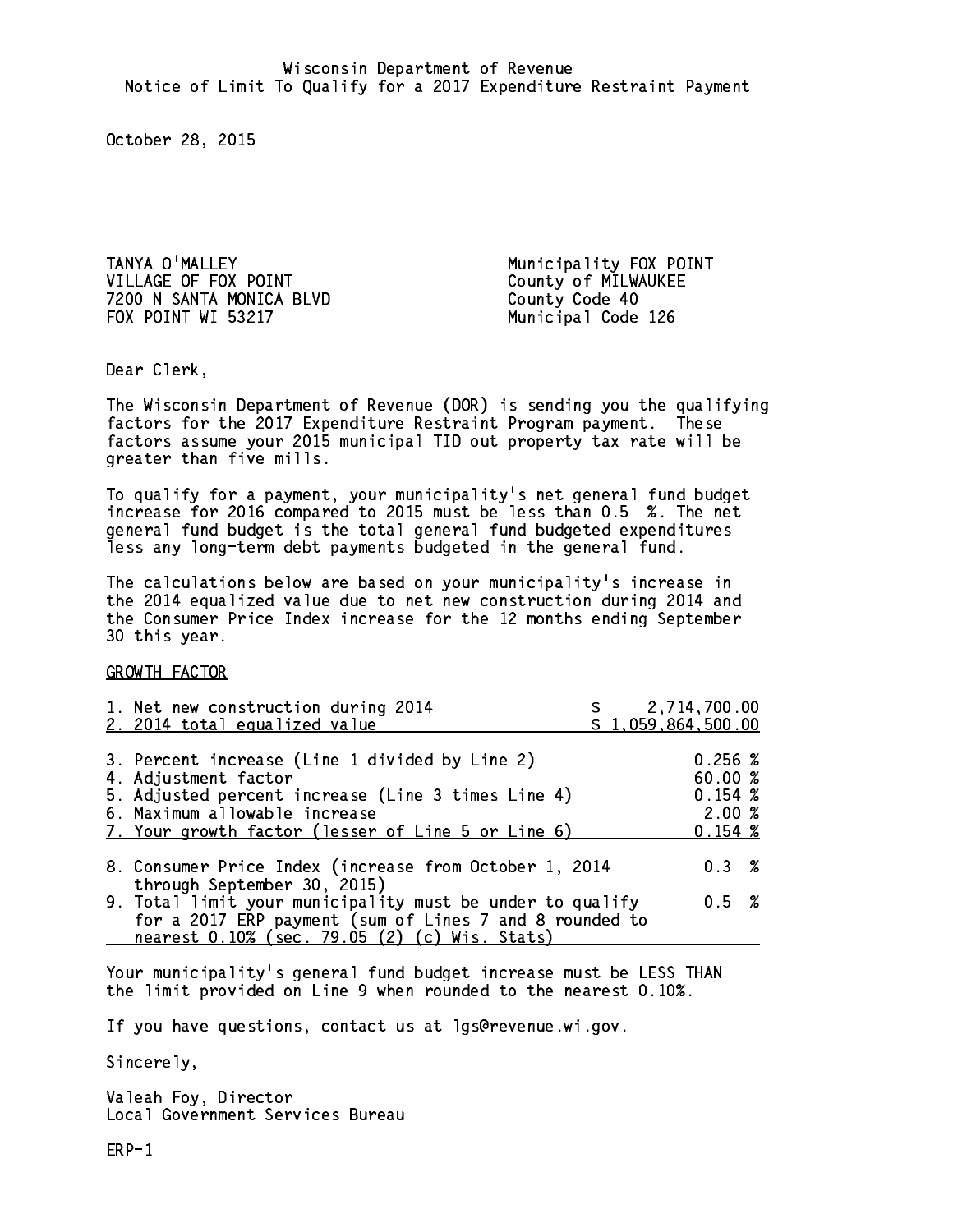Wisconsin Department of Revenue
Notice of Limit To Qualify for a 2017 Expenditure Restraint Payment

October 28, 2015

TANYA O'MALLEY
VILLAGE OF FOX POINT
7200 N SANTA MONICA BLVD
FOX POINT WI 53217

Municipality FOX POINT
County of MILWAUKEE
County Code 40
Municipal Code 126

Dear Clerk,

The Wisconsin Department of Revenue (DOR) is sending you the qualifying factors for the 2017 Expenditure Restraint Program payment. These factors assume your 2015 municipal TID out property tax rate will be greater than five mills.

To qualify for a payment, your municipality's net general fund budget increase for 2016 compared to 2015 must be less than 0.5 %. The net general fund budget is the total general fund budgeted expenditures less any long-term debt payments budgeted in the general fund.

The calculations below are based on your municipality's increase in the 2014 equalized value due to net new construction during 2014 and the Consumer Price Index increase for the 12 months ending September 30 this year.

GROWTH FACTOR

| | |
|---|---|
| 1. Net new construction during 2014 | $ 2,714,700.00 |
| 2. 2014 total equalized value | $ 1,059,864,500.00 |
| 3. Percent increase (Line 1 divided by Line 2) | 0.256 % |
| 4. Adjustment factor | 60.00 % |
| 5. Adjusted percent increase (Line 3 times Line 4) | 0.154 % |
| 6. Maximum allowable increase | 2.00 % |
| 7. Your growth factor (lesser of Line 5 or Line 6) | 0.154 % |
| 8. Consumer Price Index (increase from October 1, 2014 through September 30, 2015) | 0.3 % |
| 9. Total limit your municipality must be under to qualify for a 2017 ERP payment (sum of Lines 7 and 8 rounded to nearest 0.10% (sec. 79.05 (2) (c) Wis. Stats) | 0.5 % |

Your municipality's general fund budget increase must be LESS THAN the limit provided on Line 9 when rounded to the nearest 0.10%.

If you have questions, contact us at lgs@revenue.wi.gov.

Sincerely,

Valeah Foy, Director
Local Government Services Bureau

ERP-1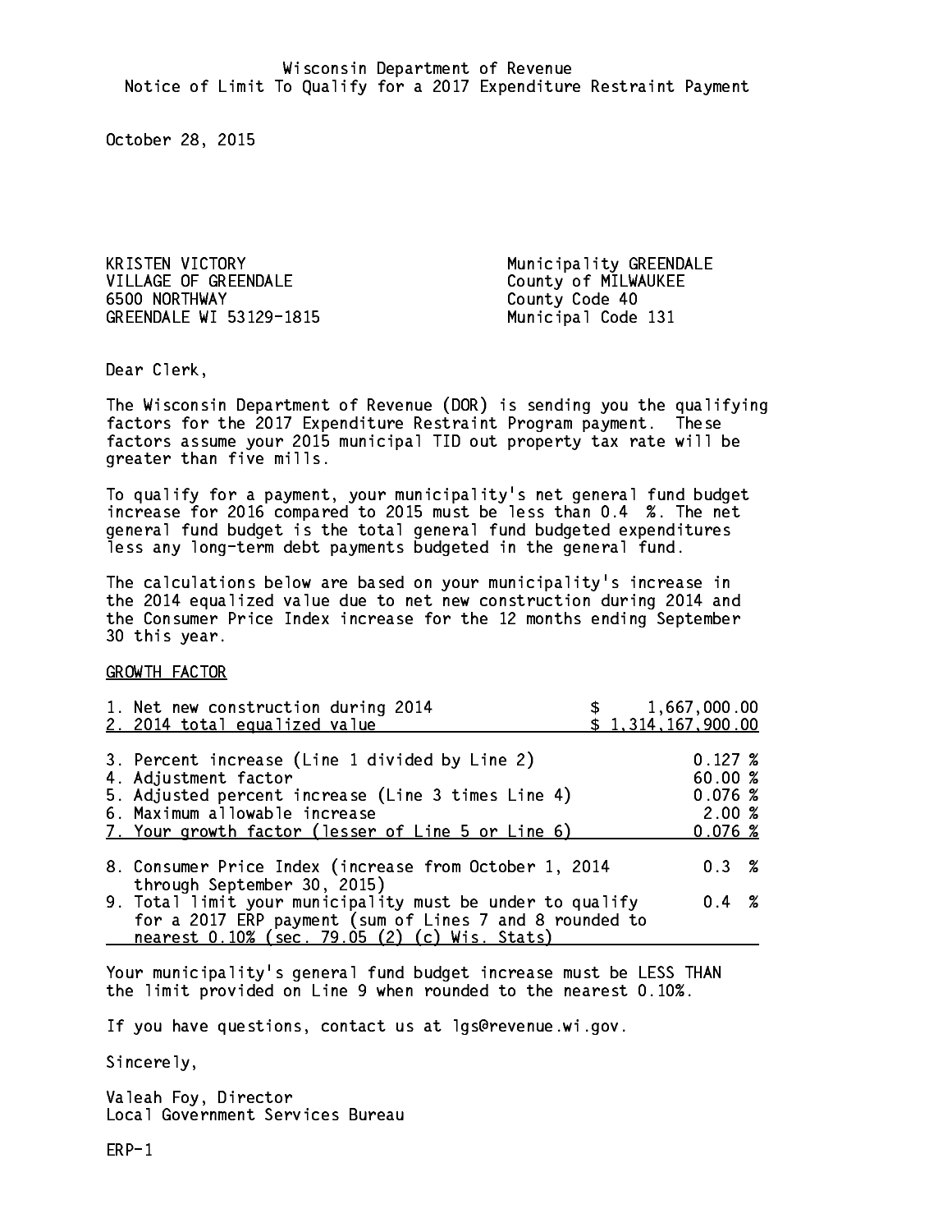Wisconsin Department of Revenue
Notice of Limit To Qualify for a 2017 Expenditure Restraint Payment

October 28, 2015

KRISTEN VICTORY
VILLAGE OF GREENDALE
6500 NORTHWAY
GREENDALE WI 53129-1815

Municipality GREENDALE
County of MILWAUKEE
County Code 40
Municipal Code 131

Dear Clerk,

The Wisconsin Department of Revenue (DOR) is sending you the qualifying factors for the 2017 Expenditure Restraint Program payment. These factors assume your 2015 municipal TID out property tax rate will be greater than five mills.

To qualify for a payment, your municipality's net general fund budget increase for 2016 compared to 2015 must be less than 0.4 %. The net general fund budget is the total general fund budgeted expenditures less any long-term debt payments budgeted in the general fund.

The calculations below are based on your municipality's increase in the 2014 equalized value due to net new construction during 2014 and the Consumer Price Index increase for the 12 months ending September 30 this year.

GROWTH FACTOR

| | |
|---|---|
| 1. Net new construction during 2014 | $ 1,667,000.00 |
| 2. 2014 total equalized value | $ 1,314,167,900.00 |
| 3. Percent increase (Line 1 divided by Line 2) | 0.127 % |
| 4. Adjustment factor | 60.00 % |
| 5. Adjusted percent increase (Line 3 times Line 4) | 0.076 % |
| 6. Maximum allowable increase | 2.00 % |
| 7. Your growth factor (lesser of Line 5 or Line 6) | 0.076 % |
| 8. Consumer Price Index (increase from October 1, 2014 through September 30, 2015) | 0.3 % |
| 9. Total limit your municipality must be under to qualify for a 2017 ERP payment (sum of Lines 7 and 8 rounded to nearest 0.10% (sec. 79.05 (2) (c) Wis. Stats) | 0.4 % |

Your municipality's general fund budget increase must be LESS THAN the limit provided on Line 9 when rounded to the nearest 0.10%.

If you have questions, contact us at lgs@revenue.wi.gov.

Sincerely,

Valeah Foy, Director
Local Government Services Bureau

ERP-1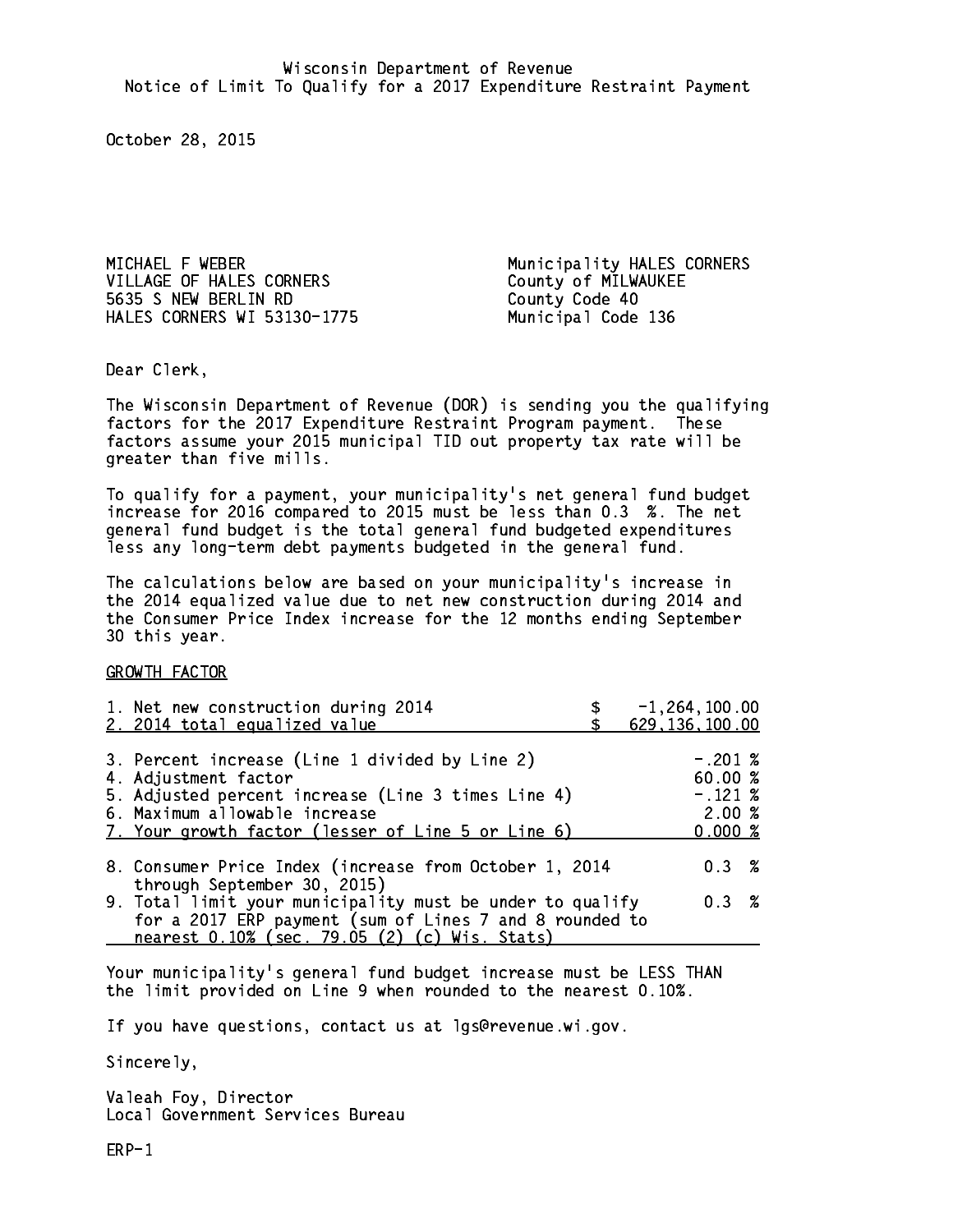Wisconsin Department of Revenue
Notice of Limit To Qualify for a 2017 Expenditure Restraint Payment

October 28, 2015

MICHAEL F WEBER
VILLAGE OF HALES CORNERS
5635 S NEW BERLIN RD
HALES CORNERS WI 53130-1775

Municipality HALES CORNERS
County of MILWAUKEE
County Code 40
Municipal Code 136

Dear Clerk,

The Wisconsin Department of Revenue (DOR) is sending you the qualifying factors for the 2017 Expenditure Restraint Program payment. These factors assume your 2015 municipal TID out property tax rate will be greater than five mills.

To qualify for a payment, your municipality's net general fund budget increase for 2016 compared to 2015 must be less than 0.3 %. The net general fund budget is the total general fund budgeted expenditures less any long-term debt payments budgeted in the general fund.

The calculations below are based on your municipality's increase in the 2014 equalized value due to net new construction during 2014 and the Consumer Price Index increase for the 12 months ending September 30 this year.

GROWTH FACTOR

| | |
|---|---|
| 1. Net new construction during 2014 | $ -1,264,100.00 |
| 2. 2014 total equalized value | $ 629,136,100.00 |
| 3. Percent increase (Line 1 divided by Line 2) | -.201 % |
| 4. Adjustment factor | 60.00 % |
| 5. Adjusted percent increase (Line 3 times Line 4) | -.121 % |
| 6. Maximum allowable increase | 2.00 % |
| 7. Your growth factor (lesser of Line 5 or Line 6) | 0.000 % |
| 8. Consumer Price Index (increase from October 1, 2014 through September 30, 2015) | 0.3 % |
| 9. Total limit your municipality must be under to qualify for a 2017 ERP payment (sum of Lines 7 and 8 rounded to nearest 0.10% (sec. 79.05 (2) (c) Wis. Stats) | 0.3 % |

Your municipality's general fund budget increase must be LESS THAN the limit provided on Line 9 when rounded to the nearest 0.10%.

If you have questions, contact us at lgs@revenue.wi.gov.

Sincerely,

Valeah Foy, Director
Local Government Services Bureau

ERP-1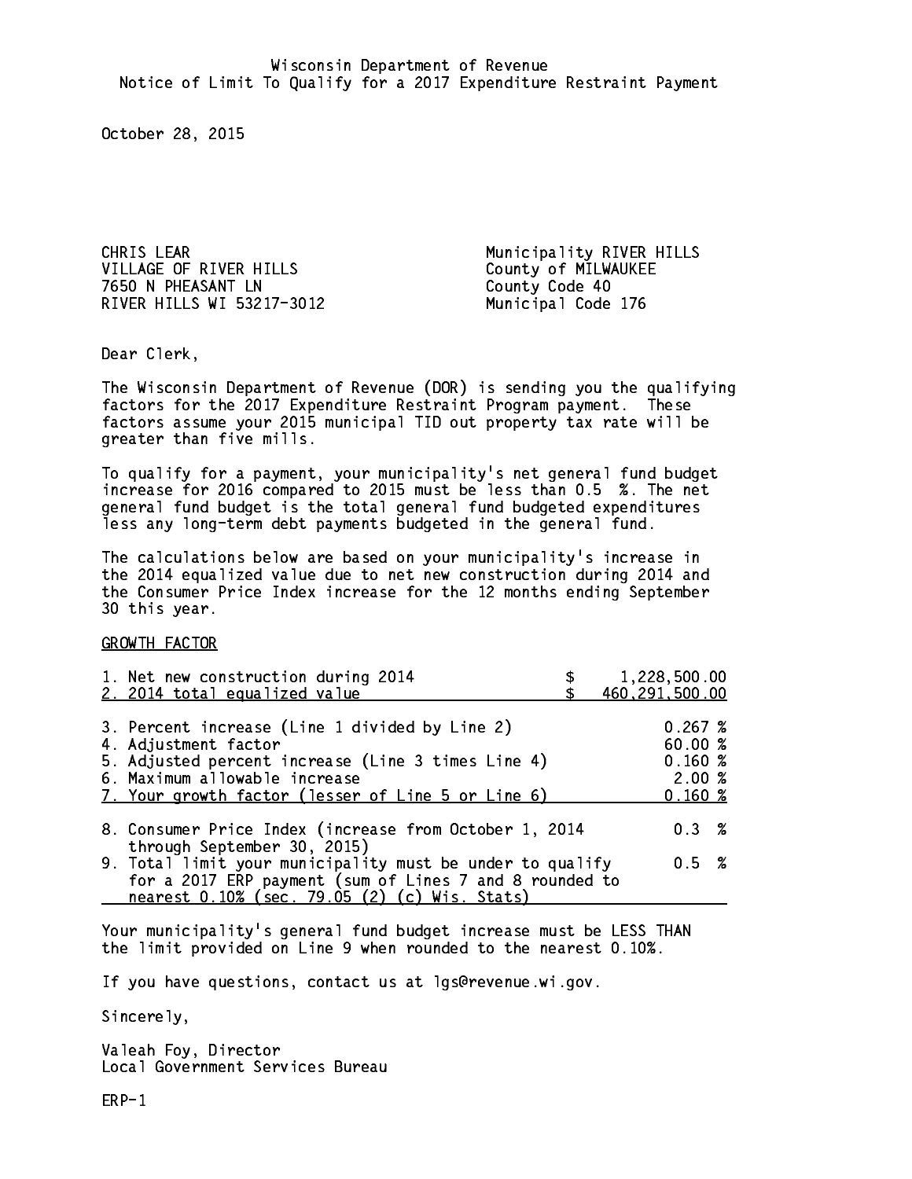Wisconsin Department of Revenue
Notice of Limit To Qualify for a 2017 Expenditure Restraint Payment

October 28, 2015

CHRIS LEAR
VILLAGE OF RIVER HILLS
7650 N PHEASANT LN
RIVER HILLS WI 53217-3012

Municipality RIVER HILLS
County of MILWAUKEE
County Code 40
Municipal Code 176

Dear Clerk,

The Wisconsin Department of Revenue (DOR) is sending you the qualifying factors for the 2017 Expenditure Restraint Program payment. These factors assume your 2015 municipal TID out property tax rate will be greater than five mills.

To qualify for a payment, your municipality's net general fund budget increase for 2016 compared to 2015 must be less than 0.5 %. The net general fund budget is the total general fund budgeted expenditures less any long-term debt payments budgeted in the general fund.

The calculations below are based on your municipality's increase in the 2014 equalized value due to net new construction during 2014 and the Consumer Price Index increase for the 12 months ending September 30 this year.

GROWTH FACTOR

| | |
|---|---|
| 1. Net new construction during 2014 | $ 1,228,500.00 |
| 2. 2014 total equalized value | $ 460,291,500.00 |
| 3. Percent increase (Line 1 divided by Line 2) | 0.267 % |
| 4. Adjustment factor | 60.00 % |
| 5. Adjusted percent increase (Line 3 times Line 4) | 0.160 % |
| 6. Maximum allowable increase | 2.00 % |
| 7. Your growth factor (lesser of Line 5 or Line 6) | 0.160 % |
| 8. Consumer Price Index (increase from October 1, 2014 through September 30, 2015) | 0.3 % |
| 9. Total limit your municipality must be under to qualify for a 2017 ERP payment (sum of Lines 7 and 8 rounded to nearest 0.10% (sec. 79.05 (2) (c) Wis. Stats) | 0.5 % |

Your municipality's general fund budget increase must be LESS THAN the limit provided on Line 9 when rounded to the nearest 0.10%.

If you have questions, contact us at lgs@revenue.wi.gov.

Sincerely,

Valeah Foy, Director
Local Government Services Bureau

ERP-1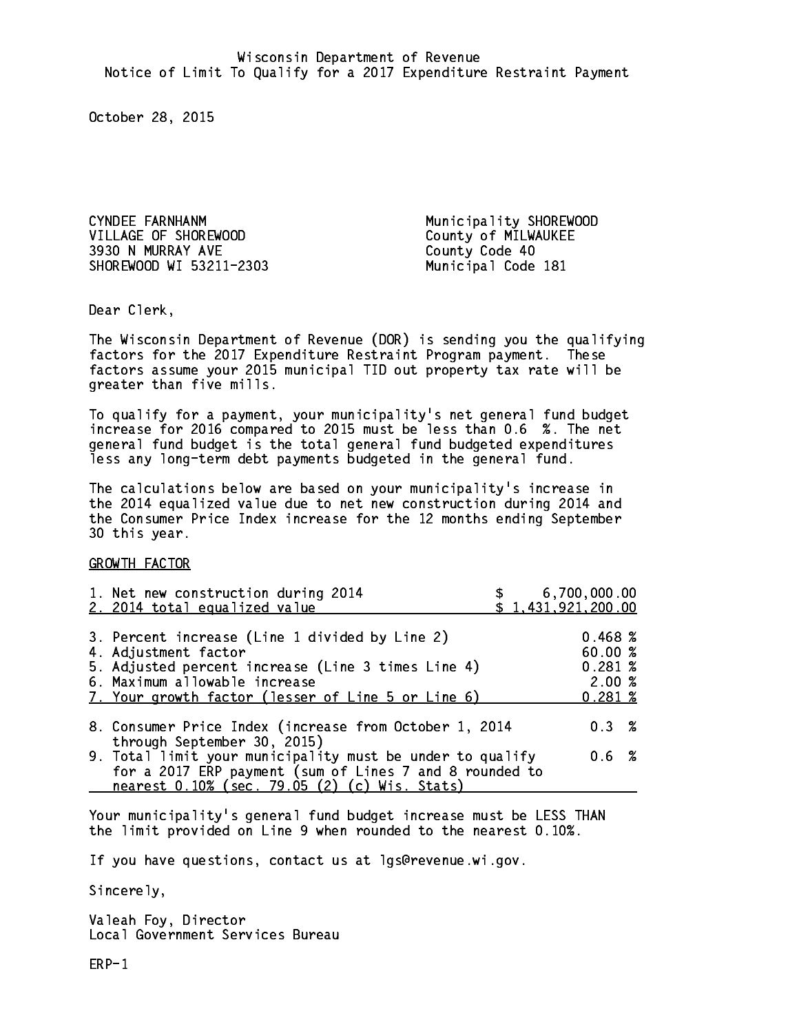Wisconsin Department of Revenue
Notice of Limit To Qualify for a 2017 Expenditure Restraint Payment

October 28, 2015

CYNDEE FARNHANM
VILLAGE OF SHOREWOOD
3930 N MURRAY AVE
SHOREWOOD WI 53211-2303

Municipality SHOREWOOD
County of MILWAUKEE
County Code 40
Municipal Code 181

Dear Clerk,

The Wisconsin Department of Revenue (DOR) is sending you the qualifying factors for the 2017 Expenditure Restraint Program payment. These factors assume your 2015 municipal TID out property tax rate will be greater than five mills.

To qualify for a payment, your municipality's net general fund budget increase for 2016 compared to 2015 must be less than 0.6 %. The net general fund budget is the total general fund budgeted expenditures less any long-term debt payments budgeted in the general fund.

The calculations below are based on your municipality's increase in the 2014 equalized value due to net new construction during 2014 and the Consumer Price Index increase for the 12 months ending September 30 this year.

GROWTH FACTOR

| | |
|---|---|
| 1. Net new construction during 2014 | $ 6,700,000.00 |
| 2. 2014 total equalized value | $ 1,431,921,200.00 |
| 3. Percent increase (Line 1 divided by Line 2) | 0.468 % |
| 4. Adjustment factor | 60.00 % |
| 5. Adjusted percent increase (Line 3 times Line 4) | 0.281 % |
| 6. Maximum allowable increase | 2.00 % |
| 7. Your growth factor (lesser of Line 5 or Line 6) | 0.281 % |
| 8. Consumer Price Index (increase from October 1, 2014 through September 30, 2015) | 0.3 % |
| 9. Total limit your municipality must be under to qualify for a 2017 ERP payment (sum of Lines 7 and 8 rounded to nearest 0.10% (sec. 79.05 (2) (c) Wis. Stats) | 0.6 % |

Your municipality's general fund budget increase must be LESS THAN the limit provided on Line 9 when rounded to the nearest 0.10%.

If you have questions, contact us at lgs@revenue.wi.gov.

Sincerely,

Valeah Foy, Director
Local Government Services Bureau

ERP-1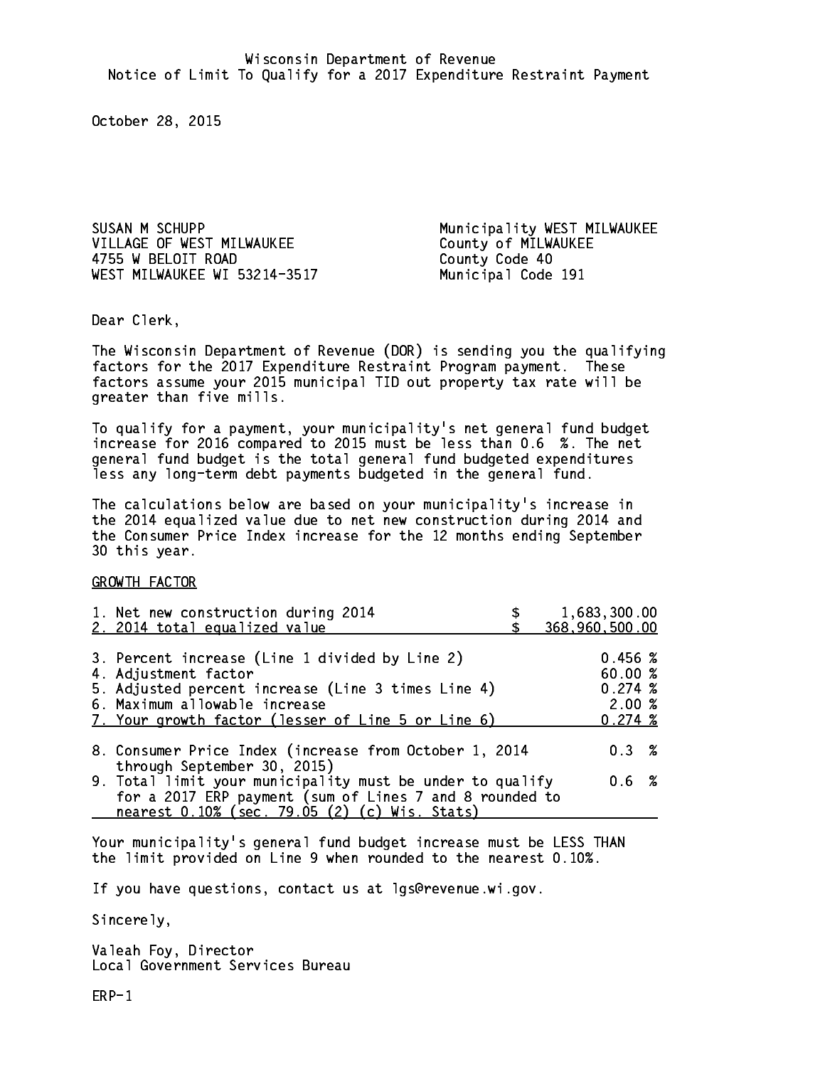Wisconsin Department of Revenue
Notice of Limit To Qualify for a 2017 Expenditure Restraint Payment

October 28, 2015

SUSAN M SCHUPP
VILLAGE OF WEST MILWAUKEE
4755 W BELOIT ROAD
WEST MILWAUKEE WI 53214-3517

Municipality WEST MILWAUKEE
County of MILWAUKEE
County Code 40
Municipal Code 191

Dear Clerk,

The Wisconsin Department of Revenue (DOR) is sending you the qualifying factors for the 2017 Expenditure Restraint Program payment. These factors assume your 2015 municipal TID out property tax rate will be greater than five mills.

To qualify for a payment, your municipality's net general fund budget increase for 2016 compared to 2015 must be less than 0.6 %. The net general fund budget is the total general fund budgeted expenditures less any long-term debt payments budgeted in the general fund.

The calculations below are based on your municipality's increase in the 2014 equalized value due to net new construction during 2014 and the Consumer Price Index increase for the 12 months ending September 30 this year.

GROWTH FACTOR

| | | |
|---|---|---|
| 1. Net new construction during 2014 | $ | 1,683,300.00 |
| 2. 2014 total equalized value | $ | 368,960,500.00 |
| 3. Percent increase (Line 1 divided by Line 2) | | 0.456 % |
| 4. Adjustment factor | | 60.00 % |
| 5. Adjusted percent increase (Line 3 times Line 4) | | 0.274 % |
| 6. Maximum allowable increase | | 2.00 % |
| 7. Your growth factor (lesser of Line 5 or Line 6) | | 0.274 % |
| 8. Consumer Price Index (increase from October 1, 2014 through September 30, 2015) | | 0.3 % |
| 9. Total limit your municipality must be under to qualify for a 2017 ERP payment (sum of Lines 7 and 8 rounded to nearest 0.10% (sec. 79.05 (2) (c) Wis. Stats) | | 0.6 % |

Your municipality's general fund budget increase must be LESS THAN the limit provided on Line 9 when rounded to the nearest 0.10%.

If you have questions, contact us at lgs@revenue.wi.gov.

Sincerely,

Valeah Foy, Director
Local Government Services Bureau

ERP-1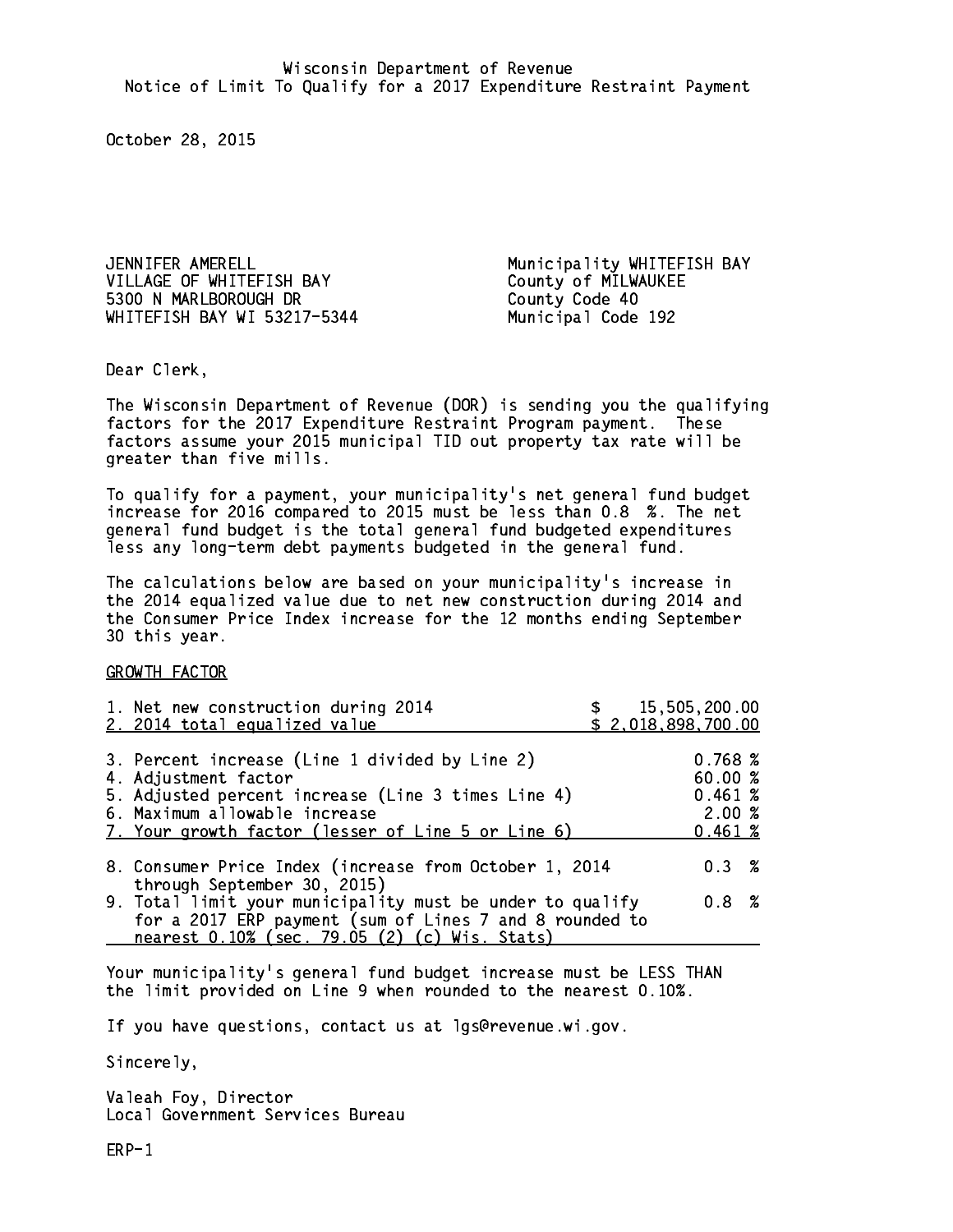Wisconsin Department of Revenue
Notice of Limit To Qualify for a 2017 Expenditure Restraint Payment

October 28, 2015

JENNIFER AMERELL
VILLAGE OF WHITEFISH BAY
5300 N MARLBOROUGH DR
WHITEFISH BAY WI 53217-5344

Municipality WHITEFISH BAY
County of MILWAUKEE
County Code 40
Municipal Code 192

Dear Clerk,

The Wisconsin Department of Revenue (DOR) is sending you the qualifying factors for the 2017 Expenditure Restraint Program payment. These factors assume your 2015 municipal TID out property tax rate will be greater than five mills.

To qualify for a payment, your municipality's net general fund budget increase for 2016 compared to 2015 must be less than 0.8 %. The net general fund budget is the total general fund budgeted expenditures less any long-term debt payments budgeted in the general fund.

The calculations below are based on your municipality's increase in the 2014 equalized value due to net new construction during 2014 and the Consumer Price Index increase for the 12 months ending September 30 this year.

GROWTH FACTOR

| | |
|---|---|
| 1. Net new construction during 2014 | $ 15,505,200.00 |
| 2. 2014 total equalized value | $ 2,018,898,700.00 |
| 3. Percent increase (Line 1 divided by Line 2) | 0.768 % |
| 4. Adjustment factor | 60.00 % |
| 5. Adjusted percent increase (Line 3 times Line 4) | 0.461 % |
| 6. Maximum allowable increase | 2.00 % |
| 7. Your growth factor (lesser of Line 5 or Line 6) | 0.461 % |
| 8. Consumer Price Index (increase from October 1, 2014 through September 30, 2015) | 0.3 % |
| 9. Total limit your municipality must be under to qualify for a 2017 ERP payment (sum of Lines 7 and 8 rounded to nearest 0.10% (sec. 79.05 (2) (c) Wis. Stats) | 0.8 % |

Your municipality's general fund budget increase must be LESS THAN the limit provided on Line 9 when rounded to the nearest 0.10%.

If you have questions, contact us at lgs@revenue.wi.gov.

Sincerely,

Valeah Foy, Director
Local Government Services Bureau

ERP-1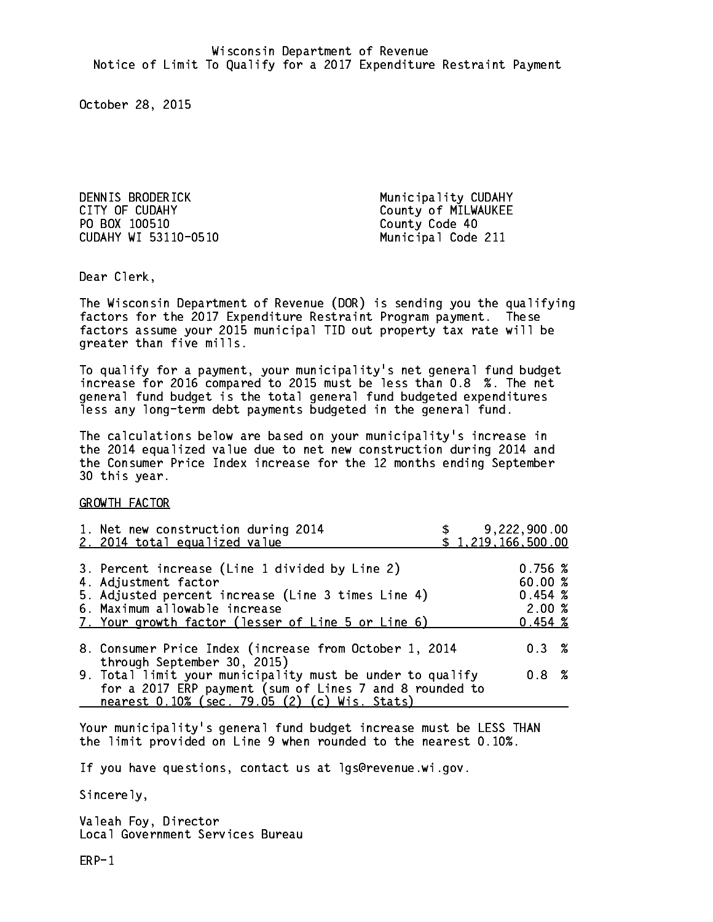Wisconsin Department of Revenue
Notice of Limit To Qualify for a 2017 Expenditure Restraint Payment

October 28, 2015

DENNIS BRODERICK
CITY OF CUDAHY
PO BOX 100510
CUDAHY WI 53110-0510

Municipality CUDAHY
County of MILWAUKEE
County Code 40
Municipal Code 211

Dear Clerk,

The Wisconsin Department of Revenue (DOR) is sending you the qualifying factors for the 2017 Expenditure Restraint Program payment. These factors assume your 2015 municipal TID out property tax rate will be greater than five mills.

To qualify for a payment, your municipality's net general fund budget increase for 2016 compared to 2015 must be less than 0.8 %. The net general fund budget is the total general fund budgeted expenditures less any long-term debt payments budgeted in the general fund.

The calculations below are based on your municipality's increase in the 2014 equalized value due to net new construction during 2014 and the Consumer Price Index increase for the 12 months ending September 30 this year.

GROWTH FACTOR

| | |
|---|---|
| 1. Net new construction during 2014 | $ 9,222,900.00 |
| 2. 2014 total equalized value | $ 1,219,166,500.00 |
| 3. Percent increase (Line 1 divided by Line 2) | 0.756 % |
| 4. Adjustment factor | 60.00 % |
| 5. Adjusted percent increase (Line 3 times Line 4) | 0.454 % |
| 6. Maximum allowable increase | 2.00 % |
| 7. Your growth factor (lesser of Line 5 or Line 6) | 0.454 % |
| 8. Consumer Price Index (increase from October 1, 2014 through September 30, 2015) | 0.3 % |
| 9. Total limit your municipality must be under to qualify for a 2017 ERP payment (sum of Lines 7 and 8 rounded to nearest 0.10% (sec. 79.05 (2) (c) Wis. Stats) | 0.8 % |

Your municipality's general fund budget increase must be LESS THAN the limit provided on Line 9 when rounded to the nearest 0.10%.

If you have questions, contact us at lgs@revenue.wi.gov.

Sincerely,

Valeah Foy, Director
Local Government Services Bureau

ERP-1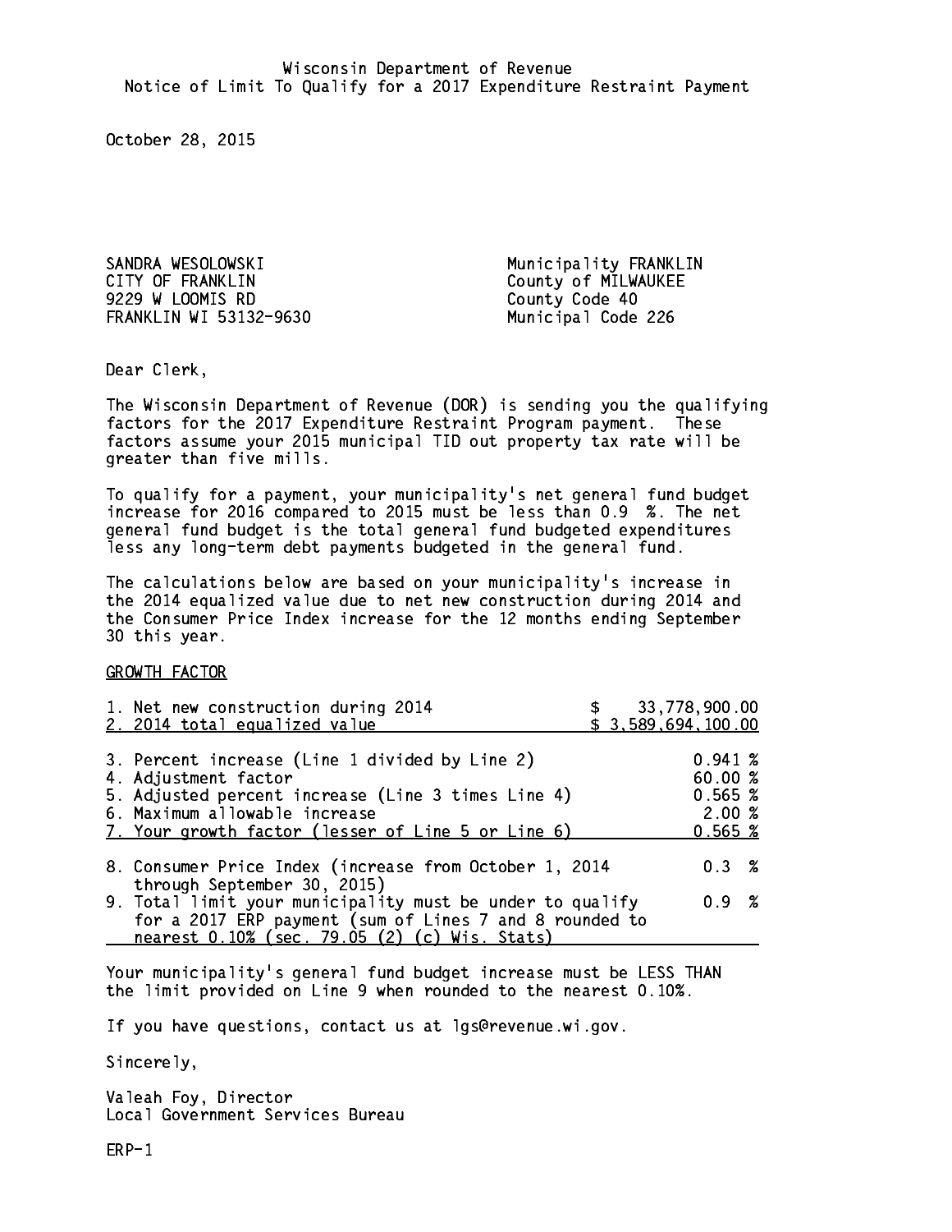Wisconsin Department of Revenue
Notice of Limit To Qualify for a 2017 Expenditure Restraint Payment

October 28, 2015

SANDRA WESOLOWSKI
CITY OF FRANKLIN
9229 W LOOMIS RD
FRANKLIN WI 53132-9630

Municipality FRANKLIN
County of MILWAUKEE
County Code 40
Municipal Code 226

Dear Clerk,

The Wisconsin Department of Revenue (DOR) is sending you the qualifying factors for the 2017 Expenditure Restraint Program payment. These factors assume your 2015 municipal TID out property tax rate will be greater than five mills.

To qualify for a payment, your municipality's net general fund budget increase for 2016 compared to 2015 must be less than 0.9 %. The net general fund budget is the total general fund budgeted expenditures less any long-term debt payments budgeted in the general fund.

The calculations below are based on your municipality's increase in the 2014 equalized value due to net new construction during 2014 and the Consumer Price Index increase for the 12 months ending September 30 this year.

GROWTH FACTOR

| | |
|---|---|
| 1. Net new construction during 2014 | $ 33,778,900.00 |
| 2. 2014 total equalized value | $ 3,589,694,100.00 |
| 3. Percent increase (Line 1 divided by Line 2) | 0.941 % |
| 4. Adjustment factor | 60.00 % |
| 5. Adjusted percent increase (Line 3 times Line 4) | 0.565 % |
| 6. Maximum allowable increase | 2.00 % |
| 7. Your growth factor (lesser of Line 5 or Line 6) | 0.565 % |
| 8. Consumer Price Index (increase from October 1, 2014 through September 30, 2015) | 0.3 % |
| 9. Total limit your municipality must be under to qualify for a 2017 ERP payment (sum of Lines 7 and 8 rounded to nearest 0.10% (sec. 79.05 (2) (c) Wis. Stats) | 0.9 % |

Your municipality's general fund budget increase must be LESS THAN the limit provided on Line 9 when rounded to the nearest 0.10%.

If you have questions, contact us at lgs@revenue.wi.gov.

Sincerely,

Valeah Foy, Director
Local Government Services Bureau

ERP-1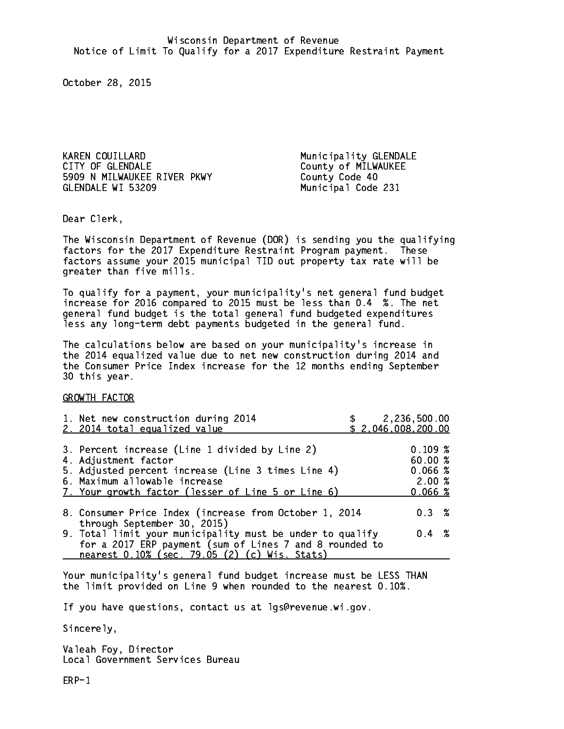Wisconsin Department of Revenue
Notice of Limit To Qualify for a 2017 Expenditure Restraint Payment

October 28, 2015

KAREN COUILLARD
CITY OF GLENDALE
5909 N MILWAUKEE RIVER PKWY
GLENDALE WI 53209

Municipality GLENDALE
County of MILWAUKEE
County Code 40
Municipal Code 231

Dear Clerk,

The Wisconsin Department of Revenue (DOR) is sending you the qualifying factors for the 2017 Expenditure Restraint Program payment. These factors assume your 2015 municipal TID out property tax rate will be greater than five mills.

To qualify for a payment, your municipality's net general fund budget increase for 2016 compared to 2015 must be less than 0.4 %. The net general fund budget is the total general fund budgeted expenditures less any long-term debt payments budgeted in the general fund.

The calculations below are based on your municipality's increase in the 2014 equalized value due to net new construction during 2014 and the Consumer Price Index increase for the 12 months ending September 30 this year.

GROWTH FACTOR

| | |
|---|---|
| 1. Net new construction during 2014 | $ 2,236,500.00 |
| 2. 2014 total equalized value | $ 2,046,008,200.00 |
| 3. Percent increase (Line 1 divided by Line 2) | 0.109 % |
| 4. Adjustment factor | 60.00 % |
| 5. Adjusted percent increase (Line 3 times Line 4) | 0.066 % |
| 6. Maximum allowable increase | 2.00 % |
| 7. Your growth factor (lesser of Line 5 or Line 6) | 0.066 % |
| 8. Consumer Price Index (increase from October 1, 2014 through September 30, 2015) | 0.3 % |
| 9. Total limit your municipality must be under to qualify for a 2017 ERP payment (sum of Lines 7 and 8 rounded to nearest 0.10% (sec. 79.05 (2) (c) Wis. Stats) | 0.4 % |

Your municipality's general fund budget increase must be LESS THAN the limit provided on Line 9 when rounded to the nearest 0.10%.

If you have questions, contact us at lgs@revenue.wi.gov.

Sincerely,

Valeah Foy, Director
Local Government Services Bureau

ERP-1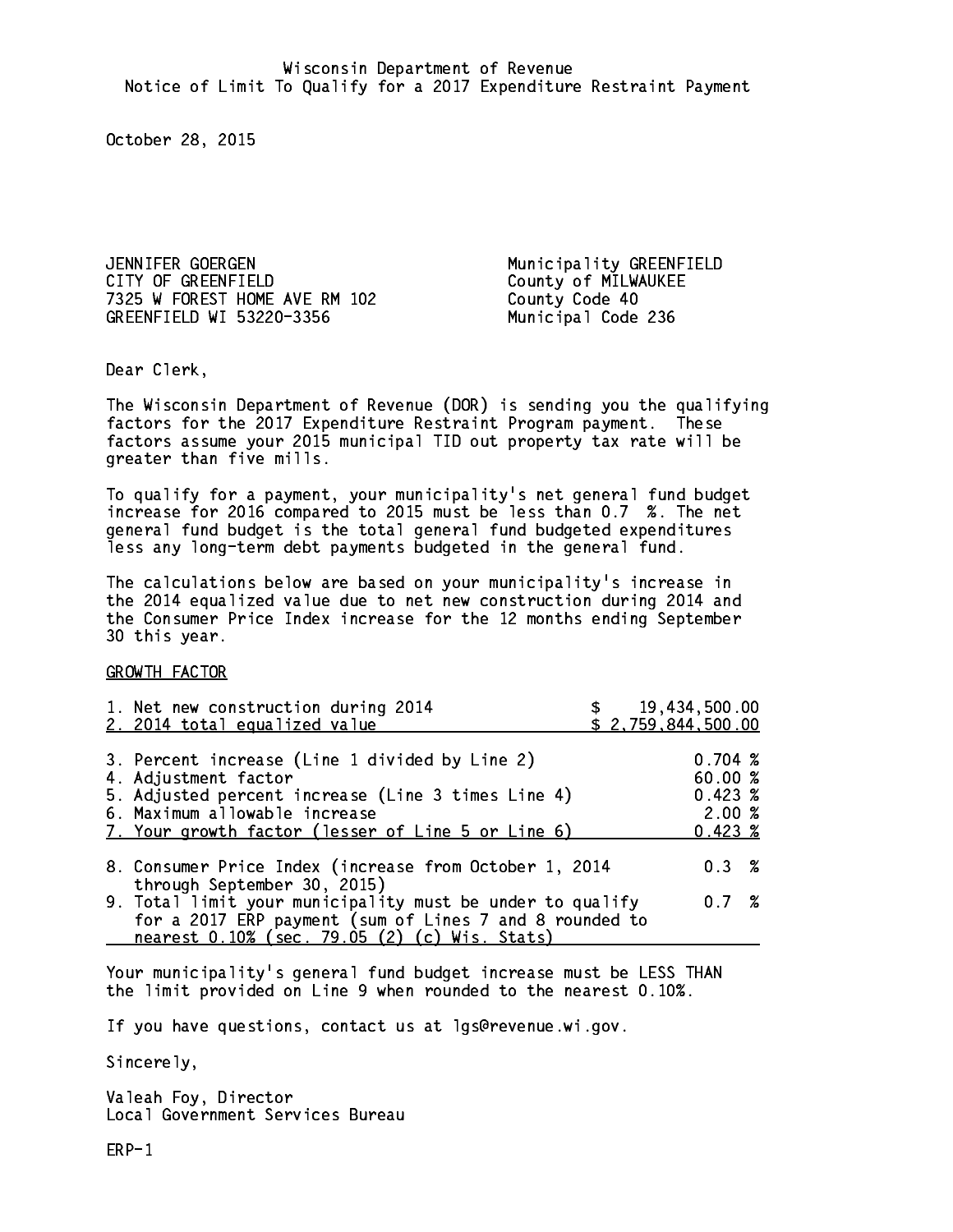Wisconsin Department of Revenue
Notice of Limit To Qualify for a 2017 Expenditure Restraint Payment

October 28, 2015

JENNIFER GOERGEN
CITY OF GREENFIELD
7325 W FOREST HOME AVE RM 102
GREENFIELD WI 53220-3356

Municipality GREENFIELD
County of MILWAUKEE
County Code 40
Municipal Code 236

Dear Clerk,

The Wisconsin Department of Revenue (DOR) is sending you the qualifying factors for the 2017 Expenditure Restraint Program payment. These factors assume your 2015 municipal TID out property tax rate will be greater than five mills.

To qualify for a payment, your municipality's net general fund budget increase for 2016 compared to 2015 must be less than 0.7 %. The net general fund budget is the total general fund budgeted expenditures less any long-term debt payments budgeted in the general fund.

The calculations below are based on your municipality's increase in the 2014 equalized value due to net new construction during 2014 and the Consumer Price Index increase for the 12 months ending September 30 this year.

GROWTH FACTOR

| | |
|---|---|
| 1. Net new construction during 2014 | $ 19,434,500.00 |
| 2. 2014 total equalized value | $ 2,759,844,500.00 |
| 3. Percent increase (Line 1 divided by Line 2) | 0.704 % |
| 4. Adjustment factor | 60.00 % |
| 5. Adjusted percent increase (Line 3 times Line 4) | 0.423 % |
| 6. Maximum allowable increase | 2.00 % |
| 7. Your growth factor (lesser of Line 5 or Line 6) | 0.423 % |
| 8. Consumer Price Index (increase from October 1, 2014 through September 30, 2015) | 0.3 % |
| 9. Total limit your municipality must be under to qualify for a 2017 ERP payment (sum of Lines 7 and 8 rounded to nearest 0.10% (sec. 79.05 (2) (c) Wis. Stats) | 0.7 % |

Your municipality's general fund budget increase must be LESS THAN the limit provided on Line 9 when rounded to the nearest 0.10%.

If you have questions, contact us at lgs@revenue.wi.gov.

Sincerely,

Valeah Foy, Director
Local Government Services Bureau

ERP-1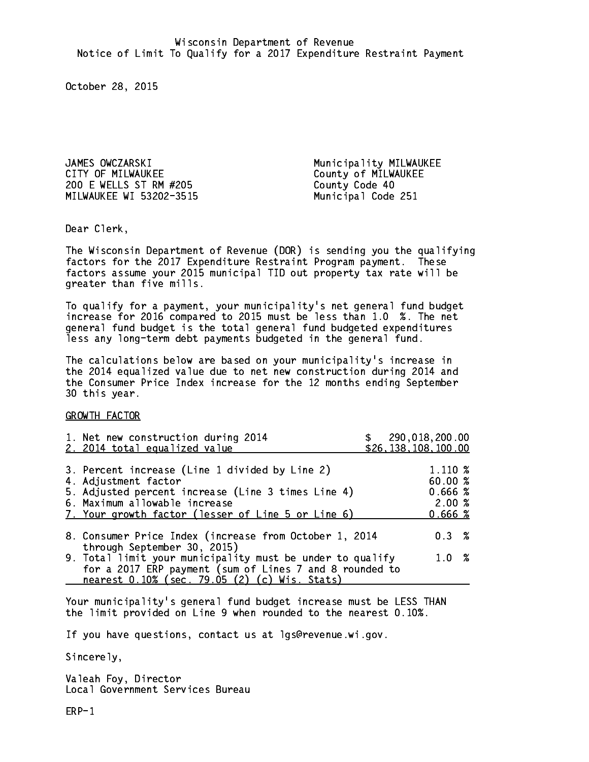Wisconsin Department of Revenue
Notice of Limit To Qualify for a 2017 Expenditure Restraint Payment

October 28, 2015

JAMES OWCZARSKI
CITY OF MILWAUKEE
200 E WELLS ST RM #205
MILWAUKEE WI 53202-3515

Municipality MILWAUKEE
County of MILWAUKEE
County Code 40
Municipal Code 251

Dear Clerk,

The Wisconsin Department of Revenue (DOR) is sending you the qualifying factors for the 2017 Expenditure Restraint Program payment. These factors assume your 2015 municipal TID out property tax rate will be greater than five mills.

To qualify for a payment, your municipality's net general fund budget increase for 2016 compared to 2015 must be less than 1.0 %. The net general fund budget is the total general fund budgeted expenditures less any long-term debt payments budgeted in the general fund.

The calculations below are based on your municipality's increase in the 2014 equalized value due to net new construction during 2014 and the Consumer Price Index increase for the 12 months ending September 30 this year.

GROWTH FACTOR

| | |
|---|---|
| 1. Net new construction during 2014 | $ 290,018,200.00 |
| 2. 2014 total equalized value | $26,138,108,100.00 |
| 3. Percent increase (Line 1 divided by Line 2) | 1.110 % |
| 4. Adjustment factor | 60.00 % |
| 5. Adjusted percent increase (Line 3 times Line 4) | 0.666 % |
| 6. Maximum allowable increase | 2.00 % |
| 7. Your growth factor (lesser of Line 5 or Line 6) | 0.666 % |
| 8. Consumer Price Index (increase from October 1, 2014 through September 30, 2015) | 0.3 % |
| 9. Total limit your municipality must be under to qualify for a 2017 ERP payment (sum of Lines 7 and 8 rounded to nearest 0.10% (sec. 79.05 (2) (c) Wis. Stats) | 1.0 % |

Your municipality's general fund budget increase must be LESS THAN the limit provided on Line 9 when rounded to the nearest 0.10%.

If you have questions, contact us at lgs@revenue.wi.gov.

Sincerely,

Valeah Foy, Director
Local Government Services Bureau

ERP-1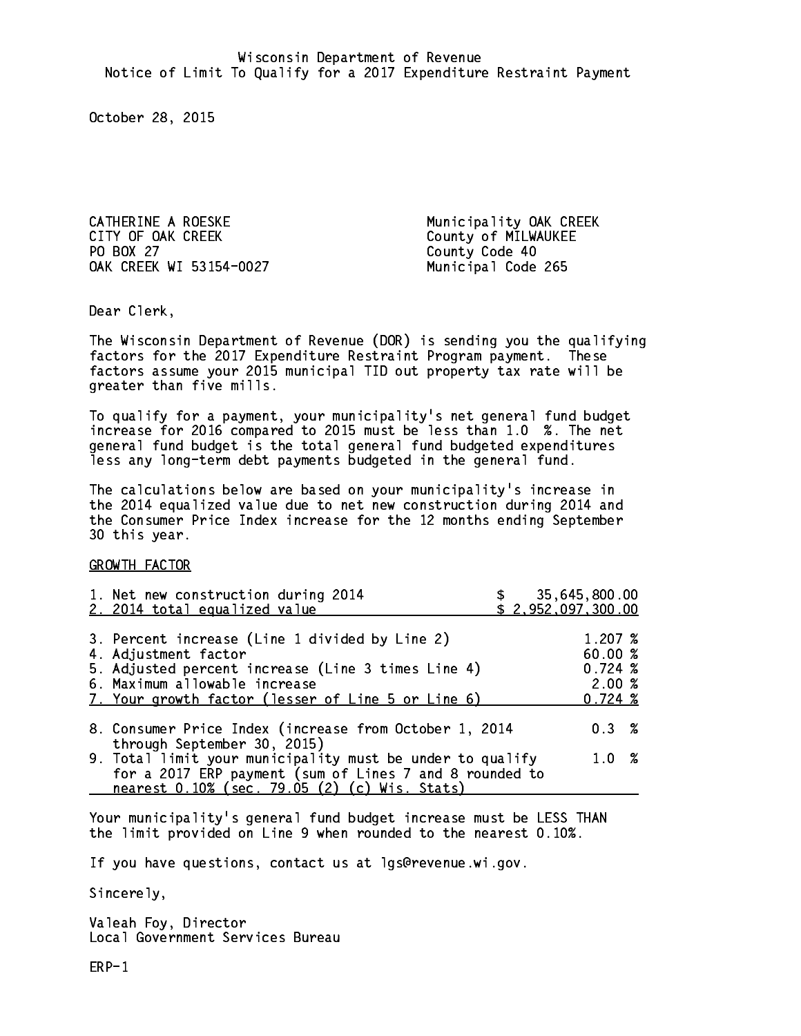Wisconsin Department of Revenue
Notice of Limit To Qualify for a 2017 Expenditure Restraint Payment

October 28, 2015

CATHERINE A ROESKE
CITY OF OAK CREEK
PO BOX 27
OAK CREEK WI 53154-0027

Municipality OAK CREEK
County of MILWAUKEE
County Code 40
Municipal Code 265

Dear Clerk,

The Wisconsin Department of Revenue (DOR) is sending you the qualifying factors for the 2017 Expenditure Restraint Program payment. These factors assume your 2015 municipal TID out property tax rate will be greater than five mills.

To qualify for a payment, your municipality's net general fund budget increase for 2016 compared to 2015 must be less than 1.0 %. The net general fund budget is the total general fund budgeted expenditures less any long-term debt payments budgeted in the general fund.

The calculations below are based on your municipality's increase in the 2014 equalized value due to net new construction during 2014 and the Consumer Price Index increase for the 12 months ending September 30 this year.

GROWTH FACTOR

| | |
|---|---|
| 1. Net new construction during 2014 | $ 35,645,800.00 |
| 2. 2014 total equalized value | $ 2,952,097,300.00 |
| 3. Percent increase (Line 1 divided by Line 2) | 1.207 % |
| 4. Adjustment factor | 60.00 % |
| 5. Adjusted percent increase (Line 3 times Line 4) | 0.724 % |
| 6. Maximum allowable increase | 2.00 % |
| 7. Your growth factor (lesser of Line 5 or Line 6) | 0.724 % |
| 8. Consumer Price Index (increase from October 1, 2014 through September 30, 2015) | 0.3 % |
| 9. Total limit your municipality must be under to qualify for a 2017 ERP payment (sum of Lines 7 and 8 rounded to nearest 0.10% (sec. 79.05 (2) (c) Wis. Stats) | 1.0 % |

Your municipality's general fund budget increase must be LESS THAN the limit provided on Line 9 when rounded to the nearest 0.10%.

If you have questions, contact us at lgs@revenue.wi.gov.

Sincerely,

Valeah Foy, Director
Local Government Services Bureau

ERP-1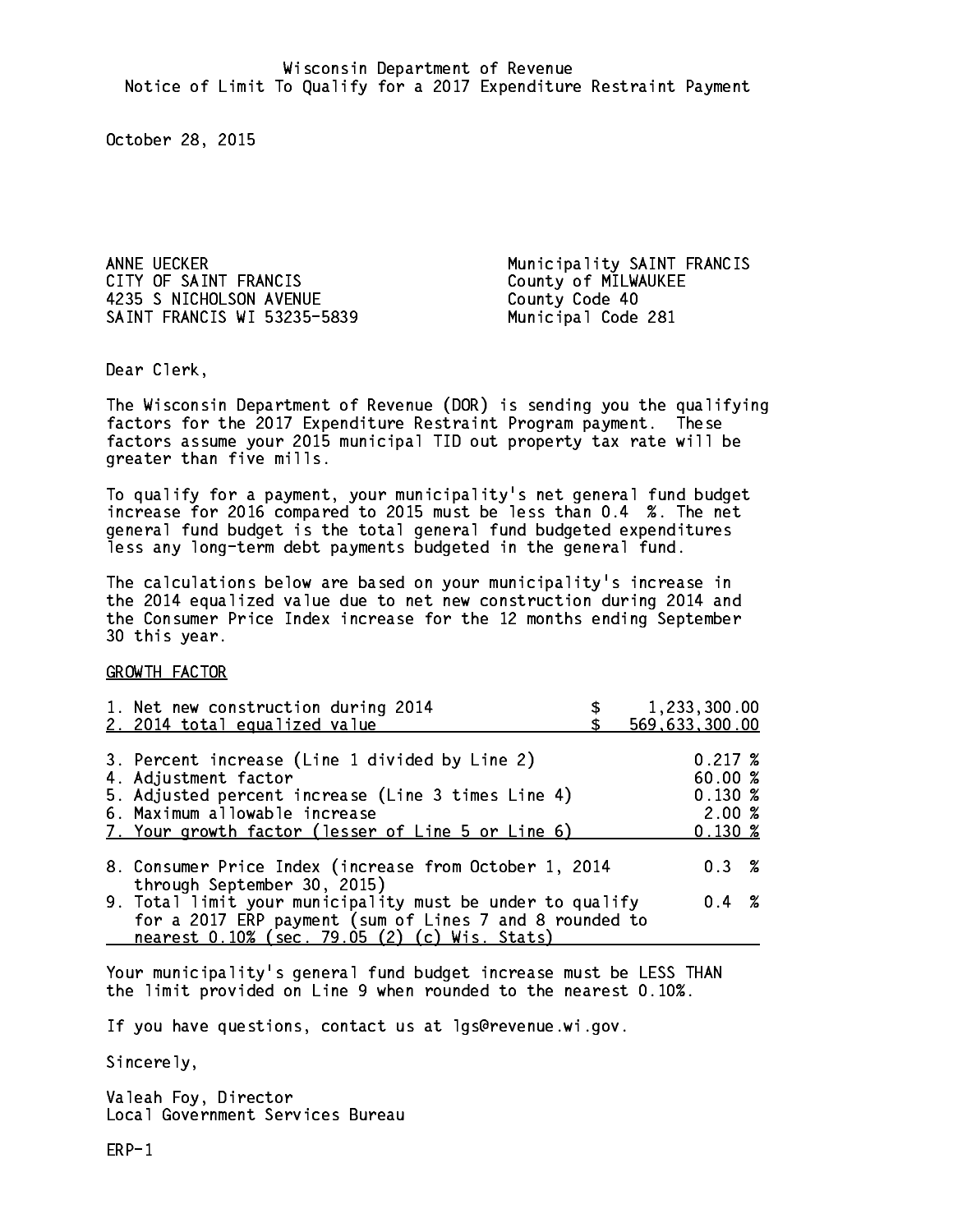Wisconsin Department of Revenue
Notice of Limit To Qualify for a 2017 Expenditure Restraint Payment

October 28, 2015

ANNE UECKER
CITY OF SAINT FRANCIS
4235 S NICHOLSON AVENUE
SAINT FRANCIS WI 53235-5839

Municipality SAINT FRANCIS
County of MILWAUKEE
County Code 40
Municipal Code 281

Dear Clerk,

The Wisconsin Department of Revenue (DOR) is sending you the qualifying factors for the 2017 Expenditure Restraint Program payment. These factors assume your 2015 municipal TID out property tax rate will be greater than five mills.

To qualify for a payment, your municipality's net general fund budget increase for 2016 compared to 2015 must be less than 0.4 %. The net general fund budget is the total general fund budgeted expenditures less any long-term debt payments budgeted in the general fund.

The calculations below are based on your municipality's increase in the 2014 equalized value due to net new construction during 2014 and the Consumer Price Index increase for the 12 months ending September 30 this year.

GROWTH FACTOR

| | |
|---|---|
| 1. Net new construction during 2014 | $ 1,233,300.00 |
| 2. 2014 total equalized value | $ 569,633,300.00 |
| 3. Percent increase (Line 1 divided by Line 2) | 0.217 % |
| 4. Adjustment factor | 60.00 % |
| 5. Adjusted percent increase (Line 3 times Line 4) | 0.130 % |
| 6. Maximum allowable increase | 2.00 % |
| 7. Your growth factor (lesser of Line 5 or Line 6) | 0.130 % |
| 8. Consumer Price Index (increase from October 1, 2014 through September 30, 2015) | 0.3 % |
| 9. Total limit your municipality must be under to qualify for a 2017 ERP payment (sum of Lines 7 and 8 rounded to nearest 0.10% (sec. 79.05 (2) (c) Wis. Stats) | 0.4 % |

Your municipality's general fund budget increase must be LESS THAN the limit provided on Line 9 when rounded to the nearest 0.10%.

If you have questions, contact us at lgs@revenue.wi.gov.

Sincerely,

Valeah Foy, Director
Local Government Services Bureau

ERP-1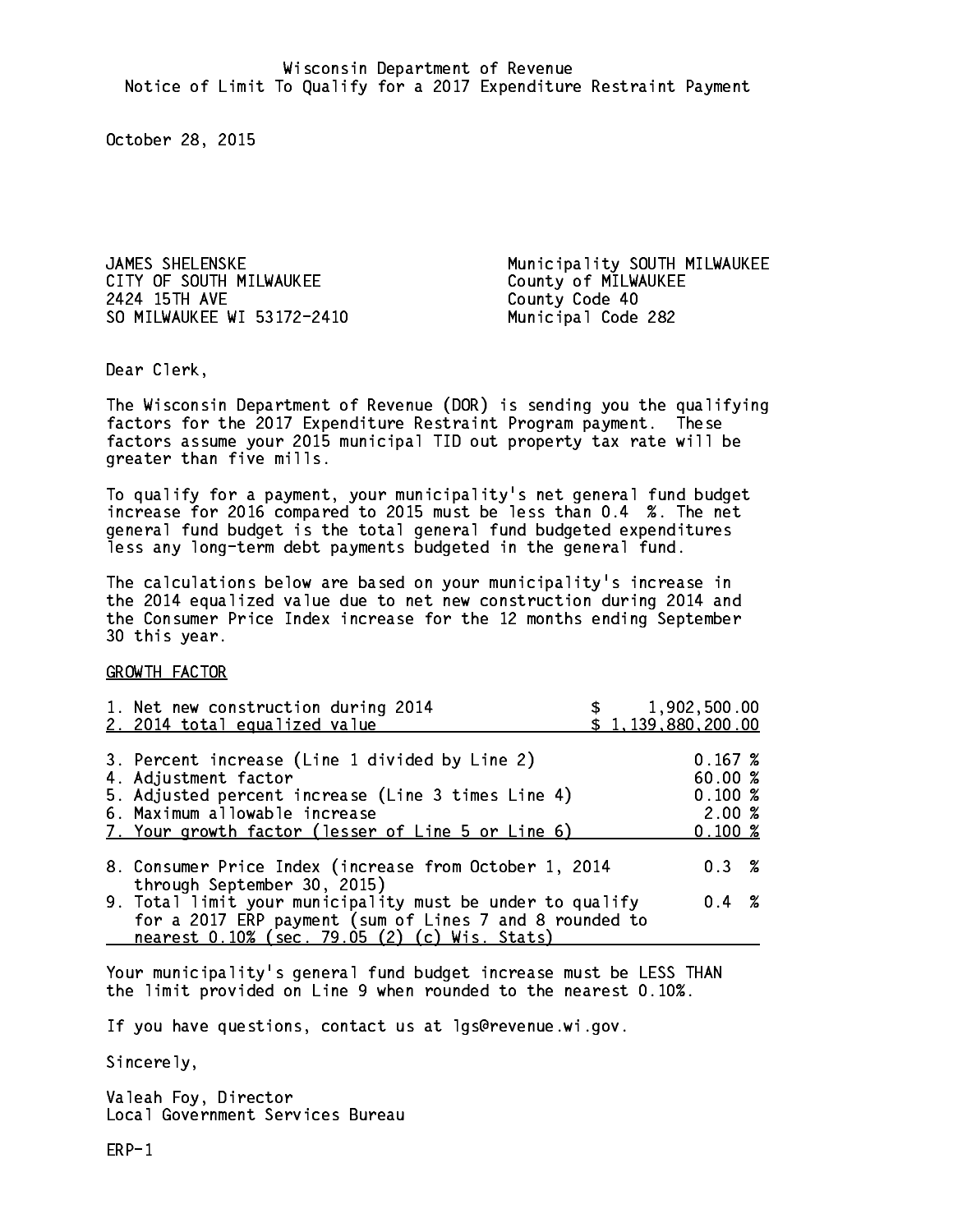Wisconsin Department of Revenue
Notice of Limit To Qualify for a 2017 Expenditure Restraint Payment

October 28, 2015

JAMES SHELENSKE
CITY OF SOUTH MILWAUKEE
2424 15TH AVE
SO MILWAUKEE WI 53172-2410

Municipality SOUTH MILWAUKEE
County of MILWAUKEE
County Code 40
Municipal Code 282

Dear Clerk,

The Wisconsin Department of Revenue (DOR) is sending you the qualifying factors for the 2017 Expenditure Restraint Program payment. These factors assume your 2015 municipal TID out property tax rate will be greater than five mills.

To qualify for a payment, your municipality's net general fund budget increase for 2016 compared to 2015 must be less than 0.4 %. The net general fund budget is the total general fund budgeted expenditures less any long-term debt payments budgeted in the general fund.

The calculations below are based on your municipality's increase in the 2014 equalized value due to net new construction during 2014 and the Consumer Price Index increase for the 12 months ending September 30 this year.

GROWTH FACTOR

| | |
|---|---|
| 1. Net new construction during 2014 | $ 1,902,500.00 |
| 2. 2014 total equalized value | $ 1,139,880,200.00 |
| 3. Percent increase (Line 1 divided by Line 2) | 0.167 % |
| 4. Adjustment factor | 60.00 % |
| 5. Adjusted percent increase (Line 3 times Line 4) | 0.100 % |
| 6. Maximum allowable increase | 2.00 % |
| 7. Your growth factor (lesser of Line 5 or Line 6) | 0.100 % |
| 8. Consumer Price Index (increase from October 1, 2014 through September 30, 2015) | 0.3 % |
| 9. Total limit your municipality must be under to qualify for a 2017 ERP payment (sum of Lines 7 and 8 rounded to nearest 0.10% (sec. 79.05 (2) (c) Wis. Stats) | 0.4 % |

Your municipality's general fund budget increase must be LESS THAN the limit provided on Line 9 when rounded to the nearest 0.10%.

If you have questions, contact us at lgs@revenue.wi.gov.

Sincerely,

Valeah Foy, Director
Local Government Services Bureau

ERP-1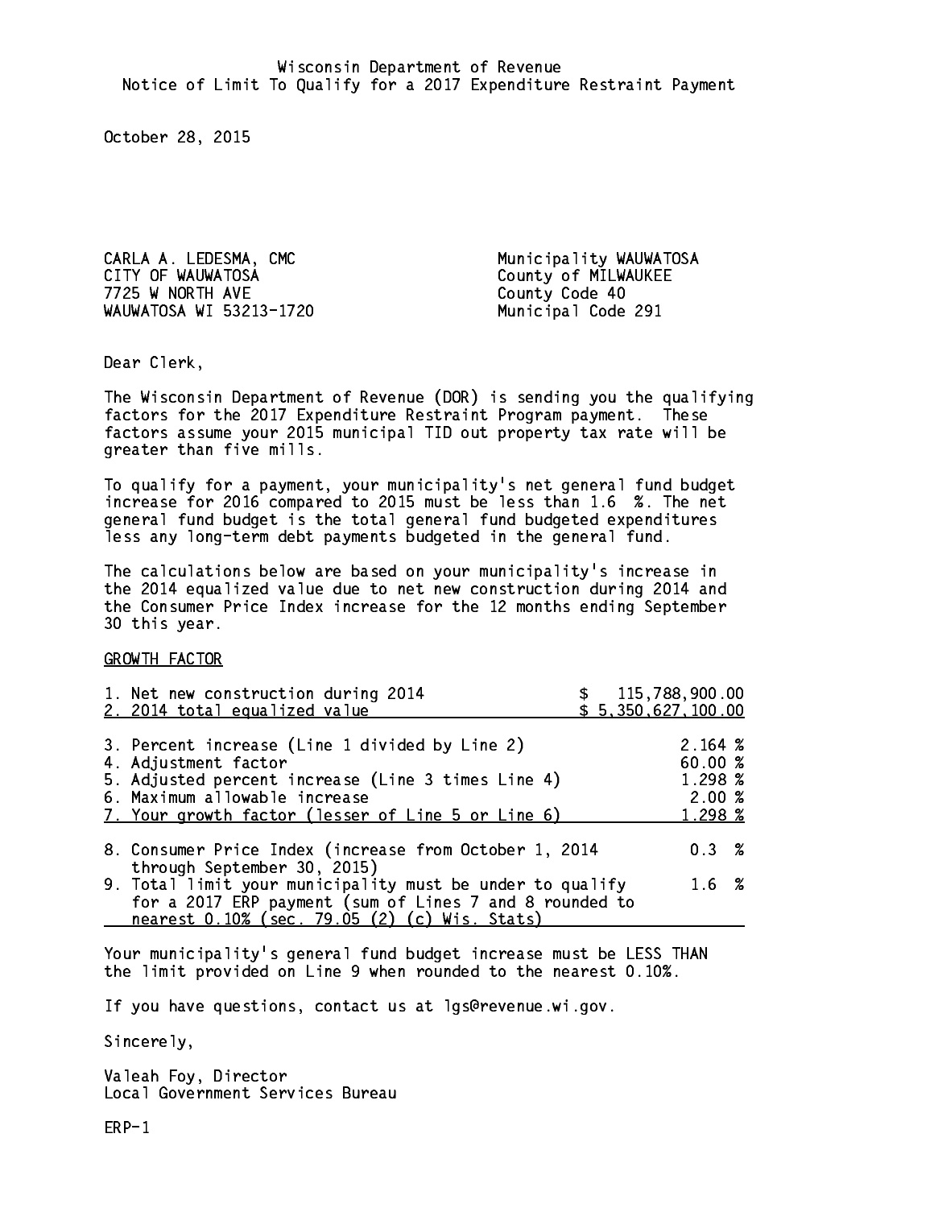Wisconsin Department of Revenue
Notice of Limit To Qualify for a 2017 Expenditure Restraint Payment

October 28, 2015

CARLA A. LEDESMA, CMC
CITY OF WAUWATOSA
7725 W NORTH AVE
WAUWATOSA WI 53213-1720

Municipality WAUWATOSA
County of MILWAUKEE
County Code 40
Municipal Code 291

Dear Clerk,

The Wisconsin Department of Revenue (DOR) is sending you the qualifying factors for the 2017 Expenditure Restraint Program payment. These factors assume your 2015 municipal TID out property tax rate will be greater than five mills.

To qualify for a payment, your municipality's net general fund budget increase for 2016 compared to 2015 must be less than 1.6 %. The net general fund budget is the total general fund budgeted expenditures less any long-term debt payments budgeted in the general fund.

The calculations below are based on your municipality's increase in the 2014 equalized value due to net new construction during 2014 and the Consumer Price Index increase for the 12 months ending September 30 this year.

GROWTH FACTOR

| | |
|---|---|
| 1. Net new construction during 2014 | $ 115,788,900.00 |
| 2. 2014 total equalized value | $ 5,350,627,100.00 |
| 3. Percent increase (Line 1 divided by Line 2) | 2.164 % |
| 4. Adjustment factor | 60.00 % |
| 5. Adjusted percent increase (Line 3 times Line 4) | 1.298 % |
| 6. Maximum allowable increase | 2.00 % |
| 7. Your growth factor (lesser of Line 5 or Line 6) | 1.298 % |
| 8. Consumer Price Index (increase from October 1, 2014 through September 30, 2015) | 0.3 % |
| 9. Total limit your municipality must be under to qualify for a 2017 ERP payment (sum of Lines 7 and 8 rounded to nearest 0.10% (sec. 79.05 (2) (c) Wis. Stats) | 1.6 % |

Your municipality's general fund budget increase must be LESS THAN the limit provided on Line 9 when rounded to the nearest 0.10%.

If you have questions, contact us at lgs@revenue.wi.gov.

Sincerely,

Valeah Foy, Director
Local Government Services Bureau

ERP-1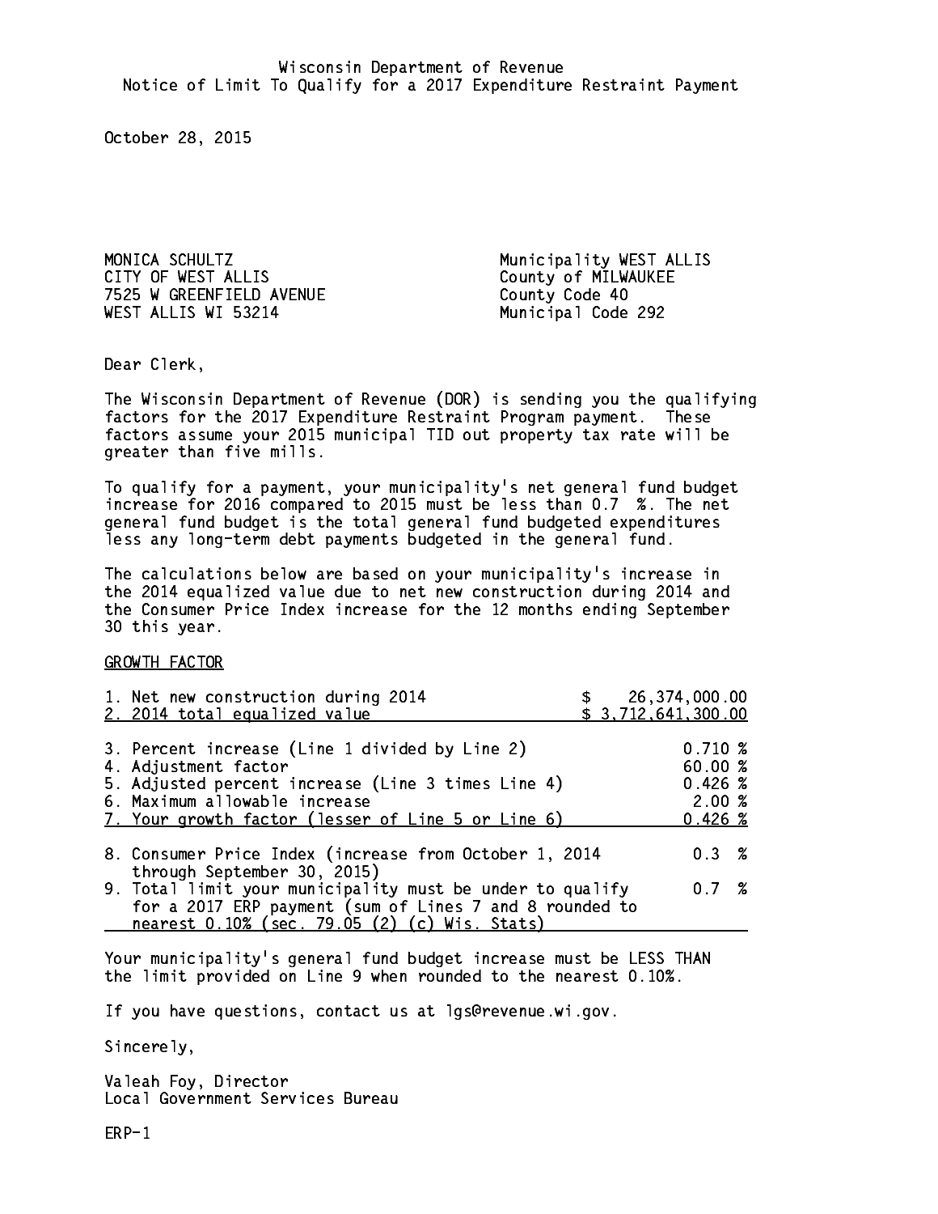Wisconsin Department of Revenue
Notice of Limit To Qualify for a 2017 Expenditure Restraint Payment

October 28, 2015

MONICA SCHULTZ
CITY OF WEST ALLIS
7525 W GREENFIELD AVENUE
WEST ALLIS WI 53214

Municipality WEST ALLIS
County of MILWAUKEE
County Code 40
Municipal Code 292

Dear Clerk,

The Wisconsin Department of Revenue (DOR) is sending you the qualifying factors for the 2017 Expenditure Restraint Program payment. These factors assume your 2015 municipal TID out property tax rate will be greater than five mills.

To qualify for a payment, your municipality's net general fund budget increase for 2016 compared to 2015 must be less than 0.7 %. The net general fund budget is the total general fund budgeted expenditures less any long-term debt payments budgeted in the general fund.

The calculations below are based on your municipality's increase in the 2014 equalized value due to net new construction during 2014 and the Consumer Price Index increase for the 12 months ending September 30 this year.

GROWTH FACTOR

| | |
|---|---|
| 1. Net new construction during 2014 | $ 26,374,000.00 |
| 2. 2014 total equalized value | $ 3,712,641,300.00 |
| 3. Percent increase (Line 1 divided by Line 2) | 0.710 % |
| 4. Adjustment factor | 60.00 % |
| 5. Adjusted percent increase (Line 3 times Line 4) | 0.426 % |
| 6. Maximum allowable increase | 2.00 % |
| 7. Your growth factor (lesser of Line 5 or Line 6) | 0.426 % |
| 8. Consumer Price Index (increase from October 1, 2014 through September 30, 2015) | 0.3 % |
| 9. Total limit your municipality must be under to qualify for a 2017 ERP payment (sum of Lines 7 and 8 rounded to nearest 0.10% (sec. 79.05 (2) (c) Wis. Stats) | 0.7 % |

Your municipality's general fund budget increase must be LESS THAN the limit provided on Line 9 when rounded to the nearest 0.10%.

If you have questions, contact us at lgs@revenue.wi.gov.

Sincerely,

Valeah Foy, Director
Local Government Services Bureau

ERP-1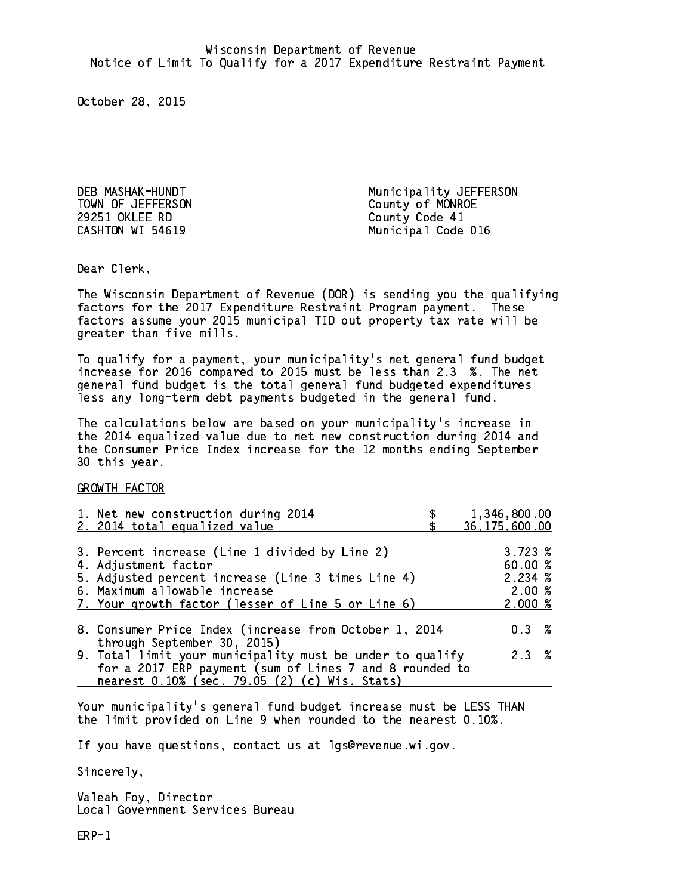Wisconsin Department of Revenue
Notice of Limit To Qualify for a 2017 Expenditure Restraint Payment

October 28, 2015

DEB MASHAK-HUNDT
TOWN OF JEFFERSON
29251 OKLEE RD
CASHTON WI 54619

Municipality JEFFERSON
County of MONROE
County Code 41
Municipal Code 016

Dear Clerk,

The Wisconsin Department of Revenue (DOR) is sending you the qualifying factors for the 2017 Expenditure Restraint Program payment. These factors assume your 2015 municipal TID out property tax rate will be greater than five mills.

To qualify for a payment, your municipality's net general fund budget increase for 2016 compared to 2015 must be less than 2.3 %. The net general fund budget is the total general fund budgeted expenditures less any long-term debt payments budgeted in the general fund.

The calculations below are based on your municipality's increase in the 2014 equalized value due to net new construction during 2014 and the Consumer Price Index increase for the 12 months ending September 30 this year.

GROWTH FACTOR

| | |
|---|---|
| 1. Net new construction during 2014 | $ 1,346,800.00 |
| 2. 2014 total equalized value | $ 36,175,600.00 |
| 3. Percent increase (Line 1 divided by Line 2) | 3.723 % |
| 4. Adjustment factor | 60.00 % |
| 5. Adjusted percent increase (Line 3 times Line 4) | 2.234 % |
| 6. Maximum allowable increase | 2.00 % |
| 7. Your growth factor (lesser of Line 5 or Line 6) | 2.000 % |
| 8. Consumer Price Index (increase from October 1, 2014 through September 30, 2015) | 0.3 % |
| 9. Total limit your municipality must be under to qualify for a 2017 ERP payment (sum of Lines 7 and 8 rounded to nearest 0.10% (sec. 79.05 (2) (c) Wis. Stats) | 2.3 % |

Your municipality's general fund budget increase must be LESS THAN the limit provided on Line 9 when rounded to the nearest 0.10%.

If you have questions, contact us at lgs@revenue.wi.gov.

Sincerely,

Valeah Foy, Director
Local Government Services Bureau

ERP-1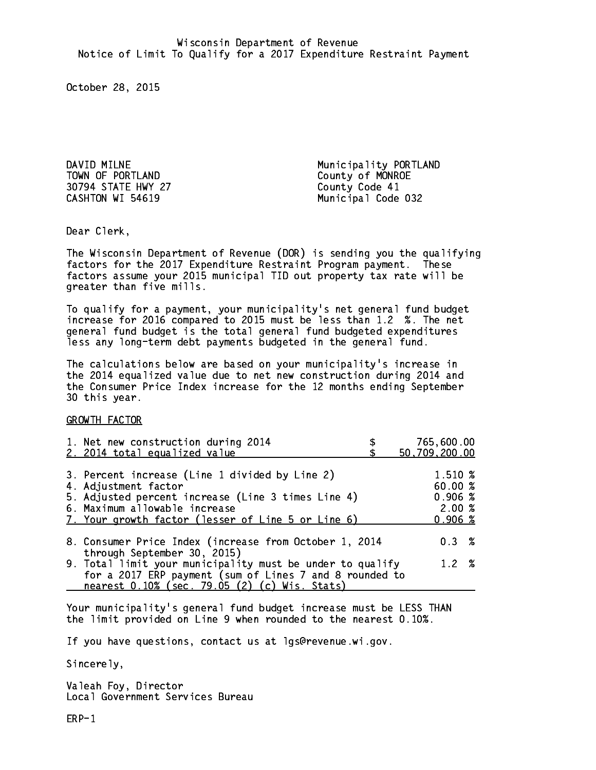Wisconsin Department of Revenue
Notice of Limit To Qualify for a 2017 Expenditure Restraint Payment

October 28, 2015

DAVID MILNE
TOWN OF PORTLAND
30794 STATE HWY 27
CASHTON WI 54619

Municipality PORTLAND
County of MONROE
County Code 41
Municipal Code 032

Dear Clerk,

The Wisconsin Department of Revenue (DOR) is sending you the qualifying factors for the 2017 Expenditure Restraint Program payment. These factors assume your 2015 municipal TID out property tax rate will be greater than five mills.

To qualify for a payment, your municipality's net general fund budget increase for 2016 compared to 2015 must be less than 1.2 %. The net general fund budget is the total general fund budgeted expenditures less any long-term debt payments budgeted in the general fund.

The calculations below are based on your municipality's increase in the 2014 equalized value due to net new construction during 2014 and the Consumer Price Index increase for the 12 months ending September 30 this year.

GROWTH FACTOR

| | |
|---|---|
| 1. Net new construction during 2014 | $ 765,600.00 |
| 2. 2014 total equalized value | $ 50,709,200.00 |
| 3. Percent increase (Line 1 divided by Line 2) | 1.510 % |
| 4. Adjustment factor | 60.00 % |
| 5. Adjusted percent increase (Line 3 times Line 4) | 0.906 % |
| 6. Maximum allowable increase | 2.00 % |
| 7. Your growth factor (lesser of Line 5 or Line 6) | 0.906 % |
| 8. Consumer Price Index (increase from October 1, 2014 through September 30, 2015) | 0.3 % |
| 9. Total limit your municipality must be under to qualify for a 2017 ERP payment (sum of Lines 7 and 8 rounded to nearest 0.10% (sec. 79.05 (2) (c) Wis. Stats) | 1.2 % |

Your municipality's general fund budget increase must be LESS THAN the limit provided on Line 9 when rounded to the nearest 0.10%.

If you have questions, contact us at lgs@revenue.wi.gov.

Sincerely,

Valeah Foy, Director
Local Government Services Bureau

ERP-1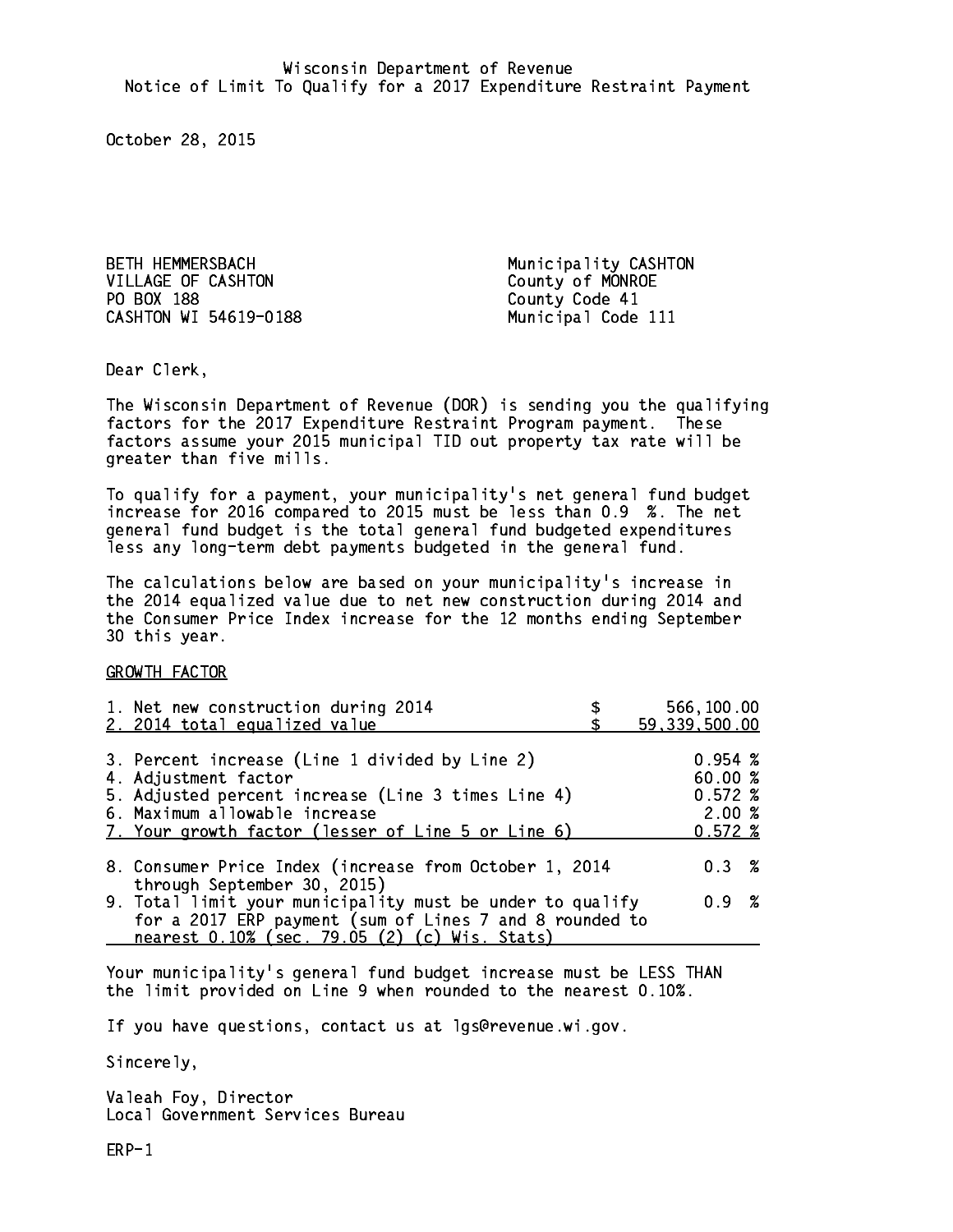Wisconsin Department of Revenue
Notice of Limit To Qualify for a 2017 Expenditure Restraint Payment

October 28, 2015

BETH HEMMERSBACH
VILLAGE OF CASHTON
PO BOX 188
CASHTON WI 54619-0188

Municipality CASHTON
County of MONROE
County Code 41
Municipal Code 111

Dear Clerk,

The Wisconsin Department of Revenue (DOR) is sending you the qualifying factors for the 2017 Expenditure Restraint Program payment. These factors assume your 2015 municipal TID out property tax rate will be greater than five mills.

To qualify for a payment, your municipality's net general fund budget increase for 2016 compared to 2015 must be less than 0.9 %. The net general fund budget is the total general fund budgeted expenditures less any long-term debt payments budgeted in the general fund.

The calculations below are based on your municipality's increase in the 2014 equalized value due to net new construction during 2014 and the Consumer Price Index increase for the 12 months ending September 30 this year.

GROWTH FACTOR

| | |
|---|---|
| 1. Net new construction during 2014 | $ 566,100.00 |
| 2. 2014 total equalized value | $ 59,339,500.00 |
| 3. Percent increase (Line 1 divided by Line 2) | 0.954 % |
| 4. Adjustment factor | 60.00 % |
| 5. Adjusted percent increase (Line 3 times Line 4) | 0.572 % |
| 6. Maximum allowable increase | 2.00 % |
| 7. Your growth factor (lesser of Line 5 or Line 6) | 0.572 % |
| 8. Consumer Price Index (increase from October 1, 2014 through September 30, 2015) | 0.3 % |
| 9. Total limit your municipality must be under to qualify for a 2017 ERP payment (sum of Lines 7 and 8 rounded to nearest 0.10% (sec. 79.05 (2) (c) Wis. Stats) | 0.9 % |

Your municipality's general fund budget increase must be LESS THAN the limit provided on Line 9 when rounded to the nearest 0.10%.

If you have questions, contact us at lgs@revenue.wi.gov.

Sincerely,

Valeah Foy, Director
Local Government Services Bureau

ERP-1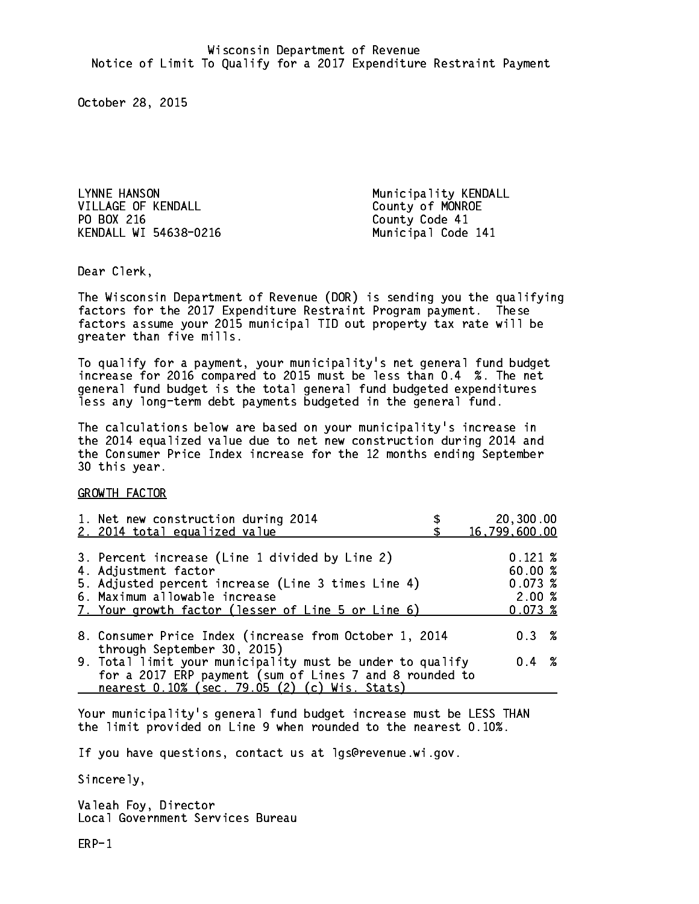Wisconsin Department of Revenue
Notice of Limit To Qualify for a 2017 Expenditure Restraint Payment

October 28, 2015

LYNNE HANSON
VILLAGE OF KENDALL
PO BOX 216
KENDALL WI 54638-0216

Municipality KENDALL
County of MONROE
County Code 41
Municipal Code 141

Dear Clerk,

The Wisconsin Department of Revenue (DOR) is sending you the qualifying factors for the 2017 Expenditure Restraint Program payment. These factors assume your 2015 municipal TID out property tax rate will be greater than five mills.

To qualify for a payment, your municipality's net general fund budget increase for 2016 compared to 2015 must be less than 0.4 %. The net general fund budget is the total general fund budgeted expenditures less any long-term debt payments budgeted in the general fund.

The calculations below are based on your municipality's increase in the 2014 equalized value due to net new construction during 2014 and the Consumer Price Index increase for the 12 months ending September 30 this year.

GROWTH FACTOR

| | | |
|---|---|---|
| 1. Net new construction during 2014 | $ | 20,300.00 |
| 2. 2014 total equalized value | $ | 16,799,600.00 |
| 3. Percent increase (Line 1 divided by Line 2) | | 0.121 % |
| 4. Adjustment factor | | 60.00 % |
| 5. Adjusted percent increase (Line 3 times Line 4) | | 0.073 % |
| 6. Maximum allowable increase | | 2.00 % |
| 7. Your growth factor (lesser of Line 5 or Line 6) | | 0.073 % |
| 8. Consumer Price Index (increase from October 1, 2014 through September 30, 2015) | | 0.3 % |
| 9. Total limit your municipality must be under to qualify for a 2017 ERP payment (sum of Lines 7 and 8 rounded to nearest 0.10% (sec. 79.05 (2) (c) Wis. Stats) | | 0.4 % |

Your municipality's general fund budget increase must be LESS THAN the limit provided on Line 9 when rounded to the nearest 0.10%.

If you have questions, contact us at lgs@revenue.wi.gov.

Sincerely,

Valeah Foy, Director
Local Government Services Bureau

ERP-1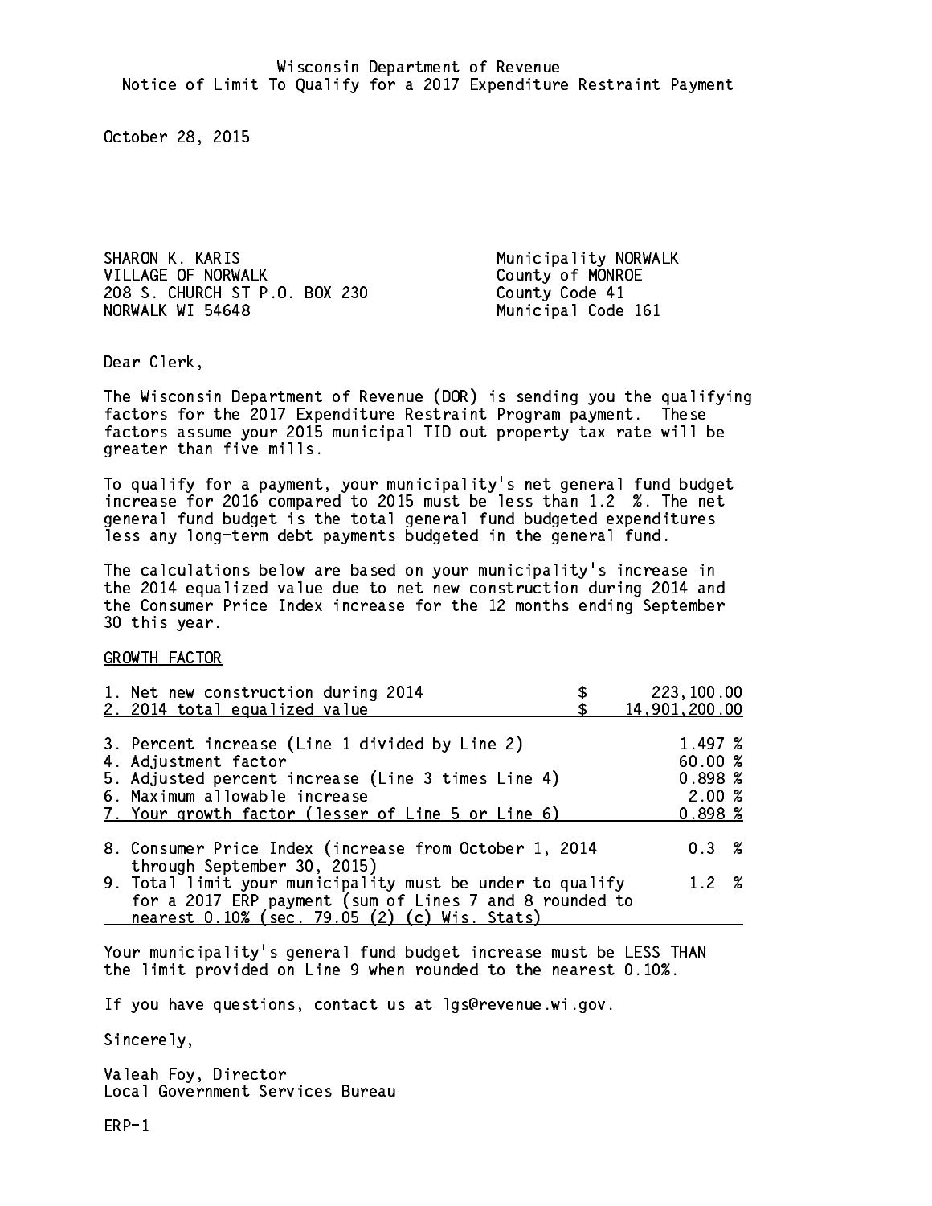Wisconsin Department of Revenue
Notice of Limit To Qualify for a 2017 Expenditure Restraint Payment

October 28, 2015

SHARON K. KARIS
VILLAGE OF NORWALK
208 S. CHURCH ST P.O. BOX 230
NORWALK WI 54648

Municipality NORWALK
County of MONROE
County Code 41
Municipal Code 161

Dear Clerk,

The Wisconsin Department of Revenue (DOR) is sending you the qualifying factors for the 2017 Expenditure Restraint Program payment. These factors assume your 2015 municipal TID out property tax rate will be greater than five mills.

To qualify for a payment, your municipality's net general fund budget increase for 2016 compared to 2015 must be less than 1.2 %. The net general fund budget is the total general fund budgeted expenditures less any long-term debt payments budgeted in the general fund.

The calculations below are based on your municipality's increase in the 2014 equalized value due to net new construction during 2014 and the Consumer Price Index increase for the 12 months ending September 30 this year.

GROWTH FACTOR

| | |
|---|---|
| 1. Net new construction during 2014 | $ 223,100.00 |
| 2. 2014 total equalized value | $ 14,901,200.00 |
| 3. Percent increase (Line 1 divided by Line 2) | 1.497 % |
| 4. Adjustment factor | 60.00 % |
| 5. Adjusted percent increase (Line 3 times Line 4) | 0.898 % |
| 6. Maximum allowable increase | 2.00 % |
| 7. Your growth factor (lesser of Line 5 or Line 6) | 0.898 % |
| 8. Consumer Price Index (increase from October 1, 2014 through September 30, 2015) | 0.3 % |
| 9. Total limit your municipality must be under to qualify for a 2017 ERP payment (sum of Lines 7 and 8 rounded to nearest 0.10% (sec. 79.05 (2) (c) Wis. Stats) | 1.2 % |

Your municipality's general fund budget increase must be LESS THAN the limit provided on Line 9 when rounded to the nearest 0.10%.

If you have questions, contact us at lgs@revenue.wi.gov.

Sincerely,

Valeah Foy, Director
Local Government Services Bureau

ERP-1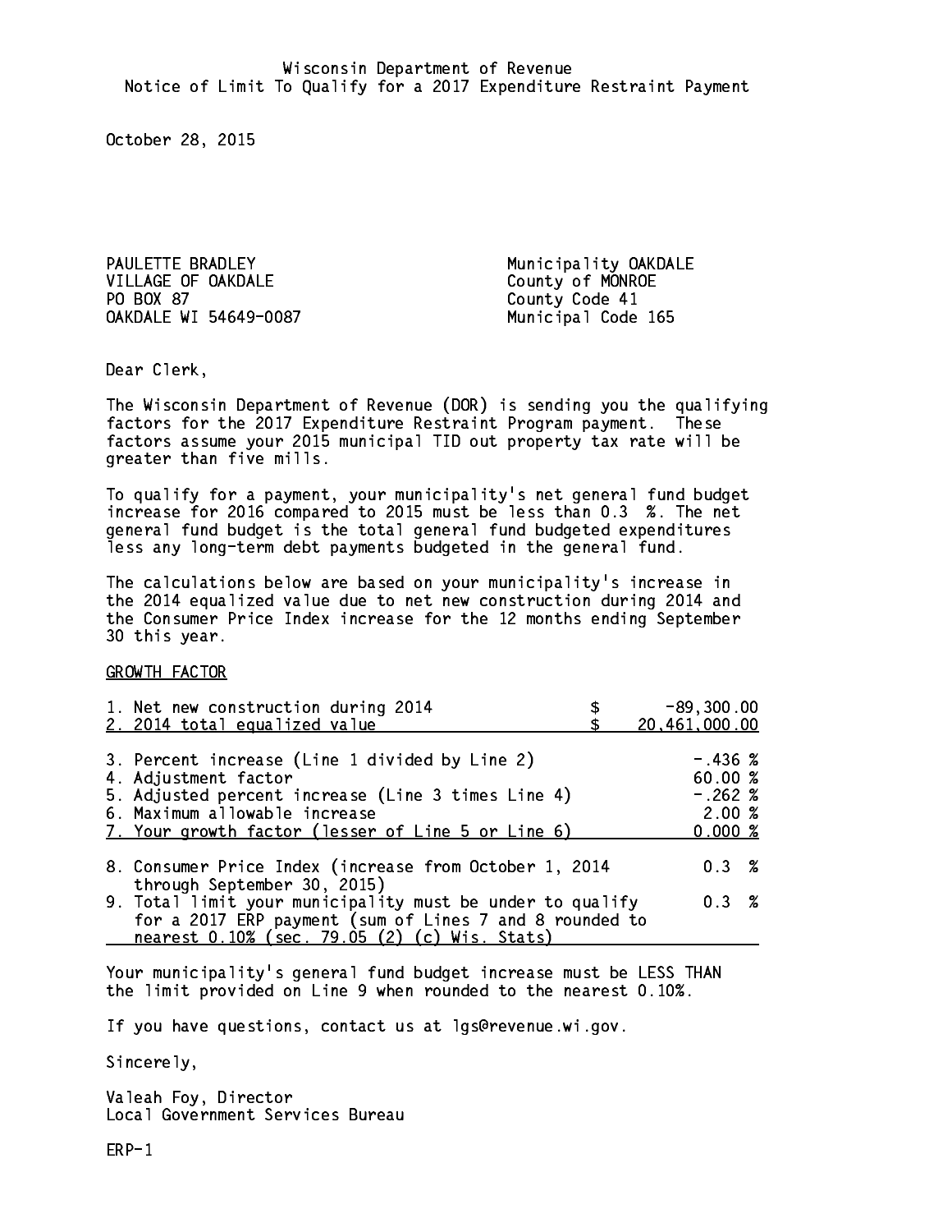Wisconsin Department of Revenue
Notice of Limit To Qualify for a 2017 Expenditure Restraint Payment

October 28, 2015

PAULETTE BRADLEY
VILLAGE OF OAKDALE
PO BOX 87
OAKDALE WI 54649-0087

Municipality OAKDALE
County of MONROE
County Code 41
Municipal Code 165

Dear Clerk,

The Wisconsin Department of Revenue (DOR) is sending you the qualifying factors for the 2017 Expenditure Restraint Program payment. These factors assume your 2015 municipal TID out property tax rate will be greater than five mills.

To qualify for a payment, your municipality's net general fund budget increase for 2016 compared to 2015 must be less than 0.3 %. The net general fund budget is the total general fund budgeted expenditures less any long-term debt payments budgeted in the general fund.

The calculations below are based on your municipality's increase in the 2014 equalized value due to net new construction during 2014 and the Consumer Price Index increase for the 12 months ending September 30 this year.

GROWTH FACTOR

| | |
|---|---|
| 1. Net new construction during 2014 | $ -89,300.00 |
| 2. 2014 total equalized value | $ 20,461,000.00 |
| 3. Percent increase (Line 1 divided by Line 2) | -.436 % |
| 4. Adjustment factor | 60.00 % |
| 5. Adjusted percent increase (Line 3 times Line 4) | -.262 % |
| 6. Maximum allowable increase | 2.00 % |
| 7. Your growth factor (lesser of Line 5 or Line 6) | 0.000 % |
| 8. Consumer Price Index (increase from October 1, 2014 through September 30, 2015) | 0.3 % |
| 9. Total limit your municipality must be under to qualify for a 2017 ERP payment (sum of Lines 7 and 8 rounded to nearest 0.10% (sec. 79.05 (2) (c) Wis. Stats) | 0.3 % |

Your municipality's general fund budget increase must be LESS THAN the limit provided on Line 9 when rounded to the nearest 0.10%.

If you have questions, contact us at lgs@revenue.wi.gov.

Sincerely,

Valeah Foy, Director
Local Government Services Bureau

ERP-1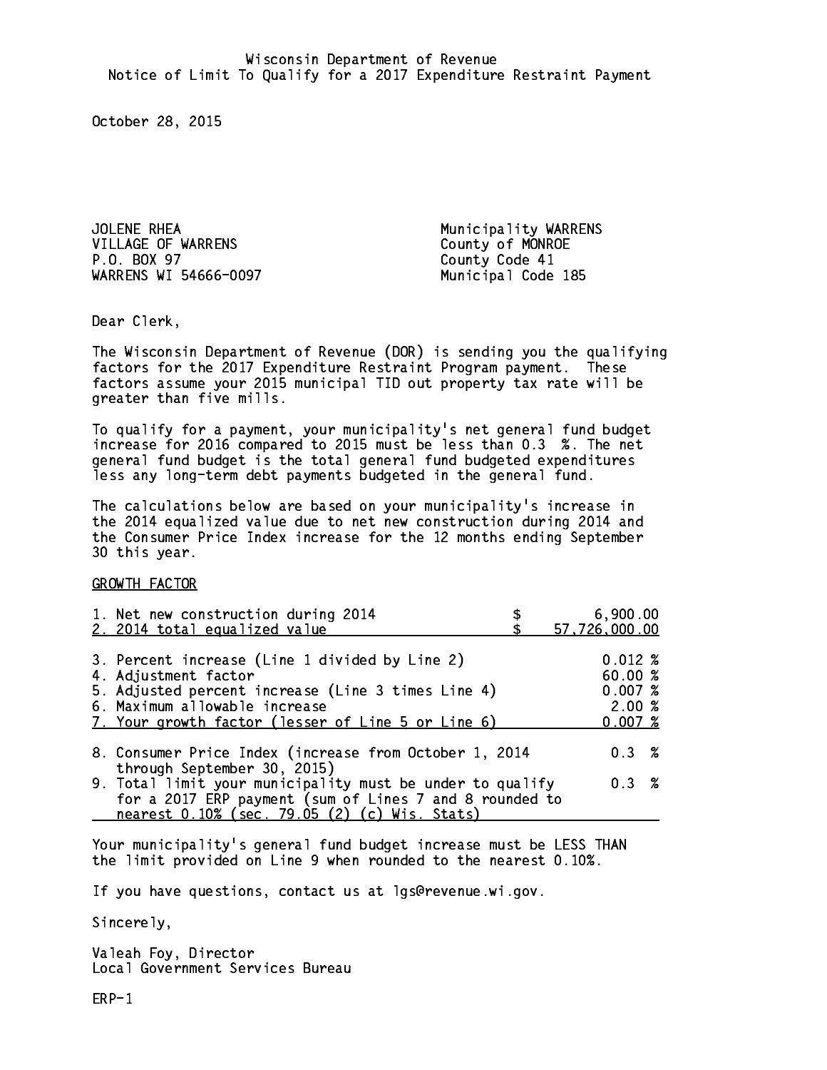Wisconsin Department of Revenue
Notice of Limit To Qualify for a 2017 Expenditure Restraint Payment

October 28, 2015

JOLENE RHEA
VILLAGE OF WARRENS
P.O. BOX 97
WARRENS WI 54666-0097

Municipality WARRENS
County of MONROE
County Code 41
Municipal Code 185

Dear Clerk,

The Wisconsin Department of Revenue (DOR) is sending you the qualifying factors for the 2017 Expenditure Restraint Program payment. These factors assume your 2015 municipal TID out property tax rate will be greater than five mills.

To qualify for a payment, your municipality's net general fund budget increase for 2016 compared to 2015 must be less than 0.3 %. The net general fund budget is the total general fund budgeted expenditures less any long-term debt payments budgeted in the general fund.

The calculations below are based on your municipality's increase in the 2014 equalized value due to net new construction during 2014 and the Consumer Price Index increase for the 12 months ending September 30 this year.

GROWTH FACTOR

| | |
|---|---|
| 1. Net new construction during 2014 | $ 6,900.00 |
| 2. 2014 total equalized value | $ 57,726,000.00 |
| 3. Percent increase (Line 1 divided by Line 2) | 0.012 % |
| 4. Adjustment factor | 60.00 % |
| 5. Adjusted percent increase (Line 3 times Line 4) | 0.007 % |
| 6. Maximum allowable increase | 2.00 % |
| 7. Your growth factor (lesser of Line 5 or Line 6) | 0.007 % |
| 8. Consumer Price Index (increase from October 1, 2014 through September 30, 2015) | 0.3 % |
| 9. Total limit your municipality must be under to qualify for a 2017 ERP payment (sum of Lines 7 and 8 rounded to nearest 0.10% (sec. 79.05 (2) (c) Wis. Stats) | 0.3 % |

Your municipality's general fund budget increase must be LESS THAN the limit provided on Line 9 when rounded to the nearest 0.10%.

If you have questions, contact us at lgs@revenue.wi.gov.

Sincerely,

Valeah Foy, Director
Local Government Services Bureau

ERP-1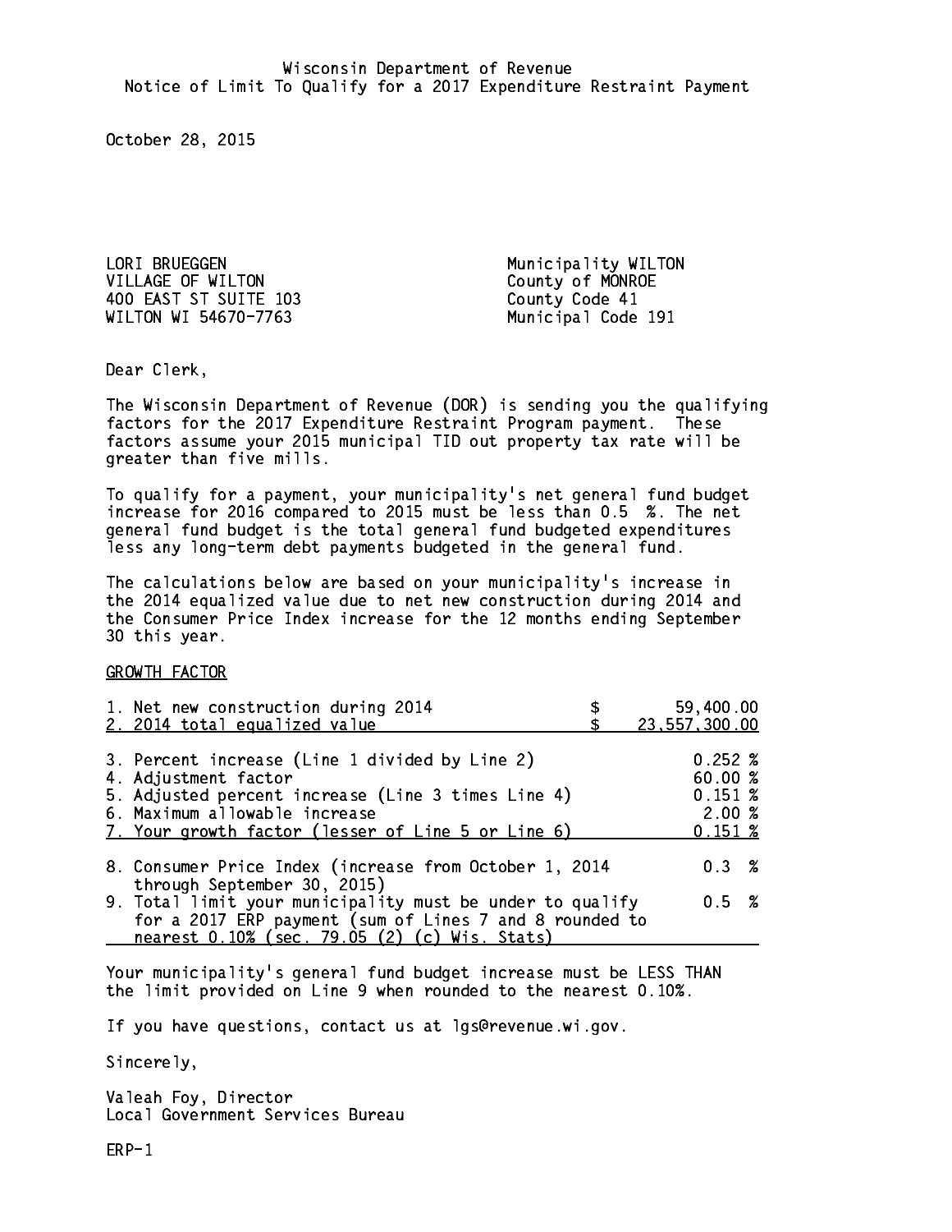Wisconsin Department of Revenue
Notice of Limit To Qualify for a 2017 Expenditure Restraint Payment

October 28, 2015

LORI BRUEGGEN
VILLAGE OF WILTON
400 EAST ST SUITE 103
WILTON WI 54670-7763

Municipality WILTON
County of MONROE
County Code 41
Municipal Code 191

Dear Clerk,

The Wisconsin Department of Revenue (DOR) is sending you the qualifying factors for the 2017 Expenditure Restraint Program payment. These factors assume your 2015 municipal TID out property tax rate will be greater than five mills.

To qualify for a payment, your municipality's net general fund budget increase for 2016 compared to 2015 must be less than 0.5 %. The net general fund budget is the total general fund budgeted expenditures less any long-term debt payments budgeted in the general fund.

The calculations below are based on your municipality's increase in the 2014 equalized value due to net new construction during 2014 and the Consumer Price Index increase for the 12 months ending September 30 this year.

GROWTH FACTOR

| | | |
|---|---|---|
| 1. Net new construction during 2014 | $ | 59,400.00 |
| 2. 2014 total equalized value | $ | 23,557,300.00 |
| 3. Percent increase (Line 1 divided by Line 2) | | 0.252 % |
| 4. Adjustment factor | | 60.00 % |
| 5. Adjusted percent increase (Line 3 times Line 4) | | 0.151 % |
| 6. Maximum allowable increase | | 2.00 % |
| 7. Your growth factor (lesser of Line 5 or Line 6) | | 0.151 % |
| 8. Consumer Price Index (increase from October 1, 2014 through September 30, 2015) | | 0.3 % |
| 9. Total limit your municipality must be under to qualify for a 2017 ERP payment (sum of Lines 7 and 8 rounded to nearest 0.10% (sec. 79.05 (2) (c) Wis. Stats) | | 0.5 % |

Your municipality's general fund budget increase must be LESS THAN the limit provided on Line 9 when rounded to the nearest 0.10%.

If you have questions, contact us at lgs@revenue.wi.gov.

Sincerely,

Valeah Foy, Director
Local Government Services Bureau

ERP-1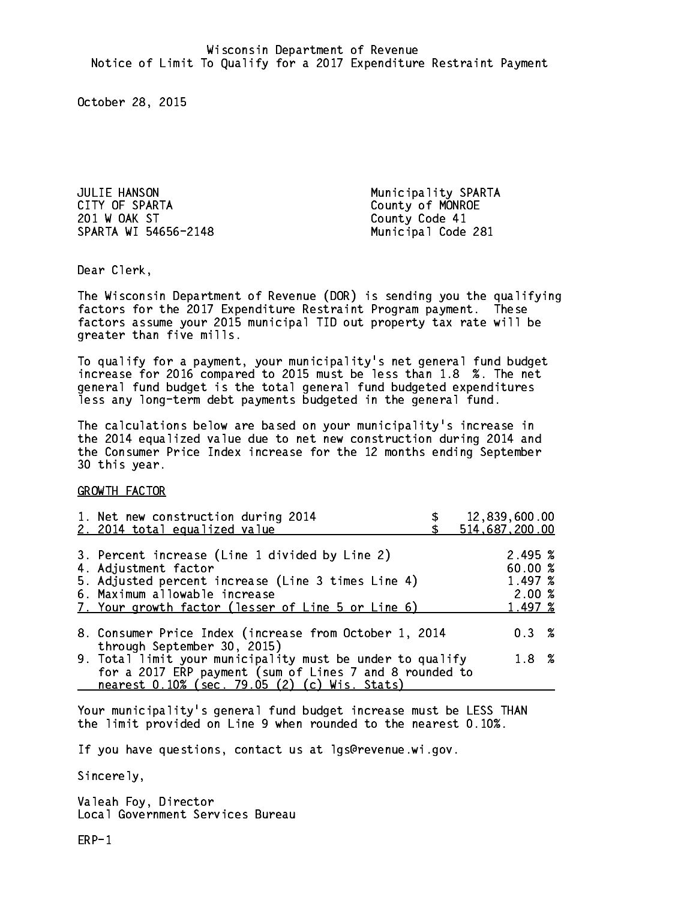Wisconsin Department of Revenue
Notice of Limit To Qualify for a 2017 Expenditure Restraint Payment

October 28, 2015

JULIE HANSON
CITY OF SPARTA
201 W OAK ST
SPARTA WI 54656-2148

Municipality SPARTA
County of MONROE
County Code 41
Municipal Code 281

Dear Clerk,

The Wisconsin Department of Revenue (DOR) is sending you the qualifying factors for the 2017 Expenditure Restraint Program payment. These factors assume your 2015 municipal TID out property tax rate will be greater than five mills.

To qualify for a payment, your municipality's net general fund budget increase for 2016 compared to 2015 must be less than 1.8 %. The net general fund budget is the total general fund budgeted expenditures less any long-term debt payments budgeted in the general fund.

The calculations below are based on your municipality's increase in the 2014 equalized value due to net new construction during 2014 and the Consumer Price Index increase for the 12 months ending September 30 this year.

GROWTH FACTOR

| | |
|---|---|
| 1. Net new construction during 2014 | $ 12,839,600.00 |
| 2. 2014 total equalized value | $ 514,687,200.00 |
| 3. Percent increase (Line 1 divided by Line 2) | 2.495 % |
| 4. Adjustment factor | 60.00 % |
| 5. Adjusted percent increase (Line 3 times Line 4) | 1.497 % |
| 6. Maximum allowable increase | 2.00 % |
| 7. Your growth factor (lesser of Line 5 or Line 6) | 1.497 % |
| 8. Consumer Price Index (increase from October 1, 2014 through September 30, 2015) | 0.3 % |
| 9. Total limit your municipality must be under to qualify for a 2017 ERP payment (sum of Lines 7 and 8 rounded to nearest 0.10% (sec. 79.05 (2) (c) Wis. Stats) | 1.8 % |

Your municipality's general fund budget increase must be LESS THAN the limit provided on Line 9 when rounded to the nearest 0.10%.

If you have questions, contact us at lgs@revenue.wi.gov.

Sincerely,

Valeah Foy, Director
Local Government Services Bureau

ERP-1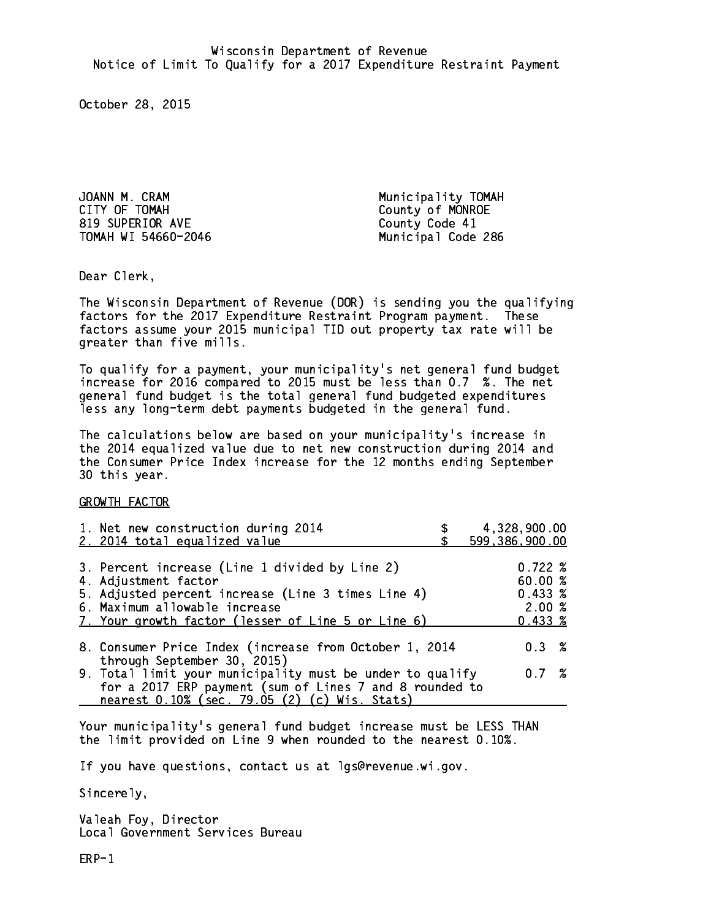Wisconsin Department of Revenue
Notice of Limit To Qualify for a 2017 Expenditure Restraint Payment

October 28, 2015

JOANN M. CRAM
CITY OF TOMAH
819 SUPERIOR AVE
TOMAH WI 54660-2046

Municipality TOMAH
County of MONROE
County Code 41
Municipal Code 286

Dear Clerk,

The Wisconsin Department of Revenue (DOR) is sending you the qualifying factors for the 2017 Expenditure Restraint Program payment. These factors assume your 2015 municipal TID out property tax rate will be greater than five mills.

To qualify for a payment, your municipality's net general fund budget increase for 2016 compared to 2015 must be less than 0.7 %. The net general fund budget is the total general fund budgeted expenditures less any long-term debt payments budgeted in the general fund.

The calculations below are based on your municipality's increase in the 2014 equalized value due to net new construction during 2014 and the Consumer Price Index increase for the 12 months ending September 30 this year.

GROWTH FACTOR

| | |
|---|---|
| 1. Net new construction during 2014 | $ 4,328,900.00 |
| 2. 2014 total equalized value | $ 599,386,900.00 |
| 3. Percent increase (Line 1 divided by Line 2) | 0.722 % |
| 4. Adjustment factor | 60.00 % |
| 5. Adjusted percent increase (Line 3 times Line 4) | 0.433 % |
| 6. Maximum allowable increase | 2.00 % |
| 7. Your growth factor (lesser of Line 5 or Line 6) | 0.433 % |
| 8. Consumer Price Index (increase from October 1, 2014 through September 30, 2015) | 0.3 % |
| 9. Total limit your municipality must be under to qualify for a 2017 ERP payment (sum of Lines 7 and 8 rounded to nearest 0.10% (sec. 79.05 (2) (c) Wis. Stats) | 0.7 % |

Your municipality's general fund budget increase must be LESS THAN the limit provided on Line 9 when rounded to the nearest 0.10%.

If you have questions, contact us at lgs@revenue.wi.gov.

Sincerely,

Valeah Foy, Director
Local Government Services Bureau

ERP-1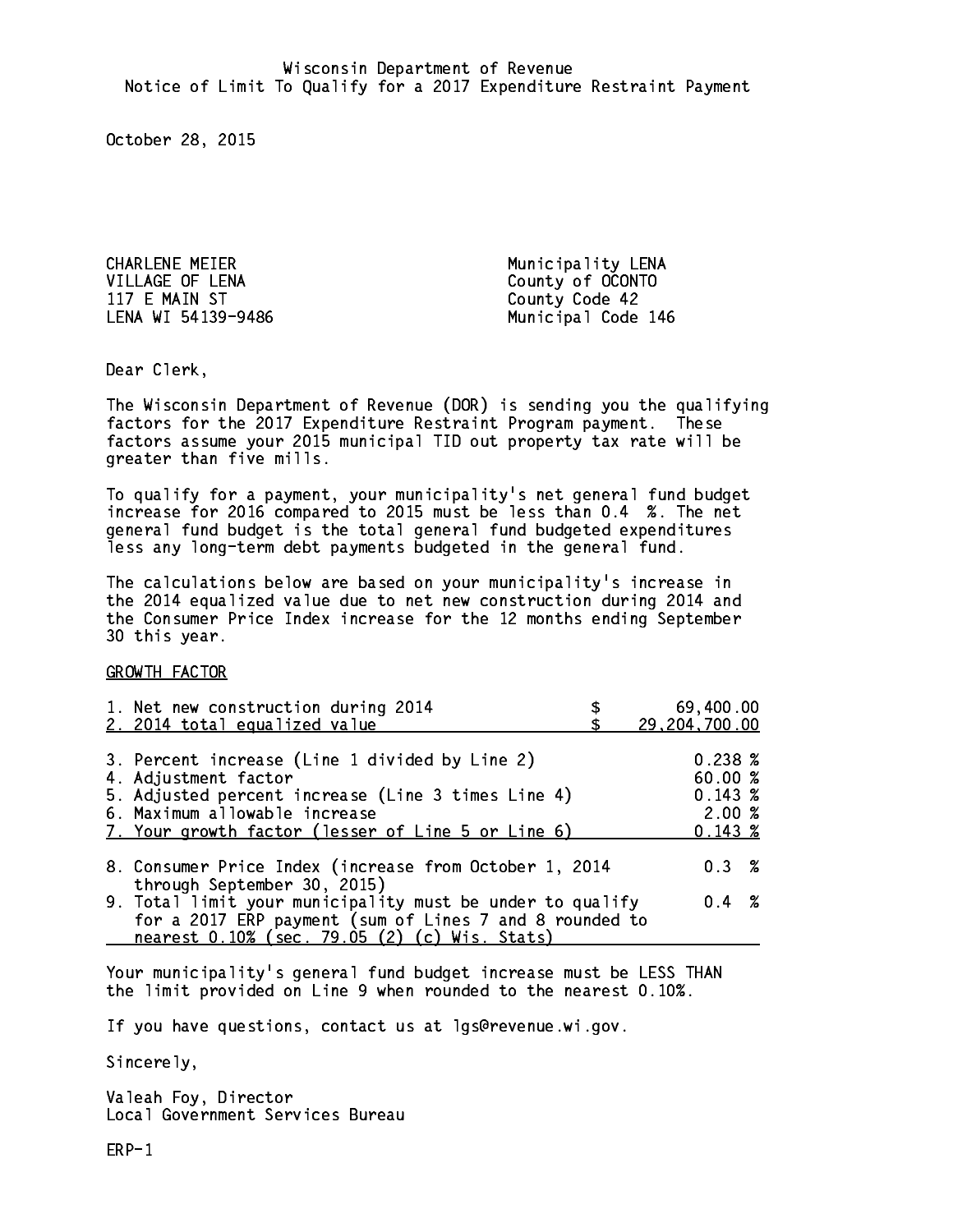Wisconsin Department of Revenue
Notice of Limit To Qualify for a 2017 Expenditure Restraint Payment

October 28, 2015

CHARLENE MEIER
VILLAGE OF LENA
117 E MAIN ST
LENA WI 54139-9486

Municipality LENA
County of OCONTO
County Code 42
Municipal Code 146

Dear Clerk,

The Wisconsin Department of Revenue (DOR) is sending you the qualifying factors for the 2017 Expenditure Restraint Program payment. These factors assume your 2015 municipal TID out property tax rate will be greater than five mills.

To qualify for a payment, your municipality's net general fund budget increase for 2016 compared to 2015 must be less than 0.4 %. The net general fund budget is the total general fund budgeted expenditures less any long-term debt payments budgeted in the general fund.

The calculations below are based on your municipality's increase in the 2014 equalized value due to net new construction during 2014 and the Consumer Price Index increase for the 12 months ending September 30 this year.

GROWTH FACTOR

| | |
|---|---|
| 1. Net new construction during 2014 | $ 69,400.00 |
| 2. 2014 total equalized value | $ 29,204,700.00 |
| 3. Percent increase (Line 1 divided by Line 2) | 0.238 % |
| 4. Adjustment factor | 60.00 % |
| 5. Adjusted percent increase (Line 3 times Line 4) | 0.143 % |
| 6. Maximum allowable increase | 2.00 % |
| 7. Your growth factor (lesser of Line 5 or Line 6) | 0.143 % |
| 8. Consumer Price Index (increase from October 1, 2014 through September 30, 2015) | 0.3 % |
| 9. Total limit your municipality must be under to qualify for a 2017 ERP payment (sum of Lines 7 and 8 rounded to nearest 0.10% (sec. 79.05 (2) (c) Wis. Stats) | 0.4 % |

Your municipality's general fund budget increase must be LESS THAN the limit provided on Line 9 when rounded to the nearest 0.10%.

If you have questions, contact us at lgs@revenue.wi.gov.

Sincerely,

Valeah Foy, Director
Local Government Services Bureau

ERP-1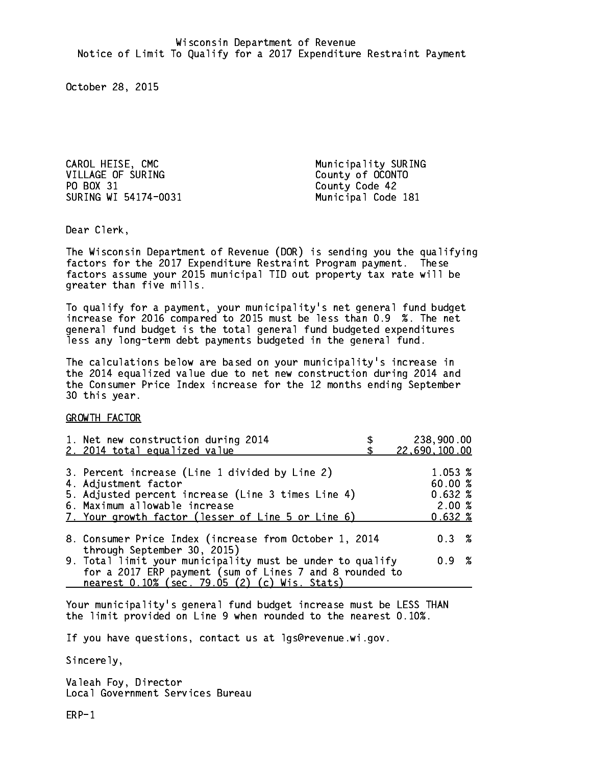Wisconsin Department of Revenue
Notice of Limit To Qualify for a 2017 Expenditure Restraint Payment

October 28, 2015

CAROL HEISE, CMC
VILLAGE OF SURING
PO BOX 31
SURING WI 54174-0031

Municipality SURING
County of OCONTO
County Code 42
Municipal Code 181

Dear Clerk,

The Wisconsin Department of Revenue (DOR) is sending you the qualifying factors for the 2017 Expenditure Restraint Program payment. These factors assume your 2015 municipal TID out property tax rate will be greater than five mills.

To qualify for a payment, your municipality's net general fund budget increase for 2016 compared to 2015 must be less than 0.9 %. The net general fund budget is the total general fund budgeted expenditures less any long-term debt payments budgeted in the general fund.

The calculations below are based on your municipality's increase in the 2014 equalized value due to net new construction during 2014 and the Consumer Price Index increase for the 12 months ending September 30 this year.

GROWTH FACTOR

| | |
|---|---|
| 1. Net new construction during 2014 | $ 238,900.00 |
| 2. 2014 total equalized value | $ 22,690,100.00 |
| 3. Percent increase (Line 1 divided by Line 2) | 1.053 % |
| 4. Adjustment factor | 60.00 % |
| 5. Adjusted percent increase (Line 3 times Line 4) | 0.632 % |
| 6. Maximum allowable increase | 2.00 % |
| 7. Your growth factor (lesser of Line 5 or Line 6) | 0.632 % |
| 8. Consumer Price Index (increase from October 1, 2014 through September 30, 2015) | 0.3 % |
| 9. Total limit your municipality must be under to qualify for a 2017 ERP payment (sum of Lines 7 and 8 rounded to nearest 0.10% (sec. 79.05 (2) (c) Wis. Stats) | 0.9 % |

Your municipality's general fund budget increase must be LESS THAN the limit provided on Line 9 when rounded to the nearest 0.10%.

If you have questions, contact us at lgs@revenue.wi.gov.

Sincerely,

Valeah Foy, Director
Local Government Services Bureau

ERP-1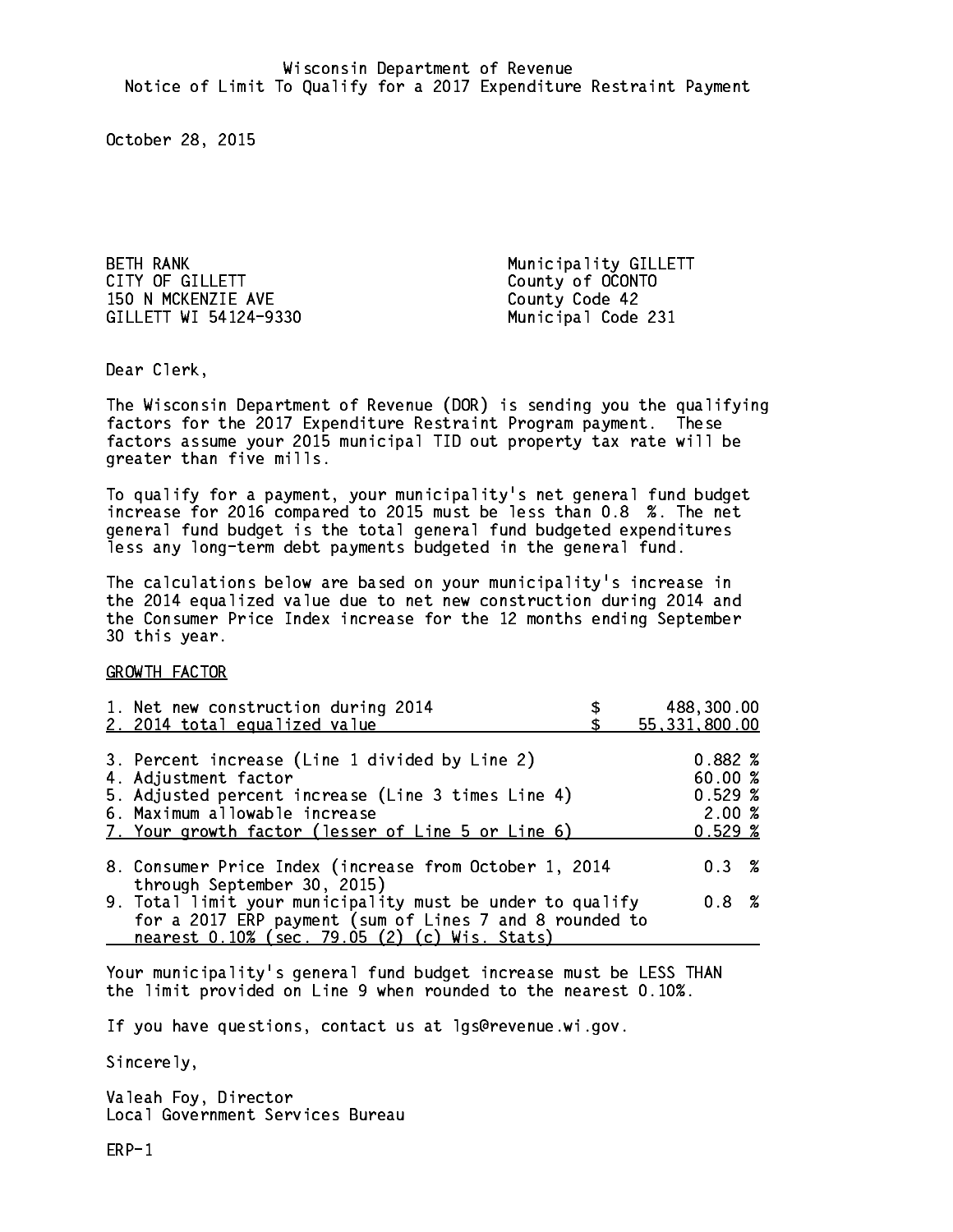Wisconsin Department of Revenue
Notice of Limit To Qualify for a 2017 Expenditure Restraint Payment

October 28, 2015

BETH RANK
CITY OF GILLETT
150 N MCKENZIE AVE
GILLETT WI 54124-9330

Municipality GILLETT
County of OCONTO
County Code 42
Municipal Code 231

Dear Clerk,

The Wisconsin Department of Revenue (DOR) is sending you the qualifying factors for the 2017 Expenditure Restraint Program payment. These factors assume your 2015 municipal TID out property tax rate will be greater than five mills.

To qualify for a payment, your municipality's net general fund budget increase for 2016 compared to 2015 must be less than 0.8 %. The net general fund budget is the total general fund budgeted expenditures less any long-term debt payments budgeted in the general fund.

The calculations below are based on your municipality's increase in the 2014 equalized value due to net new construction during 2014 and the Consumer Price Index increase for the 12 months ending September 30 this year.

GROWTH FACTOR

| | |
|---|---|
| 1. Net new construction during 2014 | $ 488,300.00 |
| 2. 2014 total equalized value | $ 55,331,800.00 |
| 3. Percent increase (Line 1 divided by Line 2) | 0.882 % |
| 4. Adjustment factor | 60.00 % |
| 5. Adjusted percent increase (Line 3 times Line 4) | 0.529 % |
| 6. Maximum allowable increase | 2.00 % |
| 7. Your growth factor (lesser of Line 5 or Line 6) | 0.529 % |
| 8. Consumer Price Index (increase from October 1, 2014 through September 30, 2015) | 0.3 % |
| 9. Total limit your municipality must be under to qualify for a 2017 ERP payment (sum of Lines 7 and 8 rounded to nearest 0.10% (sec. 79.05 (2) (c) Wis. Stats) | 0.8 % |

Your municipality's general fund budget increase must be LESS THAN the limit provided on Line 9 when rounded to the nearest 0.10%.

If you have questions, contact us at lgs@revenue.wi.gov.

Sincerely,

Valeah Foy, Director
Local Government Services Bureau

ERP-1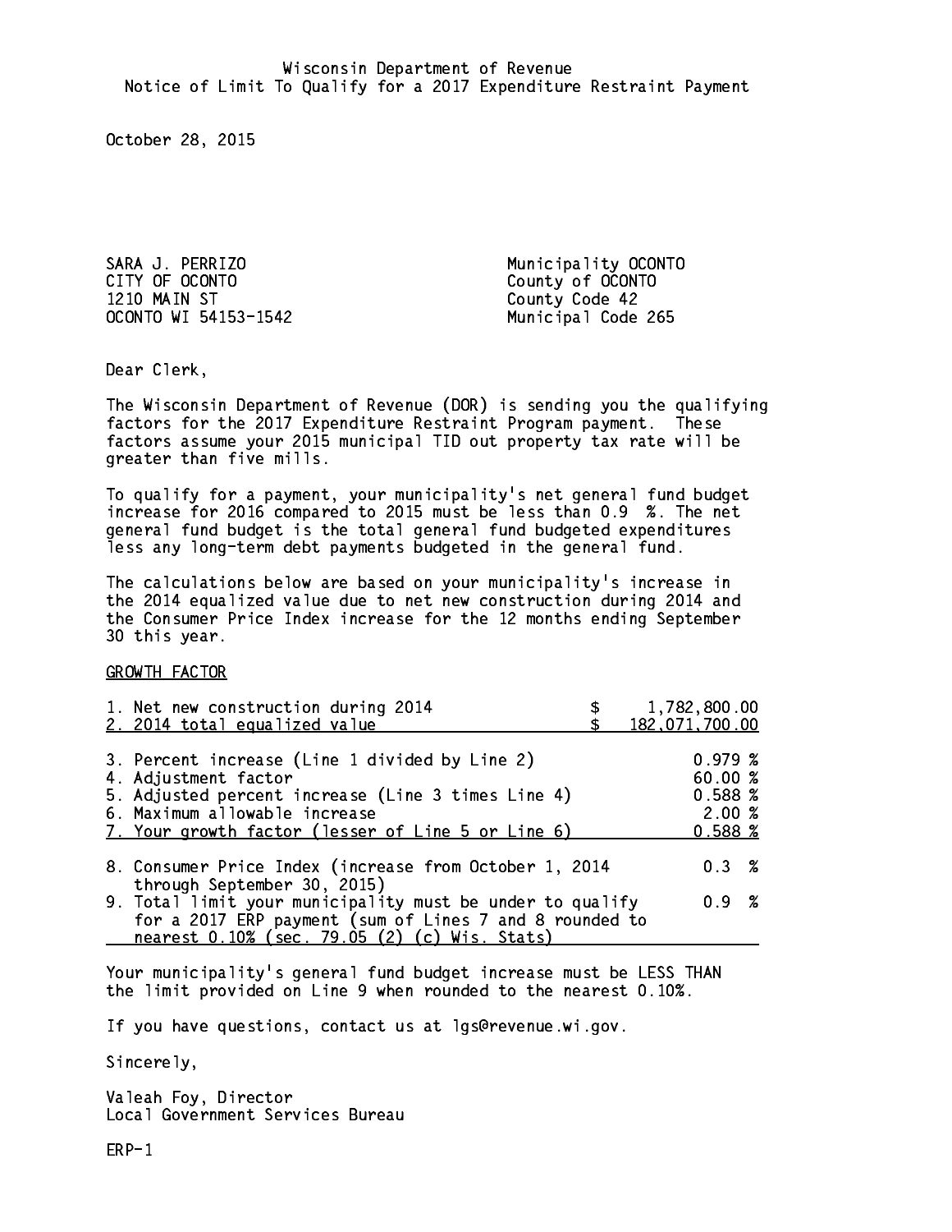Wisconsin Department of Revenue
Notice of Limit To Qualify for a 2017 Expenditure Restraint Payment

October 28, 2015

SARA J. PERRIZO
CITY OF OCONTO
1210 MAIN ST
OCONTO WI 54153-1542

Municipality OCONTO
County of OCONTO
County Code 42
Municipal Code 265

Dear Clerk,

The Wisconsin Department of Revenue (DOR) is sending you the qualifying factors for the 2017 Expenditure Restraint Program payment. These factors assume your 2015 municipal TID out property tax rate will be greater than five mills.

To qualify for a payment, your municipality's net general fund budget increase for 2016 compared to 2015 must be less than 0.9 %. The net general fund budget is the total general fund budgeted expenditures less any long-term debt payments budgeted in the general fund.

The calculations below are based on your municipality's increase in the 2014 equalized value due to net new construction during 2014 and the Consumer Price Index increase for the 12 months ending September 30 this year.

GROWTH FACTOR

| | |
|---|---|
| 1. Net new construction during 2014 | $ 1,782,800.00 |
| 2. 2014 total equalized value | $ 182,071,700.00 |
| 3. Percent increase (Line 1 divided by Line 2) | 0.979 % |
| 4. Adjustment factor | 60.00 % |
| 5. Adjusted percent increase (Line 3 times Line 4) | 0.588 % |
| 6. Maximum allowable increase | 2.00 % |
| 7. Your growth factor (lesser of Line 5 or Line 6) | 0.588 % |
| 8. Consumer Price Index (increase from October 1, 2014 through September 30, 2015) | 0.3 % |
| 9. Total limit your municipality must be under to qualify for a 2017 ERP payment (sum of Lines 7 and 8 rounded to nearest 0.10% (sec. 79.05 (2) (c) Wis. Stats) | 0.9 % |

Your municipality's general fund budget increase must be LESS THAN the limit provided on Line 9 when rounded to the nearest 0.10%.

If you have questions, contact us at lgs@revenue.wi.gov.

Sincerely,

Valeah Foy, Director
Local Government Services Bureau

ERP-1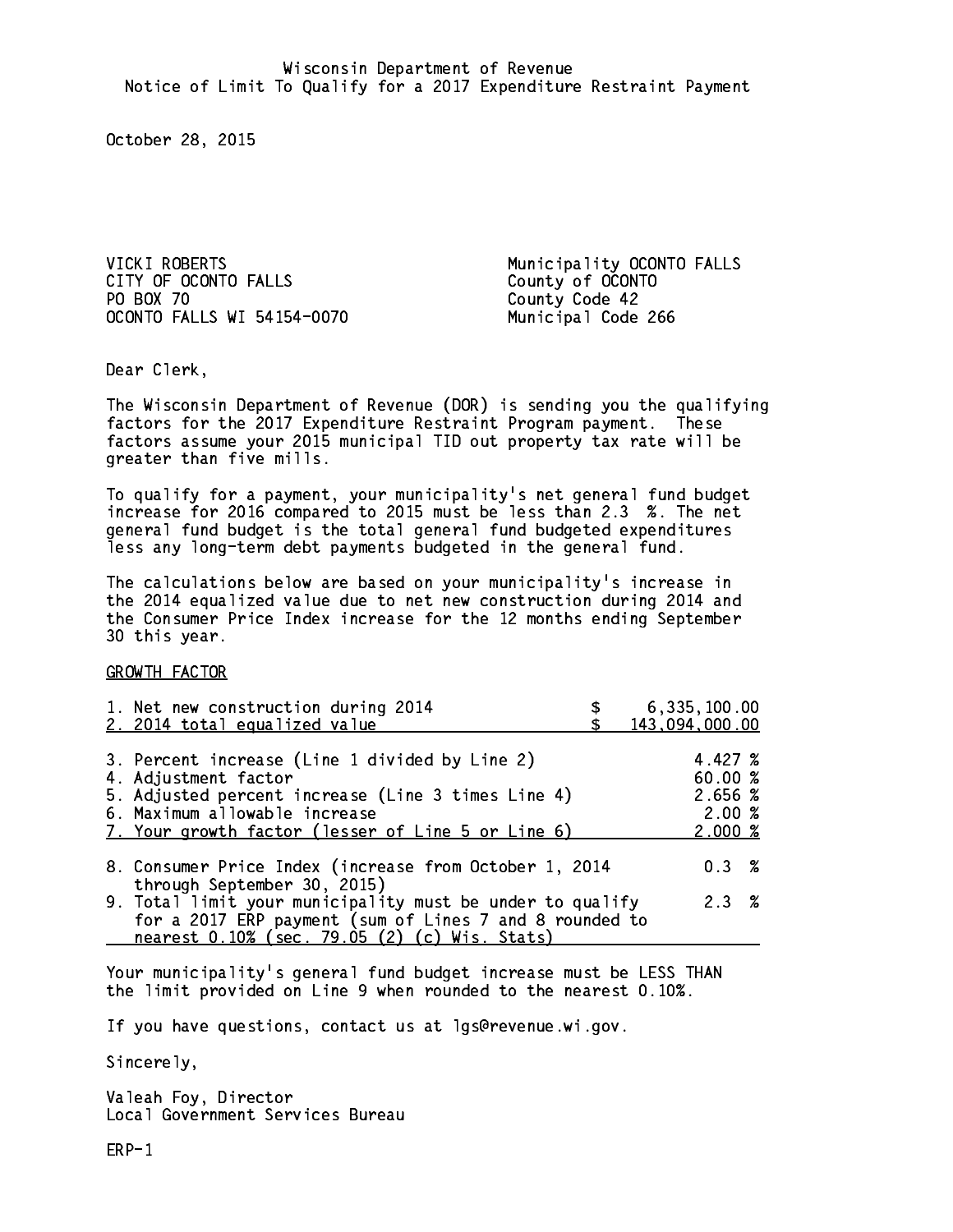Wisconsin Department of Revenue
Notice of Limit To Qualify for a 2017 Expenditure Restraint Payment

October 28, 2015

VICKI ROBERTS
CITY OF OCONTO FALLS
PO BOX 70
OCONTO FALLS WI 54154-0070

Municipality OCONTO FALLS
County of OCONTO
County Code 42
Municipal Code 266

Dear Clerk,

The Wisconsin Department of Revenue (DOR) is sending you the qualifying factors for the 2017 Expenditure Restraint Program payment. These factors assume your 2015 municipal TID out property tax rate will be greater than five mills.

To qualify for a payment, your municipality's net general fund budget increase for 2016 compared to 2015 must be less than 2.3 %. The net general fund budget is the total general fund budgeted expenditures less any long-term debt payments budgeted in the general fund.

The calculations below are based on your municipality's increase in the 2014 equalized value due to net new construction during 2014 and the Consumer Price Index increase for the 12 months ending September 30 this year.

GROWTH FACTOR

| | |
|---|---|
| 1. Net new construction during 2014 | $ 6,335,100.00 |
| 2. 2014 total equalized value | $ 143,094,000.00 |
| 3. Percent increase (Line 1 divided by Line 2) | 4.427 % |
| 4. Adjustment factor | 60.00 % |
| 5. Adjusted percent increase (Line 3 times Line 4) | 2.656 % |
| 6. Maximum allowable increase | 2.00 % |
| 7. Your growth factor (lesser of Line 5 or Line 6) | 2.000 % |
| 8. Consumer Price Index (increase from October 1, 2014 through September 30, 2015) | 0.3 % |
| 9. Total limit your municipality must be under to qualify for a 2017 ERP payment (sum of Lines 7 and 8 rounded to nearest 0.10% (sec. 79.05 (2) (c) Wis. Stats) | 2.3 % |

Your municipality's general fund budget increase must be LESS THAN the limit provided on Line 9 when rounded to the nearest 0.10%.

If you have questions, contact us at lgs@revenue.wi.gov.

Sincerely,

Valeah Foy, Director
Local Government Services Bureau

ERP-1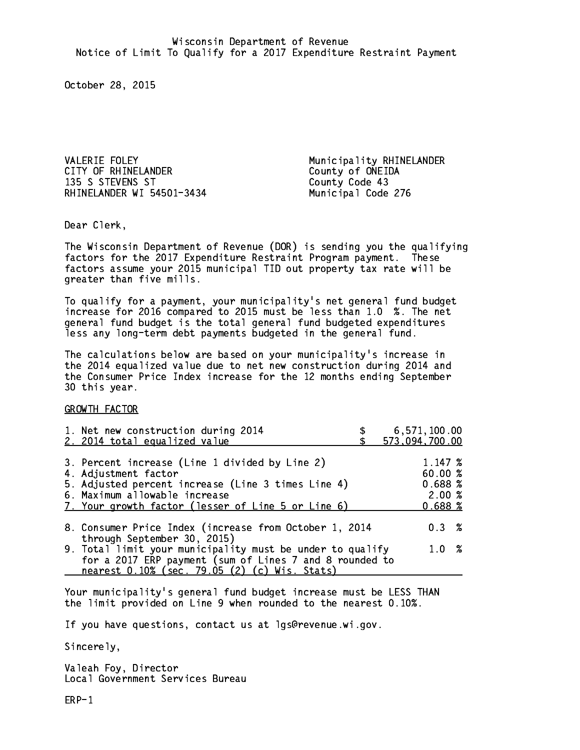Wisconsin Department of Revenue
Notice of Limit To Qualify for a 2017 Expenditure Restraint Payment

October 28, 2015

VALERIE FOLEY
CITY OF RHINELANDER
135 S STEVENS ST
RHINELANDER WI 54501-3434

Municipality RHINELANDER
County of ONEIDA
County Code 43
Municipal Code 276

Dear Clerk,

The Wisconsin Department of Revenue (DOR) is sending you the qualifying factors for the 2017 Expenditure Restraint Program payment. These factors assume your 2015 municipal TID out property tax rate will be greater than five mills.

To qualify for a payment, your municipality's net general fund budget increase for 2016 compared to 2015 must be less than 1.0 %. The net general fund budget is the total general fund budgeted expenditures less any long-term debt payments budgeted in the general fund.

The calculations below are based on your municipality's increase in the 2014 equalized value due to net new construction during 2014 and the Consumer Price Index increase for the 12 months ending September 30 this year.

GROWTH FACTOR

| | |
|---|---|
| 1. Net new construction during 2014 | $ 6,571,100.00 |
| 2. 2014 total equalized value | $ 573,094,700.00 |
| 3. Percent increase (Line 1 divided by Line 2) | 1.147 % |
| 4. Adjustment factor | 60.00 % |
| 5. Adjusted percent increase (Line 3 times Line 4) | 0.688 % |
| 6. Maximum allowable increase | 2.00 % |
| 7. Your growth factor (lesser of Line 5 or Line 6) | 0.688 % |
| 8. Consumer Price Index (increase from October 1, 2014 through September 30, 2015) | 0.3 % |
| 9. Total limit your municipality must be under to qualify for a 2017 ERP payment (sum of Lines 7 and 8 rounded to nearest 0.10% (sec. 79.05 (2) (c) Wis. Stats) | 1.0 % |

Your municipality's general fund budget increase must be LESS THAN the limit provided on Line 9 when rounded to the nearest 0.10%.

If you have questions, contact us at lgs@revenue.wi.gov.

Sincerely,

Valeah Foy, Director
Local Government Services Bureau

ERP-1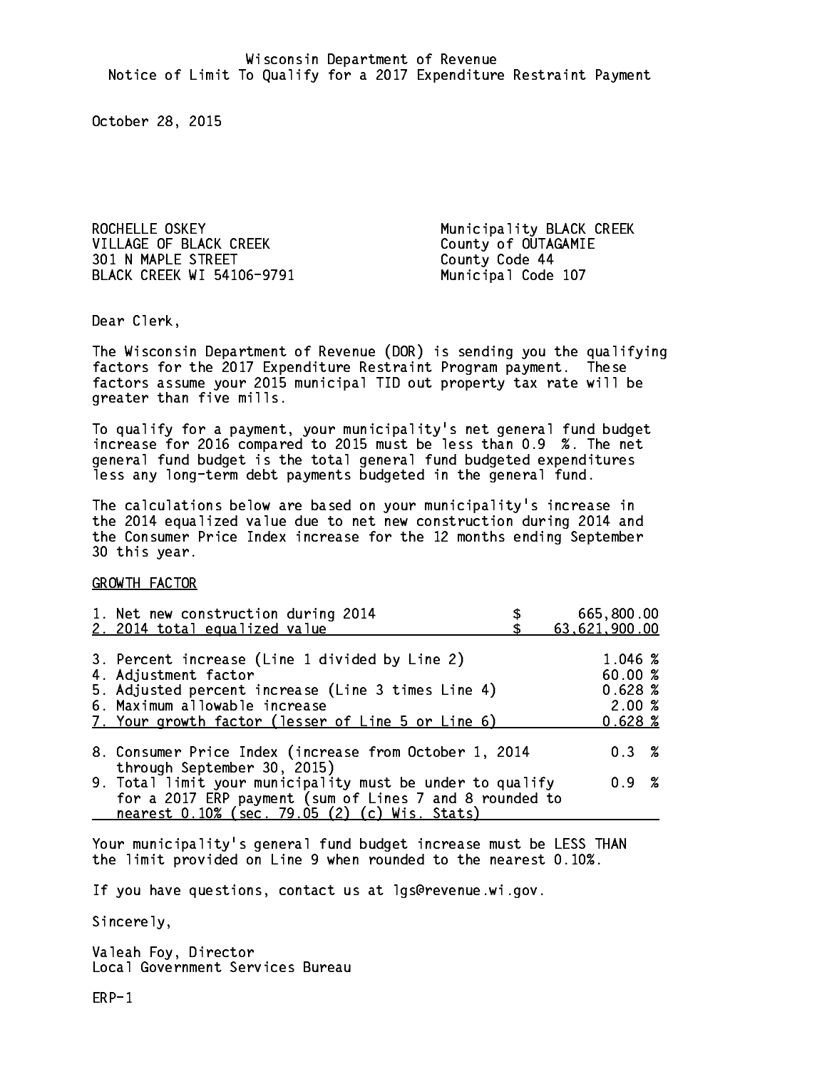Wisconsin Department of Revenue
Notice of Limit To Qualify for a 2017 Expenditure Restraint Payment

October 28, 2015

ROCHELLE OSKEY
VILLAGE OF BLACK CREEK
301 N MAPLE STREET
BLACK CREEK WI 54106-9791

Municipality BLACK CREEK
County of OUTAGAMIE
County Code 44
Municipal Code 107

Dear Clerk,

The Wisconsin Department of Revenue (DOR) is sending you the qualifying factors for the 2017 Expenditure Restraint Program payment. These factors assume your 2015 municipal TID out property tax rate will be greater than five mills.

To qualify for a payment, your municipality's net general fund budget increase for 2016 compared to 2015 must be less than 0.9 %. The net general fund budget is the total general fund budgeted expenditures less any long-term debt payments budgeted in the general fund.

The calculations below are based on your municipality's increase in the 2014 equalized value due to net new construction during 2014 and the Consumer Price Index increase for the 12 months ending September 30 this year.

GROWTH FACTOR

| | |
|---|---|
| 1. Net new construction during 2014 | $ 665,800.00 |
| 2. 2014 total equalized value | $ 63,621,900.00 |
| 3. Percent increase (Line 1 divided by Line 2) | 1.046 % |
| 4. Adjustment factor | 60.00 % |
| 5. Adjusted percent increase (Line 3 times Line 4) | 0.628 % |
| 6. Maximum allowable increase | 2.00 % |
| 7. Your growth factor (lesser of Line 5 or Line 6) | 0.628 % |
| 8. Consumer Price Index (increase from October 1, 2014 through September 30, 2015) | 0.3 % |
| 9. Total limit your municipality must be under to qualify for a 2017 ERP payment (sum of Lines 7 and 8 rounded to nearest 0.10% (sec. 79.05 (2) (c) Wis. Stats) | 0.9 % |

Your municipality's general fund budget increase must be LESS THAN the limit provided on Line 9 when rounded to the nearest 0.10%.

If you have questions, contact us at lgs@revenue.wi.gov.

Sincerely,

Valeah Foy, Director
Local Government Services Bureau

ERP-1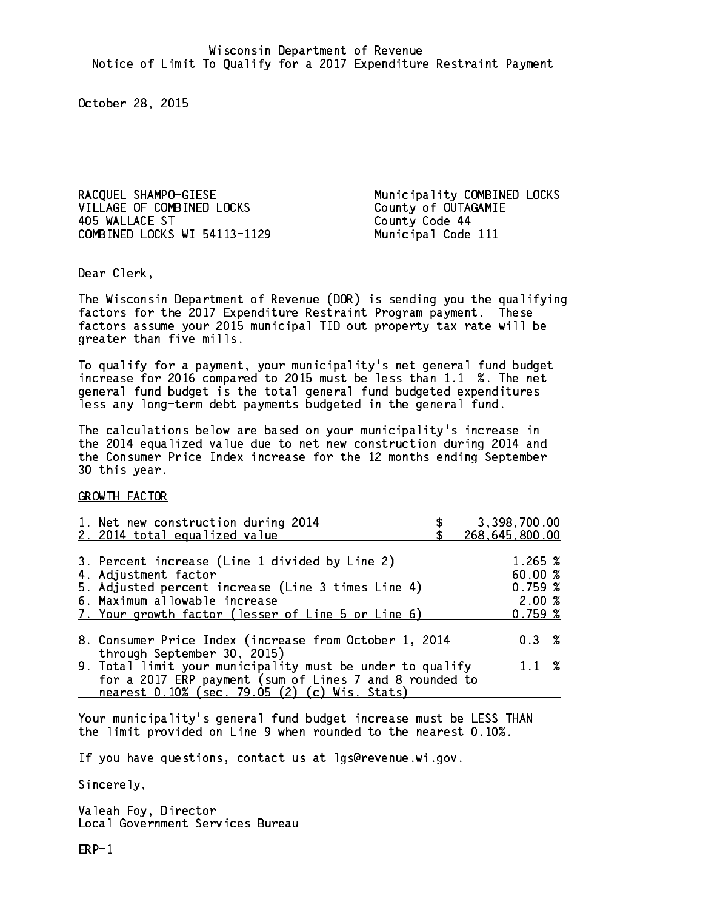Wisconsin Department of Revenue
Notice of Limit To Qualify for a 2017 Expenditure Restraint Payment

October 28, 2015

RACQUEL SHAMPO-GIESE
VILLAGE OF COMBINED LOCKS
405 WALLACE ST
COMBINED LOCKS WI 54113-1129

Municipality COMBINED LOCKS
County of OUTAGAMIE
County Code 44
Municipal Code 111

Dear Clerk,

The Wisconsin Department of Revenue (DOR) is sending you the qualifying factors for the 2017 Expenditure Restraint Program payment. These factors assume your 2015 municipal TID out property tax rate will be greater than five mills.

To qualify for a payment, your municipality's net general fund budget increase for 2016 compared to 2015 must be less than 1.1 %. The net general fund budget is the total general fund budgeted expenditures less any long-term debt payments budgeted in the general fund.

The calculations below are based on your municipality's increase in the 2014 equalized value due to net new construction during 2014 and the Consumer Price Index increase for the 12 months ending September 30 this year.

GROWTH FACTOR

| | |
|---|---|
| 1. Net new construction during 2014 | $ 3,398,700.00 |
| 2. 2014 total equalized value | $ 268,645,800.00 |
| 3. Percent increase (Line 1 divided by Line 2) | 1.265 % |
| 4. Adjustment factor | 60.00 % |
| 5. Adjusted percent increase (Line 3 times Line 4) | 0.759 % |
| 6. Maximum allowable increase | 2.00 % |
| 7. Your growth factor (lesser of Line 5 or Line 6) | 0.759 % |
| 8. Consumer Price Index (increase from October 1, 2014 through September 30, 2015) | 0.3 % |
| 9. Total limit your municipality must be under to qualify for a 2017 ERP payment (sum of Lines 7 and 8 rounded to nearest 0.10% (sec. 79.05 (2) (c) Wis. Stats) | 1.1 % |

Your municipality's general fund budget increase must be LESS THAN the limit provided on Line 9 when rounded to the nearest 0.10%.

If you have questions, contact us at lgs@revenue.wi.gov.

Sincerely,

Valeah Foy, Director
Local Government Services Bureau

ERP-1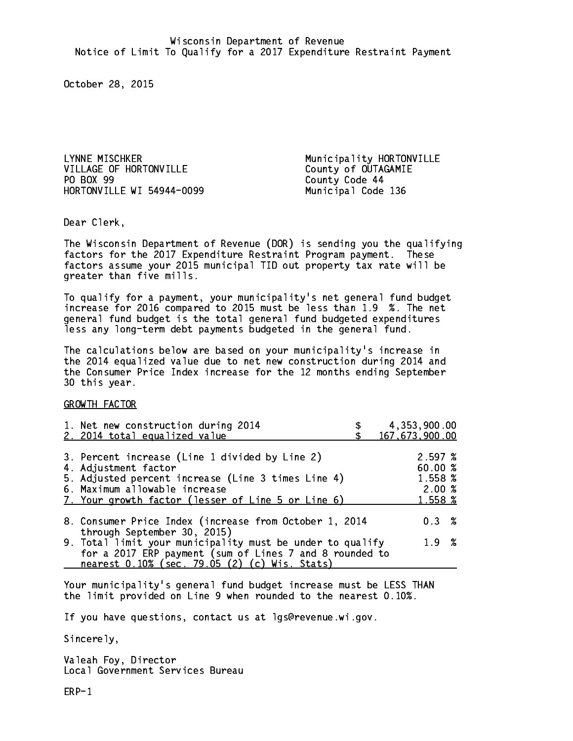Wisconsin Department of Revenue
Notice of Limit To Qualify for a 2017 Expenditure Restraint Payment

October 28, 2015

LYNNE MISCHKER
VILLAGE OF HORTONVILLE
PO BOX 99
HORTONVILLE WI 54944-0099

Municipality HORTONVILLE
County of OUTAGAMIE
County Code 44
Municipal Code 136

Dear Clerk,

The Wisconsin Department of Revenue (DOR) is sending you the qualifying factors for the 2017 Expenditure Restraint Program payment. These factors assume your 2015 municipal TID out property tax rate will be greater than five mills.

To qualify for a payment, your municipality's net general fund budget increase for 2016 compared to 2015 must be less than 1.9 %. The net general fund budget is the total general fund budgeted expenditures less any long-term debt payments budgeted in the general fund.

The calculations below are based on your municipality's increase in the 2014 equalized value due to net new construction during 2014 and the Consumer Price Index increase for the 12 months ending September 30 this year.

GROWTH FACTOR

| | |
|---|---|
| 1. Net new construction during 2014 | $ 4,353,900.00 |
| 2. 2014 total equalized value | $ 167,673,900.00 |
| 3. Percent increase (Line 1 divided by Line 2) | 2.597 % |
| 4. Adjustment factor | 60.00 % |
| 5. Adjusted percent increase (Line 3 times Line 4) | 1.558 % |
| 6. Maximum allowable increase | 2.00 % |
| 7. Your growth factor (lesser of Line 5 or Line 6) | 1.558 % |
| 8. Consumer Price Index (increase from October 1, 2014 through September 30, 2015) | 0.3 % |
| 9. Total limit your municipality must be under to qualify for a 2017 ERP payment (sum of Lines 7 and 8 rounded to nearest 0.10% (sec. 79.05 (2) (c) Wis. Stats) | 1.9 % |

Your municipality's general fund budget increase must be LESS THAN the limit provided on Line 9 when rounded to the nearest 0.10%.

If you have questions, contact us at lgs@revenue.wi.gov.

Sincerely,

Valeah Foy, Director
Local Government Services Bureau

ERP-1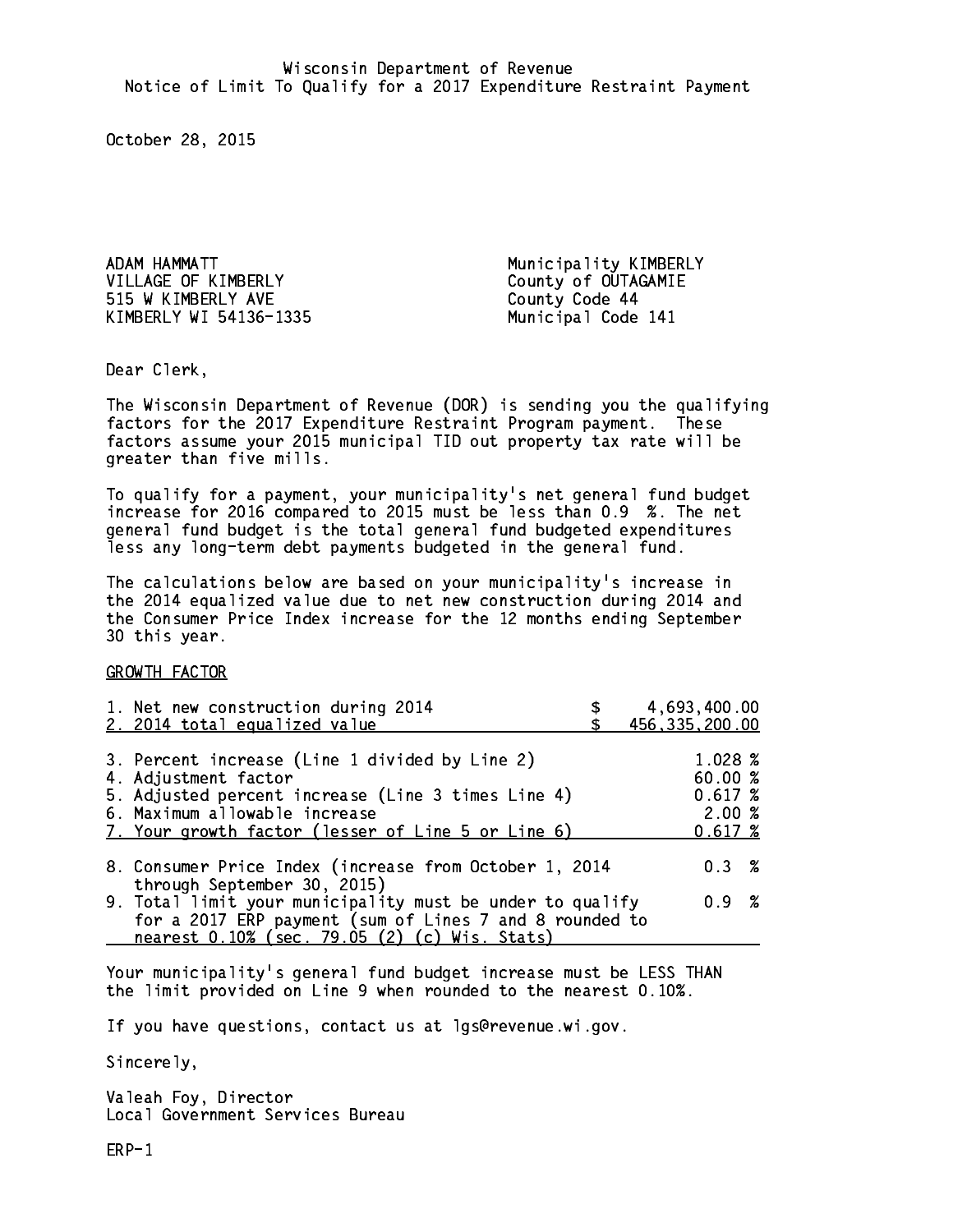Wisconsin Department of Revenue
Notice of Limit To Qualify for a 2017 Expenditure Restraint Payment

October 28, 2015

ADAM HAMMATT
VILLAGE OF KIMBERLY
515 W KIMBERLY AVE
KIMBERLY WI 54136-1335

Municipality KIMBERLY
County of OUTAGAMIE
County Code 44
Municipal Code 141

Dear Clerk,

The Wisconsin Department of Revenue (DOR) is sending you the qualifying factors for the 2017 Expenditure Restraint Program payment. These factors assume your 2015 municipal TID out property tax rate will be greater than five mills.

To qualify for a payment, your municipality's net general fund budget increase for 2016 compared to 2015 must be less than 0.9 %. The net general fund budget is the total general fund budgeted expenditures less any long-term debt payments budgeted in the general fund.

The calculations below are based on your municipality's increase in the 2014 equalized value due to net new construction during 2014 and the Consumer Price Index increase for the 12 months ending September 30 this year.

GROWTH FACTOR

| | |
|---|---|
| 1. Net new construction during 2014 | $ 4,693,400.00 |
| 2. 2014 total equalized value | $ 456,335,200.00 |
| 3. Percent increase (Line 1 divided by Line 2) | 1.028 % |
| 4. Adjustment factor | 60.00 % |
| 5. Adjusted percent increase (Line 3 times Line 4) | 0.617 % |
| 6. Maximum allowable increase | 2.00 % |
| 7. Your growth factor (lesser of Line 5 or Line 6) | 0.617 % |
| 8. Consumer Price Index (increase from October 1, 2014 through September 30, 2015) | 0.3 % |
| 9. Total limit your municipality must be under to qualify for a 2017 ERP payment (sum of Lines 7 and 8 rounded to nearest 0.10% (sec. 79.05 (2) (c) Wis. Stats) | 0.9 % |

Your municipality's general fund budget increase must be LESS THAN the limit provided on Line 9 when rounded to the nearest 0.10%.

If you have questions, contact us at lgs@revenue.wi.gov.

Sincerely,

Valeah Foy, Director
Local Government Services Bureau

ERP-1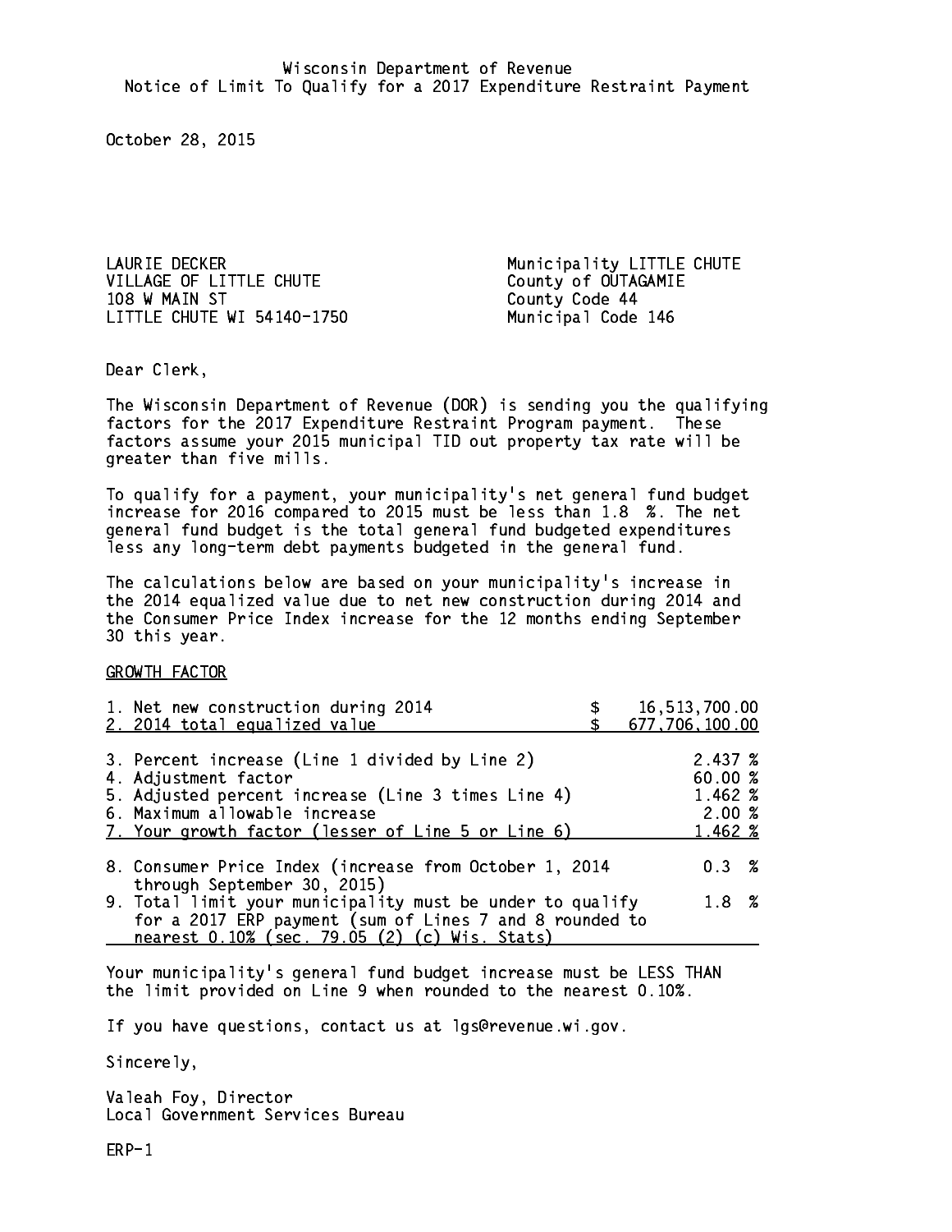Wisconsin Department of Revenue
Notice of Limit To Qualify for a 2017 Expenditure Restraint Payment

October 28, 2015

LAURIE DECKER
VILLAGE OF LITTLE CHUTE
108 W MAIN ST
LITTLE CHUTE WI 54140-1750

Municipality LITTLE CHUTE
County of OUTAGAMIE
County Code 44
Municipal Code 146

Dear Clerk,

The Wisconsin Department of Revenue (DOR) is sending you the qualifying factors for the 2017 Expenditure Restraint Program payment. These factors assume your 2015 municipal TID out property tax rate will be greater than five mills.

To qualify for a payment, your municipality's net general fund budget increase for 2016 compared to 2015 must be less than 1.8 %. The net general fund budget is the total general fund budgeted expenditures less any long-term debt payments budgeted in the general fund.

The calculations below are based on your municipality's increase in the 2014 equalized value due to net new construction during 2014 and the Consumer Price Index increase for the 12 months ending September 30 this year.

GROWTH FACTOR

| | |
|---|---|
| 1. Net new construction during 2014 | $ 16,513,700.00 |
| 2. 2014 total equalized value | $ 677,706,100.00 |
| 3. Percent increase (Line 1 divided by Line 2) | 2.437 % |
| 4. Adjustment factor | 60.00 % |
| 5. Adjusted percent increase (Line 3 times Line 4) | 1.462 % |
| 6. Maximum allowable increase | 2.00 % |
| 7. Your growth factor (lesser of Line 5 or Line 6) | 1.462 % |
| 8. Consumer Price Index (increase from October 1, 2014 through September 30, 2015) | 0.3 % |
| 9. Total limit your municipality must be under to qualify for a 2017 ERP payment (sum of Lines 7 and 8 rounded to nearest 0.10% (sec. 79.05 (2) (c) Wis. Stats) | 1.8 % |

Your municipality's general fund budget increase must be LESS THAN the limit provided on Line 9 when rounded to the nearest 0.10%.

If you have questions, contact us at lgs@revenue.wi.gov.

Sincerely,

Valeah Foy, Director
Local Government Services Bureau

ERP-1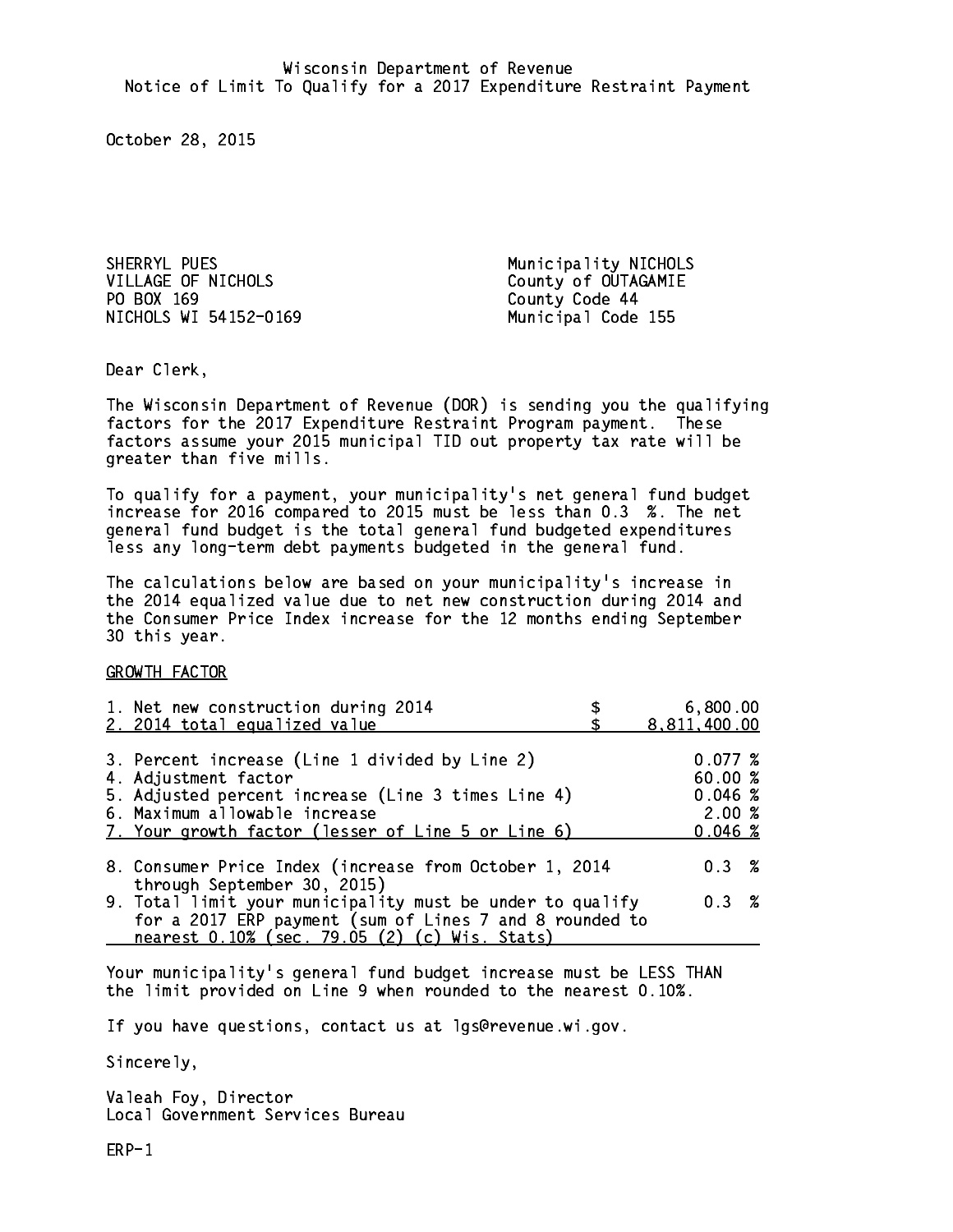Wisconsin Department of Revenue
Notice of Limit To Qualify for a 2017 Expenditure Restraint Payment

October 28, 2015

SHERRYL PUES
VILLAGE OF NICHOLS
PO BOX 169
NICHOLS WI 54152-0169

Municipality NICHOLS
County of OUTAGAMIE
County Code 44
Municipal Code 155

Dear Clerk,

The Wisconsin Department of Revenue (DOR) is sending you the qualifying factors for the 2017 Expenditure Restraint Program payment. These factors assume your 2015 municipal TID out property tax rate will be greater than five mills.

To qualify for a payment, your municipality's net general fund budget increase for 2016 compared to 2015 must be less than 0.3 %. The net general fund budget is the total general fund budgeted expenditures less any long-term debt payments budgeted in the general fund.

The calculations below are based on your municipality's increase in the 2014 equalized value due to net new construction during 2014 and the Consumer Price Index increase for the 12 months ending September 30 this year.

GROWTH FACTOR

| | |
|---|---|
| 1. Net new construction during 2014 | $ 6,800.00 |
| 2. 2014 total equalized value | $ 8,811,400.00 |
| 3. Percent increase (Line 1 divided by Line 2) | 0.077 % |
| 4. Adjustment factor | 60.00 % |
| 5. Adjusted percent increase (Line 3 times Line 4) | 0.046 % |
| 6. Maximum allowable increase | 2.00 % |
| 7. Your growth factor (lesser of Line 5 or Line 6) | 0.046 % |
| 8. Consumer Price Index (increase from October 1, 2014 through September 30, 2015) | 0.3 % |
| 9. Total limit your municipality must be under to qualify for a 2017 ERP payment (sum of Lines 7 and 8 rounded to nearest 0.10% (sec. 79.05 (2) (c) Wis. Stats) | 0.3 % |

Your municipality's general fund budget increase must be LESS THAN the limit provided on Line 9 when rounded to the nearest 0.10%.

If you have questions, contact us at lgs@revenue.wi.gov.

Sincerely,

Valeah Foy, Director
Local Government Services Bureau

ERP-1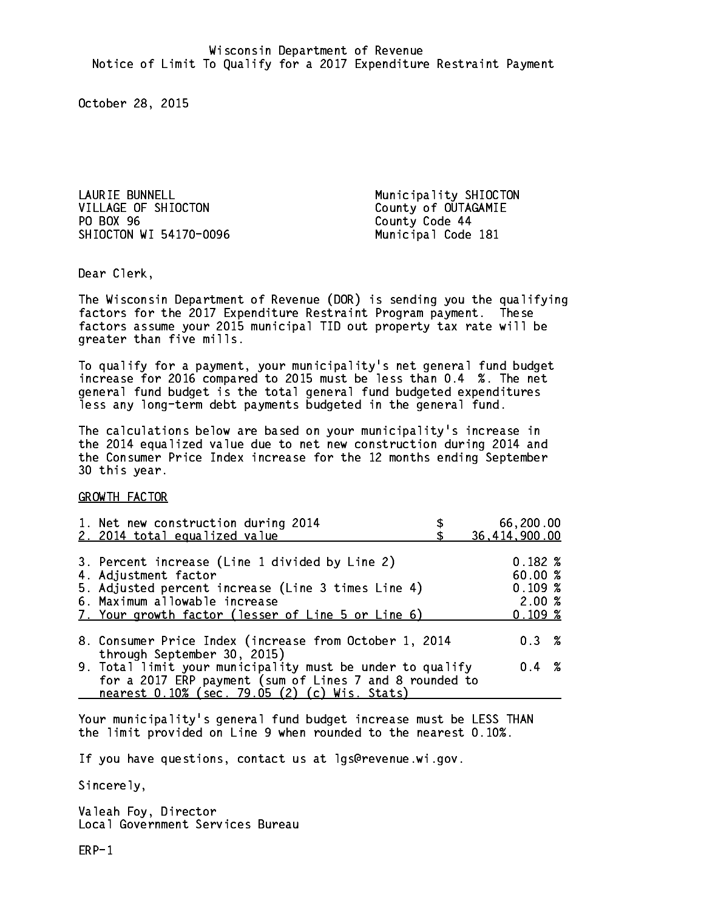Wisconsin Department of Revenue
Notice of Limit To Qualify for a 2017 Expenditure Restraint Payment

October 28, 2015

LAURIE BUNNELL
VILLAGE OF SHIOCTON
PO BOX 96
SHIOCTON WI 54170-0096

Municipality SHIOCTON
County of OUTAGAMIE
County Code 44
Municipal Code 181

Dear Clerk,

The Wisconsin Department of Revenue (DOR) is sending you the qualifying factors for the 2017 Expenditure Restraint Program payment. These factors assume your 2015 municipal TID out property tax rate will be greater than five mills.

To qualify for a payment, your municipality's net general fund budget increase for 2016 compared to 2015 must be less than 0.4 %. The net general fund budget is the total general fund budgeted expenditures less any long-term debt payments budgeted in the general fund.

The calculations below are based on your municipality's increase in the 2014 equalized value due to net new construction during 2014 and the Consumer Price Index increase for the 12 months ending September 30 this year.

GROWTH FACTOR

| | |
|---|---|
| 1. Net new construction during 2014 | $ 66,200.00 |
| 2. 2014 total equalized value | $ 36,414,900.00 |
| 3. Percent increase (Line 1 divided by Line 2) | 0.182 % |
| 4. Adjustment factor | 60.00 % |
| 5. Adjusted percent increase (Line 3 times Line 4) | 0.109 % |
| 6. Maximum allowable increase | 2.00 % |
| 7. Your growth factor (lesser of Line 5 or Line 6) | 0.109 % |
| 8. Consumer Price Index (increase from October 1, 2014 through September 30, 2015) | 0.3 % |
| 9. Total limit your municipality must be under to qualify for a 2017 ERP payment (sum of Lines 7 and 8 rounded to nearest 0.10% (sec. 79.05 (2) (c) Wis. Stats) | 0.4 % |

Your municipality's general fund budget increase must be LESS THAN the limit provided on Line 9 when rounded to the nearest 0.10%.

If you have questions, contact us at lgs@revenue.wi.gov.

Sincerely,

Valeah Foy, Director
Local Government Services Bureau

ERP-1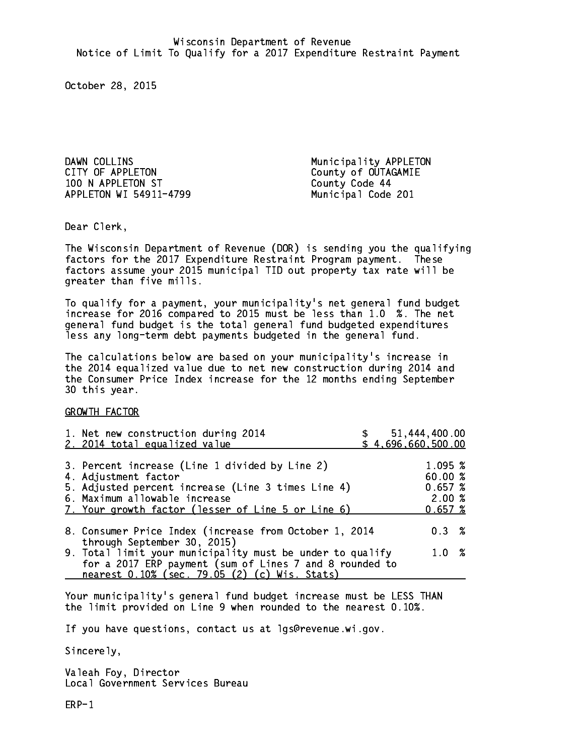Wisconsin Department of Revenue
Notice of Limit To Qualify for a 2017 Expenditure Restraint Payment

October 28, 2015

DAWN COLLINS
CITY OF APPLETON
100 N APPLETON ST
APPLETON WI 54911-4799

Municipality APPLETON
County of OUTAGAMIE
County Code 44
Municipal Code 201

Dear Clerk,

The Wisconsin Department of Revenue (DOR) is sending you the qualifying factors for the 2017 Expenditure Restraint Program payment. These factors assume your 2015 municipal TID out property tax rate will be greater than five mills.

To qualify for a payment, your municipality's net general fund budget increase for 2016 compared to 2015 must be less than 1.0 %. The net general fund budget is the total general fund budgeted expenditures less any long-term debt payments budgeted in the general fund.

The calculations below are based on your municipality's increase in the 2014 equalized value due to net new construction during 2014 and the Consumer Price Index increase for the 12 months ending September 30 this year.

GROWTH FACTOR

| | |
|---|---|
| 1. Net new construction during 2014 | $ 51,444,400.00 |
| 2. 2014 total equalized value | $ 4,696,660,500.00 |
| 3. Percent increase (Line 1 divided by Line 2) | 1.095 % |
| 4. Adjustment factor | 60.00 % |
| 5. Adjusted percent increase (Line 3 times Line 4) | 0.657 % |
| 6. Maximum allowable increase | 2.00 % |
| 7. Your growth factor (lesser of Line 5 or Line 6) | 0.657 % |
| 8. Consumer Price Index (increase from October 1, 2014 through September 30, 2015) | 0.3 % |
| 9. Total limit your municipality must be under to qualify for a 2017 ERP payment (sum of Lines 7 and 8 rounded to nearest 0.10% (sec. 79.05 (2) (c) Wis. Stats) | 1.0 % |

Your municipality's general fund budget increase must be LESS THAN the limit provided on Line 9 when rounded to the nearest 0.10%.

If you have questions, contact us at lgs@revenue.wi.gov.

Sincerely,

Valeah Foy, Director
Local Government Services Bureau

ERP-1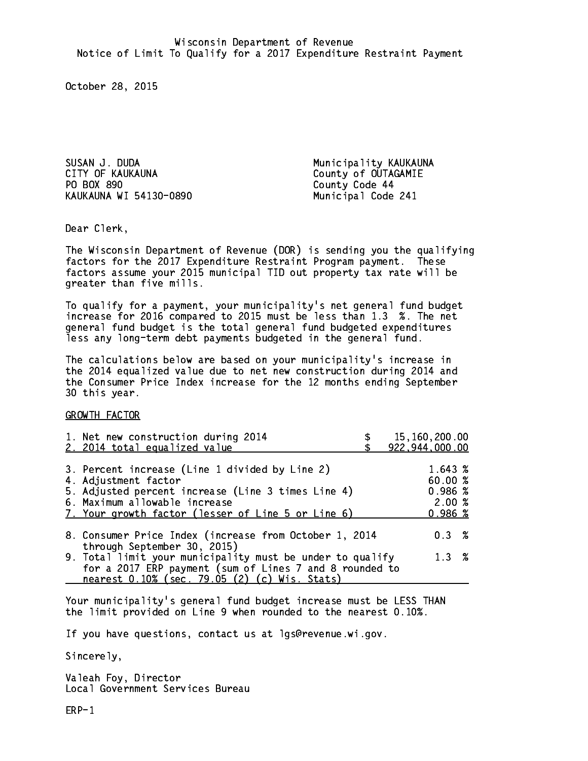Wisconsin Department of Revenue
Notice of Limit To Qualify for a 2017 Expenditure Restraint Payment

October 28, 2015

SUSAN J. DUDA
CITY OF KAUKAUNA
PO BOX 890
KAUKAUNA WI 54130-0890

Municipality KAUKAUNA
County of OUTAGAMIE
County Code 44
Municipal Code 241

Dear Clerk,

The Wisconsin Department of Revenue (DOR) is sending you the qualifying factors for the 2017 Expenditure Restraint Program payment. These factors assume your 2015 municipal TID out property tax rate will be greater than five mills.

To qualify for a payment, your municipality's net general fund budget increase for 2016 compared to 2015 must be less than 1.3 %. The net general fund budget is the total general fund budgeted expenditures less any long-term debt payments budgeted in the general fund.

The calculations below are based on your municipality's increase in the 2014 equalized value due to net new construction during 2014 and the Consumer Price Index increase for the 12 months ending September 30 this year.

GROWTH FACTOR

| | |
|---|---|
| 1. Net new construction during 2014 | $ 15,160,200.00 |
| 2. 2014 total equalized value | $ 922,944,000.00 |
| 3. Percent increase (Line 1 divided by Line 2) | 1.643 % |
| 4. Adjustment factor | 60.00 % |
| 5. Adjusted percent increase (Line 3 times Line 4) | 0.986 % |
| 6. Maximum allowable increase | 2.00 % |
| 7. Your growth factor (lesser of Line 5 or Line 6) | 0.986 % |
| 8. Consumer Price Index (increase from October 1, 2014 through September 30, 2015) | 0.3 % |
| 9. Total limit your municipality must be under to qualify for a 2017 ERP payment (sum of Lines 7 and 8 rounded to nearest 0.10% (sec. 79.05 (2) (c) Wis. Stats) | 1.3 % |

Your municipality's general fund budget increase must be LESS THAN the limit provided on Line 9 when rounded to the nearest 0.10%.

If you have questions, contact us at lgs@revenue.wi.gov.

Sincerely,

Valeah Foy, Director
Local Government Services Bureau

ERP-1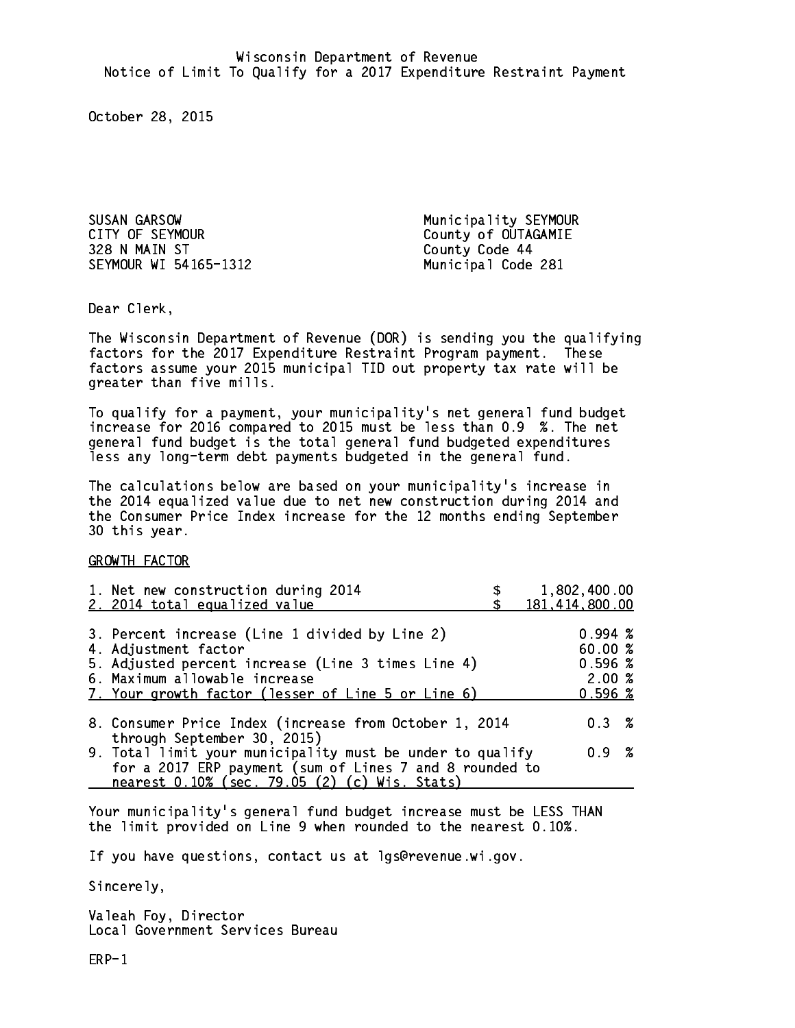Wisconsin Department of Revenue
Notice of Limit To Qualify for a 2017 Expenditure Restraint Payment

October 28, 2015

SUSAN GARSOW
CITY OF SEYMOUR
328 N MAIN ST
SEYMOUR WI 54165-1312

Municipality SEYMOUR
County of OUTAGAMIE
County Code 44
Municipal Code 281

Dear Clerk,

The Wisconsin Department of Revenue (DOR) is sending you the qualifying factors for the 2017 Expenditure Restraint Program payment. These factors assume your 2015 municipal TID out property tax rate will be greater than five mills.

To qualify for a payment, your municipality's net general fund budget increase for 2016 compared to 2015 must be less than 0.9 %. The net general fund budget is the total general fund budgeted expenditures less any long-term debt payments budgeted in the general fund.

The calculations below are based on your municipality's increase in the 2014 equalized value due to net new construction during 2014 and the Consumer Price Index increase for the 12 months ending September 30 this year.

GROWTH FACTOR

| | |
|---|---|
| 1. Net new construction during 2014 | $ 1,802,400.00 |
| 2. 2014 total equalized value | $ 181,414,800.00 |
| 3. Percent increase (Line 1 divided by Line 2) | 0.994 % |
| 4. Adjustment factor | 60.00 % |
| 5. Adjusted percent increase (Line 3 times Line 4) | 0.596 % |
| 6. Maximum allowable increase | 2.00 % |
| 7. Your growth factor (lesser of Line 5 or Line 6) | 0.596 % |
| 8. Consumer Price Index (increase from October 1, 2014 through September 30, 2015) | 0.3 % |
| 9. Total limit your municipality must be under to qualify for a 2017 ERP payment (sum of Lines 7 and 8 rounded to nearest 0.10% (sec. 79.05 (2) (c) Wis. Stats) | 0.9 % |

Your municipality's general fund budget increase must be LESS THAN the limit provided on Line 9 when rounded to the nearest 0.10%.

If you have questions, contact us at lgs@revenue.wi.gov.

Sincerely,

Valeah Foy, Director
Local Government Services Bureau

ERP-1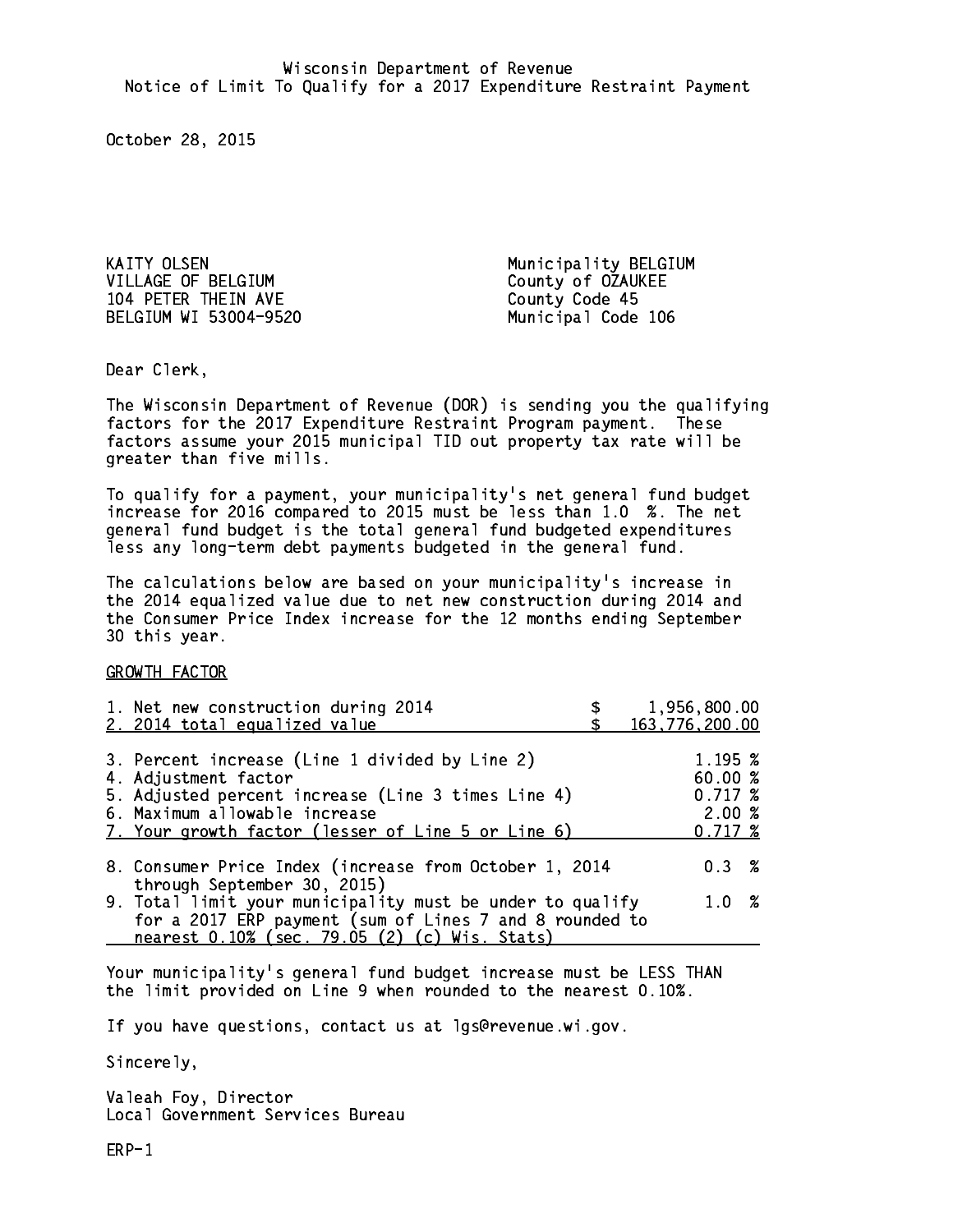Wisconsin Department of Revenue
Notice of Limit To Qualify for a 2017 Expenditure Restraint Payment

October 28, 2015

KAITY OLSEN
VILLAGE OF BELGIUM
104 PETER THEIN AVE
BELGIUM WI 53004-9520

Municipality BELGIUM
County of OZAUKEE
County Code 45
Municipal Code 106

Dear Clerk,

The Wisconsin Department of Revenue (DOR) is sending you the qualifying factors for the 2017 Expenditure Restraint Program payment. These factors assume your 2015 municipal TID out property tax rate will be greater than five mills.

To qualify for a payment, your municipality's net general fund budget increase for 2016 compared to 2015 must be less than 1.0 %. The net general fund budget is the total general fund budgeted expenditures less any long-term debt payments budgeted in the general fund.

The calculations below are based on your municipality's increase in the 2014 equalized value due to net new construction during 2014 and the Consumer Price Index increase for the 12 months ending September 30 this year.

GROWTH FACTOR

| | |
|---|---|
| 1. Net new construction during 2014 | $ 1,956,800.00 |
| 2. 2014 total equalized value | $ 163,776,200.00 |
| 3. Percent increase (Line 1 divided by Line 2) | 1.195 % |
| 4. Adjustment factor | 60.00 % |
| 5. Adjusted percent increase (Line 3 times Line 4) | 0.717 % |
| 6. Maximum allowable increase | 2.00 % |
| 7. Your growth factor (lesser of Line 5 or Line 6) | 0.717 % |
| 8. Consumer Price Index (increase from October 1, 2014 through September 30, 2015) | 0.3 % |
| 9. Total limit your municipality must be under to qualify for a 2017 ERP payment (sum of Lines 7 and 8 rounded to nearest 0.10% (sec. 79.05 (2) (c) Wis. Stats) | 1.0 % |

Your municipality's general fund budget increase must be LESS THAN the limit provided on Line 9 when rounded to the nearest 0.10%.

If you have questions, contact us at lgs@revenue.wi.gov.

Sincerely,

Valeah Foy, Director
Local Government Services Bureau

ERP-1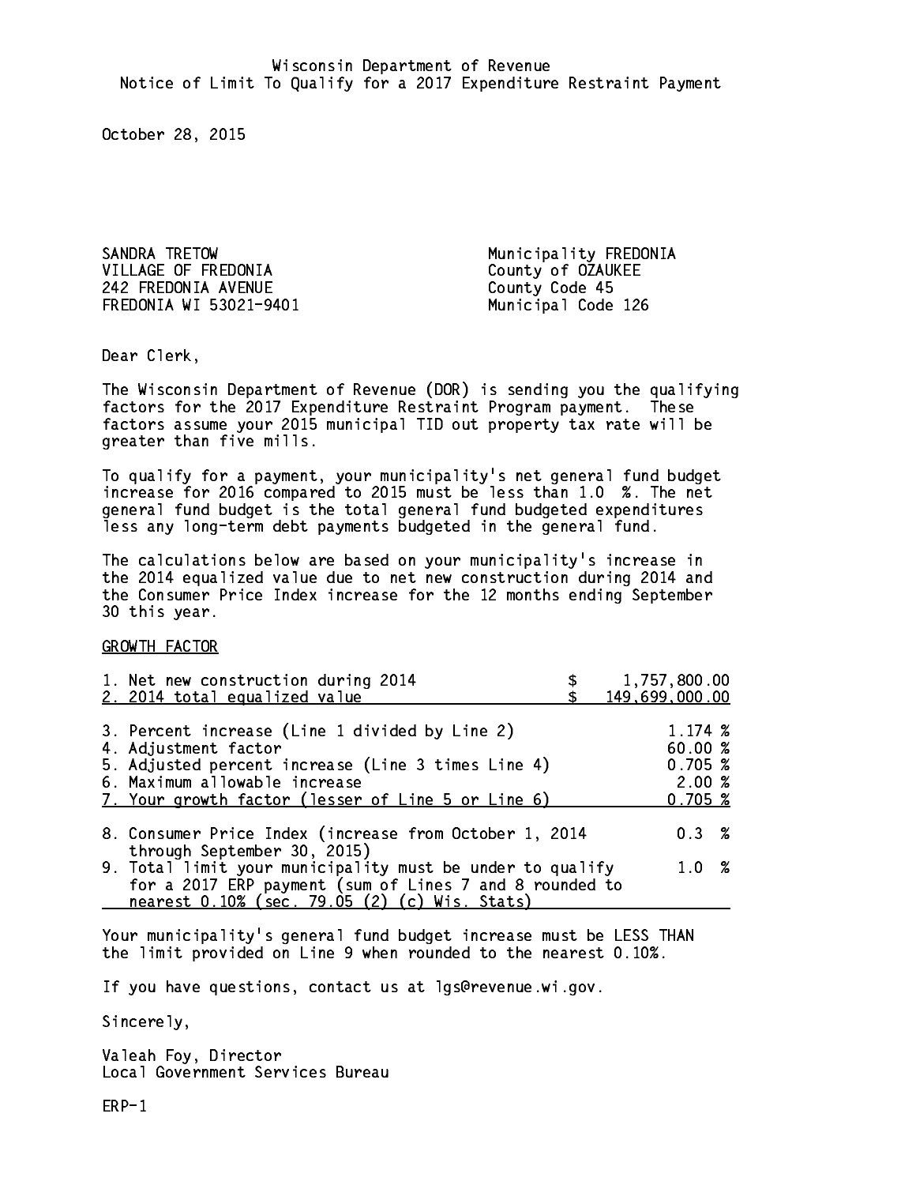Wisconsin Department of Revenue
Notice of Limit To Qualify for a 2017 Expenditure Restraint Payment

October 28, 2015

SANDRA TRETOW
VILLAGE OF FREDONIA
242 FREDONIA AVENUE
FREDONIA WI 53021-9401

Municipality FREDONIA
County of OZAUKEE
County Code 45
Municipal Code 126

Dear Clerk,

The Wisconsin Department of Revenue (DOR) is sending you the qualifying factors for the 2017 Expenditure Restraint Program payment. These factors assume your 2015 municipal TID out property tax rate will be greater than five mills.

To qualify for a payment, your municipality's net general fund budget increase for 2016 compared to 2015 must be less than 1.0 %. The net general fund budget is the total general fund budgeted expenditures less any long-term debt payments budgeted in the general fund.

The calculations below are based on your municipality's increase in the 2014 equalized value due to net new construction during 2014 and the Consumer Price Index increase for the 12 months ending September 30 this year.

GROWTH FACTOR

| | |
|---|---|
| 1. Net new construction during 2014 | $ 1,757,800.00 |
| 2. 2014 total equalized value | $ 149,699,000.00 |
| 3. Percent increase (Line 1 divided by Line 2) | 1.174 % |
| 4. Adjustment factor | 60.00 % |
| 5. Adjusted percent increase (Line 3 times Line 4) | 0.705 % |
| 6. Maximum allowable increase | 2.00 % |
| 7. Your growth factor (lesser of Line 5 or Line 6) | 0.705 % |
| 8. Consumer Price Index (increase from October 1, 2014 through September 30, 2015) | 0.3 % |
| 9. Total limit your municipality must be under to qualify for a 2017 ERP payment (sum of Lines 7 and 8 rounded to nearest 0.10% (sec. 79.05 (2) (c) Wis. Stats) | 1.0 % |

Your municipality's general fund budget increase must be LESS THAN the limit provided on Line 9 when rounded to the nearest 0.10%.

If you have questions, contact us at lgs@revenue.wi.gov.

Sincerely,

Valeah Foy, Director
Local Government Services Bureau

ERP-1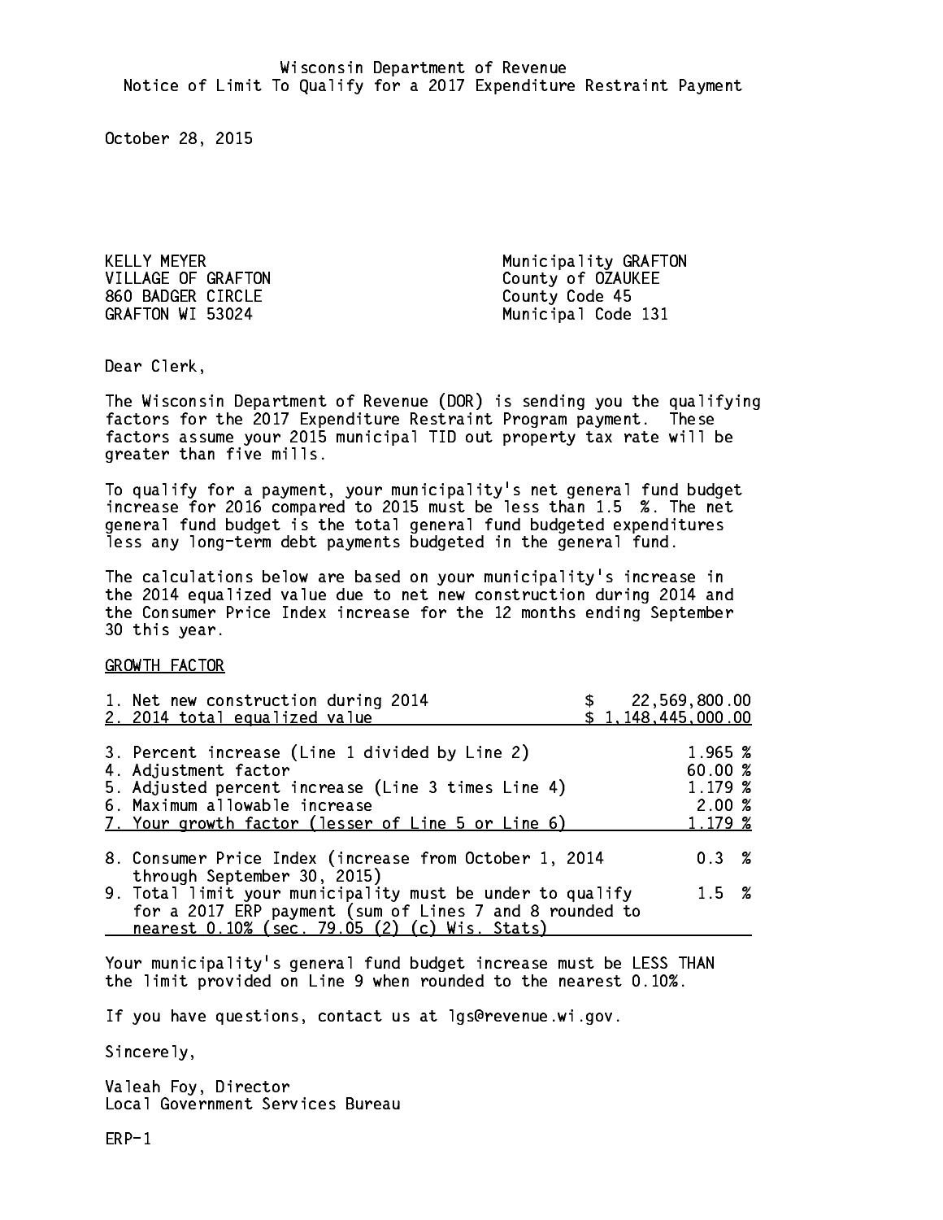Wisconsin Department of Revenue
Notice of Limit To Qualify for a 2017 Expenditure Restraint Payment

October 28, 2015

KELLY MEYER
VILLAGE OF GRAFTON
860 BADGER CIRCLE
GRAFTON WI 53024

Municipality GRAFTON
County of OZAUKEE
County Code 45
Municipal Code 131

Dear Clerk,

The Wisconsin Department of Revenue (DOR) is sending you the qualifying factors for the 2017 Expenditure Restraint Program payment. These factors assume your 2015 municipal TID out property tax rate will be greater than five mills.

To qualify for a payment, your municipality's net general fund budget increase for 2016 compared to 2015 must be less than 1.5 %. The net general fund budget is the total general fund budgeted expenditures less any long-term debt payments budgeted in the general fund.

The calculations below are based on your municipality's increase in the 2014 equalized value due to net new construction during 2014 and the Consumer Price Index increase for the 12 months ending September 30 this year.

GROWTH FACTOR

| | |
|---|---|
| 1. Net new construction during 2014 | $ 22,569,800.00 |
| 2. 2014 total equalized value | $ 1,148,445,000.00 |
| 3. Percent increase (Line 1 divided by Line 2) | 1.965 % |
| 4. Adjustment factor | 60.00 % |
| 5. Adjusted percent increase (Line 3 times Line 4) | 1.179 % |
| 6. Maximum allowable increase | 2.00 % |
| 7. Your growth factor (lesser of Line 5 or Line 6) | 1.179 % |
| 8. Consumer Price Index (increase from October 1, 2014 through September 30, 2015) | 0.3 % |
| 9. Total limit your municipality must be under to qualify for a 2017 ERP payment (sum of Lines 7 and 8 rounded to nearest 0.10% (sec. 79.05 (2) (c) Wis. Stats) | 1.5 % |

Your municipality's general fund budget increase must be LESS THAN the limit provided on Line 9 when rounded to the nearest 0.10%.

If you have questions, contact us at lgs@revenue.wi.gov.

Sincerely,

Valeah Foy, Director
Local Government Services Bureau

ERP-1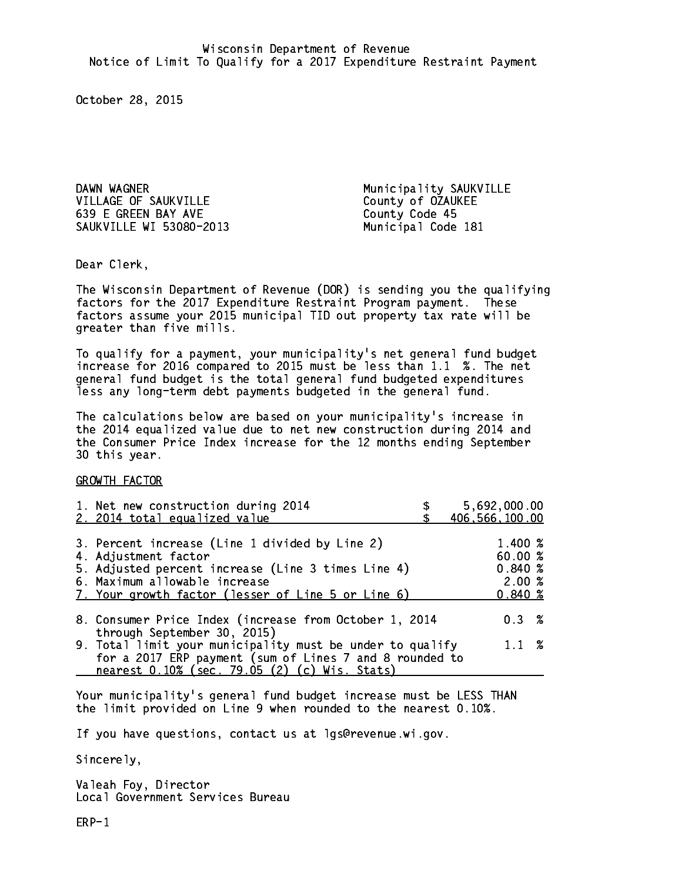Wisconsin Department of Revenue
Notice of Limit To Qualify for a 2017 Expenditure Restraint Payment

October 28, 2015

DAWN WAGNER
VILLAGE OF SAUKVILLE
639 E GREEN BAY AVE
SAUKVILLE WI 53080-2013

Municipality SAUKVILLE
County of OZAUKEE
County Code 45
Municipal Code 181

Dear Clerk,

The Wisconsin Department of Revenue (DOR) is sending you the qualifying factors for the 2017 Expenditure Restraint Program payment. These factors assume your 2015 municipal TID out property tax rate will be greater than five mills.

To qualify for a payment, your municipality's net general fund budget increase for 2016 compared to 2015 must be less than 1.1 %. The net general fund budget is the total general fund budgeted expenditures less any long-term debt payments budgeted in the general fund.

The calculations below are based on your municipality's increase in the 2014 equalized value due to net new construction during 2014 and the Consumer Price Index increase for the 12 months ending September 30 this year.

GROWTH FACTOR

| | |
|---|---|
| 1. Net new construction during 2014 | $ 5,692,000.00 |
| 2. 2014 total equalized value | $ 406,566,100.00 |
| 3. Percent increase (Line 1 divided by Line 2) | 1.400 % |
| 4. Adjustment factor | 60.00 % |
| 5. Adjusted percent increase (Line 3 times Line 4) | 0.840 % |
| 6. Maximum allowable increase | 2.00 % |
| 7. Your growth factor (lesser of Line 5 or Line 6) | 0.840 % |
| 8. Consumer Price Index (increase from October 1, 2014 through September 30, 2015) | 0.3 % |
| 9. Total limit your municipality must be under to qualify for a 2017 ERP payment (sum of Lines 7 and 8 rounded to nearest 0.10% (sec. 79.05 (2) (c) Wis. Stats) | 1.1 % |

Your municipality's general fund budget increase must be LESS THAN the limit provided on Line 9 when rounded to the nearest 0.10%.

If you have questions, contact us at lgs@revenue.wi.gov.

Sincerely,

Valeah Foy, Director
Local Government Services Bureau

ERP-1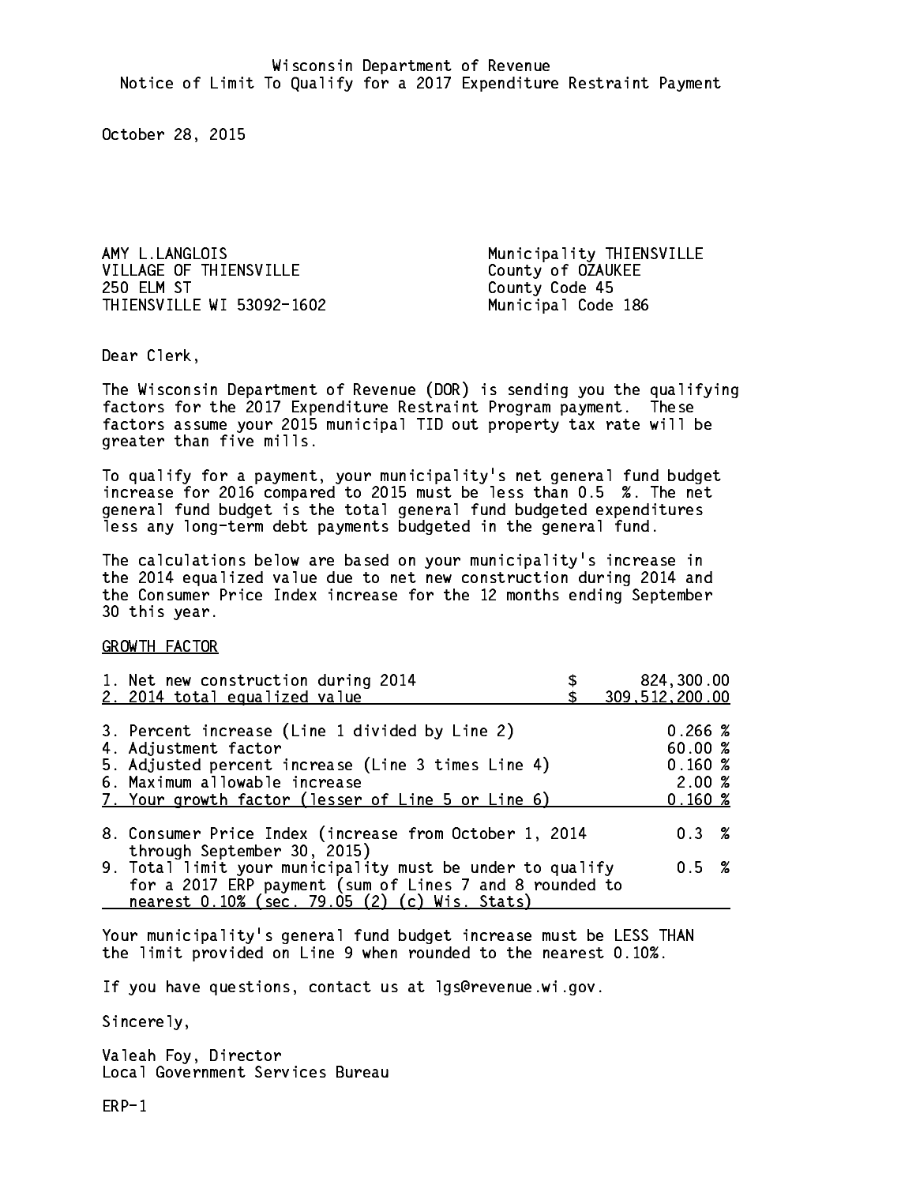Wisconsin Department of Revenue
Notice of Limit To Qualify for a 2017 Expenditure Restraint Payment

October 28, 2015

AMY L.LANGLOIS
VILLAGE OF THIENSVILLE
250 ELM ST
THIENSVILLE WI 53092-1602

Municipality THIENSVILLE
County of OZAUKEE
County Code 45
Municipal Code 186

Dear Clerk,

The Wisconsin Department of Revenue (DOR) is sending you the qualifying factors for the 2017 Expenditure Restraint Program payment. These factors assume your 2015 municipal TID out property tax rate will be greater than five mills.

To qualify for a payment, your municipality's net general fund budget increase for 2016 compared to 2015 must be less than 0.5 %. The net general fund budget is the total general fund budgeted expenditures less any long-term debt payments budgeted in the general fund.

The calculations below are based on your municipality's increase in the 2014 equalized value due to net new construction during 2014 and the Consumer Price Index increase for the 12 months ending September 30 this year.

GROWTH FACTOR

| | |
|---|---|
| 1. Net new construction during 2014 | $ 824,300.00 |
| 2. 2014 total equalized value | $ 309,512,200.00 |
| 3. Percent increase (Line 1 divided by Line 2) | 0.266 % |
| 4. Adjustment factor | 60.00 % |
| 5. Adjusted percent increase (Line 3 times Line 4) | 0.160 % |
| 6. Maximum allowable increase | 2.00 % |
| 7. Your growth factor (lesser of Line 5 or Line 6) | 0.160 % |
| 8. Consumer Price Index (increase from October 1, 2014 through September 30, 2015) | 0.3 % |
| 9. Total limit your municipality must be under to qualify for a 2017 ERP payment (sum of Lines 7 and 8 rounded to nearest 0.10% (sec. 79.05 (2) (c) Wis. Stats) | 0.5 % |

Your municipality's general fund budget increase must be LESS THAN the limit provided on Line 9 when rounded to the nearest 0.10%.

If you have questions, contact us at lgs@revenue.wi.gov.

Sincerely,

Valeah Foy, Director
Local Government Services Bureau

ERP-1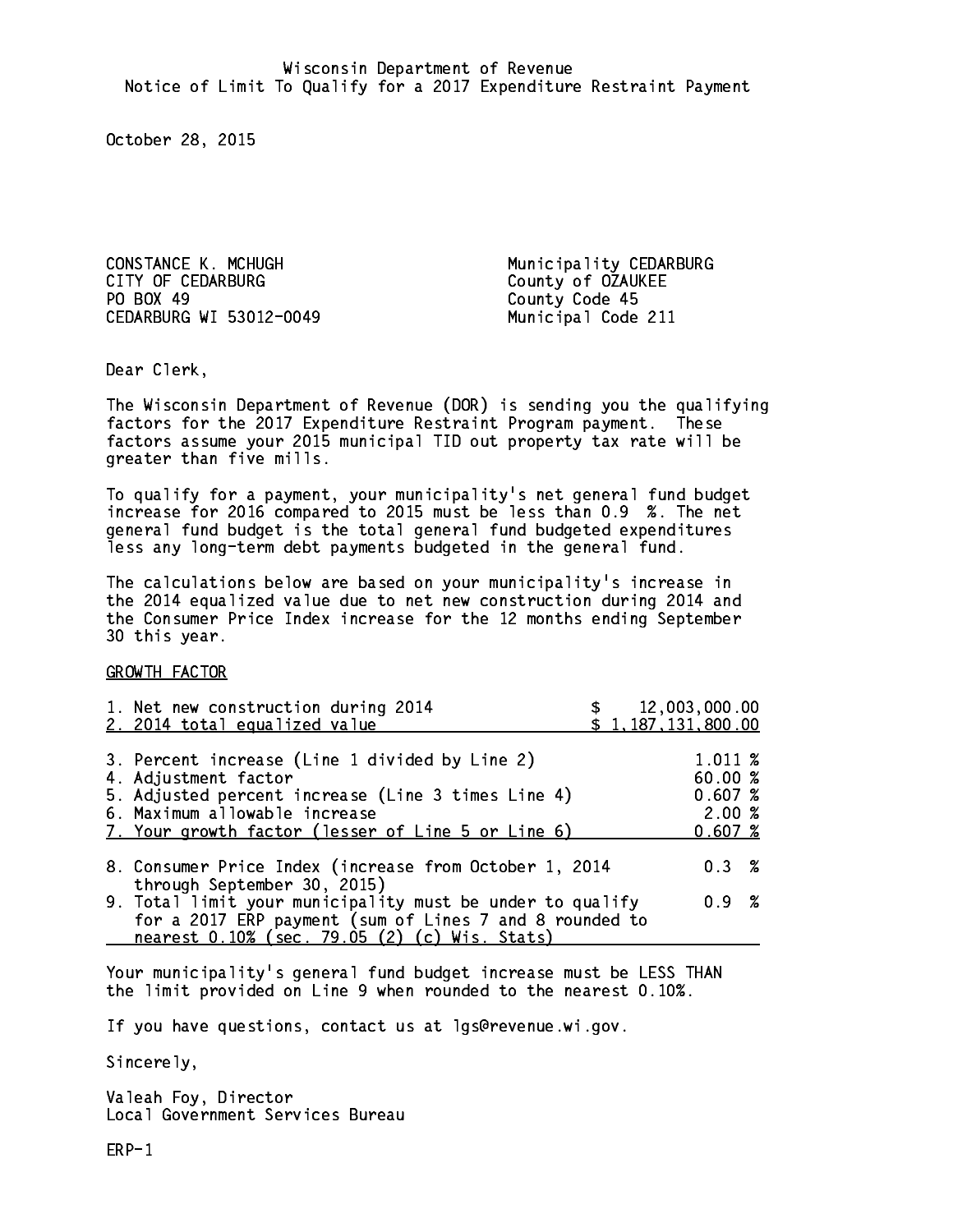Wisconsin Department of Revenue
Notice of Limit To Qualify for a 2017 Expenditure Restraint Payment

October 28, 2015

CONSTANCE K. MCHUGH
CITY OF CEDARBURG
PO BOX 49
CEDARBURG WI 53012-0049

Municipality CEDARBURG
County of OZAUKEE
County Code 45
Municipal Code 211

Dear Clerk,

The Wisconsin Department of Revenue (DOR) is sending you the qualifying factors for the 2017 Expenditure Restraint Program payment. These factors assume your 2015 municipal TID out property tax rate will be greater than five mills.

To qualify for a payment, your municipality's net general fund budget increase for 2016 compared to 2015 must be less than 0.9 %. The net general fund budget is the total general fund budgeted expenditures less any long-term debt payments budgeted in the general fund.

The calculations below are based on your municipality's increase in the 2014 equalized value due to net new construction during 2014 and the Consumer Price Index increase for the 12 months ending September 30 this year.

GROWTH FACTOR

| | |
|---|---|
| 1. Net new construction during 2014 | $ 12,003,000.00 |
| 2. 2014 total equalized value | $ 1,187,131,800.00 |
| 3. Percent increase (Line 1 divided by Line 2) | 1.011 % |
| 4. Adjustment factor | 60.00 % |
| 5. Adjusted percent increase (Line 3 times Line 4) | 0.607 % |
| 6. Maximum allowable increase | 2.00 % |
| 7. Your growth factor (lesser of Line 5 or Line 6) | 0.607 % |
| 8. Consumer Price Index (increase from October 1, 2014 through September 30, 2015) | 0.3 % |
| 9. Total limit your municipality must be under to qualify for a 2017 ERP payment (sum of Lines 7 and 8 rounded to nearest 0.10% (sec. 79.05 (2) (c) Wis. Stats) | 0.9 % |

Your municipality's general fund budget increase must be LESS THAN the limit provided on Line 9 when rounded to the nearest 0.10%.

If you have questions, contact us at lgs@revenue.wi.gov.

Sincerely,

Valeah Foy, Director
Local Government Services Bureau

ERP-1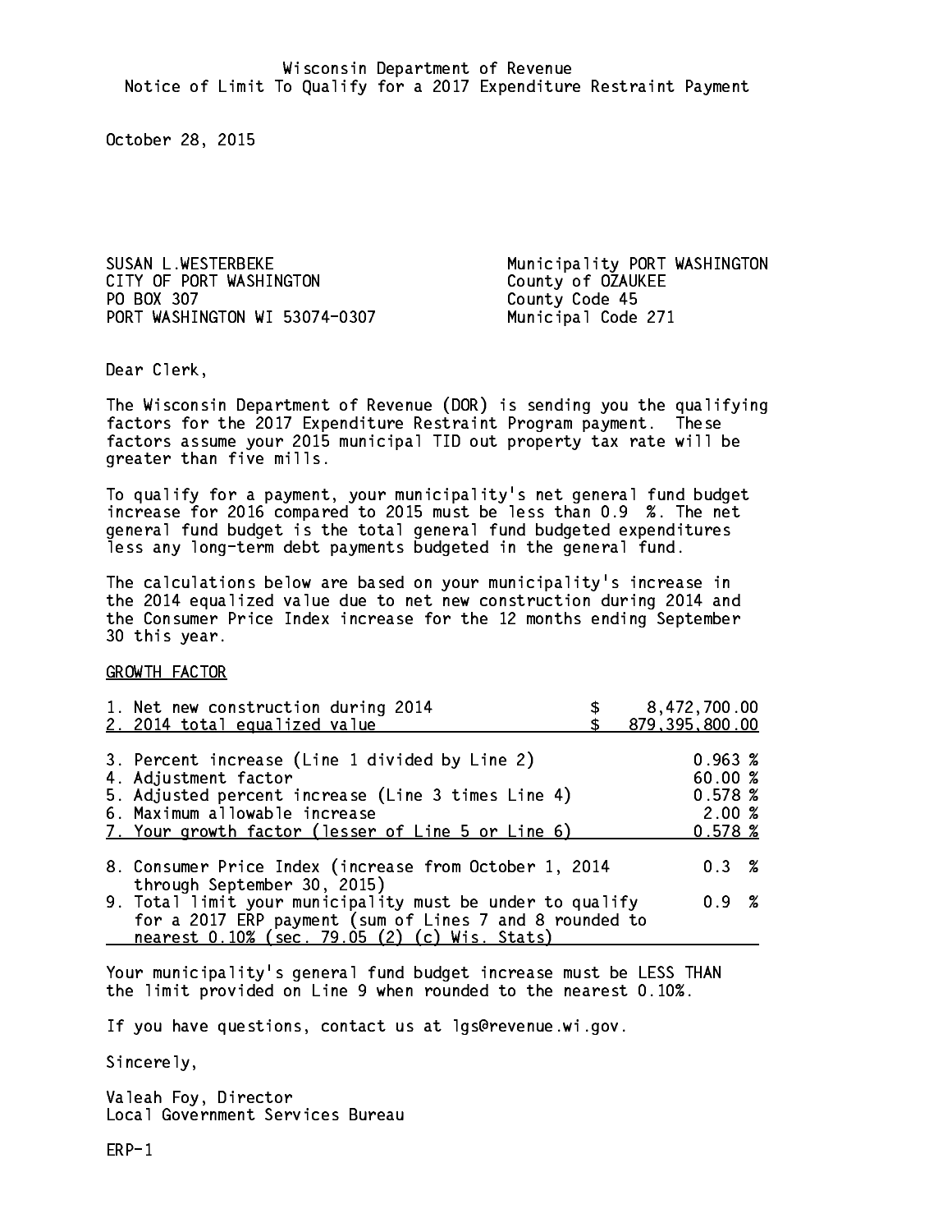Wisconsin Department of Revenue
Notice of Limit To Qualify for a 2017 Expenditure Restraint Payment

October 28, 2015

SUSAN L.WESTERBEKE
CITY OF PORT WASHINGTON
PO BOX 307
PORT WASHINGTON WI 53074-0307

Municipality PORT WASHINGTON
County of OZAUKEE
County Code 45
Municipal Code 271

Dear Clerk,

The Wisconsin Department of Revenue (DOR) is sending you the qualifying factors for the 2017 Expenditure Restraint Program payment. These factors assume your 2015 municipal TID out property tax rate will be greater than five mills.

To qualify for a payment, your municipality's net general fund budget increase for 2016 compared to 2015 must be less than 0.9 %. The net general fund budget is the total general fund budgeted expenditures less any long-term debt payments budgeted in the general fund.

The calculations below are based on your municipality's increase in the 2014 equalized value due to net new construction during 2014 and the Consumer Price Index increase for the 12 months ending September 30 this year.

GROWTH FACTOR

| | |
|---|---|
| 1. Net new construction during 2014 | $ 8,472,700.00 |
| 2. 2014 total equalized value | $ 879,395,800.00 |
| 3. Percent increase (Line 1 divided by Line 2) | 0.963 % |
| 4. Adjustment factor | 60.00 % |
| 5. Adjusted percent increase (Line 3 times Line 4) | 0.578 % |
| 6. Maximum allowable increase | 2.00 % |
| 7. Your growth factor (lesser of Line 5 or Line 6) | 0.578 % |
| 8. Consumer Price Index (increase from October 1, 2014 through September 30, 2015) | 0.3 % |
| 9. Total limit your municipality must be under to qualify for a 2017 ERP payment (sum of Lines 7 and 8 rounded to nearest 0.10% (sec. 79.05 (2) (c) Wis. Stats) | 0.9 % |

Your municipality's general fund budget increase must be LESS THAN the limit provided on Line 9 when rounded to the nearest 0.10%.

If you have questions, contact us at lgs@revenue.wi.gov.

Sincerely,

Valeah Foy, Director
Local Government Services Bureau

ERP-1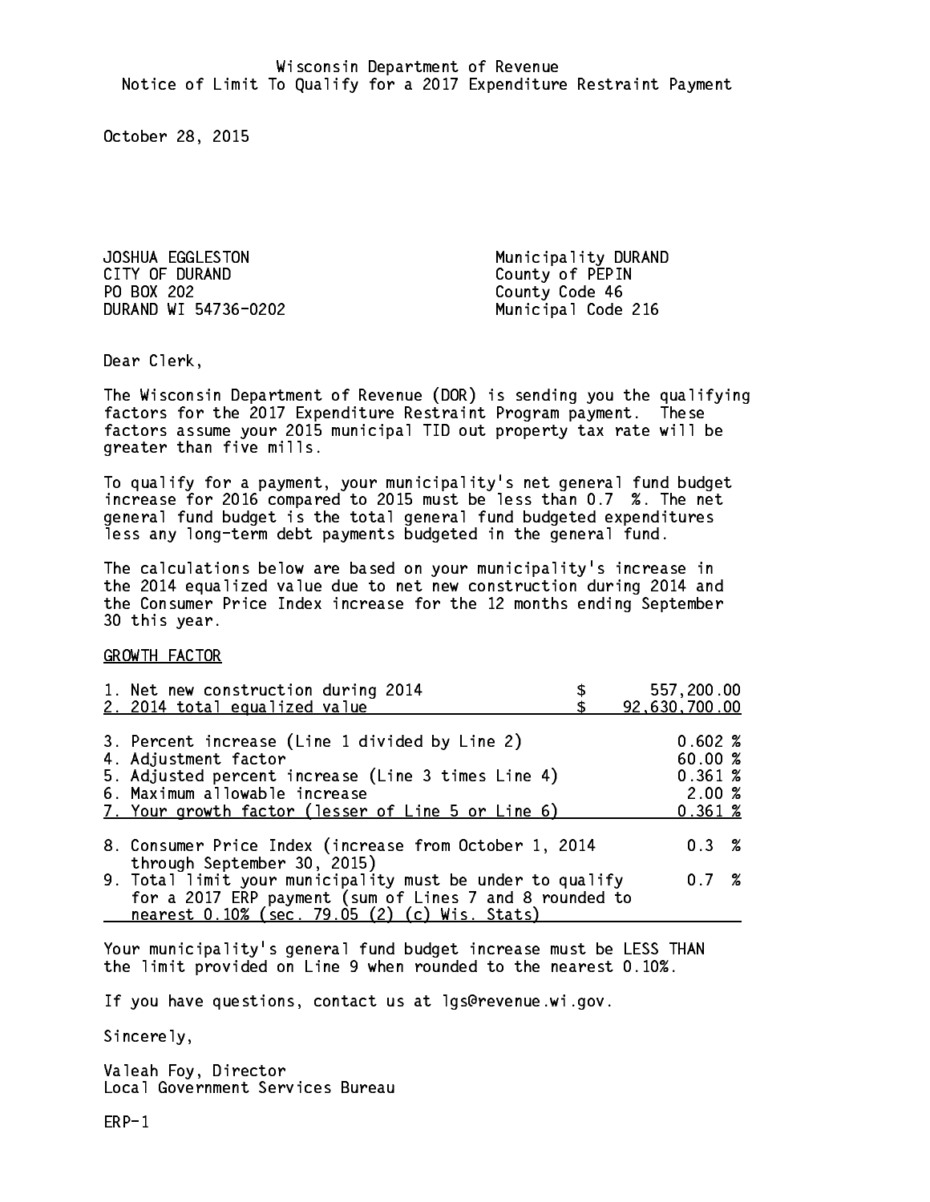Wisconsin Department of Revenue
Notice of Limit To Qualify for a 2017 Expenditure Restraint Payment

October 28, 2015

JOSHUA EGGLESTON
CITY OF DURAND
PO BOX 202
DURAND WI 54736-0202

Municipality DURAND
County of PEPIN
County Code 46
Municipal Code 216

Dear Clerk,

The Wisconsin Department of Revenue (DOR) is sending you the qualifying factors for the 2017 Expenditure Restraint Program payment. These factors assume your 2015 municipal TID out property tax rate will be greater than five mills.

To qualify for a payment, your municipality's net general fund budget increase for 2016 compared to 2015 must be less than 0.7 %. The net general fund budget is the total general fund budgeted expenditures less any long-term debt payments budgeted in the general fund.

The calculations below are based on your municipality's increase in the 2014 equalized value due to net new construction during 2014 and the Consumer Price Index increase for the 12 months ending September 30 this year.

GROWTH FACTOR

| | |
|---|---|
| 1. Net new construction during 2014 | $ 557,200.00 |
| 2. 2014 total equalized value | $ 92,630,700.00 |
| 3. Percent increase (Line 1 divided by Line 2) | 0.602 % |
| 4. Adjustment factor | 60.00 % |
| 5. Adjusted percent increase (Line 3 times Line 4) | 0.361 % |
| 6. Maximum allowable increase | 2.00 % |
| 7. Your growth factor (lesser of Line 5 or Line 6) | 0.361 % |
| 8. Consumer Price Index (increase from October 1, 2014 through September 30, 2015) | 0.3 % |
| 9. Total limit your municipality must be under to qualify for a 2017 ERP payment (sum of Lines 7 and 8 rounded to nearest 0.10% (sec. 79.05 (2) (c) Wis. Stats) | 0.7 % |

Your municipality's general fund budget increase must be LESS THAN the limit provided on Line 9 when rounded to the nearest 0.10%.

If you have questions, contact us at lgs@revenue.wi.gov.

Sincerely,

Valeah Foy, Director
Local Government Services Bureau

ERP-1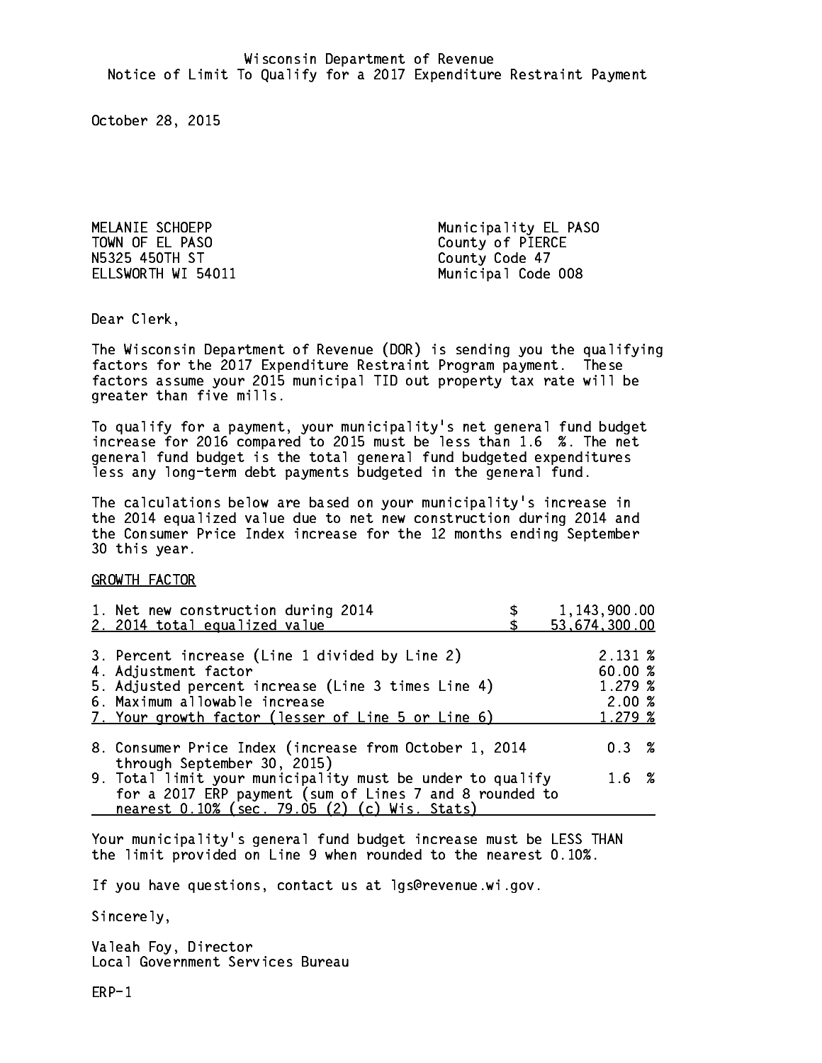Wisconsin Department of Revenue
Notice of Limit To Qualify for a 2017 Expenditure Restraint Payment

October 28, 2015

MELANIE SCHOEPP
TOWN OF EL PASO
N5325 450TH ST
ELLSWORTH WI 54011

Municipality EL PASO
County of PIERCE
County Code 47
Municipal Code 008

Dear Clerk,

The Wisconsin Department of Revenue (DOR) is sending you the qualifying factors for the 2017 Expenditure Restraint Program payment. These factors assume your 2015 municipal TID out property tax rate will be greater than five mills.

To qualify for a payment, your municipality's net general fund budget increase for 2016 compared to 2015 must be less than 1.6 %. The net general fund budget is the total general fund budgeted expenditures less any long-term debt payments budgeted in the general fund.

The calculations below are based on your municipality's increase in the 2014 equalized value due to net new construction during 2014 and the Consumer Price Index increase for the 12 months ending September 30 this year.

GROWTH FACTOR

| | |
|---|---|
| 1. Net new construction during 2014 | $ 1,143,900.00 |
| 2. 2014 total equalized value | $ 53,674,300.00 |
| 3. Percent increase (Line 1 divided by Line 2) | 2.131 % |
| 4. Adjustment factor | 60.00 % |
| 5. Adjusted percent increase (Line 3 times Line 4) | 1.279 % |
| 6. Maximum allowable increase | 2.00 % |
| 7. Your growth factor (lesser of Line 5 or Line 6) | 1.279 % |
| 8. Consumer Price Index (increase from October 1, 2014 through September 30, 2015) | 0.3 % |
| 9. Total limit your municipality must be under to qualify for a 2017 ERP payment (sum of Lines 7 and 8 rounded to nearest 0.10% (sec. 79.05 (2) (c) Wis. Stats) | 1.6 % |

Your municipality's general fund budget increase must be LESS THAN the limit provided on Line 9 when rounded to the nearest 0.10%.

If you have questions, contact us at lgs@revenue.wi.gov.

Sincerely,

Valeah Foy, Director
Local Government Services Bureau

ERP-1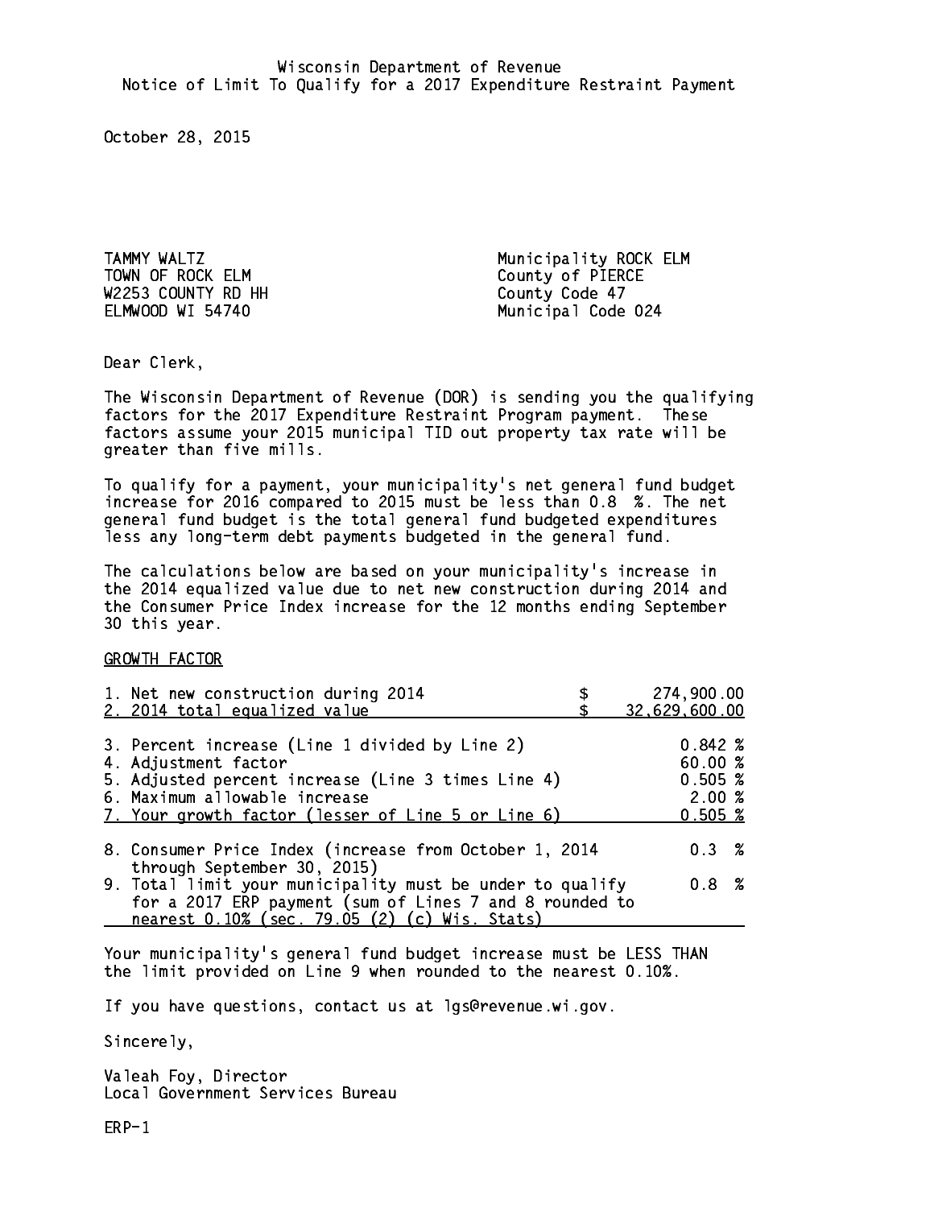Wisconsin Department of Revenue
Notice of Limit To Qualify for a 2017 Expenditure Restraint Payment

October 28, 2015

TAMMY WALTZ
TOWN OF ROCK ELM
W2253 COUNTY RD HH
ELMWOOD WI 54740

Municipality ROCK ELM
County of PIERCE
County Code 47
Municipal Code 024

Dear Clerk,

The Wisconsin Department of Revenue (DOR) is sending you the qualifying factors for the 2017 Expenditure Restraint Program payment. These factors assume your 2015 municipal TID out property tax rate will be greater than five mills.

To qualify for a payment, your municipality's net general fund budget increase for 2016 compared to 2015 must be less than 0.8 %. The net general fund budget is the total general fund budgeted expenditures less any long-term debt payments budgeted in the general fund.

The calculations below are based on your municipality's increase in the 2014 equalized value due to net new construction during 2014 and the Consumer Price Index increase for the 12 months ending September 30 this year.

GROWTH FACTOR

| | |
|---|---|
| 1. Net new construction during 2014 | $ 274,900.00 |
| 2. 2014 total equalized value | $ 32,629,600.00 |
| 3. Percent increase (Line 1 divided by Line 2) | 0.842 % |
| 4. Adjustment factor | 60.00 % |
| 5. Adjusted percent increase (Line 3 times Line 4) | 0.505 % |
| 6. Maximum allowable increase | 2.00 % |
| 7. Your growth factor (lesser of Line 5 or Line 6) | 0.505 % |
| 8. Consumer Price Index (increase from October 1, 2014 through September 30, 2015) | 0.3 % |
| 9. Total limit your municipality must be under to qualify for a 2017 ERP payment (sum of Lines 7 and 8 rounded to nearest 0.10% (sec. 79.05 (2) (c) Wis. Stats) | 0.8 % |

Your municipality's general fund budget increase must be LESS THAN the limit provided on Line 9 when rounded to the nearest 0.10%.

If you have questions, contact us at lgs@revenue.wi.gov.

Sincerely,

Valeah Foy, Director
Local Government Services Bureau

ERP-1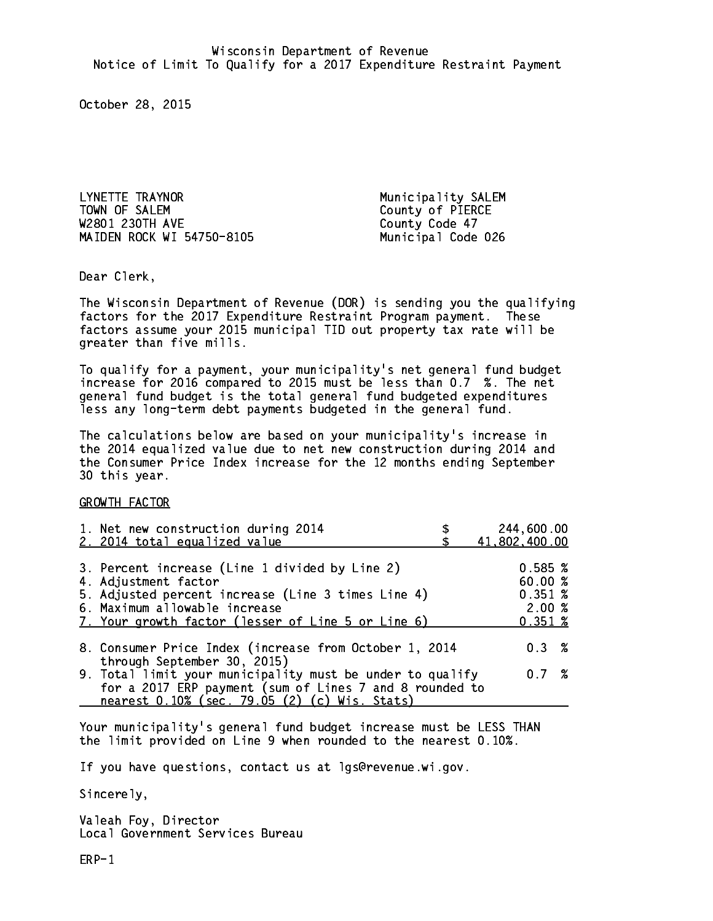Wisconsin Department of Revenue
Notice of Limit To Qualify for a 2017 Expenditure Restraint Payment

October 28, 2015

LYNETTE TRAYNOR
TOWN OF SALEM
W2801 230TH AVE
MAIDEN ROCK WI 54750-8105

Municipality SALEM
County of PIERCE
County Code 47
Municipal Code 026

Dear Clerk,

The Wisconsin Department of Revenue (DOR) is sending you the qualifying factors for the 2017 Expenditure Restraint Program payment. These factors assume your 2015 municipal TID out property tax rate will be greater than five mills.

To qualify for a payment, your municipality's net general fund budget increase for 2016 compared to 2015 must be less than 0.7 %. The net general fund budget is the total general fund budgeted expenditures less any long-term debt payments budgeted in the general fund.

The calculations below are based on your municipality's increase in the 2014 equalized value due to net new construction during 2014 and the Consumer Price Index increase for the 12 months ending September 30 this year.

GROWTH FACTOR

| | |
|---|---|
| 1. Net new construction during 2014 | $ 244,600.00 |
| 2. 2014 total equalized value | $ 41,802,400.00 |
| 3. Percent increase (Line 1 divided by Line 2) | 0.585 % |
| 4. Adjustment factor | 60.00 % |
| 5. Adjusted percent increase (Line 3 times Line 4) | 0.351 % |
| 6. Maximum allowable increase | 2.00 % |
| 7. Your growth factor (lesser of Line 5 or Line 6) | 0.351 % |
| 8. Consumer Price Index (increase from October 1, 2014 through September 30, 2015) | 0.3 % |
| 9. Total limit your municipality must be under to qualify for a 2017 ERP payment (sum of Lines 7 and 8 rounded to nearest 0.10% (sec. 79.05 (2) (c) Wis. Stats) | 0.7 % |

Your municipality's general fund budget increase must be LESS THAN the limit provided on Line 9 when rounded to the nearest 0.10%.

If you have questions, contact us at lgs@revenue.wi.gov.

Sincerely,

Valeah Foy, Director
Local Government Services Bureau

ERP-1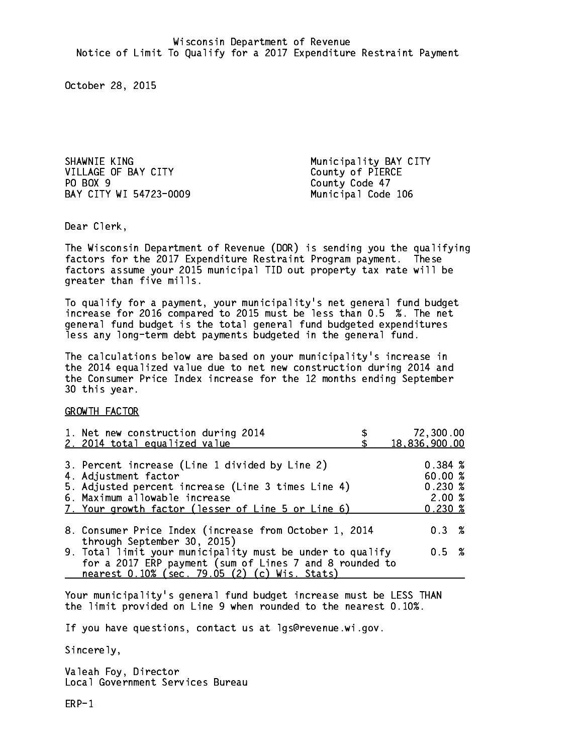Wisconsin Department of Revenue
Notice of Limit To Qualify for a 2017 Expenditure Restraint Payment

October 28, 2015

SHAWNIE KING
VILLAGE OF BAY CITY
PO BOX 9
BAY CITY WI 54723-0009

Municipality BAY CITY
County of PIERCE
County Code 47
Municipal Code 106

Dear Clerk,

The Wisconsin Department of Revenue (DOR) is sending you the qualifying factors for the 2017 Expenditure Restraint Program payment. These factors assume your 2015 municipal TID out property tax rate will be greater than five mills.

To qualify for a payment, your municipality's net general fund budget increase for 2016 compared to 2015 must be less than 0.5 %. The net general fund budget is the total general fund budgeted expenditures less any long-term debt payments budgeted in the general fund.

The calculations below are based on your municipality's increase in the 2014 equalized value due to net new construction during 2014 and the Consumer Price Index increase for the 12 months ending September 30 this year.

GROWTH FACTOR

| | |
|---|---|
| 1. Net new construction during 2014 | $ 72,300.00 |
| 2. 2014 total equalized value | $ 18,836,900.00 |
| 3. Percent increase (Line 1 divided by Line 2) | 0.384 % |
| 4. Adjustment factor | 60.00 % |
| 5. Adjusted percent increase (Line 3 times Line 4) | 0.230 % |
| 6. Maximum allowable increase | 2.00 % |
| 7. Your growth factor (lesser of Line 5 or Line 6) | 0.230 % |
| 8. Consumer Price Index (increase from October 1, 2014 through September 30, 2015) | 0.3 % |
| 9. Total limit your municipality must be under to qualify for a 2017 ERP payment (sum of Lines 7 and 8 rounded to nearest 0.10% (sec. 79.05 (2) (c) Wis. Stats) | 0.5 % |

Your municipality's general fund budget increase must be LESS THAN the limit provided on Line 9 when rounded to the nearest 0.10%.

If you have questions, contact us at lgs@revenue.wi.gov.

Sincerely,

Valeah Foy, Director
Local Government Services Bureau

ERP-1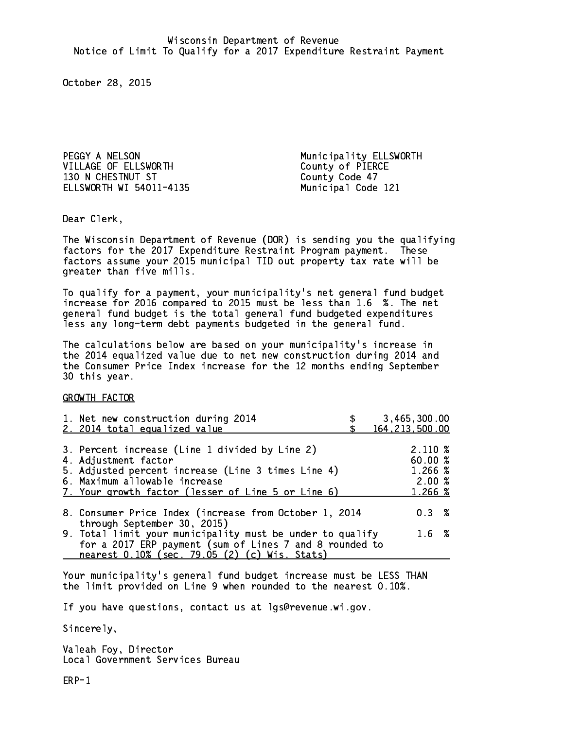Wisconsin Department of Revenue
Notice of Limit To Qualify for a 2017 Expenditure Restraint Payment

October 28, 2015

PEGGY A NELSON
VILLAGE OF ELLSWORTH
130 N CHESTNUT ST
ELLSWORTH WI 54011-4135

Municipality ELLSWORTH
County of PIERCE
County Code 47
Municipal Code 121

Dear Clerk,

The Wisconsin Department of Revenue (DOR) is sending you the qualifying factors for the 2017 Expenditure Restraint Program payment. These factors assume your 2015 municipal TID out property tax rate will be greater than five mills.

To qualify for a payment, your municipality's net general fund budget increase for 2016 compared to 2015 must be less than 1.6 %. The net general fund budget is the total general fund budgeted expenditures less any long-term debt payments budgeted in the general fund.

The calculations below are based on your municipality's increase in the 2014 equalized value due to net new construction during 2014 and the Consumer Price Index increase for the 12 months ending September 30 this year.

GROWTH FACTOR

| | |
|---|---|
| 1. Net new construction during 2014 | $ 3,465,300.00 |
| 2. 2014 total equalized value | $ 164,213,500.00 |
| 3. Percent increase (Line 1 divided by Line 2) | 2.110 % |
| 4. Adjustment factor | 60.00 % |
| 5. Adjusted percent increase (Line 3 times Line 4) | 1.266 % |
| 6. Maximum allowable increase | 2.00 % |
| 7. Your growth factor (lesser of Line 5 or Line 6) | 1.266 % |
| 8. Consumer Price Index (increase from October 1, 2014 through September 30, 2015) | 0.3 % |
| 9. Total limit your municipality must be under to qualify for a 2017 ERP payment (sum of Lines 7 and 8 rounded to nearest 0.10% (sec. 79.05 (2) (c) Wis. Stats) | 1.6 % |

Your municipality's general fund budget increase must be LESS THAN the limit provided on Line 9 when rounded to the nearest 0.10%.

If you have questions, contact us at lgs@revenue.wi.gov.

Sincerely,

Valeah Foy, Director
Local Government Services Bureau

ERP-1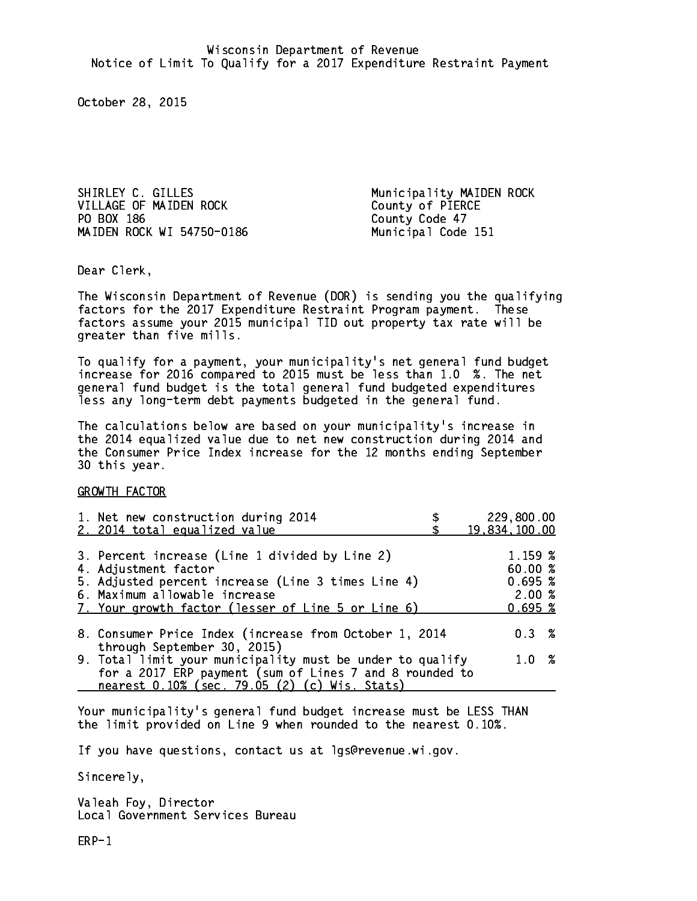Wisconsin Department of Revenue
Notice of Limit To Qualify for a 2017 Expenditure Restraint Payment

October 28, 2015

SHIRLEY C. GILLES
VILLAGE OF MAIDEN ROCK
PO BOX 186
MAIDEN ROCK WI 54750-0186

Municipality MAIDEN ROCK
County of PIERCE
County Code 47
Municipal Code 151

Dear Clerk,

The Wisconsin Department of Revenue (DOR) is sending you the qualifying factors for the 2017 Expenditure Restraint Program payment. These factors assume your 2015 municipal TID out property tax rate will be greater than five mills.

To qualify for a payment, your municipality's net general fund budget increase for 2016 compared to 2015 must be less than 1.0 %. The net general fund budget is the total general fund budgeted expenditures less any long-term debt payments budgeted in the general fund.

The calculations below are based on your municipality's increase in the 2014 equalized value due to net new construction during 2014 and the Consumer Price Index increase for the 12 months ending September 30 this year.

GROWTH FACTOR

| | |
|---|---|
| 1. Net new construction during 2014 | $ 229,800.00 |
| 2. 2014 total equalized value | $ 19,834,100.00 |
| 3. Percent increase (Line 1 divided by Line 2) | 1.159 % |
| 4. Adjustment factor | 60.00 % |
| 5. Adjusted percent increase (Line 3 times Line 4) | 0.695 % |
| 6. Maximum allowable increase | 2.00 % |
| 7. Your growth factor (lesser of Line 5 or Line 6) | 0.695 % |
| 8. Consumer Price Index (increase from October 1, 2014 through September 30, 2015) | 0.3 % |
| 9. Total limit your municipality must be under to qualify for a 2017 ERP payment (sum of Lines 7 and 8 rounded to nearest 0.10% (sec. 79.05 (2) (c) Wis. Stats) | 1.0 % |

Your municipality's general fund budget increase must be LESS THAN the limit provided on Line 9 when rounded to the nearest 0.10%.

If you have questions, contact us at lgs@revenue.wi.gov.

Sincerely,

Valeah Foy, Director
Local Government Services Bureau

ERP-1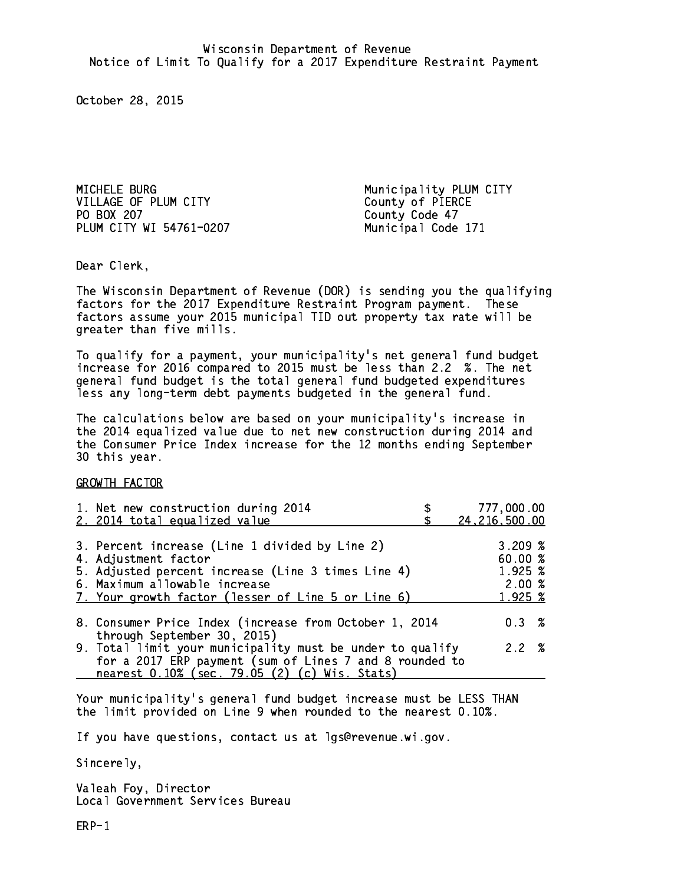Wisconsin Department of Revenue
Notice of Limit To Qualify for a 2017 Expenditure Restraint Payment

October 28, 2015

MICHELE BURG
VILLAGE OF PLUM CITY
PO BOX 207
PLUM CITY WI 54761-0207

Municipality PLUM CITY
County of PIERCE
County Code 47
Municipal Code 171

Dear Clerk,

The Wisconsin Department of Revenue (DOR) is sending you the qualifying factors for the 2017 Expenditure Restraint Program payment. These factors assume your 2015 municipal TID out property tax rate will be greater than five mills.

To qualify for a payment, your municipality's net general fund budget increase for 2016 compared to 2015 must be less than 2.2 %. The net general fund budget is the total general fund budgeted expenditures less any long-term debt payments budgeted in the general fund.

The calculations below are based on your municipality's increase in the 2014 equalized value due to net new construction during 2014 and the Consumer Price Index increase for the 12 months ending September 30 this year.

GROWTH FACTOR

| | |
|---|---|
| 1. Net new construction during 2014 | $ 777,000.00 |
| 2. 2014 total equalized value | $ 24,216,500.00 |
| 3. Percent increase (Line 1 divided by Line 2) | 3.209 % |
| 4. Adjustment factor | 60.00 % |
| 5. Adjusted percent increase (Line 3 times Line 4) | 1.925 % |
| 6. Maximum allowable increase | 2.00 % |
| 7. Your growth factor (lesser of Line 5 or Line 6) | 1.925 % |
| 8. Consumer Price Index (increase from October 1, 2014 through September 30, 2015) | 0.3 % |
| 9. Total limit your municipality must be under to qualify for a 2017 ERP payment (sum of Lines 7 and 8 rounded to nearest 0.10% (sec. 79.05 (2) (c) Wis. Stats) | 2.2 % |

Your municipality's general fund budget increase must be LESS THAN the limit provided on Line 9 when rounded to the nearest 0.10%.

If you have questions, contact us at lgs@revenue.wi.gov.

Sincerely,

Valeah Foy, Director
Local Government Services Bureau

ERP-1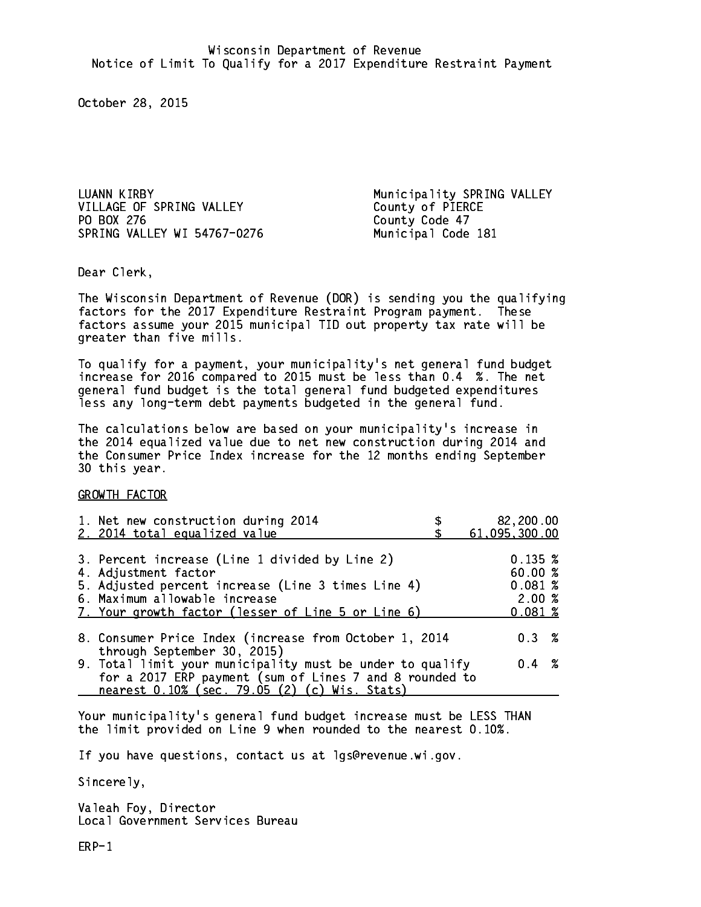Wisconsin Department of Revenue
Notice of Limit To Qualify for a 2017 Expenditure Restraint Payment

October 28, 2015

LUANN KIRBY
VILLAGE OF SPRING VALLEY
PO BOX 276
SPRING VALLEY WI 54767-0276

Municipality SPRING VALLEY
County of PIERCE
County Code 47
Municipal Code 181

Dear Clerk,

The Wisconsin Department of Revenue (DOR) is sending you the qualifying factors for the 2017 Expenditure Restraint Program payment. These factors assume your 2015 municipal TID out property tax rate will be greater than five mills.

To qualify for a payment, your municipality's net general fund budget increase for 2016 compared to 2015 must be less than 0.4 %. The net general fund budget is the total general fund budgeted expenditures less any long-term debt payments budgeted in the general fund.

The calculations below are based on your municipality's increase in the 2014 equalized value due to net new construction during 2014 and the Consumer Price Index increase for the 12 months ending September 30 this year.

GROWTH FACTOR

| | |
|---|---|
| 1. Net new construction during 2014 | $ 82,200.00 |
| 2. 2014 total equalized value | $ 61,095,300.00 |
| 3. Percent increase (Line 1 divided by Line 2) | 0.135 % |
| 4. Adjustment factor | 60.00 % |
| 5. Adjusted percent increase (Line 3 times Line 4) | 0.081 % |
| 6. Maximum allowable increase | 2.00 % |
| 7. Your growth factor (lesser of Line 5 or Line 6) | 0.081 % |
| 8. Consumer Price Index (increase from October 1, 2014 through September 30, 2015) | 0.3 % |
| 9. Total limit your municipality must be under to qualify for a 2017 ERP payment (sum of Lines 7 and 8 rounded to nearest 0.10% (sec. 79.05 (2) (c) Wis. Stats) | 0.4 % |

Your municipality's general fund budget increase must be LESS THAN the limit provided on Line 9 when rounded to the nearest 0.10%.

If you have questions, contact us at lgs@revenue.wi.gov.

Sincerely,

Valeah Foy, Director
Local Government Services Bureau

ERP-1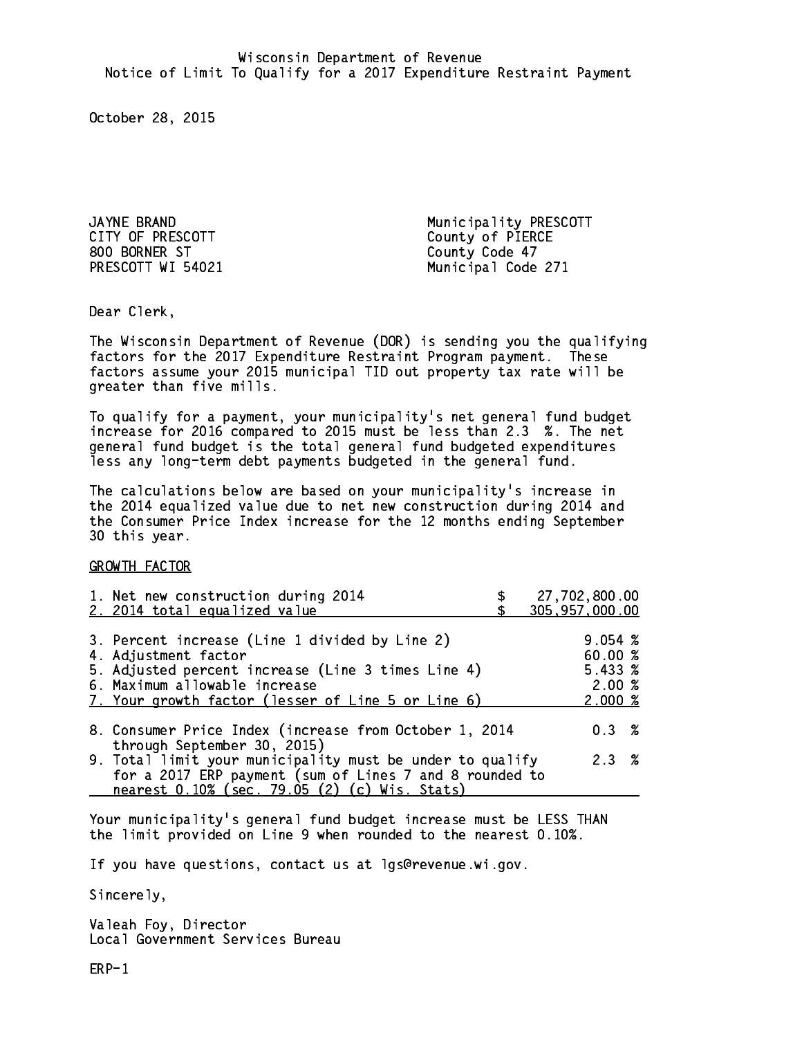Wisconsin Department of Revenue
Notice of Limit To Qualify for a 2017 Expenditure Restraint Payment

October 28, 2015

JAYNE BRAND
CITY OF PRESCOTT
800 BORNER ST
PRESCOTT WI 54021

Municipality PRESCOTT
County of PIERCE
County Code 47
Municipal Code 271

Dear Clerk,

The Wisconsin Department of Revenue (DOR) is sending you the qualifying factors for the 2017 Expenditure Restraint Program payment. These factors assume your 2015 municipal TID out property tax rate will be greater than five mills.

To qualify for a payment, your municipality's net general fund budget increase for 2016 compared to 2015 must be less than 2.3 %. The net general fund budget is the total general fund budgeted expenditures less any long-term debt payments budgeted in the general fund.

The calculations below are based on your municipality's increase in the 2014 equalized value due to net new construction during 2014 and the Consumer Price Index increase for the 12 months ending September 30 this year.

GROWTH FACTOR

| | |
|---|---|
| 1. Net new construction during 2014 | $ 27,702,800.00 |
| 2. 2014 total equalized value | $ 305,957,000.00 |
| 3. Percent increase (Line 1 divided by Line 2) | 9.054 % |
| 4. Adjustment factor | 60.00 % |
| 5. Adjusted percent increase (Line 3 times Line 4) | 5.433 % |
| 6. Maximum allowable increase | 2.00 % |
| 7. Your growth factor (lesser of Line 5 or Line 6) | 2.000 % |
| 8. Consumer Price Index (increase from October 1, 2014 through September 30, 2015) | 0.3 % |
| 9. Total limit your municipality must be under to qualify for a 2017 ERP payment (sum of Lines 7 and 8 rounded to nearest 0.10% (sec. 79.05 (2) (c) Wis. Stats) | 2.3 % |

Your municipality's general fund budget increase must be LESS THAN the limit provided on Line 9 when rounded to the nearest 0.10%.

If you have questions, contact us at lgs@revenue.wi.gov.

Sincerely,

Valeah Foy, Director
Local Government Services Bureau

ERP-1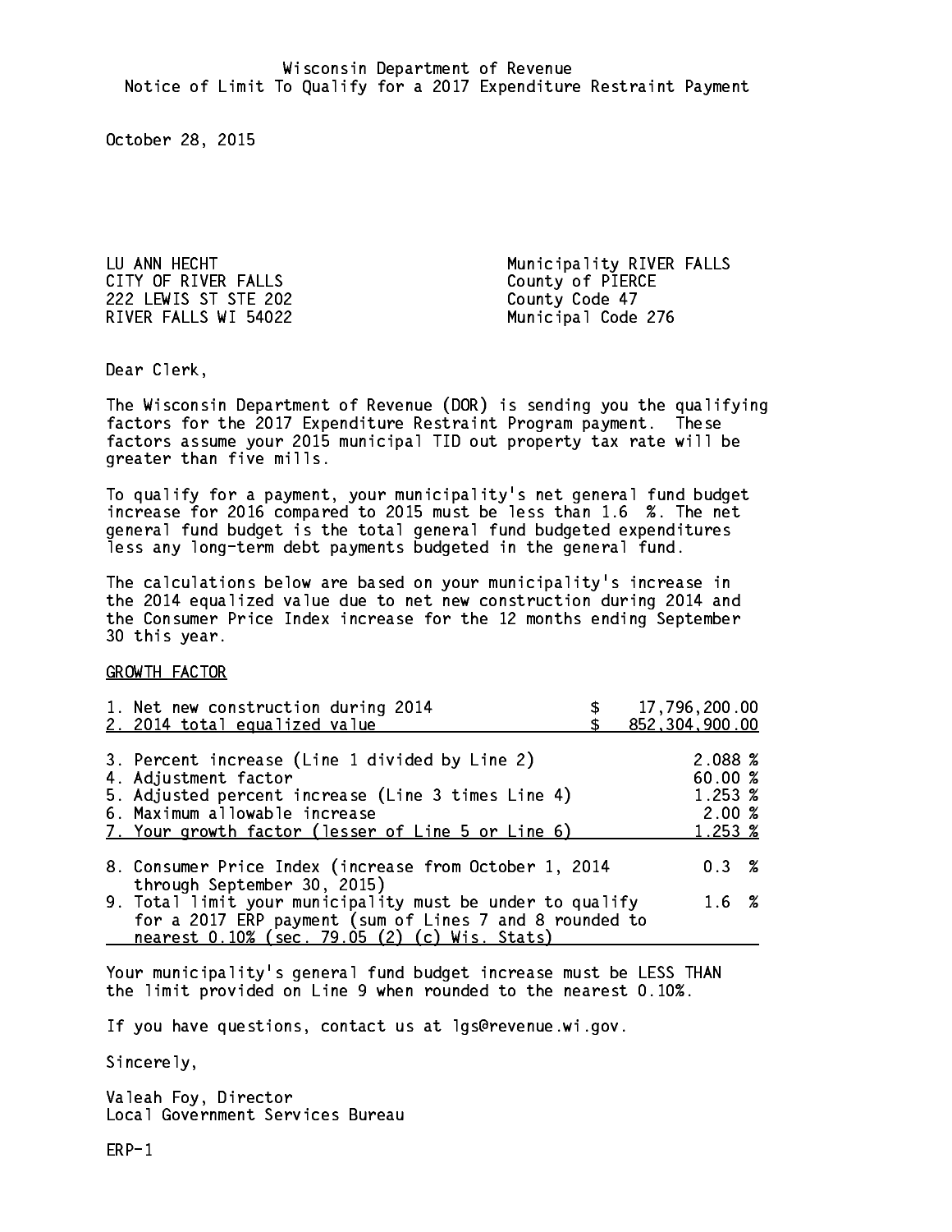Wisconsin Department of Revenue
Notice of Limit To Qualify for a 2017 Expenditure Restraint Payment

October 28, 2015

LU ANN HECHT
CITY OF RIVER FALLS
222 LEWIS ST STE 202
RIVER FALLS WI 54022

Municipality RIVER FALLS
County of PIERCE
County Code 47
Municipal Code 276

Dear Clerk,

The Wisconsin Department of Revenue (DOR) is sending you the qualifying factors for the 2017 Expenditure Restraint Program payment. These factors assume your 2015 municipal TID out property tax rate will be greater than five mills.

To qualify for a payment, your municipality's net general fund budget increase for 2016 compared to 2015 must be less than 1.6 %. The net general fund budget is the total general fund budgeted expenditures less any long-term debt payments budgeted in the general fund.

The calculations below are based on your municipality's increase in the 2014 equalized value due to net new construction during 2014 and the Consumer Price Index increase for the 12 months ending September 30 this year.

GROWTH FACTOR

| | |
|---|---|
| 1. Net new construction during 2014 | $ 17,796,200.00 |
| 2. 2014 total equalized value | $ 852,304,900.00 |
| 3. Percent increase (Line 1 divided by Line 2) | 2.088 % |
| 4. Adjustment factor | 60.00 % |
| 5. Adjusted percent increase (Line 3 times Line 4) | 1.253 % |
| 6. Maximum allowable increase | 2.00 % |
| 7. Your growth factor (lesser of Line 5 or Line 6) | 1.253 % |
| 8. Consumer Price Index (increase from October 1, 2014 through September 30, 2015) | 0.3 % |
| 9. Total limit your municipality must be under to qualify for a 2017 ERP payment (sum of Lines 7 and 8 rounded to nearest 0.10% (sec. 79.05 (2) (c) Wis. Stats) | 1.6 % |

Your municipality's general fund budget increase must be LESS THAN the limit provided on Line 9 when rounded to the nearest 0.10%.

If you have questions, contact us at lgs@revenue.wi.gov.

Sincerely,

Valeah Foy, Director
Local Government Services Bureau

ERP-1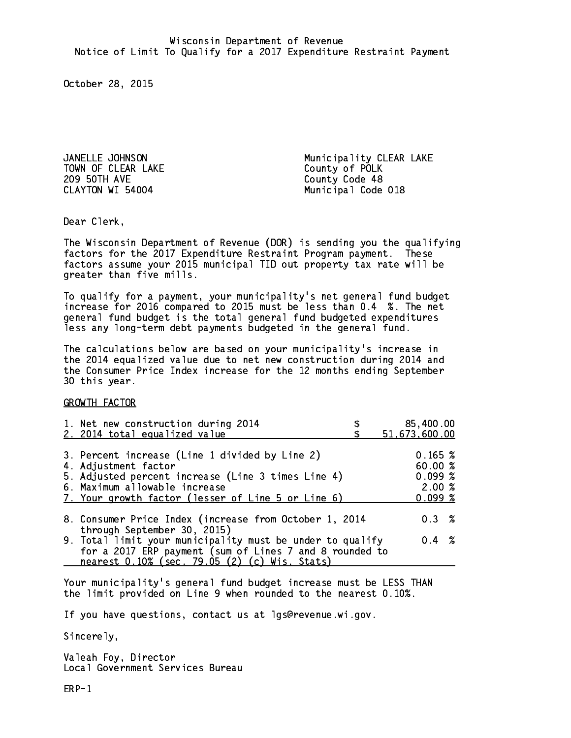Wisconsin Department of Revenue
Notice of Limit To Qualify for a 2017 Expenditure Restraint Payment

October 28, 2015

| | |
|---|---|
| JANELLE JOHNSON | Municipality CLEAR LAKE |
| TOWN OF CLEAR LAKE | County of POLK |
| 209 50TH AVE | County Code 48 |
| CLAYTON WI 54004 | Municipal Code 018 |

Dear Clerk,

The Wisconsin Department of Revenue (DOR) is sending you the qualifying factors for the 2017 Expenditure Restraint Program payment. These factors assume your 2015 municipal TID out property tax rate will be greater than five mills.

To qualify for a payment, your municipality's net general fund budget increase for 2016 compared to 2015 must be less than 0.4 %. The net general fund budget is the total general fund budgeted expenditures less any long-term debt payments budgeted in the general fund.

The calculations below are based on your municipality's increase in the 2014 equalized value due to net new construction during 2014 and the Consumer Price Index increase for the 12 months ending September 30 this year.

GROWTH FACTOR

| | |
|---|---|
| 1. Net new construction during 2014 | $ 85,400.00 |
| 2. 2014 total equalized value | $ 51,673,600.00 |
| 3. Percent increase (Line 1 divided by Line 2) | 0.165 % |
| 4. Adjustment factor | 60.00 % |
| 5. Adjusted percent increase (Line 3 times Line 4) | 0.099 % |
| 6. Maximum allowable increase | 2.00 % |
| 7. Your growth factor (lesser of Line 5 or Line 6) | 0.099 % |
| 8. Consumer Price Index (increase from October 1, 2014 through September 30, 2015) | 0.3 % |
| 9. Total limit your municipality must be under to qualify for a 2017 ERP payment (sum of Lines 7 and 8 rounded to nearest 0.10% (sec. 79.05 (2) (c) Wis. Stats) | 0.4 % |

Your municipality's general fund budget increase must be LESS THAN the limit provided on Line 9 when rounded to the nearest 0.10%.

If you have questions, contact us at lgs@revenue.wi.gov.

Sincerely,

Valeah Foy, Director
Local Government Services Bureau

ERP-1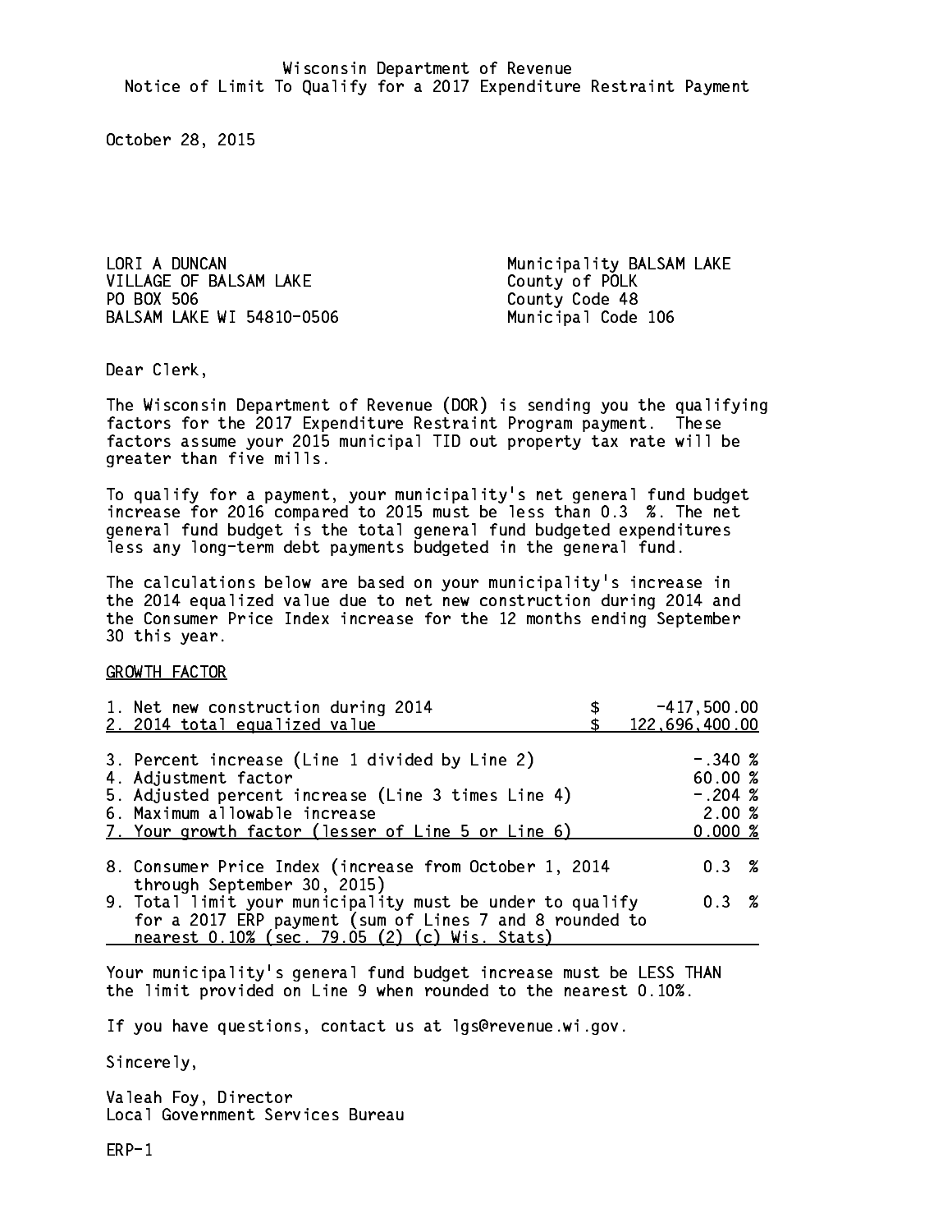Wisconsin Department of Revenue
Notice of Limit To Qualify for a 2017 Expenditure Restraint Payment

October 28, 2015

LORI A DUNCAN
VILLAGE OF BALSAM LAKE
PO BOX 506
BALSAM LAKE WI 54810-0506

Municipality BALSAM LAKE
County of POLK
County Code 48
Municipal Code 106

Dear Clerk,

The Wisconsin Department of Revenue (DOR) is sending you the qualifying factors for the 2017 Expenditure Restraint Program payment. These factors assume your 2015 municipal TID out property tax rate will be greater than five mills.

To qualify for a payment, your municipality's net general fund budget increase for 2016 compared to 2015 must be less than 0.3 %. The net general fund budget is the total general fund budgeted expenditures less any long-term debt payments budgeted in the general fund.

The calculations below are based on your municipality's increase in the 2014 equalized value due to net new construction during 2014 and the Consumer Price Index increase for the 12 months ending September 30 this year.

GROWTH FACTOR

| | |
|---|---|
| 1. Net new construction during 2014 | $ -417,500.00 |
| 2. 2014 total equalized value | $ 122,696,400.00 |
| 3. Percent increase (Line 1 divided by Line 2) | -.340 % |
| 4. Adjustment factor | 60.00 % |
| 5. Adjusted percent increase (Line 3 times Line 4) | -.204 % |
| 6. Maximum allowable increase | 2.00 % |
| 7. Your growth factor (lesser of Line 5 or Line 6) | 0.000 % |
| 8. Consumer Price Index (increase from October 1, 2014 through September 30, 2015) | 0.3 % |
| 9. Total limit your municipality must be under to qualify for a 2017 ERP payment (sum of Lines 7 and 8 rounded to nearest 0.10% (sec. 79.05 (2) (c) Wis. Stats) | 0.3 % |

Your municipality's general fund budget increase must be LESS THAN the limit provided on Line 9 when rounded to the nearest 0.10%.

If you have questions, contact us at lgs@revenue.wi.gov.

Sincerely,

Valeah Foy, Director
Local Government Services Bureau

ERP-1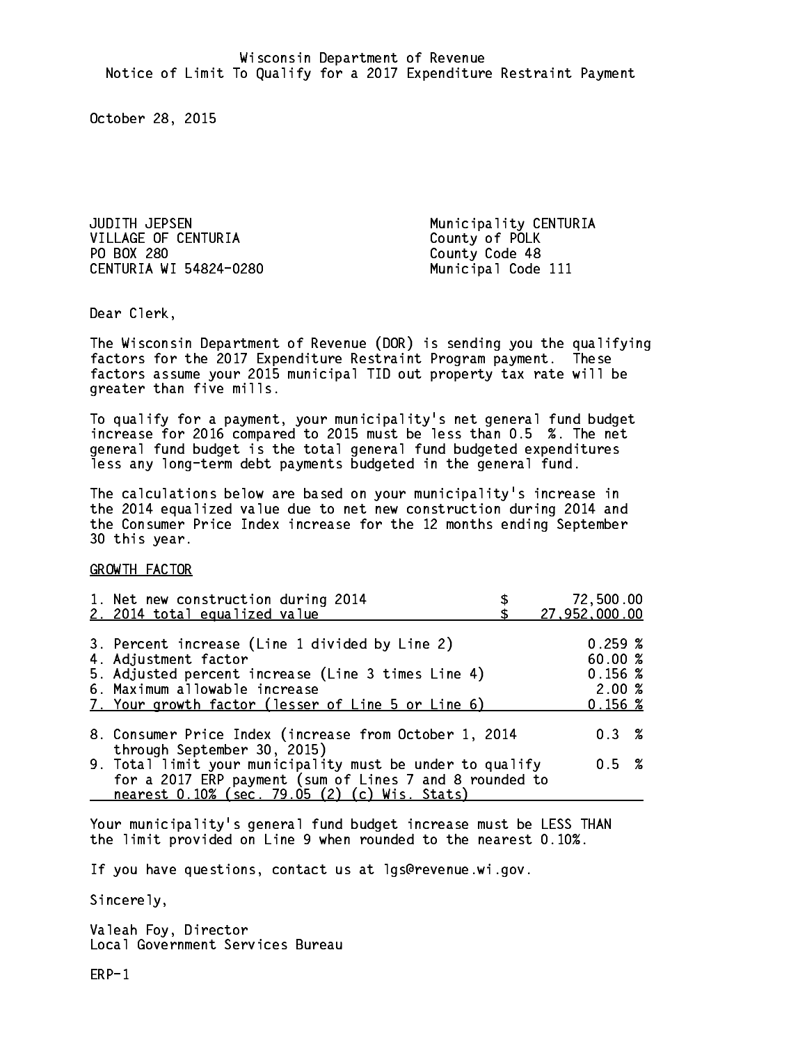Wisconsin Department of Revenue
Notice of Limit To Qualify for a 2017 Expenditure Restraint Payment

October 28, 2015

JUDITH JEPSEN
VILLAGE OF CENTURIA
PO BOX 280
CENTURIA WI 54824-0280

Municipality CENTURIA
County of POLK
County Code 48
Municipal Code 111

Dear Clerk,

The Wisconsin Department of Revenue (DOR) is sending you the qualifying factors for the 2017 Expenditure Restraint Program payment. These factors assume your 2015 municipal TID out property tax rate will be greater than five mills.

To qualify for a payment, your municipality's net general fund budget increase for 2016 compared to 2015 must be less than 0.5 %. The net general fund budget is the total general fund budgeted expenditures less any long-term debt payments budgeted in the general fund.

The calculations below are based on your municipality's increase in the 2014 equalized value due to net new construction during 2014 and the Consumer Price Index increase for the 12 months ending September 30 this year.

GROWTH FACTOR

| | | |
|---|---|---|
| 1. Net new construction during 2014 | $ | 72,500.00 |
| 2. 2014 total equalized value | $ | 27,952,000.00 |
| 3. Percent increase (Line 1 divided by Line 2) | | 0.259 % |
| 4. Adjustment factor | | 60.00 % |
| 5. Adjusted percent increase (Line 3 times Line 4) | | 0.156 % |
| 6. Maximum allowable increase | | 2.00 % |
| 7. Your growth factor (lesser of Line 5 or Line 6) | | 0.156 % |
| 8. Consumer Price Index (increase from October 1, 2014 through September 30, 2015) | | 0.3 % |
| 9. Total limit your municipality must be under to qualify for a 2017 ERP payment (sum of Lines 7 and 8 rounded to nearest 0.10% (sec. 79.05 (2) (c) Wis. Stats) | | 0.5 % |

Your municipality's general fund budget increase must be LESS THAN the limit provided on Line 9 when rounded to the nearest 0.10%.

If you have questions, contact us at lgs@revenue.wi.gov.

Sincerely,

Valeah Foy, Director
Local Government Services Bureau

ERP-1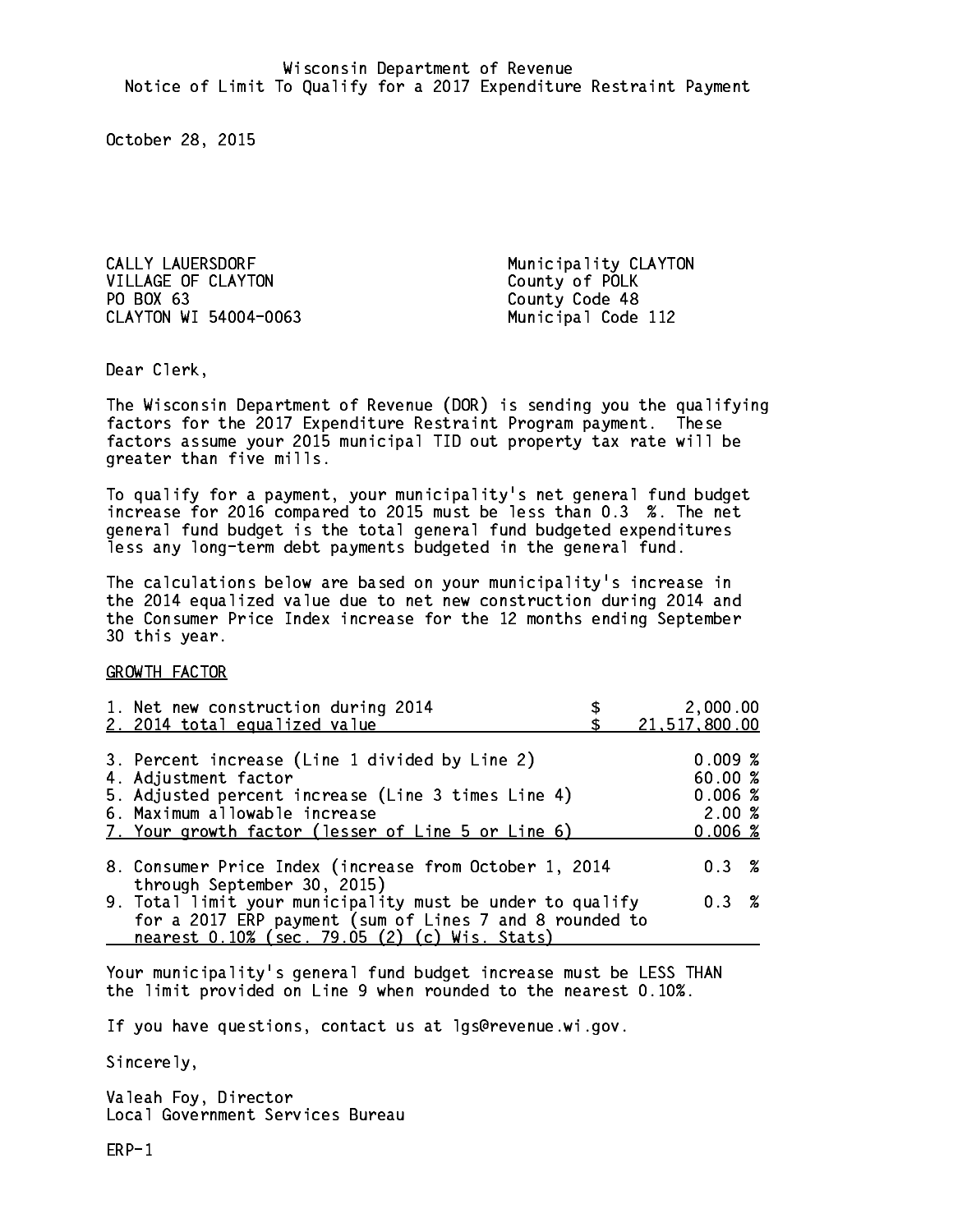Wisconsin Department of Revenue
Notice of Limit To Qualify for a 2017 Expenditure Restraint Payment

October 28, 2015

CALLY LAUERSDORF
VILLAGE OF CLAYTON
PO BOX 63
CLAYTON WI 54004-0063

Municipality CLAYTON
County of POLK
County Code 48
Municipal Code 112

Dear Clerk,

The Wisconsin Department of Revenue (DOR) is sending you the qualifying factors for the 2017 Expenditure Restraint Program payment. These factors assume your 2015 municipal TID out property tax rate will be greater than five mills.

To qualify for a payment, your municipality's net general fund budget increase for 2016 compared to 2015 must be less than 0.3 %. The net general fund budget is the total general fund budgeted expenditures less any long-term debt payments budgeted in the general fund.

The calculations below are based on your municipality's increase in the 2014 equalized value due to net new construction during 2014 and the Consumer Price Index increase for the 12 months ending September 30 this year.

GROWTH FACTOR

| | |
|---|---|
| 1. Net new construction during 2014 | $ 2,000.00 |
| 2. 2014 total equalized value | $ 21,517,800.00 |
| 3. Percent increase (Line 1 divided by Line 2) | 0.009 % |
| 4. Adjustment factor | 60.00 % |
| 5. Adjusted percent increase (Line 3 times Line 4) | 0.006 % |
| 6. Maximum allowable increase | 2.00 % |
| 7. Your growth factor (lesser of Line 5 or Line 6) | 0.006 % |
| 8. Consumer Price Index (increase from October 1, 2014 through September 30, 2015) | 0.3 % |
| 9. Total limit your municipality must be under to qualify for a 2017 ERP payment (sum of Lines 7 and 8 rounded to nearest 0.10% (sec. 79.05 (2) (c) Wis. Stats) | 0.3 % |

Your municipality's general fund budget increase must be LESS THAN the limit provided on Line 9 when rounded to the nearest 0.10%.

If you have questions, contact us at lgs@revenue.wi.gov.

Sincerely,

Valeah Foy, Director
Local Government Services Bureau

ERP-1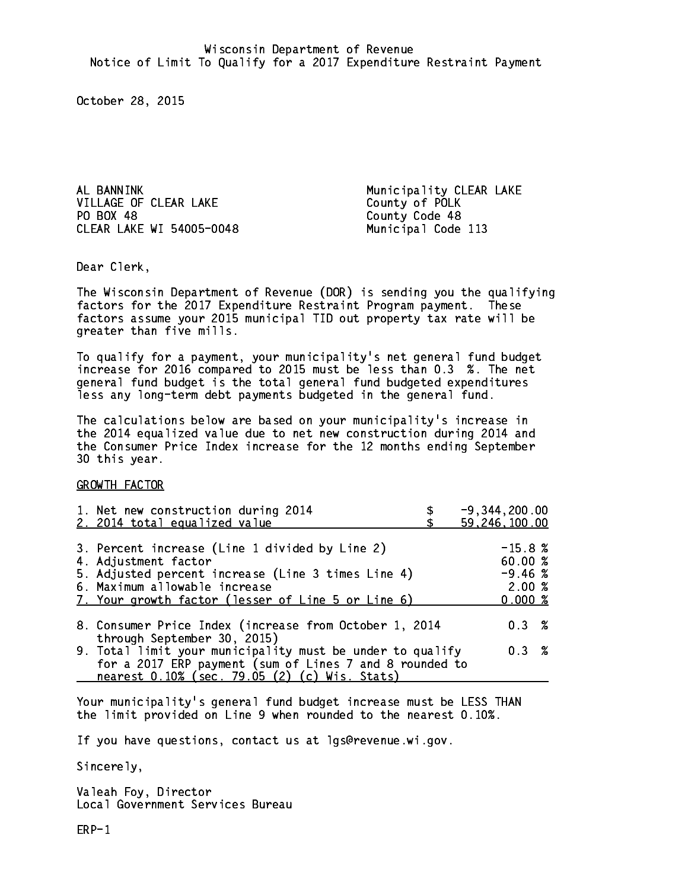Wisconsin Department of Revenue
Notice of Limit To Qualify for a 2017 Expenditure Restraint Payment

October 28, 2015

AL BANNINK
VILLAGE OF CLEAR LAKE
PO BOX 48
CLEAR LAKE WI 54005-0048

Municipality CLEAR LAKE
County of POLK
County Code 48
Municipal Code 113

Dear Clerk,

The Wisconsin Department of Revenue (DOR) is sending you the qualifying factors for the 2017 Expenditure Restraint Program payment. These factors assume your 2015 municipal TID out property tax rate will be greater than five mills.

To qualify for a payment, your municipality's net general fund budget increase for 2016 compared to 2015 must be less than 0.3 %. The net general fund budget is the total general fund budgeted expenditures less any long-term debt payments budgeted in the general fund.

The calculations below are based on your municipality's increase in the 2014 equalized value due to net new construction during 2014 and the Consumer Price Index increase for the 12 months ending September 30 this year.

GROWTH FACTOR

| | |
|---|---|
| 1. Net new construction during 2014 | $ -9,344,200.00 |
| 2. 2014 total equalized value | $ 59,246,100.00 |
| 3. Percent increase (Line 1 divided by Line 2) | -15.8 % |
| 4. Adjustment factor | 60.00 % |
| 5. Adjusted percent increase (Line 3 times Line 4) | -9.46 % |
| 6. Maximum allowable increase | 2.00 % |
| 7. Your growth factor (lesser of Line 5 or Line 6) | 0.000 % |
| 8. Consumer Price Index (increase from October 1, 2014 through September 30, 2015) | 0.3 % |
| 9. Total limit your municipality must be under to qualify for a 2017 ERP payment (sum of Lines 7 and 8 rounded to nearest 0.10% (sec. 79.05 (2) (c) Wis. Stats) | 0.3 % |

Your municipality's general fund budget increase must be LESS THAN the limit provided on Line 9 when rounded to the nearest 0.10%.

If you have questions, contact us at lgs@revenue.wi.gov.

Sincerely,

Valeah Foy, Director
Local Government Services Bureau

ERP-1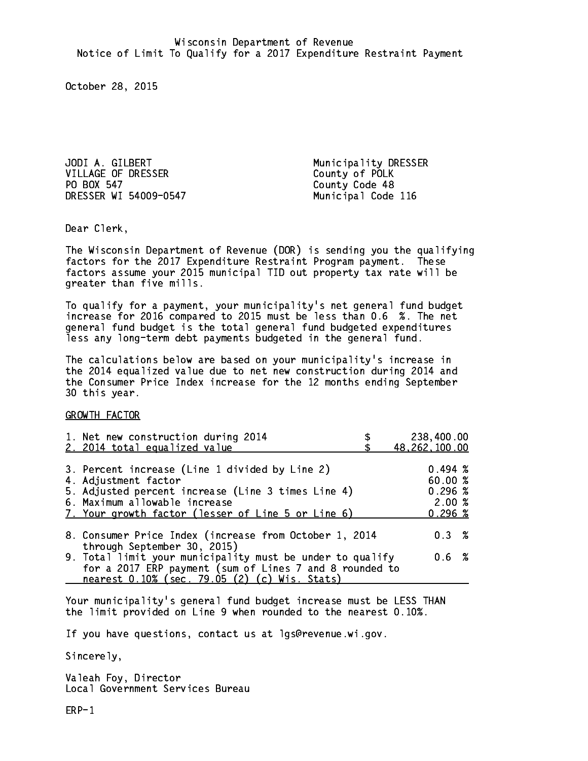Wisconsin Department of Revenue
Notice of Limit To Qualify for a 2017 Expenditure Restraint Payment

October 28, 2015

JODI A. GILBERT
VILLAGE OF DRESSER
PO BOX 547
DRESSER WI 54009-0547

Municipality DRESSER
County of POLK
County Code 48
Municipal Code 116

Dear Clerk,

The Wisconsin Department of Revenue (DOR) is sending you the qualifying factors for the 2017 Expenditure Restraint Program payment. These factors assume your 2015 municipal TID out property tax rate will be greater than five mills.

To qualify for a payment, your municipality's net general fund budget increase for 2016 compared to 2015 must be less than 0.6 %. The net general fund budget is the total general fund budgeted expenditures less any long-term debt payments budgeted in the general fund.

The calculations below are based on your municipality's increase in the 2014 equalized value due to net new construction during 2014 and the Consumer Price Index increase for the 12 months ending September 30 this year.

GROWTH FACTOR

| | |
|---|---|
| 1. Net new construction during 2014 | $ 238,400.00 |
| 2. 2014 total equalized value | $ 48,262,100.00 |
| 3. Percent increase (Line 1 divided by Line 2) | 0.494 % |
| 4. Adjustment factor | 60.00 % |
| 5. Adjusted percent increase (Line 3 times Line 4) | 0.296 % |
| 6. Maximum allowable increase | 2.00 % |
| 7. Your growth factor (lesser of Line 5 or Line 6) | 0.296 % |
| 8. Consumer Price Index (increase from October 1, 2014 through September 30, 2015) | 0.3 % |
| 9. Total limit your municipality must be under to qualify for a 2017 ERP payment (sum of Lines 7 and 8 rounded to nearest 0.10% (sec. 79.05 (2) (c) Wis. Stats) | 0.6 % |

Your municipality's general fund budget increase must be LESS THAN the limit provided on Line 9 when rounded to the nearest 0.10%.

If you have questions, contact us at lgs@revenue.wi.gov.

Sincerely,

Valeah Foy, Director
Local Government Services Bureau

ERP-1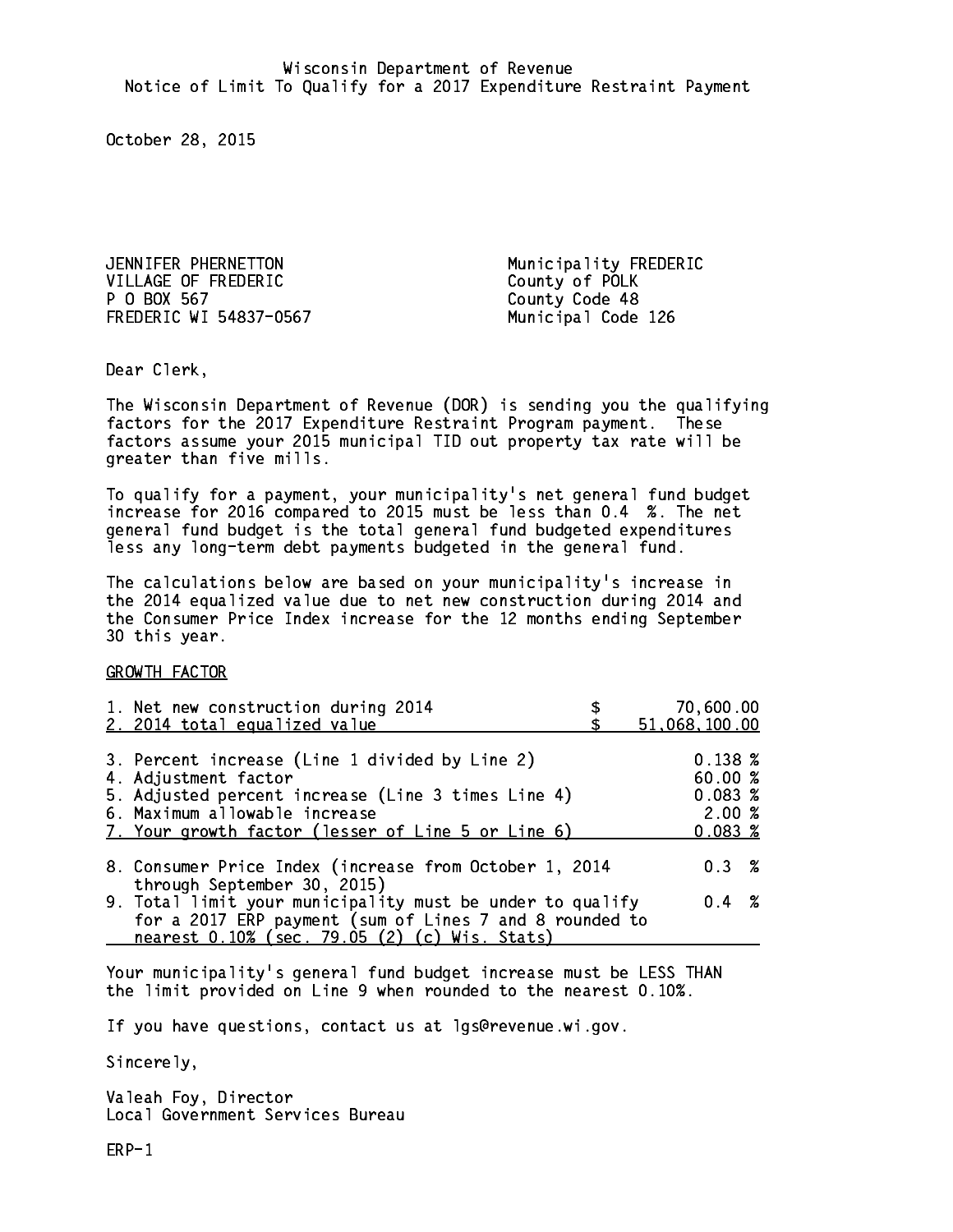Wisconsin Department of Revenue
Notice of Limit To Qualify for a 2017 Expenditure Restraint Payment

October 28, 2015

JENNIFER PHERNETTON
VILLAGE OF FREDERIC
P O BOX 567
FREDERIC WI 54837-0567

Municipality FREDERIC
County of POLK
County Code 48
Municipal Code 126

Dear Clerk,

The Wisconsin Department of Revenue (DOR) is sending you the qualifying factors for the 2017 Expenditure Restraint Program payment. These factors assume your 2015 municipal TID out property tax rate will be greater than five mills.

To qualify for a payment, your municipality's net general fund budget increase for 2016 compared to 2015 must be less than 0.4 %. The net general fund budget is the total general fund budgeted expenditures less any long-term debt payments budgeted in the general fund.

The calculations below are based on your municipality's increase in the 2014 equalized value due to net new construction during 2014 and the Consumer Price Index increase for the 12 months ending September 30 this year.

GROWTH FACTOR

| | |
|---|---|
| 1. Net new construction during 2014 | $ 70,600.00 |
| 2. 2014 total equalized value | $ 51,068,100.00 |
| 3. Percent increase (Line 1 divided by Line 2) | 0.138 % |
| 4. Adjustment factor | 60.00 % |
| 5. Adjusted percent increase (Line 3 times Line 4) | 0.083 % |
| 6. Maximum allowable increase | 2.00 % |
| 7. Your growth factor (lesser of Line 5 or Line 6) | 0.083 % |
| 8. Consumer Price Index (increase from October 1, 2014 through September 30, 2015) | 0.3 % |
| 9. Total limit your municipality must be under to qualify for a 2017 ERP payment (sum of Lines 7 and 8 rounded to nearest 0.10% (sec. 79.05 (2) (c) Wis. Stats) | 0.4 % |

Your municipality's general fund budget increase must be LESS THAN the limit provided on Line 9 when rounded to the nearest 0.10%.

If you have questions, contact us at lgs@revenue.wi.gov.

Sincerely,

Valeah Foy, Director
Local Government Services Bureau

ERP-1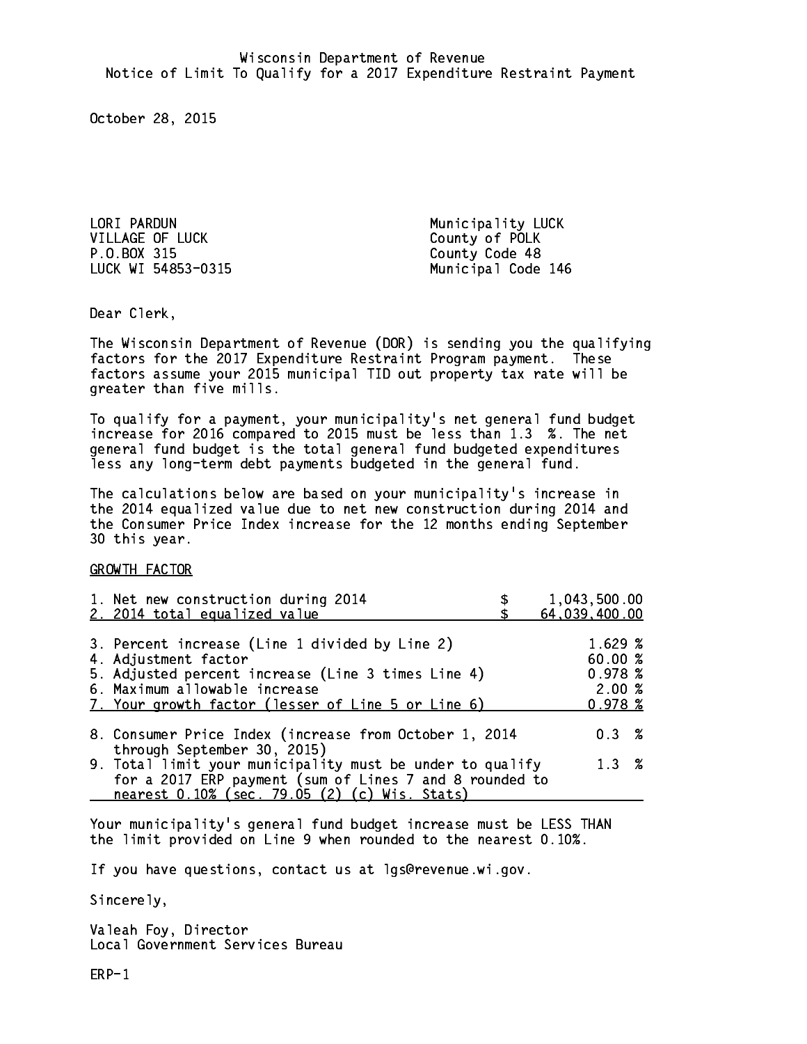Wisconsin Department of Revenue
Notice of Limit To Qualify for a 2017 Expenditure Restraint Payment

October 28, 2015

LORI PARDUN
VILLAGE OF LUCK
P.O.BOX 315
LUCK WI 54853-0315

Municipality LUCK
County of POLK
County Code 48
Municipal Code 146

Dear Clerk,

The Wisconsin Department of Revenue (DOR) is sending you the qualifying factors for the 2017 Expenditure Restraint Program payment. These factors assume your 2015 municipal TID out property tax rate will be greater than five mills.

To qualify for a payment, your municipality's net general fund budget increase for 2016 compared to 2015 must be less than 1.3 %. The net general fund budget is the total general fund budgeted expenditures less any long-term debt payments budgeted in the general fund.

The calculations below are based on your municipality's increase in the 2014 equalized value due to net new construction during 2014 and the Consumer Price Index increase for the 12 months ending September 30 this year.

GROWTH FACTOR

| | |
|---|---|
| 1. Net new construction during 2014 | $ 1,043,500.00 |
| 2. 2014 total equalized value | $ 64,039,400.00 |
| 3. Percent increase (Line 1 divided by Line 2) | 1.629 % |
| 4. Adjustment factor | 60.00 % |
| 5. Adjusted percent increase (Line 3 times Line 4) | 0.978 % |
| 6. Maximum allowable increase | 2.00 % |
| 7. Your growth factor (lesser of Line 5 or Line 6) | 0.978 % |
| 8. Consumer Price Index (increase from October 1, 2014 through September 30, 2015) | 0.3 % |
| 9. Total limit your municipality must be under to qualify for a 2017 ERP payment (sum of Lines 7 and 8 rounded to nearest 0.10% (sec. 79.05 (2) (c) Wis. Stats) | 1.3 % |

Your municipality's general fund budget increase must be LESS THAN the limit provided on Line 9 when rounded to the nearest 0.10%.

If you have questions, contact us at lgs@revenue.wi.gov.

Sincerely,

Valeah Foy, Director
Local Government Services Bureau

ERP-1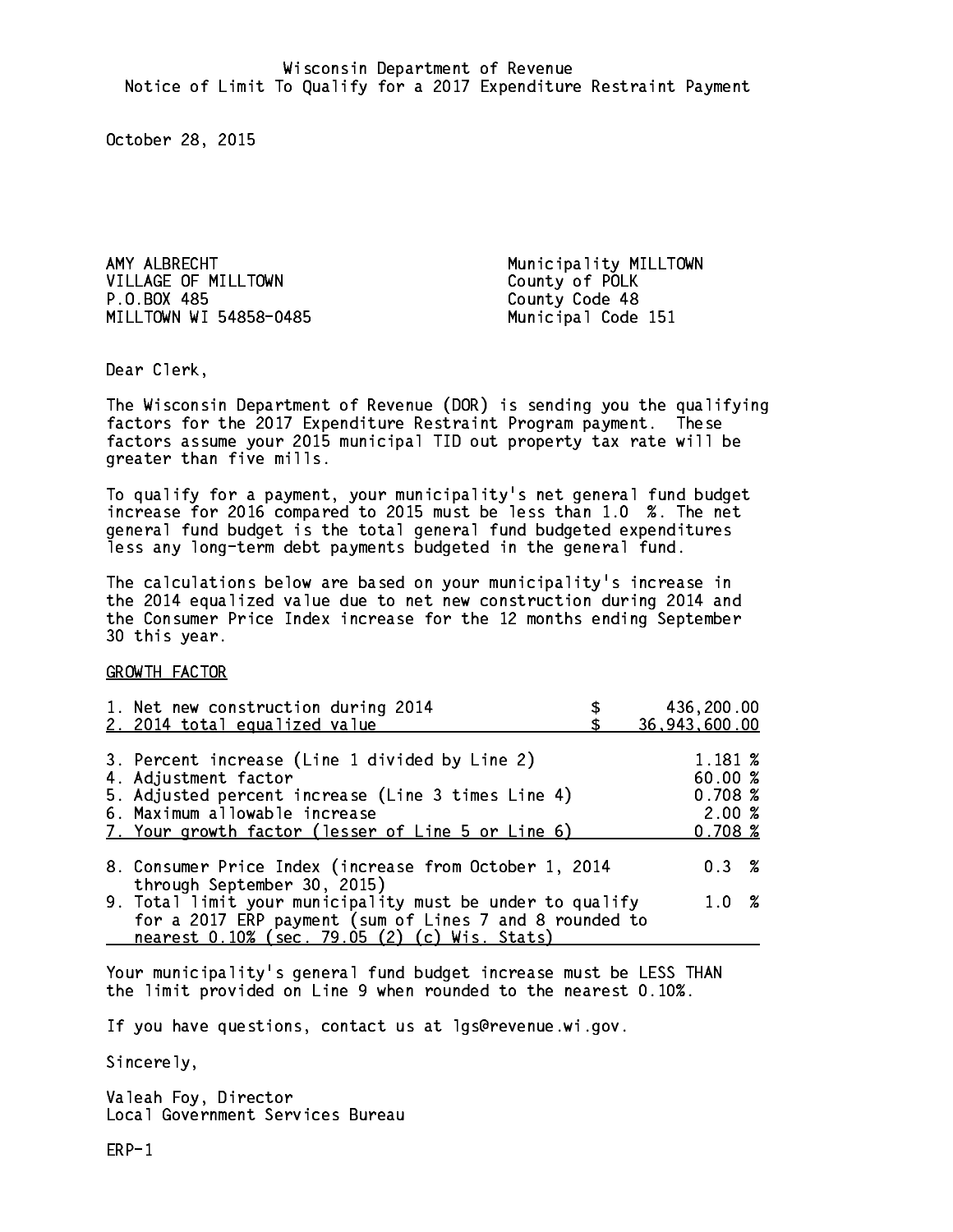Wisconsin Department of Revenue
Notice of Limit To Qualify for a 2017 Expenditure Restraint Payment

October 28, 2015

AMY ALBRECHT
VILLAGE OF MILLTOWN
P.O.BOX 485
MILLTOWN WI 54858-0485

Municipality MILLTOWN
County of POLK
County Code 48
Municipal Code 151

Dear Clerk,

The Wisconsin Department of Revenue (DOR) is sending you the qualifying factors for the 2017 Expenditure Restraint Program payment. These factors assume your 2015 municipal TID out property tax rate will be greater than five mills.

To qualify for a payment, your municipality's net general fund budget increase for 2016 compared to 2015 must be less than 1.0 %. The net general fund budget is the total general fund budgeted expenditures less any long-term debt payments budgeted in the general fund.

The calculations below are based on your municipality's increase in the 2014 equalized value due to net new construction during 2014 and the Consumer Price Index increase for the 12 months ending September 30 this year.

GROWTH FACTOR

| | |
|---|---|
| 1. Net new construction during 2014 | $ 436,200.00 |
| 2. 2014 total equalized value | $ 36,943,600.00 |
| 3. Percent increase (Line 1 divided by Line 2) | 1.181 % |
| 4. Adjustment factor | 60.00 % |
| 5. Adjusted percent increase (Line 3 times Line 4) | 0.708 % |
| 6. Maximum allowable increase | 2.00 % |
| 7. Your growth factor (lesser of Line 5 or Line 6) | 0.708 % |
| 8. Consumer Price Index (increase from October 1, 2014 through September 30, 2015) | 0.3 % |
| 9. Total limit your municipality must be under to qualify for a 2017 ERP payment (sum of Lines 7 and 8 rounded to nearest 0.10% (sec. 79.05 (2) (c) Wis. Stats) | 1.0 % |

Your municipality's general fund budget increase must be LESS THAN the limit provided on Line 9 when rounded to the nearest 0.10%.

If you have questions, contact us at lgs@revenue.wi.gov.

Sincerely,

Valeah Foy, Director
Local Government Services Bureau

ERP-1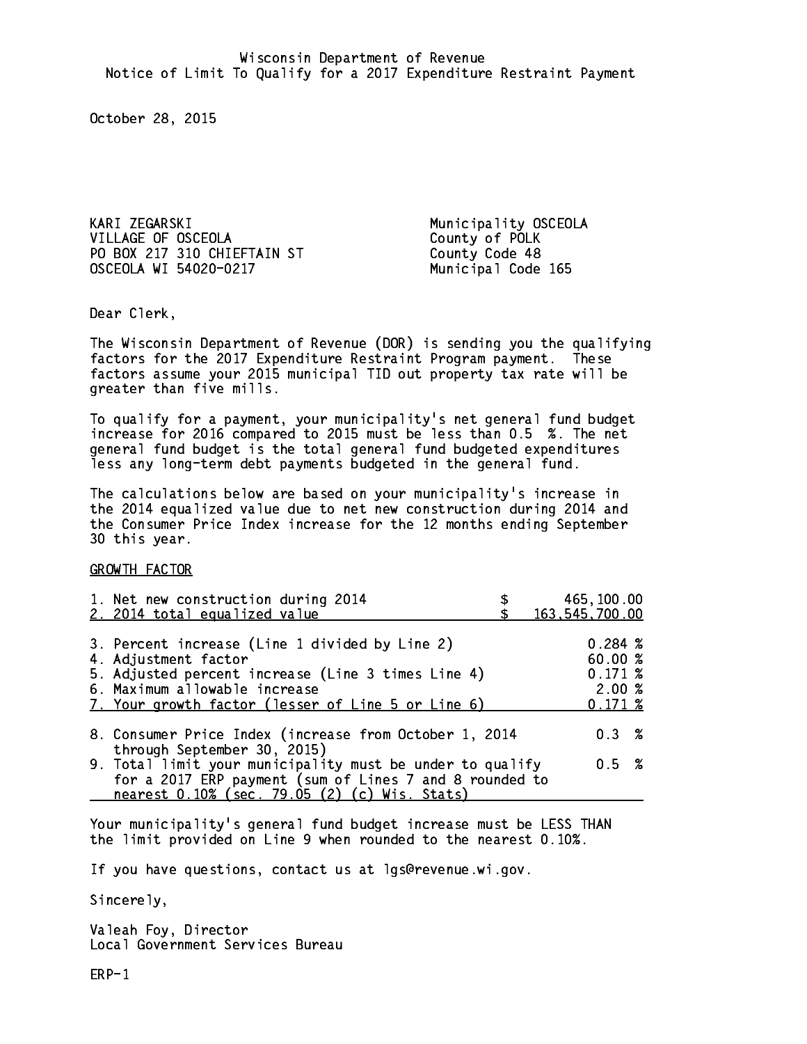Wisconsin Department of Revenue
Notice of Limit To Qualify for a 2017 Expenditure Restraint Payment

October 28, 2015

KARI ZEGARSKI
VILLAGE OF OSCEOLA
PO BOX 217 310 CHIEFTAIN ST
OSCEOLA WI 54020-0217

Municipality OSCEOLA
County of POLK
County Code 48
Municipal Code 165

Dear Clerk,

The Wisconsin Department of Revenue (DOR) is sending you the qualifying factors for the 2017 Expenditure Restraint Program payment. These factors assume your 2015 municipal TID out property tax rate will be greater than five mills.

To qualify for a payment, your municipality's net general fund budget increase for 2016 compared to 2015 must be less than 0.5 %. The net general fund budget is the total general fund budgeted expenditures less any long-term debt payments budgeted in the general fund.

The calculations below are based on your municipality's increase in the 2014 equalized value due to net new construction during 2014 and the Consumer Price Index increase for the 12 months ending September 30 this year.

GROWTH FACTOR

| | |
|---|---|
| 1. Net new construction during 2014 | $ 465,100.00 |
| 2. 2014 total equalized value | $ 163,545,700.00 |
| 3. Percent increase (Line 1 divided by Line 2) | 0.284 % |
| 4. Adjustment factor | 60.00 % |
| 5. Adjusted percent increase (Line 3 times Line 4) | 0.171 % |
| 6. Maximum allowable increase | 2.00 % |
| 7. Your growth factor (lesser of Line 5 or Line 6) | 0.171 % |
| 8. Consumer Price Index (increase from October 1, 2014 through September 30, 2015) | 0.3 % |
| 9. Total limit your municipality must be under to qualify for a 2017 ERP payment (sum of Lines 7 and 8 rounded to nearest 0.10% (sec. 79.05 (2) (c) Wis. Stats) | 0.5 % |

Your municipality's general fund budget increase must be LESS THAN the limit provided on Line 9 when rounded to the nearest 0.10%.

If you have questions, contact us at lgs@revenue.wi.gov.

Sincerely,

Valeah Foy, Director
Local Government Services Bureau

ERP-1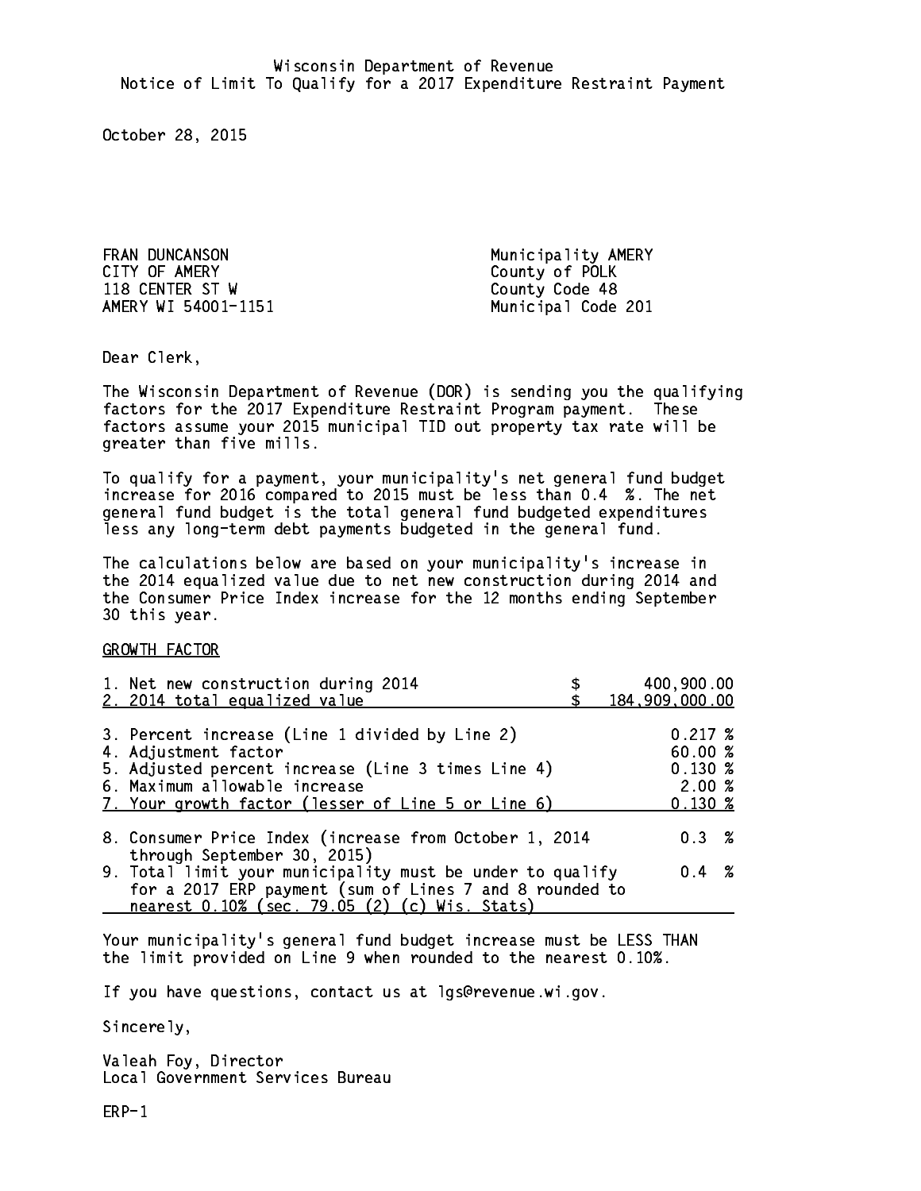Wisconsin Department of Revenue
Notice of Limit To Qualify for a 2017 Expenditure Restraint Payment

October 28, 2015

FRAN DUNCANSON
CITY OF AMERY
118 CENTER ST W
AMERY WI 54001-1151

Municipality AMERY
County of POLK
County Code 48
Municipal Code 201

Dear Clerk,

The Wisconsin Department of Revenue (DOR) is sending you the qualifying factors for the 2017 Expenditure Restraint Program payment. These factors assume your 2015 municipal TID out property tax rate will be greater than five mills.

To qualify for a payment, your municipality's net general fund budget increase for 2016 compared to 2015 must be less than 0.4 %. The net general fund budget is the total general fund budgeted expenditures less any long-term debt payments budgeted in the general fund.

The calculations below are based on your municipality's increase in the 2014 equalized value due to net new construction during 2014 and the Consumer Price Index increase for the 12 months ending September 30 this year.

GROWTH FACTOR

| | |
|---|---|
| 1. Net new construction during 2014 | $ 400,900.00 |
| 2. 2014 total equalized value | $ 184,909,000.00 |
| 3. Percent increase (Line 1 divided by Line 2) | 0.217 % |
| 4. Adjustment factor | 60.00 % |
| 5. Adjusted percent increase (Line 3 times Line 4) | 0.130 % |
| 6. Maximum allowable increase | 2.00 % |
| 7. Your growth factor (lesser of Line 5 or Line 6) | 0.130 % |
| 8. Consumer Price Index (increase from October 1, 2014 through September 30, 2015) | 0.3 % |
| 9. Total limit your municipality must be under to qualify for a 2017 ERP payment (sum of Lines 7 and 8 rounded to nearest 0.10% (sec. 79.05 (2) (c) Wis. Stats) | 0.4 % |

Your municipality's general fund budget increase must be LESS THAN the limit provided on Line 9 when rounded to the nearest 0.10%.

If you have questions, contact us at lgs@revenue.wi.gov.

Sincerely,

Valeah Foy, Director
Local Government Services Bureau

ERP-1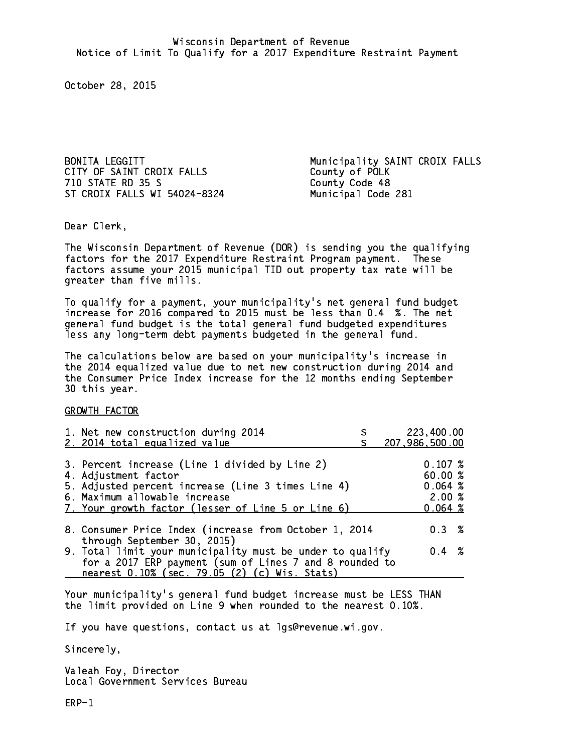Wisconsin Department of Revenue
Notice of Limit To Qualify for a 2017 Expenditure Restraint Payment

October 28, 2015

BONITA LEGGITT
CITY OF SAINT CROIX FALLS
710 STATE RD 35 S
ST CROIX FALLS WI 54024-8324

Municipality SAINT CROIX FALLS
County of POLK
County Code 48
Municipal Code 281

Dear Clerk,

The Wisconsin Department of Revenue (DOR) is sending you the qualifying factors for the 2017 Expenditure Restraint Program payment. These factors assume your 2015 municipal TID out property tax rate will be greater than five mills.

To qualify for a payment, your municipality's net general fund budget increase for 2016 compared to 2015 must be less than 0.4 %. The net general fund budget is the total general fund budgeted expenditures less any long-term debt payments budgeted in the general fund.

The calculations below are based on your municipality's increase in the 2014 equalized value due to net new construction during 2014 and the Consumer Price Index increase for the 12 months ending September 30 this year.

GROWTH FACTOR

| | |
|---|---|
| 1. Net new construction during 2014 | $ 223,400.00 |
| 2. 2014 total equalized value | $ 207,986,500.00 |
| 3. Percent increase (Line 1 divided by Line 2) | 0.107 % |
| 4. Adjustment factor | 60.00 % |
| 5. Adjusted percent increase (Line 3 times Line 4) | 0.064 % |
| 6. Maximum allowable increase | 2.00 % |
| 7. Your growth factor (lesser of Line 5 or Line 6) | 0.064 % |
| 8. Consumer Price Index (increase from October 1, 2014 through September 30, 2015) | 0.3 % |
| 9. Total limit your municipality must be under to qualify for a 2017 ERP payment (sum of Lines 7 and 8 rounded to nearest 0.10% (sec. 79.05 (2) (c) Wis. Stats) | 0.4 % |

Your municipality's general fund budget increase must be LESS THAN the limit provided on Line 9 when rounded to the nearest 0.10%.

If you have questions, contact us at lgs@revenue.wi.gov.

Sincerely,

Valeah Foy, Director
Local Government Services Bureau

ERP-1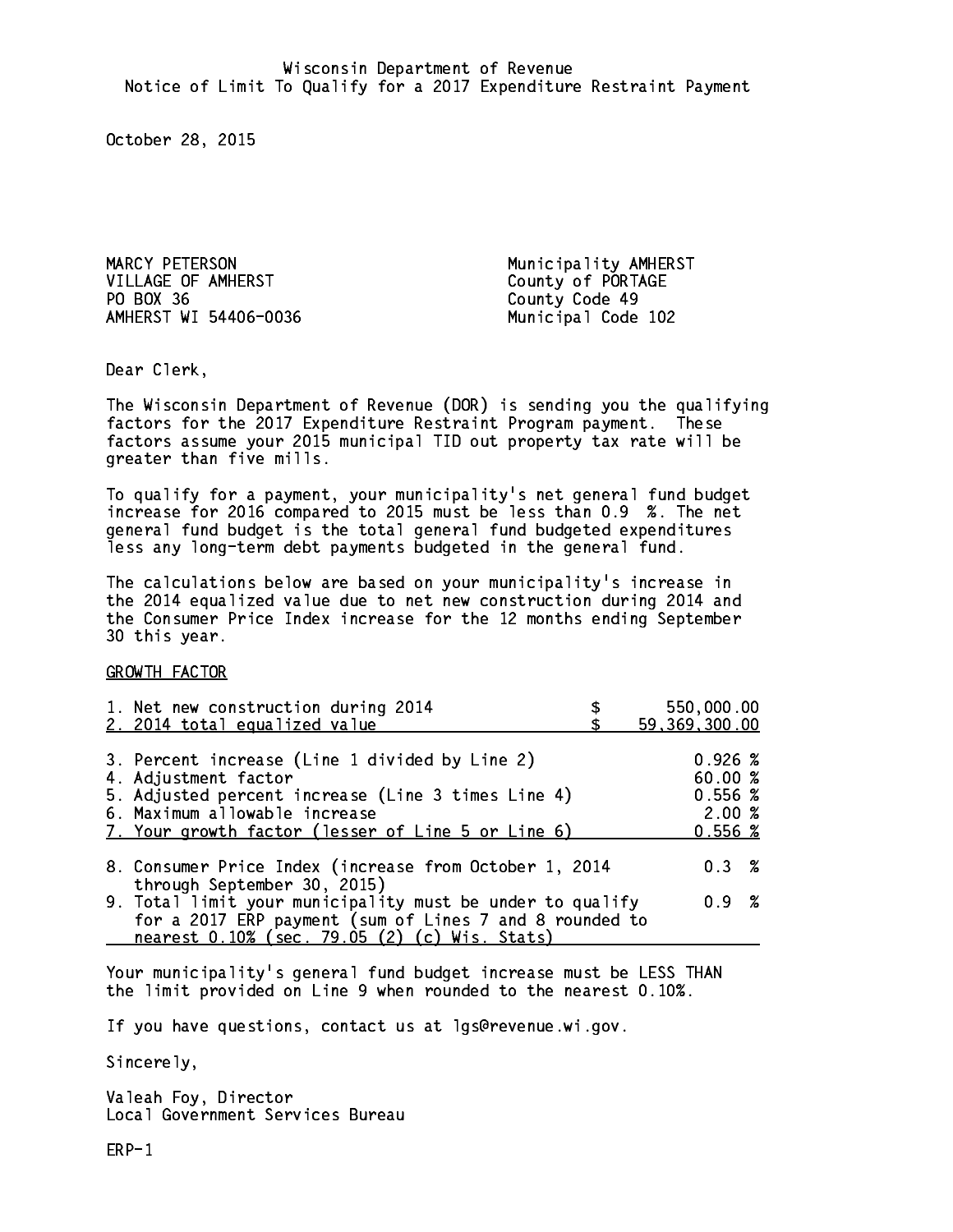Wisconsin Department of Revenue
Notice of Limit To Qualify for a 2017 Expenditure Restraint Payment

October 28, 2015

MARCY PETERSON
VILLAGE OF AMHERST
PO BOX 36
AMHERST WI 54406-0036

Municipality AMHERST
County of PORTAGE
County Code 49
Municipal Code 102

Dear Clerk,

The Wisconsin Department of Revenue (DOR) is sending you the qualifying factors for the 2017 Expenditure Restraint Program payment. These factors assume your 2015 municipal TID out property tax rate will be greater than five mills.

To qualify for a payment, your municipality's net general fund budget increase for 2016 compared to 2015 must be less than 0.9 %. The net general fund budget is the total general fund budgeted expenditures less any long-term debt payments budgeted in the general fund.

The calculations below are based on your municipality's increase in the 2014 equalized value due to net new construction during 2014 and the Consumer Price Index increase for the 12 months ending September 30 this year.

GROWTH FACTOR

| | |
|---|---|
| 1. Net new construction during 2014 | $ 550,000.00 |
| 2. 2014 total equalized value | $ 59,369,300.00 |
| 3. Percent increase (Line 1 divided by Line 2) | 0.926 % |
| 4. Adjustment factor | 60.00 % |
| 5. Adjusted percent increase (Line 3 times Line 4) | 0.556 % |
| 6. Maximum allowable increase | 2.00 % |
| 7. Your growth factor (lesser of Line 5 or Line 6) | 0.556 % |
| 8. Consumer Price Index (increase from October 1, 2014 through September 30, 2015) | 0.3 % |
| 9. Total limit your municipality must be under to qualify for a 2017 ERP payment (sum of Lines 7 and 8 rounded to nearest 0.10% (sec. 79.05 (2) (c) Wis. Stats) | 0.9 % |

Your municipality's general fund budget increase must be LESS THAN the limit provided on Line 9 when rounded to the nearest 0.10%.

If you have questions, contact us at lgs@revenue.wi.gov.

Sincerely,

Valeah Foy, Director
Local Government Services Bureau

ERP-1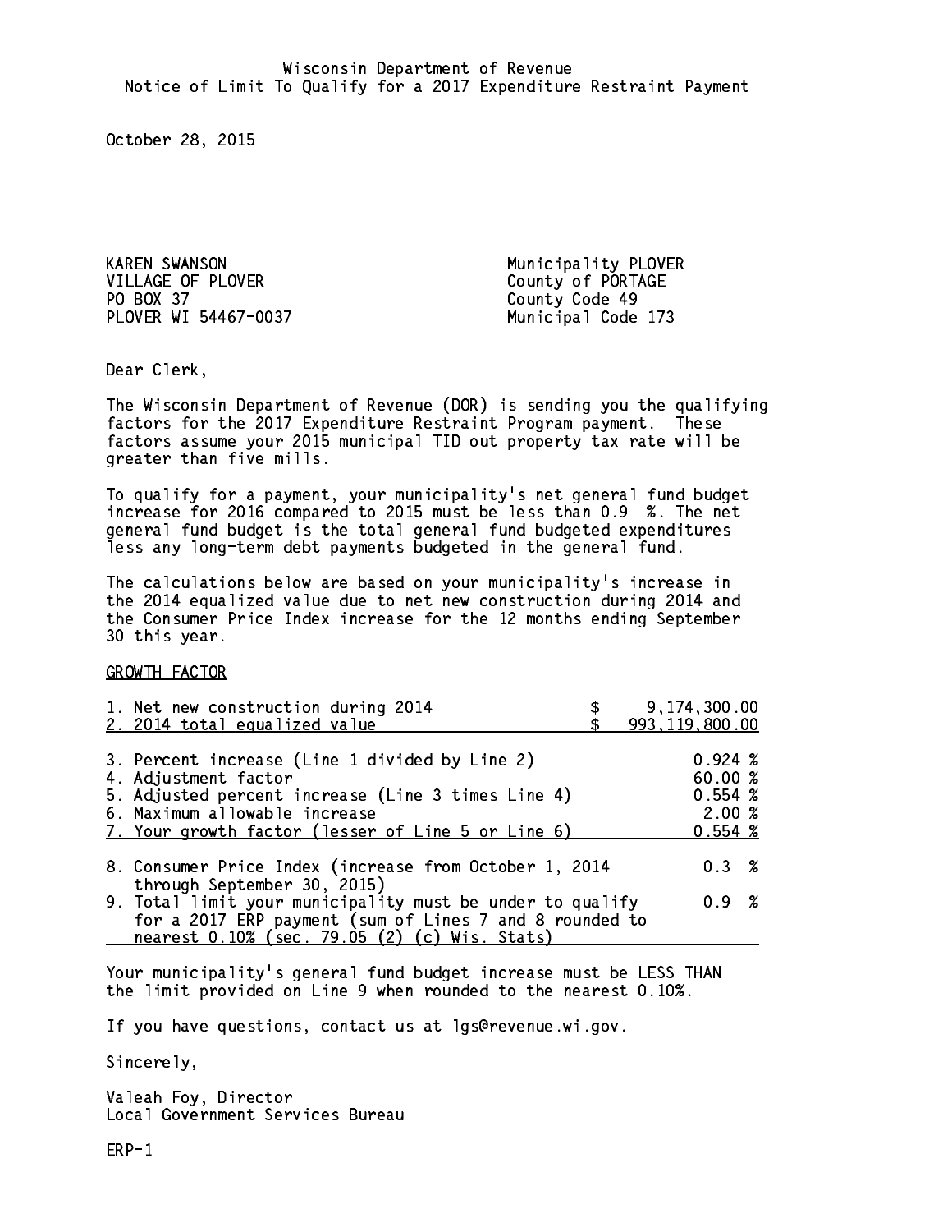Wisconsin Department of Revenue
Notice of Limit To Qualify for a 2017 Expenditure Restraint Payment

October 28, 2015

KAREN SWANSON
VILLAGE OF PLOVER
PO BOX 37
PLOVER WI 54467-0037

Municipality PLOVER
County of PORTAGE
County Code 49
Municipal Code 173

Dear Clerk,

The Wisconsin Department of Revenue (DOR) is sending you the qualifying factors for the 2017 Expenditure Restraint Program payment. These factors assume your 2015 municipal TID out property tax rate will be greater than five mills.

To qualify for a payment, your municipality's net general fund budget increase for 2016 compared to 2015 must be less than 0.9 %. The net general fund budget is the total general fund budgeted expenditures less any long-term debt payments budgeted in the general fund.

The calculations below are based on your municipality's increase in the 2014 equalized value due to net new construction during 2014 and the Consumer Price Index increase for the 12 months ending September 30 this year.

GROWTH FACTOR

| | |
|---|---|
| 1. Net new construction during 2014 | $ 9,174,300.00 |
| 2. 2014 total equalized value | $ 993,119,800.00 |
| 3. Percent increase (Line 1 divided by Line 2) | 0.924 % |
| 4. Adjustment factor | 60.00 % |
| 5. Adjusted percent increase (Line 3 times Line 4) | 0.554 % |
| 6. Maximum allowable increase | 2.00 % |
| 7. Your growth factor (lesser of Line 5 or Line 6) | 0.554 % |
| 8. Consumer Price Index (increase from October 1, 2014 through September 30, 2015) | 0.3 % |
| 9. Total limit your municipality must be under to qualify for a 2017 ERP payment (sum of Lines 7 and 8 rounded to nearest 0.10% (sec. 79.05 (2) (c) Wis. Stats) | 0.9 % |

Your municipality's general fund budget increase must be LESS THAN the limit provided on Line 9 when rounded to the nearest 0.10%.

If you have questions, contact us at lgs@revenue.wi.gov.

Sincerely,

Valeah Foy, Director
Local Government Services Bureau

ERP-1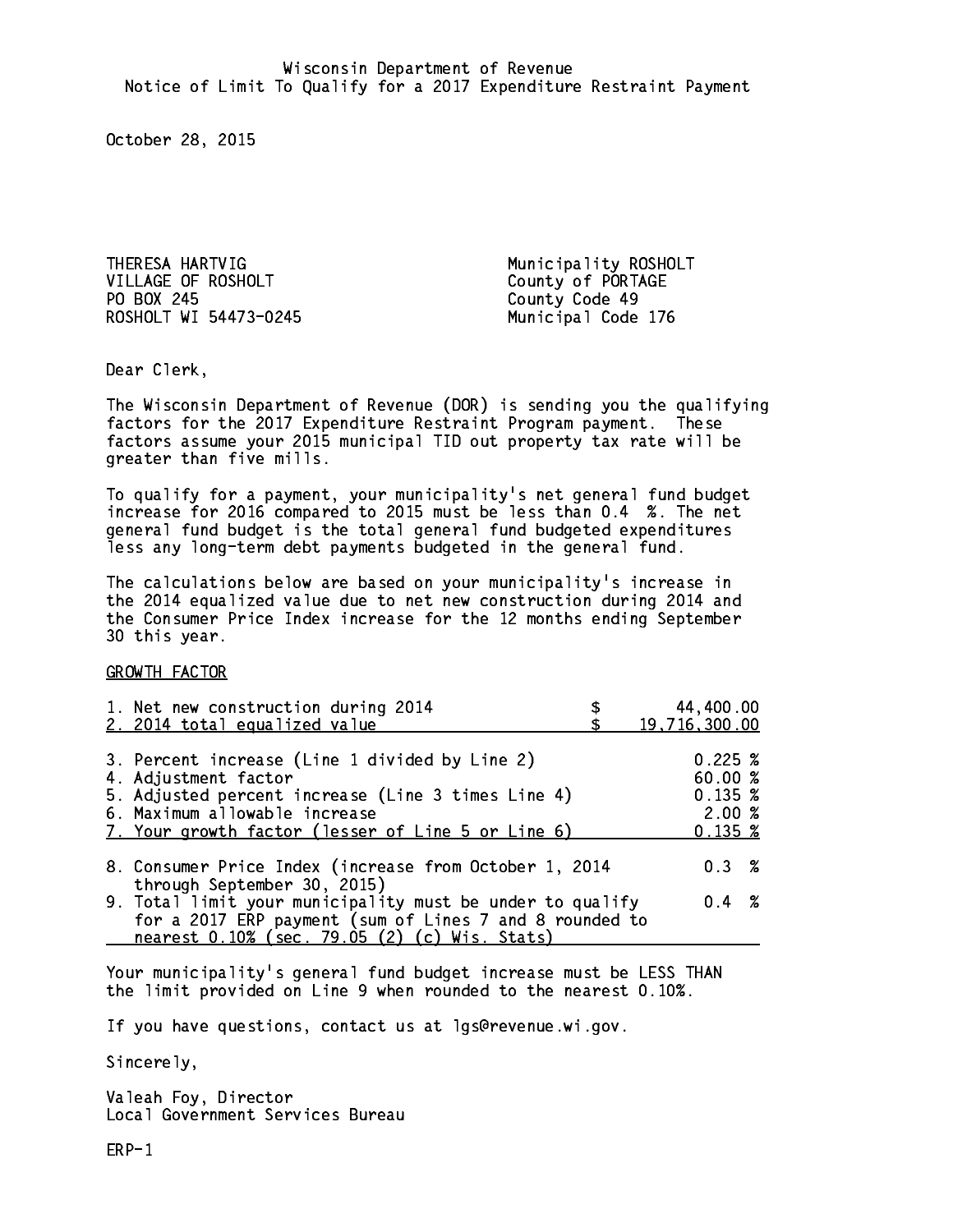Wisconsin Department of Revenue
Notice of Limit To Qualify for a 2017 Expenditure Restraint Payment

October 28, 2015

THERESA HARTVIG
VILLAGE OF ROSHOLT
PO BOX 245
ROSHOLT WI 54473-0245

Municipality ROSHOLT
County of PORTAGE
County Code 49
Municipal Code 176

Dear Clerk,

The Wisconsin Department of Revenue (DOR) is sending you the qualifying factors for the 2017 Expenditure Restraint Program payment. These factors assume your 2015 municipal TID out property tax rate will be greater than five mills.

To qualify for a payment, your municipality's net general fund budget increase for 2016 compared to 2015 must be less than 0.4 %. The net general fund budget is the total general fund budgeted expenditures less any long-term debt payments budgeted in the general fund.

The calculations below are based on your municipality's increase in the 2014 equalized value due to net new construction during 2014 and the Consumer Price Index increase for the 12 months ending September 30 this year.

GROWTH FACTOR

| | |
|---|---|
| 1. Net new construction during 2014 | $ 44,400.00 |
| 2. 2014 total equalized value | $ 19,716,300.00 |
| 3. Percent increase (Line 1 divided by Line 2) | 0.225 % |
| 4. Adjustment factor | 60.00 % |
| 5. Adjusted percent increase (Line 3 times Line 4) | 0.135 % |
| 6. Maximum allowable increase | 2.00 % |
| 7. Your growth factor (lesser of Line 5 or Line 6) | 0.135 % |
| 8. Consumer Price Index (increase from October 1, 2014 through September 30, 2015) | 0.3 % |
| 9. Total limit your municipality must be under to qualify for a 2017 ERP payment (sum of Lines 7 and 8 rounded to nearest 0.10% (sec. 79.05 (2) (c) Wis. Stats) | 0.4 % |

Your municipality's general fund budget increase must be LESS THAN the limit provided on Line 9 when rounded to the nearest 0.10%.

If you have questions, contact us at lgs@revenue.wi.gov.

Sincerely,

Valeah Foy, Director
Local Government Services Bureau

ERP-1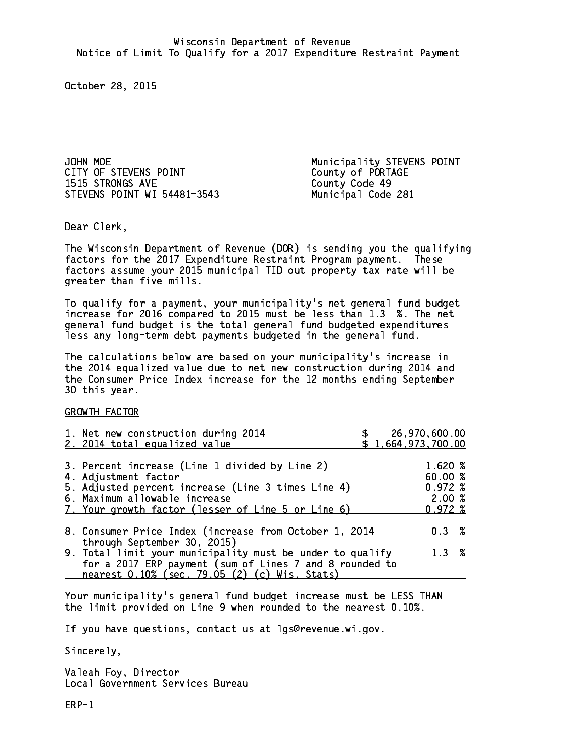Wisconsin Department of Revenue
Notice of Limit To Qualify for a 2017 Expenditure Restraint Payment

October 28, 2015

JOHN MOE
CITY OF STEVENS POINT
1515 STRONGS AVE
STEVENS POINT WI 54481-3543

Municipality STEVENS POINT
County of PORTAGE
County Code 49
Municipal Code 281

Dear Clerk,

The Wisconsin Department of Revenue (DOR) is sending you the qualifying factors for the 2017 Expenditure Restraint Program payment. These factors assume your 2015 municipal TID out property tax rate will be greater than five mills.

To qualify for a payment, your municipality's net general fund budget increase for 2016 compared to 2015 must be less than 1.3 %. The net general fund budget is the total general fund budgeted expenditures less any long-term debt payments budgeted in the general fund.

The calculations below are based on your municipality's increase in the 2014 equalized value due to net new construction during 2014 and the Consumer Price Index increase for the 12 months ending September 30 this year.

GROWTH FACTOR

| | |
|---|---|
| 1. Net new construction during 2014 | $ 26,970,600.00 |
| 2. 2014 total equalized value | $ 1,664,973,700.00 |
| 3. Percent increase (Line 1 divided by Line 2) | 1.620 % |
| 4. Adjustment factor | 60.00 % |
| 5. Adjusted percent increase (Line 3 times Line 4) | 0.972 % |
| 6. Maximum allowable increase | 2.00 % |
| 7. Your growth factor (lesser of Line 5 or Line 6) | 0.972 % |
| 8. Consumer Price Index (increase from October 1, 2014 through September 30, 2015) | 0.3 % |
| 9. Total limit your municipality must be under to qualify for a 2017 ERP payment (sum of Lines 7 and 8 rounded to nearest 0.10% (sec. 79.05 (2) (c) Wis. Stats) | 1.3 % |

Your municipality's general fund budget increase must be LESS THAN the limit provided on Line 9 when rounded to the nearest 0.10%.

If you have questions, contact us at lgs@revenue.wi.gov.

Sincerely,

Valeah Foy, Director
Local Government Services Bureau

ERP-1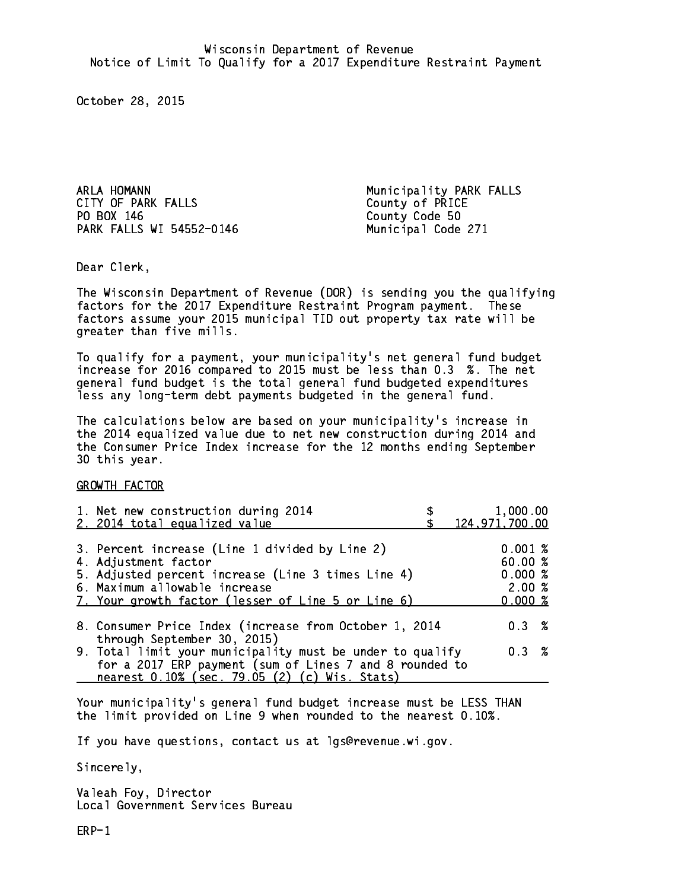Wisconsin Department of Revenue
Notice of Limit To Qualify for a 2017 Expenditure Restraint Payment

October 28, 2015

ARLA HOMANN
CITY OF PARK FALLS
PO BOX 146
PARK FALLS WI 54552-0146

Municipality PARK FALLS
County of PRICE
County Code 50
Municipal Code 271

Dear Clerk,

The Wisconsin Department of Revenue (DOR) is sending you the qualifying factors for the 2017 Expenditure Restraint Program payment. These factors assume your 2015 municipal TID out property tax rate will be greater than five mills.

To qualify for a payment, your municipality's net general fund budget increase for 2016 compared to 2015 must be less than 0.3 %. The net general fund budget is the total general fund budgeted expenditures less any long-term debt payments budgeted in the general fund.

The calculations below are based on your municipality's increase in the 2014 equalized value due to net new construction during 2014 and the Consumer Price Index increase for the 12 months ending September 30 this year.

GROWTH FACTOR

| | |
|---|---|
| 1. Net new construction during 2014 | $ 1,000.00 |
| 2. 2014 total equalized value | $ 124,971,700.00 |
| 3. Percent increase (Line 1 divided by Line 2) | 0.001 % |
| 4. Adjustment factor | 60.00 % |
| 5. Adjusted percent increase (Line 3 times Line 4) | 0.000 % |
| 6. Maximum allowable increase | 2.00 % |
| 7. Your growth factor (lesser of Line 5 or Line 6) | 0.000 % |
| 8. Consumer Price Index (increase from October 1, 2014 through September 30, 2015) | 0.3 % |
| 9. Total limit your municipality must be under to qualify for a 2017 ERP payment (sum of Lines 7 and 8 rounded to nearest 0.10% (sec. 79.05 (2) (c) Wis. Stats) | 0.3 % |

Your municipality's general fund budget increase must be LESS THAN the limit provided on Line 9 when rounded to the nearest 0.10%.

If you have questions, contact us at lgs@revenue.wi.gov.

Sincerely,

Valeah Foy, Director
Local Government Services Bureau

ERP-1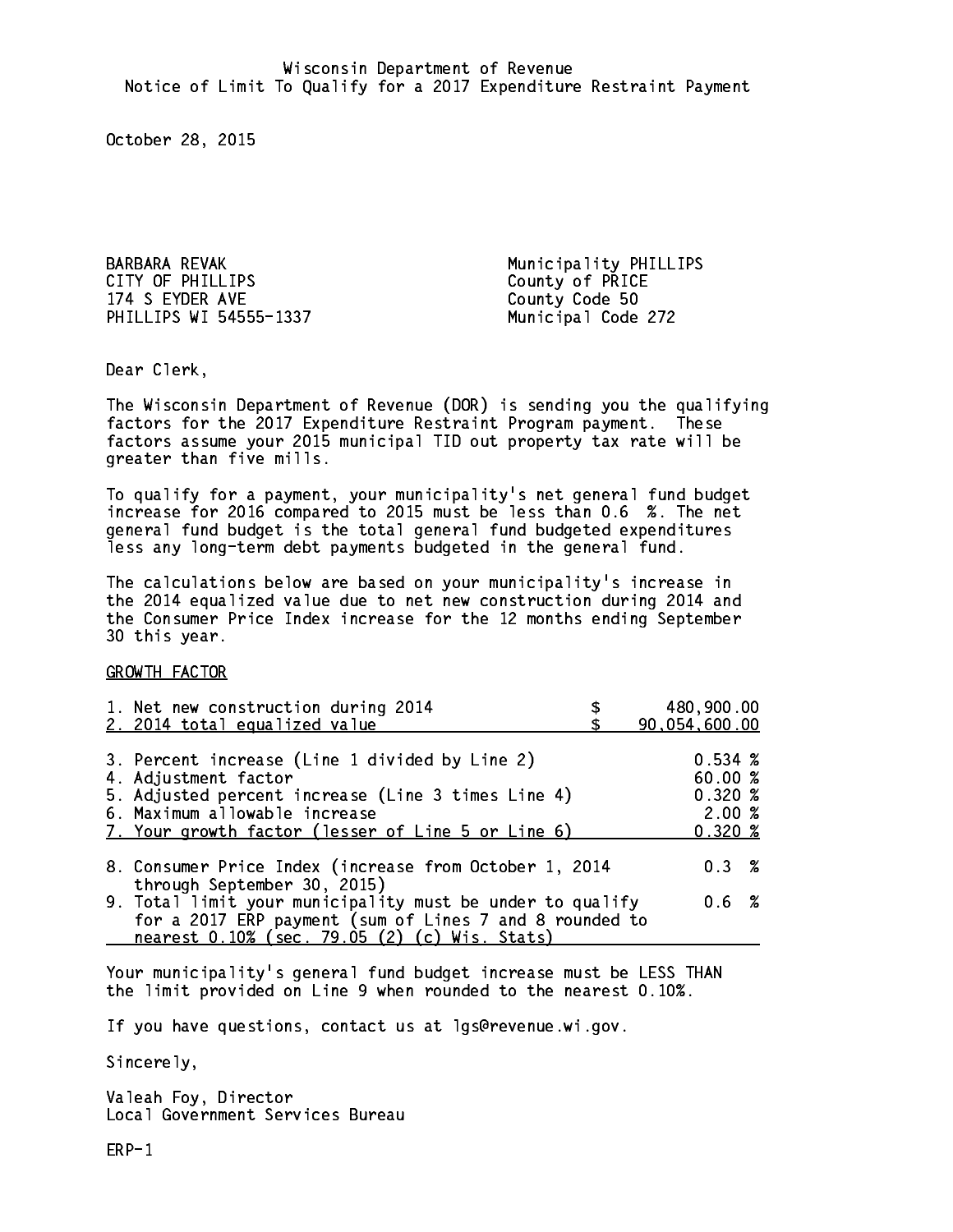Wisconsin Department of Revenue
Notice of Limit To Qualify for a 2017 Expenditure Restraint Payment

October 28, 2015

BARBARA REVAK
CITY OF PHILLIPS
174 S EYDER AVE
PHILLIPS WI 54555-1337

Municipality PHILLIPS
County of PRICE
County Code 50
Municipal Code 272

Dear Clerk,

The Wisconsin Department of Revenue (DOR) is sending you the qualifying factors for the 2017 Expenditure Restraint Program payment. These factors assume your 2015 municipal TID out property tax rate will be greater than five mills.

To qualify for a payment, your municipality's net general fund budget increase for 2016 compared to 2015 must be less than 0.6 %. The net general fund budget is the total general fund budgeted expenditures less any long-term debt payments budgeted in the general fund.

The calculations below are based on your municipality's increase in the 2014 equalized value due to net new construction during 2014 and the Consumer Price Index increase for the 12 months ending September 30 this year.

GROWTH FACTOR

| | |
|---|---|
| 1. Net new construction during 2014 | $ 480,900.00 |
| 2. 2014 total equalized value | $ 90,054,600.00 |
| 3. Percent increase (Line 1 divided by Line 2) | 0.534 % |
| 4. Adjustment factor | 60.00 % |
| 5. Adjusted percent increase (Line 3 times Line 4) | 0.320 % |
| 6. Maximum allowable increase | 2.00 % |
| 7. Your growth factor (lesser of Line 5 or Line 6) | 0.320 % |
| 8. Consumer Price Index (increase from October 1, 2014 through September 30, 2015) | 0.3 % |
| 9. Total limit your municipality must be under to qualify for a 2017 ERP payment (sum of Lines 7 and 8 rounded to nearest 0.10% (sec. 79.05 (2) (c) Wis. Stats) | 0.6 % |

Your municipality's general fund budget increase must be LESS THAN the limit provided on Line 9 when rounded to the nearest 0.10%.

If you have questions, contact us at lgs@revenue.wi.gov.

Sincerely,

Valeah Foy, Director
Local Government Services Bureau

ERP-1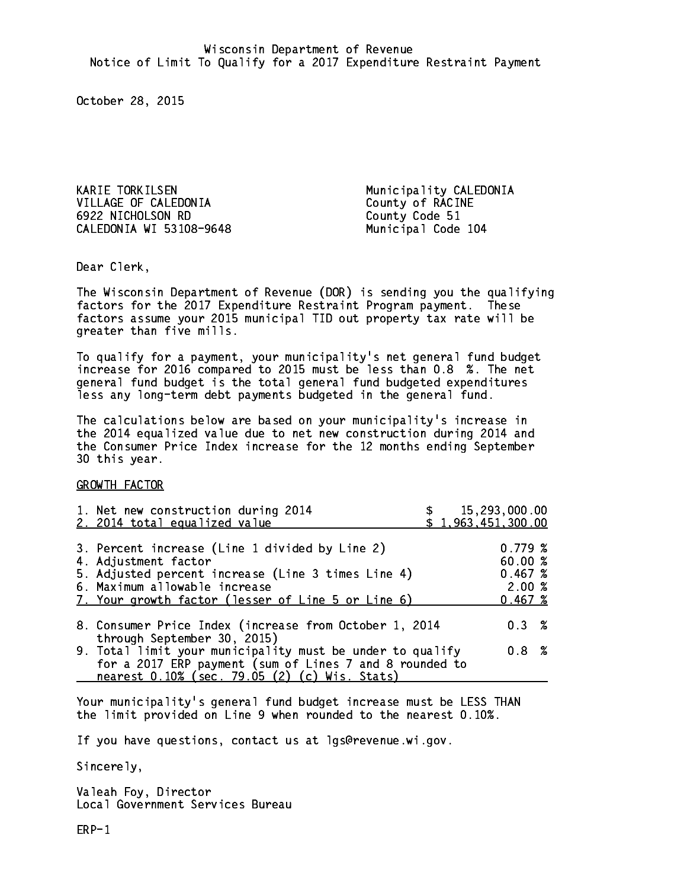Wisconsin Department of Revenue
Notice of Limit To Qualify for a 2017 Expenditure Restraint Payment

October 28, 2015

KARIE TORKILSEN
VILLAGE OF CALEDONIA
6922 NICHOLSON RD
CALEDONIA WI 53108-9648

Municipality CALEDONIA
County of RACINE
County Code 51
Municipal Code 104

Dear Clerk,

The Wisconsin Department of Revenue (DOR) is sending you the qualifying factors for the 2017 Expenditure Restraint Program payment. These factors assume your 2015 municipal TID out property tax rate will be greater than five mills.

To qualify for a payment, your municipality's net general fund budget increase for 2016 compared to 2015 must be less than 0.8 %. The net general fund budget is the total general fund budgeted expenditures less any long-term debt payments budgeted in the general fund.

The calculations below are based on your municipality's increase in the 2014 equalized value due to net new construction during 2014 and the Consumer Price Index increase for the 12 months ending September 30 this year.

GROWTH FACTOR

| | |
|---|---|
| 1. Net new construction during 2014 | $ 15,293,000.00 |
| 2. 2014 total equalized value | $ 1,963,451,300.00 |
| 3. Percent increase (Line 1 divided by Line 2) | 0.779 % |
| 4. Adjustment factor | 60.00 % |
| 5. Adjusted percent increase (Line 3 times Line 4) | 0.467 % |
| 6. Maximum allowable increase | 2.00 % |
| 7. Your growth factor (lesser of Line 5 or Line 6) | 0.467 % |
| 8. Consumer Price Index (increase from October 1, 2014 through September 30, 2015) | 0.3 % |
| 9. Total limit your municipality must be under to qualify for a 2017 ERP payment (sum of Lines 7 and 8 rounded to nearest 0.10% (sec. 79.05 (2) (c) Wis. Stats) | 0.8 % |

Your municipality's general fund budget increase must be LESS THAN the limit provided on Line 9 when rounded to the nearest 0.10%.

If you have questions, contact us at lgs@revenue.wi.gov.

Sincerely,

Valeah Foy, Director
Local Government Services Bureau

ERP-1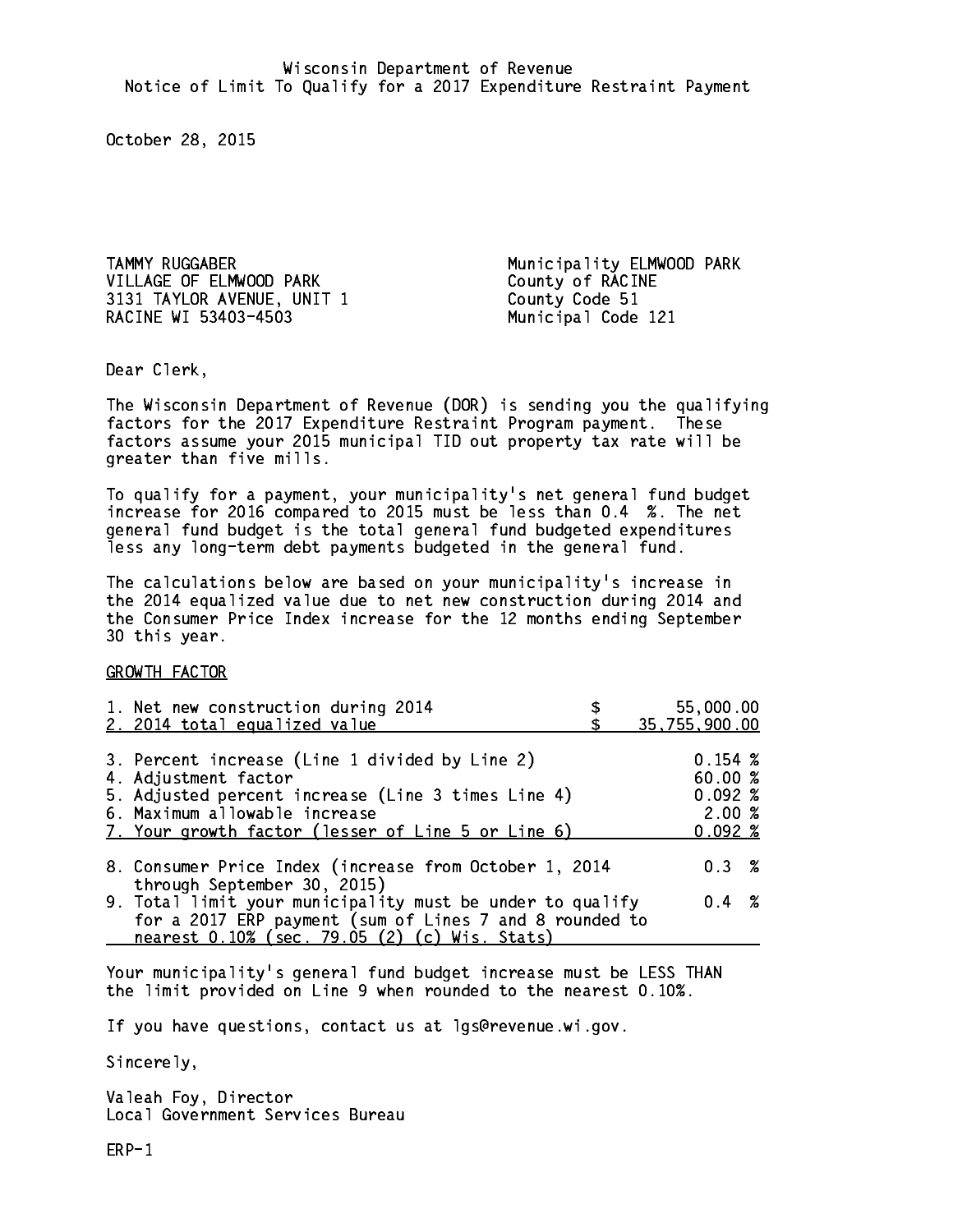Wisconsin Department of Revenue
Notice of Limit To Qualify for a 2017 Expenditure Restraint Payment

October 28, 2015

TAMMY RUGGABER
VILLAGE OF ELMWOOD PARK
3131 TAYLOR AVENUE, UNIT 1
RACINE WI 53403-4503

Municipality ELMWOOD PARK
County of RACINE
County Code 51
Municipal Code 121

Dear Clerk,

The Wisconsin Department of Revenue (DOR) is sending you the qualifying factors for the 2017 Expenditure Restraint Program payment. These factors assume your 2015 municipal TID out property tax rate will be greater than five mills.

To qualify for a payment, your municipality's net general fund budget increase for 2016 compared to 2015 must be less than 0.4 %. The net general fund budget is the total general fund budgeted expenditures less any long-term debt payments budgeted in the general fund.

The calculations below are based on your municipality's increase in the 2014 equalized value due to net new construction during 2014 and the Consumer Price Index increase for the 12 months ending September 30 this year.

GROWTH FACTOR

| | |
|---|---|
| 1. Net new construction during 2014 | $ 55,000.00 |
| 2. 2014 total equalized value | $ 35,755,900.00 |
| 3. Percent increase (Line 1 divided by Line 2) | 0.154 % |
| 4. Adjustment factor | 60.00 % |
| 5. Adjusted percent increase (Line 3 times Line 4) | 0.092 % |
| 6. Maximum allowable increase | 2.00 % |
| 7. Your growth factor (lesser of Line 5 or Line 6) | 0.092 % |
| 8. Consumer Price Index (increase from October 1, 2014 through September 30, 2015) | 0.3 % |
| 9. Total limit your municipality must be under to qualify for a 2017 ERP payment (sum of Lines 7 and 8 rounded to nearest 0.10% (sec. 79.05 (2) (c) Wis. Stats) | 0.4 % |

Your municipality's general fund budget increase must be LESS THAN the limit provided on Line 9 when rounded to the nearest 0.10%.

If you have questions, contact us at lgs@revenue.wi.gov.

Sincerely,

Valeah Foy, Director
Local Government Services Bureau

ERP-1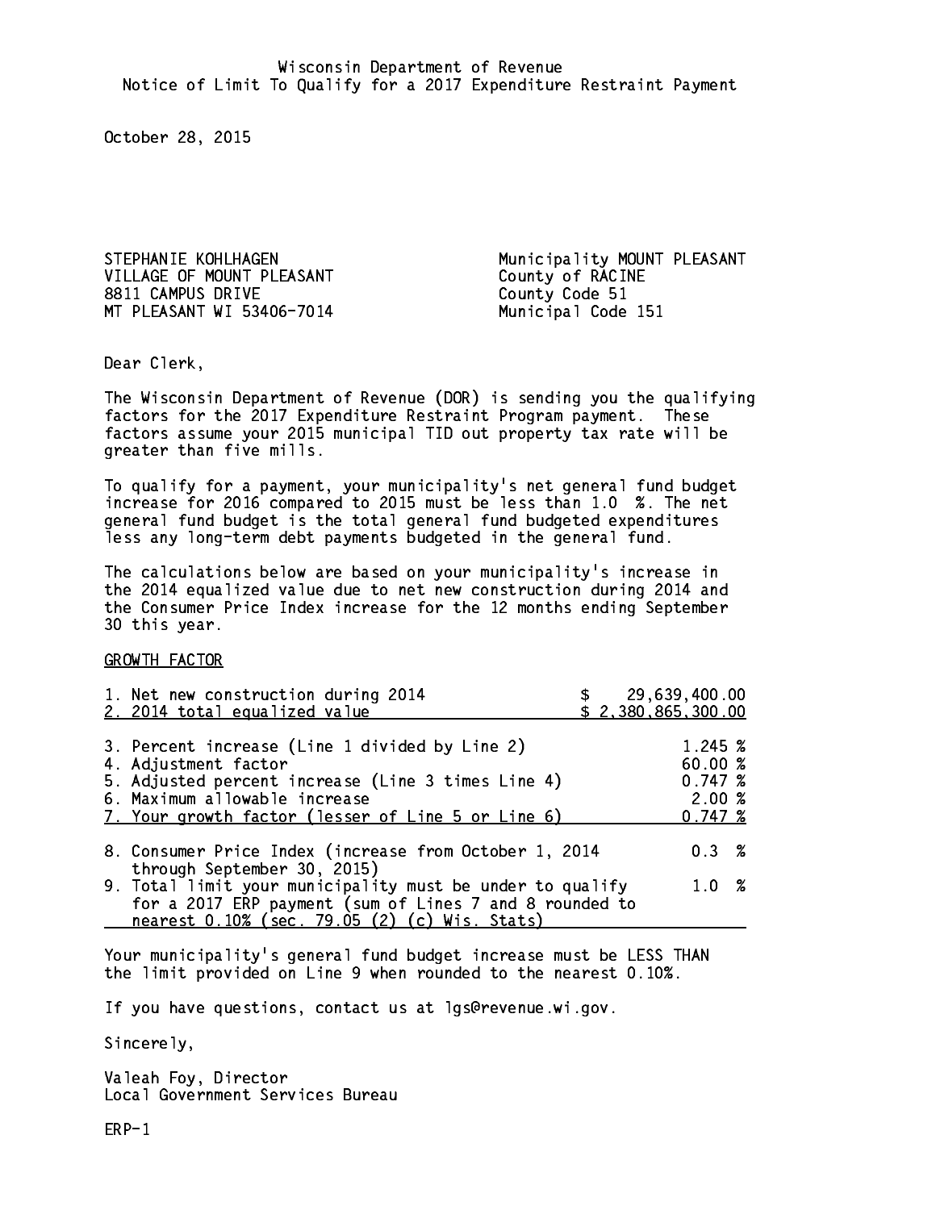Wisconsin Department of Revenue
Notice of Limit To Qualify for a 2017 Expenditure Restraint Payment

October 28, 2015

STEPHANIE KOHLHAGEN
VILLAGE OF MOUNT PLEASANT
8811 CAMPUS DRIVE
MT PLEASANT WI 53406-7014

Municipality MOUNT PLEASANT
County of RACINE
County Code 51
Municipal Code 151

Dear Clerk,

The Wisconsin Department of Revenue (DOR) is sending you the qualifying factors for the 2017 Expenditure Restraint Program payment. These factors assume your 2015 municipal TID out property tax rate will be greater than five mills.

To qualify for a payment, your municipality's net general fund budget increase for 2016 compared to 2015 must be less than 1.0 %. The net general fund budget is the total general fund budgeted expenditures less any long-term debt payments budgeted in the general fund.

The calculations below are based on your municipality's increase in the 2014 equalized value due to net new construction during 2014 and the Consumer Price Index increase for the 12 months ending September 30 this year.

GROWTH FACTOR

| | |
|---|---|
| 1. Net new construction during 2014 | $ 29,639,400.00 |
| 2. 2014 total equalized value | $ 2,380,865,300.00 |
| 3. Percent increase (Line 1 divided by Line 2) | 1.245 % |
| 4. Adjustment factor | 60.00 % |
| 5. Adjusted percent increase (Line 3 times Line 4) | 0.747 % |
| 6. Maximum allowable increase | 2.00 % |
| 7. Your growth factor (lesser of Line 5 or Line 6) | 0.747 % |
| 8. Consumer Price Index (increase from October 1, 2014 through September 30, 2015) | 0.3 % |
| 9. Total limit your municipality must be under to qualify for a 2017 ERP payment (sum of Lines 7 and 8 rounded to nearest 0.10% (sec. 79.05 (2) (c) Wis. Stats) | 1.0 % |

Your municipality's general fund budget increase must be LESS THAN the limit provided on Line 9 when rounded to the nearest 0.10%.

If you have questions, contact us at lgs@revenue.wi.gov.

Sincerely,

Valeah Foy, Director
Local Government Services Bureau

ERP-1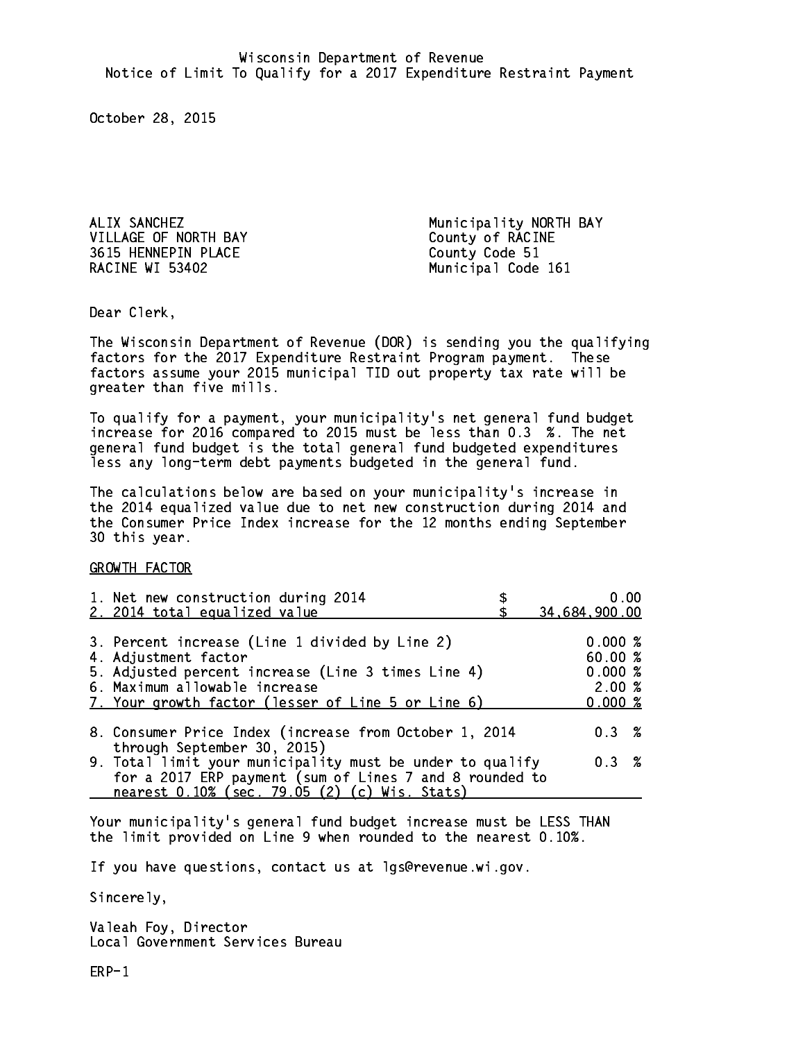Wisconsin Department of Revenue
Notice of Limit To Qualify for a 2017 Expenditure Restraint Payment

October 28, 2015

ALIX SANCHEZ
VILLAGE OF NORTH BAY
3615 HENNEPIN PLACE
RACINE WI 53402

Municipality NORTH BAY
County of RACINE
County Code 51
Municipal Code 161

Dear Clerk,

The Wisconsin Department of Revenue (DOR) is sending you the qualifying factors for the 2017 Expenditure Restraint Program payment. These factors assume your 2015 municipal TID out property tax rate will be greater than five mills.

To qualify for a payment, your municipality's net general fund budget increase for 2016 compared to 2015 must be less than 0.3 %. The net general fund budget is the total general fund budgeted expenditures less any long-term debt payments budgeted in the general fund.

The calculations below are based on your municipality's increase in the 2014 equalized value due to net new construction during 2014 and the Consumer Price Index increase for the 12 months ending September 30 this year.

GROWTH FACTOR

| | |
|---|---|
| 1. Net new construction during 2014 | $ 0.00 |
| 2. 2014 total equalized value | $ 34,684,900.00 |
| 3. Percent increase (Line 1 divided by Line 2) | 0.000 % |
| 4. Adjustment factor | 60.00 % |
| 5. Adjusted percent increase (Line 3 times Line 4) | 0.000 % |
| 6. Maximum allowable increase | 2.00 % |
| 7. Your growth factor (lesser of Line 5 or Line 6) | 0.000 % |
| 8. Consumer Price Index (increase from October 1, 2014 through September 30, 2015) | 0.3 % |
| 9. Total limit your municipality must be under to qualify for a 2017 ERP payment (sum of Lines 7 and 8 rounded to nearest 0.10% (sec. 79.05 (2) (c) Wis. Stats) | 0.3 % |

Your municipality's general fund budget increase must be LESS THAN the limit provided on Line 9 when rounded to the nearest 0.10%.

If you have questions, contact us at lgs@revenue.wi.gov.

Sincerely,

Valeah Foy, Director
Local Government Services Bureau

ERP-1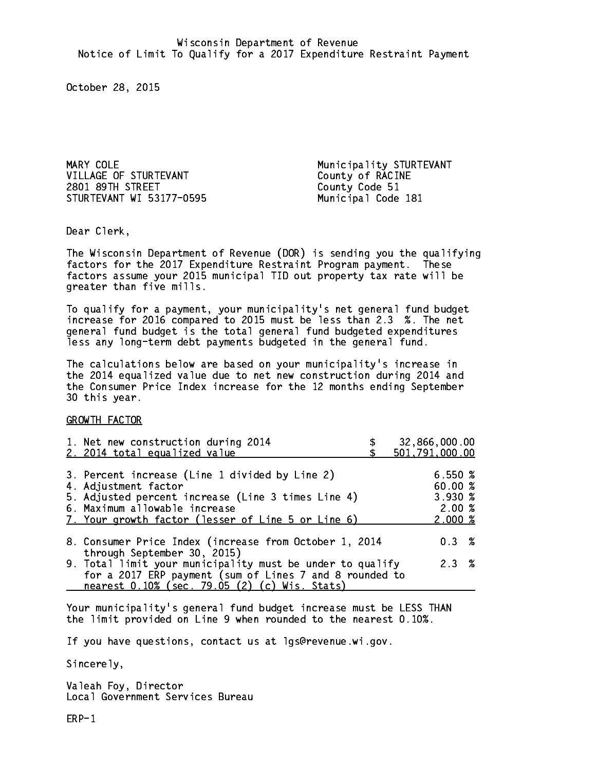Wisconsin Department of Revenue
Notice of Limit To Qualify for a 2017 Expenditure Restraint Payment

October 28, 2015

MARY COLE
VILLAGE OF STURTEVANT
2801 89TH STREET
STURTEVANT WI 53177-0595

Municipality STURTEVANT
County of RACINE
County Code 51
Municipal Code 181

Dear Clerk,

The Wisconsin Department of Revenue (DOR) is sending you the qualifying factors for the 2017 Expenditure Restraint Program payment. These factors assume your 2015 municipal TID out property tax rate will be greater than five mills.

To qualify for a payment, your municipality's net general fund budget increase for 2016 compared to 2015 must be less than 2.3 %. The net general fund budget is the total general fund budgeted expenditures less any long-term debt payments budgeted in the general fund.

The calculations below are based on your municipality's increase in the 2014 equalized value due to net new construction during 2014 and the Consumer Price Index increase for the 12 months ending September 30 this year.

GROWTH FACTOR

| | |
|---|---|
| 1. Net new construction during 2014 | $ 32,866,000.00 |
| 2. 2014 total equalized value | $ 501,791,000.00 |
| 3. Percent increase (Line 1 divided by Line 2) | 6.550 % |
| 4. Adjustment factor | 60.00 % |
| 5. Adjusted percent increase (Line 3 times Line 4) | 3.930 % |
| 6. Maximum allowable increase | 2.00 % |
| 7. Your growth factor (lesser of Line 5 or Line 6) | 2.000 % |
| 8. Consumer Price Index (increase from October 1, 2014 through September 30, 2015) | 0.3 % |
| 9. Total limit your municipality must be under to qualify for a 2017 ERP payment (sum of Lines 7 and 8 rounded to nearest 0.10% (sec. 79.05 (2) (c) Wis. Stats) | 2.3 % |

Your municipality's general fund budget increase must be LESS THAN the limit provided on Line 9 when rounded to the nearest 0.10%.

If you have questions, contact us at lgs@revenue.wi.gov.

Sincerely,

Valeah Foy, Director
Local Government Services Bureau

ERP-1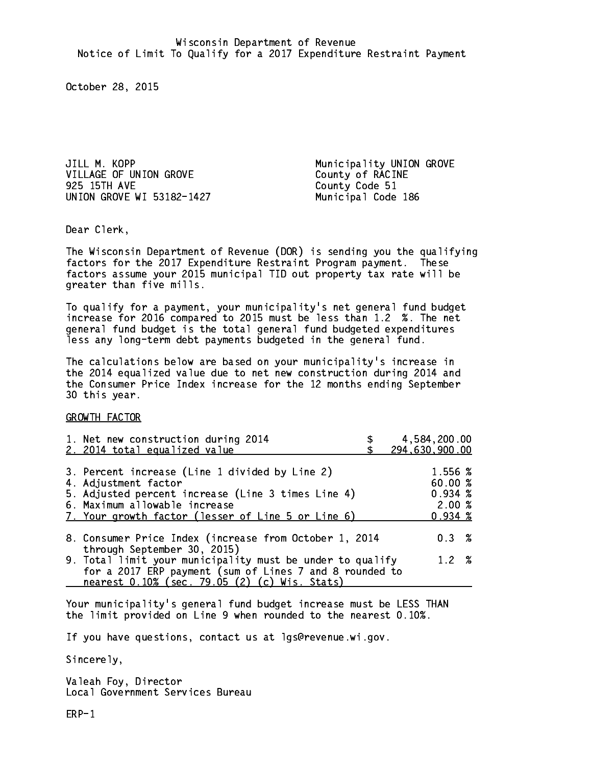Wisconsin Department of Revenue
Notice of Limit To Qualify for a 2017 Expenditure Restraint Payment

October 28, 2015

JILL M. KOPP
VILLAGE OF UNION GROVE
925 15TH AVE
UNION GROVE WI 53182-1427

Municipality UNION GROVE
County of RACINE
County Code 51
Municipal Code 186

Dear Clerk,

The Wisconsin Department of Revenue (DOR) is sending you the qualifying factors for the 2017 Expenditure Restraint Program payment. These factors assume your 2015 municipal TID out property tax rate will be greater than five mills.

To qualify for a payment, your municipality's net general fund budget increase for 2016 compared to 2015 must be less than 1.2 %. The net general fund budget is the total general fund budgeted expenditures less any long-term debt payments budgeted in the general fund.

The calculations below are based on your municipality's increase in the 2014 equalized value due to net new construction during 2014 and the Consumer Price Index increase for the 12 months ending September 30 this year.

GROWTH FACTOR

| | |
|---|---|
| 1. Net new construction during 2014 | $ 4,584,200.00 |
| 2. 2014 total equalized value | $ 294,630,900.00 |
| 3. Percent increase (Line 1 divided by Line 2) | 1.556 % |
| 4. Adjustment factor | 60.00 % |
| 5. Adjusted percent increase (Line 3 times Line 4) | 0.934 % |
| 6. Maximum allowable increase | 2.00 % |
| 7. Your growth factor (lesser of Line 5 or Line 6) | 0.934 % |
| 8. Consumer Price Index (increase from October 1, 2014 through September 30, 2015) | 0.3 % |
| 9. Total limit your municipality must be under to qualify for a 2017 ERP payment (sum of Lines 7 and 8 rounded to nearest 0.10% (sec. 79.05 (2) (c) Wis. Stats) | 1.2 % |

Your municipality's general fund budget increase must be LESS THAN the limit provided on Line 9 when rounded to the nearest 0.10%.

If you have questions, contact us at lgs@revenue.wi.gov.

Sincerely,

Valeah Foy, Director
Local Government Services Bureau

ERP-1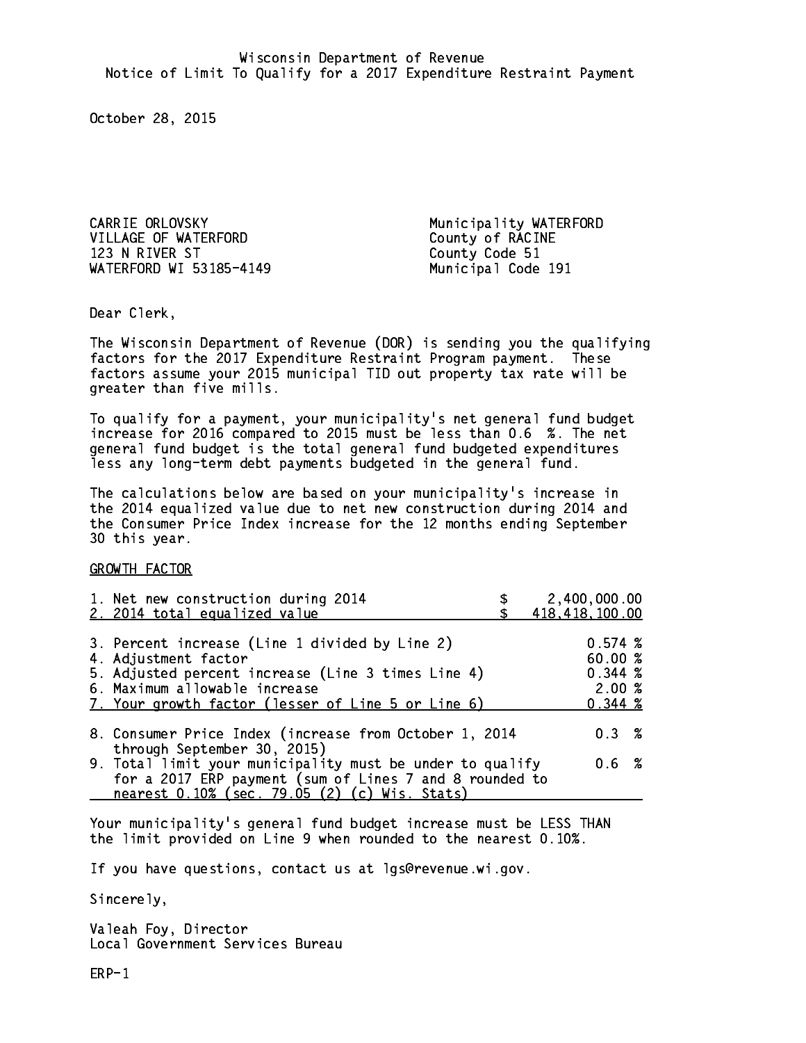Wisconsin Department of Revenue
Notice of Limit To Qualify for a 2017 Expenditure Restraint Payment

October 28, 2015

CARRIE ORLOVSKY
VILLAGE OF WATERFORD
123 N RIVER ST
WATERFORD WI 53185-4149

Municipality WATERFORD
County of RACINE
County Code 51
Municipal Code 191

Dear Clerk,

The Wisconsin Department of Revenue (DOR) is sending you the qualifying factors for the 2017 Expenditure Restraint Program payment. These factors assume your 2015 municipal TID out property tax rate will be greater than five mills.

To qualify for a payment, your municipality's net general fund budget increase for 2016 compared to 2015 must be less than 0.6 %. The net general fund budget is the total general fund budgeted expenditures less any long-term debt payments budgeted in the general fund.

The calculations below are based on your municipality's increase in the 2014 equalized value due to net new construction during 2014 and the Consumer Price Index increase for the 12 months ending September 30 this year.

GROWTH FACTOR

| | |
|---|---|
| 1. Net new construction during 2014 | $ 2,400,000.00 |
| 2. 2014 total equalized value | $ 418,418,100.00 |
| 3. Percent increase (Line 1 divided by Line 2) | 0.574 % |
| 4. Adjustment factor | 60.00 % |
| 5. Adjusted percent increase (Line 3 times Line 4) | 0.344 % |
| 6. Maximum allowable increase | 2.00 % |
| 7. Your growth factor (lesser of Line 5 or Line 6) | 0.344 % |
| 8. Consumer Price Index (increase from October 1, 2014 through September 30, 2015) | 0.3 % |
| 9. Total limit your municipality must be under to qualify for a 2017 ERP payment (sum of Lines 7 and 8 rounded to nearest 0.10% (sec. 79.05 (2) (c) Wis. Stats) | 0.6 % |

Your municipality's general fund budget increase must be LESS THAN the limit provided on Line 9 when rounded to the nearest 0.10%.

If you have questions, contact us at lgs@revenue.wi.gov.

Sincerely,

Valeah Foy, Director
Local Government Services Bureau

ERP-1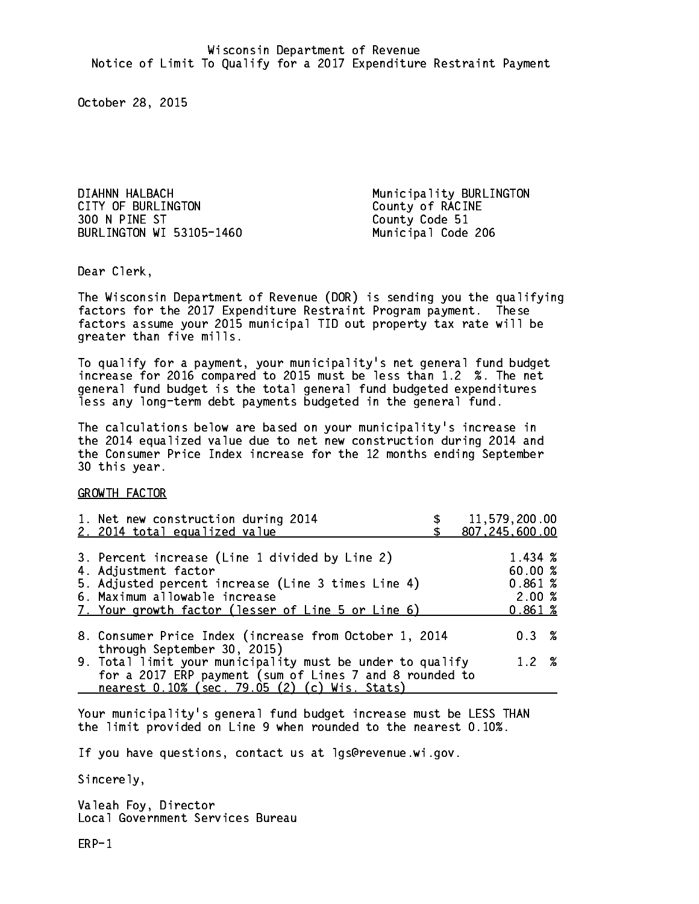Wisconsin Department of Revenue
Notice of Limit To Qualify for a 2017 Expenditure Restraint Payment

October 28, 2015

DIAHNN HALBACH
CITY OF BURLINGTON
300 N PINE ST
BURLINGTON WI 53105-1460

Municipality BURLINGTON
County of RACINE
County Code 51
Municipal Code 206

Dear Clerk,

The Wisconsin Department of Revenue (DOR) is sending you the qualifying factors for the 2017 Expenditure Restraint Program payment. These factors assume your 2015 municipal TID out property tax rate will be greater than five mills.

To qualify for a payment, your municipality's net general fund budget increase for 2016 compared to 2015 must be less than 1.2 %. The net general fund budget is the total general fund budgeted expenditures less any long-term debt payments budgeted in the general fund.

The calculations below are based on your municipality's increase in the 2014 equalized value due to net new construction during 2014 and the Consumer Price Index increase for the 12 months ending September 30 this year.

GROWTH FACTOR

| | |
|---|---|
| 1. Net new construction during 2014 | $ 11,579,200.00 |
| 2. 2014 total equalized value | $ 807,245,600.00 |
| 3. Percent increase (Line 1 divided by Line 2) | 1.434 % |
| 4. Adjustment factor | 60.00 % |
| 5. Adjusted percent increase (Line 3 times Line 4) | 0.861 % |
| 6. Maximum allowable increase | 2.00 % |
| 7. Your growth factor (lesser of Line 5 or Line 6) | 0.861 % |
| 8. Consumer Price Index (increase from October 1, 2014 through September 30, 2015) | 0.3 % |
| 9. Total limit your municipality must be under to qualify for a 2017 ERP payment (sum of Lines 7 and 8 rounded to nearest 0.10% (sec. 79.05 (2) (c) Wis. Stats) | 1.2 % |

Your municipality's general fund budget increase must be LESS THAN the limit provided on Line 9 when rounded to the nearest 0.10%.

If you have questions, contact us at lgs@revenue.wi.gov.

Sincerely,

Valeah Foy, Director
Local Government Services Bureau

ERP-1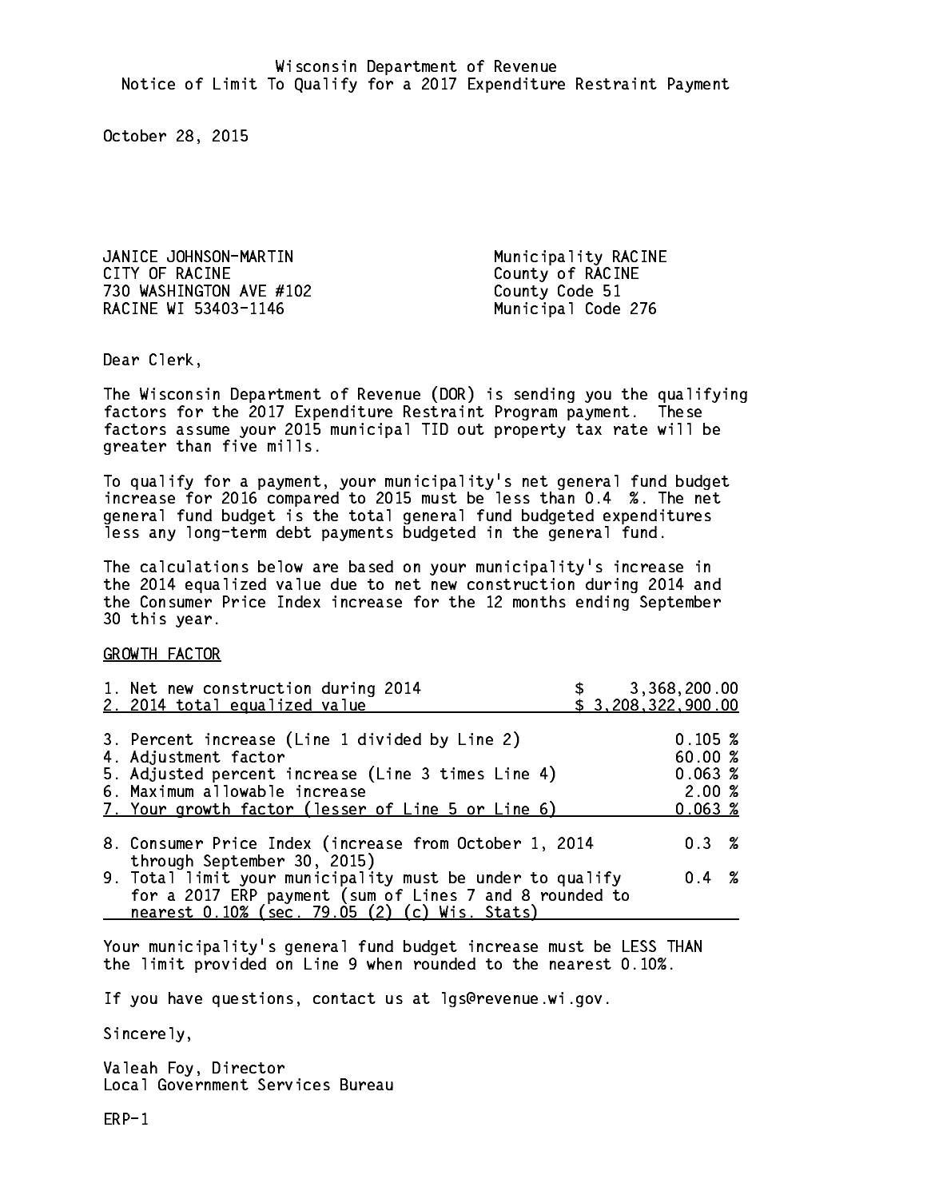Wisconsin Department of Revenue
Notice of Limit To Qualify for a 2017 Expenditure Restraint Payment

October 28, 2015

JANICE JOHNSON-MARTIN
CITY OF RACINE
730 WASHINGTON AVE #102
RACINE WI 53403-1146

Municipality RACINE
County of RACINE
County Code 51
Municipal Code 276

Dear Clerk,

The Wisconsin Department of Revenue (DOR) is sending you the qualifying factors for the 2017 Expenditure Restraint Program payment. These factors assume your 2015 municipal TID out property tax rate will be greater than five mills.

To qualify for a payment, your municipality's net general fund budget increase for 2016 compared to 2015 must be less than 0.4 %. The net general fund budget is the total general fund budgeted expenditures less any long-term debt payments budgeted in the general fund.

The calculations below are based on your municipality's increase in the 2014 equalized value due to net new construction during 2014 and the Consumer Price Index increase for the 12 months ending September 30 this year.

GROWTH FACTOR

| | |
|---|---|
| 1. Net new construction during 2014 | $ 3,368,200.00 |
| 2. 2014 total equalized value | $ 3,208,322,900.00 |
| 3. Percent increase (Line 1 divided by Line 2) | 0.105 % |
| 4. Adjustment factor | 60.00 % |
| 5. Adjusted percent increase (Line 3 times Line 4) | 0.063 % |
| 6. Maximum allowable increase | 2.00 % |
| 7. Your growth factor (lesser of Line 5 or Line 6) | 0.063 % |
| 8. Consumer Price Index (increase from October 1, 2014 through September 30, 2015) | 0.3 % |
| 9. Total limit your municipality must be under to qualify for a 2017 ERP payment (sum of Lines 7 and 8 rounded to nearest 0.10% (sec. 79.05 (2) (c) Wis. Stats) | 0.4 % |

Your municipality's general fund budget increase must be LESS THAN the limit provided on Line 9 when rounded to the nearest 0.10%.

If you have questions, contact us at lgs@revenue.wi.gov.

Sincerely,

Valeah Foy, Director
Local Government Services Bureau

ERP-1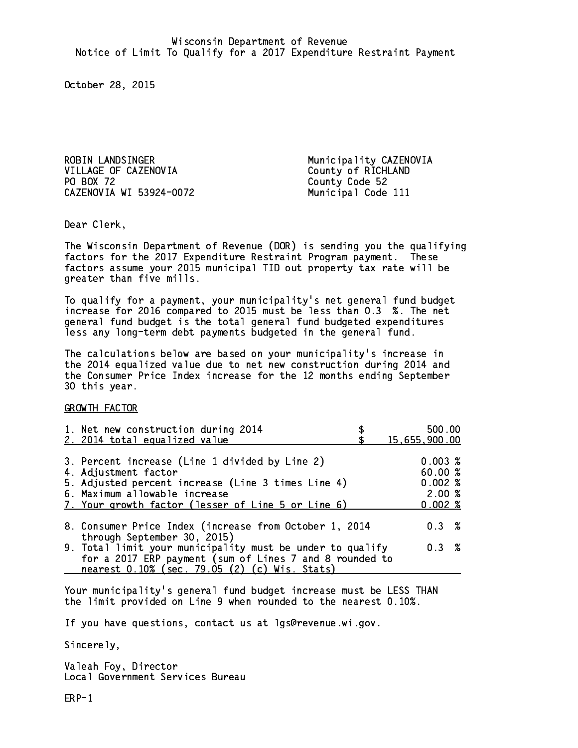Wisconsin Department of Revenue
Notice of Limit To Qualify for a 2017 Expenditure Restraint Payment

October 28, 2015

ROBIN LANDSINGER
VILLAGE OF CAZENOVIA
PO BOX 72
CAZENOVIA WI 53924-0072

Municipality CAZENOVIA
County of RICHLAND
County Code 52
Municipal Code 111

Dear Clerk,

The Wisconsin Department of Revenue (DOR) is sending you the qualifying factors for the 2017 Expenditure Restraint Program payment. These factors assume your 2015 municipal TID out property tax rate will be greater than five mills.

To qualify for a payment, your municipality's net general fund budget increase for 2016 compared to 2015 must be less than 0.3 %. The net general fund budget is the total general fund budgeted expenditures less any long-term debt payments budgeted in the general fund.

The calculations below are based on your municipality's increase in the 2014 equalized value due to net new construction during 2014 and the Consumer Price Index increase for the 12 months ending September 30 this year.

GROWTH FACTOR

| | |
|---|---|
| 1. Net new construction during 2014 | $ 500.00 |
| 2. 2014 total equalized value | $ 15,655,900.00 |
| 3. Percent increase (Line 1 divided by Line 2) | 0.003 % |
| 4. Adjustment factor | 60.00 % |
| 5. Adjusted percent increase (Line 3 times Line 4) | 0.002 % |
| 6. Maximum allowable increase | 2.00 % |
| 7. Your growth factor (lesser of Line 5 or Line 6) | 0.002 % |
| 8. Consumer Price Index (increase from October 1, 2014 through September 30, 2015) | 0.3 % |
| 9. Total limit your municipality must be under to qualify for a 2017 ERP payment (sum of Lines 7 and 8 rounded to nearest 0.10% (sec. 79.05 (2) (c) Wis. Stats) | 0.3 % |

Your municipality's general fund budget increase must be LESS THAN the limit provided on Line 9 when rounded to the nearest 0.10%.

If you have questions, contact us at lgs@revenue.wi.gov.

Sincerely,

Valeah Foy, Director
Local Government Services Bureau

ERP-1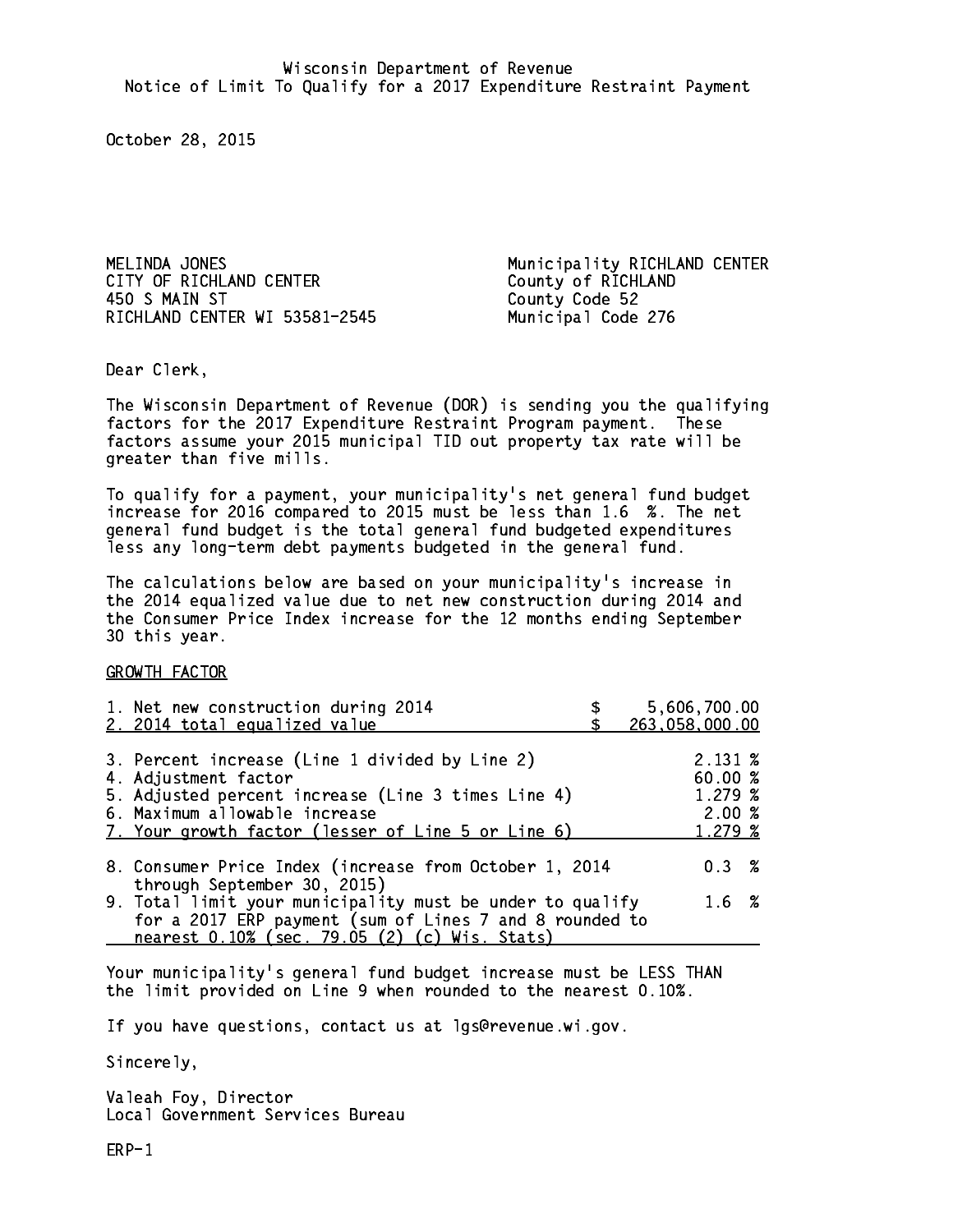Wisconsin Department of Revenue
Notice of Limit To Qualify for a 2017 Expenditure Restraint Payment

October 28, 2015

MELINDA JONES
CITY OF RICHLAND CENTER
450 S MAIN ST
RICHLAND CENTER WI 53581-2545

Municipality RICHLAND CENTER
County of RICHLAND
County Code 52
Municipal Code 276

Dear Clerk,

The Wisconsin Department of Revenue (DOR) is sending you the qualifying factors for the 2017 Expenditure Restraint Program payment. These factors assume your 2015 municipal TID out property tax rate will be greater than five mills.

To qualify for a payment, your municipality's net general fund budget increase for 2016 compared to 2015 must be less than 1.6 %. The net general fund budget is the total general fund budgeted expenditures less any long-term debt payments budgeted in the general fund.

The calculations below are based on your municipality's increase in the 2014 equalized value due to net new construction during 2014 and the Consumer Price Index increase for the 12 months ending September 30 this year.

GROWTH FACTOR

| | |
|---|---|
| 1. Net new construction during 2014 | $ 5,606,700.00 |
| 2. 2014 total equalized value | $ 263,058,000.00 |
| 3. Percent increase (Line 1 divided by Line 2) | 2.131 % |
| 4. Adjustment factor | 60.00 % |
| 5. Adjusted percent increase (Line 3 times Line 4) | 1.279 % |
| 6. Maximum allowable increase | 2.00 % |
| 7. Your growth factor (lesser of Line 5 or Line 6) | 1.279 % |
| 8. Consumer Price Index (increase from October 1, 2014 through September 30, 2015) | 0.3 % |
| 9. Total limit your municipality must be under to qualify for a 2017 ERP payment (sum of Lines 7 and 8 rounded to nearest 0.10% (sec. 79.05 (2) (c) Wis. Stats) | 1.6 % |

Your municipality's general fund budget increase must be LESS THAN the limit provided on Line 9 when rounded to the nearest 0.10%.

If you have questions, contact us at lgs@revenue.wi.gov.

Sincerely,

Valeah Foy, Director
Local Government Services Bureau

ERP-1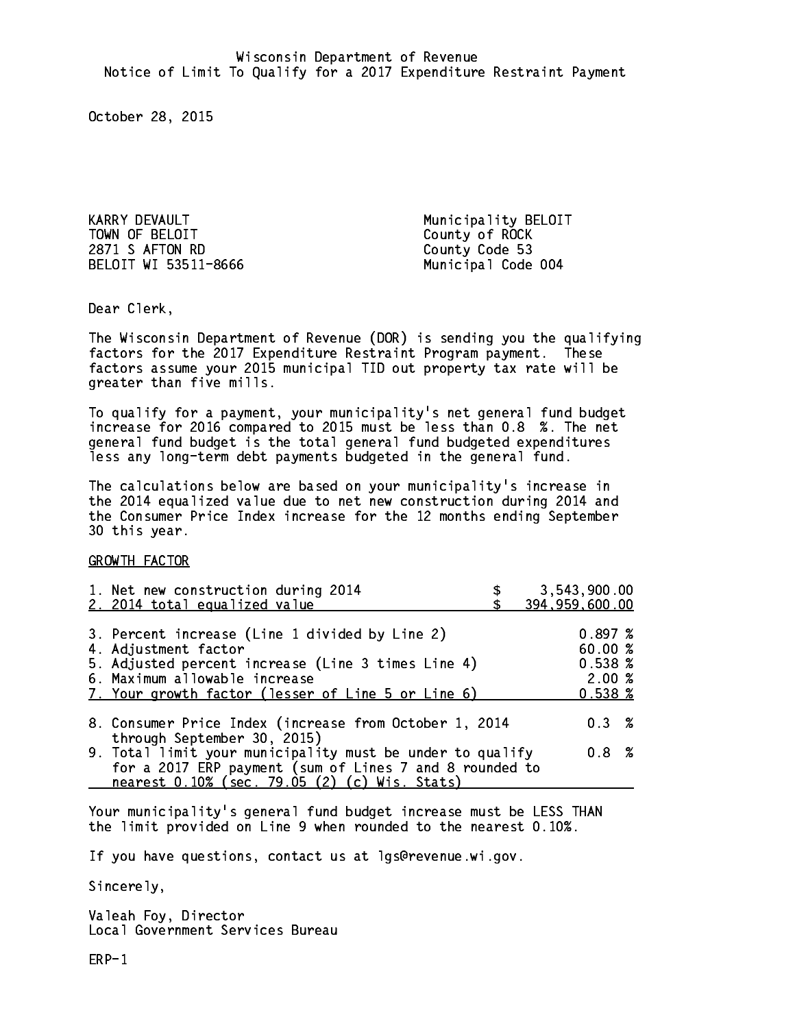Wisconsin Department of Revenue
Notice of Limit To Qualify for a 2017 Expenditure Restraint Payment

October 28, 2015

KARRY DEVAULT
TOWN OF BELOIT
2871 S AFTON RD
BELOIT WI 53511-8666

Municipality BELOIT
County of ROCK
County Code 53
Municipal Code 004

Dear Clerk,

The Wisconsin Department of Revenue (DOR) is sending you the qualifying factors for the 2017 Expenditure Restraint Program payment. These factors assume your 2015 municipal TID out property tax rate will be greater than five mills.

To qualify for a payment, your municipality's net general fund budget increase for 2016 compared to 2015 must be less than 0.8 %. The net general fund budget is the total general fund budgeted expenditures less any long-term debt payments budgeted in the general fund.

The calculations below are based on your municipality's increase in the 2014 equalized value due to net new construction during 2014 and the Consumer Price Index increase for the 12 months ending September 30 this year.

GROWTH FACTOR

| | |
|---|---|
| 1. Net new construction during 2014 | $ 3,543,900.00 |
| 2. 2014 total equalized value | $ 394,959,600.00 |
| 3. Percent increase (Line 1 divided by Line 2) | 0.897 % |
| 4. Adjustment factor | 60.00 % |
| 5. Adjusted percent increase (Line 3 times Line 4) | 0.538 % |
| 6. Maximum allowable increase | 2.00 % |
| 7. Your growth factor (lesser of Line 5 or Line 6) | 0.538 % |
| 8. Consumer Price Index (increase from October 1, 2014 through September 30, 2015) | 0.3 % |
| 9. Total limit your municipality must be under to qualify for a 2017 ERP payment (sum of Lines 7 and 8 rounded to nearest 0.10% (sec. 79.05 (2) (c) Wis. Stats) | 0.8 % |

Your municipality's general fund budget increase must be LESS THAN the limit provided on Line 9 when rounded to the nearest 0.10%.

If you have questions, contact us at lgs@revenue.wi.gov.

Sincerely,

Valeah Foy, Director
Local Government Services Bureau

ERP-1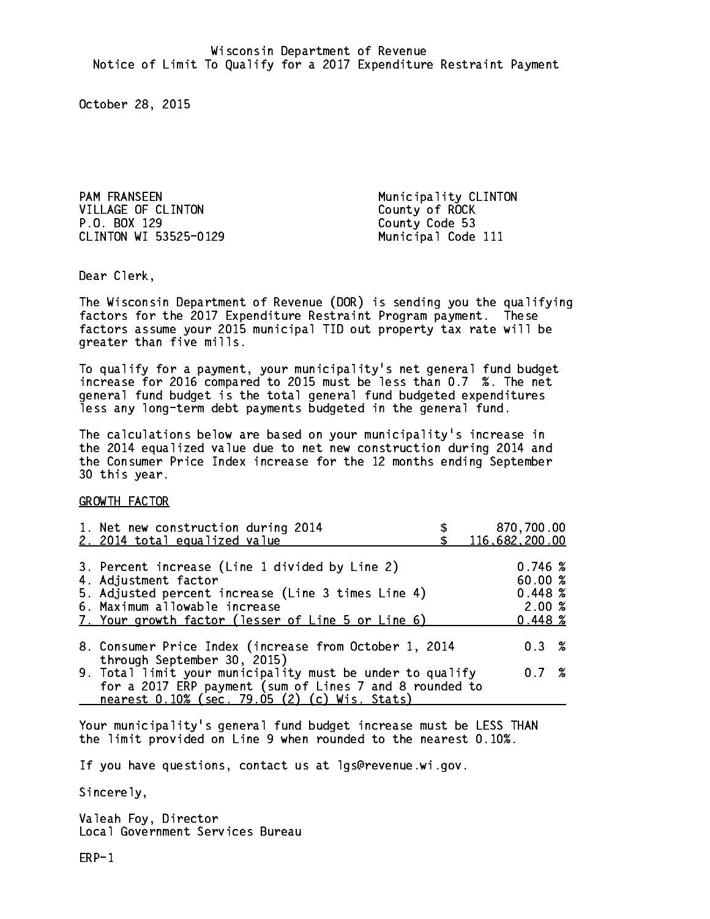Wisconsin Department of Revenue
Notice of Limit To Qualify for a 2017 Expenditure Restraint Payment

October 28, 2015

PAM FRANSEEN
VILLAGE OF CLINTON
P.O. BOX 129
CLINTON WI 53525-0129

Municipality CLINTON
County of ROCK
County Code 53
Municipal Code 111

Dear Clerk,

The Wisconsin Department of Revenue (DOR) is sending you the qualifying factors for the 2017 Expenditure Restraint Program payment. These factors assume your 2015 municipal TID out property tax rate will be greater than five mills.

To qualify for a payment, your municipality's net general fund budget increase for 2016 compared to 2015 must be less than 0.7 %. The net general fund budget is the total general fund budgeted expenditures less any long-term debt payments budgeted in the general fund.

The calculations below are based on your municipality's increase in the 2014 equalized value due to net new construction during 2014 and the Consumer Price Index increase for the 12 months ending September 30 this year.

GROWTH FACTOR

| | |
|---|---|
| 1. Net new construction during 2014 | $ 870,700.00 |
| 2. 2014 total equalized value | $ 116,682,200.00 |
| 3. Percent increase (Line 1 divided by Line 2) | 0.746 % |
| 4. Adjustment factor | 60.00 % |
| 5. Adjusted percent increase (Line 3 times Line 4) | 0.448 % |
| 6. Maximum allowable increase | 2.00 % |
| 7. Your growth factor (lesser of Line 5 or Line 6) | 0.448 % |
| 8. Consumer Price Index (increase from October 1, 2014 through September 30, 2015) | 0.3 % |
| 9. Total limit your municipality must be under to qualify for a 2017 ERP payment (sum of Lines 7 and 8 rounded to nearest 0.10% (sec. 79.05 (2) (c) Wis. Stats) | 0.7 % |

Your municipality's general fund budget increase must be LESS THAN the limit provided on Line 9 when rounded to the nearest 0.10%.

If you have questions, contact us at lgs@revenue.wi.gov.

Sincerely,

Valeah Foy, Director
Local Government Services Bureau

ERP-1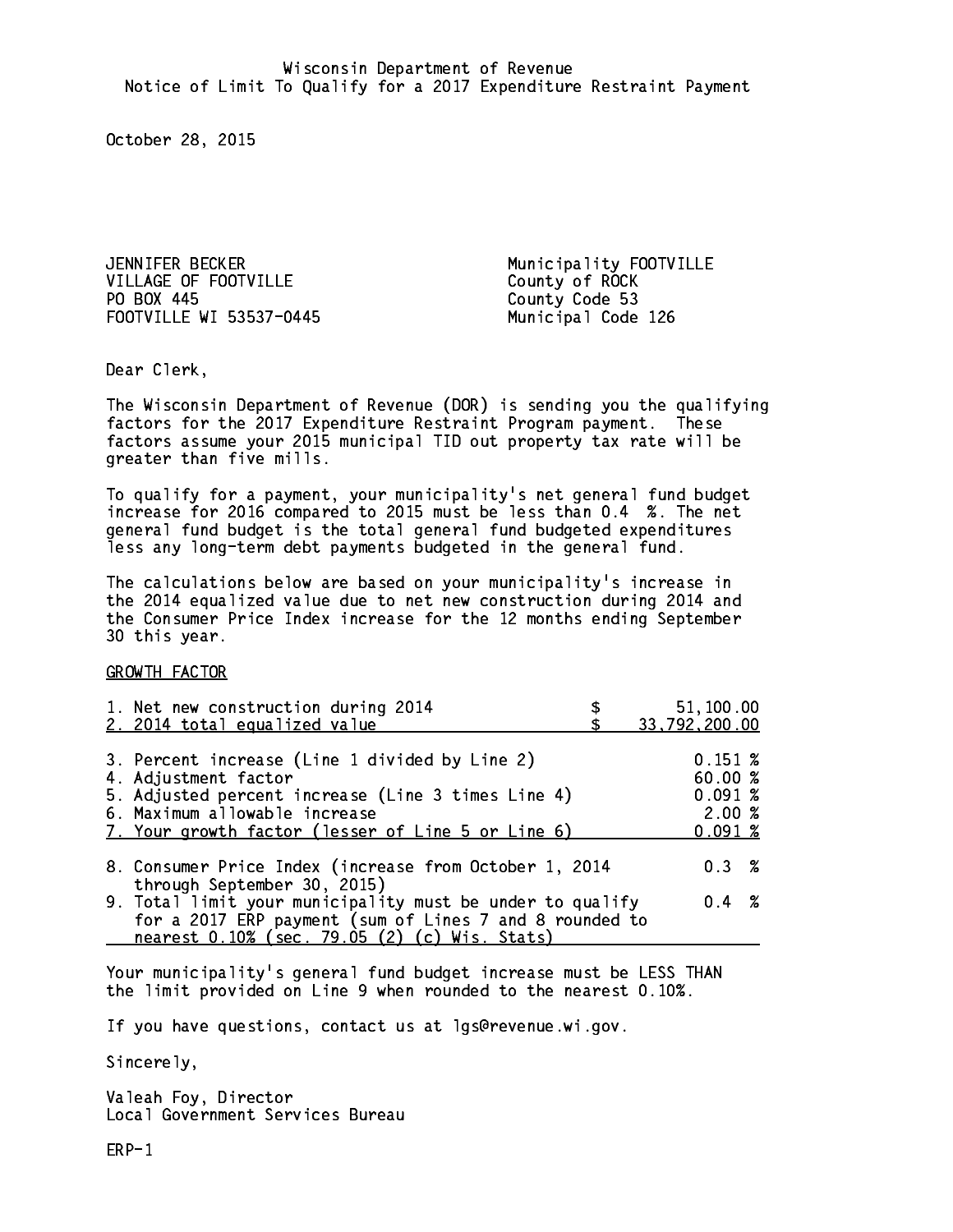Wisconsin Department of Revenue
Notice of Limit To Qualify for a 2017 Expenditure Restraint Payment

October 28, 2015

JENNIFER BECKER
VILLAGE OF FOOTVILLE
PO BOX 445
FOOTVILLE WI 53537-0445

Municipality FOOTVILLE
County of ROCK
County Code 53
Municipal Code 126

Dear Clerk,

The Wisconsin Department of Revenue (DOR) is sending you the qualifying factors for the 2017 Expenditure Restraint Program payment. These factors assume your 2015 municipal TID out property tax rate will be greater than five mills.

To qualify for a payment, your municipality's net general fund budget increase for 2016 compared to 2015 must be less than 0.4 %. The net general fund budget is the total general fund budgeted expenditures less any long-term debt payments budgeted in the general fund.

The calculations below are based on your municipality's increase in the 2014 equalized value due to net new construction during 2014 and the Consumer Price Index increase for the 12 months ending September 30 this year.

GROWTH FACTOR

| | |
|---|---|
| 1. Net new construction during 2014 | $ 51,100.00 |
| 2. 2014 total equalized value | $ 33,792,200.00 |
| 3. Percent increase (Line 1 divided by Line 2) | 0.151 % |
| 4. Adjustment factor | 60.00 % |
| 5. Adjusted percent increase (Line 3 times Line 4) | 0.091 % |
| 6. Maximum allowable increase | 2.00 % |
| 7. Your growth factor (lesser of Line 5 or Line 6) | 0.091 % |
| 8. Consumer Price Index (increase from October 1, 2014 through September 30, 2015) | 0.3 % |
| 9. Total limit your municipality must be under to qualify for a 2017 ERP payment (sum of Lines 7 and 8 rounded to nearest 0.10% (sec. 79.05 (2) (c) Wis. Stats) | 0.4 % |

Your municipality's general fund budget increase must be LESS THAN the limit provided on Line 9 when rounded to the nearest 0.10%.

If you have questions, contact us at lgs@revenue.wi.gov.

Sincerely,

Valeah Foy, Director
Local Government Services Bureau

ERP-1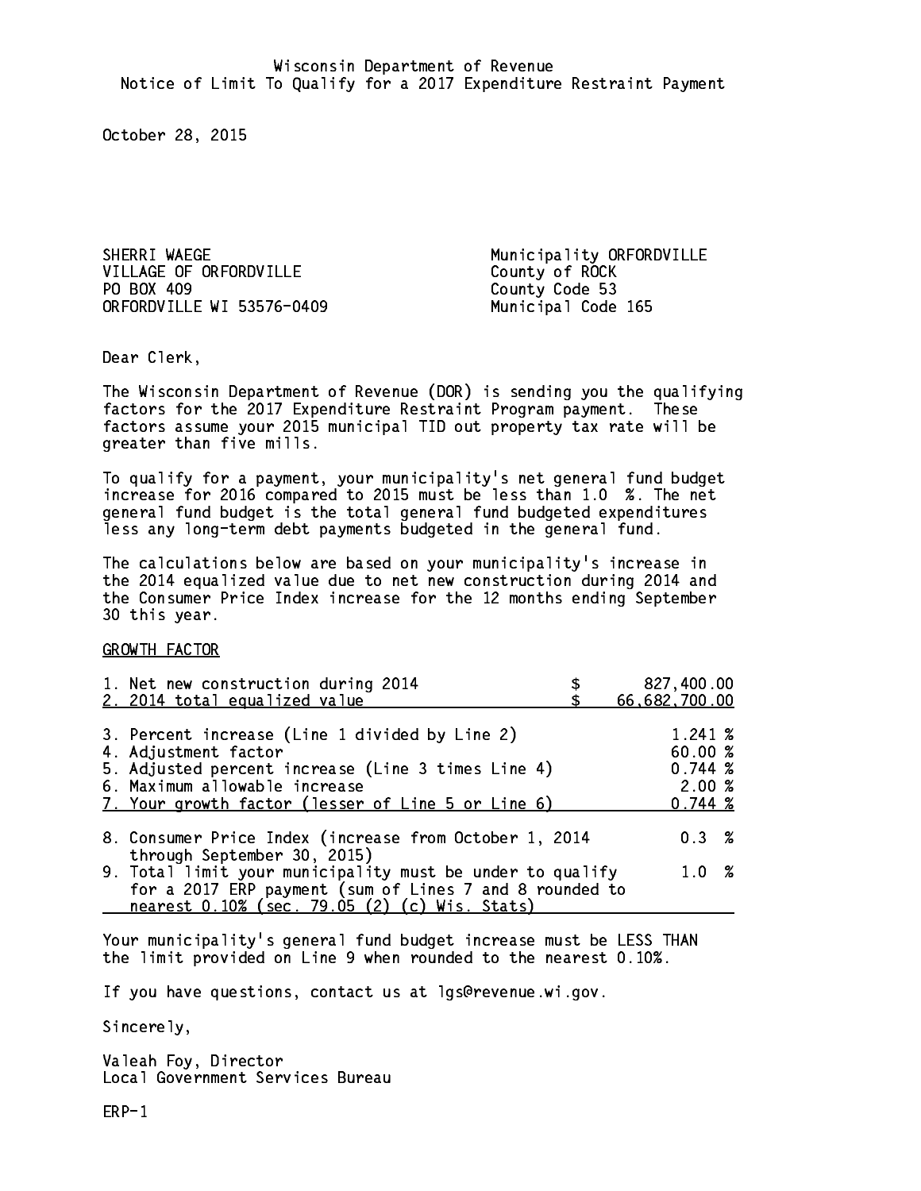Wisconsin Department of Revenue
Notice of Limit To Qualify for a 2017 Expenditure Restraint Payment

October 28, 2015

SHERRI WAEGE
VILLAGE OF ORFORDVILLE
PO BOX 409
ORFORDVILLE WI 53576-0409

Municipality ORFORDVILLE
County of ROCK
County Code 53
Municipal Code 165

Dear Clerk,

The Wisconsin Department of Revenue (DOR) is sending you the qualifying factors for the 2017 Expenditure Restraint Program payment. These factors assume your 2015 municipal TID out property tax rate will be greater than five mills.

To qualify for a payment, your municipality's net general fund budget increase for 2016 compared to 2015 must be less than 1.0 %. The net general fund budget is the total general fund budgeted expenditures less any long-term debt payments budgeted in the general fund.

The calculations below are based on your municipality's increase in the 2014 equalized value due to net new construction during 2014 and the Consumer Price Index increase for the 12 months ending September 30 this year.

GROWTH FACTOR

| | |
|---|---|
| 1. Net new construction during 2014 | $ 827,400.00 |
| 2. 2014 total equalized value | $ 66,682,700.00 |
| 3. Percent increase (Line 1 divided by Line 2) | 1.241 % |
| 4. Adjustment factor | 60.00 % |
| 5. Adjusted percent increase (Line 3 times Line 4) | 0.744 % |
| 6. Maximum allowable increase | 2.00 % |
| 7. Your growth factor (lesser of Line 5 or Line 6) | 0.744 % |
| 8. Consumer Price Index (increase from October 1, 2014 through September 30, 2015) | 0.3 % |
| 9. Total limit your municipality must be under to qualify for a 2017 ERP payment (sum of Lines 7 and 8 rounded to nearest 0.10% (sec. 79.05 (2) (c) Wis. Stats) | 1.0 % |

Your municipality's general fund budget increase must be LESS THAN the limit provided on Line 9 when rounded to the nearest 0.10%.

If you have questions, contact us at lgs@revenue.wi.gov.

Sincerely,

Valeah Foy, Director
Local Government Services Bureau

ERP-1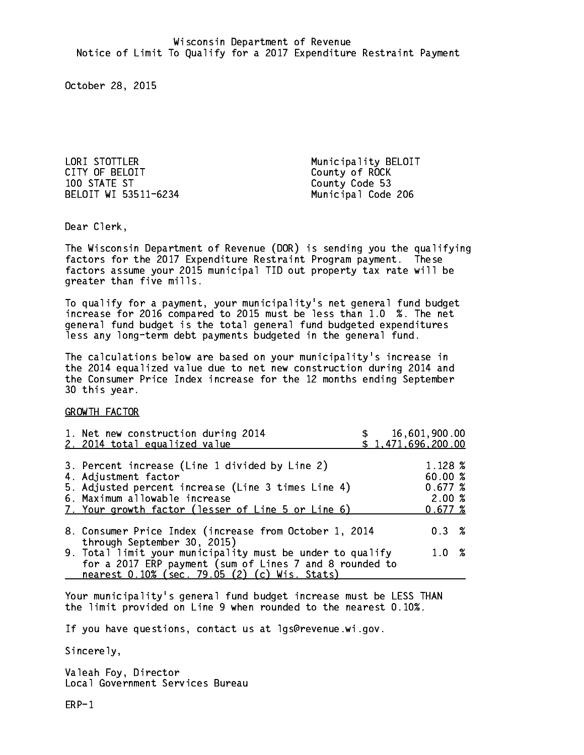Wisconsin Department of Revenue
Notice of Limit To Qualify for a 2017 Expenditure Restraint Payment

October 28, 2015

LORI STOTTLER
CITY OF BELOIT
100 STATE ST
BELOIT WI 53511-6234

Municipality BELOIT
County of ROCK
County Code 53
Municipal Code 206

Dear Clerk,

The Wisconsin Department of Revenue (DOR) is sending you the qualifying factors for the 2017 Expenditure Restraint Program payment. These factors assume your 2015 municipal TID out property tax rate will be greater than five mills.

To qualify for a payment, your municipality's net general fund budget increase for 2016 compared to 2015 must be less than 1.0 %. The net general fund budget is the total general fund budgeted expenditures less any long-term debt payments budgeted in the general fund.

The calculations below are based on your municipality's increase in the 2014 equalized value due to net new construction during 2014 and the Consumer Price Index increase for the 12 months ending September 30 this year.

GROWTH FACTOR

| | |
|---|---|
| 1. Net new construction during 2014 | $ 16,601,900.00 |
| 2. 2014 total equalized value | $ 1,471,696,200.00 |
| 3. Percent increase (Line 1 divided by Line 2) | 1.128 % |
| 4. Adjustment factor | 60.00 % |
| 5. Adjusted percent increase (Line 3 times Line 4) | 0.677 % |
| 6. Maximum allowable increase | 2.00 % |
| 7. Your growth factor (lesser of Line 5 or Line 6) | 0.677 % |
| 8. Consumer Price Index (increase from October 1, 2014 through September 30, 2015) | 0.3 % |
| 9. Total limit your municipality must be under to qualify for a 2017 ERP payment (sum of Lines 7 and 8 rounded to nearest 0.10% (sec. 79.05 (2) (c) Wis. Stats) | 1.0 % |

Your municipality's general fund budget increase must be LESS THAN the limit provided on Line 9 when rounded to the nearest 0.10%.

If you have questions, contact us at lgs@revenue.wi.gov.

Sincerely,

Valeah Foy, Director
Local Government Services Bureau

ERP-1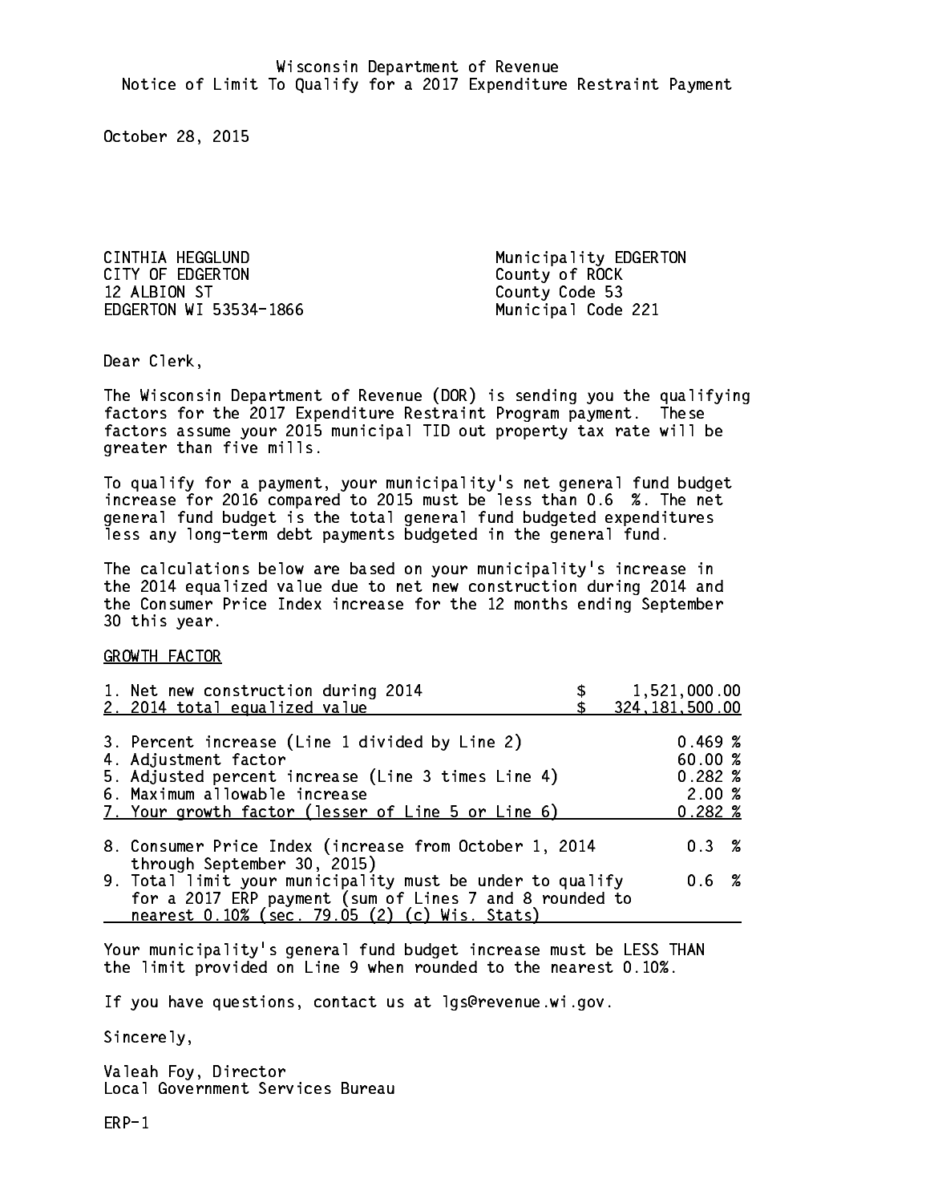Wisconsin Department of Revenue
Notice of Limit To Qualify for a 2017 Expenditure Restraint Payment

October 28, 2015

CINTHIA HEGGLUND
CITY OF EDGERTON
12 ALBION ST
EDGERTON WI 53534-1866

Municipality EDGERTON
County of ROCK
County Code 53
Municipal Code 221

Dear Clerk,

The Wisconsin Department of Revenue (DOR) is sending you the qualifying factors for the 2017 Expenditure Restraint Program payment. These factors assume your 2015 municipal TID out property tax rate will be greater than five mills.

To qualify for a payment, your municipality's net general fund budget increase for 2016 compared to 2015 must be less than 0.6 %. The net general fund budget is the total general fund budgeted expenditures less any long-term debt payments budgeted in the general fund.

The calculations below are based on your municipality's increase in the 2014 equalized value due to net new construction during 2014 and the Consumer Price Index increase for the 12 months ending September 30 this year.

GROWTH FACTOR

| | |
|---|---|
| 1. Net new construction during 2014 | $ 1,521,000.00 |
| 2. 2014 total equalized value | $ 324,181,500.00 |
| 3. Percent increase (Line 1 divided by Line 2) | 0.469 % |
| 4. Adjustment factor | 60.00 % |
| 5. Adjusted percent increase (Line 3 times Line 4) | 0.282 % |
| 6. Maximum allowable increase | 2.00 % |
| 7. Your growth factor (lesser of Line 5 or Line 6) | 0.282 % |
| 8. Consumer Price Index (increase from October 1, 2014 through September 30, 2015) | 0.3 % |
| 9. Total limit your municipality must be under to qualify for a 2017 ERP payment (sum of Lines 7 and 8 rounded to nearest 0.10% (sec. 79.05 (2) (c) Wis. Stats) | 0.6 % |

Your municipality's general fund budget increase must be LESS THAN the limit provided on Line 9 when rounded to the nearest 0.10%.

If you have questions, contact us at lgs@revenue.wi.gov.

Sincerely,

Valeah Foy, Director
Local Government Services Bureau

ERP-1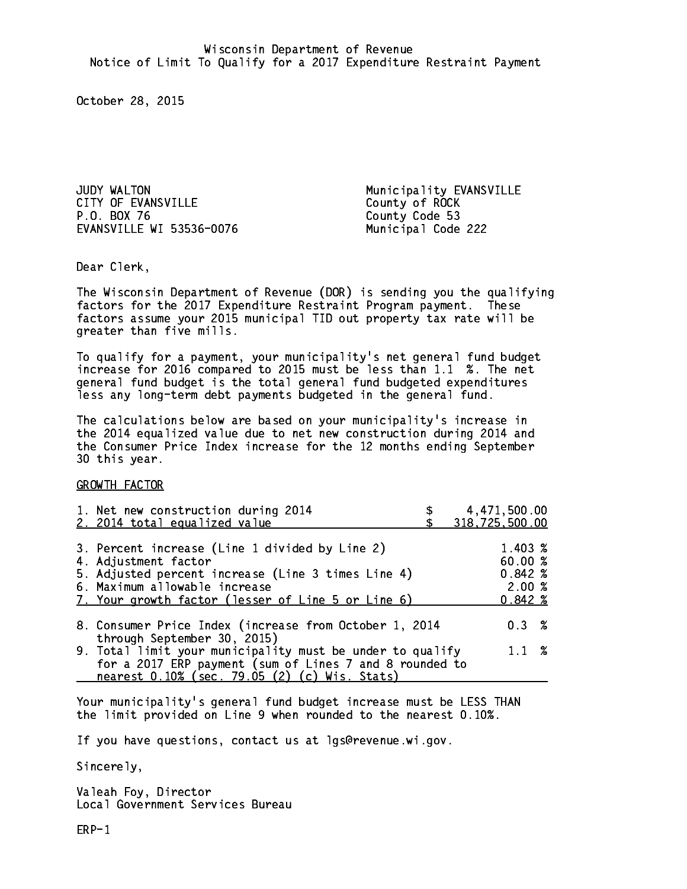Wisconsin Department of Revenue
Notice of Limit To Qualify for a 2017 Expenditure Restraint Payment

October 28, 2015

JUDY WALTON
CITY OF EVANSVILLE
P.O. BOX 76
EVANSVILLE WI 53536-0076

Municipality EVANSVILLE
County of ROCK
County Code 53
Municipal Code 222

Dear Clerk,

The Wisconsin Department of Revenue (DOR) is sending you the qualifying factors for the 2017 Expenditure Restraint Program payment. These factors assume your 2015 municipal TID out property tax rate will be greater than five mills.

To qualify for a payment, your municipality's net general fund budget increase for 2016 compared to 2015 must be less than 1.1 %. The net general fund budget is the total general fund budgeted expenditures less any long-term debt payments budgeted in the general fund.

The calculations below are based on your municipality's increase in the 2014 equalized value due to net new construction during 2014 and the Consumer Price Index increase for the 12 months ending September 30 this year.

GROWTH FACTOR

| | |
|---|---|
| 1. Net new construction during 2014 | $ 4,471,500.00 |
| 2. 2014 total equalized value | $ 318,725,500.00 |
| 3. Percent increase (Line 1 divided by Line 2) | 1.403 % |
| 4. Adjustment factor | 60.00 % |
| 5. Adjusted percent increase (Line 3 times Line 4) | 0.842 % |
| 6. Maximum allowable increase | 2.00 % |
| 7. Your growth factor (lesser of Line 5 or Line 6) | 0.842 % |
| 8. Consumer Price Index (increase from October 1, 2014 through September 30, 2015) | 0.3 % |
| 9. Total limit your municipality must be under to qualify for a 2017 ERP payment (sum of Lines 7 and 8 rounded to nearest 0.10% (sec. 79.05 (2) (c) Wis. Stats) | 1.1 % |

Your municipality's general fund budget increase must be LESS THAN the limit provided on Line 9 when rounded to the nearest 0.10%.

If you have questions, contact us at lgs@revenue.wi.gov.

Sincerely,

Valeah Foy, Director
Local Government Services Bureau

ERP-1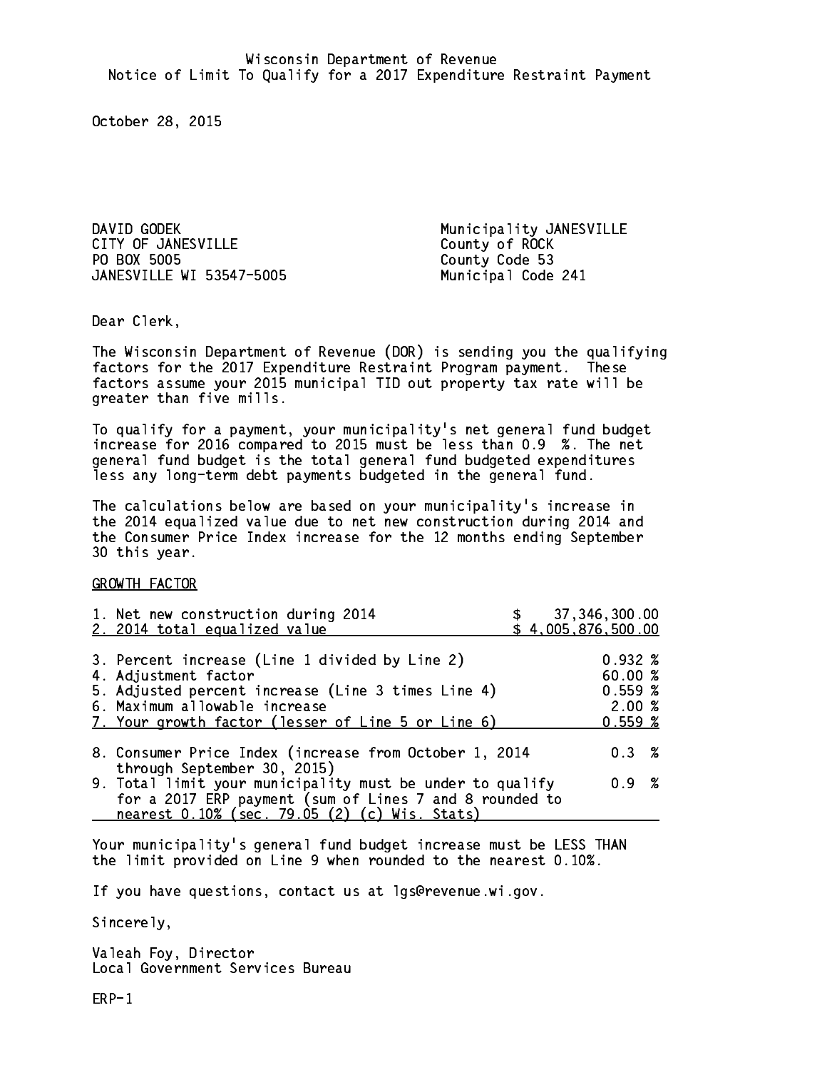Wisconsin Department of Revenue
Notice of Limit To Qualify for a 2017 Expenditure Restraint Payment

October 28, 2015

DAVID GODEK
CITY OF JANESVILLE
PO BOX 5005
JANESVILLE WI 53547-5005

Municipality JANESVILLE
County of ROCK
County Code 53
Municipal Code 241

Dear Clerk,

The Wisconsin Department of Revenue (DOR) is sending you the qualifying factors for the 2017 Expenditure Restraint Program payment. These factors assume your 2015 municipal TID out property tax rate will be greater than five mills.

To qualify for a payment, your municipality's net general fund budget increase for 2016 compared to 2015 must be less than 0.9 %. The net general fund budget is the total general fund budgeted expenditures less any long-term debt payments budgeted in the general fund.

The calculations below are based on your municipality's increase in the 2014 equalized value due to net new construction during 2014 and the Consumer Price Index increase for the 12 months ending September 30 this year.

GROWTH FACTOR

| | |
|---|---|
| 1. Net new construction during 2014 | $ 37,346,300.00 |
| 2. 2014 total equalized value | $ 4,005,876,500.00 |
| 3. Percent increase (Line 1 divided by Line 2) | 0.932 % |
| 4. Adjustment factor | 60.00 % |
| 5. Adjusted percent increase (Line 3 times Line 4) | 0.559 % |
| 6. Maximum allowable increase | 2.00 % |
| 7. Your growth factor (lesser of Line 5 or Line 6) | 0.559 % |
| 8. Consumer Price Index (increase from October 1, 2014 through September 30, 2015) | 0.3 % |
| 9. Total limit your municipality must be under to qualify for a 2017 ERP payment (sum of Lines 7 and 8 rounded to nearest 0.10% (sec. 79.05 (2) (c) Wis. Stats) | 0.9 % |

Your municipality's general fund budget increase must be LESS THAN the limit provided on Line 9 when rounded to the nearest 0.10%.

If you have questions, contact us at lgs@revenue.wi.gov.

Sincerely,

Valeah Foy, Director
Local Government Services Bureau

ERP-1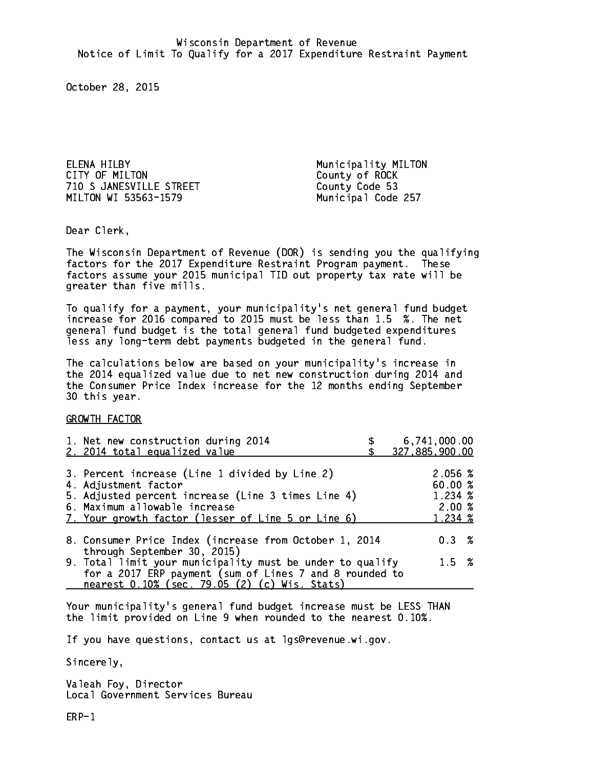Wisconsin Department of Revenue
Notice of Limit To Qualify for a 2017 Expenditure Restraint Payment

October 28, 2015

ELENA HILBY
CITY OF MILTON
710 S JANESVILLE STREET
MILTON WI 53563-1579

Municipality MILTON
County of ROCK
County Code 53
Municipal Code 257

Dear Clerk,

The Wisconsin Department of Revenue (DOR) is sending you the qualifying factors for the 2017 Expenditure Restraint Program payment. These factors assume your 2015 municipal TID out property tax rate will be greater than five mills.

To qualify for a payment, your municipality's net general fund budget increase for 2016 compared to 2015 must be less than 1.5 %. The net general fund budget is the total general fund budgeted expenditures less any long-term debt payments budgeted in the general fund.

The calculations below are based on your municipality's increase in the 2014 equalized value due to net new construction during 2014 and the Consumer Price Index increase for the 12 months ending September 30 this year.

GROWTH FACTOR

| | |
|---|---|
| 1. Net new construction during 2014 | $ 6,741,000.00 |
| 2. 2014 total equalized value | $ 327,885,900.00 |
| 3. Percent increase (Line 1 divided by Line 2) | 2.056 % |
| 4. Adjustment factor | 60.00 % |
| 5. Adjusted percent increase (Line 3 times Line 4) | 1.234 % |
| 6. Maximum allowable increase | 2.00 % |
| 7. Your growth factor (lesser of Line 5 or Line 6) | 1.234 % |
| 8. Consumer Price Index (increase from October 1, 2014 through September 30, 2015) | 0.3 % |
| 9. Total limit your municipality must be under to qualify for a 2017 ERP payment (sum of Lines 7 and 8 rounded to nearest 0.10% (sec. 79.05 (2) (c) Wis. Stats) | 1.5 % |

Your municipality's general fund budget increase must be LESS THAN the limit provided on Line 9 when rounded to the nearest 0.10%.

If you have questions, contact us at lgs@revenue.wi.gov.

Sincerely,

Valeah Foy, Director
Local Government Services Bureau

ERP-1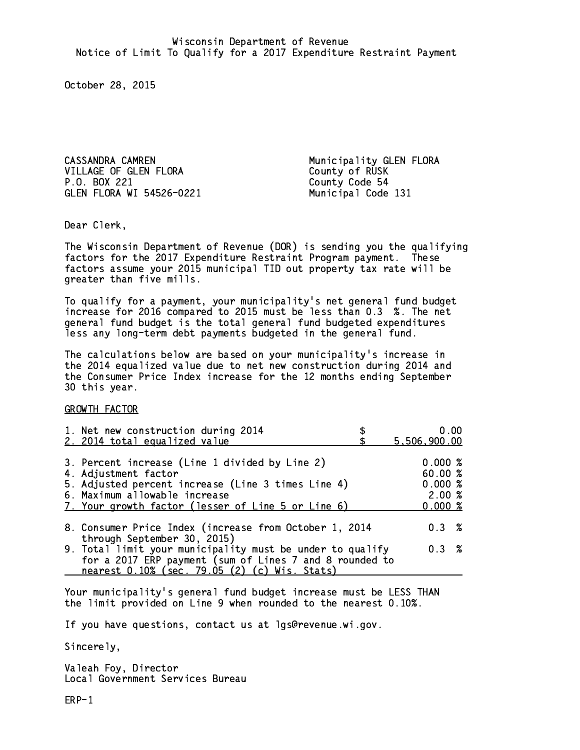Wisconsin Department of Revenue
Notice of Limit To Qualify for a 2017 Expenditure Restraint Payment

October 28, 2015

CASSANDRA CAMREN
VILLAGE OF GLEN FLORA
P.O. BOX 221
GLEN FLORA WI 54526-0221

Municipality GLEN FLORA
County of RUSK
County Code 54
Municipal Code 131

Dear Clerk,

The Wisconsin Department of Revenue (DOR) is sending you the qualifying factors for the 2017 Expenditure Restraint Program payment. These factors assume your 2015 municipal TID out property tax rate will be greater than five mills.

To qualify for a payment, your municipality's net general fund budget increase for 2016 compared to 2015 must be less than 0.3 %. The net general fund budget is the total general fund budgeted expenditures less any long-term debt payments budgeted in the general fund.

The calculations below are based on your municipality's increase in the 2014 equalized value due to net new construction during 2014 and the Consumer Price Index increase for the 12 months ending September 30 this year.

GROWTH FACTOR

| | |
|---|---|
| 1. Net new construction during 2014 | $ 0.00 |
| 2. 2014 total equalized value | $ 5,506,900.00 |
| 3. Percent increase (Line 1 divided by Line 2) | 0.000 % |
| 4. Adjustment factor | 60.00 % |
| 5. Adjusted percent increase (Line 3 times Line 4) | 0.000 % |
| 6. Maximum allowable increase | 2.00 % |
| 7. Your growth factor (lesser of Line 5 or Line 6) | 0.000 % |
| 8. Consumer Price Index (increase from October 1, 2014 through September 30, 2015) | 0.3 % |
| 9. Total limit your municipality must be under to qualify for a 2017 ERP payment (sum of Lines 7 and 8 rounded to nearest 0.10% (sec. 79.05 (2) (c) Wis. Stats) | 0.3 % |

Your municipality's general fund budget increase must be LESS THAN the limit provided on Line 9 when rounded to the nearest 0.10%.

If you have questions, contact us at lgs@revenue.wi.gov.

Sincerely,

Valeah Foy, Director
Local Government Services Bureau

ERP-1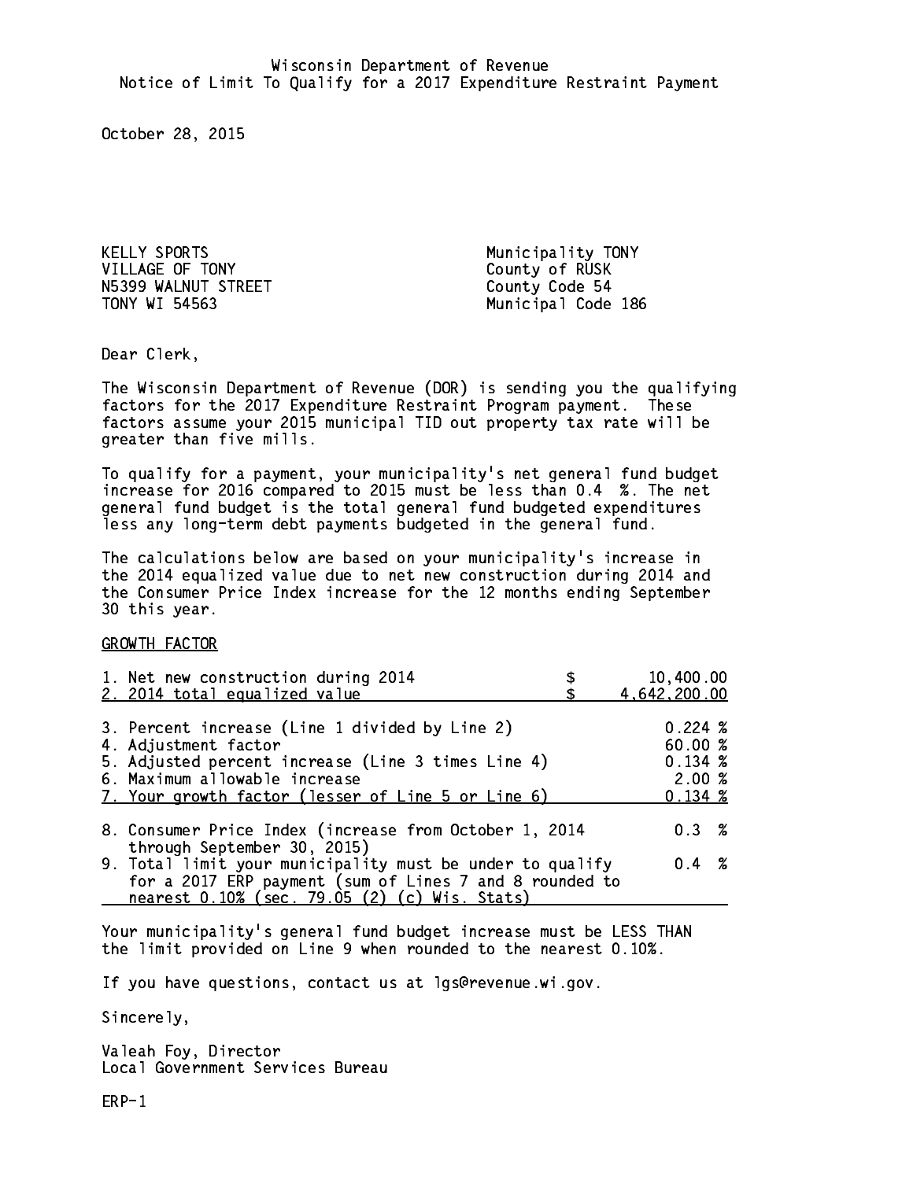Wisconsin Department of Revenue
Notice of Limit To Qualify for a 2017 Expenditure Restraint Payment

October 28, 2015

KELLY SPORTS
VILLAGE OF TONY
N5399 WALNUT STREET
TONY WI 54563

Municipality TONY
County of RUSK
County Code 54
Municipal Code 186

Dear Clerk,

The Wisconsin Department of Revenue (DOR) is sending you the qualifying factors for the 2017 Expenditure Restraint Program payment. These factors assume your 2015 municipal TID out property tax rate will be greater than five mills.

To qualify for a payment, your municipality's net general fund budget increase for 2016 compared to 2015 must be less than 0.4 %. The net general fund budget is the total general fund budgeted expenditures less any long-term debt payments budgeted in the general fund.

The calculations below are based on your municipality's increase in the 2014 equalized value due to net new construction during 2014 and the Consumer Price Index increase for the 12 months ending September 30 this year.

GROWTH FACTOR

| | | |
|---|---|---|
| 1. Net new construction during 2014 | $ | 10,400.00 |
| 2. 2014 total equalized value | $ | 4,642,200.00 |
| 3. Percent increase (Line 1 divided by Line 2) | | 0.224 % |
| 4. Adjustment factor | | 60.00 % |
| 5. Adjusted percent increase (Line 3 times Line 4) | | 0.134 % |
| 6. Maximum allowable increase | | 2.00 % |
| 7. Your growth factor (lesser of Line 5 or Line 6) | | 0.134 % |
| 8. Consumer Price Index (increase from October 1, 2014 through September 30, 2015) | | 0.3 % |
| 9. Total limit your municipality must be under to qualify for a 2017 ERP payment (sum of Lines 7 and 8 rounded to nearest 0.10% (sec. 79.05 (2) (c) Wis. Stats) | | 0.4 % |

Your municipality's general fund budget increase must be LESS THAN the limit provided on Line 9 when rounded to the nearest 0.10%.

If you have questions, contact us at lgs@revenue.wi.gov.

Sincerely,

Valeah Foy, Director
Local Government Services Bureau

ERP-1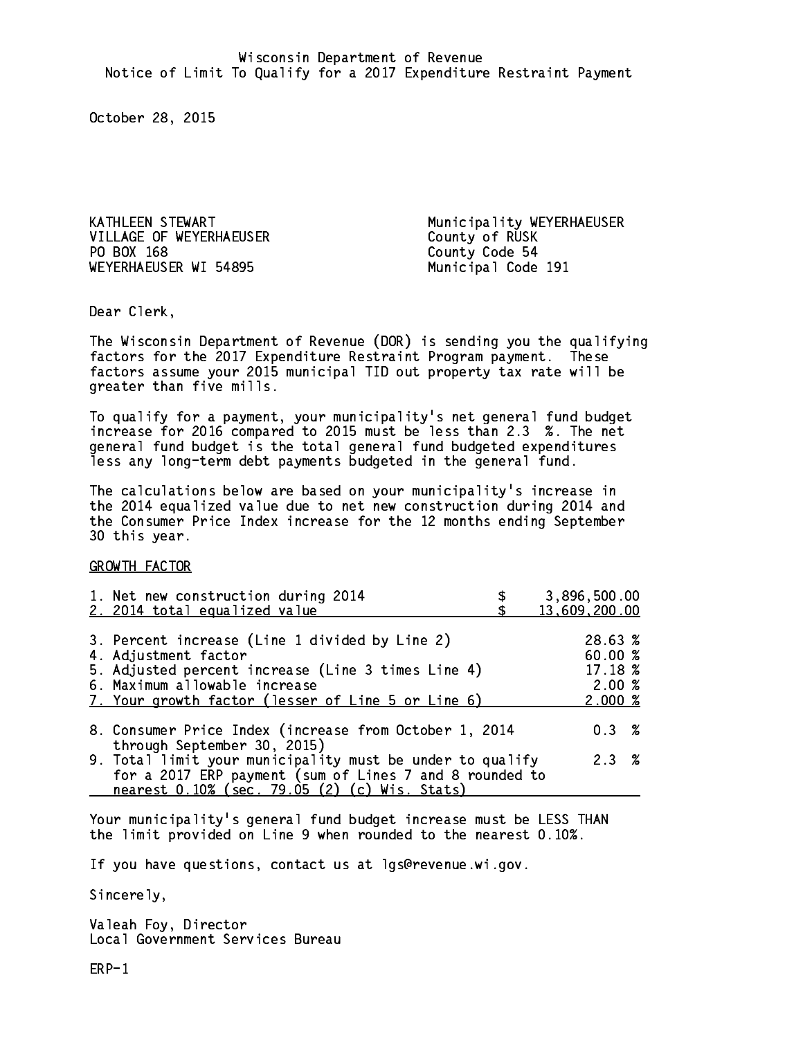Wisconsin Department of Revenue
Notice of Limit To Qualify for a 2017 Expenditure Restraint Payment

October 28, 2015

KATHLEEN STEWART
VILLAGE OF WEYERHAEUSER
PO BOX 168
WEYERHAEUSER WI 54895

Municipality WEYERHAEUSER
County of RUSK
County Code 54
Municipal Code 191

Dear Clerk,

The Wisconsin Department of Revenue (DOR) is sending you the qualifying factors for the 2017 Expenditure Restraint Program payment. These factors assume your 2015 municipal TID out property tax rate will be greater than five mills.

To qualify for a payment, your municipality's net general fund budget increase for 2016 compared to 2015 must be less than 2.3 %. The net general fund budget is the total general fund budgeted expenditures less any long-term debt payments budgeted in the general fund.

The calculations below are based on your municipality's increase in the 2014 equalized value due to net new construction during 2014 and the Consumer Price Index increase for the 12 months ending September 30 this year.

GROWTH FACTOR

| | | |
|---|---|---|
| 1. Net new construction during 2014 | $ | 3,896,500.00 |
| 2. 2014 total equalized value | $ | 13,609,200.00 |
| 3. Percent increase (Line 1 divided by Line 2) | | 28.63 % |
| 4. Adjustment factor | | 60.00 % |
| 5. Adjusted percent increase (Line 3 times Line 4) | | 17.18 % |
| 6. Maximum allowable increase | | 2.00 % |
| 7. Your growth factor (lesser of Line 5 or Line 6) | | 2.000 % |
| 8. Consumer Price Index (increase from October 1, 2014 through September 30, 2015) | | 0.3 % |
| 9. Total limit your municipality must be under to qualify for a 2017 ERP payment (sum of Lines 7 and 8 rounded to nearest 0.10% (sec. 79.05 (2) (c) Wis. Stats) | | 2.3 % |

Your municipality's general fund budget increase must be LESS THAN the limit provided on Line 9 when rounded to the nearest 0.10%.

If you have questions, contact us at lgs@revenue.wi.gov.

Sincerely,

Valeah Foy, Director
Local Government Services Bureau

ERP-1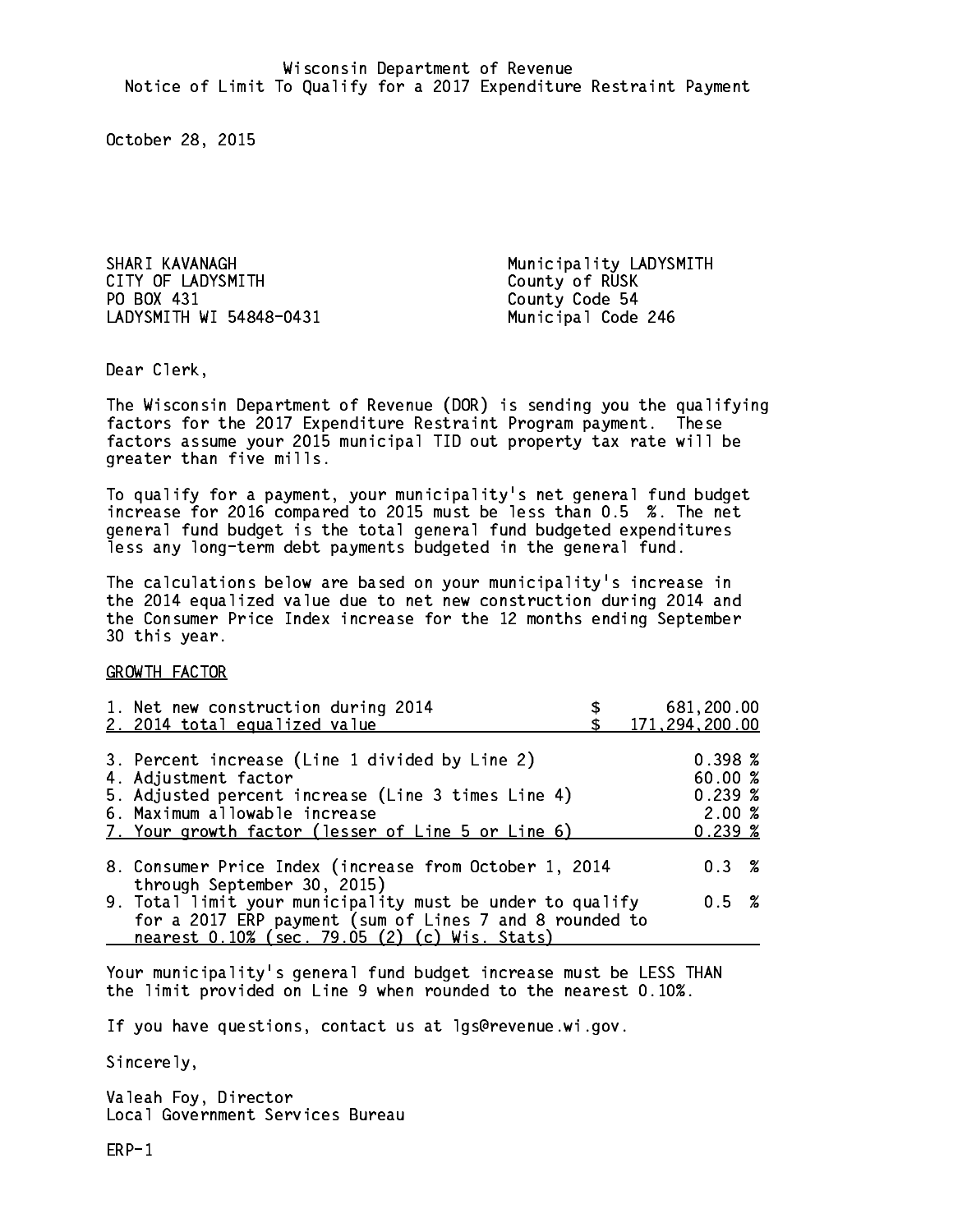Wisconsin Department of Revenue
Notice of Limit To Qualify for a 2017 Expenditure Restraint Payment

October 28, 2015

SHARI KAVANAGH
CITY OF LADYSMITH
PO BOX 431
LADYSMITH WI 54848-0431

Municipality LADYSMITH
County of RUSK
County Code 54
Municipal Code 246

Dear Clerk,

The Wisconsin Department of Revenue (DOR) is sending you the qualifying factors for the 2017 Expenditure Restraint Program payment. These factors assume your 2015 municipal TID out property tax rate will be greater than five mills.

To qualify for a payment, your municipality's net general fund budget increase for 2016 compared to 2015 must be less than 0.5 %. The net general fund budget is the total general fund budgeted expenditures less any long-term debt payments budgeted in the general fund.

The calculations below are based on your municipality's increase in the 2014 equalized value due to net new construction during 2014 and the Consumer Price Index increase for the 12 months ending September 30 this year.

GROWTH FACTOR

| | |
|---|---|
| 1. Net new construction during 2014 | $ 681,200.00 |
| 2. 2014 total equalized value | $ 171,294,200.00 |
| 3. Percent increase (Line 1 divided by Line 2) | 0.398 % |
| 4. Adjustment factor | 60.00 % |
| 5. Adjusted percent increase (Line 3 times Line 4) | 0.239 % |
| 6. Maximum allowable increase | 2.00 % |
| 7. Your growth factor (lesser of Line 5 or Line 6) | 0.239 % |
| 8. Consumer Price Index (increase from October 1, 2014 through September 30, 2015) | 0.3 % |
| 9. Total limit your municipality must be under to qualify for a 2017 ERP payment (sum of Lines 7 and 8 rounded to nearest 0.10% (sec. 79.05 (2) (c) Wis. Stats) | 0.5 % |

Your municipality's general fund budget increase must be LESS THAN the limit provided on Line 9 when rounded to the nearest 0.10%.

If you have questions, contact us at lgs@revenue.wi.gov.

Sincerely,

Valeah Foy, Director
Local Government Services Bureau

ERP-1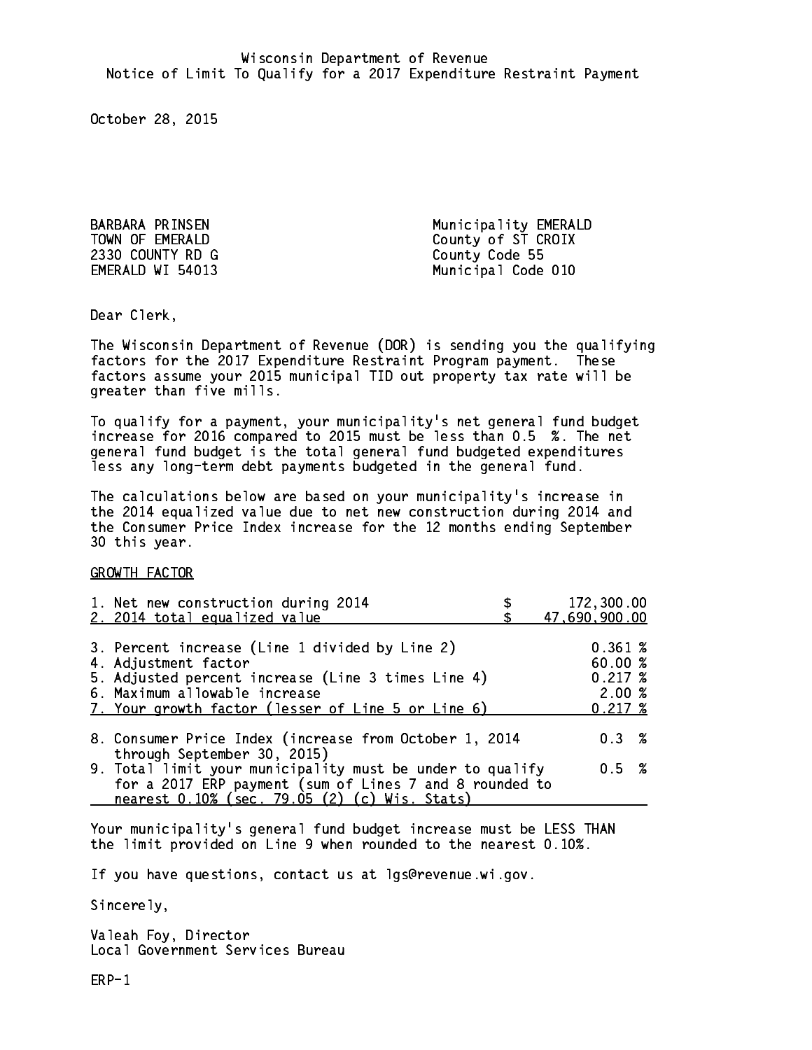Wisconsin Department of Revenue
Notice of Limit To Qualify for a 2017 Expenditure Restraint Payment

October 28, 2015

BARBARA PRINSEN
TOWN OF EMERALD
2330 COUNTY RD G
EMERALD WI 54013

Municipality EMERALD
County of ST CROIX
County Code 55
Municipal Code 010

Dear Clerk,

The Wisconsin Department of Revenue (DOR) is sending you the qualifying factors for the 2017 Expenditure Restraint Program payment. These factors assume your 2015 municipal TID out property tax rate will be greater than five mills.

To qualify for a payment, your municipality's net general fund budget increase for 2016 compared to 2015 must be less than 0.5 %. The net general fund budget is the total general fund budgeted expenditures less any long-term debt payments budgeted in the general fund.

The calculations below are based on your municipality's increase in the 2014 equalized value due to net new construction during 2014 and the Consumer Price Index increase for the 12 months ending September 30 this year.

GROWTH FACTOR

| | |
|---|---|
| 1. Net new construction during 2014 | $ 172,300.00 |
| 2. 2014 total equalized value | $ 47,690,900.00 |
| 3. Percent increase (Line 1 divided by Line 2) | 0.361 % |
| 4. Adjustment factor | 60.00 % |
| 5. Adjusted percent increase (Line 3 times Line 4) | 0.217 % |
| 6. Maximum allowable increase | 2.00 % |
| 7. Your growth factor (lesser of Line 5 or Line 6) | 0.217 % |
| 8. Consumer Price Index (increase from October 1, 2014 through September 30, 2015) | 0.3 % |
| 9. Total limit your municipality must be under to qualify for a 2017 ERP payment (sum of Lines 7 and 8 rounded to nearest 0.10% (sec. 79.05 (2) (c) Wis. Stats) | 0.5 % |

Your municipality's general fund budget increase must be LESS THAN the limit provided on Line 9 when rounded to the nearest 0.10%.

If you have questions, contact us at lgs@revenue.wi.gov.

Sincerely,

Valeah Foy, Director
Local Government Services Bureau

ERP-1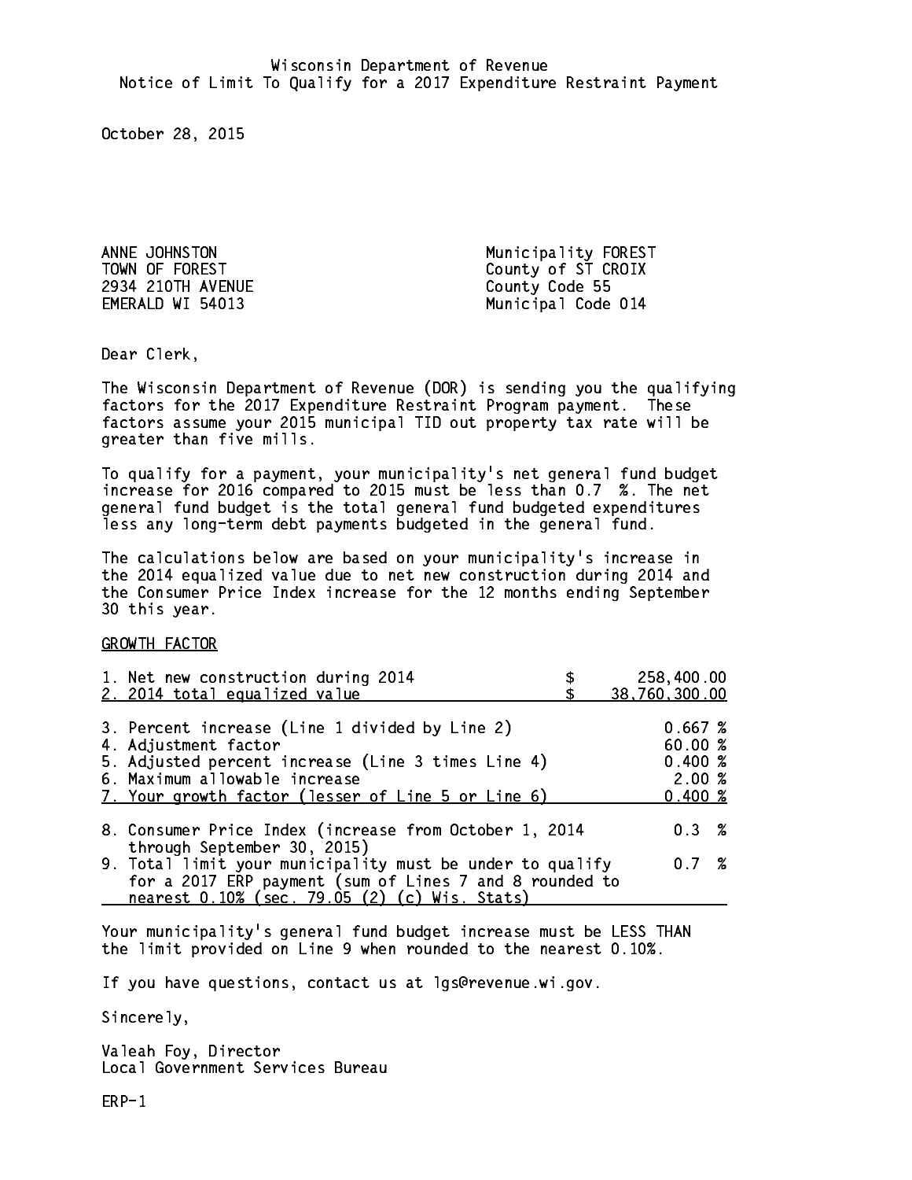Wisconsin Department of Revenue
Notice of Limit To Qualify for a 2017 Expenditure Restraint Payment

October 28, 2015

ANNE JOHNSTON
TOWN OF FOREST
2934 210TH AVENUE
EMERALD WI 54013

Municipality FOREST
County of ST CROIX
County Code 55
Municipal Code 014

Dear Clerk,

The Wisconsin Department of Revenue (DOR) is sending you the qualifying factors for the 2017 Expenditure Restraint Program payment. These factors assume your 2015 municipal TID out property tax rate will be greater than five mills.

To qualify for a payment, your municipality's net general fund budget increase for 2016 compared to 2015 must be less than 0.7 %. The net general fund budget is the total general fund budgeted expenditures less any long-term debt payments budgeted in the general fund.

The calculations below are based on your municipality's increase in the 2014 equalized value due to net new construction during 2014 and the Consumer Price Index increase for the 12 months ending September 30 this year.

GROWTH FACTOR

| | |
|---|---|
| 1. Net new construction during 2014 | $ 258,400.00 |
| 2. 2014 total equalized value | $ 38,760,300.00 |
| 3. Percent increase (Line 1 divided by Line 2) | 0.667 % |
| 4. Adjustment factor | 60.00 % |
| 5. Adjusted percent increase (Line 3 times Line 4) | 0.400 % |
| 6. Maximum allowable increase | 2.00 % |
| 7. Your growth factor (lesser of Line 5 or Line 6) | 0.400 % |
| 8. Consumer Price Index (increase from October 1, 2014 through September 30, 2015) | 0.3 % |
| 9. Total limit your municipality must be under to qualify for a 2017 ERP payment (sum of Lines 7 and 8 rounded to nearest 0.10% (sec. 79.05 (2) (c) Wis. Stats) | 0.7 % |

Your municipality's general fund budget increase must be LESS THAN the limit provided on Line 9 when rounded to the nearest 0.10%.

If you have questions, contact us at lgs@revenue.wi.gov.

Sincerely,

Valeah Foy, Director
Local Government Services Bureau

ERP-1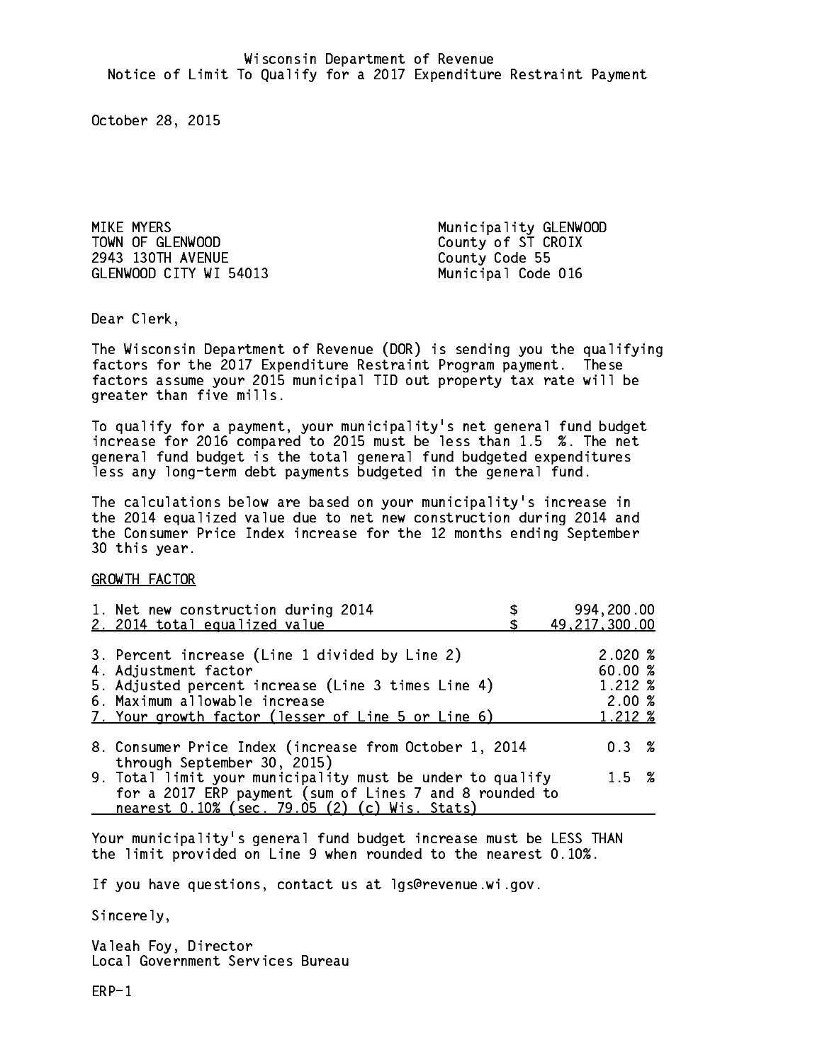Wisconsin Department of Revenue
Notice of Limit To Qualify for a 2017 Expenditure Restraint Payment

October 28, 2015

MIKE MYERS
TOWN OF GLENWOOD
2943 130TH AVENUE
GLENWOOD CITY WI 54013

Municipality GLENWOOD
County of ST CROIX
County Code 55
Municipal Code 016

Dear Clerk,

The Wisconsin Department of Revenue (DOR) is sending you the qualifying factors for the 2017 Expenditure Restraint Program payment. These factors assume your 2015 municipal TID out property tax rate will be greater than five mills.

To qualify for a payment, your municipality's net general fund budget increase for 2016 compared to 2015 must be less than 1.5 %. The net general fund budget is the total general fund budgeted expenditures less any long-term debt payments budgeted in the general fund.

The calculations below are based on your municipality's increase in the 2014 equalized value due to net new construction during 2014 and the Consumer Price Index increase for the 12 months ending September 30 this year.

GROWTH FACTOR

| | |
|---|---|
| 1. Net new construction during 2014 | $ 994,200.00 |
| 2. 2014 total equalized value | $ 49,217,300.00 |
| 3. Percent increase (Line 1 divided by Line 2) | 2.020 % |
| 4. Adjustment factor | 60.00 % |
| 5. Adjusted percent increase (Line 3 times Line 4) | 1.212 % |
| 6. Maximum allowable increase | 2.00 % |
| 7. Your growth factor (lesser of Line 5 or Line 6) | 1.212 % |
| 8. Consumer Price Index (increase from October 1, 2014 through September 30, 2015) | 0.3 % |
| 9. Total limit your municipality must be under to qualify for a 2017 ERP payment (sum of Lines 7 and 8 rounded to nearest 0.10% (sec. 79.05 (2) (c) Wis. Stats) | 1.5 % |

Your municipality's general fund budget increase must be LESS THAN the limit provided on Line 9 when rounded to the nearest 0.10%.

If you have questions, contact us at lgs@revenue.wi.gov.

Sincerely,

Valeah Foy, Director
Local Government Services Bureau

ERP-1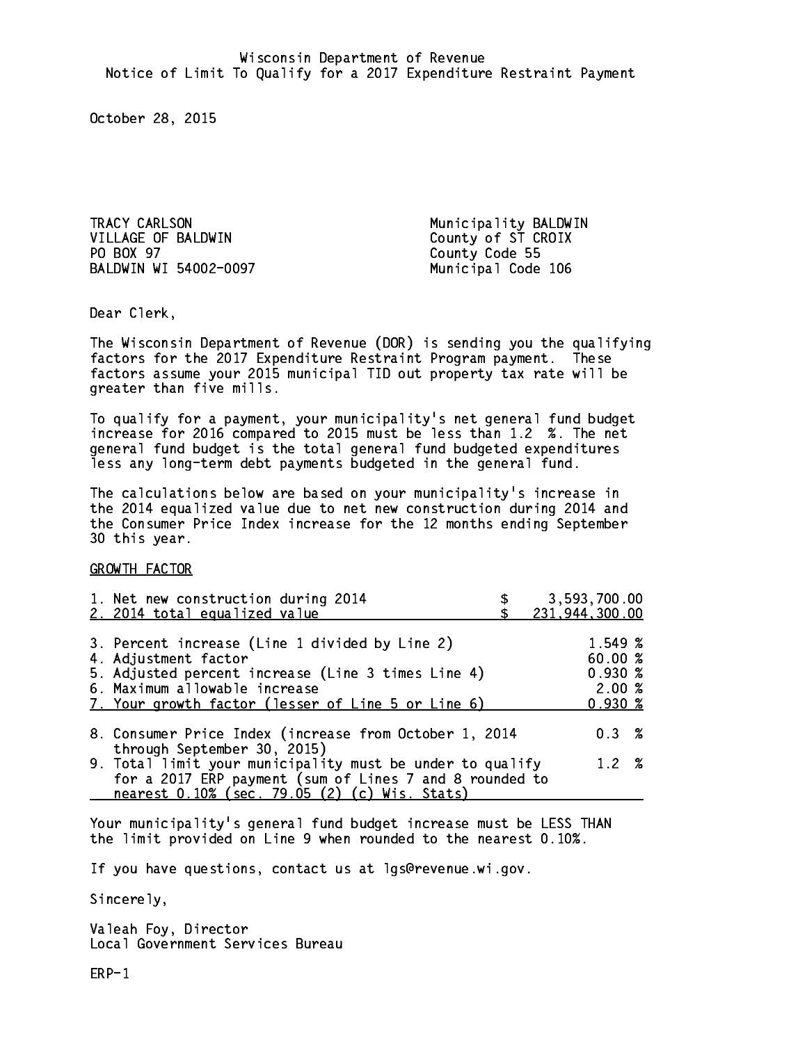Wisconsin Department of Revenue
Notice of Limit To Qualify for a 2017 Expenditure Restraint Payment

October 28, 2015

TRACY CARLSON
VILLAGE OF BALDWIN
PO BOX 97
BALDWIN WI 54002-0097

Municipality BALDWIN
County of ST CROIX
County Code 55
Municipal Code 106

Dear Clerk,

The Wisconsin Department of Revenue (DOR) is sending you the qualifying factors for the 2017 Expenditure Restraint Program payment. These factors assume your 2015 municipal TID out property tax rate will be greater than five mills.

To qualify for a payment, your municipality's net general fund budget increase for 2016 compared to 2015 must be less than 1.2 %. The net general fund budget is the total general fund budgeted expenditures less any long-term debt payments budgeted in the general fund.

The calculations below are based on your municipality's increase in the 2014 equalized value due to net new construction during 2014 and the Consumer Price Index increase for the 12 months ending September 30 this year.

GROWTH FACTOR

| | |
|---|---|
| 1. Net new construction during 2014 | $ 3,593,700.00 |
| 2. 2014 total equalized value | $ 231,944,300.00 |
| 3. Percent increase (Line 1 divided by Line 2) | 1.549 % |
| 4. Adjustment factor | 60.00 % |
| 5. Adjusted percent increase (Line 3 times Line 4) | 0.930 % |
| 6. Maximum allowable increase | 2.00 % |
| 7. Your growth factor (lesser of Line 5 or Line 6) | 0.930 % |
| 8. Consumer Price Index (increase from October 1, 2014 through September 30, 2015) | 0.3 % |
| 9. Total limit your municipality must be under to qualify for a 2017 ERP payment (sum of Lines 7 and 8 rounded to nearest 0.10% (sec. 79.05 (2) (c) Wis. Stats) | 1.2 % |

Your municipality's general fund budget increase must be LESS THAN the limit provided on Line 9 when rounded to the nearest 0.10%.

If you have questions, contact us at lgs@revenue.wi.gov.

Sincerely,

Valeah Foy, Director
Local Government Services Bureau

ERP-1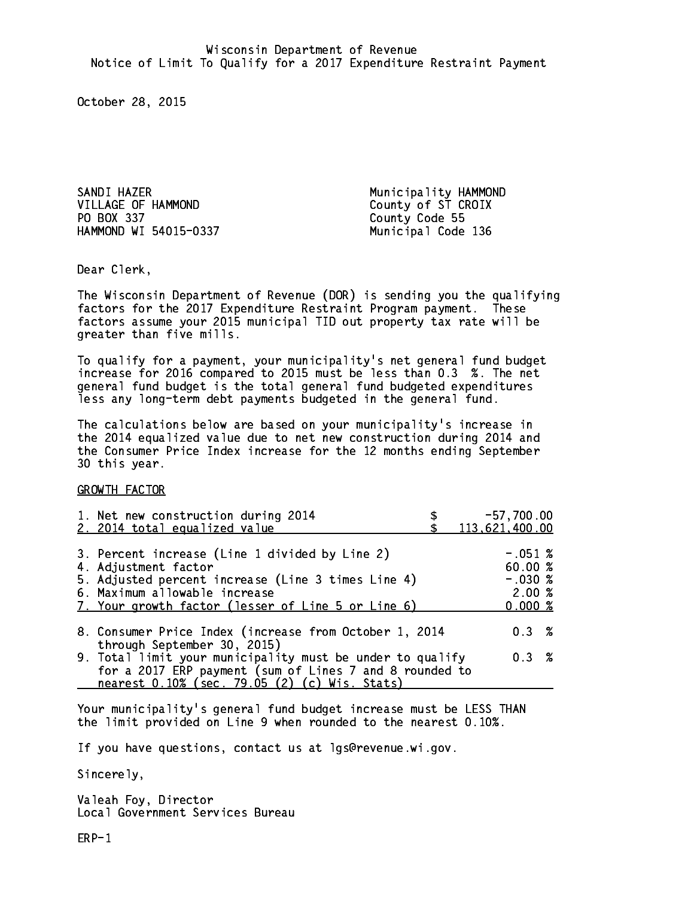Wisconsin Department of Revenue
Notice of Limit To Qualify for a 2017 Expenditure Restraint Payment

October 28, 2015

SANDI HAZER
VILLAGE OF HAMMOND
PO BOX 337
HAMMOND WI 54015-0337

Municipality HAMMOND
County of ST CROIX
County Code 55
Municipal Code 136

Dear Clerk,

The Wisconsin Department of Revenue (DOR) is sending you the qualifying factors for the 2017 Expenditure Restraint Program payment. These factors assume your 2015 municipal TID out property tax rate will be greater than five mills.

To qualify for a payment, your municipality's net general fund budget increase for 2016 compared to 2015 must be less than 0.3 %. The net general fund budget is the total general fund budgeted expenditures less any long-term debt payments budgeted in the general fund.

The calculations below are based on your municipality's increase in the 2014 equalized value due to net new construction during 2014 and the Consumer Price Index increase for the 12 months ending September 30 this year.

GROWTH FACTOR

| | |
|---|---|
| 1. Net new construction during 2014 | $ -57,700.00 |
| 2. 2014 total equalized value | $ 113,621,400.00 |
| 3. Percent increase (Line 1 divided by Line 2) | -.051 % |
| 4. Adjustment factor | 60.00 % |
| 5. Adjusted percent increase (Line 3 times Line 4) | -.030 % |
| 6. Maximum allowable increase | 2.00 % |
| 7. Your growth factor (lesser of Line 5 or Line 6) | 0.000 % |
| 8. Consumer Price Index (increase from October 1, 2014 through September 30, 2015) | 0.3 % |
| 9. Total limit your municipality must be under to qualify for a 2017 ERP payment (sum of Lines 7 and 8 rounded to nearest 0.10% (sec. 79.05 (2) (c) Wis. Stats) | 0.3 % |

Your municipality's general fund budget increase must be LESS THAN the limit provided on Line 9 when rounded to the nearest 0.10%.

If you have questions, contact us at lgs@revenue.wi.gov.

Sincerely,

Valeah Foy, Director
Local Government Services Bureau

ERP-1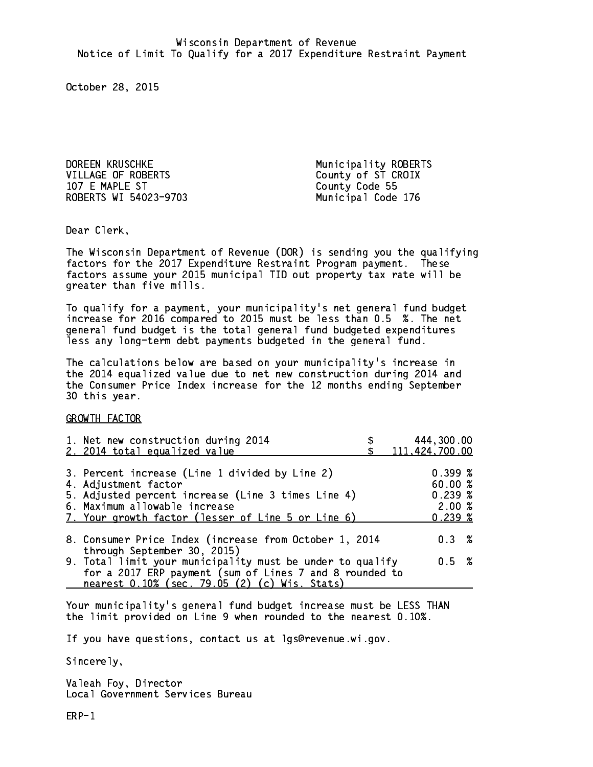Wisconsin Department of Revenue
Notice of Limit To Qualify for a 2017 Expenditure Restraint Payment

October 28, 2015

DOREEN KRUSCHKE
VILLAGE OF ROBERTS
107 E MAPLE ST
ROBERTS WI 54023-9703

Municipality ROBERTS
County of ST CROIX
County Code 55
Municipal Code 176

Dear Clerk,

The Wisconsin Department of Revenue (DOR) is sending you the qualifying factors for the 2017 Expenditure Restraint Program payment. These factors assume your 2015 municipal TID out property tax rate will be greater than five mills.

To qualify for a payment, your municipality's net general fund budget increase for 2016 compared to 2015 must be less than 0.5 %. The net general fund budget is the total general fund budgeted expenditures less any long-term debt payments budgeted in the general fund.

The calculations below are based on your municipality's increase in the 2014 equalized value due to net new construction during 2014 and the Consumer Price Index increase for the 12 months ending September 30 this year.

GROWTH FACTOR

| | |
|---|---|
| 1. Net new construction during 2014 | $ 444,300.00 |
| 2. 2014 total equalized value | $ 111,424,700.00 |
| 3. Percent increase (Line 1 divided by Line 2) | 0.399 % |
| 4. Adjustment factor | 60.00 % |
| 5. Adjusted percent increase (Line 3 times Line 4) | 0.239 % |
| 6. Maximum allowable increase | 2.00 % |
| 7. Your growth factor (lesser of Line 5 or Line 6) | 0.239 % |
| 8. Consumer Price Index (increase from October 1, 2014 through September 30, 2015) | 0.3 % |
| 9. Total limit your municipality must be under to qualify for a 2017 ERP payment (sum of Lines 7 and 8 rounded to nearest 0.10% (sec. 79.05 (2) (c) Wis. Stats) | 0.5 % |

Your municipality's general fund budget increase must be LESS THAN the limit provided on Line 9 when rounded to the nearest 0.10%.

If you have questions, contact us at lgs@revenue.wi.gov.

Sincerely,

Valeah Foy, Director
Local Government Services Bureau

ERP-1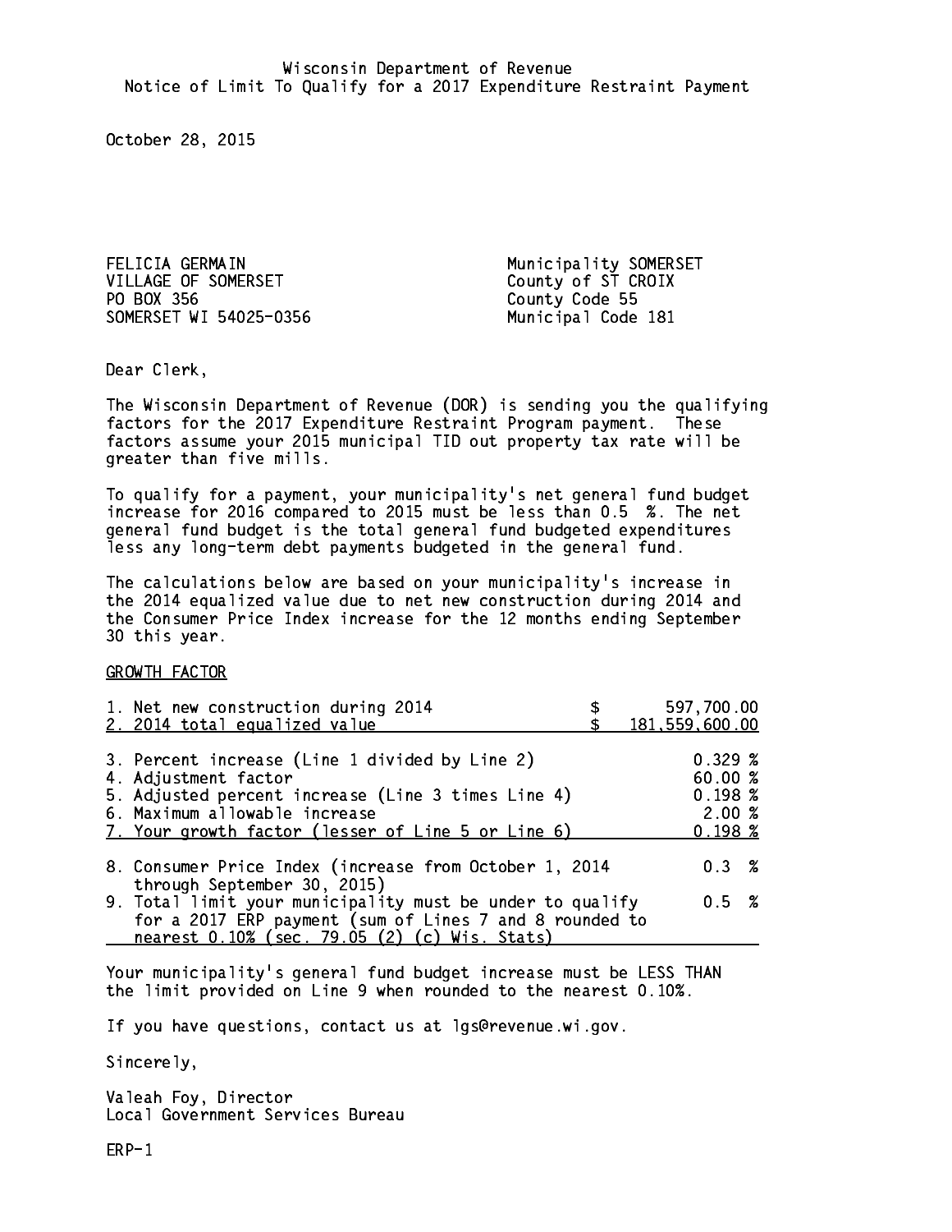Wisconsin Department of Revenue
Notice of Limit To Qualify for a 2017 Expenditure Restraint Payment

October 28, 2015

FELICIA GERMAIN
VILLAGE OF SOMERSET
PO BOX 356
SOMERSET WI 54025-0356

Municipality SOMERSET
County of ST CROIX
County Code 55
Municipal Code 181

Dear Clerk,

The Wisconsin Department of Revenue (DOR) is sending you the qualifying factors for the 2017 Expenditure Restraint Program payment. These factors assume your 2015 municipal TID out property tax rate will be greater than five mills.

To qualify for a payment, your municipality's net general fund budget increase for 2016 compared to 2015 must be less than 0.5 %. The net general fund budget is the total general fund budgeted expenditures less any long-term debt payments budgeted in the general fund.

The calculations below are based on your municipality's increase in the 2014 equalized value due to net new construction during 2014 and the Consumer Price Index increase for the 12 months ending September 30 this year.

GROWTH FACTOR

| | |
|---|---|
| 1. Net new construction during 2014 | $ 597,700.00 |
| 2. 2014 total equalized value | $ 181,559,600.00 |
| 3. Percent increase (Line 1 divided by Line 2) | 0.329 % |
| 4. Adjustment factor | 60.00 % |
| 5. Adjusted percent increase (Line 3 times Line 4) | 0.198 % |
| 6. Maximum allowable increase | 2.00 % |
| 7. Your growth factor (lesser of Line 5 or Line 6) | 0.198 % |
| 8. Consumer Price Index (increase from October 1, 2014 through September 30, 2015) | 0.3 % |
| 9. Total limit your municipality must be under to qualify for a 2017 ERP payment (sum of Lines 7 and 8 rounded to nearest 0.10% (sec. 79.05 (2) (c) Wis. Stats) | 0.5 % |

Your municipality's general fund budget increase must be LESS THAN the limit provided on Line 9 when rounded to the nearest 0.10%.

If you have questions, contact us at lgs@revenue.wi.gov.

Sincerely,

Valeah Foy, Director
Local Government Services Bureau

ERP-1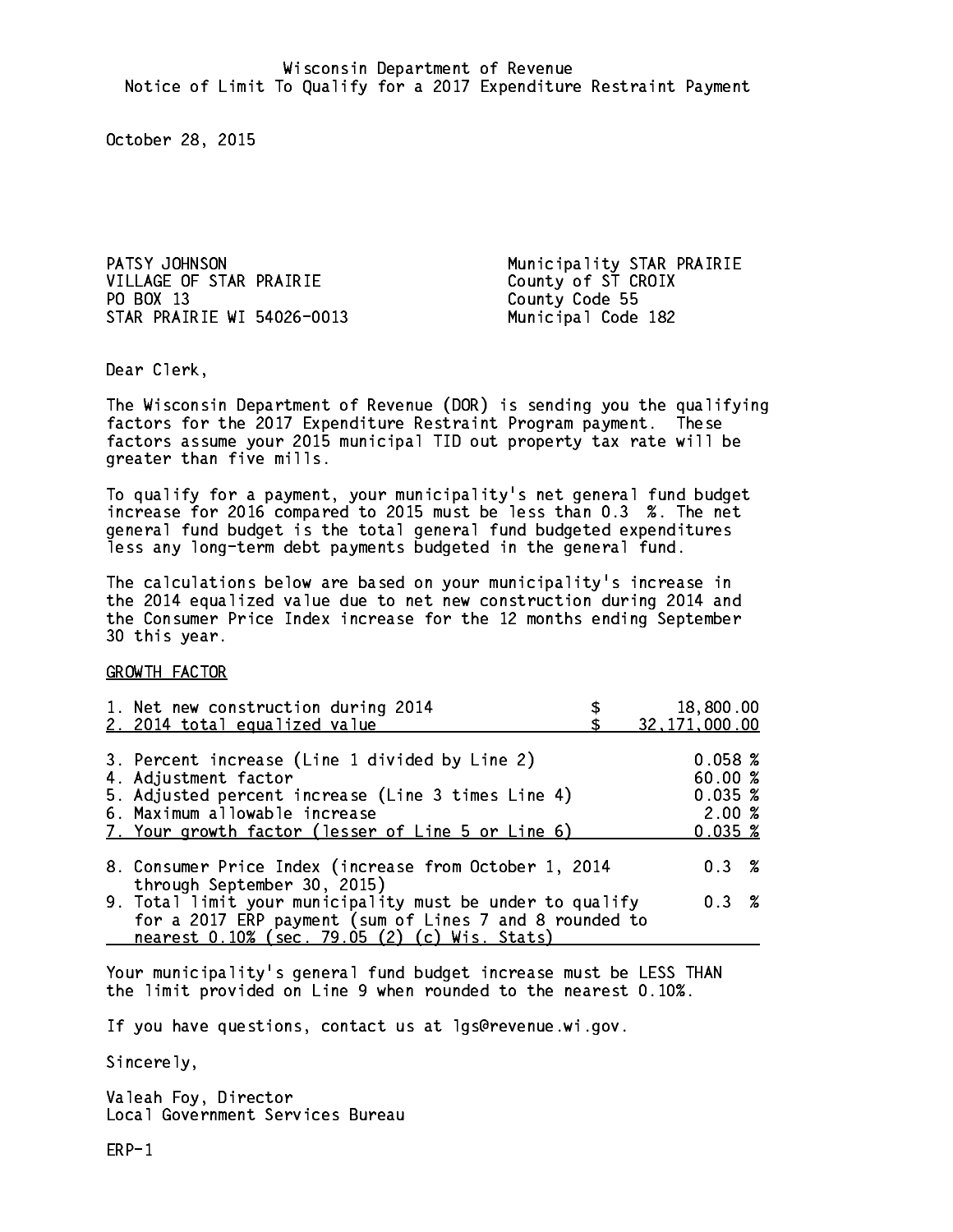Wisconsin Department of Revenue
Notice of Limit To Qualify for a 2017 Expenditure Restraint Payment

October 28, 2015

PATSY JOHNSON
VILLAGE OF STAR PRAIRIE
PO BOX 13
STAR PRAIRIE WI 54026-0013

Municipality STAR PRAIRIE
County of ST CROIX
County Code 55
Municipal Code 182

Dear Clerk,

The Wisconsin Department of Revenue (DOR) is sending you the qualifying factors for the 2017 Expenditure Restraint Program payment. These factors assume your 2015 municipal TID out property tax rate will be greater than five mills.

To qualify for a payment, your municipality's net general fund budget increase for 2016 compared to 2015 must be less than 0.3 %. The net general fund budget is the total general fund budgeted expenditures less any long-term debt payments budgeted in the general fund.

The calculations below are based on your municipality's increase in the 2014 equalized value due to net new construction during 2014 and the Consumer Price Index increase for the 12 months ending September 30 this year.

GROWTH FACTOR

| | |
|---|---|
| 1. Net new construction during 2014 | $ 18,800.00 |
| 2. 2014 total equalized value | $ 32,171,000.00 |
| 3. Percent increase (Line 1 divided by Line 2) | 0.058 % |
| 4. Adjustment factor | 60.00 % |
| 5. Adjusted percent increase (Line 3 times Line 4) | 0.035 % |
| 6. Maximum allowable increase | 2.00 % |
| 7. Your growth factor (lesser of Line 5 or Line 6) | 0.035 % |
| 8. Consumer Price Index (increase from October 1, 2014 through September 30, 2015) | 0.3 % |
| 9. Total limit your municipality must be under to qualify for a 2017 ERP payment (sum of Lines 7 and 8 rounded to nearest 0.10% (sec. 79.05 (2) (c) Wis. Stats) | 0.3 % |

Your municipality's general fund budget increase must be LESS THAN the limit provided on Line 9 when rounded to the nearest 0.10%.

If you have questions, contact us at lgs@revenue.wi.gov.

Sincerely,

Valeah Foy, Director
Local Government Services Bureau

ERP-1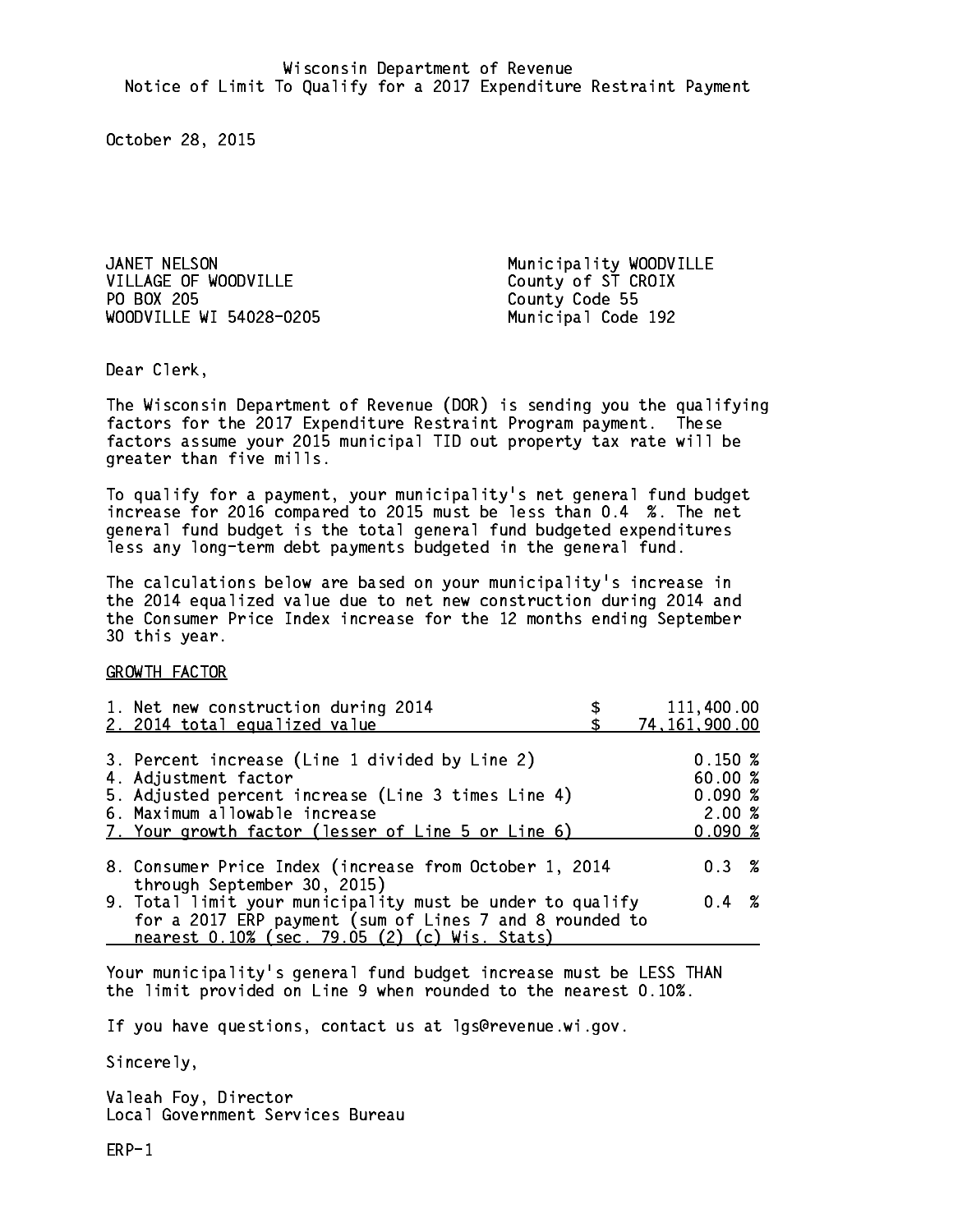Wisconsin Department of Revenue
Notice of Limit To Qualify for a 2017 Expenditure Restraint Payment

October 28, 2015

JANET NELSON
VILLAGE OF WOODVILLE
PO BOX 205
WOODVILLE WI 54028-0205

Municipality WOODVILLE
County of ST CROIX
County Code 55
Municipal Code 192

Dear Clerk,

The Wisconsin Department of Revenue (DOR) is sending you the qualifying factors for the 2017 Expenditure Restraint Program payment. These factors assume your 2015 municipal TID out property tax rate will be greater than five mills.

To qualify for a payment, your municipality's net general fund budget increase for 2016 compared to 2015 must be less than 0.4 %. The net general fund budget is the total general fund budgeted expenditures less any long-term debt payments budgeted in the general fund.

The calculations below are based on your municipality's increase in the 2014 equalized value due to net new construction during 2014 and the Consumer Price Index increase for the 12 months ending September 30 this year.

GROWTH FACTOR

| | | |
|---|---|---|
| 1. Net new construction during 2014 | $ | 111,400.00 |
| 2. 2014 total equalized value | $ | 74,161,900.00 |
| 3. Percent increase (Line 1 divided by Line 2) | | 0.150 % |
| 4. Adjustment factor | | 60.00 % |
| 5. Adjusted percent increase (Line 3 times Line 4) | | 0.090 % |
| 6. Maximum allowable increase | | 2.00 % |
| 7. Your growth factor (lesser of Line 5 or Line 6) | | 0.090 % |
| 8. Consumer Price Index (increase from October 1, 2014 through September 30, 2015) | | 0.3 % |
| 9. Total limit your municipality must be under to qualify for a 2017 ERP payment (sum of Lines 7 and 8 rounded to nearest 0.10% (sec. 79.05 (2) (c) Wis. Stats) | | 0.4 % |

Your municipality's general fund budget increase must be LESS THAN the limit provided on Line 9 when rounded to the nearest 0.10%.

If you have questions, contact us at lgs@revenue.wi.gov.

Sincerely,

Valeah Foy, Director
Local Government Services Bureau

ERP-1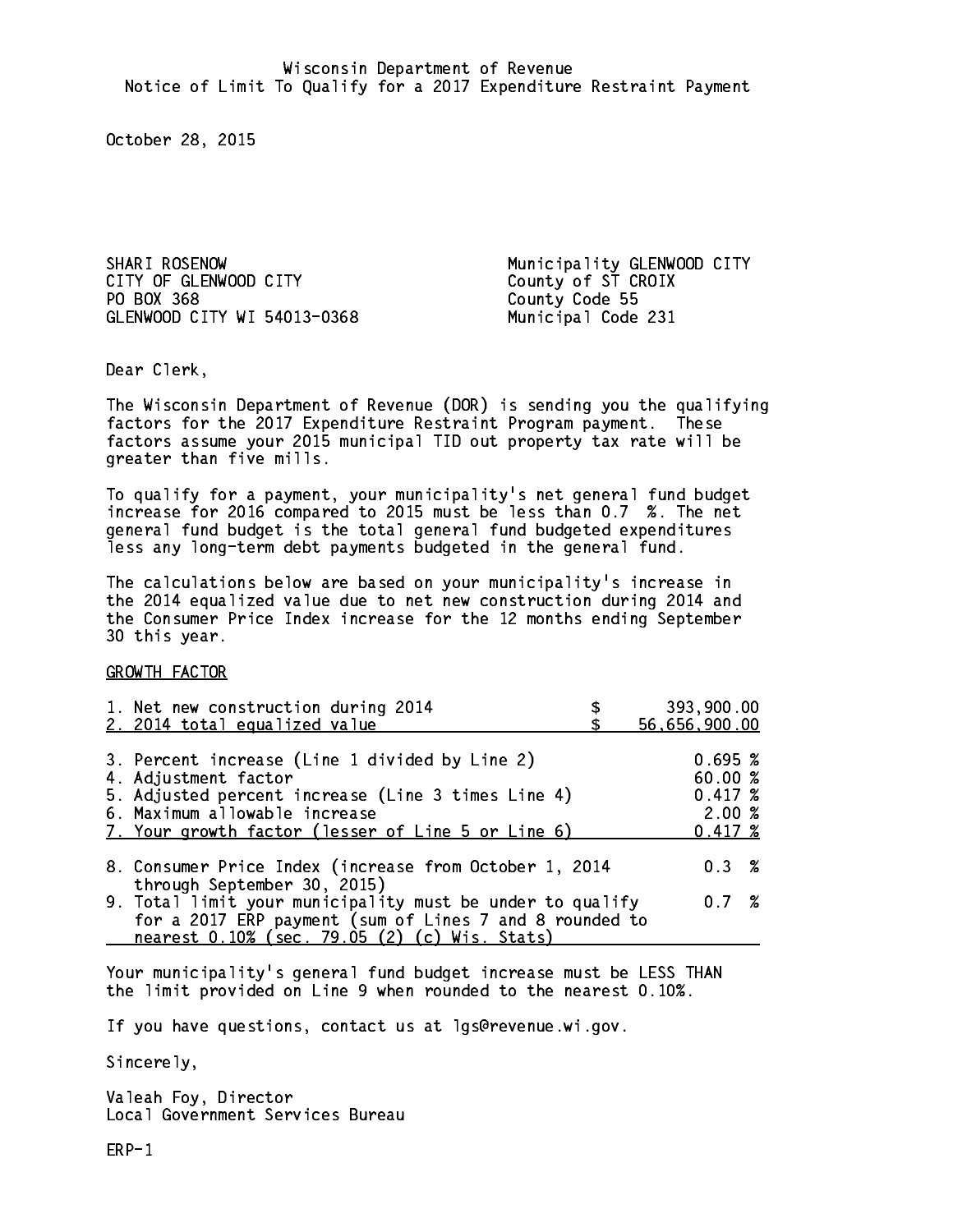Wisconsin Department of Revenue
Notice of Limit To Qualify for a 2017 Expenditure Restraint Payment

October 28, 2015

SHARI ROSENOW
CITY OF GLENWOOD CITY
PO BOX 368
GLENWOOD CITY WI 54013-0368

Municipality GLENWOOD CITY
County of ST CROIX
County Code 55
Municipal Code 231

Dear Clerk,

The Wisconsin Department of Revenue (DOR) is sending you the qualifying factors for the 2017 Expenditure Restraint Program payment. These factors assume your 2015 municipal TID out property tax rate will be greater than five mills.

To qualify for a payment, your municipality's net general fund budget increase for 2016 compared to 2015 must be less than 0.7 %. The net general fund budget is the total general fund budgeted expenditures less any long-term debt payments budgeted in the general fund.

The calculations below are based on your municipality's increase in the 2014 equalized value due to net new construction during 2014 and the Consumer Price Index increase for the 12 months ending September 30 this year.

GROWTH FACTOR

| | |
|---|---|
| 1. Net new construction during 2014 | $ 393,900.00 |
| 2. 2014 total equalized value | $ 56,656,900.00 |
| 3. Percent increase (Line 1 divided by Line 2) | 0.695 % |
| 4. Adjustment factor | 60.00 % |
| 5. Adjusted percent increase (Line 3 times Line 4) | 0.417 % |
| 6. Maximum allowable increase | 2.00 % |
| 7. Your growth factor (lesser of Line 5 or Line 6) | 0.417 % |
| 8. Consumer Price Index (increase from October 1, 2014 through September 30, 2015) | 0.3 % |
| 9. Total limit your municipality must be under to qualify for a 2017 ERP payment (sum of Lines 7 and 8 rounded to nearest 0.10% (sec. 79.05 (2) (c) Wis. Stats) | 0.7 % |

Your municipality's general fund budget increase must be LESS THAN the limit provided on Line 9 when rounded to the nearest 0.10%.

If you have questions, contact us at lgs@revenue.wi.gov.

Sincerely,

Valeah Foy, Director
Local Government Services Bureau

ERP-1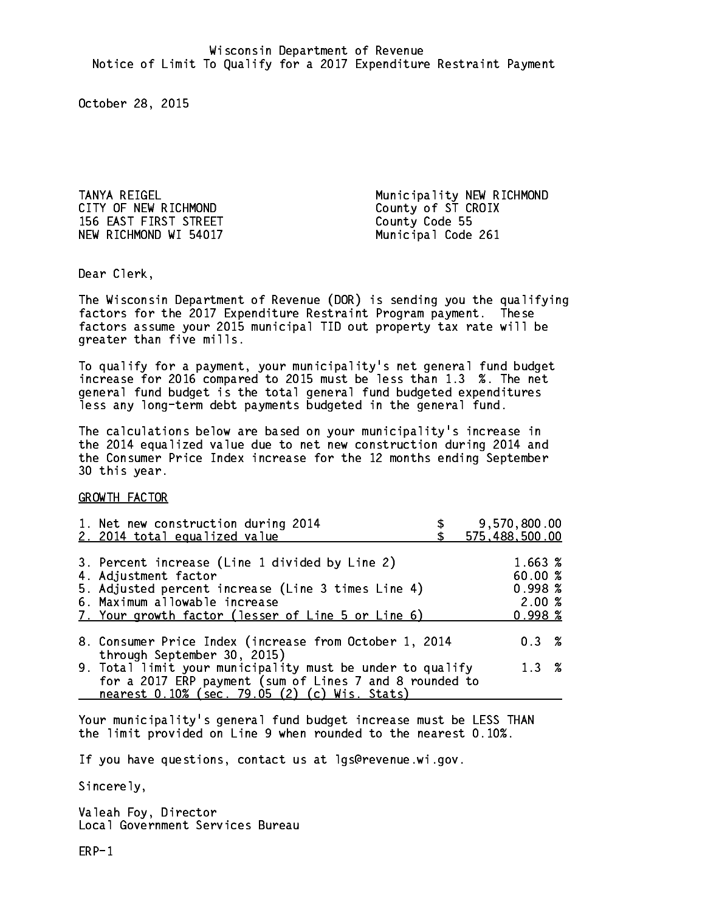Wisconsin Department of Revenue
Notice of Limit To Qualify for a 2017 Expenditure Restraint Payment

October 28, 2015

TANYA REIGEL
CITY OF NEW RICHMOND
156 EAST FIRST STREET
NEW RICHMOND WI 54017

Municipality NEW RICHMOND
County of ST CROIX
County Code 55
Municipal Code 261

Dear Clerk,

The Wisconsin Department of Revenue (DOR) is sending you the qualifying factors for the 2017 Expenditure Restraint Program payment. These factors assume your 2015 municipal TID out property tax rate will be greater than five mills.

To qualify for a payment, your municipality's net general fund budget increase for 2016 compared to 2015 must be less than 1.3 %. The net general fund budget is the total general fund budgeted expenditures less any long-term debt payments budgeted in the general fund.

The calculations below are based on your municipality's increase in the 2014 equalized value due to net new construction during 2014 and the Consumer Price Index increase for the 12 months ending September 30 this year.

GROWTH FACTOR

| | |
|---|---|
| 1. Net new construction during 2014 | $ 9,570,800.00 |
| 2. 2014 total equalized value | $ 575,488,500.00 |
| 3. Percent increase (Line 1 divided by Line 2) | 1.663 % |
| 4. Adjustment factor | 60.00 % |
| 5. Adjusted percent increase (Line 3 times Line 4) | 0.998 % |
| 6. Maximum allowable increase | 2.00 % |
| 7. Your growth factor (lesser of Line 5 or Line 6) | 0.998 % |
| 8. Consumer Price Index (increase from October 1, 2014 through September 30, 2015) | 0.3 % |
| 9. Total limit your municipality must be under to qualify for a 2017 ERP payment (sum of Lines 7 and 8 rounded to nearest 0.10% (sec. 79.05 (2) (c) Wis. Stats) | 1.3 % |

Your municipality's general fund budget increase must be LESS THAN the limit provided on Line 9 when rounded to the nearest 0.10%.

If you have questions, contact us at lgs@revenue.wi.gov.

Sincerely,

Valeah Foy, Director
Local Government Services Bureau

ERP-1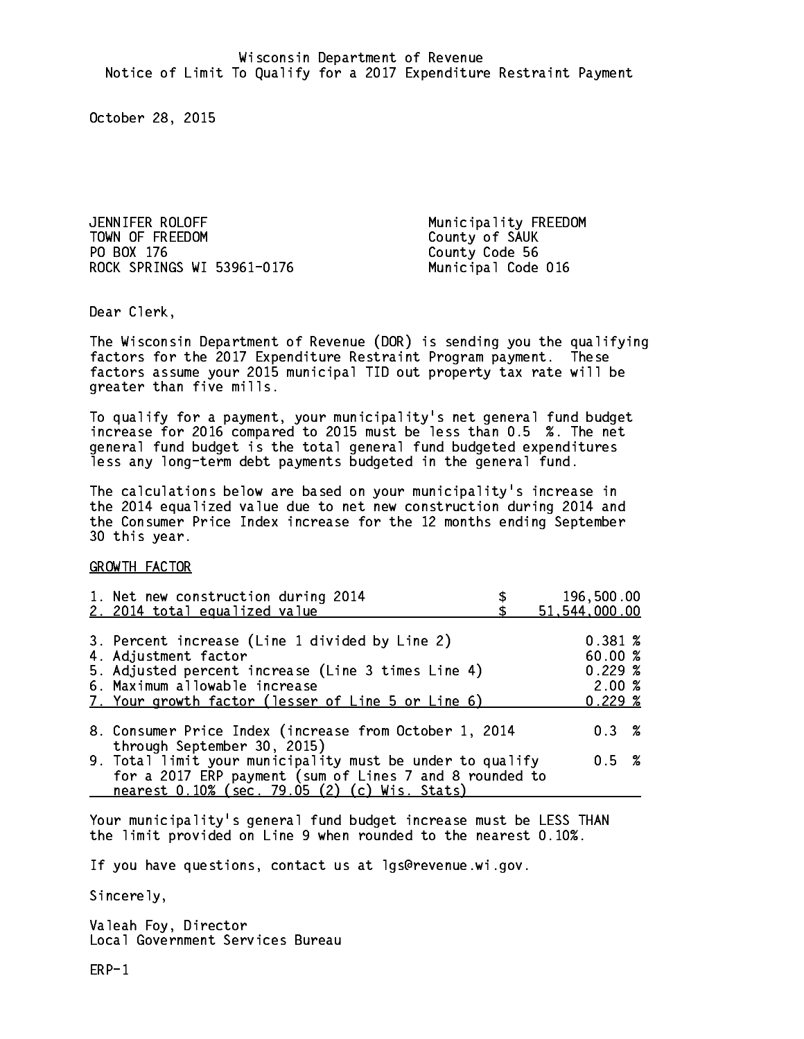Wisconsin Department of Revenue
Notice of Limit To Qualify for a 2017 Expenditure Restraint Payment

October 28, 2015

JENNIFER ROLOFF
TOWN OF FREEDOM
PO BOX 176
ROCK SPRINGS WI 53961-0176

Municipality FREEDOM
County of SAUK
County Code 56
Municipal Code 016

Dear Clerk,

The Wisconsin Department of Revenue (DOR) is sending you the qualifying factors for the 2017 Expenditure Restraint Program payment. These factors assume your 2015 municipal TID out property tax rate will be greater than five mills.

To qualify for a payment, your municipality's net general fund budget increase for 2016 compared to 2015 must be less than 0.5 %. The net general fund budget is the total general fund budgeted expenditures less any long-term debt payments budgeted in the general fund.

The calculations below are based on your municipality's increase in the 2014 equalized value due to net new construction during 2014 and the Consumer Price Index increase for the 12 months ending September 30 this year.

GROWTH FACTOR

| | |
|---|---|
| 1. Net new construction during 2014 | $ 196,500.00 |
| 2. 2014 total equalized value | $ 51,544,000.00 |
| 3. Percent increase (Line 1 divided by Line 2) | 0.381 % |
| 4. Adjustment factor | 60.00 % |
| 5. Adjusted percent increase (Line 3 times Line 4) | 0.229 % |
| 6. Maximum allowable increase | 2.00 % |
| 7. Your growth factor (lesser of Line 5 or Line 6) | 0.229 % |
| 8. Consumer Price Index (increase from October 1, 2014 through September 30, 2015) | 0.3 % |
| 9. Total limit your municipality must be under to qualify for a 2017 ERP payment (sum of Lines 7 and 8 rounded to nearest 0.10% (sec. 79.05 (2) (c) Wis. Stats) | 0.5 % |

Your municipality's general fund budget increase must be LESS THAN the limit provided on Line 9 when rounded to the nearest 0.10%.

If you have questions, contact us at lgs@revenue.wi.gov.

Sincerely,

Valeah Foy, Director
Local Government Services Bureau

ERP-1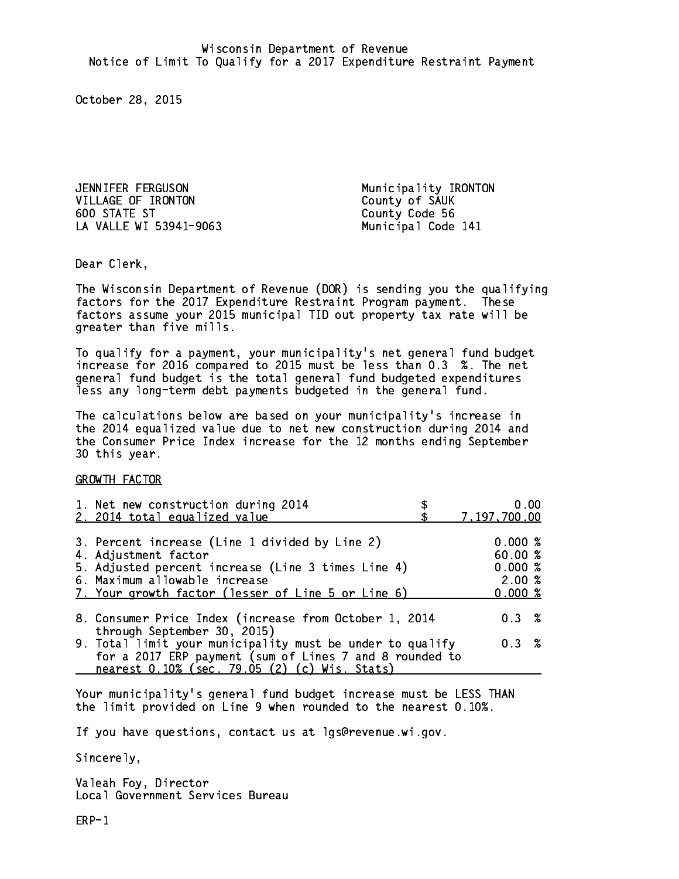Wisconsin Department of Revenue
Notice of Limit To Qualify for a 2017 Expenditure Restraint Payment

October 28, 2015

JENNIFER FERGUSON
VILLAGE OF IRONTON
600 STATE ST
LA VALLE WI 53941-9063

Municipality IRONTON
County of SAUK
County Code 56
Municipal Code 141

Dear Clerk,

The Wisconsin Department of Revenue (DOR) is sending you the qualifying factors for the 2017 Expenditure Restraint Program payment. These factors assume your 2015 municipal TID out property tax rate will be greater than five mills.

To qualify for a payment, your municipality's net general fund budget increase for 2016 compared to 2015 must be less than 0.3 %. The net general fund budget is the total general fund budgeted expenditures less any long-term debt payments budgeted in the general fund.

The calculations below are based on your municipality's increase in the 2014 equalized value due to net new construction during 2014 and the Consumer Price Index increase for the 12 months ending September 30 this year.

GROWTH FACTOR

| | |
|---|---|
| 1. Net new construction during 2014 | $ 0.00 |
| 2. 2014 total equalized value | $ 7,197,700.00 |
| 3. Percent increase (Line 1 divided by Line 2) | 0.000 % |
| 4. Adjustment factor | 60.00 % |
| 5. Adjusted percent increase (Line 3 times Line 4) | 0.000 % |
| 6. Maximum allowable increase | 2.00 % |
| 7. Your growth factor (lesser of Line 5 or Line 6) | 0.000 % |
| 8. Consumer Price Index (increase from October 1, 2014 through September 30, 2015) | 0.3 % |
| 9. Total limit your municipality must be under to qualify for a 2017 ERP payment (sum of Lines 7 and 8 rounded to nearest 0.10% (sec. 79.05 (2) (c) Wis. Stats) | 0.3 % |

Your municipality's general fund budget increase must be LESS THAN the limit provided on Line 9 when rounded to the nearest 0.10%.

If you have questions, contact us at lgs@revenue.wi.gov.

Sincerely,

Valeah Foy, Director
Local Government Services Bureau

ERP-1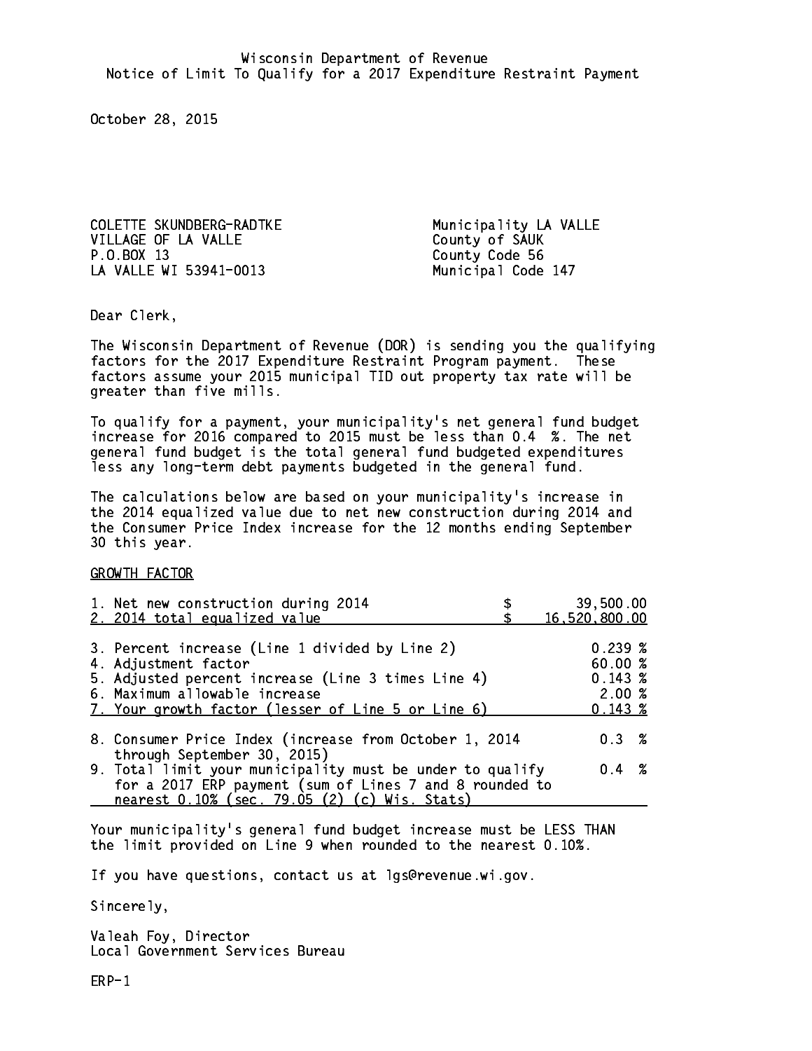Wisconsin Department of Revenue
Notice of Limit To Qualify for a 2017 Expenditure Restraint Payment

October 28, 2015

COLETTE SKUNDBERG-RADTKE
VILLAGE OF LA VALLE
P.O.BOX 13
LA VALLE WI 53941-0013

Municipality LA VALLE
County of SAUK
County Code 56
Municipal Code 147

Dear Clerk,

The Wisconsin Department of Revenue (DOR) is sending you the qualifying factors for the 2017 Expenditure Restraint Program payment. These factors assume your 2015 municipal TID out property tax rate will be greater than five mills.

To qualify for a payment, your municipality's net general fund budget increase for 2016 compared to 2015 must be less than 0.4 %. The net general fund budget is the total general fund budgeted expenditures less any long-term debt payments budgeted in the general fund.

The calculations below are based on your municipality's increase in the 2014 equalized value due to net new construction during 2014 and the Consumer Price Index increase for the 12 months ending September 30 this year.

GROWTH FACTOR

| | |
|---|---|
| 1. Net new construction during 2014 | $ 39,500.00 |
| 2. 2014 total equalized value | $ 16,520,800.00 |
| 3. Percent increase (Line 1 divided by Line 2) | 0.239 % |
| 4. Adjustment factor | 60.00 % |
| 5. Adjusted percent increase (Line 3 times Line 4) | 0.143 % |
| 6. Maximum allowable increase | 2.00 % |
| 7. Your growth factor (lesser of Line 5 or Line 6) | 0.143 % |
| 8. Consumer Price Index (increase from October 1, 2014 through September 30, 2015) | 0.3 % |
| 9. Total limit your municipality must be under to qualify for a 2017 ERP payment (sum of Lines 7 and 8 rounded to nearest 0.10% (sec. 79.05 (2) (c) Wis. Stats) | 0.4 % |

Your municipality's general fund budget increase must be LESS THAN the limit provided on Line 9 when rounded to the nearest 0.10%.

If you have questions, contact us at lgs@revenue.wi.gov.

Sincerely,

Valeah Foy, Director
Local Government Services Bureau

ERP-1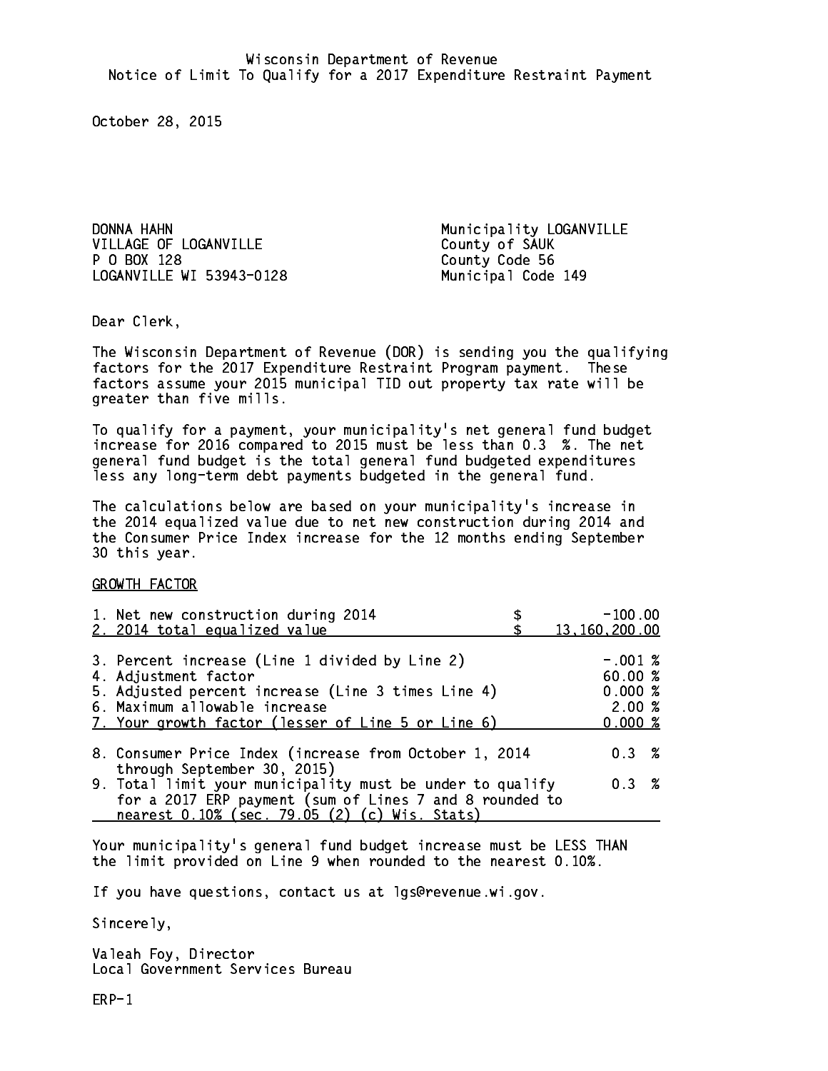Wisconsin Department of Revenue
Notice of Limit To Qualify for a 2017 Expenditure Restraint Payment

October 28, 2015

DONNA HAHN
VILLAGE OF LOGANVILLE
P O BOX 128
LOGANVILLE WI 53943-0128

Municipality LOGANVILLE
County of SAUK
County Code 56
Municipal Code 149

Dear Clerk,

The Wisconsin Department of Revenue (DOR) is sending you the qualifying factors for the 2017 Expenditure Restraint Program payment. These factors assume your 2015 municipal TID out property tax rate will be greater than five mills.

To qualify for a payment, your municipality's net general fund budget increase for 2016 compared to 2015 must be less than 0.3 %. The net general fund budget is the total general fund budgeted expenditures less any long-term debt payments budgeted in the general fund.

The calculations below are based on your municipality's increase in the 2014 equalized value due to net new construction during 2014 and the Consumer Price Index increase for the 12 months ending September 30 this year.

GROWTH FACTOR

| | | |
|---|---|---|
| 1. Net new construction during 2014 | $ | -100.00 |
| 2. 2014 total equalized value | $ | 13,160,200.00 |
| 3. Percent increase (Line 1 divided by Line 2) | | -.001 % |
| 4. Adjustment factor | | 60.00 % |
| 5. Adjusted percent increase (Line 3 times Line 4) | | 0.000 % |
| 6. Maximum allowable increase | | 2.00 % |
| 7. Your growth factor (lesser of Line 5 or Line 6) | | 0.000 % |
| 8. Consumer Price Index (increase from October 1, 2014 through September 30, 2015) | | 0.3 % |
| 9. Total limit your municipality must be under to qualify for a 2017 ERP payment (sum of Lines 7 and 8 rounded to nearest 0.10% (sec. 79.05 (2) (c) Wis. Stats) | | 0.3 % |

Your municipality's general fund budget increase must be LESS THAN the limit provided on Line 9 when rounded to the nearest 0.10%.

If you have questions, contact us at lgs@revenue.wi.gov.

Sincerely,

Valeah Foy, Director
Local Government Services Bureau

ERP-1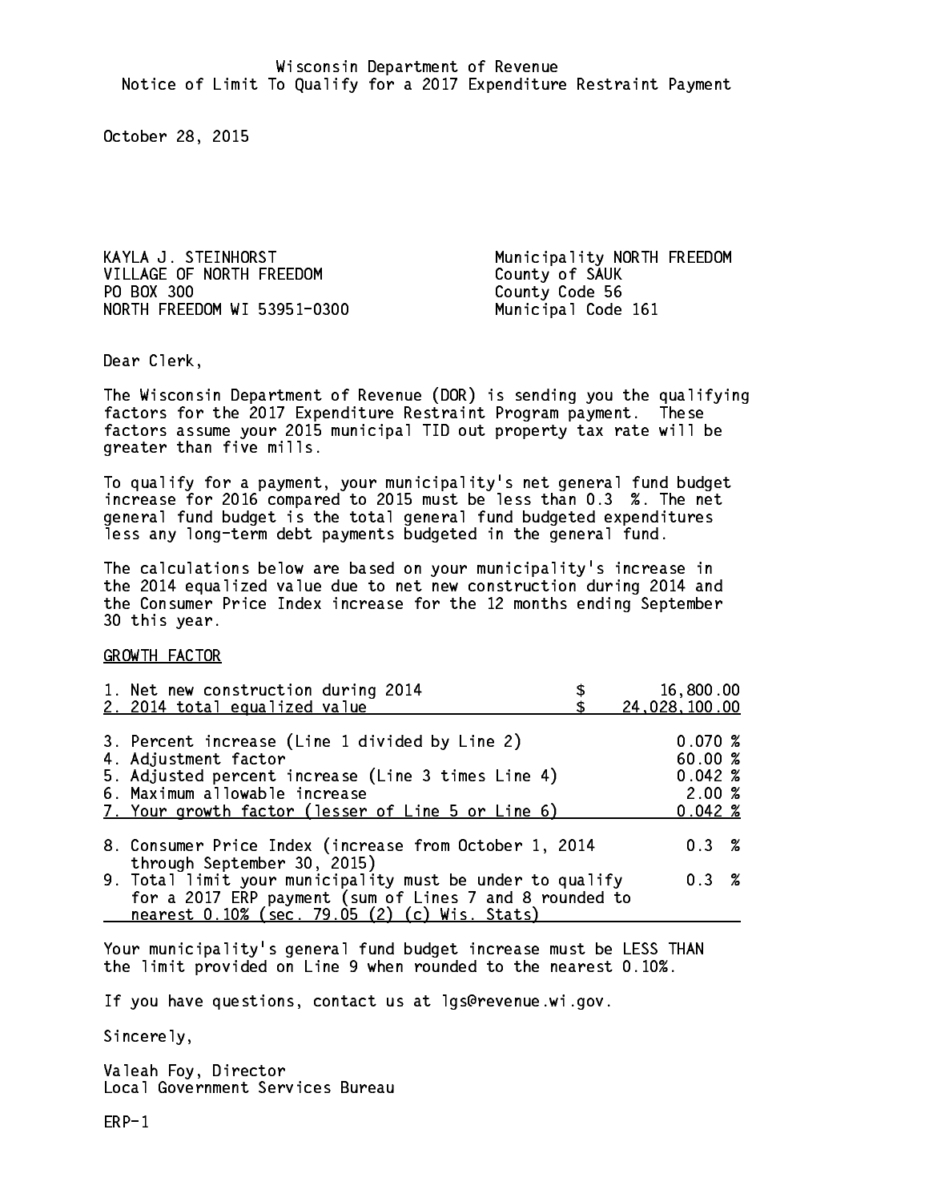Wisconsin Department of Revenue
Notice of Limit To Qualify for a 2017 Expenditure Restraint Payment

October 28, 2015

KAYLA J. STEINHORST
VILLAGE OF NORTH FREEDOM
PO BOX 300
NORTH FREEDOM WI 53951-0300

Municipality NORTH FREEDOM
County of SAUK
County Code 56
Municipal Code 161

Dear Clerk,

The Wisconsin Department of Revenue (DOR) is sending you the qualifying factors for the 2017 Expenditure Restraint Program payment. These factors assume your 2015 municipal TID out property tax rate will be greater than five mills.

To qualify for a payment, your municipality's net general fund budget increase for 2016 compared to 2015 must be less than 0.3 %. The net general fund budget is the total general fund budgeted expenditures less any long-term debt payments budgeted in the general fund.

The calculations below are based on your municipality's increase in the 2014 equalized value due to net new construction during 2014 and the Consumer Price Index increase for the 12 months ending September 30 this year.

GROWTH FACTOR

| | |
|---|---|
| 1. Net new construction during 2014 | $ 16,800.00 |
| 2. 2014 total equalized value | $ 24,028,100.00 |
| 3. Percent increase (Line 1 divided by Line 2) | 0.070 % |
| 4. Adjustment factor | 60.00 % |
| 5. Adjusted percent increase (Line 3 times Line 4) | 0.042 % |
| 6. Maximum allowable increase | 2.00 % |
| 7. Your growth factor (lesser of Line 5 or Line 6) | 0.042 % |
| 8. Consumer Price Index (increase from October 1, 2014 through September 30, 2015) | 0.3 % |
| 9. Total limit your municipality must be under to qualify for a 2017 ERP payment (sum of Lines 7 and 8 rounded to nearest 0.10% (sec. 79.05 (2) (c) Wis. Stats) | 0.3 % |

Your municipality's general fund budget increase must be LESS THAN the limit provided on Line 9 when rounded to the nearest 0.10%.

If you have questions, contact us at lgs@revenue.wi.gov.

Sincerely,

Valeah Foy, Director
Local Government Services Bureau

ERP-1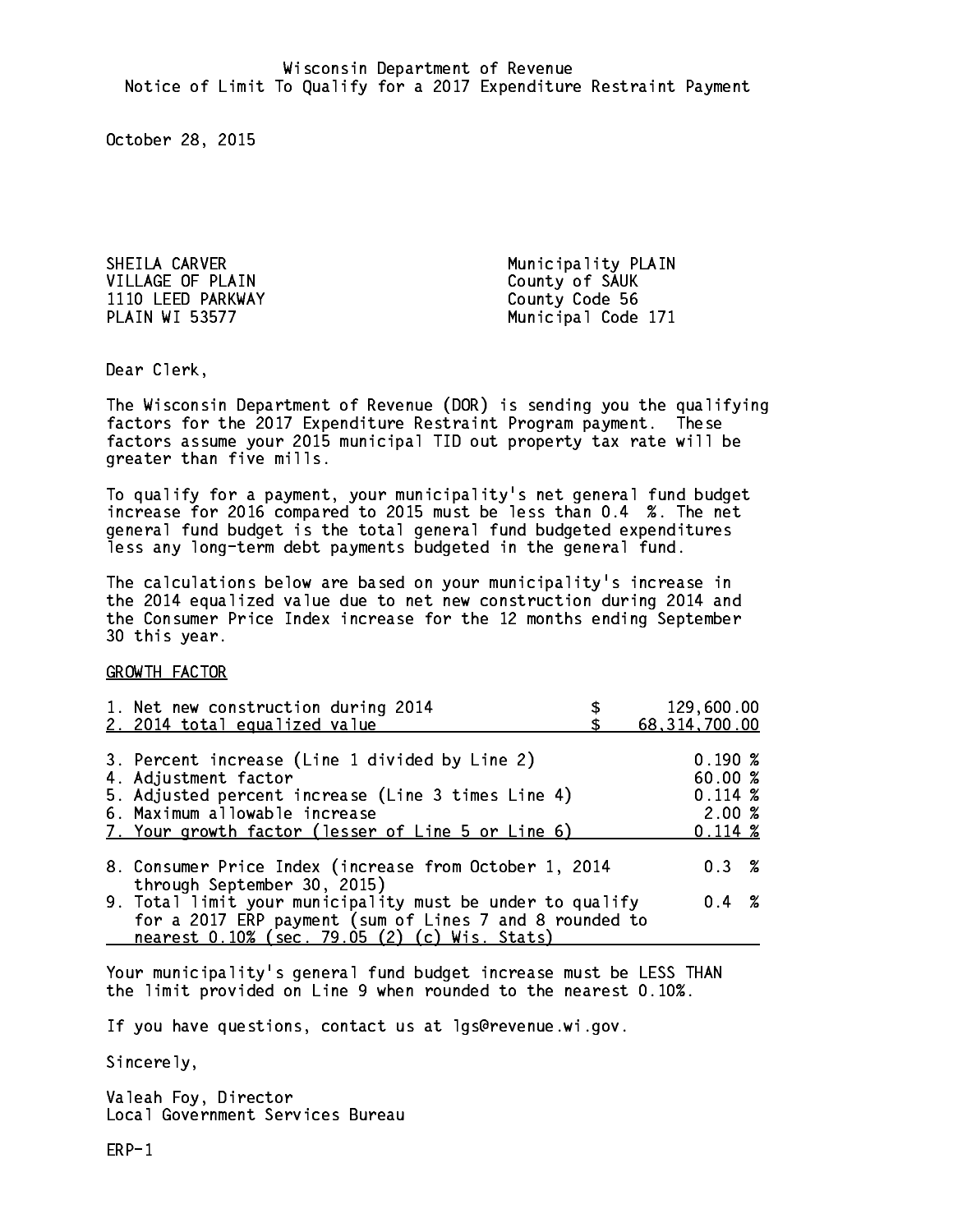Wisconsin Department of Revenue
Notice of Limit To Qualify for a 2017 Expenditure Restraint Payment

October 28, 2015

SHEILA CARVER
VILLAGE OF PLAIN
1110 LEED PARKWAY
PLAIN WI 53577

Municipality PLAIN
County of SAUK
County Code 56
Municipal Code 171

Dear Clerk,

The Wisconsin Department of Revenue (DOR) is sending you the qualifying factors for the 2017 Expenditure Restraint Program payment. These factors assume your 2015 municipal TID out property tax rate will be greater than five mills.

To qualify for a payment, your municipality's net general fund budget increase for 2016 compared to 2015 must be less than 0.4 %. The net general fund budget is the total general fund budgeted expenditures less any long-term debt payments budgeted in the general fund.

The calculations below are based on your municipality's increase in the 2014 equalized value due to net new construction during 2014 and the Consumer Price Index increase for the 12 months ending September 30 this year.

GROWTH FACTOR

| | |
|---|---|
| 1. Net new construction during 2014 | $ 129,600.00 |
| 2. 2014 total equalized value | $ 68,314,700.00 |
| 3. Percent increase (Line 1 divided by Line 2) | 0.190 % |
| 4. Adjustment factor | 60.00 % |
| 5. Adjusted percent increase (Line 3 times Line 4) | 0.114 % |
| 6. Maximum allowable increase | 2.00 % |
| 7. Your growth factor (lesser of Line 5 or Line 6) | 0.114 % |
| 8. Consumer Price Index (increase from October 1, 2014 through September 30, 2015) | 0.3 % |
| 9. Total limit your municipality must be under to qualify for a 2017 ERP payment (sum of Lines 7 and 8 rounded to nearest 0.10% (sec. 79.05 (2) (c) Wis. Stats) | 0.4 % |

Your municipality's general fund budget increase must be LESS THAN the limit provided on Line 9 when rounded to the nearest 0.10%.

If you have questions, contact us at lgs@revenue.wi.gov.

Sincerely,

Valeah Foy, Director
Local Government Services Bureau

ERP-1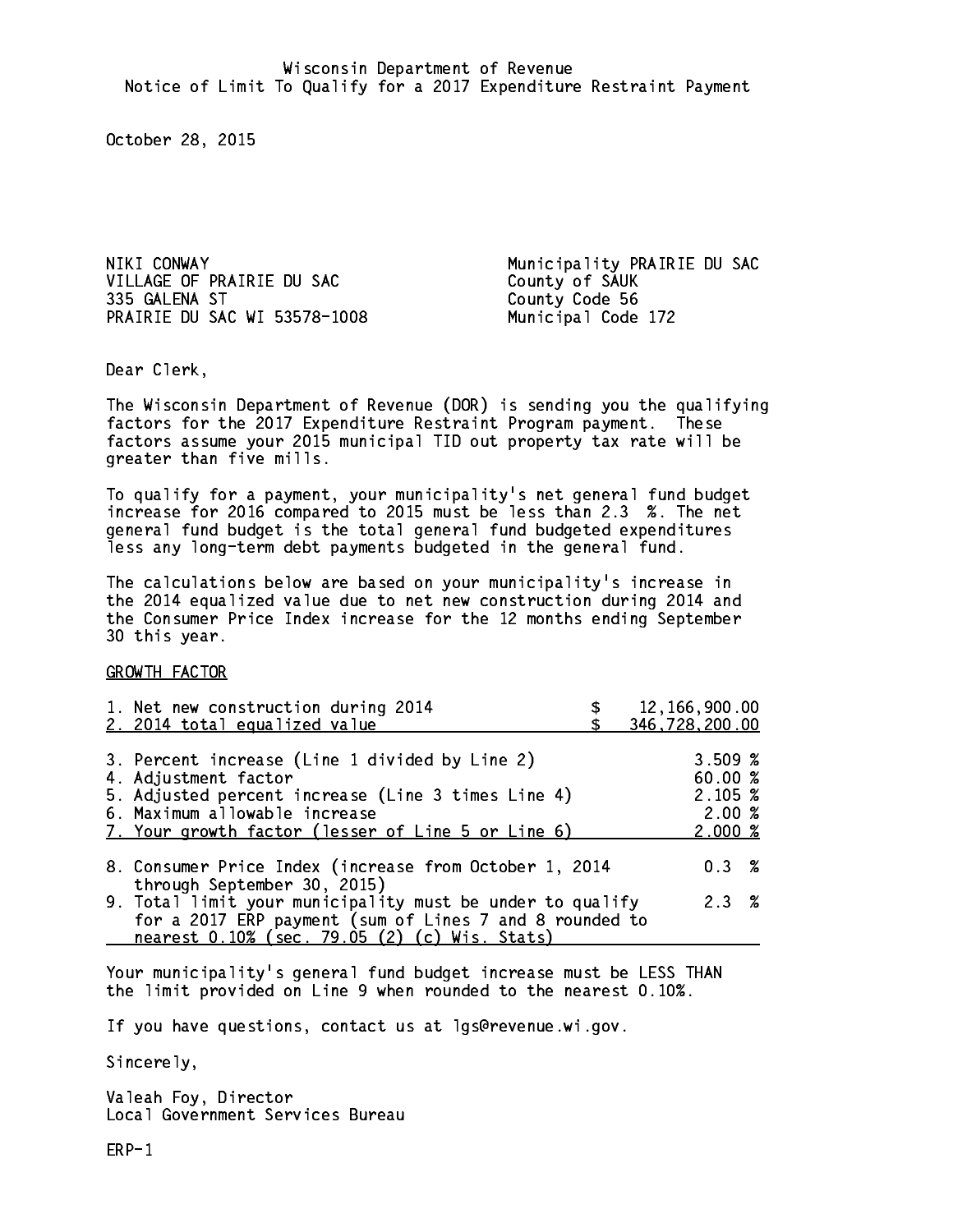Wisconsin Department of Revenue
Notice of Limit To Qualify for a 2017 Expenditure Restraint Payment

October 28, 2015

NIKI CONWAY
VILLAGE OF PRAIRIE DU SAC
335 GALENA ST
PRAIRIE DU SAC WI 53578-1008

Municipality PRAIRIE DU SAC
County of SAUK
County Code 56
Municipal Code 172

Dear Clerk,

The Wisconsin Department of Revenue (DOR) is sending you the qualifying factors for the 2017 Expenditure Restraint Program payment. These factors assume your 2015 municipal TID out property tax rate will be greater than five mills.

To qualify for a payment, your municipality's net general fund budget increase for 2016 compared to 2015 must be less than 2.3 %. The net general fund budget is the total general fund budgeted expenditures less any long-term debt payments budgeted in the general fund.

The calculations below are based on your municipality's increase in the 2014 equalized value due to net new construction during 2014 and the Consumer Price Index increase for the 12 months ending September 30 this year.

GROWTH FACTOR

| | |
|---|---|
| 1. Net new construction during 2014 | $ 12,166,900.00 |
| 2. 2014 total equalized value | $ 346,728,200.00 |
| 3. Percent increase (Line 1 divided by Line 2) | 3.509 % |
| 4. Adjustment factor | 60.00 % |
| 5. Adjusted percent increase (Line 3 times Line 4) | 2.105 % |
| 6. Maximum allowable increase | 2.00 % |
| 7. Your growth factor (lesser of Line 5 or Line 6) | 2.000 % |
| 8. Consumer Price Index (increase from October 1, 2014 through September 30, 2015) | 0.3 % |
| 9. Total limit your municipality must be under to qualify for a 2017 ERP payment (sum of Lines 7 and 8 rounded to nearest 0.10% (sec. 79.05 (2) (c) Wis. Stats) | 2.3 % |

Your municipality's general fund budget increase must be LESS THAN the limit provided on Line 9 when rounded to the nearest 0.10%.

If you have questions, contact us at lgs@revenue.wi.gov.

Sincerely,

Valeah Foy, Director
Local Government Services Bureau

ERP-1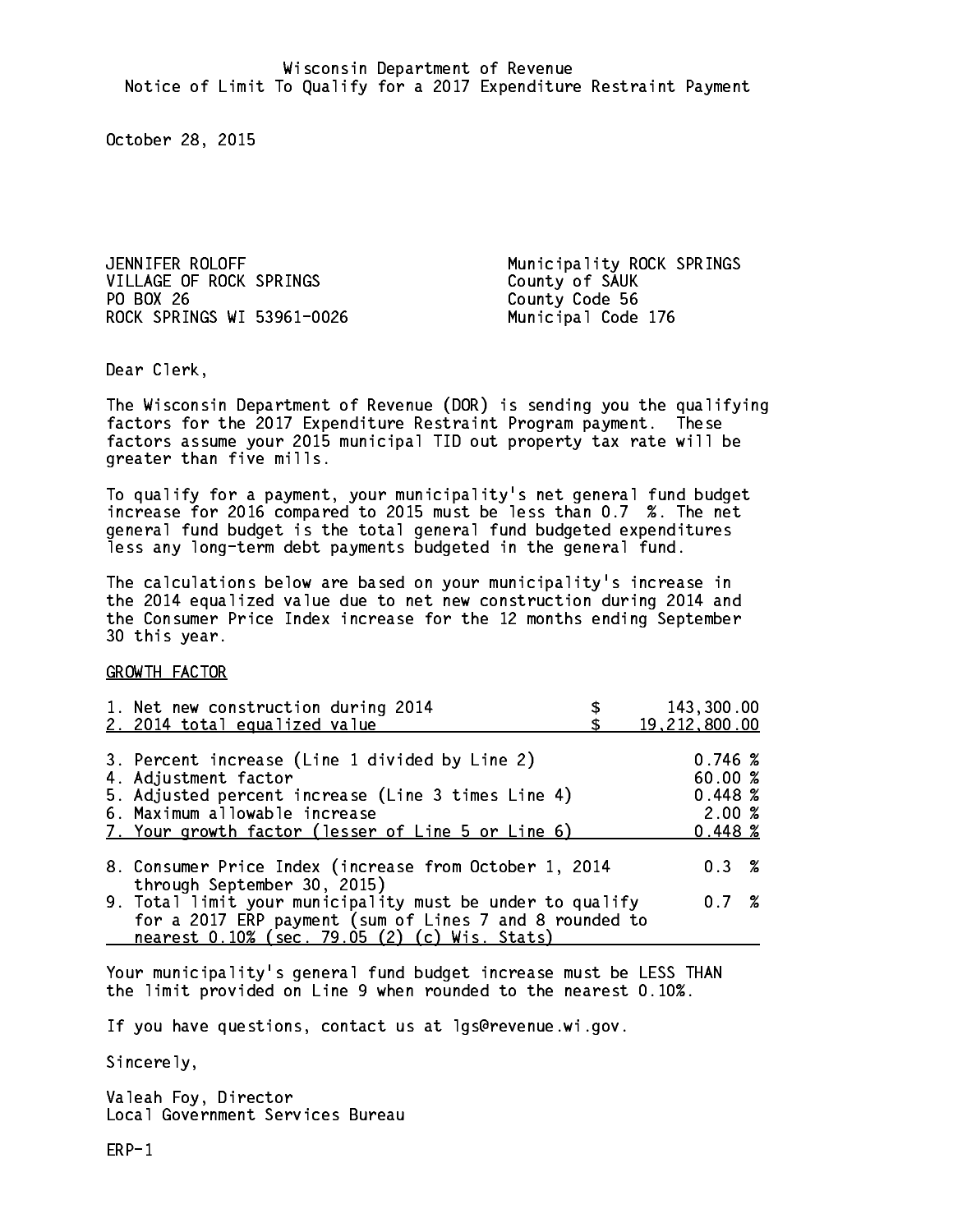Wisconsin Department of Revenue
Notice of Limit To Qualify for a 2017 Expenditure Restraint Payment

October 28, 2015

JENNIFER ROLOFF
VILLAGE OF ROCK SPRINGS
PO BOX 26
ROCK SPRINGS WI 53961-0026

Municipality ROCK SPRINGS
County of SAUK
County Code 56
Municipal Code 176

Dear Clerk,

The Wisconsin Department of Revenue (DOR) is sending you the qualifying factors for the 2017 Expenditure Restraint Program payment. These factors assume your 2015 municipal TID out property tax rate will be greater than five mills.

To qualify for a payment, your municipality's net general fund budget increase for 2016 compared to 2015 must be less than 0.7 %. The net general fund budget is the total general fund budgeted expenditures less any long-term debt payments budgeted in the general fund.

The calculations below are based on your municipality's increase in the 2014 equalized value due to net new construction during 2014 and the Consumer Price Index increase for the 12 months ending September 30 this year.

GROWTH FACTOR

| | |
|---|---|
| 1. Net new construction during 2014 | $ 143,300.00 |
| 2. 2014 total equalized value | $ 19,212,800.00 |
| 3. Percent increase (Line 1 divided by Line 2) | 0.746 % |
| 4. Adjustment factor | 60.00 % |
| 5. Adjusted percent increase (Line 3 times Line 4) | 0.448 % |
| 6. Maximum allowable increase | 2.00 % |
| 7. Your growth factor (lesser of Line 5 or Line 6) | 0.448 % |
| 8. Consumer Price Index (increase from October 1, 2014 through September 30, 2015) | 0.3 % |
| 9. Total limit your municipality must be under to qualify for a 2017 ERP payment (sum of Lines 7 and 8 rounded to nearest 0.10% (sec. 79.05 (2) (c) Wis. Stats) | 0.7 % |

Your municipality's general fund budget increase must be LESS THAN the limit provided on Line 9 when rounded to the nearest 0.10%.

If you have questions, contact us at lgs@revenue.wi.gov.

Sincerely,

Valeah Foy, Director
Local Government Services Bureau

ERP-1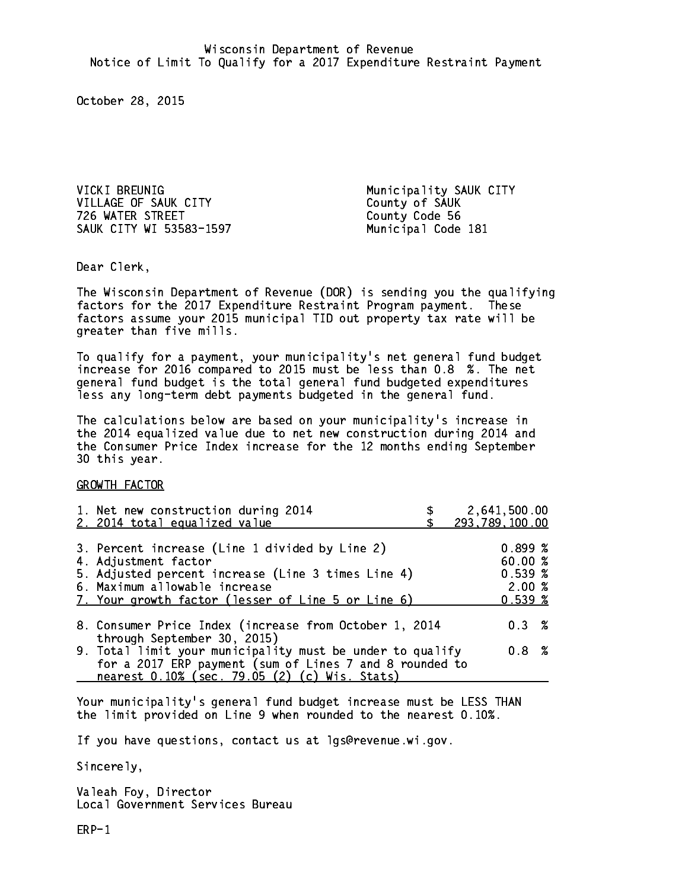Wisconsin Department of Revenue
Notice of Limit To Qualify for a 2017 Expenditure Restraint Payment

October 28, 2015

VICKI BREUNIG
VILLAGE OF SAUK CITY
726 WATER STREET
SAUK CITY WI 53583-1597

Municipality SAUK CITY
County of SAUK
County Code 56
Municipal Code 181

Dear Clerk,

The Wisconsin Department of Revenue (DOR) is sending you the qualifying factors for the 2017 Expenditure Restraint Program payment. These factors assume your 2015 municipal TID out property tax rate will be greater than five mills.

To qualify for a payment, your municipality's net general fund budget increase for 2016 compared to 2015 must be less than 0.8 %. The net general fund budget is the total general fund budgeted expenditures less any long-term debt payments budgeted in the general fund.

The calculations below are based on your municipality's increase in the 2014 equalized value due to net new construction during 2014 and the Consumer Price Index increase for the 12 months ending September 30 this year.

GROWTH FACTOR

| | |
|---|---|
| 1. Net new construction during 2014 | $ 2,641,500.00 |
| 2. 2014 total equalized value | $ 293,789,100.00 |
| 3. Percent increase (Line 1 divided by Line 2) | 0.899 % |
| 4. Adjustment factor | 60.00 % |
| 5. Adjusted percent increase (Line 3 times Line 4) | 0.539 % |
| 6. Maximum allowable increase | 2.00 % |
| 7. Your growth factor (lesser of Line 5 or Line 6) | 0.539 % |
| 8. Consumer Price Index (increase from October 1, 2014 through September 30, 2015) | 0.3 % |
| 9. Total limit your municipality must be under to qualify for a 2017 ERP payment (sum of Lines 7 and 8 rounded to nearest 0.10% (sec. 79.05 (2) (c) Wis. Stats) | 0.8 % |

Your municipality's general fund budget increase must be LESS THAN the limit provided on Line 9 when rounded to the nearest 0.10%.

If you have questions, contact us at lgs@revenue.wi.gov.

Sincerely,

Valeah Foy, Director
Local Government Services Bureau

ERP-1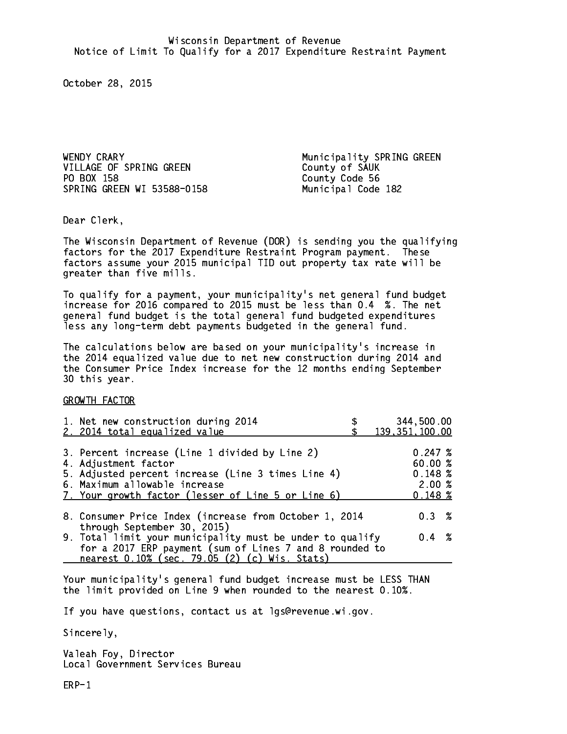Wisconsin Department of Revenue
Notice of Limit To Qualify for a 2017 Expenditure Restraint Payment

October 28, 2015

WENDY CRARY
VILLAGE OF SPRING GREEN
PO BOX 158
SPRING GREEN WI 53588-0158

Municipality SPRING GREEN
County of SAUK
County Code 56
Municipal Code 182

Dear Clerk,

The Wisconsin Department of Revenue (DOR) is sending you the qualifying factors for the 2017 Expenditure Restraint Program payment. These factors assume your 2015 municipal TID out property tax rate will be greater than five mills.

To qualify for a payment, your municipality's net general fund budget increase for 2016 compared to 2015 must be less than 0.4 %. The net general fund budget is the total general fund budgeted expenditures less any long-term debt payments budgeted in the general fund.

The calculations below are based on your municipality's increase in the 2014 equalized value due to net new construction during 2014 and the Consumer Price Index increase for the 12 months ending September 30 this year.

GROWTH FACTOR

| | |
|---|---|
| 1. Net new construction during 2014 | $ 344,500.00 |
| 2. 2014 total equalized value | $ 139,351,100.00 |
| 3. Percent increase (Line 1 divided by Line 2) | 0.247 % |
| 4. Adjustment factor | 60.00 % |
| 5. Adjusted percent increase (Line 3 times Line 4) | 0.148 % |
| 6. Maximum allowable increase | 2.00 % |
| 7. Your growth factor (lesser of Line 5 or Line 6) | 0.148 % |
| 8. Consumer Price Index (increase from October 1, 2014 through September 30, 2015) | 0.3 % |
| 9. Total limit your municipality must be under to qualify for a 2017 ERP payment (sum of Lines 7 and 8 rounded to nearest 0.10% (sec. 79.05 (2) (c) Wis. Stats) | 0.4 % |

Your municipality's general fund budget increase must be LESS THAN the limit provided on Line 9 when rounded to the nearest 0.10%.

If you have questions, contact us at lgs@revenue.wi.gov.

Sincerely,

Valeah Foy, Director
Local Government Services Bureau

ERP-1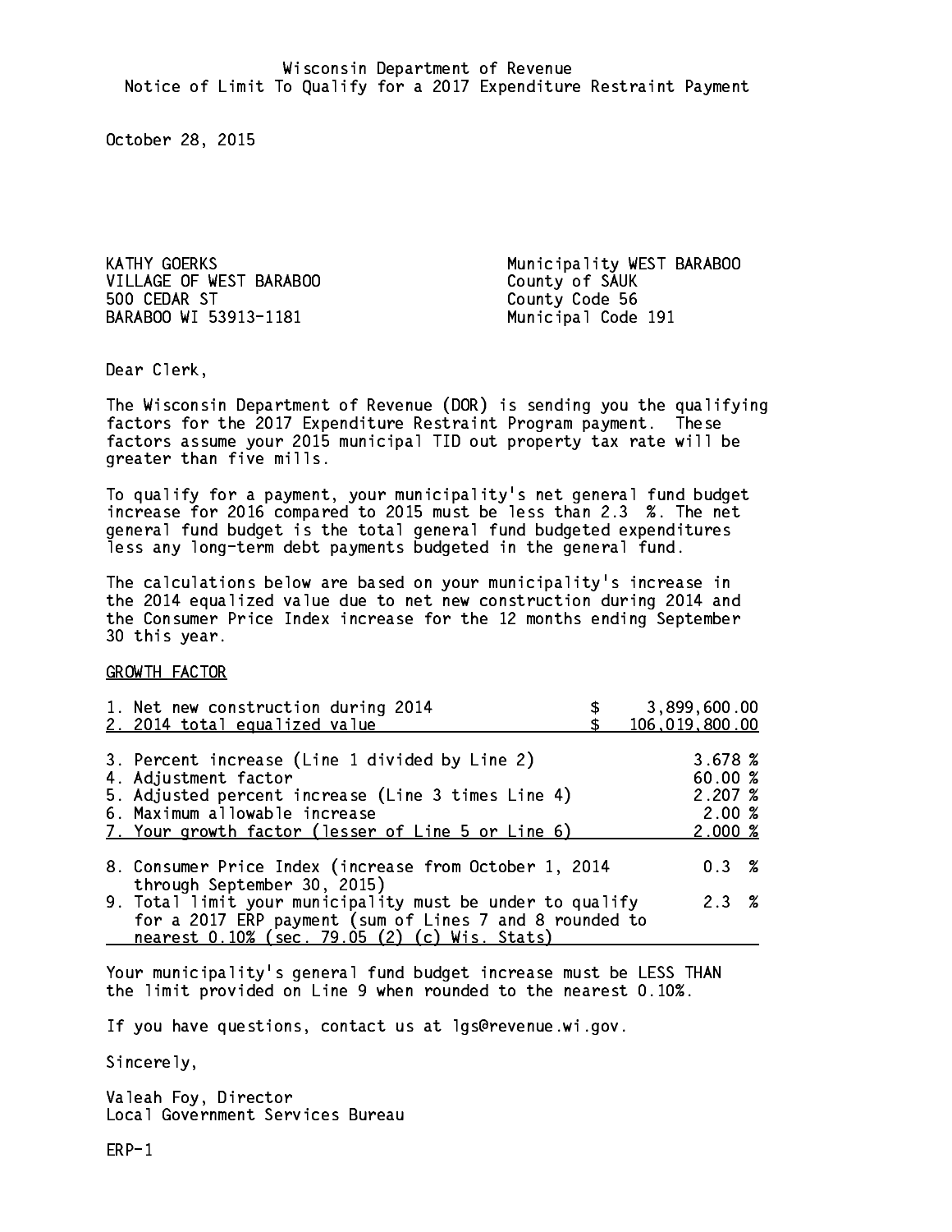Wisconsin Department of Revenue
Notice of Limit To Qualify for a 2017 Expenditure Restraint Payment

October 28, 2015

KATHY GOERKS
VILLAGE OF WEST BARABOO
500 CEDAR ST
BARABOO WI 53913-1181

Municipality WEST BARABOO
County of SAUK
County Code 56
Municipal Code 191

Dear Clerk,

The Wisconsin Department of Revenue (DOR) is sending you the qualifying factors for the 2017 Expenditure Restraint Program payment. These factors assume your 2015 municipal TID out property tax rate will be greater than five mills.

To qualify for a payment, your municipality's net general fund budget increase for 2016 compared to 2015 must be less than 2.3 %. The net general fund budget is the total general fund budgeted expenditures less any long-term debt payments budgeted in the general fund.

The calculations below are based on your municipality's increase in the 2014 equalized value due to net new construction during 2014 and the Consumer Price Index increase for the 12 months ending September 30 this year.

GROWTH FACTOR

| | |
|---|---|
| 1. Net new construction during 2014 | $ 3,899,600.00 |
| 2. 2014 total equalized value | $ 106,019,800.00 |
| 3. Percent increase (Line 1 divided by Line 2) | 3.678 % |
| 4. Adjustment factor | 60.00 % |
| 5. Adjusted percent increase (Line 3 times Line 4) | 2.207 % |
| 6. Maximum allowable increase | 2.00 % |
| 7. Your growth factor (lesser of Line 5 or Line 6) | 2.000 % |
| 8. Consumer Price Index (increase from October 1, 2014 through September 30, 2015) | 0.3 % |
| 9. Total limit your municipality must be under to qualify for a 2017 ERP payment (sum of Lines 7 and 8 rounded to nearest 0.10% (sec. 79.05 (2) (c) Wis. Stats) | 2.3 % |

Your municipality's general fund budget increase must be LESS THAN the limit provided on Line 9 when rounded to the nearest 0.10%.

If you have questions, contact us at lgs@revenue.wi.gov.

Sincerely,

Valeah Foy, Director
Local Government Services Bureau

ERP-1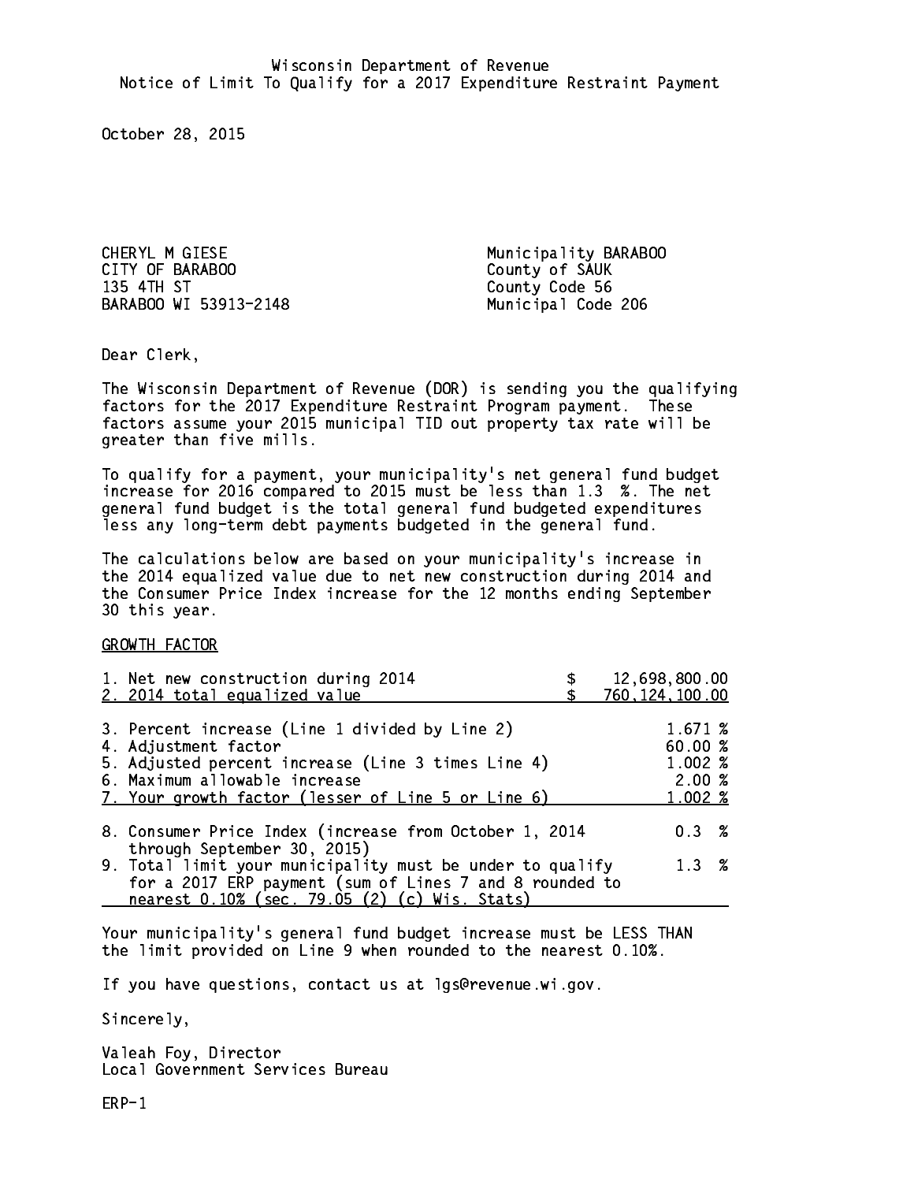Wisconsin Department of Revenue
Notice of Limit To Qualify for a 2017 Expenditure Restraint Payment

October 28, 2015

CHERYL M GIESE
CITY OF BARABOO
135 4TH ST
BARABOO WI 53913-2148

Municipality BARABOO
County of SAUK
County Code 56
Municipal Code 206

Dear Clerk,

The Wisconsin Department of Revenue (DOR) is sending you the qualifying factors for the 2017 Expenditure Restraint Program payment. These factors assume your 2015 municipal TID out property tax rate will be greater than five mills.

To qualify for a payment, your municipality's net general fund budget increase for 2016 compared to 2015 must be less than 1.3 %. The net general fund budget is the total general fund budgeted expenditures less any long-term debt payments budgeted in the general fund.

The calculations below are based on your municipality's increase in the 2014 equalized value due to net new construction during 2014 and the Consumer Price Index increase for the 12 months ending September 30 this year.

GROWTH FACTOR

| | |
|---|---|
| 1. Net new construction during 2014 | $ 12,698,800.00 |
| 2. 2014 total equalized value | $ 760,124,100.00 |
| 3. Percent increase (Line 1 divided by Line 2) | 1.671 % |
| 4. Adjustment factor | 60.00 % |
| 5. Adjusted percent increase (Line 3 times Line 4) | 1.002 % |
| 6. Maximum allowable increase | 2.00 % |
| 7. Your growth factor (lesser of Line 5 or Line 6) | 1.002 % |
| 8. Consumer Price Index (increase from October 1, 2014 through September 30, 2015) | 0.3 % |
| 9. Total limit your municipality must be under to qualify for a 2017 ERP payment (sum of Lines 7 and 8 rounded to nearest 0.10% (sec. 79.05 (2) (c) Wis. Stats) | 1.3 % |

Your municipality's general fund budget increase must be LESS THAN the limit provided on Line 9 when rounded to the nearest 0.10%.

If you have questions, contact us at lgs@revenue.wi.gov.

Sincerely,

Valeah Foy, Director
Local Government Services Bureau

ERP-1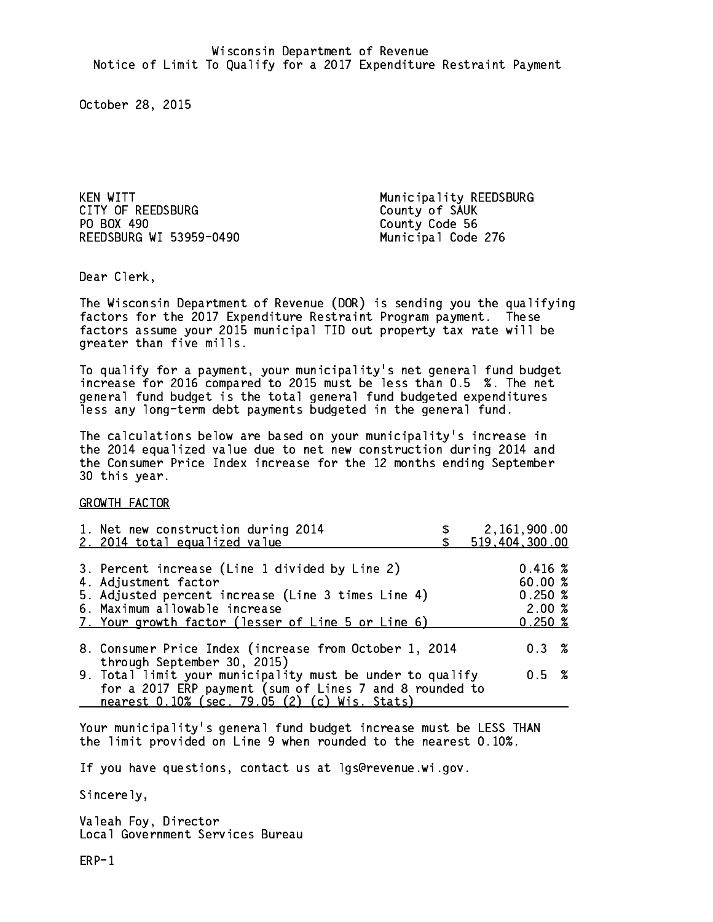Wisconsin Department of Revenue
Notice of Limit To Qualify for a 2017 Expenditure Restraint Payment

October 28, 2015

KEN WITT
CITY OF REEDSBURG
PO BOX 490
REEDSBURG WI 53959-0490

Municipality REEDSBURG
County of SAUK
County Code 56
Municipal Code 276

Dear Clerk,

The Wisconsin Department of Revenue (DOR) is sending you the qualifying factors for the 2017 Expenditure Restraint Program payment. These factors assume your 2015 municipal TID out property tax rate will be greater than five mills.

To qualify for a payment, your municipality's net general fund budget increase for 2016 compared to 2015 must be less than 0.5 %. The net general fund budget is the total general fund budgeted expenditures less any long-term debt payments budgeted in the general fund.

The calculations below are based on your municipality's increase in the 2014 equalized value due to net new construction during 2014 and the Consumer Price Index increase for the 12 months ending September 30 this year.

GROWTH FACTOR

| | |
|---|---|
| 1. Net new construction during 2014 | $ 2,161,900.00 |
| 2. 2014 total equalized value | $ 519,404,300.00 |
| 3. Percent increase (Line 1 divided by Line 2) | 0.416 % |
| 4. Adjustment factor | 60.00 % |
| 5. Adjusted percent increase (Line 3 times Line 4) | 0.250 % |
| 6. Maximum allowable increase | 2.00 % |
| 7. Your growth factor (lesser of Line 5 or Line 6) | 0.250 % |
| 8. Consumer Price Index (increase from October 1, 2014 through September 30, 2015) | 0.3 % |
| 9. Total limit your municipality must be under to qualify for a 2017 ERP payment (sum of Lines 7 and 8 rounded to nearest 0.10% (sec. 79.05 (2) (c) Wis. Stats) | 0.5 % |

Your municipality's general fund budget increase must be LESS THAN the limit provided on Line 9 when rounded to the nearest 0.10%.

If you have questions, contact us at lgs@revenue.wi.gov.

Sincerely,

Valeah Foy, Director
Local Government Services Bureau

ERP-1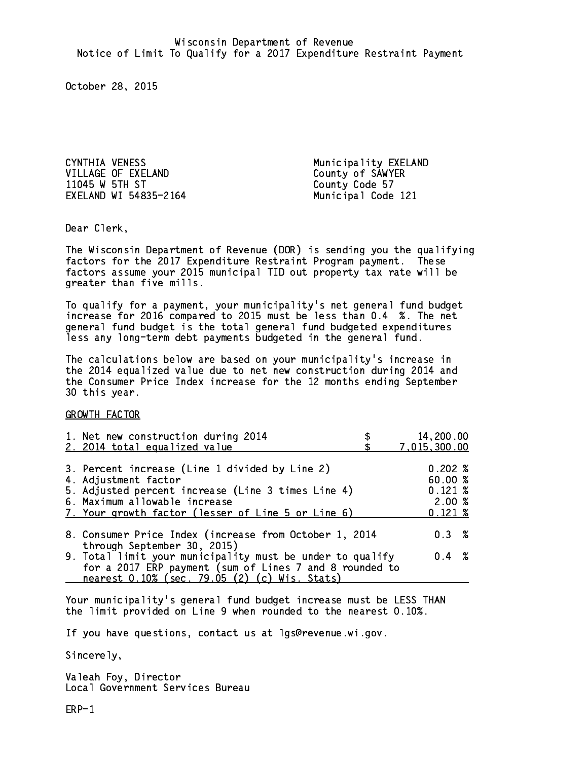Wisconsin Department of Revenue
Notice of Limit To Qualify for a 2017 Expenditure Restraint Payment

October 28, 2015

CYNTHIA VENESS
VILLAGE OF EXELAND
11045 W 5TH ST
EXELAND WI 54835-2164

Municipality EXELAND
County of SAWYER
County Code 57
Municipal Code 121

Dear Clerk,

The Wisconsin Department of Revenue (DOR) is sending you the qualifying factors for the 2017 Expenditure Restraint Program payment. These factors assume your 2015 municipal TID out property tax rate will be greater than five mills.

To qualify for a payment, your municipality's net general fund budget increase for 2016 compared to 2015 must be less than 0.4 %. The net general fund budget is the total general fund budgeted expenditures less any long-term debt payments budgeted in the general fund.

The calculations below are based on your municipality's increase in the 2014 equalized value due to net new construction during 2014 and the Consumer Price Index increase for the 12 months ending September 30 this year.

GROWTH FACTOR

| | |
|---|---|
| 1. Net new construction during 2014 | $ 14,200.00 |
| 2. 2014 total equalized value | $ 7,015,300.00 |
| 3. Percent increase (Line 1 divided by Line 2) | 0.202 % |
| 4. Adjustment factor | 60.00 % |
| 5. Adjusted percent increase (Line 3 times Line 4) | 0.121 % |
| 6. Maximum allowable increase | 2.00 % |
| 7. Your growth factor (lesser of Line 5 or Line 6) | 0.121 % |
| 8. Consumer Price Index (increase from October 1, 2014 through September 30, 2015) | 0.3 % |
| 9. Total limit your municipality must be under to qualify for a 2017 ERP payment (sum of Lines 7 and 8 rounded to nearest 0.10% (sec. 79.05 (2) (c) Wis. Stats) | 0.4 % |

Your municipality's general fund budget increase must be LESS THAN the limit provided on Line 9 when rounded to the nearest 0.10%.

If you have questions, contact us at lgs@revenue.wi.gov.

Sincerely,

Valeah Foy, Director
Local Government Services Bureau

ERP-1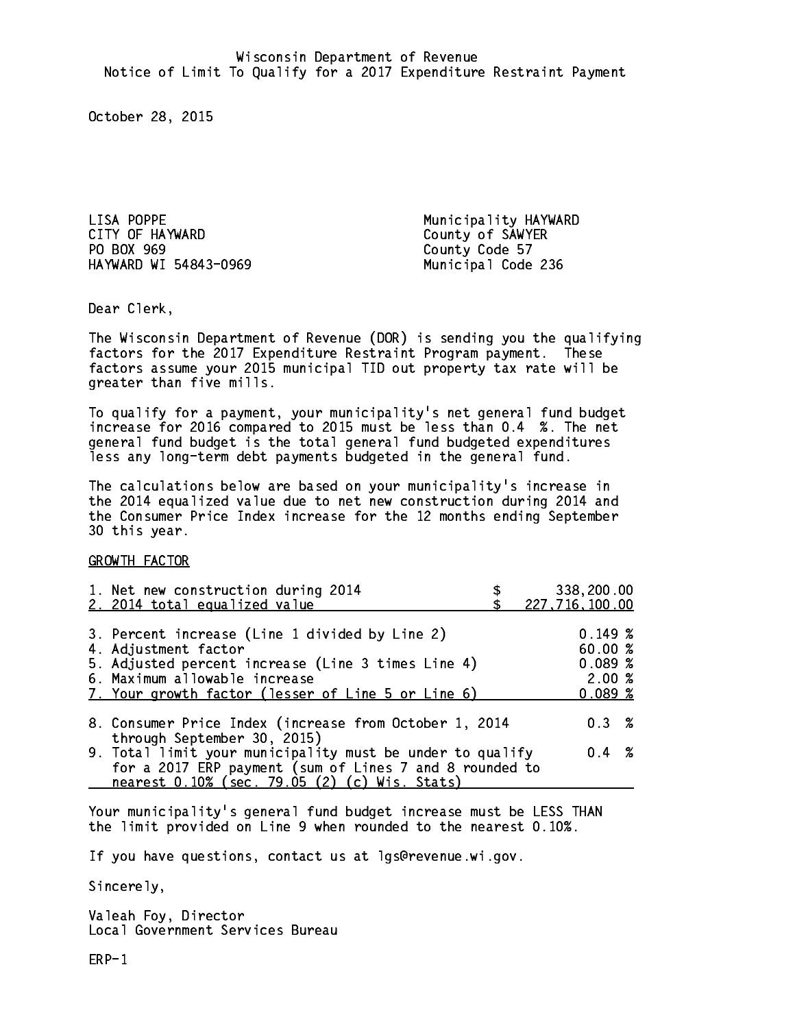Wisconsin Department of Revenue
Notice of Limit To Qualify for a 2017 Expenditure Restraint Payment

October 28, 2015

LISA POPPE
CITY OF HAYWARD
PO BOX 969
HAYWARD WI 54843-0969

Municipality HAYWARD
County of SAWYER
County Code 57
Municipal Code 236

Dear Clerk,

The Wisconsin Department of Revenue (DOR) is sending you the qualifying factors for the 2017 Expenditure Restraint Program payment. These factors assume your 2015 municipal TID out property tax rate will be greater than five mills.

To qualify for a payment, your municipality's net general fund budget increase for 2016 compared to 2015 must be less than 0.4 %. The net general fund budget is the total general fund budgeted expenditures less any long-term debt payments budgeted in the general fund.

The calculations below are based on your municipality's increase in the 2014 equalized value due to net new construction during 2014 and the Consumer Price Index increase for the 12 months ending September 30 this year.

GROWTH FACTOR

| | |
|---|---|
| 1. Net new construction during 2014 | $ 338,200.00 |
| 2. 2014 total equalized value | $ 227,716,100.00 |
| 3. Percent increase (Line 1 divided by Line 2) | 0.149 % |
| 4. Adjustment factor | 60.00 % |
| 5. Adjusted percent increase (Line 3 times Line 4) | 0.089 % |
| 6. Maximum allowable increase | 2.00 % |
| 7. Your growth factor (lesser of Line 5 or Line 6) | 0.089 % |
| 8. Consumer Price Index (increase from October 1, 2014 through September 30, 2015) | 0.3 % |
| 9. Total limit your municipality must be under to qualify for a 2017 ERP payment (sum of Lines 7 and 8 rounded to nearest 0.10% (sec. 79.05 (2) (c) Wis. Stats) | 0.4 % |

Your municipality's general fund budget increase must be LESS THAN the limit provided on Line 9 when rounded to the nearest 0.10%.

If you have questions, contact us at lgs@revenue.wi.gov.

Sincerely,

Valeah Foy, Director
Local Government Services Bureau

ERP-1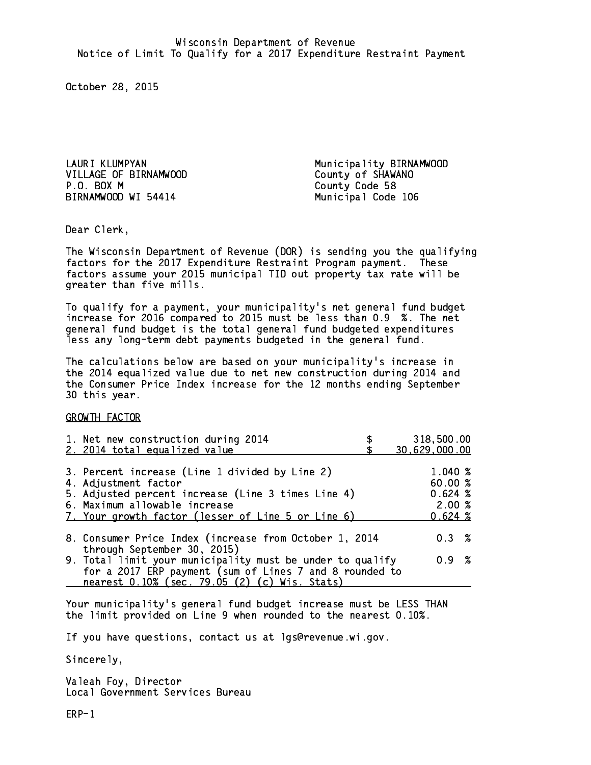Wisconsin Department of Revenue
Notice of Limit To Qualify for a 2017 Expenditure Restraint Payment

October 28, 2015

LAURI KLUMPYAN
VILLAGE OF BIRNAMWOOD
P.O. BOX M
BIRNAMWOOD WI 54414

Municipality BIRNAMWOOD
County of SHAWANO
County Code 58
Municipal Code 106

Dear Clerk,

The Wisconsin Department of Revenue (DOR) is sending you the qualifying factors for the 2017 Expenditure Restraint Program payment. These factors assume your 2015 municipal TID out property tax rate will be greater than five mills.

To qualify for a payment, your municipality's net general fund budget increase for 2016 compared to 2015 must be less than 0.9 %. The net general fund budget is the total general fund budgeted expenditures less any long-term debt payments budgeted in the general fund.

The calculations below are based on your municipality's increase in the 2014 equalized value due to net new construction during 2014 and the Consumer Price Index increase for the 12 months ending September 30 this year.

GROWTH FACTOR

| | |
|---|---|
| 1. Net new construction during 2014 | $ 318,500.00 |
| 2. 2014 total equalized value | $ 30,629,000.00 |
| 3. Percent increase (Line 1 divided by Line 2) | 1.040 % |
| 4. Adjustment factor | 60.00 % |
| 5. Adjusted percent increase (Line 3 times Line 4) | 0.624 % |
| 6. Maximum allowable increase | 2.00 % |
| 7. Your growth factor (lesser of Line 5 or Line 6) | 0.624 % |
| 8. Consumer Price Index (increase from October 1, 2014 through September 30, 2015) | 0.3 % |
| 9. Total limit your municipality must be under to qualify for a 2017 ERP payment (sum of Lines 7 and 8 rounded to nearest 0.10% (sec. 79.05 (2) (c) Wis. Stats) | 0.9 % |

Your municipality's general fund budget increase must be LESS THAN the limit provided on Line 9 when rounded to the nearest 0.10%.

If you have questions, contact us at lgs@revenue.wi.gov.

Sincerely,

Valeah Foy, Director
Local Government Services Bureau

ERP-1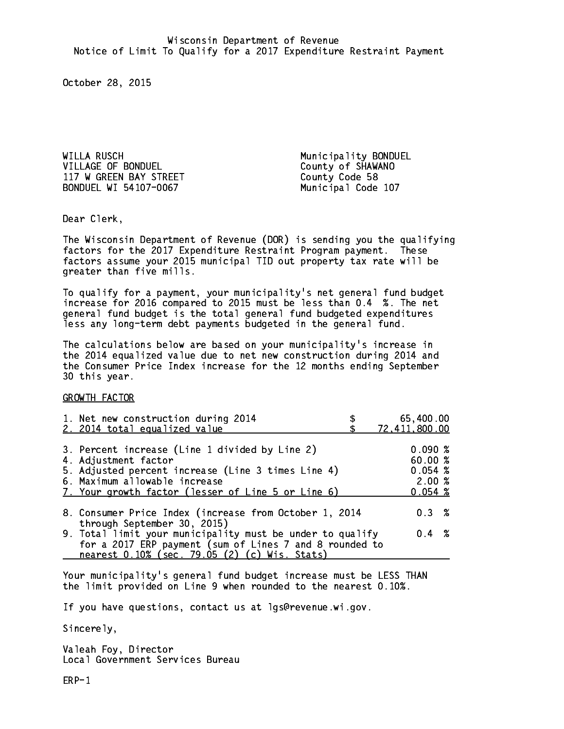Wisconsin Department of Revenue
Notice of Limit To Qualify for a 2017 Expenditure Restraint Payment

October 28, 2015

WILLA RUSCH
VILLAGE OF BONDUEL
117 W GREEN BAY STREET
BONDUEL WI 54107-0067

Municipality BONDUEL
County of SHAWANO
County Code 58
Municipal Code 107

Dear Clerk,

The Wisconsin Department of Revenue (DOR) is sending you the qualifying factors for the 2017 Expenditure Restraint Program payment. These factors assume your 2015 municipal TID out property tax rate will be greater than five mills.

To qualify for a payment, your municipality's net general fund budget increase for 2016 compared to 2015 must be less than 0.4 %. The net general fund budget is the total general fund budgeted expenditures less any long-term debt payments budgeted in the general fund.

The calculations below are based on your municipality's increase in the 2014 equalized value due to net new construction during 2014 and the Consumer Price Index increase for the 12 months ending September 30 this year.

GROWTH FACTOR

| | |
|---|---|
| 1. Net new construction during 2014 | $ 65,400.00 |
| 2. 2014 total equalized value | $ 72,411,800.00 |
| 3. Percent increase (Line 1 divided by Line 2) | 0.090 % |
| 4. Adjustment factor | 60.00 % |
| 5. Adjusted percent increase (Line 3 times Line 4) | 0.054 % |
| 6. Maximum allowable increase | 2.00 % |
| 7. Your growth factor (lesser of Line 5 or Line 6) | 0.054 % |
| 8. Consumer Price Index (increase from October 1, 2014 through September 30, 2015) | 0.3 % |
| 9. Total limit your municipality must be under to qualify for a 2017 ERP payment (sum of Lines 7 and 8 rounded to nearest 0.10% (sec. 79.05 (2) (c) Wis. Stats) | 0.4 % |

Your municipality's general fund budget increase must be LESS THAN the limit provided on Line 9 when rounded to the nearest 0.10%.

If you have questions, contact us at lgs@revenue.wi.gov.

Sincerely,

Valeah Foy, Director
Local Government Services Bureau

ERP-1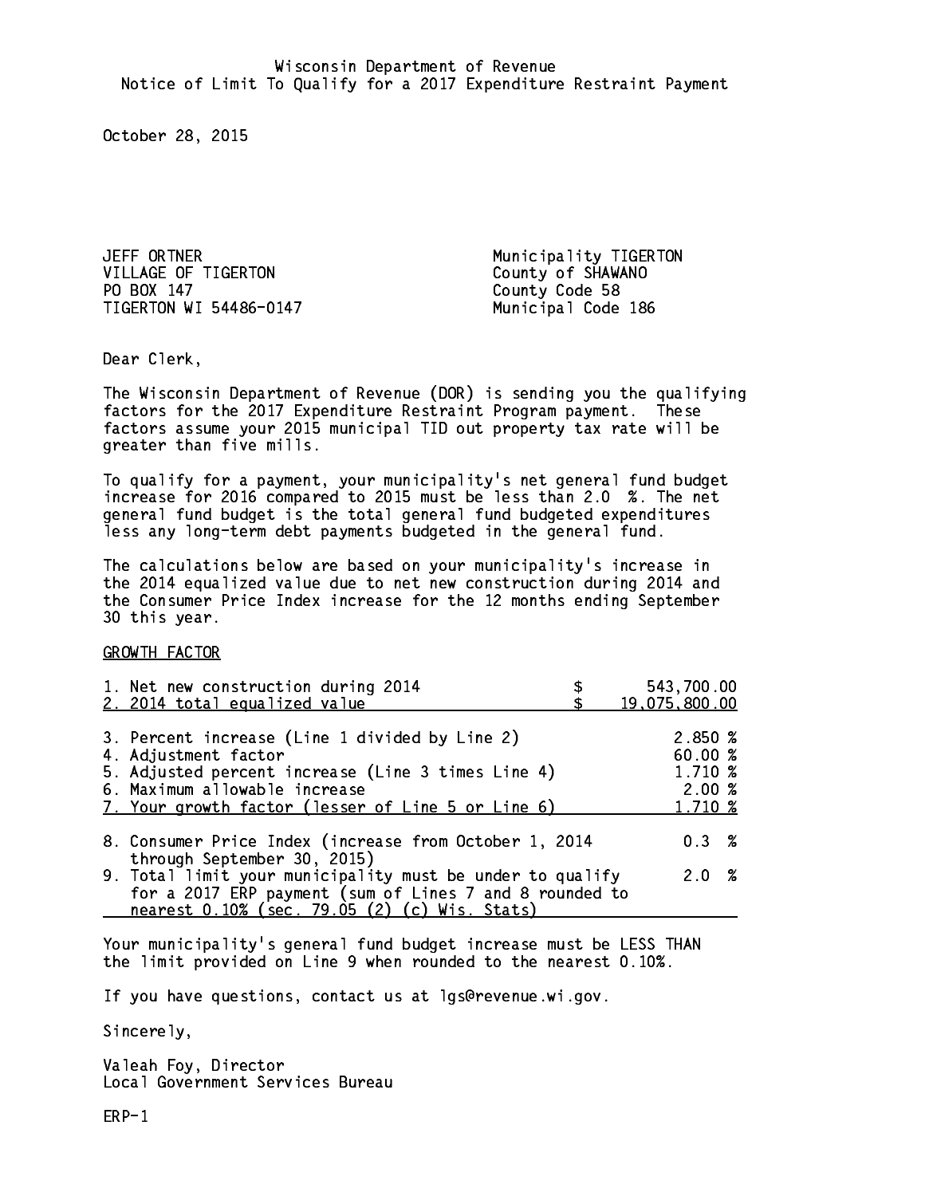Wisconsin Department of Revenue
Notice of Limit To Qualify for a 2017 Expenditure Restraint Payment

October 28, 2015

JEFF ORTNER
VILLAGE OF TIGERTON
PO BOX 147
TIGERTON WI 54486-0147

Municipality TIGERTON
County of SHAWANO
County Code 58
Municipal Code 186

Dear Clerk,

The Wisconsin Department of Revenue (DOR) is sending you the qualifying factors for the 2017 Expenditure Restraint Program payment. These factors assume your 2015 municipal TID out property tax rate will be greater than five mills.

To qualify for a payment, your municipality's net general fund budget increase for 2016 compared to 2015 must be less than 2.0 %. The net general fund budget is the total general fund budgeted expenditures less any long-term debt payments budgeted in the general fund.

The calculations below are based on your municipality's increase in the 2014 equalized value due to net new construction during 2014 and the Consumer Price Index increase for the 12 months ending September 30 this year.

GROWTH FACTOR

| | |
|---|---|
| 1. Net new construction during 2014 | $ 543,700.00 |
| 2. 2014 total equalized value | $ 19,075,800.00 |
| 3. Percent increase (Line 1 divided by Line 2) | 2.850 % |
| 4. Adjustment factor | 60.00 % |
| 5. Adjusted percent increase (Line 3 times Line 4) | 1.710 % |
| 6. Maximum allowable increase | 2.00 % |
| 7. Your growth factor (lesser of Line 5 or Line 6) | 1.710 % |
| 8. Consumer Price Index (increase from October 1, 2014 through September 30, 2015) | 0.3 % |
| 9. Total limit your municipality must be under to qualify for a 2017 ERP payment (sum of Lines 7 and 8 rounded to nearest 0.10% (sec. 79.05 (2) (c) Wis. Stats) | 2.0 % |

Your municipality's general fund budget increase must be LESS THAN the limit provided on Line 9 when rounded to the nearest 0.10%.

If you have questions, contact us at lgs@revenue.wi.gov.

Sincerely,

Valeah Foy, Director
Local Government Services Bureau

ERP-1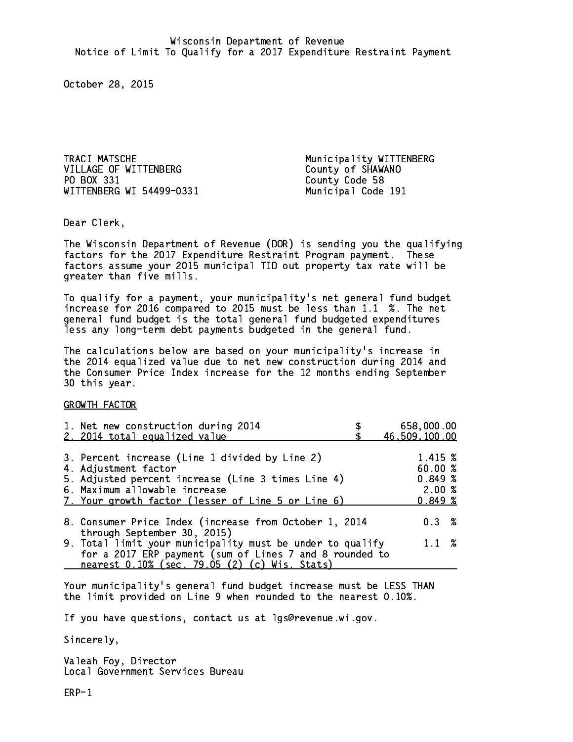Wisconsin Department of Revenue
Notice of Limit To Qualify for a 2017 Expenditure Restraint Payment

October 28, 2015

TRACI MATSCHE
VILLAGE OF WITTENBERG
PO BOX 331
WITTENBERG WI 54499-0331

Municipality WITTENBERG
County of SHAWANO
County Code 58
Municipal Code 191

Dear Clerk,

The Wisconsin Department of Revenue (DOR) is sending you the qualifying factors for the 2017 Expenditure Restraint Program payment. These factors assume your 2015 municipal TID out property tax rate will be greater than five mills.

To qualify for a payment, your municipality's net general fund budget increase for 2016 compared to 2015 must be less than 1.1 %. The net general fund budget is the total general fund budgeted expenditures less any long-term debt payments budgeted in the general fund.

The calculations below are based on your municipality's increase in the 2014 equalized value due to net new construction during 2014 and the Consumer Price Index increase for the 12 months ending September 30 this year.

GROWTH FACTOR

| | | |
|---|---|---|
| 1. Net new construction during 2014 | $ | 658,000.00 |
| 2. 2014 total equalized value | $ | 46,509,100.00 |
| 3. Percent increase (Line 1 divided by Line 2) | | 1.415 % |
| 4. Adjustment factor | | 60.00 % |
| 5. Adjusted percent increase (Line 3 times Line 4) | | 0.849 % |
| 6. Maximum allowable increase | | 2.00 % |
| 7. Your growth factor (lesser of Line 5 or Line 6) | | 0.849 % |
| 8. Consumer Price Index (increase from October 1, 2014 through September 30, 2015) | | 0.3 % |
| 9. Total limit your municipality must be under to qualify for a 2017 ERP payment (sum of Lines 7 and 8 rounded to nearest 0.10% (sec. 79.05 (2) (c) Wis. Stats) | | 1.1 % |

Your municipality's general fund budget increase must be LESS THAN the limit provided on Line 9 when rounded to the nearest 0.10%.

If you have questions, contact us at lgs@revenue.wi.gov.

Sincerely,

Valeah Foy, Director
Local Government Services Bureau

ERP-1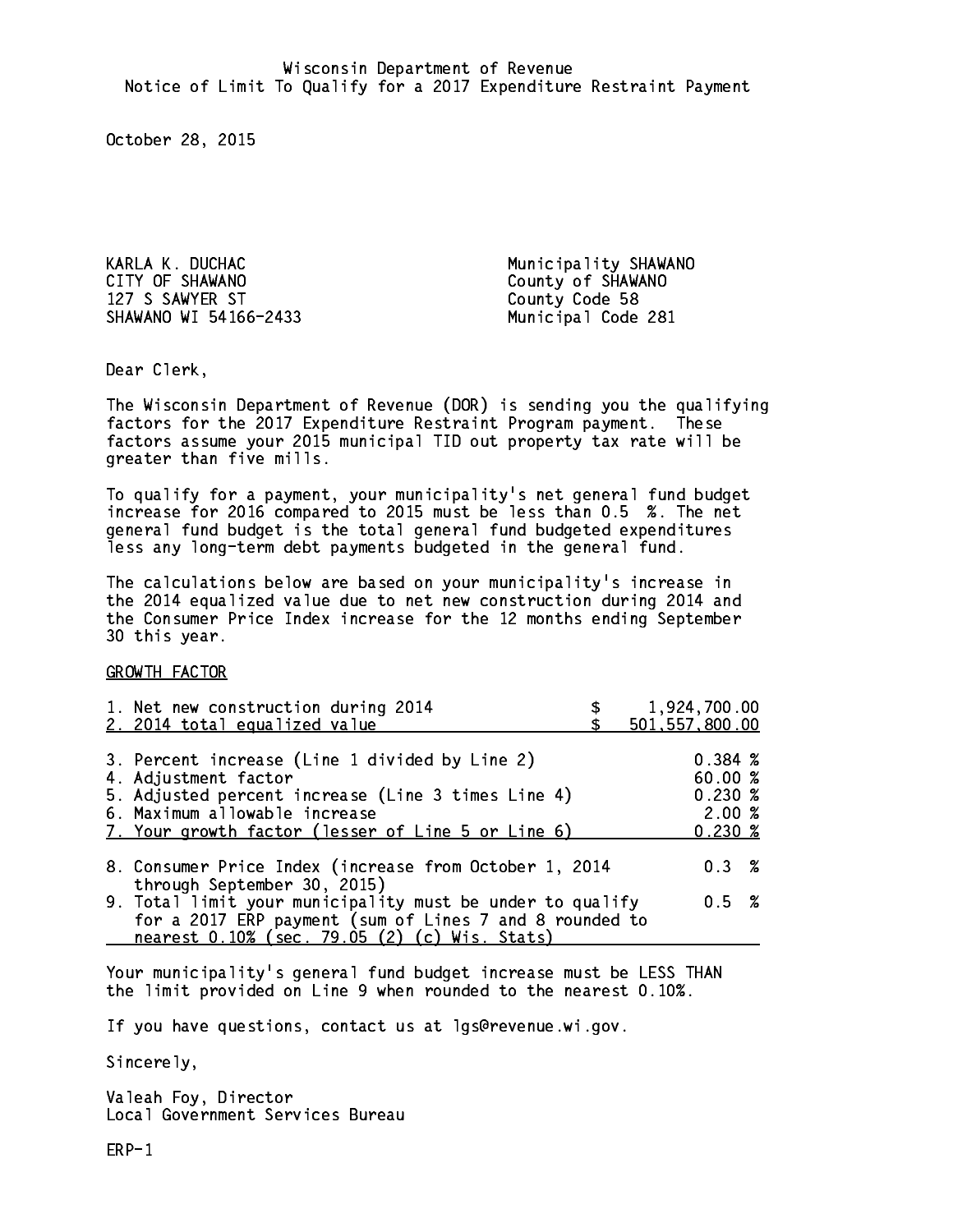Wisconsin Department of Revenue
Notice of Limit To Qualify for a 2017 Expenditure Restraint Payment

October 28, 2015

KARLA K. DUCHAC
CITY OF SHAWANO
127 S SAWYER ST
SHAWANO WI 54166-2433

Municipality SHAWANO
County of SHAWANO
County Code 58
Municipal Code 281

Dear Clerk,

The Wisconsin Department of Revenue (DOR) is sending you the qualifying factors for the 2017 Expenditure Restraint Program payment. These factors assume your 2015 municipal TID out property tax rate will be greater than five mills.

To qualify for a payment, your municipality's net general fund budget increase for 2016 compared to 2015 must be less than 0.5 %. The net general fund budget is the total general fund budgeted expenditures less any long-term debt payments budgeted in the general fund.

The calculations below are based on your municipality's increase in the 2014 equalized value due to net new construction during 2014 and the Consumer Price Index increase for the 12 months ending September 30 this year.

GROWTH FACTOR

| | |
|---|---|
| 1. Net new construction during 2014 | $ 1,924,700.00 |
| 2. 2014 total equalized value | $ 501,557,800.00 |
| 3. Percent increase (Line 1 divided by Line 2) | 0.384 % |
| 4. Adjustment factor | 60.00 % |
| 5. Adjusted percent increase (Line 3 times Line 4) | 0.230 % |
| 6. Maximum allowable increase | 2.00 % |
| 7. Your growth factor (lesser of Line 5 or Line 6) | 0.230 % |
| 8. Consumer Price Index (increase from October 1, 2014 through September 30, 2015) | 0.3 % |
| 9. Total limit your municipality must be under to qualify for a 2017 ERP payment (sum of Lines 7 and 8 rounded to nearest 0.10% (sec. 79.05 (2) (c) Wis. Stats) | 0.5 % |

Your municipality's general fund budget increase must be LESS THAN the limit provided on Line 9 when rounded to the nearest 0.10%.

If you have questions, contact us at lgs@revenue.wi.gov.

Sincerely,

Valeah Foy, Director
Local Government Services Bureau

ERP-1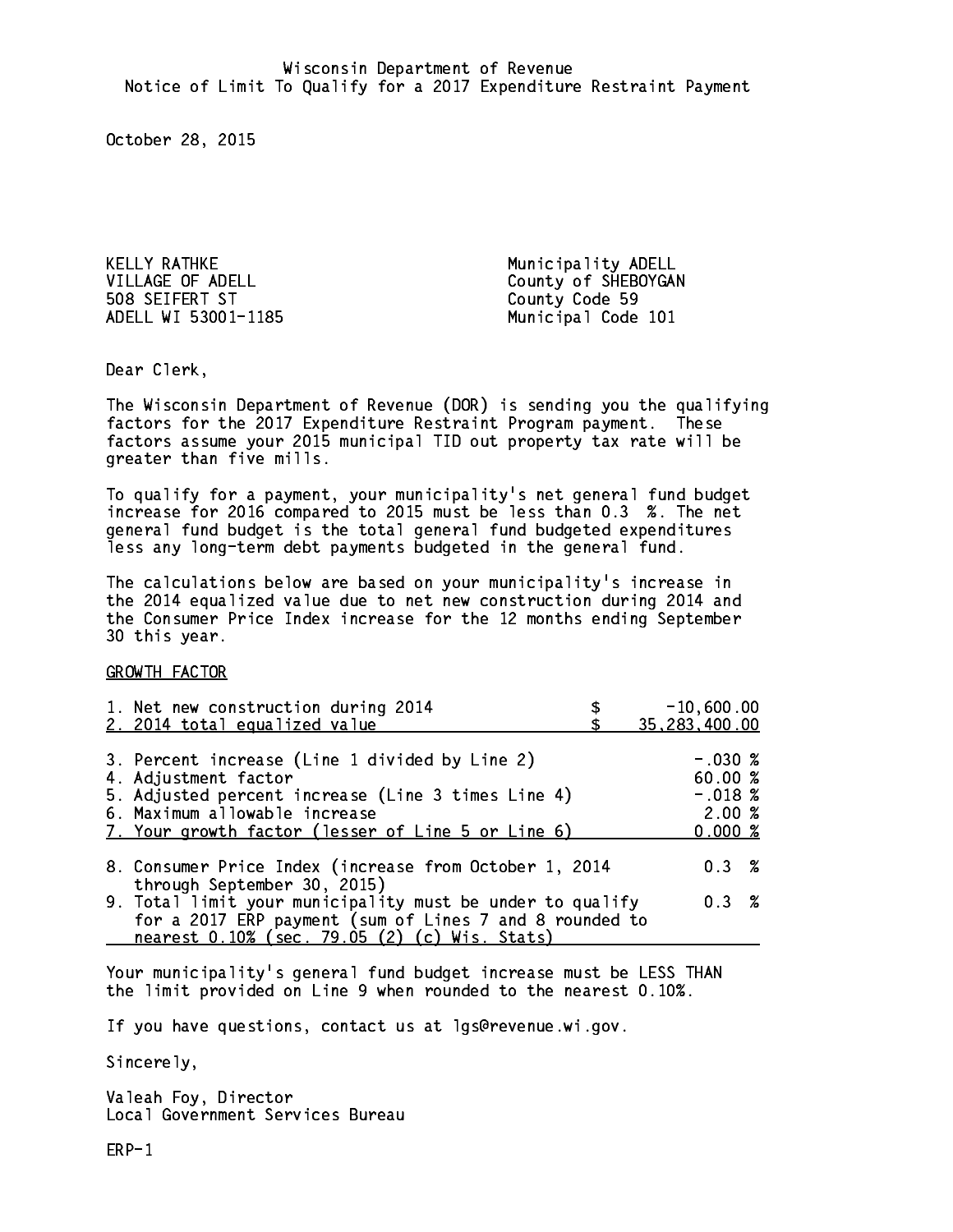Wisconsin Department of Revenue
Notice of Limit To Qualify for a 2017 Expenditure Restraint Payment

October 28, 2015

KELLY RATHKE
VILLAGE OF ADELL
508 SEIFERT ST
ADELL WI 53001-1185

Municipality ADELL
County of SHEBOYGAN
County Code 59
Municipal Code 101

Dear Clerk,

The Wisconsin Department of Revenue (DOR) is sending you the qualifying factors for the 2017 Expenditure Restraint Program payment. These factors assume your 2015 municipal TID out property tax rate will be greater than five mills.

To qualify for a payment, your municipality's net general fund budget increase for 2016 compared to 2015 must be less than 0.3 %. The net general fund budget is the total general fund budgeted expenditures less any long-term debt payments budgeted in the general fund.

The calculations below are based on your municipality's increase in the 2014 equalized value due to net new construction during 2014 and the Consumer Price Index increase for the 12 months ending September 30 this year.

GROWTH FACTOR

| | | |
|---|---|---|
| 1. Net new construction during 2014 | $ | -10,600.00 |
| 2. 2014 total equalized value | $ | 35,283,400.00 |
| 3. Percent increase (Line 1 divided by Line 2) | | -.030 % |
| 4. Adjustment factor | | 60.00 % |
| 5. Adjusted percent increase (Line 3 times Line 4) | | -.018 % |
| 6. Maximum allowable increase | | 2.00 % |
| 7. Your growth factor (lesser of Line 5 or Line 6) | | 0.000 % |
| 8. Consumer Price Index (increase from October 1, 2014 through September 30, 2015) | | 0.3 % |
| 9. Total limit your municipality must be under to qualify for a 2017 ERP payment (sum of Lines 7 and 8 rounded to nearest 0.10% (sec. 79.05 (2) (c) Wis. Stats) | | 0.3 % |

Your municipality's general fund budget increase must be LESS THAN the limit provided on Line 9 when rounded to the nearest 0.10%.

If you have questions, contact us at lgs@revenue.wi.gov.

Sincerely,

Valeah Foy, Director
Local Government Services Bureau

ERP-1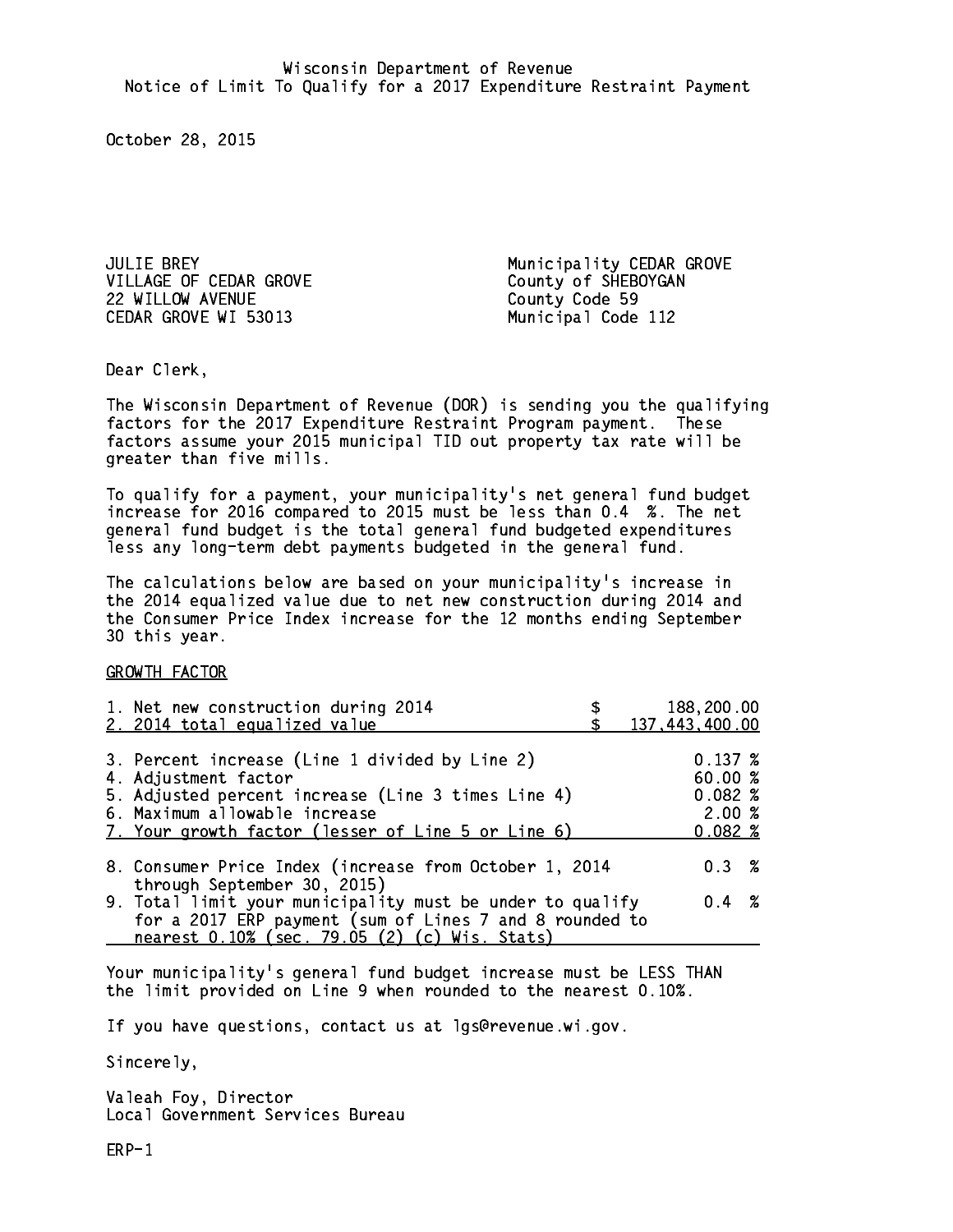Wisconsin Department of Revenue
Notice of Limit To Qualify for a 2017 Expenditure Restraint Payment

October 28, 2015

JULIE BREY
VILLAGE OF CEDAR GROVE
22 WILLOW AVENUE
CEDAR GROVE WI 53013

Municipality CEDAR GROVE
County of SHEBOYGAN
County Code 59
Municipal Code 112

Dear Clerk,

The Wisconsin Department of Revenue (DOR) is sending you the qualifying factors for the 2017 Expenditure Restraint Program payment. These factors assume your 2015 municipal TID out property tax rate will be greater than five mills.

To qualify for a payment, your municipality's net general fund budget increase for 2016 compared to 2015 must be less than 0.4 %. The net general fund budget is the total general fund budgeted expenditures less any long-term debt payments budgeted in the general fund.

The calculations below are based on your municipality's increase in the 2014 equalized value due to net new construction during 2014 and the Consumer Price Index increase for the 12 months ending September 30 this year.

GROWTH FACTOR

| | |
|---|---|
| 1. Net new construction during 2014 | $ 188,200.00 |
| 2. 2014 total equalized value | $ 137,443,400.00 |
| 3. Percent increase (Line 1 divided by Line 2) | 0.137 % |
| 4. Adjustment factor | 60.00 % |
| 5. Adjusted percent increase (Line 3 times Line 4) | 0.082 % |
| 6. Maximum allowable increase | 2.00 % |
| 7. Your growth factor (lesser of Line 5 or Line 6) | 0.082 % |
| 8. Consumer Price Index (increase from October 1, 2014 through September 30, 2015) | 0.3 % |
| 9. Total limit your municipality must be under to qualify for a 2017 ERP payment (sum of Lines 7 and 8 rounded to nearest 0.10% (sec. 79.05 (2) (c) Wis. Stats) | 0.4 % |

Your municipality's general fund budget increase must be LESS THAN the limit provided on Line 9 when rounded to the nearest 0.10%.

If you have questions, contact us at lgs@revenue.wi.gov.

Sincerely,

Valeah Foy, Director
Local Government Services Bureau

ERP-1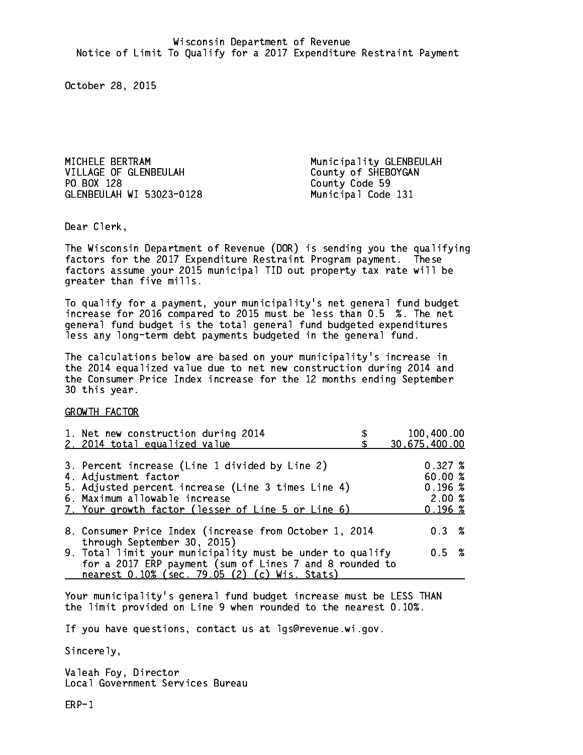Wisconsin Department of Revenue
Notice of Limit To Qualify for a 2017 Expenditure Restraint Payment

October 28, 2015

MICHELE BERTRAM
VILLAGE OF GLENBEULAH
PO BOX 128
GLENBEULAH WI 53023-0128

Municipality GLENBEULAH
County of SHEBOYGAN
County Code 59
Municipal Code 131

Dear Clerk,

The Wisconsin Department of Revenue (DOR) is sending you the qualifying factors for the 2017 Expenditure Restraint Program payment. These factors assume your 2015 municipal TID out property tax rate will be greater than five mills.

To qualify for a payment, your municipality's net general fund budget increase for 2016 compared to 2015 must be less than 0.5 %. The net general fund budget is the total general fund budgeted expenditures less any long-term debt payments budgeted in the general fund.

The calculations below are based on your municipality's increase in the 2014 equalized value due to net new construction during 2014 and the Consumer Price Index increase for the 12 months ending September 30 this year.

GROWTH FACTOR

| | |
|---|---|
| 1. Net new construction during 2014 | $ 100,400.00 |
| 2. 2014 total equalized value | $ 30,675,400.00 |
| 3. Percent increase (Line 1 divided by Line 2) | 0.327 % |
| 4. Adjustment factor | 60.00 % |
| 5. Adjusted percent increase (Line 3 times Line 4) | 0.196 % |
| 6. Maximum allowable increase | 2.00 % |
| 7. Your growth factor (lesser of Line 5 or Line 6) | 0.196 % |
| 8. Consumer Price Index (increase from October 1, 2014 through September 30, 2015) | 0.3 % |
| 9. Total limit your municipality must be under to qualify for a 2017 ERP payment (sum of Lines 7 and 8 rounded to nearest 0.10% (sec. 79.05 (2) (c) Wis. Stats) | 0.5 % |

Your municipality's general fund budget increase must be LESS THAN the limit provided on Line 9 when rounded to the nearest 0.10%.

If you have questions, contact us at lgs@revenue.wi.gov.

Sincerely,

Valeah Foy, Director
Local Government Services Bureau

ERP-1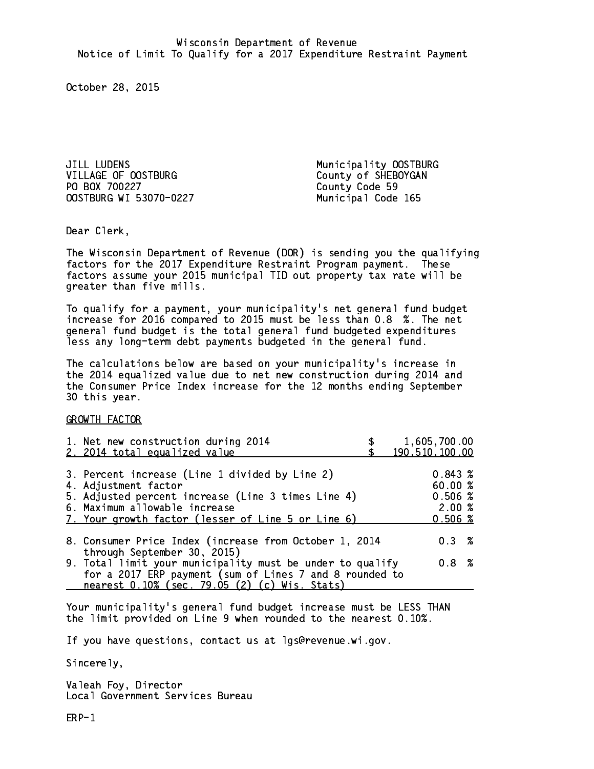Wisconsin Department of Revenue
Notice of Limit To Qualify for a 2017 Expenditure Restraint Payment

October 28, 2015

JILL LUDENS
VILLAGE OF OOSTBURG
PO BOX 700227
OOSTBURG WI 53070-0227

Municipality OOSTBURG
County of SHEBOYGAN
County Code 59
Municipal Code 165

Dear Clerk,

The Wisconsin Department of Revenue (DOR) is sending you the qualifying factors for the 2017 Expenditure Restraint Program payment. These factors assume your 2015 municipal TID out property tax rate will be greater than five mills.

To qualify for a payment, your municipality's net general fund budget increase for 2016 compared to 2015 must be less than 0.8 %. The net general fund budget is the total general fund budgeted expenditures less any long-term debt payments budgeted in the general fund.

The calculations below are based on your municipality's increase in the 2014 equalized value due to net new construction during 2014 and the Consumer Price Index increase for the 12 months ending September 30 this year.

GROWTH FACTOR

| | | |
|---|---|---|
| 1. Net new construction during 2014 | $ | 1,605,700.00 |
| 2. 2014 total equalized value | $ | 190,510,100.00 |
| 3. Percent increase (Line 1 divided by Line 2) | | 0.843 % |
| 4. Adjustment factor | | 60.00 % |
| 5. Adjusted percent increase (Line 3 times Line 4) | | 0.506 % |
| 6. Maximum allowable increase | | 2.00 % |
| 7. Your growth factor (lesser of Line 5 or Line 6) | | 0.506 % |
| 8. Consumer Price Index (increase from October 1, 2014 through September 30, 2015) | | 0.3 % |
| 9. Total limit your municipality must be under to qualify for a 2017 ERP payment (sum of Lines 7 and 8 rounded to nearest 0.10% (sec. 79.05 (2) (c) Wis. Stats) | | 0.8 % |

Your municipality's general fund budget increase must be LESS THAN the limit provided on Line 9 when rounded to the nearest 0.10%.

If you have questions, contact us at lgs@revenue.wi.gov.

Sincerely,

Valeah Foy, Director
Local Government Services Bureau

ERP-1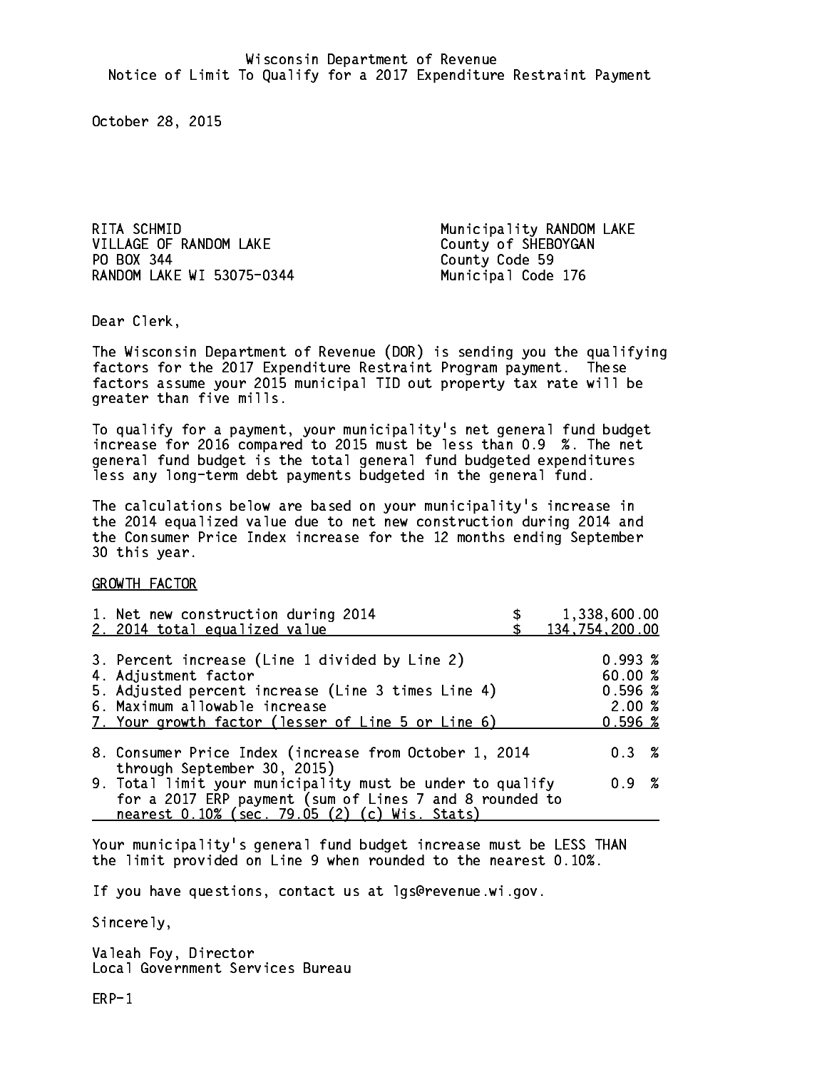Wisconsin Department of Revenue
Notice of Limit To Qualify for a 2017 Expenditure Restraint Payment

October 28, 2015

RITA SCHMID
VILLAGE OF RANDOM LAKE
PO BOX 344
RANDOM LAKE WI 53075-0344

Municipality RANDOM LAKE
County of SHEBOYGAN
County Code 59
Municipal Code 176

Dear Clerk,

The Wisconsin Department of Revenue (DOR) is sending you the qualifying factors for the 2017 Expenditure Restraint Program payment. These factors assume your 2015 municipal TID out property tax rate will be greater than five mills.

To qualify for a payment, your municipality's net general fund budget increase for 2016 compared to 2015 must be less than 0.9 %. The net general fund budget is the total general fund budgeted expenditures less any long-term debt payments budgeted in the general fund.

The calculations below are based on your municipality's increase in the 2014 equalized value due to net new construction during 2014 and the Consumer Price Index increase for the 12 months ending September 30 this year.

GROWTH FACTOR

| | |
|---|---|
| 1. Net new construction during 2014 | $ 1,338,600.00 |
| 2. 2014 total equalized value | $ 134,754,200.00 |
| 3. Percent increase (Line 1 divided by Line 2) | 0.993 % |
| 4. Adjustment factor | 60.00 % |
| 5. Adjusted percent increase (Line 3 times Line 4) | 0.596 % |
| 6. Maximum allowable increase | 2.00 % |
| 7. Your growth factor (lesser of Line 5 or Line 6) | 0.596 % |
| 8. Consumer Price Index (increase from October 1, 2014 through September 30, 2015) | 0.3 % |
| 9. Total limit your municipality must be under to qualify for a 2017 ERP payment (sum of Lines 7 and 8 rounded to nearest 0.10% (sec. 79.05 (2) (c) Wis. Stats) | 0.9 % |

Your municipality's general fund budget increase must be LESS THAN the limit provided on Line 9 when rounded to the nearest 0.10%.

If you have questions, contact us at lgs@revenue.wi.gov.

Sincerely,

Valeah Foy, Director
Local Government Services Bureau

ERP-1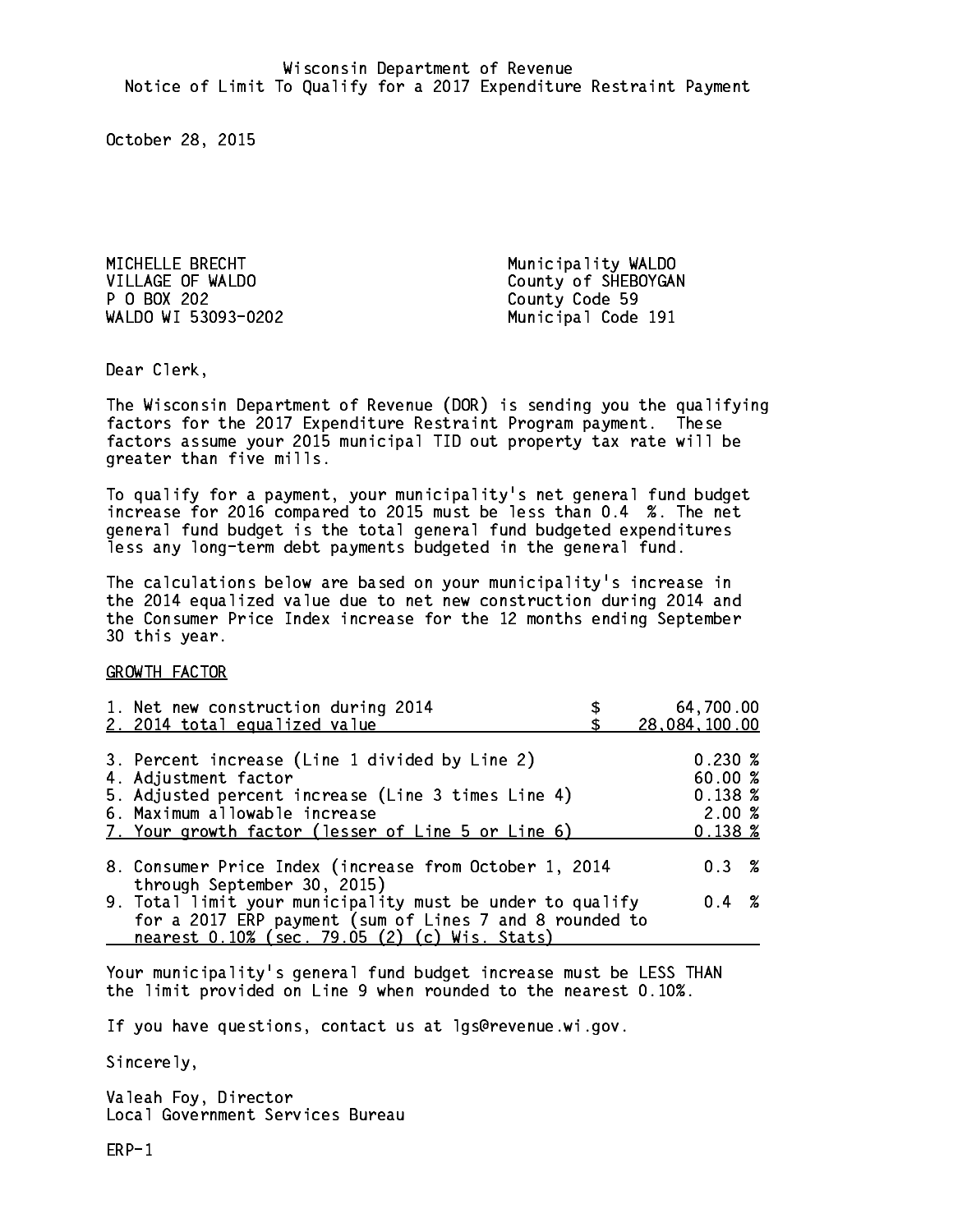Wisconsin Department of Revenue
Notice of Limit To Qualify for a 2017 Expenditure Restraint Payment

October 28, 2015

MICHELLE BRECHT
VILLAGE OF WALDO
P O BOX 202
WALDO WI 53093-0202

Municipality WALDO
County of SHEBOYGAN
County Code 59
Municipal Code 191

Dear Clerk,

The Wisconsin Department of Revenue (DOR) is sending you the qualifying factors for the 2017 Expenditure Restraint Program payment. These factors assume your 2015 municipal TID out property tax rate will be greater than five mills.

To qualify for a payment, your municipality's net general fund budget increase for 2016 compared to 2015 must be less than 0.4 %. The net general fund budget is the total general fund budgeted expenditures less any long-term debt payments budgeted in the general fund.

The calculations below are based on your municipality's increase in the 2014 equalized value due to net new construction during 2014 and the Consumer Price Index increase for the 12 months ending September 30 this year.

GROWTH FACTOR

| | |
|---|---|
| 1. Net new construction during 2014 | $ 64,700.00 |
| 2. 2014 total equalized value | $ 28,084,100.00 |
| 3. Percent increase (Line 1 divided by Line 2) | 0.230 % |
| 4. Adjustment factor | 60.00 % |
| 5. Adjusted percent increase (Line 3 times Line 4) | 0.138 % |
| 6. Maximum allowable increase | 2.00 % |
| 7. Your growth factor (lesser of Line 5 or Line 6) | 0.138 % |
| 8. Consumer Price Index (increase from October 1, 2014 through September 30, 2015) | 0.3 % |
| 9. Total limit your municipality must be under to qualify for a 2017 ERP payment (sum of Lines 7 and 8 rounded to nearest 0.10% (sec. 79.05 (2) (c) Wis. Stats) | 0.4 % |

Your municipality's general fund budget increase must be LESS THAN the limit provided on Line 9 when rounded to the nearest 0.10%.

If you have questions, contact us at lgs@revenue.wi.gov.

Sincerely,

Valeah Foy, Director
Local Government Services Bureau

ERP-1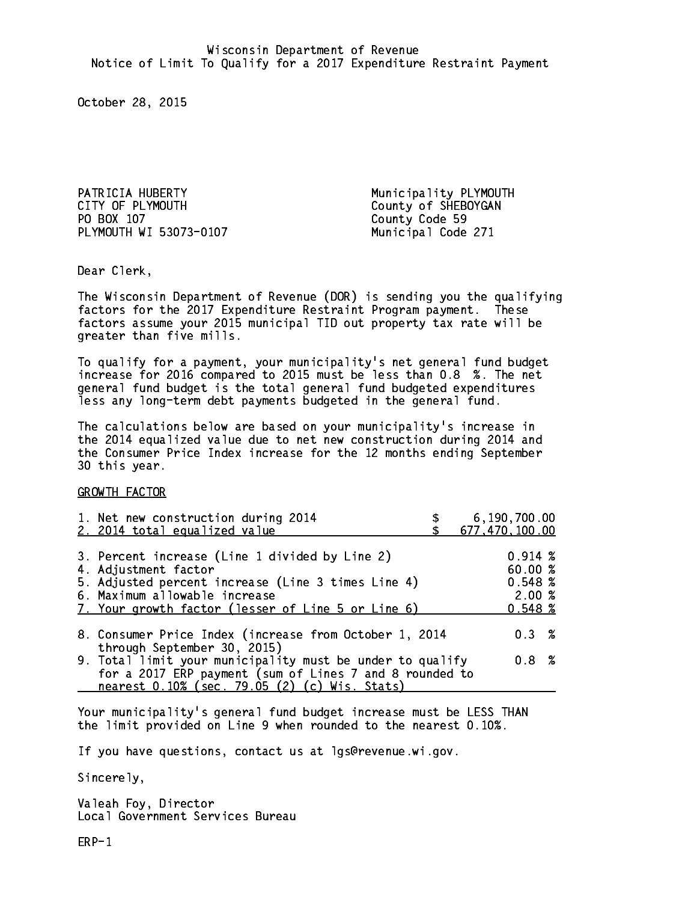Wisconsin Department of Revenue
Notice of Limit To Qualify for a 2017 Expenditure Restraint Payment

October 28, 2015

PATRICIA HUBERTY
CITY OF PLYMOUTH
PO BOX 107
PLYMOUTH WI 53073-0107

Municipality PLYMOUTH
County of SHEBOYGAN
County Code 59
Municipal Code 271

Dear Clerk,

The Wisconsin Department of Revenue (DOR) is sending you the qualifying factors for the 2017 Expenditure Restraint Program payment. These factors assume your 2015 municipal TID out property tax rate will be greater than five mills.

To qualify for a payment, your municipality's net general fund budget increase for 2016 compared to 2015 must be less than 0.8 %. The net general fund budget is the total general fund budgeted expenditures less any long-term debt payments budgeted in the general fund.

The calculations below are based on your municipality's increase in the 2014 equalized value due to net new construction during 2014 and the Consumer Price Index increase for the 12 months ending September 30 this year.

GROWTH FACTOR

| | |
|---|---|
| 1. Net new construction during 2014 | $ 6,190,700.00 |
| 2. 2014 total equalized value | $ 677,470,100.00 |
| 3. Percent increase (Line 1 divided by Line 2) | 0.914 % |
| 4. Adjustment factor | 60.00 % |
| 5. Adjusted percent increase (Line 3 times Line 4) | 0.548 % |
| 6. Maximum allowable increase | 2.00 % |
| 7. Your growth factor (lesser of Line 5 or Line 6) | 0.548 % |
| 8. Consumer Price Index (increase from October 1, 2014 through September 30, 2015) | 0.3 % |
| 9. Total limit your municipality must be under to qualify for a 2017 ERP payment (sum of Lines 7 and 8 rounded to nearest 0.10% (sec. 79.05 (2) (c) Wis. Stats) | 0.8 % |

Your municipality's general fund budget increase must be LESS THAN the limit provided on Line 9 when rounded to the nearest 0.10%.

If you have questions, contact us at lgs@revenue.wi.gov.

Sincerely,

Valeah Foy, Director
Local Government Services Bureau

ERP-1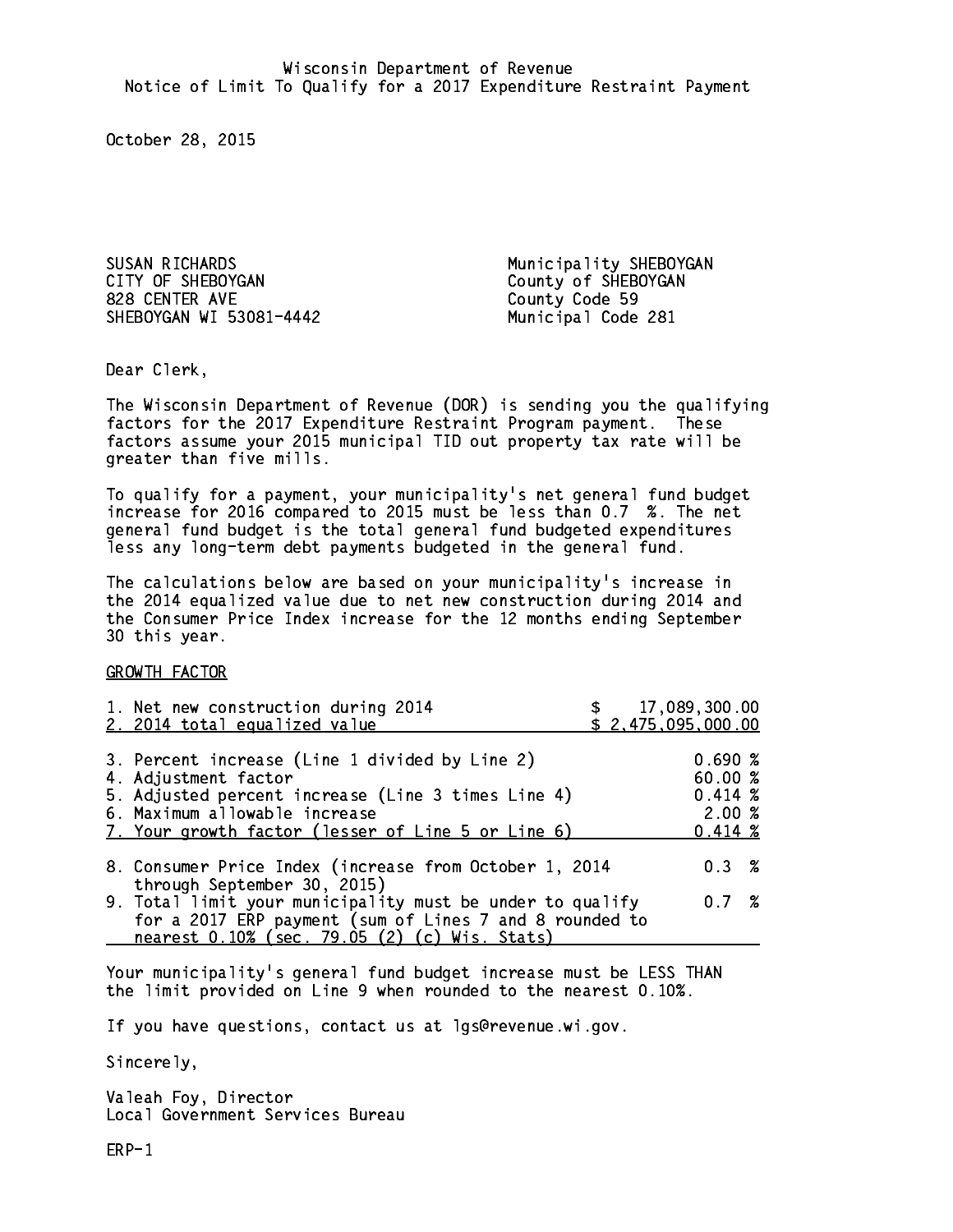Wisconsin Department of Revenue
Notice of Limit To Qualify for a 2017 Expenditure Restraint Payment

October 28, 2015

SUSAN RICHARDS
CITY OF SHEBOYGAN
828 CENTER AVE
SHEBOYGAN WI 53081-4442

Municipality SHEBOYGAN
County of SHEBOYGAN
County Code 59
Municipal Code 281

Dear Clerk,

The Wisconsin Department of Revenue (DOR) is sending you the qualifying factors for the 2017 Expenditure Restraint Program payment. These factors assume your 2015 municipal TID out property tax rate will be greater than five mills.

To qualify for a payment, your municipality's net general fund budget increase for 2016 compared to 2015 must be less than 0.7 %. The net general fund budget is the total general fund budgeted expenditures less any long-term debt payments budgeted in the general fund.

The calculations below are based on your municipality's increase in the 2014 equalized value due to net new construction during 2014 and the Consumer Price Index increase for the 12 months ending September 30 this year.

GROWTH FACTOR

| | |
|---|---|
| 1. Net new construction during 2014 | $ 17,089,300.00 |
| 2. 2014 total equalized value | $ 2,475,095,000.00 |
| 3. Percent increase (Line 1 divided by Line 2) | 0.690 % |
| 4. Adjustment factor | 60.00 % |
| 5. Adjusted percent increase (Line 3 times Line 4) | 0.414 % |
| 6. Maximum allowable increase | 2.00 % |
| 7. Your growth factor (lesser of Line 5 or Line 6) | 0.414 % |
| 8. Consumer Price Index (increase from October 1, 2014 through September 30, 2015) | 0.3 % |
| 9. Total limit your municipality must be under to qualify for a 2017 ERP payment (sum of Lines 7 and 8 rounded to nearest 0.10% (sec. 79.05 (2) (c) Wis. Stats) | 0.7 % |

Your municipality's general fund budget increase must be LESS THAN the limit provided on Line 9 when rounded to the nearest 0.10%.

If you have questions, contact us at lgs@revenue.wi.gov.

Sincerely,

Valeah Foy, Director
Local Government Services Bureau

ERP-1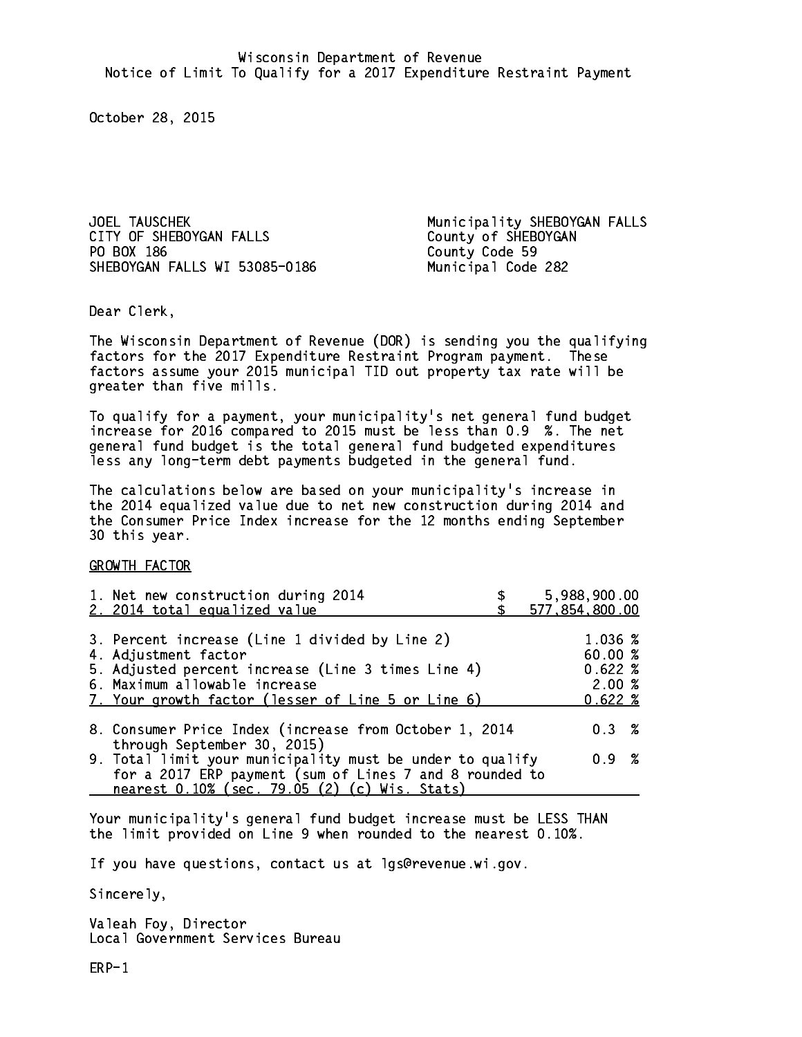Wisconsin Department of Revenue
Notice of Limit To Qualify for a 2017 Expenditure Restraint Payment

October 28, 2015

JOEL TAUSCHEK
CITY OF SHEBOYGAN FALLS
PO BOX 186
SHEBOYGAN FALLS WI 53085-0186

Municipality SHEBOYGAN FALLS
County of SHEBOYGAN
County Code 59
Municipal Code 282

Dear Clerk,

The Wisconsin Department of Revenue (DOR) is sending you the qualifying factors for the 2017 Expenditure Restraint Program payment. These factors assume your 2015 municipal TID out property tax rate will be greater than five mills.

To qualify for a payment, your municipality's net general fund budget increase for 2016 compared to 2015 must be less than 0.9 %. The net general fund budget is the total general fund budgeted expenditures less any long-term debt payments budgeted in the general fund.

The calculations below are based on your municipality's increase in the 2014 equalized value due to net new construction during 2014 and the Consumer Price Index increase for the 12 months ending September 30 this year.

GROWTH FACTOR

| | |
|---|---|
| 1. Net new construction during 2014 | $ 5,988,900.00 |
| 2. 2014 total equalized value | $ 577,854,800.00 |
| 3. Percent increase (Line 1 divided by Line 2) | 1.036 % |
| 4. Adjustment factor | 60.00 % |
| 5. Adjusted percent increase (Line 3 times Line 4) | 0.622 % |
| 6. Maximum allowable increase | 2.00 % |
| 7. Your growth factor (lesser of Line 5 or Line 6) | 0.622 % |
| 8. Consumer Price Index (increase from October 1, 2014 through September 30, 2015) | 0.3 % |
| 9. Total limit your municipality must be under to qualify for a 2017 ERP payment (sum of Lines 7 and 8 rounded to nearest 0.10% (sec. 79.05 (2) (c) Wis. Stats) | 0.9 % |

Your municipality's general fund budget increase must be LESS THAN the limit provided on Line 9 when rounded to the nearest 0.10%.

If you have questions, contact us at lgs@revenue.wi.gov.

Sincerely,

Valeah Foy, Director
Local Government Services Bureau

ERP-1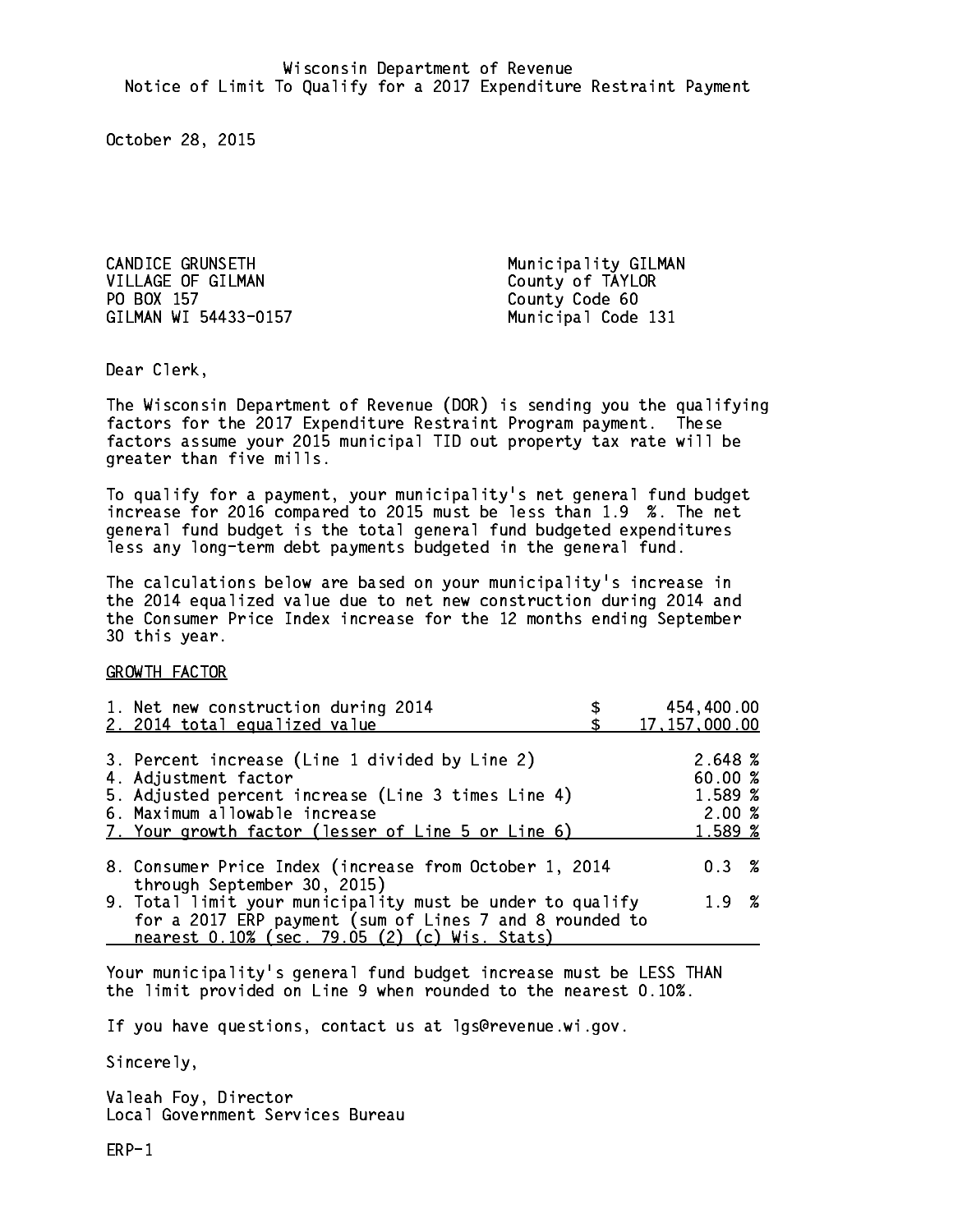Wisconsin Department of Revenue
Notice of Limit To Qualify for a 2017 Expenditure Restraint Payment

October 28, 2015

CANDICE GRUNSETH
VILLAGE OF GILMAN
PO BOX 157
GILMAN WI 54433-0157

Municipality GILMAN
County of TAYLOR
County Code 60
Municipal Code 131

Dear Clerk,

The Wisconsin Department of Revenue (DOR) is sending you the qualifying factors for the 2017 Expenditure Restraint Program payment. These factors assume your 2015 municipal TID out property tax rate will be greater than five mills.

To qualify for a payment, your municipality's net general fund budget increase for 2016 compared to 2015 must be less than 1.9 %. The net general fund budget is the total general fund budgeted expenditures less any long-term debt payments budgeted in the general fund.

The calculations below are based on your municipality's increase in the 2014 equalized value due to net new construction during 2014 and the Consumer Price Index increase for the 12 months ending September 30 this year.

GROWTH FACTOR

| | |
|---|---|
| 1. Net new construction during 2014 | $ 454,400.00 |
| 2. 2014 total equalized value | $ 17,157,000.00 |
| 3. Percent increase (Line 1 divided by Line 2) | 2.648 % |
| 4. Adjustment factor | 60.00 % |
| 5. Adjusted percent increase (Line 3 times Line 4) | 1.589 % |
| 6. Maximum allowable increase | 2.00 % |
| 7. Your growth factor (lesser of Line 5 or Line 6) | 1.589 % |
| 8. Consumer Price Index (increase from October 1, 2014 through September 30, 2015) | 0.3 % |
| 9. Total limit your municipality must be under to qualify for a 2017 ERP payment (sum of Lines 7 and 8 rounded to nearest 0.10% (sec. 79.05 (2) (c) Wis. Stats) | 1.9 % |

Your municipality's general fund budget increase must be LESS THAN the limit provided on Line 9 when rounded to the nearest 0.10%.

If you have questions, contact us at lgs@revenue.wi.gov.

Sincerely,

Valeah Foy, Director
Local Government Services Bureau

ERP-1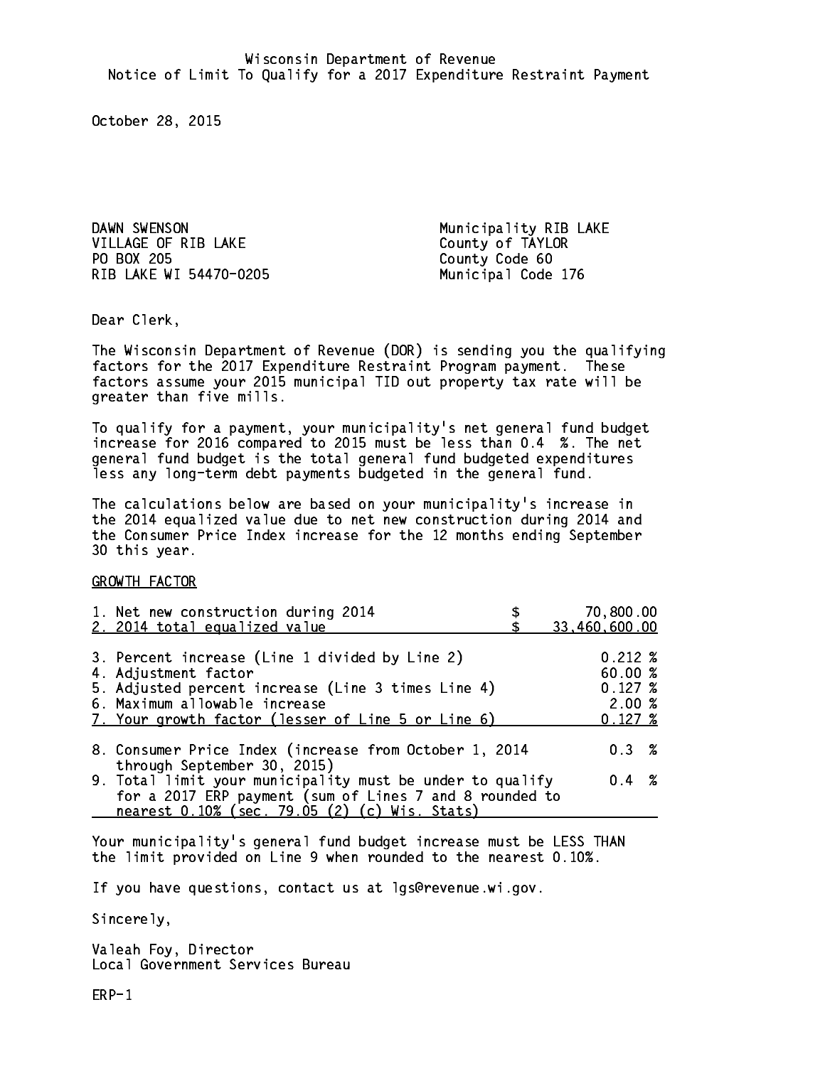Wisconsin Department of Revenue
Notice of Limit To Qualify for a 2017 Expenditure Restraint Payment

October 28, 2015

DAWN SWENSON
VILLAGE OF RIB LAKE
PO BOX 205
RIB LAKE WI 54470-0205

Municipality RIB LAKE
County of TAYLOR
County Code 60
Municipal Code 176

Dear Clerk,

The Wisconsin Department of Revenue (DOR) is sending you the qualifying factors for the 2017 Expenditure Restraint Program payment. These factors assume your 2015 municipal TID out property tax rate will be greater than five mills.

To qualify for a payment, your municipality's net general fund budget increase for 2016 compared to 2015 must be less than 0.4 %. The net general fund budget is the total general fund budgeted expenditures less any long-term debt payments budgeted in the general fund.

The calculations below are based on your municipality's increase in the 2014 equalized value due to net new construction during 2014 and the Consumer Price Index increase for the 12 months ending September 30 this year.

GROWTH FACTOR

| | |
|---|---|
| 1. Net new construction during 2014 | $ 70,800.00 |
| 2. 2014 total equalized value | $ 33,460,600.00 |
| 3. Percent increase (Line 1 divided by Line 2) | 0.212 % |
| 4. Adjustment factor | 60.00 % |
| 5. Adjusted percent increase (Line 3 times Line 4) | 0.127 % |
| 6. Maximum allowable increase | 2.00 % |
| 7. Your growth factor (lesser of Line 5 or Line 6) | 0.127 % |
| 8. Consumer Price Index (increase from October 1, 2014 through September 30, 2015) | 0.3 % |
| 9. Total limit your municipality must be under to qualify for a 2017 ERP payment (sum of Lines 7 and 8 rounded to nearest 0.10% (sec. 79.05 (2) (c) Wis. Stats) | 0.4 % |

Your municipality's general fund budget increase must be LESS THAN the limit provided on Line 9 when rounded to the nearest 0.10%.

If you have questions, contact us at lgs@revenue.wi.gov.

Sincerely,

Valeah Foy, Director
Local Government Services Bureau

ERP-1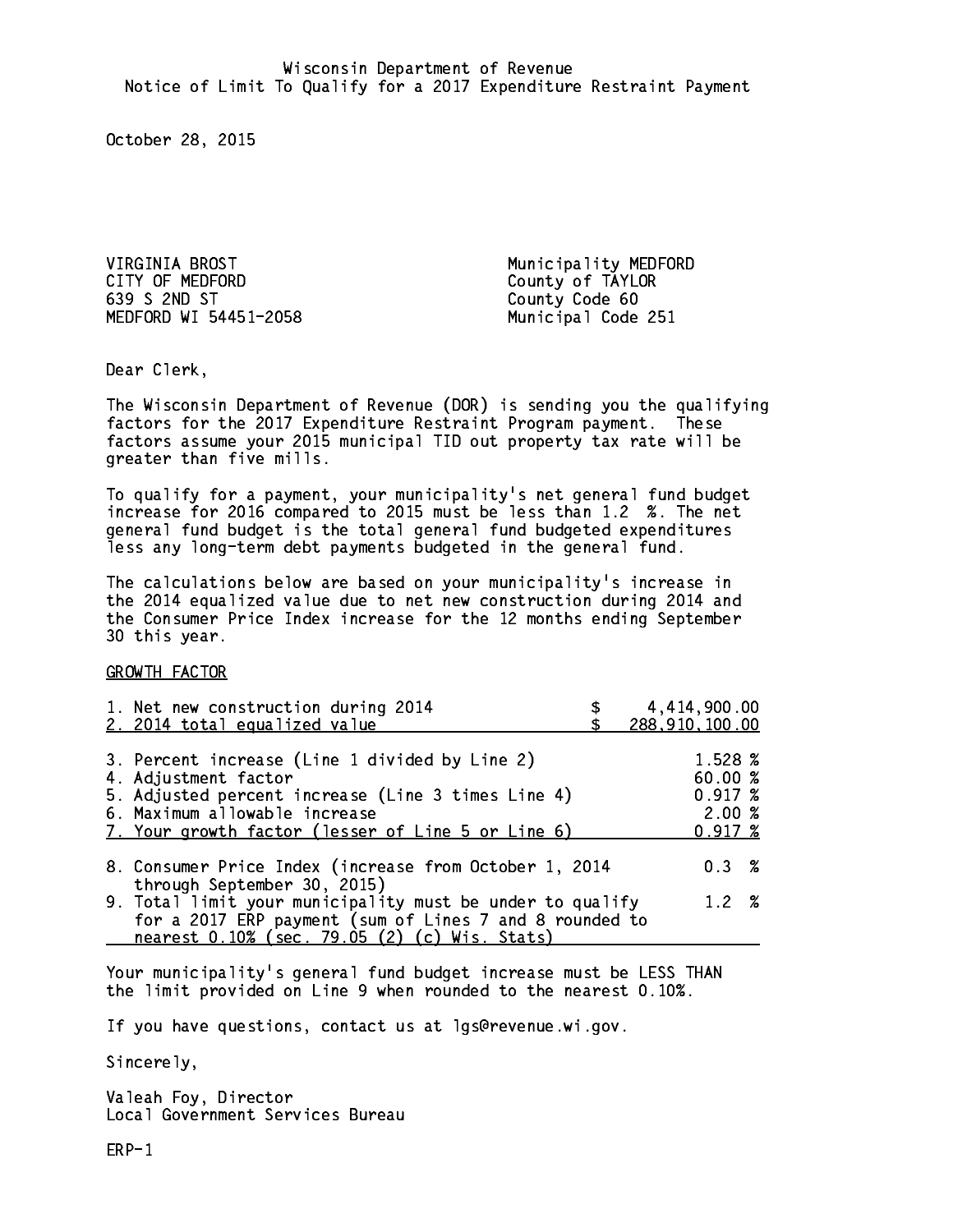Wisconsin Department of Revenue
Notice of Limit To Qualify for a 2017 Expenditure Restraint Payment

October 28, 2015

VIRGINIA BROST
CITY OF MEDFORD
639 S 2ND ST
MEDFORD WI 54451-2058

Municipality MEDFORD
County of TAYLOR
County Code 60
Municipal Code 251

Dear Clerk,

The Wisconsin Department of Revenue (DOR) is sending you the qualifying factors for the 2017 Expenditure Restraint Program payment. These factors assume your 2015 municipal TID out property tax rate will be greater than five mills.

To qualify for a payment, your municipality's net general fund budget increase for 2016 compared to 2015 must be less than 1.2 %. The net general fund budget is the total general fund budgeted expenditures less any long-term debt payments budgeted in the general fund.

The calculations below are based on your municipality's increase in the 2014 equalized value due to net new construction during 2014 and the Consumer Price Index increase for the 12 months ending September 30 this year.

GROWTH FACTOR

| | |
|---|---|
| 1. Net new construction during 2014 | $ 4,414,900.00 |
| 2. 2014 total equalized value | $ 288,910,100.00 |
| 3. Percent increase (Line 1 divided by Line 2) | 1.528 % |
| 4. Adjustment factor | 60.00 % |
| 5. Adjusted percent increase (Line 3 times Line 4) | 0.917 % |
| 6. Maximum allowable increase | 2.00 % |
| 7. Your growth factor (lesser of Line 5 or Line 6) | 0.917 % |
| 8. Consumer Price Index (increase from October 1, 2014 through September 30, 2015) | 0.3 % |
| 9. Total limit your municipality must be under to qualify for a 2017 ERP payment (sum of Lines 7 and 8 rounded to nearest 0.10% (sec. 79.05 (2) (c) Wis. Stats) | 1.2 % |

Your municipality's general fund budget increase must be LESS THAN the limit provided on Line 9 when rounded to the nearest 0.10%.

If you have questions, contact us at lgs@revenue.wi.gov.

Sincerely,

Valeah Foy, Director
Local Government Services Bureau

ERP-1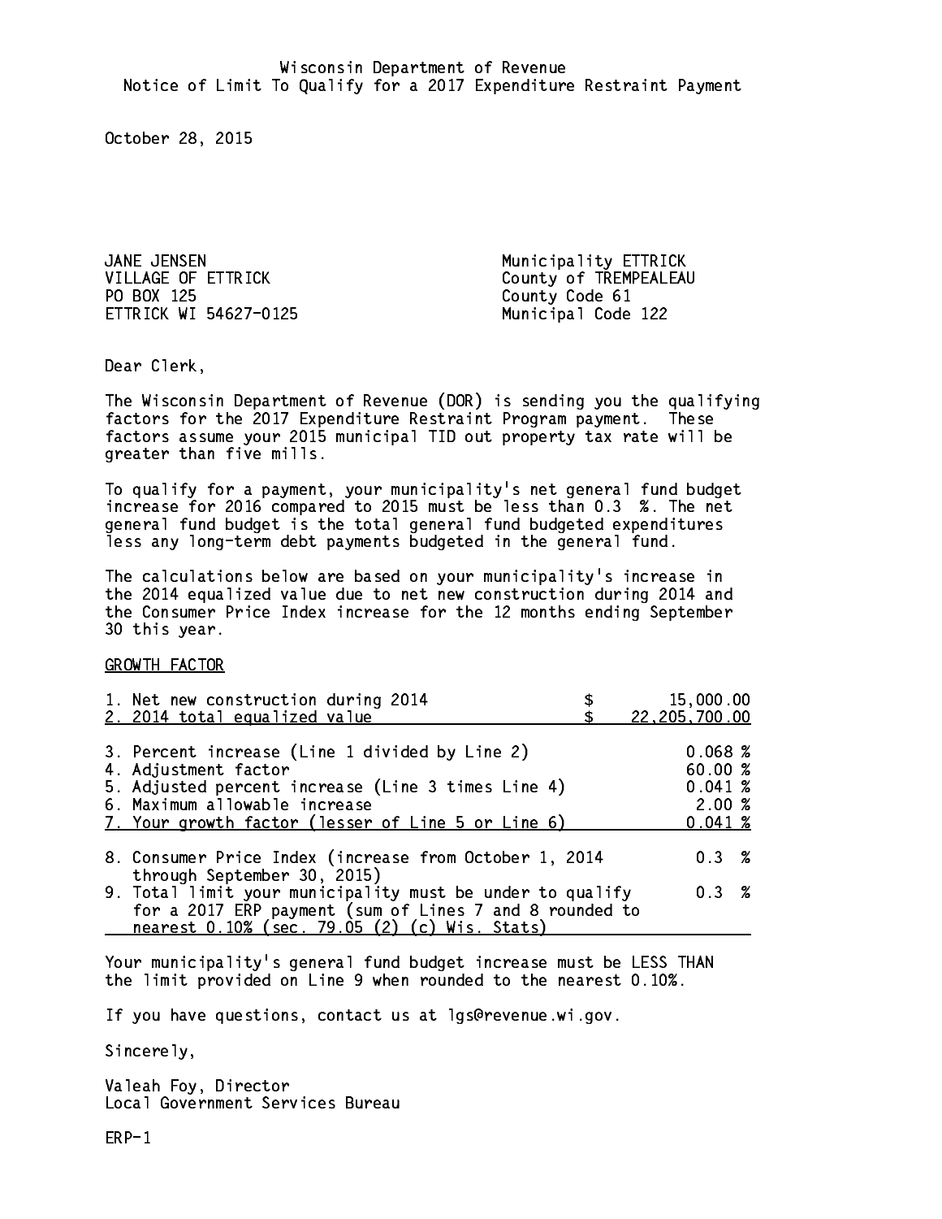Wisconsin Department of Revenue
Notice of Limit To Qualify for a 2017 Expenditure Restraint Payment

October 28, 2015

JANE JENSEN
VILLAGE OF ETTRICK
PO BOX 125
ETTRICK WI 54627-0125

Municipality ETTRICK
County of TREMPEALEAU
County Code 61
Municipal Code 122

Dear Clerk,

The Wisconsin Department of Revenue (DOR) is sending you the qualifying factors for the 2017 Expenditure Restraint Program payment. These factors assume your 2015 municipal TID out property tax rate will be greater than five mills.

To qualify for a payment, your municipality's net general fund budget increase for 2016 compared to 2015 must be less than 0.3 %. The net general fund budget is the total general fund budgeted expenditures less any long-term debt payments budgeted in the general fund.

The calculations below are based on your municipality's increase in the 2014 equalized value due to net new construction during 2014 and the Consumer Price Index increase for the 12 months ending September 30 this year.

GROWTH FACTOR

| | |
|---|---|
| 1. Net new construction during 2014 | $ 15,000.00 |
| 2. 2014 total equalized value | $ 22,205,700.00 |
| 3. Percent increase (Line 1 divided by Line 2) | 0.068 % |
| 4. Adjustment factor | 60.00 % |
| 5. Adjusted percent increase (Line 3 times Line 4) | 0.041 % |
| 6. Maximum allowable increase | 2.00 % |
| 7. Your growth factor (lesser of Line 5 or Line 6) | 0.041 % |
| 8. Consumer Price Index (increase from October 1, 2014 through September 30, 2015) | 0.3 % |
| 9. Total limit your municipality must be under to qualify for a 2017 ERP payment (sum of Lines 7 and 8 rounded to nearest 0.10% (sec. 79.05 (2) (c) Wis. Stats) | 0.3 % |

Your municipality's general fund budget increase must be LESS THAN the limit provided on Line 9 when rounded to the nearest 0.10%.

If you have questions, contact us at lgs@revenue.wi.gov.

Sincerely,

Valeah Foy, Director
Local Government Services Bureau

ERP-1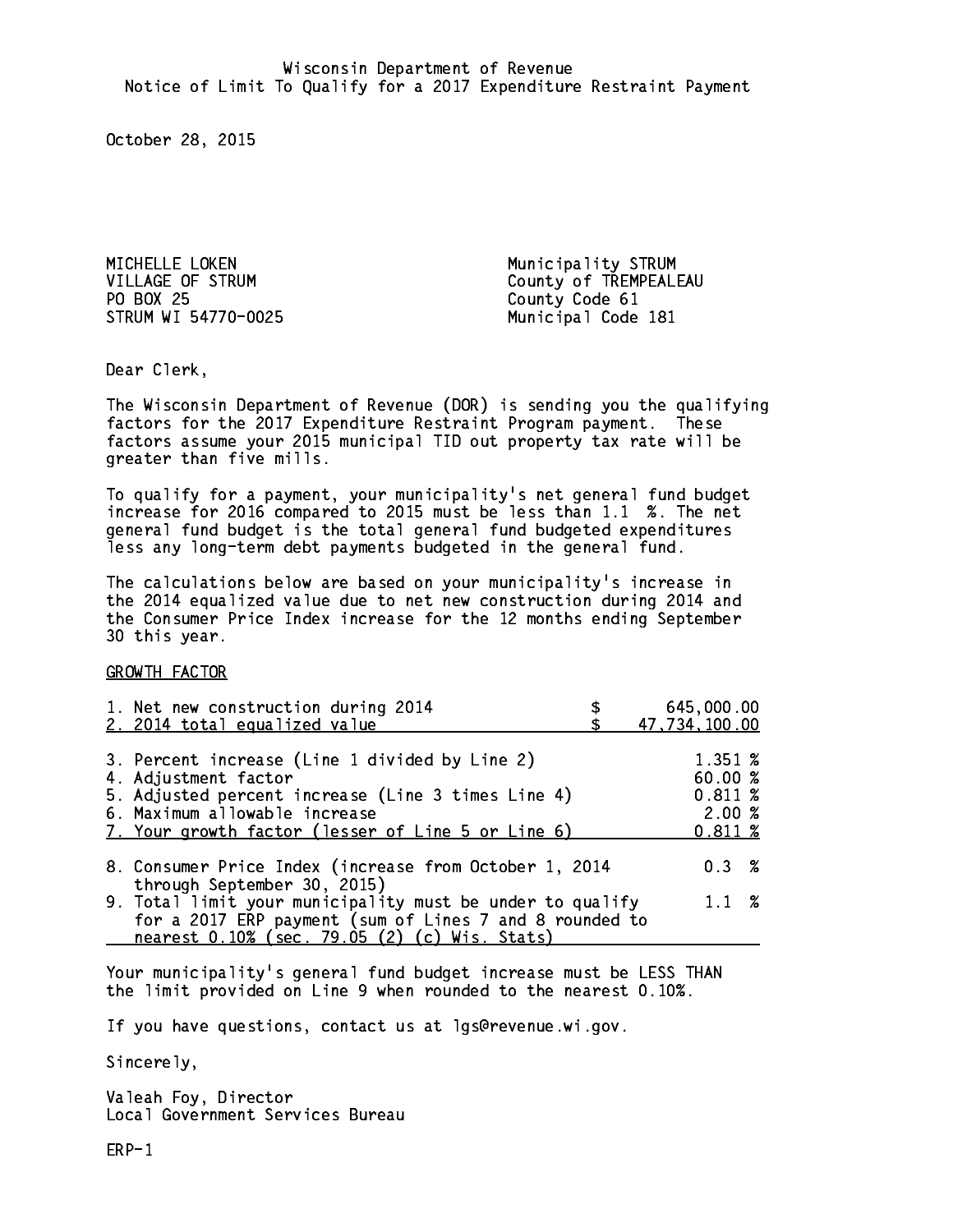Wisconsin Department of Revenue
Notice of Limit To Qualify for a 2017 Expenditure Restraint Payment

October 28, 2015

MICHELLE LOKEN
VILLAGE OF STRUM
PO BOX 25
STRUM WI 54770-0025

Municipality STRUM
County of TREMPEALEAU
County Code 61
Municipal Code 181

Dear Clerk,

The Wisconsin Department of Revenue (DOR) is sending you the qualifying factors for the 2017 Expenditure Restraint Program payment. These factors assume your 2015 municipal TID out property tax rate will be greater than five mills.

To qualify for a payment, your municipality's net general fund budget increase for 2016 compared to 2015 must be less than 1.1 %. The net general fund budget is the total general fund budgeted expenditures less any long-term debt payments budgeted in the general fund.

The calculations below are based on your municipality's increase in the 2014 equalized value due to net new construction during 2014 and the Consumer Price Index increase for the 12 months ending September 30 this year.

GROWTH FACTOR

| | |
|---|---|
| 1. Net new construction during 2014 | $ 645,000.00 |
| 2. 2014 total equalized value | $ 47,734,100.00 |
| 3. Percent increase (Line 1 divided by Line 2) | 1.351 % |
| 4. Adjustment factor | 60.00 % |
| 5. Adjusted percent increase (Line 3 times Line 4) | 0.811 % |
| 6. Maximum allowable increase | 2.00 % |
| 7. Your growth factor (lesser of Line 5 or Line 6) | 0.811 % |
| 8. Consumer Price Index (increase from October 1, 2014 through September 30, 2015) | 0.3 % |
| 9. Total limit your municipality must be under to qualify for a 2017 ERP payment (sum of Lines 7 and 8 rounded to nearest 0.10% (sec. 79.05 (2) (c) Wis. Stats) | 1.1 % |

Your municipality's general fund budget increase must be LESS THAN the limit provided on Line 9 when rounded to the nearest 0.10%.

If you have questions, contact us at lgs@revenue.wi.gov.

Sincerely,

Valeah Foy, Director
Local Government Services Bureau

ERP-1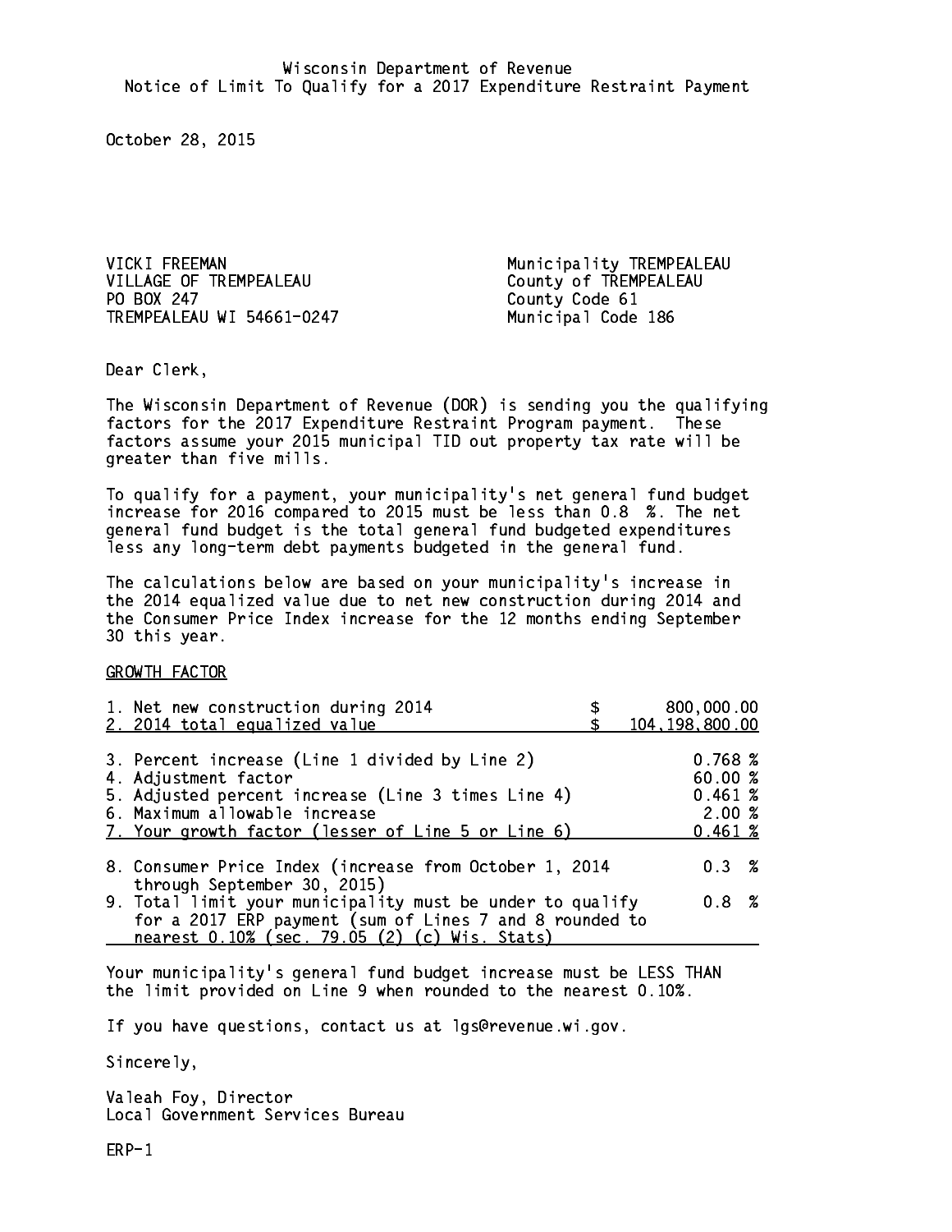Wisconsin Department of Revenue
Notice of Limit To Qualify for a 2017 Expenditure Restraint Payment

October 28, 2015

VICKI FREEMAN
VILLAGE OF TREMPEALEAU
PO BOX 247
TREMPEALEAU WI 54661-0247

Municipality TREMPEALEAU
County of TREMPEALEAU
County Code 61
Municipal Code 186

Dear Clerk,

The Wisconsin Department of Revenue (DOR) is sending you the qualifying factors for the 2017 Expenditure Restraint Program payment. These factors assume your 2015 municipal TID out property tax rate will be greater than five mills.

To qualify for a payment, your municipality's net general fund budget increase for 2016 compared to 2015 must be less than 0.8 %. The net general fund budget is the total general fund budgeted expenditures less any long-term debt payments budgeted in the general fund.

The calculations below are based on your municipality's increase in the 2014 equalized value due to net new construction during 2014 and the Consumer Price Index increase for the 12 months ending September 30 this year.

GROWTH FACTOR

| | |
|---|---|
| 1. Net new construction during 2014 | $ 800,000.00 |
| 2. 2014 total equalized value | $ 104,198,800.00 |
| 3. Percent increase (Line 1 divided by Line 2) | 0.768 % |
| 4. Adjustment factor | 60.00 % |
| 5. Adjusted percent increase (Line 3 times Line 4) | 0.461 % |
| 6. Maximum allowable increase | 2.00 % |
| 7. Your growth factor (lesser of Line 5 or Line 6) | 0.461 % |
| 8. Consumer Price Index (increase from October 1, 2014 through September 30, 2015) | 0.3 % |
| 9. Total limit your municipality must be under to qualify for a 2017 ERP payment (sum of Lines 7 and 8 rounded to nearest 0.10% (sec. 79.05 (2) (c) Wis. Stats) | 0.8 % |

Your municipality's general fund budget increase must be LESS THAN the limit provided on Line 9 when rounded to the nearest 0.10%.

If you have questions, contact us at lgs@revenue.wi.gov.

Sincerely,

Valeah Foy, Director
Local Government Services Bureau

ERP-1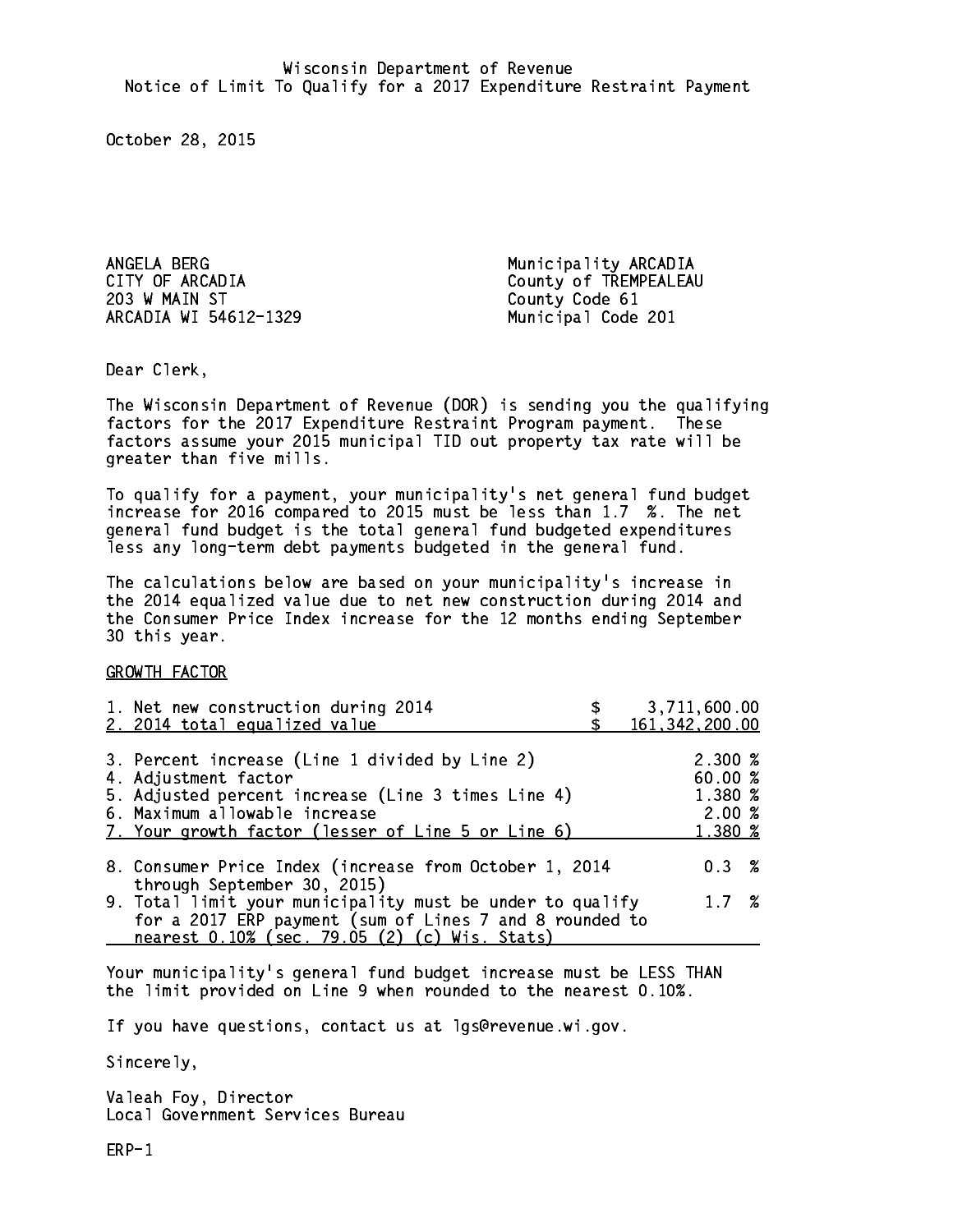Wisconsin Department of Revenue
Notice of Limit To Qualify for a 2017 Expenditure Restraint Payment

October 28, 2015

ANGELA BERG
CITY OF ARCADIA
203 W MAIN ST
ARCADIA WI 54612-1329

Municipality ARCADIA
County of TREMPEALEAU
County Code 61
Municipal Code 201

Dear Clerk,

The Wisconsin Department of Revenue (DOR) is sending you the qualifying factors for the 2017 Expenditure Restraint Program payment. These factors assume your 2015 municipal TID out property tax rate will be greater than five mills.

To qualify for a payment, your municipality's net general fund budget increase for 2016 compared to 2015 must be less than 1.7 %. The net general fund budget is the total general fund budgeted expenditures less any long-term debt payments budgeted in the general fund.

The calculations below are based on your municipality's increase in the 2014 equalized value due to net new construction during 2014 and the Consumer Price Index increase for the 12 months ending September 30 this year.

GROWTH FACTOR

| | |
|---|---|
| 1. Net new construction during 2014 | $ 3,711,600.00 |
| 2. 2014 total equalized value | $ 161,342,200.00 |
| 3. Percent increase (Line 1 divided by Line 2) | 2.300 % |
| 4. Adjustment factor | 60.00 % |
| 5. Adjusted percent increase (Line 3 times Line 4) | 1.380 % |
| 6. Maximum allowable increase | 2.00 % |
| 7. Your growth factor (lesser of Line 5 or Line 6) | 1.380 % |
| 8. Consumer Price Index (increase from October 1, 2014 through September 30, 2015) | 0.3 % |
| 9. Total limit your municipality must be under to qualify for a 2017 ERP payment (sum of Lines 7 and 8 rounded to nearest 0.10% (sec. 79.05 (2) (c) Wis. Stats) | 1.7 % |

Your municipality's general fund budget increase must be LESS THAN the limit provided on Line 9 when rounded to the nearest 0.10%.

If you have questions, contact us at lgs@revenue.wi.gov.

Sincerely,

Valeah Foy, Director
Local Government Services Bureau

ERP-1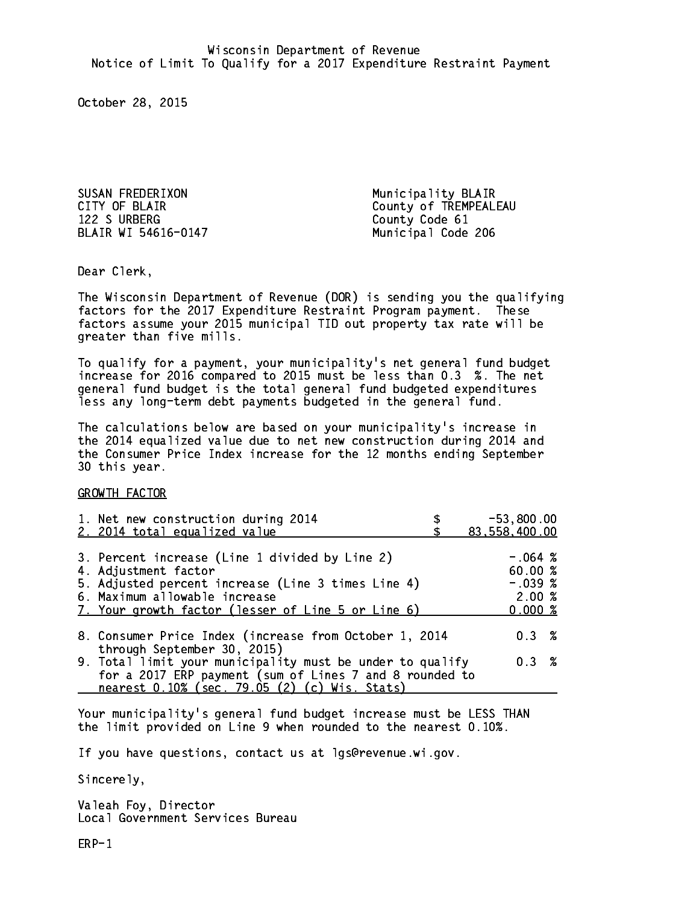Wisconsin Department of Revenue
Notice of Limit To Qualify for a 2017 Expenditure Restraint Payment

October 28, 2015

SUSAN FREDERIXON
CITY OF BLAIR
122 S URBERG
BLAIR WI 54616-0147

Municipality BLAIR
County of TREMPEALEAU
County Code 61
Municipal Code 206

Dear Clerk,

The Wisconsin Department of Revenue (DOR) is sending you the qualifying factors for the 2017 Expenditure Restraint Program payment. These factors assume your 2015 municipal TID out property tax rate will be greater than five mills.

To qualify for a payment, your municipality's net general fund budget increase for 2016 compared to 2015 must be less than 0.3 %. The net general fund budget is the total general fund budgeted expenditures less any long-term debt payments budgeted in the general fund.

The calculations below are based on your municipality's increase in the 2014 equalized value due to net new construction during 2014 and the Consumer Price Index increase for the 12 months ending September 30 this year.

GROWTH FACTOR

| | | |
|---|---|---|
| 1. Net new construction during 2014 | $ | -53,800.00 |
| 2. 2014 total equalized value | $ | 83,558,400.00 |
| 3. Percent increase (Line 1 divided by Line 2) | | -.064 % |
| 4. Adjustment factor | | 60.00 % |
| 5. Adjusted percent increase (Line 3 times Line 4) | | -.039 % |
| 6. Maximum allowable increase | | 2.00 % |
| 7. Your growth factor (lesser of Line 5 or Line 6) | | 0.000 % |
| 8. Consumer Price Index (increase from October 1, 2014 through September 30, 2015) | | 0.3 % |
| 9. Total limit your municipality must be under to qualify for a 2017 ERP payment (sum of Lines 7 and 8 rounded to nearest 0.10% (sec. 79.05 (2) (c) Wis. Stats) | | 0.3 % |

Your municipality's general fund budget increase must be LESS THAN the limit provided on Line 9 when rounded to the nearest 0.10%.

If you have questions, contact us at lgs@revenue.wi.gov.

Sincerely,

Valeah Foy, Director
Local Government Services Bureau

ERP-1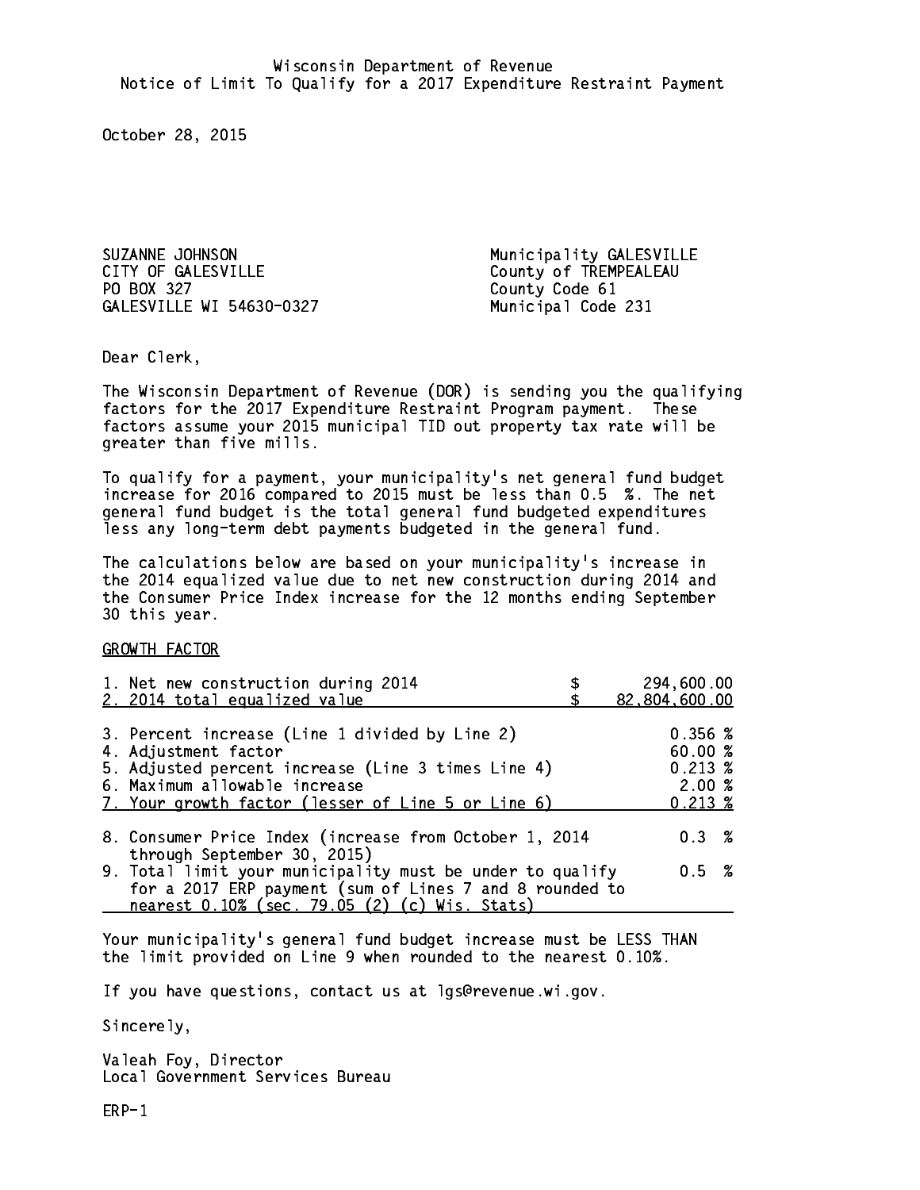Wisconsin Department of Revenue
Notice of Limit To Qualify for a 2017 Expenditure Restraint Payment

October 28, 2015

SUZANNE JOHNSON
CITY OF GALESVILLE
PO BOX 327
GALESVILLE WI 54630-0327

Municipality GALESVILLE
County of TREMPEALEAU
County Code 61
Municipal Code 231

Dear Clerk,

The Wisconsin Department of Revenue (DOR) is sending you the qualifying factors for the 2017 Expenditure Restraint Program payment. These factors assume your 2015 municipal TID out property tax rate will be greater than five mills.

To qualify for a payment, your municipality's net general fund budget increase for 2016 compared to 2015 must be less than 0.5 %. The net general fund budget is the total general fund budgeted expenditures less any long-term debt payments budgeted in the general fund.

The calculations below are based on your municipality's increase in the 2014 equalized value due to net new construction during 2014 and the Consumer Price Index increase for the 12 months ending September 30 this year.

GROWTH FACTOR

| | |
|---|---|
| 1. Net new construction during 2014 | $ 294,600.00 |
| 2. 2014 total equalized value | $ 82,804,600.00 |
| 3. Percent increase (Line 1 divided by Line 2) | 0.356 % |
| 4. Adjustment factor | 60.00 % |
| 5. Adjusted percent increase (Line 3 times Line 4) | 0.213 % |
| 6. Maximum allowable increase | 2.00 % |
| 7. Your growth factor (lesser of Line 5 or Line 6) | 0.213 % |
| 8. Consumer Price Index (increase from October 1, 2014 through September 30, 2015) | 0.3 % |
| 9. Total limit your municipality must be under to qualify for a 2017 ERP payment (sum of Lines 7 and 8 rounded to nearest 0.10% (sec. 79.05 (2) (c) Wis. Stats) | 0.5 % |

Your municipality's general fund budget increase must be LESS THAN the limit provided on Line 9 when rounded to the nearest 0.10%.

If you have questions, contact us at lgs@revenue.wi.gov.

Sincerely,

Valeah Foy, Director
Local Government Services Bureau

ERP-1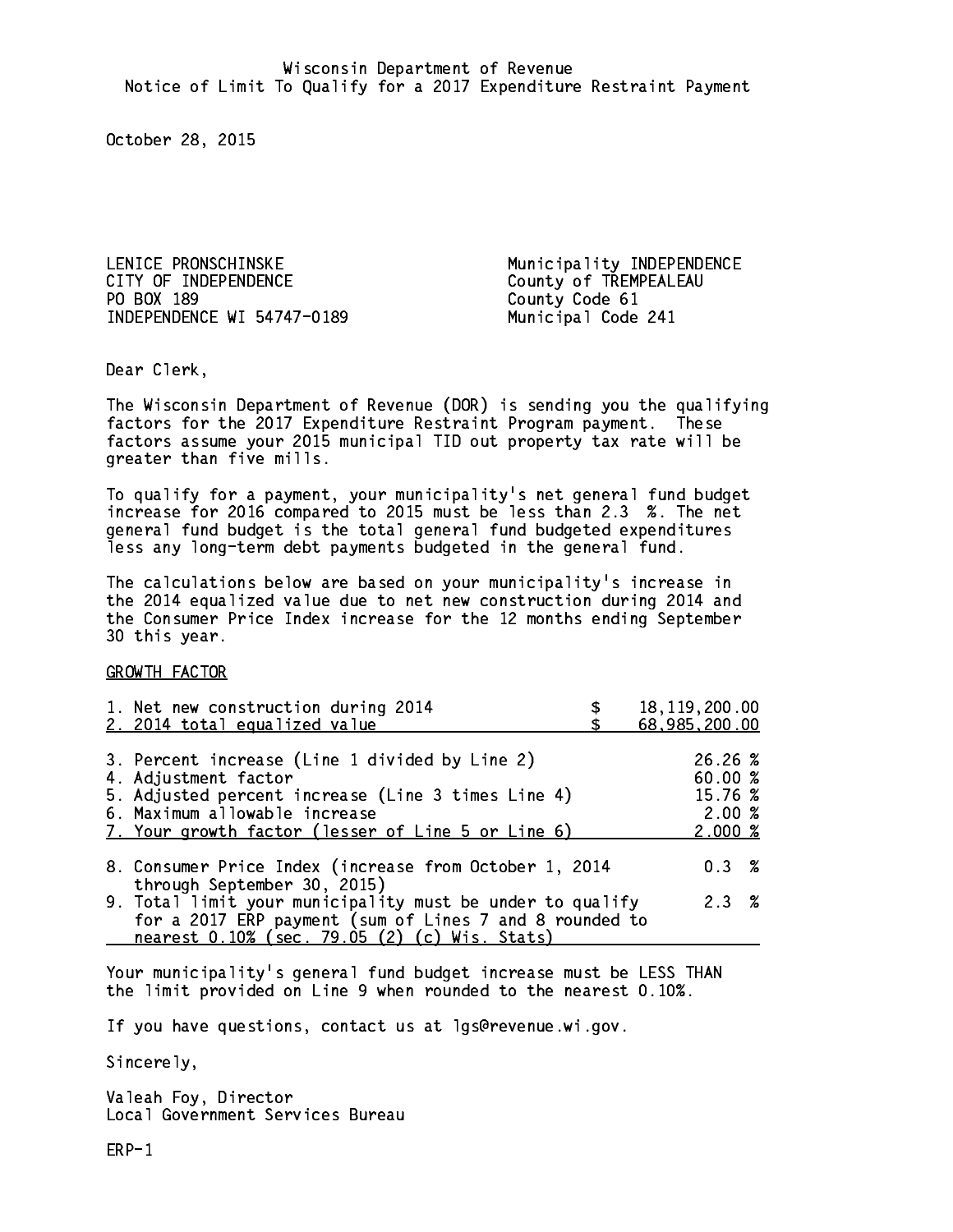Wisconsin Department of Revenue
Notice of Limit To Qualify for a 2017 Expenditure Restraint Payment

October 28, 2015

LENICE PRONSCHINSKE
CITY OF INDEPENDENCE
PO BOX 189
INDEPENDENCE WI 54747-0189

Municipality INDEPENDENCE
County of TREMPEALEAU
County Code 61
Municipal Code 241

Dear Clerk,

The Wisconsin Department of Revenue (DOR) is sending you the qualifying factors for the 2017 Expenditure Restraint Program payment. These factors assume your 2015 municipal TID out property tax rate will be greater than five mills.

To qualify for a payment, your municipality's net general fund budget increase for 2016 compared to 2015 must be less than 2.3 %. The net general fund budget is the total general fund budgeted expenditures less any long-term debt payments budgeted in the general fund.

The calculations below are based on your municipality's increase in the 2014 equalized value due to net new construction during 2014 and the Consumer Price Index increase for the 12 months ending September 30 this year.

GROWTH FACTOR

| | | |
|---|---|---|
| 1. Net new construction during 2014 | $ | 18,119,200.00 |
| 2. 2014 total equalized value | $ | 68,985,200.00 |
| 3. Percent increase (Line 1 divided by Line 2) | | 26.26 % |
| 4. Adjustment factor | | 60.00 % |
| 5. Adjusted percent increase (Line 3 times Line 4) | | 15.76 % |
| 6. Maximum allowable increase | | 2.00 % |
| 7. Your growth factor (lesser of Line 5 or Line 6) | | 2.000 % |
| 8. Consumer Price Index (increase from October 1, 2014 through September 30, 2015) | | 0.3 % |
| 9. Total limit your municipality must be under to qualify for a 2017 ERP payment (sum of Lines 7 and 8 rounded to nearest 0.10% (sec. 79.05 (2) (c) Wis. Stats) | | 2.3 % |

Your municipality's general fund budget increase must be LESS THAN the limit provided on Line 9 when rounded to the nearest 0.10%.

If you have questions, contact us at lgs@revenue.wi.gov.

Sincerely,

Valeah Foy, Director
Local Government Services Bureau

ERP-1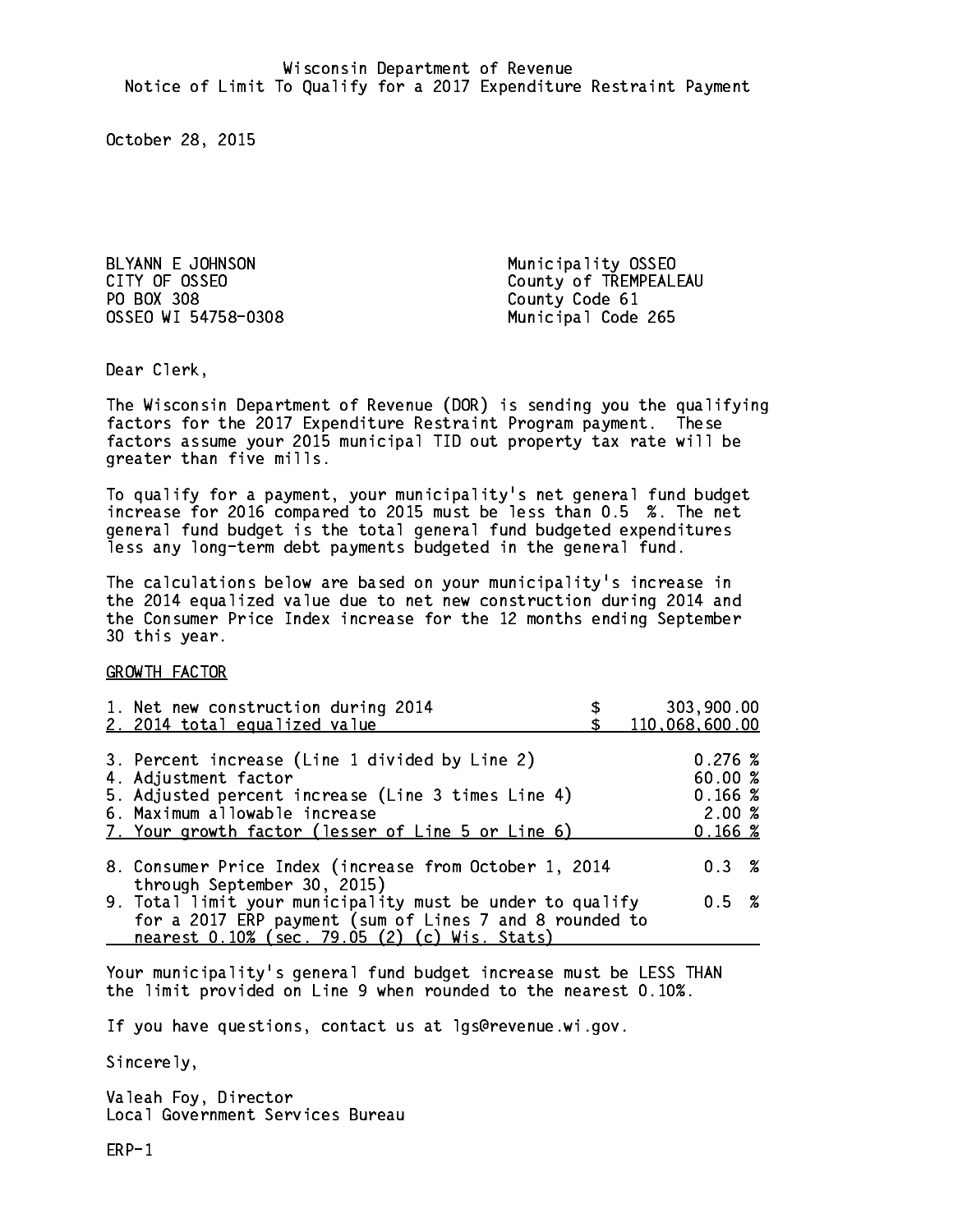Wisconsin Department of Revenue
Notice of Limit To Qualify for a 2017 Expenditure Restraint Payment

October 28, 2015

BLYANN E JOHNSON
CITY OF OSSEO
PO BOX 308
OSSEO WI 54758-0308

Municipality OSSEO
County of TREMPEALEAU
County Code 61
Municipal Code 265

Dear Clerk,

The Wisconsin Department of Revenue (DOR) is sending you the qualifying factors for the 2017 Expenditure Restraint Program payment. These factors assume your 2015 municipal TID out property tax rate will be greater than five mills.

To qualify for a payment, your municipality's net general fund budget increase for 2016 compared to 2015 must be less than 0.5 %. The net general fund budget is the total general fund budgeted expenditures less any long-term debt payments budgeted in the general fund.

The calculations below are based on your municipality's increase in the 2014 equalized value due to net new construction during 2014 and the Consumer Price Index increase for the 12 months ending September 30 this year.

GROWTH FACTOR

| | |
|---|---|
| 1. Net new construction during 2014 | $ 303,900.00 |
| 2. 2014 total equalized value | $ 110,068,600.00 |
| 3. Percent increase (Line 1 divided by Line 2) | 0.276 % |
| 4. Adjustment factor | 60.00 % |
| 5. Adjusted percent increase (Line 3 times Line 4) | 0.166 % |
| 6. Maximum allowable increase | 2.00 % |
| 7. Your growth factor (lesser of Line 5 or Line 6) | 0.166 % |
| 8. Consumer Price Index (increase from October 1, 2014 through September 30, 2015) | 0.3 % |
| 9. Total limit your municipality must be under to qualify for a 2017 ERP payment (sum of Lines 7 and 8 rounded to nearest 0.10% (sec. 79.05 (2) (c) Wis. Stats) | 0.5 % |

Your municipality's general fund budget increase must be LESS THAN the limit provided on Line 9 when rounded to the nearest 0.10%.

If you have questions, contact us at lgs@revenue.wi.gov.

Sincerely,

Valeah Foy, Director
Local Government Services Bureau

ERP-1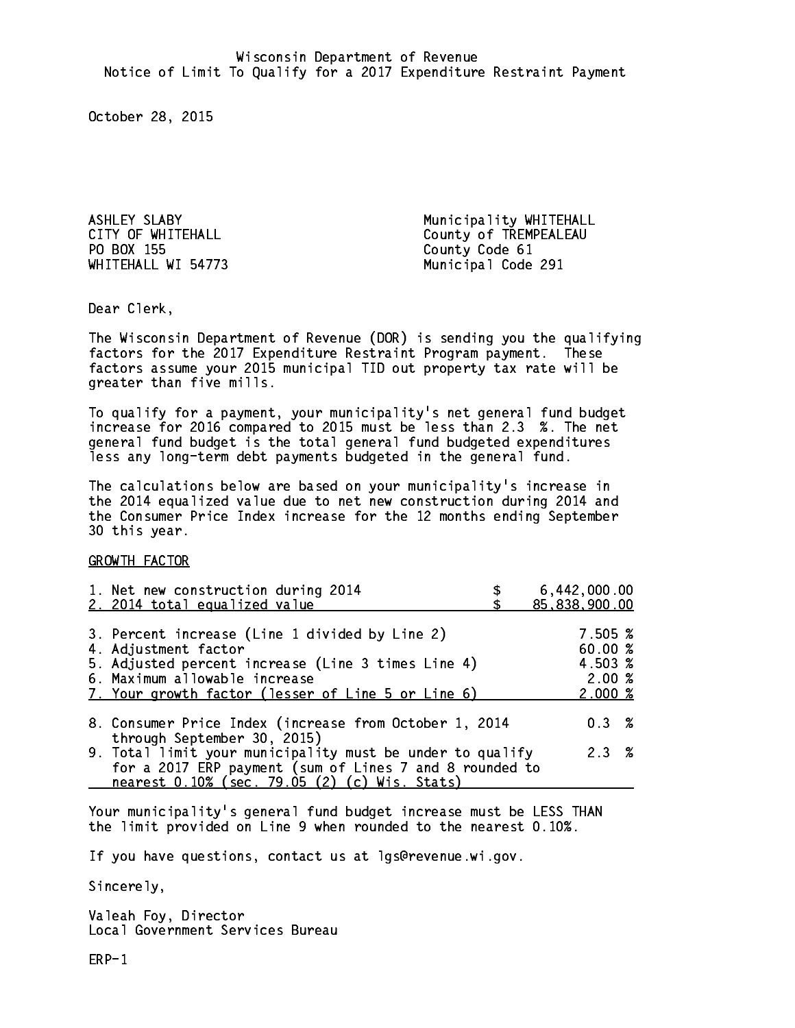Wisconsin Department of Revenue
Notice of Limit To Qualify for a 2017 Expenditure Restraint Payment

October 28, 2015

ASHLEY SLABY
CITY OF WHITEHALL
PO BOX 155
WHITEHALL WI 54773

Municipality WHITEHALL
County of TREMPEALEAU
County Code 61
Municipal Code 291

Dear Clerk,

The Wisconsin Department of Revenue (DOR) is sending you the qualifying factors for the 2017 Expenditure Restraint Program payment. These factors assume your 2015 municipal TID out property tax rate will be greater than five mills.

To qualify for a payment, your municipality's net general fund budget increase for 2016 compared to 2015 must be less than 2.3 %. The net general fund budget is the total general fund budgeted expenditures less any long-term debt payments budgeted in the general fund.

The calculations below are based on your municipality's increase in the 2014 equalized value due to net new construction during 2014 and the Consumer Price Index increase for the 12 months ending September 30 this year.

GROWTH FACTOR

| | |
|---|---|
| 1. Net new construction during 2014 | $ 6,442,000.00 |
| 2. 2014 total equalized value | $ 85,838,900.00 |
| 3. Percent increase (Line 1 divided by Line 2) | 7.505 % |
| 4. Adjustment factor | 60.00 % |
| 5. Adjusted percent increase (Line 3 times Line 4) | 4.503 % |
| 6. Maximum allowable increase | 2.00 % |
| 7. Your growth factor (lesser of Line 5 or Line 6) | 2.000 % |
| 8. Consumer Price Index (increase from October 1, 2014 through September 30, 2015) | 0.3 % |
| 9. Total limit your municipality must be under to qualify for a 2017 ERP payment (sum of Lines 7 and 8 rounded to nearest 0.10% (sec. 79.05 (2) (c) Wis. Stats) | 2.3 % |

Your municipality's general fund budget increase must be LESS THAN the limit provided on Line 9 when rounded to the nearest 0.10%.

If you have questions, contact us at lgs@revenue.wi.gov.

Sincerely,

Valeah Foy, Director
Local Government Services Bureau

ERP-1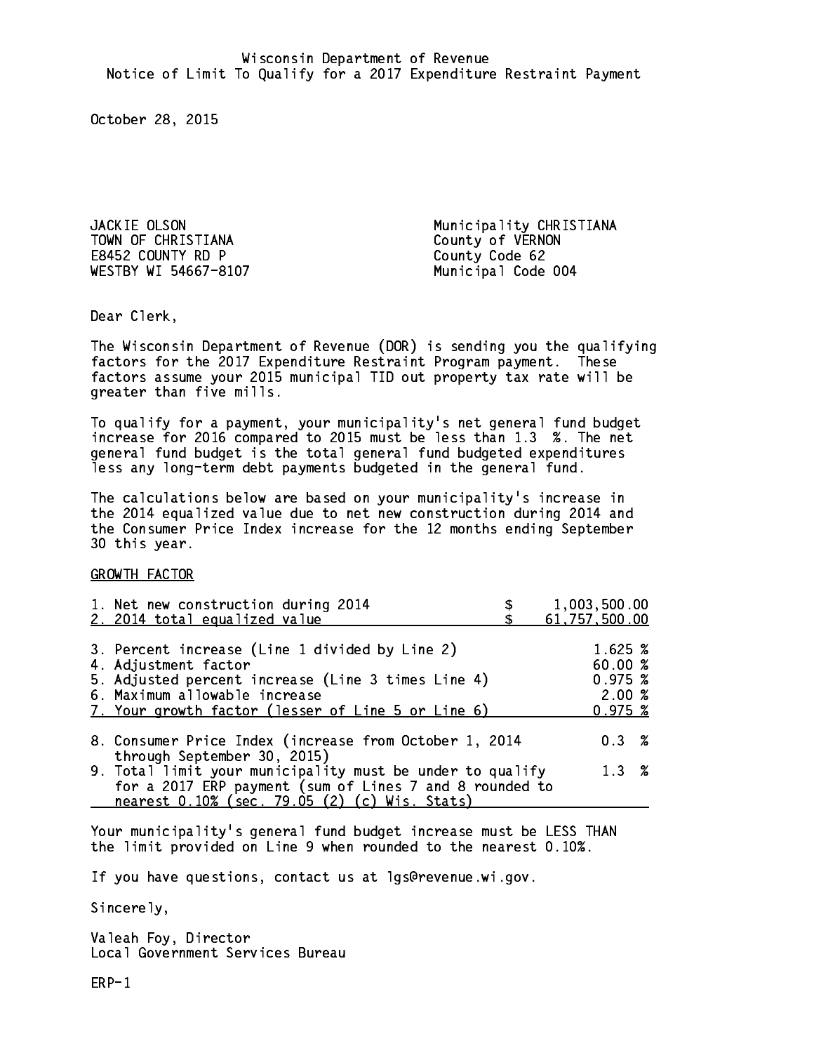Wisconsin Department of Revenue
Notice of Limit To Qualify for a 2017 Expenditure Restraint Payment

October 28, 2015

JACKIE OLSON
TOWN OF CHRISTIANA
E8452 COUNTY RD P
WESTBY WI 54667-8107

Municipality CHRISTIANA
County of VERNON
County Code 62
Municipal Code 004

Dear Clerk,

The Wisconsin Department of Revenue (DOR) is sending you the qualifying factors for the 2017 Expenditure Restraint Program payment. These factors assume your 2015 municipal TID out property tax rate will be greater than five mills.

To qualify for a payment, your municipality's net general fund budget increase for 2016 compared to 2015 must be less than 1.3 %. The net general fund budget is the total general fund budgeted expenditures less any long-term debt payments budgeted in the general fund.

The calculations below are based on your municipality's increase in the 2014 equalized value due to net new construction during 2014 and the Consumer Price Index increase for the 12 months ending September 30 this year.

GROWTH FACTOR

| | |
|---|---|
| 1. Net new construction during 2014 | $ 1,003,500.00 |
| 2. 2014 total equalized value | $ 61,757,500.00 |
| 3. Percent increase (Line 1 divided by Line 2) | 1.625 % |
| 4. Adjustment factor | 60.00 % |
| 5. Adjusted percent increase (Line 3 times Line 4) | 0.975 % |
| 6. Maximum allowable increase | 2.00 % |
| 7. Your growth factor (lesser of Line 5 or Line 6) | 0.975 % |
| 8. Consumer Price Index (increase from October 1, 2014 through September 30, 2015) | 0.3 % |
| 9. Total limit your municipality must be under to qualify for a 2017 ERP payment (sum of Lines 7 and 8 rounded to nearest 0.10% (sec. 79.05 (2) (c) Wis. Stats) | 1.3 % |

Your municipality's general fund budget increase must be LESS THAN the limit provided on Line 9 when rounded to the nearest 0.10%.

If you have questions, contact us at lgs@revenue.wi.gov.

Sincerely,

Valeah Foy, Director
Local Government Services Bureau

ERP-1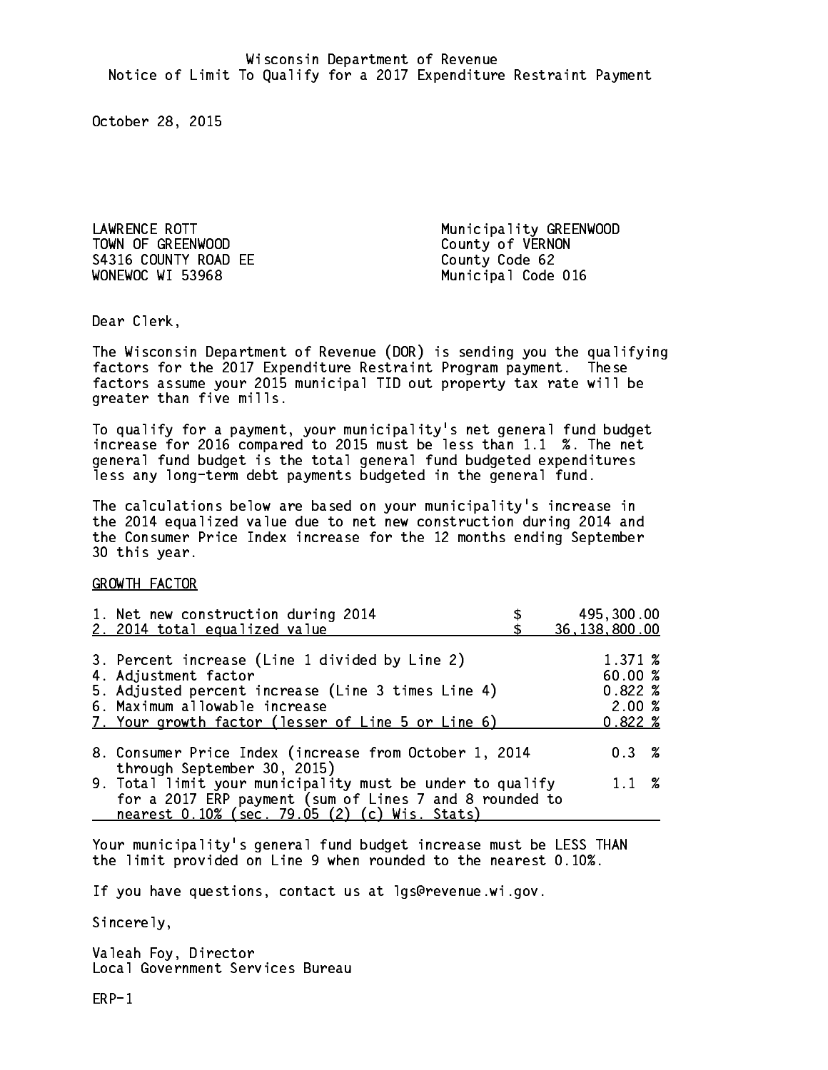Wisconsin Department of Revenue
Notice of Limit To Qualify for a 2017 Expenditure Restraint Payment

October 28, 2015

LAWRENCE ROTT
TOWN OF GREENWOOD
S4316 COUNTY ROAD EE
WONEWOC WI 53968

Municipality GREENWOOD
County of VERNON
County Code 62
Municipal Code 016

Dear Clerk,

The Wisconsin Department of Revenue (DOR) is sending you the qualifying factors for the 2017 Expenditure Restraint Program payment. These factors assume your 2015 municipal TID out property tax rate will be greater than five mills.

To qualify for a payment, your municipality's net general fund budget increase for 2016 compared to 2015 must be less than 1.1 %. The net general fund budget is the total general fund budgeted expenditures less any long-term debt payments budgeted in the general fund.

The calculations below are based on your municipality's increase in the 2014 equalized value due to net new construction during 2014 and the Consumer Price Index increase for the 12 months ending September 30 this year.

GROWTH FACTOR

| | |
|---|---|
| 1. Net new construction during 2014 | $ 495,300.00 |
| 2. 2014 total equalized value | $ 36,138,800.00 |
| 3. Percent increase (Line 1 divided by Line 2) | 1.371 % |
| 4. Adjustment factor | 60.00 % |
| 5. Adjusted percent increase (Line 3 times Line 4) | 0.822 % |
| 6. Maximum allowable increase | 2.00 % |
| 7. Your growth factor (lesser of Line 5 or Line 6) | 0.822 % |
| 8. Consumer Price Index (increase from October 1, 2014 through September 30, 2015) | 0.3 % |
| 9. Total limit your municipality must be under to qualify for a 2017 ERP payment (sum of Lines 7 and 8 rounded to nearest 0.10% (sec. 79.05 (2) (c) Wis. Stats) | 1.1 % |

Your municipality's general fund budget increase must be LESS THAN the limit provided on Line 9 when rounded to the nearest 0.10%.

If you have questions, contact us at lgs@revenue.wi.gov.

Sincerely,

Valeah Foy, Director
Local Government Services Bureau

ERP-1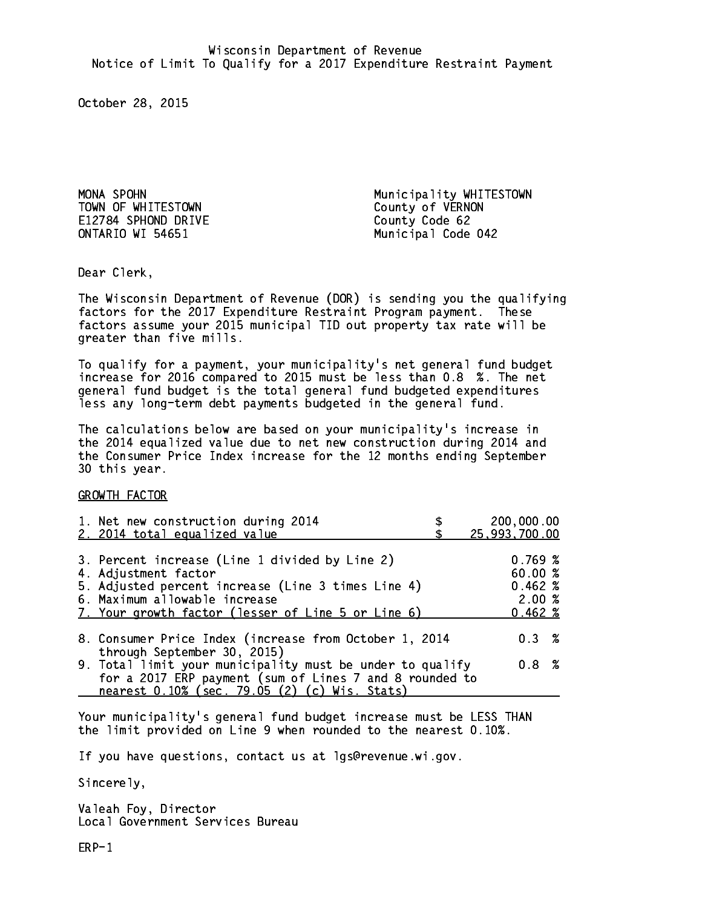Wisconsin Department of Revenue
Notice of Limit To Qualify for a 2017 Expenditure Restraint Payment

October 28, 2015

MONA SPOHN
TOWN OF WHITESTOWN
E12784 SPHOND DRIVE
ONTARIO WI 54651

Municipality WHITESTOWN
County of VERNON
County Code 62
Municipal Code 042

Dear Clerk,

The Wisconsin Department of Revenue (DOR) is sending you the qualifying factors for the 2017 Expenditure Restraint Program payment. These factors assume your 2015 municipal TID out property tax rate will be greater than five mills.

To qualify for a payment, your municipality's net general fund budget increase for 2016 compared to 2015 must be less than 0.8 %. The net general fund budget is the total general fund budgeted expenditures less any long-term debt payments budgeted in the general fund.

The calculations below are based on your municipality's increase in the 2014 equalized value due to net new construction during 2014 and the Consumer Price Index increase for the 12 months ending September 30 this year.

GROWTH FACTOR

| | |
|---|---|
| 1. Net new construction during 2014 | $ 200,000.00 |
| 2. 2014 total equalized value | $ 25,993,700.00 |
| 3. Percent increase (Line 1 divided by Line 2) | 0.769 % |
| 4. Adjustment factor | 60.00 % |
| 5. Adjusted percent increase (Line 3 times Line 4) | 0.462 % |
| 6. Maximum allowable increase | 2.00 % |
| 7. Your growth factor (lesser of Line 5 or Line 6) | 0.462 % |
| 8. Consumer Price Index (increase from October 1, 2014 through September 30, 2015) | 0.3 % |
| 9. Total limit your municipality must be under to qualify for a 2017 ERP payment (sum of Lines 7 and 8 rounded to nearest 0.10% (sec. 79.05 (2) (c) Wis. Stats) | 0.8 % |

Your municipality's general fund budget increase must be LESS THAN the limit provided on Line 9 when rounded to the nearest 0.10%.

If you have questions, contact us at lgs@revenue.wi.gov.

Sincerely,

Valeah Foy, Director
Local Government Services Bureau

ERP-1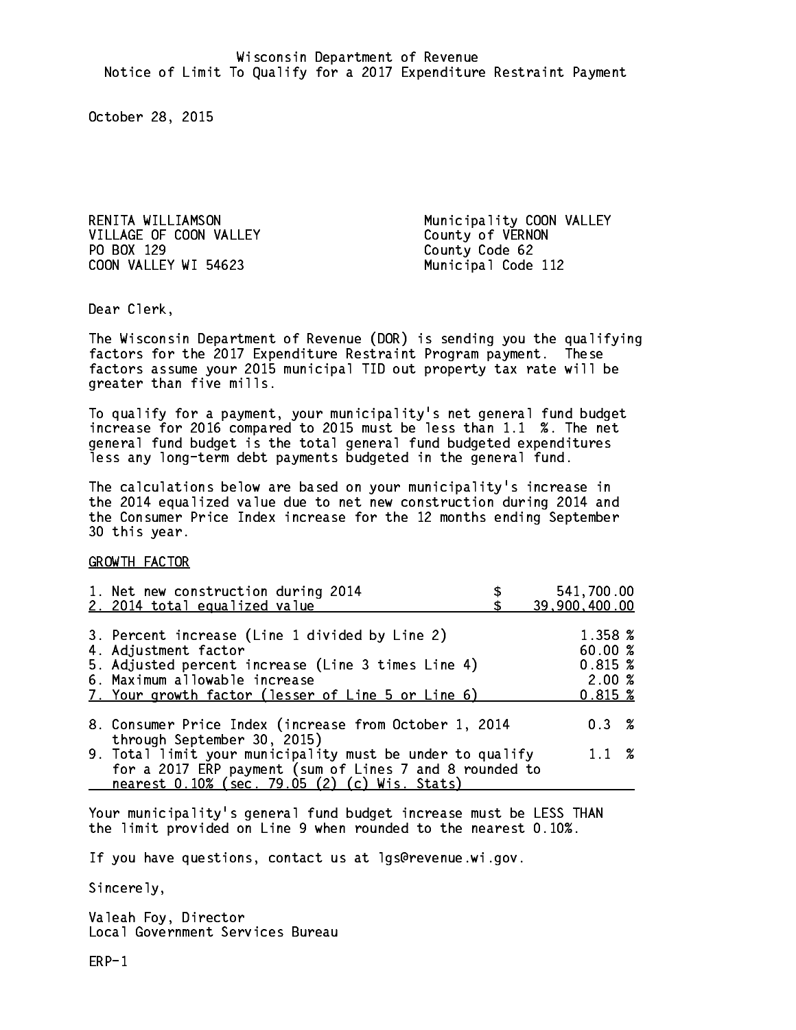Wisconsin Department of Revenue
Notice of Limit To Qualify for a 2017 Expenditure Restraint Payment

October 28, 2015

RENITA WILLIAMSON
VILLAGE OF COON VALLEY
PO BOX 129
COON VALLEY WI 54623

Municipality COON VALLEY
County of VERNON
County Code 62
Municipal Code 112

Dear Clerk,

The Wisconsin Department of Revenue (DOR) is sending you the qualifying factors for the 2017 Expenditure Restraint Program payment. These factors assume your 2015 municipal TID out property tax rate will be greater than five mills.

To qualify for a payment, your municipality's net general fund budget increase for 2016 compared to 2015 must be less than 1.1 %. The net general fund budget is the total general fund budgeted expenditures less any long-term debt payments budgeted in the general fund.

The calculations below are based on your municipality's increase in the 2014 equalized value due to net new construction during 2014 and the Consumer Price Index increase for the 12 months ending September 30 this year.

GROWTH FACTOR

| | | |
|---|---|---|
| 1. Net new construction during 2014 | $ | 541,700.00 |
| 2. 2014 total equalized value | $ | 39,900,400.00 |
| 3. Percent increase (Line 1 divided by Line 2) | | 1.358 % |
| 4. Adjustment factor | | 60.00 % |
| 5. Adjusted percent increase (Line 3 times Line 4) | | 0.815 % |
| 6. Maximum allowable increase | | 2.00 % |
| 7. Your growth factor (lesser of Line 5 or Line 6) | | 0.815 % |
| 8. Consumer Price Index (increase from October 1, 2014 through September 30, 2015) | | 0.3 % |
| 9. Total limit your municipality must be under to qualify for a 2017 ERP payment (sum of Lines 7 and 8 rounded to nearest 0.10% (sec. 79.05 (2) (c) Wis. Stats) | | 1.1 % |

Your municipality's general fund budget increase must be LESS THAN the limit provided on Line 9 when rounded to the nearest 0.10%.

If you have questions, contact us at lgs@revenue.wi.gov.

Sincerely,

Valeah Foy, Director
Local Government Services Bureau

ERP-1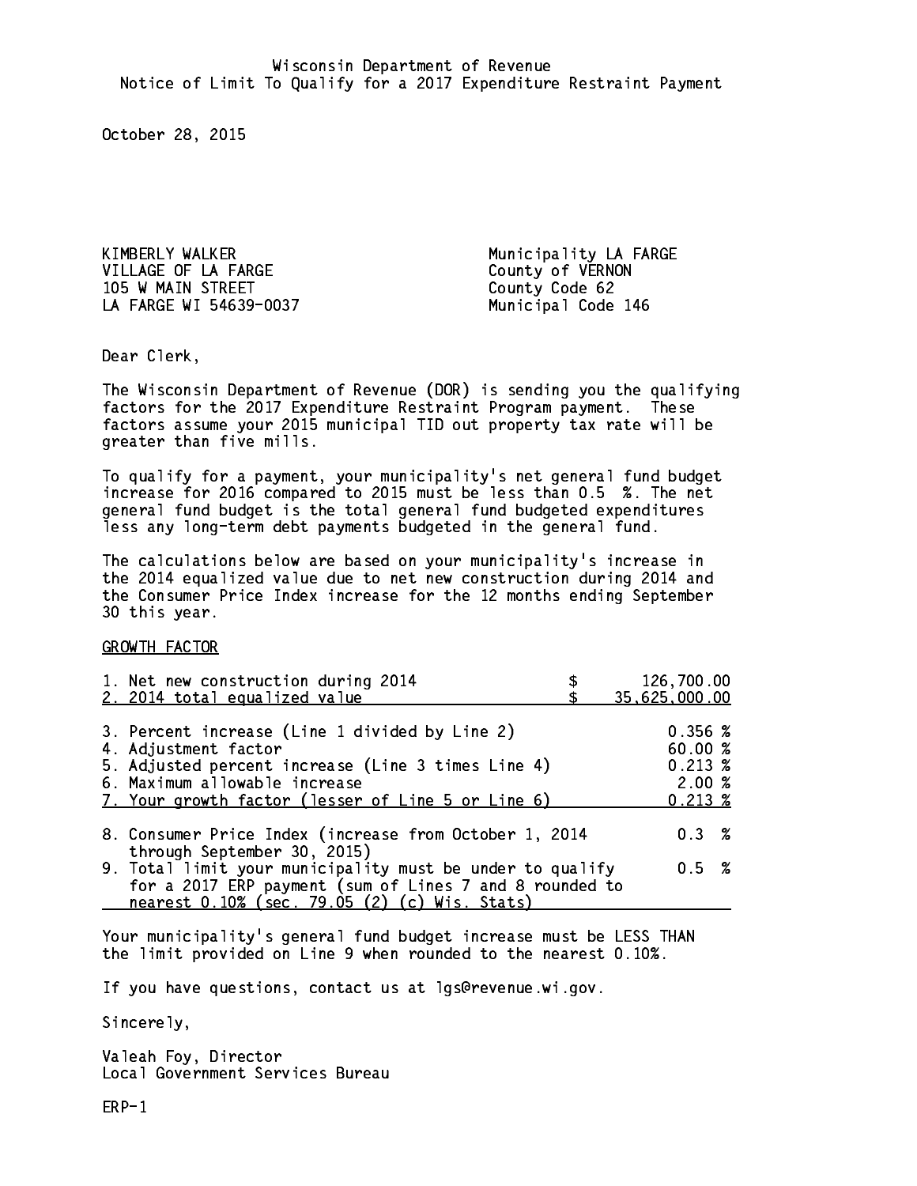Wisconsin Department of Revenue
Notice of Limit To Qualify for a 2017 Expenditure Restraint Payment

October 28, 2015

KIMBERLY WALKER
VILLAGE OF LA FARGE
105 W MAIN STREET
LA FARGE WI 54639-0037

Municipality LA FARGE
County of VERNON
County Code 62
Municipal Code 146

Dear Clerk,

The Wisconsin Department of Revenue (DOR) is sending you the qualifying factors for the 2017 Expenditure Restraint Program payment. These factors assume your 2015 municipal TID out property tax rate will be greater than five mills.

To qualify for a payment, your municipality's net general fund budget increase for 2016 compared to 2015 must be less than 0.5 %. The net general fund budget is the total general fund budgeted expenditures less any long-term debt payments budgeted in the general fund.

The calculations below are based on your municipality's increase in the 2014 equalized value due to net new construction during 2014 and the Consumer Price Index increase for the 12 months ending September 30 this year.

GROWTH FACTOR

| | |
|---|---|
| 1. Net new construction during 2014 | $ 126,700.00 |
| 2. 2014 total equalized value | $ 35,625,000.00 |
| 3. Percent increase (Line 1 divided by Line 2) | 0.356 % |
| 4. Adjustment factor | 60.00 % |
| 5. Adjusted percent increase (Line 3 times Line 4) | 0.213 % |
| 6. Maximum allowable increase | 2.00 % |
| 7. Your growth factor (lesser of Line 5 or Line 6) | 0.213 % |
| 8. Consumer Price Index (increase from October 1, 2014 through September 30, 2015) | 0.3 % |
| 9. Total limit your municipality must be under to qualify for a 2017 ERP payment (sum of Lines 7 and 8 rounded to nearest 0.10% (sec. 79.05 (2) (c) Wis. Stats) | 0.5 % |

Your municipality's general fund budget increase must be LESS THAN the limit provided on Line 9 when rounded to the nearest 0.10%.

If you have questions, contact us at lgs@revenue.wi.gov.

Sincerely,

Valeah Foy, Director
Local Government Services Bureau

ERP-1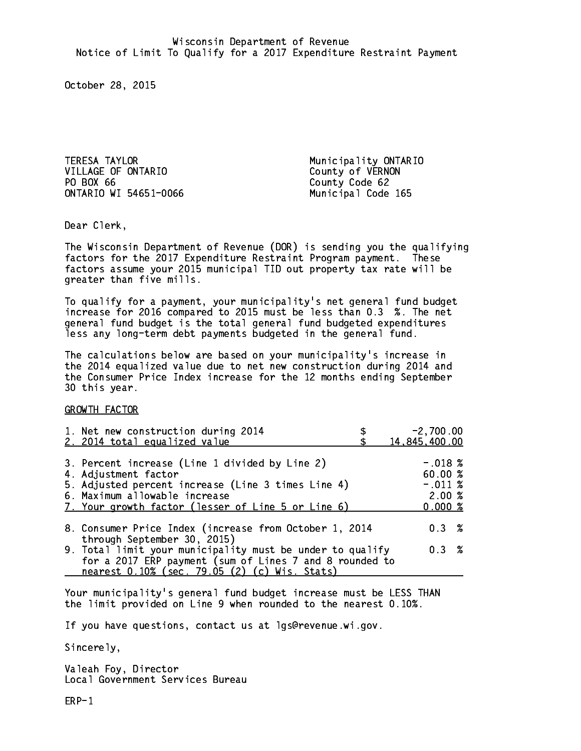Wisconsin Department of Revenue
Notice of Limit To Qualify for a 2017 Expenditure Restraint Payment

October 28, 2015

TERESA TAYLOR
VILLAGE OF ONTARIO
PO BOX 66
ONTARIO WI 54651-0066

Municipality ONTARIO
County of VERNON
County Code 62
Municipal Code 165

Dear Clerk,

The Wisconsin Department of Revenue (DOR) is sending you the qualifying factors for the 2017 Expenditure Restraint Program payment. These factors assume your 2015 municipal TID out property tax rate will be greater than five mills.

To qualify for a payment, your municipality's net general fund budget increase for 2016 compared to 2015 must be less than 0.3 %. The net general fund budget is the total general fund budgeted expenditures less any long-term debt payments budgeted in the general fund.

The calculations below are based on your municipality's increase in the 2014 equalized value due to net new construction during 2014 and the Consumer Price Index increase for the 12 months ending September 30 this year.

GROWTH FACTOR

| | |
|---|---|
| 1. Net new construction during 2014 | $ -2,700.00 |
| 2. 2014 total equalized value | $ 14,845,400.00 |
| 3. Percent increase (Line 1 divided by Line 2) | -.018 % |
| 4. Adjustment factor | 60.00 % |
| 5. Adjusted percent increase (Line 3 times Line 4) | -.011 % |
| 6. Maximum allowable increase | 2.00 % |
| 7. Your growth factor (lesser of Line 5 or Line 6) | 0.000 % |
| 8. Consumer Price Index (increase from October 1, 2014 through September 30, 2015) | 0.3 % |
| 9. Total limit your municipality must be under to qualify for a 2017 ERP payment (sum of Lines 7 and 8 rounded to nearest 0.10% (sec. 79.05 (2) (c) Wis. Stats) | 0.3 % |

Your municipality's general fund budget increase must be LESS THAN the limit provided on Line 9 when rounded to the nearest 0.10%.

If you have questions, contact us at lgs@revenue.wi.gov.

Sincerely,

Valeah Foy, Director
Local Government Services Bureau

ERP-1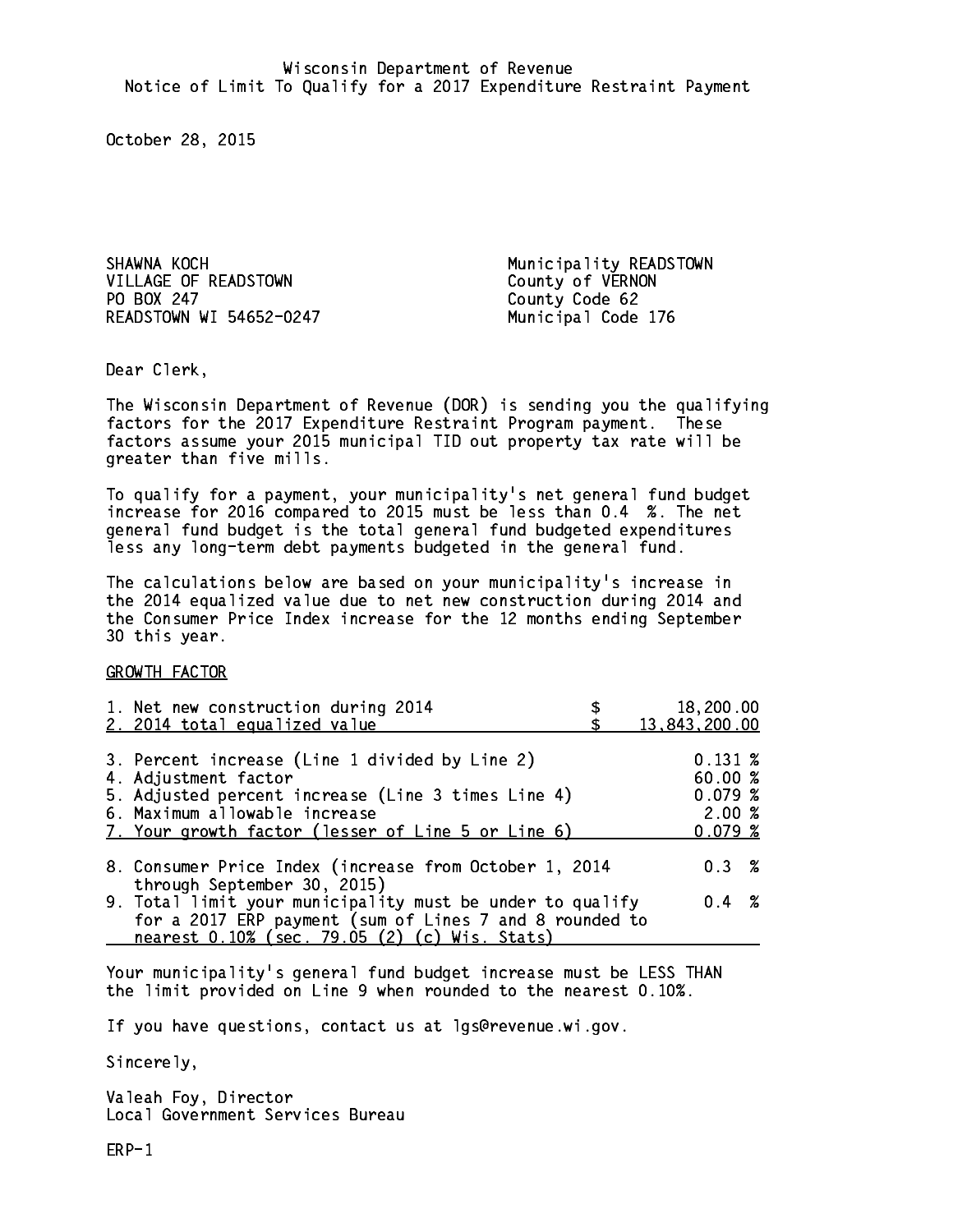Wisconsin Department of Revenue
Notice of Limit To Qualify for a 2017 Expenditure Restraint Payment

October 28, 2015

SHAWNA KOCH
VILLAGE OF READSTOWN
PO BOX 247
READSTOWN WI 54652-0247

Municipality READSTOWN
County of VERNON
County Code 62
Municipal Code 176

Dear Clerk,

The Wisconsin Department of Revenue (DOR) is sending you the qualifying factors for the 2017 Expenditure Restraint Program payment. These factors assume your 2015 municipal TID out property tax rate will be greater than five mills.

To qualify for a payment, your municipality's net general fund budget increase for 2016 compared to 2015 must be less than 0.4 %. The net general fund budget is the total general fund budgeted expenditures less any long-term debt payments budgeted in the general fund.

The calculations below are based on your municipality's increase in the 2014 equalized value due to net new construction during 2014 and the Consumer Price Index increase for the 12 months ending September 30 this year.

GROWTH FACTOR

| | |
|---|---|
| 1. Net new construction during 2014 | $ 18,200.00 |
| 2. 2014 total equalized value | $ 13,843,200.00 |
| 3. Percent increase (Line 1 divided by Line 2) | 0.131 % |
| 4. Adjustment factor | 60.00 % |
| 5. Adjusted percent increase (Line 3 times Line 4) | 0.079 % |
| 6. Maximum allowable increase | 2.00 % |
| 7. Your growth factor (lesser of Line 5 or Line 6) | 0.079 % |
| 8. Consumer Price Index (increase from October 1, 2014 through September 30, 2015) | 0.3 % |
| 9. Total limit your municipality must be under to qualify for a 2017 ERP payment (sum of Lines 7 and 8 rounded to nearest 0.10% (sec. 79.05 (2) (c) Wis. Stats) | 0.4 % |

Your municipality's general fund budget increase must be LESS THAN the limit provided on Line 9 when rounded to the nearest 0.10%.

If you have questions, contact us at lgs@revenue.wi.gov.

Sincerely,

Valeah Foy, Director
Local Government Services Bureau

ERP-1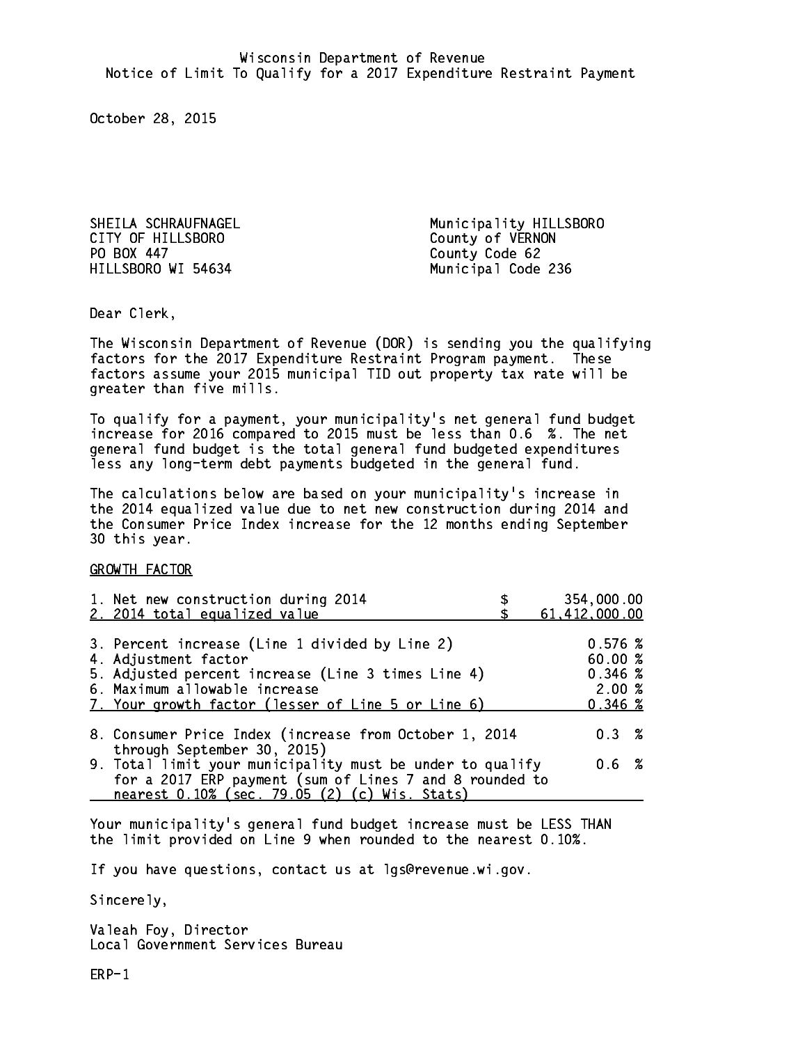Wisconsin Department of Revenue
Notice of Limit To Qualify for a 2017 Expenditure Restraint Payment

October 28, 2015

SHEILA SCHRAUFNAGEL
CITY OF HILLSBORO
PO BOX 447
HILLSBORO WI 54634

Municipality HILLSBORO
County of VERNON
County Code 62
Municipal Code 236

Dear Clerk,

The Wisconsin Department of Revenue (DOR) is sending you the qualifying factors for the 2017 Expenditure Restraint Program payment. These factors assume your 2015 municipal TID out property tax rate will be greater than five mills.

To qualify for a payment, your municipality's net general fund budget increase for 2016 compared to 2015 must be less than 0.6 %. The net general fund budget is the total general fund budgeted expenditures less any long-term debt payments budgeted in the general fund.

The calculations below are based on your municipality's increase in the 2014 equalized value due to net new construction during 2014 and the Consumer Price Index increase for the 12 months ending September 30 this year.

GROWTH FACTOR

| | |
|---|---|
| 1. Net new construction during 2014 | $ 354,000.00 |
| 2. 2014 total equalized value | $ 61,412,000.00 |
| 3. Percent increase (Line 1 divided by Line 2) | 0.576 % |
| 4. Adjustment factor | 60.00 % |
| 5. Adjusted percent increase (Line 3 times Line 4) | 0.346 % |
| 6. Maximum allowable increase | 2.00 % |
| 7. Your growth factor (lesser of Line 5 or Line 6) | 0.346 % |
| 8. Consumer Price Index (increase from October 1, 2014 through September 30, 2015) | 0.3 % |
| 9. Total limit your municipality must be under to qualify for a 2017 ERP payment (sum of Lines 7 and 8 rounded to nearest 0.10% (sec. 79.05 (2) (c) Wis. Stats) | 0.6 % |

Your municipality's general fund budget increase must be LESS THAN the limit provided on Line 9 when rounded to the nearest 0.10%.

If you have questions, contact us at lgs@revenue.wi.gov.

Sincerely,

Valeah Foy, Director
Local Government Services Bureau

ERP-1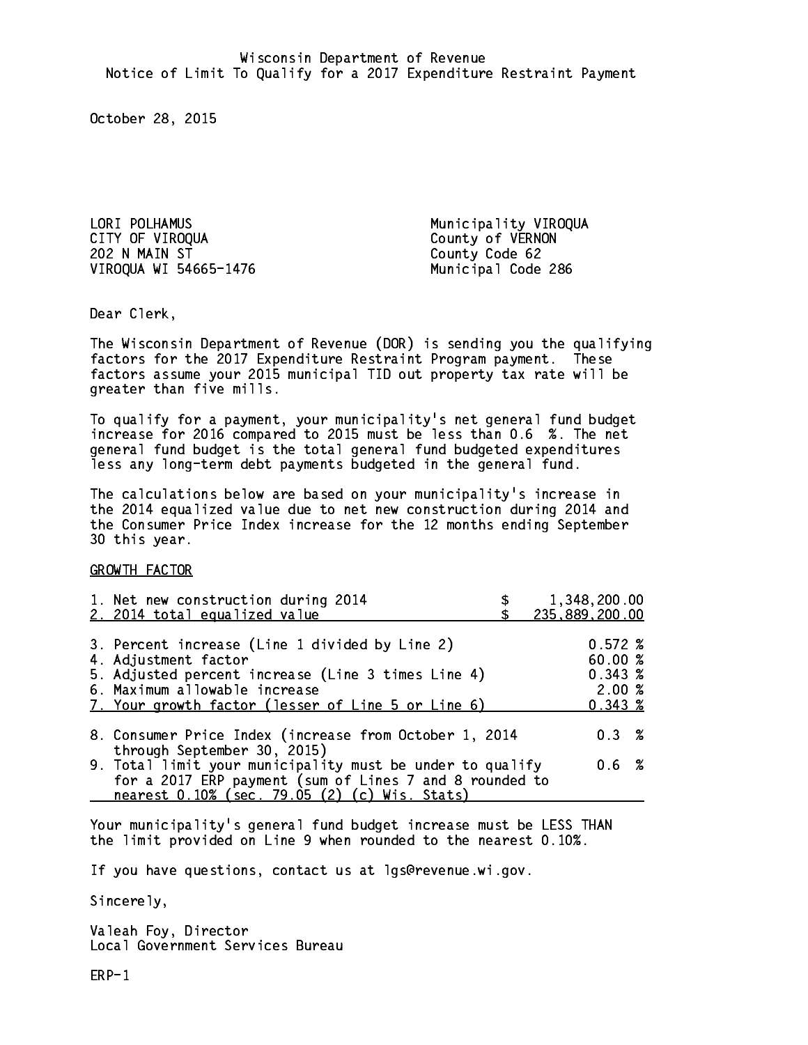Wisconsin Department of Revenue
Notice of Limit To Qualify for a 2017 Expenditure Restraint Payment

October 28, 2015

LORI POLHAMUS
CITY OF VIROQUA
202 N MAIN ST
VIROQUA WI 54665-1476

Municipality VIROQUA
County of VERNON
County Code 62
Municipal Code 286

Dear Clerk,

The Wisconsin Department of Revenue (DOR) is sending you the qualifying factors for the 2017 Expenditure Restraint Program payment. These factors assume your 2015 municipal TID out property tax rate will be greater than five mills.

To qualify for a payment, your municipality's net general fund budget increase for 2016 compared to 2015 must be less than 0.6 %. The net general fund budget is the total general fund budgeted expenditures less any long-term debt payments budgeted in the general fund.

The calculations below are based on your municipality's increase in the 2014 equalized value due to net new construction during 2014 and the Consumer Price Index increase for the 12 months ending September 30 this year.

GROWTH FACTOR

| | |
|---|---|
| 1. Net new construction during 2014 | $ 1,348,200.00 |
| 2. 2014 total equalized value | $ 235,889,200.00 |
| 3. Percent increase (Line 1 divided by Line 2) | 0.572 % |
| 4. Adjustment factor | 60.00 % |
| 5. Adjusted percent increase (Line 3 times Line 4) | 0.343 % |
| 6. Maximum allowable increase | 2.00 % |
| 7. Your growth factor (lesser of Line 5 or Line 6) | 0.343 % |
| 8. Consumer Price Index (increase from October 1, 2014 through September 30, 2015) | 0.3 % |
| 9. Total limit your municipality must be under to qualify for a 2017 ERP payment (sum of Lines 7 and 8 rounded to nearest 0.10% (sec. 79.05 (2) (c) Wis. Stats) | 0.6 % |

Your municipality's general fund budget increase must be LESS THAN the limit provided on Line 9 when rounded to the nearest 0.10%.

If you have questions, contact us at lgs@revenue.wi.gov.

Sincerely,

Valeah Foy, Director
Local Government Services Bureau

ERP-1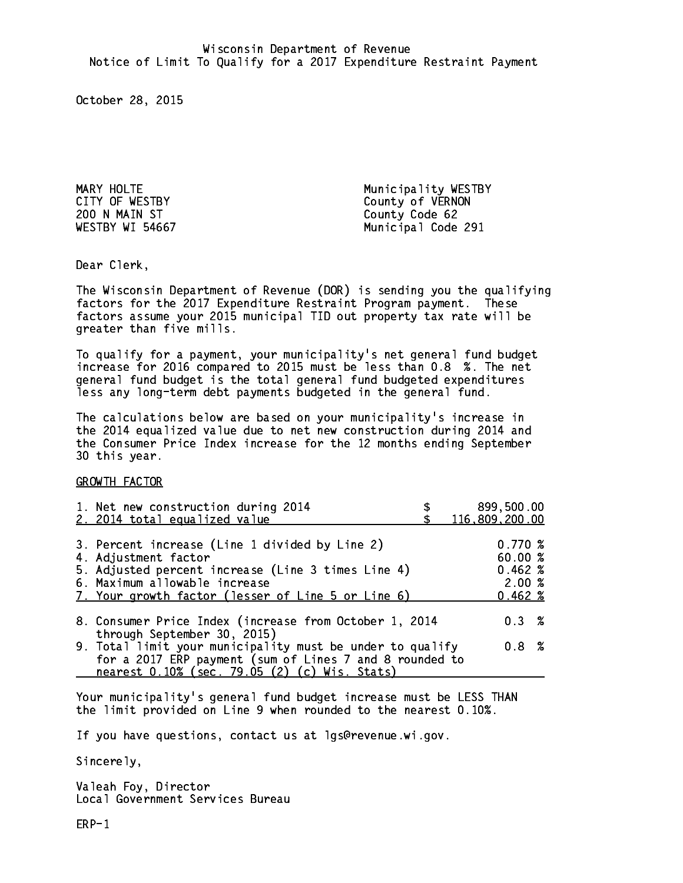Wisconsin Department of Revenue
Notice of Limit To Qualify for a 2017 Expenditure Restraint Payment

October 28, 2015

MARY HOLTE
CITY OF WESTBY
200 N MAIN ST
WESTBY WI 54667

Municipality WESTBY
County of VERNON
County Code 62
Municipal Code 291

Dear Clerk,

The Wisconsin Department of Revenue (DOR) is sending you the qualifying factors for the 2017 Expenditure Restraint Program payment. These factors assume your 2015 municipal TID out property tax rate will be greater than five mills.

To qualify for a payment, your municipality's net general fund budget increase for 2016 compared to 2015 must be less than 0.8 %. The net general fund budget is the total general fund budgeted expenditures less any long-term debt payments budgeted in the general fund.

The calculations below are based on your municipality's increase in the 2014 equalized value due to net new construction during 2014 and the Consumer Price Index increase for the 12 months ending September 30 this year.

GROWTH FACTOR

| | |
|---|---|
| 1. Net new construction during 2014 | $ 899,500.00 |
| 2. 2014 total equalized value | $ 116,809,200.00 |
| 3. Percent increase (Line 1 divided by Line 2) | 0.770 % |
| 4. Adjustment factor | 60.00 % |
| 5. Adjusted percent increase (Line 3 times Line 4) | 0.462 % |
| 6. Maximum allowable increase | 2.00 % |
| 7. Your growth factor (lesser of Line 5 or Line 6) | 0.462 % |
| 8. Consumer Price Index (increase from October 1, 2014 through September 30, 2015) | 0.3 % |
| 9. Total limit your municipality must be under to qualify for a 2017 ERP payment (sum of Lines 7 and 8 rounded to nearest 0.10% (sec. 79.05 (2) (c) Wis. Stats) | 0.8 % |

Your municipality's general fund budget increase must be LESS THAN the limit provided on Line 9 when rounded to the nearest 0.10%.

If you have questions, contact us at lgs@revenue.wi.gov.

Sincerely,

Valeah Foy, Director
Local Government Services Bureau

ERP-1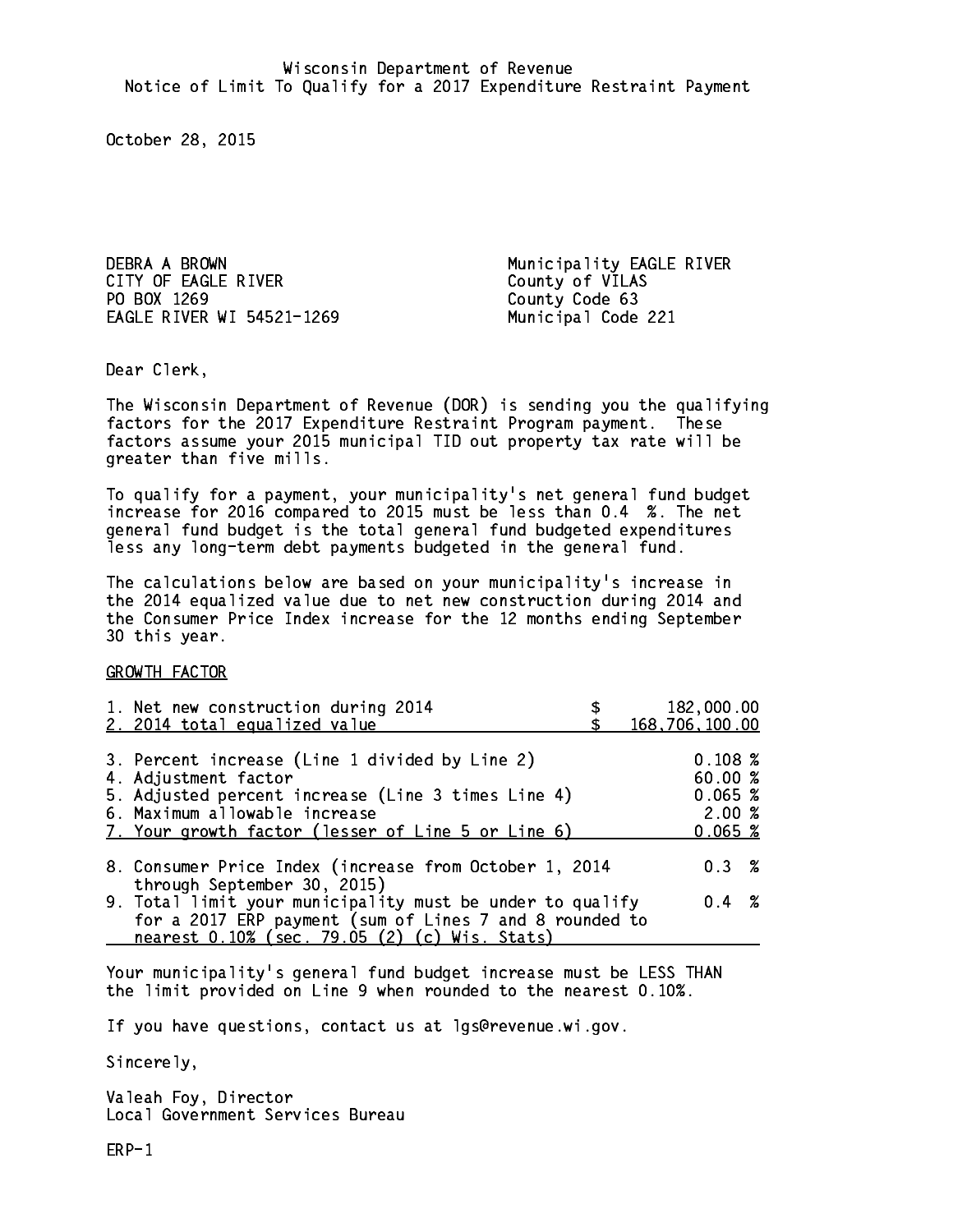Wisconsin Department of Revenue
Notice of Limit To Qualify for a 2017 Expenditure Restraint Payment

October 28, 2015

DEBRA A BROWN
CITY OF EAGLE RIVER
PO BOX 1269
EAGLE RIVER WI 54521-1269

Municipality EAGLE RIVER
County of VILAS
County Code 63
Municipal Code 221

Dear Clerk,

The Wisconsin Department of Revenue (DOR) is sending you the qualifying factors for the 2017 Expenditure Restraint Program payment. These factors assume your 2015 municipal TID out property tax rate will be greater than five mills.

To qualify for a payment, your municipality's net general fund budget increase for 2016 compared to 2015 must be less than 0.4 %. The net general fund budget is the total general fund budgeted expenditures less any long-term debt payments budgeted in the general fund.

The calculations below are based on your municipality's increase in the 2014 equalized value due to net new construction during 2014 and the Consumer Price Index increase for the 12 months ending September 30 this year.

GROWTH FACTOR

| | |
|---|---|
| 1. Net new construction during 2014 | $ 182,000.00 |
| 2. 2014 total equalized value | $ 168,706,100.00 |
| 3. Percent increase (Line 1 divided by Line 2) | 0.108 % |
| 4. Adjustment factor | 60.00 % |
| 5. Adjusted percent increase (Line 3 times Line 4) | 0.065 % |
| 6. Maximum allowable increase | 2.00 % |
| 7. Your growth factor (lesser of Line 5 or Line 6) | 0.065 % |
| 8. Consumer Price Index (increase from October 1, 2014 through September 30, 2015) | 0.3 % |
| 9. Total limit your municipality must be under to qualify for a 2017 ERP payment (sum of Lines 7 and 8 rounded to nearest 0.10% (sec. 79.05 (2) (c) Wis. Stats) | 0.4 % |

Your municipality's general fund budget increase must be LESS THAN the limit provided on Line 9 when rounded to the nearest 0.10%.

If you have questions, contact us at lgs@revenue.wi.gov.

Sincerely,

Valeah Foy, Director
Local Government Services Bureau

ERP-1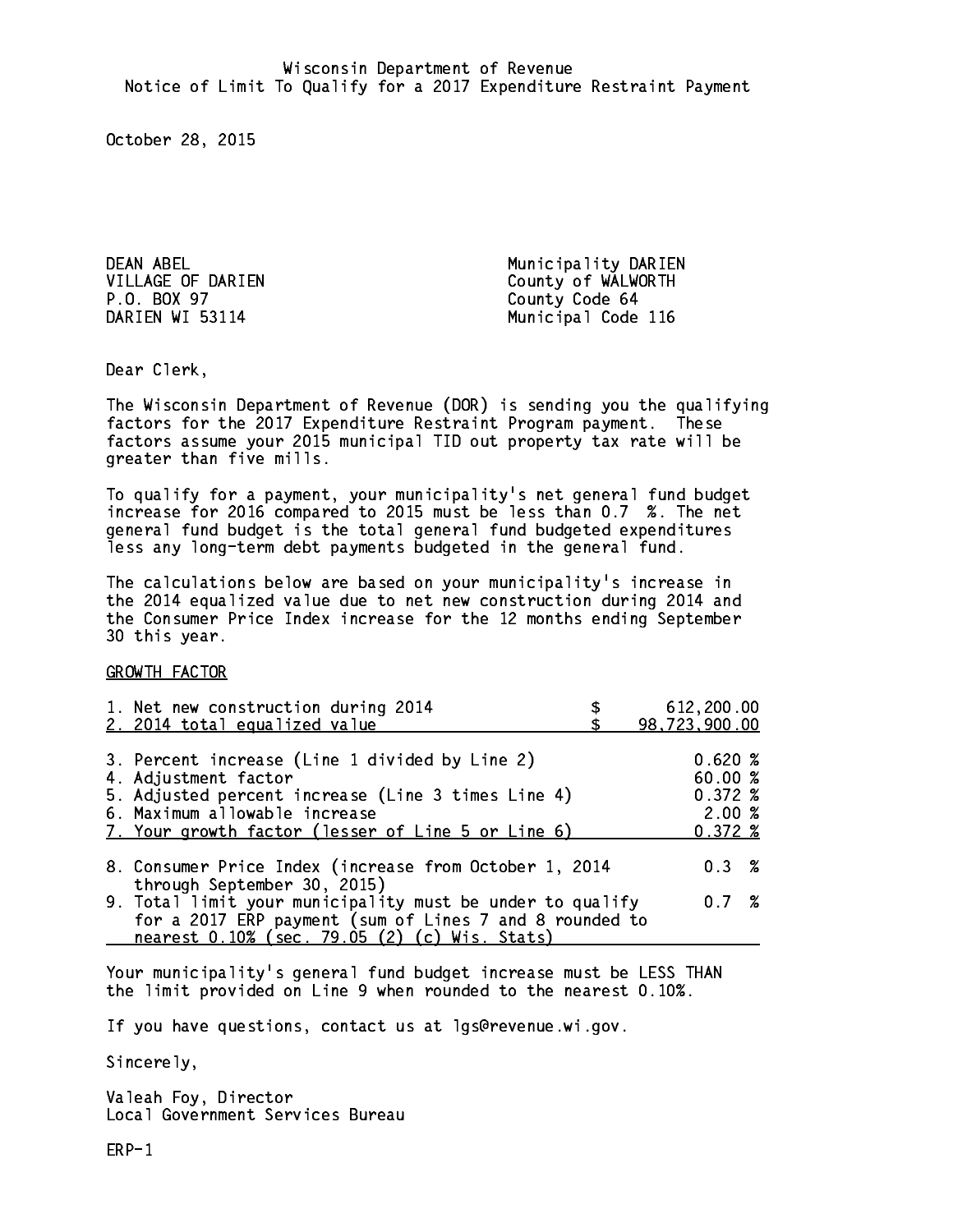Wisconsin Department of Revenue
Notice of Limit To Qualify for a 2017 Expenditure Restraint Payment

October 28, 2015

DEAN ABEL
VILLAGE OF DARIEN
P.O. BOX 97
DARIEN WI 53114

Municipality DARIEN
County of WALWORTH
County Code 64
Municipal Code 116

Dear Clerk,

The Wisconsin Department of Revenue (DOR) is sending you the qualifying factors for the 2017 Expenditure Restraint Program payment. These factors assume your 2015 municipal TID out property tax rate will be greater than five mills.

To qualify for a payment, your municipality's net general fund budget increase for 2016 compared to 2015 must be less than 0.7 %. The net general fund budget is the total general fund budgeted expenditures less any long-term debt payments budgeted in the general fund.

The calculations below are based on your municipality's increase in the 2014 equalized value due to net new construction during 2014 and the Consumer Price Index increase for the 12 months ending September 30 this year.

GROWTH FACTOR

| | |
|---|---|
| 1. Net new construction during 2014 | $ 612,200.00 |
| 2. 2014 total equalized value | $ 98,723,900.00 |
| 3. Percent increase (Line 1 divided by Line 2) | 0.620 % |
| 4. Adjustment factor | 60.00 % |
| 5. Adjusted percent increase (Line 3 times Line 4) | 0.372 % |
| 6. Maximum allowable increase | 2.00 % |
| 7. Your growth factor (lesser of Line 5 or Line 6) | 0.372 % |
| 8. Consumer Price Index (increase from October 1, 2014 through September 30, 2015) | 0.3 % |
| 9. Total limit your municipality must be under to qualify for a 2017 ERP payment (sum of Lines 7 and 8 rounded to nearest 0.10% (sec. 79.05 (2) (c) Wis. Stats) | 0.7 % |

Your municipality's general fund budget increase must be LESS THAN the limit provided on Line 9 when rounded to the nearest 0.10%.

If you have questions, contact us at lgs@revenue.wi.gov.

Sincerely,

Valeah Foy, Director
Local Government Services Bureau

ERP-1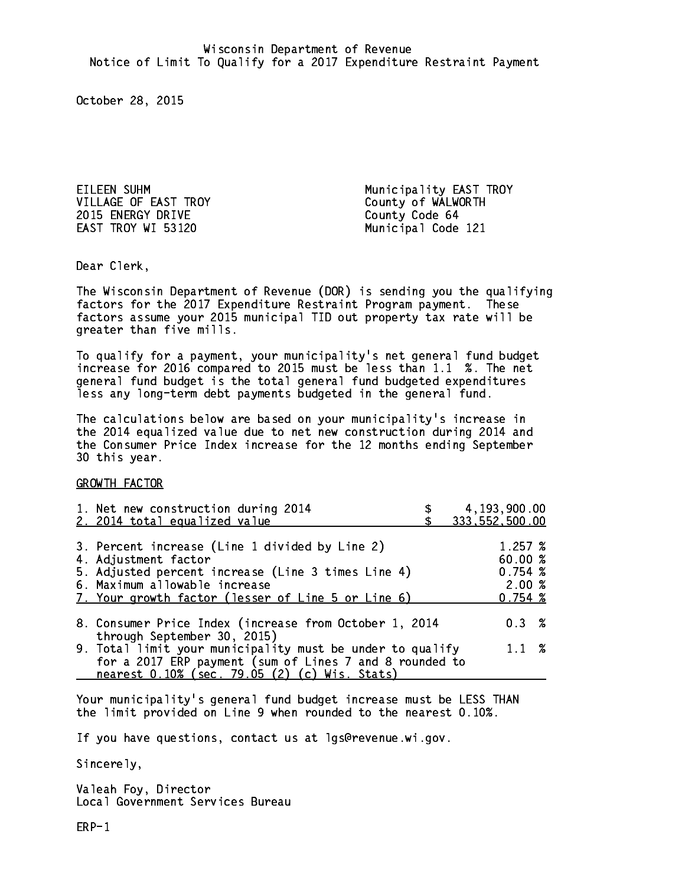Wisconsin Department of Revenue
Notice of Limit To Qualify for a 2017 Expenditure Restraint Payment

October 28, 2015

EILEEN SUHM
VILLAGE OF EAST TROY
2015 ENERGY DRIVE
EAST TROY WI 53120

Municipality EAST TROY
County of WALWORTH
County Code 64
Municipal Code 121

Dear Clerk,

The Wisconsin Department of Revenue (DOR) is sending you the qualifying factors for the 2017 Expenditure Restraint Program payment. These factors assume your 2015 municipal TID out property tax rate will be greater than five mills.

To qualify for a payment, your municipality's net general fund budget increase for 2016 compared to 2015 must be less than 1.1 %. The net general fund budget is the total general fund budgeted expenditures less any long-term debt payments budgeted in the general fund.

The calculations below are based on your municipality's increase in the 2014 equalized value due to net new construction during 2014 and the Consumer Price Index increase for the 12 months ending September 30 this year.

GROWTH FACTOR

| | |
|---|---|
| 1. Net new construction during 2014 | $ 4,193,900.00 |
| 2. 2014 total equalized value | $ 333,552,500.00 |
| 3. Percent increase (Line 1 divided by Line 2) | 1.257 % |
| 4. Adjustment factor | 60.00 % |
| 5. Adjusted percent increase (Line 3 times Line 4) | 0.754 % |
| 6. Maximum allowable increase | 2.00 % |
| 7. Your growth factor (lesser of Line 5 or Line 6) | 0.754 % |
| 8. Consumer Price Index (increase from October 1, 2014 through September 30, 2015) | 0.3 % |
| 9. Total limit your municipality must be under to qualify for a 2017 ERP payment (sum of Lines 7 and 8 rounded to nearest 0.10% (sec. 79.05 (2) (c) Wis. Stats) | 1.1 % |

Your municipality's general fund budget increase must be LESS THAN the limit provided on Line 9 when rounded to the nearest 0.10%.

If you have questions, contact us at lgs@revenue.wi.gov.

Sincerely,

Valeah Foy, Director
Local Government Services Bureau

ERP-1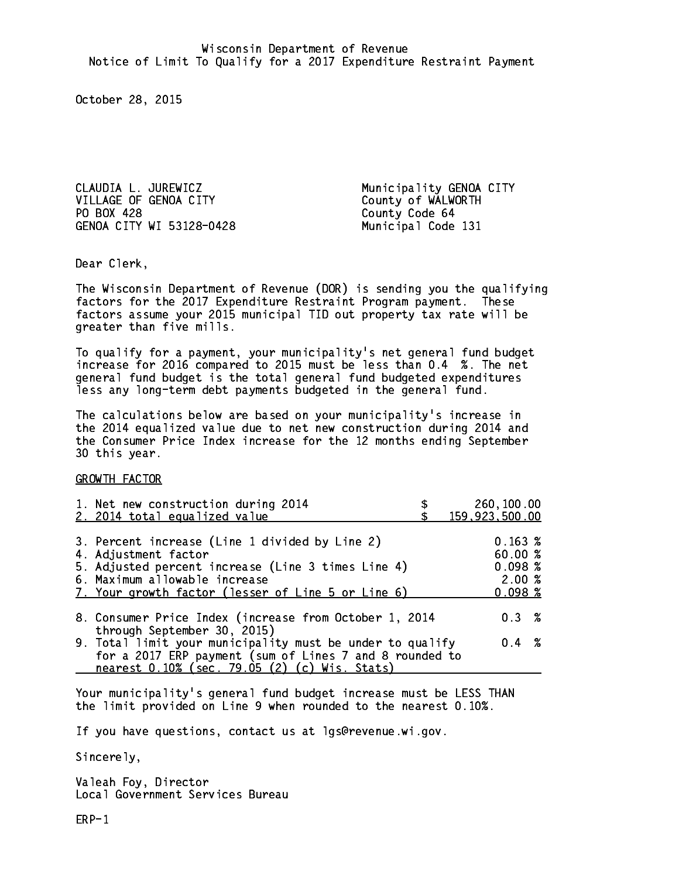Wisconsin Department of Revenue
Notice of Limit To Qualify for a 2017 Expenditure Restraint Payment

October 28, 2015

CLAUDIA L. JUREWICZ
VILLAGE OF GENOA CITY
PO BOX 428
GENOA CITY WI 53128-0428

Municipality GENOA CITY
County of WALWORTH
County Code 64
Municipal Code 131

Dear Clerk,

The Wisconsin Department of Revenue (DOR) is sending you the qualifying factors for the 2017 Expenditure Restraint Program payment. These factors assume your 2015 municipal TID out property tax rate will be greater than five mills.

To qualify for a payment, your municipality's net general fund budget increase for 2016 compared to 2015 must be less than 0.4 %. The net general fund budget is the total general fund budgeted expenditures less any long-term debt payments budgeted in the general fund.

The calculations below are based on your municipality's increase in the 2014 equalized value due to net new construction during 2014 and the Consumer Price Index increase for the 12 months ending September 30 this year.

GROWTH FACTOR

| | |
|---|---|
| 1. Net new construction during 2014 | $ 260,100.00 |
| 2. 2014 total equalized value | $ 159,923,500.00 |
| 3. Percent increase (Line 1 divided by Line 2) | 0.163 % |
| 4. Adjustment factor | 60.00 % |
| 5. Adjusted percent increase (Line 3 times Line 4) | 0.098 % |
| 6. Maximum allowable increase | 2.00 % |
| 7. Your growth factor (lesser of Line 5 or Line 6) | 0.098 % |
| 8. Consumer Price Index (increase from October 1, 2014 through September 30, 2015) | 0.3 % |
| 9. Total limit your municipality must be under to qualify for a 2017 ERP payment (sum of Lines 7 and 8 rounded to nearest 0.10% (sec. 79.05 (2) (c) Wis. Stats) | 0.4 % |

Your municipality's general fund budget increase must be LESS THAN the limit provided on Line 9 when rounded to the nearest 0.10%.

If you have questions, contact us at lgs@revenue.wi.gov.

Sincerely,

Valeah Foy, Director
Local Government Services Bureau

ERP-1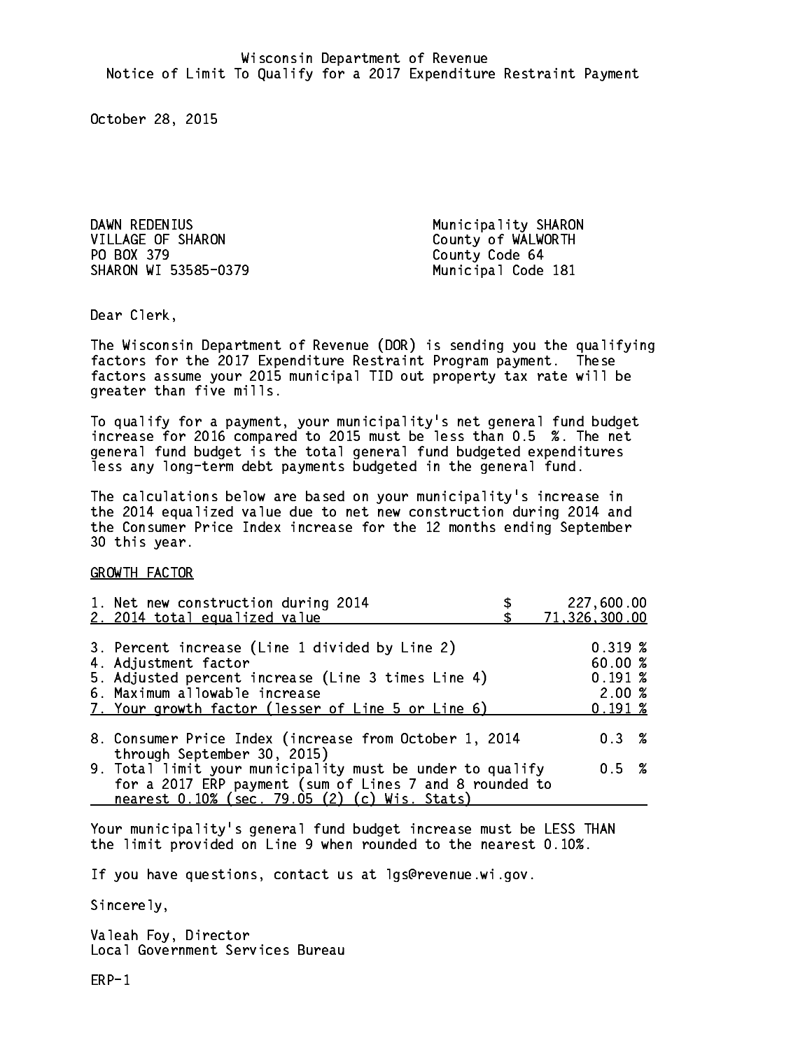Wisconsin Department of Revenue
Notice of Limit To Qualify for a 2017 Expenditure Restraint Payment

October 28, 2015

DAWN REDENIUS
VILLAGE OF SHARON
PO BOX 379
SHARON WI 53585-0379

Municipality SHARON
County of WALWORTH
County Code 64
Municipal Code 181

Dear Clerk,

The Wisconsin Department of Revenue (DOR) is sending you the qualifying factors for the 2017 Expenditure Restraint Program payment. These factors assume your 2015 municipal TID out property tax rate will be greater than five mills.

To qualify for a payment, your municipality's net general fund budget increase for 2016 compared to 2015 must be less than 0.5 %. The net general fund budget is the total general fund budgeted expenditures less any long-term debt payments budgeted in the general fund.

The calculations below are based on your municipality's increase in the 2014 equalized value due to net new construction during 2014 and the Consumer Price Index increase for the 12 months ending September 30 this year.

GROWTH FACTOR

| | |
|---|---|
| 1. Net new construction during 2014 | $ 227,600.00 |
| 2. 2014 total equalized value | $ 71,326,300.00 |
| 3. Percent increase (Line 1 divided by Line 2) | 0.319 % |
| 4. Adjustment factor | 60.00 % |
| 5. Adjusted percent increase (Line 3 times Line 4) | 0.191 % |
| 6. Maximum allowable increase | 2.00 % |
| 7. Your growth factor (lesser of Line 5 or Line 6) | 0.191 % |
| 8. Consumer Price Index (increase from October 1, 2014 through September 30, 2015) | 0.3 % |
| 9. Total limit your municipality must be under to qualify for a 2017 ERP payment (sum of Lines 7 and 8 rounded to nearest 0.10% (sec. 79.05 (2) (c) Wis. Stats) | 0.5 % |

Your municipality's general fund budget increase must be LESS THAN the limit provided on Line 9 when rounded to the nearest 0.10%.

If you have questions, contact us at lgs@revenue.wi.gov.

Sincerely,

Valeah Foy, Director
Local Government Services Bureau

ERP-1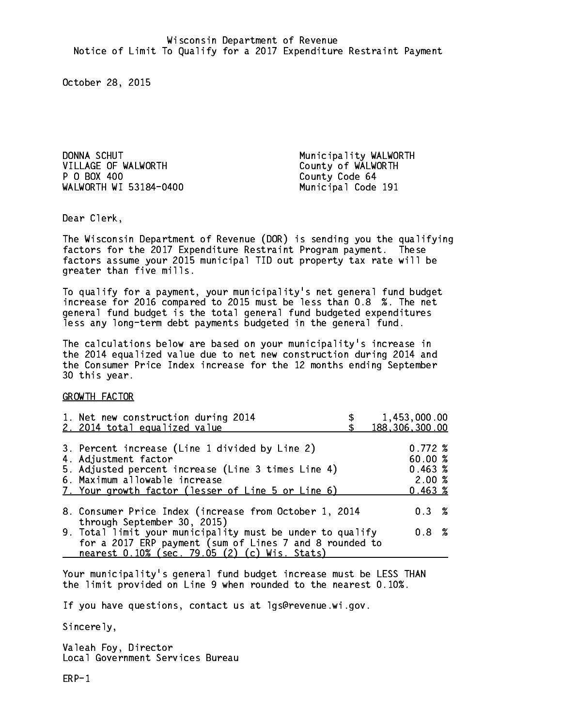Wisconsin Department of Revenue
Notice of Limit To Qualify for a 2017 Expenditure Restraint Payment

October 28, 2015

DONNA SCHUT
VILLAGE OF WALWORTH
P O BOX 400
WALWORTH WI 53184-0400

Municipality WALWORTH
County of WALWORTH
County Code 64
Municipal Code 191

Dear Clerk,

The Wisconsin Department of Revenue (DOR) is sending you the qualifying factors for the 2017 Expenditure Restraint Program payment. These factors assume your 2015 municipal TID out property tax rate will be greater than five mills.

To qualify for a payment, your municipality's net general fund budget increase for 2016 compared to 2015 must be less than 0.8 %. The net general fund budget is the total general fund budgeted expenditures less any long-term debt payments budgeted in the general fund.

The calculations below are based on your municipality's increase in the 2014 equalized value due to net new construction during 2014 and the Consumer Price Index increase for the 12 months ending September 30 this year.

GROWTH FACTOR

| | |
|---|---|
| 1. Net new construction during 2014 | $ 1,453,000.00 |
| 2. 2014 total equalized value | $ 188,306,300.00 |
| 3. Percent increase (Line 1 divided by Line 2) | 0.772 % |
| 4. Adjustment factor | 60.00 % |
| 5. Adjusted percent increase (Line 3 times Line 4) | 0.463 % |
| 6. Maximum allowable increase | 2.00 % |
| 7. Your growth factor (lesser of Line 5 or Line 6) | 0.463 % |
| 8. Consumer Price Index (increase from October 1, 2014 through September 30, 2015) | 0.3 % |
| 9. Total limit your municipality must be under to qualify for a 2017 ERP payment (sum of Lines 7 and 8 rounded to nearest 0.10% (sec. 79.05 (2) (c) Wis. Stats) | 0.8 % |

Your municipality's general fund budget increase must be LESS THAN the limit provided on Line 9 when rounded to the nearest 0.10%.

If you have questions, contact us at lgs@revenue.wi.gov.

Sincerely,

Valeah Foy, Director
Local Government Services Bureau

ERP-1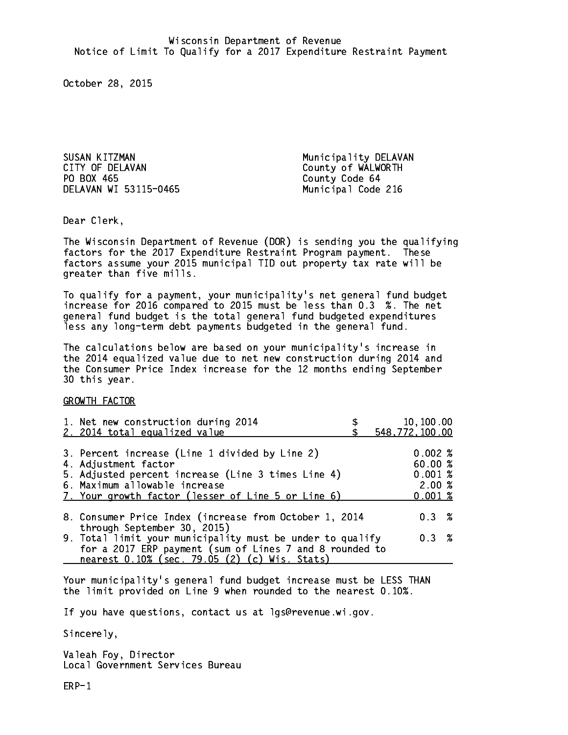Wisconsin Department of Revenue
Notice of Limit To Qualify for a 2017 Expenditure Restraint Payment

October 28, 2015

SUSAN KITZMAN
CITY OF DELAVAN
PO BOX 465
DELAVAN WI 53115-0465

Municipality DELAVAN
County of WALWORTH
County Code 64
Municipal Code 216

Dear Clerk,

The Wisconsin Department of Revenue (DOR) is sending you the qualifying factors for the 2017 Expenditure Restraint Program payment. These factors assume your 2015 municipal TID out property tax rate will be greater than five mills.

To qualify for a payment, your municipality's net general fund budget increase for 2016 compared to 2015 must be less than 0.3 %. The net general fund budget is the total general fund budgeted expenditures less any long-term debt payments budgeted in the general fund.

The calculations below are based on your municipality's increase in the 2014 equalized value due to net new construction during 2014 and the Consumer Price Index increase for the 12 months ending September 30 this year.

GROWTH FACTOR

| | |
|---|---|
| 1. Net new construction during 2014 | $ 10,100.00 |
| 2. 2014 total equalized value | $ 548,772,100.00 |
| 3. Percent increase (Line 1 divided by Line 2) | 0.002 % |
| 4. Adjustment factor | 60.00 % |
| 5. Adjusted percent increase (Line 3 times Line 4) | 0.001 % |
| 6. Maximum allowable increase | 2.00 % |
| 7. Your growth factor (lesser of Line 5 or Line 6) | 0.001 % |
| 8. Consumer Price Index (increase from October 1, 2014 through September 30, 2015) | 0.3 % |
| 9. Total limit your municipality must be under to qualify for a 2017 ERP payment (sum of Lines 7 and 8 rounded to nearest 0.10% (sec. 79.05 (2) (c) Wis. Stats) | 0.3 % |

Your municipality's general fund budget increase must be LESS THAN the limit provided on Line 9 when rounded to the nearest 0.10%.

If you have questions, contact us at lgs@revenue.wi.gov.

Sincerely,

Valeah Foy, Director
Local Government Services Bureau

ERP-1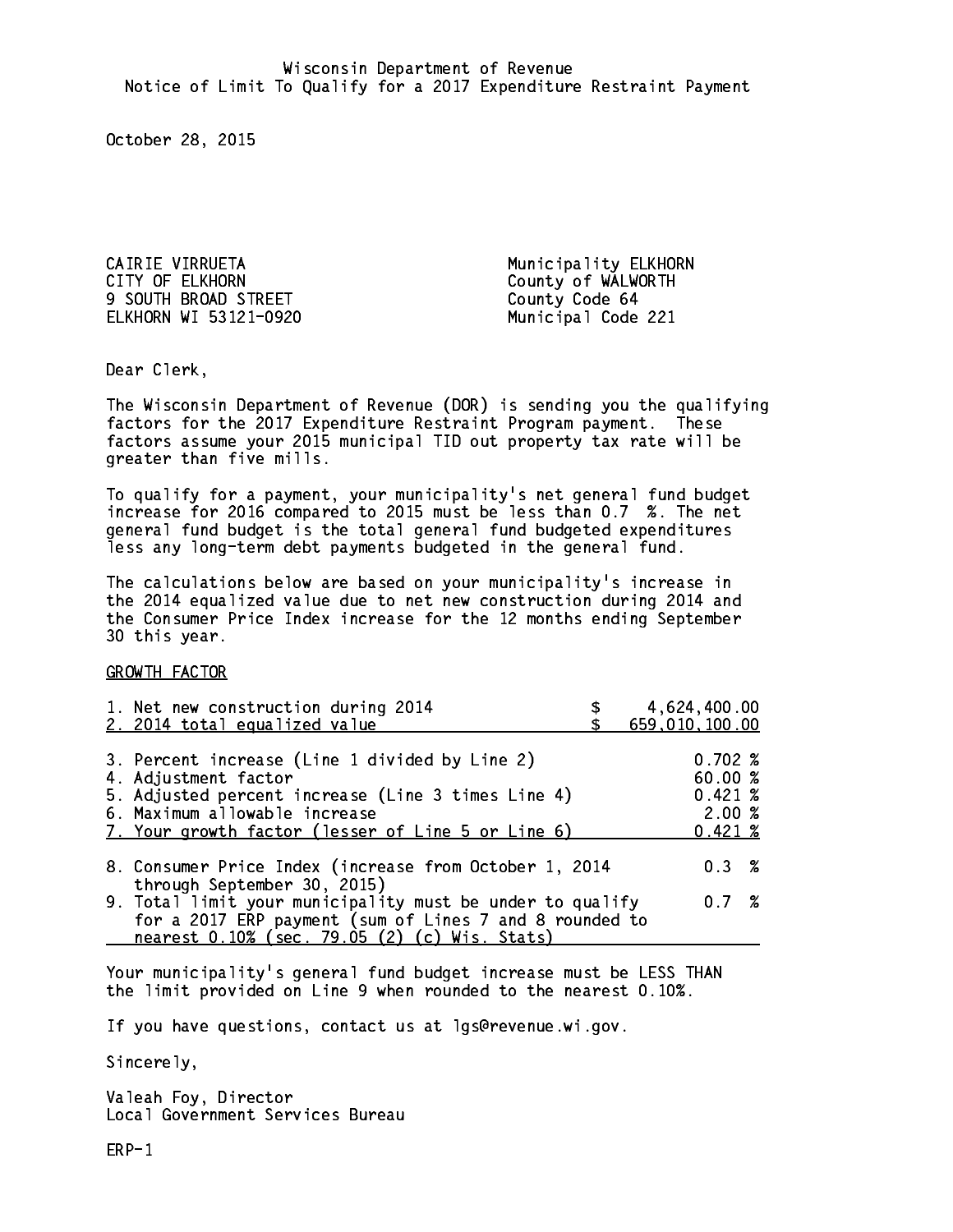Wisconsin Department of Revenue
Notice of Limit To Qualify for a 2017 Expenditure Restraint Payment

October 28, 2015

CAIRIE VIRRUETA
CITY OF ELKHORN
9 SOUTH BROAD STREET
ELKHORN WI 53121-0920

Municipality ELKHORN
County of WALWORTH
County Code 64
Municipal Code 221

Dear Clerk,

The Wisconsin Department of Revenue (DOR) is sending you the qualifying factors for the 2017 Expenditure Restraint Program payment. These factors assume your 2015 municipal TID out property tax rate will be greater than five mills.

To qualify for a payment, your municipality's net general fund budget increase for 2016 compared to 2015 must be less than 0.7 %. The net general fund budget is the total general fund budgeted expenditures less any long-term debt payments budgeted in the general fund.

The calculations below are based on your municipality's increase in the 2014 equalized value due to net new construction during 2014 and the Consumer Price Index increase for the 12 months ending September 30 this year.

GROWTH FACTOR

| | |
|---|---|
| 1. Net new construction during 2014 | $ 4,624,400.00 |
| 2. 2014 total equalized value | $ 659,010,100.00 |
| 3. Percent increase (Line 1 divided by Line 2) | 0.702 % |
| 4. Adjustment factor | 60.00 % |
| 5. Adjusted percent increase (Line 3 times Line 4) | 0.421 % |
| 6. Maximum allowable increase | 2.00 % |
| 7. Your growth factor (lesser of Line 5 or Line 6) | 0.421 % |
| 8. Consumer Price Index (increase from October 1, 2014 through September 30, 2015) | 0.3 % |
| 9. Total limit your municipality must be under to qualify for a 2017 ERP payment (sum of Lines 7 and 8 rounded to nearest 0.10% (sec. 79.05 (2) (c) Wis. Stats) | 0.7 % |

Your municipality's general fund budget increase must be LESS THAN the limit provided on Line 9 when rounded to the nearest 0.10%.

If you have questions, contact us at lgs@revenue.wi.gov.

Sincerely,

Valeah Foy, Director
Local Government Services Bureau

ERP-1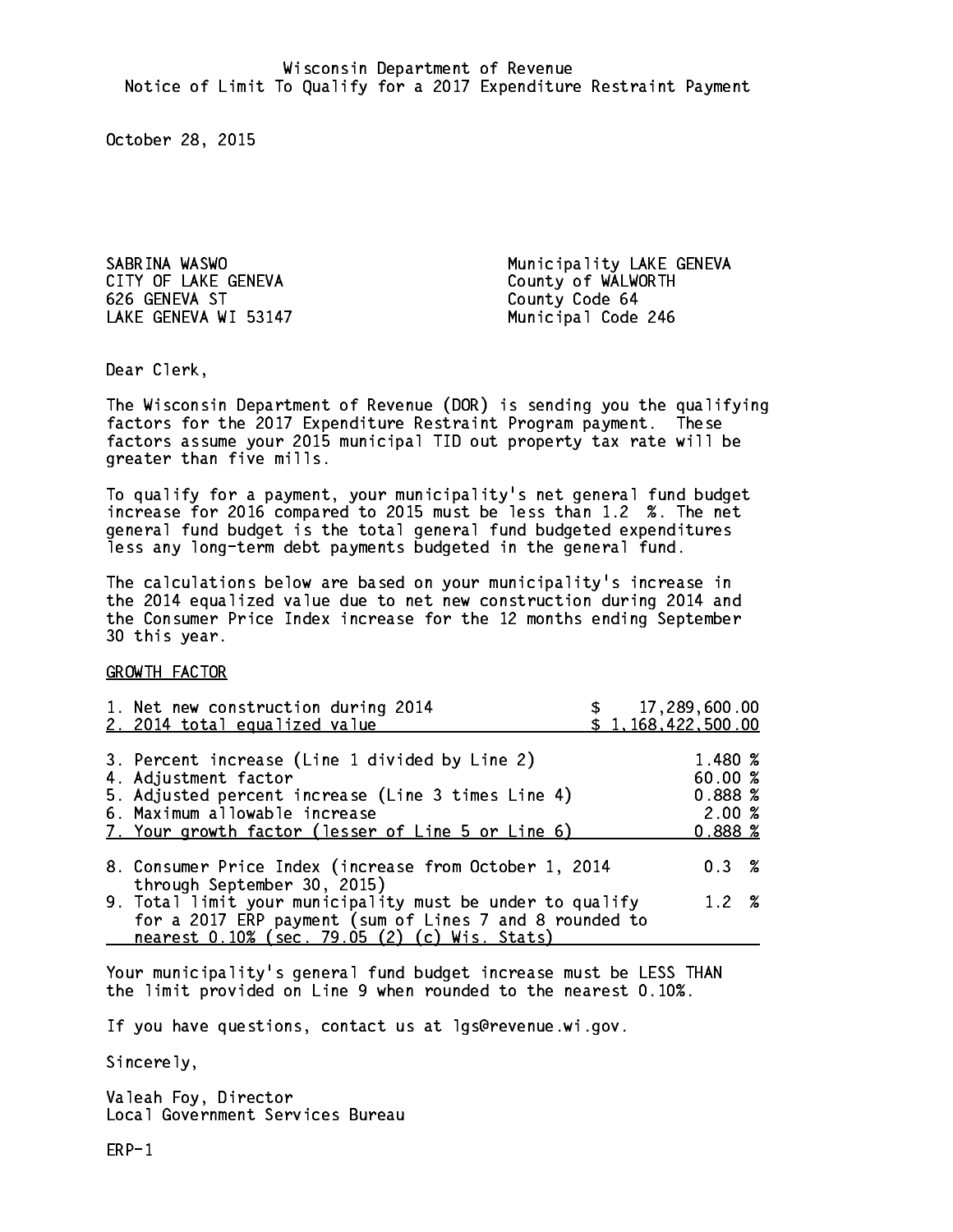Wisconsin Department of Revenue
Notice of Limit To Qualify for a 2017 Expenditure Restraint Payment

October 28, 2015

SABRINA WASWO
CITY OF LAKE GENEVA
626 GENEVA ST
LAKE GENEVA WI 53147

Municipality LAKE GENEVA
County of WALWORTH
County Code 64
Municipal Code 246

Dear Clerk,

The Wisconsin Department of Revenue (DOR) is sending you the qualifying factors for the 2017 Expenditure Restraint Program payment. These factors assume your 2015 municipal TID out property tax rate will be greater than five mills.

To qualify for a payment, your municipality's net general fund budget increase for 2016 compared to 2015 must be less than 1.2 %. The net general fund budget is the total general fund budgeted expenditures less any long-term debt payments budgeted in the general fund.

The calculations below are based on your municipality's increase in the 2014 equalized value due to net new construction during 2014 and the Consumer Price Index increase for the 12 months ending September 30 this year.

GROWTH FACTOR

| | |
|---|---|
| 1. Net new construction during 2014 | $ 17,289,600.00 |
| 2. 2014 total equalized value | $ 1,168,422,500.00 |
| 3. Percent increase (Line 1 divided by Line 2) | 1.480 % |
| 4. Adjustment factor | 60.00 % |
| 5. Adjusted percent increase (Line 3 times Line 4) | 0.888 % |
| 6. Maximum allowable increase | 2.00 % |
| 7. Your growth factor (lesser of Line 5 or Line 6) | 0.888 % |
| 8. Consumer Price Index (increase from October 1, 2014 through September 30, 2015) | 0.3 % |
| 9. Total limit your municipality must be under to qualify for a 2017 ERP payment (sum of Lines 7 and 8 rounded to nearest 0.10% (sec. 79.05 (2) (c) Wis. Stats) | 1.2 % |

Your municipality's general fund budget increase must be LESS THAN the limit provided on Line 9 when rounded to the nearest 0.10%.

If you have questions, contact us at lgs@revenue.wi.gov.

Sincerely,

Valeah Foy, Director
Local Government Services Bureau

ERP-1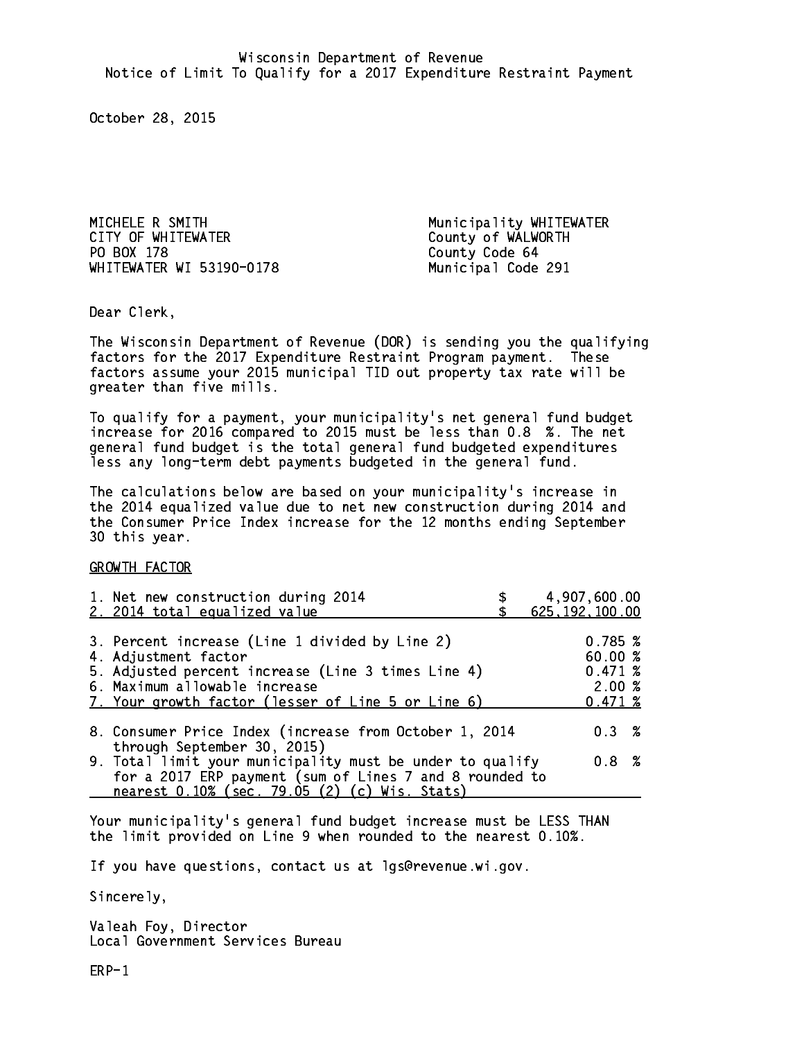Wisconsin Department of Revenue
Notice of Limit To Qualify for a 2017 Expenditure Restraint Payment

October 28, 2015

MICHELE R SMITH
CITY OF WHITEWATER
PO BOX 178
WHITEWATER WI 53190-0178

Municipality WHITEWATER
County of WALWORTH
County Code 64
Municipal Code 291

Dear Clerk,

The Wisconsin Department of Revenue (DOR) is sending you the qualifying factors for the 2017 Expenditure Restraint Program payment. These factors assume your 2015 municipal TID out property tax rate will be greater than five mills.

To qualify for a payment, your municipality's net general fund budget increase for 2016 compared to 2015 must be less than 0.8 %. The net general fund budget is the total general fund budgeted expenditures less any long-term debt payments budgeted in the general fund.

The calculations below are based on your municipality's increase in the 2014 equalized value due to net new construction during 2014 and the Consumer Price Index increase for the 12 months ending September 30 this year.

GROWTH FACTOR

| | | |
|---|---|---|
| 1. Net new construction during 2014 | $ | 4,907,600.00 |
| 2. 2014 total equalized value | $ | 625,192,100.00 |
| 3. Percent increase (Line 1 divided by Line 2) | | 0.785 % |
| 4. Adjustment factor | | 60.00 % |
| 5. Adjusted percent increase (Line 3 times Line 4) | | 0.471 % |
| 6. Maximum allowable increase | | 2.00 % |
| 7. Your growth factor (lesser of Line 5 or Line 6) | | 0.471 % |
| 8. Consumer Price Index (increase from October 1, 2014 through September 30, 2015) | | 0.3 % |
| 9. Total limit your municipality must be under to qualify for a 2017 ERP payment (sum of Lines 7 and 8 rounded to nearest 0.10% (sec. 79.05 (2) (c) Wis. Stats) | | 0.8 % |

Your municipality's general fund budget increase must be LESS THAN the limit provided on Line 9 when rounded to the nearest 0.10%.

If you have questions, contact us at lgs@revenue.wi.gov.

Sincerely,

Valeah Foy, Director
Local Government Services Bureau

ERP-1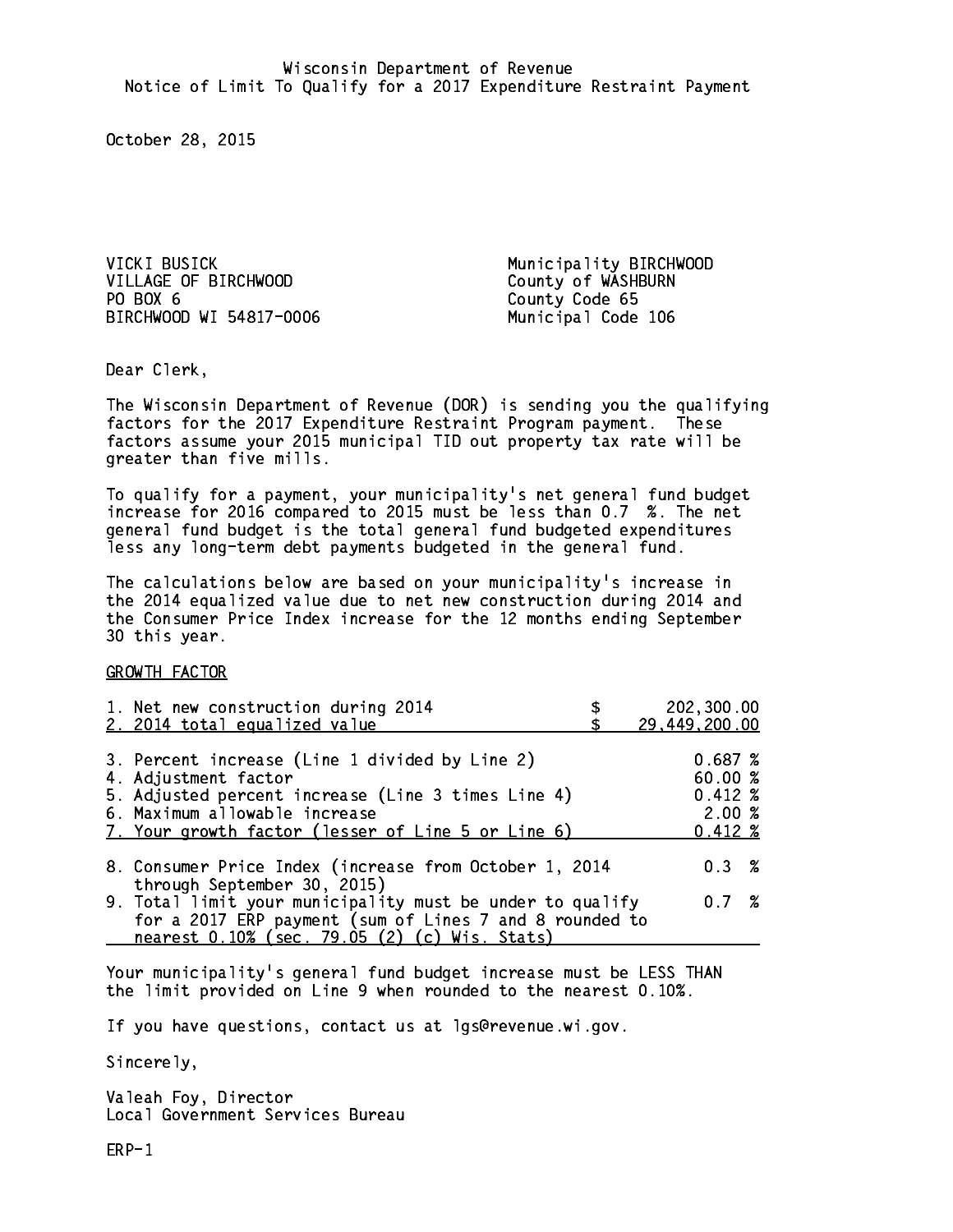Wisconsin Department of Revenue
Notice of Limit To Qualify for a 2017 Expenditure Restraint Payment

October 28, 2015

VICKI BUSICK
VILLAGE OF BIRCHWOOD
PO BOX 6
BIRCHWOOD WI 54817-0006

Municipality BIRCHWOOD
County of WASHBURN
County Code 65
Municipal Code 106

Dear Clerk,

The Wisconsin Department of Revenue (DOR) is sending you the qualifying factors for the 2017 Expenditure Restraint Program payment. These factors assume your 2015 municipal TID out property tax rate will be greater than five mills.

To qualify for a payment, your municipality's net general fund budget increase for 2016 compared to 2015 must be less than 0.7 %. The net general fund budget is the total general fund budgeted expenditures less any long-term debt payments budgeted in the general fund.

The calculations below are based on your municipality's increase in the 2014 equalized value due to net new construction during 2014 and the Consumer Price Index increase for the 12 months ending September 30 this year.

GROWTH FACTOR

| | |
|---|---|
| 1. Net new construction during 2014 | $ 202,300.00 |
| 2. 2014 total equalized value | $ 29,449,200.00 |
| 3. Percent increase (Line 1 divided by Line 2) | 0.687 % |
| 4. Adjustment factor | 60.00 % |
| 5. Adjusted percent increase (Line 3 times Line 4) | 0.412 % |
| 6. Maximum allowable increase | 2.00 % |
| 7. Your growth factor (lesser of Line 5 or Line 6) | 0.412 % |
| 8. Consumer Price Index (increase from October 1, 2014 through September 30, 2015) | 0.3 % |
| 9. Total limit your municipality must be under to qualify for a 2017 ERP payment (sum of Lines 7 and 8 rounded to nearest 0.10% (sec. 79.05 (2) (c) Wis. Stats) | 0.7 % |

Your municipality's general fund budget increase must be LESS THAN the limit provided on Line 9 when rounded to the nearest 0.10%.

If you have questions, contact us at lgs@revenue.wi.gov.

Sincerely,

Valeah Foy, Director
Local Government Services Bureau

ERP-1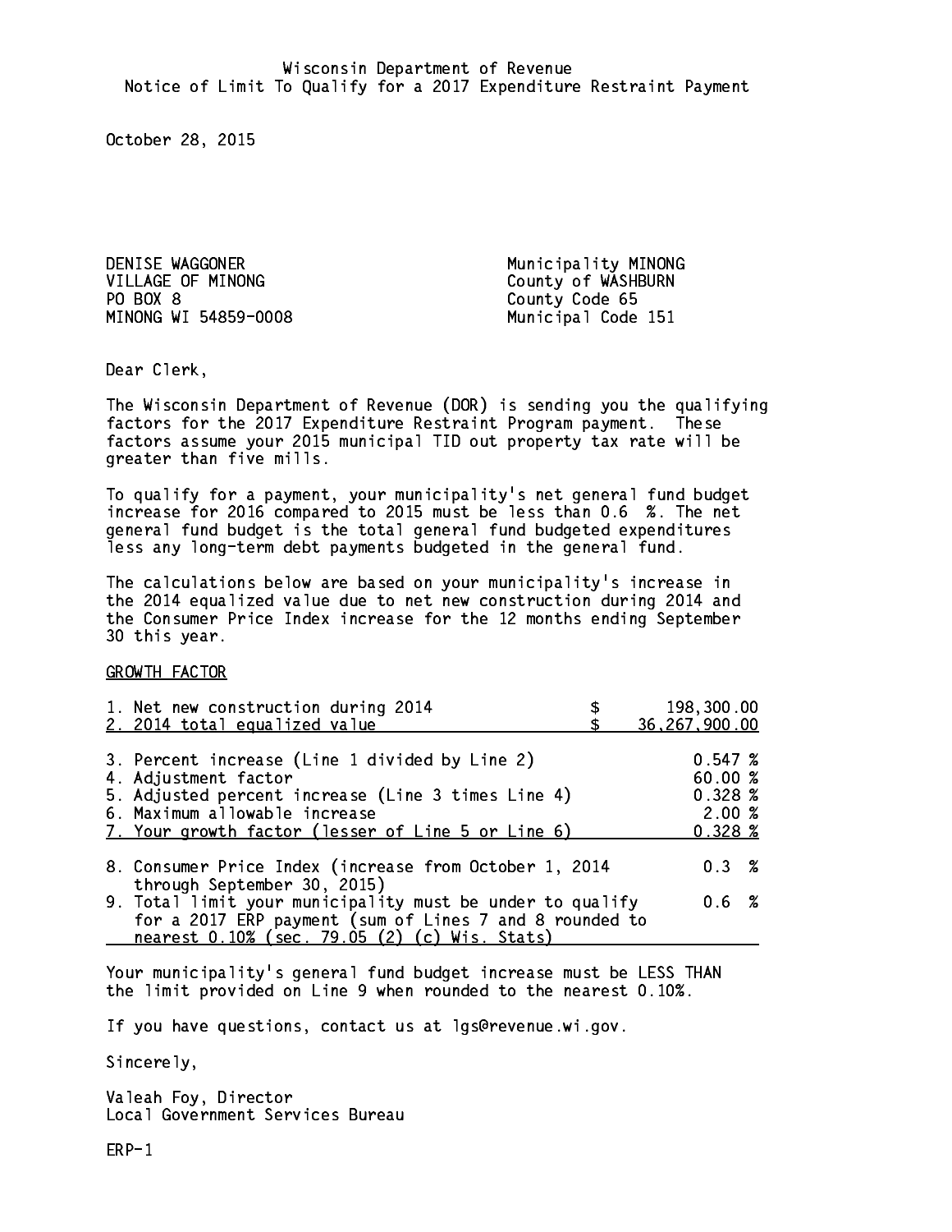Wisconsin Department of Revenue
Notice of Limit To Qualify for a 2017 Expenditure Restraint Payment

October 28, 2015

DENISE WAGGONER
VILLAGE OF MINONG
PO BOX 8
MINONG WI 54859-0008

Municipality MINONG
County of WASHBURN
County Code 65
Municipal Code 151

Dear Clerk,

The Wisconsin Department of Revenue (DOR) is sending you the qualifying factors for the 2017 Expenditure Restraint Program payment. These factors assume your 2015 municipal TID out property tax rate will be greater than five mills.

To qualify for a payment, your municipality's net general fund budget increase for 2016 compared to 2015 must be less than 0.6 %. The net general fund budget is the total general fund budgeted expenditures less any long-term debt payments budgeted in the general fund.

The calculations below are based on your municipality's increase in the 2014 equalized value due to net new construction during 2014 and the Consumer Price Index increase for the 12 months ending September 30 this year.

GROWTH FACTOR

| | |
|---|---|
| 1. Net new construction during 2014 | $ 198,300.00 |
| 2. 2014 total equalized value | $ 36,267,900.00 |
| 3. Percent increase (Line 1 divided by Line 2) | 0.547 % |
| 4. Adjustment factor | 60.00 % |
| 5. Adjusted percent increase (Line 3 times Line 4) | 0.328 % |
| 6. Maximum allowable increase | 2.00 % |
| 7. Your growth factor (lesser of Line 5 or Line 6) | 0.328 % |
| 8. Consumer Price Index (increase from October 1, 2014 through September 30, 2015) | 0.3 % |
| 9. Total limit your municipality must be under to qualify for a 2017 ERP payment (sum of Lines 7 and 8 rounded to nearest 0.10% (sec. 79.05 (2) (c) Wis. Stats) | 0.6 % |

Your municipality's general fund budget increase must be LESS THAN the limit provided on Line 9 when rounded to the nearest 0.10%.

If you have questions, contact us at lgs@revenue.wi.gov.

Sincerely,

Valeah Foy, Director
Local Government Services Bureau

ERP-1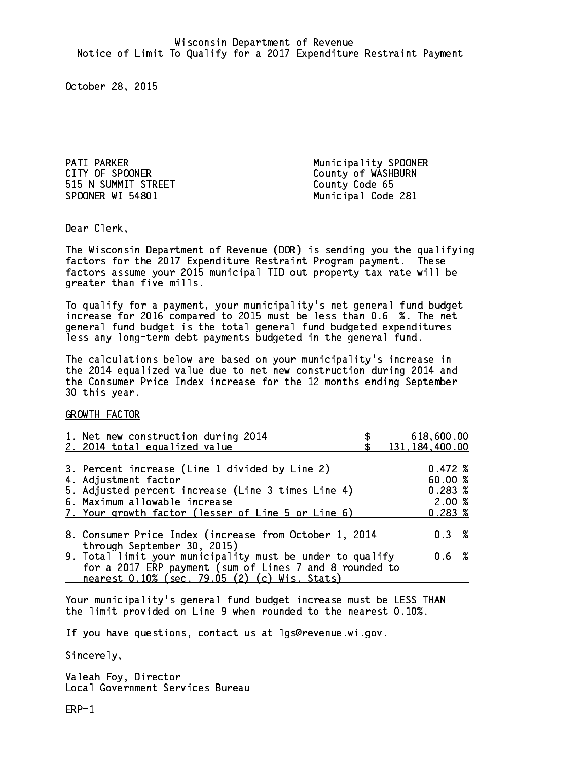Wisconsin Department of Revenue
Notice of Limit To Qualify for a 2017 Expenditure Restraint Payment

October 28, 2015

PATI PARKER
CITY OF SPOONER
515 N SUMMIT STREET
SPOONER WI 54801

Municipality SPOONER
County of WASHBURN
County Code 65
Municipal Code 281

Dear Clerk,

The Wisconsin Department of Revenue (DOR) is sending you the qualifying factors for the 2017 Expenditure Restraint Program payment. These factors assume your 2015 municipal TID out property tax rate will be greater than five mills.

To qualify for a payment, your municipality's net general fund budget increase for 2016 compared to 2015 must be less than 0.6 %. The net general fund budget is the total general fund budgeted expenditures less any long-term debt payments budgeted in the general fund.

The calculations below are based on your municipality's increase in the 2014 equalized value due to net new construction during 2014 and the Consumer Price Index increase for the 12 months ending September 30 this year.

GROWTH FACTOR

| | |
|---|---|
| 1. Net new construction during 2014 | $ 618,600.00 |
| 2. 2014 total equalized value | $ 131,184,400.00 |
| 3. Percent increase (Line 1 divided by Line 2) | 0.472 % |
| 4. Adjustment factor | 60.00 % |
| 5. Adjusted percent increase (Line 3 times Line 4) | 0.283 % |
| 6. Maximum allowable increase | 2.00 % |
| 7. Your growth factor (lesser of Line 5 or Line 6) | 0.283 % |
| 8. Consumer Price Index (increase from October 1, 2014 through September 30, 2015) | 0.3 % |
| 9. Total limit your municipality must be under to qualify for a 2017 ERP payment (sum of Lines 7 and 8 rounded to nearest 0.10% (sec. 79.05 (2) (c) Wis. Stats) | 0.6 % |

Your municipality's general fund budget increase must be LESS THAN the limit provided on Line 9 when rounded to the nearest 0.10%.

If you have questions, contact us at lgs@revenue.wi.gov.

Sincerely,

Valeah Foy, Director
Local Government Services Bureau

ERP-1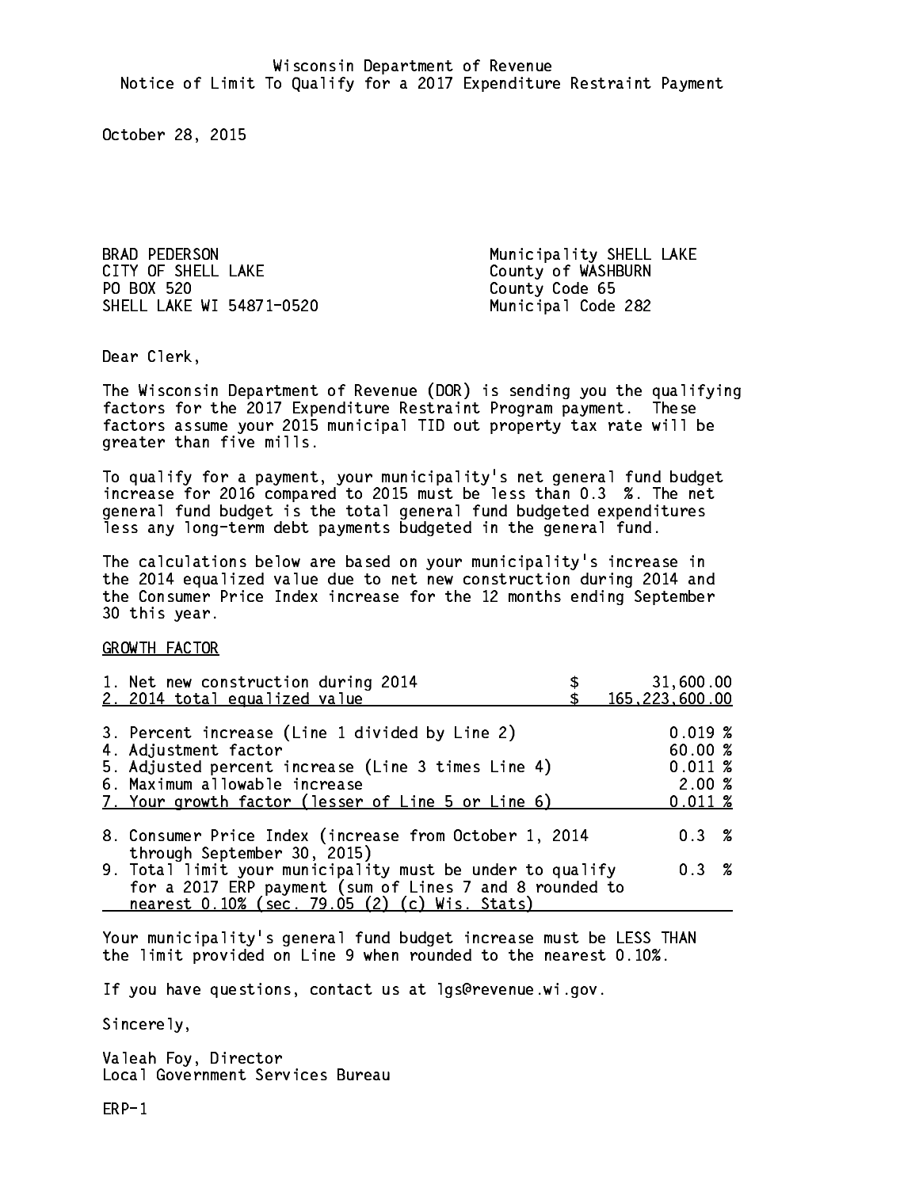Wisconsin Department of Revenue
Notice of Limit To Qualify for a 2017 Expenditure Restraint Payment

October 28, 2015

BRAD PEDERSON
CITY OF SHELL LAKE
PO BOX 520
SHELL LAKE WI 54871-0520

Municipality SHELL LAKE
County of WASHBURN
County Code 65
Municipal Code 282

Dear Clerk,

The Wisconsin Department of Revenue (DOR) is sending you the qualifying factors for the 2017 Expenditure Restraint Program payment. These factors assume your 2015 municipal TID out property tax rate will be greater than five mills.

To qualify for a payment, your municipality's net general fund budget increase for 2016 compared to 2015 must be less than 0.3 %. The net general fund budget is the total general fund budgeted expenditures less any long-term debt payments budgeted in the general fund.

The calculations below are based on your municipality's increase in the 2014 equalized value due to net new construction during 2014 and the Consumer Price Index increase for the 12 months ending September 30 this year.

GROWTH FACTOR

| | |
|---|---|
| 1. Net new construction during 2014 | $ 31,600.00 |
| 2. 2014 total equalized value | $ 165,223,600.00 |
| 3. Percent increase (Line 1 divided by Line 2) | 0.019 % |
| 4. Adjustment factor | 60.00 % |
| 5. Adjusted percent increase (Line 3 times Line 4) | 0.011 % |
| 6. Maximum allowable increase | 2.00 % |
| 7. Your growth factor (lesser of Line 5 or Line 6) | 0.011 % |
| 8. Consumer Price Index (increase from October 1, 2014 through September 30, 2015) | 0.3 % |
| 9. Total limit your municipality must be under to qualify for a 2017 ERP payment (sum of Lines 7 and 8 rounded to nearest 0.10% (sec. 79.05 (2) (c) Wis. Stats) | 0.3 % |

Your municipality's general fund budget increase must be LESS THAN the limit provided on Line 9 when rounded to the nearest 0.10%.

If you have questions, contact us at lgs@revenue.wi.gov.

Sincerely,

Valeah Foy, Director
Local Government Services Bureau

ERP-1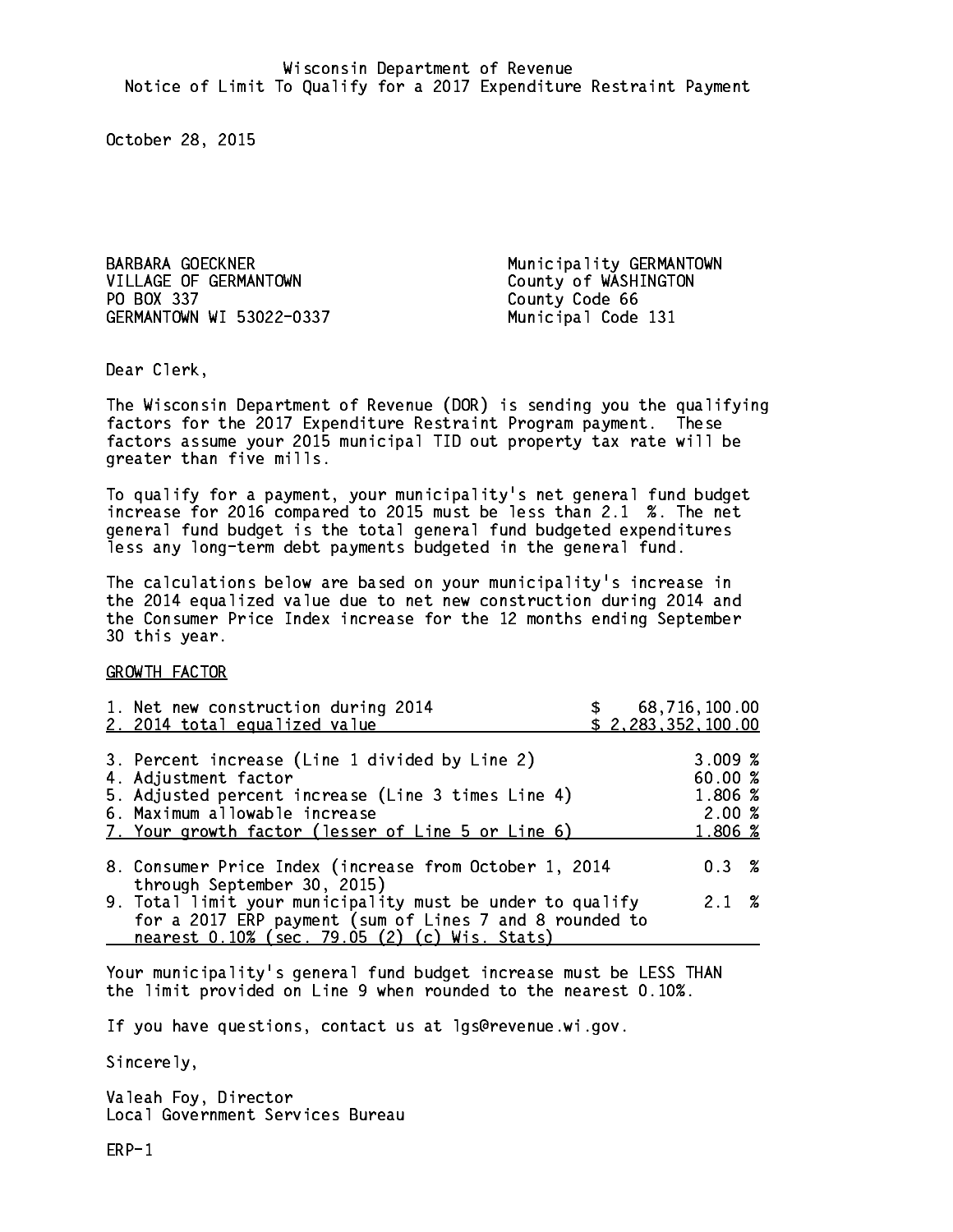Wisconsin Department of Revenue
Notice of Limit To Qualify for a 2017 Expenditure Restraint Payment

October 28, 2015

BARBARA GOECKNER
VILLAGE OF GERMANTOWN
PO BOX 337
GERMANTOWN WI 53022-0337

Municipality GERMANTOWN
County of WASHINGTON
County Code 66
Municipal Code 131

Dear Clerk,

The Wisconsin Department of Revenue (DOR) is sending you the qualifying factors for the 2017 Expenditure Restraint Program payment. These factors assume your 2015 municipal TID out property tax rate will be greater than five mills.

To qualify for a payment, your municipality's net general fund budget increase for 2016 compared to 2015 must be less than 2.1 %. The net general fund budget is the total general fund budgeted expenditures less any long-term debt payments budgeted in the general fund.

The calculations below are based on your municipality's increase in the 2014 equalized value due to net new construction during 2014 and the Consumer Price Index increase for the 12 months ending September 30 this year.

GROWTH FACTOR

| | |
|---|---|
| 1. Net new construction during 2014 | $ 68,716,100.00 |
| 2. 2014 total equalized value | $ 2,283,352,100.00 |
| 3. Percent increase (Line 1 divided by Line 2) | 3.009 % |
| 4. Adjustment factor | 60.00 % |
| 5. Adjusted percent increase (Line 3 times Line 4) | 1.806 % |
| 6. Maximum allowable increase | 2.00 % |
| 7. Your growth factor (lesser of Line 5 or Line 6) | 1.806 % |
| 8. Consumer Price Index (increase from October 1, 2014 through September 30, 2015) | 0.3 % |
| 9. Total limit your municipality must be under to qualify for a 2017 ERP payment (sum of Lines 7 and 8 rounded to nearest 0.10% (sec. 79.05 (2) (c) Wis. Stats) | 2.1 % |

Your municipality's general fund budget increase must be LESS THAN the limit provided on Line 9 when rounded to the nearest 0.10%.

If you have questions, contact us at lgs@revenue.wi.gov.

Sincerely,

Valeah Foy, Director
Local Government Services Bureau

ERP-1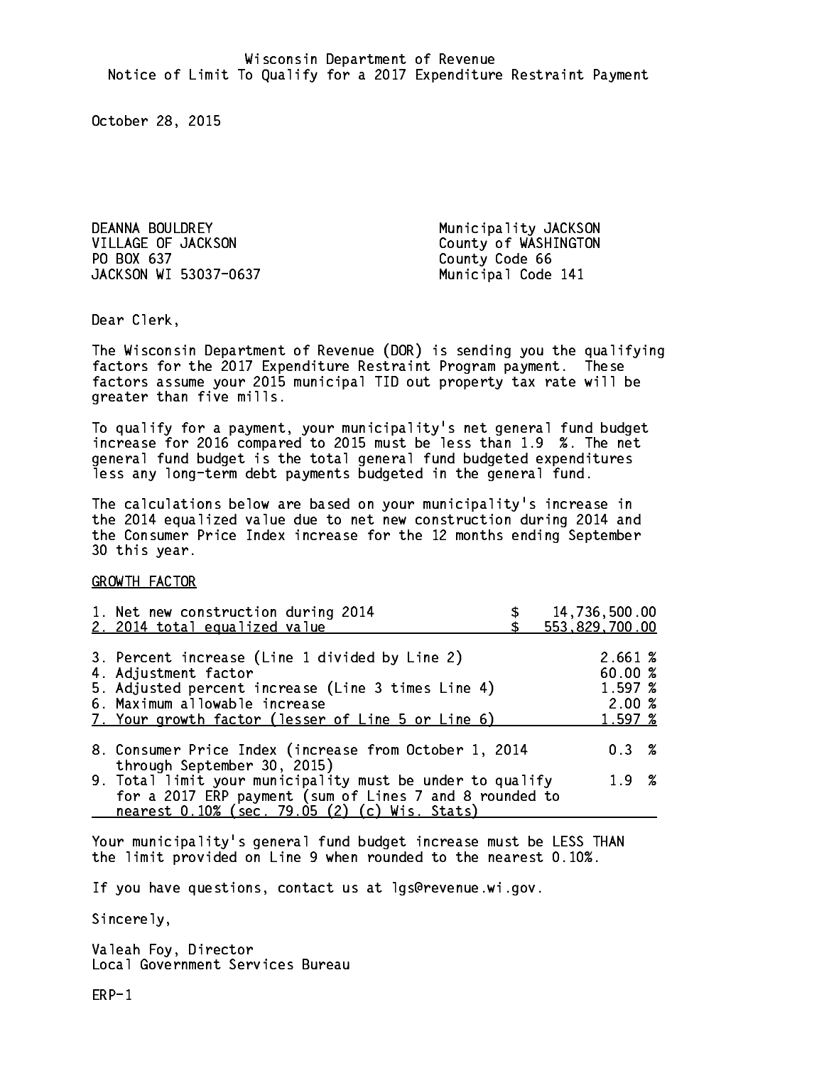Wisconsin Department of Revenue
Notice of Limit To Qualify for a 2017 Expenditure Restraint Payment

October 28, 2015

DEANNA BOULDREY
VILLAGE OF JACKSON
PO BOX 637
JACKSON WI 53037-0637

Municipality JACKSON
County of WASHINGTON
County Code 66
Municipal Code 141

Dear Clerk,

The Wisconsin Department of Revenue (DOR) is sending you the qualifying factors for the 2017 Expenditure Restraint Program payment. These factors assume your 2015 municipal TID out property tax rate will be greater than five mills.

To qualify for a payment, your municipality's net general fund budget increase for 2016 compared to 2015 must be less than 1.9 %. The net general fund budget is the total general fund budgeted expenditures less any long-term debt payments budgeted in the general fund.

The calculations below are based on your municipality's increase in the 2014 equalized value due to net new construction during 2014 and the Consumer Price Index increase for the 12 months ending September 30 this year.

GROWTH FACTOR

| | |
|---|---|
| 1. Net new construction during 2014 | $ 14,736,500.00 |
| 2. 2014 total equalized value | $ 553,829,700.00 |
| 3. Percent increase (Line 1 divided by Line 2) | 2.661 % |
| 4. Adjustment factor | 60.00 % |
| 5. Adjusted percent increase (Line 3 times Line 4) | 1.597 % |
| 6. Maximum allowable increase | 2.00 % |
| 7. Your growth factor (lesser of Line 5 or Line 6) | 1.597 % |
| 8. Consumer Price Index (increase from October 1, 2014 through September 30, 2015) | 0.3 % |
| 9. Total limit your municipality must be under to qualify for a 2017 ERP payment (sum of Lines 7 and 8 rounded to nearest 0.10% (sec. 79.05 (2) (c) Wis. Stats) | 1.9 % |

Your municipality's general fund budget increase must be LESS THAN the limit provided on Line 9 when rounded to the nearest 0.10%.

If you have questions, contact us at lgs@revenue.wi.gov.

Sincerely,

Valeah Foy, Director
Local Government Services Bureau

ERP-1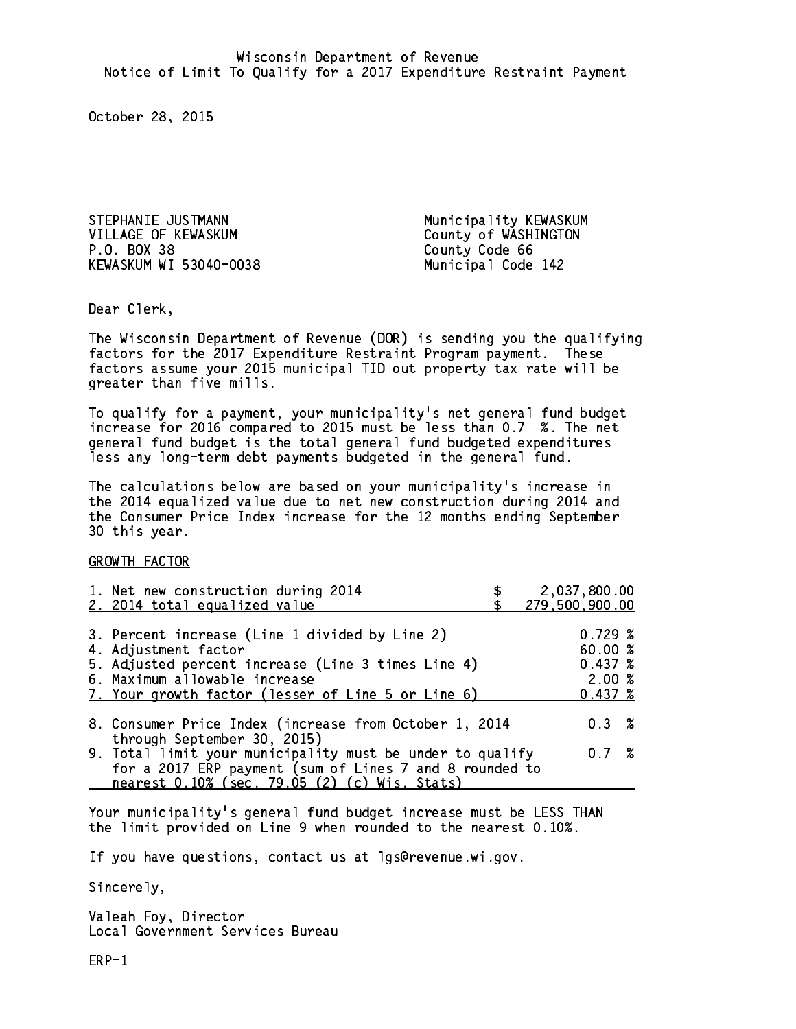Wisconsin Department of Revenue
Notice of Limit To Qualify for a 2017 Expenditure Restraint Payment

October 28, 2015

STEPHANIE JUSTMANN
VILLAGE OF KEWASKUM
P.O. BOX 38
KEWASKUM WI 53040-0038

Municipality KEWASKUM
County of WASHINGTON
County Code 66
Municipal Code 142

Dear Clerk,

The Wisconsin Department of Revenue (DOR) is sending you the qualifying factors for the 2017 Expenditure Restraint Program payment. These factors assume your 2015 municipal TID out property tax rate will be greater than five mills.

To qualify for a payment, your municipality's net general fund budget increase for 2016 compared to 2015 must be less than 0.7 %. The net general fund budget is the total general fund budgeted expenditures less any long-term debt payments budgeted in the general fund.

The calculations below are based on your municipality's increase in the 2014 equalized value due to net new construction during 2014 and the Consumer Price Index increase for the 12 months ending September 30 this year.

GROWTH FACTOR

| | |
|---|---|
| 1. Net new construction during 2014 | $ 2,037,800.00 |
| 2. 2014 total equalized value | $ 279,500,900.00 |
| 3. Percent increase (Line 1 divided by Line 2) | 0.729 % |
| 4. Adjustment factor | 60.00 % |
| 5. Adjusted percent increase (Line 3 times Line 4) | 0.437 % |
| 6. Maximum allowable increase | 2.00 % |
| 7. Your growth factor (lesser of Line 5 or Line 6) | 0.437 % |
| 8. Consumer Price Index (increase from October 1, 2014 through September 30, 2015) | 0.3 % |
| 9. Total limit your municipality must be under to qualify for a 2017 ERP payment (sum of Lines 7 and 8 rounded to nearest 0.10% (sec. 79.05 (2) (c) Wis. Stats) | 0.7 % |

Your municipality's general fund budget increase must be LESS THAN the limit provided on Line 9 when rounded to the nearest 0.10%.

If you have questions, contact us at lgs@revenue.wi.gov.

Sincerely,

Valeah Foy, Director
Local Government Services Bureau

ERP-1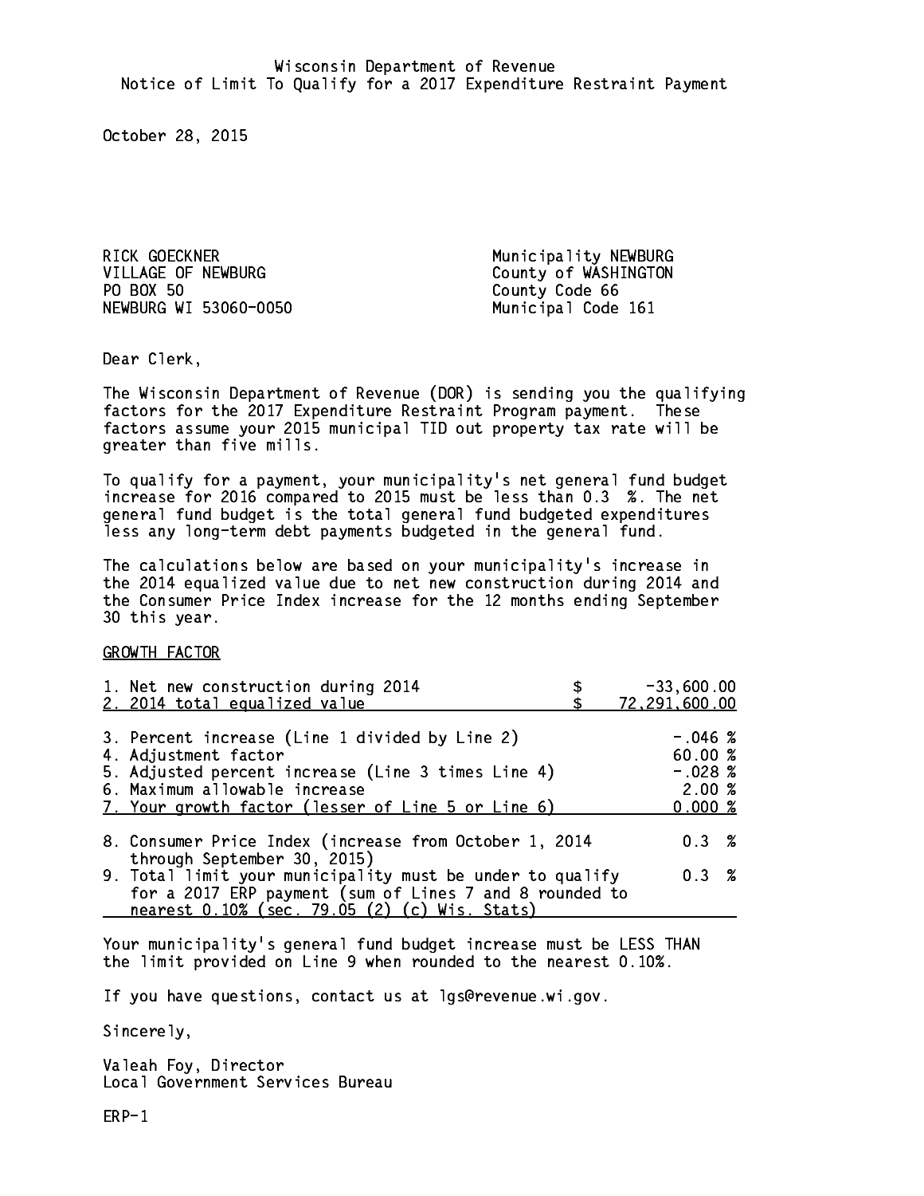Wisconsin Department of Revenue
Notice of Limit To Qualify for a 2017 Expenditure Restraint Payment

October 28, 2015

RICK GOECKNER
VILLAGE OF NEWBURG
PO BOX 50
NEWBURG WI 53060-0050

Municipality NEWBURG
County of WASHINGTON
County Code 66
Municipal Code 161

Dear Clerk,

The Wisconsin Department of Revenue (DOR) is sending you the qualifying factors for the 2017 Expenditure Restraint Program payment. These factors assume your 2015 municipal TID out property tax rate will be greater than five mills.

To qualify for a payment, your municipality's net general fund budget increase for 2016 compared to 2015 must be less than 0.3 %. The net general fund budget is the total general fund budgeted expenditures less any long-term debt payments budgeted in the general fund.

The calculations below are based on your municipality's increase in the 2014 equalized value due to net new construction during 2014 and the Consumer Price Index increase for the 12 months ending September 30 this year.

GROWTH FACTOR

| | |
|---|---|
| 1. Net new construction during 2014 | $ -33,600.00 |
| 2. 2014 total equalized value | $ 72,291,600.00 |
| 3. Percent increase (Line 1 divided by Line 2) | -.046 % |
| 4. Adjustment factor | 60.00 % |
| 5. Adjusted percent increase (Line 3 times Line 4) | -.028 % |
| 6. Maximum allowable increase | 2.00 % |
| 7. Your growth factor (lesser of Line 5 or Line 6) | 0.000 % |
| 8. Consumer Price Index (increase from October 1, 2014 through September 30, 2015) | 0.3 % |
| 9. Total limit your municipality must be under to qualify for a 2017 ERP payment (sum of Lines 7 and 8 rounded to nearest 0.10% (sec. 79.05 (2) (c) Wis. Stats) | 0.3 % |

Your municipality's general fund budget increase must be LESS THAN the limit provided on Line 9 when rounded to the nearest 0.10%.

If you have questions, contact us at lgs@revenue.wi.gov.

Sincerely,

Valeah Foy, Director
Local Government Services Bureau

ERP-1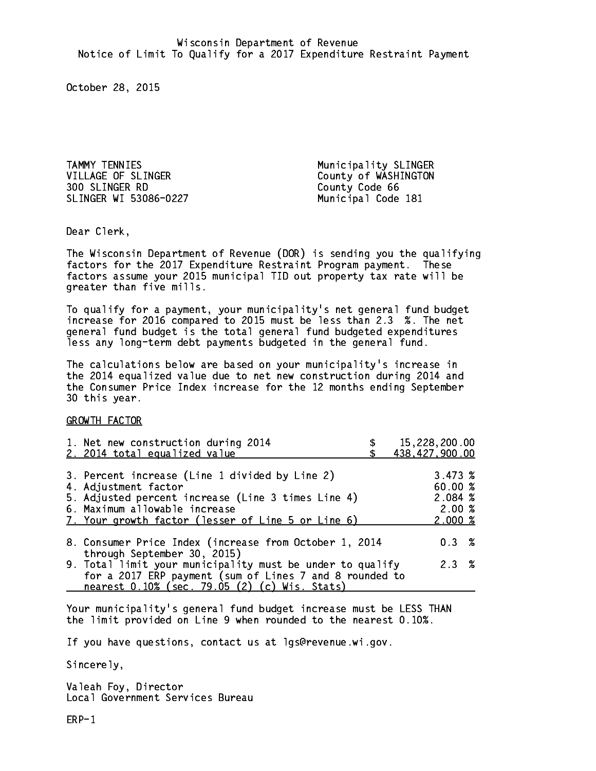Wisconsin Department of Revenue
Notice of Limit To Qualify for a 2017 Expenditure Restraint Payment

October 28, 2015

TAMMY TENNIES
VILLAGE OF SLINGER
300 SLINGER RD
SLINGER WI 53086-0227

Municipality SLINGER
County of WASHINGTON
County Code 66
Municipal Code 181

Dear Clerk,

The Wisconsin Department of Revenue (DOR) is sending you the qualifying factors for the 2017 Expenditure Restraint Program payment. These factors assume your 2015 municipal TID out property tax rate will be greater than five mills.

To qualify for a payment, your municipality's net general fund budget increase for 2016 compared to 2015 must be less than 2.3 %. The net general fund budget is the total general fund budgeted expenditures less any long-term debt payments budgeted in the general fund.

The calculations below are based on your municipality's increase in the 2014 equalized value due to net new construction during 2014 and the Consumer Price Index increase for the 12 months ending September 30 this year.

GROWTH FACTOR

| | |
|---|---|
| 1. Net new construction during 2014 | $ 15,228,200.00 |
| 2. 2014 total equalized value | $ 438,427,900.00 |
| 3. Percent increase (Line 1 divided by Line 2) | 3.473 % |
| 4. Adjustment factor | 60.00 % |
| 5. Adjusted percent increase (Line 3 times Line 4) | 2.084 % |
| 6. Maximum allowable increase | 2.00 % |
| 7. Your growth factor (lesser of Line 5 or Line 6) | 2.000 % |
| 8. Consumer Price Index (increase from October 1, 2014 through September 30, 2015) | 0.3 % |
| 9. Total limit your municipality must be under to qualify for a 2017 ERP payment (sum of Lines 7 and 8 rounded to nearest 0.10% (sec. 79.05 (2) (c) Wis. Stats) | 2.3 % |

Your municipality's general fund budget increase must be LESS THAN the limit provided on Line 9 when rounded to the nearest 0.10%.

If you have questions, contact us at lgs@revenue.wi.gov.

Sincerely,

Valeah Foy, Director
Local Government Services Bureau

ERP-1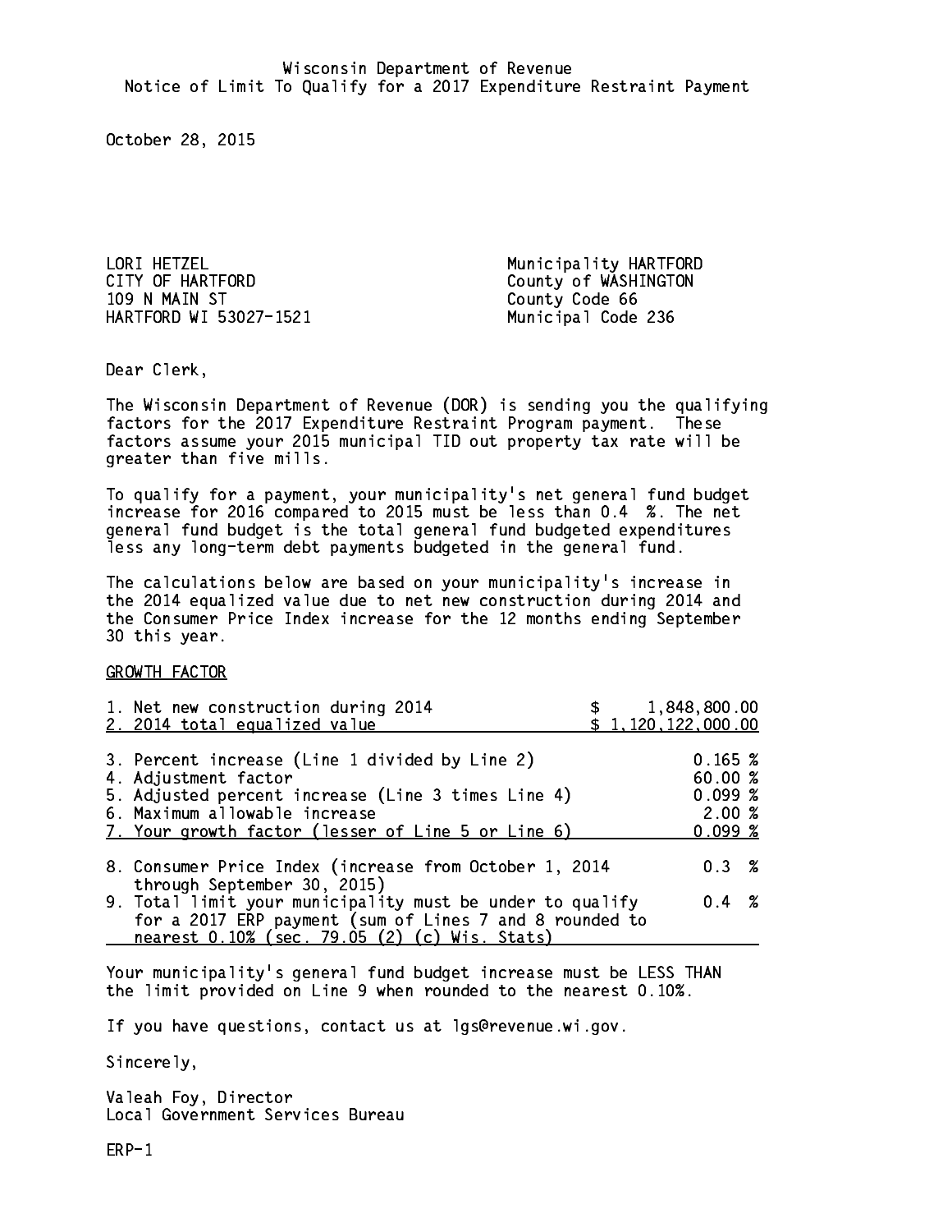Wisconsin Department of Revenue
Notice of Limit To Qualify for a 2017 Expenditure Restraint Payment

October 28, 2015

LORI HETZEL
CITY OF HARTFORD
109 N MAIN ST
HARTFORD WI 53027-1521

Municipality HARTFORD
County of WASHINGTON
County Code 66
Municipal Code 236

Dear Clerk,

The Wisconsin Department of Revenue (DOR) is sending you the qualifying factors for the 2017 Expenditure Restraint Program payment. These factors assume your 2015 municipal TID out property tax rate will be greater than five mills.

To qualify for a payment, your municipality's net general fund budget increase for 2016 compared to 2015 must be less than 0.4 %. The net general fund budget is the total general fund budgeted expenditures less any long-term debt payments budgeted in the general fund.

The calculations below are based on your municipality's increase in the 2014 equalized value due to net new construction during 2014 and the Consumer Price Index increase for the 12 months ending September 30 this year.

GROWTH FACTOR

| | |
|---|---|
| 1. Net new construction during 2014 | $ 1,848,800.00 |
| 2. 2014 total equalized value | $ 1,120,122,000.00 |
| 3. Percent increase (Line 1 divided by Line 2) | 0.165 % |
| 4. Adjustment factor | 60.00 % |
| 5. Adjusted percent increase (Line 3 times Line 4) | 0.099 % |
| 6. Maximum allowable increase | 2.00 % |
| 7. Your growth factor (lesser of Line 5 or Line 6) | 0.099 % |
| 8. Consumer Price Index (increase from October 1, 2014 through September 30, 2015) | 0.3 % |
| 9. Total limit your municipality must be under to qualify for a 2017 ERP payment (sum of Lines 7 and 8 rounded to nearest 0.10% (sec. 79.05 (2) (c) Wis. Stats) | 0.4 % |

Your municipality's general fund budget increase must be LESS THAN the limit provided on Line 9 when rounded to the nearest 0.10%.

If you have questions, contact us at lgs@revenue.wi.gov.

Sincerely,

Valeah Foy, Director
Local Government Services Bureau

ERP-1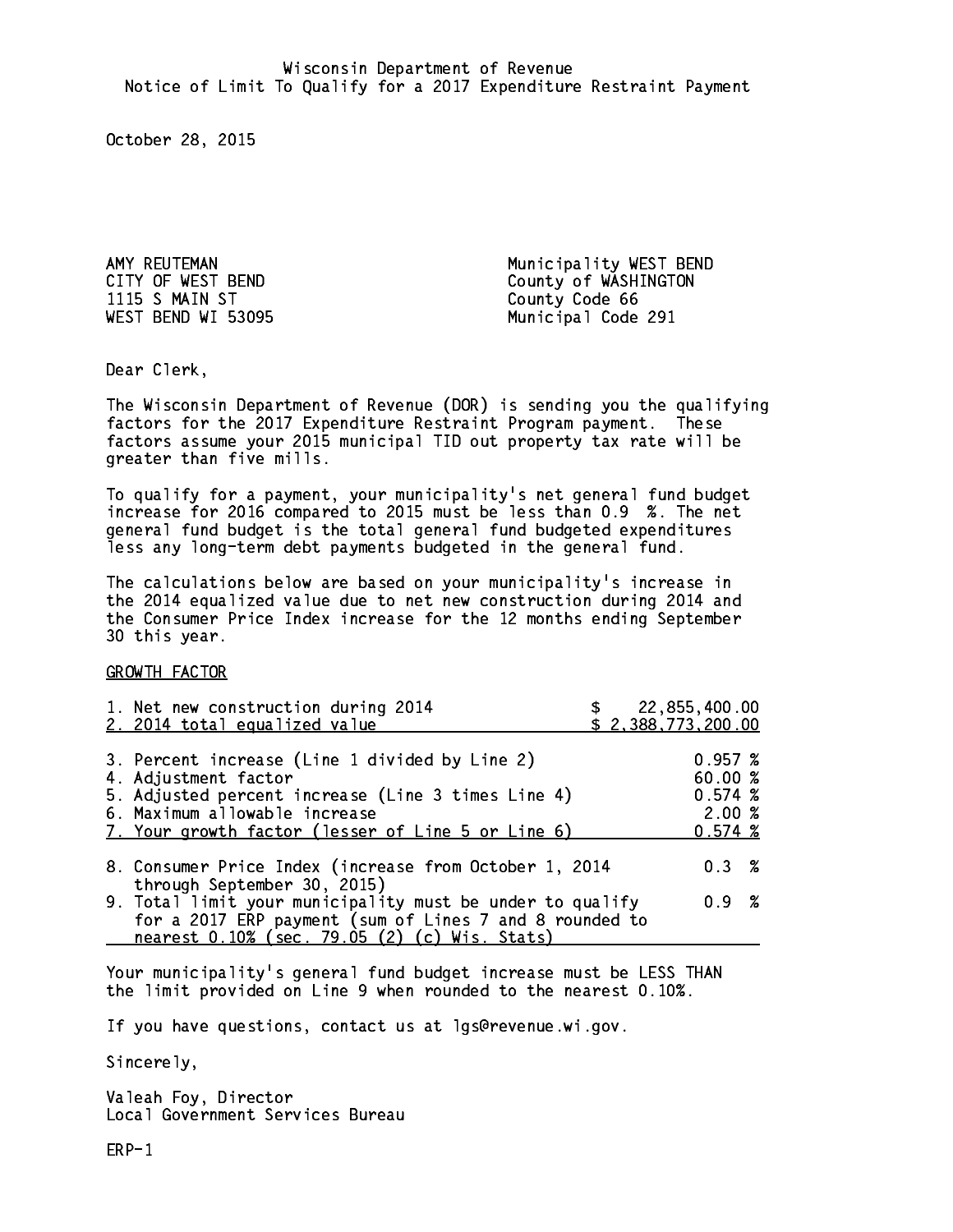Wisconsin Department of Revenue
Notice of Limit To Qualify for a 2017 Expenditure Restraint Payment

October 28, 2015

AMY REUTEMAN
CITY OF WEST BEND
1115 S MAIN ST
WEST BEND WI 53095

Municipality WEST BEND
County of WASHINGTON
County Code 66
Municipal Code 291

Dear Clerk,

The Wisconsin Department of Revenue (DOR) is sending you the qualifying factors for the 2017 Expenditure Restraint Program payment. These factors assume your 2015 municipal TID out property tax rate will be greater than five mills.

To qualify for a payment, your municipality's net general fund budget increase for 2016 compared to 2015 must be less than 0.9 %. The net general fund budget is the total general fund budgeted expenditures less any long-term debt payments budgeted in the general fund.

The calculations below are based on your municipality's increase in the 2014 equalized value due to net new construction during 2014 and the Consumer Price Index increase for the 12 months ending September 30 this year.

GROWTH FACTOR

| | |
|---|---|
| 1. Net new construction during 2014 | $ 22,855,400.00 |
| 2. 2014 total equalized value | $ 2,388,773,200.00 |
| 3. Percent increase (Line 1 divided by Line 2) | 0.957 % |
| 4. Adjustment factor | 60.00 % |
| 5. Adjusted percent increase (Line 3 times Line 4) | 0.574 % |
| 6. Maximum allowable increase | 2.00 % |
| 7. Your growth factor (lesser of Line 5 or Line 6) | 0.574 % |
| 8. Consumer Price Index (increase from October 1, 2014 through September 30, 2015) | 0.3 % |
| 9. Total limit your municipality must be under to qualify for a 2017 ERP payment (sum of Lines 7 and 8 rounded to nearest 0.10% (sec. 79.05 (2) (c) Wis. Stats) | 0.9 % |

Your municipality's general fund budget increase must be LESS THAN the limit provided on Line 9 when rounded to the nearest 0.10%.

If you have questions, contact us at lgs@revenue.wi.gov.

Sincerely,

Valeah Foy, Director
Local Government Services Bureau

ERP-1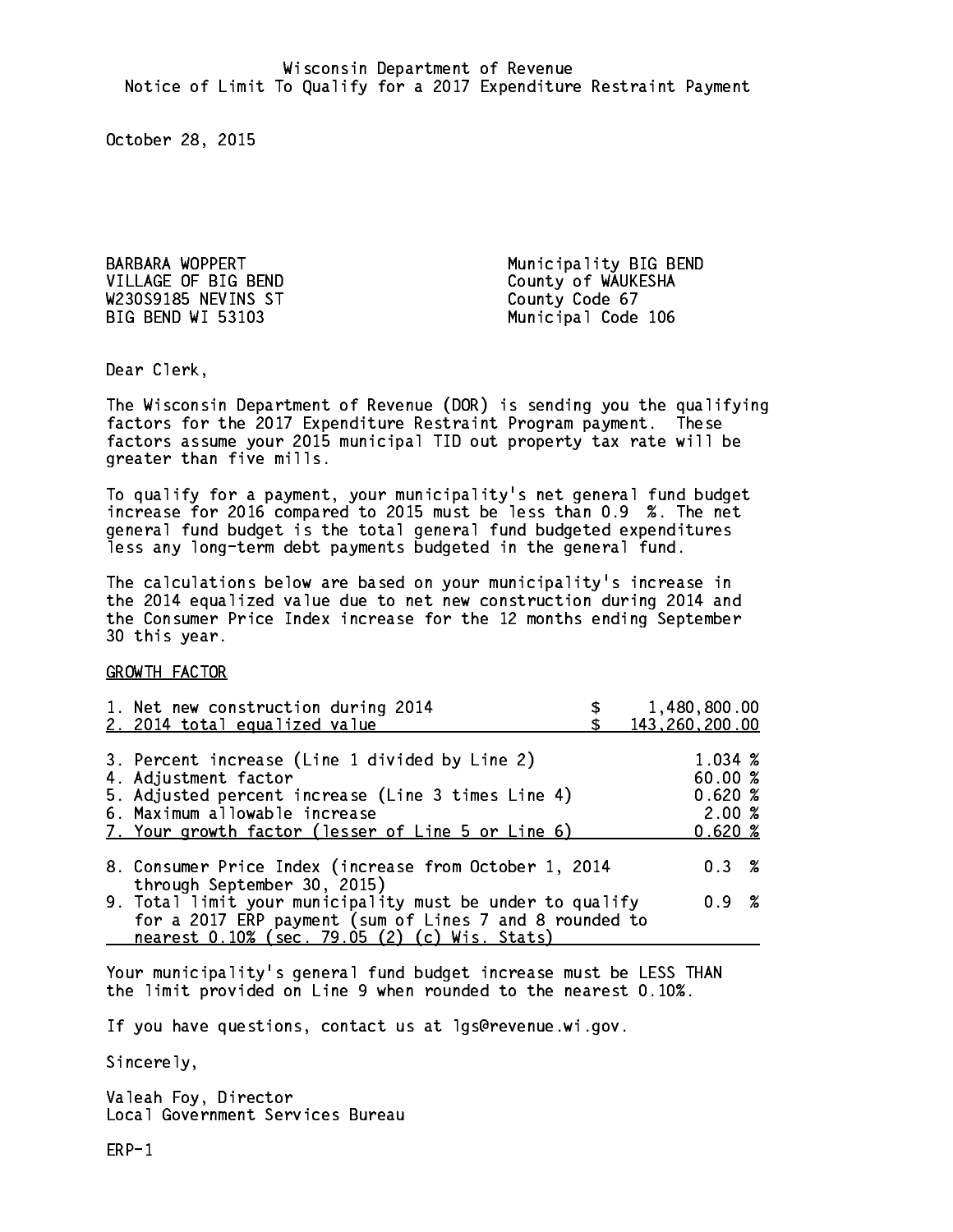Wisconsin Department of Revenue
Notice of Limit To Qualify for a 2017 Expenditure Restraint Payment

October 28, 2015

BARBARA WOPPERT
VILLAGE OF BIG BEND
W230S9185 NEVINS ST
BIG BEND WI 53103

Municipality BIG BEND
County of WAUKESHA
County Code 67
Municipal Code 106

Dear Clerk,

The Wisconsin Department of Revenue (DOR) is sending you the qualifying factors for the 2017 Expenditure Restraint Program payment. These factors assume your 2015 municipal TID out property tax rate will be greater than five mills.

To qualify for a payment, your municipality's net general fund budget increase for 2016 compared to 2015 must be less than 0.9 %. The net general fund budget is the total general fund budgeted expenditures less any long-term debt payments budgeted in the general fund.

The calculations below are based on your municipality's increase in the 2014 equalized value due to net new construction during 2014 and the Consumer Price Index increase for the 12 months ending September 30 this year.

GROWTH FACTOR

| | |
|---|---|
| 1. Net new construction during 2014 | $ 1,480,800.00 |
| 2. 2014 total equalized value | $ 143,260,200.00 |
| 3. Percent increase (Line 1 divided by Line 2) | 1.034 % |
| 4. Adjustment factor | 60.00 % |
| 5. Adjusted percent increase (Line 3 times Line 4) | 0.620 % |
| 6. Maximum allowable increase | 2.00 % |
| 7. Your growth factor (lesser of Line 5 or Line 6) | 0.620 % |
| 8. Consumer Price Index (increase from October 1, 2014 through September 30, 2015) | 0.3 % |
| 9. Total limit your municipality must be under to qualify for a 2017 ERP payment (sum of Lines 7 and 8 rounded to nearest 0.10% (sec. 79.05 (2) (c) Wis. Stats) | 0.9 % |

Your municipality's general fund budget increase must be LESS THAN the limit provided on Line 9 when rounded to the nearest 0.10%.

If you have questions, contact us at lgs@revenue.wi.gov.

Sincerely,

Valeah Foy, Director
Local Government Services Bureau

ERP-1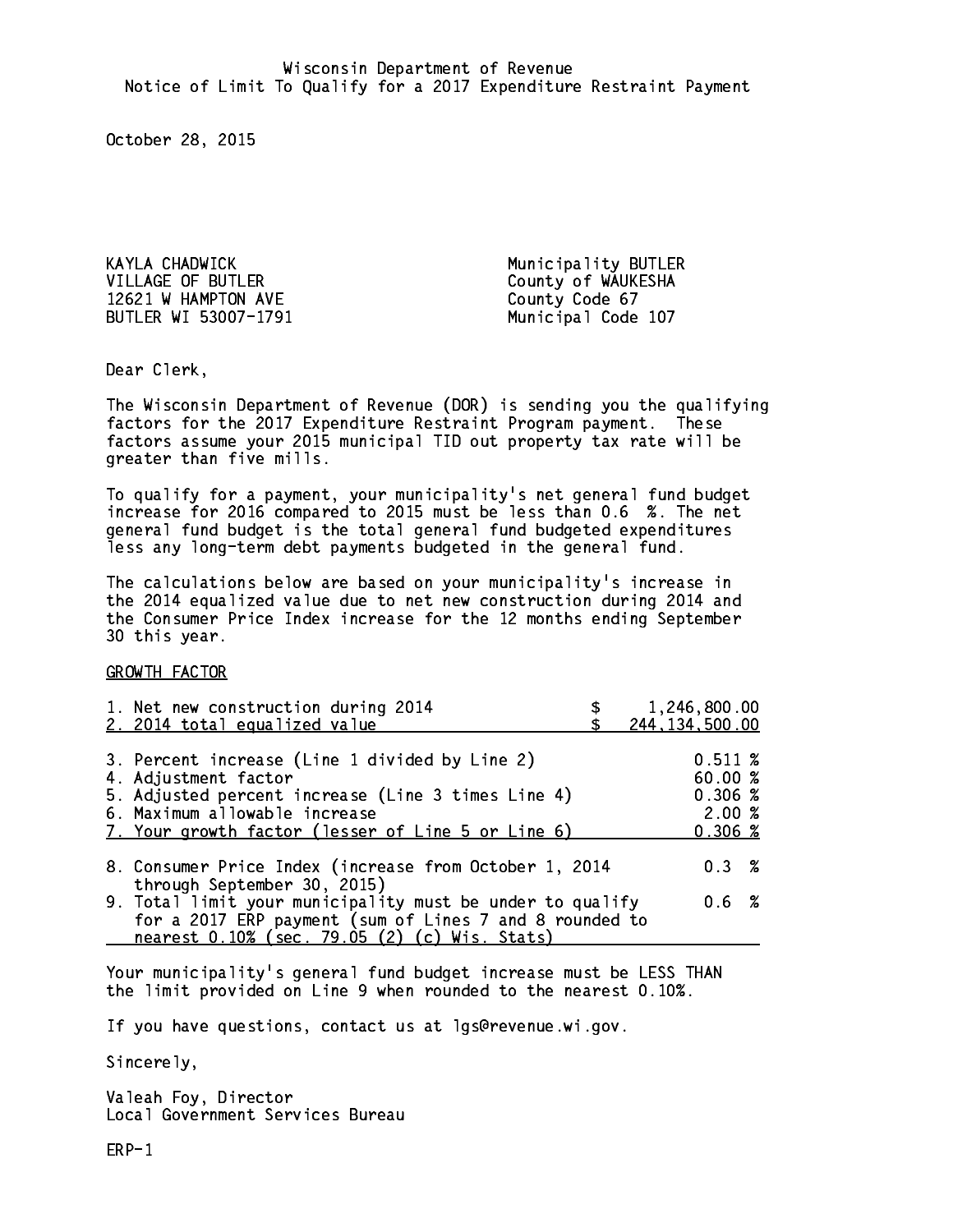Wisconsin Department of Revenue
Notice of Limit To Qualify for a 2017 Expenditure Restraint Payment

October 28, 2015

KAYLA CHADWICK
VILLAGE OF BUTLER
12621 W HAMPTON AVE
BUTLER WI 53007-1791

Municipality BUTLER
County of WAUKESHA
County Code 67
Municipal Code 107

Dear Clerk,

The Wisconsin Department of Revenue (DOR) is sending you the qualifying factors for the 2017 Expenditure Restraint Program payment. These factors assume your 2015 municipal TID out property tax rate will be greater than five mills.

To qualify for a payment, your municipality's net general fund budget increase for 2016 compared to 2015 must be less than 0.6 %. The net general fund budget is the total general fund budgeted expenditures less any long-term debt payments budgeted in the general fund.

The calculations below are based on your municipality's increase in the 2014 equalized value due to net new construction during 2014 and the Consumer Price Index increase for the 12 months ending September 30 this year.

GROWTH FACTOR

| | |
|---|---|
| 1. Net new construction during 2014 | $ 1,246,800.00 |
| 2. 2014 total equalized value | $ 244,134,500.00 |
| 3. Percent increase (Line 1 divided by Line 2) | 0.511 % |
| 4. Adjustment factor | 60.00 % |
| 5. Adjusted percent increase (Line 3 times Line 4) | 0.306 % |
| 6. Maximum allowable increase | 2.00 % |
| 7. Your growth factor (lesser of Line 5 or Line 6) | 0.306 % |
| 8. Consumer Price Index (increase from October 1, 2014 through September 30, 2015) | 0.3 % |
| 9. Total limit your municipality must be under to qualify for a 2017 ERP payment (sum of Lines 7 and 8 rounded to nearest 0.10% (sec. 79.05 (2) (c) Wis. Stats) | 0.6 % |

Your municipality's general fund budget increase must be LESS THAN the limit provided on Line 9 when rounded to the nearest 0.10%.

If you have questions, contact us at lgs@revenue.wi.gov.

Sincerely,

Valeah Foy, Director
Local Government Services Bureau

ERP-1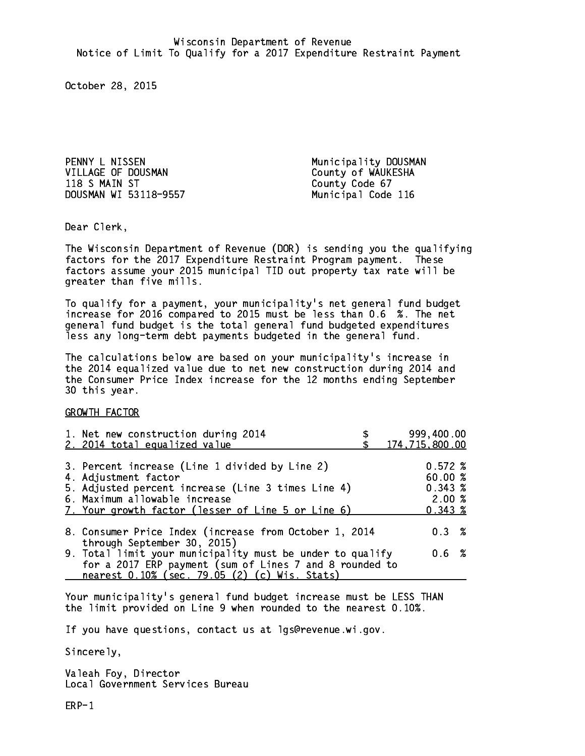Wisconsin Department of Revenue
Notice of Limit To Qualify for a 2017 Expenditure Restraint Payment

October 28, 2015

PENNY L NISSEN
VILLAGE OF DOUSMAN
118 S MAIN ST
DOUSMAN WI 53118-9557

Municipality DOUSMAN
County of WAUKESHA
County Code 67
Municipal Code 116

Dear Clerk,

The Wisconsin Department of Revenue (DOR) is sending you the qualifying factors for the 2017 Expenditure Restraint Program payment. These factors assume your 2015 municipal TID out property tax rate will be greater than five mills.

To qualify for a payment, your municipality's net general fund budget increase for 2016 compared to 2015 must be less than 0.6 %. The net general fund budget is the total general fund budgeted expenditures less any long-term debt payments budgeted in the general fund.

The calculations below are based on your municipality's increase in the 2014 equalized value due to net new construction during 2014 and the Consumer Price Index increase for the 12 months ending September 30 this year.

GROWTH FACTOR

| | |
|---|---|
| 1. Net new construction during 2014 | $ 999,400.00 |
| 2. 2014 total equalized value | $ 174,715,800.00 |
| 3. Percent increase (Line 1 divided by Line 2) | 0.572 % |
| 4. Adjustment factor | 60.00 % |
| 5. Adjusted percent increase (Line 3 times Line 4) | 0.343 % |
| 6. Maximum allowable increase | 2.00 % |
| 7. Your growth factor (lesser of Line 5 or Line 6) | 0.343 % |
| 8. Consumer Price Index (increase from October 1, 2014 through September 30, 2015) | 0.3 % |
| 9. Total limit your municipality must be under to qualify for a 2017 ERP payment (sum of Lines 7 and 8 rounded to nearest 0.10% (sec. 79.05 (2) (c) Wis. Stats) | 0.6 % |

Your municipality's general fund budget increase must be LESS THAN the limit provided on Line 9 when rounded to the nearest 0.10%.

If you have questions, contact us at lgs@revenue.wi.gov.

Sincerely,

Valeah Foy, Director
Local Government Services Bureau

ERP-1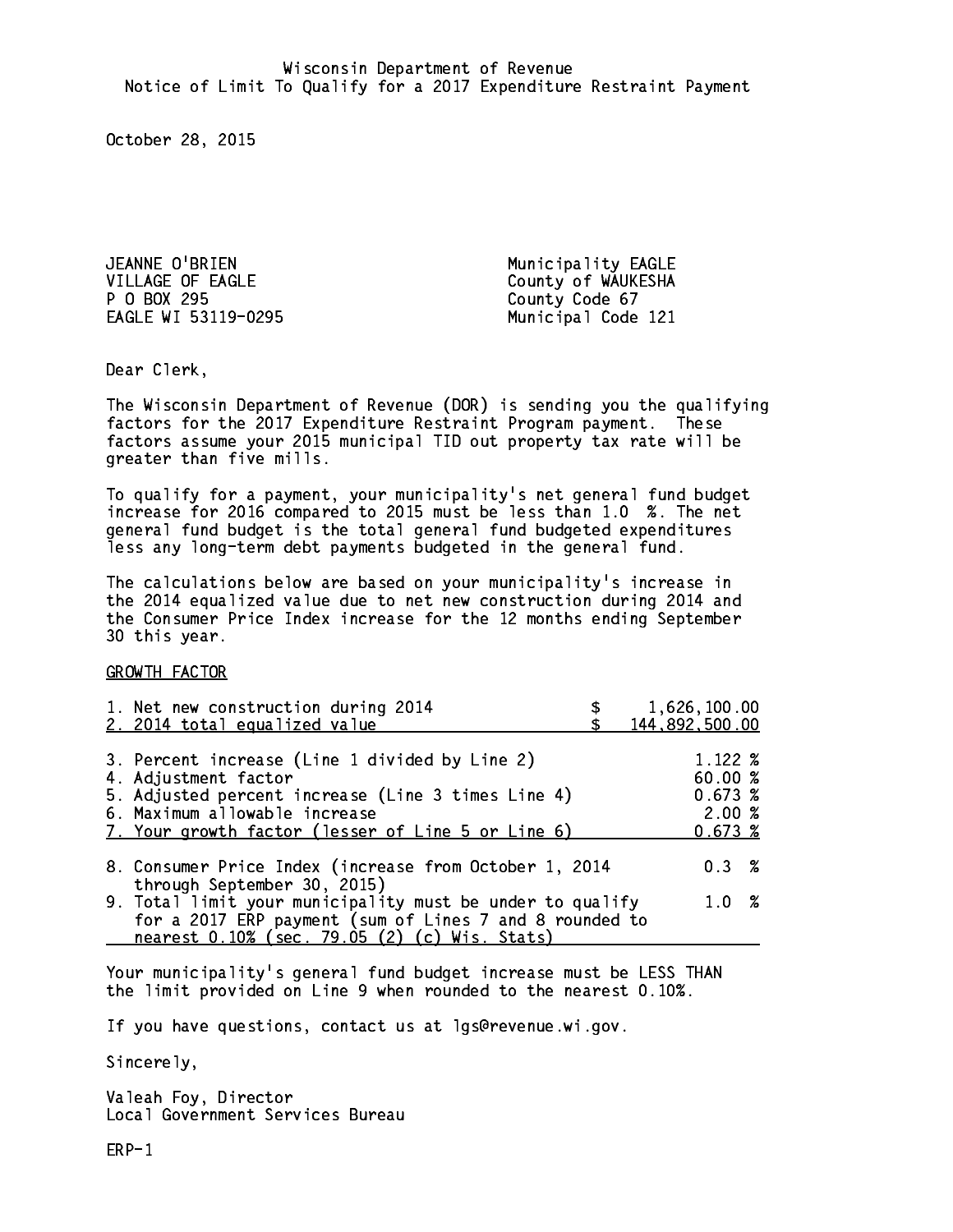Wisconsin Department of Revenue
Notice of Limit To Qualify for a 2017 Expenditure Restraint Payment

October 28, 2015

JEANNE O'BRIEN
VILLAGE OF EAGLE
P O BOX 295
EAGLE WI 53119-0295

Municipality EAGLE
County of WAUKESHA
County Code 67
Municipal Code 121

Dear Clerk,

The Wisconsin Department of Revenue (DOR) is sending you the qualifying factors for the 2017 Expenditure Restraint Program payment. These factors assume your 2015 municipal TID out property tax rate will be greater than five mills.

To qualify for a payment, your municipality's net general fund budget increase for 2016 compared to 2015 must be less than 1.0 %. The net general fund budget is the total general fund budgeted expenditures less any long-term debt payments budgeted in the general fund.

The calculations below are based on your municipality's increase in the 2014 equalized value due to net new construction during 2014 and the Consumer Price Index increase for the 12 months ending September 30 this year.

GROWTH FACTOR

| | |
|---|---|
| 1. Net new construction during 2014 | $ 1,626,100.00 |
| 2. 2014 total equalized value | $ 144,892,500.00 |
| 3. Percent increase (Line 1 divided by Line 2) | 1.122 % |
| 4. Adjustment factor | 60.00 % |
| 5. Adjusted percent increase (Line 3 times Line 4) | 0.673 % |
| 6. Maximum allowable increase | 2.00 % |
| 7. Your growth factor (lesser of Line 5 or Line 6) | 0.673 % |
| 8. Consumer Price Index (increase from October 1, 2014 through September 30, 2015) | 0.3 % |
| 9. Total limit your municipality must be under to qualify for a 2017 ERP payment (sum of Lines 7 and 8 rounded to nearest 0.10% (sec. 79.05 (2) (c) Wis. Stats) | 1.0 % |

Your municipality's general fund budget increase must be LESS THAN the limit provided on Line 9 when rounded to the nearest 0.10%.

If you have questions, contact us at lgs@revenue.wi.gov.

Sincerely,

Valeah Foy, Director
Local Government Services Bureau

ERP-1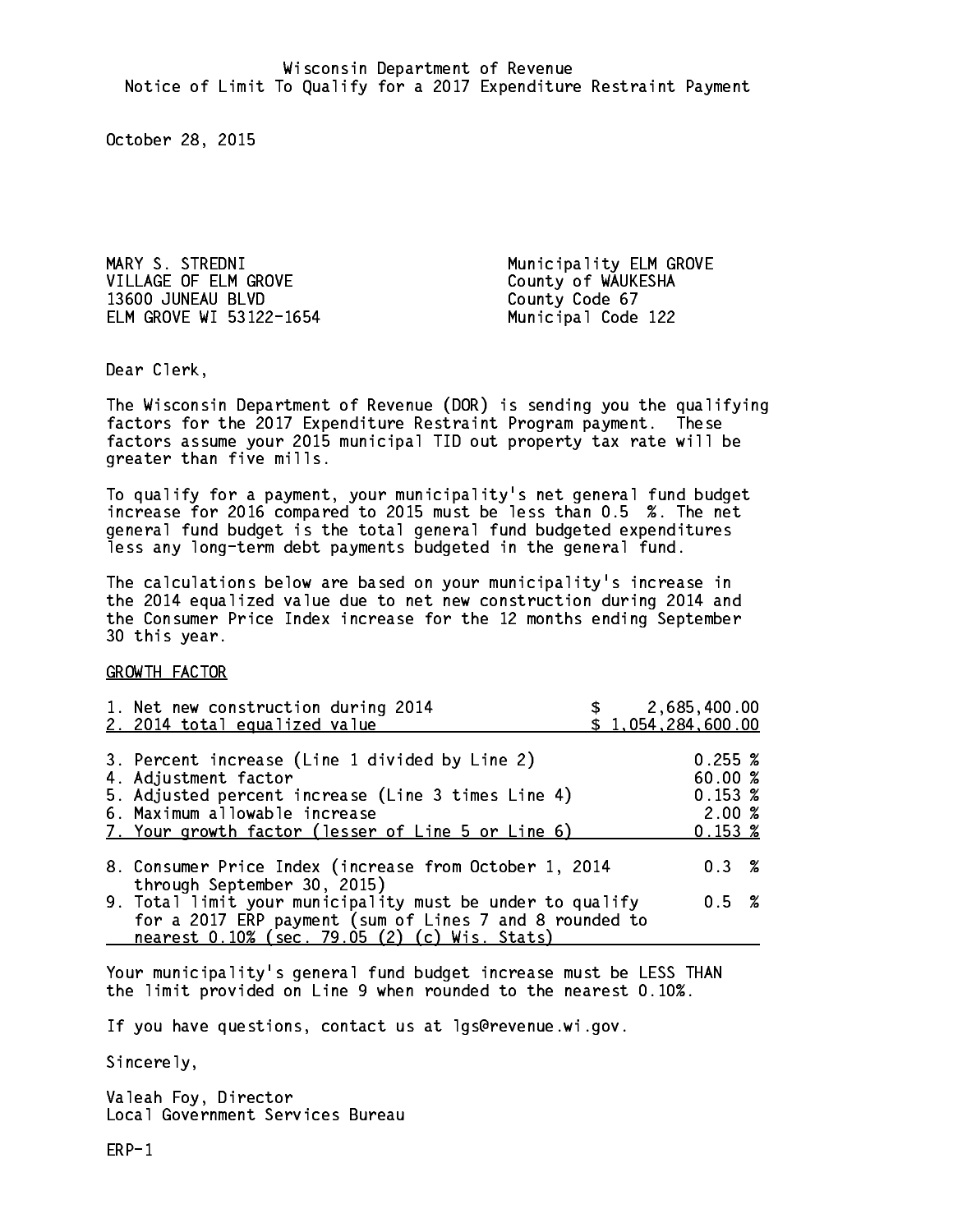Wisconsin Department of Revenue
Notice of Limit To Qualify for a 2017 Expenditure Restraint Payment

October 28, 2015

MARY S. STREDNI
VILLAGE OF ELM GROVE
13600 JUNEAU BLVD
ELM GROVE WI 53122-1654

Municipality ELM GROVE
County of WAUKESHA
County Code 67
Municipal Code 122

Dear Clerk,

The Wisconsin Department of Revenue (DOR) is sending you the qualifying factors for the 2017 Expenditure Restraint Program payment. These factors assume your 2015 municipal TID out property tax rate will be greater than five mills.

To qualify for a payment, your municipality's net general fund budget increase for 2016 compared to 2015 must be less than 0.5 %. The net general fund budget is the total general fund budgeted expenditures less any long-term debt payments budgeted in the general fund.

The calculations below are based on your municipality's increase in the 2014 equalized value due to net new construction during 2014 and the Consumer Price Index increase for the 12 months ending September 30 this year.

GROWTH FACTOR

| | |
|---|---|
| 1. Net new construction during 2014 | $ 2,685,400.00 |
| 2. 2014 total equalized value | $ 1,054,284,600.00 |
| 3. Percent increase (Line 1 divided by Line 2) | 0.255 % |
| 4. Adjustment factor | 60.00 % |
| 5. Adjusted percent increase (Line 3 times Line 4) | 0.153 % |
| 6. Maximum allowable increase | 2.00 % |
| 7. Your growth factor (lesser of Line 5 or Line 6) | 0.153 % |
| 8. Consumer Price Index (increase from October 1, 2014 through September 30, 2015) | 0.3 % |
| 9. Total limit your municipality must be under to qualify for a 2017 ERP payment (sum of Lines 7 and 8 rounded to nearest 0.10% (sec. 79.05 (2) (c) Wis. Stats) | 0.5 % |

Your municipality's general fund budget increase must be LESS THAN the limit provided on Line 9 when rounded to the nearest 0.10%.

If you have questions, contact us at lgs@revenue.wi.gov.

Sincerely,

Valeah Foy, Director
Local Government Services Bureau

ERP-1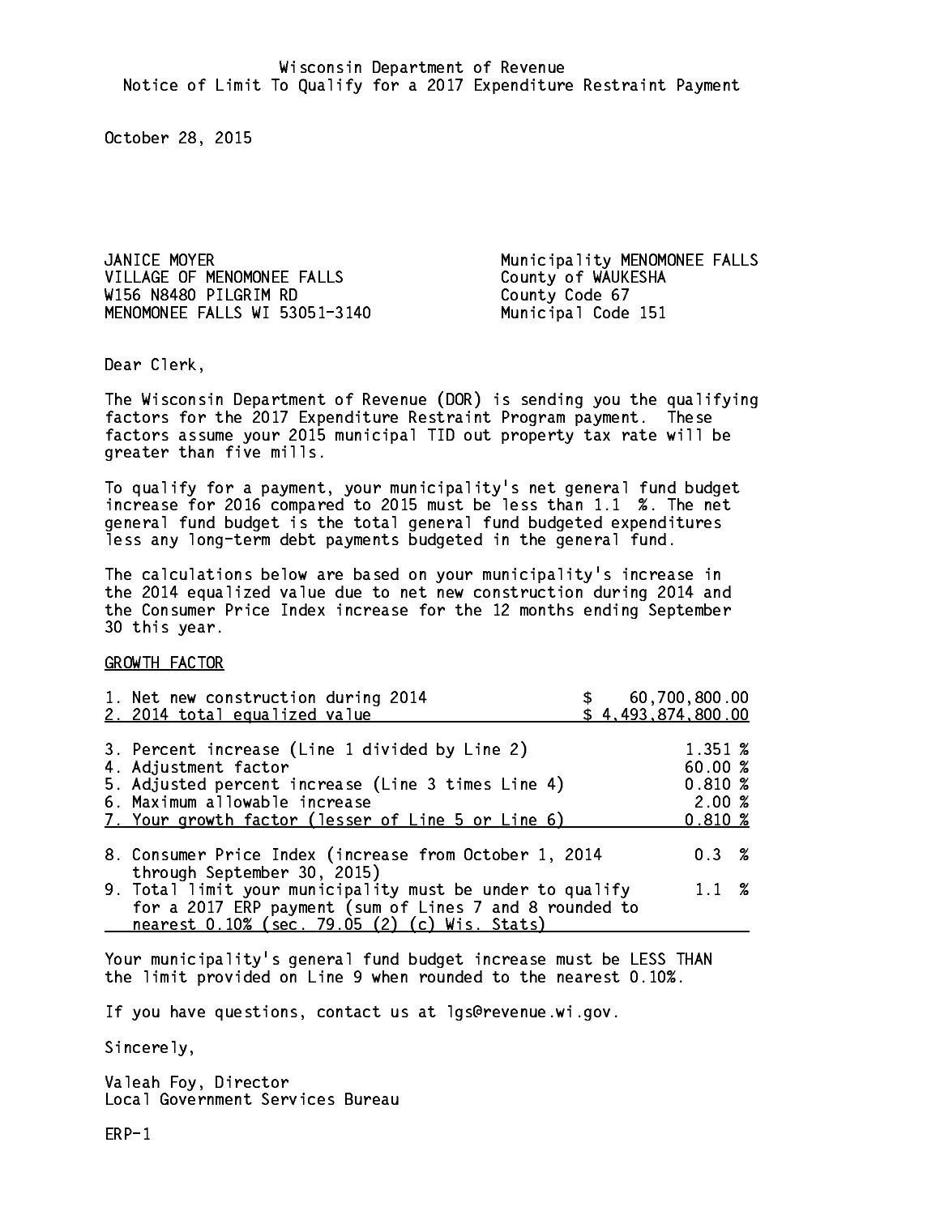Wisconsin Department of Revenue
Notice of Limit To Qualify for a 2017 Expenditure Restraint Payment

October 28, 2015

JANICE MOYER
VILLAGE OF MENOMONEE FALLS
W156 N8480 PILGRIM RD
MENOMONEE FALLS WI 53051-3140

Municipality MENOMONEE FALLS
County of WAUKESHA
County Code 67
Municipal Code 151

Dear Clerk,

The Wisconsin Department of Revenue (DOR) is sending you the qualifying factors for the 2017 Expenditure Restraint Program payment. These factors assume your 2015 municipal TID out property tax rate will be greater than five mills.

To qualify for a payment, your municipality's net general fund budget increase for 2016 compared to 2015 must be less than 1.1 %. The net general fund budget is the total general fund budgeted expenditures less any long-term debt payments budgeted in the general fund.

The calculations below are based on your municipality's increase in the 2014 equalized value due to net new construction during 2014 and the Consumer Price Index increase for the 12 months ending September 30 this year.

GROWTH FACTOR

| | |
|---|---|
| 1. Net new construction during 2014 | $ 60,700,800.00 |
| 2. 2014 total equalized value | $ 4,493,874,800.00 |
| 3. Percent increase (Line 1 divided by Line 2) | 1.351 % |
| 4. Adjustment factor | 60.00 % |
| 5. Adjusted percent increase (Line 3 times Line 4) | 0.810 % |
| 6. Maximum allowable increase | 2.00 % |
| 7. Your growth factor (lesser of Line 5 or Line 6) | 0.810 % |
| 8. Consumer Price Index (increase from October 1, 2014 through September 30, 2015) | 0.3 % |
| 9. Total limit your municipality must be under to qualify for a 2017 ERP payment (sum of Lines 7 and 8 rounded to nearest 0.10% (sec. 79.05 (2) (c) Wis. Stats) | 1.1 % |

Your municipality's general fund budget increase must be LESS THAN the limit provided on Line 9 when rounded to the nearest 0.10%.

If you have questions, contact us at lgs@revenue.wi.gov.

Sincerely,

Valeah Foy, Director
Local Government Services Bureau

ERP-1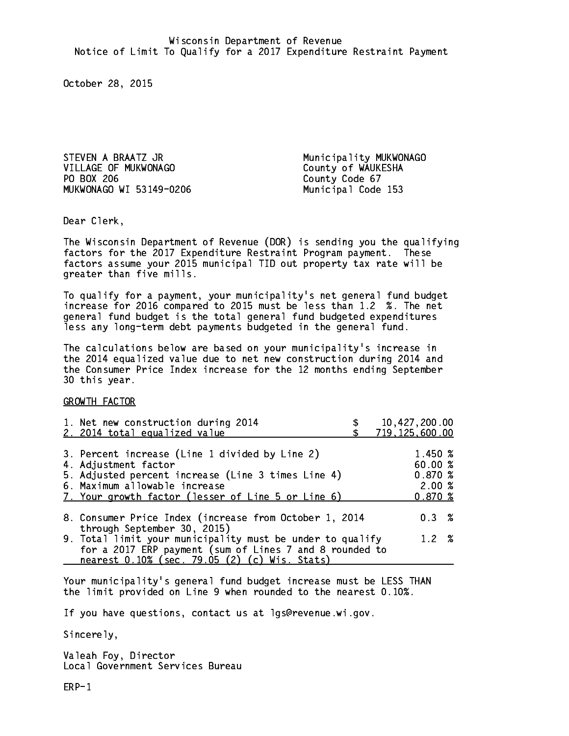Wisconsin Department of Revenue
Notice of Limit To Qualify for a 2017 Expenditure Restraint Payment

October 28, 2015

STEVEN A BRAATZ JR
VILLAGE OF MUKWONAGO
PO BOX 206
MUKWONAGO WI 53149-0206

Municipality MUKWONAGO
County of WAUKESHA
County Code 67
Municipal Code 153

Dear Clerk,

The Wisconsin Department of Revenue (DOR) is sending you the qualifying factors for the 2017 Expenditure Restraint Program payment. These factors assume your 2015 municipal TID out property tax rate will be greater than five mills.

To qualify for a payment, your municipality's net general fund budget increase for 2016 compared to 2015 must be less than 1.2 %. The net general fund budget is the total general fund budgeted expenditures less any long-term debt payments budgeted in the general fund.

The calculations below are based on your municipality's increase in the 2014 equalized value due to net new construction during 2014 and the Consumer Price Index increase for the 12 months ending September 30 this year.

GROWTH FACTOR

| | |
|---|---|
| 1. Net new construction during 2014 | $ 10,427,200.00 |
| 2. 2014 total equalized value | $ 719,125,600.00 |
| 3. Percent increase (Line 1 divided by Line 2) | 1.450 % |
| 4. Adjustment factor | 60.00 % |
| 5. Adjusted percent increase (Line 3 times Line 4) | 0.870 % |
| 6. Maximum allowable increase | 2.00 % |
| 7. Your growth factor (lesser of Line 5 or Line 6) | 0.870 % |
| 8. Consumer Price Index (increase from October 1, 2014 through September 30, 2015) | 0.3 % |
| 9. Total limit your municipality must be under to qualify for a 2017 ERP payment (sum of Lines 7 and 8 rounded to nearest 0.10% (sec. 79.05 (2) (c) Wis. Stats) | 1.2 % |

Your municipality's general fund budget increase must be LESS THAN the limit provided on Line 9 when rounded to the nearest 0.10%.

If you have questions, contact us at lgs@revenue.wi.gov.

Sincerely,

Valeah Foy, Director
Local Government Services Bureau

ERP-1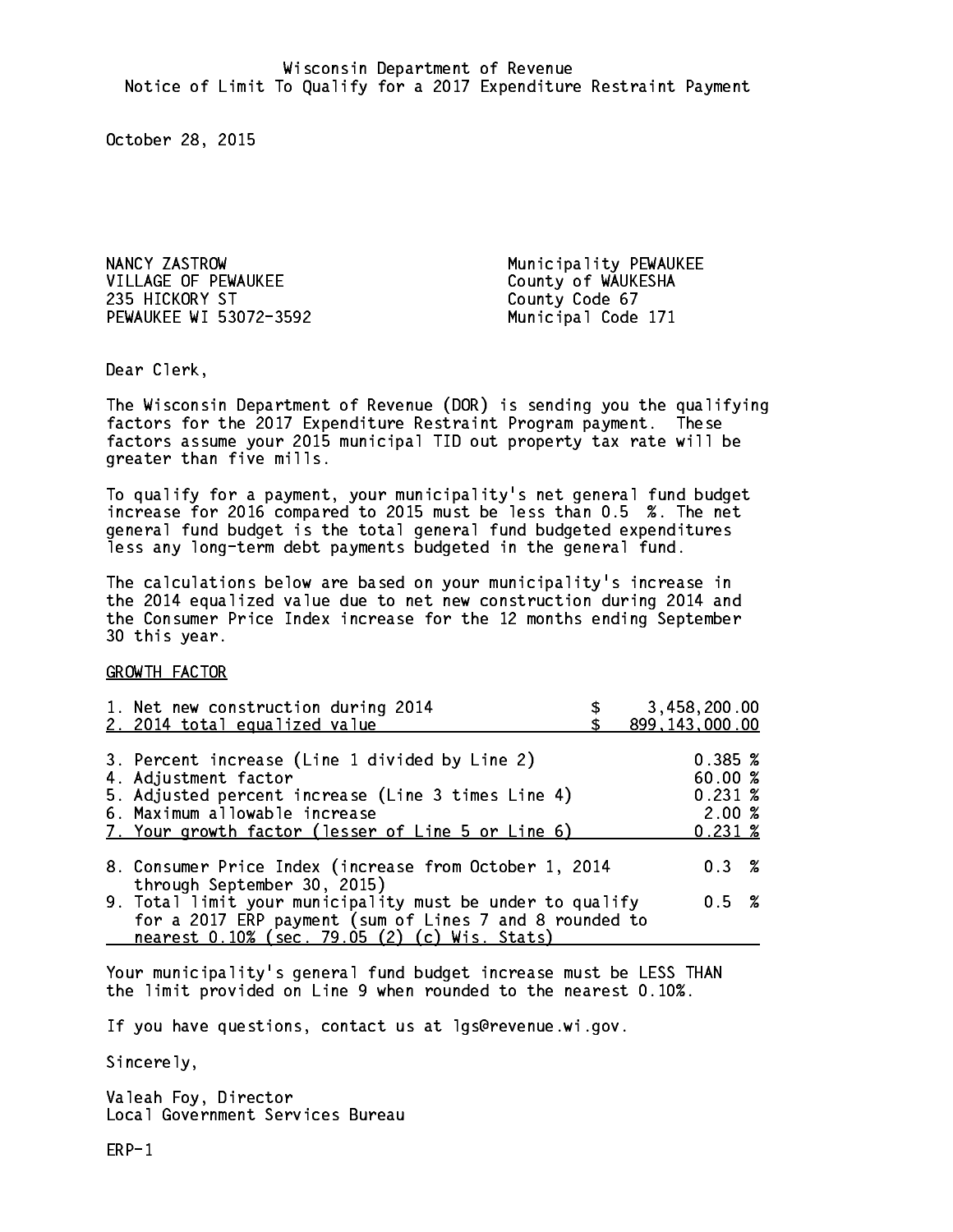Wisconsin Department of Revenue
Notice of Limit To Qualify for a 2017 Expenditure Restraint Payment

October 28, 2015

NANCY ZASTROW
VILLAGE OF PEWAUKEE
235 HICKORY ST
PEWAUKEE WI 53072-3592

Municipality PEWAUKEE
County of WAUKESHA
County Code 67
Municipal Code 171

Dear Clerk,

The Wisconsin Department of Revenue (DOR) is sending you the qualifying factors for the 2017 Expenditure Restraint Program payment. These factors assume your 2015 municipal TID out property tax rate will be greater than five mills.

To qualify for a payment, your municipality's net general fund budget increase for 2016 compared to 2015 must be less than 0.5 %. The net general fund budget is the total general fund budgeted expenditures less any long-term debt payments budgeted in the general fund.

The calculations below are based on your municipality's increase in the 2014 equalized value due to net new construction during 2014 and the Consumer Price Index increase for the 12 months ending September 30 this year.

GROWTH FACTOR

| | |
|---|---|
| 1. Net new construction during 2014 | $ 3,458,200.00 |
| 2. 2014 total equalized value | $ 899,143,000.00 |
| 3. Percent increase (Line 1 divided by Line 2) | 0.385 % |
| 4. Adjustment factor | 60.00 % |
| 5. Adjusted percent increase (Line 3 times Line 4) | 0.231 % |
| 6. Maximum allowable increase | 2.00 % |
| 7. Your growth factor (lesser of Line 5 or Line 6) | 0.231 % |
| 8. Consumer Price Index (increase from October 1, 2014 through September 30, 2015) | 0.3 % |
| 9. Total limit your municipality must be under to qualify for a 2017 ERP payment (sum of Lines 7 and 8 rounded to nearest 0.10% (sec. 79.05 (2) (c) Wis. Stats) | 0.5 % |

Your municipality's general fund budget increase must be LESS THAN the limit provided on Line 9 when rounded to the nearest 0.10%.

If you have questions, contact us at lgs@revenue.wi.gov.

Sincerely,

Valeah Foy, Director
Local Government Services Bureau

ERP-1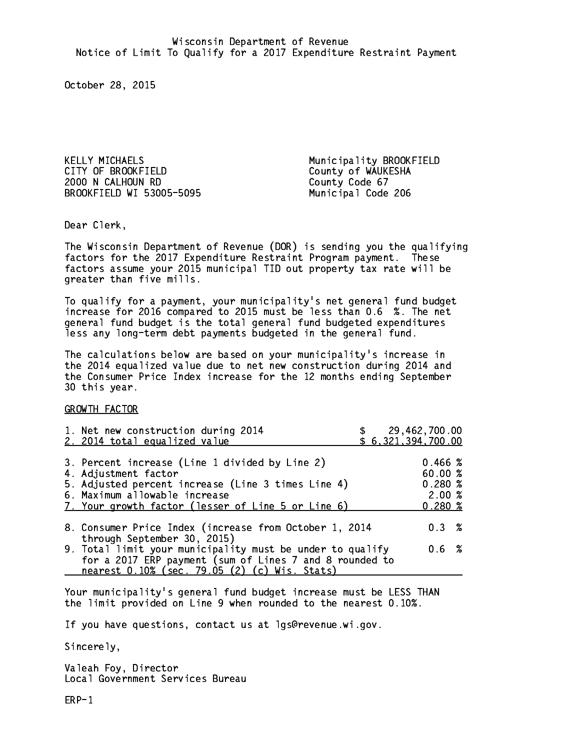Wisconsin Department of Revenue
Notice of Limit To Qualify for a 2017 Expenditure Restraint Payment

October 28, 2015

KELLY MICHAELS
CITY OF BROOKFIELD
2000 N CALHOUN RD
BROOKFIELD WI 53005-5095

Municipality BROOKFIELD
County of WAUKESHA
County Code 67
Municipal Code 206

Dear Clerk,

The Wisconsin Department of Revenue (DOR) is sending you the qualifying factors for the 2017 Expenditure Restraint Program payment. These factors assume your 2015 municipal TID out property tax rate will be greater than five mills.

To qualify for a payment, your municipality's net general fund budget increase for 2016 compared to 2015 must be less than 0.6 %. The net general fund budget is the total general fund budgeted expenditures less any long-term debt payments budgeted in the general fund.

The calculations below are based on your municipality's increase in the 2014 equalized value due to net new construction during 2014 and the Consumer Price Index increase for the 12 months ending September 30 this year.

GROWTH FACTOR

| | |
|---|---|
| 1. Net new construction during 2014 | $ 29,462,700.00 |
| 2. 2014 total equalized value | $ 6,321,394,700.00 |
| 3. Percent increase (Line 1 divided by Line 2) | 0.466 % |
| 4. Adjustment factor | 60.00 % |
| 5. Adjusted percent increase (Line 3 times Line 4) | 0.280 % |
| 6. Maximum allowable increase | 2.00 % |
| 7. Your growth factor (lesser of Line 5 or Line 6) | 0.280 % |
| 8. Consumer Price Index (increase from October 1, 2014 through September 30, 2015) | 0.3 % |
| 9. Total limit your municipality must be under to qualify for a 2017 ERP payment (sum of Lines 7 and 8 rounded to nearest 0.10% (sec. 79.05 (2) (c) Wis. Stats) | 0.6 % |

Your municipality's general fund budget increase must be LESS THAN the limit provided on Line 9 when rounded to the nearest 0.10%.

If you have questions, contact us at lgs@revenue.wi.gov.

Sincerely,

Valeah Foy, Director
Local Government Services Bureau

ERP-1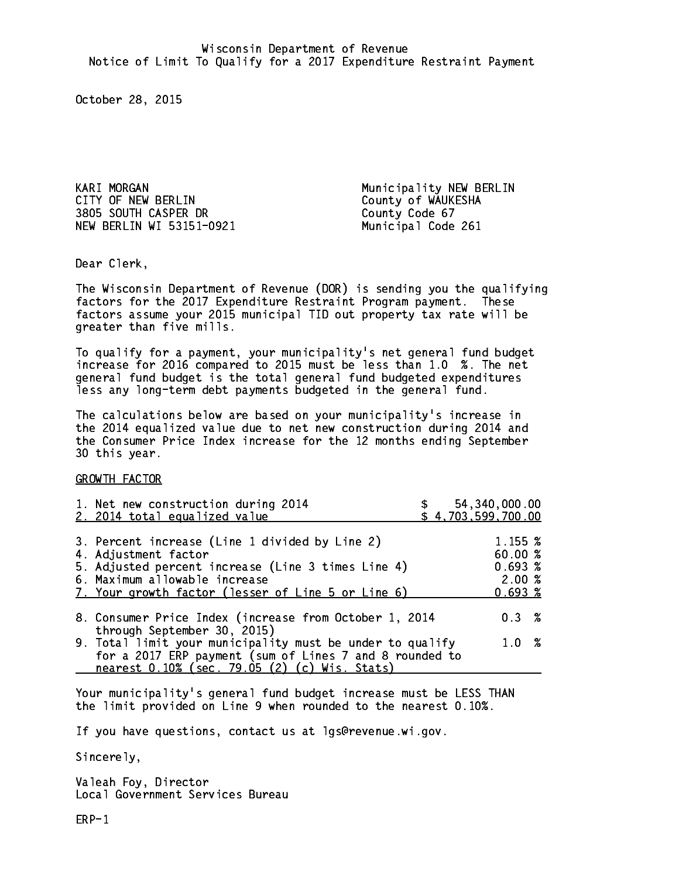Wisconsin Department of Revenue
Notice of Limit To Qualify for a 2017 Expenditure Restraint Payment

October 28, 2015

KARI MORGAN
CITY OF NEW BERLIN
3805 SOUTH CASPER DR
NEW BERLIN WI 53151-0921

Municipality NEW BERLIN
County of WAUKESHA
County Code 67
Municipal Code 261

Dear Clerk,

The Wisconsin Department of Revenue (DOR) is sending you the qualifying factors for the 2017 Expenditure Restraint Program payment. These factors assume your 2015 municipal TID out property tax rate will be greater than five mills.

To qualify for a payment, your municipality's net general fund budget increase for 2016 compared to 2015 must be less than 1.0 %. The net general fund budget is the total general fund budgeted expenditures less any long-term debt payments budgeted in the general fund.

The calculations below are based on your municipality's increase in the 2014 equalized value due to net new construction during 2014 and the Consumer Price Index increase for the 12 months ending September 30 this year.

GROWTH FACTOR

| | |
|---|---|
| 1. Net new construction during 2014 | $ 54,340,000.00 |
| 2. 2014 total equalized value | $ 4,703,599,700.00 |
| 3. Percent increase (Line 1 divided by Line 2) | 1.155 % |
| 4. Adjustment factor | 60.00 % |
| 5. Adjusted percent increase (Line 3 times Line 4) | 0.693 % |
| 6. Maximum allowable increase | 2.00 % |
| 7. Your growth factor (lesser of Line 5 or Line 6) | 0.693 % |
| 8. Consumer Price Index (increase from October 1, 2014 through September 30, 2015) | 0.3 % |
| 9. Total limit your municipality must be under to qualify for a 2017 ERP payment (sum of Lines 7 and 8 rounded to nearest 0.10% (sec. 79.05 (2) (c) Wis. Stats) | 1.0 % |

Your municipality's general fund budget increase must be LESS THAN the limit provided on Line 9 when rounded to the nearest 0.10%.

If you have questions, contact us at lgs@revenue.wi.gov.

Sincerely,

Valeah Foy, Director
Local Government Services Bureau

ERP-1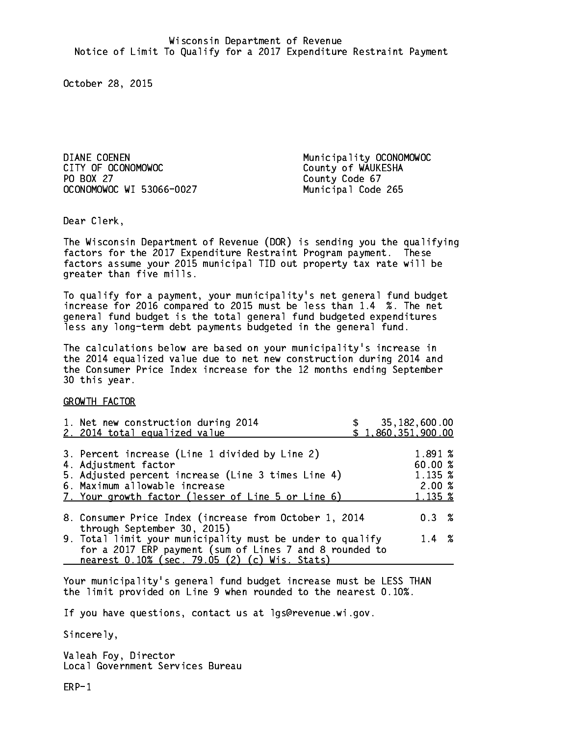Wisconsin Department of Revenue
Notice of Limit To Qualify for a 2017 Expenditure Restraint Payment

October 28, 2015

DIANE COENEN
CITY OF OCONOMOWOC
PO BOX 27
OCONOMOWOC WI 53066-0027

Municipality OCONOMOWOC
County of WAUKESHA
County Code 67
Municipal Code 265

Dear Clerk,

The Wisconsin Department of Revenue (DOR) is sending you the qualifying factors for the 2017 Expenditure Restraint Program payment. These factors assume your 2015 municipal TID out property tax rate will be greater than five mills.

To qualify for a payment, your municipality's net general fund budget increase for 2016 compared to 2015 must be less than 1.4 %. The net general fund budget is the total general fund budgeted expenditures less any long-term debt payments budgeted in the general fund.

The calculations below are based on your municipality's increase in the 2014 equalized value due to net new construction during 2014 and the Consumer Price Index increase for the 12 months ending September 30 this year.

GROWTH FACTOR

| | |
|---|---|
| 1. Net new construction during 2014 | $ 35,182,600.00 |
| 2. 2014 total equalized value | $ 1,860,351,900.00 |
| 3. Percent increase (Line 1 divided by Line 2) | 1.891 % |
| 4. Adjustment factor | 60.00 % |
| 5. Adjusted percent increase (Line 3 times Line 4) | 1.135 % |
| 6. Maximum allowable increase | 2.00 % |
| 7. Your growth factor (lesser of Line 5 or Line 6) | 1.135 % |
| 8. Consumer Price Index (increase from October 1, 2014 through September 30, 2015) | 0.3 % |
| 9. Total limit your municipality must be under to qualify for a 2017 ERP payment (sum of Lines 7 and 8 rounded to nearest 0.10% (sec. 79.05 (2) (c) Wis. Stats) | 1.4 % |

Your municipality's general fund budget increase must be LESS THAN the limit provided on Line 9 when rounded to the nearest 0.10%.

If you have questions, contact us at lgs@revenue.wi.gov.

Sincerely,

Valeah Foy, Director
Local Government Services Bureau

ERP-1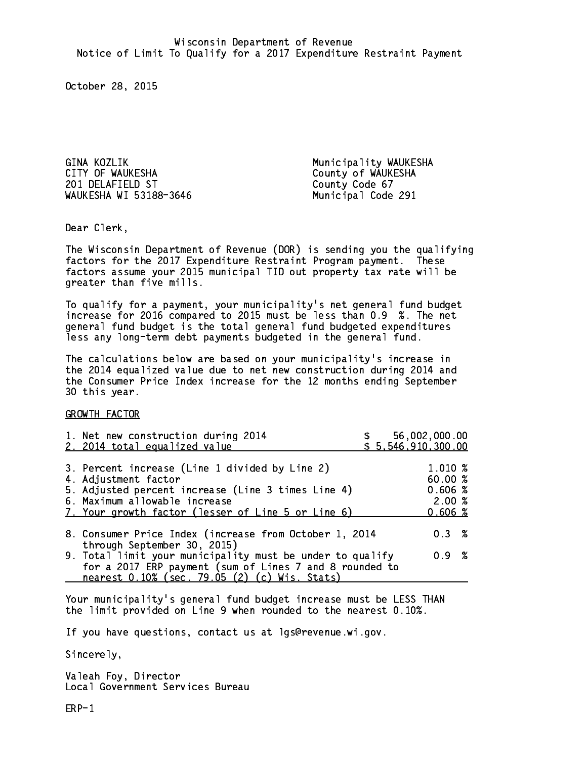Wisconsin Department of Revenue
Notice of Limit To Qualify for a 2017 Expenditure Restraint Payment

October 28, 2015

GINA KOZLIK
CITY OF WAUKESHA
201 DELAFIELD ST
WAUKESHA WI 53188-3646

Municipality WAUKESHA
County of WAUKESHA
County Code 67
Municipal Code 291

Dear Clerk,

The Wisconsin Department of Revenue (DOR) is sending you the qualifying factors for the 2017 Expenditure Restraint Program payment. These factors assume your 2015 municipal TID out property tax rate will be greater than five mills.

To qualify for a payment, your municipality's net general fund budget increase for 2016 compared to 2015 must be less than 0.9 %. The net general fund budget is the total general fund budgeted expenditures less any long-term debt payments budgeted in the general fund.

The calculations below are based on your municipality's increase in the 2014 equalized value due to net new construction during 2014 and the Consumer Price Index increase for the 12 months ending September 30 this year.

GROWTH FACTOR

| | |
|---|---|
| 1. Net new construction during 2014 | $ 56,002,000.00 |
| 2. 2014 total equalized value | $ 5,546,910,300.00 |
| 3. Percent increase (Line 1 divided by Line 2) | 1.010 % |
| 4. Adjustment factor | 60.00 % |
| 5. Adjusted percent increase (Line 3 times Line 4) | 0.606 % |
| 6. Maximum allowable increase | 2.00 % |
| 7. Your growth factor (lesser of Line 5 or Line 6) | 0.606 % |
| 8. Consumer Price Index (increase from October 1, 2014 through September 30, 2015) | 0.3 % |
| 9. Total limit your municipality must be under to qualify for a 2017 ERP payment (sum of Lines 7 and 8 rounded to nearest 0.10% (sec. 79.05 (2) (c) Wis. Stats) | 0.9 % |

Your municipality's general fund budget increase must be LESS THAN the limit provided on Line 9 when rounded to the nearest 0.10%.

If you have questions, contact us at lgs@revenue.wi.gov.

Sincerely,

Valeah Foy, Director
Local Government Services Bureau

ERP-1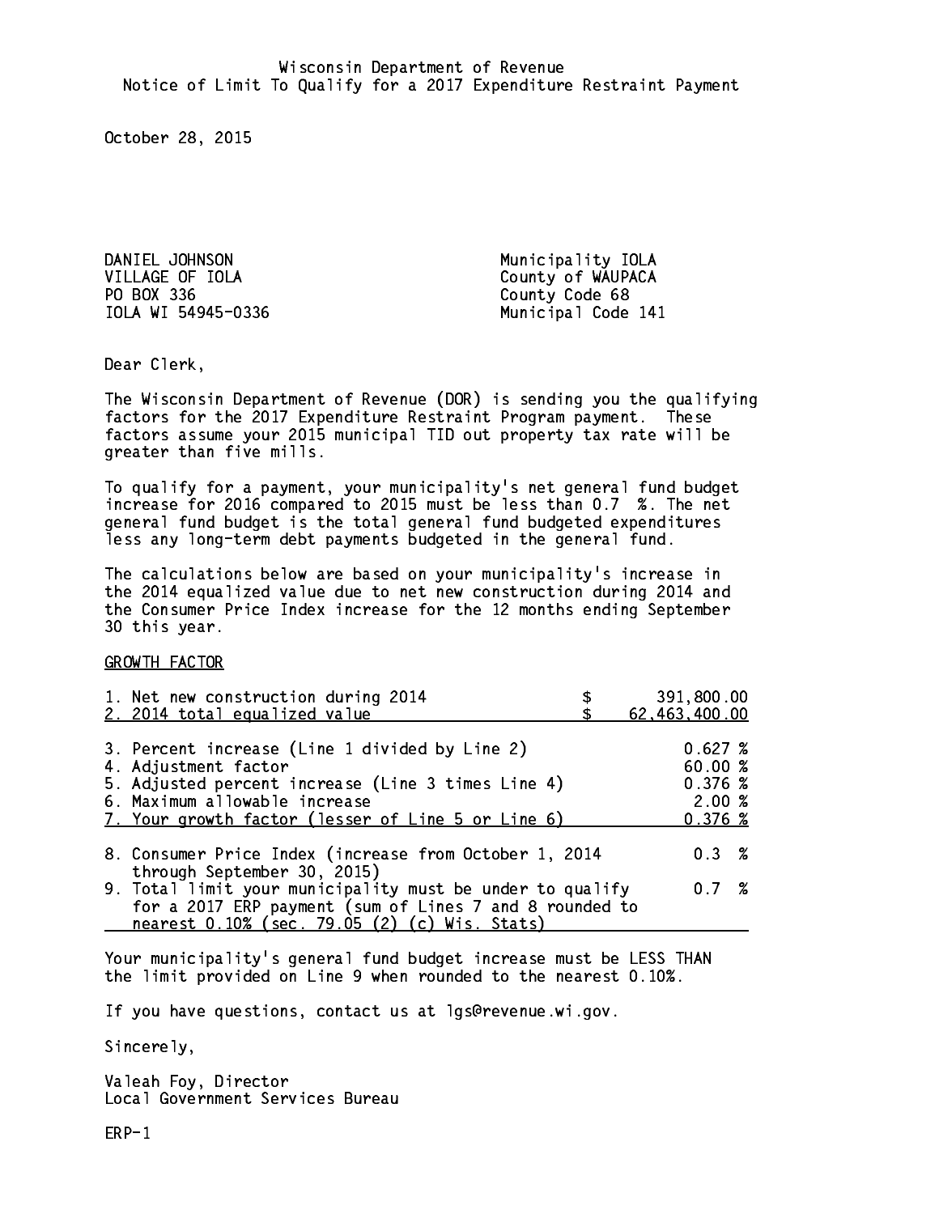Wisconsin Department of Revenue
Notice of Limit To Qualify for a 2017 Expenditure Restraint Payment

October 28, 2015

DANIEL JOHNSON
VILLAGE OF IOLA
PO BOX 336
IOLA WI 54945-0336

Municipality IOLA
County of WAUPACA
County Code 68
Municipal Code 141

Dear Clerk,

The Wisconsin Department of Revenue (DOR) is sending you the qualifying factors for the 2017 Expenditure Restraint Program payment. These factors assume your 2015 municipal TID out property tax rate will be greater than five mills.

To qualify for a payment, your municipality's net general fund budget increase for 2016 compared to 2015 must be less than 0.7 %. The net general fund budget is the total general fund budgeted expenditures less any long-term debt payments budgeted in the general fund.

The calculations below are based on your municipality's increase in the 2014 equalized value due to net new construction during 2014 and the Consumer Price Index increase for the 12 months ending September 30 this year.

GROWTH FACTOR

| | |
|---|---|
| 1. Net new construction during 2014 | $ 391,800.00 |
| 2. 2014 total equalized value | $ 62,463,400.00 |
| 3. Percent increase (Line 1 divided by Line 2) | 0.627 % |
| 4. Adjustment factor | 60.00 % |
| 5. Adjusted percent increase (Line 3 times Line 4) | 0.376 % |
| 6. Maximum allowable increase | 2.00 % |
| 7. Your growth factor (lesser of Line 5 or Line 6) | 0.376 % |
| 8. Consumer Price Index (increase from October 1, 2014 through September 30, 2015) | 0.3 % |
| 9. Total limit your municipality must be under to qualify for a 2017 ERP payment (sum of Lines 7 and 8 rounded to nearest 0.10% (sec. 79.05 (2) (c) Wis. Stats) | 0.7 % |

Your municipality's general fund budget increase must be LESS THAN the limit provided on Line 9 when rounded to the nearest 0.10%.

If you have questions, contact us at lgs@revenue.wi.gov.

Sincerely,

Valeah Foy, Director
Local Government Services Bureau

ERP-1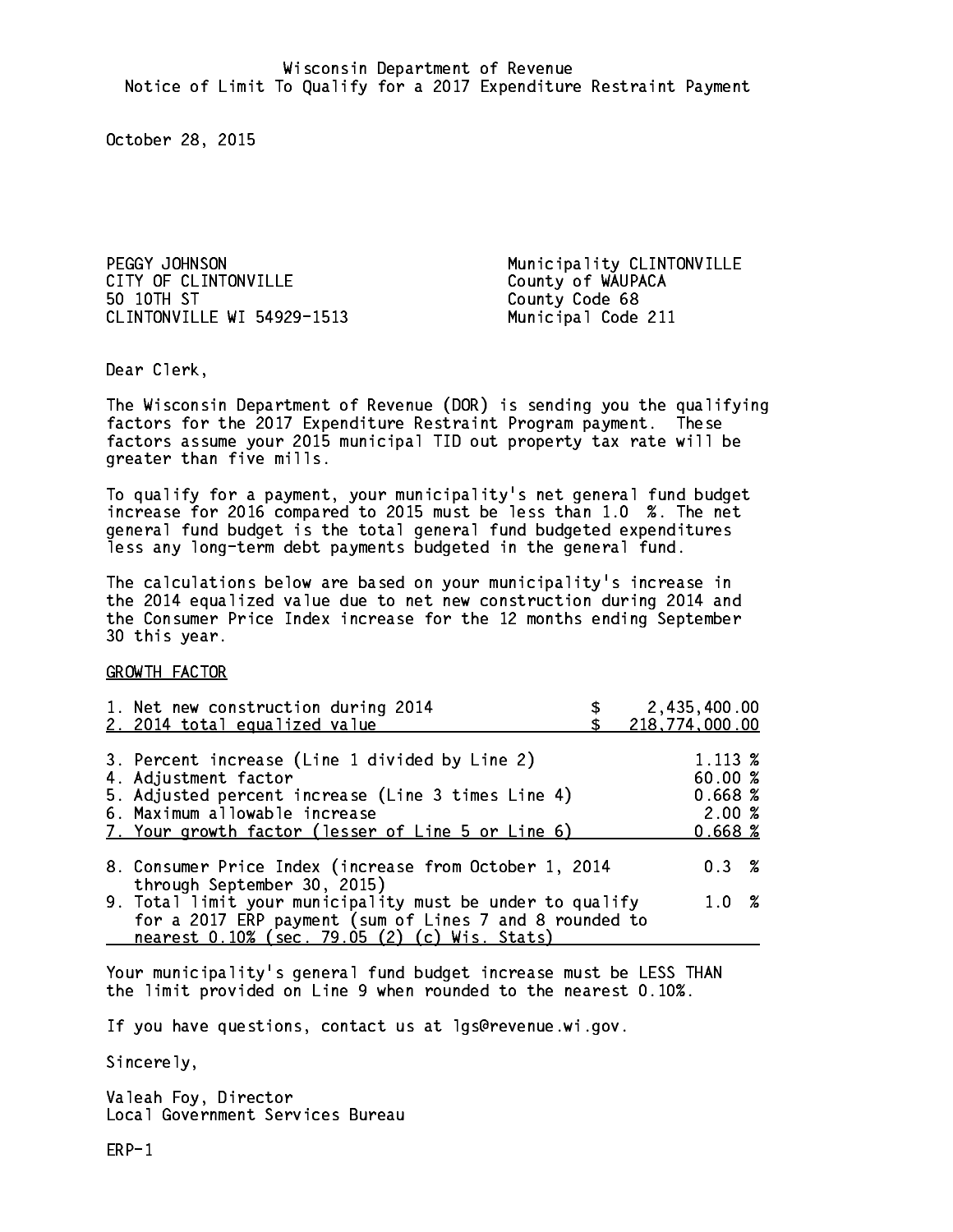Wisconsin Department of Revenue
Notice of Limit To Qualify for a 2017 Expenditure Restraint Payment

October 28, 2015

PEGGY JOHNSON
CITY OF CLINTONVILLE
50 10TH ST
CLINTONVILLE WI 54929-1513

Municipality CLINTONVILLE
County of WAUPACA
County Code 68
Municipal Code 211

Dear Clerk,

The Wisconsin Department of Revenue (DOR) is sending you the qualifying factors for the 2017 Expenditure Restraint Program payment. These factors assume your 2015 municipal TID out property tax rate will be greater than five mills.

To qualify for a payment, your municipality's net general fund budget increase for 2016 compared to 2015 must be less than 1.0 %. The net general fund budget is the total general fund budgeted expenditures less any long-term debt payments budgeted in the general fund.

The calculations below are based on your municipality's increase in the 2014 equalized value due to net new construction during 2014 and the Consumer Price Index increase for the 12 months ending September 30 this year.

GROWTH FACTOR

| | |
|---|---|
| 1. Net new construction during 2014 | $ 2,435,400.00 |
| 2. 2014 total equalized value | $ 218,774,000.00 |
| 3. Percent increase (Line 1 divided by Line 2) | 1.113 % |
| 4. Adjustment factor | 60.00 % |
| 5. Adjusted percent increase (Line 3 times Line 4) | 0.668 % |
| 6. Maximum allowable increase | 2.00 % |
| 7. Your growth factor (lesser of Line 5 or Line 6) | 0.668 % |
| 8. Consumer Price Index (increase from October 1, 2014 through September 30, 2015) | 0.3 % |
| 9. Total limit your municipality must be under to qualify for a 2017 ERP payment (sum of Lines 7 and 8 rounded to nearest 0.10% (sec. 79.05 (2) (c) Wis. Stats) | 1.0 % |

Your municipality's general fund budget increase must be LESS THAN the limit provided on Line 9 when rounded to the nearest 0.10%.

If you have questions, contact us at lgs@revenue.wi.gov.

Sincerely,

Valeah Foy, Director
Local Government Services Bureau

ERP-1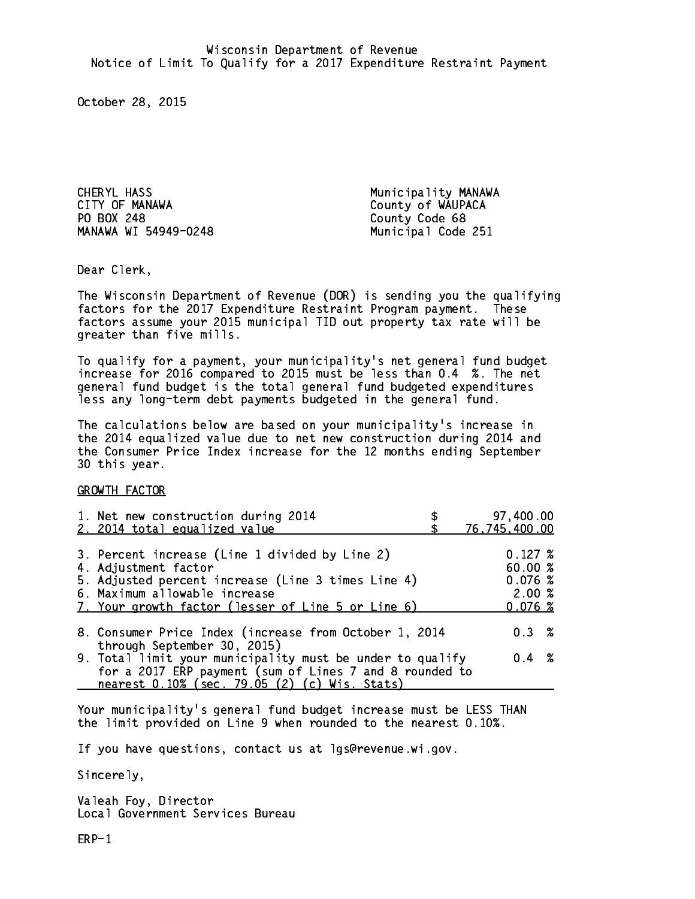Wisconsin Department of Revenue
Notice of Limit To Qualify for a 2017 Expenditure Restraint Payment

October 28, 2015

CHERYL HASS
CITY OF MANAWA
PO BOX 248
MANAWA WI 54949-0248

Municipality MANAWA
County of WAUPACA
County Code 68
Municipal Code 251

Dear Clerk,

The Wisconsin Department of Revenue (DOR) is sending you the qualifying factors for the 2017 Expenditure Restraint Program payment. These factors assume your 2015 municipal TID out property tax rate will be greater than five mills.

To qualify for a payment, your municipality's net general fund budget increase for 2016 compared to 2015 must be less than 0.4 %. The net general fund budget is the total general fund budgeted expenditures less any long-term debt payments budgeted in the general fund.

The calculations below are based on your municipality's increase in the 2014 equalized value due to net new construction during 2014 and the Consumer Price Index increase for the 12 months ending September 30 this year.

GROWTH FACTOR

| | |
|---|---|
| 1. Net new construction during 2014 | $ 97,400.00 |
| 2. 2014 total equalized value | $ 76,745,400.00 |
| 3. Percent increase (Line 1 divided by Line 2) | 0.127 % |
| 4. Adjustment factor | 60.00 % |
| 5. Adjusted percent increase (Line 3 times Line 4) | 0.076 % |
| 6. Maximum allowable increase | 2.00 % |
| 7. Your growth factor (lesser of Line 5 or Line 6) | 0.076 % |
| 8. Consumer Price Index (increase from October 1, 2014 through September 30, 2015) | 0.3 % |
| 9. Total limit your municipality must be under to qualify for a 2017 ERP payment (sum of Lines 7 and 8 rounded to nearest 0.10% (sec. 79.05 (2) (c) Wis. Stats) | 0.4 % |

Your municipality's general fund budget increase must be LESS THAN the limit provided on Line 9 when rounded to the nearest 0.10%.

If you have questions, contact us at lgs@revenue.wi.gov.

Sincerely,

Valeah Foy, Director
Local Government Services Bureau

ERP-1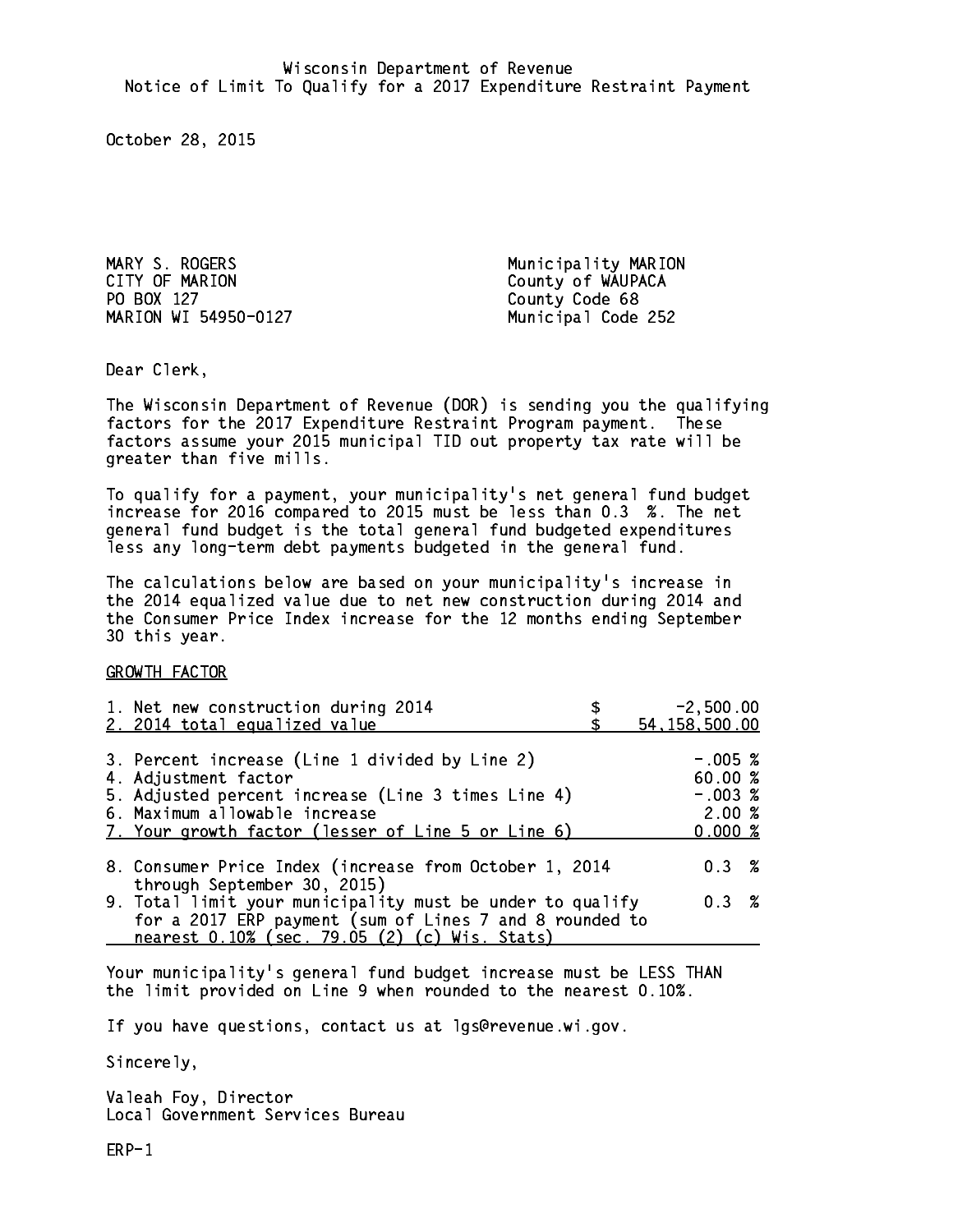Wisconsin Department of Revenue
Notice of Limit To Qualify for a 2017 Expenditure Restraint Payment

October 28, 2015

MARY S. ROGERS
CITY OF MARION
PO BOX 127
MARION WI 54950-0127

Municipality MARION
County of WAUPACA
County Code 68
Municipal Code 252

Dear Clerk,

The Wisconsin Department of Revenue (DOR) is sending you the qualifying factors for the 2017 Expenditure Restraint Program payment. These factors assume your 2015 municipal TID out property tax rate will be greater than five mills.

To qualify for a payment, your municipality's net general fund budget increase for 2016 compared to 2015 must be less than 0.3 %. The net general fund budget is the total general fund budgeted expenditures less any long-term debt payments budgeted in the general fund.

The calculations below are based on your municipality's increase in the 2014 equalized value due to net new construction during 2014 and the Consumer Price Index increase for the 12 months ending September 30 this year.

GROWTH FACTOR

| | |
|---|---|
| 1. Net new construction during 2014 | $ -2,500.00 |
| 2. 2014 total equalized value | $ 54,158,500.00 |
| 3. Percent increase (Line 1 divided by Line 2) | -.005 % |
| 4. Adjustment factor | 60.00 % |
| 5. Adjusted percent increase (Line 3 times Line 4) | -.003 % |
| 6. Maximum allowable increase | 2.00 % |
| 7. Your growth factor (lesser of Line 5 or Line 6) | 0.000 % |
| 8. Consumer Price Index (increase from October 1, 2014 through September 30, 2015) | 0.3 % |
| 9. Total limit your municipality must be under to qualify for a 2017 ERP payment (sum of Lines 7 and 8 rounded to nearest 0.10% (sec. 79.05 (2) (c) Wis. Stats) | 0.3 % |

Your municipality's general fund budget increase must be LESS THAN the limit provided on Line 9 when rounded to the nearest 0.10%.

If you have questions, contact us at lgs@revenue.wi.gov.

Sincerely,

Valeah Foy, Director
Local Government Services Bureau

ERP-1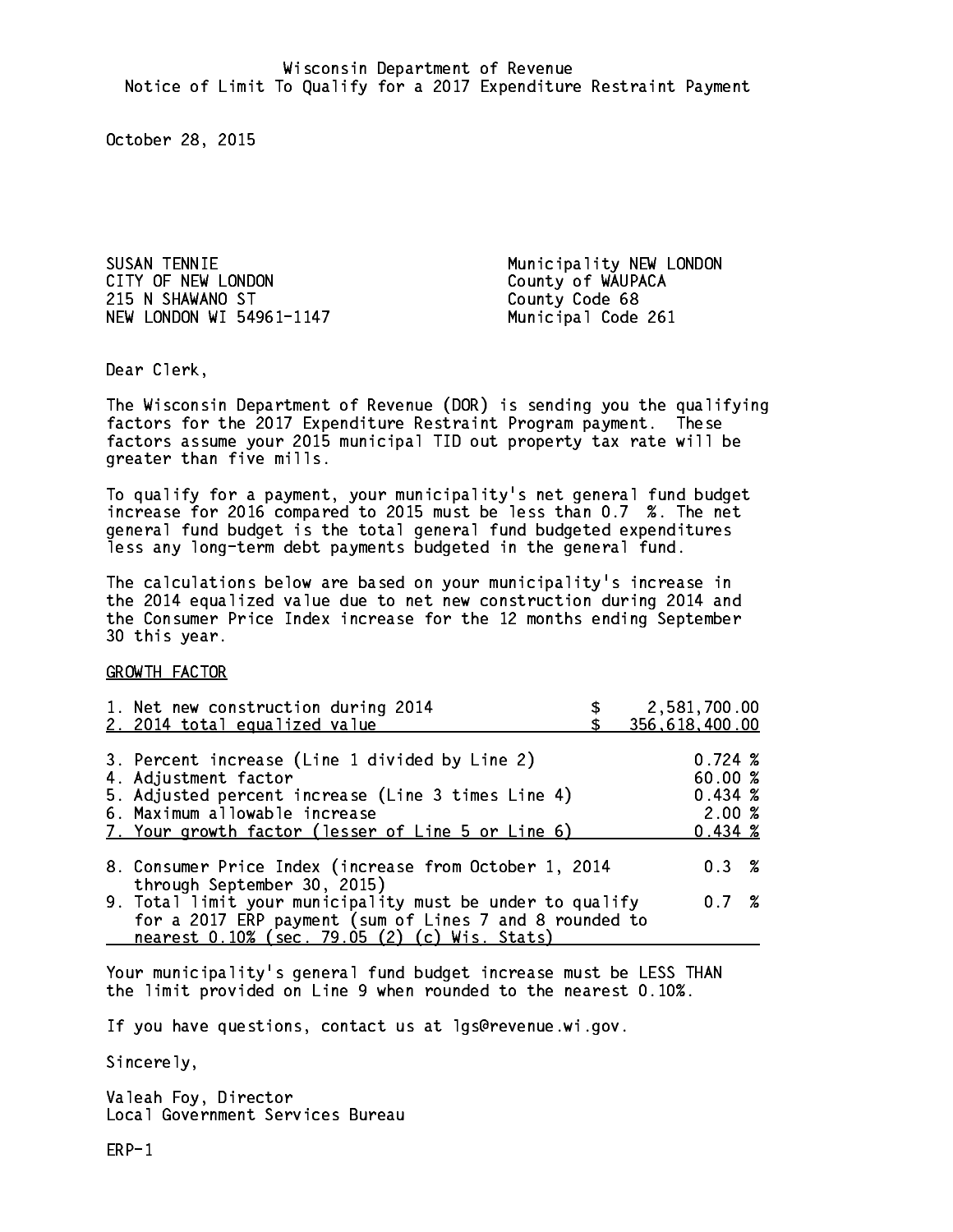Wisconsin Department of Revenue
Notice of Limit To Qualify for a 2017 Expenditure Restraint Payment

October 28, 2015

SUSAN TENNIE
CITY OF NEW LONDON
215 N SHAWANO ST
NEW LONDON WI 54961-1147

Municipality NEW LONDON
County of WAUPACA
County Code 68
Municipal Code 261

Dear Clerk,

The Wisconsin Department of Revenue (DOR) is sending you the qualifying factors for the 2017 Expenditure Restraint Program payment. These factors assume your 2015 municipal TID out property tax rate will be greater than five mills.

To qualify for a payment, your municipality's net general fund budget increase for 2016 compared to 2015 must be less than 0.7 %. The net general fund budget is the total general fund budgeted expenditures less any long-term debt payments budgeted in the general fund.

The calculations below are based on your municipality's increase in the 2014 equalized value due to net new construction during 2014 and the Consumer Price Index increase for the 12 months ending September 30 this year.

GROWTH FACTOR

| | |
|---|---|
| 1. Net new construction during 2014 | $ 2,581,700.00 |
| 2. 2014 total equalized value | $ 356,618,400.00 |
| 3. Percent increase (Line 1 divided by Line 2) | 0.724 % |
| 4. Adjustment factor | 60.00 % |
| 5. Adjusted percent increase (Line 3 times Line 4) | 0.434 % |
| 6. Maximum allowable increase | 2.00 % |
| 7. Your growth factor (lesser of Line 5 or Line 6) | 0.434 % |
| 8. Consumer Price Index (increase from October 1, 2014 through September 30, 2015) | 0.3 % |
| 9. Total limit your municipality must be under to qualify for a 2017 ERP payment (sum of Lines 7 and 8 rounded to nearest 0.10% (sec. 79.05 (2) (c) Wis. Stats) | 0.7 % |

Your municipality's general fund budget increase must be LESS THAN the limit provided on Line 9 when rounded to the nearest 0.10%.

If you have questions, contact us at lgs@revenue.wi.gov.

Sincerely,

Valeah Foy, Director
Local Government Services Bureau

ERP-1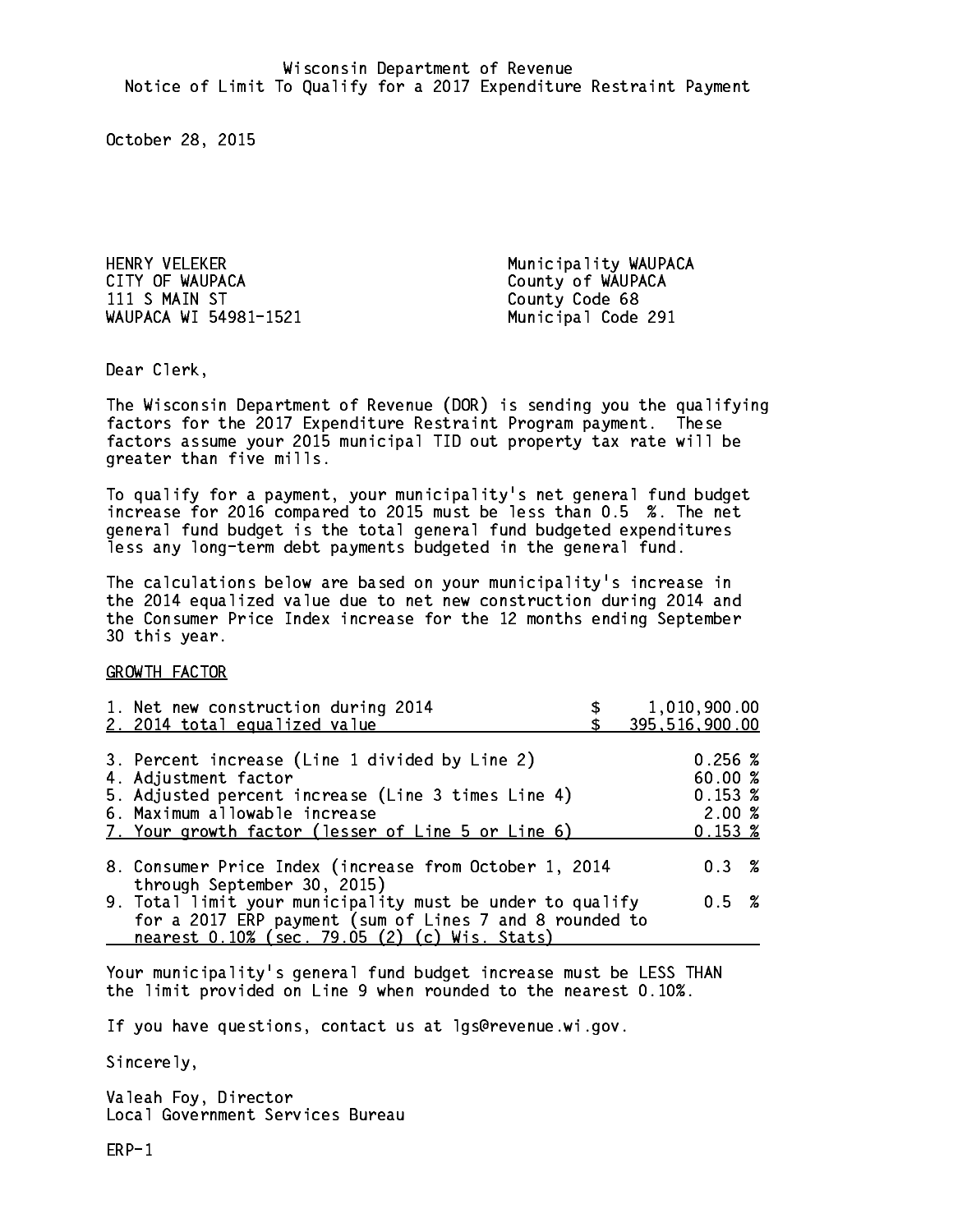Wisconsin Department of Revenue
Notice of Limit To Qualify for a 2017 Expenditure Restraint Payment

October 28, 2015

HENRY VELEKER
CITY OF WAUPACA
111 S MAIN ST
WAUPACA WI 54981-1521

Municipality WAUPACA
County of WAUPACA
County Code 68
Municipal Code 291

Dear Clerk,

The Wisconsin Department of Revenue (DOR) is sending you the qualifying factors for the 2017 Expenditure Restraint Program payment. These factors assume your 2015 municipal TID out property tax rate will be greater than five mills.

To qualify for a payment, your municipality's net general fund budget increase for 2016 compared to 2015 must be less than 0.5 %. The net general fund budget is the total general fund budgeted expenditures less any long-term debt payments budgeted in the general fund.

The calculations below are based on your municipality's increase in the 2014 equalized value due to net new construction during 2014 and the Consumer Price Index increase for the 12 months ending September 30 this year.

GROWTH FACTOR

| | |
|---|---|
| 1. Net new construction during 2014 | $ 1,010,900.00 |
| 2. 2014 total equalized value | $ 395,516,900.00 |
| 3. Percent increase (Line 1 divided by Line 2) | 0.256 % |
| 4. Adjustment factor | 60.00 % |
| 5. Adjusted percent increase (Line 3 times Line 4) | 0.153 % |
| 6. Maximum allowable increase | 2.00 % |
| 7. Your growth factor (lesser of Line 5 or Line 6) | 0.153 % |
| 8. Consumer Price Index (increase from October 1, 2014 through September 30, 2015) | 0.3 % |
| 9. Total limit your municipality must be under to qualify for a 2017 ERP payment (sum of Lines 7 and 8 rounded to nearest 0.10% (sec. 79.05 (2) (c) Wis. Stats) | 0.5 % |

Your municipality's general fund budget increase must be LESS THAN the limit provided on Line 9 when rounded to the nearest 0.10%.

If you have questions, contact us at lgs@revenue.wi.gov.

Sincerely,

Valeah Foy, Director
Local Government Services Bureau

ERP-1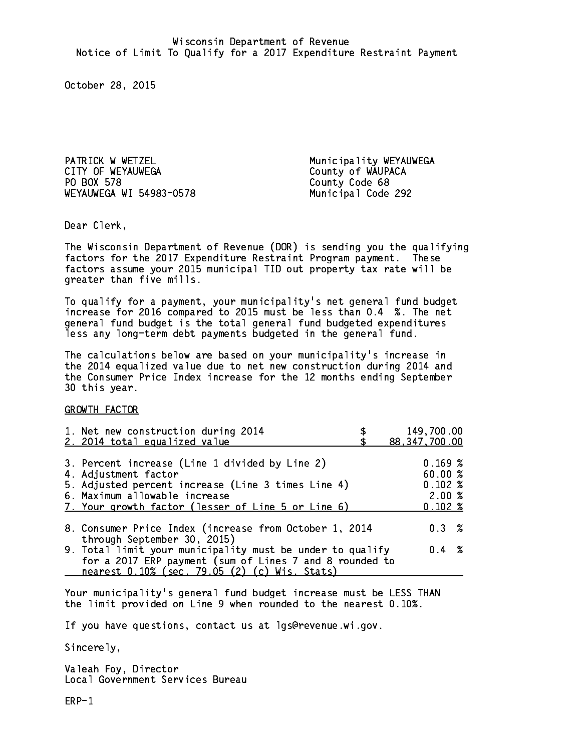Wisconsin Department of Revenue
Notice of Limit To Qualify for a 2017 Expenditure Restraint Payment

October 28, 2015

PATRICK W WETZEL
CITY OF WEYAUWEGA
PO BOX 578
WEYAUWEGA WI 54983-0578

Municipality WEYAUWEGA
County of WAUPACA
County Code 68
Municipal Code 292

Dear Clerk,

The Wisconsin Department of Revenue (DOR) is sending you the qualifying factors for the 2017 Expenditure Restraint Program payment. These factors assume your 2015 municipal TID out property tax rate will be greater than five mills.

To qualify for a payment, your municipality's net general fund budget increase for 2016 compared to 2015 must be less than 0.4 %. The net general fund budget is the total general fund budgeted expenditures less any long-term debt payments budgeted in the general fund.

The calculations below are based on your municipality's increase in the 2014 equalized value due to net new construction during 2014 and the Consumer Price Index increase for the 12 months ending September 30 this year.

GROWTH FACTOR

| | |
|---|---|
| 1. Net new construction during 2014 | $ 149,700.00 |
| 2. 2014 total equalized value | $ 88,347,700.00 |
| 3. Percent increase (Line 1 divided by Line 2) | 0.169 % |
| 4. Adjustment factor | 60.00 % |
| 5. Adjusted percent increase (Line 3 times Line 4) | 0.102 % |
| 6. Maximum allowable increase | 2.00 % |
| 7. Your growth factor (lesser of Line 5 or Line 6) | 0.102 % |
| 8. Consumer Price Index (increase from October 1, 2014 through September 30, 2015) | 0.3 % |
| 9. Total limit your municipality must be under to qualify for a 2017 ERP payment (sum of Lines 7 and 8 rounded to nearest 0.10% (sec. 79.05 (2) (c) Wis. Stats) | 0.4 % |

Your municipality's general fund budget increase must be LESS THAN the limit provided on Line 9 when rounded to the nearest 0.10%.

If you have questions, contact us at lgs@revenue.wi.gov.

Sincerely,

Valeah Foy, Director
Local Government Services Bureau

ERP-1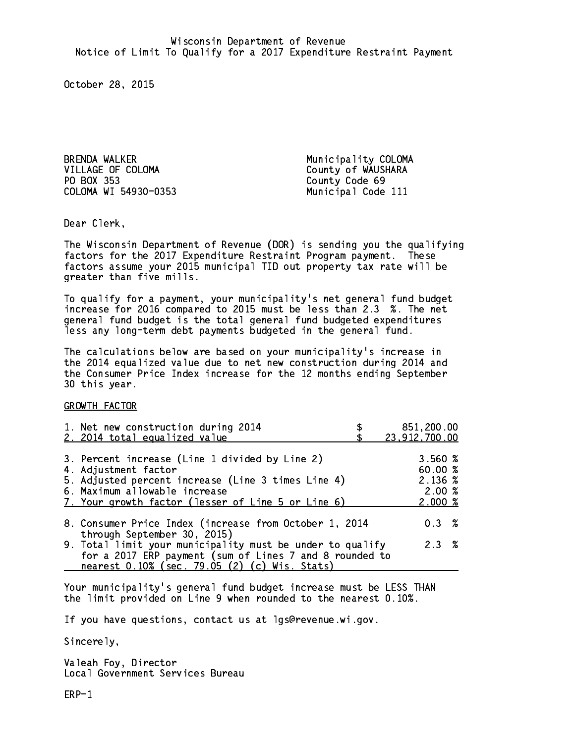Wisconsin Department of Revenue
Notice of Limit To Qualify for a 2017 Expenditure Restraint Payment

October 28, 2015

BRENDA WALKER
VILLAGE OF COLOMA
PO BOX 353
COLOMA WI 54930-0353

Municipality COLOMA
County of WAUSHARA
County Code 69
Municipal Code 111

Dear Clerk,

The Wisconsin Department of Revenue (DOR) is sending you the qualifying factors for the 2017 Expenditure Restraint Program payment. These factors assume your 2015 municipal TID out property tax rate will be greater than five mills.

To qualify for a payment, your municipality's net general fund budget increase for 2016 compared to 2015 must be less than 2.3 %. The net general fund budget is the total general fund budgeted expenditures less any long-term debt payments budgeted in the general fund.

The calculations below are based on your municipality's increase in the 2014 equalized value due to net new construction during 2014 and the Consumer Price Index increase for the 12 months ending September 30 this year.

GROWTH FACTOR

| | |
|---|---|
| 1. Net new construction during 2014 | $ 851,200.00 |
| 2. 2014 total equalized value | $ 23,912,700.00 |
| 3. Percent increase (Line 1 divided by Line 2) | 3.560 % |
| 4. Adjustment factor | 60.00 % |
| 5. Adjusted percent increase (Line 3 times Line 4) | 2.136 % |
| 6. Maximum allowable increase | 2.00 % |
| 7. Your growth factor (lesser of Line 5 or Line 6) | 2.000 % |
| 8. Consumer Price Index (increase from October 1, 2014 through September 30, 2015) | 0.3 % |
| 9. Total limit your municipality must be under to qualify for a 2017 ERP payment (sum of Lines 7 and 8 rounded to nearest 0.10% (sec. 79.05 (2) (c) Wis. Stats) | 2.3 % |

Your municipality's general fund budget increase must be LESS THAN the limit provided on Line 9 when rounded to the nearest 0.10%.

If you have questions, contact us at lgs@revenue.wi.gov.

Sincerely,

Valeah Foy, Director
Local Government Services Bureau

ERP-1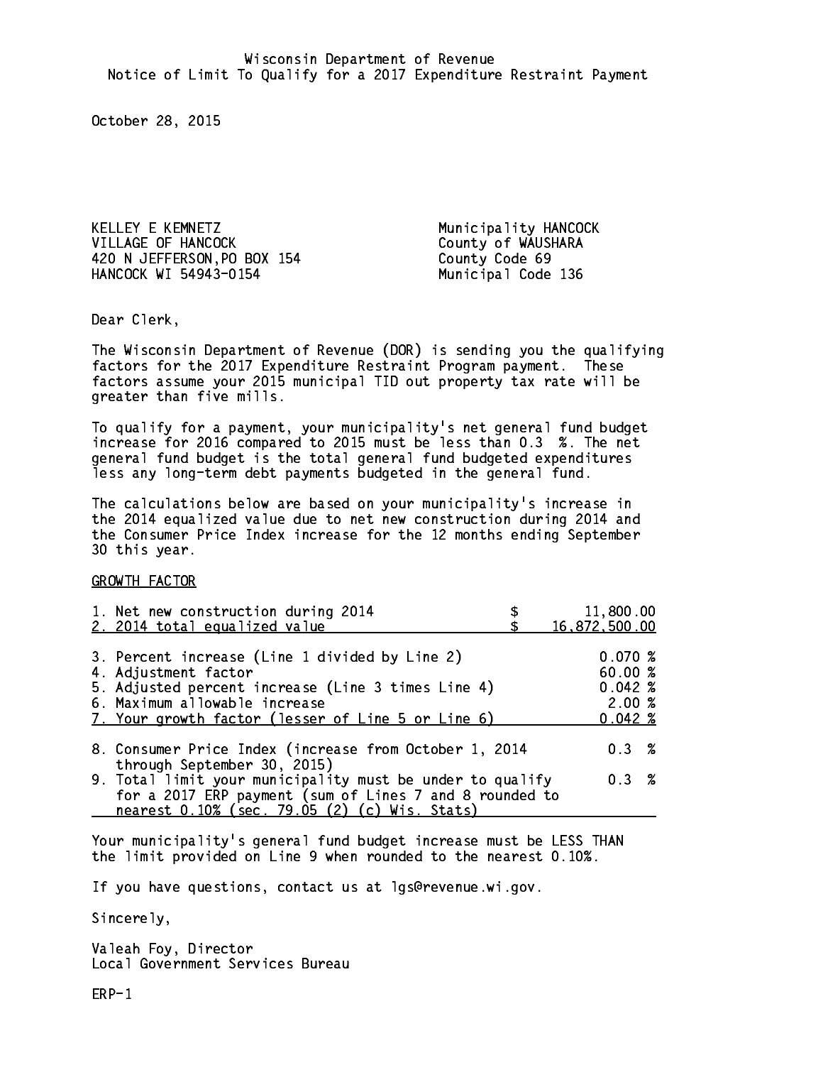Wisconsin Department of Revenue
Notice of Limit To Qualify for a 2017 Expenditure Restraint Payment

October 28, 2015

KELLEY E KEMNETZ
VILLAGE OF HANCOCK
420 N JEFFERSON,PO BOX 154
HANCOCK WI 54943-0154

Municipality HANCOCK
County of WAUSHARA
County Code 69
Municipal Code 136

Dear Clerk,

The Wisconsin Department of Revenue (DOR) is sending you the qualifying factors for the 2017 Expenditure Restraint Program payment. These factors assume your 2015 municipal TID out property tax rate will be greater than five mills.

To qualify for a payment, your municipality's net general fund budget increase for 2016 compared to 2015 must be less than 0.3 %. The net general fund budget is the total general fund budgeted expenditures less any long-term debt payments budgeted in the general fund.

The calculations below are based on your municipality's increase in the 2014 equalized value due to net new construction during 2014 and the Consumer Price Index increase for the 12 months ending September 30 this year.

GROWTH FACTOR

| | |
|---|---|
| 1. Net new construction during 2014 | $ 11,800.00 |
| 2. 2014 total equalized value | $ 16,872,500.00 |
| 3. Percent increase (Line 1 divided by Line 2) | 0.070 % |
| 4. Adjustment factor | 60.00 % |
| 5. Adjusted percent increase (Line 3 times Line 4) | 0.042 % |
| 6. Maximum allowable increase | 2.00 % |
| 7. Your growth factor (lesser of Line 5 or Line 6) | 0.042 % |
| 8. Consumer Price Index (increase from October 1, 2014 through September 30, 2015) | 0.3 % |
| 9. Total limit your municipality must be under to qualify for a 2017 ERP payment (sum of Lines 7 and 8 rounded to nearest 0.10% (sec. 79.05 (2) (c) Wis. Stats) | 0.3 % |

Your municipality's general fund budget increase must be LESS THAN the limit provided on Line 9 when rounded to the nearest 0.10%.

If you have questions, contact us at lgs@revenue.wi.gov.

Sincerely,

Valeah Foy, Director
Local Government Services Bureau

ERP-1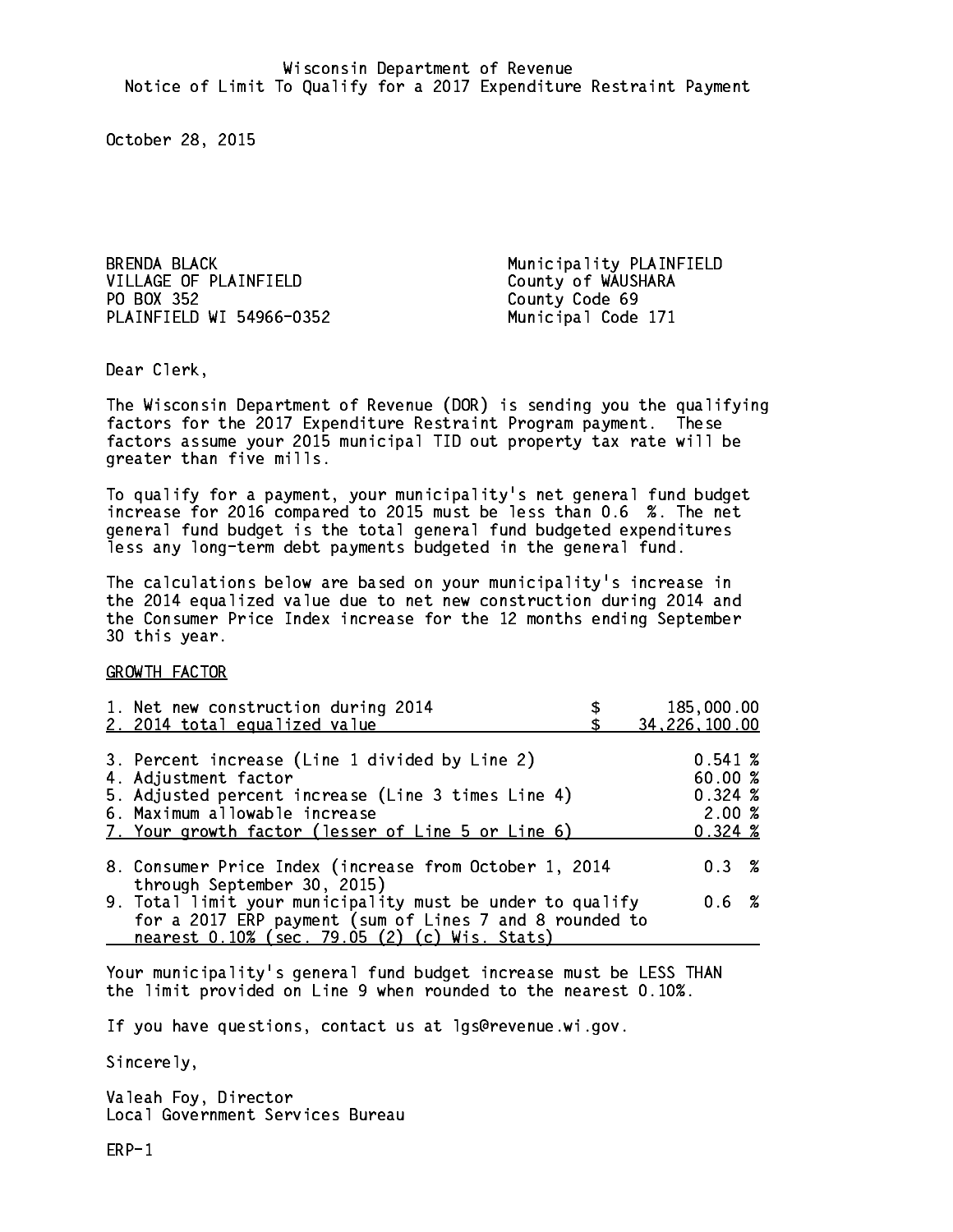Wisconsin Department of Revenue
Notice of Limit To Qualify for a 2017 Expenditure Restraint Payment

October 28, 2015

BRENDA BLACK
VILLAGE OF PLAINFIELD
PO BOX 352
PLAINFIELD WI 54966-0352

Municipality PLAINFIELD
County of WAUSHARA
County Code 69
Municipal Code 171

Dear Clerk,

The Wisconsin Department of Revenue (DOR) is sending you the qualifying factors for the 2017 Expenditure Restraint Program payment. These factors assume your 2015 municipal TID out property tax rate will be greater than five mills.

To qualify for a payment, your municipality's net general fund budget increase for 2016 compared to 2015 must be less than 0.6 %. The net general fund budget is the total general fund budgeted expenditures less any long-term debt payments budgeted in the general fund.

The calculations below are based on your municipality's increase in the 2014 equalized value due to net new construction during 2014 and the Consumer Price Index increase for the 12 months ending September 30 this year.

GROWTH FACTOR

| | |
|---|---|
| 1. Net new construction during 2014 | $ 185,000.00 |
| 2. 2014 total equalized value | $ 34,226,100.00 |
| 3. Percent increase (Line 1 divided by Line 2) | 0.541 % |
| 4. Adjustment factor | 60.00 % |
| 5. Adjusted percent increase (Line 3 times Line 4) | 0.324 % |
| 6. Maximum allowable increase | 2.00 % |
| 7. Your growth factor (lesser of Line 5 or Line 6) | 0.324 % |
| 8. Consumer Price Index (increase from October 1, 2014 through September 30, 2015) | 0.3 % |
| 9. Total limit your municipality must be under to qualify for a 2017 ERP payment (sum of Lines 7 and 8 rounded to nearest 0.10% (sec. 79.05 (2) (c) Wis. Stats) | 0.6 % |

Your municipality's general fund budget increase must be LESS THAN the limit provided on Line 9 when rounded to the nearest 0.10%.

If you have questions, contact us at lgs@revenue.wi.gov.

Sincerely,

Valeah Foy, Director
Local Government Services Bureau

ERP-1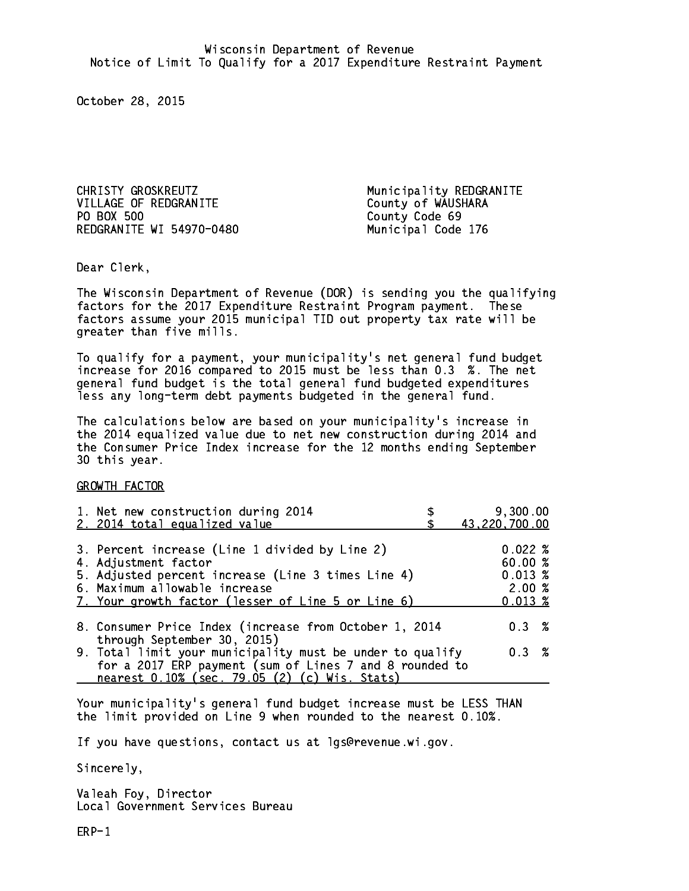Wisconsin Department of Revenue
Notice of Limit To Qualify for a 2017 Expenditure Restraint Payment

October 28, 2015

CHRISTY GROSKREUTZ
VILLAGE OF REDGRANITE
PO BOX 500
REDGRANITE WI 54970-0480

Municipality REDGRANITE
County of WAUSHARA
County Code 69
Municipal Code 176

Dear Clerk,

The Wisconsin Department of Revenue (DOR) is sending you the qualifying factors for the 2017 Expenditure Restraint Program payment. These factors assume your 2015 municipal TID out property tax rate will be greater than five mills.

To qualify for a payment, your municipality's net general fund budget increase for 2016 compared to 2015 must be less than 0.3 %. The net general fund budget is the total general fund budgeted expenditures less any long-term debt payments budgeted in the general fund.

The calculations below are based on your municipality's increase in the 2014 equalized value due to net new construction during 2014 and the Consumer Price Index increase for the 12 months ending September 30 this year.

GROWTH FACTOR

| | |
|---|---|
| 1. Net new construction during 2014 | $ 9,300.00 |
| 2. 2014 total equalized value | $ 43,220,700.00 |
| 3. Percent increase (Line 1 divided by Line 2) | 0.022 % |
| 4. Adjustment factor | 60.00 % |
| 5. Adjusted percent increase (Line 3 times Line 4) | 0.013 % |
| 6. Maximum allowable increase | 2.00 % |
| 7. Your growth factor (lesser of Line 5 or Line 6) | 0.013 % |
| 8. Consumer Price Index (increase from October 1, 2014 through September 30, 2015) | 0.3 % |
| 9. Total limit your municipality must be under to qualify for a 2017 ERP payment (sum of Lines 7 and 8 rounded to nearest 0.10% (sec. 79.05 (2) (c) Wis. Stats) | 0.3 % |

Your municipality's general fund budget increase must be LESS THAN the limit provided on Line 9 when rounded to the nearest 0.10%.

If you have questions, contact us at lgs@revenue.wi.gov.

Sincerely,

Valeah Foy, Director
Local Government Services Bureau

ERP-1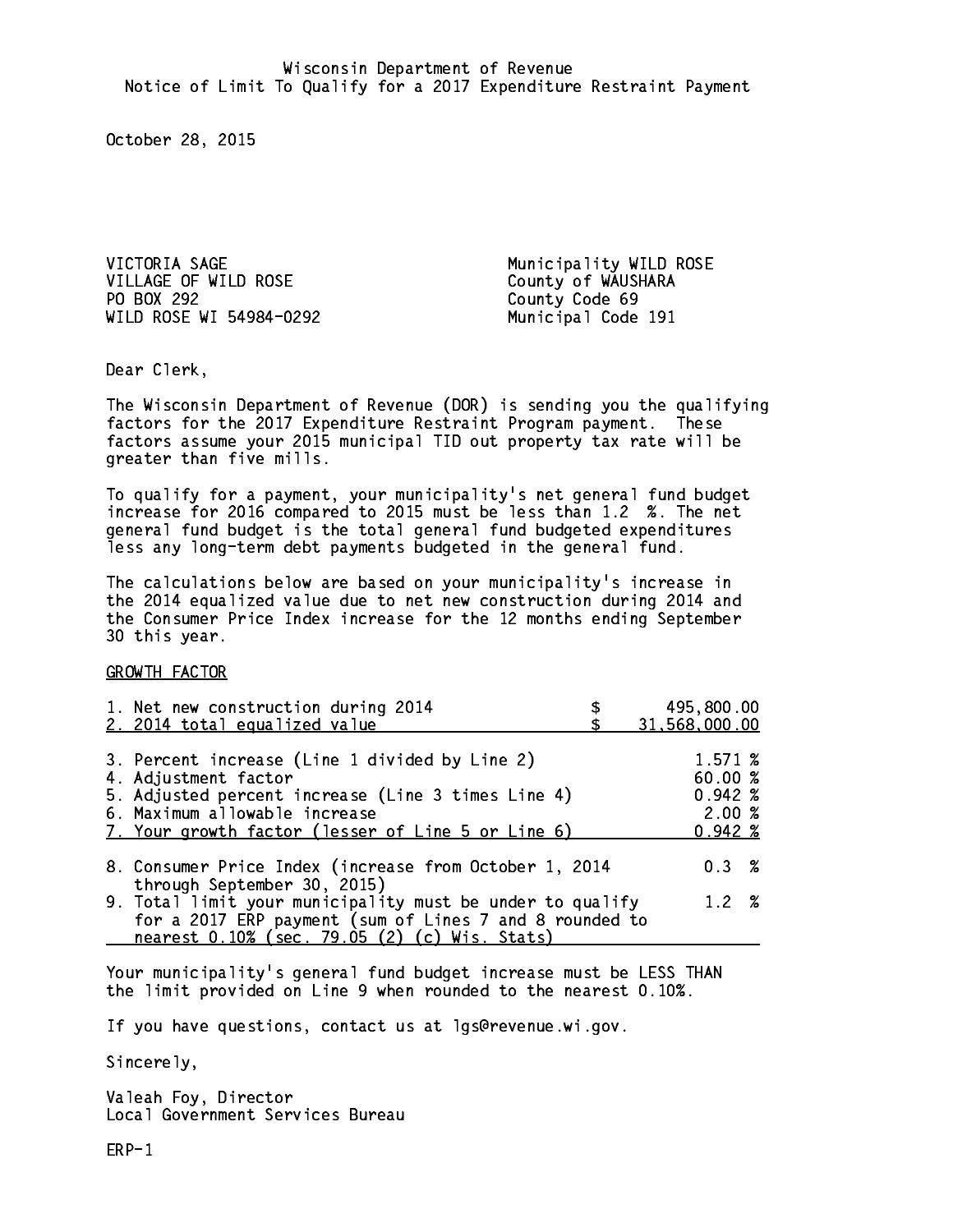Wisconsin Department of Revenue
Notice of Limit To Qualify for a 2017 Expenditure Restraint Payment

October 28, 2015

VICTORIA SAGE
VILLAGE OF WILD ROSE
PO BOX 292
WILD ROSE WI 54984-0292

Municipality WILD ROSE
County of WAUSHARA
County Code 69
Municipal Code 191

Dear Clerk,

The Wisconsin Department of Revenue (DOR) is sending you the qualifying factors for the 2017 Expenditure Restraint Program payment. These factors assume your 2015 municipal TID out property tax rate will be greater than five mills.

To qualify for a payment, your municipality's net general fund budget increase for 2016 compared to 2015 must be less than 1.2 %. The net general fund budget is the total general fund budgeted expenditures less any long-term debt payments budgeted in the general fund.

The calculations below are based on your municipality's increase in the 2014 equalized value due to net new construction during 2014 and the Consumer Price Index increase for the 12 months ending September 30 this year.

GROWTH FACTOR

| | |
|---|---|
| 1. Net new construction during 2014 | $ 495,800.00 |
| 2. 2014 total equalized value | $ 31,568,000.00 |
| 3. Percent increase (Line 1 divided by Line 2) | 1.571 % |
| 4. Adjustment factor | 60.00 % |
| 5. Adjusted percent increase (Line 3 times Line 4) | 0.942 % |
| 6. Maximum allowable increase | 2.00 % |
| 7. Your growth factor (lesser of Line 5 or Line 6) | 0.942 % |
| 8. Consumer Price Index (increase from October 1, 2014 through September 30, 2015) | 0.3 % |
| 9. Total limit your municipality must be under to qualify for a 2017 ERP payment (sum of Lines 7 and 8 rounded to nearest 0.10% (sec. 79.05 (2) (c) Wis. Stats) | 1.2 % |

Your municipality's general fund budget increase must be LESS THAN the limit provided on Line 9 when rounded to the nearest 0.10%.

If you have questions, contact us at lgs@revenue.wi.gov.

Sincerely,

Valeah Foy, Director
Local Government Services Bureau

ERP-1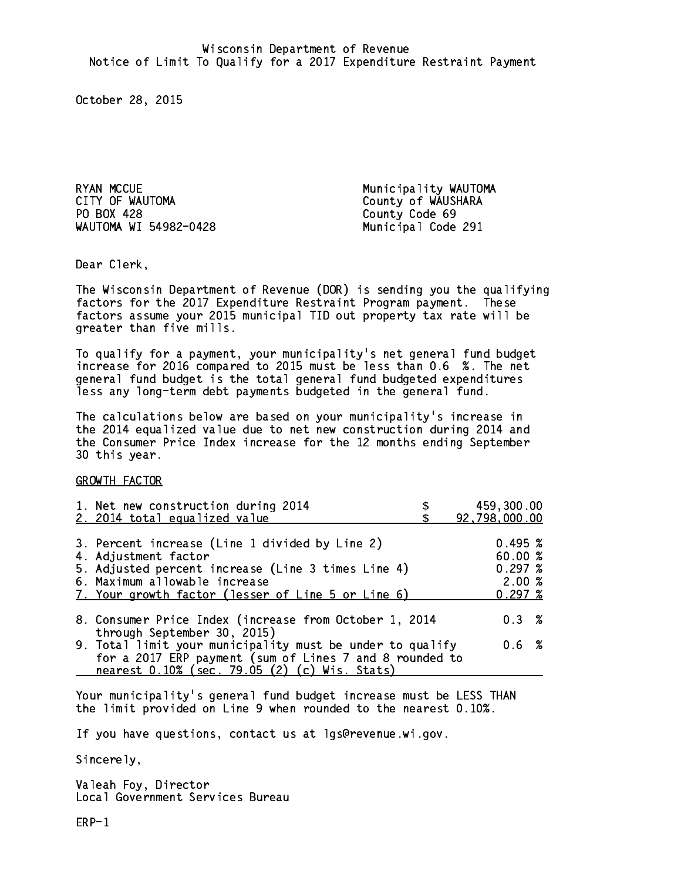Wisconsin Department of Revenue
Notice of Limit To Qualify for a 2017 Expenditure Restraint Payment

October 28, 2015

RYAN MCCUE
CITY OF WAUTOMA
PO BOX 428
WAUTOMA WI 54982-0428

Municipality WAUTOMA
County of WAUSHARA
County Code 69
Municipal Code 291

Dear Clerk,

The Wisconsin Department of Revenue (DOR) is sending you the qualifying factors for the 2017 Expenditure Restraint Program payment. These factors assume your 2015 municipal TID out property tax rate will be greater than five mills.

To qualify for a payment, your municipality's net general fund budget increase for 2016 compared to 2015 must be less than 0.6 %. The net general fund budget is the total general fund budgeted expenditures less any long-term debt payments budgeted in the general fund.

The calculations below are based on your municipality's increase in the 2014 equalized value due to net new construction during 2014 and the Consumer Price Index increase for the 12 months ending September 30 this year.

GROWTH FACTOR

| | |
|---|---|
| 1. Net new construction during 2014 | $ 459,300.00 |
| 2. 2014 total equalized value | $ 92,798,000.00 |
| 3. Percent increase (Line 1 divided by Line 2) | 0.495 % |
| 4. Adjustment factor | 60.00 % |
| 5. Adjusted percent increase (Line 3 times Line 4) | 0.297 % |
| 6. Maximum allowable increase | 2.00 % |
| 7. Your growth factor (lesser of Line 5 or Line 6) | 0.297 % |
| 8. Consumer Price Index (increase from October 1, 2014 through September 30, 2015) | 0.3 % |
| 9. Total limit your municipality must be under to qualify for a 2017 ERP payment (sum of Lines 7 and 8 rounded to nearest 0.10% (sec. 79.05 (2) (c) Wis. Stats) | 0.6 % |

Your municipality's general fund budget increase must be LESS THAN the limit provided on Line 9 when rounded to the nearest 0.10%.

If you have questions, contact us at lgs@revenue.wi.gov.

Sincerely,

Valeah Foy, Director
Local Government Services Bureau

ERP-1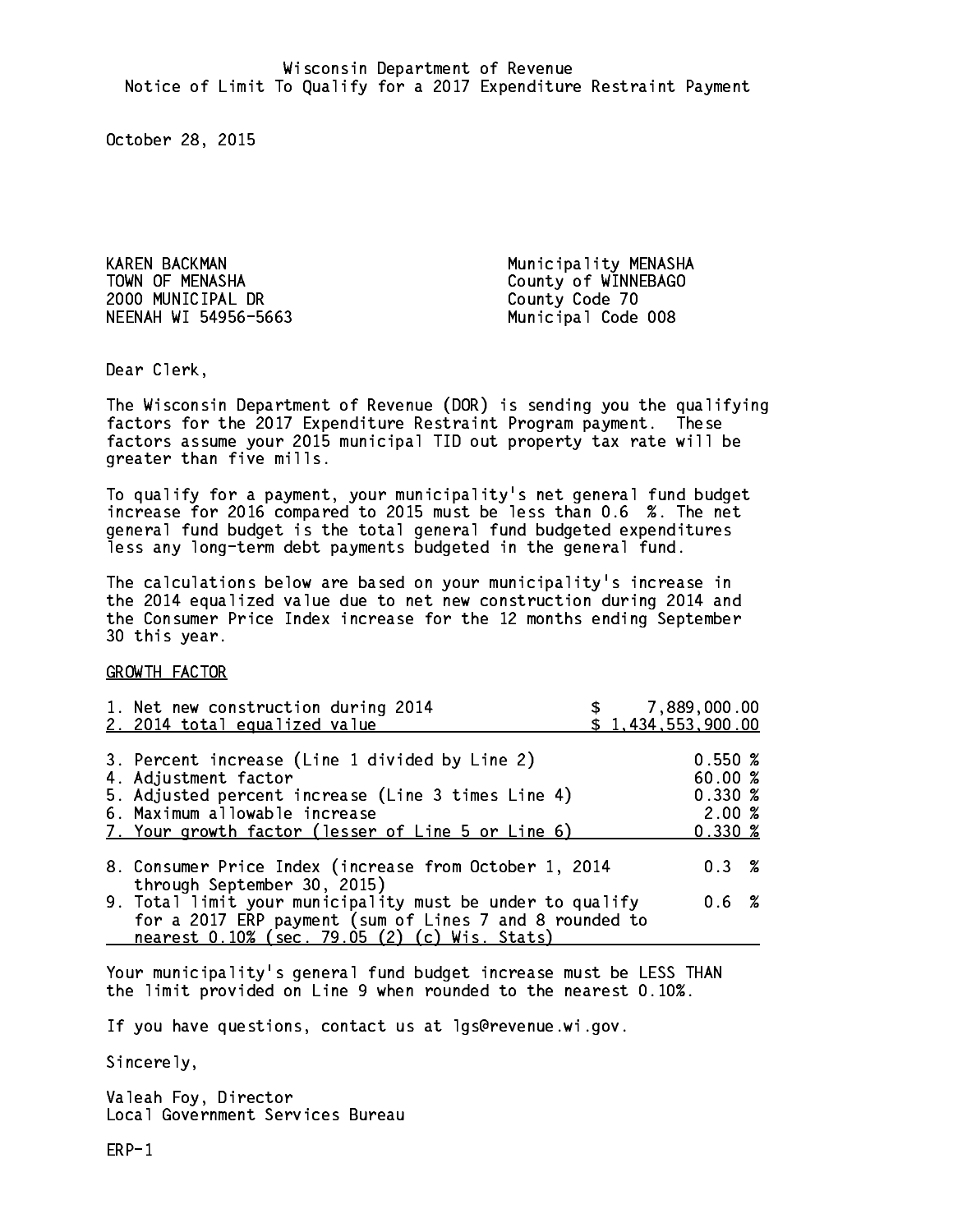Wisconsin Department of Revenue
Notice of Limit To Qualify for a 2017 Expenditure Restraint Payment

October 28, 2015

KAREN BACKMAN
TOWN OF MENASHA
2000 MUNICIPAL DR
NEENAH WI 54956-5663

Municipality MENASHA
County of WINNEBAGO
County Code 70
Municipal Code 008

Dear Clerk,

The Wisconsin Department of Revenue (DOR) is sending you the qualifying factors for the 2017 Expenditure Restraint Program payment. These factors assume your 2015 municipal TID out property tax rate will be greater than five mills.

To qualify for a payment, your municipality's net general fund budget increase for 2016 compared to 2015 must be less than 0.6 %. The net general fund budget is the total general fund budgeted expenditures less any long-term debt payments budgeted in the general fund.

The calculations below are based on your municipality's increase in the 2014 equalized value due to net new construction during 2014 and the Consumer Price Index increase for the 12 months ending September 30 this year.

GROWTH FACTOR

| | |
|---|---|
| 1. Net new construction during 2014 | $ 7,889,000.00 |
| 2. 2014 total equalized value | $ 1,434,553,900.00 |
| 3. Percent increase (Line 1 divided by Line 2) | 0.550 % |
| 4. Adjustment factor | 60.00 % |
| 5. Adjusted percent increase (Line 3 times Line 4) | 0.330 % |
| 6. Maximum allowable increase | 2.00 % |
| 7. Your growth factor (lesser of Line 5 or Line 6) | 0.330 % |
| 8. Consumer Price Index (increase from October 1, 2014 through September 30, 2015) | 0.3 % |
| 9. Total limit your municipality must be under to qualify for a 2017 ERP payment (sum of Lines 7 and 8 rounded to nearest 0.10% (sec. 79.05 (2) (c) Wis. Stats) | 0.6 % |

Your municipality's general fund budget increase must be LESS THAN the limit provided on Line 9 when rounded to the nearest 0.10%.

If you have questions, contact us at lgs@revenue.wi.gov.

Sincerely,

Valeah Foy, Director
Local Government Services Bureau

ERP-1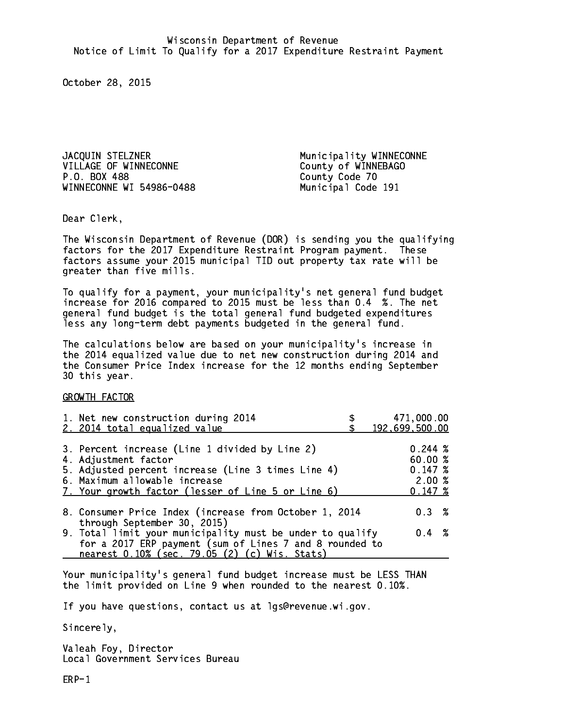Wisconsin Department of Revenue
Notice of Limit To Qualify for a 2017 Expenditure Restraint Payment

October 28, 2015

JACQUIN STELZNER
VILLAGE OF WINNECONNE
P.O. BOX 488
WINNECONNE WI 54986-0488

Municipality WINNECONNE
County of WINNEBAGO
County Code 70
Municipal Code 191

Dear Clerk,

The Wisconsin Department of Revenue (DOR) is sending you the qualifying factors for the 2017 Expenditure Restraint Program payment. These factors assume your 2015 municipal TID out property tax rate will be greater than five mills.

To qualify for a payment, your municipality's net general fund budget increase for 2016 compared to 2015 must be less than 0.4 %. The net general fund budget is the total general fund budgeted expenditures less any long-term debt payments budgeted in the general fund.

The calculations below are based on your municipality's increase in the 2014 equalized value due to net new construction during 2014 and the Consumer Price Index increase for the 12 months ending September 30 this year.

GROWTH FACTOR

| | |
|---|---|
| 1. Net new construction during 2014 | $ 471,000.00 |
| 2. 2014 total equalized value | $ 192,699,500.00 |
| 3. Percent increase (Line 1 divided by Line 2) | 0.244 % |
| 4. Adjustment factor | 60.00 % |
| 5. Adjusted percent increase (Line 3 times Line 4) | 0.147 % |
| 6. Maximum allowable increase | 2.00 % |
| 7. Your growth factor (lesser of Line 5 or Line 6) | 0.147 % |
| 8. Consumer Price Index (increase from October 1, 2014 through September 30, 2015) | 0.3 % |
| 9. Total limit your municipality must be under to qualify for a 2017 ERP payment (sum of Lines 7 and 8 rounded to nearest 0.10% (sec. 79.05 (2) (c) Wis. Stats) | 0.4 % |

Your municipality's general fund budget increase must be LESS THAN the limit provided on Line 9 when rounded to the nearest 0.10%.

If you have questions, contact us at lgs@revenue.wi.gov.

Sincerely,

Valeah Foy, Director
Local Government Services Bureau

ERP-1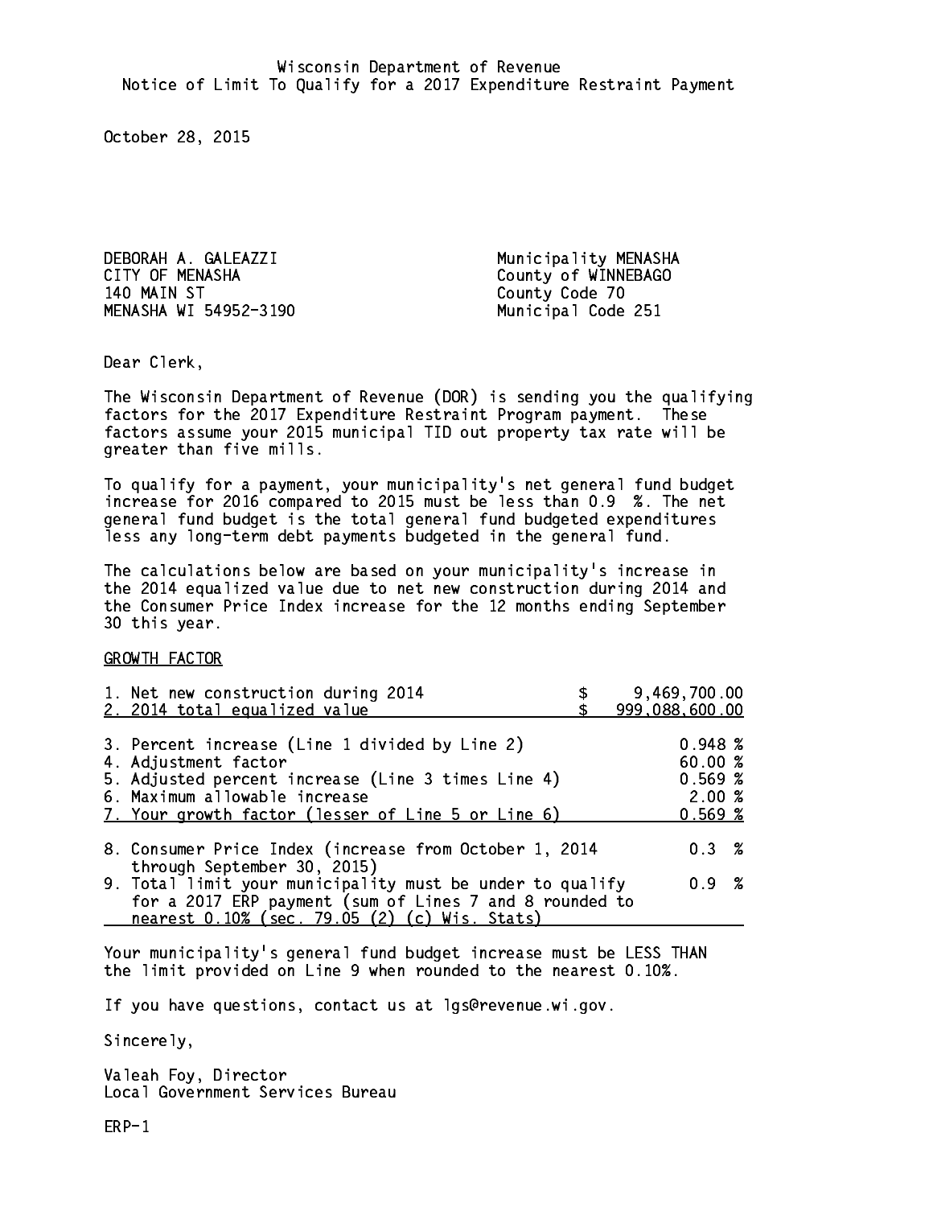Wisconsin Department of Revenue
Notice of Limit To Qualify for a 2017 Expenditure Restraint Payment

October 28, 2015

DEBORAH A. GALEAZZI
CITY OF MENASHA
140 MAIN ST
MENASHA WI 54952-3190

Municipality MENASHA
County of WINNEBAGO
County Code 70
Municipal Code 251

Dear Clerk,

The Wisconsin Department of Revenue (DOR) is sending you the qualifying factors for the 2017 Expenditure Restraint Program payment. These factors assume your 2015 municipal TID out property tax rate will be greater than five mills.

To qualify for a payment, your municipality's net general fund budget increase for 2016 compared to 2015 must be less than 0.9 %. The net general fund budget is the total general fund budgeted expenditures less any long-term debt payments budgeted in the general fund.

The calculations below are based on your municipality's increase in the 2014 equalized value due to net new construction during 2014 and the Consumer Price Index increase for the 12 months ending September 30 this year.

GROWTH FACTOR

| | |
|---|---|
| 1. Net new construction during 2014 | $ 9,469,700.00 |
| 2. 2014 total equalized value | $ 999,088,600.00 |
| 3. Percent increase (Line 1 divided by Line 2) | 0.948 % |
| 4. Adjustment factor | 60.00 % |
| 5. Adjusted percent increase (Line 3 times Line 4) | 0.569 % |
| 6. Maximum allowable increase | 2.00 % |
| 7. Your growth factor (lesser of Line 5 or Line 6) | 0.569 % |
| 8. Consumer Price Index (increase from October 1, 2014 through September 30, 2015) | 0.3 % |
| 9. Total limit your municipality must be under to qualify for a 2017 ERP payment (sum of Lines 7 and 8 rounded to nearest 0.10% (sec. 79.05 (2) (c) Wis. Stats) | 0.9 % |

Your municipality's general fund budget increase must be LESS THAN the limit provided on Line 9 when rounded to the nearest 0.10%.

If you have questions, contact us at lgs@revenue.wi.gov.

Sincerely,

Valeah Foy, Director
Local Government Services Bureau

ERP-1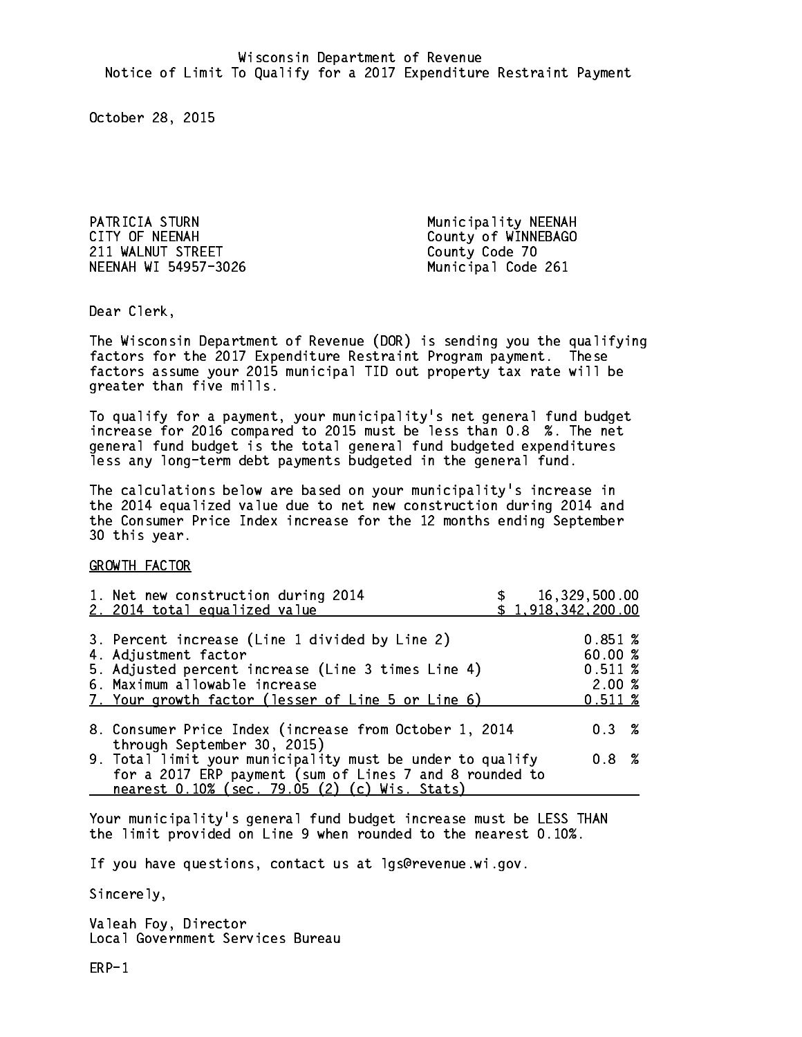Wisconsin Department of Revenue
Notice of Limit To Qualify for a 2017 Expenditure Restraint Payment

October 28, 2015

PATRICIA STURN
CITY OF NEENAH
211 WALNUT STREET
NEENAH WI 54957-3026

Municipality NEENAH
County of WINNEBAGO
County Code 70
Municipal Code 261

Dear Clerk,

The Wisconsin Department of Revenue (DOR) is sending you the qualifying factors for the 2017 Expenditure Restraint Program payment. These factors assume your 2015 municipal TID out property tax rate will be greater than five mills.

To qualify for a payment, your municipality's net general fund budget increase for 2016 compared to 2015 must be less than 0.8 %. The net general fund budget is the total general fund budgeted expenditures less any long-term debt payments budgeted in the general fund.

The calculations below are based on your municipality's increase in the 2014 equalized value due to net new construction during 2014 and the Consumer Price Index increase for the 12 months ending September 30 this year.

GROWTH FACTOR

| | |
|---|---|
| 1. Net new construction during 2014 | $ 16,329,500.00 |
| 2. 2014 total equalized value | $ 1,918,342,200.00 |
| 3. Percent increase (Line 1 divided by Line 2) | 0.851 % |
| 4. Adjustment factor | 60.00 % |
| 5. Adjusted percent increase (Line 3 times Line 4) | 0.511 % |
| 6. Maximum allowable increase | 2.00 % |
| 7. Your growth factor (lesser of Line 5 or Line 6) | 0.511 % |
| 8. Consumer Price Index (increase from October 1, 2014 through September 30, 2015) | 0.3 % |
| 9. Total limit your municipality must be under to qualify for a 2017 ERP payment (sum of Lines 7 and 8 rounded to nearest 0.10% (sec. 79.05 (2) (c) Wis. Stats) | 0.8 % |

Your municipality's general fund budget increase must be LESS THAN the limit provided on Line 9 when rounded to the nearest 0.10%.

If you have questions, contact us at lgs@revenue.wi.gov.

Sincerely,

Valeah Foy, Director
Local Government Services Bureau

ERP-1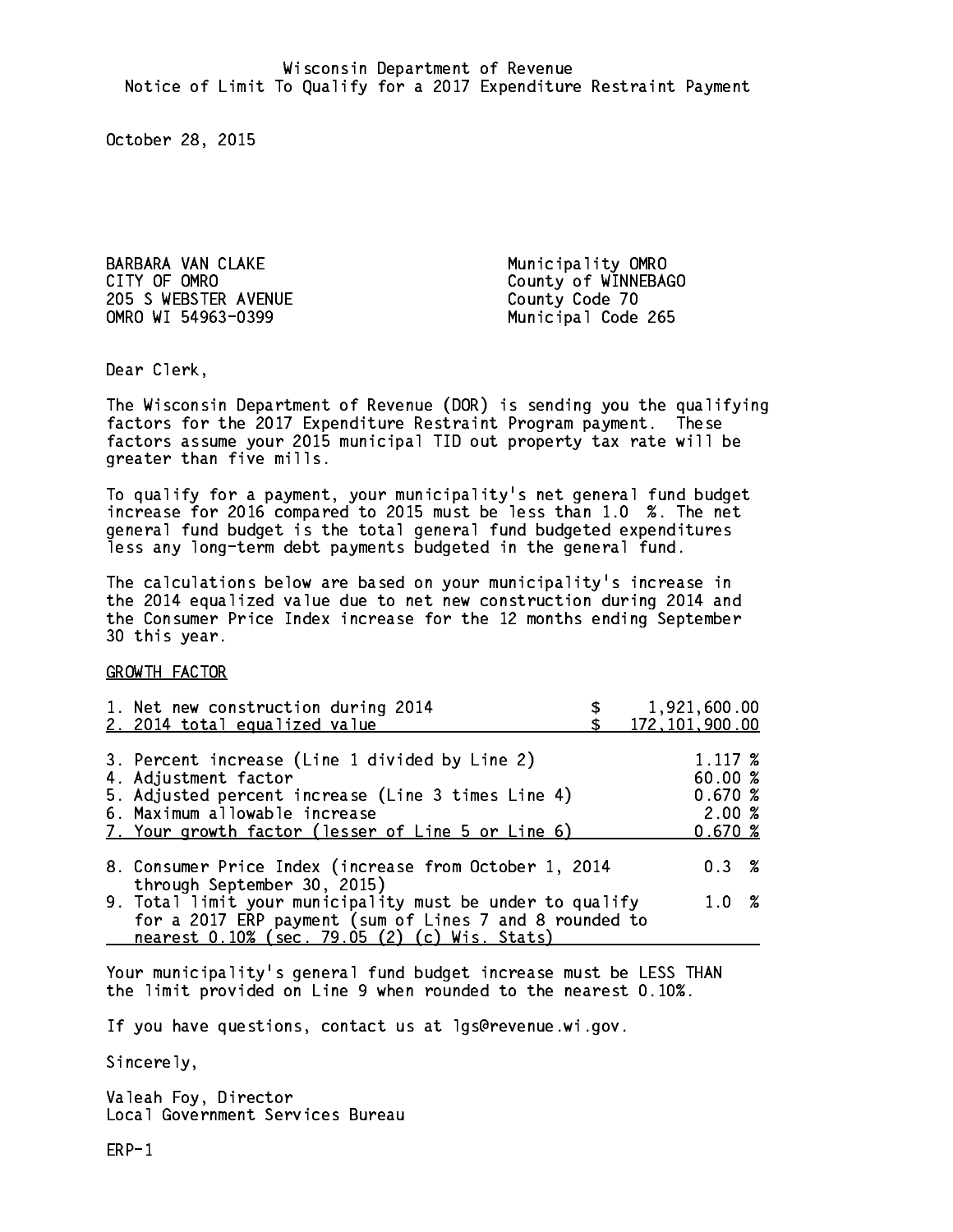Wisconsin Department of Revenue
Notice of Limit To Qualify for a 2017 Expenditure Restraint Payment

October 28, 2015

BARBARA VAN CLAKE
CITY OF OMRO
205 S WEBSTER AVENUE
OMRO WI 54963-0399

Municipality OMRO
County of WINNEBAGO
County Code 70
Municipal Code 265

Dear Clerk,

The Wisconsin Department of Revenue (DOR) is sending you the qualifying factors for the 2017 Expenditure Restraint Program payment. These factors assume your 2015 municipal TID out property tax rate will be greater than five mills.

To qualify for a payment, your municipality's net general fund budget increase for 2016 compared to 2015 must be less than 1.0 %. The net general fund budget is the total general fund budgeted expenditures less any long-term debt payments budgeted in the general fund.

The calculations below are based on your municipality's increase in the 2014 equalized value due to net new construction during 2014 and the Consumer Price Index increase for the 12 months ending September 30 this year.

GROWTH FACTOR

| | |
|---|---|
| 1. Net new construction during 2014 | $ 1,921,600.00 |
| 2. 2014 total equalized value | $ 172,101,900.00 |
| 3. Percent increase (Line 1 divided by Line 2) | 1.117 % |
| 4. Adjustment factor | 60.00 % |
| 5. Adjusted percent increase (Line 3 times Line 4) | 0.670 % |
| 6. Maximum allowable increase | 2.00 % |
| 7. Your growth factor (lesser of Line 5 or Line 6) | 0.670 % |
| 8. Consumer Price Index (increase from October 1, 2014 through September 30, 2015) | 0.3 % |
| 9. Total limit your municipality must be under to qualify for a 2017 ERP payment (sum of Lines 7 and 8 rounded to nearest 0.10% (sec. 79.05 (2) (c) Wis. Stats) | 1.0 % |

Your municipality's general fund budget increase must be LESS THAN the limit provided on Line 9 when rounded to the nearest 0.10%.

If you have questions, contact us at lgs@revenue.wi.gov.

Sincerely,

Valeah Foy, Director
Local Government Services Bureau

ERP-1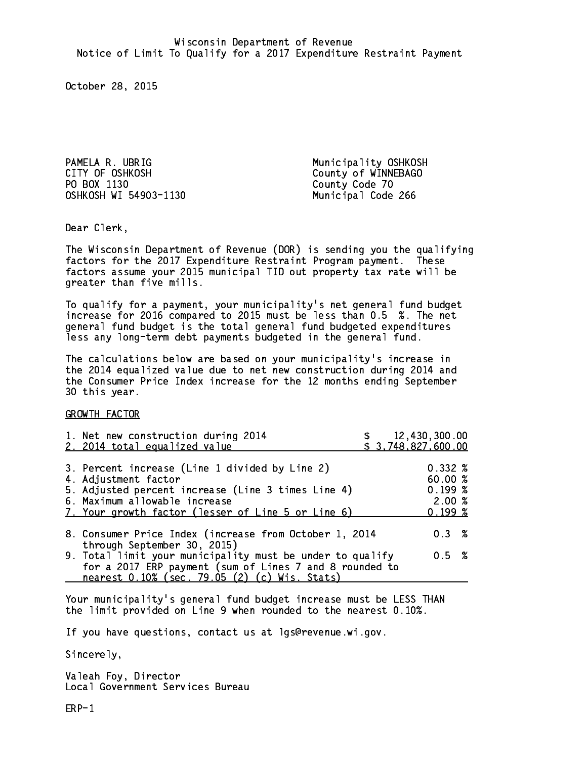Wisconsin Department of Revenue
Notice of Limit To Qualify for a 2017 Expenditure Restraint Payment

October 28, 2015

PAMELA R. UBRIG
CITY OF OSHKOSH
PO BOX 1130
OSHKOSH WI 54903-1130

Municipality OSHKOSH
County of WINNEBAGO
County Code 70
Municipal Code 266

Dear Clerk,

The Wisconsin Department of Revenue (DOR) is sending you the qualifying factors for the 2017 Expenditure Restraint Program payment. These factors assume your 2015 municipal TID out property tax rate will be greater than five mills.

To qualify for a payment, your municipality's net general fund budget increase for 2016 compared to 2015 must be less than 0.5 %. The net general fund budget is the total general fund budgeted expenditures less any long-term debt payments budgeted in the general fund.

The calculations below are based on your municipality's increase in the 2014 equalized value due to net new construction during 2014 and the Consumer Price Index increase for the 12 months ending September 30 this year.

GROWTH FACTOR

| | |
|---|---|
| 1. Net new construction during 2014 | $ 12,430,300.00 |
| 2. 2014 total equalized value | $ 3,748,827,600.00 |
| 3. Percent increase (Line 1 divided by Line 2) | 0.332 % |
| 4. Adjustment factor | 60.00 % |
| 5. Adjusted percent increase (Line 3 times Line 4) | 0.199 % |
| 6. Maximum allowable increase | 2.00 % |
| 7. Your growth factor (lesser of Line 5 or Line 6) | 0.199 % |
| 8. Consumer Price Index (increase from October 1, 2014 through September 30, 2015) | 0.3 % |
| 9. Total limit your municipality must be under to qualify for a 2017 ERP payment (sum of Lines 7 and 8 rounded to nearest 0.10% (sec. 79.05 (2) (c) Wis. Stats) | 0.5 % |

Your municipality's general fund budget increase must be LESS THAN the limit provided on Line 9 when rounded to the nearest 0.10%.

If you have questions, contact us at lgs@revenue.wi.gov.

Sincerely,

Valeah Foy, Director
Local Government Services Bureau

ERP-1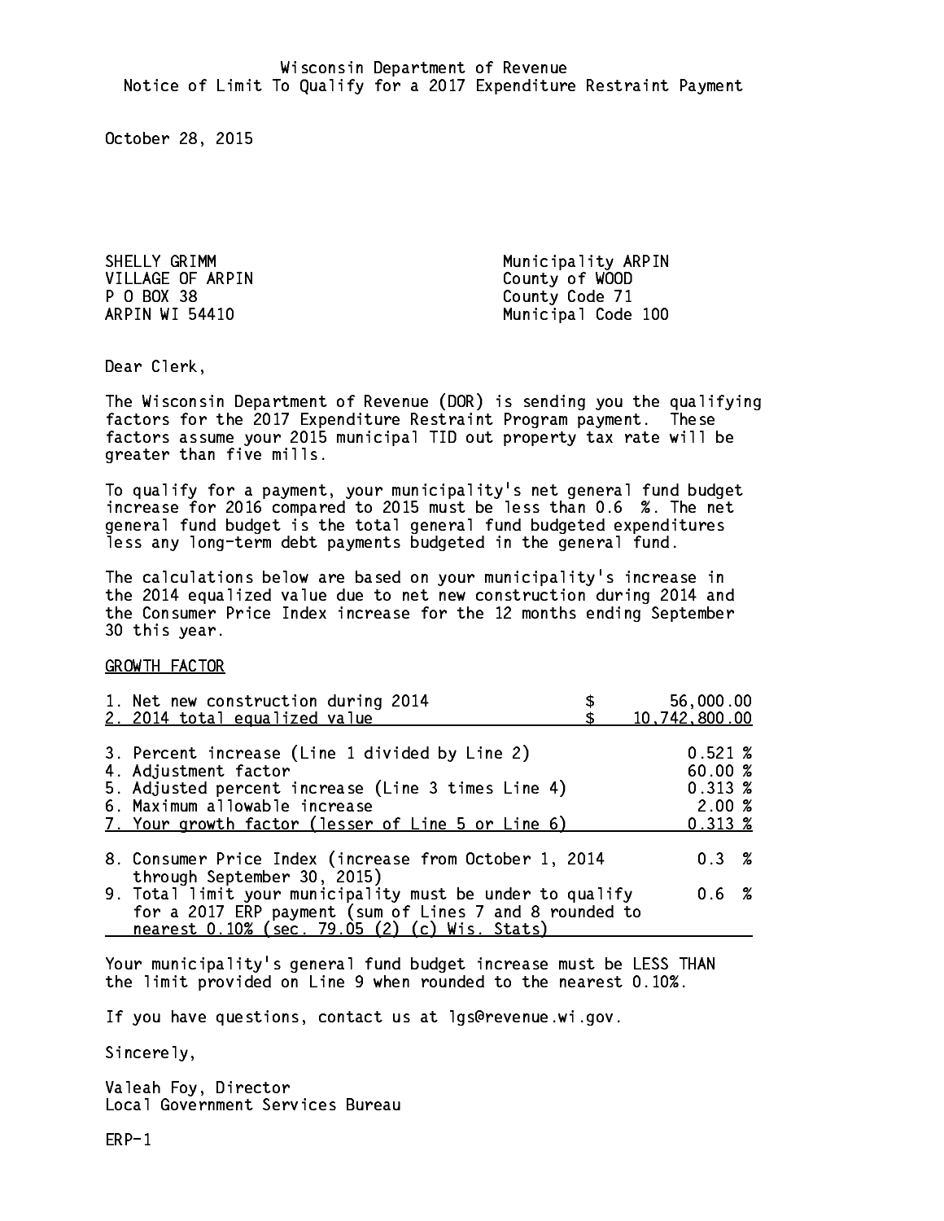Wisconsin Department of Revenue
Notice of Limit To Qualify for a 2017 Expenditure Restraint Payment

October 28, 2015

SHELLY GRIMM
VILLAGE OF ARPIN
P O BOX 38
ARPIN WI 54410

Municipality ARPIN
County of WOOD
County Code 71
Municipal Code 100

Dear Clerk,

The Wisconsin Department of Revenue (DOR) is sending you the qualifying factors for the 2017 Expenditure Restraint Program payment. These factors assume your 2015 municipal TID out property tax rate will be greater than five mills.

To qualify for a payment, your municipality's net general fund budget increase for 2016 compared to 2015 must be less than 0.6 %. The net general fund budget is the total general fund budgeted expenditures less any long-term debt payments budgeted in the general fund.

The calculations below are based on your municipality's increase in the 2014 equalized value due to net new construction during 2014 and the Consumer Price Index increase for the 12 months ending September 30 this year.

GROWTH FACTOR

| | |
|---|---|
| 1. Net new construction during 2014 | $ 56,000.00 |
| 2. 2014 total equalized value | $ 10,742,800.00 |
| 3. Percent increase (Line 1 divided by Line 2) | 0.521 % |
| 4. Adjustment factor | 60.00 % |
| 5. Adjusted percent increase (Line 3 times Line 4) | 0.313 % |
| 6. Maximum allowable increase | 2.00 % |
| 7. Your growth factor (lesser of Line 5 or Line 6) | 0.313 % |
| 8. Consumer Price Index (increase from October 1, 2014 through September 30, 2015) | 0.3 % |
| 9. Total limit your municipality must be under to qualify for a 2017 ERP payment (sum of Lines 7 and 8 rounded to nearest 0.10% (sec. 79.05 (2) (c) Wis. Stats) | 0.6 % |

Your municipality's general fund budget increase must be LESS THAN the limit provided on Line 9 when rounded to the nearest 0.10%.

If you have questions, contact us at lgs@revenue.wi.gov.

Sincerely,

Valeah Foy, Director
Local Government Services Bureau

ERP-1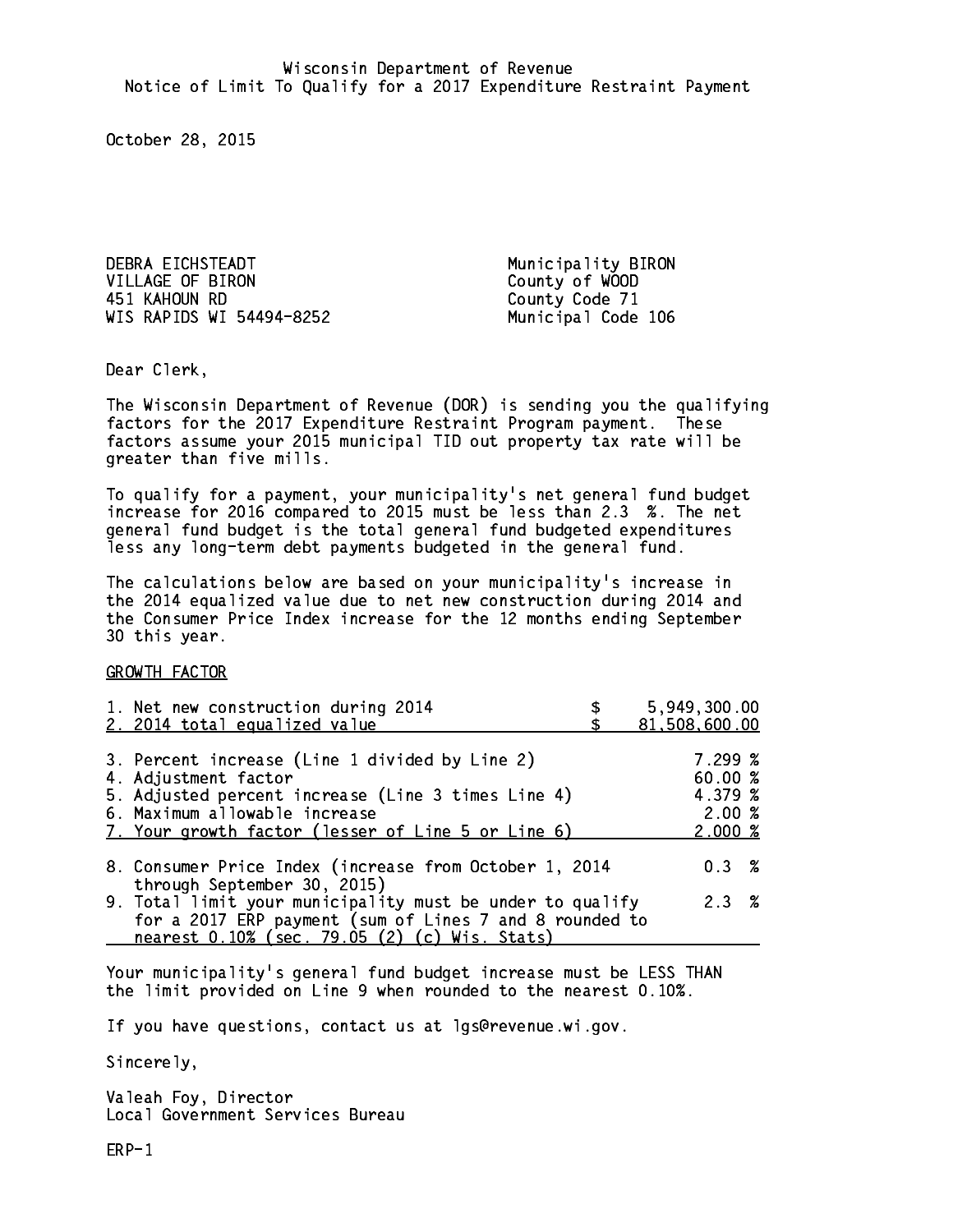Wisconsin Department of Revenue
Notice of Limit To Qualify for a 2017 Expenditure Restraint Payment

October 28, 2015

DEBRA EICHSTEADT
VILLAGE OF BIRON
451 KAHOUN RD
WIS RAPIDS WI 54494-8252

Municipality BIRON
County of WOOD
County Code 71
Municipal Code 106

Dear Clerk,

The Wisconsin Department of Revenue (DOR) is sending you the qualifying factors for the 2017 Expenditure Restraint Program payment. These factors assume your 2015 municipal TID out property tax rate will be greater than five mills.

To qualify for a payment, your municipality's net general fund budget increase for 2016 compared to 2015 must be less than 2.3 %. The net general fund budget is the total general fund budgeted expenditures less any long-term debt payments budgeted in the general fund.

The calculations below are based on your municipality's increase in the 2014 equalized value due to net new construction during 2014 and the Consumer Price Index increase for the 12 months ending September 30 this year.

GROWTH FACTOR

| | | |
|---|---|---|
| 1. Net new construction during 2014 | $ | 5,949,300.00 |
| 2. 2014 total equalized value | $ | 81,508,600.00 |
| 3. Percent increase (Line 1 divided by Line 2) | | 7.299 % |
| 4. Adjustment factor | | 60.00 % |
| 5. Adjusted percent increase (Line 3 times Line 4) | | 4.379 % |
| 6. Maximum allowable increase | | 2.00 % |
| 7. Your growth factor (lesser of Line 5 or Line 6) | | 2.000 % |
| 8. Consumer Price Index (increase from October 1, 2014 through September 30, 2015) | | 0.3 % |
| 9. Total limit your municipality must be under to qualify for a 2017 ERP payment (sum of Lines 7 and 8 rounded to nearest 0.10% (sec. 79.05 (2) (c) Wis. Stats) | | 2.3 % |

Your municipality's general fund budget increase must be LESS THAN the limit provided on Line 9 when rounded to the nearest 0.10%.

If you have questions, contact us at lgs@revenue.wi.gov.

Sincerely,

Valeah Foy, Director
Local Government Services Bureau

ERP-1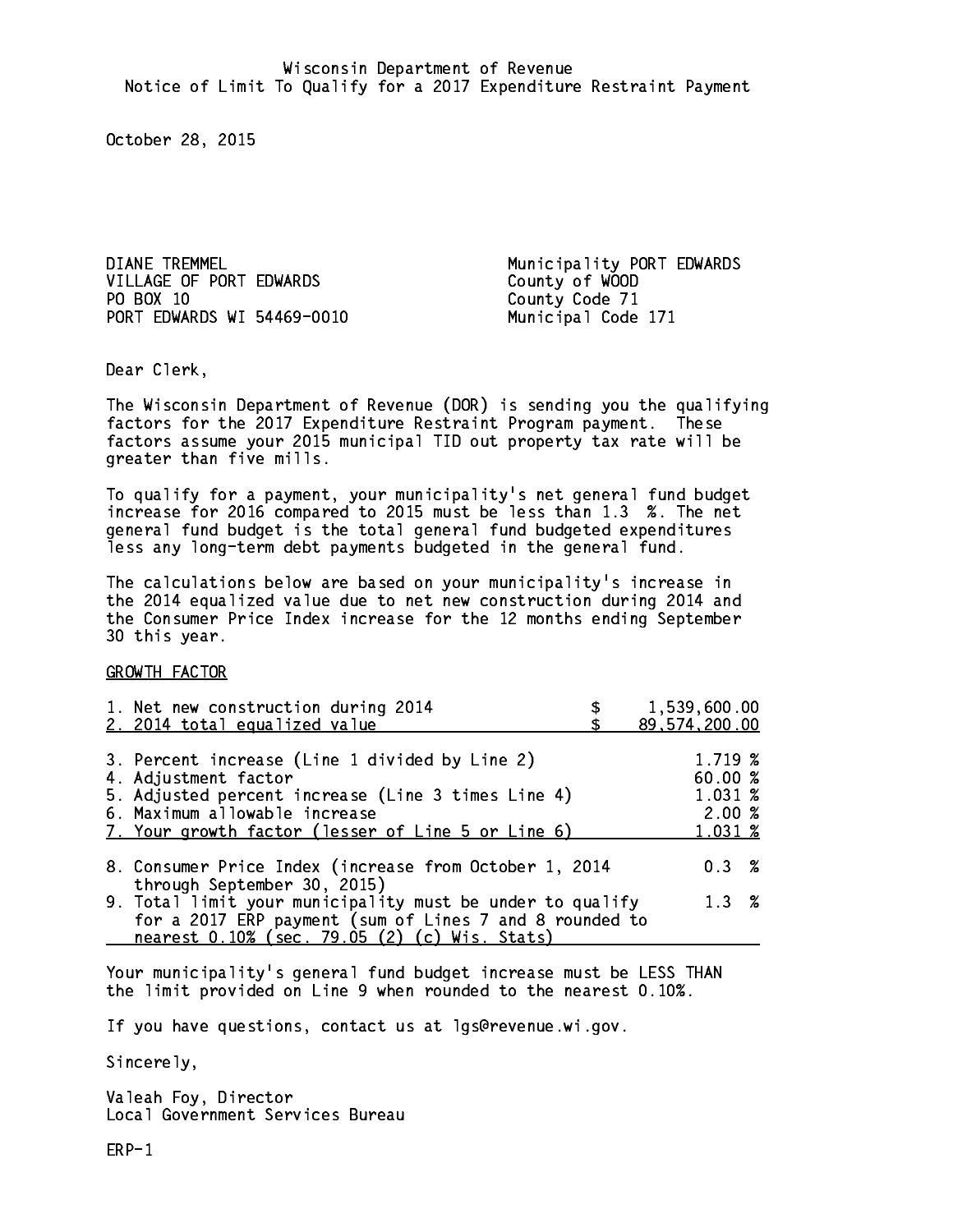Wisconsin Department of Revenue
Notice of Limit To Qualify for a 2017 Expenditure Restraint Payment

October 28, 2015

DIANE TREMMEL
VILLAGE OF PORT EDWARDS
PO BOX 10
PORT EDWARDS WI 54469-0010

Municipality PORT EDWARDS
County of WOOD
County Code 71
Municipal Code 171

Dear Clerk,

The Wisconsin Department of Revenue (DOR) is sending you the qualifying factors for the 2017 Expenditure Restraint Program payment. These factors assume your 2015 municipal TID out property tax rate will be greater than five mills.

To qualify for a payment, your municipality's net general fund budget increase for 2016 compared to 2015 must be less than 1.3 %. The net general fund budget is the total general fund budgeted expenditures less any long-term debt payments budgeted in the general fund.

The calculations below are based on your municipality's increase in the 2014 equalized value due to net new construction during 2014 and the Consumer Price Index increase for the 12 months ending September 30 this year.

GROWTH FACTOR

| | |
|---|---|
| 1. Net new construction during 2014 | $ 1,539,600.00 |
| 2. 2014 total equalized value | $ 89,574,200.00 |
| 3. Percent increase (Line 1 divided by Line 2) | 1.719 % |
| 4. Adjustment factor | 60.00 % |
| 5. Adjusted percent increase (Line 3 times Line 4) | 1.031 % |
| 6. Maximum allowable increase | 2.00 % |
| 7. Your growth factor (lesser of Line 5 or Line 6) | 1.031 % |
| 8. Consumer Price Index (increase from October 1, 2014 through September 30, 2015) | 0.3 % |
| 9. Total limit your municipality must be under to qualify for a 2017 ERP payment (sum of Lines 7 and 8 rounded to nearest 0.10% (sec. 79.05 (2) (c) Wis. Stats) | 1.3 % |

Your municipality's general fund budget increase must be LESS THAN the limit provided on Line 9 when rounded to the nearest 0.10%.

If you have questions, contact us at lgs@revenue.wi.gov.

Sincerely,

Valeah Foy, Director
Local Government Services Bureau

ERP-1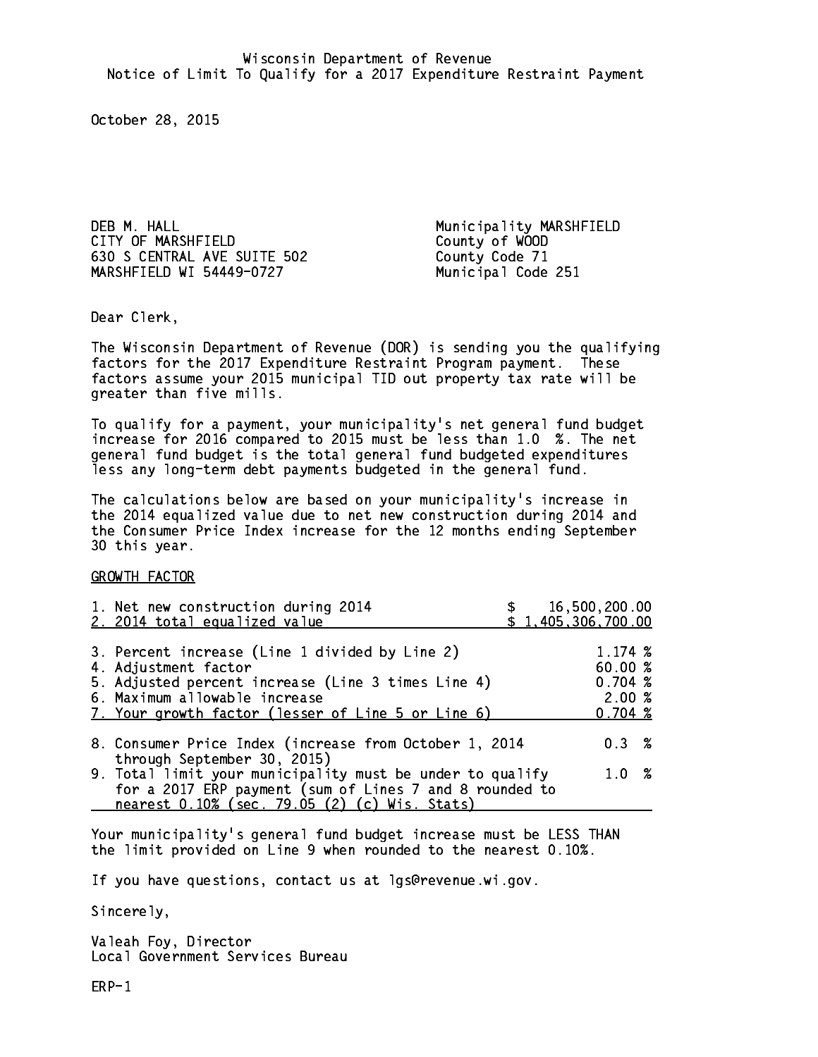Wisconsin Department of Revenue
Notice of Limit To Qualify for a 2017 Expenditure Restraint Payment

October 28, 2015

DEB M. HALL
CITY OF MARSHFIELD
630 S CENTRAL AVE SUITE 502
MARSHFIELD WI 54449-0727

Municipality MARSHFIELD
County of WOOD
County Code 71
Municipal Code 251

Dear Clerk,

The Wisconsin Department of Revenue (DOR) is sending you the qualifying factors for the 2017 Expenditure Restraint Program payment. These factors assume your 2015 municipal TID out property tax rate will be greater than five mills.

To qualify for a payment, your municipality's net general fund budget increase for 2016 compared to 2015 must be less than 1.0 %. The net general fund budget is the total general fund budgeted expenditures less any long-term debt payments budgeted in the general fund.

The calculations below are based on your municipality's increase in the 2014 equalized value due to net new construction during 2014 and the Consumer Price Index increase for the 12 months ending September 30 this year.

GROWTH FACTOR

| | |
|---|---|
| 1. Net new construction during 2014 | $ 16,500,200.00 |
| 2. 2014 total equalized value | $ 1,405,306,700.00 |
| 3. Percent increase (Line 1 divided by Line 2) | 1.174 % |
| 4. Adjustment factor | 60.00 % |
| 5. Adjusted percent increase (Line 3 times Line 4) | 0.704 % |
| 6. Maximum allowable increase | 2.00 % |
| 7. Your growth factor (lesser of Line 5 or Line 6) | 0.704 % |
| 8. Consumer Price Index (increase from October 1, 2014 through September 30, 2015) | 0.3 % |
| 9. Total limit your municipality must be under to qualify for a 2017 ERP payment (sum of Lines 7 and 8 rounded to nearest 0.10% (sec. 79.05 (2) (c) Wis. Stats) | 1.0 % |

Your municipality's general fund budget increase must be LESS THAN the limit provided on Line 9 when rounded to the nearest 0.10%.

If you have questions, contact us at lgs@revenue.wi.gov.

Sincerely,

Valeah Foy, Director
Local Government Services Bureau

ERP-1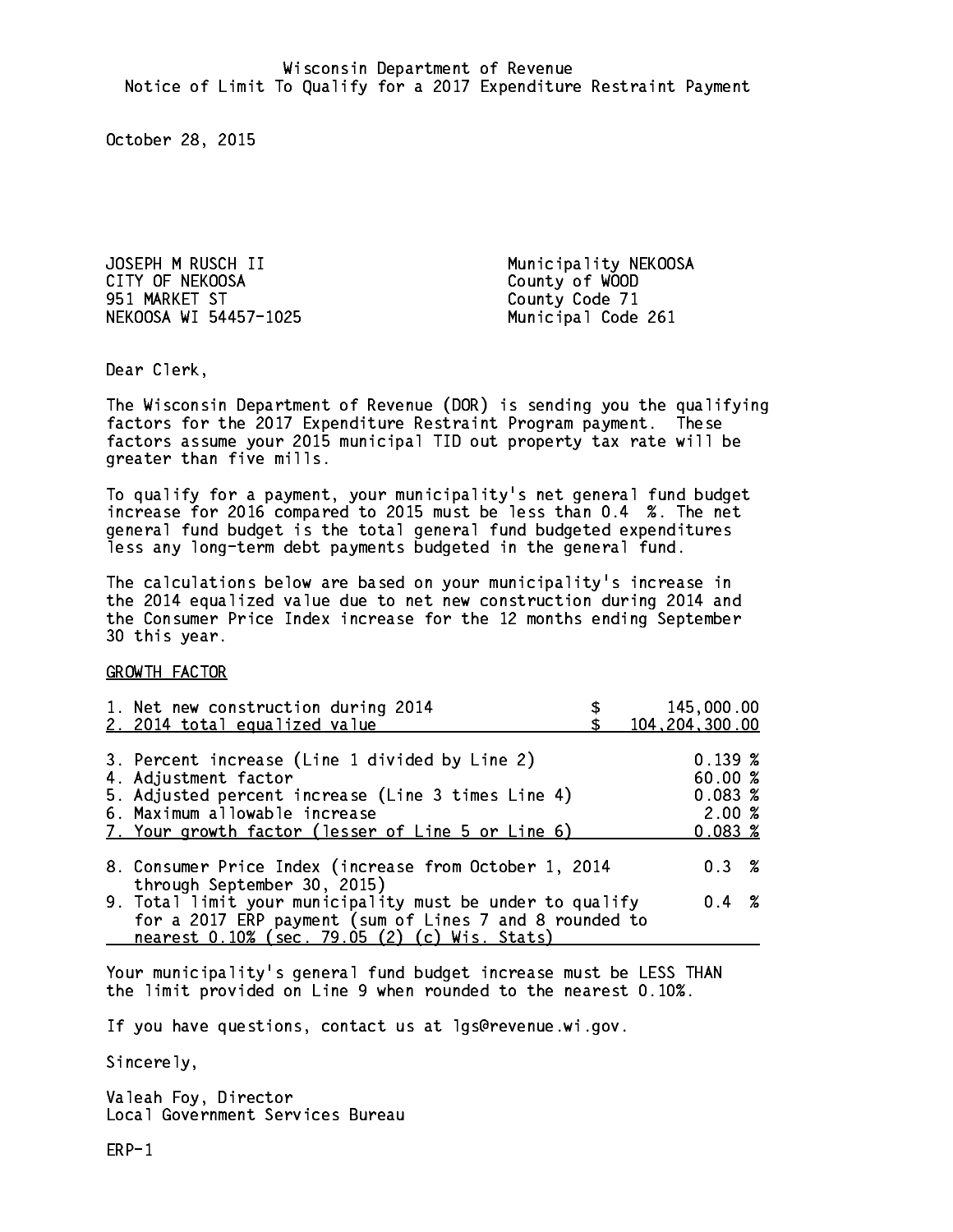Wisconsin Department of Revenue
Notice of Limit To Qualify for a 2017 Expenditure Restraint Payment

October 28, 2015

JOSEPH M RUSCH II
CITY OF NEKOOSA
951 MARKET ST
NEKOOSA WI 54457-1025

Municipality NEKOOSA
County of WOOD
County Code 71
Municipal Code 261

Dear Clerk,

The Wisconsin Department of Revenue (DOR) is sending you the qualifying factors for the 2017 Expenditure Restraint Program payment. These factors assume your 2015 municipal TID out property tax rate will be greater than five mills.

To qualify for a payment, your municipality's net general fund budget increase for 2016 compared to 2015 must be less than 0.4 %. The net general fund budget is the total general fund budgeted expenditures less any long-term debt payments budgeted in the general fund.

The calculations below are based on your municipality's increase in the 2014 equalized value due to net new construction during 2014 and the Consumer Price Index increase for the 12 months ending September 30 this year.

GROWTH FACTOR

| | |
|---|---|
| 1. Net new construction during 2014 | $ 145,000.00 |
| 2. 2014 total equalized value | $ 104,204,300.00 |
| 3. Percent increase (Line 1 divided by Line 2) | 0.139 % |
| 4. Adjustment factor | 60.00 % |
| 5. Adjusted percent increase (Line 3 times Line 4) | 0.083 % |
| 6. Maximum allowable increase | 2.00 % |
| 7. Your growth factor (lesser of Line 5 or Line 6) | 0.083 % |
| 8. Consumer Price Index (increase from October 1, 2014 through September 30, 2015) | 0.3 % |
| 9. Total limit your municipality must be under to qualify for a 2017 ERP payment (sum of Lines 7 and 8 rounded to nearest 0.10% (sec. 79.05 (2) (c) Wis. Stats) | 0.4 % |

Your municipality's general fund budget increase must be LESS THAN the limit provided on Line 9 when rounded to the nearest 0.10%.

If you have questions, contact us at lgs@revenue.wi.gov.

Sincerely,

Valeah Foy, Director
Local Government Services Bureau

ERP-1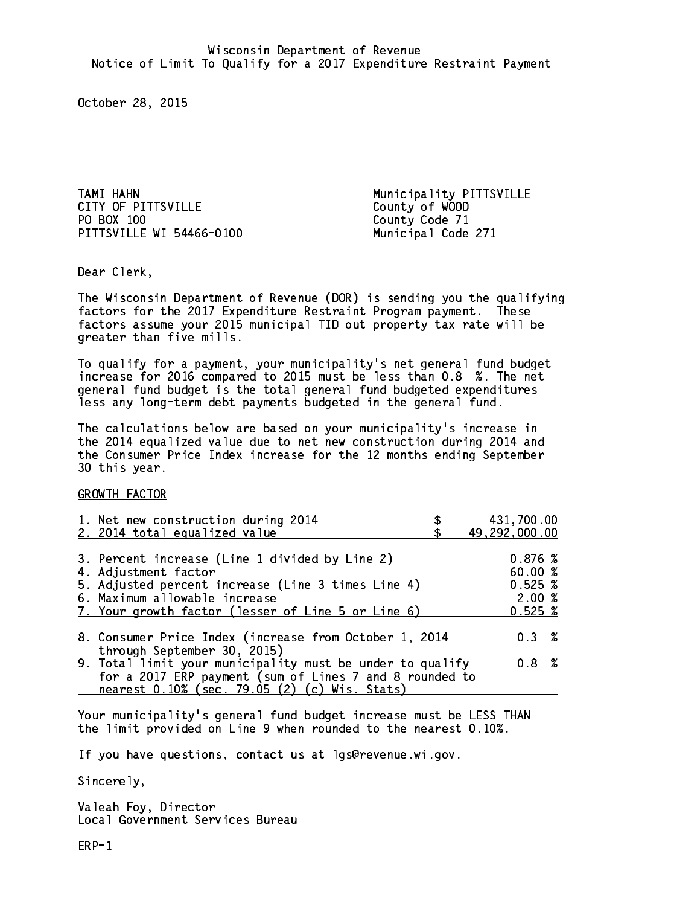Wisconsin Department of Revenue
Notice of Limit To Qualify for a 2017 Expenditure Restraint Payment

October 28, 2015

TAMI HAHN
CITY OF PITTSVILLE
PO BOX 100
PITTSVILLE WI 54466-0100

Municipality PITTSVILLE
County of WOOD
County Code 71
Municipal Code 271

Dear Clerk,

The Wisconsin Department of Revenue (DOR) is sending you the qualifying factors for the 2017 Expenditure Restraint Program payment. These factors assume your 2015 municipal TID out property tax rate will be greater than five mills.

To qualify for a payment, your municipality's net general fund budget increase for 2016 compared to 2015 must be less than 0.8 %. The net general fund budget is the total general fund budgeted expenditures less any long-term debt payments budgeted in the general fund.

The calculations below are based on your municipality's increase in the 2014 equalized value due to net new construction during 2014 and the Consumer Price Index increase for the 12 months ending September 30 this year.

GROWTH FACTOR

| | |
|---|---|
| 1. Net new construction during 2014 | $ 431,700.00 |
| 2. 2014 total equalized value | $ 49,292,000.00 |
| 3. Percent increase (Line 1 divided by Line 2) | 0.876 % |
| 4. Adjustment factor | 60.00 % |
| 5. Adjusted percent increase (Line 3 times Line 4) | 0.525 % |
| 6. Maximum allowable increase | 2.00 % |
| 7. Your growth factor (lesser of Line 5 or Line 6) | 0.525 % |
| 8. Consumer Price Index (increase from October 1, 2014 through September 30, 2015) | 0.3 % |
| 9. Total limit your municipality must be under to qualify for a 2017 ERP payment (sum of Lines 7 and 8 rounded to nearest 0.10% (sec. 79.05 (2) (c) Wis. Stats) | 0.8 % |

Your municipality's general fund budget increase must be LESS THAN the limit provided on Line 9 when rounded to the nearest 0.10%.

If you have questions, contact us at lgs@revenue.wi.gov.

Sincerely,

Valeah Foy, Director
Local Government Services Bureau

ERP-1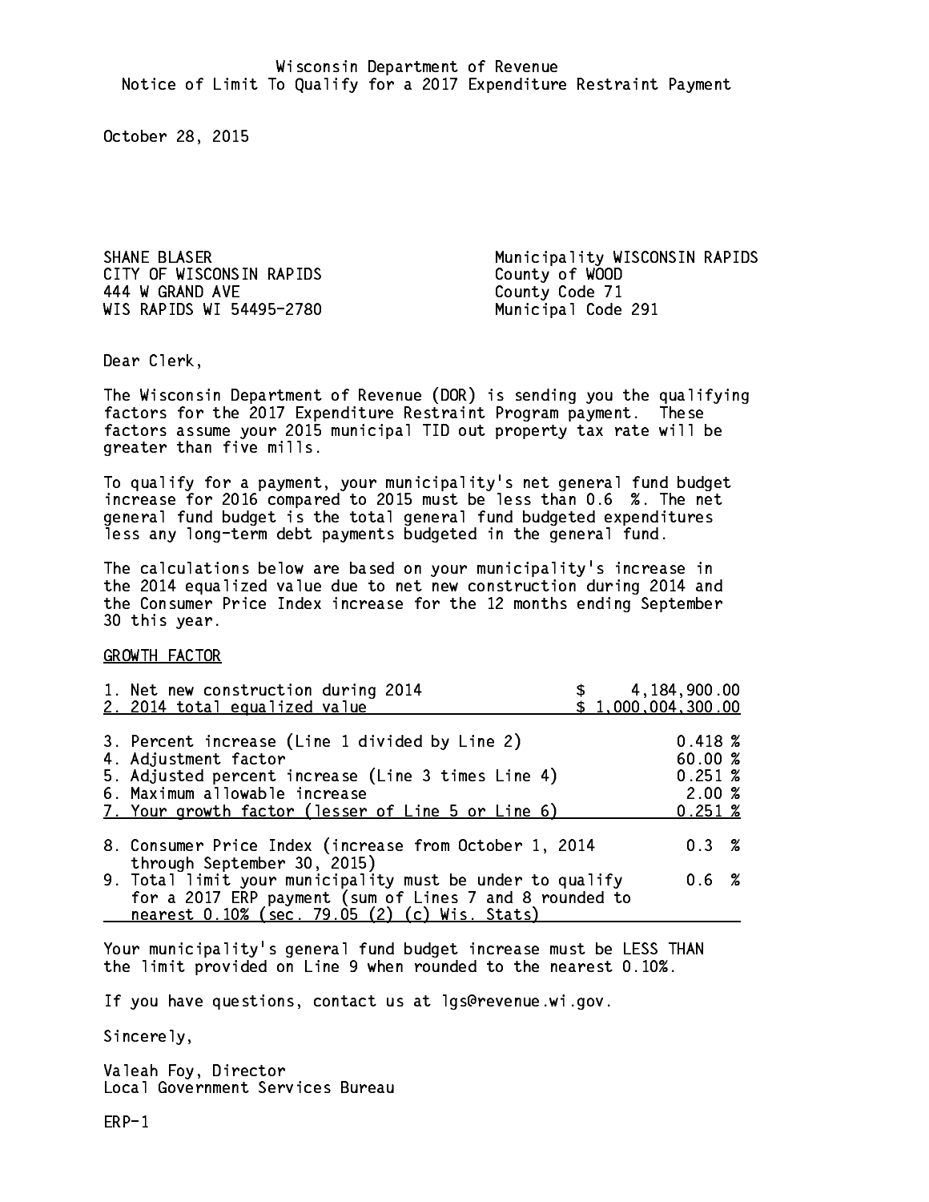Wisconsin Department of Revenue
Notice of Limit To Qualify for a 2017 Expenditure Restraint Payment

October 28, 2015

SHANE BLASER
CITY OF WISCONSIN RAPIDS
444 W GRAND AVE
WIS RAPIDS WI 54495-2780

Municipality WISCONSIN RAPIDS
County of WOOD
County Code 71
Municipal Code 291

Dear Clerk,

The Wisconsin Department of Revenue (DOR) is sending you the qualifying factors for the 2017 Expenditure Restraint Program payment. These factors assume your 2015 municipal TID out property tax rate will be greater than five mills.

To qualify for a payment, your municipality's net general fund budget increase for 2016 compared to 2015 must be less than 0.6 %. The net general fund budget is the total general fund budgeted expenditures less any long-term debt payments budgeted in the general fund.

The calculations below are based on your municipality's increase in the 2014 equalized value due to net new construction during 2014 and the Consumer Price Index increase for the 12 months ending September 30 this year.

GROWTH FACTOR

| | |
|---|---|
| 1. Net new construction during 2014 | $ 4,184,900.00 |
| 2. 2014 total equalized value | $ 1,000,004,300.00 |
| 3. Percent increase (Line 1 divided by Line 2) | 0.418 % |
| 4. Adjustment factor | 60.00 % |
| 5. Adjusted percent increase (Line 3 times Line 4) | 0.251 % |
| 6. Maximum allowable increase | 2.00 % |
| 7. Your growth factor (lesser of Line 5 or Line 6) | 0.251 % |
| 8. Consumer Price Index (increase from October 1, 2014 through September 30, 2015) | 0.3 % |
| 9. Total limit your municipality must be under to qualify for a 2017 ERP payment (sum of Lines 7 and 8 rounded to nearest 0.10% (sec. 79.05 (2) (c) Wis. Stats) | 0.6 % |

Your municipality's general fund budget increase must be LESS THAN the limit provided on Line 9 when rounded to the nearest 0.10%.

If you have questions, contact us at lgs@revenue.wi.gov.

Sincerely,

Valeah Foy, Director
Local Government Services Bureau

ERP-1